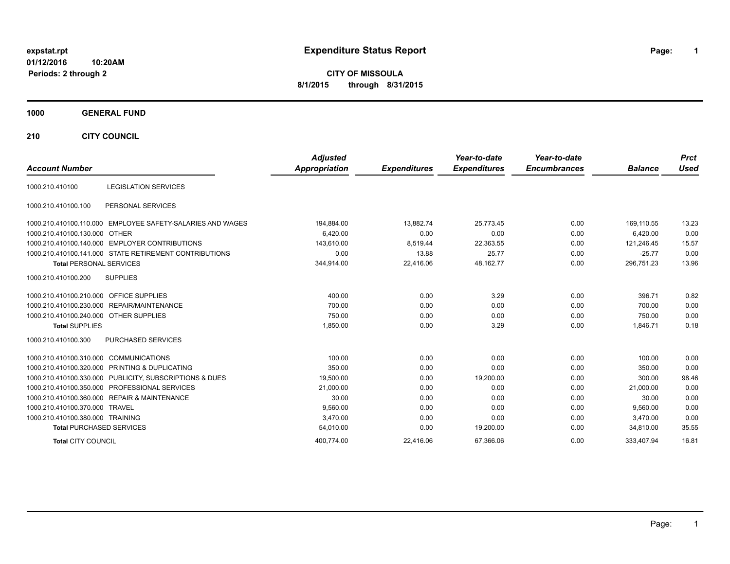expstat.rpt
01/12/2016 10:20AM
Periods: 2 through 2

# Expenditure Status Report

**CITY OF MISSOULA**
**8/1/2015 through 8/31/2015**

**1000 GENERAL FUND**

**210 CITY COUNCIL**

| Account Number | | Adjusted Appropriation | Expenditures | Year-to-date Expenditures | Year-to-date Encumbrances | Balance | Prct Used |
|---|---|---|---|---|---|---|---|
| 1000.210.410100 | LEGISLATION SERVICES | | | | | | |
| 1000.210.410100.100 | PERSONAL SERVICES | | | | | | |
| 1000.210.410100.110.000 | EMPLOYEE SAFETY-SALARIES AND WAGES | 194,884.00 | 13,882.74 | 25,773.45 | 0.00 | 169,110.55 | 13.23 |
| 1000.210.410100.130.000 | OTHER | 6,420.00 | 0.00 | 0.00 | 0.00 | 6,420.00 | 0.00 |
| 1000.210.410100.140.000 | EMPLOYER CONTRIBUTIONS | 143,610.00 | 8,519.44 | 22,363.55 | 0.00 | 121,246.45 | 15.57 |
| 1000.210.410100.141.000 | STATE RETIREMENT CONTRIBUTIONS | 0.00 | 13.88 | 25.77 | 0.00 | -25.77 | 0.00 |
| **Total** PERSONAL SERVICES | | 344,914.00 | 22,416.06 | 48,162.77 | 0.00 | 296,751.23 | 13.96 |
| 1000.210.410100.200 | SUPPLIES | | | | | | |
| 1000.210.410100.210.000 | OFFICE SUPPLIES | 400.00 | 0.00 | 3.29 | 0.00 | 396.71 | 0.82 |
| 1000.210.410100.230.000 | REPAIR/MAINTENANCE | 700.00 | 0.00 | 0.00 | 0.00 | 700.00 | 0.00 |
| 1000.210.410100.240.000 | OTHER SUPPLIES | 750.00 | 0.00 | 0.00 | 0.00 | 750.00 | 0.00 |
| **Total** SUPPLIES | | 1,850.00 | 0.00 | 3.29 | 0.00 | 1,846.71 | 0.18 |
| 1000.210.410100.300 | PURCHASED SERVICES | | | | | | |
| 1000.210.410100.310.000 | COMMUNICATIONS | 100.00 | 0.00 | 0.00 | 0.00 | 100.00 | 0.00 |
| 1000.210.410100.320.000 | PRINTING & DUPLICATING | 350.00 | 0.00 | 0.00 | 0.00 | 350.00 | 0.00 |
| 1000.210.410100.330.000 | PUBLICITY, SUBSCRIPTIONS & DUES | 19,500.00 | 0.00 | 19,200.00 | 0.00 | 300.00 | 98.46 |
| 1000.210.410100.350.000 | PROFESSIONAL SERVICES | 21,000.00 | 0.00 | 0.00 | 0.00 | 21,000.00 | 0.00 |
| 1000.210.410100.360.000 | REPAIR & MAINTENANCE | 30.00 | 0.00 | 0.00 | 0.00 | 30.00 | 0.00 |
| 1000.210.410100.370.000 | TRAVEL | 9,560.00 | 0.00 | 0.00 | 0.00 | 9,560.00 | 0.00 |
| 1000.210.410100.380.000 | TRAINING | 3,470.00 | 0.00 | 0.00 | 0.00 | 3,470.00 | 0.00 |
| **Total** PURCHASED SERVICES | | 54,010.00 | 0.00 | 19,200.00 | 0.00 | 34,810.00 | 35.55 |
| **Total** CITY COUNCIL | | 400,774.00 | 22,416.06 | 67,366.06 | 0.00 | 333,407.94 | 16.81 |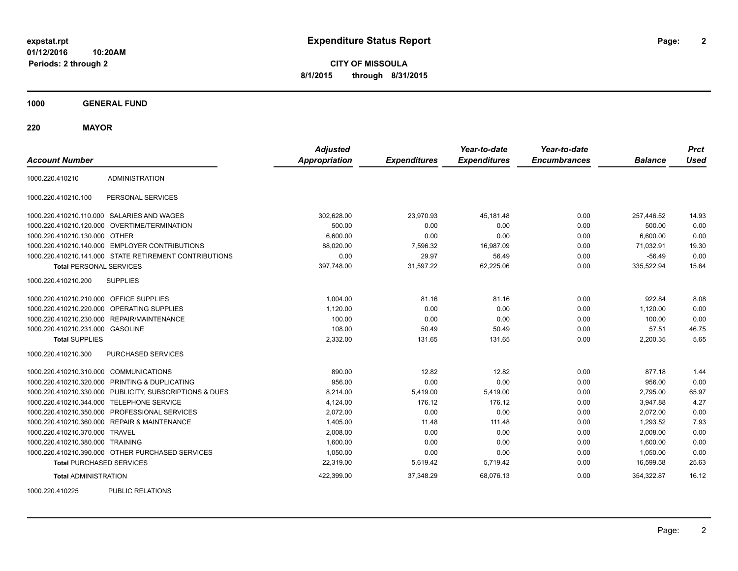# Expenditure Status Report

expstat.rpt
01/12/2016 10:20AM
Periods: 2 through 2

**CITY OF MISSOULA**
**8/1/2015 through 8/31/2015**

**1000 GENERAL FUND**

**220 MAYOR**

| Account Number | | Adjusted Appropriation | Expenditures | Year-to-date Expenditures | Year-to-date Encumbrances | Balance | Prct Used |
|---|---|---|---|---|---|---|---|
| 1000.220.410210 | ADMINISTRATION | | | | | | |
| 1000.220.410210.100 | PERSONAL SERVICES | | | | | | |
| 1000.220.410210.110.000 | SALARIES AND WAGES | 302,628.00 | 23,970.93 | 45,181.48 | 0.00 | 257,446.52 | 14.93 |
| 1000.220.410210.120.000 | OVERTIME/TERMINATION | 500.00 | 0.00 | 0.00 | 0.00 | 500.00 | 0.00 |
| 1000.220.410210.130.000 | OTHER | 6,600.00 | 0.00 | 0.00 | 0.00 | 6,600.00 | 0.00 |
| 1000.220.410210.140.000 | EMPLOYER CONTRIBUTIONS | 88,020.00 | 7,596.32 | 16,987.09 | 0.00 | 71,032.91 | 19.30 |
| 1000.220.410210.141.000 | STATE RETIREMENT CONTRIBUTIONS | 0.00 | 29.97 | 56.49 | 0.00 | -56.49 | 0.00 |
| **Total** PERSONAL SERVICES | | 397,748.00 | 31,597.22 | 62,225.06 | 0.00 | 335,522.94 | 15.64 |
| 1000.220.410210.200 | SUPPLIES | | | | | | |
| 1000.220.410210.210.000 | OFFICE SUPPLIES | 1,004.00 | 81.16 | 81.16 | 0.00 | 922.84 | 8.08 |
| 1000.220.410210.220.000 | OPERATING SUPPLIES | 1,120.00 | 0.00 | 0.00 | 0.00 | 1,120.00 | 0.00 |
| 1000.220.410210.230.000 | REPAIR/MAINTENANCE | 100.00 | 0.00 | 0.00 | 0.00 | 100.00 | 0.00 |
| 1000.220.410210.231.000 | GASOLINE | 108.00 | 50.49 | 50.49 | 0.00 | 57.51 | 46.75 |
| **Total** SUPPLIES | | 2,332.00 | 131.65 | 131.65 | 0.00 | 2,200.35 | 5.65 |
| 1000.220.410210.300 | PURCHASED SERVICES | | | | | | |
| 1000.220.410210.310.000 | COMMUNICATIONS | 890.00 | 12.82 | 12.82 | 0.00 | 877.18 | 1.44 |
| 1000.220.410210.320.000 | PRINTING & DUPLICATING | 956.00 | 0.00 | 0.00 | 0.00 | 956.00 | 0.00 |
| 1000.220.410210.330.000 | PUBLICITY, SUBSCRIPTIONS & DUES | 8,214.00 | 5,419.00 | 5,419.00 | 0.00 | 2,795.00 | 65.97 |
| 1000.220.410210.344.000 | TELEPHONE SERVICE | 4,124.00 | 176.12 | 176.12 | 0.00 | 3,947.88 | 4.27 |
| 1000.220.410210.350.000 | PROFESSIONAL SERVICES | 2,072.00 | 0.00 | 0.00 | 0.00 | 2,072.00 | 0.00 |
| 1000.220.410210.360.000 | REPAIR & MAINTENANCE | 1,405.00 | 11.48 | 111.48 | 0.00 | 1,293.52 | 7.93 |
| 1000.220.410210.370.000 | TRAVEL | 2,008.00 | 0.00 | 0.00 | 0.00 | 2,008.00 | 0.00 |
| 1000.220.410210.380.000 | TRAINING | 1,600.00 | 0.00 | 0.00 | 0.00 | 1,600.00 | 0.00 |
| 1000.220.410210.390.000 | OTHER PURCHASED SERVICES | 1,050.00 | 0.00 | 0.00 | 0.00 | 1,050.00 | 0.00 |
| **Total** PURCHASED SERVICES | | 22,319.00 | 5,619.42 | 5,719.42 | 0.00 | 16,599.58 | 25.63 |
| **Total** ADMINISTRATION | | 422,399.00 | 37,348.29 | 68,076.13 | 0.00 | 354,322.87 | 16.12 |
| 1000.220.410225 | PUBLIC RELATIONS | | | | | | |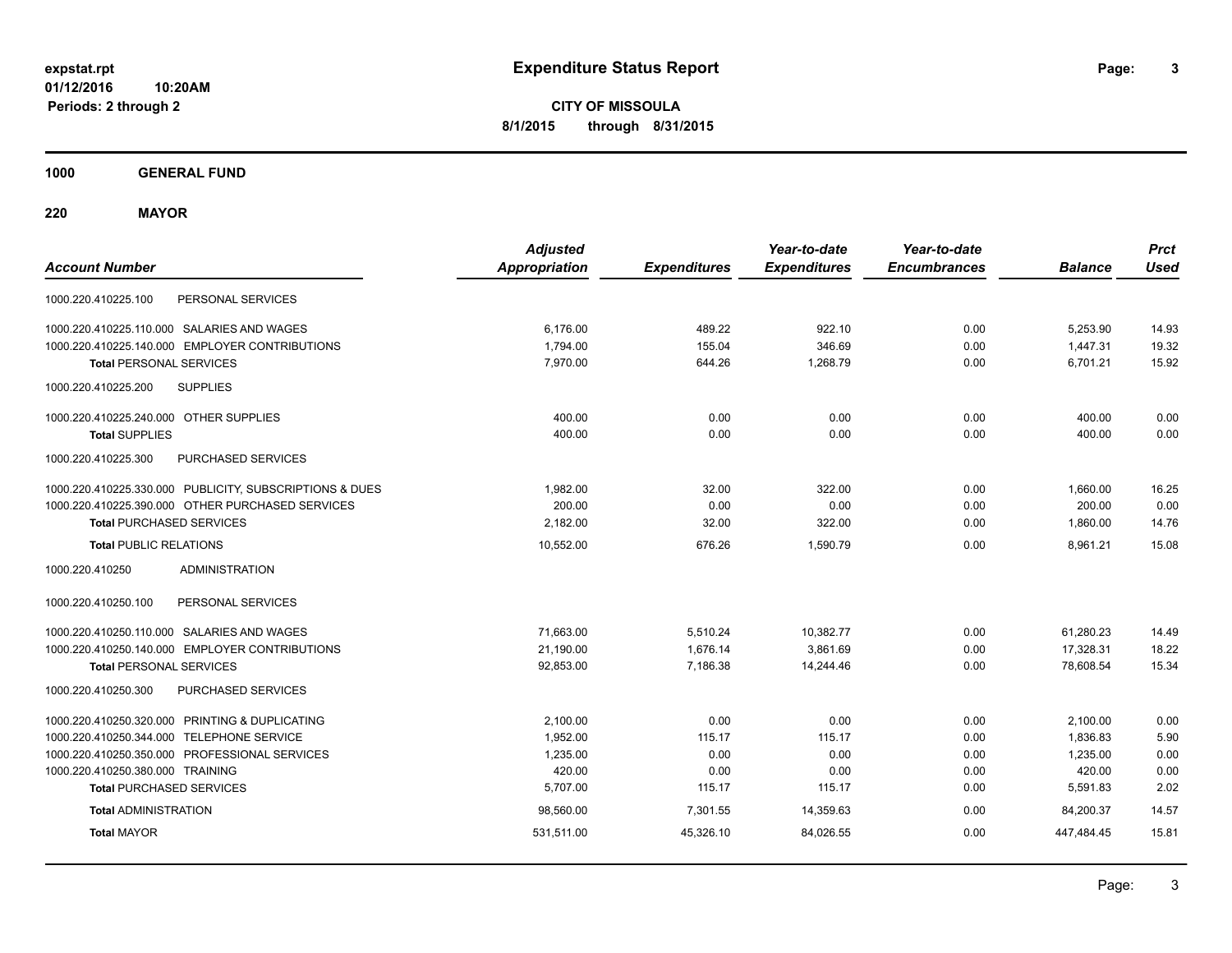expstat.rpt
01/12/2016 10:20AM
Periods: 2 through 2

# Expenditure Status Report

**CITY OF MISSOULA**
**8/1/2015 through 8/31/2015**

## 1000 GENERAL FUND

## 220 MAYOR

| Account Number | Adjusted Appropriation | Expenditures | Year-to-date Expenditures | Year-to-date Encumbrances | Balance | Prct Used |
|---|---|---|---|---|---|---|
| 1000.220.410225.100 PERSONAL SERVICES | | | | | | |
| 1000.220.410225.110.000 SALARIES AND WAGES | 6,176.00 | 489.22 | 922.10 | 0.00 | 5,253.90 | 14.93 |
| 1000.220.410225.140.000 EMPLOYER CONTRIBUTIONS | 1,794.00 | 155.04 | 346.69 | 0.00 | 1,447.31 | 19.32 |
| **Total** PERSONAL SERVICES | 7,970.00 | 644.26 | 1,268.79 | 0.00 | 6,701.21 | 15.92 |
| 1000.220.410225.200 SUPPLIES | | | | | | |
| 1000.220.410225.240.000 OTHER SUPPLIES | 400.00 | 0.00 | 0.00 | 0.00 | 400.00 | 0.00 |
| **Total** SUPPLIES | 400.00 | 0.00 | 0.00 | 0.00 | 400.00 | 0.00 |
| 1000.220.410225.300 PURCHASED SERVICES | | | | | | |
| 1000.220.410225.330.000 PUBLICITY, SUBSCRIPTIONS & DUES | 1,982.00 | 32.00 | 322.00 | 0.00 | 1,660.00 | 16.25 |
| 1000.220.410225.390.000 OTHER PURCHASED SERVICES | 200.00 | 0.00 | 0.00 | 0.00 | 200.00 | 0.00 |
| **Total** PURCHASED SERVICES | 2,182.00 | 32.00 | 322.00 | 0.00 | 1,860.00 | 14.76 |
| **Total** PUBLIC RELATIONS | 10,552.00 | 676.26 | 1,590.79 | 0.00 | 8,961.21 | 15.08 |
| 1000.220.410250 ADMINISTRATION | | | | | | |
| 1000.220.410250.100 PERSONAL SERVICES | | | | | | |
| 1000.220.410250.110.000 SALARIES AND WAGES | 71,663.00 | 5,510.24 | 10,382.77 | 0.00 | 61,280.23 | 14.49 |
| 1000.220.410250.140.000 EMPLOYER CONTRIBUTIONS | 21,190.00 | 1,676.14 | 3,861.69 | 0.00 | 17,328.31 | 18.22 |
| **Total** PERSONAL SERVICES | 92,853.00 | 7,186.38 | 14,244.46 | 0.00 | 78,608.54 | 15.34 |
| 1000.220.410250.300 PURCHASED SERVICES | | | | | | |
| 1000.220.410250.320.000 PRINTING & DUPLICATING | 2,100.00 | 0.00 | 0.00 | 0.00 | 2,100.00 | 0.00 |
| 1000.220.410250.344.000 TELEPHONE SERVICE | 1,952.00 | 115.17 | 115.17 | 0.00 | 1,836.83 | 5.90 |
| 1000.220.410250.350.000 PROFESSIONAL SERVICES | 1,235.00 | 0.00 | 0.00 | 0.00 | 1,235.00 | 0.00 |
| 1000.220.410250.380.000 TRAINING | 420.00 | 0.00 | 0.00 | 0.00 | 420.00 | 0.00 |
| **Total** PURCHASED SERVICES | 5,707.00 | 115.17 | 115.17 | 0.00 | 5,591.83 | 2.02 |
| **Total** ADMINISTRATION | 98,560.00 | 7,301.55 | 14,359.63 | 0.00 | 84,200.37 | 14.57 |
| **Total** MAYOR | 531,511.00 | 45,326.10 | 84,026.55 | 0.00 | 447,484.45 | 15.81 |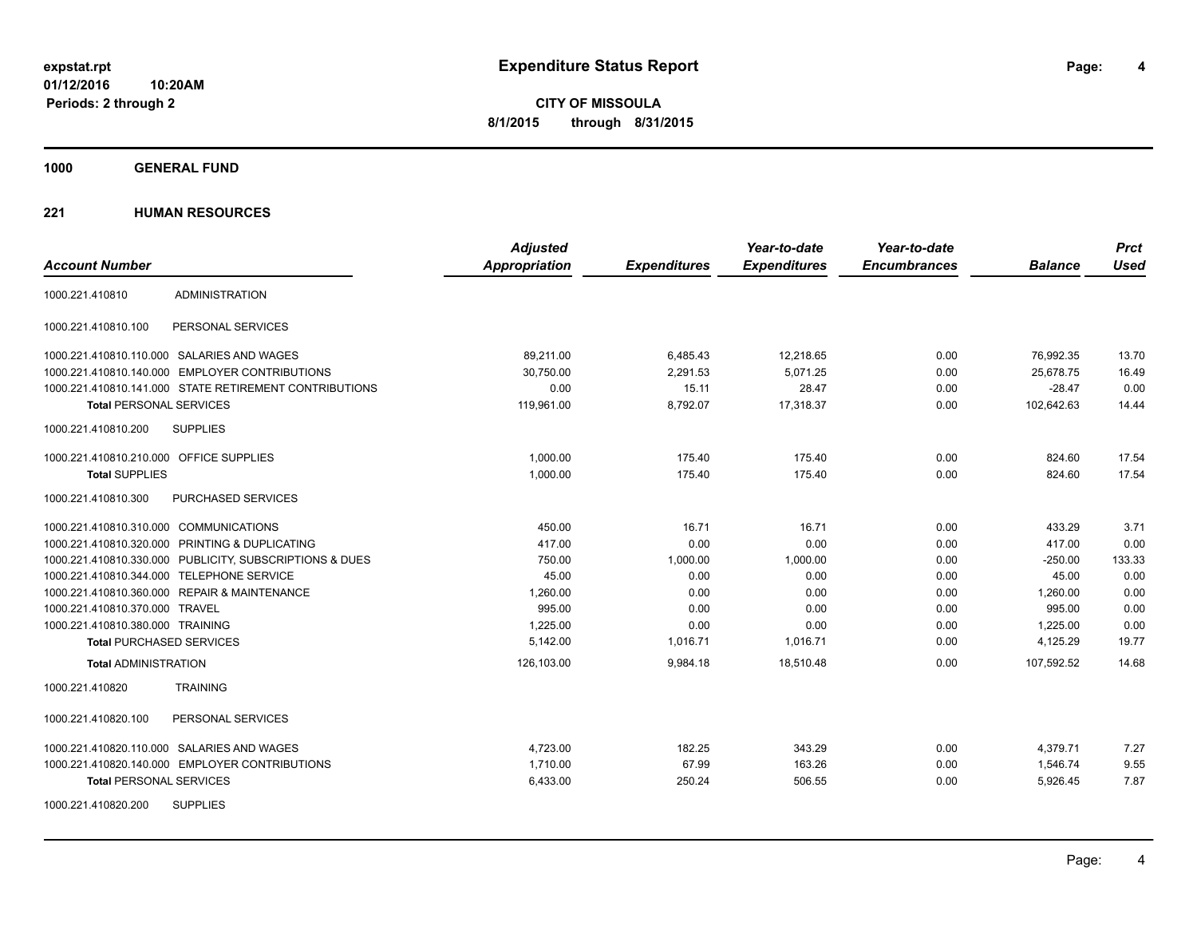**Expenditure Status Report**

**CITY OF MISSOULA**

**8/1/2015 through 8/31/2015**

expstat.rpt
01/12/2016 10:20AM
Periods: 2 through 2

## 1000 GENERAL FUND

### 221 HUMAN RESOURCES

| Account Number | | Adjusted Appropriation | Expenditures | Year-to-date Expenditures | Year-to-date Encumbrances | Balance | Prct Used |
|---|---|---|---|---|---|---|---|
| 1000.221.410810 | ADMINISTRATION | | | | | | |
| 1000.221.410810.100 | PERSONAL SERVICES | | | | | | |
| 1000.221.410810.110.000 | SALARIES AND WAGES | 89,211.00 | 6,485.43 | 12,218.65 | 0.00 | 76,992.35 | 13.70 |
| 1000.221.410810.140.000 | EMPLOYER CONTRIBUTIONS | 30,750.00 | 2,291.53 | 5,071.25 | 0.00 | 25,678.75 | 16.49 |
| 1000.221.410810.141.000 | STATE RETIREMENT CONTRIBUTIONS | 0.00 | 15.11 | 28.47 | 0.00 | -28.47 | 0.00 |
| **Total** PERSONAL SERVICES | | 119,961.00 | 8,792.07 | 17,318.37 | 0.00 | 102,642.63 | 14.44 |
| 1000.221.410810.200 | SUPPLIES | | | | | | |
| 1000.221.410810.210.000 | OFFICE SUPPLIES | 1,000.00 | 175.40 | 175.40 | 0.00 | 824.60 | 17.54 |
| **Total** SUPPLIES | | 1,000.00 | 175.40 | 175.40 | 0.00 | 824.60 | 17.54 |
| 1000.221.410810.300 | PURCHASED SERVICES | | | | | | |
| 1000.221.410810.310.000 | COMMUNICATIONS | 450.00 | 16.71 | 16.71 | 0.00 | 433.29 | 3.71 |
| 1000.221.410810.320.000 | PRINTING & DUPLICATING | 417.00 | 0.00 | 0.00 | 0.00 | 417.00 | 0.00 |
| 1000.221.410810.330.000 | PUBLICITY, SUBSCRIPTIONS & DUES | 750.00 | 1,000.00 | 1,000.00 | 0.00 | -250.00 | 133.33 |
| 1000.221.410810.344.000 | TELEPHONE SERVICE | 45.00 | 0.00 | 0.00 | 0.00 | 45.00 | 0.00 |
| 1000.221.410810.360.000 | REPAIR & MAINTENANCE | 1,260.00 | 0.00 | 0.00 | 0.00 | 1,260.00 | 0.00 |
| 1000.221.410810.370.000 | TRAVEL | 995.00 | 0.00 | 0.00 | 0.00 | 995.00 | 0.00 |
| 1000.221.410810.380.000 | TRAINING | 1,225.00 | 0.00 | 0.00 | 0.00 | 1,225.00 | 0.00 |
| **Total** PURCHASED SERVICES | | 5,142.00 | 1,016.71 | 1,016.71 | 0.00 | 4,125.29 | 19.77 |
| **Total** ADMINISTRATION | | 126,103.00 | 9,984.18 | 18,510.48 | 0.00 | 107,592.52 | 14.68 |
| 1000.221.410820 | TRAINING | | | | | | |
| 1000.221.410820.100 | PERSONAL SERVICES | | | | | | |
| 1000.221.410820.110.000 | SALARIES AND WAGES | 4,723.00 | 182.25 | 343.29 | 0.00 | 4,379.71 | 7.27 |
| 1000.221.410820.140.000 | EMPLOYER CONTRIBUTIONS | 1,710.00 | 67.99 | 163.26 | 0.00 | 1,546.74 | 9.55 |
| **Total** PERSONAL SERVICES | | 6,433.00 | 250.24 | 506.55 | 0.00 | 5,926.45 | 7.87 |
| 1000.221.410820.200 | SUPPLIES | | | | | | |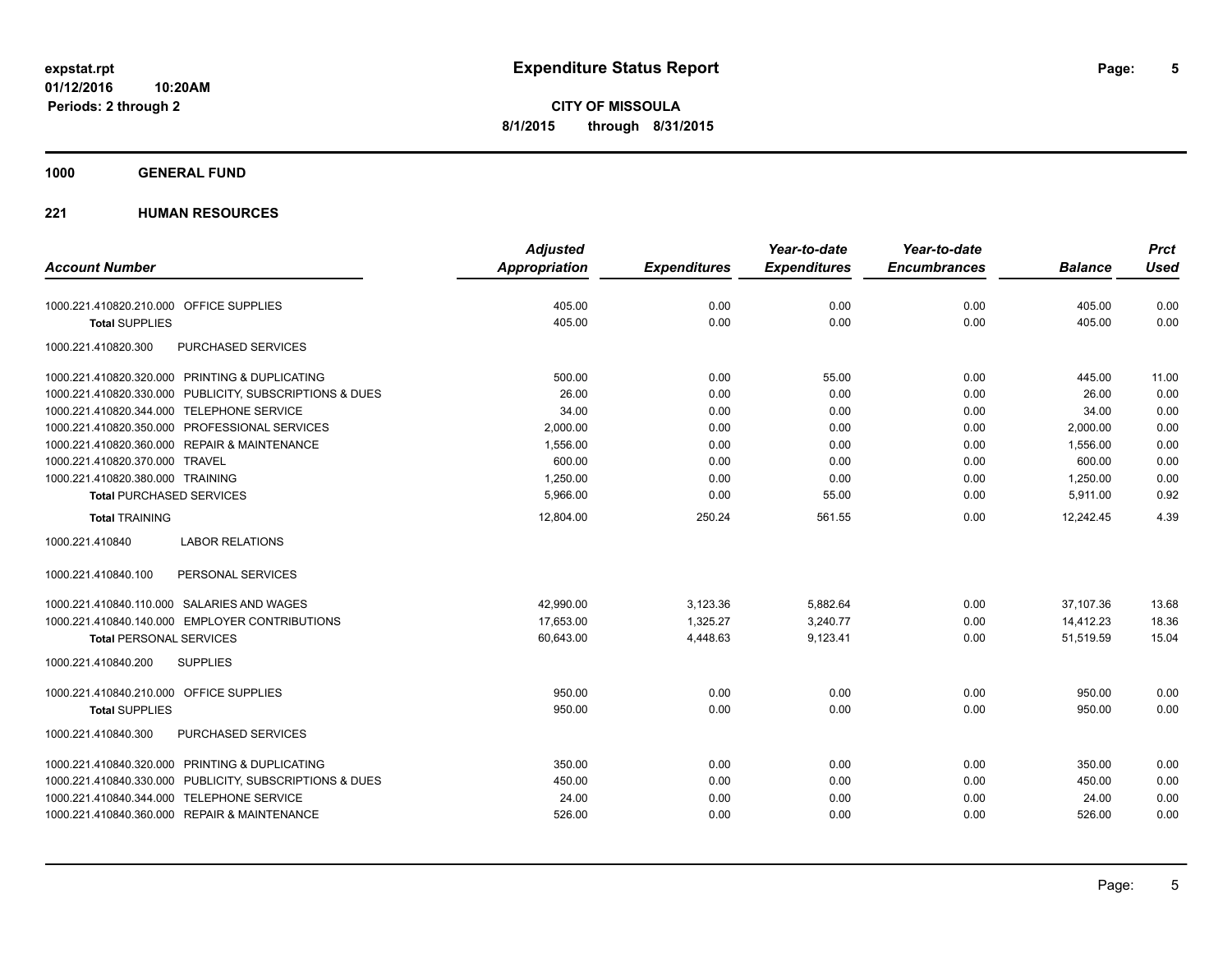**expstat.rpt**
**01/12/2016 10:20AM**
**Periods: 2 through 2**

# Expenditure Status Report

**CITY OF MISSOULA**
**8/1/2015 through 8/31/2015**

## 1000 GENERAL FUND

### 221 HUMAN RESOURCES

| Account Number | Adjusted Appropriation | Expenditures | Year-to-date Expenditures | Year-to-date Encumbrances | Balance | Prct Used |
|---|---|---|---|---|---|---|
| 1000.221.410820.210.000 OFFICE SUPPLIES | 405.00 | 0.00 | 0.00 | 0.00 | 405.00 | 0.00 |
| **Total** SUPPLIES | 405.00 | 0.00 | 0.00 | 0.00 | 405.00 | 0.00 |
| 1000.221.410820.300 PURCHASED SERVICES | | | | | | |
| 1000.221.410820.320.000 PRINTING & DUPLICATING | 500.00 | 0.00 | 55.00 | 0.00 | 445.00 | 11.00 |
| 1000.221.410820.330.000 PUBLICITY, SUBSCRIPTIONS & DUES | 26.00 | 0.00 | 0.00 | 0.00 | 26.00 | 0.00 |
| 1000.221.410820.344.000 TELEPHONE SERVICE | 34.00 | 0.00 | 0.00 | 0.00 | 34.00 | 0.00 |
| 1000.221.410820.350.000 PROFESSIONAL SERVICES | 2,000.00 | 0.00 | 0.00 | 0.00 | 2,000.00 | 0.00 |
| 1000.221.410820.360.000 REPAIR & MAINTENANCE | 1,556.00 | 0.00 | 0.00 | 0.00 | 1,556.00 | 0.00 |
| 1000.221.410820.370.000 TRAVEL | 600.00 | 0.00 | 0.00 | 0.00 | 600.00 | 0.00 |
| 1000.221.410820.380.000 TRAINING | 1,250.00 | 0.00 | 0.00 | 0.00 | 1,250.00 | 0.00 |
| **Total** PURCHASED SERVICES | 5,966.00 | 0.00 | 55.00 | 0.00 | 5,911.00 | 0.92 |
| **Total** TRAINING | 12,804.00 | 250.24 | 561.55 | 0.00 | 12,242.45 | 4.39 |
| 1000.221.410840 LABOR RELATIONS | | | | | | |
| 1000.221.410840.100 PERSONAL SERVICES | | | | | | |
| 1000.221.410840.110.000 SALARIES AND WAGES | 42,990.00 | 3,123.36 | 5,882.64 | 0.00 | 37,107.36 | 13.68 |
| 1000.221.410840.140.000 EMPLOYER CONTRIBUTIONS | 17,653.00 | 1,325.27 | 3,240.77 | 0.00 | 14,412.23 | 18.36 |
| **Total** PERSONAL SERVICES | 60,643.00 | 4,448.63 | 9,123.41 | 0.00 | 51,519.59 | 15.04 |
| 1000.221.410840.200 SUPPLIES | | | | | | |
| 1000.221.410840.210.000 OFFICE SUPPLIES | 950.00 | 0.00 | 0.00 | 0.00 | 950.00 | 0.00 |
| **Total** SUPPLIES | 950.00 | 0.00 | 0.00 | 0.00 | 950.00 | 0.00 |
| 1000.221.410840.300 PURCHASED SERVICES | | | | | | |
| 1000.221.410840.320.000 PRINTING & DUPLICATING | 350.00 | 0.00 | 0.00 | 0.00 | 350.00 | 0.00 |
| 1000.221.410840.330.000 PUBLICITY, SUBSCRIPTIONS & DUES | 450.00 | 0.00 | 0.00 | 0.00 | 450.00 | 0.00 |
| 1000.221.410840.344.000 TELEPHONE SERVICE | 24.00 | 0.00 | 0.00 | 0.00 | 24.00 | 0.00 |
| 1000.221.410840.360.000 REPAIR & MAINTENANCE | 526.00 | 0.00 | 0.00 | 0.00 | 526.00 | 0.00 |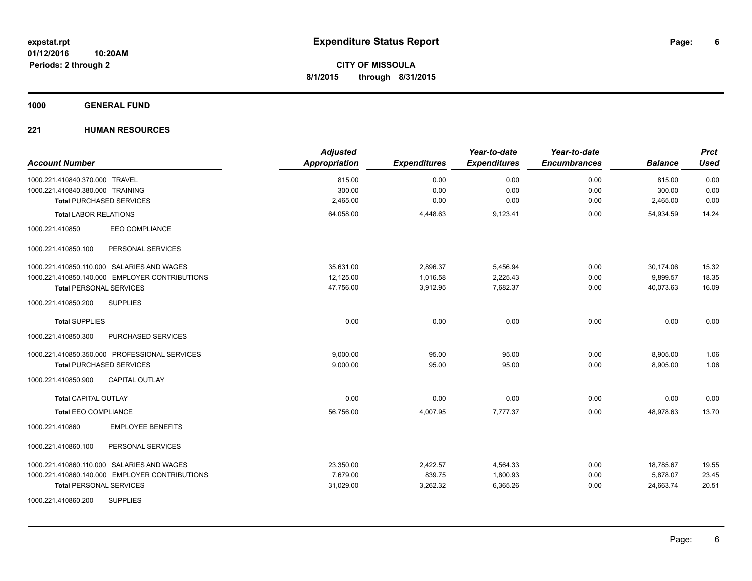**expstat.rpt**
**01/12/2016 10:20AM**
**Periods: 2 through 2**

# Expenditure Status Report

**CITY OF MISSOULA**
**8/1/2015 through 8/31/2015**

## 1000 GENERAL FUND

### 221 HUMAN RESOURCES

| Account Number | Adjusted Appropriation | Expenditures | Year-to-date Expenditures | Year-to-date Encumbrances | Balance | Prct Used |
|---|---|---|---|---|---|---|
| 1000.221.410840.370.000 TRAVEL | 815.00 | 0.00 | 0.00 | 0.00 | 815.00 | 0.00 |
| 1000.221.410840.380.000 TRAINING | 300.00 | 0.00 | 0.00 | 0.00 | 300.00 | 0.00 |
| **Total** PURCHASED SERVICES | 2,465.00 | 0.00 | 0.00 | 0.00 | 2,465.00 | 0.00 |
| **Total** LABOR RELATIONS | 64,058.00 | 4,448.63 | 9,123.41 | 0.00 | 54,934.59 | 14.24 |
| 1000.221.410850 EEO COMPLIANCE | | | | | | |
| 1000.221.410850.100 PERSONAL SERVICES | | | | | | |
| 1000.221.410850.110.000 SALARIES AND WAGES | 35,631.00 | 2,896.37 | 5,456.94 | 0.00 | 30,174.06 | 15.32 |
| 1000.221.410850.140.000 EMPLOYER CONTRIBUTIONS | 12,125.00 | 1,016.58 | 2,225.43 | 0.00 | 9,899.57 | 18.35 |
| **Total** PERSONAL SERVICES | 47,756.00 | 3,912.95 | 7,682.37 | 0.00 | 40,073.63 | 16.09 |
| 1000.221.410850.200 SUPPLIES | | | | | | |
| **Total** SUPPLIES | 0.00 | 0.00 | 0.00 | 0.00 | 0.00 | 0.00 |
| 1000.221.410850.300 PURCHASED SERVICES | | | | | | |
| 1000.221.410850.350.000 PROFESSIONAL SERVICES | 9,000.00 | 95.00 | 95.00 | 0.00 | 8,905.00 | 1.06 |
| **Total** PURCHASED SERVICES | 9,000.00 | 95.00 | 95.00 | 0.00 | 8,905.00 | 1.06 |
| 1000.221.410850.900 CAPITAL OUTLAY | | | | | | |
| **Total** CAPITAL OUTLAY | 0.00 | 0.00 | 0.00 | 0.00 | 0.00 | 0.00 |
| **Total** EEO COMPLIANCE | 56,756.00 | 4,007.95 | 7,777.37 | 0.00 | 48,978.63 | 13.70 |
| 1000.221.410860 EMPLOYEE BENEFITS | | | | | | |
| 1000.221.410860.100 PERSONAL SERVICES | | | | | | |
| 1000.221.410860.110.000 SALARIES AND WAGES | 23,350.00 | 2,422.57 | 4,564.33 | 0.00 | 18,785.67 | 19.55 |
| 1000.221.410860.140.000 EMPLOYER CONTRIBUTIONS | 7,679.00 | 839.75 | 1,800.93 | 0.00 | 5,878.07 | 23.45 |
| **Total** PERSONAL SERVICES | 31,029.00 | 3,262.32 | 6,365.26 | 0.00 | 24,663.74 | 20.51 |
| 1000.221.410860.200 SUPPLIES | | | | | | |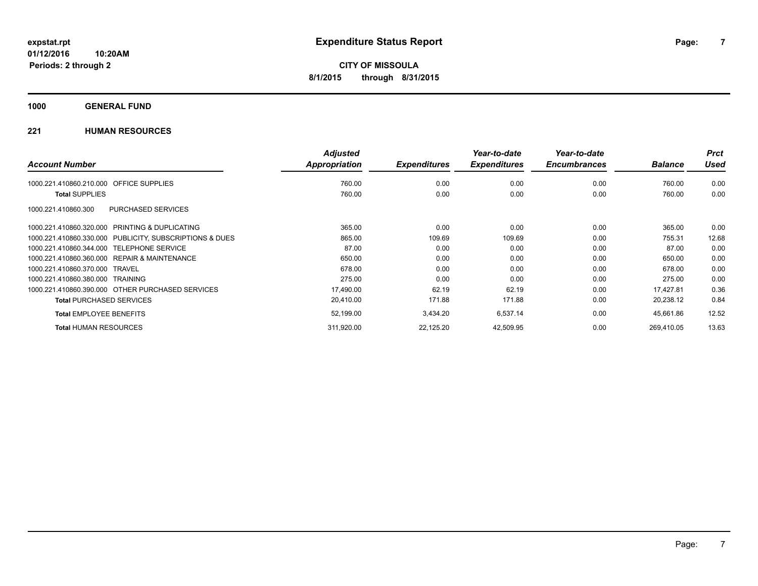**expstat.rpt**
**01/12/2016 10:20AM**
**Periods: 2 through 2**

# Expenditure Status Report

**CITY OF MISSOULA**
**8/1/2015 through 8/31/2015**

## 1000 GENERAL FUND

### 221 HUMAN RESOURCES

| Account Number | Adjusted Appropriation | Expenditures | Year-to-date Expenditures | Year-to-date Encumbrances | Balance | Prct Used |
|---|---|---|---|---|---|---|
| 1000.221.410860.210.000 OFFICE SUPPLIES | 760.00 | 0.00 | 0.00 | 0.00 | 760.00 | 0.00 |
| **Total** SUPPLIES | 760.00 | 0.00 | 0.00 | 0.00 | 760.00 | 0.00 |
| 1000.221.410860.300 PURCHASED SERVICES | | | | | | |
| 1000.221.410860.320.000 PRINTING & DUPLICATING | 365.00 | 0.00 | 0.00 | 0.00 | 365.00 | 0.00 |
| 1000.221.410860.330.000 PUBLICITY, SUBSCRIPTIONS & DUES | 865.00 | 109.69 | 109.69 | 0.00 | 755.31 | 12.68 |
| 1000.221.410860.344.000 TELEPHONE SERVICE | 87.00 | 0.00 | 0.00 | 0.00 | 87.00 | 0.00 |
| 1000.221.410860.360.000 REPAIR & MAINTENANCE | 650.00 | 0.00 | 0.00 | 0.00 | 650.00 | 0.00 |
| 1000.221.410860.370.000 TRAVEL | 678.00 | 0.00 | 0.00 | 0.00 | 678.00 | 0.00 |
| 1000.221.410860.380.000 TRAINING | 275.00 | 0.00 | 0.00 | 0.00 | 275.00 | 0.00 |
| 1000.221.410860.390.000 OTHER PURCHASED SERVICES | 17,490.00 | 62.19 | 62.19 | 0.00 | 17,427.81 | 0.36 |
| **Total** PURCHASED SERVICES | 20,410.00 | 171.88 | 171.88 | 0.00 | 20,238.12 | 0.84 |
| **Total** EMPLOYEE BENEFITS | 52,199.00 | 3,434.20 | 6,537.14 | 0.00 | 45,661.86 | 12.52 |
| **Total** HUMAN RESOURCES | 311,920.00 | 22,125.20 | 42,509.95 | 0.00 | 269,410.05 | 13.63 |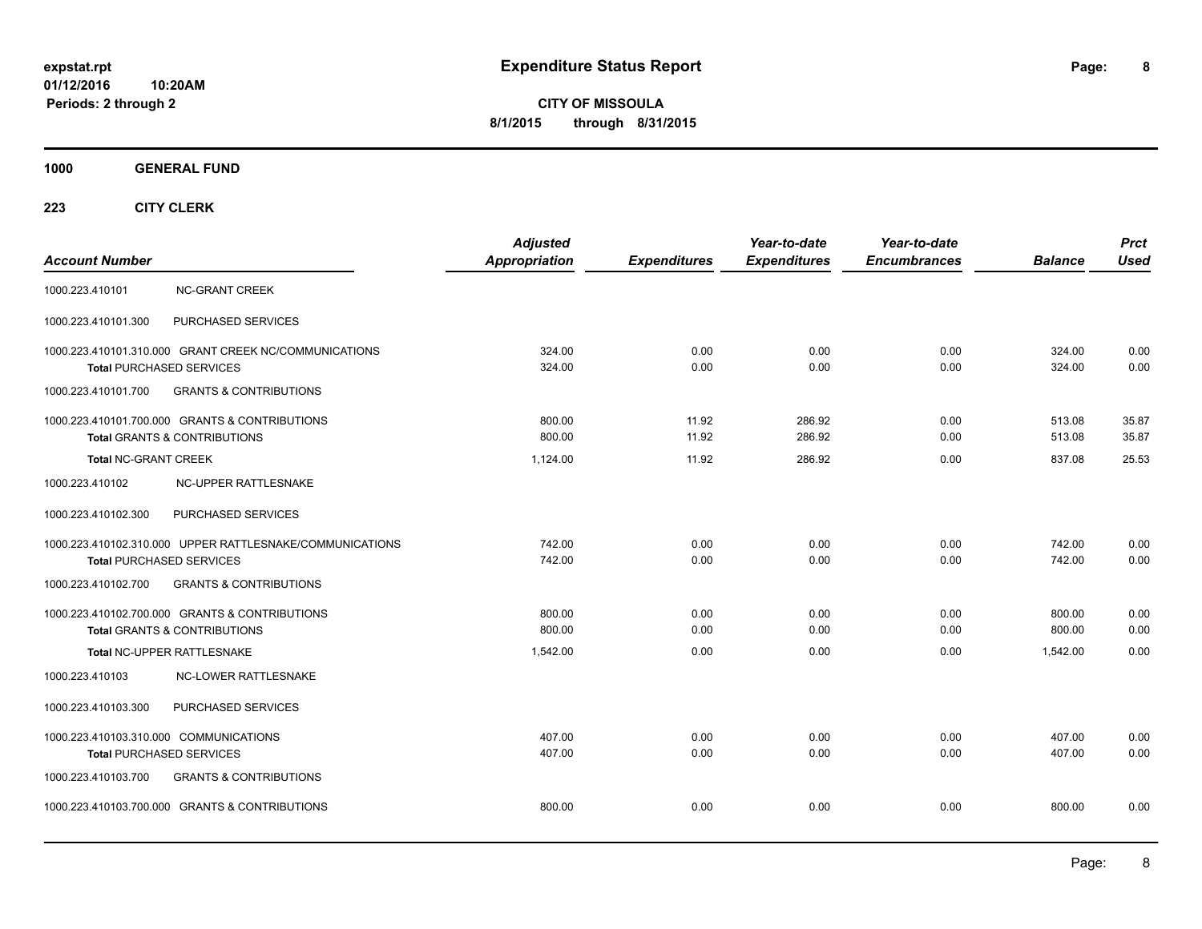# Expenditure Status Report

expstat.rpt
01/12/2016 10:20AM
Periods: 2 through 2

**CITY OF MISSOULA**
**8/1/2015 through 8/31/2015**

**1000 GENERAL FUND**

**223 CITY CLERK**

| Account Number | | Adjusted Appropriation | Expenditures | Year-to-date Expenditures | Year-to-date Encumbrances | Balance | Prct Used |
|---|---|---|---|---|---|---|---|
| 1000.223.410101 | NC-GRANT CREEK | | | | | | |
| 1000.223.410101.300 | PURCHASED SERVICES | | | | | | |
| 1000.223.410101.310.000 | GRANT CREEK NC/COMMUNICATIONS | 324.00 | 0.00 | 0.00 | 0.00 | 324.00 | 0.00 |
| **Total** PURCHASED SERVICES | | 324.00 | 0.00 | 0.00 | 0.00 | 324.00 | 0.00 |
| 1000.223.410101.700 | GRANTS & CONTRIBUTIONS | | | | | | |
| 1000.223.410101.700.000 | GRANTS & CONTRIBUTIONS | 800.00 | 11.92 | 286.92 | 0.00 | 513.08 | 35.87 |
| **Total** GRANTS & CONTRIBUTIONS | | 800.00 | 11.92 | 286.92 | 0.00 | 513.08 | 35.87 |
| **Total** NC-GRANT CREEK | | 1,124.00 | 11.92 | 286.92 | 0.00 | 837.08 | 25.53 |
| 1000.223.410102 | NC-UPPER RATTLESNAKE | | | | | | |
| 1000.223.410102.300 | PURCHASED SERVICES | | | | | | |
| 1000.223.410102.310.000 | UPPER RATTLESNAKE/COMMUNICATIONS | 742.00 | 0.00 | 0.00 | 0.00 | 742.00 | 0.00 |
| **Total** PURCHASED SERVICES | | 742.00 | 0.00 | 0.00 | 0.00 | 742.00 | 0.00 |
| 1000.223.410102.700 | GRANTS & CONTRIBUTIONS | | | | | | |
| 1000.223.410102.700.000 | GRANTS & CONTRIBUTIONS | 800.00 | 0.00 | 0.00 | 0.00 | 800.00 | 0.00 |
| **Total** GRANTS & CONTRIBUTIONS | | 800.00 | 0.00 | 0.00 | 0.00 | 800.00 | 0.00 |
| **Total** NC-UPPER RATTLESNAKE | | 1,542.00 | 0.00 | 0.00 | 0.00 | 1,542.00 | 0.00 |
| 1000.223.410103 | NC-LOWER RATTLESNAKE | | | | | | |
| 1000.223.410103.300 | PURCHASED SERVICES | | | | | | |
| 1000.223.410103.310.000 | COMMUNICATIONS | 407.00 | 0.00 | 0.00 | 0.00 | 407.00 | 0.00 |
| **Total** PURCHASED SERVICES | | 407.00 | 0.00 | 0.00 | 0.00 | 407.00 | 0.00 |
| 1000.223.410103.700 | GRANTS & CONTRIBUTIONS | | | | | | |
| 1000.223.410103.700.000 | GRANTS & CONTRIBUTIONS | 800.00 | 0.00 | 0.00 | 0.00 | 800.00 | 0.00 |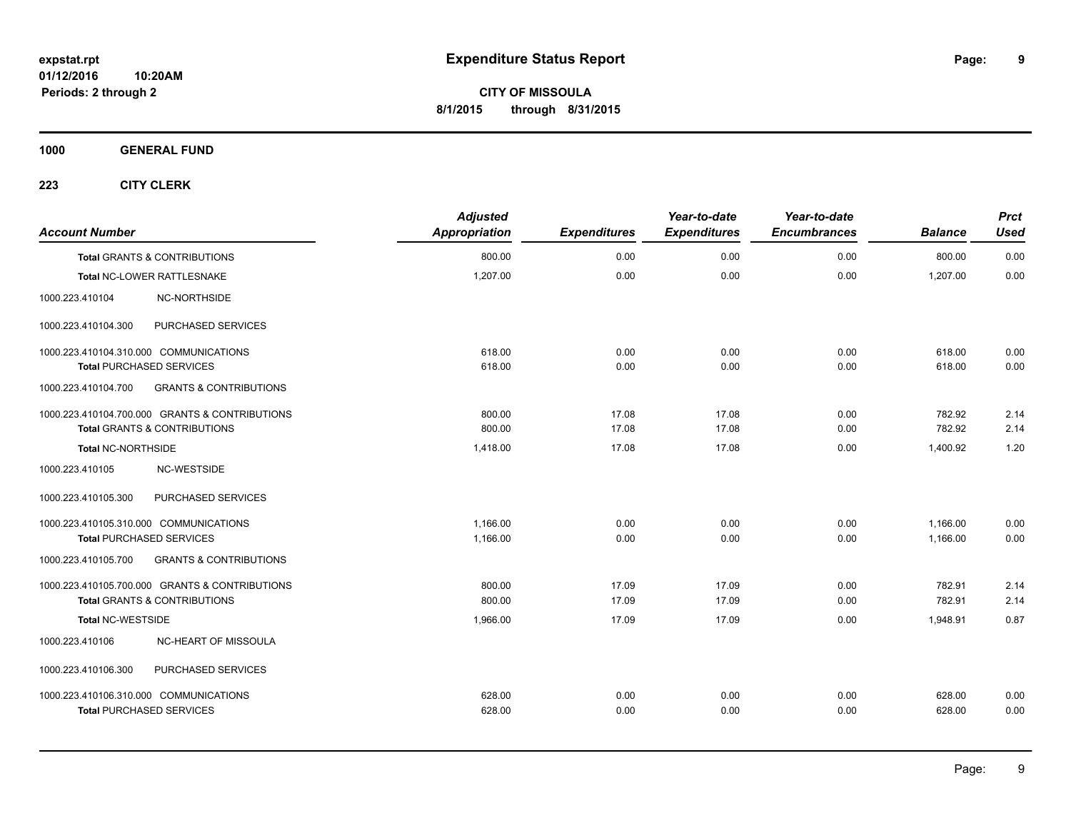**expstat.rpt**
**01/12/2016 10:20AM**
**Periods: 2 through 2**

# Expenditure Status Report

**CITY OF MISSOULA**
**8/1/2015 through 8/31/2015**

## 1000 GENERAL FUND

## 223 CITY CLERK

| Account Number | | Adjusted Appropriation | Expenditures | Year-to-date Expenditures | Year-to-date Encumbrances | Balance | Prct Used |
|---|---|---|---|---|---|---|---|
| **Total** GRANTS & CONTRIBUTIONS | | 800.00 | 0.00 | 0.00 | 0.00 | 800.00 | 0.00 |
| **Total** NC-LOWER RATTLESNAKE | | 1,207.00 | 0.00 | 0.00 | 0.00 | 1,207.00 | 0.00 |
| 1000.223.410104 | NC-NORTHSIDE | | | | | | |
| 1000.223.410104.300 | PURCHASED SERVICES | | | | | | |
| 1000.223.410104.310.000 | COMMUNICATIONS | 618.00 | 0.00 | 0.00 | 0.00 | 618.00 | 0.00 |
| **Total** PURCHASED SERVICES | | 618.00 | 0.00 | 0.00 | 0.00 | 618.00 | 0.00 |
| 1000.223.410104.700 | GRANTS & CONTRIBUTIONS | | | | | | |
| 1000.223.410104.700.000 | GRANTS & CONTRIBUTIONS | 800.00 | 17.08 | 17.08 | 0.00 | 782.92 | 2.14 |
| **Total** GRANTS & CONTRIBUTIONS | | 800.00 | 17.08 | 17.08 | 0.00 | 782.92 | 2.14 |
| **Total** NC-NORTHSIDE | | 1,418.00 | 17.08 | 17.08 | 0.00 | 1,400.92 | 1.20 |
| 1000.223.410105 | NC-WESTSIDE | | | | | | |
| 1000.223.410105.300 | PURCHASED SERVICES | | | | | | |
| 1000.223.410105.310.000 | COMMUNICATIONS | 1,166.00 | 0.00 | 0.00 | 0.00 | 1,166.00 | 0.00 |
| **Total** PURCHASED SERVICES | | 1,166.00 | 0.00 | 0.00 | 0.00 | 1,166.00 | 0.00 |
| 1000.223.410105.700 | GRANTS & CONTRIBUTIONS | | | | | | |
| 1000.223.410105.700.000 | GRANTS & CONTRIBUTIONS | 800.00 | 17.09 | 17.09 | 0.00 | 782.91 | 2.14 |
| **Total** GRANTS & CONTRIBUTIONS | | 800.00 | 17.09 | 17.09 | 0.00 | 782.91 | 2.14 |
| **Total** NC-WESTSIDE | | 1,966.00 | 17.09 | 17.09 | 0.00 | 1,948.91 | 0.87 |
| 1000.223.410106 | NC-HEART OF MISSOULA | | | | | | |
| 1000.223.410106.300 | PURCHASED SERVICES | | | | | | |
| 1000.223.410106.310.000 | COMMUNICATIONS | 628.00 | 0.00 | 0.00 | 0.00 | 628.00 | 0.00 |
| **Total** PURCHASED SERVICES | | 628.00 | 0.00 | 0.00 | 0.00 | 628.00 | 0.00 |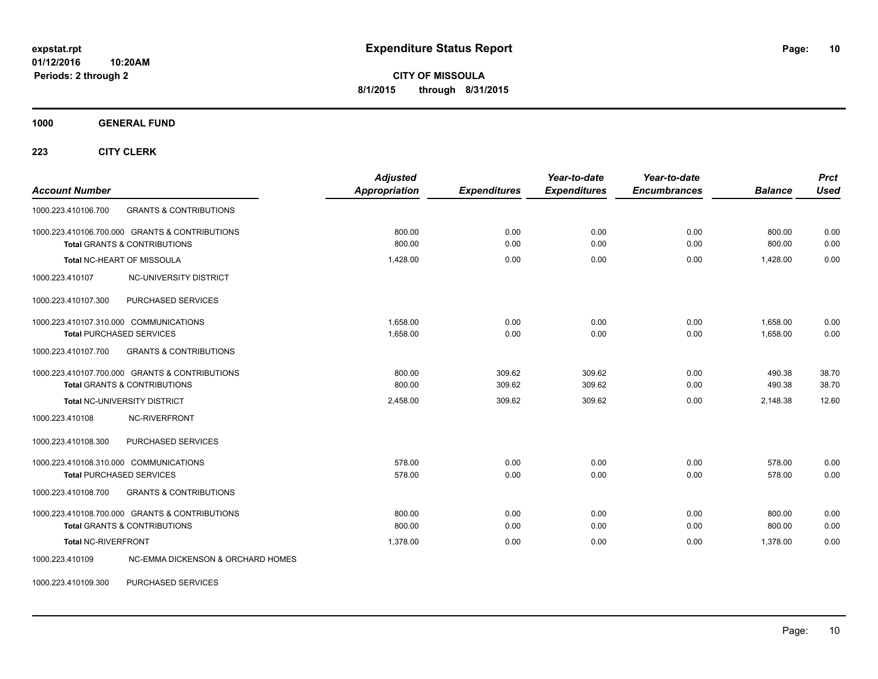**expstat.rpt**
**01/12/2016 10:20AM**
**Periods: 2 through 2**

# Expenditure Status Report

**CITY OF MISSOULA**
**8/1/2015 through 8/31/2015**

## 1000 GENERAL FUND

### 223 CITY CLERK

| Account Number | | Adjusted Appropriation | Expenditures | Year-to-date Expenditures | Year-to-date Encumbrances | Balance | Prct Used |
|---|---|---|---|---|---|---|---|
| 1000.223.410106.700 | GRANTS & CONTRIBUTIONS | | | | | | |
| 1000.223.410106.700.000 GRANTS & CONTRIBUTIONS | | 800.00 | 0.00 | 0.00 | 0.00 | 800.00 | 0.00 |
| **Total** GRANTS & CONTRIBUTIONS | | 800.00 | 0.00 | 0.00 | 0.00 | 800.00 | 0.00 |
| **Total** NC-HEART OF MISSOULA | | 1,428.00 | 0.00 | 0.00 | 0.00 | 1,428.00 | 0.00 |
| 1000.223.410107 | NC-UNIVERSITY DISTRICT | | | | | | |
| 1000.223.410107.300 | PURCHASED SERVICES | | | | | | |
| 1000.223.410107.310.000 COMMUNICATIONS | | 1,658.00 | 0.00 | 0.00 | 0.00 | 1,658.00 | 0.00 |
| **Total** PURCHASED SERVICES | | 1,658.00 | 0.00 | 0.00 | 0.00 | 1,658.00 | 0.00 |
| 1000.223.410107.700 | GRANTS & CONTRIBUTIONS | | | | | | |
| 1000.223.410107.700.000 GRANTS & CONTRIBUTIONS | | 800.00 | 309.62 | 309.62 | 0.00 | 490.38 | 38.70 |
| **Total** GRANTS & CONTRIBUTIONS | | 800.00 | 309.62 | 309.62 | 0.00 | 490.38 | 38.70 |
| **Total** NC-UNIVERSITY DISTRICT | | 2,458.00 | 309.62 | 309.62 | 0.00 | 2,148.38 | 12.60 |
| 1000.223.410108 | NC-RIVERFRONT | | | | | | |
| 1000.223.410108.300 | PURCHASED SERVICES | | | | | | |
| 1000.223.410108.310.000 COMMUNICATIONS | | 578.00 | 0.00 | 0.00 | 0.00 | 578.00 | 0.00 |
| **Total** PURCHASED SERVICES | | 578.00 | 0.00 | 0.00 | 0.00 | 578.00 | 0.00 |
| 1000.223.410108.700 | GRANTS & CONTRIBUTIONS | | | | | | |
| 1000.223.410108.700.000 GRANTS & CONTRIBUTIONS | | 800.00 | 0.00 | 0.00 | 0.00 | 800.00 | 0.00 |
| **Total** GRANTS & CONTRIBUTIONS | | 800.00 | 0.00 | 0.00 | 0.00 | 800.00 | 0.00 |
| **Total** NC-RIVERFRONT | | 1,378.00 | 0.00 | 0.00 | 0.00 | 1,378.00 | 0.00 |
| 1000.223.410109 | NC-EMMA DICKENSON & ORCHARD HOMES | | | | | | |
| 1000.223.410109.300 | PURCHASED SERVICES | | | | | | |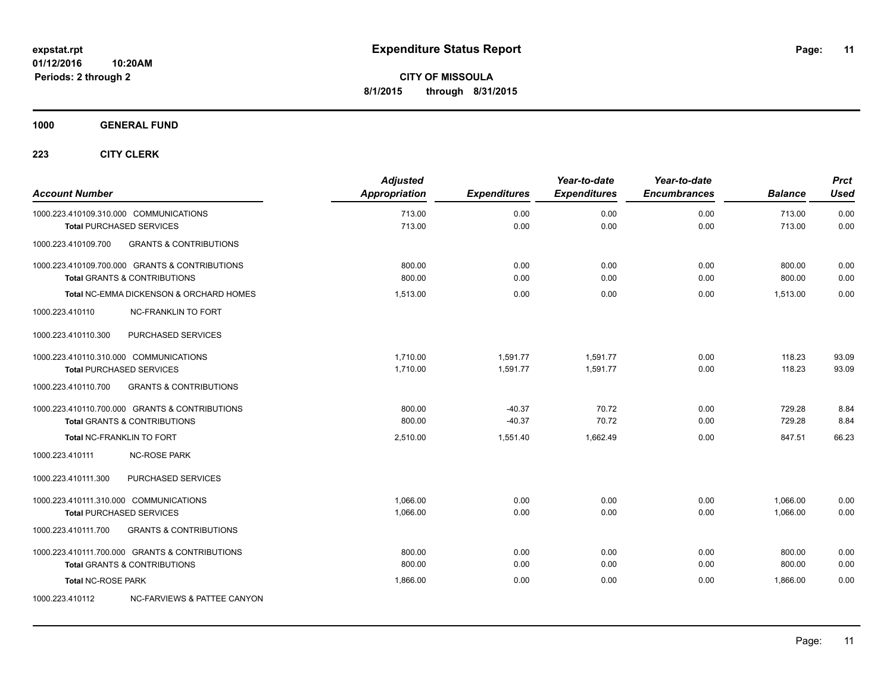# Expenditure Status Report

expstat.rpt
01/12/2016 10:20AM
Periods: 2 through 2

**CITY OF MISSOULA**
**8/1/2015 through 8/31/2015**

**1000 GENERAL FUND**

**223 CITY CLERK**

| Account Number | Adjusted Appropriation | Expenditures | Year-to-date Expenditures | Year-to-date Encumbrances | Balance | Prct Used |
|---|---|---|---|---|---|---|
| 1000.223.410109.310.000 COMMUNICATIONS | 713.00 | 0.00 | 0.00 | 0.00 | 713.00 | 0.00 |
| **Total** PURCHASED SERVICES | 713.00 | 0.00 | 0.00 | 0.00 | 713.00 | 0.00 |
| 1000.223.410109.700 GRANTS & CONTRIBUTIONS | | | | | | |
| 1000.223.410109.700.000 GRANTS & CONTRIBUTIONS | 800.00 | 0.00 | 0.00 | 0.00 | 800.00 | 0.00 |
| **Total** GRANTS & CONTRIBUTIONS | 800.00 | 0.00 | 0.00 | 0.00 | 800.00 | 0.00 |
| **Total** NC-EMMA DICKENSON & ORCHARD HOMES | 1,513.00 | 0.00 | 0.00 | 0.00 | 1,513.00 | 0.00 |
| 1000.223.410110 NC-FRANKLIN TO FORT | | | | | | |
| 1000.223.410110.300 PURCHASED SERVICES | | | | | | |
| 1000.223.410110.310.000 COMMUNICATIONS | 1,710.00 | 1,591.77 | 1,591.77 | 0.00 | 118.23 | 93.09 |
| **Total** PURCHASED SERVICES | 1,710.00 | 1,591.77 | 1,591.77 | 0.00 | 118.23 | 93.09 |
| 1000.223.410110.700 GRANTS & CONTRIBUTIONS | | | | | | |
| 1000.223.410110.700.000 GRANTS & CONTRIBUTIONS | 800.00 | -40.37 | 70.72 | 0.00 | 729.28 | 8.84 |
| **Total** GRANTS & CONTRIBUTIONS | 800.00 | -40.37 | 70.72 | 0.00 | 729.28 | 8.84 |
| **Total** NC-FRANKLIN TO FORT | 2,510.00 | 1,551.40 | 1,662.49 | 0.00 | 847.51 | 66.23 |
| 1000.223.410111 NC-ROSE PARK | | | | | | |
| 1000.223.410111.300 PURCHASED SERVICES | | | | | | |
| 1000.223.410111.310.000 COMMUNICATIONS | 1,066.00 | 0.00 | 0.00 | 0.00 | 1,066.00 | 0.00 |
| **Total** PURCHASED SERVICES | 1,066.00 | 0.00 | 0.00 | 0.00 | 1,066.00 | 0.00 |
| 1000.223.410111.700 GRANTS & CONTRIBUTIONS | | | | | | |
| 1000.223.410111.700.000 GRANTS & CONTRIBUTIONS | 800.00 | 0.00 | 0.00 | 0.00 | 800.00 | 0.00 |
| **Total** GRANTS & CONTRIBUTIONS | 800.00 | 0.00 | 0.00 | 0.00 | 800.00 | 0.00 |
| **Total** NC-ROSE PARK | 1,866.00 | 0.00 | 0.00 | 0.00 | 1,866.00 | 0.00 |
| 1000.223.410112 NC-FARVIEWS & PATTEE CANYON | | | | | | |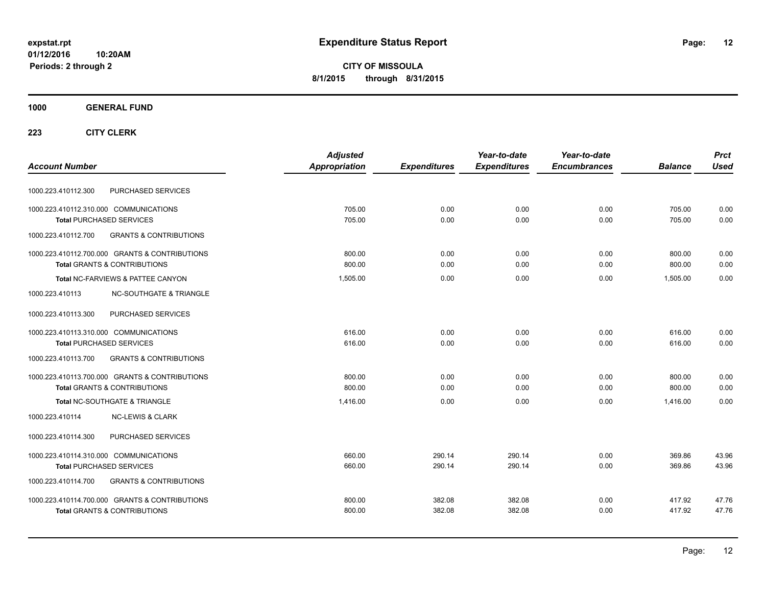# Expenditure Status Report

**CITY OF MISSOULA**

**8/1/2015 through 8/31/2015**

expstat.rpt
01/12/2016 10:20AM
Periods: 2 through 2

**1000 GENERAL FUND**

**223 CITY CLERK**

| Account Number | | Adjusted Appropriation | Expenditures | Year-to-date Expenditures | Year-to-date Encumbrances | Balance | Prct Used |
|---|---|---|---|---|---|---|---|
| 1000.223.410112.300 | PURCHASED SERVICES | | | | | | |
| 1000.223.410112.310.000 | COMMUNICATIONS | 705.00 | 0.00 | 0.00 | 0.00 | 705.00 | 0.00 |
| **Total** PURCHASED SERVICES | | 705.00 | 0.00 | 0.00 | 0.00 | 705.00 | 0.00 |
| 1000.223.410112.700 | GRANTS & CONTRIBUTIONS | | | | | | |
| 1000.223.410112.700.000 | GRANTS & CONTRIBUTIONS | 800.00 | 0.00 | 0.00 | 0.00 | 800.00 | 0.00 |
| **Total** GRANTS & CONTRIBUTIONS | | 800.00 | 0.00 | 0.00 | 0.00 | 800.00 | 0.00 |
| **Total** NC-FARVIEWS & PATTEE CANYON | | 1,505.00 | 0.00 | 0.00 | 0.00 | 1,505.00 | 0.00 |
| 1000.223.410113 | NC-SOUTHGATE & TRIANGLE | | | | | | |
| 1000.223.410113.300 | PURCHASED SERVICES | | | | | | |
| 1000.223.410113.310.000 | COMMUNICATIONS | 616.00 | 0.00 | 0.00 | 0.00 | 616.00 | 0.00 |
| **Total** PURCHASED SERVICES | | 616.00 | 0.00 | 0.00 | 0.00 | 616.00 | 0.00 |
| 1000.223.410113.700 | GRANTS & CONTRIBUTIONS | | | | | | |
| 1000.223.410113.700.000 | GRANTS & CONTRIBUTIONS | 800.00 | 0.00 | 0.00 | 0.00 | 800.00 | 0.00 |
| **Total** GRANTS & CONTRIBUTIONS | | 800.00 | 0.00 | 0.00 | 0.00 | 800.00 | 0.00 |
| **Total** NC-SOUTHGATE & TRIANGLE | | 1,416.00 | 0.00 | 0.00 | 0.00 | 1,416.00 | 0.00 |
| 1000.223.410114 | NC-LEWIS & CLARK | | | | | | |
| 1000.223.410114.300 | PURCHASED SERVICES | | | | | | |
| 1000.223.410114.310.000 | COMMUNICATIONS | 660.00 | 290.14 | 290.14 | 0.00 | 369.86 | 43.96 |
| **Total** PURCHASED SERVICES | | 660.00 | 290.14 | 290.14 | 0.00 | 369.86 | 43.96 |
| 1000.223.410114.700 | GRANTS & CONTRIBUTIONS | | | | | | |
| 1000.223.410114.700.000 | GRANTS & CONTRIBUTIONS | 800.00 | 382.08 | 382.08 | 0.00 | 417.92 | 47.76 |
| **Total** GRANTS & CONTRIBUTIONS | | 800.00 | 382.08 | 382.08 | 0.00 | 417.92 | 47.76 |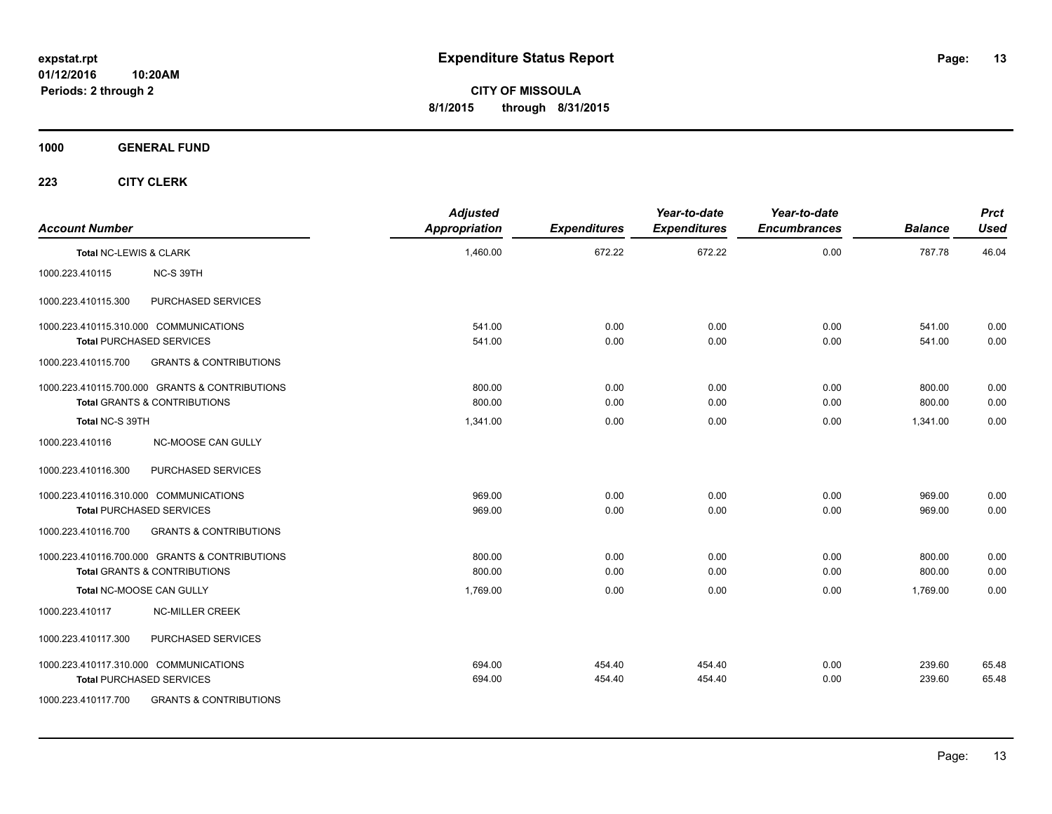expstat.rpt
01/12/2016 10:20AM
Periods: 2 through 2

# Expenditure Status Report

**CITY OF MISSOULA**
**8/1/2015 through 8/31/2015**

**1000 GENERAL FUND**

**223 CITY CLERK**

| Account Number | | Adjusted Appropriation | Expenditures | Year-to-date Expenditures | Year-to-date Encumbrances | Balance | Prct Used |
|---|---|---|---|---|---|---|---|
| Total NC-LEWIS & CLARK | | 1,460.00 | 672.22 | 672.22 | 0.00 | 787.78 | 46.04 |
| 1000.223.410115 | NC-S 39TH | | | | | | |
| 1000.223.410115.300 | PURCHASED SERVICES | | | | | | |
| 1000.223.410115.310.000 COMMUNICATIONS | | 541.00 | 0.00 | 0.00 | 0.00 | 541.00 | 0.00 |
| Total PURCHASED SERVICES | | 541.00 | 0.00 | 0.00 | 0.00 | 541.00 | 0.00 |
| 1000.223.410115.700 | GRANTS & CONTRIBUTIONS | | | | | | |
| 1000.223.410115.700.000 GRANTS & CONTRIBUTIONS | | 800.00 | 0.00 | 0.00 | 0.00 | 800.00 | 0.00 |
| Total GRANTS & CONTRIBUTIONS | | 800.00 | 0.00 | 0.00 | 0.00 | 800.00 | 0.00 |
| Total NC-S 39TH | | 1,341.00 | 0.00 | 0.00 | 0.00 | 1,341.00 | 0.00 |
| 1000.223.410116 | NC-MOOSE CAN GULLY | | | | | | |
| 1000.223.410116.300 | PURCHASED SERVICES | | | | | | |
| 1000.223.410116.310.000 COMMUNICATIONS | | 969.00 | 0.00 | 0.00 | 0.00 | 969.00 | 0.00 |
| Total PURCHASED SERVICES | | 969.00 | 0.00 | 0.00 | 0.00 | 969.00 | 0.00 |
| 1000.223.410116.700 | GRANTS & CONTRIBUTIONS | | | | | | |
| 1000.223.410116.700.000 GRANTS & CONTRIBUTIONS | | 800.00 | 0.00 | 0.00 | 0.00 | 800.00 | 0.00 |
| Total GRANTS & CONTRIBUTIONS | | 800.00 | 0.00 | 0.00 | 0.00 | 800.00 | 0.00 |
| Total NC-MOOSE CAN GULLY | | 1,769.00 | 0.00 | 0.00 | 0.00 | 1,769.00 | 0.00 |
| 1000.223.410117 | NC-MILLER CREEK | | | | | | |
| 1000.223.410117.300 | PURCHASED SERVICES | | | | | | |
| 1000.223.410117.310.000 COMMUNICATIONS | | 694.00 | 454.40 | 454.40 | 0.00 | 239.60 | 65.48 |
| Total PURCHASED SERVICES | | 694.00 | 454.40 | 454.40 | 0.00 | 239.60 | 65.48 |
| 1000.223.410117.700 | GRANTS & CONTRIBUTIONS | | | | | | |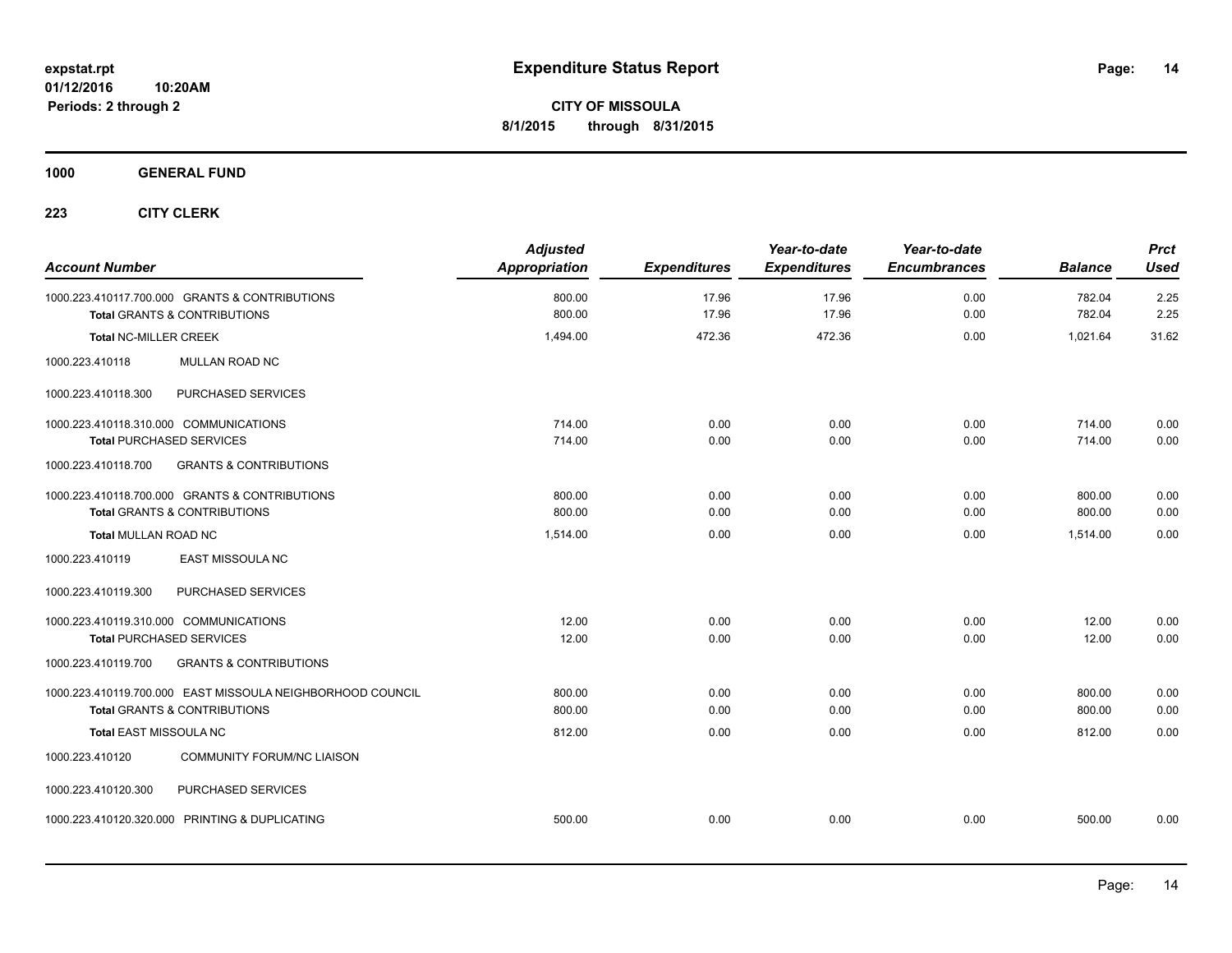expstat.rpt
01/12/2016 10:20AM
Periods: 2 through 2

# Expenditure Status Report

**CITY OF MISSOULA**
**8/1/2015 through 8/31/2015**

## 1000 GENERAL FUND

### 223 CITY CLERK

| Account Number | Adjusted Appropriation | Expenditures | Year-to-date Expenditures | Year-to-date Encumbrances | Balance | Prct Used |
|---|---|---|---|---|---|---|
| 1000.223.410117.700.000 GRANTS & CONTRIBUTIONS | 800.00 | 17.96 | 17.96 | 0.00 | 782.04 | 2.25 |
| **Total** GRANTS & CONTRIBUTIONS | 800.00 | 17.96 | 17.96 | 0.00 | 782.04 | 2.25 |
| **Total** NC-MILLER CREEK | 1,494.00 | 472.36 | 472.36 | 0.00 | 1,021.64 | 31.62 |
| 1000.223.410118 MULLAN ROAD NC | | | | | | |
| 1000.223.410118.300 PURCHASED SERVICES | | | | | | |
| 1000.223.410118.310.000 COMMUNICATIONS | 714.00 | 0.00 | 0.00 | 0.00 | 714.00 | 0.00 |
| **Total** PURCHASED SERVICES | 714.00 | 0.00 | 0.00 | 0.00 | 714.00 | 0.00 |
| 1000.223.410118.700 GRANTS & CONTRIBUTIONS | | | | | | |
| 1000.223.410118.700.000 GRANTS & CONTRIBUTIONS | 800.00 | 0.00 | 0.00 | 0.00 | 800.00 | 0.00 |
| **Total** GRANTS & CONTRIBUTIONS | 800.00 | 0.00 | 0.00 | 0.00 | 800.00 | 0.00 |
| **Total** MULLAN ROAD NC | 1,514.00 | 0.00 | 0.00 | 0.00 | 1,514.00 | 0.00 |
| 1000.223.410119 EAST MISSOULA NC | | | | | | |
| 1000.223.410119.300 PURCHASED SERVICES | | | | | | |
| 1000.223.410119.310.000 COMMUNICATIONS | 12.00 | 0.00 | 0.00 | 0.00 | 12.00 | 0.00 |
| **Total** PURCHASED SERVICES | 12.00 | 0.00 | 0.00 | 0.00 | 12.00 | 0.00 |
| 1000.223.410119.700 GRANTS & CONTRIBUTIONS | | | | | | |
| 1000.223.410119.700.000 EAST MISSOULA NEIGHBORHOOD COUNCIL | 800.00 | 0.00 | 0.00 | 0.00 | 800.00 | 0.00 |
| **Total** GRANTS & CONTRIBUTIONS | 800.00 | 0.00 | 0.00 | 0.00 | 800.00 | 0.00 |
| **Total** EAST MISSOULA NC | 812.00 | 0.00 | 0.00 | 0.00 | 812.00 | 0.00 |
| 1000.223.410120 COMMUNITY FORUM/NC LIAISON | | | | | | |
| 1000.223.410120.300 PURCHASED SERVICES | | | | | | |
| 1000.223.410120.320.000 PRINTING & DUPLICATING | 500.00 | 0.00 | 0.00 | 0.00 | 500.00 | 0.00 |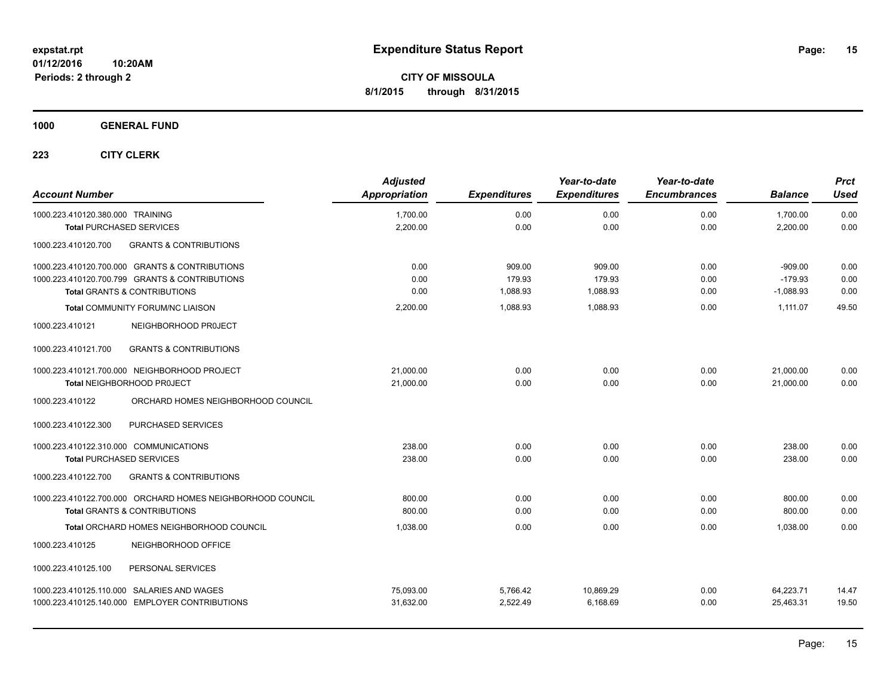# Expenditure Status Report

expstat.rpt
01/12/2016 10:20AM
Periods: 2 through 2

**CITY OF MISSOULA**
**8/1/2015 through 8/31/2015**

**1000 GENERAL FUND**

**223 CITY CLERK**

| Account Number | Adjusted Appropriation | Expenditures | Year-to-date Expenditures | Year-to-date Encumbrances | Balance | Prct Used |
|---|---|---|---|---|---|---|
| 1000.223.410120.380.000 TRAINING | 1,700.00 | 0.00 | 0.00 | 0.00 | 1,700.00 | 0.00 |
| **Total** PURCHASED SERVICES | 2,200.00 | 0.00 | 0.00 | 0.00 | 2,200.00 | 0.00 |
| 1000.223.410120.700 GRANTS & CONTRIBUTIONS | | | | | | |
| 1000.223.410120.700.000 GRANTS & CONTRIBUTIONS | 0.00 | 909.00 | 909.00 | 0.00 | -909.00 | 0.00 |
| 1000.223.410120.700.799 GRANTS & CONTRIBUTIONS | 0.00 | 179.93 | 179.93 | 0.00 | -179.93 | 0.00 |
| **Total** GRANTS & CONTRIBUTIONS | 0.00 | 1,088.93 | 1,088.93 | 0.00 | -1,088.93 | 0.00 |
| **Total** COMMUNITY FORUM/NC LIAISON | 2,200.00 | 1,088.93 | 1,088.93 | 0.00 | 1,111.07 | 49.50 |
| 1000.223.410121 NEIGHBORHOOD PR0JECT | | | | | | |
| 1000.223.410121.700 GRANTS & CONTRIBUTIONS | | | | | | |
| 1000.223.410121.700.000 NEIGHBORHOOD PROJECT | 21,000.00 | 0.00 | 0.00 | 0.00 | 21,000.00 | 0.00 |
| **Total** NEIGHBORHOOD PR0JECT | 21,000.00 | 0.00 | 0.00 | 0.00 | 21,000.00 | 0.00 |
| 1000.223.410122 ORCHARD HOMES NEIGHBORHOOD COUNCIL | | | | | | |
| 1000.223.410122.300 PURCHASED SERVICES | | | | | | |
| 1000.223.410122.310.000 COMMUNICATIONS | 238.00 | 0.00 | 0.00 | 0.00 | 238.00 | 0.00 |
| **Total** PURCHASED SERVICES | 238.00 | 0.00 | 0.00 | 0.00 | 238.00 | 0.00 |
| 1000.223.410122.700 GRANTS & CONTRIBUTIONS | | | | | | |
| 1000.223.410122.700.000 ORCHARD HOMES NEIGHBORHOOD COUNCIL | 800.00 | 0.00 | 0.00 | 0.00 | 800.00 | 0.00 |
| **Total** GRANTS & CONTRIBUTIONS | 800.00 | 0.00 | 0.00 | 0.00 | 800.00 | 0.00 |
| **Total** ORCHARD HOMES NEIGHBORHOOD COUNCIL | 1,038.00 | 0.00 | 0.00 | 0.00 | 1,038.00 | 0.00 |
| 1000.223.410125 NEIGHBORHOOD OFFICE | | | | | | |
| 1000.223.410125.100 PERSONAL SERVICES | | | | | | |
| 1000.223.410125.110.000 SALARIES AND WAGES | 75,093.00 | 5,766.42 | 10,869.29 | 0.00 | 64,223.71 | 14.47 |
| 1000.223.410125.140.000 EMPLOYER CONTRIBUTIONS | 31,632.00 | 2,522.49 | 6,168.69 | 0.00 | 25,463.31 | 19.50 |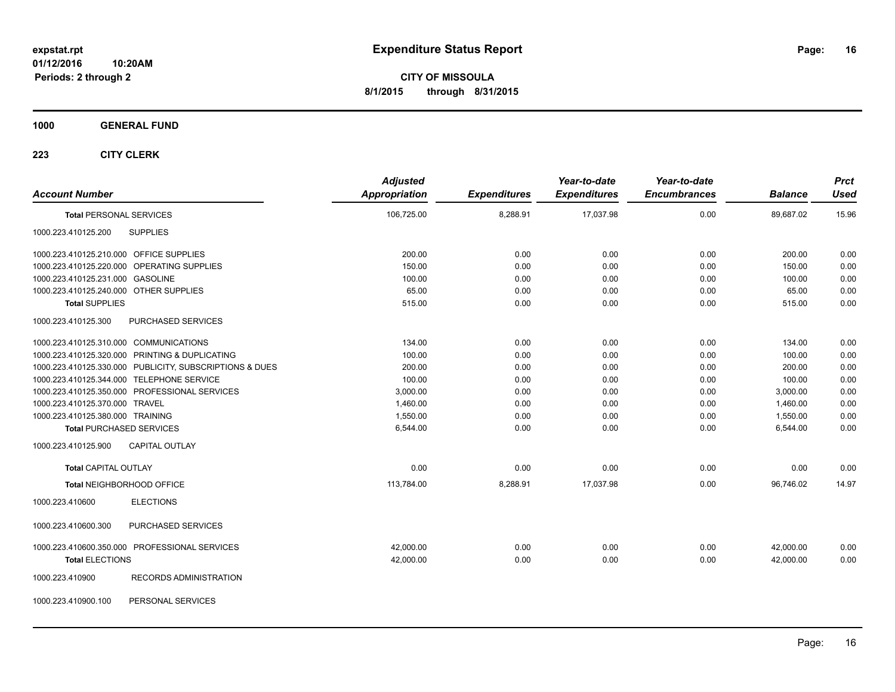**expstat.rpt**
**01/12/2016 10:20AM**
**Periods: 2 through 2**

# Expenditure Status Report

**CITY OF MISSOULA**
**8/1/2015 through 8/31/2015**

## 1000 GENERAL FUND

### 223 CITY CLERK

| Account Number | | Adjusted Appropriation | Expenditures | Year-to-date Expenditures | Year-to-date Encumbrances | Balance | Prct Used |
|---|---|---|---|---|---|---|---|
| **Total** PERSONAL SERVICES | | 106,725.00 | 8,288.91 | 17,037.98 | 0.00 | 89,687.02 | 15.96 |
| 1000.223.410125.200 | SUPPLIES | | | | | | |
| 1000.223.410125.210.000 | OFFICE SUPPLIES | 200.00 | 0.00 | 0.00 | 0.00 | 200.00 | 0.00 |
| 1000.223.410125.220.000 | OPERATING SUPPLIES | 150.00 | 0.00 | 0.00 | 0.00 | 150.00 | 0.00 |
| 1000.223.410125.231.000 | GASOLINE | 100.00 | 0.00 | 0.00 | 0.00 | 100.00 | 0.00 |
| 1000.223.410125.240.000 | OTHER SUPPLIES | 65.00 | 0.00 | 0.00 | 0.00 | 65.00 | 0.00 |
| **Total** SUPPLIES | | 515.00 | 0.00 | 0.00 | 0.00 | 515.00 | 0.00 |
| 1000.223.410125.300 | PURCHASED SERVICES | | | | | | |
| 1000.223.410125.310.000 | COMMUNICATIONS | 134.00 | 0.00 | 0.00 | 0.00 | 134.00 | 0.00 |
| 1000.223.410125.320.000 | PRINTING & DUPLICATING | 100.00 | 0.00 | 0.00 | 0.00 | 100.00 | 0.00 |
| 1000.223.410125.330.000 | PUBLICITY, SUBSCRIPTIONS & DUES | 200.00 | 0.00 | 0.00 | 0.00 | 200.00 | 0.00 |
| 1000.223.410125.344.000 | TELEPHONE SERVICE | 100.00 | 0.00 | 0.00 | 0.00 | 100.00 | 0.00 |
| 1000.223.410125.350.000 | PROFESSIONAL SERVICES | 3,000.00 | 0.00 | 0.00 | 0.00 | 3,000.00 | 0.00 |
| 1000.223.410125.370.000 | TRAVEL | 1,460.00 | 0.00 | 0.00 | 0.00 | 1,460.00 | 0.00 |
| 1000.223.410125.380.000 | TRAINING | 1,550.00 | 0.00 | 0.00 | 0.00 | 1,550.00 | 0.00 |
| **Total** PURCHASED SERVICES | | 6,544.00 | 0.00 | 0.00 | 0.00 | 6,544.00 | 0.00 |
| 1000.223.410125.900 | CAPITAL OUTLAY | | | | | | |
| **Total** CAPITAL OUTLAY | | 0.00 | 0.00 | 0.00 | 0.00 | 0.00 | 0.00 |
| **Total** NEIGHBORHOOD OFFICE | | 113,784.00 | 8,288.91 | 17,037.98 | 0.00 | 96,746.02 | 14.97 |
| 1000.223.410600 | ELECTIONS | | | | | | |
| 1000.223.410600.300 | PURCHASED SERVICES | | | | | | |
| 1000.223.410600.350.000 | PROFESSIONAL SERVICES | 42,000.00 | 0.00 | 0.00 | 0.00 | 42,000.00 | 0.00 |
| **Total** ELECTIONS | | 42,000.00 | 0.00 | 0.00 | 0.00 | 42,000.00 | 0.00 |
| 1000.223.410900 | RECORDS ADMINISTRATION | | | | | | |
| 1000.223.410900.100 | PERSONAL SERVICES | | | | | | |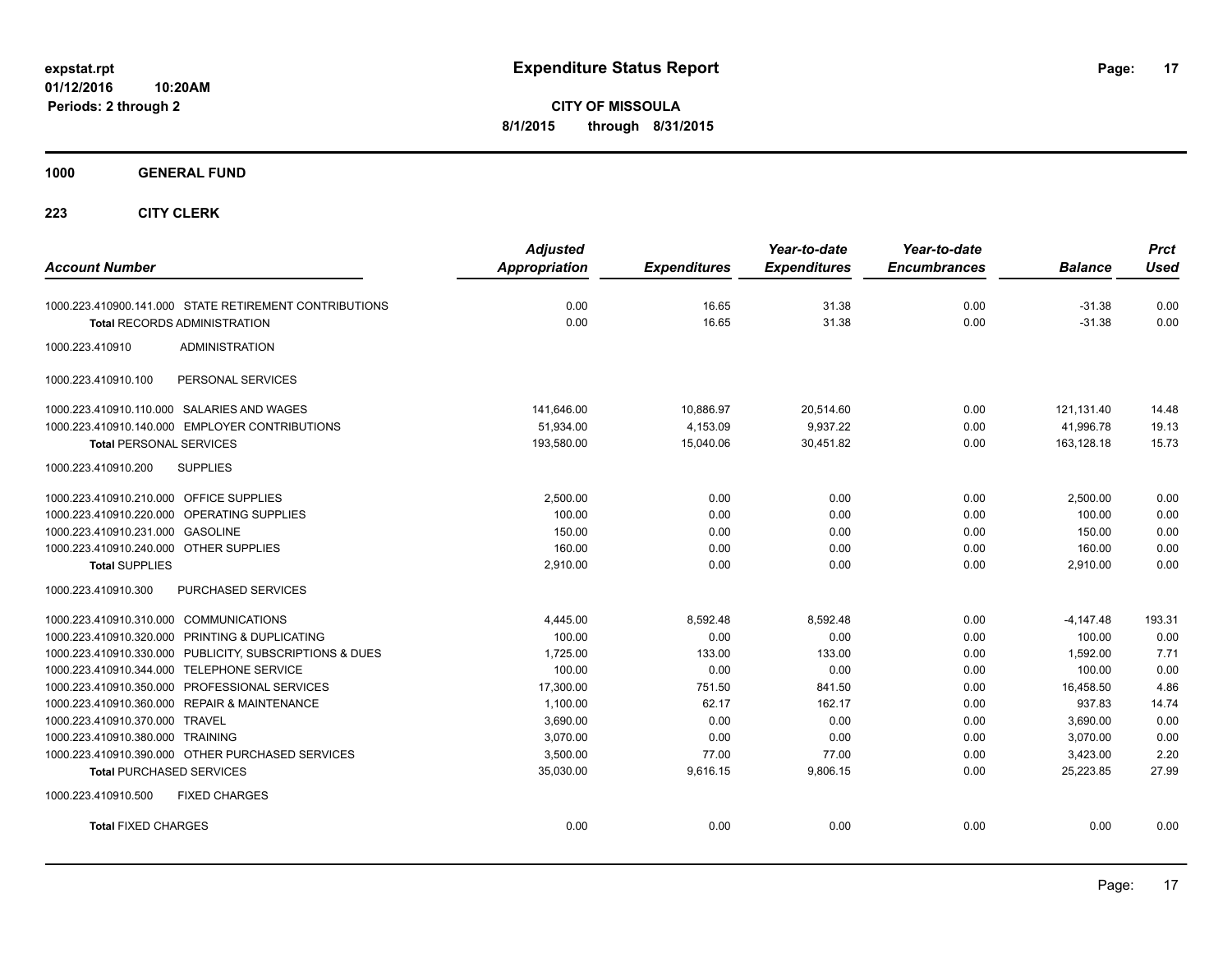# Expenditure Status Report

**CITY OF MISSOULA**

**8/1/2015 through 8/31/2015**

expstat.rpt
01/12/2016 10:20AM
Periods: 2 through 2

**1000 GENERAL FUND**

**223 CITY CLERK**

| Account Number | Adjusted Appropriation | Expenditures | Year-to-date Expenditures | Year-to-date Encumbrances | Balance | Prct Used |
|---|---|---|---|---|---|---|
| 1000.223.410900.141.000 STATE RETIREMENT CONTRIBUTIONS | 0.00 | 16.65 | 31.38 | 0.00 | -31.38 | 0.00 |
| **Total** RECORDS ADMINISTRATION | 0.00 | 16.65 | 31.38 | 0.00 | -31.38 | 0.00 |
| 1000.223.410910 ADMINISTRATION | | | | | | |
| 1000.223.410910.100 PERSONAL SERVICES | | | | | | |
| 1000.223.410910.110.000 SALARIES AND WAGES | 141,646.00 | 10,886.97 | 20,514.60 | 0.00 | 121,131.40 | 14.48 |
| 1000.223.410910.140.000 EMPLOYER CONTRIBUTIONS | 51,934.00 | 4,153.09 | 9,937.22 | 0.00 | 41,996.78 | 19.13 |
| **Total** PERSONAL SERVICES | 193,580.00 | 15,040.06 | 30,451.82 | 0.00 | 163,128.18 | 15.73 |
| 1000.223.410910.200 SUPPLIES | | | | | | |
| 1000.223.410910.210.000 OFFICE SUPPLIES | 2,500.00 | 0.00 | 0.00 | 0.00 | 2,500.00 | 0.00 |
| 1000.223.410910.220.000 OPERATING SUPPLIES | 100.00 | 0.00 | 0.00 | 0.00 | 100.00 | 0.00 |
| 1000.223.410910.231.000 GASOLINE | 150.00 | 0.00 | 0.00 | 0.00 | 150.00 | 0.00 |
| 1000.223.410910.240.000 OTHER SUPPLIES | 160.00 | 0.00 | 0.00 | 0.00 | 160.00 | 0.00 |
| **Total** SUPPLIES | 2,910.00 | 0.00 | 0.00 | 0.00 | 2,910.00 | 0.00 |
| 1000.223.410910.300 PURCHASED SERVICES | | | | | | |
| 1000.223.410910.310.000 COMMUNICATIONS | 4,445.00 | 8,592.48 | 8,592.48 | 0.00 | -4,147.48 | 193.31 |
| 1000.223.410910.320.000 PRINTING & DUPLICATING | 100.00 | 0.00 | 0.00 | 0.00 | 100.00 | 0.00 |
| 1000.223.410910.330.000 PUBLICITY, SUBSCRIPTIONS & DUES | 1,725.00 | 133.00 | 133.00 | 0.00 | 1,592.00 | 7.71 |
| 1000.223.410910.344.000 TELEPHONE SERVICE | 100.00 | 0.00 | 0.00 | 0.00 | 100.00 | 0.00 |
| 1000.223.410910.350.000 PROFESSIONAL SERVICES | 17,300.00 | 751.50 | 841.50 | 0.00 | 16,458.50 | 4.86 |
| 1000.223.410910.360.000 REPAIR & MAINTENANCE | 1,100.00 | 62.17 | 162.17 | 0.00 | 937.83 | 14.74 |
| 1000.223.410910.370.000 TRAVEL | 3,690.00 | 0.00 | 0.00 | 0.00 | 3,690.00 | 0.00 |
| 1000.223.410910.380.000 TRAINING | 3,070.00 | 0.00 | 0.00 | 0.00 | 3,070.00 | 0.00 |
| 1000.223.410910.390.000 OTHER PURCHASED SERVICES | 3,500.00 | 77.00 | 77.00 | 0.00 | 3,423.00 | 2.20 |
| **Total** PURCHASED SERVICES | 35,030.00 | 9,616.15 | 9,806.15 | 0.00 | 25,223.85 | 27.99 |
| 1000.223.410910.500 FIXED CHARGES | | | | | | |
| **Total** FIXED CHARGES | 0.00 | 0.00 | 0.00 | 0.00 | 0.00 | 0.00 |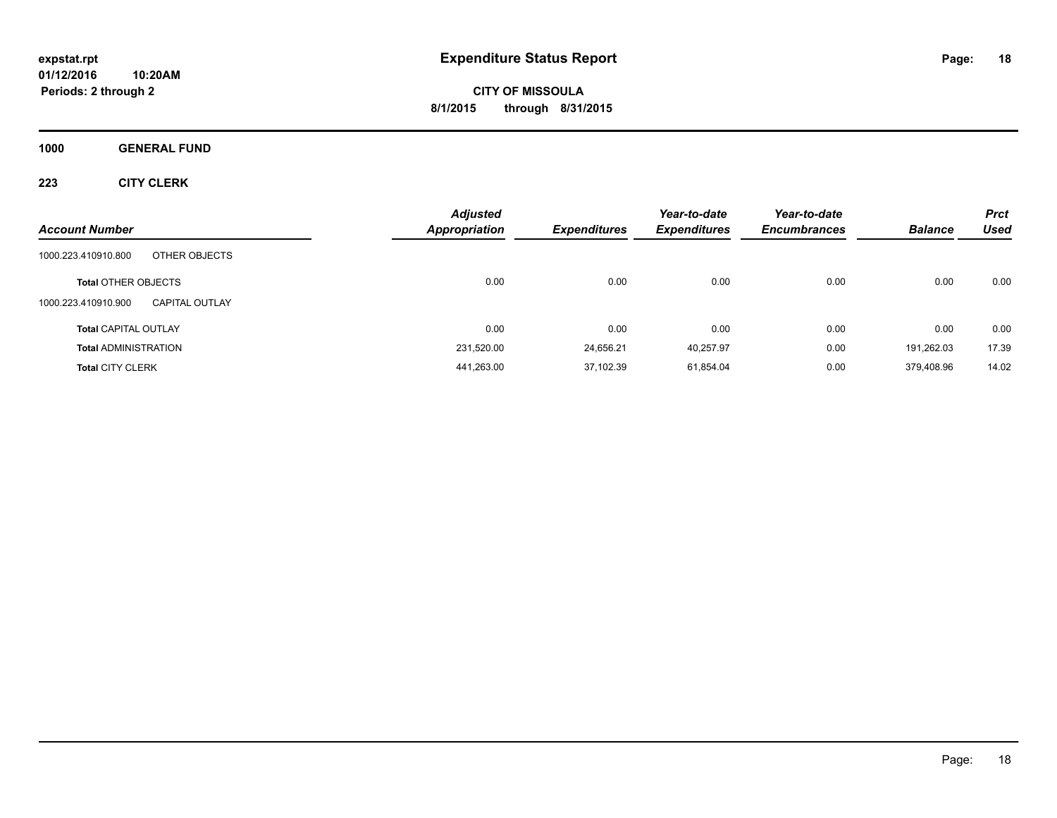# Expenditure Status Report

expstat.rpt
01/12/2016 10:20AM
Periods: 2 through 2

**CITY OF MISSOULA**
**8/1/2015 through 8/31/2015**

**1000 GENERAL FUND**

**223 CITY CLERK**

| Account Number | | Adjusted Appropriation | Expenditures | Year-to-date Expenditures | Year-to-date Encumbrances | Balance | Prct Used |
|---|---|---|---|---|---|---|---|
| 1000.223.410910.800 | OTHER OBJECTS | | | | | | |
| **Total** OTHER OBJECTS | | 0.00 | 0.00 | 0.00 | 0.00 | 0.00 | 0.00 |
| 1000.223.410910.900 | CAPITAL OUTLAY | | | | | | |
| **Total** CAPITAL OUTLAY | | 0.00 | 0.00 | 0.00 | 0.00 | 0.00 | 0.00 |
| **Total** ADMINISTRATION | | 231,520.00 | 24,656.21 | 40,257.97 | 0.00 | 191,262.03 | 17.39 |
| **Total** CITY CLERK | | 441,263.00 | 37,102.39 | 61,854.04 | 0.00 | 379,408.96 | 14.02 |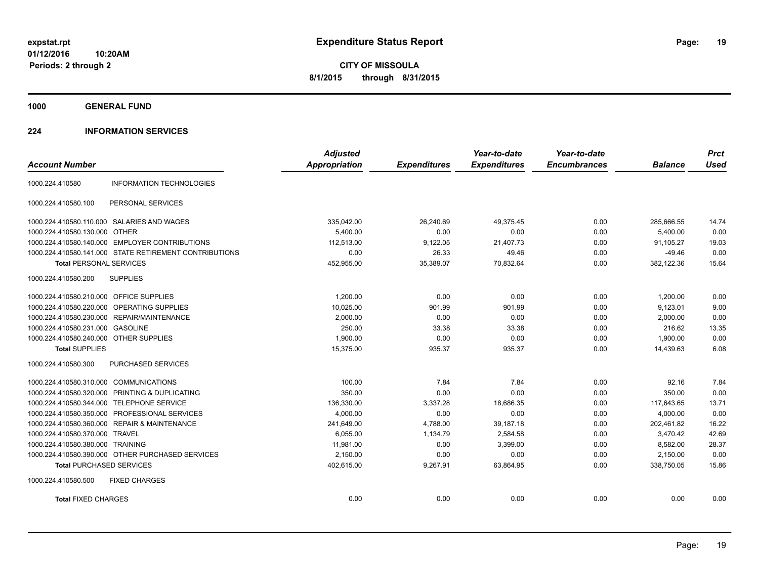# Expenditure Status Report

expstat.rpt
01/12/2016 10:20AM
Periods: 2 through 2

**CITY OF MISSOULA**
**8/1/2015 through 8/31/2015**

## 1000 GENERAL FUND

## 224 INFORMATION SERVICES

| Account Number | | Adjusted Appropriation | Expenditures | Year-to-date Expenditures | Year-to-date Encumbrances | Balance | Prct Used |
|---|---|---|---|---|---|---|---|
| 1000.224.410580 | INFORMATION TECHNOLOGIES | | | | | | |
| 1000.224.410580.100 | PERSONAL SERVICES | | | | | | |
| 1000.224.410580.110.000 | SALARIES AND WAGES | 335,042.00 | 26,240.69 | 49,375.45 | 0.00 | 285,666.55 | 14.74 |
| 1000.224.410580.130.000 | OTHER | 5,400.00 | 0.00 | 0.00 | 0.00 | 5,400.00 | 0.00 |
| 1000.224.410580.140.000 | EMPLOYER CONTRIBUTIONS | 112,513.00 | 9,122.05 | 21,407.73 | 0.00 | 91,105.27 | 19.03 |
| 1000.224.410580.141.000 | STATE RETIREMENT CONTRIBUTIONS | 0.00 | 26.33 | 49.46 | 0.00 | -49.46 | 0.00 |
| **Total** PERSONAL SERVICES | | 452,955.00 | 35,389.07 | 70,832.64 | 0.00 | 382,122.36 | 15.64 |
| 1000.224.410580.200 | SUPPLIES | | | | | | |
| 1000.224.410580.210.000 | OFFICE SUPPLIES | 1,200.00 | 0.00 | 0.00 | 0.00 | 1,200.00 | 0.00 |
| 1000.224.410580.220.000 | OPERATING SUPPLIES | 10,025.00 | 901.99 | 901.99 | 0.00 | 9,123.01 | 9.00 |
| 1000.224.410580.230.000 | REPAIR/MAINTENANCE | 2,000.00 | 0.00 | 0.00 | 0.00 | 2,000.00 | 0.00 |
| 1000.224.410580.231.000 | GASOLINE | 250.00 | 33.38 | 33.38 | 0.00 | 216.62 | 13.35 |
| 1000.224.410580.240.000 | OTHER SUPPLIES | 1,900.00 | 0.00 | 0.00 | 0.00 | 1,900.00 | 0.00 |
| **Total** SUPPLIES | | 15,375.00 | 935.37 | 935.37 | 0.00 | 14,439.63 | 6.08 |
| 1000.224.410580.300 | PURCHASED SERVICES | | | | | | |
| 1000.224.410580.310.000 | COMMUNICATIONS | 100.00 | 7.84 | 7.84 | 0.00 | 92.16 | 7.84 |
| 1000.224.410580.320.000 | PRINTING & DUPLICATING | 350.00 | 0.00 | 0.00 | 0.00 | 350.00 | 0.00 |
| 1000.224.410580.344.000 | TELEPHONE SERVICE | 136,330.00 | 3,337.28 | 18,686.35 | 0.00 | 117,643.65 | 13.71 |
| 1000.224.410580.350.000 | PROFESSIONAL SERVICES | 4,000.00 | 0.00 | 0.00 | 0.00 | 4,000.00 | 0.00 |
| 1000.224.410580.360.000 | REPAIR & MAINTENANCE | 241,649.00 | 4,788.00 | 39,187.18 | 0.00 | 202,461.82 | 16.22 |
| 1000.224.410580.370.000 | TRAVEL | 6,055.00 | 1,134.79 | 2,584.58 | 0.00 | 3,470.42 | 42.69 |
| 1000.224.410580.380.000 | TRAINING | 11,981.00 | 0.00 | 3,399.00 | 0.00 | 8,582.00 | 28.37 |
| 1000.224.410580.390.000 | OTHER PURCHASED SERVICES | 2,150.00 | 0.00 | 0.00 | 0.00 | 2,150.00 | 0.00 |
| **Total** PURCHASED SERVICES | | 402,615.00 | 9,267.91 | 63,864.95 | 0.00 | 338,750.05 | 15.86 |
| 1000.224.410580.500 | FIXED CHARGES | | | | | | |
| **Total** FIXED CHARGES | | 0.00 | 0.00 | 0.00 | 0.00 | 0.00 | 0.00 |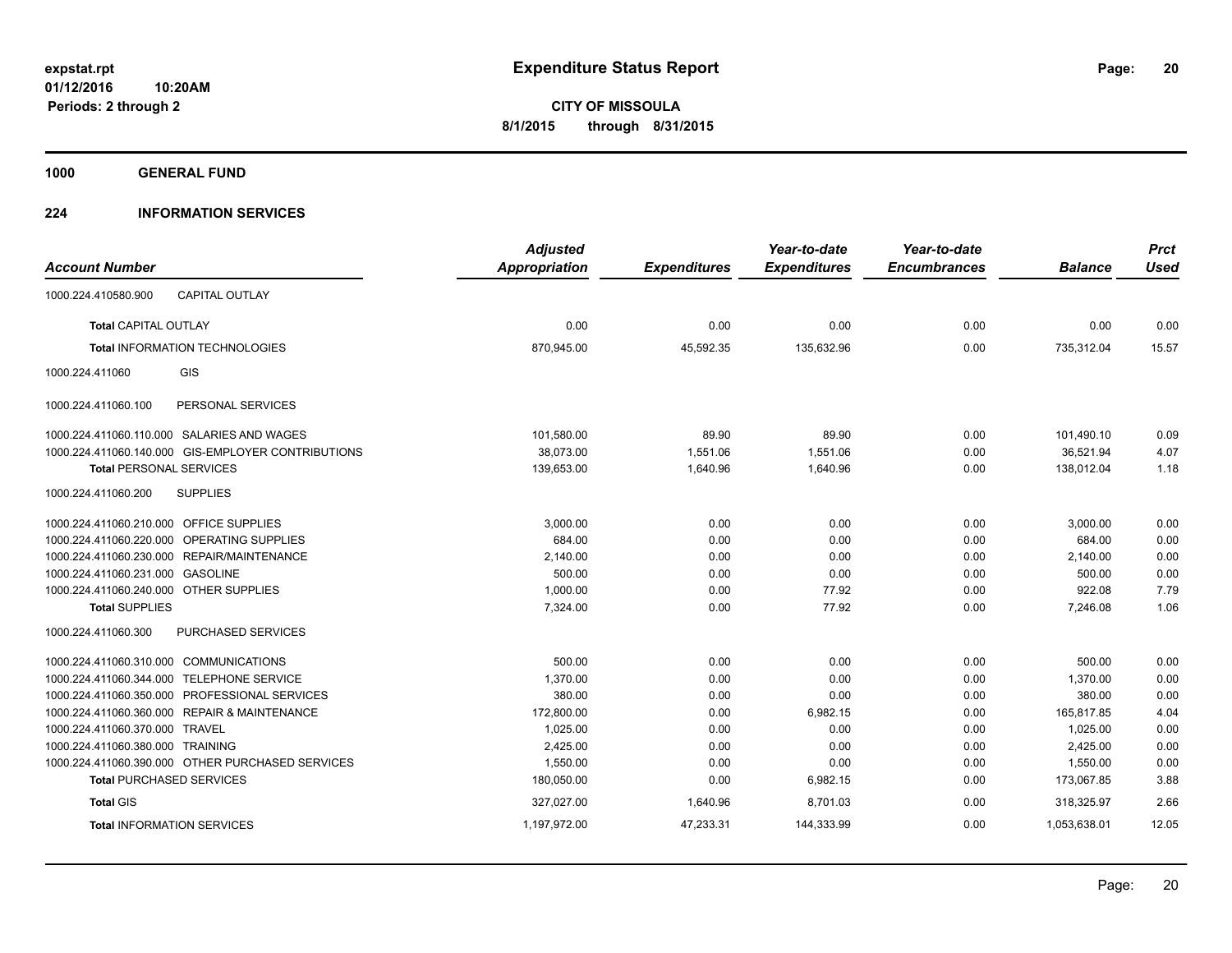**expstat.rpt**
**01/12/2016 10:20AM**
**Periods: 2 through 2**

# Expenditure Status Report

**CITY OF MISSOULA**
**8/1/2015 through 8/31/2015**

## 1000 GENERAL FUND

## 224 INFORMATION SERVICES

| Account Number | | Adjusted Appropriation | Expenditures | Year-to-date Expenditures | Year-to-date Encumbrances | Balance | Prct Used |
|---|---|---|---|---|---|---|---|
| 1000.224.410580.900 | CAPITAL OUTLAY | | | | | | |
| **Total** CAPITAL OUTLAY | | 0.00 | 0.00 | 0.00 | 0.00 | 0.00 | 0.00 |
| **Total** INFORMATION TECHNOLOGIES | | 870,945.00 | 45,592.35 | 135,632.96 | 0.00 | 735,312.04 | 15.57 |
| 1000.224.411060 | GIS | | | | | | |
| 1000.224.411060.100 | PERSONAL SERVICES | | | | | | |
| 1000.224.411060.110.000 | SALARIES AND WAGES | 101,580.00 | 89.90 | 89.90 | 0.00 | 101,490.10 | 0.09 |
| 1000.224.411060.140.000 | GIS-EMPLOYER CONTRIBUTIONS | 38,073.00 | 1,551.06 | 1,551.06 | 0.00 | 36,521.94 | 4.07 |
| **Total** PERSONAL SERVICES | | 139,653.00 | 1,640.96 | 1,640.96 | 0.00 | 138,012.04 | 1.18 |
| 1000.224.411060.200 | SUPPLIES | | | | | | |
| 1000.224.411060.210.000 | OFFICE SUPPLIES | 3,000.00 | 0.00 | 0.00 | 0.00 | 3,000.00 | 0.00 |
| 1000.224.411060.220.000 | OPERATING SUPPLIES | 684.00 | 0.00 | 0.00 | 0.00 | 684.00 | 0.00 |
| 1000.224.411060.230.000 | REPAIR/MAINTENANCE | 2,140.00 | 0.00 | 0.00 | 0.00 | 2,140.00 | 0.00 |
| 1000.224.411060.231.000 | GASOLINE | 500.00 | 0.00 | 0.00 | 0.00 | 500.00 | 0.00 |
| 1000.224.411060.240.000 | OTHER SUPPLIES | 1,000.00 | 0.00 | 77.92 | 0.00 | 922.08 | 7.79 |
| **Total** SUPPLIES | | 7,324.00 | 0.00 | 77.92 | 0.00 | 7,246.08 | 1.06 |
| 1000.224.411060.300 | PURCHASED SERVICES | | | | | | |
| 1000.224.411060.310.000 | COMMUNICATIONS | 500.00 | 0.00 | 0.00 | 0.00 | 500.00 | 0.00 |
| 1000.224.411060.344.000 | TELEPHONE SERVICE | 1,370.00 | 0.00 | 0.00 | 0.00 | 1,370.00 | 0.00 |
| 1000.224.411060.350.000 | PROFESSIONAL SERVICES | 380.00 | 0.00 | 0.00 | 0.00 | 380.00 | 0.00 |
| 1000.224.411060.360.000 | REPAIR & MAINTENANCE | 172,800.00 | 0.00 | 6,982.15 | 0.00 | 165,817.85 | 4.04 |
| 1000.224.411060.370.000 | TRAVEL | 1,025.00 | 0.00 | 0.00 | 0.00 | 1,025.00 | 0.00 |
| 1000.224.411060.380.000 | TRAINING | 2,425.00 | 0.00 | 0.00 | 0.00 | 2,425.00 | 0.00 |
| 1000.224.411060.390.000 | OTHER PURCHASED SERVICES | 1,550.00 | 0.00 | 0.00 | 0.00 | 1,550.00 | 0.00 |
| **Total** PURCHASED SERVICES | | 180,050.00 | 0.00 | 6,982.15 | 0.00 | 173,067.85 | 3.88 |
| **Total** GIS | | 327,027.00 | 1,640.96 | 8,701.03 | 0.00 | 318,325.97 | 2.66 |
| **Total** INFORMATION SERVICES | | 1,197,972.00 | 47,233.31 | 144,333.99 | 0.00 | 1,053,638.01 | 12.05 |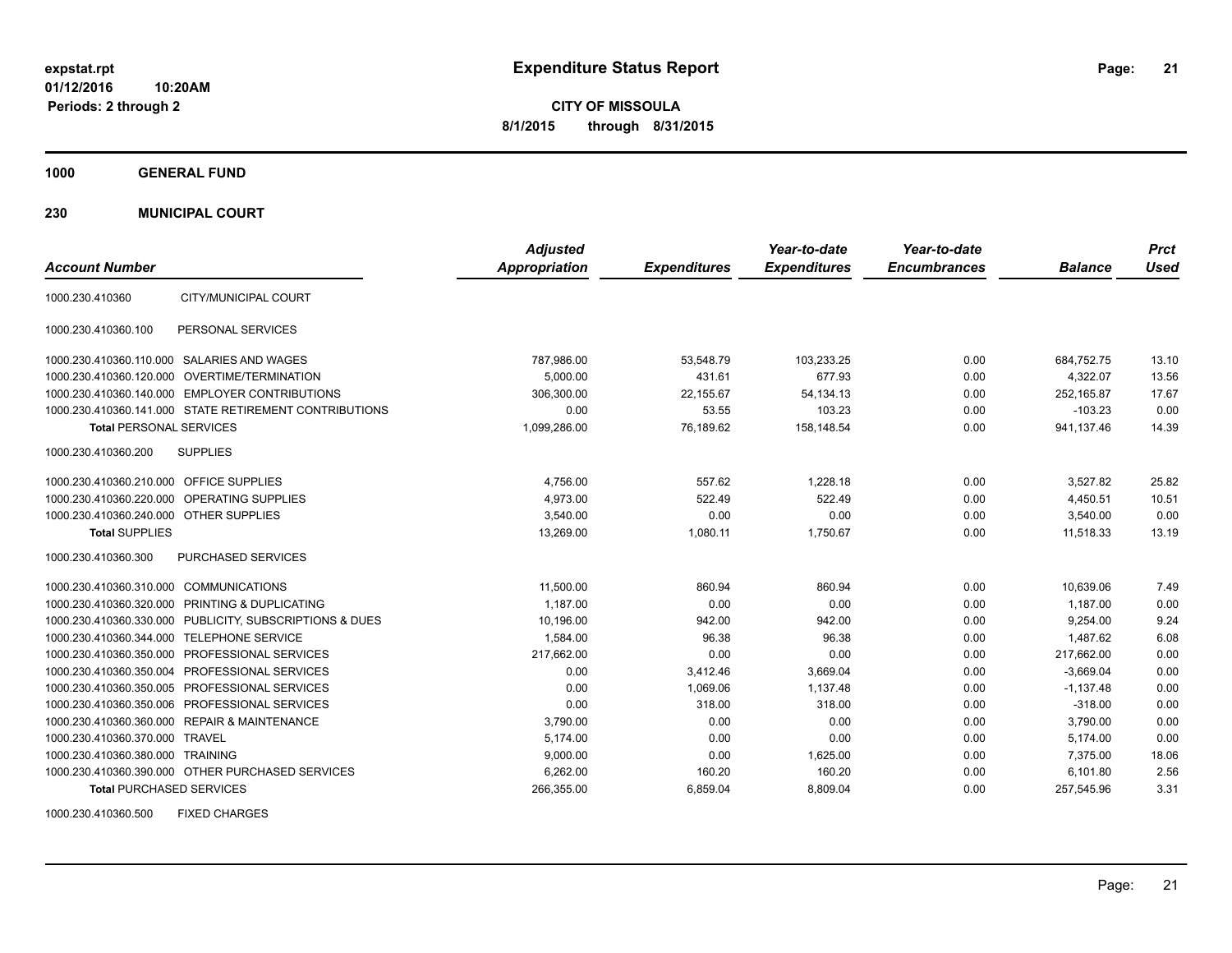**expstat.rpt**
**01/12/2016 10:20AM**
**Periods: 2 through 2**

# Expenditure Status Report

**CITY OF MISSOULA**
**8/1/2015 through 8/31/2015**

## 1000 GENERAL FUND

### 230 MUNICIPAL COURT

| Account Number | | Adjusted Appropriation | Expenditures | Year-to-date Expenditures | Year-to-date Encumbrances | Balance | Prct Used |
|---|---|---|---|---|---|---|---|
| 1000.230.410360 | CITY/MUNICIPAL COURT | | | | | | |
| 1000.230.410360.100 | PERSONAL SERVICES | | | | | | |
| 1000.230.410360.110.000 | SALARIES AND WAGES | 787,986.00 | 53,548.79 | 103,233.25 | 0.00 | 684,752.75 | 13.10 |
| 1000.230.410360.120.000 | OVERTIME/TERMINATION | 5,000.00 | 431.61 | 677.93 | 0.00 | 4,322.07 | 13.56 |
| 1000.230.410360.140.000 | EMPLOYER CONTRIBUTIONS | 306,300.00 | 22,155.67 | 54,134.13 | 0.00 | 252,165.87 | 17.67 |
| 1000.230.410360.141.000 | STATE RETIREMENT CONTRIBUTIONS | 0.00 | 53.55 | 103.23 | 0.00 | -103.23 | 0.00 |
| **Total** PERSONAL SERVICES | | 1,099,286.00 | 76,189.62 | 158,148.54 | 0.00 | 941,137.46 | 14.39 |
| 1000.230.410360.200 | SUPPLIES | | | | | | |
| 1000.230.410360.210.000 | OFFICE SUPPLIES | 4,756.00 | 557.62 | 1,228.18 | 0.00 | 3,527.82 | 25.82 |
| 1000.230.410360.220.000 | OPERATING SUPPLIES | 4,973.00 | 522.49 | 522.49 | 0.00 | 4,450.51 | 10.51 |
| 1000.230.410360.240.000 | OTHER SUPPLIES | 3,540.00 | 0.00 | 0.00 | 0.00 | 3,540.00 | 0.00 |
| **Total SUPPLIES** | | 13,269.00 | 1,080.11 | 1,750.67 | 0.00 | 11,518.33 | 13.19 |
| 1000.230.410360.300 | PURCHASED SERVICES | | | | | | |
| 1000.230.410360.310.000 | COMMUNICATIONS | 11,500.00 | 860.94 | 860.94 | 0.00 | 10,639.06 | 7.49 |
| 1000.230.410360.320.000 | PRINTING & DUPLICATING | 1,187.00 | 0.00 | 0.00 | 0.00 | 1,187.00 | 0.00 |
| 1000.230.410360.330.000 | PUBLICITY, SUBSCRIPTIONS & DUES | 10,196.00 | 942.00 | 942.00 | 0.00 | 9,254.00 | 9.24 |
| 1000.230.410360.344.000 | TELEPHONE SERVICE | 1,584.00 | 96.38 | 96.38 | 0.00 | 1,487.62 | 6.08 |
| 1000.230.410360.350.000 | PROFESSIONAL SERVICES | 217,662.00 | 0.00 | 0.00 | 0.00 | 217,662.00 | 0.00 |
| 1000.230.410360.350.004 | PROFESSIONAL SERVICES | 0.00 | 3,412.46 | 3,669.04 | 0.00 | -3,669.04 | 0.00 |
| 1000.230.410360.350.005 | PROFESSIONAL SERVICES | 0.00 | 1,069.06 | 1,137.48 | 0.00 | -1,137.48 | 0.00 |
| 1000.230.410360.350.006 | PROFESSIONAL SERVICES | 0.00 | 318.00 | 318.00 | 0.00 | -318.00 | 0.00 |
| 1000.230.410360.360.000 | REPAIR & MAINTENANCE | 3,790.00 | 0.00 | 0.00 | 0.00 | 3,790.00 | 0.00 |
| 1000.230.410360.370.000 | TRAVEL | 5,174.00 | 0.00 | 0.00 | 0.00 | 5,174.00 | 0.00 |
| 1000.230.410360.380.000 | TRAINING | 9,000.00 | 0.00 | 1,625.00 | 0.00 | 7,375.00 | 18.06 |
| 1000.230.410360.390.000 | OTHER PURCHASED SERVICES | 6,262.00 | 160.20 | 160.20 | 0.00 | 6,101.80 | 2.56 |
| **Total** PURCHASED SERVICES | | 266,355.00 | 6,859.04 | 8,809.04 | 0.00 | 257,545.96 | 3.31 |
| 1000.230.410360.500 | FIXED CHARGES | | | | | | |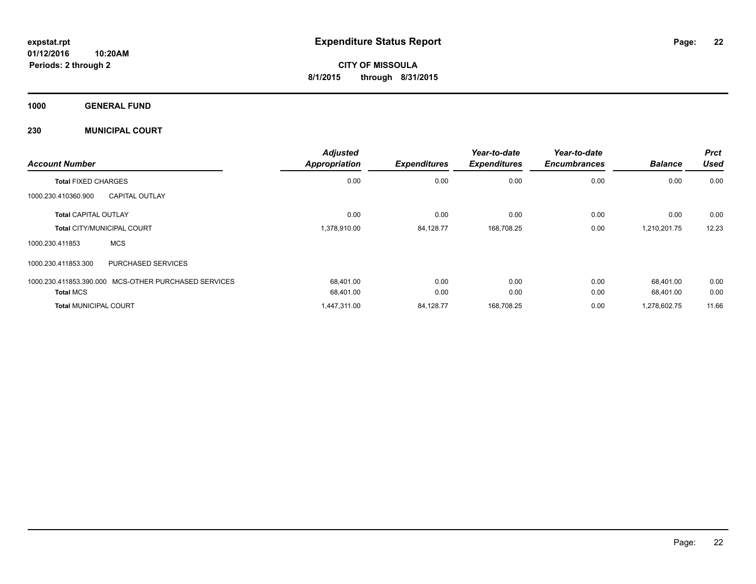**expstat.rpt**
**01/12/2016 10:20AM**
**Periods: 2 through 2**

# Expenditure Status Report

**CITY OF MISSOULA**
**8/1/2015 through 8/31/2015**

## 1000 GENERAL FUND

## 230 MUNICIPAL COURT

| Account Number | | Adjusted Appropriation | Expenditures | Year-to-date Expenditures | Year-to-date Encumbrances | Balance | Prct Used |
|---|---|---|---|---|---|---|---|
| **Total** FIXED CHARGES | | 0.00 | 0.00 | 0.00 | 0.00 | 0.00 | 0.00 |
| 1000.230.410360.900 | CAPITAL OUTLAY | | | | | | |
| **Total** CAPITAL OUTLAY | | 0.00 | 0.00 | 0.00 | 0.00 | 0.00 | 0.00 |
| **Total** CITY/MUNICIPAL COURT | | 1,378,910.00 | 84,128.77 | 168,708.25 | 0.00 | 1,210,201.75 | 12.23 |
| 1000.230.411853 | MCS | | | | | | |
| 1000.230.411853.300 | PURCHASED SERVICES | | | | | | |
| 1000.230.411853.390.000 | MCS-OTHER PURCHASED SERVICES | 68,401.00 | 0.00 | 0.00 | 0.00 | 68,401.00 | 0.00 |
| **Total** MCS | | 68,401.00 | 0.00 | 0.00 | 0.00 | 68,401.00 | 0.00 |
| **Total** MUNICIPAL COURT | | 1,447,311.00 | 84,128.77 | 168,708.25 | 0.00 | 1,278,602.75 | 11.66 |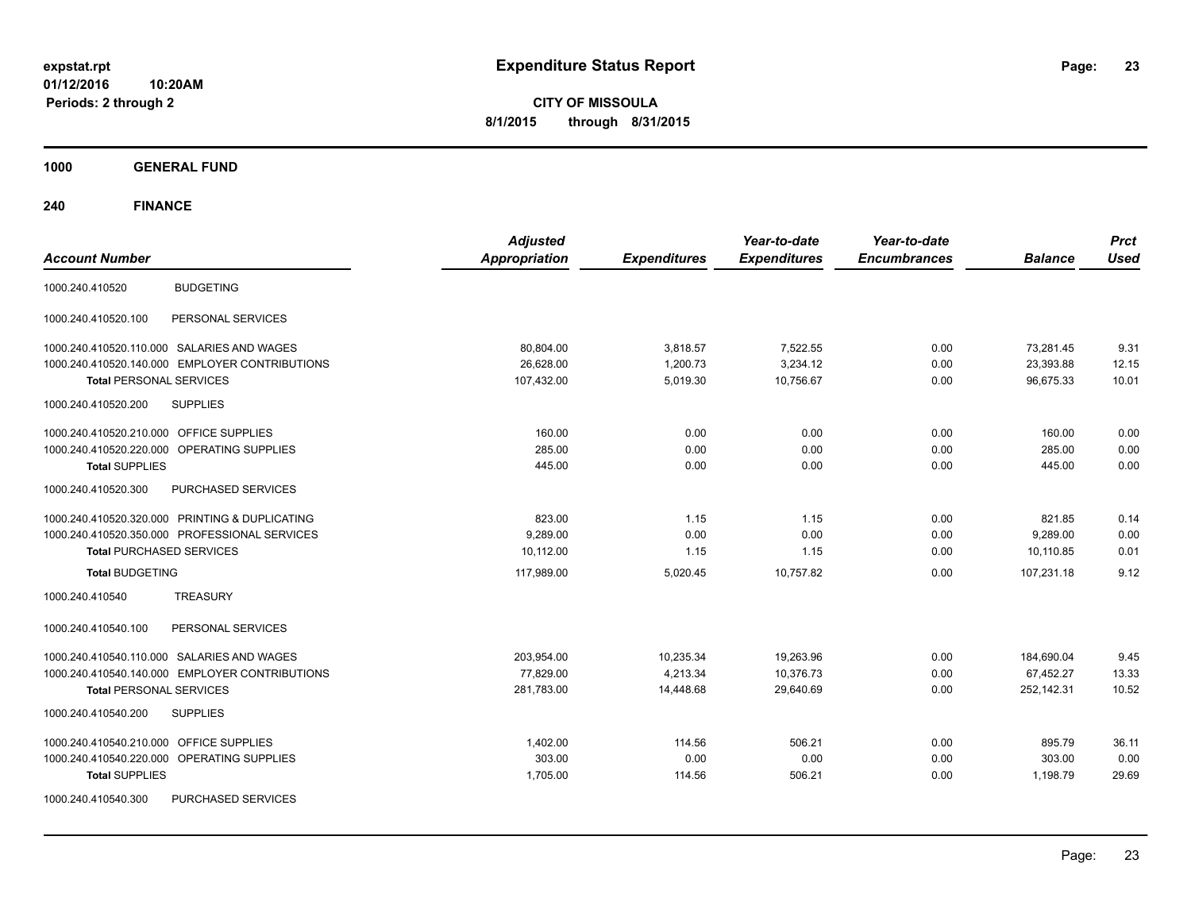**expstat.rpt**
**01/12/2016 10:20AM**
**Periods: 2 through 2**

# Expenditure Status Report

**CITY OF MISSOULA**
**8/1/2015 through 8/31/2015**

## 1000 GENERAL FUND

### 240 FINANCE

| Account Number | | *Adjusted Appropriation* | *Expenditures* | *Year-to-date Expenditures* | *Year-to-date Encumbrances* | *Balance* | *Prct Used* |
|---|---|---|---|---|---|---|---|
| 1000.240.410520 | BUDGETING | | | | | | |
| 1000.240.410520.100 | PERSONAL SERVICES | | | | | | |
| 1000.240.410520.110.000 | SALARIES AND WAGES | 80,804.00 | 3,818.57 | 7,522.55 | 0.00 | 73,281.45 | 9.31 |
| 1000.240.410520.140.000 | EMPLOYER CONTRIBUTIONS | 26,628.00 | 1,200.73 | 3,234.12 | 0.00 | 23,393.88 | 12.15 |
| **Total** PERSONAL SERVICES | | 107,432.00 | 5,019.30 | 10,756.67 | 0.00 | 96,675.33 | 10.01 |
| 1000.240.410520.200 | SUPPLIES | | | | | | |
| 1000.240.410520.210.000 | OFFICE SUPPLIES | 160.00 | 0.00 | 0.00 | 0.00 | 160.00 | 0.00 |
| 1000.240.410520.220.000 | OPERATING SUPPLIES | 285.00 | 0.00 | 0.00 | 0.00 | 285.00 | 0.00 |
| **Total** SUPPLIES | | 445.00 | 0.00 | 0.00 | 0.00 | 445.00 | 0.00 |
| 1000.240.410520.300 | PURCHASED SERVICES | | | | | | |
| 1000.240.410520.320.000 | PRINTING & DUPLICATING | 823.00 | 1.15 | 1.15 | 0.00 | 821.85 | 0.14 |
| 1000.240.410520.350.000 | PROFESSIONAL SERVICES | 9,289.00 | 0.00 | 0.00 | 0.00 | 9,289.00 | 0.00 |
| **Total** PURCHASED SERVICES | | 10,112.00 | 1.15 | 1.15 | 0.00 | 10,110.85 | 0.01 |
| **Total** BUDGETING | | 117,989.00 | 5,020.45 | 10,757.82 | 0.00 | 107,231.18 | 9.12 |
| 1000.240.410540 | TREASURY | | | | | | |
| 1000.240.410540.100 | PERSONAL SERVICES | | | | | | |
| 1000.240.410540.110.000 | SALARIES AND WAGES | 203,954.00 | 10,235.34 | 19,263.96 | 0.00 | 184,690.04 | 9.45 |
| 1000.240.410540.140.000 | EMPLOYER CONTRIBUTIONS | 77,829.00 | 4,213.34 | 10,376.73 | 0.00 | 67,452.27 | 13.33 |
| **Total** PERSONAL SERVICES | | 281,783.00 | 14,448.68 | 29,640.69 | 0.00 | 252,142.31 | 10.52 |
| 1000.240.410540.200 | SUPPLIES | | | | | | |
| 1000.240.410540.210.000 | OFFICE SUPPLIES | 1,402.00 | 114.56 | 506.21 | 0.00 | 895.79 | 36.11 |
| 1000.240.410540.220.000 | OPERATING SUPPLIES | 303.00 | 0.00 | 0.00 | 0.00 | 303.00 | 0.00 |
| **Total** SUPPLIES | | 1,705.00 | 114.56 | 506.21 | 0.00 | 1,198.79 | 29.69 |
| 1000.240.410540.300 | PURCHASED SERVICES | | | | | | |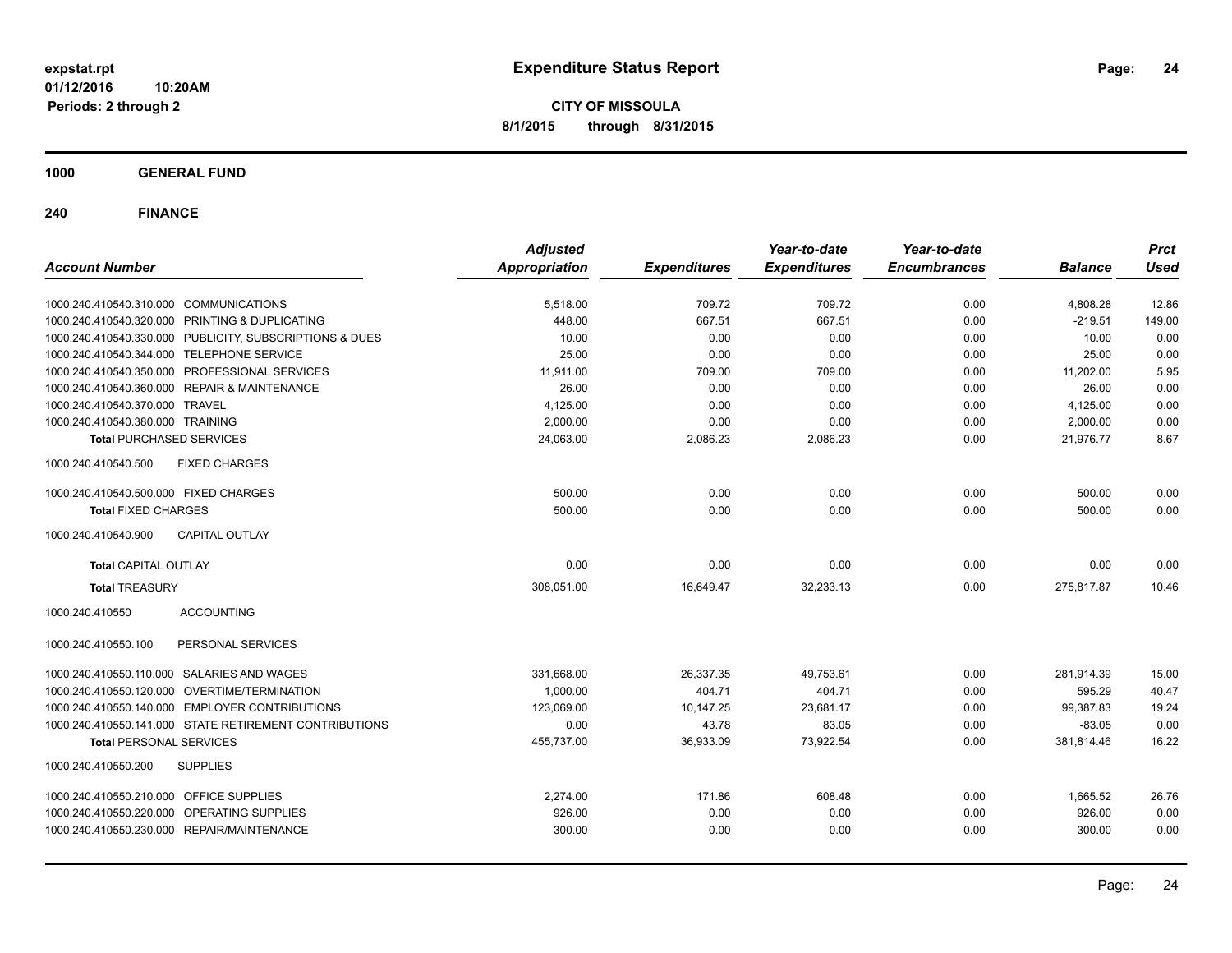**Expenditure Status Report**

**CITY OF MISSOULA**

**8/1/2015 through 8/31/2015**

expstat.rpt
01/12/2016 10:20AM
Periods: 2 through 2

## 1000 GENERAL FUND

## 240 FINANCE

| Account Number | Adjusted Appropriation | Expenditures | Year-to-date Expenditures | Year-to-date Encumbrances | Balance | Prct Used |
|---|---|---|---|---|---|---|
| 1000.240.410540.310.000 COMMUNICATIONS | 5,518.00 | 709.72 | 709.72 | 0.00 | 4,808.28 | 12.86 |
| 1000.240.410540.320.000 PRINTING & DUPLICATING | 448.00 | 667.51 | 667.51 | 0.00 | -219.51 | 149.00 |
| 1000.240.410540.330.000 PUBLICITY, SUBSCRIPTIONS & DUES | 10.00 | 0.00 | 0.00 | 0.00 | 10.00 | 0.00 |
| 1000.240.410540.344.000 TELEPHONE SERVICE | 25.00 | 0.00 | 0.00 | 0.00 | 25.00 | 0.00 |
| 1000.240.410540.350.000 PROFESSIONAL SERVICES | 11,911.00 | 709.00 | 709.00 | 0.00 | 11,202.00 | 5.95 |
| 1000.240.410540.360.000 REPAIR & MAINTENANCE | 26.00 | 0.00 | 0.00 | 0.00 | 26.00 | 0.00 |
| 1000.240.410540.370.000 TRAVEL | 4,125.00 | 0.00 | 0.00 | 0.00 | 4,125.00 | 0.00 |
| 1000.240.410540.380.000 TRAINING | 2,000.00 | 0.00 | 0.00 | 0.00 | 2,000.00 | 0.00 |
| **Total** PURCHASED SERVICES | 24,063.00 | 2,086.23 | 2,086.23 | 0.00 | 21,976.77 | 8.67 |
| 1000.240.410540.500 FIXED CHARGES | | | | | | |
| 1000.240.410540.500.000 FIXED CHARGES | 500.00 | 0.00 | 0.00 | 0.00 | 500.00 | 0.00 |
| **Total** FIXED CHARGES | 500.00 | 0.00 | 0.00 | 0.00 | 500.00 | 0.00 |
| 1000.240.410540.900 CAPITAL OUTLAY | | | | | | |
| **Total** CAPITAL OUTLAY | 0.00 | 0.00 | 0.00 | 0.00 | 0.00 | 0.00 |
| **Total** TREASURY | 308,051.00 | 16,649.47 | 32,233.13 | 0.00 | 275,817.87 | 10.46 |
| 1000.240.410550 ACCOUNTING | | | | | | |
| 1000.240.410550.100 PERSONAL SERVICES | | | | | | |
| 1000.240.410550.110.000 SALARIES AND WAGES | 331,668.00 | 26,337.35 | 49,753.61 | 0.00 | 281,914.39 | 15.00 |
| 1000.240.410550.120.000 OVERTIME/TERMINATION | 1,000.00 | 404.71 | 404.71 | 0.00 | 595.29 | 40.47 |
| 1000.240.410550.140.000 EMPLOYER CONTRIBUTIONS | 123,069.00 | 10,147.25 | 23,681.17 | 0.00 | 99,387.83 | 19.24 |
| 1000.240.410550.141.000 STATE RETIREMENT CONTRIBUTIONS | 0.00 | 43.78 | 83.05 | 0.00 | -83.05 | 0.00 |
| **Total** PERSONAL SERVICES | 455,737.00 | 36,933.09 | 73,922.54 | 0.00 | 381,814.46 | 16.22 |
| 1000.240.410550.200 SUPPLIES | | | | | | |
| 1000.240.410550.210.000 OFFICE SUPPLIES | 2,274.00 | 171.86 | 608.48 | 0.00 | 1,665.52 | 26.76 |
| 1000.240.410550.220.000 OPERATING SUPPLIES | 926.00 | 0.00 | 0.00 | 0.00 | 926.00 | 0.00 |
| 1000.240.410550.230.000 REPAIR/MAINTENANCE | 300.00 | 0.00 | 0.00 | 0.00 | 300.00 | 0.00 |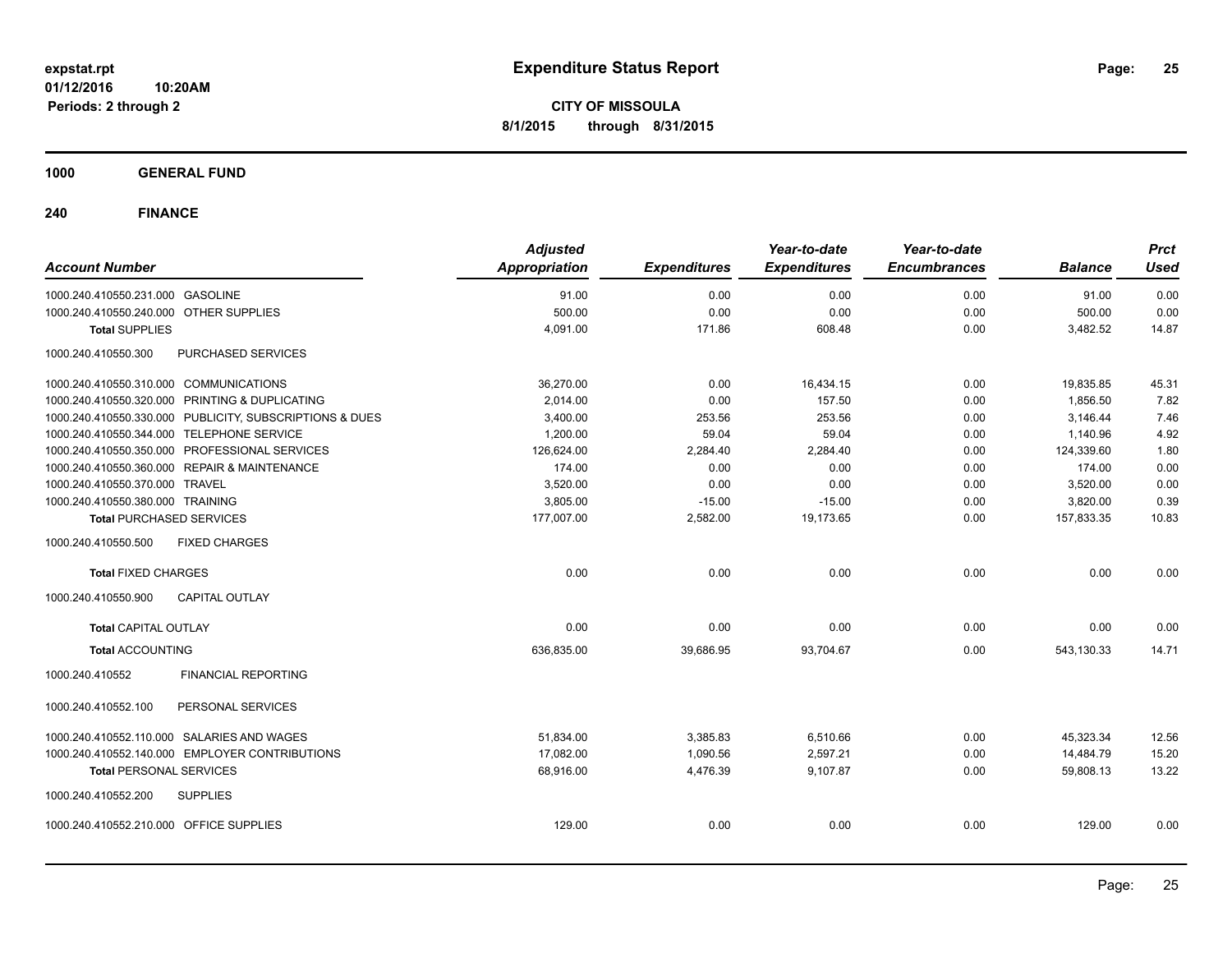# Expenditure Status Report

expstat.rpt
01/12/2016 10:20AM
Periods: 2 through 2

**CITY OF MISSOULA**
**8/1/2015 through 8/31/2015**

**1000 GENERAL FUND**

**240 FINANCE**

| Account Number | | Adjusted Appropriation | Expenditures | Year-to-date Expenditures | Year-to-date Encumbrances | Balance | Prct Used |
|---|---|---|---|---|---|---|---|
| 1000.240.410550.231.000 | GASOLINE | 91.00 | 0.00 | 0.00 | 0.00 | 91.00 | 0.00 |
| 1000.240.410550.240.000 | OTHER SUPPLIES | 500.00 | 0.00 | 0.00 | 0.00 | 500.00 | 0.00 |
| **Total** SUPPLIES | | 4,091.00 | 171.86 | 608.48 | 0.00 | 3,482.52 | 14.87 |
| 1000.240.410550.300 | PURCHASED SERVICES | | | | | | |
| 1000.240.410550.310.000 | COMMUNICATIONS | 36,270.00 | 0.00 | 16,434.15 | 0.00 | 19,835.85 | 45.31 |
| 1000.240.410550.320.000 | PRINTING & DUPLICATING | 2,014.00 | 0.00 | 157.50 | 0.00 | 1,856.50 | 7.82 |
| 1000.240.410550.330.000 | PUBLICITY, SUBSCRIPTIONS & DUES | 3,400.00 | 253.56 | 253.56 | 0.00 | 3,146.44 | 7.46 |
| 1000.240.410550.344.000 | TELEPHONE SERVICE | 1,200.00 | 59.04 | 59.04 | 0.00 | 1,140.96 | 4.92 |
| 1000.240.410550.350.000 | PROFESSIONAL SERVICES | 126,624.00 | 2,284.40 | 2,284.40 | 0.00 | 124,339.60 | 1.80 |
| 1000.240.410550.360.000 | REPAIR & MAINTENANCE | 174.00 | 0.00 | 0.00 | 0.00 | 174.00 | 0.00 |
| 1000.240.410550.370.000 | TRAVEL | 3,520.00 | 0.00 | 0.00 | 0.00 | 3,520.00 | 0.00 |
| 1000.240.410550.380.000 | TRAINING | 3,805.00 | -15.00 | -15.00 | 0.00 | 3,820.00 | 0.39 |
| **Total** PURCHASED SERVICES | | 177,007.00 | 2,582.00 | 19,173.65 | 0.00 | 157,833.35 | 10.83 |
| 1000.240.410550.500 | FIXED CHARGES | | | | | | |
| **Total** FIXED CHARGES | | 0.00 | 0.00 | 0.00 | 0.00 | 0.00 | 0.00 |
| 1000.240.410550.900 | CAPITAL OUTLAY | | | | | | |
| **Total** CAPITAL OUTLAY | | 0.00 | 0.00 | 0.00 | 0.00 | 0.00 | 0.00 |
| **Total** ACCOUNTING | | 636,835.00 | 39,686.95 | 93,704.67 | 0.00 | 543,130.33 | 14.71 |
| 1000.240.410552 | FINANCIAL REPORTING | | | | | | |
| 1000.240.410552.100 | PERSONAL SERVICES | | | | | | |
| 1000.240.410552.110.000 | SALARIES AND WAGES | 51,834.00 | 3,385.83 | 6,510.66 | 0.00 | 45,323.34 | 12.56 |
| 1000.240.410552.140.000 | EMPLOYER CONTRIBUTIONS | 17,082.00 | 1,090.56 | 2,597.21 | 0.00 | 14,484.79 | 15.20 |
| **Total** PERSONAL SERVICES | | 68,916.00 | 4,476.39 | 9,107.87 | 0.00 | 59,808.13 | 13.22 |
| 1000.240.410552.200 | SUPPLIES | | | | | | |
| 1000.240.410552.210.000 | OFFICE SUPPLIES | 129.00 | 0.00 | 0.00 | 0.00 | 129.00 | 0.00 |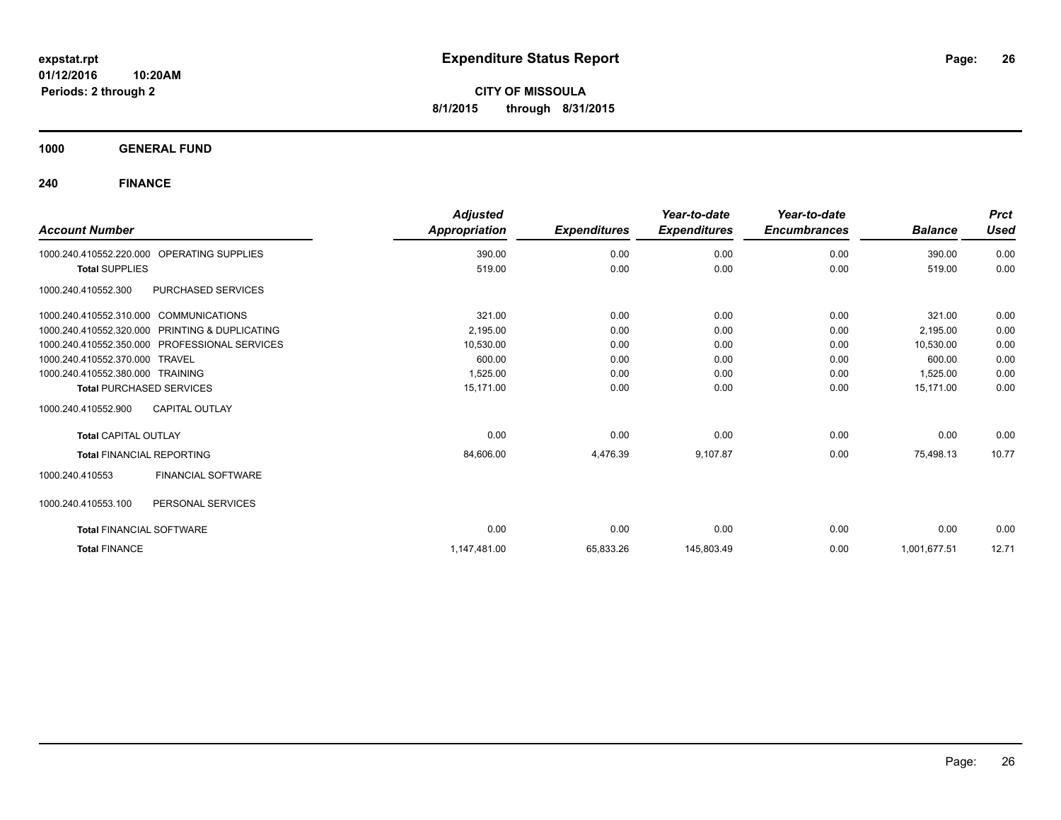expstat.rpt
01/12/2016 10:20AM
Periods: 2 through 2

# Expenditure Status Report

**CITY OF MISSOULA**
**8/1/2015 through 8/31/2015**

## 1000 GENERAL FUND

### 240 FINANCE

| Account Number | Adjusted Appropriation | Expenditures | Year-to-date Expenditures | Year-to-date Encumbrances | Balance | Prct Used |
|---|---|---|---|---|---|---|
| 1000.240.410552.220.000 OPERATING SUPPLIES | 390.00 | 0.00 | 0.00 | 0.00 | 390.00 | 0.00 |
| **Total** SUPPLIES | 519.00 | 0.00 | 0.00 | 0.00 | 519.00 | 0.00 |
| 1000.240.410552.300 PURCHASED SERVICES | | | | | | |
| 1000.240.410552.310.000 COMMUNICATIONS | 321.00 | 0.00 | 0.00 | 0.00 | 321.00 | 0.00 |
| 1000.240.410552.320.000 PRINTING & DUPLICATING | 2,195.00 | 0.00 | 0.00 | 0.00 | 2,195.00 | 0.00 |
| 1000.240.410552.350.000 PROFESSIONAL SERVICES | 10,530.00 | 0.00 | 0.00 | 0.00 | 10,530.00 | 0.00 |
| 1000.240.410552.370.000 TRAVEL | 600.00 | 0.00 | 0.00 | 0.00 | 600.00 | 0.00 |
| 1000.240.410552.380.000 TRAINING | 1,525.00 | 0.00 | 0.00 | 0.00 | 1,525.00 | 0.00 |
| **Total** PURCHASED SERVICES | 15,171.00 | 0.00 | 0.00 | 0.00 | 15,171.00 | 0.00 |
| 1000.240.410552.900 CAPITAL OUTLAY | | | | | | |
| **Total** CAPITAL OUTLAY | 0.00 | 0.00 | 0.00 | 0.00 | 0.00 | 0.00 |
| **Total** FINANCIAL REPORTING | 84,606.00 | 4,476.39 | 9,107.87 | 0.00 | 75,498.13 | 10.77 |
| 1000.240.410553 FINANCIAL SOFTWARE | | | | | | |
| 1000.240.410553.100 PERSONAL SERVICES | | | | | | |
| **Total** FINANCIAL SOFTWARE | 0.00 | 0.00 | 0.00 | 0.00 | 0.00 | 0.00 |
| **Total** FINANCE | 1,147,481.00 | 65,833.26 | 145,803.49 | 0.00 | 1,001,677.51 | 12.71 |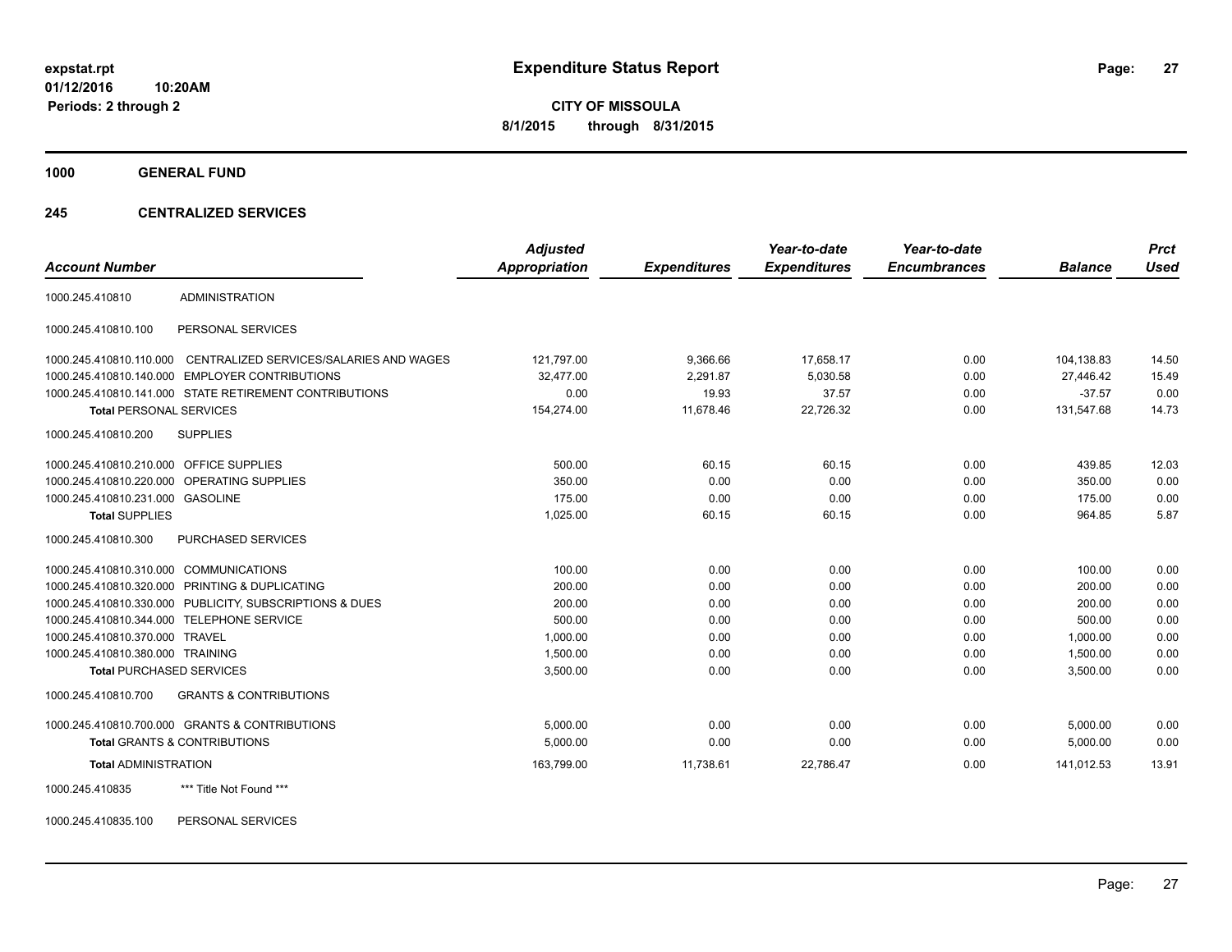**expstat.rpt**
**01/12/2016 10:20AM**
**Periods: 2 through 2**

# Expenditure Status Report

**CITY OF MISSOULA**
**8/1/2015 through 8/31/2015**

## 1000 GENERAL FUND

## 245 CENTRALIZED SERVICES

| Account Number | | Adjusted Appropriation | Expenditures | Year-to-date Expenditures | Year-to-date Encumbrances | Balance | Prct Used |
|---|---|---|---|---|---|---|---|
| 1000.245.410810 | ADMINISTRATION | | | | | | |
| 1000.245.410810.100 | PERSONAL SERVICES | | | | | | |
| 1000.245.410810.110.000 | CENTRALIZED SERVICES/SALARIES AND WAGES | 121,797.00 | 9,366.66 | 17,658.17 | 0.00 | 104,138.83 | 14.50 |
| 1000.245.410810.140.000 | EMPLOYER CONTRIBUTIONS | 32,477.00 | 2,291.87 | 5,030.58 | 0.00 | 27,446.42 | 15.49 |
| 1000.245.410810.141.000 | STATE RETIREMENT CONTRIBUTIONS | 0.00 | 19.93 | 37.57 | 0.00 | -37.57 | 0.00 |
| **Total** PERSONAL SERVICES | | 154,274.00 | 11,678.46 | 22,726.32 | 0.00 | 131,547.68 | 14.73 |
| 1000.245.410810.200 | SUPPLIES | | | | | | |
| 1000.245.410810.210.000 | OFFICE SUPPLIES | 500.00 | 60.15 | 60.15 | 0.00 | 439.85 | 12.03 |
| 1000.245.410810.220.000 | OPERATING SUPPLIES | 350.00 | 0.00 | 0.00 | 0.00 | 350.00 | 0.00 |
| 1000.245.410810.231.000 | GASOLINE | 175.00 | 0.00 | 0.00 | 0.00 | 175.00 | 0.00 |
| **Total** SUPPLIES | | 1,025.00 | 60.15 | 60.15 | 0.00 | 964.85 | 5.87 |
| 1000.245.410810.300 | PURCHASED SERVICES | | | | | | |
| 1000.245.410810.310.000 | COMMUNICATIONS | 100.00 | 0.00 | 0.00 | 0.00 | 100.00 | 0.00 |
| 1000.245.410810.320.000 | PRINTING & DUPLICATING | 200.00 | 0.00 | 0.00 | 0.00 | 200.00 | 0.00 |
| 1000.245.410810.330.000 | PUBLICITY, SUBSCRIPTIONS & DUES | 200.00 | 0.00 | 0.00 | 0.00 | 200.00 | 0.00 |
| 1000.245.410810.344.000 | TELEPHONE SERVICE | 500.00 | 0.00 | 0.00 | 0.00 | 500.00 | 0.00 |
| 1000.245.410810.370.000 | TRAVEL | 1,000.00 | 0.00 | 0.00 | 0.00 | 1,000.00 | 0.00 |
| 1000.245.410810.380.000 | TRAINING | 1,500.00 | 0.00 | 0.00 | 0.00 | 1,500.00 | 0.00 |
| **Total** PURCHASED SERVICES | | 3,500.00 | 0.00 | 0.00 | 0.00 | 3,500.00 | 0.00 |
| 1000.245.410810.700 | GRANTS & CONTRIBUTIONS | | | | | | |
| 1000.245.410810.700.000 | GRANTS & CONTRIBUTIONS | 5,000.00 | 0.00 | 0.00 | 0.00 | 5,000.00 | 0.00 |
| **Total** GRANTS & CONTRIBUTIONS | | 5,000.00 | 0.00 | 0.00 | 0.00 | 5,000.00 | 0.00 |
| **Total** ADMINISTRATION | | 163,799.00 | 11,738.61 | 22,786.47 | 0.00 | 141,012.53 | 13.91 |
| 1000.245.410835 | *** Title Not Found *** | | | | | | |
| 1000.245.410835.100 | PERSONAL SERVICES | | | | | | |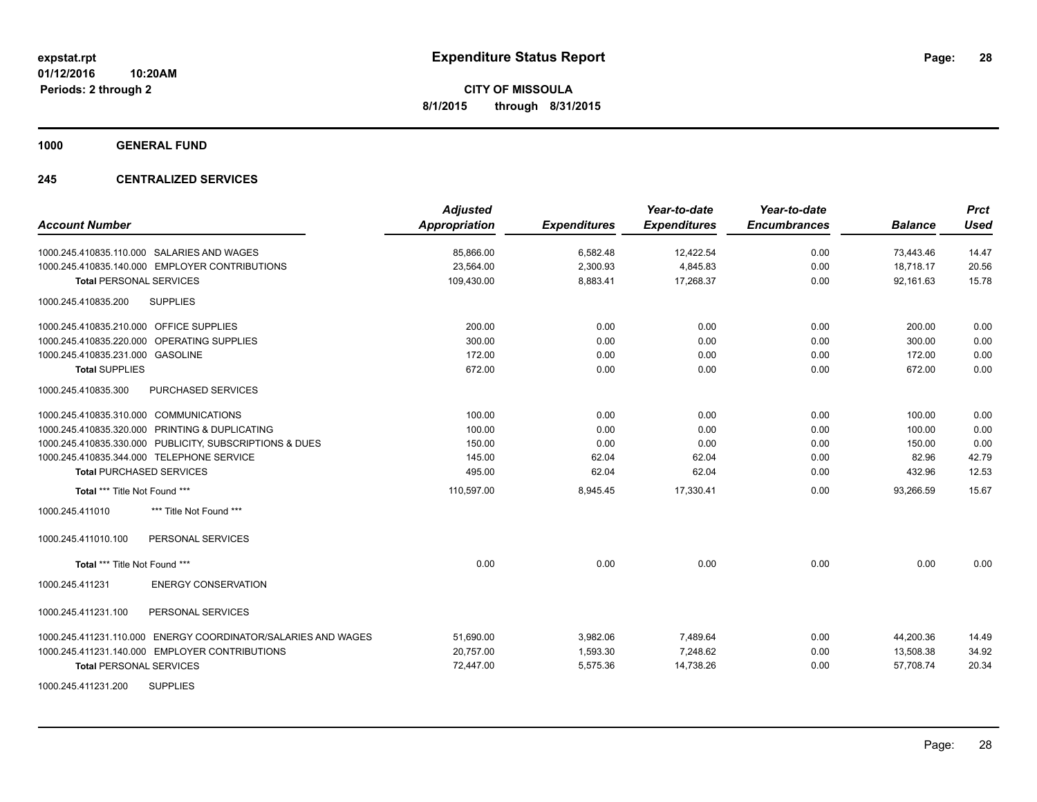**expstat.rpt**
**01/12/2016 10:20AM**
**Periods: 2 through 2**

# Expenditure Status Report

**CITY OF MISSOULA**
**8/1/2015 through 8/31/2015**

## 1000 GENERAL FUND

### 245 CENTRALIZED SERVICES

| Account Number | Adjusted Appropriation | Expenditures | Year-to-date Expenditures | Year-to-date Encumbrances | Balance | Prct Used |
|---|---|---|---|---|---|---|
| 1000.245.410835.110.000 SALARIES AND WAGES | 85,866.00 | 6,582.48 | 12,422.54 | 0.00 | 73,443.46 | 14.47 |
| 1000.245.410835.140.000 EMPLOYER CONTRIBUTIONS | 23,564.00 | 2,300.93 | 4,845.83 | 0.00 | 18,718.17 | 20.56 |
| **Total** PERSONAL SERVICES | 109,430.00 | 8,883.41 | 17,268.37 | 0.00 | 92,161.63 | 15.78 |
| 1000.245.410835.200 SUPPLIES | | | | | | |
| 1000.245.410835.210.000 OFFICE SUPPLIES | 200.00 | 0.00 | 0.00 | 0.00 | 200.00 | 0.00 |
| 1000.245.410835.220.000 OPERATING SUPPLIES | 300.00 | 0.00 | 0.00 | 0.00 | 300.00 | 0.00 |
| 1000.245.410835.231.000 GASOLINE | 172.00 | 0.00 | 0.00 | 0.00 | 172.00 | 0.00 |
| **Total** SUPPLIES | 672.00 | 0.00 | 0.00 | 0.00 | 672.00 | 0.00 |
| 1000.245.410835.300 PURCHASED SERVICES | | | | | | |
| 1000.245.410835.310.000 COMMUNICATIONS | 100.00 | 0.00 | 0.00 | 0.00 | 100.00 | 0.00 |
| 1000.245.410835.320.000 PRINTING & DUPLICATING | 100.00 | 0.00 | 0.00 | 0.00 | 100.00 | 0.00 |
| 1000.245.410835.330.000 PUBLICITY, SUBSCRIPTIONS & DUES | 150.00 | 0.00 | 0.00 | 0.00 | 150.00 | 0.00 |
| 1000.245.410835.344.000 TELEPHONE SERVICE | 145.00 | 62.04 | 62.04 | 0.00 | 82.96 | 42.79 |
| **Total** PURCHASED SERVICES | 495.00 | 62.04 | 62.04 | 0.00 | 432.96 | 12.53 |
| **Total** *** Title Not Found *** | 110,597.00 | 8,945.45 | 17,330.41 | 0.00 | 93,266.59 | 15.67 |
| 1000.245.411010 *** Title Not Found *** | | | | | | |
| 1000.245.411010.100 PERSONAL SERVICES | | | | | | |
| **Total** *** Title Not Found *** | 0.00 | 0.00 | 0.00 | 0.00 | 0.00 | 0.00 |
| 1000.245.411231 ENERGY CONSERVATION | | | | | | |
| 1000.245.411231.100 PERSONAL SERVICES | | | | | | |
| 1000.245.411231.110.000 ENERGY COORDINATOR/SALARIES AND WAGES | 51,690.00 | 3,982.06 | 7,489.64 | 0.00 | 44,200.36 | 14.49 |
| 1000.245.411231.140.000 EMPLOYER CONTRIBUTIONS | 20,757.00 | 1,593.30 | 7,248.62 | 0.00 | 13,508.38 | 34.92 |
| **Total** PERSONAL SERVICES | 72,447.00 | 5,575.36 | 14,738.26 | 0.00 | 57,708.74 | 20.34 |
| 1000.245.411231.200 SUPPLIES | | | | | | |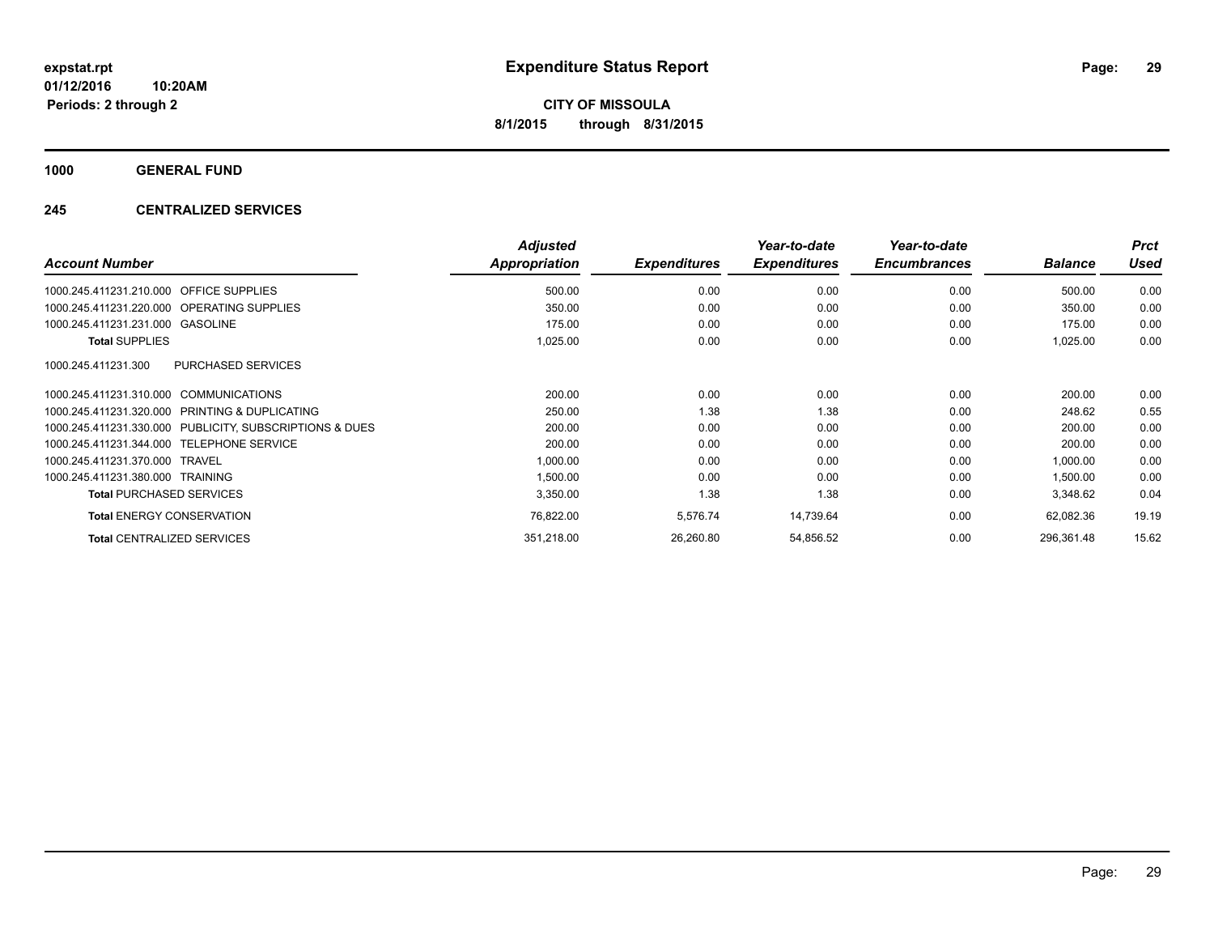**expstat.rpt**
**01/12/2016 10:20AM**
**Periods: 2 through 2**

# Expenditure Status Report

**CITY OF MISSOULA**
**8/1/2015 through 8/31/2015**

## 1000 GENERAL FUND

## 245 CENTRALIZED SERVICES

| Account Number | Adjusted Appropriation | Expenditures | Year-to-date Expenditures | Year-to-date Encumbrances | Balance | Prct Used |
|---|---|---|---|---|---|---|
| 1000.245.411231.210.000 OFFICE SUPPLIES | 500.00 | 0.00 | 0.00 | 0.00 | 500.00 | 0.00 |
| 1000.245.411231.220.000 OPERATING SUPPLIES | 350.00 | 0.00 | 0.00 | 0.00 | 350.00 | 0.00 |
| 1000.245.411231.231.000 GASOLINE | 175.00 | 0.00 | 0.00 | 0.00 | 175.00 | 0.00 |
| **Total** SUPPLIES | 1,025.00 | 0.00 | 0.00 | 0.00 | 1,025.00 | 0.00 |
| 1000.245.411231.300 PURCHASED SERVICES | | | | | | |
| 1000.245.411231.310.000 COMMUNICATIONS | 200.00 | 0.00 | 0.00 | 0.00 | 200.00 | 0.00 |
| 1000.245.411231.320.000 PRINTING & DUPLICATING | 250.00 | 1.38 | 1.38 | 0.00 | 248.62 | 0.55 |
| 1000.245.411231.330.000 PUBLICITY, SUBSCRIPTIONS & DUES | 200.00 | 0.00 | 0.00 | 0.00 | 200.00 | 0.00 |
| 1000.245.411231.344.000 TELEPHONE SERVICE | 200.00 | 0.00 | 0.00 | 0.00 | 200.00 | 0.00 |
| 1000.245.411231.370.000 TRAVEL | 1,000.00 | 0.00 | 0.00 | 0.00 | 1,000.00 | 0.00 |
| 1000.245.411231.380.000 TRAINING | 1,500.00 | 0.00 | 0.00 | 0.00 | 1,500.00 | 0.00 |
| **Total** PURCHASED SERVICES | 3,350.00 | 1.38 | 1.38 | 0.00 | 3,348.62 | 0.04 |
| **Total** ENERGY CONSERVATION | 76,822.00 | 5,576.74 | 14,739.64 | 0.00 | 62,082.36 | 19.19 |
| **Total** CENTRALIZED SERVICES | 351,218.00 | 26,260.80 | 54,856.52 | 0.00 | 296,361.48 | 15.62 |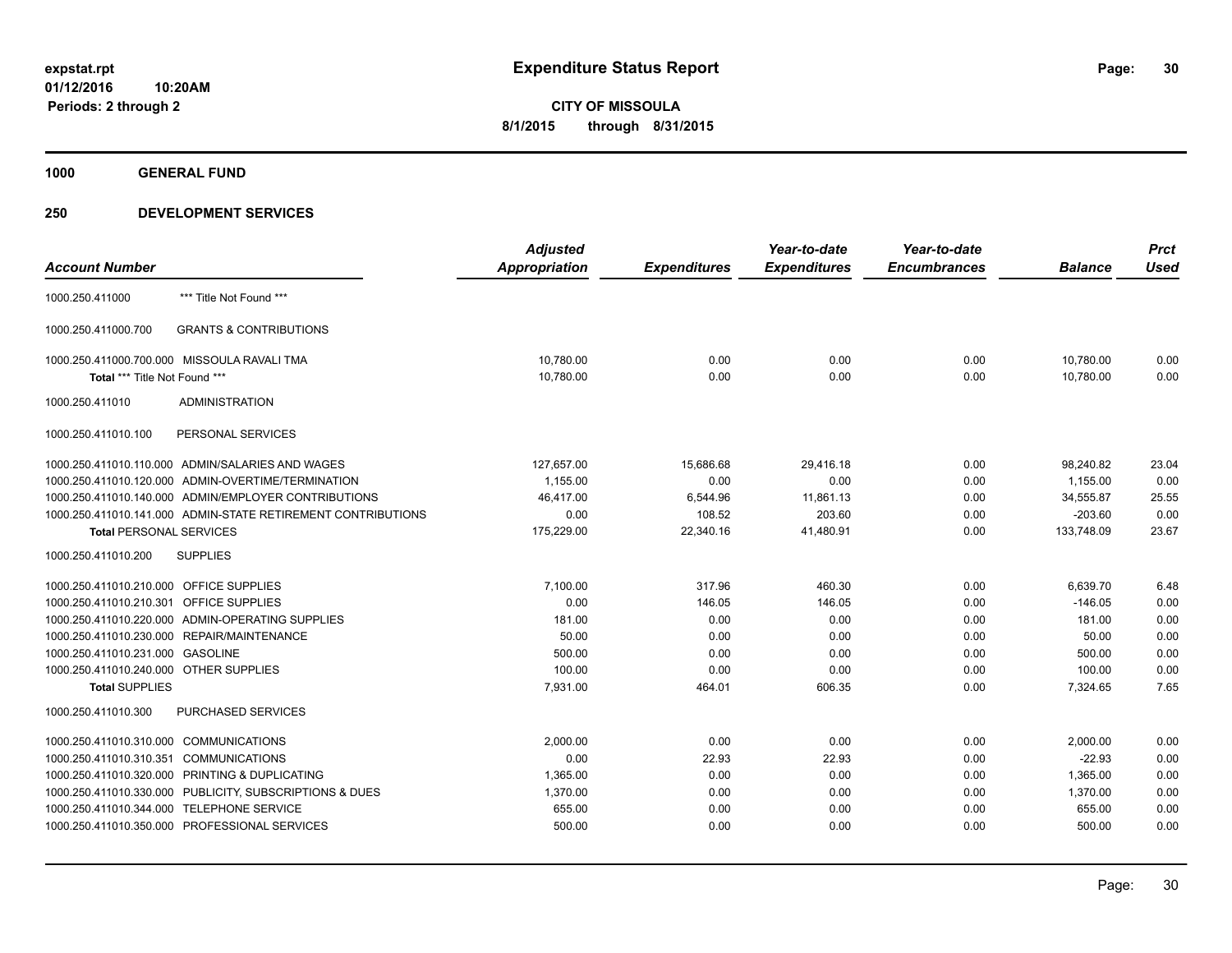# Expenditure Status Report

expstat.rpt
01/12/2016 10:20AM
Periods: 2 through 2

**CITY OF MISSOULA**
**8/1/2015 through 8/31/2015**

**1000 GENERAL FUND**

**250 DEVELOPMENT SERVICES**

| Account Number | | Adjusted Appropriation | Expenditures | Year-to-date Expenditures | Year-to-date Encumbrances | Balance | Prct Used |
|---|---|---|---|---|---|---|---|
| 1000.250.411000 | *** Title Not Found *** | | | | | | |
| 1000.250.411000.700 | GRANTS & CONTRIBUTIONS | | | | | | |
| 1000.250.411000.700.000 | MISSOULA RAVALI TMA | 10,780.00 | 0.00 | 0.00 | 0.00 | 10,780.00 | 0.00 |
| Total *** Title Not Found *** | | 10,780.00 | 0.00 | 0.00 | 0.00 | 10,780.00 | 0.00 |
| 1000.250.411010 | ADMINISTRATION | | | | | | |
| 1000.250.411010.100 | PERSONAL SERVICES | | | | | | |
| 1000.250.411010.110.000 | ADMIN/SALARIES AND WAGES | 127,657.00 | 15,686.68 | 29,416.18 | 0.00 | 98,240.82 | 23.04 |
| 1000.250.411010.120.000 | ADMIN-OVERTIME/TERMINATION | 1,155.00 | 0.00 | 0.00 | 0.00 | 1,155.00 | 0.00 |
| 1000.250.411010.140.000 | ADMIN/EMPLOYER CONTRIBUTIONS | 46,417.00 | 6,544.96 | 11,861.13 | 0.00 | 34,555.87 | 25.55 |
| 1000.250.411010.141.000 | ADMIN-STATE RETIREMENT CONTRIBUTIONS | 0.00 | 108.52 | 203.60 | 0.00 | -203.60 | 0.00 |
| Total PERSONAL SERVICES | | 175,229.00 | 22,340.16 | 41,480.91 | 0.00 | 133,748.09 | 23.67 |
| 1000.250.411010.200 | SUPPLIES | | | | | | |
| 1000.250.411010.210.000 | OFFICE SUPPLIES | 7,100.00 | 317.96 | 460.30 | 0.00 | 6,639.70 | 6.48 |
| 1000.250.411010.210.301 | OFFICE SUPPLIES | 0.00 | 146.05 | 146.05 | 0.00 | -146.05 | 0.00 |
| 1000.250.411010.220.000 | ADMIN-OPERATING SUPPLIES | 181.00 | 0.00 | 0.00 | 0.00 | 181.00 | 0.00 |
| 1000.250.411010.230.000 | REPAIR/MAINTENANCE | 50.00 | 0.00 | 0.00 | 0.00 | 50.00 | 0.00 |
| 1000.250.411010.231.000 | GASOLINE | 500.00 | 0.00 | 0.00 | 0.00 | 500.00 | 0.00 |
| 1000.250.411010.240.000 | OTHER SUPPLIES | 100.00 | 0.00 | 0.00 | 0.00 | 100.00 | 0.00 |
| Total SUPPLIES | | 7,931.00 | 464.01 | 606.35 | 0.00 | 7,324.65 | 7.65 |
| 1000.250.411010.300 | PURCHASED SERVICES | | | | | | |
| 1000.250.411010.310.000 | COMMUNICATIONS | 2,000.00 | 0.00 | 0.00 | 0.00 | 2,000.00 | 0.00 |
| 1000.250.411010.310.351 | COMMUNICATIONS | 0.00 | 22.93 | 22.93 | 0.00 | -22.93 | 0.00 |
| 1000.250.411010.320.000 | PRINTING & DUPLICATING | 1,365.00 | 0.00 | 0.00 | 0.00 | 1,365.00 | 0.00 |
| 1000.250.411010.330.000 | PUBLICITY, SUBSCRIPTIONS & DUES | 1,370.00 | 0.00 | 0.00 | 0.00 | 1,370.00 | 0.00 |
| 1000.250.411010.344.000 | TELEPHONE SERVICE | 655.00 | 0.00 | 0.00 | 0.00 | 655.00 | 0.00 |
| 1000.250.411010.350.000 | PROFESSIONAL SERVICES | 500.00 | 0.00 | 0.00 | 0.00 | 500.00 | 0.00 |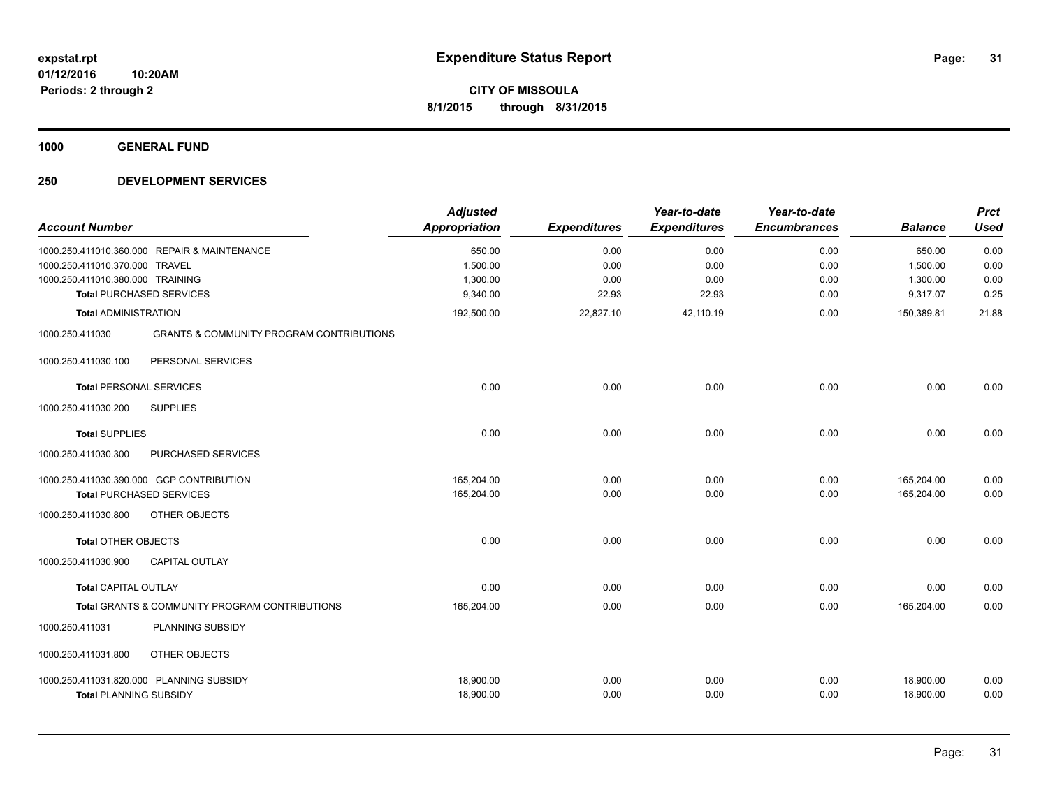**expstat.rpt**
**01/12/2016 10:20AM**
**Periods: 2 through 2**

# Expenditure Status Report

**CITY OF MISSOULA**
**8/1/2015 through 8/31/2015**

## 1000 GENERAL FUND

## 250 DEVELOPMENT SERVICES

| Account Number | | Adjusted Appropriation | Expenditures | Year-to-date Expenditures | Year-to-date Encumbrances | Balance | Prct Used |
|---|---|---|---|---|---|---|---|
| 1000.250.411010.360.000 | REPAIR & MAINTENANCE | 650.00 | 0.00 | 0.00 | 0.00 | 650.00 | 0.00 |
| 1000.250.411010.370.000 | TRAVEL | 1,500.00 | 0.00 | 0.00 | 0.00 | 1,500.00 | 0.00 |
| 1000.250.411010.380.000 | TRAINING | 1,300.00 | 0.00 | 0.00 | 0.00 | 1,300.00 | 0.00 |
| **Total** PURCHASED SERVICES | | 9,340.00 | 22.93 | 22.93 | 0.00 | 9,317.07 | 0.25 |
| **Total** ADMINISTRATION | | 192,500.00 | 22,827.10 | 42,110.19 | 0.00 | 150,389.81 | 21.88 |
| 1000.250.411030 | GRANTS & COMMUNITY PROGRAM CONTRIBUTIONS | | | | | | |
| 1000.250.411030.100 | PERSONAL SERVICES | | | | | | |
| **Total** PERSONAL SERVICES | | 0.00 | 0.00 | 0.00 | 0.00 | 0.00 | 0.00 |
| 1000.250.411030.200 | SUPPLIES | | | | | | |
| **Total** SUPPLIES | | 0.00 | 0.00 | 0.00 | 0.00 | 0.00 | 0.00 |
| 1000.250.411030.300 | PURCHASED SERVICES | | | | | | |
| 1000.250.411030.390.000 | GCP CONTRIBUTION | 165,204.00 | 0.00 | 0.00 | 0.00 | 165,204.00 | 0.00 |
| **Total** PURCHASED SERVICES | | 165,204.00 | 0.00 | 0.00 | 0.00 | 165,204.00 | 0.00 |
| 1000.250.411030.800 | OTHER OBJECTS | | | | | | |
| **Total** OTHER OBJECTS | | 0.00 | 0.00 | 0.00 | 0.00 | 0.00 | 0.00 |
| 1000.250.411030.900 | CAPITAL OUTLAY | | | | | | |
| **Total** CAPITAL OUTLAY | | 0.00 | 0.00 | 0.00 | 0.00 | 0.00 | 0.00 |
| **Total** GRANTS & COMMUNITY PROGRAM CONTRIBUTIONS | | 165,204.00 | 0.00 | 0.00 | 0.00 | 165,204.00 | 0.00 |
| 1000.250.411031 | PLANNING SUBSIDY | | | | | | |
| 1000.250.411031.800 | OTHER OBJECTS | | | | | | |
| 1000.250.411031.820.000 | PLANNING SUBSIDY | 18,900.00 | 0.00 | 0.00 | 0.00 | 18,900.00 | 0.00 |
| **Total** PLANNING SUBSIDY | | 18,900.00 | 0.00 | 0.00 | 0.00 | 18,900.00 | 0.00 |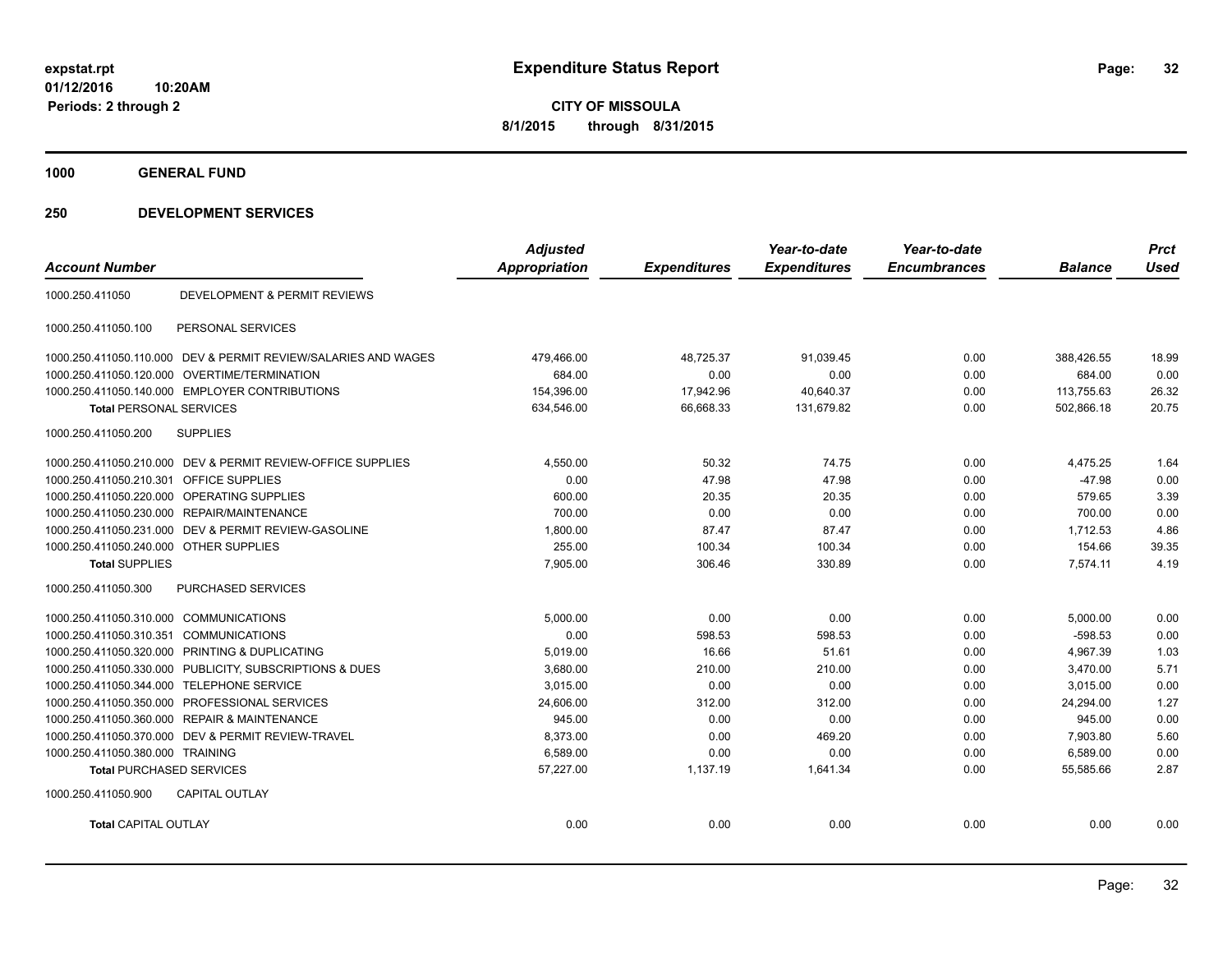# Expenditure Status Report

expstat.rpt
01/12/2016 10:20AM
Periods: 2 through 2

**CITY OF MISSOULA**
**8/1/2015 through 8/31/2015**

## 1000 GENERAL FUND

## 250 DEVELOPMENT SERVICES

| Account Number | | Adjusted Appropriation | Expenditures | Year-to-date Expenditures | Year-to-date Encumbrances | Balance | Prct Used |
|---|---|---|---|---|---|---|---|
| 1000.250.411050 | DEVELOPMENT & PERMIT REVIEWS | | | | | | |
| 1000.250.411050.100 | PERSONAL SERVICES | | | | | | |
| 1000.250.411050.110.000 | DEV & PERMIT REVIEW/SALARIES AND WAGES | 479,466.00 | 48,725.37 | 91,039.45 | 0.00 | 388,426.55 | 18.99 |
| 1000.250.411050.120.000 | OVERTIME/TERMINATION | 684.00 | 0.00 | 0.00 | 0.00 | 684.00 | 0.00 |
| 1000.250.411050.140.000 | EMPLOYER CONTRIBUTIONS | 154,396.00 | 17,942.96 | 40,640.37 | 0.00 | 113,755.63 | 26.32 |
| **Total** PERSONAL SERVICES | | 634,546.00 | 66,668.33 | 131,679.82 | 0.00 | 502,866.18 | 20.75 |
| 1000.250.411050.200 | SUPPLIES | | | | | | |
| 1000.250.411050.210.000 | DEV & PERMIT REVIEW-OFFICE SUPPLIES | 4,550.00 | 50.32 | 74.75 | 0.00 | 4,475.25 | 1.64 |
| 1000.250.411050.210.301 | OFFICE SUPPLIES | 0.00 | 47.98 | 47.98 | 0.00 | -47.98 | 0.00 |
| 1000.250.411050.220.000 | OPERATING SUPPLIES | 600.00 | 20.35 | 20.35 | 0.00 | 579.65 | 3.39 |
| 1000.250.411050.230.000 | REPAIR/MAINTENANCE | 700.00 | 0.00 | 0.00 | 0.00 | 700.00 | 0.00 |
| 1000.250.411050.231.000 | DEV & PERMIT REVIEW-GASOLINE | 1,800.00 | 87.47 | 87.47 | 0.00 | 1,712.53 | 4.86 |
| 1000.250.411050.240.000 | OTHER SUPPLIES | 255.00 | 100.34 | 100.34 | 0.00 | 154.66 | 39.35 |
| **Total** SUPPLIES | | 7,905.00 | 306.46 | 330.89 | 0.00 | 7,574.11 | 4.19 |
| 1000.250.411050.300 | PURCHASED SERVICES | | | | | | |
| 1000.250.411050.310.000 | COMMUNICATIONS | 5,000.00 | 0.00 | 0.00 | 0.00 | 5,000.00 | 0.00 |
| 1000.250.411050.310.351 | COMMUNICATIONS | 0.00 | 598.53 | 598.53 | 0.00 | -598.53 | 0.00 |
| 1000.250.411050.320.000 | PRINTING & DUPLICATING | 5,019.00 | 16.66 | 51.61 | 0.00 | 4,967.39 | 1.03 |
| 1000.250.411050.330.000 | PUBLICITY, SUBSCRIPTIONS & DUES | 3,680.00 | 210.00 | 210.00 | 0.00 | 3,470.00 | 5.71 |
| 1000.250.411050.344.000 | TELEPHONE SERVICE | 3,015.00 | 0.00 | 0.00 | 0.00 | 3,015.00 | 0.00 |
| 1000.250.411050.350.000 | PROFESSIONAL SERVICES | 24,606.00 | 312.00 | 312.00 | 0.00 | 24,294.00 | 1.27 |
| 1000.250.411050.360.000 | REPAIR & MAINTENANCE | 945.00 | 0.00 | 0.00 | 0.00 | 945.00 | 0.00 |
| 1000.250.411050.370.000 | DEV & PERMIT REVIEW-TRAVEL | 8,373.00 | 0.00 | 469.20 | 0.00 | 7,903.80 | 5.60 |
| 1000.250.411050.380.000 | TRAINING | 6,589.00 | 0.00 | 0.00 | 0.00 | 6,589.00 | 0.00 |
| **Total** PURCHASED SERVICES | | 57,227.00 | 1,137.19 | 1,641.34 | 0.00 | 55,585.66 | 2.87 |
| 1000.250.411050.900 | CAPITAL OUTLAY | | | | | | |
| **Total** CAPITAL OUTLAY | | 0.00 | 0.00 | 0.00 | 0.00 | 0.00 | 0.00 |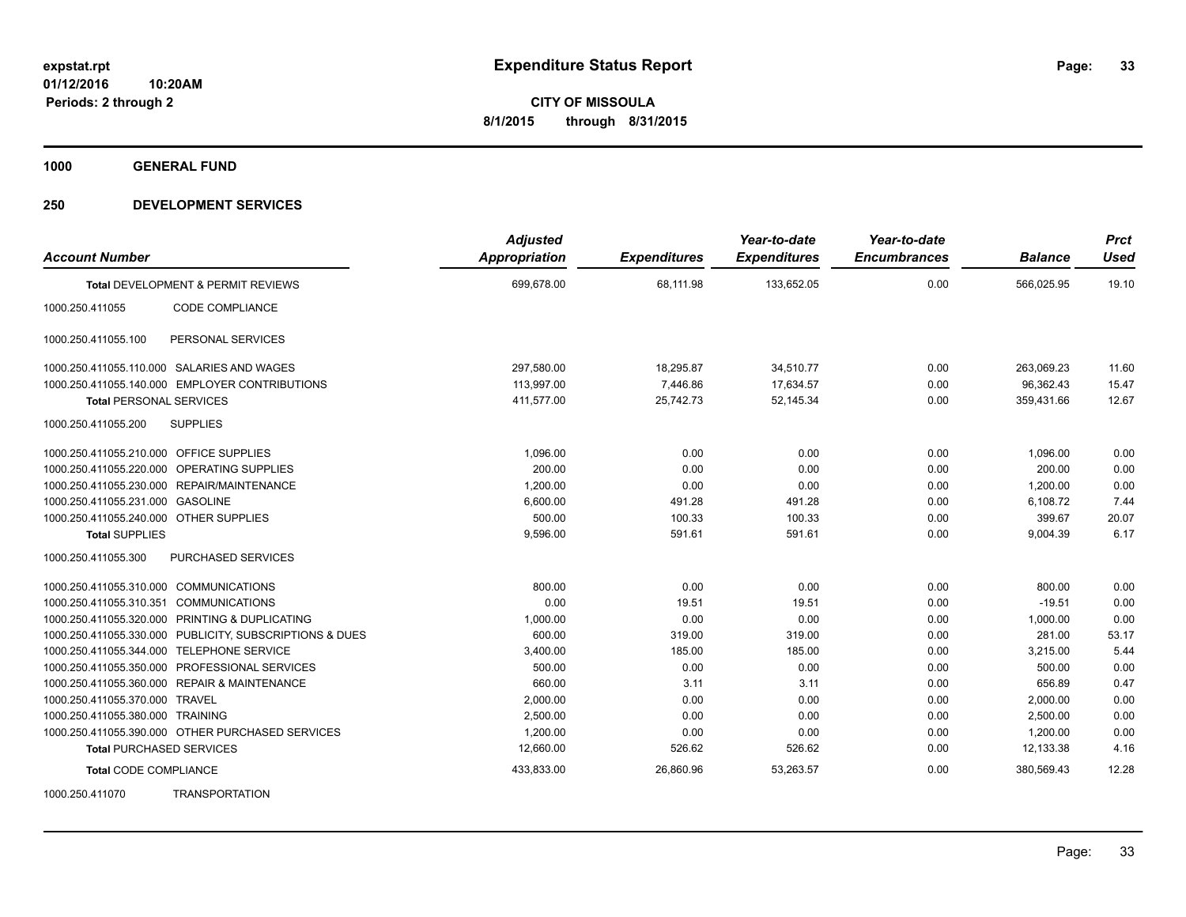# Expenditure Status Report

expstat.rpt
01/12/2016 10:20AM
Periods: 2 through 2

**CITY OF MISSOULA**
**8/1/2015 through 8/31/2015**

**1000 GENERAL FUND**

**250 DEVELOPMENT SERVICES**

| Account Number | | Adjusted Appropriation | Expenditures | Year-to-date Expenditures | Year-to-date Encumbrances | Balance | Prct Used |
|---|---|---|---|---|---|---|---|
| **Total** DEVELOPMENT & PERMIT REVIEWS | | 699,678.00 | 68,111.98 | 133,652.05 | 0.00 | 566,025.95 | 19.10 |
| 1000.250.411055 | CODE COMPLIANCE | | | | | | |
| 1000.250.411055.100 | PERSONAL SERVICES | | | | | | |
| 1000.250.411055.110.000 | SALARIES AND WAGES | 297,580.00 | 18,295.87 | 34,510.77 | 0.00 | 263,069.23 | 11.60 |
| 1000.250.411055.140.000 | EMPLOYER CONTRIBUTIONS | 113,997.00 | 7,446.86 | 17,634.57 | 0.00 | 96,362.43 | 15.47 |
| **Total** PERSONAL SERVICES | | 411,577.00 | 25,742.73 | 52,145.34 | 0.00 | 359,431.66 | 12.67 |
| 1000.250.411055.200 | SUPPLIES | | | | | | |
| 1000.250.411055.210.000 | OFFICE SUPPLIES | 1,096.00 | 0.00 | 0.00 | 0.00 | 1,096.00 | 0.00 |
| 1000.250.411055.220.000 | OPERATING SUPPLIES | 200.00 | 0.00 | 0.00 | 0.00 | 200.00 | 0.00 |
| 1000.250.411055.230.000 | REPAIR/MAINTENANCE | 1,200.00 | 0.00 | 0.00 | 0.00 | 1,200.00 | 0.00 |
| 1000.250.411055.231.000 | GASOLINE | 6,600.00 | 491.28 | 491.28 | 0.00 | 6,108.72 | 7.44 |
| 1000.250.411055.240.000 | OTHER SUPPLIES | 500.00 | 100.33 | 100.33 | 0.00 | 399.67 | 20.07 |
| **Total** SUPPLIES | | 9,596.00 | 591.61 | 591.61 | 0.00 | 9,004.39 | 6.17 |
| 1000.250.411055.300 | PURCHASED SERVICES | | | | | | |
| 1000.250.411055.310.000 | COMMUNICATIONS | 800.00 | 0.00 | 0.00 | 0.00 | 800.00 | 0.00 |
| 1000.250.411055.310.351 | COMMUNICATIONS | 0.00 | 19.51 | 19.51 | 0.00 | -19.51 | 0.00 |
| 1000.250.411055.320.000 | PRINTING & DUPLICATING | 1,000.00 | 0.00 | 0.00 | 0.00 | 1,000.00 | 0.00 |
| 1000.250.411055.330.000 | PUBLICITY, SUBSCRIPTIONS & DUES | 600.00 | 319.00 | 319.00 | 0.00 | 281.00 | 53.17 |
| 1000.250.411055.344.000 | TELEPHONE SERVICE | 3,400.00 | 185.00 | 185.00 | 0.00 | 3,215.00 | 5.44 |
| 1000.250.411055.350.000 | PROFESSIONAL SERVICES | 500.00 | 0.00 | 0.00 | 0.00 | 500.00 | 0.00 |
| 1000.250.411055.360.000 | REPAIR & MAINTENANCE | 660.00 | 3.11 | 3.11 | 0.00 | 656.89 | 0.47 |
| 1000.250.411055.370.000 | TRAVEL | 2,000.00 | 0.00 | 0.00 | 0.00 | 2,000.00 | 0.00 |
| 1000.250.411055.380.000 | TRAINING | 2,500.00 | 0.00 | 0.00 | 0.00 | 2,500.00 | 0.00 |
| 1000.250.411055.390.000 | OTHER PURCHASED SERVICES | 1,200.00 | 0.00 | 0.00 | 0.00 | 1,200.00 | 0.00 |
| **Total** PURCHASED SERVICES | | 12,660.00 | 526.62 | 526.62 | 0.00 | 12,133.38 | 4.16 |
| **Total** CODE COMPLIANCE | | 433,833.00 | 26,860.96 | 53,263.57 | 0.00 | 380,569.43 | 12.28 |
| 1000.250.411070 | TRANSPORTATION | | | | | | |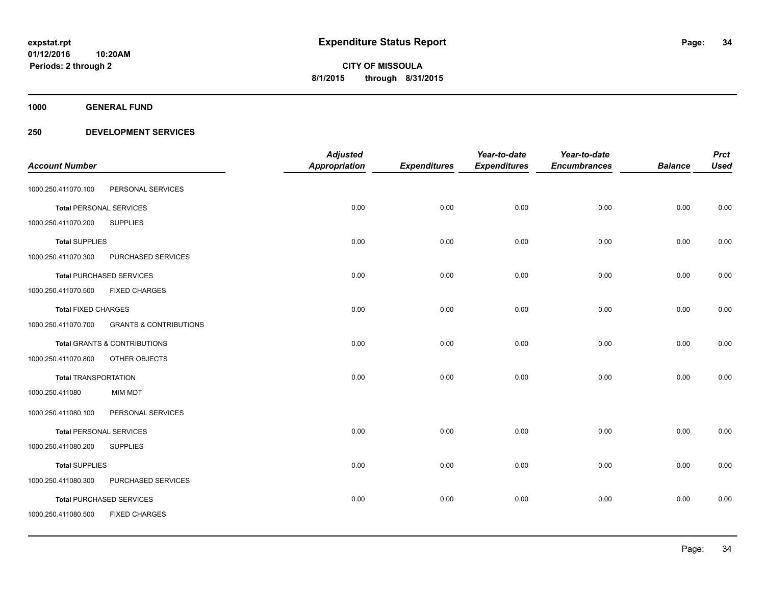**expstat.rpt**
**01/12/2016 10:20AM**
**Periods: 2 through 2**

# Expenditure Status Report

**CITY OF MISSOULA**
**8/1/2015 through 8/31/2015**

## 1000 GENERAL FUND

## 250 DEVELOPMENT SERVICES

| Account Number | | Adjusted Appropriation | Expenditures | Year-to-date Expenditures | Year-to-date Encumbrances | Balance | Prct Used |
|---|---|---|---|---|---|---|---|
| 1000.250.411070.100 | PERSONAL SERVICES | | | | | | |
| **Total** PERSONAL SERVICES | | 0.00 | 0.00 | 0.00 | 0.00 | 0.00 | 0.00 |
| 1000.250.411070.200 | SUPPLIES | | | | | | |
| **Total** SUPPLIES | | 0.00 | 0.00 | 0.00 | 0.00 | 0.00 | 0.00 |
| 1000.250.411070.300 | PURCHASED SERVICES | | | | | | |
| **Total** PURCHASED SERVICES | | 0.00 | 0.00 | 0.00 | 0.00 | 0.00 | 0.00 |
| 1000.250.411070.500 | FIXED CHARGES | | | | | | |
| **Total** FIXED CHARGES | | 0.00 | 0.00 | 0.00 | 0.00 | 0.00 | 0.00 |
| 1000.250.411070.700 | GRANTS & CONTRIBUTIONS | | | | | | |
| **Total** GRANTS & CONTRIBUTIONS | | 0.00 | 0.00 | 0.00 | 0.00 | 0.00 | 0.00 |
| 1000.250.411070.800 | OTHER OBJECTS | | | | | | |
| **Total** TRANSPORTATION | | 0.00 | 0.00 | 0.00 | 0.00 | 0.00 | 0.00 |
| 1000.250.411080 | MIM MDT | | | | | | |
| 1000.250.411080.100 | PERSONAL SERVICES | | | | | | |
| **Total** PERSONAL SERVICES | | 0.00 | 0.00 | 0.00 | 0.00 | 0.00 | 0.00 |
| 1000.250.411080.200 | SUPPLIES | | | | | | |
| **Total** SUPPLIES | | 0.00 | 0.00 | 0.00 | 0.00 | 0.00 | 0.00 |
| 1000.250.411080.300 | PURCHASED SERVICES | | | | | | |
| **Total** PURCHASED SERVICES | | 0.00 | 0.00 | 0.00 | 0.00 | 0.00 | 0.00 |
| 1000.250.411080.500 | FIXED CHARGES | | | | | | |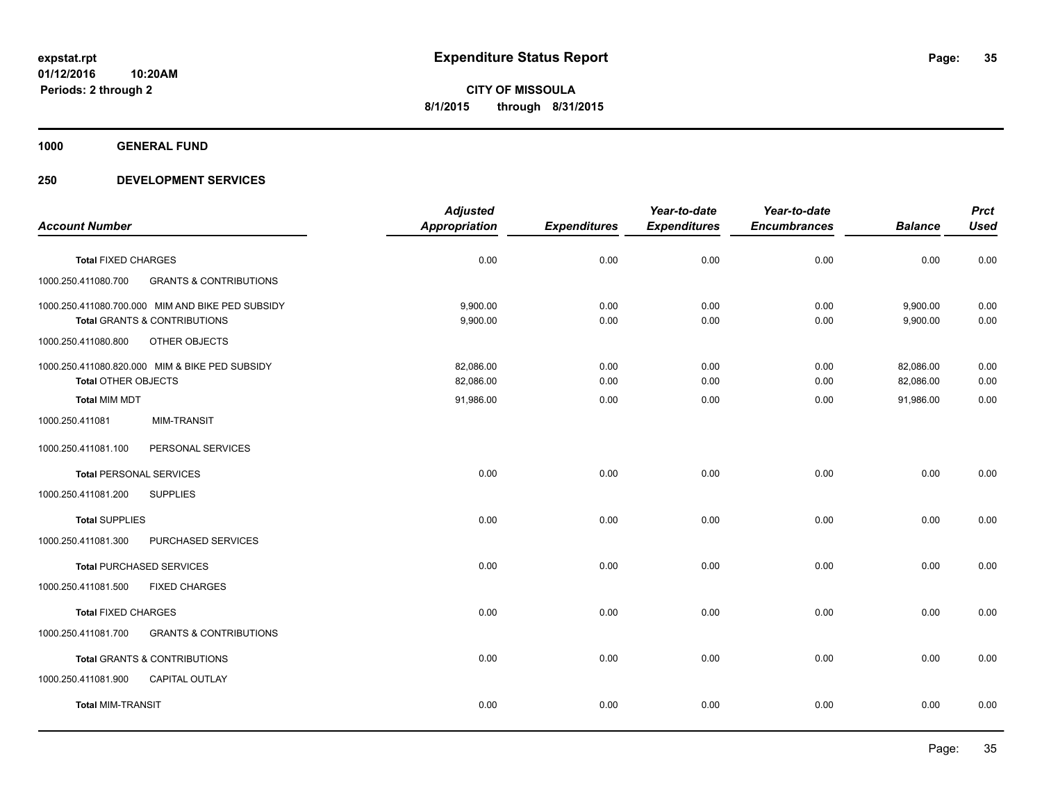**expstat.rpt**
**01/12/2016 10:20AM**
**Periods: 2 through 2**

# Expenditure Status Report

**CITY OF MISSOULA**
**8/1/2015 through 8/31/2015**

## 1000 GENERAL FUND

### 250 DEVELOPMENT SERVICES

| Account Number | Adjusted Appropriation | Expenditures | Year-to-date Expenditures | Year-to-date Encumbrances | Balance | Prct Used |
|---|---|---|---|---|---|---|
| **Total** FIXED CHARGES | 0.00 | 0.00 | 0.00 | 0.00 | 0.00 | 0.00 |
| 1000.250.411080.700 GRANTS & CONTRIBUTIONS | | | | | | |
| 1000.250.411080.700.000 MIM AND BIKE PED SUBSIDY | 9,900.00 | 0.00 | 0.00 | 0.00 | 9,900.00 | 0.00 |
| **Total** GRANTS & CONTRIBUTIONS | 9,900.00 | 0.00 | 0.00 | 0.00 | 9,900.00 | 0.00 |
| 1000.250.411080.800 OTHER OBJECTS | | | | | | |
| 1000.250.411080.820.000 MIM & BIKE PED SUBSIDY | 82,086.00 | 0.00 | 0.00 | 0.00 | 82,086.00 | 0.00 |
| **Total** OTHER OBJECTS | 82,086.00 | 0.00 | 0.00 | 0.00 | 82,086.00 | 0.00 |
| **Total** MIM MDT | 91,986.00 | 0.00 | 0.00 | 0.00 | 91,986.00 | 0.00 |
| 1000.250.411081 MIM-TRANSIT | | | | | | |
| 1000.250.411081.100 PERSONAL SERVICES | | | | | | |
| **Total** PERSONAL SERVICES | 0.00 | 0.00 | 0.00 | 0.00 | 0.00 | 0.00 |
| 1000.250.411081.200 SUPPLIES | | | | | | |
| **Total** SUPPLIES | 0.00 | 0.00 | 0.00 | 0.00 | 0.00 | 0.00 |
| 1000.250.411081.300 PURCHASED SERVICES | | | | | | |
| **Total** PURCHASED SERVICES | 0.00 | 0.00 | 0.00 | 0.00 | 0.00 | 0.00 |
| 1000.250.411081.500 FIXED CHARGES | | | | | | |
| **Total** FIXED CHARGES | 0.00 | 0.00 | 0.00 | 0.00 | 0.00 | 0.00 |
| 1000.250.411081.700 GRANTS & CONTRIBUTIONS | | | | | | |
| **Total** GRANTS & CONTRIBUTIONS | 0.00 | 0.00 | 0.00 | 0.00 | 0.00 | 0.00 |
| 1000.250.411081.900 CAPITAL OUTLAY | | | | | | |
| **Total** MIM-TRANSIT | 0.00 | 0.00 | 0.00 | 0.00 | 0.00 | 0.00 |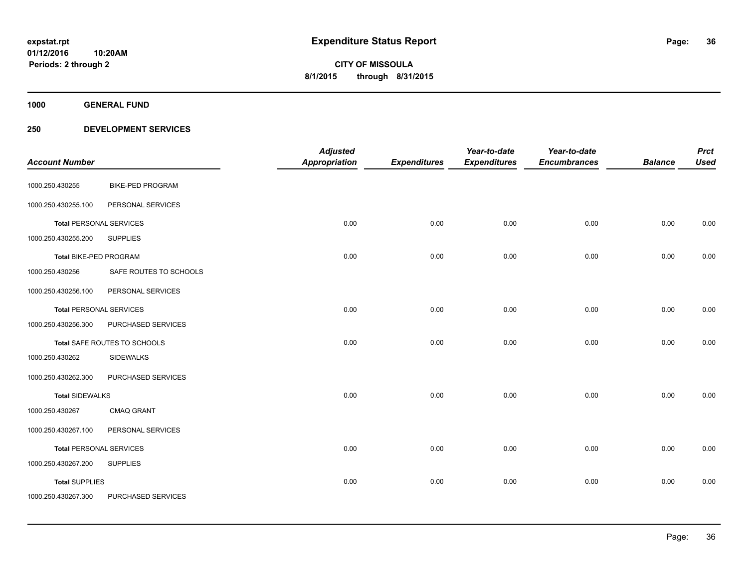**expstat.rpt**
**01/12/2016 10:20AM**
**Periods: 2 through 2**

# Expenditure Status Report

**CITY OF MISSOULA**
**8/1/2015 through 8/31/2015**

## 1000 GENERAL FUND

## 250 DEVELOPMENT SERVICES

| Account Number | | Adjusted Appropriation | Expenditures | Year-to-date Expenditures | Year-to-date Encumbrances | Balance | Prct Used |
|---|---|---|---|---|---|---|---|
| 1000.250.430255 | BIKE-PED PROGRAM | | | | | | |
| 1000.250.430255.100 | PERSONAL SERVICES | | | | | | |
| **Total** PERSONAL SERVICES | | 0.00 | 0.00 | 0.00 | 0.00 | 0.00 | 0.00 |
| 1000.250.430255.200 | SUPPLIES | | | | | | |
| **Total** BIKE-PED PROGRAM | | 0.00 | 0.00 | 0.00 | 0.00 | 0.00 | 0.00 |
| 1000.250.430256 | SAFE ROUTES TO SCHOOLS | | | | | | |
| 1000.250.430256.100 | PERSONAL SERVICES | | | | | | |
| **Total** PERSONAL SERVICES | | 0.00 | 0.00 | 0.00 | 0.00 | 0.00 | 0.00 |
| 1000.250.430256.300 | PURCHASED SERVICES | | | | | | |
| **Total** SAFE ROUTES TO SCHOOLS | | 0.00 | 0.00 | 0.00 | 0.00 | 0.00 | 0.00 |
| 1000.250.430262 | SIDEWALKS | | | | | | |
| 1000.250.430262.300 | PURCHASED SERVICES | | | | | | |
| **Total** SIDEWALKS | | 0.00 | 0.00 | 0.00 | 0.00 | 0.00 | 0.00 |
| 1000.250.430267 | CMAQ GRANT | | | | | | |
| 1000.250.430267.100 | PERSONAL SERVICES | | | | | | |
| **Total** PERSONAL SERVICES | | 0.00 | 0.00 | 0.00 | 0.00 | 0.00 | 0.00 |
| 1000.250.430267.200 | SUPPLIES | | | | | | |
| **Total** SUPPLIES | | 0.00 | 0.00 | 0.00 | 0.00 | 0.00 | 0.00 |
| 1000.250.430267.300 | PURCHASED SERVICES | | | | | | |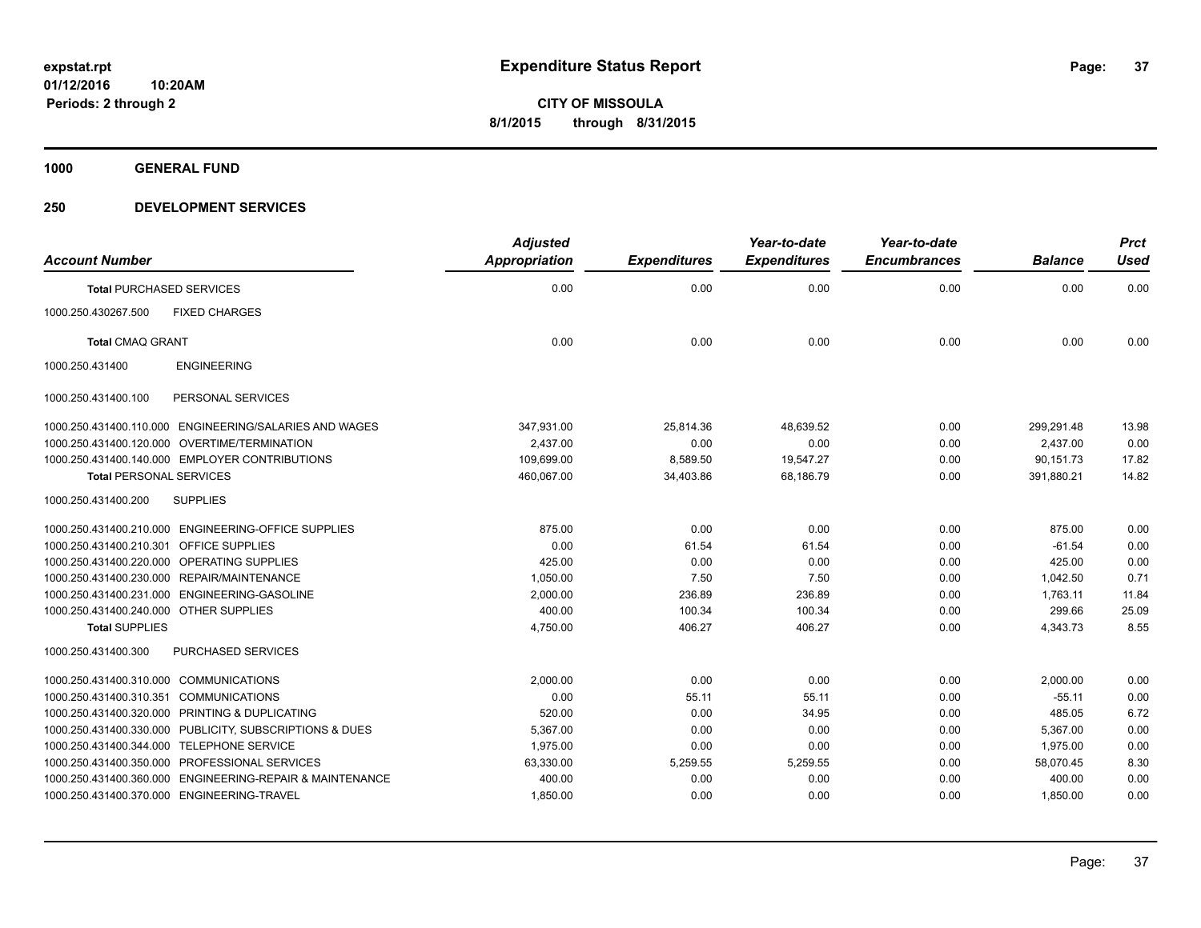**expstat.rpt**
**01/12/2016 10:20AM**
**Periods: 2 through 2**

# Expenditure Status Report

**CITY OF MISSOULA**
**8/1/2015 through 8/31/2015**

## 1000 GENERAL FUND

## 250 DEVELOPMENT SERVICES

| Account Number | | Adjusted Appropriation | Expenditures | Year-to-date Expenditures | Year-to-date Encumbrances | Balance | Prct Used |
|---|---|---|---|---|---|---|---|
| **Total** PURCHASED SERVICES | | 0.00 | 0.00 | 0.00 | 0.00 | 0.00 | 0.00 |
| 1000.250.430267.500 | FIXED CHARGES | | | | | | |
| **Total** CMAQ GRANT | | 0.00 | 0.00 | 0.00 | 0.00 | 0.00 | 0.00 |
| 1000.250.431400 | ENGINEERING | | | | | | |
| 1000.250.431400.100 | PERSONAL SERVICES | | | | | | |
| 1000.250.431400.110.000 | ENGINEERING/SALARIES AND WAGES | 347,931.00 | 25,814.36 | 48,639.52 | 0.00 | 299,291.48 | 13.98 |
| 1000.250.431400.120.000 | OVERTIME/TERMINATION | 2,437.00 | 0.00 | 0.00 | 0.00 | 2,437.00 | 0.00 |
| 1000.250.431400.140.000 | EMPLOYER CONTRIBUTIONS | 109,699.00 | 8,589.50 | 19,547.27 | 0.00 | 90,151.73 | 17.82 |
| **Total** PERSONAL SERVICES | | 460,067.00 | 34,403.86 | 68,186.79 | 0.00 | 391,880.21 | 14.82 |
| 1000.250.431400.200 | SUPPLIES | | | | | | |
| 1000.250.431400.210.000 | ENGINEERING-OFFICE SUPPLIES | 875.00 | 0.00 | 0.00 | 0.00 | 875.00 | 0.00 |
| 1000.250.431400.210.301 | OFFICE SUPPLIES | 0.00 | 61.54 | 61.54 | 0.00 | -61.54 | 0.00 |
| 1000.250.431400.220.000 | OPERATING SUPPLIES | 425.00 | 0.00 | 0.00 | 0.00 | 425.00 | 0.00 |
| 1000.250.431400.230.000 | REPAIR/MAINTENANCE | 1,050.00 | 7.50 | 7.50 | 0.00 | 1,042.50 | 0.71 |
| 1000.250.431400.231.000 | ENGINEERING-GASOLINE | 2,000.00 | 236.89 | 236.89 | 0.00 | 1,763.11 | 11.84 |
| 1000.250.431400.240.000 | OTHER SUPPLIES | 400.00 | 100.34 | 100.34 | 0.00 | 299.66 | 25.09 |
| **Total** SUPPLIES | | 4,750.00 | 406.27 | 406.27 | 0.00 | 4,343.73 | 8.55 |
| 1000.250.431400.300 | PURCHASED SERVICES | | | | | | |
| 1000.250.431400.310.000 | COMMUNICATIONS | 2,000.00 | 0.00 | 0.00 | 0.00 | 2,000.00 | 0.00 |
| 1000.250.431400.310.351 | COMMUNICATIONS | 0.00 | 55.11 | 55.11 | 0.00 | -55.11 | 0.00 |
| 1000.250.431400.320.000 | PRINTING & DUPLICATING | 520.00 | 0.00 | 34.95 | 0.00 | 485.05 | 6.72 |
| 1000.250.431400.330.000 | PUBLICITY, SUBSCRIPTIONS & DUES | 5,367.00 | 0.00 | 0.00 | 0.00 | 5,367.00 | 0.00 |
| 1000.250.431400.344.000 | TELEPHONE SERVICE | 1,975.00 | 0.00 | 0.00 | 0.00 | 1,975.00 | 0.00 |
| 1000.250.431400.350.000 | PROFESSIONAL SERVICES | 63,330.00 | 5,259.55 | 5,259.55 | 0.00 | 58,070.45 | 8.30 |
| 1000.250.431400.360.000 | ENGINEERING-REPAIR & MAINTENANCE | 400.00 | 0.00 | 0.00 | 0.00 | 400.00 | 0.00 |
| 1000.250.431400.370.000 | ENGINEERING-TRAVEL | 1,850.00 | 0.00 | 0.00 | 0.00 | 1,850.00 | 0.00 |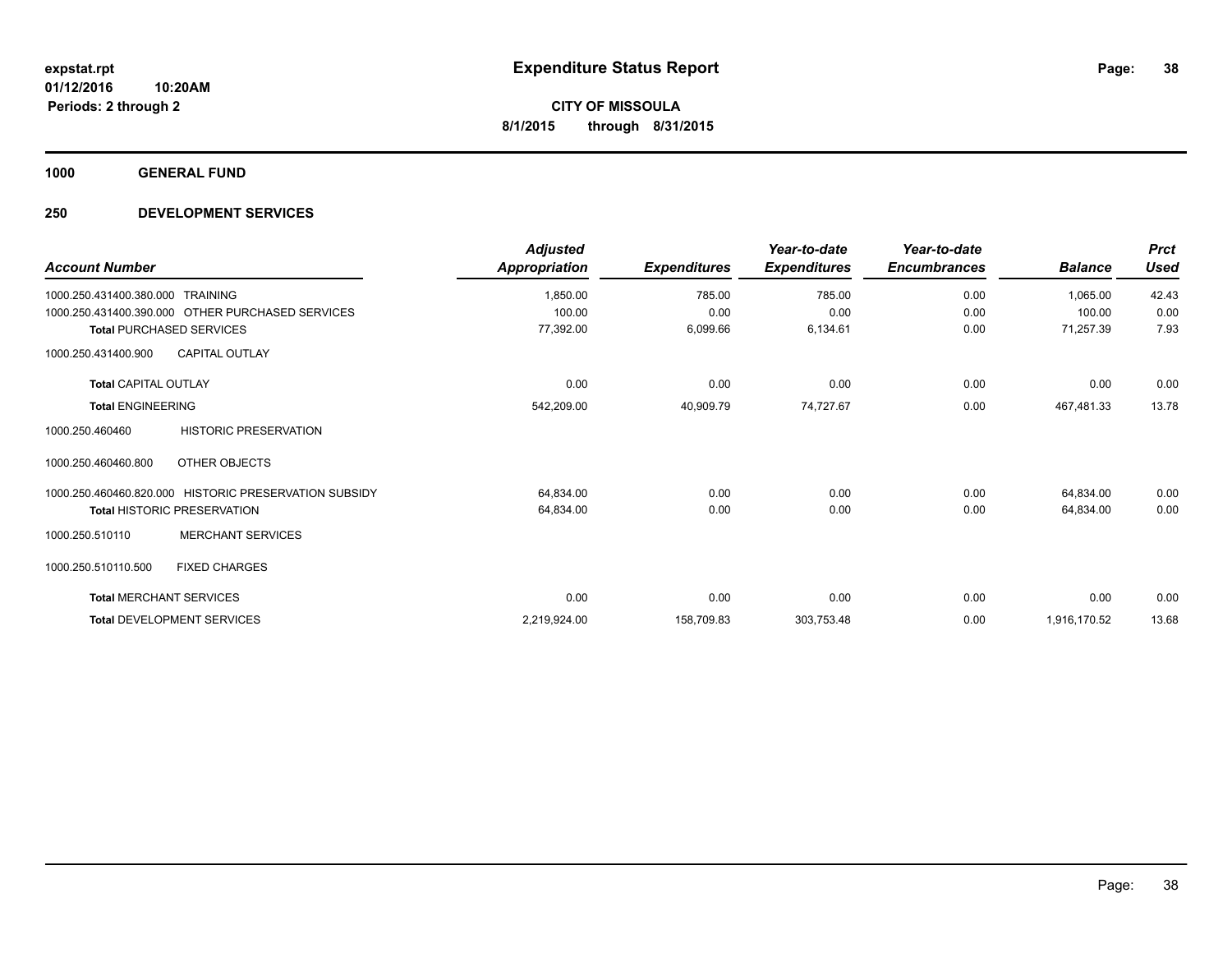# Expenditure Status Report

**CITY OF MISSOULA**

**8/1/2015 through 8/31/2015**

expstat.rpt
01/12/2016 10:20AM
Periods: 2 through 2

## 1000 GENERAL FUND

## 250 DEVELOPMENT SERVICES

| Account Number | Adjusted Appropriation | Expenditures | Year-to-date Expenditures | Year-to-date Encumbrances | Balance | Prct Used |
|---|---|---|---|---|---|---|
| 1000.250.431400.380.000 TRAINING | 1,850.00 | 785.00 | 785.00 | 0.00 | 1,065.00 | 42.43 |
| 1000.250.431400.390.000 OTHER PURCHASED SERVICES | 100.00 | 0.00 | 0.00 | 0.00 | 100.00 | 0.00 |
| **Total** PURCHASED SERVICES | 77,392.00 | 6,099.66 | 6,134.61 | 0.00 | 71,257.39 | 7.93 |
| 1000.250.431400.900 CAPITAL OUTLAY | | | | | | |
| **Total** CAPITAL OUTLAY | 0.00 | 0.00 | 0.00 | 0.00 | 0.00 | 0.00 |
| **Total** ENGINEERING | 542,209.00 | 40,909.79 | 74,727.67 | 0.00 | 467,481.33 | 13.78 |
| 1000.250.460460 HISTORIC PRESERVATION | | | | | | |
| 1000.250.460460.800 OTHER OBJECTS | | | | | | |
| 1000.250.460460.820.000 HISTORIC PRESERVATION SUBSIDY | 64,834.00 | 0.00 | 0.00 | 0.00 | 64,834.00 | 0.00 |
| **Total** HISTORIC PRESERVATION | 64,834.00 | 0.00 | 0.00 | 0.00 | 64,834.00 | 0.00 |
| 1000.250.510110 MERCHANT SERVICES | | | | | | |
| 1000.250.510110.500 FIXED CHARGES | | | | | | |
| **Total** MERCHANT SERVICES | 0.00 | 0.00 | 0.00 | 0.00 | 0.00 | 0.00 |
| **Total** DEVELOPMENT SERVICES | 2,219,924.00 | 158,709.83 | 303,753.48 | 0.00 | 1,916,170.52 | 13.68 |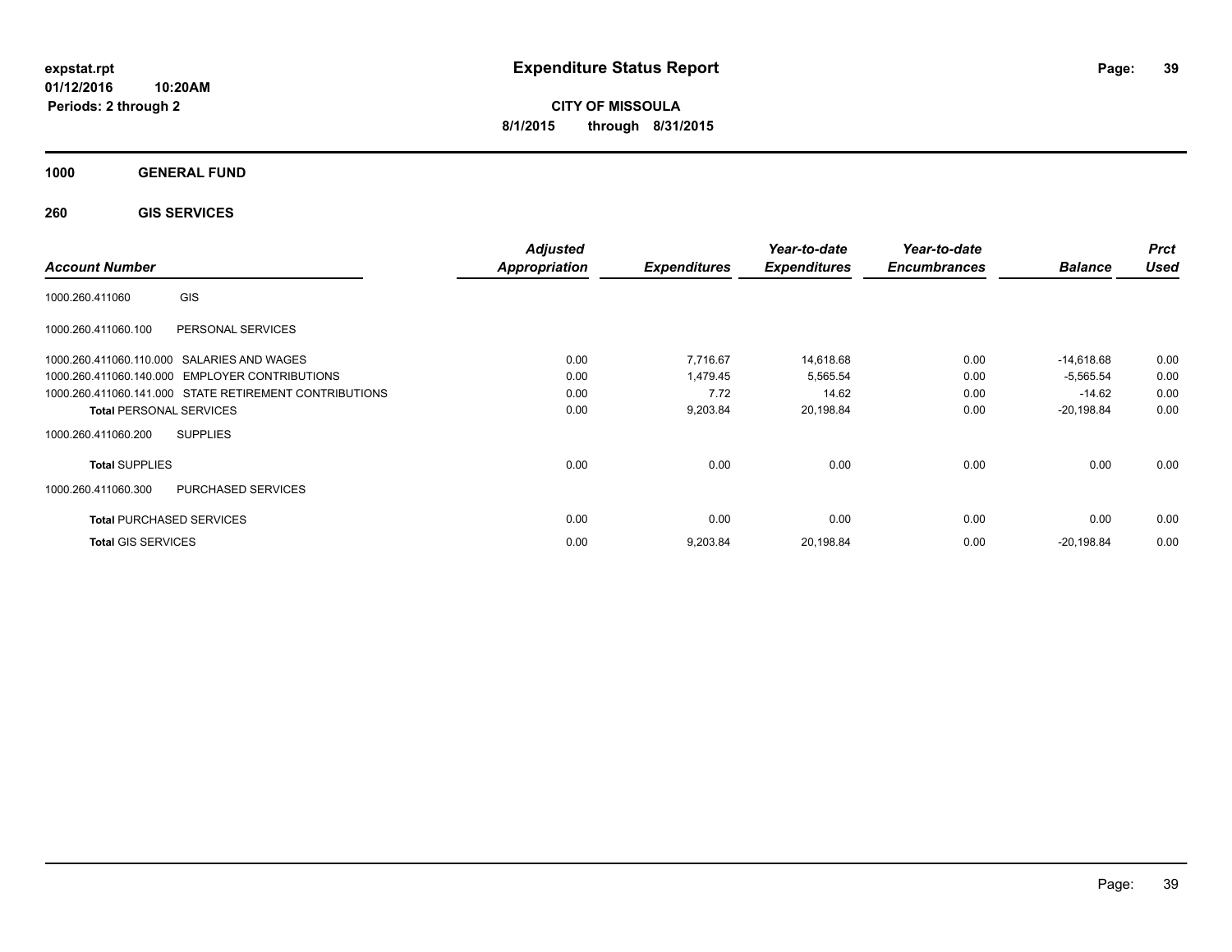# Expenditure Status Report

expstat.rpt
01/12/2016 10:20AM
Periods: 2 through 2

**CITY OF MISSOULA**
**8/1/2015 through 8/31/2015**

**1000 GENERAL FUND**

**260 GIS SERVICES**

| Account Number | | Adjusted Appropriation | Expenditures | Year-to-date Expenditures | Year-to-date Encumbrances | Balance | Prct Used |
|---|---|---|---|---|---|---|---|
| 1000.260.411060 | GIS | | | | | | |
| 1000.260.411060.100 | PERSONAL SERVICES | | | | | | |
| 1000.260.411060.110.000 | SALARIES AND WAGES | 0.00 | 7,716.67 | 14,618.68 | 0.00 | -14,618.68 | 0.00 |
| 1000.260.411060.140.000 | EMPLOYER CONTRIBUTIONS | 0.00 | 1,479.45 | 5,565.54 | 0.00 | -5,565.54 | 0.00 |
| 1000.260.411060.141.000 | STATE RETIREMENT CONTRIBUTIONS | 0.00 | 7.72 | 14.62 | 0.00 | -14.62 | 0.00 |
| **Total** PERSONAL SERVICES | | 0.00 | 9,203.84 | 20,198.84 | 0.00 | -20,198.84 | 0.00 |
| 1000.260.411060.200 | SUPPLIES | | | | | | |
| **Total** SUPPLIES | | 0.00 | 0.00 | 0.00 | 0.00 | 0.00 | 0.00 |
| 1000.260.411060.300 | PURCHASED SERVICES | | | | | | |
| **Total** PURCHASED SERVICES | | 0.00 | 0.00 | 0.00 | 0.00 | 0.00 | 0.00 |
| **Total** GIS SERVICES | | 0.00 | 9,203.84 | 20,198.84 | 0.00 | -20,198.84 | 0.00 |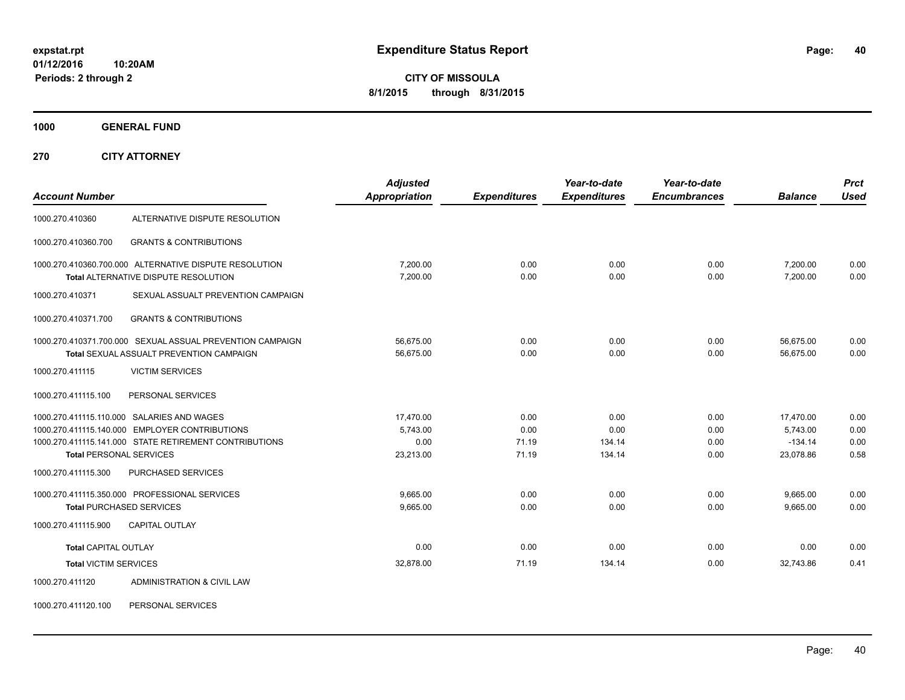**expstat.rpt**
**01/12/2016 10:20AM**
**Periods: 2 through 2**

# Expenditure Status Report

**CITY OF MISSOULA**
**8/1/2015 through 8/31/2015**

## 1000 GENERAL FUND

## 270 CITY ATTORNEY

| Account Number | | Adjusted Appropriation | Expenditures | Year-to-date Expenditures | Year-to-date Encumbrances | Balance | Prct Used |
|---|---|---|---|---|---|---|---|
| 1000.270.410360 | ALTERNATIVE DISPUTE RESOLUTION | | | | | | |
| 1000.270.410360.700 | GRANTS & CONTRIBUTIONS | | | | | | |
| 1000.270.410360.700.000 | ALTERNATIVE DISPUTE RESOLUTION | 7,200.00 | 0.00 | 0.00 | 0.00 | 7,200.00 | 0.00 |
| | Total ALTERNATIVE DISPUTE RESOLUTION | 7,200.00 | 0.00 | 0.00 | 0.00 | 7,200.00 | 0.00 |
| 1000.270.410371 | SEXUAL ASSAULT PREVENTION CAMPAIGN | | | | | | |
| 1000.270.410371.700 | GRANTS & CONTRIBUTIONS | | | | | | |
| 1000.270.410371.700.000 | SEXUAL ASSUAL PREVENTION CAMPAIGN | 56,675.00 | 0.00 | 0.00 | 0.00 | 56,675.00 | 0.00 |
| | Total SEXUAL ASSUALT PREVENTION CAMPAIGN | 56,675.00 | 0.00 | 0.00 | 0.00 | 56,675.00 | 0.00 |
| 1000.270.411115 | VICTIM SERVICES | | | | | | |
| 1000.270.411115.100 | PERSONAL SERVICES | | | | | | |
| 1000.270.411115.110.000 | SALARIES AND WAGES | 17,470.00 | 0.00 | 0.00 | 0.00 | 17,470.00 | 0.00 |
| 1000.270.411115.140.000 | EMPLOYER CONTRIBUTIONS | 5,743.00 | 0.00 | 0.00 | 0.00 | 5,743.00 | 0.00 |
| 1000.270.411115.141.000 | STATE RETIREMENT CONTRIBUTIONS | 0.00 | 71.19 | 134.14 | 0.00 | -134.14 | 0.00 |
| | Total PERSONAL SERVICES | 23,213.00 | 71.19 | 134.14 | 0.00 | 23,078.86 | 0.58 |
| 1000.270.411115.300 | PURCHASED SERVICES | | | | | | |
| 1000.270.411115.350.000 | PROFESSIONAL SERVICES | 9,665.00 | 0.00 | 0.00 | 0.00 | 9,665.00 | 0.00 |
| | Total PURCHASED SERVICES | 9,665.00 | 0.00 | 0.00 | 0.00 | 9,665.00 | 0.00 |
| 1000.270.411115.900 | CAPITAL OUTLAY | | | | | | |
| | Total CAPITAL OUTLAY | 0.00 | 0.00 | 0.00 | 0.00 | 0.00 | 0.00 |
| | Total VICTIM SERVICES | 32,878.00 | 71.19 | 134.14 | 0.00 | 32,743.86 | 0.41 |
| 1000.270.411120 | ADMINISTRATION & CIVIL LAW | | | | | | |
| 1000.270.411120.100 | PERSONAL SERVICES | | | | | | |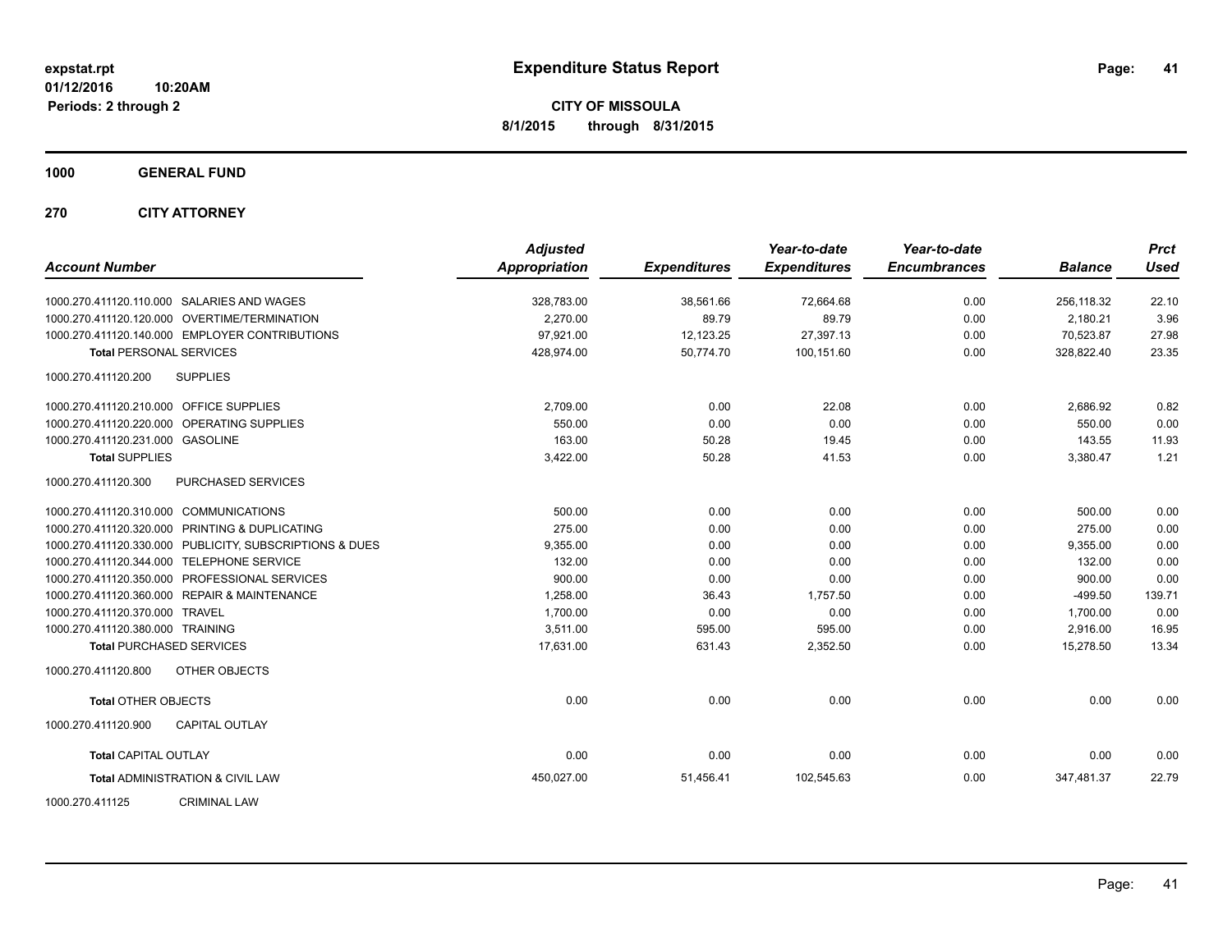# Expenditure Status Report

expstat.rpt
01/12/2016 10:20AM
Periods: 2 through 2

**CITY OF MISSOULA**
**8/1/2015 through 8/31/2015**

## 1000 GENERAL FUND

## 270 CITY ATTORNEY

| Account Number | Adjusted Appropriation | Expenditures | Year-to-date Expenditures | Year-to-date Encumbrances | Balance | Prct Used |
|---|---|---|---|---|---|---|
| 1000.270.411120.110.000 SALARIES AND WAGES | 328,783.00 | 38,561.66 | 72,664.68 | 0.00 | 256,118.32 | 22.10 |
| 1000.270.411120.120.000 OVERTIME/TERMINATION | 2,270.00 | 89.79 | 89.79 | 0.00 | 2,180.21 | 3.96 |
| 1000.270.411120.140.000 EMPLOYER CONTRIBUTIONS | 97,921.00 | 12,123.25 | 27,397.13 | 0.00 | 70,523.87 | 27.98 |
| **Total** PERSONAL SERVICES | 428,974.00 | 50,774.70 | 100,151.60 | 0.00 | 328,822.40 | 23.35 |
| 1000.270.411120.200 SUPPLIES | | | | | | |
| 1000.270.411120.210.000 OFFICE SUPPLIES | 2,709.00 | 0.00 | 22.08 | 0.00 | 2,686.92 | 0.82 |
| 1000.270.411120.220.000 OPERATING SUPPLIES | 550.00 | 0.00 | 0.00 | 0.00 | 550.00 | 0.00 |
| 1000.270.411120.231.000 GASOLINE | 163.00 | 50.28 | 19.45 | 0.00 | 143.55 | 11.93 |
| **Total** SUPPLIES | 3,422.00 | 50.28 | 41.53 | 0.00 | 3,380.47 | 1.21 |
| 1000.270.411120.300 PURCHASED SERVICES | | | | | | |
| 1000.270.411120.310.000 COMMUNICATIONS | 500.00 | 0.00 | 0.00 | 0.00 | 500.00 | 0.00 |
| 1000.270.411120.320.000 PRINTING & DUPLICATING | 275.00 | 0.00 | 0.00 | 0.00 | 275.00 | 0.00 |
| 1000.270.411120.330.000 PUBLICITY, SUBSCRIPTIONS & DUES | 9,355.00 | 0.00 | 0.00 | 0.00 | 9,355.00 | 0.00 |
| 1000.270.411120.344.000 TELEPHONE SERVICE | 132.00 | 0.00 | 0.00 | 0.00 | 132.00 | 0.00 |
| 1000.270.411120.350.000 PROFESSIONAL SERVICES | 900.00 | 0.00 | 0.00 | 0.00 | 900.00 | 0.00 |
| 1000.270.411120.360.000 REPAIR & MAINTENANCE | 1,258.00 | 36.43 | 1,757.50 | 0.00 | -499.50 | 139.71 |
| 1000.270.411120.370.000 TRAVEL | 1,700.00 | 0.00 | 0.00 | 0.00 | 1,700.00 | 0.00 |
| 1000.270.411120.380.000 TRAINING | 3,511.00 | 595.00 | 595.00 | 0.00 | 2,916.00 | 16.95 |
| **Total** PURCHASED SERVICES | 17,631.00 | 631.43 | 2,352.50 | 0.00 | 15,278.50 | 13.34 |
| 1000.270.411120.800 OTHER OBJECTS | | | | | | |
| **Total** OTHER OBJECTS | 0.00 | 0.00 | 0.00 | 0.00 | 0.00 | 0.00 |
| 1000.270.411120.900 CAPITAL OUTLAY | | | | | | |
| **Total** CAPITAL OUTLAY | 0.00 | 0.00 | 0.00 | 0.00 | 0.00 | 0.00 |
| **Total** ADMINISTRATION & CIVIL LAW | 450,027.00 | 51,456.41 | 102,545.63 | 0.00 | 347,481.37 | 22.79 |

1000.270.411125 CRIMINAL LAW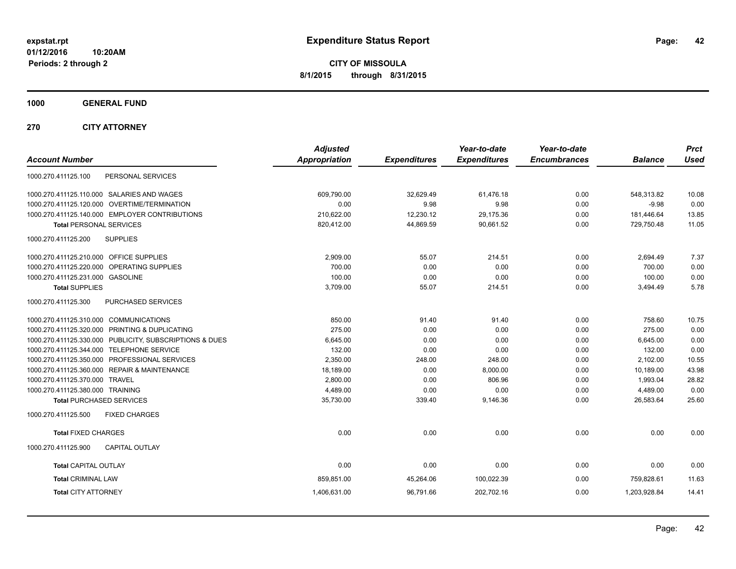expstat.rpt
01/12/2016 10:20AM
Periods: 2 through 2

# Expenditure Status Report

**CITY OF MISSOULA**
**8/1/2015 through 8/31/2015**

**1000 GENERAL FUND**

**270 CITY ATTORNEY**

| Account Number | | Adjusted Appropriation | Expenditures | Year-to-date Expenditures | Year-to-date Encumbrances | Balance | Prct Used |
|---|---|---|---|---|---|---|---|
| 1000.270.411125.100 | PERSONAL SERVICES | | | | | | |
| 1000.270.411125.110.000 | SALARIES AND WAGES | 609,790.00 | 32,629.49 | 61,476.18 | 0.00 | 548,313.82 | 10.08 |
| 1000.270.411125.120.000 | OVERTIME/TERMINATION | 0.00 | 9.98 | 9.98 | 0.00 | -9.98 | 0.00 |
| 1000.270.411125.140.000 | EMPLOYER CONTRIBUTIONS | 210,622.00 | 12,230.12 | 29,175.36 | 0.00 | 181,446.64 | 13.85 |
| **Total** PERSONAL SERVICES | | 820,412.00 | 44,869.59 | 90,661.52 | 0.00 | 729,750.48 | 11.05 |
| 1000.270.411125.200 | SUPPLIES | | | | | | |
| 1000.270.411125.210.000 | OFFICE SUPPLIES | 2,909.00 | 55.07 | 214.51 | 0.00 | 2,694.49 | 7.37 |
| 1000.270.411125.220.000 | OPERATING SUPPLIES | 700.00 | 0.00 | 0.00 | 0.00 | 700.00 | 0.00 |
| 1000.270.411125.231.000 | GASOLINE | 100.00 | 0.00 | 0.00 | 0.00 | 100.00 | 0.00 |
| **Total** SUPPLIES | | 3,709.00 | 55.07 | 214.51 | 0.00 | 3,494.49 | 5.78 |
| 1000.270.411125.300 | PURCHASED SERVICES | | | | | | |
| 1000.270.411125.310.000 | COMMUNICATIONS | 850.00 | 91.40 | 91.40 | 0.00 | 758.60 | 10.75 |
| 1000.270.411125.320.000 | PRINTING & DUPLICATING | 275.00 | 0.00 | 0.00 | 0.00 | 275.00 | 0.00 |
| 1000.270.411125.330.000 | PUBLICITY, SUBSCRIPTIONS & DUES | 6,645.00 | 0.00 | 0.00 | 0.00 | 6,645.00 | 0.00 |
| 1000.270.411125.344.000 | TELEPHONE SERVICE | 132.00 | 0.00 | 0.00 | 0.00 | 132.00 | 0.00 |
| 1000.270.411125.350.000 | PROFESSIONAL SERVICES | 2,350.00 | 248.00 | 248.00 | 0.00 | 2,102.00 | 10.55 |
| 1000.270.411125.360.000 | REPAIR & MAINTENANCE | 18,189.00 | 0.00 | 8,000.00 | 0.00 | 10,189.00 | 43.98 |
| 1000.270.411125.370.000 | TRAVEL | 2,800.00 | 0.00 | 806.96 | 0.00 | 1,993.04 | 28.82 |
| 1000.270.411125.380.000 | TRAINING | 4,489.00 | 0.00 | 0.00 | 0.00 | 4,489.00 | 0.00 |
| **Total** PURCHASED SERVICES | | 35,730.00 | 339.40 | 9,146.36 | 0.00 | 26,583.64 | 25.60 |
| 1000.270.411125.500 | FIXED CHARGES | | | | | | |
| **Total** FIXED CHARGES | | 0.00 | 0.00 | 0.00 | 0.00 | 0.00 | 0.00 |
| 1000.270.411125.900 | CAPITAL OUTLAY | | | | | | |
| **Total** CAPITAL OUTLAY | | 0.00 | 0.00 | 0.00 | 0.00 | 0.00 | 0.00 |
| **Total** CRIMINAL LAW | | 859,851.00 | 45,264.06 | 100,022.39 | 0.00 | 759,828.61 | 11.63 |
| **Total** CITY ATTORNEY | | 1,406,631.00 | 96,791.66 | 202,702.16 | 0.00 | 1,203,928.84 | 14.41 |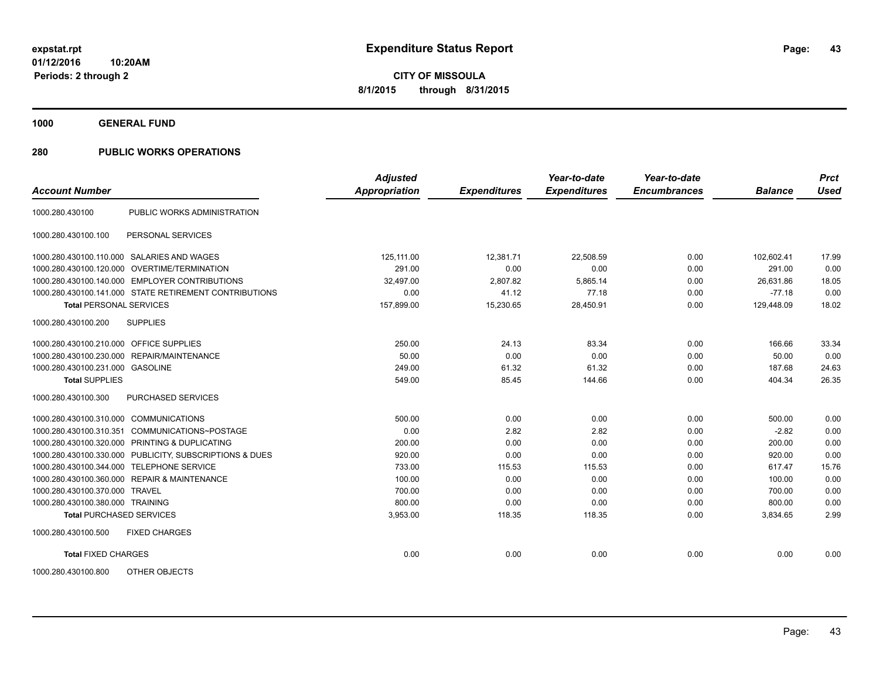**expstat.rpt**
**01/12/2016 10:20AM**
**Periods: 2 through 2**

# Expenditure Status Report

**CITY OF MISSOULA**
**8/1/2015 through 8/31/2015**

## 1000 GENERAL FUND

## 280 PUBLIC WORKS OPERATIONS

| Account Number | | *Adjusted Appropriation* | *Expenditures* | *Year-to-date Expenditures* | *Year-to-date Encumbrances* | *Balance* | *Prct Used* |
|---|---|---|---|---|---|---|---|
| 1000.280.430100 | PUBLIC WORKS ADMINISTRATION | | | | | | |
| 1000.280.430100.100 | PERSONAL SERVICES | | | | | | |
| 1000.280.430100.110.000 | SALARIES AND WAGES | 125,111.00 | 12,381.71 | 22,508.59 | 0.00 | 102,602.41 | 17.99 |
| 1000.280.430100.120.000 | OVERTIME/TERMINATION | 291.00 | 0.00 | 0.00 | 0.00 | 291.00 | 0.00 |
| 1000.280.430100.140.000 | EMPLOYER CONTRIBUTIONS | 32,497.00 | 2,807.82 | 5,865.14 | 0.00 | 26,631.86 | 18.05 |
| 1000.280.430100.141.000 | STATE RETIREMENT CONTRIBUTIONS | 0.00 | 41.12 | 77.18 | 0.00 | -77.18 | 0.00 |
| **Total** PERSONAL SERVICES | | 157,899.00 | 15,230.65 | 28,450.91 | 0.00 | 129,448.09 | 18.02 |
| 1000.280.430100.200 | SUPPLIES | | | | | | |
| 1000.280.430100.210.000 | OFFICE SUPPLIES | 250.00 | 24.13 | 83.34 | 0.00 | 166.66 | 33.34 |
| 1000.280.430100.230.000 | REPAIR/MAINTENANCE | 50.00 | 0.00 | 0.00 | 0.00 | 50.00 | 0.00 |
| 1000.280.430100.231.000 | GASOLINE | 249.00 | 61.32 | 61.32 | 0.00 | 187.68 | 24.63 |
| **Total** SUPPLIES | | 549.00 | 85.45 | 144.66 | 0.00 | 404.34 | 26.35 |
| 1000.280.430100.300 | PURCHASED SERVICES | | | | | | |
| 1000.280.430100.310.000 | COMMUNICATIONS | 500.00 | 0.00 | 0.00 | 0.00 | 500.00 | 0.00 |
| 1000.280.430100.310.351 | COMMUNICATIONS~POSTAGE | 0.00 | 2.82 | 2.82 | 0.00 | -2.82 | 0.00 |
| 1000.280.430100.320.000 | PRINTING & DUPLICATING | 200.00 | 0.00 | 0.00 | 0.00 | 200.00 | 0.00 |
| 1000.280.430100.330.000 | PUBLICITY, SUBSCRIPTIONS & DUES | 920.00 | 0.00 | 0.00 | 0.00 | 920.00 | 0.00 |
| 1000.280.430100.344.000 | TELEPHONE SERVICE | 733.00 | 115.53 | 115.53 | 0.00 | 617.47 | 15.76 |
| 1000.280.430100.360.000 | REPAIR & MAINTENANCE | 100.00 | 0.00 | 0.00 | 0.00 | 100.00 | 0.00 |
| 1000.280.430100.370.000 | TRAVEL | 700.00 | 0.00 | 0.00 | 0.00 | 700.00 | 0.00 |
| 1000.280.430100.380.000 | TRAINING | 800.00 | 0.00 | 0.00 | 0.00 | 800.00 | 0.00 |
| **Total** PURCHASED SERVICES | | 3,953.00 | 118.35 | 118.35 | 0.00 | 3,834.65 | 2.99 |
| 1000.280.430100.500 | FIXED CHARGES | | | | | | |
| **Total** FIXED CHARGES | | 0.00 | 0.00 | 0.00 | 0.00 | 0.00 | 0.00 |
| 1000.280.430100.800 | OTHER OBJECTS | | | | | | |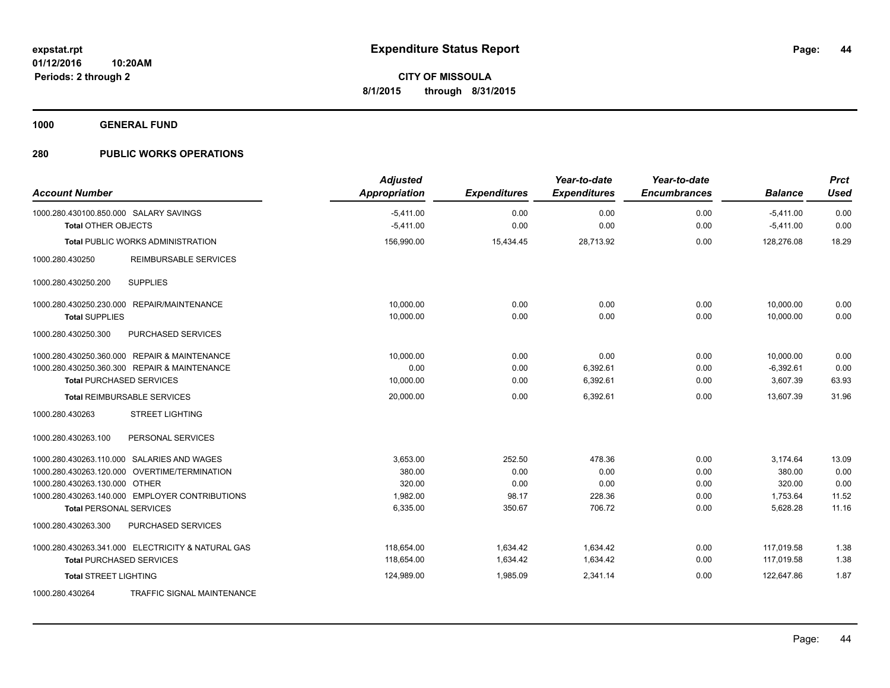**expstat.rpt**
**01/12/2016 10:20AM**
**Periods: 2 through 2**

# Expenditure Status Report

**CITY OF MISSOULA**
**8/1/2015 through 8/31/2015**

## 1000 GENERAL FUND

## 280 PUBLIC WORKS OPERATIONS

| Account Number | Adjusted Appropriation | Expenditures | Year-to-date Expenditures | Year-to-date Encumbrances | Balance | Prct Used |
|---|---|---|---|---|---|---|
| 1000.280.430100.850.000 SALARY SAVINGS | -5,411.00 | 0.00 | 0.00 | 0.00 | -5,411.00 | 0.00 |
| **Total** OTHER OBJECTS | -5,411.00 | 0.00 | 0.00 | 0.00 | -5,411.00 | 0.00 |
| **Total** PUBLIC WORKS ADMINISTRATION | 156,990.00 | 15,434.45 | 28,713.92 | 0.00 | 128,276.08 | 18.29 |
| 1000.280.430250 REIMBURSABLE SERVICES | | | | | | |
| 1000.280.430250.200 SUPPLIES | | | | | | |
| 1000.280.430250.230.000 REPAIR/MAINTENANCE | 10,000.00 | 0.00 | 0.00 | 0.00 | 10,000.00 | 0.00 |
| **Total** SUPPLIES | 10,000.00 | 0.00 | 0.00 | 0.00 | 10,000.00 | 0.00 |
| 1000.280.430250.300 PURCHASED SERVICES | | | | | | |
| 1000.280.430250.360.000 REPAIR & MAINTENANCE | 10,000.00 | 0.00 | 0.00 | 0.00 | 10,000.00 | 0.00 |
| 1000.280.430250.360.300 REPAIR & MAINTENANCE | 0.00 | 0.00 | 6,392.61 | 0.00 | -6,392.61 | 0.00 |
| **Total** PURCHASED SERVICES | 10,000.00 | 0.00 | 6,392.61 | 0.00 | 3,607.39 | 63.93 |
| **Total** REIMBURSABLE SERVICES | 20,000.00 | 0.00 | 6,392.61 | 0.00 | 13,607.39 | 31.96 |
| 1000.280.430263 STREET LIGHTING | | | | | | |
| 1000.280.430263.100 PERSONAL SERVICES | | | | | | |
| 1000.280.430263.110.000 SALARIES AND WAGES | 3,653.00 | 252.50 | 478.36 | 0.00 | 3,174.64 | 13.09 |
| 1000.280.430263.120.000 OVERTIME/TERMINATION | 380.00 | 0.00 | 0.00 | 0.00 | 380.00 | 0.00 |
| 1000.280.430263.130.000 OTHER | 320.00 | 0.00 | 0.00 | 0.00 | 320.00 | 0.00 |
| 1000.280.430263.140.000 EMPLOYER CONTRIBUTIONS | 1,982.00 | 98.17 | 228.36 | 0.00 | 1,753.64 | 11.52 |
| **Total** PERSONAL SERVICES | 6,335.00 | 350.67 | 706.72 | 0.00 | 5,628.28 | 11.16 |
| 1000.280.430263.300 PURCHASED SERVICES | | | | | | |
| 1000.280.430263.341.000 ELECTRICITY & NATURAL GAS | 118,654.00 | 1,634.42 | 1,634.42 | 0.00 | 117,019.58 | 1.38 |
| **Total** PURCHASED SERVICES | 118,654.00 | 1,634.42 | 1,634.42 | 0.00 | 117,019.58 | 1.38 |
| **Total** STREET LIGHTING | 124,989.00 | 1,985.09 | 2,341.14 | 0.00 | 122,647.86 | 1.87 |
| 1000.280.430264 TRAFFIC SIGNAL MAINTENANCE | | | | | | |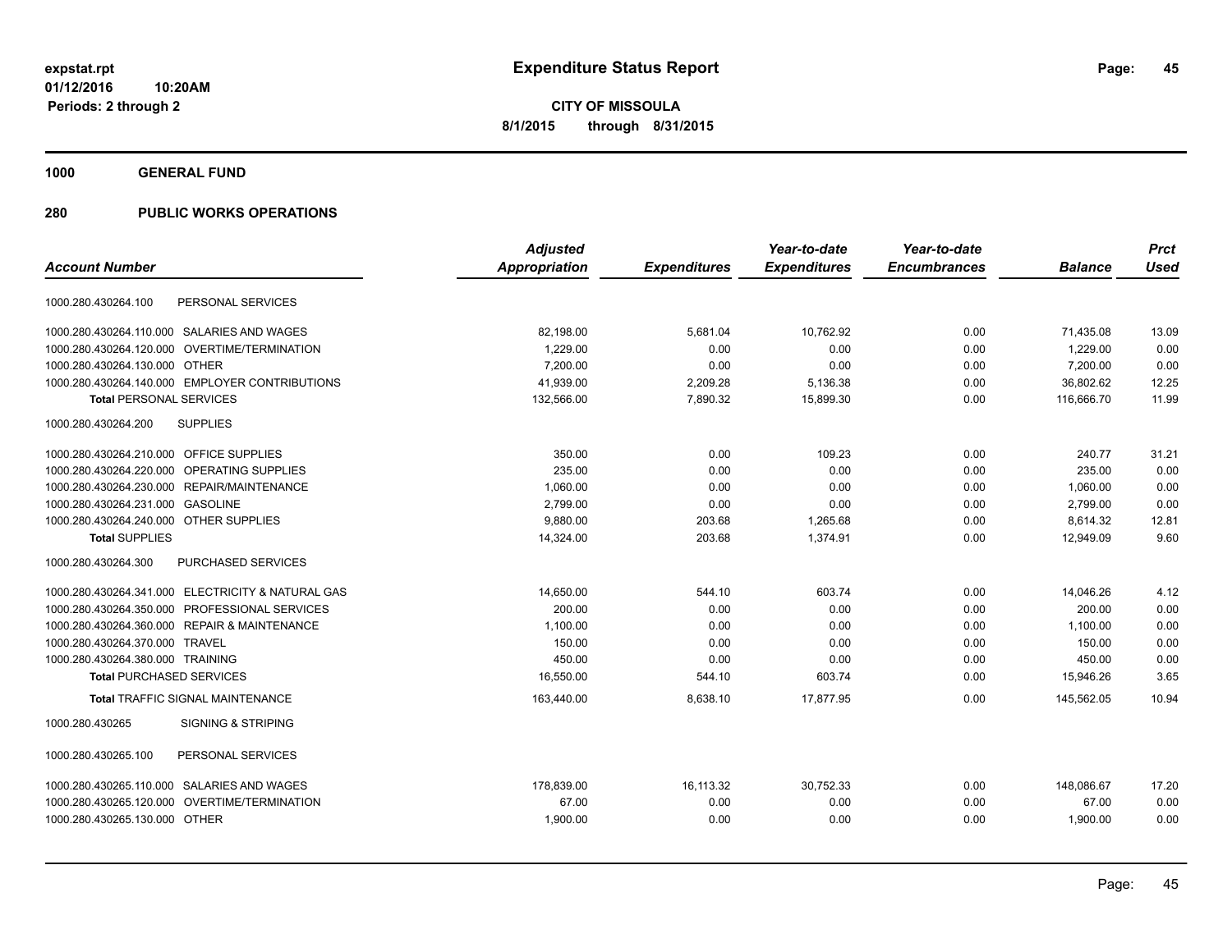**expstat.rpt**
**01/12/2016 10:20AM**
**Periods: 2 through 2**

# Expenditure Status Report

**CITY OF MISSOULA**
**8/1/2015 through 8/31/2015**

## 1000 GENERAL FUND

## 280 PUBLIC WORKS OPERATIONS

| Account Number | Adjusted Appropriation | Expenditures | Year-to-date Expenditures | Year-to-date Encumbrances | Balance | Prct Used |
|---|---|---|---|---|---|---|
| 1000.280.430264.100 PERSONAL SERVICES | | | | | | |
| 1000.280.430264.110.000 SALARIES AND WAGES | 82,198.00 | 5,681.04 | 10,762.92 | 0.00 | 71,435.08 | 13.09 |
| 1000.280.430264.120.000 OVERTIME/TERMINATION | 1,229.00 | 0.00 | 0.00 | 0.00 | 1,229.00 | 0.00 |
| 1000.280.430264.130.000 OTHER | 7,200.00 | 0.00 | 0.00 | 0.00 | 7,200.00 | 0.00 |
| 1000.280.430264.140.000 EMPLOYER CONTRIBUTIONS | 41,939.00 | 2,209.28 | 5,136.38 | 0.00 | 36,802.62 | 12.25 |
| **Total** PERSONAL SERVICES | 132,566.00 | 7,890.32 | 15,899.30 | 0.00 | 116,666.70 | 11.99 |
| 1000.280.430264.200 SUPPLIES | | | | | | |
| 1000.280.430264.210.000 OFFICE SUPPLIES | 350.00 | 0.00 | 109.23 | 0.00 | 240.77 | 31.21 |
| 1000.280.430264.220.000 OPERATING SUPPLIES | 235.00 | 0.00 | 0.00 | 0.00 | 235.00 | 0.00 |
| 1000.280.430264.230.000 REPAIR/MAINTENANCE | 1,060.00 | 0.00 | 0.00 | 0.00 | 1,060.00 | 0.00 |
| 1000.280.430264.231.000 GASOLINE | 2,799.00 | 0.00 | 0.00 | 0.00 | 2,799.00 | 0.00 |
| 1000.280.430264.240.000 OTHER SUPPLIES | 9,880.00 | 203.68 | 1,265.68 | 0.00 | 8,614.32 | 12.81 |
| **Total** SUPPLIES | 14,324.00 | 203.68 | 1,374.91 | 0.00 | 12,949.09 | 9.60 |
| 1000.280.430264.300 PURCHASED SERVICES | | | | | | |
| 1000.280.430264.341.000 ELECTRICITY & NATURAL GAS | 14,650.00 | 544.10 | 603.74 | 0.00 | 14,046.26 | 4.12 |
| 1000.280.430264.350.000 PROFESSIONAL SERVICES | 200.00 | 0.00 | 0.00 | 0.00 | 200.00 | 0.00 |
| 1000.280.430264.360.000 REPAIR & MAINTENANCE | 1,100.00 | 0.00 | 0.00 | 0.00 | 1,100.00 | 0.00 |
| 1000.280.430264.370.000 TRAVEL | 150.00 | 0.00 | 0.00 | 0.00 | 150.00 | 0.00 |
| 1000.280.430264.380.000 TRAINING | 450.00 | 0.00 | 0.00 | 0.00 | 450.00 | 0.00 |
| **Total** PURCHASED SERVICES | 16,550.00 | 544.10 | 603.74 | 0.00 | 15,946.26 | 3.65 |
| **Total** TRAFFIC SIGNAL MAINTENANCE | 163,440.00 | 8,638.10 | 17,877.95 | 0.00 | 145,562.05 | 10.94 |
| 1000.280.430265 SIGNING & STRIPING | | | | | | |
| 1000.280.430265.100 PERSONAL SERVICES | | | | | | |
| 1000.280.430265.110.000 SALARIES AND WAGES | 178,839.00 | 16,113.32 | 30,752.33 | 0.00 | 148,086.67 | 17.20 |
| 1000.280.430265.120.000 OVERTIME/TERMINATION | 67.00 | 0.00 | 0.00 | 0.00 | 67.00 | 0.00 |
| 1000.280.430265.130.000 OTHER | 1,900.00 | 0.00 | 0.00 | 0.00 | 1,900.00 | 0.00 |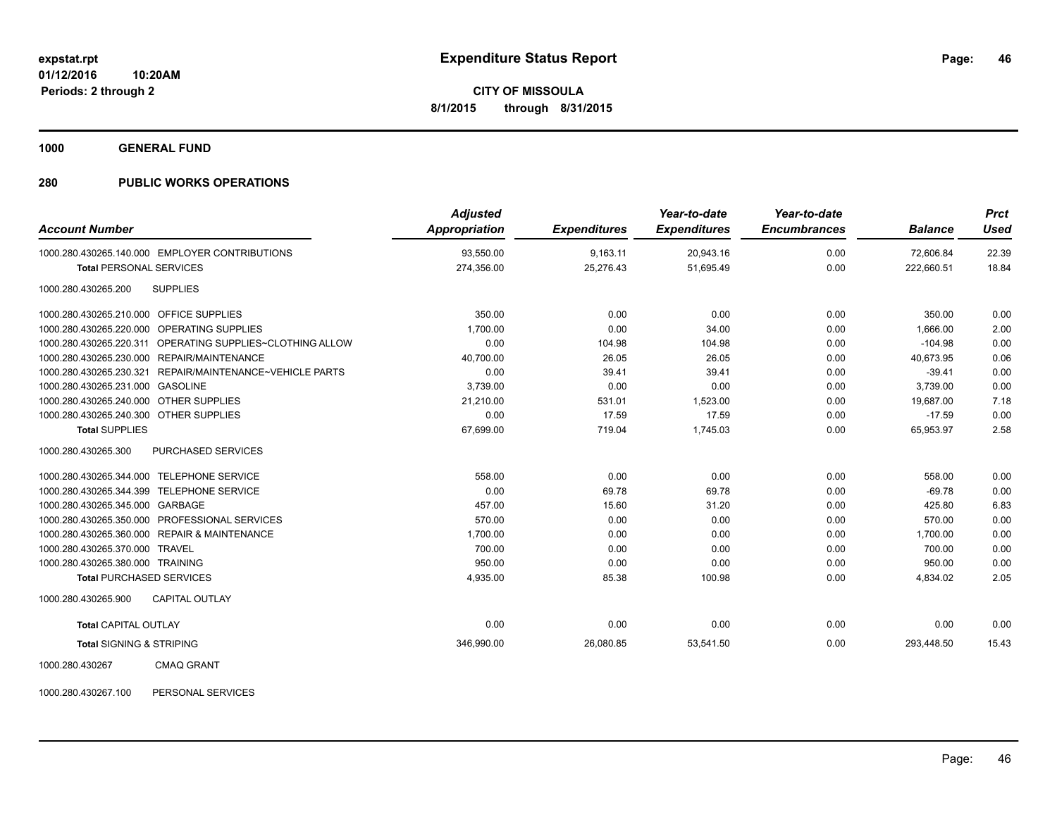expstat.rpt
01/12/2016 10:20AM
Periods: 2 through 2

# Expenditure Status Report

**CITY OF MISSOULA**
**8/1/2015 through 8/31/2015**

## 1000 GENERAL FUND

## 280 PUBLIC WORKS OPERATIONS

| Account Number | Adjusted Appropriation | Expenditures | Year-to-date Expenditures | Year-to-date Encumbrances | Balance | Prct Used |
|---|---|---|---|---|---|---|
| 1000.280.430265.140.000 EMPLOYER CONTRIBUTIONS | 93,550.00 | 9,163.11 | 20,943.16 | 0.00 | 72,606.84 | 22.39 |
| **Total** PERSONAL SERVICES | 274,356.00 | 25,276.43 | 51,695.49 | 0.00 | 222,660.51 | 18.84 |
| 1000.280.430265.200 SUPPLIES | | | | | | |
| 1000.280.430265.210.000 OFFICE SUPPLIES | 350.00 | 0.00 | 0.00 | 0.00 | 350.00 | 0.00 |
| 1000.280.430265.220.000 OPERATING SUPPLIES | 1,700.00 | 0.00 | 34.00 | 0.00 | 1,666.00 | 2.00 |
| 1000.280.430265.220.311 OPERATING SUPPLIES~CLOTHING ALLOW | 0.00 | 104.98 | 104.98 | 0.00 | -104.98 | 0.00 |
| 1000.280.430265.230.000 REPAIR/MAINTENANCE | 40,700.00 | 26.05 | 26.05 | 0.00 | 40,673.95 | 0.06 |
| 1000.280.430265.230.321 REPAIR/MAINTENANCE~VEHICLE PARTS | 0.00 | 39.41 | 39.41 | 0.00 | -39.41 | 0.00 |
| 1000.280.430265.231.000 GASOLINE | 3,739.00 | 0.00 | 0.00 | 0.00 | 3,739.00 | 0.00 |
| 1000.280.430265.240.000 OTHER SUPPLIES | 21,210.00 | 531.01 | 1,523.00 | 0.00 | 19,687.00 | 7.18 |
| 1000.280.430265.240.300 OTHER SUPPLIES | 0.00 | 17.59 | 17.59 | 0.00 | -17.59 | 0.00 |
| **Total** SUPPLIES | 67,699.00 | 719.04 | 1,745.03 | 0.00 | 65,953.97 | 2.58 |
| 1000.280.430265.300 PURCHASED SERVICES | | | | | | |
| 1000.280.430265.344.000 TELEPHONE SERVICE | 558.00 | 0.00 | 0.00 | 0.00 | 558.00 | 0.00 |
| 1000.280.430265.344.399 TELEPHONE SERVICE | 0.00 | 69.78 | 69.78 | 0.00 | -69.78 | 0.00 |
| 1000.280.430265.345.000 GARBAGE | 457.00 | 15.60 | 31.20 | 0.00 | 425.80 | 6.83 |
| 1000.280.430265.350.000 PROFESSIONAL SERVICES | 570.00 | 0.00 | 0.00 | 0.00 | 570.00 | 0.00 |
| 1000.280.430265.360.000 REPAIR & MAINTENANCE | 1,700.00 | 0.00 | 0.00 | 0.00 | 1,700.00 | 0.00 |
| 1000.280.430265.370.000 TRAVEL | 700.00 | 0.00 | 0.00 | 0.00 | 700.00 | 0.00 |
| 1000.280.430265.380.000 TRAINING | 950.00 | 0.00 | 0.00 | 0.00 | 950.00 | 0.00 |
| **Total** PURCHASED SERVICES | 4,935.00 | 85.38 | 100.98 | 0.00 | 4,834.02 | 2.05 |
| 1000.280.430265.900 CAPITAL OUTLAY | | | | | | |
| **Total** CAPITAL OUTLAY | 0.00 | 0.00 | 0.00 | 0.00 | 0.00 | 0.00 |
| **Total** SIGNING & STRIPING | 346,990.00 | 26,080.85 | 53,541.50 | 0.00 | 293,448.50 | 15.43 |
| 1000.280.430267 CMAQ GRANT | | | | | | |
| 1000.280.430267.100 PERSONAL SERVICES | | | | | | |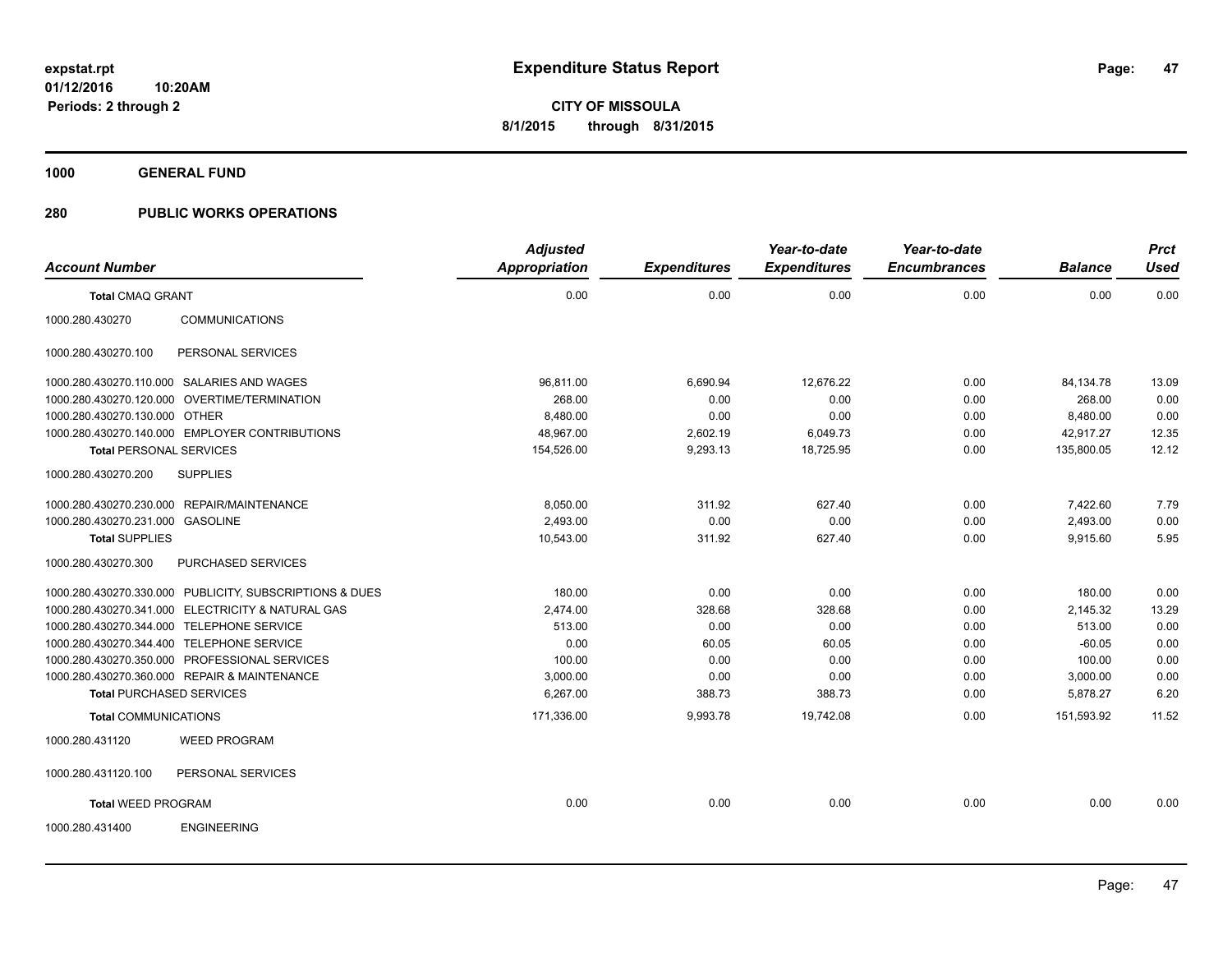# Expenditure Status Report

**CITY OF MISSOULA**

**8/1/2015 through 8/31/2015**

expstat.rpt
01/12/2016 10:20AM
Periods: 2 through 2

**1000 GENERAL FUND**

**280 PUBLIC WORKS OPERATIONS**

| Account Number | | Adjusted Appropriation | Expenditures | Year-to-date Expenditures | Year-to-date Encumbrances | Balance | Prct Used |
|---|---|---|---|---|---|---|---|
| **Total** CMAQ GRANT | | 0.00 | 0.00 | 0.00 | 0.00 | 0.00 | 0.00 |
| 1000.280.430270 | COMMUNICATIONS | | | | | | |
| 1000.280.430270.100 | PERSONAL SERVICES | | | | | | |
| 1000.280.430270.110.000 | SALARIES AND WAGES | 96,811.00 | 6,690.94 | 12,676.22 | 0.00 | 84,134.78 | 13.09 |
| 1000.280.430270.120.000 | OVERTIME/TERMINATION | 268.00 | 0.00 | 0.00 | 0.00 | 268.00 | 0.00 |
| 1000.280.430270.130.000 | OTHER | 8,480.00 | 0.00 | 0.00 | 0.00 | 8,480.00 | 0.00 |
| 1000.280.430270.140.000 | EMPLOYER CONTRIBUTIONS | 48,967.00 | 2,602.19 | 6,049.73 | 0.00 | 42,917.27 | 12.35 |
| **Total** PERSONAL SERVICES | | 154,526.00 | 9,293.13 | 18,725.95 | 0.00 | 135,800.05 | 12.12 |
| 1000.280.430270.200 | SUPPLIES | | | | | | |
| 1000.280.430270.230.000 | REPAIR/MAINTENANCE | 8,050.00 | 311.92 | 627.40 | 0.00 | 7,422.60 | 7.79 |
| 1000.280.430270.231.000 | GASOLINE | 2,493.00 | 0.00 | 0.00 | 0.00 | 2,493.00 | 0.00 |
| **Total** SUPPLIES | | 10,543.00 | 311.92 | 627.40 | 0.00 | 9,915.60 | 5.95 |
| 1000.280.430270.300 | PURCHASED SERVICES | | | | | | |
| 1000.280.430270.330.000 | PUBLICITY, SUBSCRIPTIONS & DUES | 180.00 | 0.00 | 0.00 | 0.00 | 180.00 | 0.00 |
| 1000.280.430270.341.000 | ELECTRICITY & NATURAL GAS | 2,474.00 | 328.68 | 328.68 | 0.00 | 2,145.32 | 13.29 |
| 1000.280.430270.344.000 | TELEPHONE SERVICE | 513.00 | 0.00 | 0.00 | 0.00 | 513.00 | 0.00 |
| 1000.280.430270.344.400 | TELEPHONE SERVICE | 0.00 | 60.05 | 60.05 | 0.00 | -60.05 | 0.00 |
| 1000.280.430270.350.000 | PROFESSIONAL SERVICES | 100.00 | 0.00 | 0.00 | 0.00 | 100.00 | 0.00 |
| 1000.280.430270.360.000 | REPAIR & MAINTENANCE | 3,000.00 | 0.00 | 0.00 | 0.00 | 3,000.00 | 0.00 |
| **Total** PURCHASED SERVICES | | 6,267.00 | 388.73 | 388.73 | 0.00 | 5,878.27 | 6.20 |
| **Total** COMMUNICATIONS | | 171,336.00 | 9,993.78 | 19,742.08 | 0.00 | 151,593.92 | 11.52 |
| 1000.280.431120 | WEED PROGRAM | | | | | | |
| 1000.280.431120.100 | PERSONAL SERVICES | | | | | | |
| **Total** WEED PROGRAM | | 0.00 | 0.00 | 0.00 | 0.00 | 0.00 | 0.00 |
| 1000.280.431400 | ENGINEERING | | | | | | |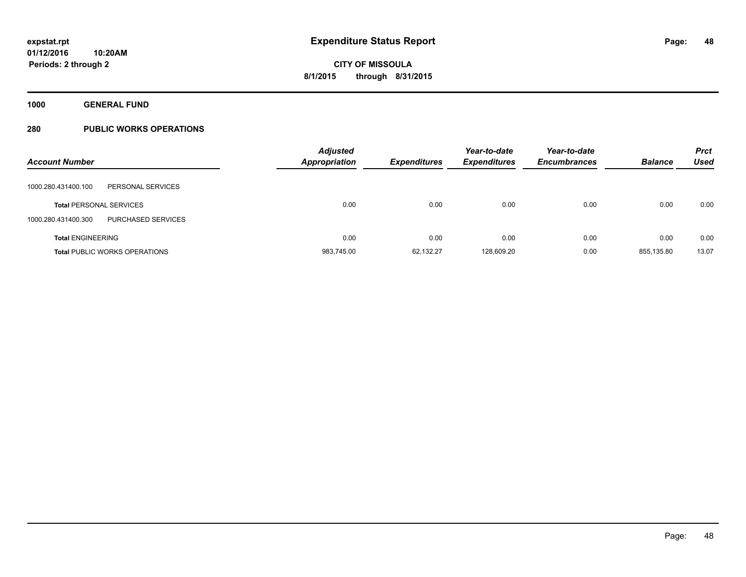# Expenditure Status Report

expstat.rpt
01/12/2016 10:20AM
Periods: 2 through 2

**CITY OF MISSOULA**
**8/1/2015 through 8/31/2015**

## 1000 GENERAL FUND

## 280 PUBLIC WORKS OPERATIONS

| Account Number | | Adjusted Appropriation | Expenditures | Year-to-date Expenditures | Year-to-date Encumbrances | Balance | Prct Used |
|---|---|---|---|---|---|---|---|
| 1000.280.431400.100 | PERSONAL SERVICES | | | | | | |
| **Total** PERSONAL SERVICES | | 0.00 | 0.00 | 0.00 | 0.00 | 0.00 | 0.00 |
| 1000.280.431400.300 | PURCHASED SERVICES | | | | | | |
| **Total** ENGINEERING | | 0.00 | 0.00 | 0.00 | 0.00 | 0.00 | 0.00 |
| **Total** PUBLIC WORKS OPERATIONS | | 983,745.00 | 62,132.27 | 128,609.20 | 0.00 | 855,135.80 | 13.07 |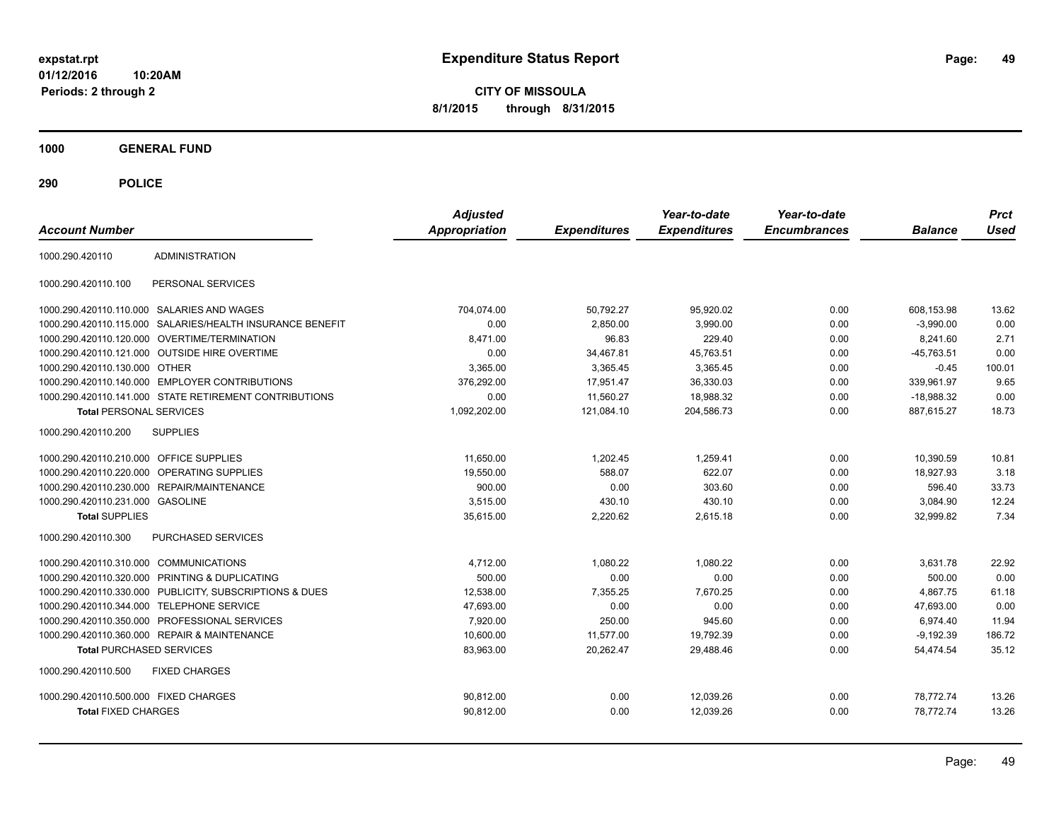# Expenditure Status Report

expstat.rpt
01/12/2016 10:20AM
Periods: 2 through 2

**CITY OF MISSOULA**
**8/1/2015 through 8/31/2015**

## 1000 GENERAL FUND

## 290 POLICE

| Account Number | | Adjusted Appropriation | Expenditures | Year-to-date Expenditures | Year-to-date Encumbrances | Balance | Prct Used |
|---|---|---|---|---|---|---|---|
| 1000.290.420110 | ADMINISTRATION | | | | | | |
| 1000.290.420110.100 | PERSONAL SERVICES | | | | | | |
| 1000.290.420110.110.000 | SALARIES AND WAGES | 704,074.00 | 50,792.27 | 95,920.02 | 0.00 | 608,153.98 | 13.62 |
| 1000.290.420110.115.000 | SALARIES/HEALTH INSURANCE BENEFIT | 0.00 | 2,850.00 | 3,990.00 | 0.00 | -3,990.00 | 0.00 |
| 1000.290.420110.120.000 | OVERTIME/TERMINATION | 8,471.00 | 96.83 | 229.40 | 0.00 | 8,241.60 | 2.71 |
| 1000.290.420110.121.000 | OUTSIDE HIRE OVERTIME | 0.00 | 34,467.81 | 45,763.51 | 0.00 | -45,763.51 | 0.00 |
| 1000.290.420110.130.000 | OTHER | 3,365.00 | 3,365.45 | 3,365.45 | 0.00 | -0.45 | 100.01 |
| 1000.290.420110.140.000 | EMPLOYER CONTRIBUTIONS | 376,292.00 | 17,951.47 | 36,330.03 | 0.00 | 339,961.97 | 9.65 |
| 1000.290.420110.141.000 | STATE RETIREMENT CONTRIBUTIONS | 0.00 | 11,560.27 | 18,988.32 | 0.00 | -18,988.32 | 0.00 |
| **Total** PERSONAL SERVICES | | 1,092,202.00 | 121,084.10 | 204,586.73 | 0.00 | 887,615.27 | 18.73 |
| 1000.290.420110.200 | SUPPLIES | | | | | | |
| 1000.290.420110.210.000 | OFFICE SUPPLIES | 11,650.00 | 1,202.45 | 1,259.41 | 0.00 | 10,390.59 | 10.81 |
| 1000.290.420110.220.000 | OPERATING SUPPLIES | 19,550.00 | 588.07 | 622.07 | 0.00 | 18,927.93 | 3.18 |
| 1000.290.420110.230.000 | REPAIR/MAINTENANCE | 900.00 | 0.00 | 303.60 | 0.00 | 596.40 | 33.73 |
| 1000.290.420110.231.000 | GASOLINE | 3,515.00 | 430.10 | 430.10 | 0.00 | 3,084.90 | 12.24 |
| **Total** SUPPLIES | | 35,615.00 | 2,220.62 | 2,615.18 | 0.00 | 32,999.82 | 7.34 |
| 1000.290.420110.300 | PURCHASED SERVICES | | | | | | |
| 1000.290.420110.310.000 | COMMUNICATIONS | 4,712.00 | 1,080.22 | 1,080.22 | 0.00 | 3,631.78 | 22.92 |
| 1000.290.420110.320.000 | PRINTING & DUPLICATING | 500.00 | 0.00 | 0.00 | 0.00 | 500.00 | 0.00 |
| 1000.290.420110.330.000 | PUBLICITY, SUBSCRIPTIONS & DUES | 12,538.00 | 7,355.25 | 7,670.25 | 0.00 | 4,867.75 | 61.18 |
| 1000.290.420110.344.000 | TELEPHONE SERVICE | 47,693.00 | 0.00 | 0.00 | 0.00 | 47,693.00 | 0.00 |
| 1000.290.420110.350.000 | PROFESSIONAL SERVICES | 7,920.00 | 250.00 | 945.60 | 0.00 | 6,974.40 | 11.94 |
| 1000.290.420110.360.000 | REPAIR & MAINTENANCE | 10,600.00 | 11,577.00 | 19,792.39 | 0.00 | -9,192.39 | 186.72 |
| **Total** PURCHASED SERVICES | | 83,963.00 | 20,262.47 | 29,488.46 | 0.00 | 54,474.54 | 35.12 |
| 1000.290.420110.500 | FIXED CHARGES | | | | | | |
| 1000.290.420110.500.000 | FIXED CHARGES | 90,812.00 | 0.00 | 12,039.26 | 0.00 | 78,772.74 | 13.26 |
| **Total** FIXED CHARGES | | 90,812.00 | 0.00 | 12,039.26 | 0.00 | 78,772.74 | 13.26 |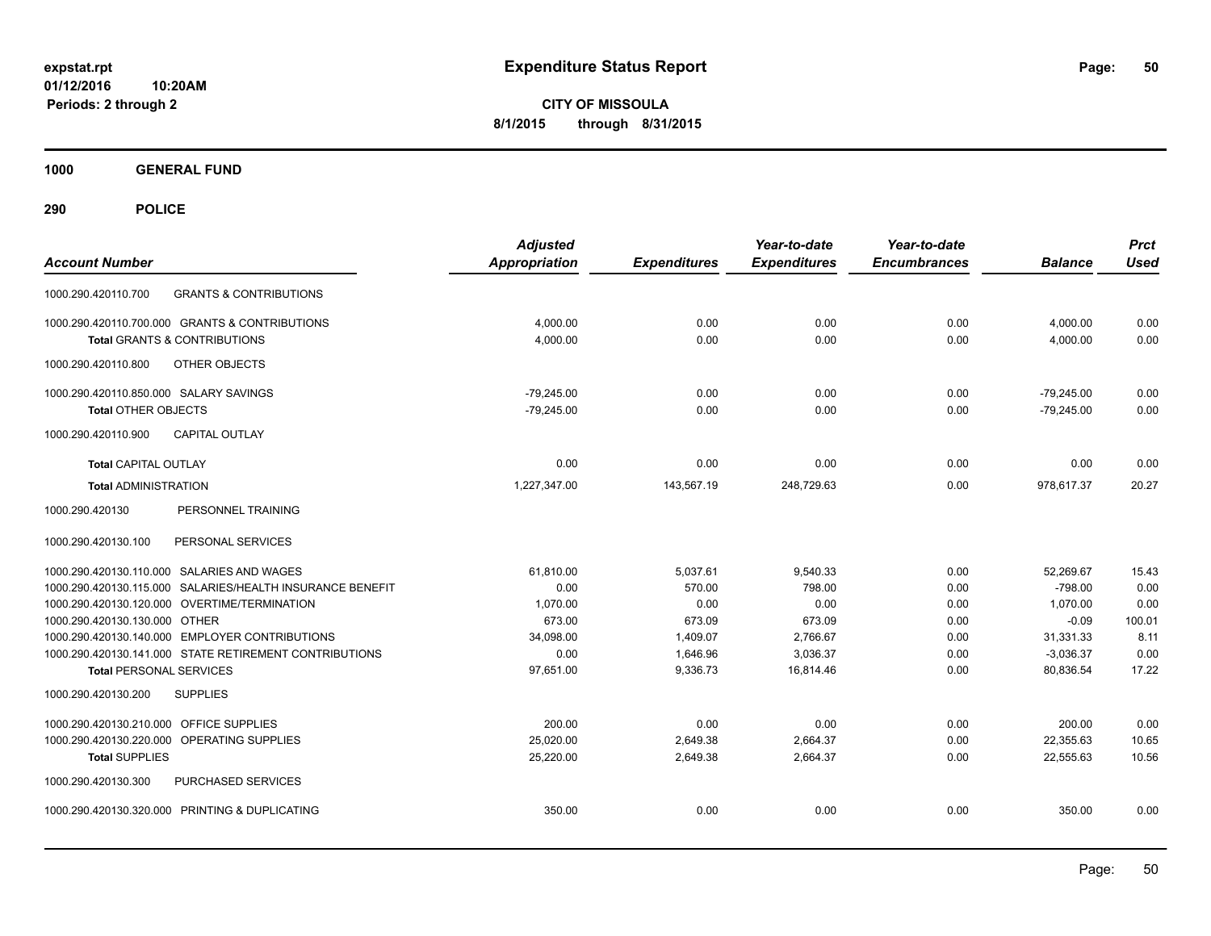**expstat.rpt**
**01/12/2016 10:20AM**
**Periods: 2 through 2**

# Expenditure Status Report

**CITY OF MISSOULA**
**8/1/2015 through 8/31/2015**

## 1000 GENERAL FUND

## 290 POLICE

| Account Number | | Adjusted Appropriation | Expenditures | Year-to-date Expenditures | Year-to-date Encumbrances | Balance | Prct Used |
|---|---|---|---|---|---|---|---|
| 1000.290.420110.700 | GRANTS & CONTRIBUTIONS | | | | | | |
| 1000.290.420110.700.000 | GRANTS & CONTRIBUTIONS | 4,000.00 | 0.00 | 0.00 | 0.00 | 4,000.00 | 0.00 |
| **Total** GRANTS & CONTRIBUTIONS | | 4,000.00 | 0.00 | 0.00 | 0.00 | 4,000.00 | 0.00 |
| 1000.290.420110.800 | OTHER OBJECTS | | | | | | |
| 1000.290.420110.850.000 | SALARY SAVINGS | -79,245.00 | 0.00 | 0.00 | 0.00 | -79,245.00 | 0.00 |
| **Total OTHER OBJECTS** | | -79,245.00 | 0.00 | 0.00 | 0.00 | -79,245.00 | 0.00 |
| 1000.290.420110.900 | CAPITAL OUTLAY | | | | | | |
| **Total** CAPITAL OUTLAY | | 0.00 | 0.00 | 0.00 | 0.00 | 0.00 | 0.00 |
| **Total** ADMINISTRATION | | 1,227,347.00 | 143,567.19 | 248,729.63 | 0.00 | 978,617.37 | 20.27 |
| 1000.290.420130 | PERSONNEL TRAINING | | | | | | |
| 1000.290.420130.100 | PERSONAL SERVICES | | | | | | |
| 1000.290.420130.110.000 | SALARIES AND WAGES | 61,810.00 | 5,037.61 | 9,540.33 | 0.00 | 52,269.67 | 15.43 |
| 1000.290.420130.115.000 | SALARIES/HEALTH INSURANCE BENEFIT | 0.00 | 570.00 | 798.00 | 0.00 | -798.00 | 0.00 |
| 1000.290.420130.120.000 | OVERTIME/TERMINATION | 1,070.00 | 0.00 | 0.00 | 0.00 | 1,070.00 | 0.00 |
| 1000.290.420130.130.000 | OTHER | 673.00 | 673.09 | 673.09 | 0.00 | -0.09 | 100.01 |
| 1000.290.420130.140.000 | EMPLOYER CONTRIBUTIONS | 34,098.00 | 1,409.07 | 2,766.67 | 0.00 | 31,331.33 | 8.11 |
| 1000.290.420130.141.000 | STATE RETIREMENT CONTRIBUTIONS | 0.00 | 1,646.96 | 3,036.37 | 0.00 | -3,036.37 | 0.00 |
| **Total** PERSONAL SERVICES | | 97,651.00 | 9,336.73 | 16,814.46 | 0.00 | 80,836.54 | 17.22 |
| 1000.290.420130.200 | SUPPLIES | | | | | | |
| 1000.290.420130.210.000 | OFFICE SUPPLIES | 200.00 | 0.00 | 0.00 | 0.00 | 200.00 | 0.00 |
| 1000.290.420130.220.000 | OPERATING SUPPLIES | 25,020.00 | 2,649.38 | 2,664.37 | 0.00 | 22,355.63 | 10.65 |
| **Total** SUPPLIES | | 25,220.00 | 2,649.38 | 2,664.37 | 0.00 | 22,555.63 | 10.56 |
| 1000.290.420130.300 | PURCHASED SERVICES | | | | | | |
| 1000.290.420130.320.000 | PRINTING & DUPLICATING | 350.00 | 0.00 | 0.00 | 0.00 | 350.00 | 0.00 |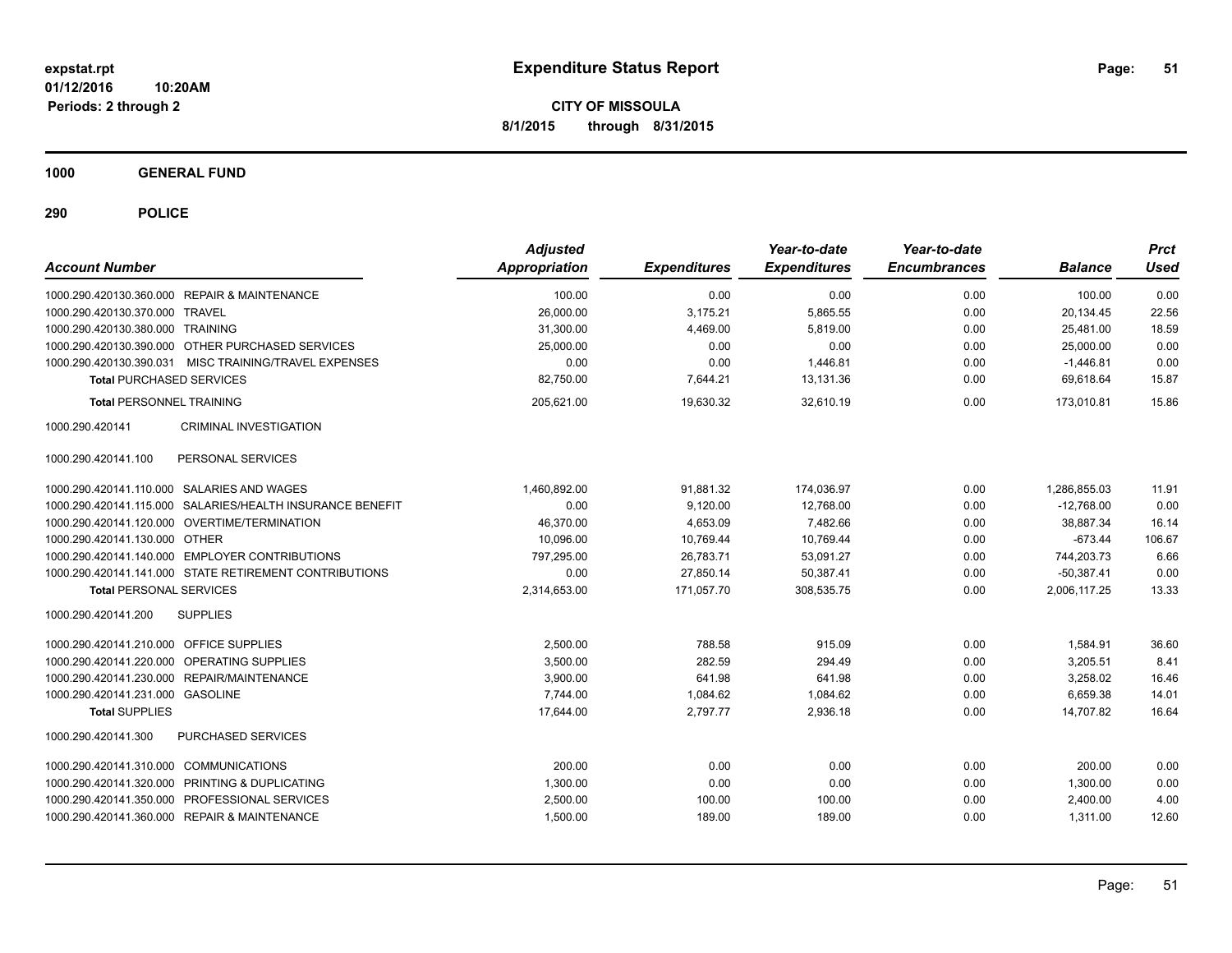**expstat.rpt**
**01/12/2016 10:20AM**
**Periods: 2 through 2**

# Expenditure Status Report

**CITY OF MISSOULA**
**8/1/2015 through 8/31/2015**

## 1000 GENERAL FUND

## 290 POLICE

| Account Number | Adjusted Appropriation | Expenditures | Year-to-date Expenditures | Year-to-date Encumbrances | Balance | Prct Used |
|---|---|---|---|---|---|---|
| 1000.290.420130.360.000 REPAIR & MAINTENANCE | 100.00 | 0.00 | 0.00 | 0.00 | 100.00 | 0.00 |
| 1000.290.420130.370.000 TRAVEL | 26,000.00 | 3,175.21 | 5,865.55 | 0.00 | 20,134.45 | 22.56 |
| 1000.290.420130.380.000 TRAINING | 31,300.00 | 4,469.00 | 5,819.00 | 0.00 | 25,481.00 | 18.59 |
| 1000.290.420130.390.000 OTHER PURCHASED SERVICES | 25,000.00 | 0.00 | 0.00 | 0.00 | 25,000.00 | 0.00 |
| 1000.290.420130.390.031 MISC TRAINING/TRAVEL EXPENSES | 0.00 | 0.00 | 1,446.81 | 0.00 | -1,446.81 | 0.00 |
| **Total** PURCHASED SERVICES | 82,750.00 | 7,644.21 | 13,131.36 | 0.00 | 69,618.64 | 15.87 |
| **Total** PERSONNEL TRAINING | 205,621.00 | 19,630.32 | 32,610.19 | 0.00 | 173,010.81 | 15.86 |
| 1000.290.420141 CRIMINAL INVESTIGATION | | | | | | |
| 1000.290.420141.100 PERSONAL SERVICES | | | | | | |
| 1000.290.420141.110.000 SALARIES AND WAGES | 1,460,892.00 | 91,881.32 | 174,036.97 | 0.00 | 1,286,855.03 | 11.91 |
| 1000.290.420141.115.000 SALARIES/HEALTH INSURANCE BENEFIT | 0.00 | 9,120.00 | 12,768.00 | 0.00 | -12,768.00 | 0.00 |
| 1000.290.420141.120.000 OVERTIME/TERMINATION | 46,370.00 | 4,653.09 | 7,482.66 | 0.00 | 38,887.34 | 16.14 |
| 1000.290.420141.130.000 OTHER | 10,096.00 | 10,769.44 | 10,769.44 | 0.00 | -673.44 | 106.67 |
| 1000.290.420141.140.000 EMPLOYER CONTRIBUTIONS | 797,295.00 | 26,783.71 | 53,091.27 | 0.00 | 744,203.73 | 6.66 |
| 1000.290.420141.141.000 STATE RETIREMENT CONTRIBUTIONS | 0.00 | 27,850.14 | 50,387.41 | 0.00 | -50,387.41 | 0.00 |
| **Total** PERSONAL SERVICES | 2,314,653.00 | 171,057.70 | 308,535.75 | 0.00 | 2,006,117.25 | 13.33 |
| 1000.290.420141.200 SUPPLIES | | | | | | |
| 1000.290.420141.210.000 OFFICE SUPPLIES | 2,500.00 | 788.58 | 915.09 | 0.00 | 1,584.91 | 36.60 |
| 1000.290.420141.220.000 OPERATING SUPPLIES | 3,500.00 | 282.59 | 294.49 | 0.00 | 3,205.51 | 8.41 |
| 1000.290.420141.230.000 REPAIR/MAINTENANCE | 3,900.00 | 641.98 | 641.98 | 0.00 | 3,258.02 | 16.46 |
| 1000.290.420141.231.000 GASOLINE | 7,744.00 | 1,084.62 | 1,084.62 | 0.00 | 6,659.38 | 14.01 |
| **Total** SUPPLIES | 17,644.00 | 2,797.77 | 2,936.18 | 0.00 | 14,707.82 | 16.64 |
| 1000.290.420141.300 PURCHASED SERVICES | | | | | | |
| 1000.290.420141.310.000 COMMUNICATIONS | 200.00 | 0.00 | 0.00 | 0.00 | 200.00 | 0.00 |
| 1000.290.420141.320.000 PRINTING & DUPLICATING | 1,300.00 | 0.00 | 0.00 | 0.00 | 1,300.00 | 0.00 |
| 1000.290.420141.350.000 PROFESSIONAL SERVICES | 2,500.00 | 100.00 | 100.00 | 0.00 | 2,400.00 | 4.00 |
| 1000.290.420141.360.000 REPAIR & MAINTENANCE | 1,500.00 | 189.00 | 189.00 | 0.00 | 1,311.00 | 12.60 |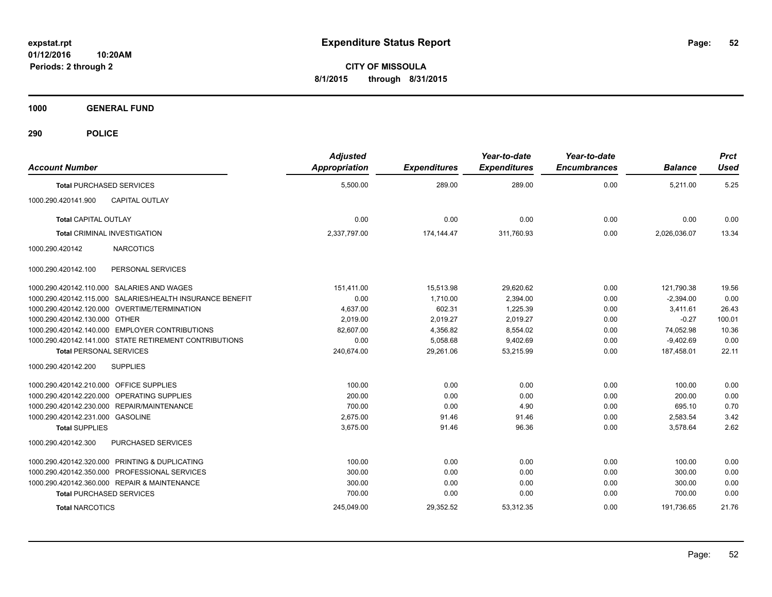expstat.rpt
01/12/2016 10:20AM
Periods: 2 through 2

# Expenditure Status Report

**CITY OF MISSOULA**
**8/1/2015 through 8/31/2015**

**1000 GENERAL FUND**

**290 POLICE**

| Account Number | Adjusted Appropriation | Expenditures | Year-to-date Expenditures | Year-to-date Encumbrances | Balance | Prct Used |
|---|---|---|---|---|---|---|
| **Total** PURCHASED SERVICES | 5,500.00 | 289.00 | 289.00 | 0.00 | 5,211.00 | 5.25 |
| 1000.290.420141.900 CAPITAL OUTLAY | | | | | | |
| **Total** CAPITAL OUTLAY | 0.00 | 0.00 | 0.00 | 0.00 | 0.00 | 0.00 |
| **Total** CRIMINAL INVESTIGATION | 2,337,797.00 | 174,144.47 | 311,760.93 | 0.00 | 2,026,036.07 | 13.34 |
| 1000.290.420142 NARCOTICS | | | | | | |
| 1000.290.420142.100 PERSONAL SERVICES | | | | | | |
| 1000.290.420142.110.000 SALARIES AND WAGES | 151,411.00 | 15,513.98 | 29,620.62 | 0.00 | 121,790.38 | 19.56 |
| 1000.290.420142.115.000 SALARIES/HEALTH INSURANCE BENEFIT | 0.00 | 1,710.00 | 2,394.00 | 0.00 | -2,394.00 | 0.00 |
| 1000.290.420142.120.000 OVERTIME/TERMINATION | 4,637.00 | 602.31 | 1,225.39 | 0.00 | 3,411.61 | 26.43 |
| 1000.290.420142.130.000 OTHER | 2,019.00 | 2,019.27 | 2,019.27 | 0.00 | -0.27 | 100.01 |
| 1000.290.420142.140.000 EMPLOYER CONTRIBUTIONS | 82,607.00 | 4,356.82 | 8,554.02 | 0.00 | 74,052.98 | 10.36 |
| 1000.290.420142.141.000 STATE RETIREMENT CONTRIBUTIONS | 0.00 | 5,058.68 | 9,402.69 | 0.00 | -9,402.69 | 0.00 |
| **Total** PERSONAL SERVICES | 240,674.00 | 29,261.06 | 53,215.99 | 0.00 | 187,458.01 | 22.11 |
| 1000.290.420142.200 SUPPLIES | | | | | | |
| 1000.290.420142.210.000 OFFICE SUPPLIES | 100.00 | 0.00 | 0.00 | 0.00 | 100.00 | 0.00 |
| 1000.290.420142.220.000 OPERATING SUPPLIES | 200.00 | 0.00 | 0.00 | 0.00 | 200.00 | 0.00 |
| 1000.290.420142.230.000 REPAIR/MAINTENANCE | 700.00 | 0.00 | 4.90 | 0.00 | 695.10 | 0.70 |
| 1000.290.420142.231.000 GASOLINE | 2,675.00 | 91.46 | 91.46 | 0.00 | 2,583.54 | 3.42 |
| **Total** SUPPLIES | 3,675.00 | 91.46 | 96.36 | 0.00 | 3,578.64 | 2.62 |
| 1000.290.420142.300 PURCHASED SERVICES | | | | | | |
| 1000.290.420142.320.000 PRINTING & DUPLICATING | 100.00 | 0.00 | 0.00 | 0.00 | 100.00 | 0.00 |
| 1000.290.420142.350.000 PROFESSIONAL SERVICES | 300.00 | 0.00 | 0.00 | 0.00 | 300.00 | 0.00 |
| 1000.290.420142.360.000 REPAIR & MAINTENANCE | 300.00 | 0.00 | 0.00 | 0.00 | 300.00 | 0.00 |
| **Total** PURCHASED SERVICES | 700.00 | 0.00 | 0.00 | 0.00 | 700.00 | 0.00 |
| **Total** NARCOTICS | 245,049.00 | 29,352.52 | 53,312.35 | 0.00 | 191,736.65 | 21.76 |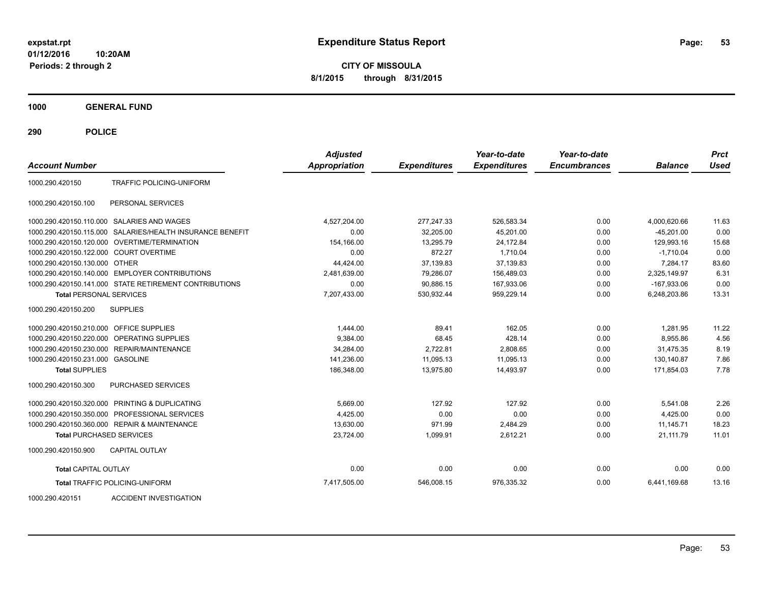# Expenditure Status Report

expstat.rpt
01/12/2016 10:20AM
Periods: 2 through 2

**CITY OF MISSOULA**
**8/1/2015 through 8/31/2015**

**1000 GENERAL FUND**

**290 POLICE**

| Account Number | | Adjusted Appropriation | Expenditures | Year-to-date Expenditures | Year-to-date Encumbrances | Balance | Prct Used |
|---|---|---|---|---|---|---|---|
| 1000.290.420150 | TRAFFIC POLICING-UNIFORM | | | | | | |
| 1000.290.420150.100 | PERSONAL SERVICES | | | | | | |
| 1000.290.420150.110.000 | SALARIES AND WAGES | 4,527,204.00 | 277,247.33 | 526,583.34 | 0.00 | 4,000,620.66 | 11.63 |
| 1000.290.420150.115.000 | SALARIES/HEALTH INSURANCE BENEFIT | 0.00 | 32,205.00 | 45,201.00 | 0.00 | -45,201.00 | 0.00 |
| 1000.290.420150.120.000 | OVERTIME/TERMINATION | 154,166.00 | 13,295.79 | 24,172.84 | 0.00 | 129,993.16 | 15.68 |
| 1000.290.420150.122.000 | COURT OVERTIME | 0.00 | 872.27 | 1,710.04 | 0.00 | -1,710.04 | 0.00 |
| 1000.290.420150.130.000 | OTHER | 44,424.00 | 37,139.83 | 37,139.83 | 0.00 | 7,284.17 | 83.60 |
| 1000.290.420150.140.000 | EMPLOYER CONTRIBUTIONS | 2,481,639.00 | 79,286.07 | 156,489.03 | 0.00 | 2,325,149.97 | 6.31 |
| 1000.290.420150.141.000 | STATE RETIREMENT CONTRIBUTIONS | 0.00 | 90,886.15 | 167,933.06 | 0.00 | -167,933.06 | 0.00 |
| **Total** PERSONAL SERVICES | | 7,207,433.00 | 530,932.44 | 959,229.14 | 0.00 | 6,248,203.86 | 13.31 |
| 1000.290.420150.200 | SUPPLIES | | | | | | |
| 1000.290.420150.210.000 | OFFICE SUPPLIES | 1,444.00 | 89.41 | 162.05 | 0.00 | 1,281.95 | 11.22 |
| 1000.290.420150.220.000 | OPERATING SUPPLIES | 9,384.00 | 68.45 | 428.14 | 0.00 | 8,955.86 | 4.56 |
| 1000.290.420150.230.000 | REPAIR/MAINTENANCE | 34,284.00 | 2,722.81 | 2,808.65 | 0.00 | 31,475.35 | 8.19 |
| 1000.290.420150.231.000 | GASOLINE | 141,236.00 | 11,095.13 | 11,095.13 | 0.00 | 130,140.87 | 7.86 |
| **Total** SUPPLIES | | 186,348.00 | 13,975.80 | 14,493.97 | 0.00 | 171,854.03 | 7.78 |
| 1000.290.420150.300 | PURCHASED SERVICES | | | | | | |
| 1000.290.420150.320.000 | PRINTING & DUPLICATING | 5,669.00 | 127.92 | 127.92 | 0.00 | 5,541.08 | 2.26 |
| 1000.290.420150.350.000 | PROFESSIONAL SERVICES | 4,425.00 | 0.00 | 0.00 | 0.00 | 4,425.00 | 0.00 |
| 1000.290.420150.360.000 | REPAIR & MAINTENANCE | 13,630.00 | 971.99 | 2,484.29 | 0.00 | 11,145.71 | 18.23 |
| **Total** PURCHASED SERVICES | | 23,724.00 | 1,099.91 | 2,612.21 | 0.00 | 21,111.79 | 11.01 |
| 1000.290.420150.900 | CAPITAL OUTLAY | | | | | | |
| **Total** CAPITAL OUTLAY | | 0.00 | 0.00 | 0.00 | 0.00 | 0.00 | 0.00 |
| **Total** TRAFFIC POLICING-UNIFORM | | 7,417,505.00 | 546,008.15 | 976,335.32 | 0.00 | 6,441,169.68 | 13.16 |
| 1000.290.420151 | ACCIDENT INVESTIGATION | | | | | | |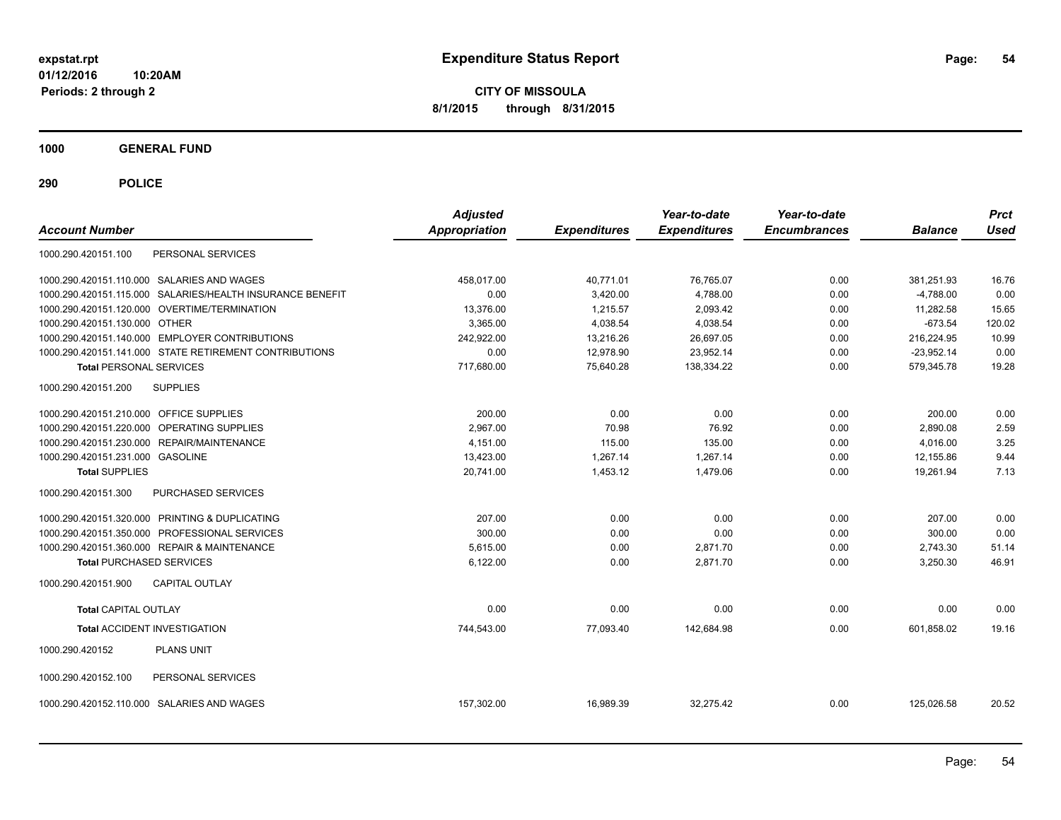**expstat.rpt**
**01/12/2016 10:20AM**
**Periods: 2 through 2**

# Expenditure Status Report

**CITY OF MISSOULA**
**8/1/2015 through 8/31/2015**

## 1000 GENERAL FUND

## 290 POLICE

| Account Number | | Adjusted Appropriation | Expenditures | Year-to-date Expenditures | Year-to-date Encumbrances | Balance | Prct Used |
|---|---|---|---|---|---|---|---|
| 1000.290.420151.100 | PERSONAL SERVICES | | | | | | |
| 1000.290.420151.110.000 | SALARIES AND WAGES | 458,017.00 | 40,771.01 | 76,765.07 | 0.00 | 381,251.93 | 16.76 |
| 1000.290.420151.115.000 | SALARIES/HEALTH INSURANCE BENEFIT | 0.00 | 3,420.00 | 4,788.00 | 0.00 | -4,788.00 | 0.00 |
| 1000.290.420151.120.000 | OVERTIME/TERMINATION | 13,376.00 | 1,215.57 | 2,093.42 | 0.00 | 11,282.58 | 15.65 |
| 1000.290.420151.130.000 | OTHER | 3,365.00 | 4,038.54 | 4,038.54 | 0.00 | -673.54 | 120.02 |
| 1000.290.420151.140.000 | EMPLOYER CONTRIBUTIONS | 242,922.00 | 13,216.26 | 26,697.05 | 0.00 | 216,224.95 | 10.99 |
| 1000.290.420151.141.000 | STATE RETIREMENT CONTRIBUTIONS | 0.00 | 12,978.90 | 23,952.14 | 0.00 | -23,952.14 | 0.00 |
| **Total** PERSONAL SERVICES | | 717,680.00 | 75,640.28 | 138,334.22 | 0.00 | 579,345.78 | 19.28 |
| 1000.290.420151.200 | SUPPLIES | | | | | | |
| 1000.290.420151.210.000 | OFFICE SUPPLIES | 200.00 | 0.00 | 0.00 | 0.00 | 200.00 | 0.00 |
| 1000.290.420151.220.000 | OPERATING SUPPLIES | 2,967.00 | 70.98 | 76.92 | 0.00 | 2,890.08 | 2.59 |
| 1000.290.420151.230.000 | REPAIR/MAINTENANCE | 4,151.00 | 115.00 | 135.00 | 0.00 | 4,016.00 | 3.25 |
| 1000.290.420151.231.000 | GASOLINE | 13,423.00 | 1,267.14 | 1,267.14 | 0.00 | 12,155.86 | 9.44 |
| **Total** SUPPLIES | | 20,741.00 | 1,453.12 | 1,479.06 | 0.00 | 19,261.94 | 7.13 |
| 1000.290.420151.300 | PURCHASED SERVICES | | | | | | |
| 1000.290.420151.320.000 | PRINTING & DUPLICATING | 207.00 | 0.00 | 0.00 | 0.00 | 207.00 | 0.00 |
| 1000.290.420151.350.000 | PROFESSIONAL SERVICES | 300.00 | 0.00 | 0.00 | 0.00 | 300.00 | 0.00 |
| 1000.290.420151.360.000 | REPAIR & MAINTENANCE | 5,615.00 | 0.00 | 2,871.70 | 0.00 | 2,743.30 | 51.14 |
| **Total** PURCHASED SERVICES | | 6,122.00 | 0.00 | 2,871.70 | 0.00 | 3,250.30 | 46.91 |
| 1000.290.420151.900 | CAPITAL OUTLAY | | | | | | |
| **Total** CAPITAL OUTLAY | | 0.00 | 0.00 | 0.00 | 0.00 | 0.00 | 0.00 |
| **Total** ACCIDENT INVESTIGATION | | 744,543.00 | 77,093.40 | 142,684.98 | 0.00 | 601,858.02 | 19.16 |
| 1000.290.420152 | PLANS UNIT | | | | | | |
| 1000.290.420152.100 | PERSONAL SERVICES | | | | | | |
| 1000.290.420152.110.000 | SALARIES AND WAGES | 157,302.00 | 16,989.39 | 32,275.42 | 0.00 | 125,026.58 | 20.52 |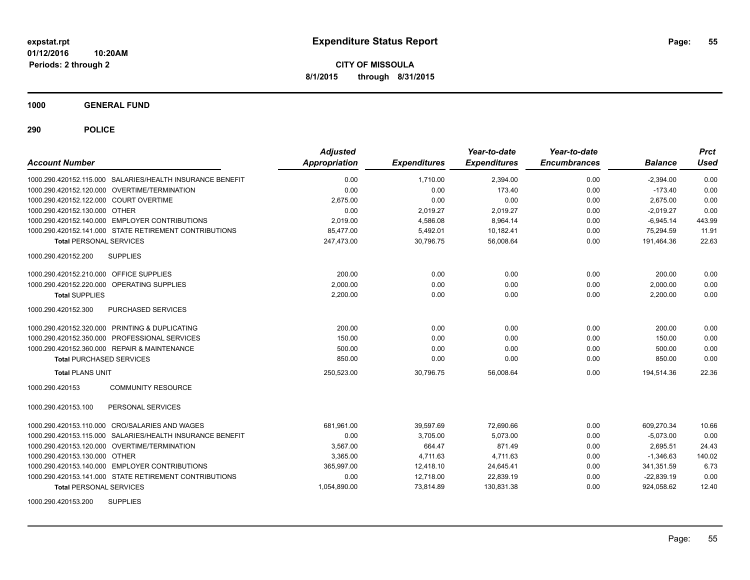**CITY OF MISSOULA**

**8/1/2015 through 8/31/2015**

**Expenditure Status Report**

expstat.rpt
01/12/2016 10:20AM
Periods: 2 through 2

## 1000 GENERAL FUND

### 290 POLICE

| Account Number | Adjusted Appropriation | Expenditures | Year-to-date Expenditures | Year-to-date Encumbrances | Balance | Prct Used |
|---|---|---|---|---|---|---|
| 1000.290.420152.115.000 SALARIES/HEALTH INSURANCE BENEFIT | 0.00 | 1,710.00 | 2,394.00 | 0.00 | -2,394.00 | 0.00 |
| 1000.290.420152.120.000 OVERTIME/TERMINATION | 0.00 | 0.00 | 173.40 | 0.00 | -173.40 | 0.00 |
| 1000.290.420152.122.000 COURT OVERTIME | 2,675.00 | 0.00 | 0.00 | 0.00 | 2,675.00 | 0.00 |
| 1000.290.420152.130.000 OTHER | 0.00 | 2,019.27 | 2,019.27 | 0.00 | -2,019.27 | 0.00 |
| 1000.290.420152.140.000 EMPLOYER CONTRIBUTIONS | 2,019.00 | 4,586.08 | 8,964.14 | 0.00 | -6,945.14 | 443.99 |
| 1000.290.420152.141.000 STATE RETIREMENT CONTRIBUTIONS | 85,477.00 | 5,492.01 | 10,182.41 | 0.00 | 75,294.59 | 11.91 |
| **Total PERSONAL SERVICES** | 247,473.00 | 30,796.75 | 56,008.64 | 0.00 | 191,464.36 | 22.63 |
| 1000.290.420152.200 SUPPLIES | | | | | | |
| 1000.290.420152.210.000 OFFICE SUPPLIES | 200.00 | 0.00 | 0.00 | 0.00 | 200.00 | 0.00 |
| 1000.290.420152.220.000 OPERATING SUPPLIES | 2,000.00 | 0.00 | 0.00 | 0.00 | 2,000.00 | 0.00 |
| **Total SUPPLIES** | 2,200.00 | 0.00 | 0.00 | 0.00 | 2,200.00 | 0.00 |
| 1000.290.420152.300 PURCHASED SERVICES | | | | | | |
| 1000.290.420152.320.000 PRINTING & DUPLICATING | 200.00 | 0.00 | 0.00 | 0.00 | 200.00 | 0.00 |
| 1000.290.420152.350.000 PROFESSIONAL SERVICES | 150.00 | 0.00 | 0.00 | 0.00 | 150.00 | 0.00 |
| 1000.290.420152.360.000 REPAIR & MAINTENANCE | 500.00 | 0.00 | 0.00 | 0.00 | 500.00 | 0.00 |
| **Total PURCHASED SERVICES** | 850.00 | 0.00 | 0.00 | 0.00 | 850.00 | 0.00 |
| **Total PLANS UNIT** | 250,523.00 | 30,796.75 | 56,008.64 | 0.00 | 194,514.36 | 22.36 |
| 1000.290.420153 COMMUNITY RESOURCE | | | | | | |
| 1000.290.420153.100 PERSONAL SERVICES | | | | | | |
| 1000.290.420153.110.000 CRO/SALARIES AND WAGES | 681,961.00 | 39,597.69 | 72,690.66 | 0.00 | 609,270.34 | 10.66 |
| 1000.290.420153.115.000 SALARIES/HEALTH INSURANCE BENEFIT | 0.00 | 3,705.00 | 5,073.00 | 0.00 | -5,073.00 | 0.00 |
| 1000.290.420153.120.000 OVERTIME/TERMINATION | 3,567.00 | 664.47 | 871.49 | 0.00 | 2,695.51 | 24.43 |
| 1000.290.420153.130.000 OTHER | 3,365.00 | 4,711.63 | 4,711.63 | 0.00 | -1,346.63 | 140.02 |
| 1000.290.420153.140.000 EMPLOYER CONTRIBUTIONS | 365,997.00 | 12,418.10 | 24,645.41 | 0.00 | 341,351.59 | 6.73 |
| 1000.290.420153.141.000 STATE RETIREMENT CONTRIBUTIONS | 0.00 | 12,718.00 | 22,839.19 | 0.00 | -22,839.19 | 0.00 |
| **Total PERSONAL SERVICES** | 1,054,890.00 | 73,814.89 | 130,831.38 | 0.00 | 924,058.62 | 12.40 |
| 1000.290.420153.200 SUPPLIES | | | | | | |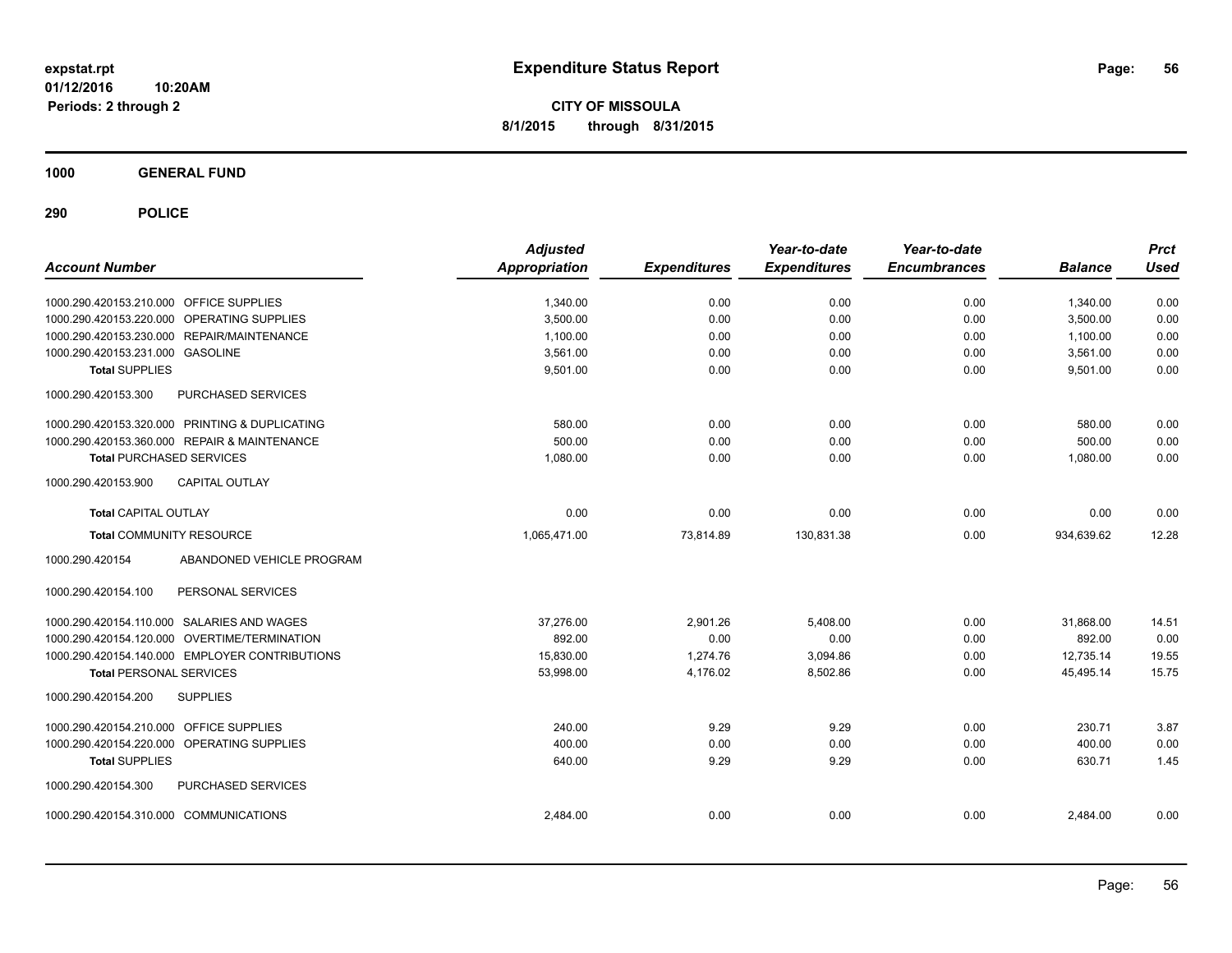# Expenditure Status Report

**CITY OF MISSOULA**

**8/1/2015 through 8/31/2015**

expstat.rpt
01/12/2016 10:20AM
Periods: 2 through 2

## 1000 GENERAL FUND

## 290 POLICE

| Account Number | Adjusted Appropriation | Expenditures | Year-to-date Expenditures | Year-to-date Encumbrances | Balance | Prct Used |
|---|---|---|---|---|---|---|
| 1000.290.420153.210.000 OFFICE SUPPLIES | 1,340.00 | 0.00 | 0.00 | 0.00 | 1,340.00 | 0.00 |
| 1000.290.420153.220.000 OPERATING SUPPLIES | 3,500.00 | 0.00 | 0.00 | 0.00 | 3,500.00 | 0.00 |
| 1000.290.420153.230.000 REPAIR/MAINTENANCE | 1,100.00 | 0.00 | 0.00 | 0.00 | 1,100.00 | 0.00 |
| 1000.290.420153.231.000 GASOLINE | 3,561.00 | 0.00 | 0.00 | 0.00 | 3,561.00 | 0.00 |
| **Total SUPPLIES** | 9,501.00 | 0.00 | 0.00 | 0.00 | 9,501.00 | 0.00 |
| 1000.290.420153.300 PURCHASED SERVICES | | | | | | |
| 1000.290.420153.320.000 PRINTING & DUPLICATING | 580.00 | 0.00 | 0.00 | 0.00 | 580.00 | 0.00 |
| 1000.290.420153.360.000 REPAIR & MAINTENANCE | 500.00 | 0.00 | 0.00 | 0.00 | 500.00 | 0.00 |
| **Total PURCHASED SERVICES** | 1,080.00 | 0.00 | 0.00 | 0.00 | 1,080.00 | 0.00 |
| 1000.290.420153.900 CAPITAL OUTLAY | | | | | | |
| **Total CAPITAL OUTLAY** | 0.00 | 0.00 | 0.00 | 0.00 | 0.00 | 0.00 |
| **Total COMMUNITY RESOURCE** | 1,065,471.00 | 73,814.89 | 130,831.38 | 0.00 | 934,639.62 | 12.28 |
| 1000.290.420154 ABANDONED VEHICLE PROGRAM | | | | | | |
| 1000.290.420154.100 PERSONAL SERVICES | | | | | | |
| 1000.290.420154.110.000 SALARIES AND WAGES | 37,276.00 | 2,901.26 | 5,408.00 | 0.00 | 31,868.00 | 14.51 |
| 1000.290.420154.120.000 OVERTIME/TERMINATION | 892.00 | 0.00 | 0.00 | 0.00 | 892.00 | 0.00 |
| 1000.290.420154.140.000 EMPLOYER CONTRIBUTIONS | 15,830.00 | 1,274.76 | 3,094.86 | 0.00 | 12,735.14 | 19.55 |
| **Total PERSONAL SERVICES** | 53,998.00 | 4,176.02 | 8,502.86 | 0.00 | 45,495.14 | 15.75 |
| 1000.290.420154.200 SUPPLIES | | | | | | |
| 1000.290.420154.210.000 OFFICE SUPPLIES | 240.00 | 9.29 | 9.29 | 0.00 | 230.71 | 3.87 |
| 1000.290.420154.220.000 OPERATING SUPPLIES | 400.00 | 0.00 | 0.00 | 0.00 | 400.00 | 0.00 |
| **Total SUPPLIES** | 640.00 | 9.29 | 9.29 | 0.00 | 630.71 | 1.45 |
| 1000.290.420154.300 PURCHASED SERVICES | | | | | | |
| 1000.290.420154.310.000 COMMUNICATIONS | 2,484.00 | 0.00 | 0.00 | 0.00 | 2,484.00 | 0.00 |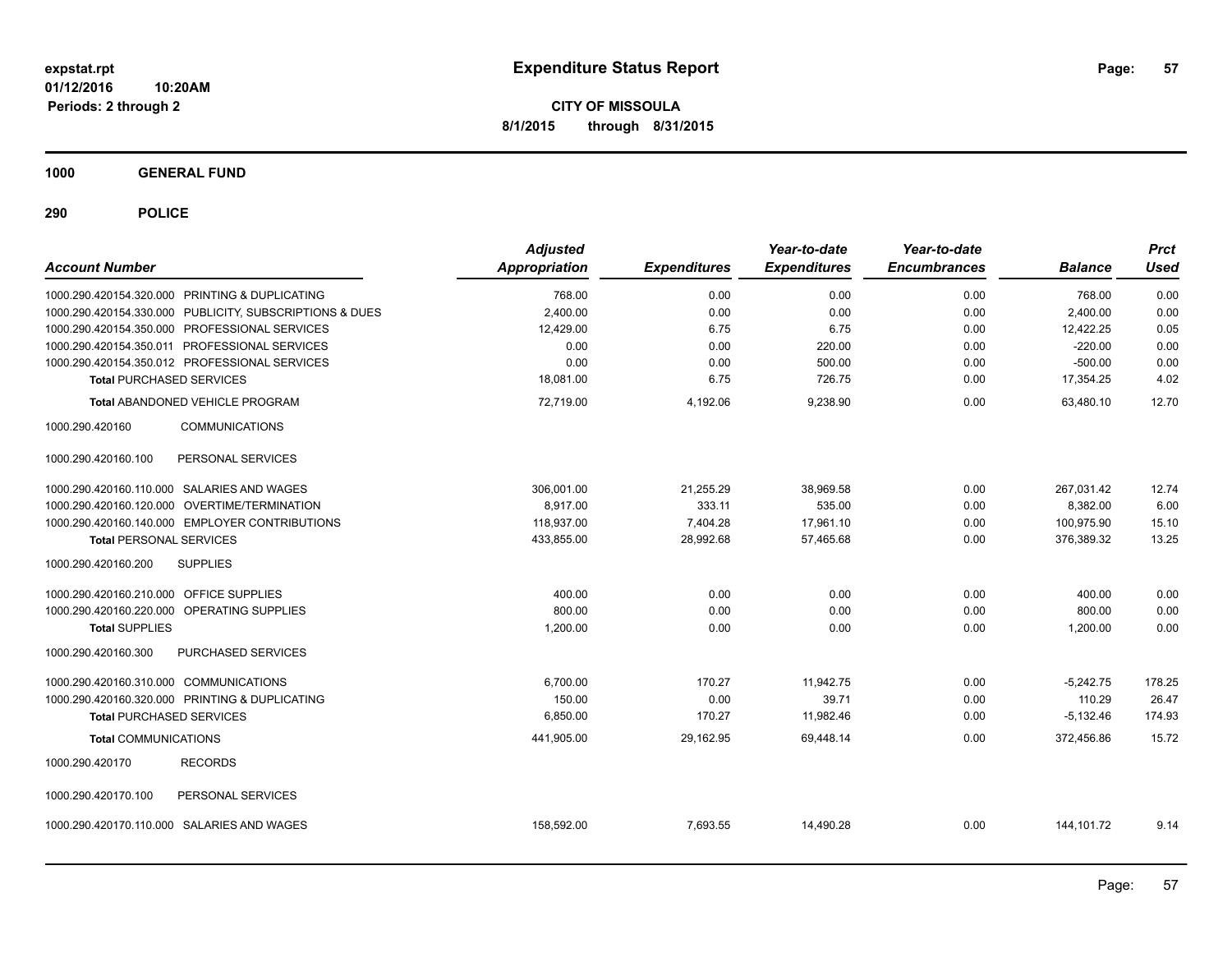# Expenditure Status Report

**CITY OF MISSOULA**

**8/1/2015 through 8/31/2015**

expstat.rpt
01/12/2016 10:20AM
Periods: 2 through 2

**1000 GENERAL FUND**

**290 POLICE**

| Account Number | Adjusted Appropriation | Expenditures | Year-to-date Expenditures | Year-to-date Encumbrances | Balance | Prct Used |
|---|---|---|---|---|---|---|
| 1000.290.420154.320.000 PRINTING & DUPLICATING | 768.00 | 0.00 | 0.00 | 0.00 | 768.00 | 0.00 |
| 1000.290.420154.330.000 PUBLICITY, SUBSCRIPTIONS & DUES | 2,400.00 | 0.00 | 0.00 | 0.00 | 2,400.00 | 0.00 |
| 1000.290.420154.350.000 PROFESSIONAL SERVICES | 12,429.00 | 6.75 | 6.75 | 0.00 | 12,422.25 | 0.05 |
| 1000.290.420154.350.011 PROFESSIONAL SERVICES | 0.00 | 0.00 | 220.00 | 0.00 | -220.00 | 0.00 |
| 1000.290.420154.350.012 PROFESSIONAL SERVICES | 0.00 | 0.00 | 500.00 | 0.00 | -500.00 | 0.00 |
| **Total** PURCHASED SERVICES | 18,081.00 | 6.75 | 726.75 | 0.00 | 17,354.25 | 4.02 |
| **Total** ABANDONED VEHICLE PROGRAM | 72,719.00 | 4,192.06 | 9,238.90 | 0.00 | 63,480.10 | 12.70 |
| 1000.290.420160 COMMUNICATIONS | | | | | | |
| 1000.290.420160.100 PERSONAL SERVICES | | | | | | |
| 1000.290.420160.110.000 SALARIES AND WAGES | 306,001.00 | 21,255.29 | 38,969.58 | 0.00 | 267,031.42 | 12.74 |
| 1000.290.420160.120.000 OVERTIME/TERMINATION | 8,917.00 | 333.11 | 535.00 | 0.00 | 8,382.00 | 6.00 |
| 1000.290.420160.140.000 EMPLOYER CONTRIBUTIONS | 118,937.00 | 7,404.28 | 17,961.10 | 0.00 | 100,975.90 | 15.10 |
| **Total** PERSONAL SERVICES | 433,855.00 | 28,992.68 | 57,465.68 | 0.00 | 376,389.32 | 13.25 |
| 1000.290.420160.200 SUPPLIES | | | | | | |
| 1000.290.420160.210.000 OFFICE SUPPLIES | 400.00 | 0.00 | 0.00 | 0.00 | 400.00 | 0.00 |
| 1000.290.420160.220.000 OPERATING SUPPLIES | 800.00 | 0.00 | 0.00 | 0.00 | 800.00 | 0.00 |
| **Total** SUPPLIES | 1,200.00 | 0.00 | 0.00 | 0.00 | 1,200.00 | 0.00 |
| 1000.290.420160.300 PURCHASED SERVICES | | | | | | |
| 1000.290.420160.310.000 COMMUNICATIONS | 6,700.00 | 170.27 | 11,942.75 | 0.00 | -5,242.75 | 178.25 |
| 1000.290.420160.320.000 PRINTING & DUPLICATING | 150.00 | 0.00 | 39.71 | 0.00 | 110.29 | 26.47 |
| **Total** PURCHASED SERVICES | 6,850.00 | 170.27 | 11,982.46 | 0.00 | -5,132.46 | 174.93 |
| **Total** COMMUNICATIONS | 441,905.00 | 29,162.95 | 69,448.14 | 0.00 | 372,456.86 | 15.72 |
| 1000.290.420170 RECORDS | | | | | | |
| 1000.290.420170.100 PERSONAL SERVICES | | | | | | |
| 1000.290.420170.110.000 SALARIES AND WAGES | 158,592.00 | 7,693.55 | 14,490.28 | 0.00 | 144,101.72 | 9.14 |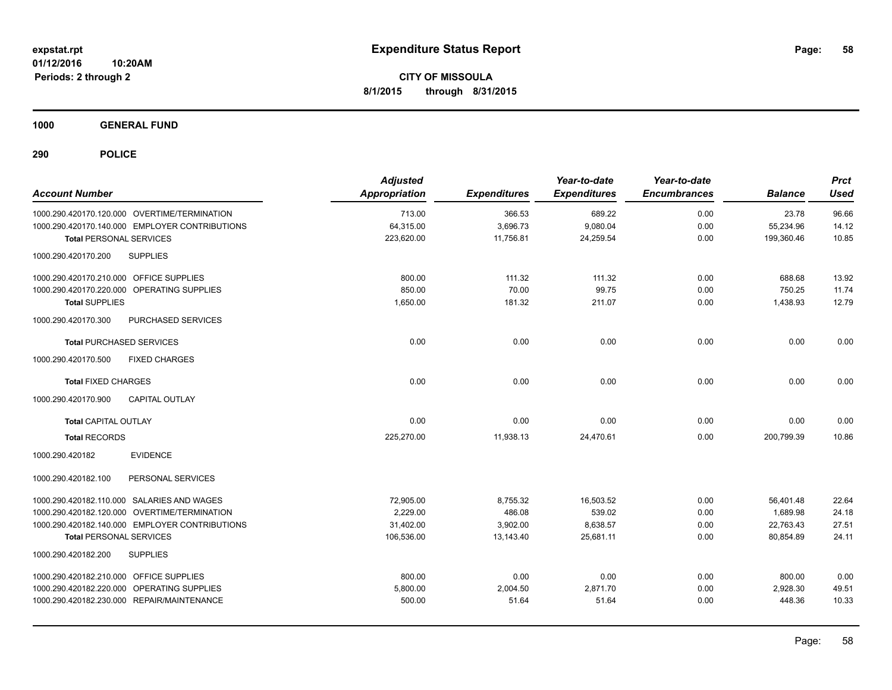**expstat.rpt**
**01/12/2016 10:20AM**
**Periods: 2 through 2**

# Expenditure Status Report

**CITY OF MISSOULA**
**8/1/2015 through 8/31/2015**

## 1000 GENERAL FUND

## 290 POLICE

| Account Number | Adjusted Appropriation | Expenditures | Year-to-date Expenditures | Year-to-date Encumbrances | Balance | Prct Used |
|---|---|---|---|---|---|---|
| 1000.290.420170.120.000 OVERTIME/TERMINATION | 713.00 | 366.53 | 689.22 | 0.00 | 23.78 | 96.66 |
| 1000.290.420170.140.000 EMPLOYER CONTRIBUTIONS | 64,315.00 | 3,696.73 | 9,080.04 | 0.00 | 55,234.96 | 14.12 |
| **Total** PERSONAL SERVICES | 223,620.00 | 11,756.81 | 24,259.54 | 0.00 | 199,360.46 | 10.85 |
| 1000.290.420170.200 SUPPLIES | | | | | | |
| 1000.290.420170.210.000 OFFICE SUPPLIES | 800.00 | 111.32 | 111.32 | 0.00 | 688.68 | 13.92 |
| 1000.290.420170.220.000 OPERATING SUPPLIES | 850.00 | 70.00 | 99.75 | 0.00 | 750.25 | 11.74 |
| **Total SUPPLIES** | 1,650.00 | 181.32 | 211.07 | 0.00 | 1,438.93 | 12.79 |
| 1000.290.420170.300 PURCHASED SERVICES | | | | | | |
| **Total** PURCHASED SERVICES | 0.00 | 0.00 | 0.00 | 0.00 | 0.00 | 0.00 |
| 1000.290.420170.500 FIXED CHARGES | | | | | | |
| **Total** FIXED CHARGES | 0.00 | 0.00 | 0.00 | 0.00 | 0.00 | 0.00 |
| 1000.290.420170.900 CAPITAL OUTLAY | | | | | | |
| **Total** CAPITAL OUTLAY | 0.00 | 0.00 | 0.00 | 0.00 | 0.00 | 0.00 |
| **Total** RECORDS | 225,270.00 | 11,938.13 | 24,470.61 | 0.00 | 200,799.39 | 10.86 |
| 1000.290.420182 EVIDENCE | | | | | | |
| 1000.290.420182.100 PERSONAL SERVICES | | | | | | |
| 1000.290.420182.110.000 SALARIES AND WAGES | 72,905.00 | 8,755.32 | 16,503.52 | 0.00 | 56,401.48 | 22.64 |
| 1000.290.420182.120.000 OVERTIME/TERMINATION | 2,229.00 | 486.08 | 539.02 | 0.00 | 1,689.98 | 24.18 |
| 1000.290.420182.140.000 EMPLOYER CONTRIBUTIONS | 31,402.00 | 3,902.00 | 8,638.57 | 0.00 | 22,763.43 | 27.51 |
| **Total** PERSONAL SERVICES | 106,536.00 | 13,143.40 | 25,681.11 | 0.00 | 80,854.89 | 24.11 |
| 1000.290.420182.200 SUPPLIES | | | | | | |
| 1000.290.420182.210.000 OFFICE SUPPLIES | 800.00 | 0.00 | 0.00 | 0.00 | 800.00 | 0.00 |
| 1000.290.420182.220.000 OPERATING SUPPLIES | 5,800.00 | 2,004.50 | 2,871.70 | 0.00 | 2,928.30 | 49.51 |
| 1000.290.420182.230.000 REPAIR/MAINTENANCE | 500.00 | 51.64 | 51.64 | 0.00 | 448.36 | 10.33 |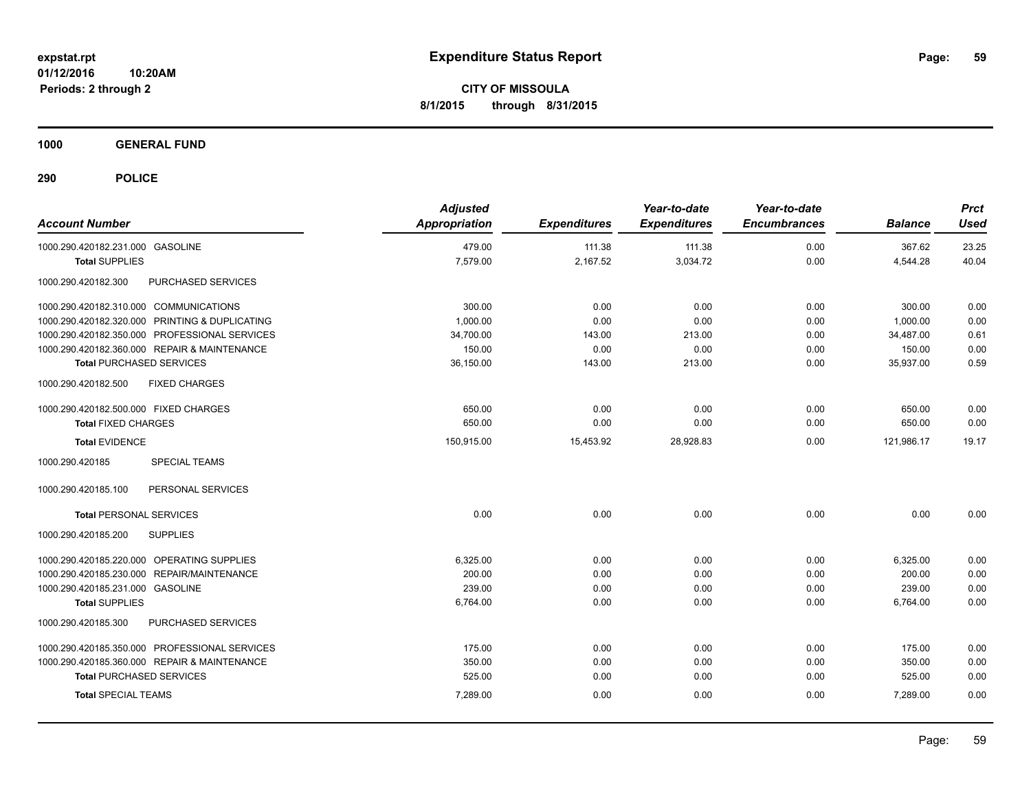**expstat.rpt**
**01/12/2016 10:20AM**
**Periods: 2 through 2**

# Expenditure Status Report

**CITY OF MISSOULA**
**8/1/2015 through 8/31/2015**

## 1000 GENERAL FUND

## 290 POLICE

| Account Number | | Adjusted Appropriation | Expenditures | Year-to-date Expenditures | Year-to-date Encumbrances | Balance | Prct Used |
|---|---|---|---|---|---|---|---|
| 1000.290.420182.231.000 | GASOLINE | 479.00 | 111.38 | 111.38 | 0.00 | 367.62 | 23.25 |
| **Total** SUPPLIES | | 7,579.00 | 2,167.52 | 3,034.72 | 0.00 | 4,544.28 | 40.04 |
| 1000.290.420182.300 | PURCHASED SERVICES | | | | | | |
| 1000.290.420182.310.000 | COMMUNICATIONS | 300.00 | 0.00 | 0.00 | 0.00 | 300.00 | 0.00 |
| 1000.290.420182.320.000 | PRINTING & DUPLICATING | 1,000.00 | 0.00 | 0.00 | 0.00 | 1,000.00 | 0.00 |
| 1000.290.420182.350.000 | PROFESSIONAL SERVICES | 34,700.00 | 143.00 | 213.00 | 0.00 | 34,487.00 | 0.61 |
| 1000.290.420182.360.000 | REPAIR & MAINTENANCE | 150.00 | 0.00 | 0.00 | 0.00 | 150.00 | 0.00 |
| **Total** PURCHASED SERVICES | | 36,150.00 | 143.00 | 213.00 | 0.00 | 35,937.00 | 0.59 |
| 1000.290.420182.500 | FIXED CHARGES | | | | | | |
| 1000.290.420182.500.000 | FIXED CHARGES | 650.00 | 0.00 | 0.00 | 0.00 | 650.00 | 0.00 |
| **Total** FIXED CHARGES | | 650.00 | 0.00 | 0.00 | 0.00 | 650.00 | 0.00 |
| **Total** EVIDENCE | | 150,915.00 | 15,453.92 | 28,928.83 | 0.00 | 121,986.17 | 19.17 |
| 1000.290.420185 | SPECIAL TEAMS | | | | | | |
| 1000.290.420185.100 | PERSONAL SERVICES | | | | | | |
| **Total** PERSONAL SERVICES | | 0.00 | 0.00 | 0.00 | 0.00 | 0.00 | 0.00 |
| 1000.290.420185.200 | SUPPLIES | | | | | | |
| 1000.290.420185.220.000 | OPERATING SUPPLIES | 6,325.00 | 0.00 | 0.00 | 0.00 | 6,325.00 | 0.00 |
| 1000.290.420185.230.000 | REPAIR/MAINTENANCE | 200.00 | 0.00 | 0.00 | 0.00 | 200.00 | 0.00 |
| 1000.290.420185.231.000 | GASOLINE | 239.00 | 0.00 | 0.00 | 0.00 | 239.00 | 0.00 |
| **Total** SUPPLIES | | 6,764.00 | 0.00 | 0.00 | 0.00 | 6,764.00 | 0.00 |
| 1000.290.420185.300 | PURCHASED SERVICES | | | | | | |
| 1000.290.420185.350.000 | PROFESSIONAL SERVICES | 175.00 | 0.00 | 0.00 | 0.00 | 175.00 | 0.00 |
| 1000.290.420185.360.000 | REPAIR & MAINTENANCE | 350.00 | 0.00 | 0.00 | 0.00 | 350.00 | 0.00 |
| **Total** PURCHASED SERVICES | | 525.00 | 0.00 | 0.00 | 0.00 | 525.00 | 0.00 |
| **Total** SPECIAL TEAMS | | 7,289.00 | 0.00 | 0.00 | 0.00 | 7,289.00 | 0.00 |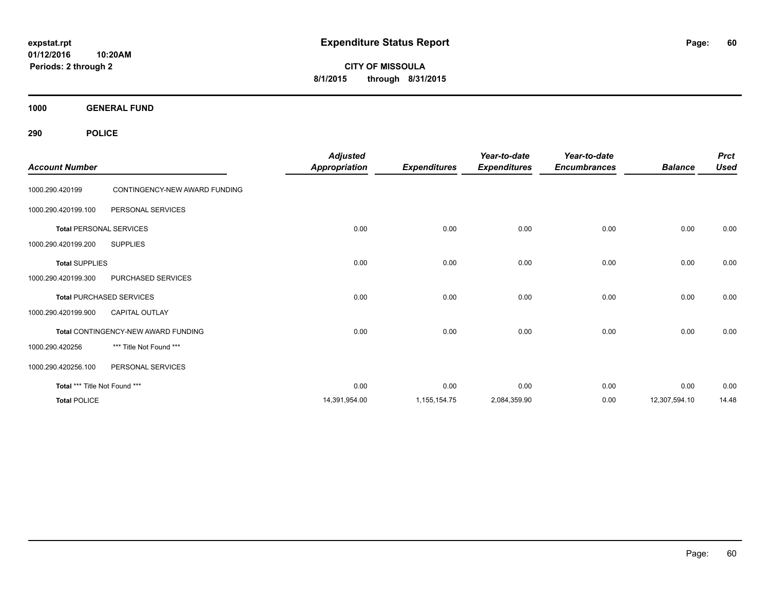# Expenditure Status Report

expstat.rpt
01/12/2016 10:20AM
Periods: 2 through 2

**CITY OF MISSOULA**
**8/1/2015 through 8/31/2015**

**1000 GENERAL FUND**

**290 POLICE**

| Account Number | | Adjusted Appropriation | Expenditures | Year-to-date Expenditures | Year-to-date Encumbrances | Balance | Prct Used |
|---|---|---|---|---|---|---|---|
| 1000.290.420199 | CONTINGENCY-NEW AWARD FUNDING | | | | | | |
| 1000.290.420199.100 | PERSONAL SERVICES | | | | | | |
| **Total** PERSONAL SERVICES | | 0.00 | 0.00 | 0.00 | 0.00 | 0.00 | 0.00 |
| 1000.290.420199.200 | SUPPLIES | | | | | | |
| **Total** SUPPLIES | | 0.00 | 0.00 | 0.00 | 0.00 | 0.00 | 0.00 |
| 1000.290.420199.300 | PURCHASED SERVICES | | | | | | |
| **Total** PURCHASED SERVICES | | 0.00 | 0.00 | 0.00 | 0.00 | 0.00 | 0.00 |
| 1000.290.420199.900 | CAPITAL OUTLAY | | | | | | |
| **Total** CONTINGENCY-NEW AWARD FUNDING | | 0.00 | 0.00 | 0.00 | 0.00 | 0.00 | 0.00 |
| 1000.290.420256 | *** Title Not Found *** | | | | | | |
| 1000.290.420256.100 | PERSONAL SERVICES | | | | | | |
| **Total** *** Title Not Found *** | | 0.00 | 0.00 | 0.00 | 0.00 | 0.00 | 0.00 |
| **Total** POLICE | | 14,391,954.00 | 1,155,154.75 | 2,084,359.90 | 0.00 | 12,307,594.10 | 14.48 |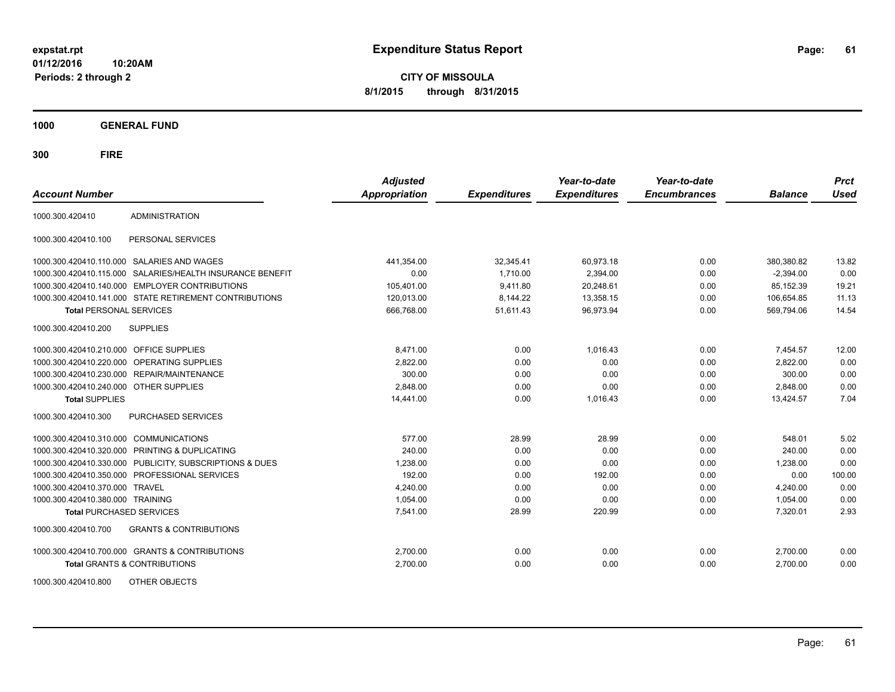# Expenditure Status Report

expstat.rpt
01/12/2016 10:20AM
Periods: 2 through 2

**CITY OF MISSOULA**
**8/1/2015 through 8/31/2015**

## 1000 GENERAL FUND

## 300 FIRE

| Account Number | | Adjusted Appropriation | Expenditures | Year-to-date Expenditures | Year-to-date Encumbrances | Balance | Prct Used |
|---|---|---|---|---|---|---|---|
| 1000.300.420410 | ADMINISTRATION | | | | | | |
| 1000.300.420410.100 | PERSONAL SERVICES | | | | | | |
| 1000.300.420410.110.000 | SALARIES AND WAGES | 441,354.00 | 32,345.41 | 60,973.18 | 0.00 | 380,380.82 | 13.82 |
| 1000.300.420410.115.000 | SALARIES/HEALTH INSURANCE BENEFIT | 0.00 | 1,710.00 | 2,394.00 | 0.00 | -2,394.00 | 0.00 |
| 1000.300.420410.140.000 | EMPLOYER CONTRIBUTIONS | 105,401.00 | 9,411.80 | 20,248.61 | 0.00 | 85,152.39 | 19.21 |
| 1000.300.420410.141.000 | STATE RETIREMENT CONTRIBUTIONS | 120,013.00 | 8,144.22 | 13,358.15 | 0.00 | 106,654.85 | 11.13 |
| **Total** PERSONAL SERVICES | | 666,768.00 | 51,611.43 | 96,973.94 | 0.00 | 569,794.06 | 14.54 |
| 1000.300.420410.200 | SUPPLIES | | | | | | |
| 1000.300.420410.210.000 | OFFICE SUPPLIES | 8,471.00 | 0.00 | 1,016.43 | 0.00 | 7,454.57 | 12.00 |
| 1000.300.420410.220.000 | OPERATING SUPPLIES | 2,822.00 | 0.00 | 0.00 | 0.00 | 2,822.00 | 0.00 |
| 1000.300.420410.230.000 | REPAIR/MAINTENANCE | 300.00 | 0.00 | 0.00 | 0.00 | 300.00 | 0.00 |
| 1000.300.420410.240.000 | OTHER SUPPLIES | 2,848.00 | 0.00 | 0.00 | 0.00 | 2,848.00 | 0.00 |
| **Total** SUPPLIES | | 14,441.00 | 0.00 | 1,016.43 | 0.00 | 13,424.57 | 7.04 |
| 1000.300.420410.300 | PURCHASED SERVICES | | | | | | |
| 1000.300.420410.310.000 | COMMUNICATIONS | 577.00 | 28.99 | 28.99 | 0.00 | 548.01 | 5.02 |
| 1000.300.420410.320.000 | PRINTING & DUPLICATING | 240.00 | 0.00 | 0.00 | 0.00 | 240.00 | 0.00 |
| 1000.300.420410.330.000 | PUBLICITY, SUBSCRIPTIONS & DUES | 1,238.00 | 0.00 | 0.00 | 0.00 | 1,238.00 | 0.00 |
| 1000.300.420410.350.000 | PROFESSIONAL SERVICES | 192.00 | 0.00 | 192.00 | 0.00 | 0.00 | 100.00 |
| 1000.300.420410.370.000 | TRAVEL | 4,240.00 | 0.00 | 0.00 | 0.00 | 4,240.00 | 0.00 |
| 1000.300.420410.380.000 | TRAINING | 1,054.00 | 0.00 | 0.00 | 0.00 | 1,054.00 | 0.00 |
| **Total** PURCHASED SERVICES | | 7,541.00 | 28.99 | 220.99 | 0.00 | 7,320.01 | 2.93 |
| 1000.300.420410.700 | GRANTS & CONTRIBUTIONS | | | | | | |
| 1000.300.420410.700.000 | GRANTS & CONTRIBUTIONS | 2,700.00 | 0.00 | 0.00 | 0.00 | 2,700.00 | 0.00 |
| **Total** GRANTS & CONTRIBUTIONS | | 2,700.00 | 0.00 | 0.00 | 0.00 | 2,700.00 | 0.00 |
| 1000.300.420410.800 | OTHER OBJECTS | | | | | | |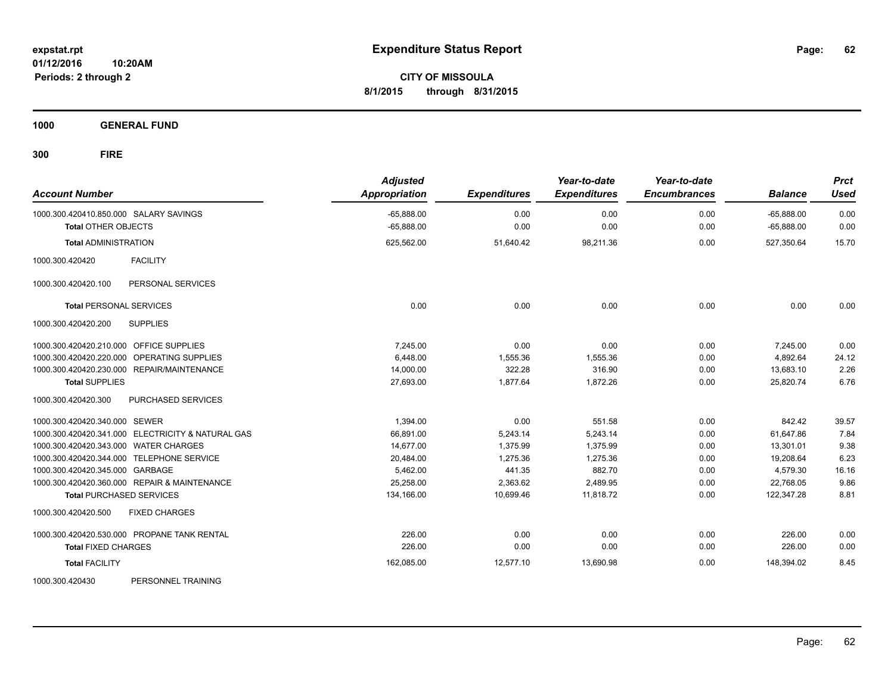# Expenditure Status Report

expstat.rpt
01/12/2016 10:20AM
Periods: 2 through 2

**CITY OF MISSOULA**
**8/1/2015 through 8/31/2015**

**1000 GENERAL FUND**

**300 FIRE**

| Account Number | | Adjusted Appropriation | Expenditures | Year-to-date Expenditures | Year-to-date Encumbrances | Balance | Prct Used |
|---|---|---|---|---|---|---|---|
| 1000.300.420410.850.000 | SALARY SAVINGS | -65,888.00 | 0.00 | 0.00 | 0.00 | -65,888.00 | 0.00 |
| **Total** OTHER OBJECTS | | -65,888.00 | 0.00 | 0.00 | 0.00 | -65,888.00 | 0.00 |
| **Total** ADMINISTRATION | | 625,562.00 | 51,640.42 | 98,211.36 | 0.00 | 527,350.64 | 15.70 |
| 1000.300.420420 | FACILITY | | | | | | |
| 1000.300.420420.100 | PERSONAL SERVICES | | | | | | |
| **Total** PERSONAL SERVICES | | 0.00 | 0.00 | 0.00 | 0.00 | 0.00 | 0.00 |
| 1000.300.420420.200 | SUPPLIES | | | | | | |
| 1000.300.420420.210.000 | OFFICE SUPPLIES | 7,245.00 | 0.00 | 0.00 | 0.00 | 7,245.00 | 0.00 |
| 1000.300.420420.220.000 | OPERATING SUPPLIES | 6,448.00 | 1,555.36 | 1,555.36 | 0.00 | 4,892.64 | 24.12 |
| 1000.300.420420.230.000 | REPAIR/MAINTENANCE | 14,000.00 | 322.28 | 316.90 | 0.00 | 13,683.10 | 2.26 |
| **Total** SUPPLIES | | 27,693.00 | 1,877.64 | 1,872.26 | 0.00 | 25,820.74 | 6.76 |
| 1000.300.420420.300 | PURCHASED SERVICES | | | | | | |
| 1000.300.420420.340.000 | SEWER | 1,394.00 | 0.00 | 551.58 | 0.00 | 842.42 | 39.57 |
| 1000.300.420420.341.000 | ELECTRICITY & NATURAL GAS | 66,891.00 | 5,243.14 | 5,243.14 | 0.00 | 61,647.86 | 7.84 |
| 1000.300.420420.343.000 | WATER CHARGES | 14,677.00 | 1,375.99 | 1,375.99 | 0.00 | 13,301.01 | 9.38 |
| 1000.300.420420.344.000 | TELEPHONE SERVICE | 20,484.00 | 1,275.36 | 1,275.36 | 0.00 | 19,208.64 | 6.23 |
| 1000.300.420420.345.000 | GARBAGE | 5,462.00 | 441.35 | 882.70 | 0.00 | 4,579.30 | 16.16 |
| 1000.300.420420.360.000 | REPAIR & MAINTENANCE | 25,258.00 | 2,363.62 | 2,489.95 | 0.00 | 22,768.05 | 9.86 |
| **Total** PURCHASED SERVICES | | 134,166.00 | 10,699.46 | 11,818.72 | 0.00 | 122,347.28 | 8.81 |
| 1000.300.420420.500 | FIXED CHARGES | | | | | | |
| 1000.300.420420.530.000 | PROPANE TANK RENTAL | 226.00 | 0.00 | 0.00 | 0.00 | 226.00 | 0.00 |
| **Total** FIXED CHARGES | | 226.00 | 0.00 | 0.00 | 0.00 | 226.00 | 0.00 |
| **Total** FACILITY | | 162,085.00 | 12,577.10 | 13,690.98 | 0.00 | 148,394.02 | 8.45 |
| 1000.300.420430 | PERSONNEL TRAINING | | | | | | |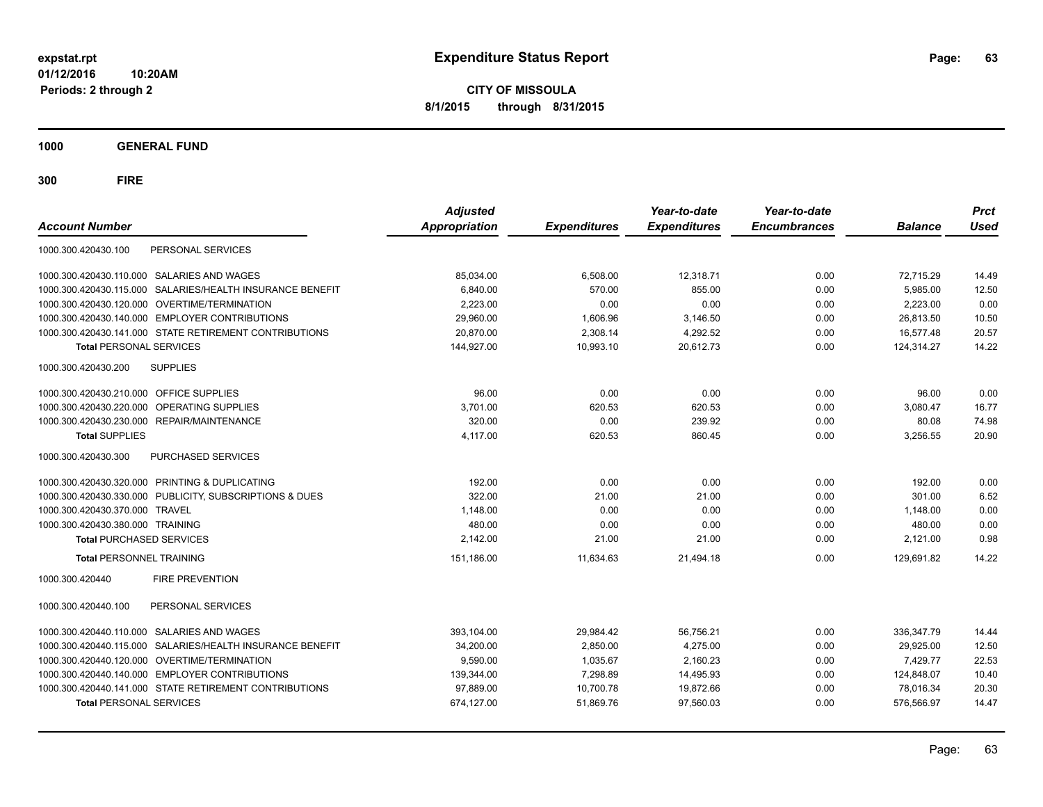expstat.rpt
01/12/2016 10:20AM
Periods: 2 through 2

# Expenditure Status Report

**CITY OF MISSOULA**
**8/1/2015 through 8/31/2015**

**1000 GENERAL FUND**

**300 FIRE**

| Account Number | Adjusted Appropriation | Expenditures | Year-to-date Expenditures | Year-to-date Encumbrances | Balance | Prct Used |
|---|---|---|---|---|---|---|
| 1000.300.420430.100 PERSONAL SERVICES | | | | | | |
| 1000.300.420430.110.000 SALARIES AND WAGES | 85,034.00 | 6,508.00 | 12,318.71 | 0.00 | 72,715.29 | 14.49 |
| 1000.300.420430.115.000 SALARIES/HEALTH INSURANCE BENEFIT | 6,840.00 | 570.00 | 855.00 | 0.00 | 5,985.00 | 12.50 |
| 1000.300.420430.120.000 OVERTIME/TERMINATION | 2,223.00 | 0.00 | 0.00 | 0.00 | 2,223.00 | 0.00 |
| 1000.300.420430.140.000 EMPLOYER CONTRIBUTIONS | 29,960.00 | 1,606.96 | 3,146.50 | 0.00 | 26,813.50 | 10.50 |
| 1000.300.420430.141.000 STATE RETIREMENT CONTRIBUTIONS | 20,870.00 | 2,308.14 | 4,292.52 | 0.00 | 16,577.48 | 20.57 |
| **Total** PERSONAL SERVICES | 144,927.00 | 10,993.10 | 20,612.73 | 0.00 | 124,314.27 | 14.22 |
| 1000.300.420430.200 SUPPLIES | | | | | | |
| 1000.300.420430.210.000 OFFICE SUPPLIES | 96.00 | 0.00 | 0.00 | 0.00 | 96.00 | 0.00 |
| 1000.300.420430.220.000 OPERATING SUPPLIES | 3,701.00 | 620.53 | 620.53 | 0.00 | 3,080.47 | 16.77 |
| 1000.300.420430.230.000 REPAIR/MAINTENANCE | 320.00 | 0.00 | 239.92 | 0.00 | 80.08 | 74.98 |
| **Total** SUPPLIES | 4,117.00 | 620.53 | 860.45 | 0.00 | 3,256.55 | 20.90 |
| 1000.300.420430.300 PURCHASED SERVICES | | | | | | |
| 1000.300.420430.320.000 PRINTING & DUPLICATING | 192.00 | 0.00 | 0.00 | 0.00 | 192.00 | 0.00 |
| 1000.300.420430.330.000 PUBLICITY, SUBSCRIPTIONS & DUES | 322.00 | 21.00 | 21.00 | 0.00 | 301.00 | 6.52 |
| 1000.300.420430.370.000 TRAVEL | 1,148.00 | 0.00 | 0.00 | 0.00 | 1,148.00 | 0.00 |
| 1000.300.420430.380.000 TRAINING | 480.00 | 0.00 | 0.00 | 0.00 | 480.00 | 0.00 |
| **Total** PURCHASED SERVICES | 2,142.00 | 21.00 | 21.00 | 0.00 | 2,121.00 | 0.98 |
| **Total** PERSONNEL TRAINING | 151,186.00 | 11,634.63 | 21,494.18 | 0.00 | 129,691.82 | 14.22 |
| 1000.300.420440 FIRE PREVENTION | | | | | | |
| 1000.300.420440.100 PERSONAL SERVICES | | | | | | |
| 1000.300.420440.110.000 SALARIES AND WAGES | 393,104.00 | 29,984.42 | 56,756.21 | 0.00 | 336,347.79 | 14.44 |
| 1000.300.420440.115.000 SALARIES/HEALTH INSURANCE BENEFIT | 34,200.00 | 2,850.00 | 4,275.00 | 0.00 | 29,925.00 | 12.50 |
| 1000.300.420440.120.000 OVERTIME/TERMINATION | 9,590.00 | 1,035.67 | 2,160.23 | 0.00 | 7,429.77 | 22.53 |
| 1000.300.420440.140.000 EMPLOYER CONTRIBUTIONS | 139,344.00 | 7,298.89 | 14,495.93 | 0.00 | 124,848.07 | 10.40 |
| 1000.300.420440.141.000 STATE RETIREMENT CONTRIBUTIONS | 97,889.00 | 10,700.78 | 19,872.66 | 0.00 | 78,016.34 | 20.30 |
| **Total** PERSONAL SERVICES | 674,127.00 | 51,869.76 | 97,560.03 | 0.00 | 576,566.97 | 14.47 |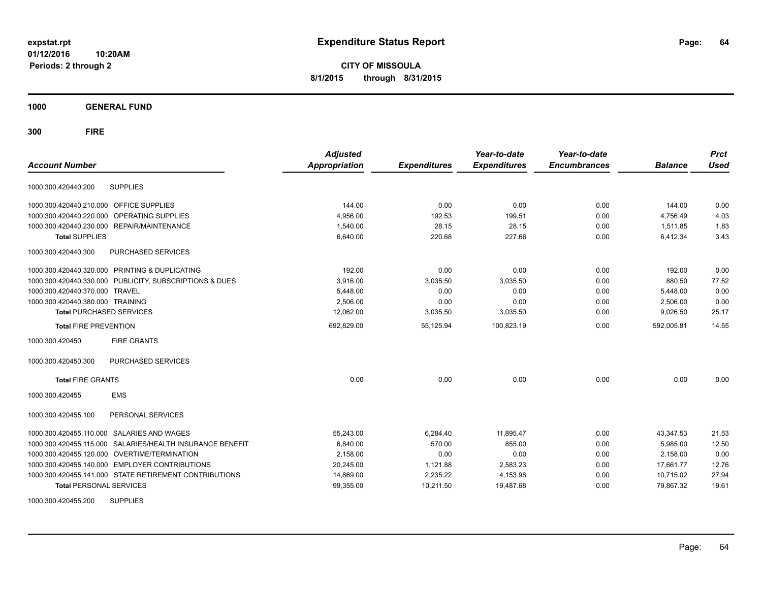**expstat.rpt**
**01/12/2016 10:20AM**
**Periods: 2 through 2**

# Expenditure Status Report

**CITY OF MISSOULA**
**8/1/2015 through 8/31/2015**

## 1000 GENERAL FUND

## 300 FIRE

| Account Number | | Adjusted Appropriation | Expenditures | Year-to-date Expenditures | Year-to-date Encumbrances | Balance | Prct Used |
|---|---|---|---|---|---|---|---|
| 1000.300.420440.200 | SUPPLIES | | | | | | |
| 1000.300.420440.210.000 | OFFICE SUPPLIES | 144.00 | 0.00 | 0.00 | 0.00 | 144.00 | 0.00 |
| 1000.300.420440.220.000 | OPERATING SUPPLIES | 4,956.00 | 192.53 | 199.51 | 0.00 | 4,756.49 | 4.03 |
| 1000.300.420440.230.000 | REPAIR/MAINTENANCE | 1,540.00 | 28.15 | 28.15 | 0.00 | 1,511.85 | 1.83 |
| **Total** SUPPLIES | | 6,640.00 | 220.68 | 227.66 | 0.00 | 6,412.34 | 3.43 |
| 1000.300.420440.300 | PURCHASED SERVICES | | | | | | |
| 1000.300.420440.320.000 | PRINTING & DUPLICATING | 192.00 | 0.00 | 0.00 | 0.00 | 192.00 | 0.00 |
| 1000.300.420440.330.000 | PUBLICITY, SUBSCRIPTIONS & DUES | 3,916.00 | 3,035.50 | 3,035.50 | 0.00 | 880.50 | 77.52 |
| 1000.300.420440.370.000 | TRAVEL | 5,448.00 | 0.00 | 0.00 | 0.00 | 5,448.00 | 0.00 |
| 1000.300.420440.380.000 | TRAINING | 2,506.00 | 0.00 | 0.00 | 0.00 | 2,506.00 | 0.00 |
| **Total** PURCHASED SERVICES | | 12,062.00 | 3,035.50 | 3,035.50 | 0.00 | 9,026.50 | 25.17 |
| **Total** FIRE PREVENTION | | 692,829.00 | 55,125.94 | 100,823.19 | 0.00 | 592,005.81 | 14.55 |
| 1000.300.420450 | FIRE GRANTS | | | | | | |
| 1000.300.420450.300 | PURCHASED SERVICES | | | | | | |
| **Total** FIRE GRANTS | | 0.00 | 0.00 | 0.00 | 0.00 | 0.00 | 0.00 |
| 1000.300.420455 | EMS | | | | | | |
| 1000.300.420455.100 | PERSONAL SERVICES | | | | | | |
| 1000.300.420455.110.000 | SALARIES AND WAGES | 55,243.00 | 6,284.40 | 11,895.47 | 0.00 | 43,347.53 | 21.53 |
| 1000.300.420455.115.000 | SALARIES/HEALTH INSURANCE BENEFIT | 6,840.00 | 570.00 | 855.00 | 0.00 | 5,985.00 | 12.50 |
| 1000.300.420455.120.000 | OVERTIME/TERMINATION | 2,158.00 | 0.00 | 0.00 | 0.00 | 2,158.00 | 0.00 |
| 1000.300.420455.140.000 | EMPLOYER CONTRIBUTIONS | 20,245.00 | 1,121.88 | 2,583.23 | 0.00 | 17,661.77 | 12.76 |
| 1000.300.420455.141.000 | STATE RETIREMENT CONTRIBUTIONS | 14,869.00 | 2,235.22 | 4,153.98 | 0.00 | 10,715.02 | 27.94 |
| **Total** PERSONAL SERVICES | | 99,355.00 | 10,211.50 | 19,487.68 | 0.00 | 79,867.32 | 19.61 |
| 1000.300.420455.200 | SUPPLIES | | | | | | |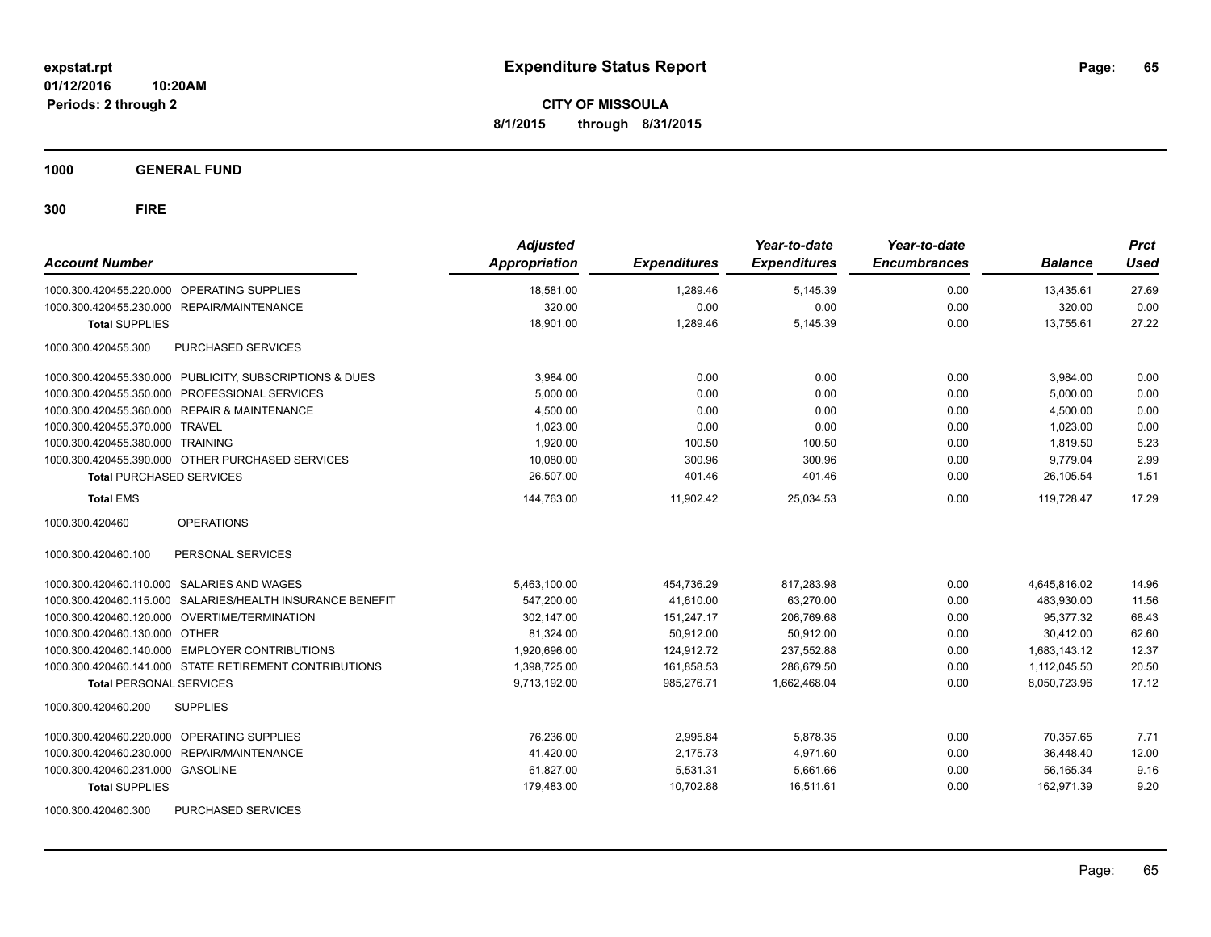expstat.rpt
01/12/2016 10:20AM
Periods: 2 through 2

# Expenditure Status Report

**CITY OF MISSOULA**
**8/1/2015 through 8/31/2015**

## 1000 GENERAL FUND

## 300 FIRE

| Account Number | | Adjusted Appropriation | Expenditures | Year-to-date Expenditures | Year-to-date Encumbrances | Balance | Prct Used |
|---|---|---|---|---|---|---|---|
| 1000.300.420455.220.000 | OPERATING SUPPLIES | 18,581.00 | 1,289.46 | 5,145.39 | 0.00 | 13,435.61 | 27.69 |
| 1000.300.420455.230.000 | REPAIR/MAINTENANCE | 320.00 | 0.00 | 0.00 | 0.00 | 320.00 | 0.00 |
| **Total** SUPPLIES | | 18,901.00 | 1,289.46 | 5,145.39 | 0.00 | 13,755.61 | 27.22 |
| 1000.300.420455.300 | PURCHASED SERVICES | | | | | | |
| 1000.300.420455.330.000 | PUBLICITY, SUBSCRIPTIONS & DUES | 3,984.00 | 0.00 | 0.00 | 0.00 | 3,984.00 | 0.00 |
| 1000.300.420455.350.000 | PROFESSIONAL SERVICES | 5,000.00 | 0.00 | 0.00 | 0.00 | 5,000.00 | 0.00 |
| 1000.300.420455.360.000 | REPAIR & MAINTENANCE | 4,500.00 | 0.00 | 0.00 | 0.00 | 4,500.00 | 0.00 |
| 1000.300.420455.370.000 | TRAVEL | 1,023.00 | 0.00 | 0.00 | 0.00 | 1,023.00 | 0.00 |
| 1000.300.420455.380.000 | TRAINING | 1,920.00 | 100.50 | 100.50 | 0.00 | 1,819.50 | 5.23 |
| 1000.300.420455.390.000 | OTHER PURCHASED SERVICES | 10,080.00 | 300.96 | 300.96 | 0.00 | 9,779.04 | 2.99 |
| **Total** PURCHASED SERVICES | | 26,507.00 | 401.46 | 401.46 | 0.00 | 26,105.54 | 1.51 |
| **Total** EMS | | 144,763.00 | 11,902.42 | 25,034.53 | 0.00 | 119,728.47 | 17.29 |
| 1000.300.420460 | OPERATIONS | | | | | | |
| 1000.300.420460.100 | PERSONAL SERVICES | | | | | | |
| 1000.300.420460.110.000 | SALARIES AND WAGES | 5,463,100.00 | 454,736.29 | 817,283.98 | 0.00 | 4,645,816.02 | 14.96 |
| 1000.300.420460.115.000 | SALARIES/HEALTH INSURANCE BENEFIT | 547,200.00 | 41,610.00 | 63,270.00 | 0.00 | 483,930.00 | 11.56 |
| 1000.300.420460.120.000 | OVERTIME/TERMINATION | 302,147.00 | 151,247.17 | 206,769.68 | 0.00 | 95,377.32 | 68.43 |
| 1000.300.420460.130.000 | OTHER | 81,324.00 | 50,912.00 | 50,912.00 | 0.00 | 30,412.00 | 62.60 |
| 1000.300.420460.140.000 | EMPLOYER CONTRIBUTIONS | 1,920,696.00 | 124,912.72 | 237,552.88 | 0.00 | 1,683,143.12 | 12.37 |
| 1000.300.420460.141.000 | STATE RETIREMENT CONTRIBUTIONS | 1,398,725.00 | 161,858.53 | 286,679.50 | 0.00 | 1,112,045.50 | 20.50 |
| **Total** PERSONAL SERVICES | | 9,713,192.00 | 985,276.71 | 1,662,468.04 | 0.00 | 8,050,723.96 | 17.12 |
| 1000.300.420460.200 | SUPPLIES | | | | | | |
| 1000.300.420460.220.000 | OPERATING SUPPLIES | 76,236.00 | 2,995.84 | 5,878.35 | 0.00 | 70,357.65 | 7.71 |
| 1000.300.420460.230.000 | REPAIR/MAINTENANCE | 41,420.00 | 2,175.73 | 4,971.60 | 0.00 | 36,448.40 | 12.00 |
| 1000.300.420460.231.000 | GASOLINE | 61,827.00 | 5,531.31 | 5,661.66 | 0.00 | 56,165.34 | 9.16 |
| **Total** SUPPLIES | | 179,483.00 | 10,702.88 | 16,511.61 | 0.00 | 162,971.39 | 9.20 |
| 1000.300.420460.300 | PURCHASED SERVICES | | | | | | |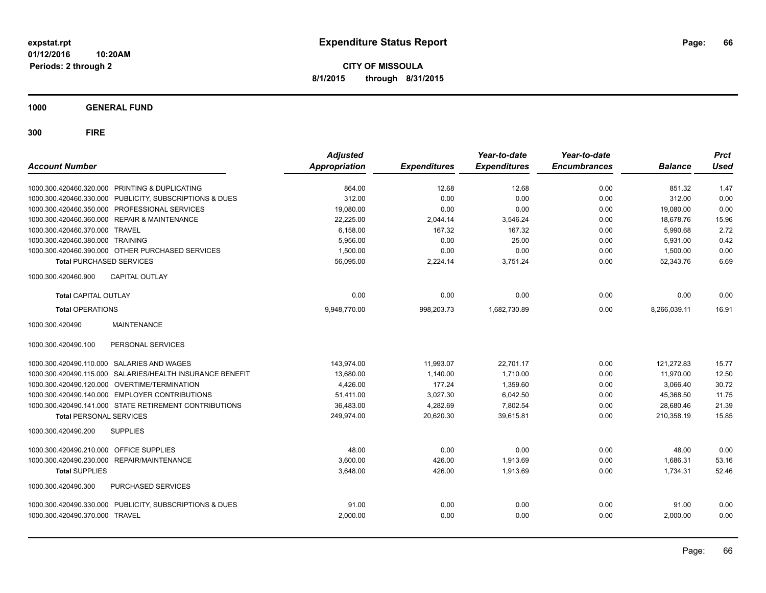**expstat.rpt**
**01/12/2016 10:20AM**
**Periods: 2 through 2**

# Expenditure Status Report

**CITY OF MISSOULA**
**8/1/2015 through 8/31/2015**

## 1000 GENERAL FUND

## 300 FIRE

| Account Number | | Adjusted Appropriation | Expenditures | Year-to-date Expenditures | Year-to-date Encumbrances | Balance | Prct Used |
|---|---|---|---|---|---|---|---|
| 1000.300.420460.320.000 | PRINTING & DUPLICATING | 864.00 | 12.68 | 12.68 | 0.00 | 851.32 | 1.47 |
| 1000.300.420460.330.000 | PUBLICITY, SUBSCRIPTIONS & DUES | 312.00 | 0.00 | 0.00 | 0.00 | 312.00 | 0.00 |
| 1000.300.420460.350.000 | PROFESSIONAL SERVICES | 19,080.00 | 0.00 | 0.00 | 0.00 | 19,080.00 | 0.00 |
| 1000.300.420460.360.000 | REPAIR & MAINTENANCE | 22,225.00 | 2,044.14 | 3,546.24 | 0.00 | 18,678.76 | 15.96 |
| 1000.300.420460.370.000 | TRAVEL | 6,158.00 | 167.32 | 167.32 | 0.00 | 5,990.68 | 2.72 |
| 1000.300.420460.380.000 | TRAINING | 5,956.00 | 0.00 | 25.00 | 0.00 | 5,931.00 | 0.42 |
| 1000.300.420460.390.000 | OTHER PURCHASED SERVICES | 1,500.00 | 0.00 | 0.00 | 0.00 | 1,500.00 | 0.00 |
| **Total** PURCHASED SERVICES | | 56,095.00 | 2,224.14 | 3,751.24 | 0.00 | 52,343.76 | 6.69 |
| 1000.300.420460.900 | CAPITAL OUTLAY | | | | | | |
| **Total** CAPITAL OUTLAY | | 0.00 | 0.00 | 0.00 | 0.00 | 0.00 | 0.00 |
| **Total** OPERATIONS | | 9,948,770.00 | 998,203.73 | 1,682,730.89 | 0.00 | 8,266,039.11 | 16.91 |
| 1000.300.420490 | MAINTENANCE | | | | | | |
| 1000.300.420490.100 | PERSONAL SERVICES | | | | | | |
| 1000.300.420490.110.000 | SALARIES AND WAGES | 143,974.00 | 11,993.07 | 22,701.17 | 0.00 | 121,272.83 | 15.77 |
| 1000.300.420490.115.000 | SALARIES/HEALTH INSURANCE BENEFIT | 13,680.00 | 1,140.00 | 1,710.00 | 0.00 | 11,970.00 | 12.50 |
| 1000.300.420490.120.000 | OVERTIME/TERMINATION | 4,426.00 | 177.24 | 1,359.60 | 0.00 | 3,066.40 | 30.72 |
| 1000.300.420490.140.000 | EMPLOYER CONTRIBUTIONS | 51,411.00 | 3,027.30 | 6,042.50 | 0.00 | 45,368.50 | 11.75 |
| 1000.300.420490.141.000 | STATE RETIREMENT CONTRIBUTIONS | 36,483.00 | 4,282.69 | 7,802.54 | 0.00 | 28,680.46 | 21.39 |
| **Total** PERSONAL SERVICES | | 249,974.00 | 20,620.30 | 39,615.81 | 0.00 | 210,358.19 | 15.85 |
| 1000.300.420490.200 | SUPPLIES | | | | | | |
| 1000.300.420490.210.000 | OFFICE SUPPLIES | 48.00 | 0.00 | 0.00 | 0.00 | 48.00 | 0.00 |
| 1000.300.420490.230.000 | REPAIR/MAINTENANCE | 3,600.00 | 426.00 | 1,913.69 | 0.00 | 1,686.31 | 53.16 |
| **Total** SUPPLIES | | 3,648.00 | 426.00 | 1,913.69 | 0.00 | 1,734.31 | 52.46 |
| 1000.300.420490.300 | PURCHASED SERVICES | | | | | | |
| 1000.300.420490.330.000 | PUBLICITY, SUBSCRIPTIONS & DUES | 91.00 | 0.00 | 0.00 | 0.00 | 91.00 | 0.00 |
| 1000.300.420490.370.000 | TRAVEL | 2,000.00 | 0.00 | 0.00 | 0.00 | 2,000.00 | 0.00 |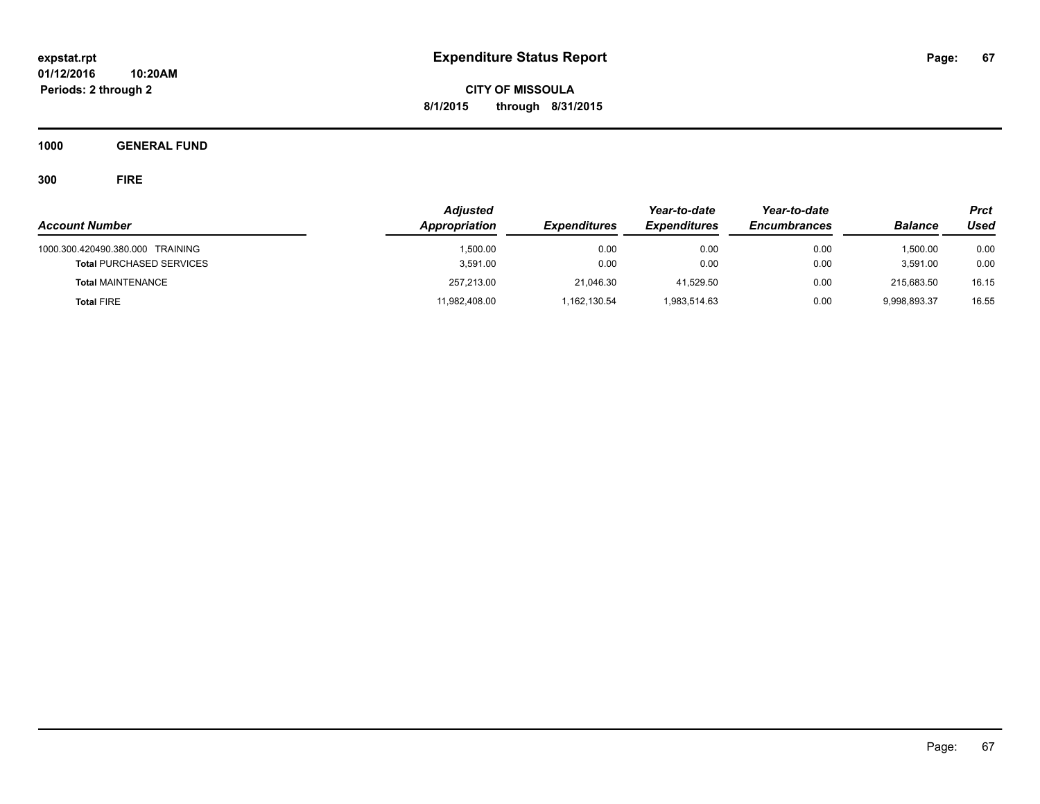# Expenditure Status Report

expstat.rpt
01/12/2016 10:20AM
Periods: 2 through 2

**CITY OF MISSOULA**
**8/1/2015 through 8/31/2015**

**1000 GENERAL FUND**

**300 FIRE**

| Account Number | Adjusted Appropriation | Expenditures | Year-to-date Expenditures | Year-to-date Encumbrances | Balance | Prct Used |
|---|---|---|---|---|---|---|
| 1000.300.420490.380.000 TRAINING | 1,500.00 | 0.00 | 0.00 | 0.00 | 1,500.00 | 0.00 |
| **Total** PURCHASED SERVICES | 3,591.00 | 0.00 | 0.00 | 0.00 | 3,591.00 | 0.00 |
| **Total** MAINTENANCE | 257,213.00 | 21,046.30 | 41,529.50 | 0.00 | 215,683.50 | 16.15 |
| **Total** FIRE | 11,982,408.00 | 1,162,130.54 | 1,983,514.63 | 0.00 | 9,998,893.37 | 16.55 |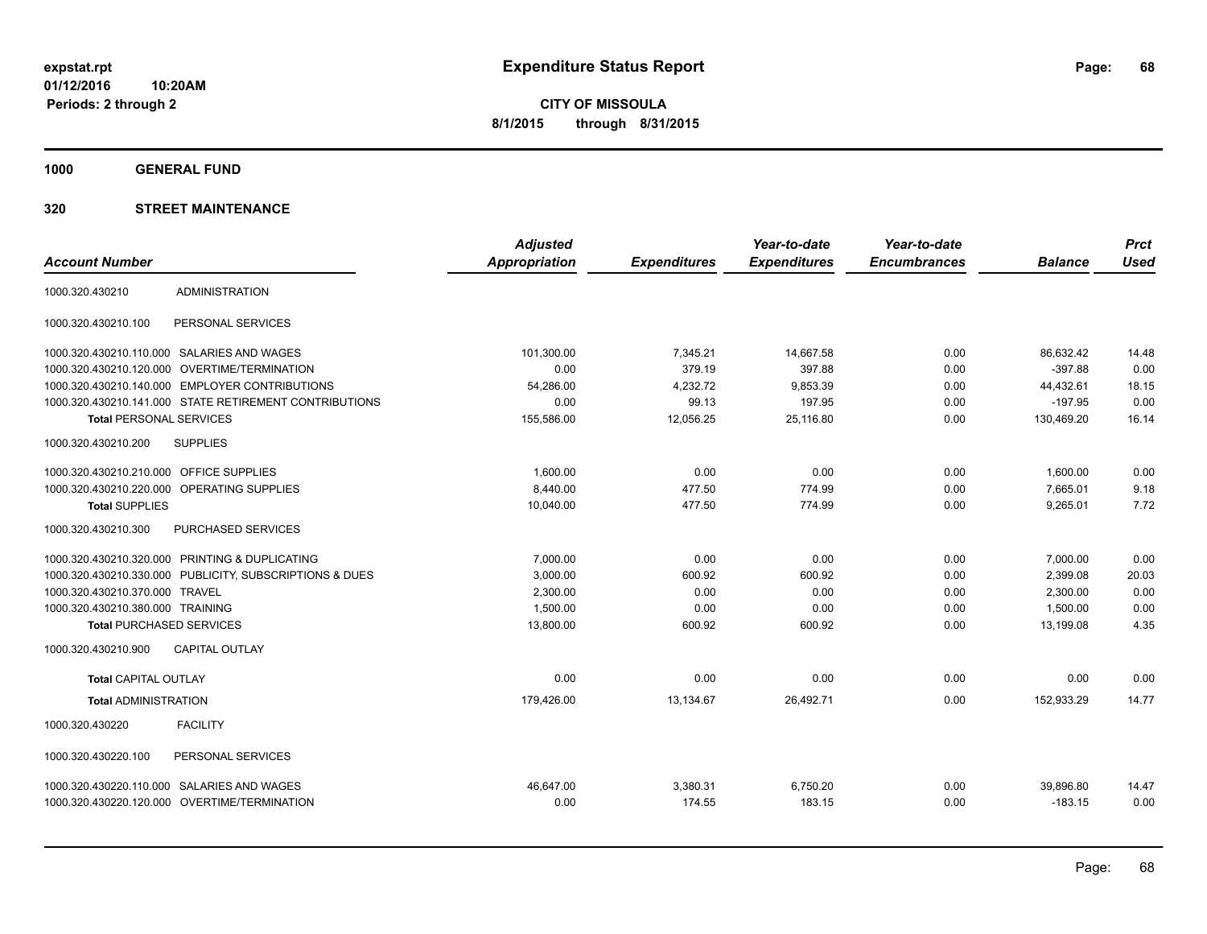# Expenditure Status Report

expstat.rpt
01/12/2016 10:20AM
Periods: 2 through 2

**CITY OF MISSOULA**
**8/1/2015 through 8/31/2015**

## 1000 GENERAL FUND

### 320 STREET MAINTENANCE

| Account Number | | Adjusted Appropriation | Expenditures | Year-to-date Expenditures | Year-to-date Encumbrances | Balance | Prct Used |
|---|---|---|---|---|---|---|---|
| 1000.320.430210 | ADMINISTRATION | | | | | | |
| 1000.320.430210.100 | PERSONAL SERVICES | | | | | | |
| 1000.320.430210.110.000 | SALARIES AND WAGES | 101,300.00 | 7,345.21 | 14,667.58 | 0.00 | 86,632.42 | 14.48 |
| 1000.320.430210.120.000 | OVERTIME/TERMINATION | 0.00 | 379.19 | 397.88 | 0.00 | -397.88 | 0.00 |
| 1000.320.430210.140.000 | EMPLOYER CONTRIBUTIONS | 54,286.00 | 4,232.72 | 9,853.39 | 0.00 | 44,432.61 | 18.15 |
| 1000.320.430210.141.000 | STATE RETIREMENT CONTRIBUTIONS | 0.00 | 99.13 | 197.95 | 0.00 | -197.95 | 0.00 |
| **Total** PERSONAL SERVICES | | 155,586.00 | 12,056.25 | 25,116.80 | 0.00 | 130,469.20 | 16.14 |
| 1000.320.430210.200 | SUPPLIES | | | | | | |
| 1000.320.430210.210.000 | OFFICE SUPPLIES | 1,600.00 | 0.00 | 0.00 | 0.00 | 1,600.00 | 0.00 |
| 1000.320.430210.220.000 | OPERATING SUPPLIES | 8,440.00 | 477.50 | 774.99 | 0.00 | 7,665.01 | 9.18 |
| **Total** SUPPLIES | | 10,040.00 | 477.50 | 774.99 | 0.00 | 9,265.01 | 7.72 |
| 1000.320.430210.300 | PURCHASED SERVICES | | | | | | |
| 1000.320.430210.320.000 | PRINTING & DUPLICATING | 7,000.00 | 0.00 | 0.00 | 0.00 | 7,000.00 | 0.00 |
| 1000.320.430210.330.000 | PUBLICITY, SUBSCRIPTIONS & DUES | 3,000.00 | 600.92 | 600.92 | 0.00 | 2,399.08 | 20.03 |
| 1000.320.430210.370.000 | TRAVEL | 2,300.00 | 0.00 | 0.00 | 0.00 | 2,300.00 | 0.00 |
| 1000.320.430210.380.000 | TRAINING | 1,500.00 | 0.00 | 0.00 | 0.00 | 1,500.00 | 0.00 |
| **Total** PURCHASED SERVICES | | 13,800.00 | 600.92 | 600.92 | 0.00 | 13,199.08 | 4.35 |
| 1000.320.430210.900 | CAPITAL OUTLAY | | | | | | |
| **Total** CAPITAL OUTLAY | | 0.00 | 0.00 | 0.00 | 0.00 | 0.00 | 0.00 |
| **Total** ADMINISTRATION | | 179,426.00 | 13,134.67 | 26,492.71 | 0.00 | 152,933.29 | 14.77 |
| 1000.320.430220 | FACILITY | | | | | | |
| 1000.320.430220.100 | PERSONAL SERVICES | | | | | | |
| 1000.320.430220.110.000 | SALARIES AND WAGES | 46,647.00 | 3,380.31 | 6,750.20 | 0.00 | 39,896.80 | 14.47 |
| 1000.320.430220.120.000 | OVERTIME/TERMINATION | 0.00 | 174.55 | 183.15 | 0.00 | -183.15 | 0.00 |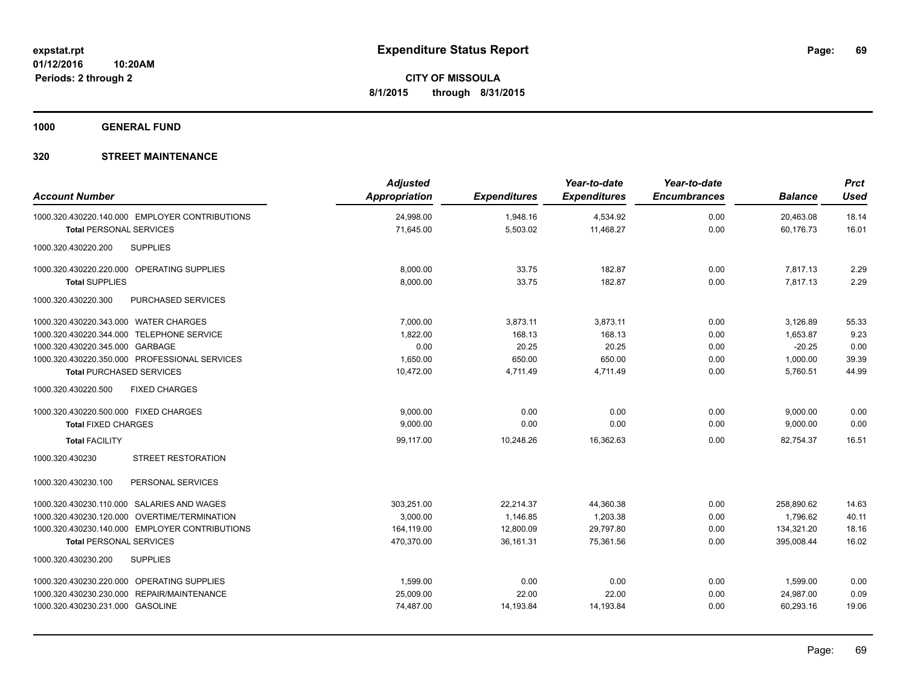**Expenditure Status Report**

**CITY OF MISSOULA**
**8/1/2015 through 8/31/2015**

expstat.rpt
01/12/2016 10:20AM
Periods: 2 through 2

**1000 GENERAL FUND**

**320 STREET MAINTENANCE**

| Account Number | Adjusted Appropriation | Expenditures | Year-to-date Expenditures | Year-to-date Encumbrances | Balance | Prct Used |
|---|---|---|---|---|---|---|
| 1000.320.430220.140.000 EMPLOYER CONTRIBUTIONS | 24,998.00 | 1,948.16 | 4,534.92 | 0.00 | 20,463.08 | 18.14 |
| **Total** PERSONAL SERVICES | 71,645.00 | 5,503.02 | 11,468.27 | 0.00 | 60,176.73 | 16.01 |
| 1000.320.430220.200 SUPPLIES | | | | | | |
| 1000.320.430220.220.000 OPERATING SUPPLIES | 8,000.00 | 33.75 | 182.87 | 0.00 | 7,817.13 | 2.29 |
| **Total** SUPPLIES | 8,000.00 | 33.75 | 182.87 | 0.00 | 7,817.13 | 2.29 |
| 1000.320.430220.300 PURCHASED SERVICES | | | | | | |
| 1000.320.430220.343.000 WATER CHARGES | 7,000.00 | 3,873.11 | 3,873.11 | 0.00 | 3,126.89 | 55.33 |
| 1000.320.430220.344.000 TELEPHONE SERVICE | 1,822.00 | 168.13 | 168.13 | 0.00 | 1,653.87 | 9.23 |
| 1000.320.430220.345.000 GARBAGE | 0.00 | 20.25 | 20.25 | 0.00 | -20.25 | 0.00 |
| 1000.320.430220.350.000 PROFESSIONAL SERVICES | 1,650.00 | 650.00 | 650.00 | 0.00 | 1,000.00 | 39.39 |
| **Total** PURCHASED SERVICES | 10,472.00 | 4,711.49 | 4,711.49 | 0.00 | 5,760.51 | 44.99 |
| 1000.320.430220.500 FIXED CHARGES | | | | | | |
| 1000.320.430220.500.000 FIXED CHARGES | 9,000.00 | 0.00 | 0.00 | 0.00 | 9,000.00 | 0.00 |
| **Total** FIXED CHARGES | 9,000.00 | 0.00 | 0.00 | 0.00 | 9,000.00 | 0.00 |
| **Total** FACILITY | 99,117.00 | 10,248.26 | 16,362.63 | 0.00 | 82,754.37 | 16.51 |
| 1000.320.430230 STREET RESTORATION | | | | | | |
| 1000.320.430230.100 PERSONAL SERVICES | | | | | | |
| 1000.320.430230.110.000 SALARIES AND WAGES | 303,251.00 | 22,214.37 | 44,360.38 | 0.00 | 258,890.62 | 14.63 |
| 1000.320.430230.120.000 OVERTIME/TERMINATION | 3,000.00 | 1,146.85 | 1,203.38 | 0.00 | 1,796.62 | 40.11 |
| 1000.320.430230.140.000 EMPLOYER CONTRIBUTIONS | 164,119.00 | 12,800.09 | 29,797.80 | 0.00 | 134,321.20 | 18.16 |
| **Total** PERSONAL SERVICES | 470,370.00 | 36,161.31 | 75,361.56 | 0.00 | 395,008.44 | 16.02 |
| 1000.320.430230.200 SUPPLIES | | | | | | |
| 1000.320.430230.220.000 OPERATING SUPPLIES | 1,599.00 | 0.00 | 0.00 | 0.00 | 1,599.00 | 0.00 |
| 1000.320.430230.230.000 REPAIR/MAINTENANCE | 25,009.00 | 22.00 | 22.00 | 0.00 | 24,987.00 | 0.09 |
| 1000.320.430230.231.000 GASOLINE | 74,487.00 | 14,193.84 | 14,193.84 | 0.00 | 60,293.16 | 19.06 |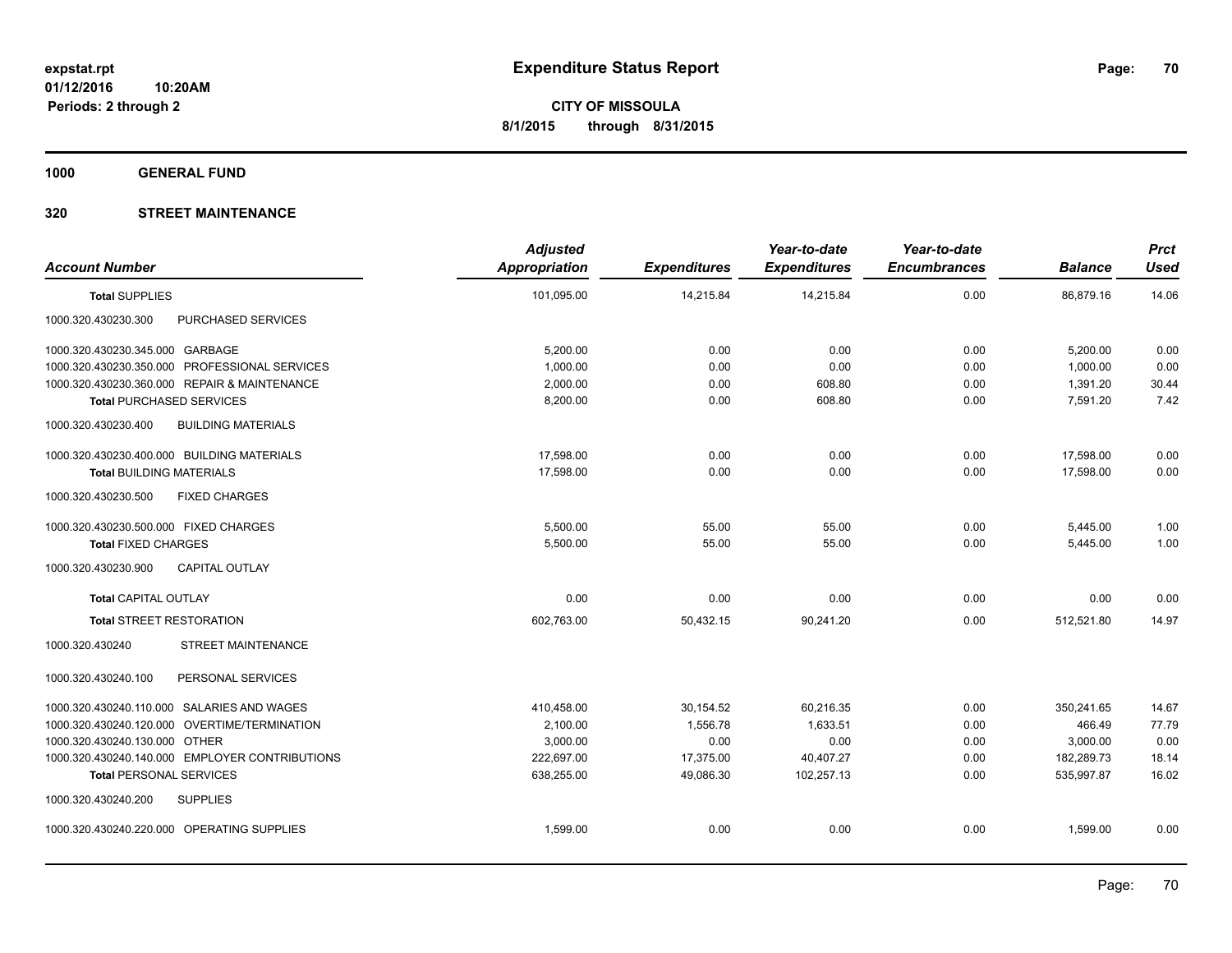**expstat.rpt**
**01/12/2016 10:20AM**
**Periods: 2 through 2**

# Expenditure Status Report

**CITY OF MISSOULA**
**8/1/2015 through 8/31/2015**

## 1000 GENERAL FUND

## 320 STREET MAINTENANCE

| Account Number | | Adjusted Appropriation | Expenditures | Year-to-date Expenditures | Year-to-date Encumbrances | Balance | Prct Used |
|---|---|---|---|---|---|---|---|
| **Total** SUPPLIES | | 101,095.00 | 14,215.84 | 14,215.84 | 0.00 | 86,879.16 | 14.06 |
| 1000.320.430230.300 | PURCHASED SERVICES | | | | | | |
| 1000.320.430230.345.000 | GARBAGE | 5,200.00 | 0.00 | 0.00 | 0.00 | 5,200.00 | 0.00 |
| 1000.320.430230.350.000 | PROFESSIONAL SERVICES | 1,000.00 | 0.00 | 0.00 | 0.00 | 1,000.00 | 0.00 |
| 1000.320.430230.360.000 | REPAIR & MAINTENANCE | 2,000.00 | 0.00 | 608.80 | 0.00 | 1,391.20 | 30.44 |
| **Total** PURCHASED SERVICES | | 8,200.00 | 0.00 | 608.80 | 0.00 | 7,591.20 | 7.42 |
| 1000.320.430230.400 | BUILDING MATERIALS | | | | | | |
| 1000.320.430230.400.000 | BUILDING MATERIALS | 17,598.00 | 0.00 | 0.00 | 0.00 | 17,598.00 | 0.00 |
| **Total** BUILDING MATERIALS | | 17,598.00 | 0.00 | 0.00 | 0.00 | 17,598.00 | 0.00 |
| 1000.320.430230.500 | FIXED CHARGES | | | | | | |
| 1000.320.430230.500.000 | FIXED CHARGES | 5,500.00 | 55.00 | 55.00 | 0.00 | 5,445.00 | 1.00 |
| **Total** FIXED CHARGES | | 5,500.00 | 55.00 | 55.00 | 0.00 | 5,445.00 | 1.00 |
| 1000.320.430230.900 | CAPITAL OUTLAY | | | | | | |
| **Total** CAPITAL OUTLAY | | 0.00 | 0.00 | 0.00 | 0.00 | 0.00 | 0.00 |
| **Total** STREET RESTORATION | | 602,763.00 | 50,432.15 | 90,241.20 | 0.00 | 512,521.80 | 14.97 |
| 1000.320.430240 | STREET MAINTENANCE | | | | | | |
| 1000.320.430240.100 | PERSONAL SERVICES | | | | | | |
| 1000.320.430240.110.000 | SALARIES AND WAGES | 410,458.00 | 30,154.52 | 60,216.35 | 0.00 | 350,241.65 | 14.67 |
| 1000.320.430240.120.000 | OVERTIME/TERMINATION | 2,100.00 | 1,556.78 | 1,633.51 | 0.00 | 466.49 | 77.79 |
| 1000.320.430240.130.000 | OTHER | 3,000.00 | 0.00 | 0.00 | 0.00 | 3,000.00 | 0.00 |
| 1000.320.430240.140.000 | EMPLOYER CONTRIBUTIONS | 222,697.00 | 17,375.00 | 40,407.27 | 0.00 | 182,289.73 | 18.14 |
| **Total** PERSONAL SERVICES | | 638,255.00 | 49,086.30 | 102,257.13 | 0.00 | 535,997.87 | 16.02 |
| 1000.320.430240.200 | SUPPLIES | | | | | | |
| 1000.320.430240.220.000 | OPERATING SUPPLIES | 1,599.00 | 0.00 | 0.00 | 0.00 | 1,599.00 | 0.00 |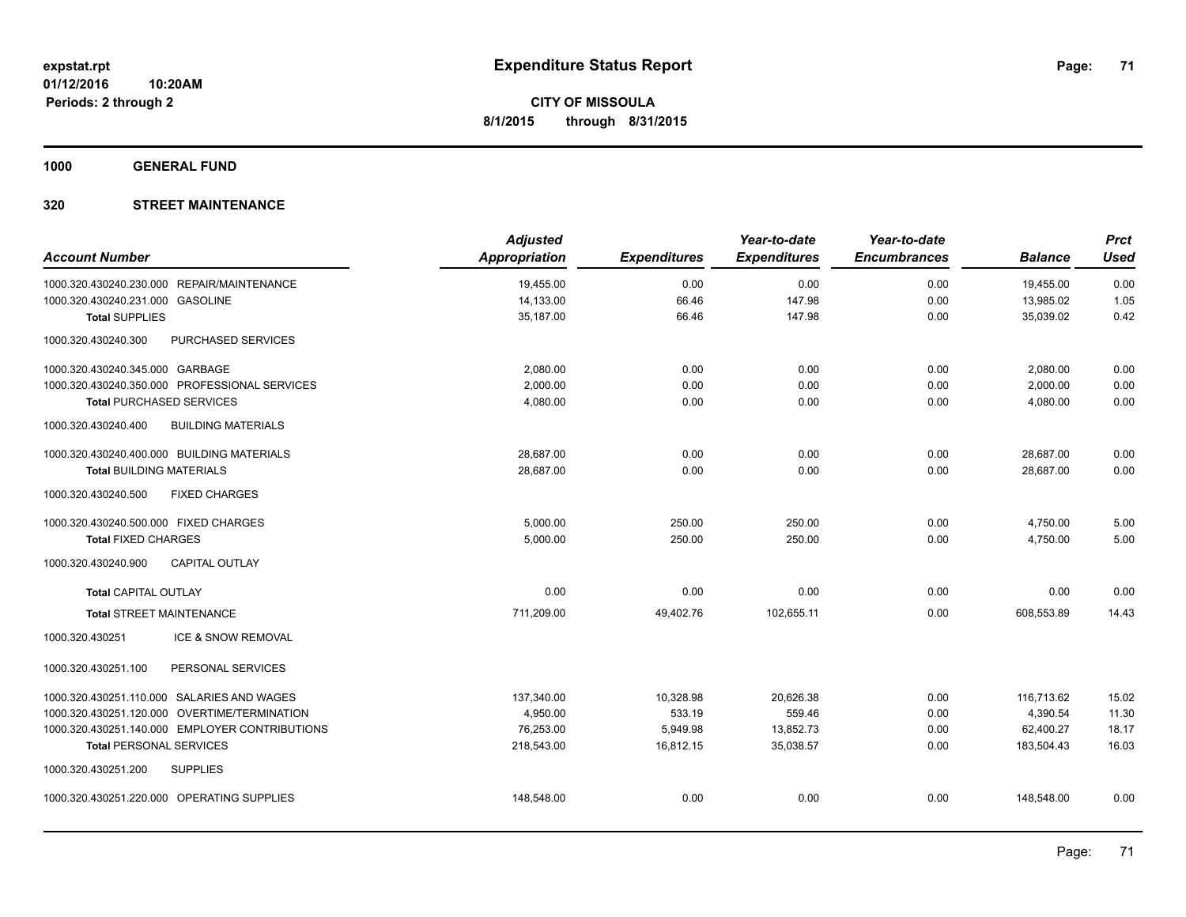**expstat.rpt**
**01/12/2016 10:20AM**
**Periods: 2 through 2**

# Expenditure Status Report

**CITY OF MISSOULA**
**8/1/2015 through 8/31/2015**

## 1000 GENERAL FUND

## 320 STREET MAINTENANCE

| Account Number | Adjusted Appropriation | Expenditures | Year-to-date Expenditures | Year-to-date Encumbrances | Balance | Prct Used |
|---|---|---|---|---|---|---|
| 1000.320.430240.230.000 REPAIR/MAINTENANCE | 19,455.00 | 0.00 | 0.00 | 0.00 | 19,455.00 | 0.00 |
| 1000.320.430240.231.000 GASOLINE | 14,133.00 | 66.46 | 147.98 | 0.00 | 13,985.02 | 1.05 |
| **Total** SUPPLIES | 35,187.00 | 66.46 | 147.98 | 0.00 | 35,039.02 | 0.42 |
| 1000.320.430240.300 PURCHASED SERVICES | | | | | | |
| 1000.320.430240.345.000 GARBAGE | 2,080.00 | 0.00 | 0.00 | 0.00 | 2,080.00 | 0.00 |
| 1000.320.430240.350.000 PROFESSIONAL SERVICES | 2,000.00 | 0.00 | 0.00 | 0.00 | 2,000.00 | 0.00 |
| **Total** PURCHASED SERVICES | 4,080.00 | 0.00 | 0.00 | 0.00 | 4,080.00 | 0.00 |
| 1000.320.430240.400 BUILDING MATERIALS | | | | | | |
| 1000.320.430240.400.000 BUILDING MATERIALS | 28,687.00 | 0.00 | 0.00 | 0.00 | 28,687.00 | 0.00 |
| **Total** BUILDING MATERIALS | 28,687.00 | 0.00 | 0.00 | 0.00 | 28,687.00 | 0.00 |
| 1000.320.430240.500 FIXED CHARGES | | | | | | |
| 1000.320.430240.500.000 FIXED CHARGES | 5,000.00 | 250.00 | 250.00 | 0.00 | 4,750.00 | 5.00 |
| **Total** FIXED CHARGES | 5,000.00 | 250.00 | 250.00 | 0.00 | 4,750.00 | 5.00 |
| 1000.320.430240.900 CAPITAL OUTLAY | | | | | | |
| **Total** CAPITAL OUTLAY | 0.00 | 0.00 | 0.00 | 0.00 | 0.00 | 0.00 |
| **Total** STREET MAINTENANCE | 711,209.00 | 49,402.76 | 102,655.11 | 0.00 | 608,553.89 | 14.43 |
| 1000.320.430251 ICE & SNOW REMOVAL | | | | | | |
| 1000.320.430251.100 PERSONAL SERVICES | | | | | | |
| 1000.320.430251.110.000 SALARIES AND WAGES | 137,340.00 | 10,328.98 | 20,626.38 | 0.00 | 116,713.62 | 15.02 |
| 1000.320.430251.120.000 OVERTIME/TERMINATION | 4,950.00 | 533.19 | 559.46 | 0.00 | 4,390.54 | 11.30 |
| 1000.320.430251.140.000 EMPLOYER CONTRIBUTIONS | 76,253.00 | 5,949.98 | 13,852.73 | 0.00 | 62,400.27 | 18.17 |
| **Total** PERSONAL SERVICES | 218,543.00 | 16,812.15 | 35,038.57 | 0.00 | 183,504.43 | 16.03 |
| 1000.320.430251.200 SUPPLIES | | | | | | |
| 1000.320.430251.220.000 OPERATING SUPPLIES | 148,548.00 | 0.00 | 0.00 | 0.00 | 148,548.00 | 0.00 |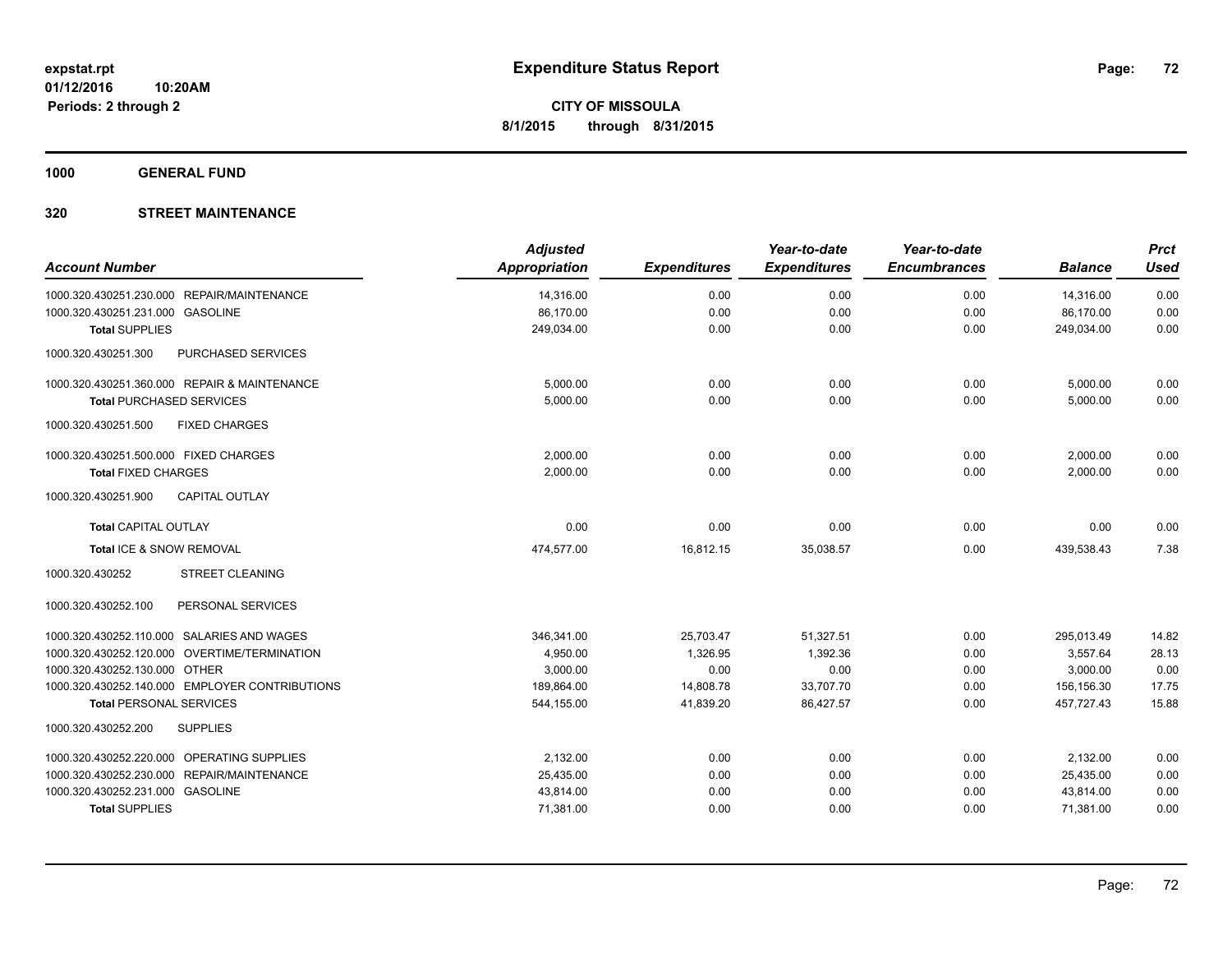**expstat.rpt**
**01/12/2016 10:20AM**
**Periods: 2 through 2**

# Expenditure Status Report

**CITY OF MISSOULA**
**8/1/2015 through 8/31/2015**

## 1000 GENERAL FUND

## 320 STREET MAINTENANCE

| Account Number | Adjusted Appropriation | Expenditures | Year-to-date Expenditures | Year-to-date Encumbrances | Balance | Prct Used |
|---|---|---|---|---|---|---|
| 1000.320.430251.230.000 REPAIR/MAINTENANCE | 14,316.00 | 0.00 | 0.00 | 0.00 | 14,316.00 | 0.00 |
| 1000.320.430251.231.000 GASOLINE | 86,170.00 | 0.00 | 0.00 | 0.00 | 86,170.00 | 0.00 |
| **Total SUPPLIES** | 249,034.00 | 0.00 | 0.00 | 0.00 | 249,034.00 | 0.00 |
| 1000.320.430251.300 PURCHASED SERVICES | | | | | | |
| 1000.320.430251.360.000 REPAIR & MAINTENANCE | 5,000.00 | 0.00 | 0.00 | 0.00 | 5,000.00 | 0.00 |
| **Total PURCHASED SERVICES** | 5,000.00 | 0.00 | 0.00 | 0.00 | 5,000.00 | 0.00 |
| 1000.320.430251.500 FIXED CHARGES | | | | | | |
| 1000.320.430251.500.000 FIXED CHARGES | 2,000.00 | 0.00 | 0.00 | 0.00 | 2,000.00 | 0.00 |
| **Total FIXED CHARGES** | 2,000.00 | 0.00 | 0.00 | 0.00 | 2,000.00 | 0.00 |
| 1000.320.430251.900 CAPITAL OUTLAY | | | | | | |
| **Total CAPITAL OUTLAY** | 0.00 | 0.00 | 0.00 | 0.00 | 0.00 | 0.00 |
| **Total ICE & SNOW REMOVAL** | 474,577.00 | 16,812.15 | 35,038.57 | 0.00 | 439,538.43 | 7.38 |
| 1000.320.430252 STREET CLEANING | | | | | | |
| 1000.320.430252.100 PERSONAL SERVICES | | | | | | |
| 1000.320.430252.110.000 SALARIES AND WAGES | 346,341.00 | 25,703.47 | 51,327.51 | 0.00 | 295,013.49 | 14.82 |
| 1000.320.430252.120.000 OVERTIME/TERMINATION | 4,950.00 | 1,326.95 | 1,392.36 | 0.00 | 3,557.64 | 28.13 |
| 1000.320.430252.130.000 OTHER | 3,000.00 | 0.00 | 0.00 | 0.00 | 3,000.00 | 0.00 |
| 1000.320.430252.140.000 EMPLOYER CONTRIBUTIONS | 189,864.00 | 14,808.78 | 33,707.70 | 0.00 | 156,156.30 | 17.75 |
| **Total PERSONAL SERVICES** | 544,155.00 | 41,839.20 | 86,427.57 | 0.00 | 457,727.43 | 15.88 |
| 1000.320.430252.200 SUPPLIES | | | | | | |
| 1000.320.430252.220.000 OPERATING SUPPLIES | 2,132.00 | 0.00 | 0.00 | 0.00 | 2,132.00 | 0.00 |
| 1000.320.430252.230.000 REPAIR/MAINTENANCE | 25,435.00 | 0.00 | 0.00 | 0.00 | 25,435.00 | 0.00 |
| 1000.320.430252.231.000 GASOLINE | 43,814.00 | 0.00 | 0.00 | 0.00 | 43,814.00 | 0.00 |
| **Total SUPPLIES** | 71,381.00 | 0.00 | 0.00 | 0.00 | 71,381.00 | 0.00 |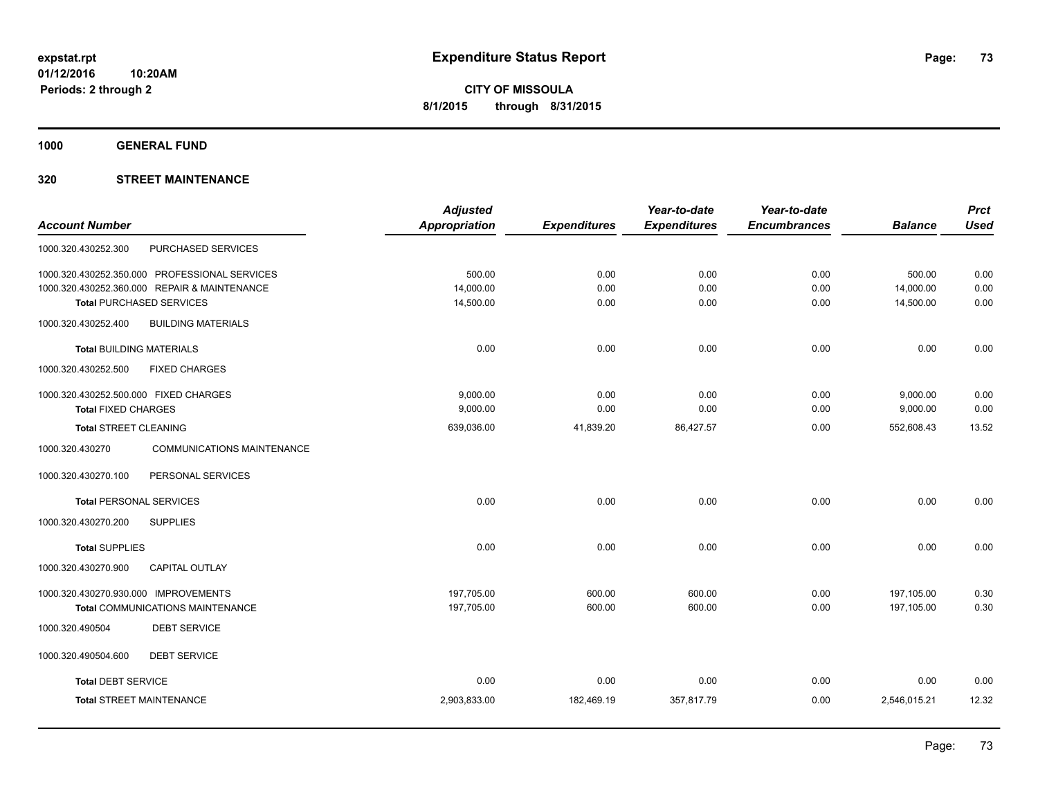# Expenditure Status Report

expstat.rpt
01/12/2016 10:20AM
Periods: 2 through 2

**CITY OF MISSOULA**
**8/1/2015 through 8/31/2015**

**1000 GENERAL FUND**

**320 STREET MAINTENANCE**

| Account Number | | Adjusted Appropriation | Expenditures | Year-to-date Expenditures | Year-to-date Encumbrances | Balance | Prct Used |
|---|---|---|---|---|---|---|---|
| 1000.320.430252.300 | PURCHASED SERVICES | | | | | | |
| 1000.320.430252.350.000 | PROFESSIONAL SERVICES | 500.00 | 0.00 | 0.00 | 0.00 | 500.00 | 0.00 |
| 1000.320.430252.360.000 | REPAIR & MAINTENANCE | 14,000.00 | 0.00 | 0.00 | 0.00 | 14,000.00 | 0.00 |
| **Total** PURCHASED SERVICES | | 14,500.00 | 0.00 | 0.00 | 0.00 | 14,500.00 | 0.00 |
| 1000.320.430252.400 | BUILDING MATERIALS | | | | | | |
| **Total** BUILDING MATERIALS | | 0.00 | 0.00 | 0.00 | 0.00 | 0.00 | 0.00 |
| 1000.320.430252.500 | FIXED CHARGES | | | | | | |
| 1000.320.430252.500.000 | FIXED CHARGES | 9,000.00 | 0.00 | 0.00 | 0.00 | 9,000.00 | 0.00 |
| **Total** FIXED CHARGES | | 9,000.00 | 0.00 | 0.00 | 0.00 | 9,000.00 | 0.00 |
| **Total** STREET CLEANING | | 639,036.00 | 41,839.20 | 86,427.57 | 0.00 | 552,608.43 | 13.52 |
| 1000.320.430270 | COMMUNICATIONS MAINTENANCE | | | | | | |
| 1000.320.430270.100 | PERSONAL SERVICES | | | | | | |
| **Total** PERSONAL SERVICES | | 0.00 | 0.00 | 0.00 | 0.00 | 0.00 | 0.00 |
| 1000.320.430270.200 | SUPPLIES | | | | | | |
| **Total** SUPPLIES | | 0.00 | 0.00 | 0.00 | 0.00 | 0.00 | 0.00 |
| 1000.320.430270.900 | CAPITAL OUTLAY | | | | | | |
| 1000.320.430270.930.000 | IMPROVEMENTS | 197,705.00 | 600.00 | 600.00 | 0.00 | 197,105.00 | 0.30 |
| **Total** COMMUNICATIONS MAINTENANCE | | 197,705.00 | 600.00 | 600.00 | 0.00 | 197,105.00 | 0.30 |
| 1000.320.490504 | DEBT SERVICE | | | | | | |
| 1000.320.490504.600 | DEBT SERVICE | | | | | | |
| **Total** DEBT SERVICE | | 0.00 | 0.00 | 0.00 | 0.00 | 0.00 | 0.00 |
| **Total** STREET MAINTENANCE | | 2,903,833.00 | 182,469.19 | 357,817.79 | 0.00 | 2,546,015.21 | 12.32 |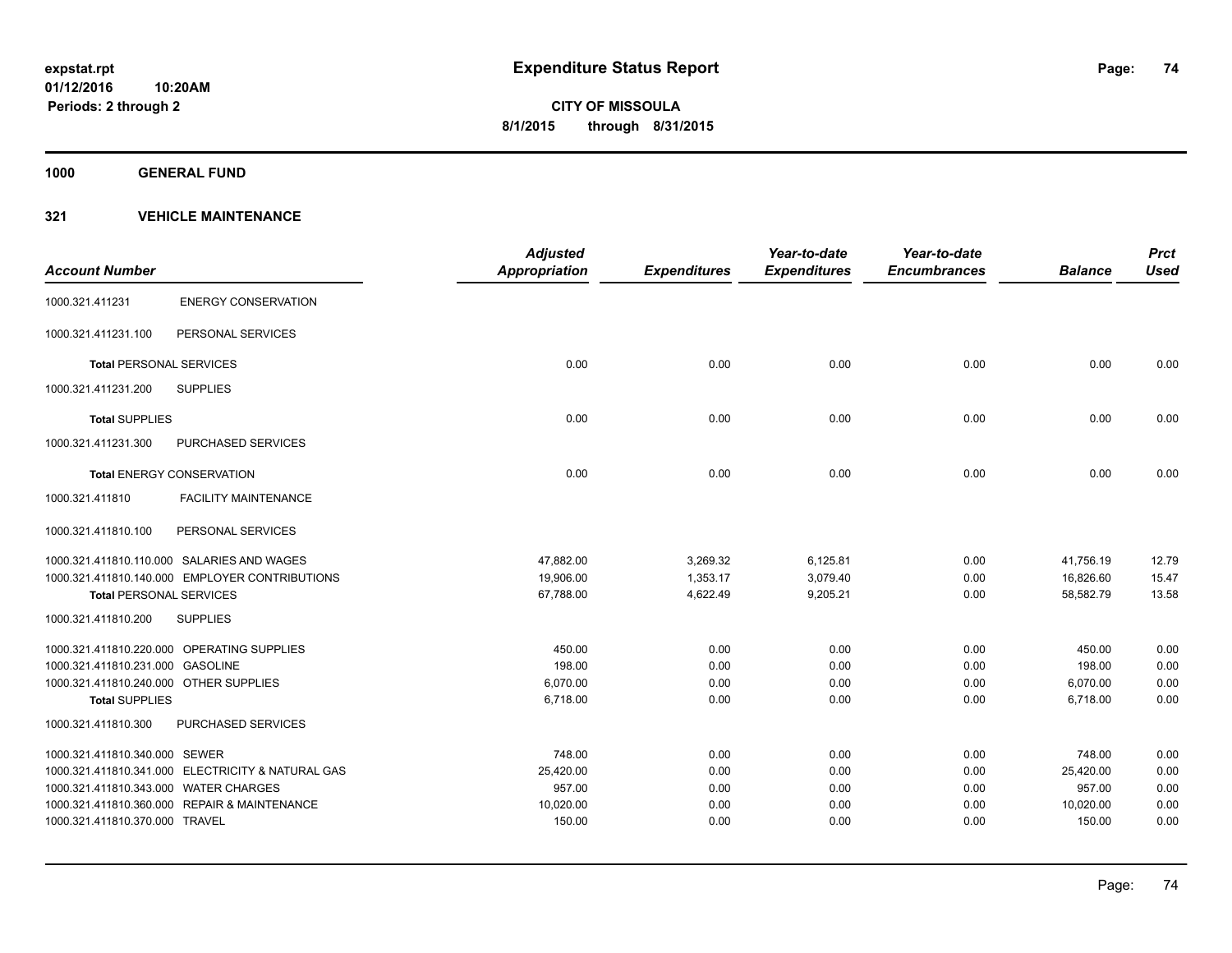expstat.rpt
01/12/2016 10:20AM
Periods: 2 through 2

# Expenditure Status Report

**CITY OF MISSOULA**
**8/1/2015 through 8/31/2015**

## 1000 GENERAL FUND

## 321 VEHICLE MAINTENANCE

| Account Number | | Adjusted Appropriation | Expenditures | Year-to-date Expenditures | Year-to-date Encumbrances | Balance | Prct Used |
|---|---|---|---|---|---|---|---|
| 1000.321.411231 | ENERGY CONSERVATION | | | | | | |
| 1000.321.411231.100 | PERSONAL SERVICES | | | | | | |
| **Total** PERSONAL SERVICES | | 0.00 | 0.00 | 0.00 | 0.00 | 0.00 | 0.00 |
| 1000.321.411231.200 | SUPPLIES | | | | | | |
| **Total** SUPPLIES | | 0.00 | 0.00 | 0.00 | 0.00 | 0.00 | 0.00 |
| 1000.321.411231.300 | PURCHASED SERVICES | | | | | | |
| **Total** ENERGY CONSERVATION | | 0.00 | 0.00 | 0.00 | 0.00 | 0.00 | 0.00 |
| 1000.321.411810 | FACILITY MAINTENANCE | | | | | | |
| 1000.321.411810.100 | PERSONAL SERVICES | | | | | | |
| 1000.321.411810.110.000 | SALARIES AND WAGES | 47,882.00 | 3,269.32 | 6,125.81 | 0.00 | 41,756.19 | 12.79 |
| 1000.321.411810.140.000 | EMPLOYER CONTRIBUTIONS | 19,906.00 | 1,353.17 | 3,079.40 | 0.00 | 16,826.60 | 15.47 |
| **Total** PERSONAL SERVICES | | 67,788.00 | 4,622.49 | 9,205.21 | 0.00 | 58,582.79 | 13.58 |
| 1000.321.411810.200 | SUPPLIES | | | | | | |
| 1000.321.411810.220.000 | OPERATING SUPPLIES | 450.00 | 0.00 | 0.00 | 0.00 | 450.00 | 0.00 |
| 1000.321.411810.231.000 | GASOLINE | 198.00 | 0.00 | 0.00 | 0.00 | 198.00 | 0.00 |
| 1000.321.411810.240.000 | OTHER SUPPLIES | 6,070.00 | 0.00 | 0.00 | 0.00 | 6,070.00 | 0.00 |
| **Total** SUPPLIES | | 6,718.00 | 0.00 | 0.00 | 0.00 | 6,718.00 | 0.00 |
| 1000.321.411810.300 | PURCHASED SERVICES | | | | | | |
| 1000.321.411810.340.000 | SEWER | 748.00 | 0.00 | 0.00 | 0.00 | 748.00 | 0.00 |
| 1000.321.411810.341.000 | ELECTRICITY & NATURAL GAS | 25,420.00 | 0.00 | 0.00 | 0.00 | 25,420.00 | 0.00 |
| 1000.321.411810.343.000 | WATER CHARGES | 957.00 | 0.00 | 0.00 | 0.00 | 957.00 | 0.00 |
| 1000.321.411810.360.000 | REPAIR & MAINTENANCE | 10,020.00 | 0.00 | 0.00 | 0.00 | 10,020.00 | 0.00 |
| 1000.321.411810.370.000 | TRAVEL | 150.00 | 0.00 | 0.00 | 0.00 | 150.00 | 0.00 |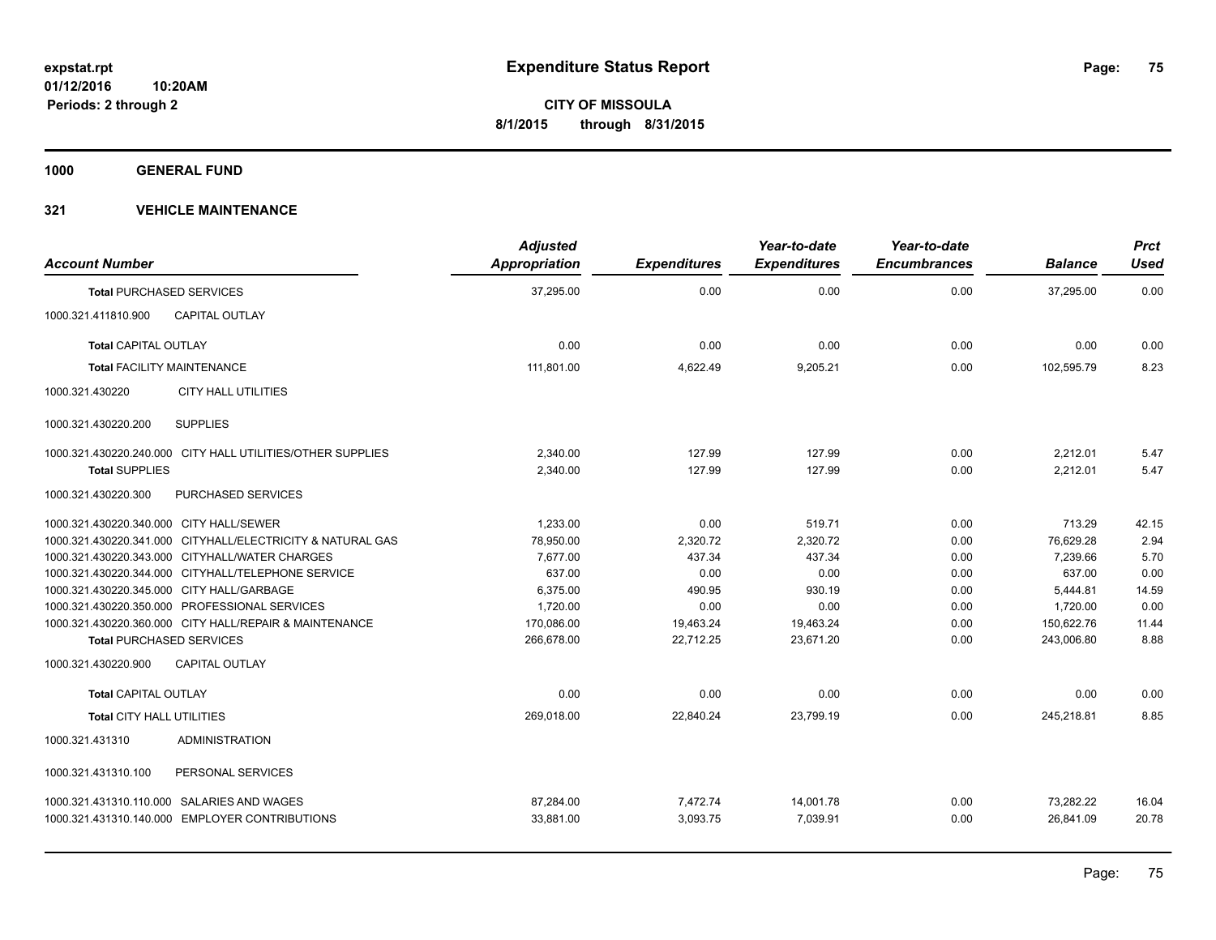**expstat.rpt**
**01/12/2016 10:20AM**
**Periods: 2 through 2**

# Expenditure Status Report

**CITY OF MISSOULA**
**8/1/2015 through 8/31/2015**

## 1000 GENERAL FUND

### 321 VEHICLE MAINTENANCE

| Account Number | Adjusted Appropriation | Expenditures | Year-to-date Expenditures | Year-to-date Encumbrances | Balance | Prct Used |
|---|---|---|---|---|---|---|
| **Total** PURCHASED SERVICES | 37,295.00 | 0.00 | 0.00 | 0.00 | 37,295.00 | 0.00 |
| 1000.321.411810.900 CAPITAL OUTLAY | | | | | | |
| **Total** CAPITAL OUTLAY | 0.00 | 0.00 | 0.00 | 0.00 | 0.00 | 0.00 |
| **Total** FACILITY MAINTENANCE | 111,801.00 | 4,622.49 | 9,205.21 | 0.00 | 102,595.79 | 8.23 |
| 1000.321.430220 CITY HALL UTILITIES | | | | | | |
| 1000.321.430220.200 SUPPLIES | | | | | | |
| 1000.321.430220.240.000 CITY HALL UTILITIES/OTHER SUPPLIES | 2,340.00 | 127.99 | 127.99 | 0.00 | 2,212.01 | 5.47 |
| **Total** SUPPLIES | 2,340.00 | 127.99 | 127.99 | 0.00 | 2,212.01 | 5.47 |
| 1000.321.430220.300 PURCHASED SERVICES | | | | | | |
| 1000.321.430220.340.000 CITY HALL/SEWER | 1,233.00 | 0.00 | 519.71 | 0.00 | 713.29 | 42.15 |
| 1000.321.430220.341.000 CITYHALL/ELECTRICITY & NATURAL GAS | 78,950.00 | 2,320.72 | 2,320.72 | 0.00 | 76,629.28 | 2.94 |
| 1000.321.430220.343.000 CITYHALL/WATER CHARGES | 7,677.00 | 437.34 | 437.34 | 0.00 | 7,239.66 | 5.70 |
| 1000.321.430220.344.000 CITYHALL/TELEPHONE SERVICE | 637.00 | 0.00 | 0.00 | 0.00 | 637.00 | 0.00 |
| 1000.321.430220.345.000 CITY HALL/GARBAGE | 6,375.00 | 490.95 | 930.19 | 0.00 | 5,444.81 | 14.59 |
| 1000.321.430220.350.000 PROFESSIONAL SERVICES | 1,720.00 | 0.00 | 0.00 | 0.00 | 1,720.00 | 0.00 |
| 1000.321.430220.360.000 CITY HALL/REPAIR & MAINTENANCE | 170,086.00 | 19,463.24 | 19,463.24 | 0.00 | 150,622.76 | 11.44 |
| **Total** PURCHASED SERVICES | 266,678.00 | 22,712.25 | 23,671.20 | 0.00 | 243,006.80 | 8.88 |
| 1000.321.430220.900 CAPITAL OUTLAY | | | | | | |
| **Total** CAPITAL OUTLAY | 0.00 | 0.00 | 0.00 | 0.00 | 0.00 | 0.00 |
| **Total** CITY HALL UTILITIES | 269,018.00 | 22,840.24 | 23,799.19 | 0.00 | 245,218.81 | 8.85 |
| 1000.321.431310 ADMINISTRATION | | | | | | |
| 1000.321.431310.100 PERSONAL SERVICES | | | | | | |
| 1000.321.431310.110.000 SALARIES AND WAGES | 87,284.00 | 7,472.74 | 14,001.78 | 0.00 | 73,282.22 | 16.04 |
| 1000.321.431310.140.000 EMPLOYER CONTRIBUTIONS | 33,881.00 | 3,093.75 | 7,039.91 | 0.00 | 26,841.09 | 20.78 |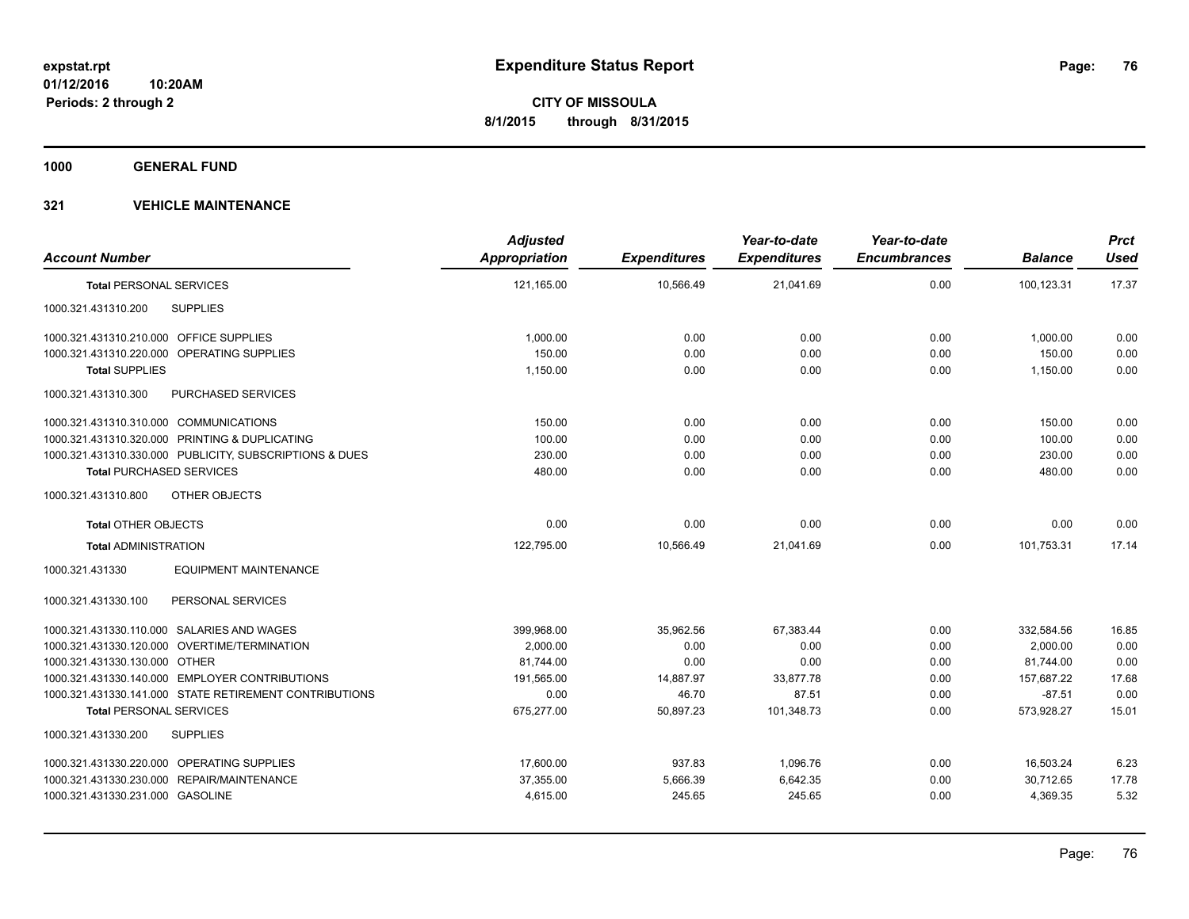**expstat.rpt**
**01/12/2016 10:20AM**
**Periods: 2 through 2**

# Expenditure Status Report

**CITY OF MISSOULA**
**8/1/2015 through 8/31/2015**

## 1000 GENERAL FUND

## 321 VEHICLE MAINTENANCE

| Account Number | Adjusted Appropriation | Expenditures | Year-to-date Expenditures | Year-to-date Encumbrances | Balance | Prct Used |
|---|---|---|---|---|---|---|
| **Total** PERSONAL SERVICES | 121,165.00 | 10,566.49 | 21,041.69 | 0.00 | 100,123.31 | 17.37 |
| 1000.321.431310.200 SUPPLIES | | | | | | |
| 1000.321.431310.210.000 OFFICE SUPPLIES | 1,000.00 | 0.00 | 0.00 | 0.00 | 1,000.00 | 0.00 |
| 1000.321.431310.220.000 OPERATING SUPPLIES | 150.00 | 0.00 | 0.00 | 0.00 | 150.00 | 0.00 |
| **Total** SUPPLIES | 1,150.00 | 0.00 | 0.00 | 0.00 | 1,150.00 | 0.00 |
| 1000.321.431310.300 PURCHASED SERVICES | | | | | | |
| 1000.321.431310.310.000 COMMUNICATIONS | 150.00 | 0.00 | 0.00 | 0.00 | 150.00 | 0.00 |
| 1000.321.431310.320.000 PRINTING & DUPLICATING | 100.00 | 0.00 | 0.00 | 0.00 | 100.00 | 0.00 |
| 1000.321.431310.330.000 PUBLICITY, SUBSCRIPTIONS & DUES | 230.00 | 0.00 | 0.00 | 0.00 | 230.00 | 0.00 |
| **Total** PURCHASED SERVICES | 480.00 | 0.00 | 0.00 | 0.00 | 480.00 | 0.00 |
| 1000.321.431310.800 OTHER OBJECTS | | | | | | |
| **Total** OTHER OBJECTS | 0.00 | 0.00 | 0.00 | 0.00 | 0.00 | 0.00 |
| **Total** ADMINISTRATION | 122,795.00 | 10,566.49 | 21,041.69 | 0.00 | 101,753.31 | 17.14 |
| 1000.321.431330 EQUIPMENT MAINTENANCE | | | | | | |
| 1000.321.431330.100 PERSONAL SERVICES | | | | | | |
| 1000.321.431330.110.000 SALARIES AND WAGES | 399,968.00 | 35,962.56 | 67,383.44 | 0.00 | 332,584.56 | 16.85 |
| 1000.321.431330.120.000 OVERTIME/TERMINATION | 2,000.00 | 0.00 | 0.00 | 0.00 | 2,000.00 | 0.00 |
| 1000.321.431330.130.000 OTHER | 81,744.00 | 0.00 | 0.00 | 0.00 | 81,744.00 | 0.00 |
| 1000.321.431330.140.000 EMPLOYER CONTRIBUTIONS | 191,565.00 | 14,887.97 | 33,877.78 | 0.00 | 157,687.22 | 17.68 |
| 1000.321.431330.141.000 STATE RETIREMENT CONTRIBUTIONS | 0.00 | 46.70 | 87.51 | 0.00 | -87.51 | 0.00 |
| **Total** PERSONAL SERVICES | 675,277.00 | 50,897.23 | 101,348.73 | 0.00 | 573,928.27 | 15.01 |
| 1000.321.431330.200 SUPPLIES | | | | | | |
| 1000.321.431330.220.000 OPERATING SUPPLIES | 17,600.00 | 937.83 | 1,096.76 | 0.00 | 16,503.24 | 6.23 |
| 1000.321.431330.230.000 REPAIR/MAINTENANCE | 37,355.00 | 5,666.39 | 6,642.35 | 0.00 | 30,712.65 | 17.78 |
| 1000.321.431330.231.000 GASOLINE | 4,615.00 | 245.65 | 245.65 | 0.00 | 4,369.35 | 5.32 |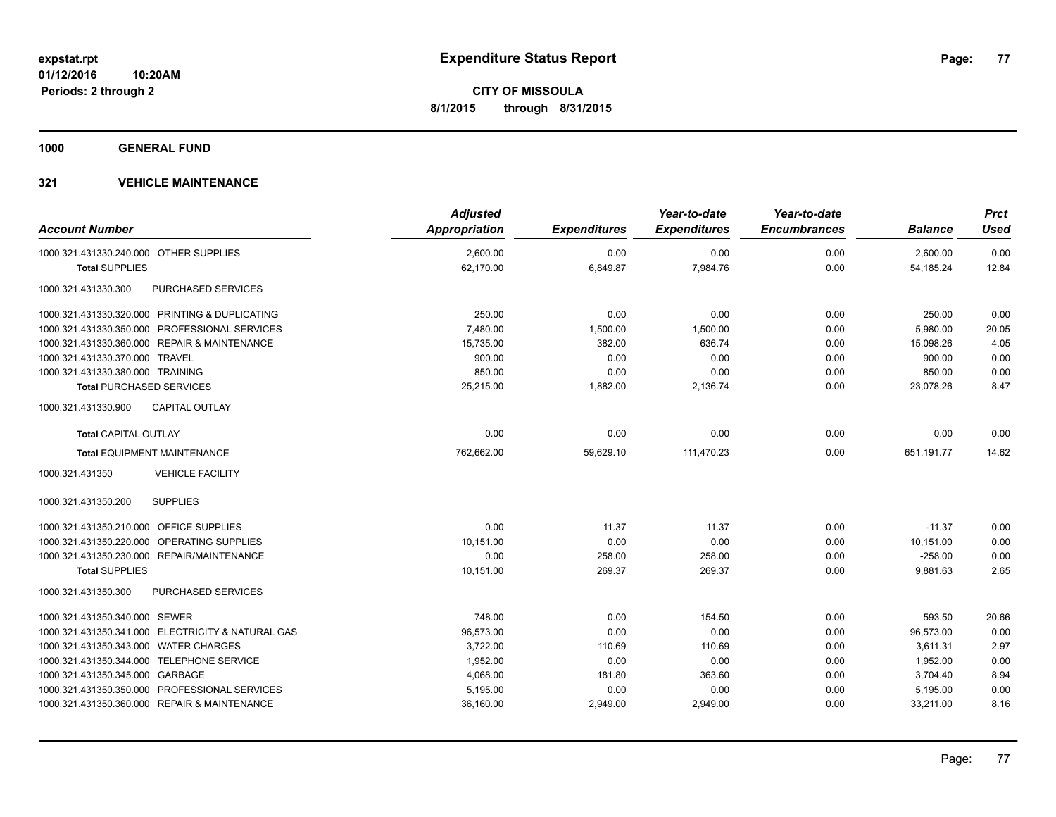**expstat.rpt**
**01/12/2016 10:20AM**
**Periods: 2 through 2**

# Expenditure Status Report

**CITY OF MISSOULA**
**8/1/2015 through 8/31/2015**

## 1000 GENERAL FUND

## 321 VEHICLE MAINTENANCE

| Account Number | Adjusted Appropriation | Expenditures | Year-to-date Expenditures | Year-to-date Encumbrances | Balance | Prct Used |
|---|---|---|---|---|---|---|
| 1000.321.431330.240.000 OTHER SUPPLIES | 2,600.00 | 0.00 | 0.00 | 0.00 | 2,600.00 | 0.00 |
| **Total** SUPPLIES | 62,170.00 | 6,849.87 | 7,984.76 | 0.00 | 54,185.24 | 12.84 |
| 1000.321.431330.300 PURCHASED SERVICES | | | | | | |
| 1000.321.431330.320.000 PRINTING & DUPLICATING | 250.00 | 0.00 | 0.00 | 0.00 | 250.00 | 0.00 |
| 1000.321.431330.350.000 PROFESSIONAL SERVICES | 7,480.00 | 1,500.00 | 1,500.00 | 0.00 | 5,980.00 | 20.05 |
| 1000.321.431330.360.000 REPAIR & MAINTENANCE | 15,735.00 | 382.00 | 636.74 | 0.00 | 15,098.26 | 4.05 |
| 1000.321.431330.370.000 TRAVEL | 900.00 | 0.00 | 0.00 | 0.00 | 900.00 | 0.00 |
| 1000.321.431330.380.000 TRAINING | 850.00 | 0.00 | 0.00 | 0.00 | 850.00 | 0.00 |
| **Total** PURCHASED SERVICES | 25,215.00 | 1,882.00 | 2,136.74 | 0.00 | 23,078.26 | 8.47 |
| 1000.321.431330.900 CAPITAL OUTLAY | | | | | | |
| **Total** CAPITAL OUTLAY | 0.00 | 0.00 | 0.00 | 0.00 | 0.00 | 0.00 |
| **Total** EQUIPMENT MAINTENANCE | 762,662.00 | 59,629.10 | 111,470.23 | 0.00 | 651,191.77 | 14.62 |
| 1000.321.431350 VEHICLE FACILITY | | | | | | |
| 1000.321.431350.200 SUPPLIES | | | | | | |
| 1000.321.431350.210.000 OFFICE SUPPLIES | 0.00 | 11.37 | 11.37 | 0.00 | -11.37 | 0.00 |
| 1000.321.431350.220.000 OPERATING SUPPLIES | 10,151.00 | 0.00 | 0.00 | 0.00 | 10,151.00 | 0.00 |
| 1000.321.431350.230.000 REPAIR/MAINTENANCE | 0.00 | 258.00 | 258.00 | 0.00 | -258.00 | 0.00 |
| **Total** SUPPLIES | 10,151.00 | 269.37 | 269.37 | 0.00 | 9,881.63 | 2.65 |
| 1000.321.431350.300 PURCHASED SERVICES | | | | | | |
| 1000.321.431350.340.000 SEWER | 748.00 | 0.00 | 154.50 | 0.00 | 593.50 | 20.66 |
| 1000.321.431350.341.000 ELECTRICITY & NATURAL GAS | 96,573.00 | 0.00 | 0.00 | 0.00 | 96,573.00 | 0.00 |
| 1000.321.431350.343.000 WATER CHARGES | 3,722.00 | 110.69 | 110.69 | 0.00 | 3,611.31 | 2.97 |
| 1000.321.431350.344.000 TELEPHONE SERVICE | 1,952.00 | 0.00 | 0.00 | 0.00 | 1,952.00 | 0.00 |
| 1000.321.431350.345.000 GARBAGE | 4,068.00 | 181.80 | 363.60 | 0.00 | 3,704.40 | 8.94 |
| 1000.321.431350.350.000 PROFESSIONAL SERVICES | 5,195.00 | 0.00 | 0.00 | 0.00 | 5,195.00 | 0.00 |
| 1000.321.431350.360.000 REPAIR & MAINTENANCE | 36,160.00 | 2,949.00 | 2,949.00 | 0.00 | 33,211.00 | 8.16 |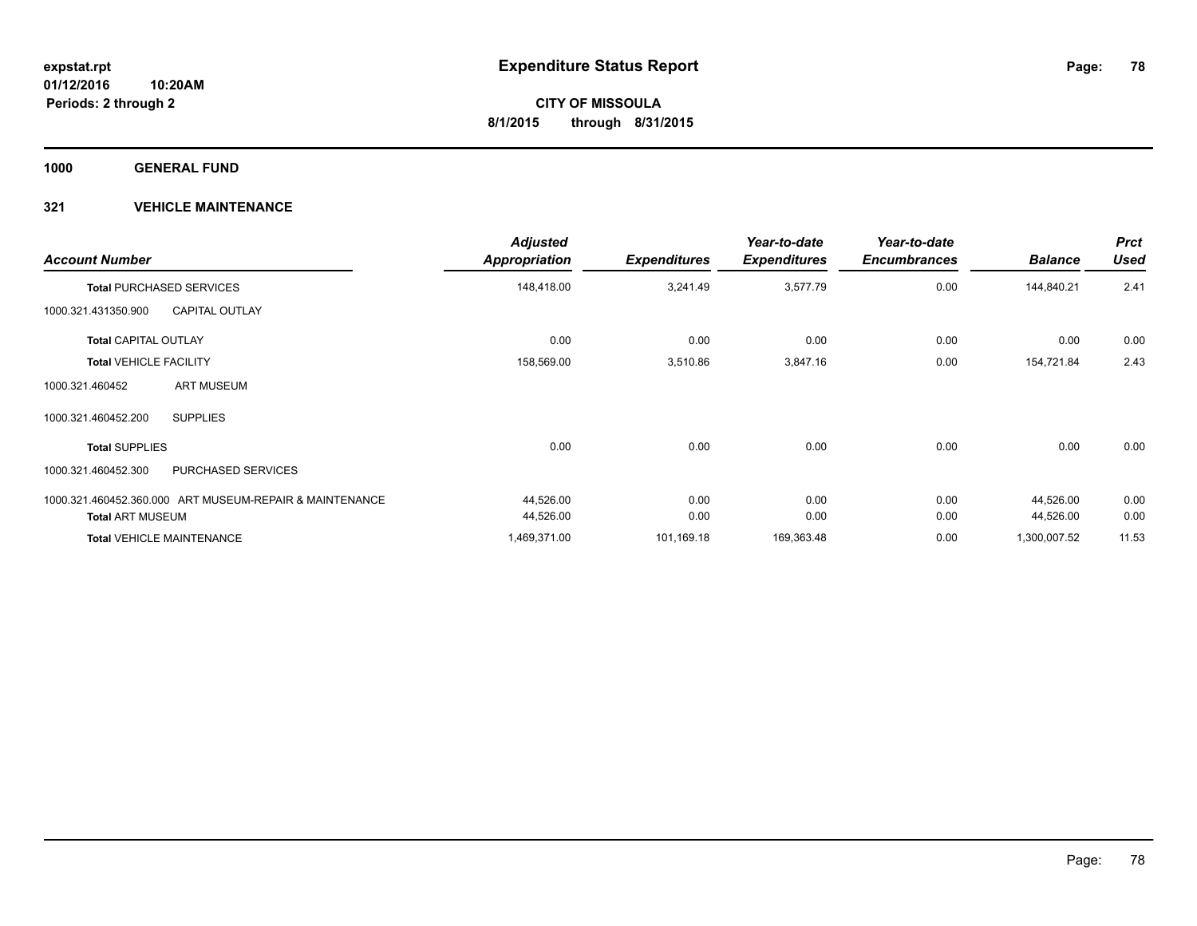**expstat.rpt**
**01/12/2016 10:20AM**
**Periods: 2 through 2**

# Expenditure Status Report

**CITY OF MISSOULA**
**8/1/2015 through 8/31/2015**

## 1000 GENERAL FUND

## 321 VEHICLE MAINTENANCE

| Account Number | | Adjusted Appropriation | Expenditures | Year-to-date Expenditures | Year-to-date Encumbrances | Balance | Prct Used |
|---|---|---|---|---|---|---|---|
| **Total** PURCHASED SERVICES | | 148,418.00 | 3,241.49 | 3,577.79 | 0.00 | 144,840.21 | 2.41 |
| 1000.321.431350.900 | CAPITAL OUTLAY | | | | | | |
| **Total** CAPITAL OUTLAY | | 0.00 | 0.00 | 0.00 | 0.00 | 0.00 | 0.00 |
| **Total** VEHICLE FACILITY | | 158,569.00 | 3,510.86 | 3,847.16 | 0.00 | 154,721.84 | 2.43 |
| 1000.321.460452 | ART MUSEUM | | | | | | |
| 1000.321.460452.200 | SUPPLIES | | | | | | |
| **Total** SUPPLIES | | 0.00 | 0.00 | 0.00 | 0.00 | 0.00 | 0.00 |
| 1000.321.460452.300 | PURCHASED SERVICES | | | | | | |
| 1000.321.460452.360.000 | ART MUSEUM-REPAIR & MAINTENANCE | 44,526.00 | 0.00 | 0.00 | 0.00 | 44,526.00 | 0.00 |
| **Total** ART MUSEUM | | 44,526.00 | 0.00 | 0.00 | 0.00 | 44,526.00 | 0.00 |
| **Total** VEHICLE MAINTENANCE | | 1,469,371.00 | 101,169.18 | 169,363.48 | 0.00 | 1,300,007.52 | 11.53 |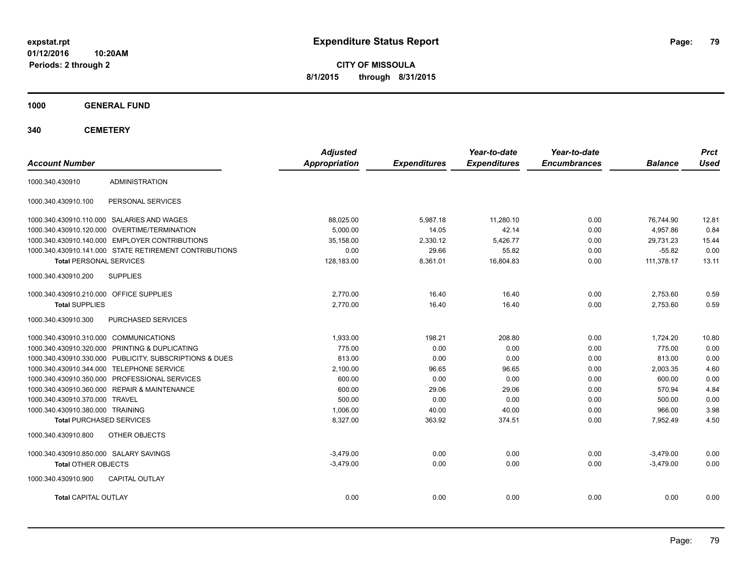# Expenditure Status Report

expstat.rpt
01/12/2016 10:20AM
Periods: 2 through 2

**CITY OF MISSOULA**
**8/1/2015 through 8/31/2015**

## 1000 GENERAL FUND

## 340 CEMETERY

| Account Number | | Adjusted Appropriation | Expenditures | Year-to-date Expenditures | Year-to-date Encumbrances | Balance | Prct Used |
|---|---|---|---|---|---|---|---|
| 1000.340.430910 | ADMINISTRATION | | | | | | |
| 1000.340.430910.100 | PERSONAL SERVICES | | | | | | |
| 1000.340.430910.110.000 | SALARIES AND WAGES | 88,025.00 | 5,987.18 | 11,280.10 | 0.00 | 76,744.90 | 12.81 |
| 1000.340.430910.120.000 | OVERTIME/TERMINATION | 5,000.00 | 14.05 | 42.14 | 0.00 | 4,957.86 | 0.84 |
| 1000.340.430910.140.000 | EMPLOYER CONTRIBUTIONS | 35,158.00 | 2,330.12 | 5,426.77 | 0.00 | 29,731.23 | 15.44 |
| 1000.340.430910.141.000 | STATE RETIREMENT CONTRIBUTIONS | 0.00 | 29.66 | 55.82 | 0.00 | -55.82 | 0.00 |
| **Total** PERSONAL SERVICES | | 128,183.00 | 8,361.01 | 16,804.83 | 0.00 | 111,378.17 | 13.11 |
| 1000.340.430910.200 | SUPPLIES | | | | | | |
| 1000.340.430910.210.000 | OFFICE SUPPLIES | 2,770.00 | 16.40 | 16.40 | 0.00 | 2,753.60 | 0.59 |
| **Total** SUPPLIES | | 2,770.00 | 16.40 | 16.40 | 0.00 | 2,753.60 | 0.59 |
| 1000.340.430910.300 | PURCHASED SERVICES | | | | | | |
| 1000.340.430910.310.000 | COMMUNICATIONS | 1,933.00 | 198.21 | 208.80 | 0.00 | 1,724.20 | 10.80 |
| 1000.340.430910.320.000 | PRINTING & DUPLICATING | 775.00 | 0.00 | 0.00 | 0.00 | 775.00 | 0.00 |
| 1000.340.430910.330.000 | PUBLICITY, SUBSCRIPTIONS & DUES | 813.00 | 0.00 | 0.00 | 0.00 | 813.00 | 0.00 |
| 1000.340.430910.344.000 | TELEPHONE SERVICE | 2,100.00 | 96.65 | 96.65 | 0.00 | 2,003.35 | 4.60 |
| 1000.340.430910.350.000 | PROFESSIONAL SERVICES | 600.00 | 0.00 | 0.00 | 0.00 | 600.00 | 0.00 |
| 1000.340.430910.360.000 | REPAIR & MAINTENANCE | 600.00 | 29.06 | 29.06 | 0.00 | 570.94 | 4.84 |
| 1000.340.430910.370.000 | TRAVEL | 500.00 | 0.00 | 0.00 | 0.00 | 500.00 | 0.00 |
| 1000.340.430910.380.000 | TRAINING | 1,006.00 | 40.00 | 40.00 | 0.00 | 966.00 | 3.98 |
| **Total** PURCHASED SERVICES | | 8,327.00 | 363.92 | 374.51 | 0.00 | 7,952.49 | 4.50 |
| 1000.340.430910.800 | OTHER OBJECTS | | | | | | |
| 1000.340.430910.850.000 | SALARY SAVINGS | -3,479.00 | 0.00 | 0.00 | 0.00 | -3,479.00 | 0.00 |
| **Total** OTHER OBJECTS | | -3,479.00 | 0.00 | 0.00 | 0.00 | -3,479.00 | 0.00 |
| 1000.340.430910.900 | CAPITAL OUTLAY | | | | | | |
| **Total** CAPITAL OUTLAY | | 0.00 | 0.00 | 0.00 | 0.00 | 0.00 | 0.00 |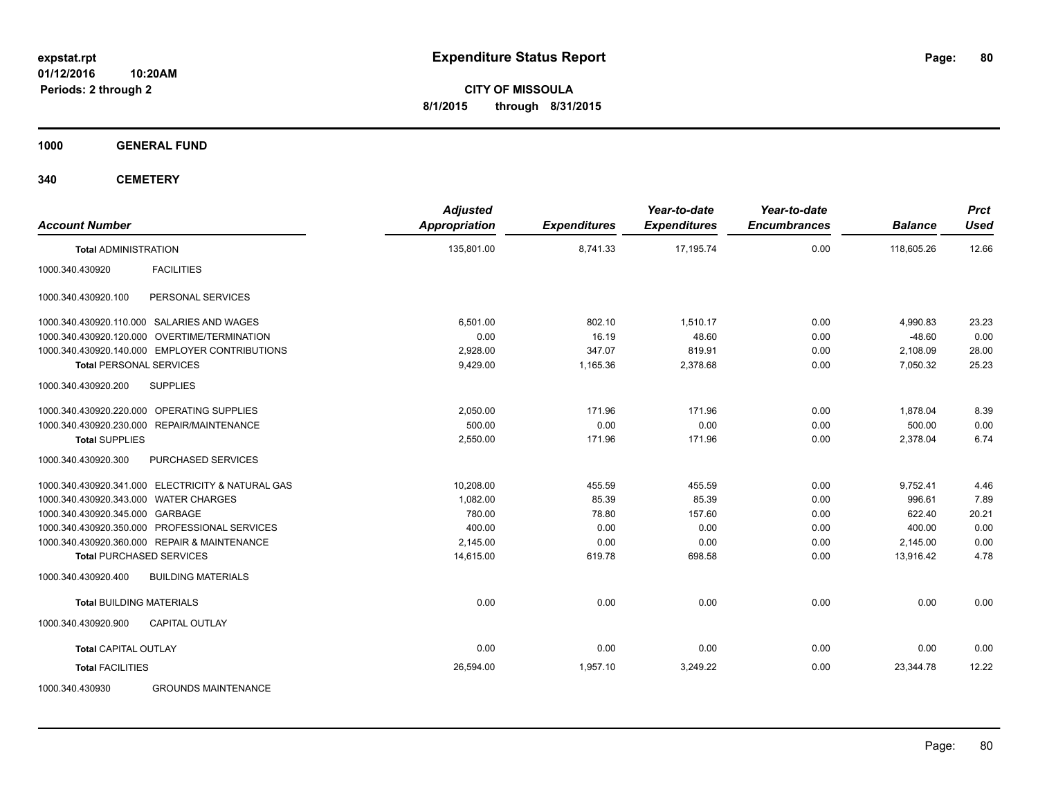# Expenditure Status Report

expstat.rpt
01/12/2016 10:20AM
Periods: 2 through 2

**CITY OF MISSOULA**
**8/1/2015 through 8/31/2015**

**1000 GENERAL FUND**

**340 CEMETERY**

| Account Number | | Adjusted Appropriation | Expenditures | Year-to-date Expenditures | Year-to-date Encumbrances | Balance | Prct Used |
|---|---|---|---|---|---|---|---|
| **Total** ADMINISTRATION | | 135,801.00 | 8,741.33 | 17,195.74 | 0.00 | 118,605.26 | 12.66 |
| 1000.340.430920 | FACILITIES | | | | | | |
| 1000.340.430920.100 | PERSONAL SERVICES | | | | | | |
| 1000.340.430920.110.000 | SALARIES AND WAGES | 6,501.00 | 802.10 | 1,510.17 | 0.00 | 4,990.83 | 23.23 |
| 1000.340.430920.120.000 | OVERTIME/TERMINATION | 0.00 | 16.19 | 48.60 | 0.00 | -48.60 | 0.00 |
| 1000.340.430920.140.000 | EMPLOYER CONTRIBUTIONS | 2,928.00 | 347.07 | 819.91 | 0.00 | 2,108.09 | 28.00 |
| **Total** PERSONAL SERVICES | | 9,429.00 | 1,165.36 | 2,378.68 | 0.00 | 7,050.32 | 25.23 |
| 1000.340.430920.200 | SUPPLIES | | | | | | |
| 1000.340.430920.220.000 | OPERATING SUPPLIES | 2,050.00 | 171.96 | 171.96 | 0.00 | 1,878.04 | 8.39 |
| 1000.340.430920.230.000 | REPAIR/MAINTENANCE | 500.00 | 0.00 | 0.00 | 0.00 | 500.00 | 0.00 |
| **Total** SUPPLIES | | 2,550.00 | 171.96 | 171.96 | 0.00 | 2,378.04 | 6.74 |
| 1000.340.430920.300 | PURCHASED SERVICES | | | | | | |
| 1000.340.430920.341.000 | ELECTRICITY & NATURAL GAS | 10,208.00 | 455.59 | 455.59 | 0.00 | 9,752.41 | 4.46 |
| 1000.340.430920.343.000 | WATER CHARGES | 1,082.00 | 85.39 | 85.39 | 0.00 | 996.61 | 7.89 |
| 1000.340.430920.345.000 | GARBAGE | 780.00 | 78.80 | 157.60 | 0.00 | 622.40 | 20.21 |
| 1000.340.430920.350.000 | PROFESSIONAL SERVICES | 400.00 | 0.00 | 0.00 | 0.00 | 400.00 | 0.00 |
| 1000.340.430920.360.000 | REPAIR & MAINTENANCE | 2,145.00 | 0.00 | 0.00 | 0.00 | 2,145.00 | 0.00 |
| **Total** PURCHASED SERVICES | | 14,615.00 | 619.78 | 698.58 | 0.00 | 13,916.42 | 4.78 |
| 1000.340.430920.400 | BUILDING MATERIALS | | | | | | |
| **Total** BUILDING MATERIALS | | 0.00 | 0.00 | 0.00 | 0.00 | 0.00 | 0.00 |
| 1000.340.430920.900 | CAPITAL OUTLAY | | | | | | |
| **Total** CAPITAL OUTLAY | | 0.00 | 0.00 | 0.00 | 0.00 | 0.00 | 0.00 |
| **Total** FACILITIES | | 26,594.00 | 1,957.10 | 3,249.22 | 0.00 | 23,344.78 | 12.22 |
| 1000.340.430930 | GROUNDS MAINTENANCE | | | | | | |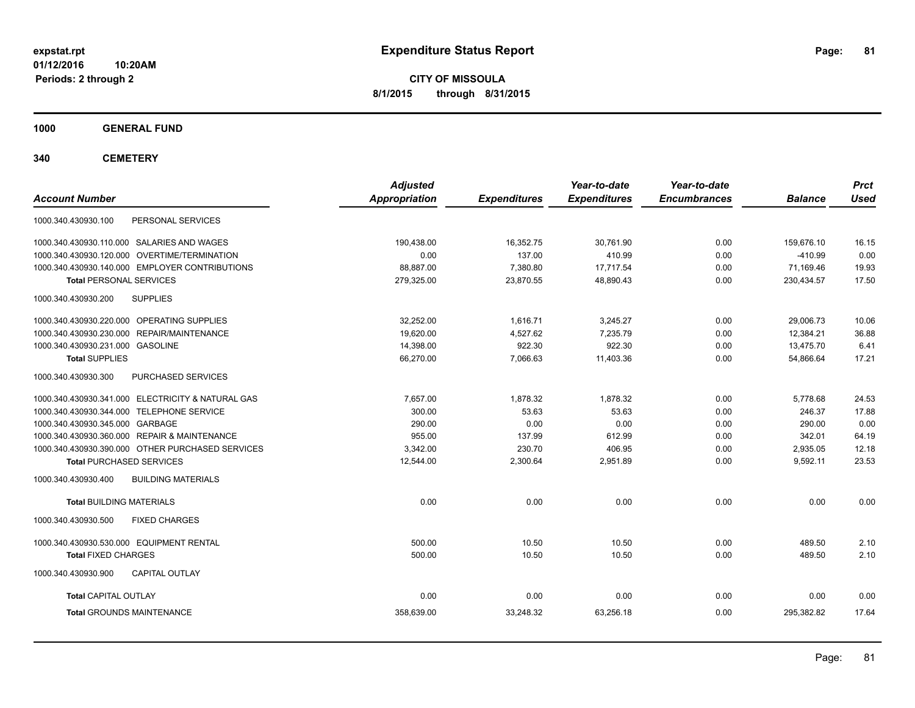**expstat.rpt**
**01/12/2016 10:20AM**
**Periods: 2 through 2**

# Expenditure Status Report

**CITY OF MISSOULA**
**8/1/2015 through 8/31/2015**

## 1000 GENERAL FUND

## 340 CEMETERY

| Account Number | | Adjusted Appropriation | Expenditures | Year-to-date Expenditures | Year-to-date Encumbrances | Balance | Prct Used |
|---|---|---|---|---|---|---|---|
| 1000.340.430930.100 | PERSONAL SERVICES | | | | | | |
| 1000.340.430930.110.000 | SALARIES AND WAGES | 190,438.00 | 16,352.75 | 30,761.90 | 0.00 | 159,676.10 | 16.15 |
| 1000.340.430930.120.000 | OVERTIME/TERMINATION | 0.00 | 137.00 | 410.99 | 0.00 | -410.99 | 0.00 |
| 1000.340.430930.140.000 | EMPLOYER CONTRIBUTIONS | 88,887.00 | 7,380.80 | 17,717.54 | 0.00 | 71,169.46 | 19.93 |
| **Total** PERSONAL SERVICES | | 279,325.00 | 23,870.55 | 48,890.43 | 0.00 | 230,434.57 | 17.50 |
| 1000.340.430930.200 | SUPPLIES | | | | | | |
| 1000.340.430930.220.000 | OPERATING SUPPLIES | 32,252.00 | 1,616.71 | 3,245.27 | 0.00 | 29,006.73 | 10.06 |
| 1000.340.430930.230.000 | REPAIR/MAINTENANCE | 19,620.00 | 4,527.62 | 7,235.79 | 0.00 | 12,384.21 | 36.88 |
| 1000.340.430930.231.000 | GASOLINE | 14,398.00 | 922.30 | 922.30 | 0.00 | 13,475.70 | 6.41 |
| **Total** SUPPLIES | | 66,270.00 | 7,066.63 | 11,403.36 | 0.00 | 54,866.64 | 17.21 |
| 1000.340.430930.300 | PURCHASED SERVICES | | | | | | |
| 1000.340.430930.341.000 | ELECTRICITY & NATURAL GAS | 7,657.00 | 1,878.32 | 1,878.32 | 0.00 | 5,778.68 | 24.53 |
| 1000.340.430930.344.000 | TELEPHONE SERVICE | 300.00 | 53.63 | 53.63 | 0.00 | 246.37 | 17.88 |
| 1000.340.430930.345.000 | GARBAGE | 290.00 | 0.00 | 0.00 | 0.00 | 290.00 | 0.00 |
| 1000.340.430930.360.000 | REPAIR & MAINTENANCE | 955.00 | 137.99 | 612.99 | 0.00 | 342.01 | 64.19 |
| 1000.340.430930.390.000 | OTHER PURCHASED SERVICES | 3,342.00 | 230.70 | 406.95 | 0.00 | 2,935.05 | 12.18 |
| **Total** PURCHASED SERVICES | | 12,544.00 | 2,300.64 | 2,951.89 | 0.00 | 9,592.11 | 23.53 |
| 1000.340.430930.400 | BUILDING MATERIALS | | | | | | |
| **Total** BUILDING MATERIALS | | 0.00 | 0.00 | 0.00 | 0.00 | 0.00 | 0.00 |
| 1000.340.430930.500 | FIXED CHARGES | | | | | | |
| 1000.340.430930.530.000 | EQUIPMENT RENTAL | 500.00 | 10.50 | 10.50 | 0.00 | 489.50 | 2.10 |
| **Total** FIXED CHARGES | | 500.00 | 10.50 | 10.50 | 0.00 | 489.50 | 2.10 |
| 1000.340.430930.900 | CAPITAL OUTLAY | | | | | | |
| **Total** CAPITAL OUTLAY | | 0.00 | 0.00 | 0.00 | 0.00 | 0.00 | 0.00 |
| **Total** GROUNDS MAINTENANCE | | 358,639.00 | 33,248.32 | 63,256.18 | 0.00 | 295,382.82 | 17.64 |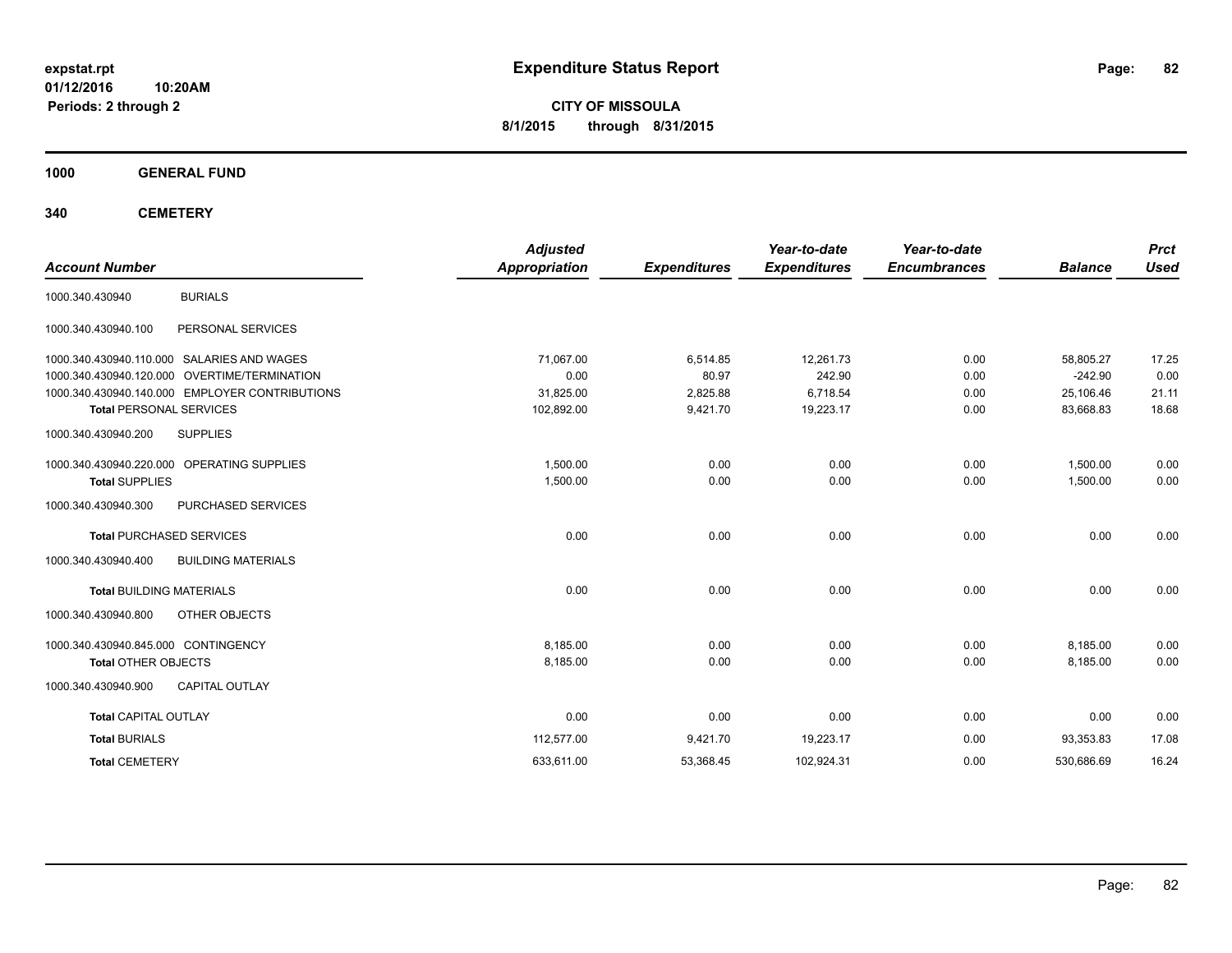expstat.rpt
01/12/2016 10:20AM
Periods: 2 through 2

# Expenditure Status Report

**CITY OF MISSOULA**
**8/1/2015 through 8/31/2015**

**1000 GENERAL FUND**

**340 CEMETERY**

| Account Number | | Adjusted Appropriation | Expenditures | Year-to-date Expenditures | Year-to-date Encumbrances | Balance | Prct Used |
|---|---|---|---|---|---|---|---|
| 1000.340.430940 | BURIALS | | | | | | |
| 1000.340.430940.100 | PERSONAL SERVICES | | | | | | |
| 1000.340.430940.110.000 | SALARIES AND WAGES | 71,067.00 | 6,514.85 | 12,261.73 | 0.00 | 58,805.27 | 17.25 |
| 1000.340.430940.120.000 | OVERTIME/TERMINATION | 0.00 | 80.97 | 242.90 | 0.00 | -242.90 | 0.00 |
| 1000.340.430940.140.000 | EMPLOYER CONTRIBUTIONS | 31,825.00 | 2,825.88 | 6,718.54 | 0.00 | 25,106.46 | 21.11 |
| **Total** PERSONAL SERVICES | | 102,892.00 | 9,421.70 | 19,223.17 | 0.00 | 83,668.83 | 18.68 |
| 1000.340.430940.200 | SUPPLIES | | | | | | |
| 1000.340.430940.220.000 | OPERATING SUPPLIES | 1,500.00 | 0.00 | 0.00 | 0.00 | 1,500.00 | 0.00 |
| **Total** SUPPLIES | | 1,500.00 | 0.00 | 0.00 | 0.00 | 1,500.00 | 0.00 |
| 1000.340.430940.300 | PURCHASED SERVICES | | | | | | |
| **Total** PURCHASED SERVICES | | 0.00 | 0.00 | 0.00 | 0.00 | 0.00 | 0.00 |
| 1000.340.430940.400 | BUILDING MATERIALS | | | | | | |
| **Total** BUILDING MATERIALS | | 0.00 | 0.00 | 0.00 | 0.00 | 0.00 | 0.00 |
| 1000.340.430940.800 | OTHER OBJECTS | | | | | | |
| 1000.340.430940.845.000 | CONTINGENCY | 8,185.00 | 0.00 | 0.00 | 0.00 | 8,185.00 | 0.00 |
| **Total** OTHER OBJECTS | | 8,185.00 | 0.00 | 0.00 | 0.00 | 8,185.00 | 0.00 |
| 1000.340.430940.900 | CAPITAL OUTLAY | | | | | | |
| **Total** CAPITAL OUTLAY | | 0.00 | 0.00 | 0.00 | 0.00 | 0.00 | 0.00 |
| **Total** BURIALS | | 112,577.00 | 9,421.70 | 19,223.17 | 0.00 | 93,353.83 | 17.08 |
| **Total** CEMETERY | | 633,611.00 | 53,368.45 | 102,924.31 | 0.00 | 530,686.69 | 16.24 |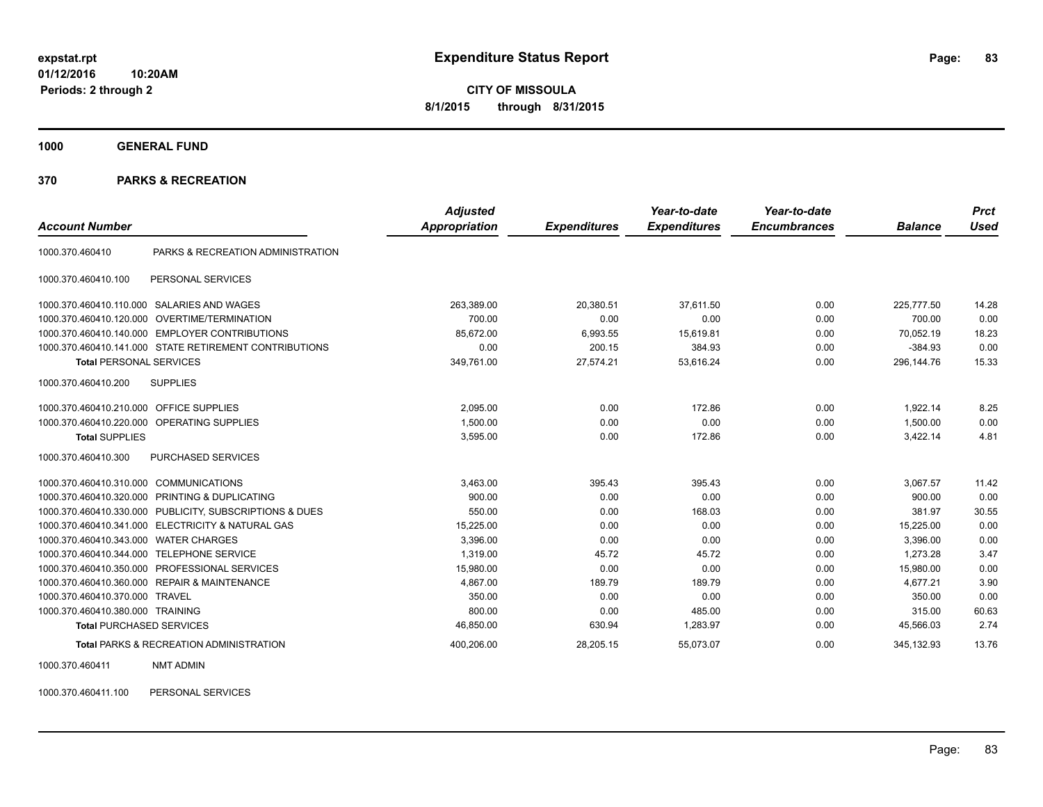# Expenditure Status Report

expstat.rpt
01/12/2016 10:20AM
Periods: 2 through 2

**CITY OF MISSOULA**
**8/1/2015 through 8/31/2015**

**1000 GENERAL FUND**

**370 PARKS & RECREATION**

| Account Number | | Adjusted Appropriation | Expenditures | Year-to-date Expenditures | Year-to-date Encumbrances | Balance | Prct Used |
|---|---|---|---|---|---|---|---|
| 1000.370.460410 | PARKS & RECREATION ADMINISTRATION | | | | | | |
| 1000.370.460410.100 | PERSONAL SERVICES | | | | | | |
| 1000.370.460410.110.000 | SALARIES AND WAGES | 263,389.00 | 20,380.51 | 37,611.50 | 0.00 | 225,777.50 | 14.28 |
| 1000.370.460410.120.000 | OVERTIME/TERMINATION | 700.00 | 0.00 | 0.00 | 0.00 | 700.00 | 0.00 |
| 1000.370.460410.140.000 | EMPLOYER CONTRIBUTIONS | 85,672.00 | 6,993.55 | 15,619.81 | 0.00 | 70,052.19 | 18.23 |
| 1000.370.460410.141.000 | STATE RETIREMENT CONTRIBUTIONS | 0.00 | 200.15 | 384.93 | 0.00 | -384.93 | 0.00 |
| **Total** PERSONAL SERVICES | | 349,761.00 | 27,574.21 | 53,616.24 | 0.00 | 296,144.76 | 15.33 |
| 1000.370.460410.200 | SUPPLIES | | | | | | |
| 1000.370.460410.210.000 | OFFICE SUPPLIES | 2,095.00 | 0.00 | 172.86 | 0.00 | 1,922.14 | 8.25 |
| 1000.370.460410.220.000 | OPERATING SUPPLIES | 1,500.00 | 0.00 | 0.00 | 0.00 | 1,500.00 | 0.00 |
| **Total** SUPPLIES | | 3,595.00 | 0.00 | 172.86 | 0.00 | 3,422.14 | 4.81 |
| 1000.370.460410.300 | PURCHASED SERVICES | | | | | | |
| 1000.370.460410.310.000 | COMMUNICATIONS | 3,463.00 | 395.43 | 395.43 | 0.00 | 3,067.57 | 11.42 |
| 1000.370.460410.320.000 | PRINTING & DUPLICATING | 900.00 | 0.00 | 0.00 | 0.00 | 900.00 | 0.00 |
| 1000.370.460410.330.000 | PUBLICITY, SUBSCRIPTIONS & DUES | 550.00 | 0.00 | 168.03 | 0.00 | 381.97 | 30.55 |
| 1000.370.460410.341.000 | ELECTRICITY & NATURAL GAS | 15,225.00 | 0.00 | 0.00 | 0.00 | 15,225.00 | 0.00 |
| 1000.370.460410.343.000 | WATER CHARGES | 3,396.00 | 0.00 | 0.00 | 0.00 | 3,396.00 | 0.00 |
| 1000.370.460410.344.000 | TELEPHONE SERVICE | 1,319.00 | 45.72 | 45.72 | 0.00 | 1,273.28 | 3.47 |
| 1000.370.460410.350.000 | PROFESSIONAL SERVICES | 15,980.00 | 0.00 | 0.00 | 0.00 | 15,980.00 | 0.00 |
| 1000.370.460410.360.000 | REPAIR & MAINTENANCE | 4,867.00 | 189.79 | 189.79 | 0.00 | 4,677.21 | 3.90 |
| 1000.370.460410.370.000 | TRAVEL | 350.00 | 0.00 | 0.00 | 0.00 | 350.00 | 0.00 |
| 1000.370.460410.380.000 | TRAINING | 800.00 | 0.00 | 485.00 | 0.00 | 315.00 | 60.63 |
| **Total** PURCHASED SERVICES | | 46,850.00 | 630.94 | 1,283.97 | 0.00 | 45,566.03 | 2.74 |
| **Total** PARKS & RECREATION ADMINISTRATION | | 400,206.00 | 28,205.15 | 55,073.07 | 0.00 | 345,132.93 | 13.76 |
| 1000.370.460411 | NMT ADMIN | | | | | | |
| 1000.370.460411.100 | PERSONAL SERVICES | | | | | | |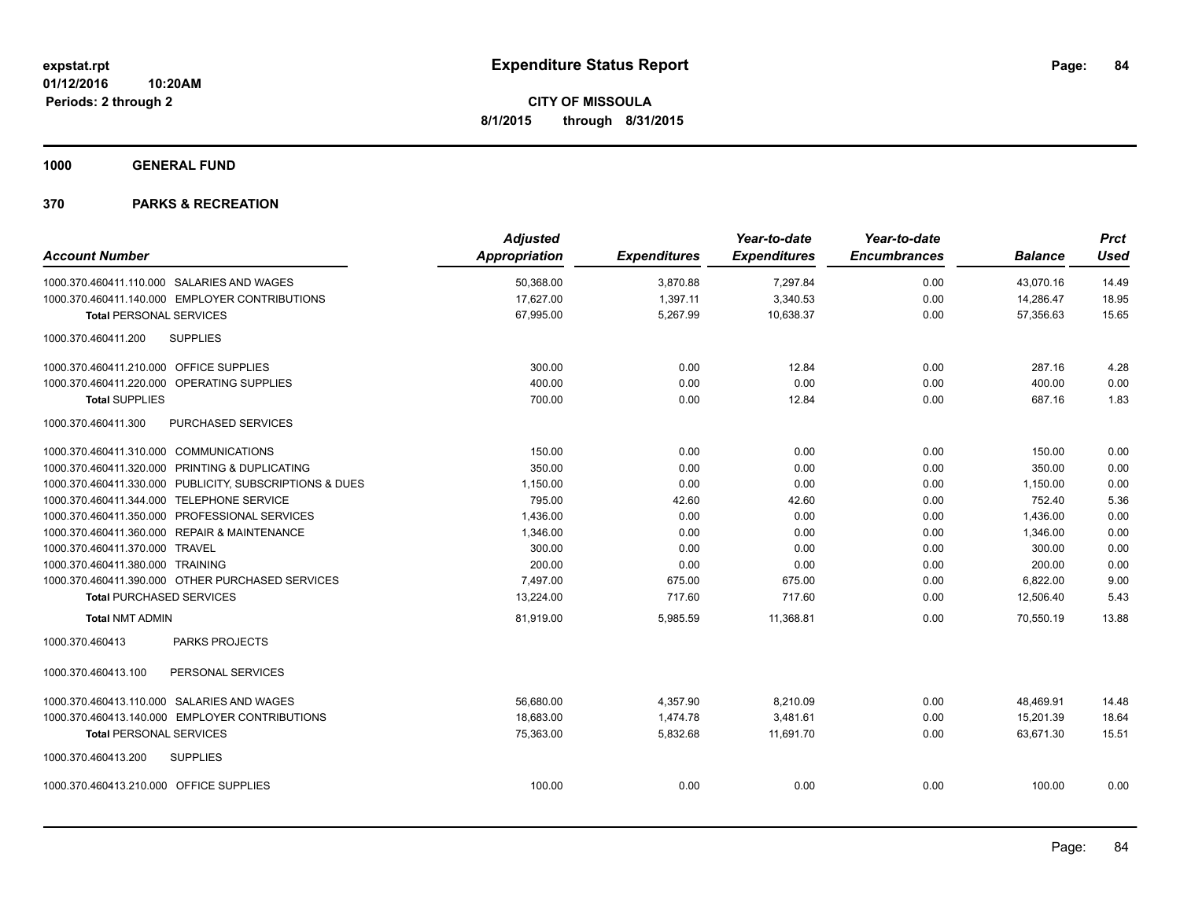**expstat.rpt**
**01/12/2016 10:20AM**
**Periods: 2 through 2**

# Expenditure Status Report

**CITY OF MISSOULA**
**8/1/2015 through 8/31/2015**

## 1000 GENERAL FUND

## 370 PARKS & RECREATION

| Account Number | Adjusted Appropriation | Expenditures | Year-to-date Expenditures | Year-to-date Encumbrances | Balance | Prct Used |
|---|---|---|---|---|---|---|
| 1000.370.460411.110.000 SALARIES AND WAGES | 50,368.00 | 3,870.88 | 7,297.84 | 0.00 | 43,070.16 | 14.49 |
| 1000.370.460411.140.000 EMPLOYER CONTRIBUTIONS | 17,627.00 | 1,397.11 | 3,340.53 | 0.00 | 14,286.47 | 18.95 |
| **Total** PERSONAL SERVICES | 67,995.00 | 5,267.99 | 10,638.37 | 0.00 | 57,356.63 | 15.65 |
| 1000.370.460411.200 SUPPLIES | | | | | | |
| 1000.370.460411.210.000 OFFICE SUPPLIES | 300.00 | 0.00 | 12.84 | 0.00 | 287.16 | 4.28 |
| 1000.370.460411.220.000 OPERATING SUPPLIES | 400.00 | 0.00 | 0.00 | 0.00 | 400.00 | 0.00 |
| **Total** SUPPLIES | 700.00 | 0.00 | 12.84 | 0.00 | 687.16 | 1.83 |
| 1000.370.460411.300 PURCHASED SERVICES | | | | | | |
| 1000.370.460411.310.000 COMMUNICATIONS | 150.00 | 0.00 | 0.00 | 0.00 | 150.00 | 0.00 |
| 1000.370.460411.320.000 PRINTING & DUPLICATING | 350.00 | 0.00 | 0.00 | 0.00 | 350.00 | 0.00 |
| 1000.370.460411.330.000 PUBLICITY, SUBSCRIPTIONS & DUES | 1,150.00 | 0.00 | 0.00 | 0.00 | 1,150.00 | 0.00 |
| 1000.370.460411.344.000 TELEPHONE SERVICE | 795.00 | 42.60 | 42.60 | 0.00 | 752.40 | 5.36 |
| 1000.370.460411.350.000 PROFESSIONAL SERVICES | 1,436.00 | 0.00 | 0.00 | 0.00 | 1,436.00 | 0.00 |
| 1000.370.460411.360.000 REPAIR & MAINTENANCE | 1,346.00 | 0.00 | 0.00 | 0.00 | 1,346.00 | 0.00 |
| 1000.370.460411.370.000 TRAVEL | 300.00 | 0.00 | 0.00 | 0.00 | 300.00 | 0.00 |
| 1000.370.460411.380.000 TRAINING | 200.00 | 0.00 | 0.00 | 0.00 | 200.00 | 0.00 |
| 1000.370.460411.390.000 OTHER PURCHASED SERVICES | 7,497.00 | 675.00 | 675.00 | 0.00 | 6,822.00 | 9.00 |
| **Total** PURCHASED SERVICES | 13,224.00 | 717.60 | 717.60 | 0.00 | 12,506.40 | 5.43 |
| **Total** NMT ADMIN | 81,919.00 | 5,985.59 | 11,368.81 | 0.00 | 70,550.19 | 13.88 |
| 1000.370.460413 PARKS PROJECTS | | | | | | |
| 1000.370.460413.100 PERSONAL SERVICES | | | | | | |
| 1000.370.460413.110.000 SALARIES AND WAGES | 56,680.00 | 4,357.90 | 8,210.09 | 0.00 | 48,469.91 | 14.48 |
| 1000.370.460413.140.000 EMPLOYER CONTRIBUTIONS | 18,683.00 | 1,474.78 | 3,481.61 | 0.00 | 15,201.39 | 18.64 |
| **Total** PERSONAL SERVICES | 75,363.00 | 5,832.68 | 11,691.70 | 0.00 | 63,671.30 | 15.51 |
| 1000.370.460413.200 SUPPLIES | | | | | | |
| 1000.370.460413.210.000 OFFICE SUPPLIES | 100.00 | 0.00 | 0.00 | 0.00 | 100.00 | 0.00 |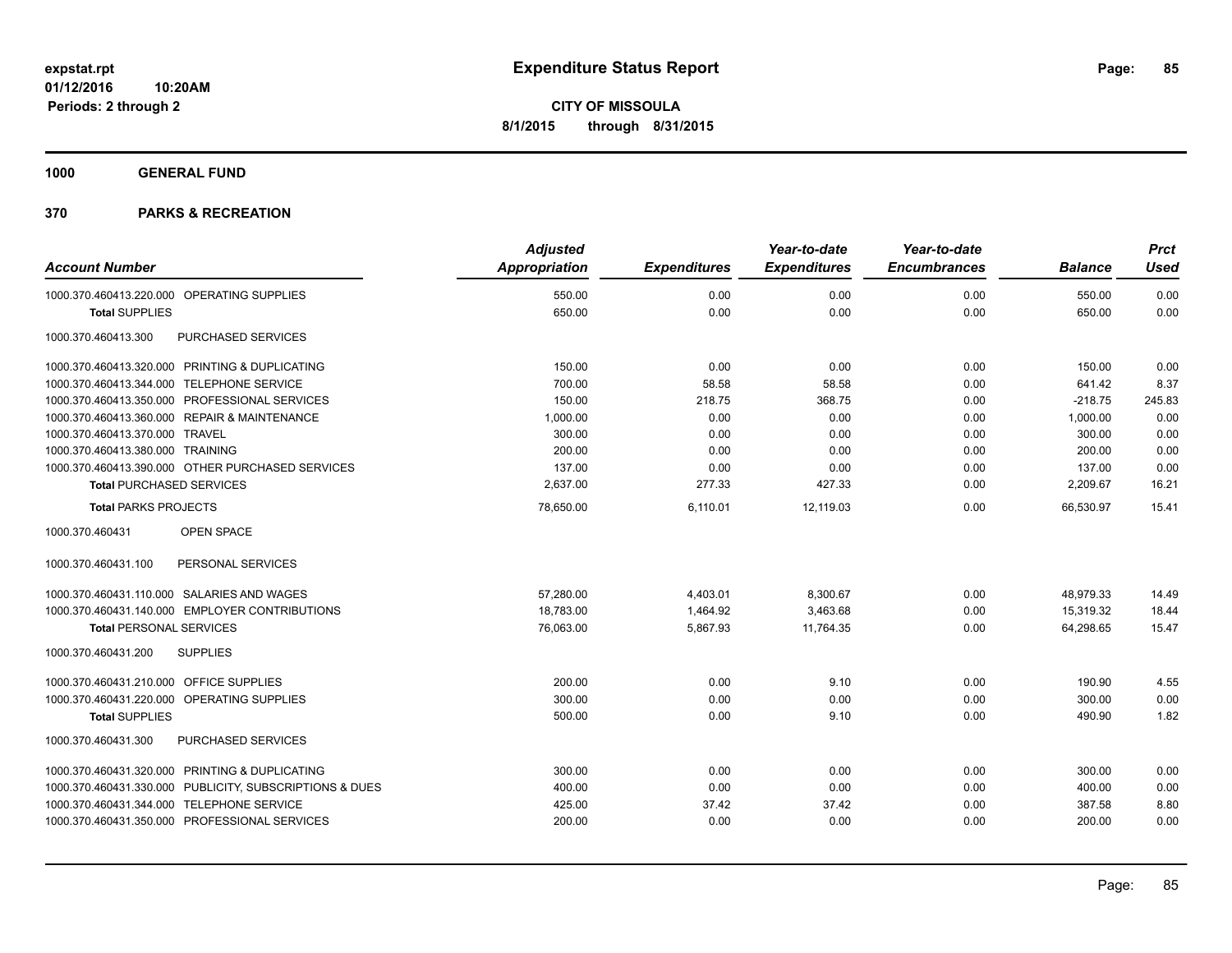**expstat.rpt**
**01/12/2016 10:20AM**
**Periods: 2 through 2**

# Expenditure Status Report

**CITY OF MISSOULA**
**8/1/2015 through 8/31/2015**

## 1000 GENERAL FUND

## 370 PARKS & RECREATION

| Account Number | Adjusted Appropriation | Expenditures | Year-to-date Expenditures | Year-to-date Encumbrances | Balance | Prct Used |
|---|---|---|---|---|---|---|
| 1000.370.460413.220.000 OPERATING SUPPLIES | 550.00 | 0.00 | 0.00 | 0.00 | 550.00 | 0.00 |
| **Total** SUPPLIES | 650.00 | 0.00 | 0.00 | 0.00 | 650.00 | 0.00 |
| 1000.370.460413.300 PURCHASED SERVICES | | | | | | |
| 1000.370.460413.320.000 PRINTING & DUPLICATING | 150.00 | 0.00 | 0.00 | 0.00 | 150.00 | 0.00 |
| 1000.370.460413.344.000 TELEPHONE SERVICE | 700.00 | 58.58 | 58.58 | 0.00 | 641.42 | 8.37 |
| 1000.370.460413.350.000 PROFESSIONAL SERVICES | 150.00 | 218.75 | 368.75 | 0.00 | -218.75 | 245.83 |
| 1000.370.460413.360.000 REPAIR & MAINTENANCE | 1,000.00 | 0.00 | 0.00 | 0.00 | 1,000.00 | 0.00 |
| 1000.370.460413.370.000 TRAVEL | 300.00 | 0.00 | 0.00 | 0.00 | 300.00 | 0.00 |
| 1000.370.460413.380.000 TRAINING | 200.00 | 0.00 | 0.00 | 0.00 | 200.00 | 0.00 |
| 1000.370.460413.390.000 OTHER PURCHASED SERVICES | 137.00 | 0.00 | 0.00 | 0.00 | 137.00 | 0.00 |
| **Total** PURCHASED SERVICES | 2,637.00 | 277.33 | 427.33 | 0.00 | 2,209.67 | 16.21 |
| **Total** PARKS PROJECTS | 78,650.00 | 6,110.01 | 12,119.03 | 0.00 | 66,530.97 | 15.41 |
| 1000.370.460431 OPEN SPACE | | | | | | |
| 1000.370.460431.100 PERSONAL SERVICES | | | | | | |
| 1000.370.460431.110.000 SALARIES AND WAGES | 57,280.00 | 4,403.01 | 8,300.67 | 0.00 | 48,979.33 | 14.49 |
| 1000.370.460431.140.000 EMPLOYER CONTRIBUTIONS | 18,783.00 | 1,464.92 | 3,463.68 | 0.00 | 15,319.32 | 18.44 |
| **Total** PERSONAL SERVICES | 76,063.00 | 5,867.93 | 11,764.35 | 0.00 | 64,298.65 | 15.47 |
| 1000.370.460431.200 SUPPLIES | | | | | | |
| 1000.370.460431.210.000 OFFICE SUPPLIES | 200.00 | 0.00 | 9.10 | 0.00 | 190.90 | 4.55 |
| 1000.370.460431.220.000 OPERATING SUPPLIES | 300.00 | 0.00 | 0.00 | 0.00 | 300.00 | 0.00 |
| **Total** SUPPLIES | 500.00 | 0.00 | 9.10 | 0.00 | 490.90 | 1.82 |
| 1000.370.460431.300 PURCHASED SERVICES | | | | | | |
| 1000.370.460431.320.000 PRINTING & DUPLICATING | 300.00 | 0.00 | 0.00 | 0.00 | 300.00 | 0.00 |
| 1000.370.460431.330.000 PUBLICITY, SUBSCRIPTIONS & DUES | 400.00 | 0.00 | 0.00 | 0.00 | 400.00 | 0.00 |
| 1000.370.460431.344.000 TELEPHONE SERVICE | 425.00 | 37.42 | 37.42 | 0.00 | 387.58 | 8.80 |
| 1000.370.460431.350.000 PROFESSIONAL SERVICES | 200.00 | 0.00 | 0.00 | 0.00 | 200.00 | 0.00 |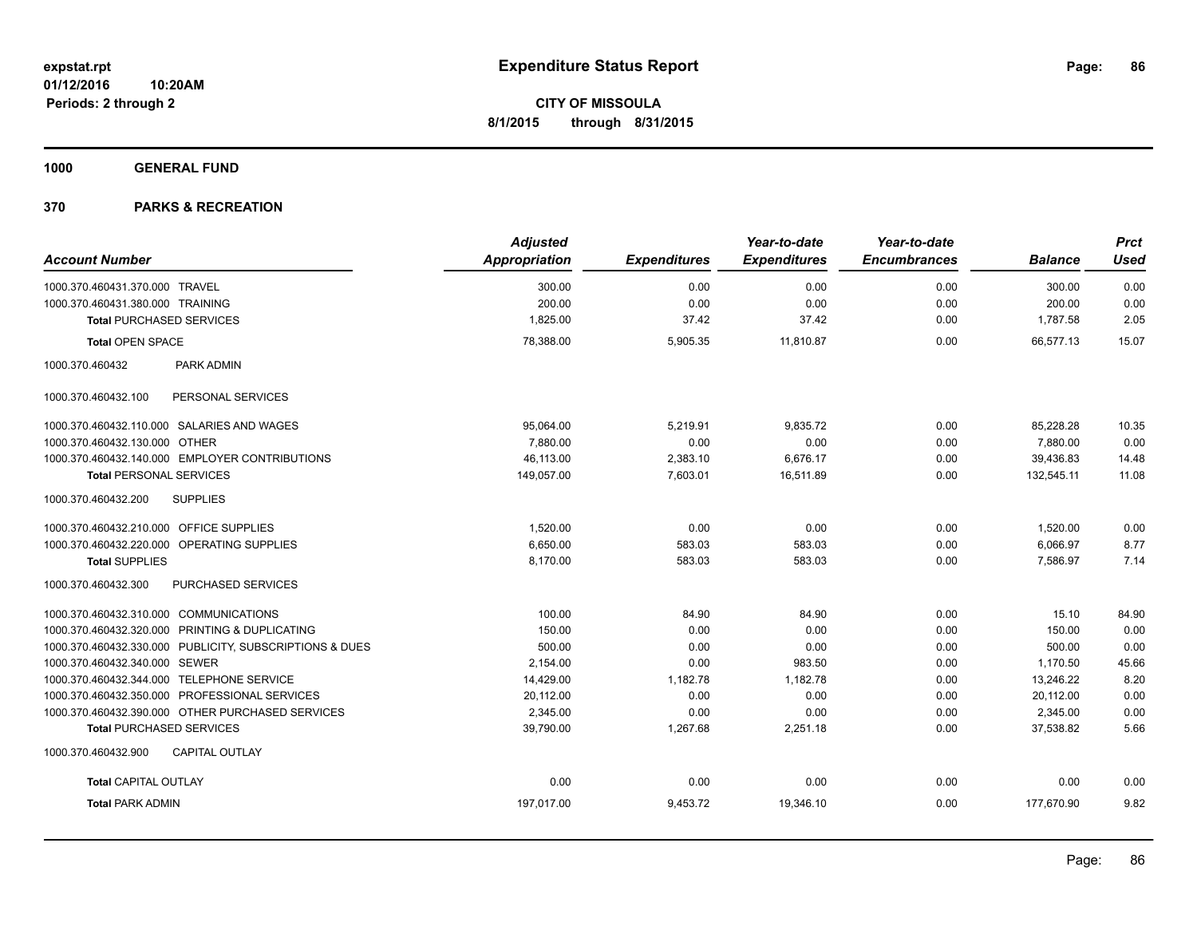**expstat.rpt**
**01/12/2016 10:20AM**
**Periods: 2 through 2**

# Expenditure Status Report

**CITY OF MISSOULA**
**8/1/2015 through 8/31/2015**

## 1000 GENERAL FUND

## 370 PARKS & RECREATION

| Account Number | Adjusted Appropriation | Expenditures | Year-to-date Expenditures | Year-to-date Encumbrances | Balance | Prct Used |
|---|---|---|---|---|---|---|
| 1000.370.460431.370.000 TRAVEL | 300.00 | 0.00 | 0.00 | 0.00 | 300.00 | 0.00 |
| 1000.370.460431.380.000 TRAINING | 200.00 | 0.00 | 0.00 | 0.00 | 200.00 | 0.00 |
| **Total** PURCHASED SERVICES | 1,825.00 | 37.42 | 37.42 | 0.00 | 1,787.58 | 2.05 |
| **Total** OPEN SPACE | 78,388.00 | 5,905.35 | 11,810.87 | 0.00 | 66,577.13 | 15.07 |
| 1000.370.460432 PARK ADMIN | | | | | | |
| 1000.370.460432.100 PERSONAL SERVICES | | | | | | |
| 1000.370.460432.110.000 SALARIES AND WAGES | 95,064.00 | 5,219.91 | 9,835.72 | 0.00 | 85,228.28 | 10.35 |
| 1000.370.460432.130.000 OTHER | 7,880.00 | 0.00 | 0.00 | 0.00 | 7,880.00 | 0.00 |
| 1000.370.460432.140.000 EMPLOYER CONTRIBUTIONS | 46,113.00 | 2,383.10 | 6,676.17 | 0.00 | 39,436.83 | 14.48 |
| **Total** PERSONAL SERVICES | 149,057.00 | 7,603.01 | 16,511.89 | 0.00 | 132,545.11 | 11.08 |
| 1000.370.460432.200 SUPPLIES | | | | | | |
| 1000.370.460432.210.000 OFFICE SUPPLIES | 1,520.00 | 0.00 | 0.00 | 0.00 | 1,520.00 | 0.00 |
| 1000.370.460432.220.000 OPERATING SUPPLIES | 6,650.00 | 583.03 | 583.03 | 0.00 | 6,066.97 | 8.77 |
| **Total** SUPPLIES | 8,170.00 | 583.03 | 583.03 | 0.00 | 7,586.97 | 7.14 |
| 1000.370.460432.300 PURCHASED SERVICES | | | | | | |
| 1000.370.460432.310.000 COMMUNICATIONS | 100.00 | 84.90 | 84.90 | 0.00 | 15.10 | 84.90 |
| 1000.370.460432.320.000 PRINTING & DUPLICATING | 150.00 | 0.00 | 0.00 | 0.00 | 150.00 | 0.00 |
| 1000.370.460432.330.000 PUBLICITY, SUBSCRIPTIONS & DUES | 500.00 | 0.00 | 0.00 | 0.00 | 500.00 | 0.00 |
| 1000.370.460432.340.000 SEWER | 2,154.00 | 0.00 | 983.50 | 0.00 | 1,170.50 | 45.66 |
| 1000.370.460432.344.000 TELEPHONE SERVICE | 14,429.00 | 1,182.78 | 1,182.78 | 0.00 | 13,246.22 | 8.20 |
| 1000.370.460432.350.000 PROFESSIONAL SERVICES | 20,112.00 | 0.00 | 0.00 | 0.00 | 20,112.00 | 0.00 |
| 1000.370.460432.390.000 OTHER PURCHASED SERVICES | 2,345.00 | 0.00 | 0.00 | 0.00 | 2,345.00 | 0.00 |
| **Total** PURCHASED SERVICES | 39,790.00 | 1,267.68 | 2,251.18 | 0.00 | 37,538.82 | 5.66 |
| 1000.370.460432.900 CAPITAL OUTLAY | | | | | | |
| **Total** CAPITAL OUTLAY | 0.00 | 0.00 | 0.00 | 0.00 | 0.00 | 0.00 |
| **Total** PARK ADMIN | 197,017.00 | 9,453.72 | 19,346.10 | 0.00 | 177,670.90 | 9.82 |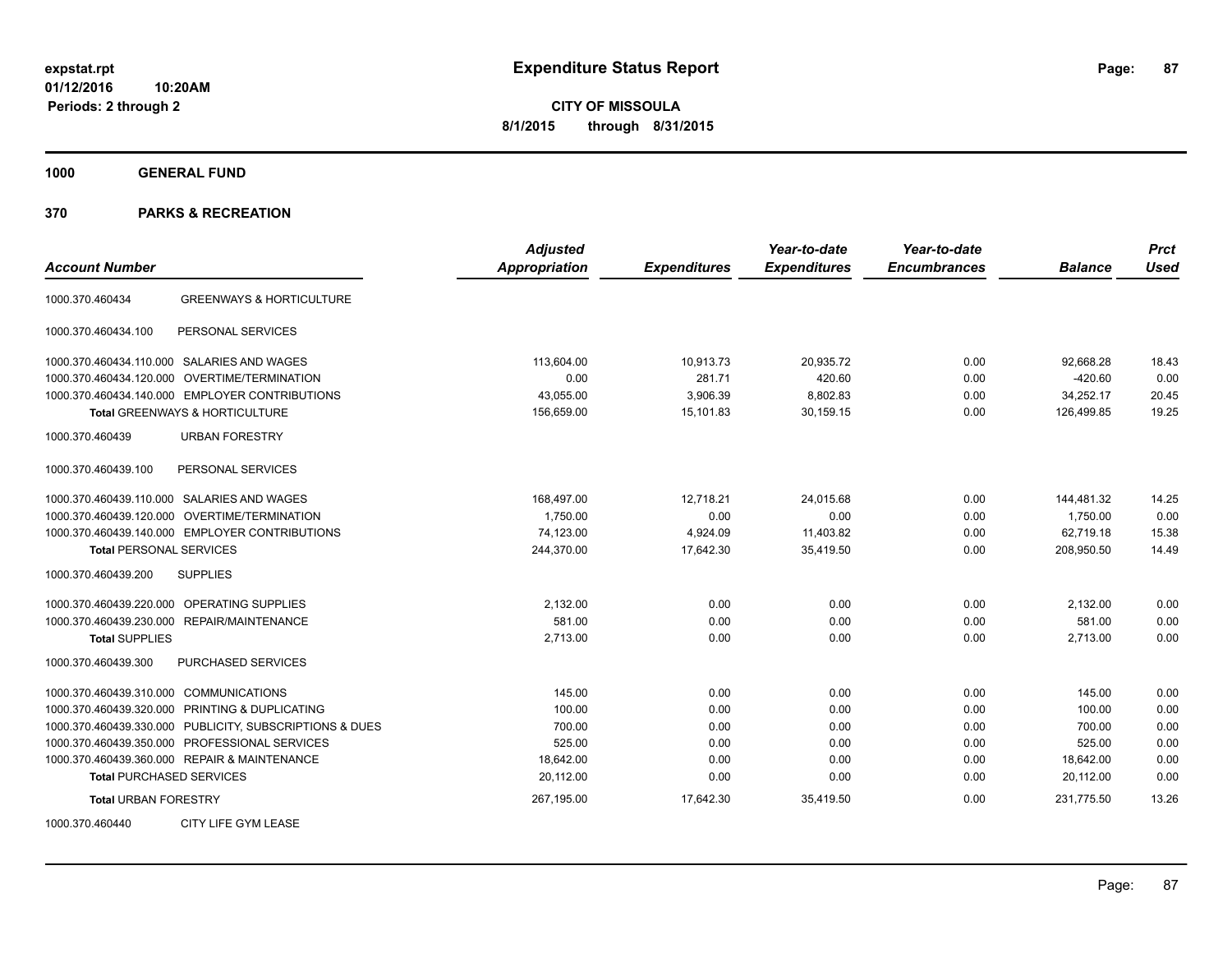**expstat.rpt**
**01/12/2016 10:20AM**
**Periods: 2 through 2**

# Expenditure Status Report

**CITY OF MISSOULA**
**8/1/2015 through 8/31/2015**

## 1000 GENERAL FUND

## 370 PARKS & RECREATION

| Account Number | | Adjusted Appropriation | Expenditures | Year-to-date Expenditures | Year-to-date Encumbrances | Balance | Prct Used |
|---|---|---|---|---|---|---|---|
| 1000.370.460434 | GREENWAYS & HORTICULTURE | | | | | | |
| 1000.370.460434.100 | PERSONAL SERVICES | | | | | | |
| 1000.370.460434.110.000 | SALARIES AND WAGES | 113,604.00 | 10,913.73 | 20,935.72 | 0.00 | 92,668.28 | 18.43 |
| 1000.370.460434.120.000 | OVERTIME/TERMINATION | 0.00 | 281.71 | 420.60 | 0.00 | -420.60 | 0.00 |
| 1000.370.460434.140.000 | EMPLOYER CONTRIBUTIONS | 43,055.00 | 3,906.39 | 8,802.83 | 0.00 | 34,252.17 | 20.45 |
| **Total** GREENWAYS & HORTICULTURE | | 156,659.00 | 15,101.83 | 30,159.15 | 0.00 | 126,499.85 | 19.25 |
| 1000.370.460439 | URBAN FORESTRY | | | | | | |
| 1000.370.460439.100 | PERSONAL SERVICES | | | | | | |
| 1000.370.460439.110.000 | SALARIES AND WAGES | 168,497.00 | 12,718.21 | 24,015.68 | 0.00 | 144,481.32 | 14.25 |
| 1000.370.460439.120.000 | OVERTIME/TERMINATION | 1,750.00 | 0.00 | 0.00 | 0.00 | 1,750.00 | 0.00 |
| 1000.370.460439.140.000 | EMPLOYER CONTRIBUTIONS | 74,123.00 | 4,924.09 | 11,403.82 | 0.00 | 62,719.18 | 15.38 |
| **Total** PERSONAL SERVICES | | 244,370.00 | 17,642.30 | 35,419.50 | 0.00 | 208,950.50 | 14.49 |
| 1000.370.460439.200 | SUPPLIES | | | | | | |
| 1000.370.460439.220.000 | OPERATING SUPPLIES | 2,132.00 | 0.00 | 0.00 | 0.00 | 2,132.00 | 0.00 |
| 1000.370.460439.230.000 | REPAIR/MAINTENANCE | 581.00 | 0.00 | 0.00 | 0.00 | 581.00 | 0.00 |
| **Total** SUPPLIES | | 2,713.00 | 0.00 | 0.00 | 0.00 | 2,713.00 | 0.00 |
| 1000.370.460439.300 | PURCHASED SERVICES | | | | | | |
| 1000.370.460439.310.000 | COMMUNICATIONS | 145.00 | 0.00 | 0.00 | 0.00 | 145.00 | 0.00 |
| 1000.370.460439.320.000 | PRINTING & DUPLICATING | 100.00 | 0.00 | 0.00 | 0.00 | 100.00 | 0.00 |
| 1000.370.460439.330.000 | PUBLICITY, SUBSCRIPTIONS & DUES | 700.00 | 0.00 | 0.00 | 0.00 | 700.00 | 0.00 |
| 1000.370.460439.350.000 | PROFESSIONAL SERVICES | 525.00 | 0.00 | 0.00 | 0.00 | 525.00 | 0.00 |
| 1000.370.460439.360.000 | REPAIR & MAINTENANCE | 18,642.00 | 0.00 | 0.00 | 0.00 | 18,642.00 | 0.00 |
| **Total** PURCHASED SERVICES | | 20,112.00 | 0.00 | 0.00 | 0.00 | 20,112.00 | 0.00 |
| **Total** URBAN FORESTRY | | 267,195.00 | 17,642.30 | 35,419.50 | 0.00 | 231,775.50 | 13.26 |
| 1000.370.460440 | CITY LIFE GYM LEASE | | | | | | |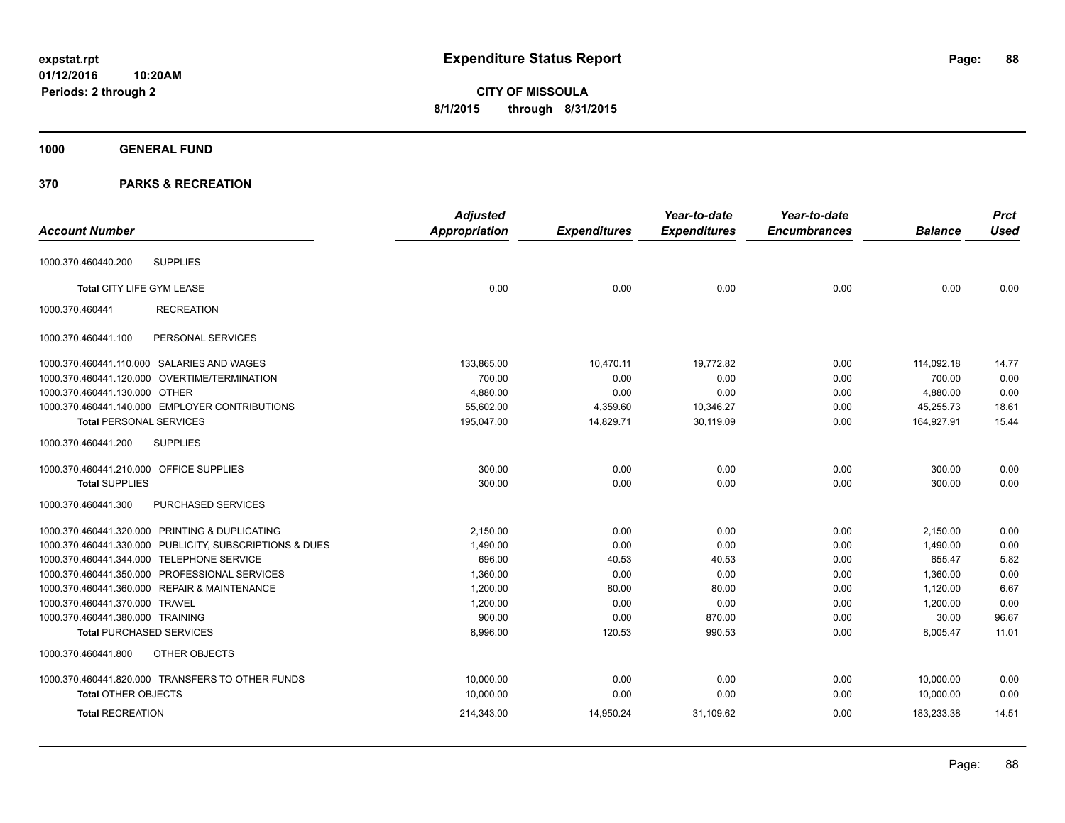# Expenditure Status Report

**CITY OF MISSOULA**
**8/1/2015 through 8/31/2015**

expstat.rpt
01/12/2016 10:20AM
Periods: 2 through 2

## 1000 GENERAL FUND

## 370 PARKS & RECREATION

| Account Number | | Adjusted Appropriation | Expenditures | Year-to-date Expenditures | Year-to-date Encumbrances | Balance | Prct Used |
|---|---|---|---|---|---|---|---|
| 1000.370.460440.200 | SUPPLIES | | | | | | |
| **Total** CITY LIFE GYM LEASE | | 0.00 | 0.00 | 0.00 | 0.00 | 0.00 | 0.00 |
| 1000.370.460441 | RECREATION | | | | | | |
| 1000.370.460441.100 | PERSONAL SERVICES | | | | | | |
| 1000.370.460441.110.000 | SALARIES AND WAGES | 133,865.00 | 10,470.11 | 19,772.82 | 0.00 | 114,092.18 | 14.77 |
| 1000.370.460441.120.000 | OVERTIME/TERMINATION | 700.00 | 0.00 | 0.00 | 0.00 | 700.00 | 0.00 |
| 1000.370.460441.130.000 | OTHER | 4,880.00 | 0.00 | 0.00 | 0.00 | 4,880.00 | 0.00 |
| 1000.370.460441.140.000 | EMPLOYER CONTRIBUTIONS | 55,602.00 | 4,359.60 | 10,346.27 | 0.00 | 45,255.73 | 18.61 |
| **Total** PERSONAL SERVICES | | 195,047.00 | 14,829.71 | 30,119.09 | 0.00 | 164,927.91 | 15.44 |
| 1000.370.460441.200 | SUPPLIES | | | | | | |
| 1000.370.460441.210.000 | OFFICE SUPPLIES | 300.00 | 0.00 | 0.00 | 0.00 | 300.00 | 0.00 |
| **Total** SUPPLIES | | 300.00 | 0.00 | 0.00 | 0.00 | 300.00 | 0.00 |
| 1000.370.460441.300 | PURCHASED SERVICES | | | | | | |
| 1000.370.460441.320.000 | PRINTING & DUPLICATING | 2,150.00 | 0.00 | 0.00 | 0.00 | 2,150.00 | 0.00 |
| 1000.370.460441.330.000 | PUBLICITY, SUBSCRIPTIONS & DUES | 1,490.00 | 0.00 | 0.00 | 0.00 | 1,490.00 | 0.00 |
| 1000.370.460441.344.000 | TELEPHONE SERVICE | 696.00 | 40.53 | 40.53 | 0.00 | 655.47 | 5.82 |
| 1000.370.460441.350.000 | PROFESSIONAL SERVICES | 1,360.00 | 0.00 | 0.00 | 0.00 | 1,360.00 | 0.00 |
| 1000.370.460441.360.000 | REPAIR & MAINTENANCE | 1,200.00 | 80.00 | 80.00 | 0.00 | 1,120.00 | 6.67 |
| 1000.370.460441.370.000 | TRAVEL | 1,200.00 | 0.00 | 0.00 | 0.00 | 1,200.00 | 0.00 |
| 1000.370.460441.380.000 | TRAINING | 900.00 | 0.00 | 870.00 | 0.00 | 30.00 | 96.67 |
| **Total** PURCHASED SERVICES | | 8,996.00 | 120.53 | 990.53 | 0.00 | 8,005.47 | 11.01 |
| 1000.370.460441.800 | OTHER OBJECTS | | | | | | |
| 1000.370.460441.820.000 | TRANSFERS TO OTHER FUNDS | 10,000.00 | 0.00 | 0.00 | 0.00 | 10,000.00 | 0.00 |
| **Total** OTHER OBJECTS | | 10,000.00 | 0.00 | 0.00 | 0.00 | 10,000.00 | 0.00 |
| **Total** RECREATION | | 214,343.00 | 14,950.24 | 31,109.62 | 0.00 | 183,233.38 | 14.51 |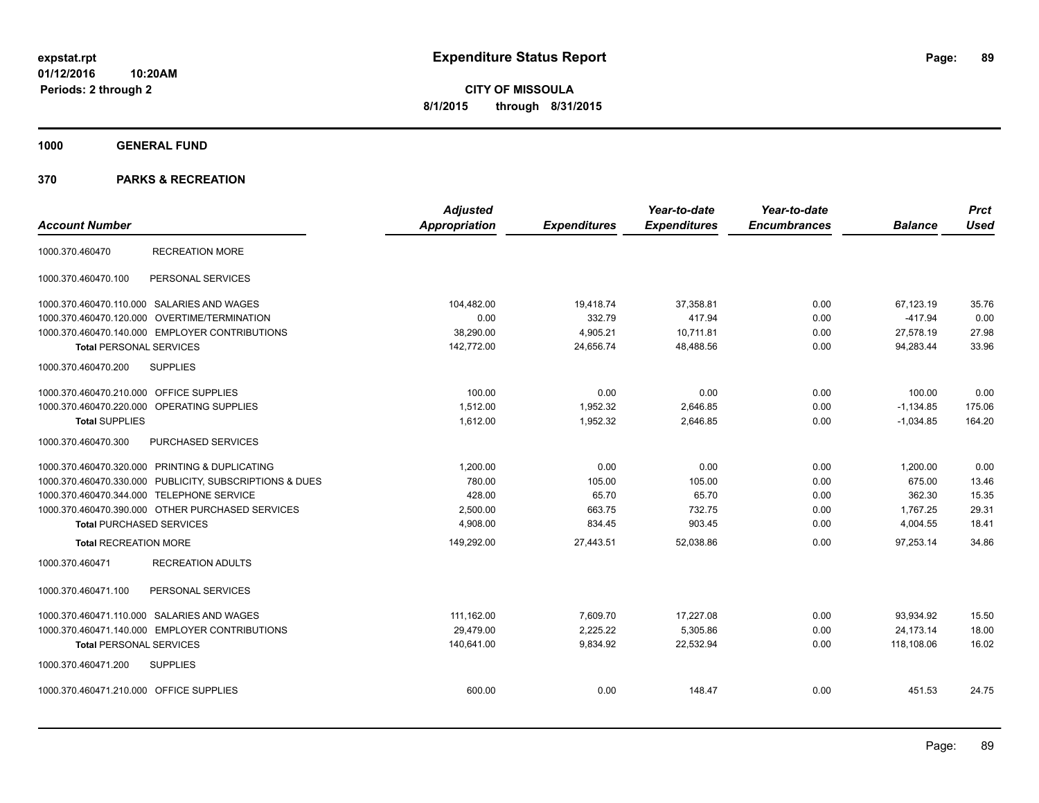# Expenditure Status Report

**CITY OF MISSOULA**

**8/1/2015 through 8/31/2015**

expstat.rpt
01/12/2016 10:20AM
Periods: 2 through 2

**1000 GENERAL FUND**

**370 PARKS & RECREATION**

| Account Number | | Adjusted Appropriation | Expenditures | Year-to-date Expenditures | Year-to-date Encumbrances | Balance | Prct Used |
|---|---|---|---|---|---|---|---|
| 1000.370.460470 | RECREATION MORE | | | | | | |
| 1000.370.460470.100 | PERSONAL SERVICES | | | | | | |
| 1000.370.460470.110.000 | SALARIES AND WAGES | 104,482.00 | 19,418.74 | 37,358.81 | 0.00 | 67,123.19 | 35.76 |
| 1000.370.460470.120.000 | OVERTIME/TERMINATION | 0.00 | 332.79 | 417.94 | 0.00 | -417.94 | 0.00 |
| 1000.370.460470.140.000 | EMPLOYER CONTRIBUTIONS | 38,290.00 | 4,905.21 | 10,711.81 | 0.00 | 27,578.19 | 27.98 |
| **Total** PERSONAL SERVICES | | 142,772.00 | 24,656.74 | 48,488.56 | 0.00 | 94,283.44 | 33.96 |
| 1000.370.460470.200 | SUPPLIES | | | | | | |
| 1000.370.460470.210.000 | OFFICE SUPPLIES | 100.00 | 0.00 | 0.00 | 0.00 | 100.00 | 0.00 |
| 1000.370.460470.220.000 | OPERATING SUPPLIES | 1,512.00 | 1,952.32 | 2,646.85 | 0.00 | -1,134.85 | 175.06 |
| **Total** SUPPLIES | | 1,612.00 | 1,952.32 | 2,646.85 | 0.00 | -1,034.85 | 164.20 |
| 1000.370.460470.300 | PURCHASED SERVICES | | | | | | |
| 1000.370.460470.320.000 | PRINTING & DUPLICATING | 1,200.00 | 0.00 | 0.00 | 0.00 | 1,200.00 | 0.00 |
| 1000.370.460470.330.000 | PUBLICITY, SUBSCRIPTIONS & DUES | 780.00 | 105.00 | 105.00 | 0.00 | 675.00 | 13.46 |
| 1000.370.460470.344.000 | TELEPHONE SERVICE | 428.00 | 65.70 | 65.70 | 0.00 | 362.30 | 15.35 |
| 1000.370.460470.390.000 | OTHER PURCHASED SERVICES | 2,500.00 | 663.75 | 732.75 | 0.00 | 1,767.25 | 29.31 |
| **Total** PURCHASED SERVICES | | 4,908.00 | 834.45 | 903.45 | 0.00 | 4,004.55 | 18.41 |
| **Total** RECREATION MORE | | 149,292.00 | 27,443.51 | 52,038.86 | 0.00 | 97,253.14 | 34.86 |
| 1000.370.460471 | RECREATION ADULTS | | | | | | |
| 1000.370.460471.100 | PERSONAL SERVICES | | | | | | |
| 1000.370.460471.110.000 | SALARIES AND WAGES | 111,162.00 | 7,609.70 | 17,227.08 | 0.00 | 93,934.92 | 15.50 |
| 1000.370.460471.140.000 | EMPLOYER CONTRIBUTIONS | 29,479.00 | 2,225.22 | 5,305.86 | 0.00 | 24,173.14 | 18.00 |
| **Total** PERSONAL SERVICES | | 140,641.00 | 9,834.92 | 22,532.94 | 0.00 | 118,108.06 | 16.02 |
| 1000.370.460471.200 | SUPPLIES | | | | | | |
| 1000.370.460471.210.000 | OFFICE SUPPLIES | 600.00 | 0.00 | 148.47 | 0.00 | 451.53 | 24.75 |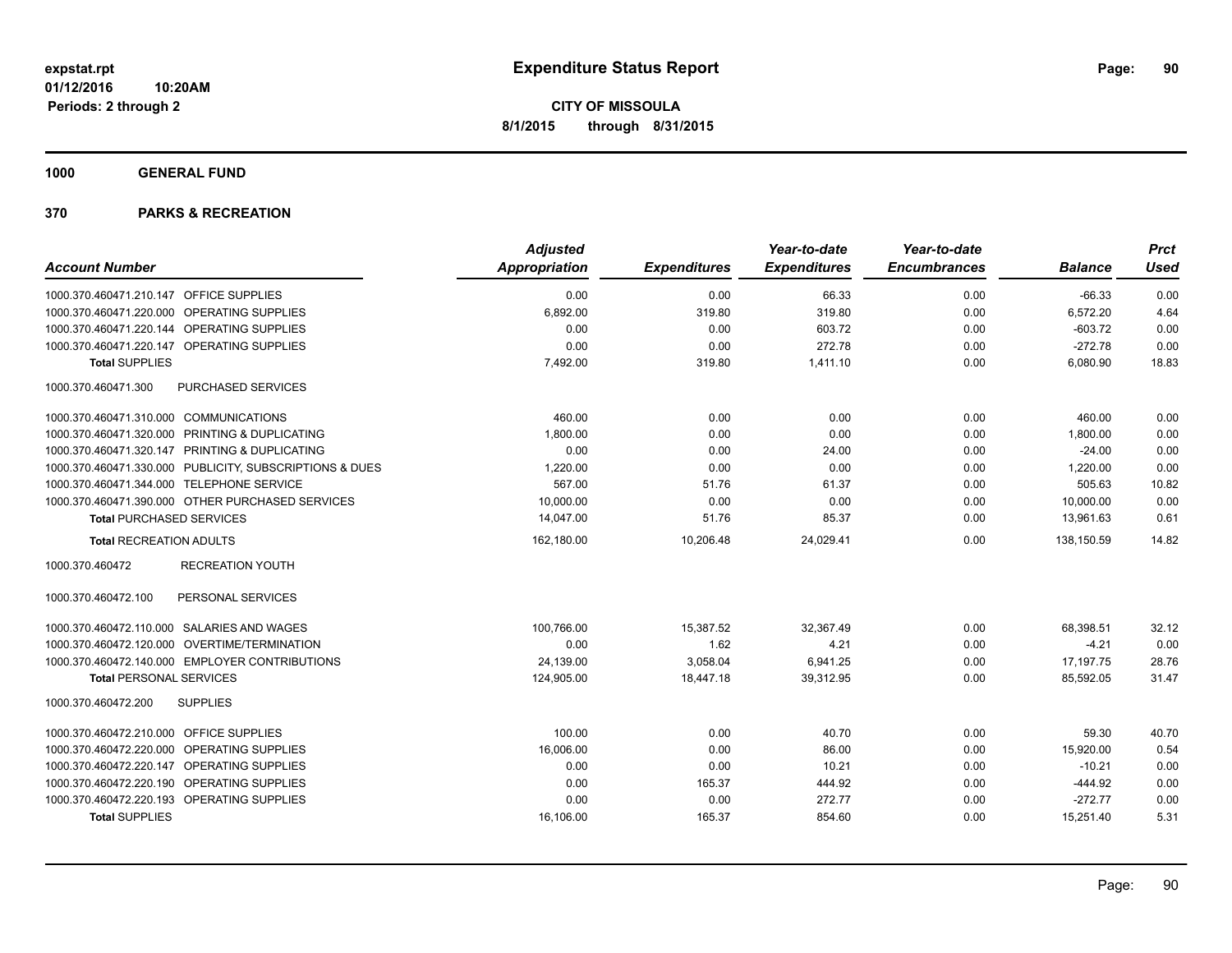# Expenditure Status Report

**CITY OF MISSOULA**
**8/1/2015 through 8/31/2015**

expstat.rpt
01/12/2016 10:20AM
Periods: 2 through 2

**1000 GENERAL FUND**

**370 PARKS & RECREATION**

| Account Number | | Adjusted Appropriation | Expenditures | Year-to-date Expenditures | Year-to-date Encumbrances | Balance | Prct Used |
|---|---|---|---|---|---|---|---|
| 1000.370.460471.210.147 | OFFICE SUPPLIES | 0.00 | 0.00 | 66.33 | 0.00 | -66.33 | 0.00 |
| 1000.370.460471.220.000 | OPERATING SUPPLIES | 6,892.00 | 319.80 | 319.80 | 0.00 | 6,572.20 | 4.64 |
| 1000.370.460471.220.144 | OPERATING SUPPLIES | 0.00 | 0.00 | 603.72 | 0.00 | -603.72 | 0.00 |
| 1000.370.460471.220.147 | OPERATING SUPPLIES | 0.00 | 0.00 | 272.78 | 0.00 | -272.78 | 0.00 |
| **Total** SUPPLIES | | 7,492.00 | 319.80 | 1,411.10 | 0.00 | 6,080.90 | 18.83 |
| 1000.370.460471.300 | PURCHASED SERVICES | | | | | | |
| 1000.370.460471.310.000 | COMMUNICATIONS | 460.00 | 0.00 | 0.00 | 0.00 | 460.00 | 0.00 |
| 1000.370.460471.320.000 | PRINTING & DUPLICATING | 1,800.00 | 0.00 | 0.00 | 0.00 | 1,800.00 | 0.00 |
| 1000.370.460471.320.147 | PRINTING & DUPLICATING | 0.00 | 0.00 | 24.00 | 0.00 | -24.00 | 0.00 |
| 1000.370.460471.330.000 | PUBLICITY, SUBSCRIPTIONS & DUES | 1,220.00 | 0.00 | 0.00 | 0.00 | 1,220.00 | 0.00 |
| 1000.370.460471.344.000 | TELEPHONE SERVICE | 567.00 | 51.76 | 61.37 | 0.00 | 505.63 | 10.82 |
| 1000.370.460471.390.000 | OTHER PURCHASED SERVICES | 10,000.00 | 0.00 | 0.00 | 0.00 | 10,000.00 | 0.00 |
| **Total** PURCHASED SERVICES | | 14,047.00 | 51.76 | 85.37 | 0.00 | 13,961.63 | 0.61 |
| **Total** RECREATION ADULTS | | 162,180.00 | 10,206.48 | 24,029.41 | 0.00 | 138,150.59 | 14.82 |
| 1000.370.460472 | RECREATION YOUTH | | | | | | |
| 1000.370.460472.100 | PERSONAL SERVICES | | | | | | |
| 1000.370.460472.110.000 | SALARIES AND WAGES | 100,766.00 | 15,387.52 | 32,367.49 | 0.00 | 68,398.51 | 32.12 |
| 1000.370.460472.120.000 | OVERTIME/TERMINATION | 0.00 | 1.62 | 4.21 | 0.00 | -4.21 | 0.00 |
| 1000.370.460472.140.000 | EMPLOYER CONTRIBUTIONS | 24,139.00 | 3,058.04 | 6,941.25 | 0.00 | 17,197.75 | 28.76 |
| **Total** PERSONAL SERVICES | | 124,905.00 | 18,447.18 | 39,312.95 | 0.00 | 85,592.05 | 31.47 |
| 1000.370.460472.200 | SUPPLIES | | | | | | |
| 1000.370.460472.210.000 | OFFICE SUPPLIES | 100.00 | 0.00 | 40.70 | 0.00 | 59.30 | 40.70 |
| 1000.370.460472.220.000 | OPERATING SUPPLIES | 16,006.00 | 0.00 | 86.00 | 0.00 | 15,920.00 | 0.54 |
| 1000.370.460472.220.147 | OPERATING SUPPLIES | 0.00 | 0.00 | 10.21 | 0.00 | -10.21 | 0.00 |
| 1000.370.460472.220.190 | OPERATING SUPPLIES | 0.00 | 165.37 | 444.92 | 0.00 | -444.92 | 0.00 |
| 1000.370.460472.220.193 | OPERATING SUPPLIES | 0.00 | 0.00 | 272.77 | 0.00 | -272.77 | 0.00 |
| **Total** SUPPLIES | | 16,106.00 | 165.37 | 854.60 | 0.00 | 15,251.40 | 5.31 |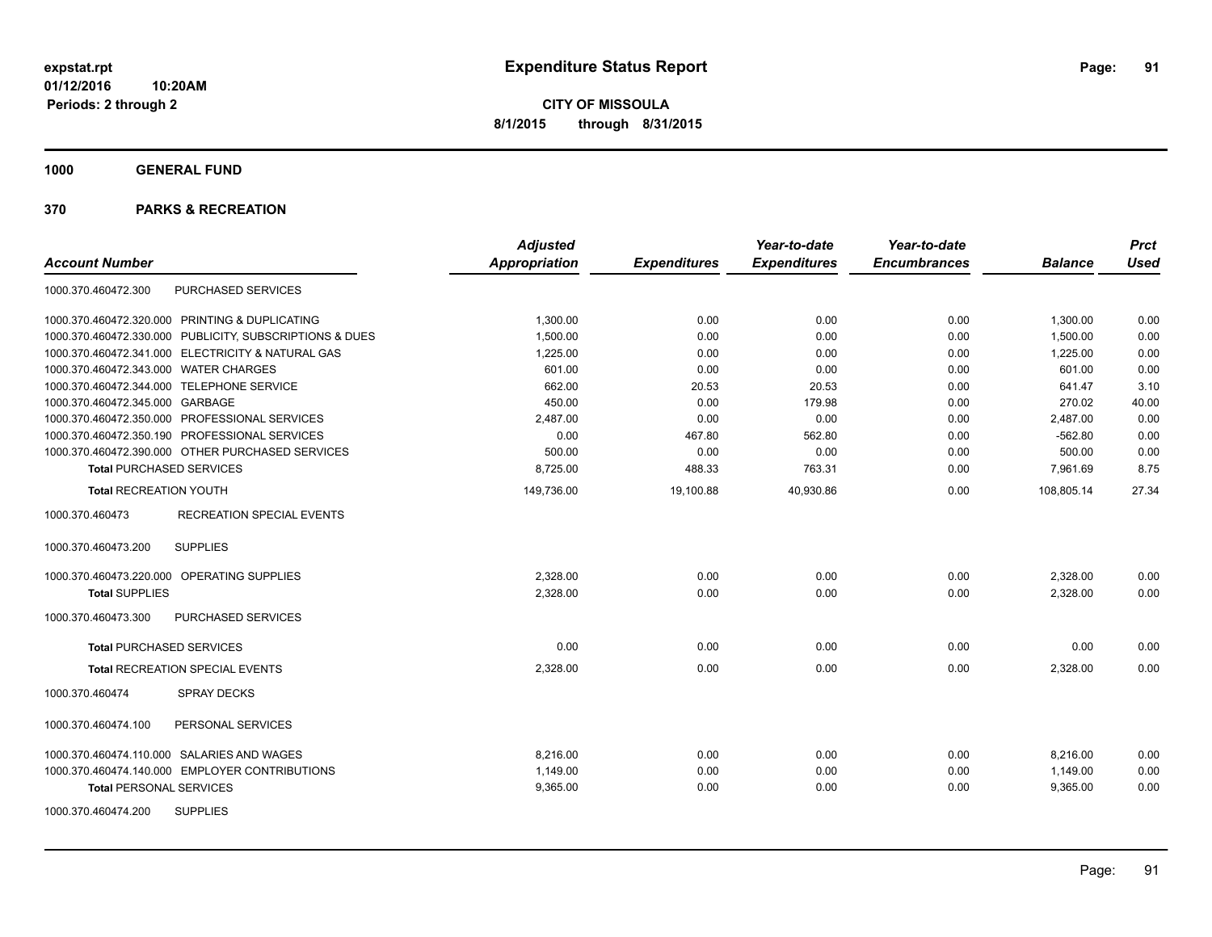# Expenditure Status Report

expstat.rpt
01/12/2016 10:20AM
Periods: 2 through 2

**CITY OF MISSOULA**
**8/1/2015 through 8/31/2015**

## 1000 GENERAL FUND

## 370 PARKS & RECREATION

| Account Number | | Adjusted Appropriation | Expenditures | Year-to-date Expenditures | Year-to-date Encumbrances | Balance | Prct Used |
|---|---|---|---|---|---|---|---|
| 1000.370.460472.300 | PURCHASED SERVICES | | | | | | |
| 1000.370.460472.320.000 | PRINTING & DUPLICATING | 1,300.00 | 0.00 | 0.00 | 0.00 | 1,300.00 | 0.00 |
| 1000.370.460472.330.000 | PUBLICITY, SUBSCRIPTIONS & DUES | 1,500.00 | 0.00 | 0.00 | 0.00 | 1,500.00 | 0.00 |
| 1000.370.460472.341.000 | ELECTRICITY & NATURAL GAS | 1,225.00 | 0.00 | 0.00 | 0.00 | 1,225.00 | 0.00 |
| 1000.370.460472.343.000 | WATER CHARGES | 601.00 | 0.00 | 0.00 | 0.00 | 601.00 | 0.00 |
| 1000.370.460472.344.000 | TELEPHONE SERVICE | 662.00 | 20.53 | 20.53 | 0.00 | 641.47 | 3.10 |
| 1000.370.460472.345.000 | GARBAGE | 450.00 | 0.00 | 179.98 | 0.00 | 270.02 | 40.00 |
| 1000.370.460472.350.000 | PROFESSIONAL SERVICES | 2,487.00 | 0.00 | 0.00 | 0.00 | 2,487.00 | 0.00 |
| 1000.370.460472.350.190 | PROFESSIONAL SERVICES | 0.00 | 467.80 | 562.80 | 0.00 | -562.80 | 0.00 |
| 1000.370.460472.390.000 | OTHER PURCHASED SERVICES | 500.00 | 0.00 | 0.00 | 0.00 | 500.00 | 0.00 |
| **Total** PURCHASED SERVICES | | 8,725.00 | 488.33 | 763.31 | 0.00 | 7,961.69 | 8.75 |
| **Total** RECREATION YOUTH | | 149,736.00 | 19,100.88 | 40,930.86 | 0.00 | 108,805.14 | 27.34 |
| 1000.370.460473 | RECREATION SPECIAL EVENTS | | | | | | |
| 1000.370.460473.200 | SUPPLIES | | | | | | |
| 1000.370.460473.220.000 | OPERATING SUPPLIES | 2,328.00 | 0.00 | 0.00 | 0.00 | 2,328.00 | 0.00 |
| **Total** SUPPLIES | | 2,328.00 | 0.00 | 0.00 | 0.00 | 2,328.00 | 0.00 |
| 1000.370.460473.300 | PURCHASED SERVICES | | | | | | |
| **Total** PURCHASED SERVICES | | 0.00 | 0.00 | 0.00 | 0.00 | 0.00 | 0.00 |
| **Total** RECREATION SPECIAL EVENTS | | 2,328.00 | 0.00 | 0.00 | 0.00 | 2,328.00 | 0.00 |
| 1000.370.460474 | SPRAY DECKS | | | | | | |
| 1000.370.460474.100 | PERSONAL SERVICES | | | | | | |
| 1000.370.460474.110.000 | SALARIES AND WAGES | 8,216.00 | 0.00 | 0.00 | 0.00 | 8,216.00 | 0.00 |
| 1000.370.460474.140.000 | EMPLOYER CONTRIBUTIONS | 1,149.00 | 0.00 | 0.00 | 0.00 | 1,149.00 | 0.00 |
| **Total** PERSONAL SERVICES | | 9,365.00 | 0.00 | 0.00 | 0.00 | 9,365.00 | 0.00 |
| 1000.370.460474.200 | SUPPLIES | | | | | | |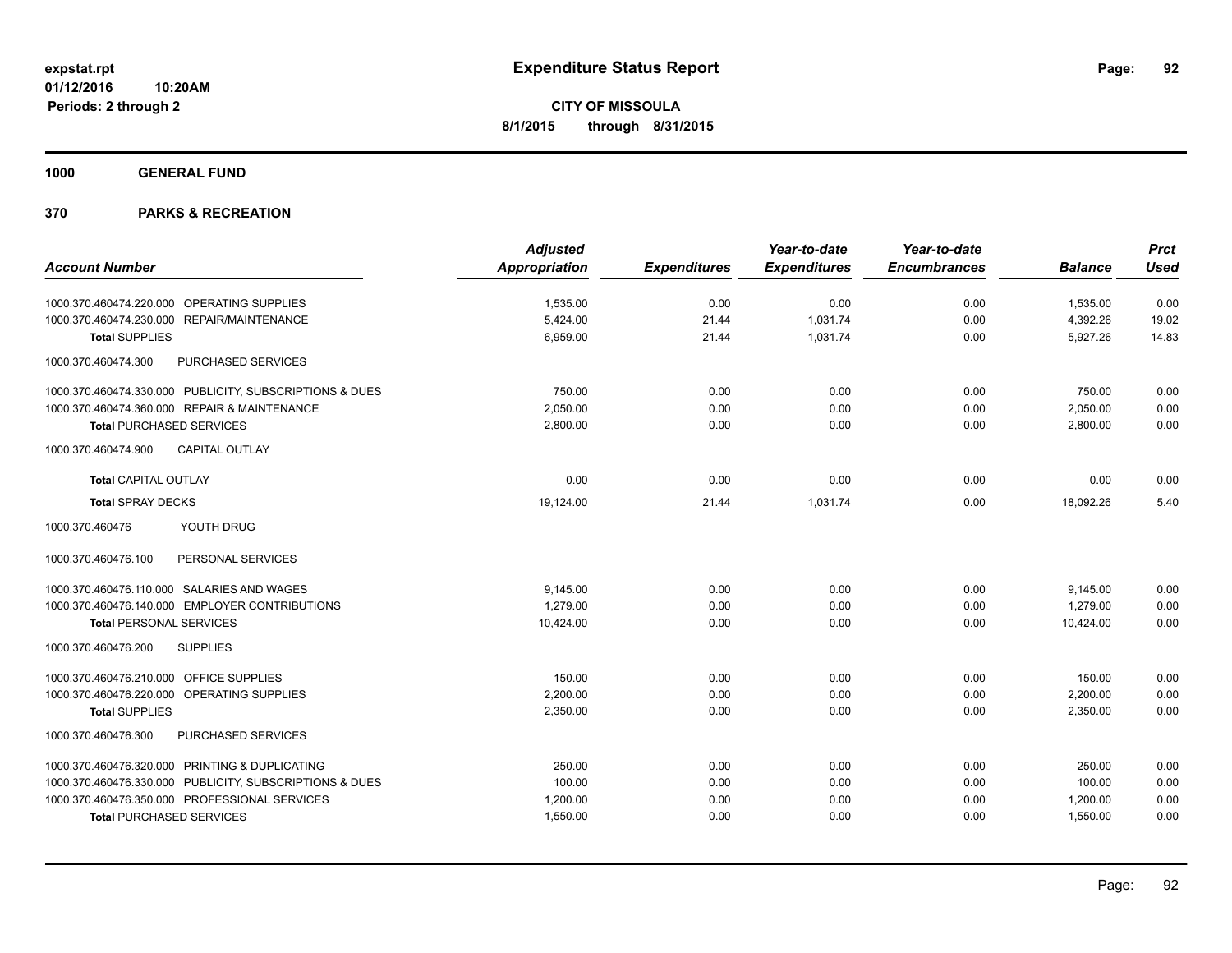**expstat.rpt**
**01/12/2016 10:20AM**
**Periods: 2 through 2**

# Expenditure Status Report

**CITY OF MISSOULA**
**8/1/2015 through 8/31/2015**

**1000 GENERAL FUND**

**370 PARKS & RECREATION**

| Account Number | Adjusted Appropriation | Expenditures | Year-to-date Expenditures | Year-to-date Encumbrances | Balance | Prct Used |
|---|---|---|---|---|---|---|
| 1000.370.460474.220.000 OPERATING SUPPLIES | 1,535.00 | 0.00 | 0.00 | 0.00 | 1,535.00 | 0.00 |
| 1000.370.460474.230.000 REPAIR/MAINTENANCE | 5,424.00 | 21.44 | 1,031.74 | 0.00 | 4,392.26 | 19.02 |
| **Total** SUPPLIES | 6,959.00 | 21.44 | 1,031.74 | 0.00 | 5,927.26 | 14.83 |
| 1000.370.460474.300 PURCHASED SERVICES | | | | | | |
| 1000.370.460474.330.000 PUBLICITY, SUBSCRIPTIONS & DUES | 750.00 | 0.00 | 0.00 | 0.00 | 750.00 | 0.00 |
| 1000.370.460474.360.000 REPAIR & MAINTENANCE | 2,050.00 | 0.00 | 0.00 | 0.00 | 2,050.00 | 0.00 |
| **Total** PURCHASED SERVICES | 2,800.00 | 0.00 | 0.00 | 0.00 | 2,800.00 | 0.00 |
| 1000.370.460474.900 CAPITAL OUTLAY | | | | | | |
| **Total** CAPITAL OUTLAY | 0.00 | 0.00 | 0.00 | 0.00 | 0.00 | 0.00 |
| **Total** SPRAY DECKS | 19,124.00 | 21.44 | 1,031.74 | 0.00 | 18,092.26 | 5.40 |
| 1000.370.460476 YOUTH DRUG | | | | | | |
| 1000.370.460476.100 PERSONAL SERVICES | | | | | | |
| 1000.370.460476.110.000 SALARIES AND WAGES | 9,145.00 | 0.00 | 0.00 | 0.00 | 9,145.00 | 0.00 |
| 1000.370.460476.140.000 EMPLOYER CONTRIBUTIONS | 1,279.00 | 0.00 | 0.00 | 0.00 | 1,279.00 | 0.00 |
| **Total** PERSONAL SERVICES | 10,424.00 | 0.00 | 0.00 | 0.00 | 10,424.00 | 0.00 |
| 1000.370.460476.200 SUPPLIES | | | | | | |
| 1000.370.460476.210.000 OFFICE SUPPLIES | 150.00 | 0.00 | 0.00 | 0.00 | 150.00 | 0.00 |
| 1000.370.460476.220.000 OPERATING SUPPLIES | 2,200.00 | 0.00 | 0.00 | 0.00 | 2,200.00 | 0.00 |
| **Total** SUPPLIES | 2,350.00 | 0.00 | 0.00 | 0.00 | 2,350.00 | 0.00 |
| 1000.370.460476.300 PURCHASED SERVICES | | | | | | |
| 1000.370.460476.320.000 PRINTING & DUPLICATING | 250.00 | 0.00 | 0.00 | 0.00 | 250.00 | 0.00 |
| 1000.370.460476.330.000 PUBLICITY, SUBSCRIPTIONS & DUES | 100.00 | 0.00 | 0.00 | 0.00 | 100.00 | 0.00 |
| 1000.370.460476.350.000 PROFESSIONAL SERVICES | 1,200.00 | 0.00 | 0.00 | 0.00 | 1,200.00 | 0.00 |
| **Total** PURCHASED SERVICES | 1,550.00 | 0.00 | 0.00 | 0.00 | 1,550.00 | 0.00 |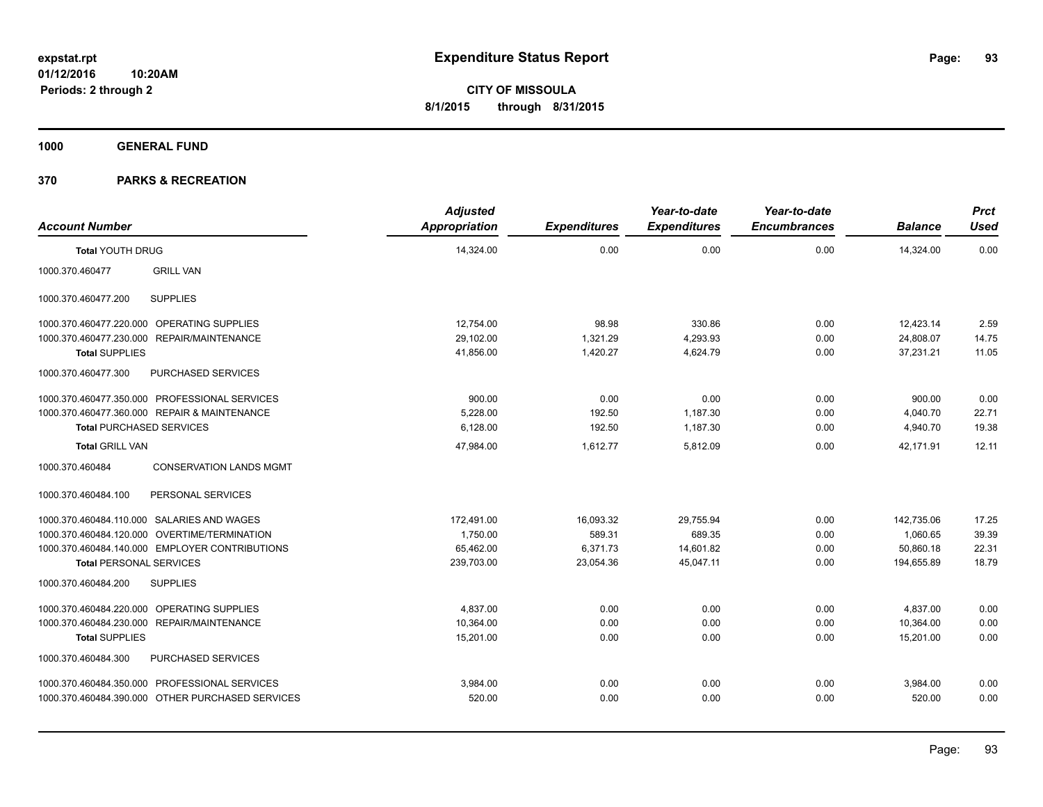**expstat.rpt**
**01/12/2016 10:20AM**
**Periods: 2 through 2**

# Expenditure Status Report

**CITY OF MISSOULA**
**8/1/2015 through 8/31/2015**

## 1000 GENERAL FUND

## 370 PARKS & RECREATION

| Account Number | | Adjusted Appropriation | Expenditures | Year-to-date Expenditures | Year-to-date Encumbrances | Balance | Prct Used |
|---|---|---|---|---|---|---|---|
| **Total YOUTH DRUG** | | 14,324.00 | 0.00 | 0.00 | 0.00 | 14,324.00 | 0.00 |
| 1000.370.460477 | GRILL VAN | | | | | | |
| 1000.370.460477.200 | SUPPLIES | | | | | | |
| 1000.370.460477.220.000 | OPERATING SUPPLIES | 12,754.00 | 98.98 | 330.86 | 0.00 | 12,423.14 | 2.59 |
| 1000.370.460477.230.000 | REPAIR/MAINTENANCE | 29,102.00 | 1,321.29 | 4,293.93 | 0.00 | 24,808.07 | 14.75 |
| **Total SUPPLIES** | | 41,856.00 | 1,420.27 | 4,624.79 | 0.00 | 37,231.21 | 11.05 |
| 1000.370.460477.300 | PURCHASED SERVICES | | | | | | |
| 1000.370.460477.350.000 | PROFESSIONAL SERVICES | 900.00 | 0.00 | 0.00 | 0.00 | 900.00 | 0.00 |
| 1000.370.460477.360.000 | REPAIR & MAINTENANCE | 5,228.00 | 192.50 | 1,187.30 | 0.00 | 4,040.70 | 22.71 |
| **Total PURCHASED SERVICES** | | 6,128.00 | 192.50 | 1,187.30 | 0.00 | 4,940.70 | 19.38 |
| **Total GRILL VAN** | | 47,984.00 | 1,612.77 | 5,812.09 | 0.00 | 42,171.91 | 12.11 |
| 1000.370.460484 | CONSERVATION LANDS MGMT | | | | | | |
| 1000.370.460484.100 | PERSONAL SERVICES | | | | | | |
| 1000.370.460484.110.000 | SALARIES AND WAGES | 172,491.00 | 16,093.32 | 29,755.94 | 0.00 | 142,735.06 | 17.25 |
| 1000.370.460484.120.000 | OVERTIME/TERMINATION | 1,750.00 | 589.31 | 689.35 | 0.00 | 1,060.65 | 39.39 |
| 1000.370.460484.140.000 | EMPLOYER CONTRIBUTIONS | 65,462.00 | 6,371.73 | 14,601.82 | 0.00 | 50,860.18 | 22.31 |
| **Total PERSONAL SERVICES** | | 239,703.00 | 23,054.36 | 45,047.11 | 0.00 | 194,655.89 | 18.79 |
| 1000.370.460484.200 | SUPPLIES | | | | | | |
| 1000.370.460484.220.000 | OPERATING SUPPLIES | 4,837.00 | 0.00 | 0.00 | 0.00 | 4,837.00 | 0.00 |
| 1000.370.460484.230.000 | REPAIR/MAINTENANCE | 10,364.00 | 0.00 | 0.00 | 0.00 | 10,364.00 | 0.00 |
| **Total SUPPLIES** | | 15,201.00 | 0.00 | 0.00 | 0.00 | 15,201.00 | 0.00 |
| 1000.370.460484.300 | PURCHASED SERVICES | | | | | | |
| 1000.370.460484.350.000 | PROFESSIONAL SERVICES | 3,984.00 | 0.00 | 0.00 | 0.00 | 3,984.00 | 0.00 |
| 1000.370.460484.390.000 | OTHER PURCHASED SERVICES | 520.00 | 0.00 | 0.00 | 0.00 | 520.00 | 0.00 |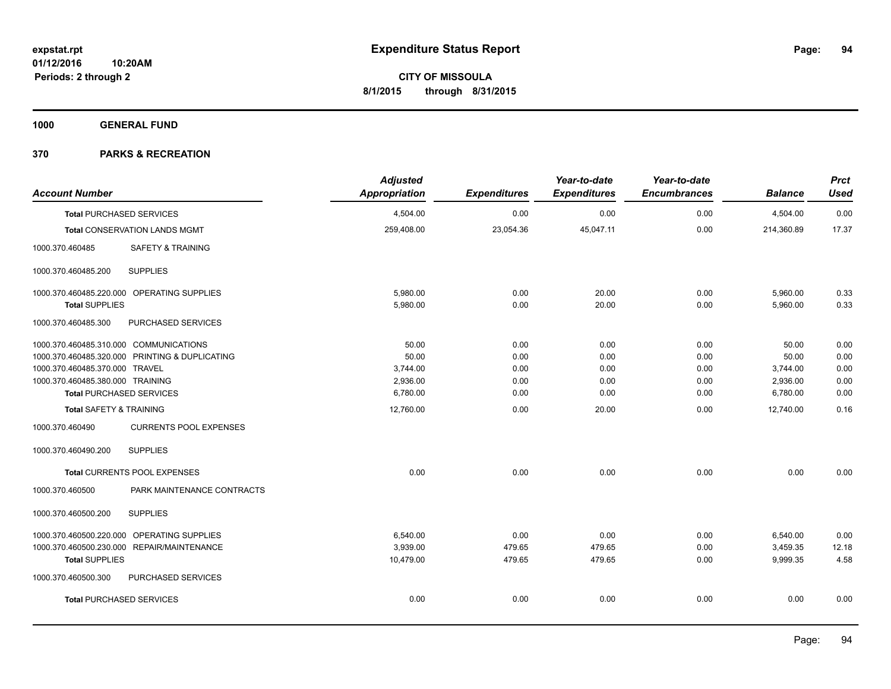**expstat.rpt**
**01/12/2016 10:20AM**
**Periods: 2 through 2**

# Expenditure Status Report

**CITY OF MISSOULA**
**8/1/2015 through 8/31/2015**

## 1000 GENERAL FUND

## 370 PARKS & RECREATION

| Account Number | | Adjusted Appropriation | Expenditures | Year-to-date Expenditures | Year-to-date Encumbrances | Balance | Prct Used |
|---|---|---|---|---|---|---|---|
| **Total** PURCHASED SERVICES | | 4,504.00 | 0.00 | 0.00 | 0.00 | 4,504.00 | 0.00 |
| **Total** CONSERVATION LANDS MGMT | | 259,408.00 | 23,054.36 | 45,047.11 | 0.00 | 214,360.89 | 17.37 |
| 1000.370.460485 | SAFETY & TRAINING | | | | | | |
| 1000.370.460485.200 | SUPPLIES | | | | | | |
| 1000.370.460485.220.000 | OPERATING SUPPLIES | 5,980.00 | 0.00 | 20.00 | 0.00 | 5,960.00 | 0.33 |
| **Total** SUPPLIES | | 5,980.00 | 0.00 | 20.00 | 0.00 | 5,960.00 | 0.33 |
| 1000.370.460485.300 | PURCHASED SERVICES | | | | | | |
| 1000.370.460485.310.000 | COMMUNICATIONS | 50.00 | 0.00 | 0.00 | 0.00 | 50.00 | 0.00 |
| 1000.370.460485.320.000 | PRINTING & DUPLICATING | 50.00 | 0.00 | 0.00 | 0.00 | 50.00 | 0.00 |
| 1000.370.460485.370.000 | TRAVEL | 3,744.00 | 0.00 | 0.00 | 0.00 | 3,744.00 | 0.00 |
| 1000.370.460485.380.000 | TRAINING | 2,936.00 | 0.00 | 0.00 | 0.00 | 2,936.00 | 0.00 |
| **Total** PURCHASED SERVICES | | 6,780.00 | 0.00 | 0.00 | 0.00 | 6,780.00 | 0.00 |
| **Total** SAFETY & TRAINING | | 12,760.00 | 0.00 | 20.00 | 0.00 | 12,740.00 | 0.16 |
| 1000.370.460490 | CURRENTS POOL EXPENSES | | | | | | |
| 1000.370.460490.200 | SUPPLIES | | | | | | |
| **Total** CURRENTS POOL EXPENSES | | 0.00 | 0.00 | 0.00 | 0.00 | 0.00 | 0.00 |
| 1000.370.460500 | PARK MAINTENANCE CONTRACTS | | | | | | |
| 1000.370.460500.200 | SUPPLIES | | | | | | |
| 1000.370.460500.220.000 | OPERATING SUPPLIES | 6,540.00 | 0.00 | 0.00 | 0.00 | 6,540.00 | 0.00 |
| 1000.370.460500.230.000 | REPAIR/MAINTENANCE | 3,939.00 | 479.65 | 479.65 | 0.00 | 3,459.35 | 12.18 |
| **Total** SUPPLIES | | 10,479.00 | 479.65 | 479.65 | 0.00 | 9,999.35 | 4.58 |
| 1000.370.460500.300 | PURCHASED SERVICES | | | | | | |
| **Total** PURCHASED SERVICES | | 0.00 | 0.00 | 0.00 | 0.00 | 0.00 | 0.00 |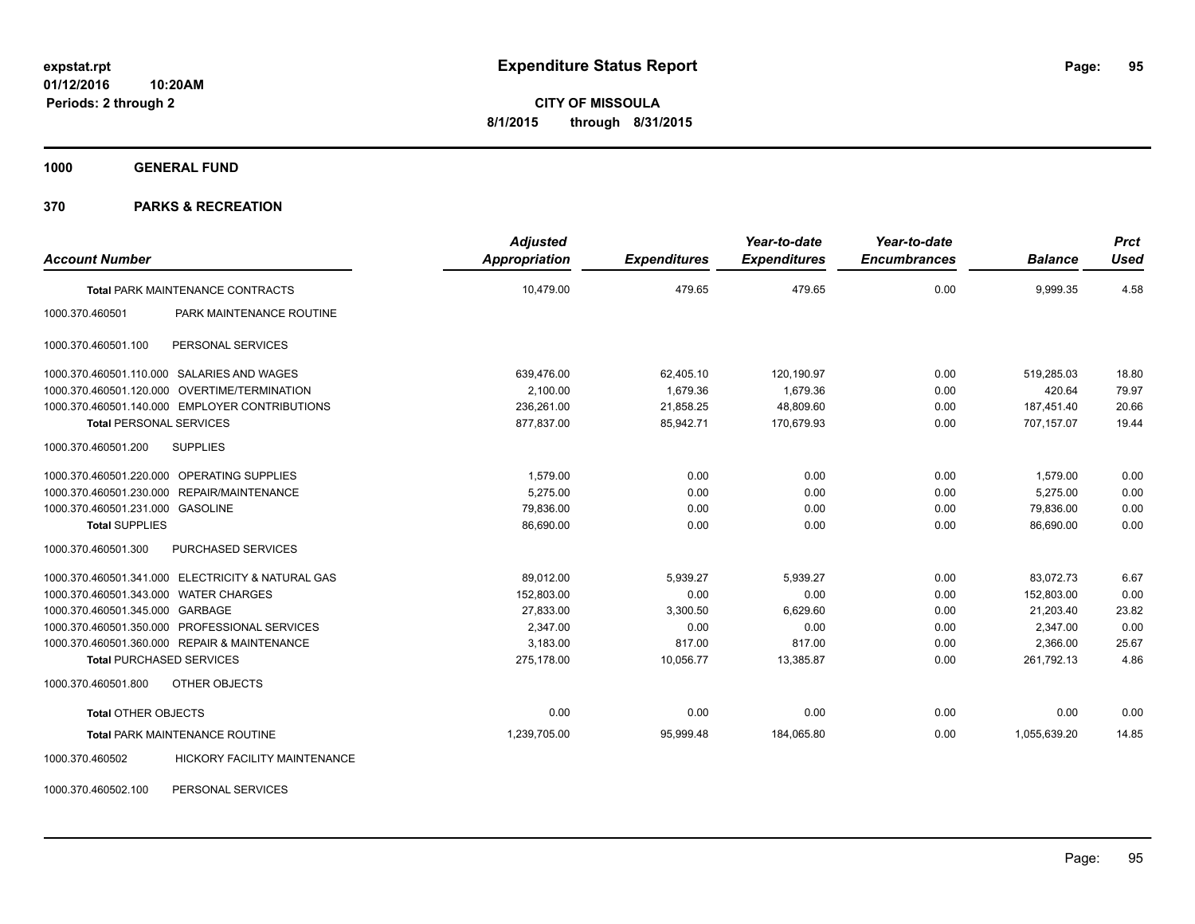**Expenditure Status Report**

**CITY OF MISSOULA**
**8/1/2015 through 8/31/2015**

expstat.rpt
01/12/2016 10:20AM
Periods: 2 through 2

## 1000 GENERAL FUND

## 370 PARKS & RECREATION

| Account Number | | Adjusted Appropriation | Expenditures | Year-to-date Expenditures | Year-to-date Encumbrances | Balance | Prct Used |
|---|---|---|---|---|---|---|---|
| **Total** PARK MAINTENANCE CONTRACTS | | 10,479.00 | 479.65 | 479.65 | 0.00 | 9,999.35 | 4.58 |
| 1000.370.460501 | PARK MAINTENANCE ROUTINE | | | | | | |
| 1000.370.460501.100 | PERSONAL SERVICES | | | | | | |
| 1000.370.460501.110.000 | SALARIES AND WAGES | 639,476.00 | 62,405.10 | 120,190.97 | 0.00 | 519,285.03 | 18.80 |
| 1000.370.460501.120.000 | OVERTIME/TERMINATION | 2,100.00 | 1,679.36 | 1,679.36 | 0.00 | 420.64 | 79.97 |
| 1000.370.460501.140.000 | EMPLOYER CONTRIBUTIONS | 236,261.00 | 21,858.25 | 48,809.60 | 0.00 | 187,451.40 | 20.66 |
| **Total** PERSONAL SERVICES | | 877,837.00 | 85,942.71 | 170,679.93 | 0.00 | 707,157.07 | 19.44 |
| 1000.370.460501.200 | SUPPLIES | | | | | | |
| 1000.370.460501.220.000 | OPERATING SUPPLIES | 1,579.00 | 0.00 | 0.00 | 0.00 | 1,579.00 | 0.00 |
| 1000.370.460501.230.000 | REPAIR/MAINTENANCE | 5,275.00 | 0.00 | 0.00 | 0.00 | 5,275.00 | 0.00 |
| 1000.370.460501.231.000 | GASOLINE | 79,836.00 | 0.00 | 0.00 | 0.00 | 79,836.00 | 0.00 |
| **Total** SUPPLIES | | 86,690.00 | 0.00 | 0.00 | 0.00 | 86,690.00 | 0.00 |
| 1000.370.460501.300 | PURCHASED SERVICES | | | | | | |
| 1000.370.460501.341.000 | ELECTRICITY & NATURAL GAS | 89,012.00 | 5,939.27 | 5,939.27 | 0.00 | 83,072.73 | 6.67 |
| 1000.370.460501.343.000 | WATER CHARGES | 152,803.00 | 0.00 | 0.00 | 0.00 | 152,803.00 | 0.00 |
| 1000.370.460501.345.000 | GARBAGE | 27,833.00 | 3,300.50 | 6,629.60 | 0.00 | 21,203.40 | 23.82 |
| 1000.370.460501.350.000 | PROFESSIONAL SERVICES | 2,347.00 | 0.00 | 0.00 | 0.00 | 2,347.00 | 0.00 |
| 1000.370.460501.360.000 | REPAIR & MAINTENANCE | 3,183.00 | 817.00 | 817.00 | 0.00 | 2,366.00 | 25.67 |
| **Total** PURCHASED SERVICES | | 275,178.00 | 10,056.77 | 13,385.87 | 0.00 | 261,792.13 | 4.86 |
| 1000.370.460501.800 | OTHER OBJECTS | | | | | | |
| **Total** OTHER OBJECTS | | 0.00 | 0.00 | 0.00 | 0.00 | 0.00 | 0.00 |
| **Total** PARK MAINTENANCE ROUTINE | | 1,239,705.00 | 95,999.48 | 184,065.80 | 0.00 | 1,055,639.20 | 14.85 |
| 1000.370.460502 | HICKORY FACILITY MAINTENANCE | | | | | | |
| 1000.370.460502.100 | PERSONAL SERVICES | | | | | | |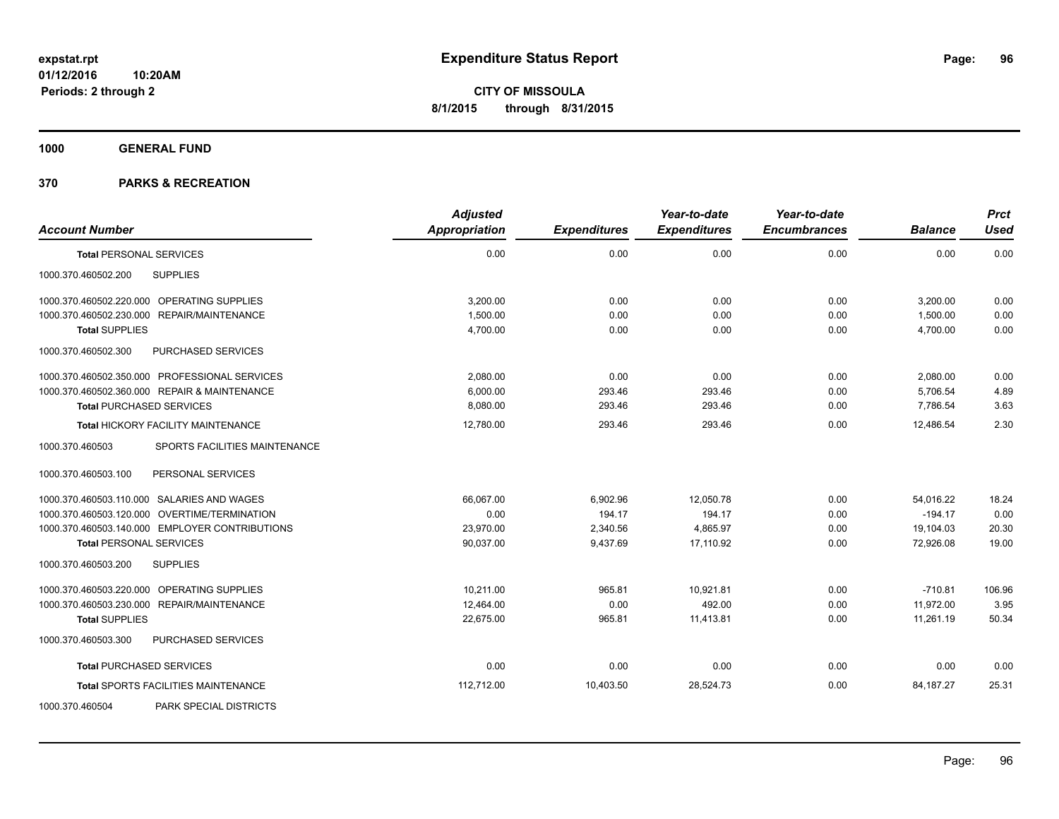**expstat.rpt**
**01/12/2016 10:20AM**
**Periods: 2 through 2**

# Expenditure Status Report

**CITY OF MISSOULA**
**8/1/2015 through 8/31/2015**

**1000 GENERAL FUND**

**370 PARKS & RECREATION**

| Account Number | Adjusted Appropriation | Expenditures | Year-to-date Expenditures | Year-to-date Encumbrances | Balance | Prct Used |
|---|---|---|---|---|---|---|
| **Total** PERSONAL SERVICES | 0.00 | 0.00 | 0.00 | 0.00 | 0.00 | 0.00 |
| 1000.370.460502.200 SUPPLIES | | | | | | |
| 1000.370.460502.220.000 OPERATING SUPPLIES | 3,200.00 | 0.00 | 0.00 | 0.00 | 3,200.00 | 0.00 |
| 1000.370.460502.230.000 REPAIR/MAINTENANCE | 1,500.00 | 0.00 | 0.00 | 0.00 | 1,500.00 | 0.00 |
| **Total** SUPPLIES | 4,700.00 | 0.00 | 0.00 | 0.00 | 4,700.00 | 0.00 |
| 1000.370.460502.300 PURCHASED SERVICES | | | | | | |
| 1000.370.460502.350.000 PROFESSIONAL SERVICES | 2,080.00 | 0.00 | 0.00 | 0.00 | 2,080.00 | 0.00 |
| 1000.370.460502.360.000 REPAIR & MAINTENANCE | 6,000.00 | 293.46 | 293.46 | 0.00 | 5,706.54 | 4.89 |
| **Total** PURCHASED SERVICES | 8,080.00 | 293.46 | 293.46 | 0.00 | 7,786.54 | 3.63 |
| **Total** HICKORY FACILITY MAINTENANCE | 12,780.00 | 293.46 | 293.46 | 0.00 | 12,486.54 | 2.30 |
| 1000.370.460503 SPORTS FACILITIES MAINTENANCE | | | | | | |
| 1000.370.460503.100 PERSONAL SERVICES | | | | | | |
| 1000.370.460503.110.000 SALARIES AND WAGES | 66,067.00 | 6,902.96 | 12,050.78 | 0.00 | 54,016.22 | 18.24 |
| 1000.370.460503.120.000 OVERTIME/TERMINATION | 0.00 | 194.17 | 194.17 | 0.00 | -194.17 | 0.00 |
| 1000.370.460503.140.000 EMPLOYER CONTRIBUTIONS | 23,970.00 | 2,340.56 | 4,865.97 | 0.00 | 19,104.03 | 20.30 |
| **Total** PERSONAL SERVICES | 90,037.00 | 9,437.69 | 17,110.92 | 0.00 | 72,926.08 | 19.00 |
| 1000.370.460503.200 SUPPLIES | | | | | | |
| 1000.370.460503.220.000 OPERATING SUPPLIES | 10,211.00 | 965.81 | 10,921.81 | 0.00 | -710.81 | 106.96 |
| 1000.370.460503.230.000 REPAIR/MAINTENANCE | 12,464.00 | 0.00 | 492.00 | 0.00 | 11,972.00 | 3.95 |
| **Total** SUPPLIES | 22,675.00 | 965.81 | 11,413.81 | 0.00 | 11,261.19 | 50.34 |
| 1000.370.460503.300 PURCHASED SERVICES | | | | | | |
| **Total** PURCHASED SERVICES | 0.00 | 0.00 | 0.00 | 0.00 | 0.00 | 0.00 |
| **Total** SPORTS FACILITIES MAINTENANCE | 112,712.00 | 10,403.50 | 28,524.73 | 0.00 | 84,187.27 | 25.31 |
| 1000.370.460504 PARK SPECIAL DISTRICTS | | | | | | |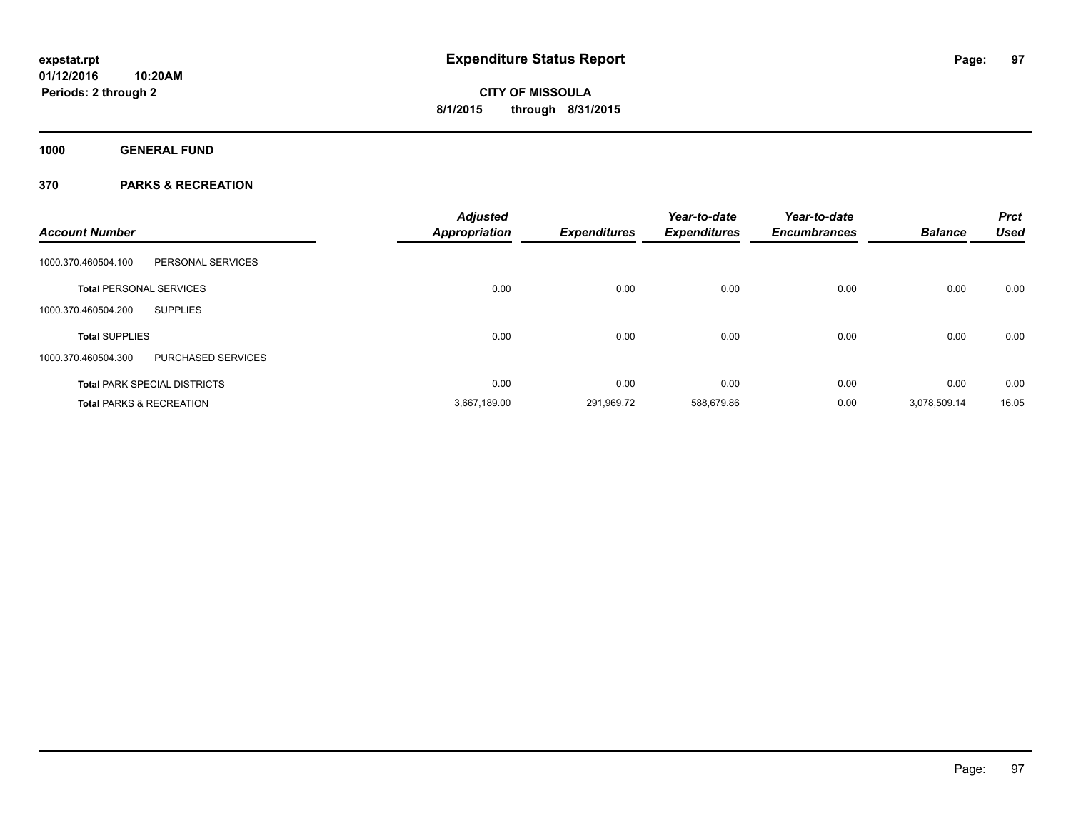# Expenditure Status Report

**CITY OF MISSOULA**
**8/1/2015 through 8/31/2015**

expstat.rpt
01/12/2016 10:20AM
Periods: 2 through 2

**1000 GENERAL FUND**

**370 PARKS & RECREATION**

| Account Number | | Adjusted Appropriation | Expenditures | Year-to-date Expenditures | Year-to-date Encumbrances | Balance | Prct Used |
|---|---|---|---|---|---|---|---|
| 1000.370.460504.100 | PERSONAL SERVICES | | | | | | |
| **Total** PERSONAL SERVICES | | 0.00 | 0.00 | 0.00 | 0.00 | 0.00 | 0.00 |
| 1000.370.460504.200 | SUPPLIES | | | | | | |
| **Total** SUPPLIES | | 0.00 | 0.00 | 0.00 | 0.00 | 0.00 | 0.00 |
| 1000.370.460504.300 | PURCHASED SERVICES | | | | | | |
| **Total** PARK SPECIAL DISTRICTS | | 0.00 | 0.00 | 0.00 | 0.00 | 0.00 | 0.00 |
| **Total** PARKS & RECREATION | | 3,667,189.00 | 291,969.72 | 588,679.86 | 0.00 | 3,078,509.14 | 16.05 |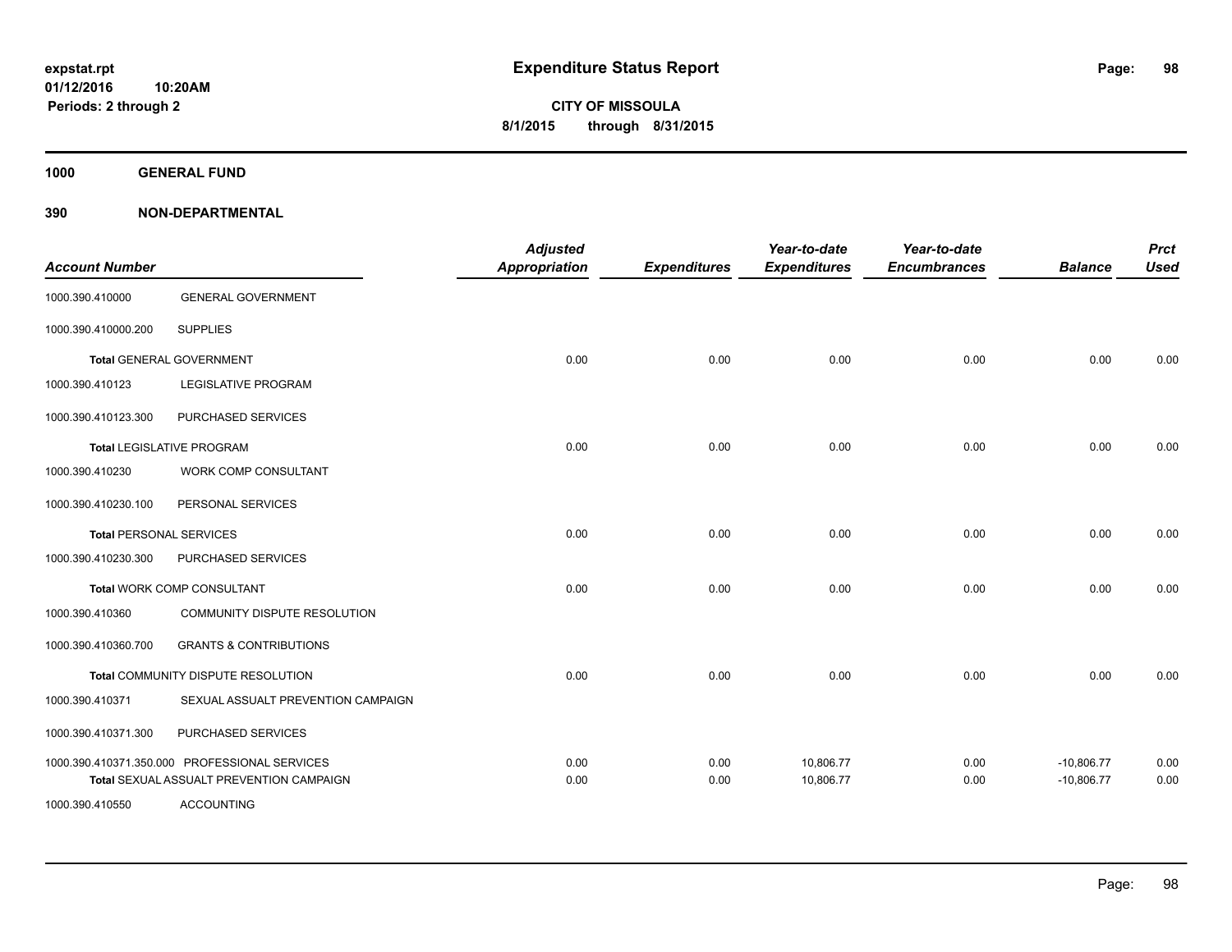**expstat.rpt**
**01/12/2016 10:20AM**
**Periods: 2 through 2**

# Expenditure Status Report

**CITY OF MISSOULA**
**8/1/2015 through 8/31/2015**

## 1000 GENERAL FUND

## 390 NON-DEPARTMENTAL

| Account Number | | Adjusted Appropriation | Expenditures | Year-to-date Expenditures | Year-to-date Encumbrances | Balance | Prct Used |
|---|---|---|---|---|---|---|---|
| 1000.390.410000 | GENERAL GOVERNMENT | | | | | | |
| 1000.390.410000.200 | SUPPLIES | | | | | | |
| **Total** GENERAL GOVERNMENT | | 0.00 | 0.00 | 0.00 | 0.00 | 0.00 | 0.00 |
| 1000.390.410123 | LEGISLATIVE PROGRAM | | | | | | |
| 1000.390.410123.300 | PURCHASED SERVICES | | | | | | |
| **Total** LEGISLATIVE PROGRAM | | 0.00 | 0.00 | 0.00 | 0.00 | 0.00 | 0.00 |
| 1000.390.410230 | WORK COMP CONSULTANT | | | | | | |
| 1000.390.410230.100 | PERSONAL SERVICES | | | | | | |
| **Total** PERSONAL SERVICES | | 0.00 | 0.00 | 0.00 | 0.00 | 0.00 | 0.00 |
| 1000.390.410230.300 | PURCHASED SERVICES | | | | | | |
| **Total** WORK COMP CONSULTANT | | 0.00 | 0.00 | 0.00 | 0.00 | 0.00 | 0.00 |
| 1000.390.410360 | COMMUNITY DISPUTE RESOLUTION | | | | | | |
| 1000.390.410360.700 | GRANTS & CONTRIBUTIONS | | | | | | |
| **Total** COMMUNITY DISPUTE RESOLUTION | | 0.00 | 0.00 | 0.00 | 0.00 | 0.00 | 0.00 |
| 1000.390.410371 | SEXUAL ASSUALT PREVENTION CAMPAIGN | | | | | | |
| 1000.390.410371.300 | PURCHASED SERVICES | | | | | | |
| 1000.390.410371.350.000 | PROFESSIONAL SERVICES | 0.00 | 0.00 | 10,806.77 | 0.00 | -10,806.77 | 0.00 |
| **Total** SEXUAL ASSUALT PREVENTION CAMPAIGN | | 0.00 | 0.00 | 10,806.77 | 0.00 | -10,806.77 | 0.00 |
| 1000.390.410550 | ACCOUNTING | | | | | | |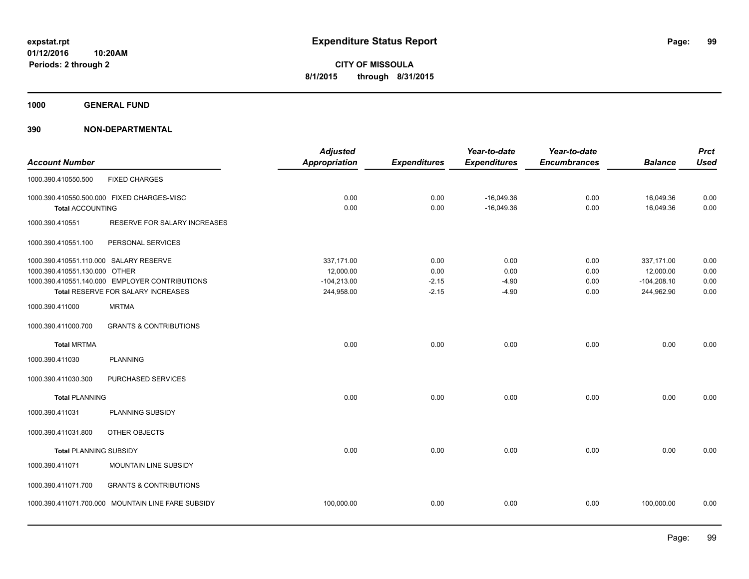**expstat.rpt**
**01/12/2016 10:20AM**
**Periods: 2 through 2**

# Expenditure Status Report

**CITY OF MISSOULA**
**8/1/2015 through 8/31/2015**

## 1000 GENERAL FUND

## 390 NON-DEPARTMENTAL

| Account Number | | Adjusted Appropriation | Expenditures | Year-to-date Expenditures | Year-to-date Encumbrances | Balance | Prct Used |
|---|---|---|---|---|---|---|---|
| 1000.390.410550.500 | FIXED CHARGES | | | | | | |
| 1000.390.410550.500.000 | FIXED CHARGES-MISC | 0.00 | 0.00 | -16,049.36 | 0.00 | 16,049.36 | 0.00 |
| **Total** ACCOUNTING | | 0.00 | 0.00 | -16,049.36 | 0.00 | 16,049.36 | 0.00 |
| 1000.390.410551 | RESERVE FOR SALARY INCREASES | | | | | | |
| 1000.390.410551.100 | PERSONAL SERVICES | | | | | | |
| 1000.390.410551.110.000 | SALARY RESERVE | 337,171.00 | 0.00 | 0.00 | 0.00 | 337,171.00 | 0.00 |
| 1000.390.410551.130.000 | OTHER | 12,000.00 | 0.00 | 0.00 | 0.00 | 12,000.00 | 0.00 |
| 1000.390.410551.140.000 | EMPLOYER CONTRIBUTIONS | -104,213.00 | -2.15 | -4.90 | 0.00 | -104,208.10 | 0.00 |
| **Total** RESERVE FOR SALARY INCREASES | | 244,958.00 | -2.15 | -4.90 | 0.00 | 244,962.90 | 0.00 |
| 1000.390.411000 | MRTMA | | | | | | |
| 1000.390.411000.700 | GRANTS & CONTRIBUTIONS | | | | | | |
| **Total** MRTMA | | 0.00 | 0.00 | 0.00 | 0.00 | 0.00 | 0.00 |
| 1000.390.411030 | PLANNING | | | | | | |
| 1000.390.411030.300 | PURCHASED SERVICES | | | | | | |
| **Total** PLANNING | | 0.00 | 0.00 | 0.00 | 0.00 | 0.00 | 0.00 |
| 1000.390.411031 | PLANNING SUBSIDY | | | | | | |
| 1000.390.411031.800 | OTHER OBJECTS | | | | | | |
| **Total** PLANNING SUBSIDY | | 0.00 | 0.00 | 0.00 | 0.00 | 0.00 | 0.00 |
| 1000.390.411071 | MOUNTAIN LINE SUBSIDY | | | | | | |
| 1000.390.411071.700 | GRANTS & CONTRIBUTIONS | | | | | | |
| 1000.390.411071.700.000 | MOUNTAIN LINE FARE SUBSIDY | 100,000.00 | 0.00 | 0.00 | 0.00 | 100,000.00 | 0.00 |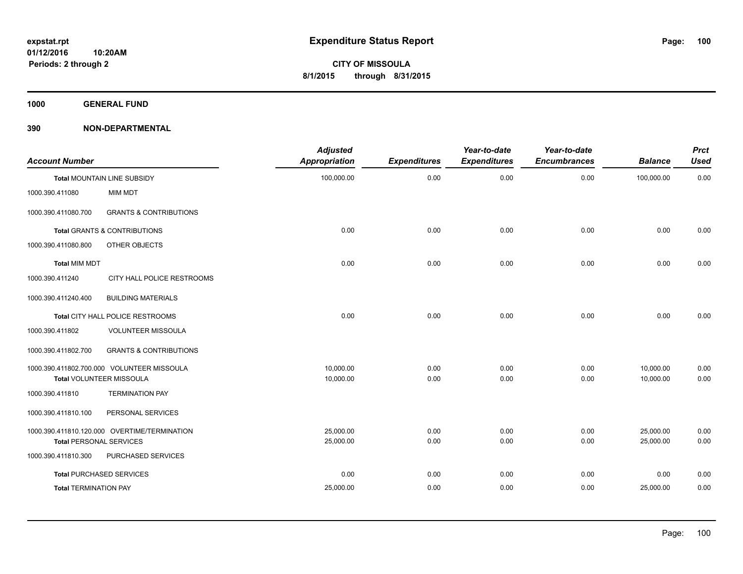**expstat.rpt**
**01/12/2016 10:20AM**
**Periods: 2 through 2**

# Expenditure Status Report

**CITY OF MISSOULA**
**8/1/2015 through 8/31/2015**

**1000 GENERAL FUND**

**390 NON-DEPARTMENTAL**

| Account Number | | Adjusted Appropriation | Expenditures | Year-to-date Expenditures | Year-to-date Encumbrances | Balance | Prct Used |
|---|---|---|---|---|---|---|---|
| **Total** MOUNTAIN LINE SUBSIDY | | 100,000.00 | 0.00 | 0.00 | 0.00 | 100,000.00 | 0.00 |
| 1000.390.411080 | MIM MDT | | | | | | |
| 1000.390.411080.700 | GRANTS & CONTRIBUTIONS | | | | | | |
| **Total** GRANTS & CONTRIBUTIONS | | 0.00 | 0.00 | 0.00 | 0.00 | 0.00 | 0.00 |
| 1000.390.411080.800 | OTHER OBJECTS | | | | | | |
| **Total** MIM MDT | | 0.00 | 0.00 | 0.00 | 0.00 | 0.00 | 0.00 |
| 1000.390.411240 | CITY HALL POLICE RESTROOMS | | | | | | |
| 1000.390.411240.400 | BUILDING MATERIALS | | | | | | |
| **Total** CITY HALL POLICE RESTROOMS | | 0.00 | 0.00 | 0.00 | 0.00 | 0.00 | 0.00 |
| 1000.390.411802 | VOLUNTEER MISSOULA | | | | | | |
| 1000.390.411802.700 | GRANTS & CONTRIBUTIONS | | | | | | |
| 1000.390.411802.700.000 | VOLUNTEER MISSOULA | 10,000.00 | 0.00 | 0.00 | 0.00 | 10,000.00 | 0.00 |
| **Total** VOLUNTEER MISSOULA | | 10,000.00 | 0.00 | 0.00 | 0.00 | 10,000.00 | 0.00 |
| 1000.390.411810 | TERMINATION PAY | | | | | | |
| 1000.390.411810.100 | PERSONAL SERVICES | | | | | | |
| 1000.390.411810.120.000 | OVERTIME/TERMINATION | 25,000.00 | 0.00 | 0.00 | 0.00 | 25,000.00 | 0.00 |
| **Total** PERSONAL SERVICES | | 25,000.00 | 0.00 | 0.00 | 0.00 | 25,000.00 | 0.00 |
| 1000.390.411810.300 | PURCHASED SERVICES | | | | | | |
| **Total** PURCHASED SERVICES | | 0.00 | 0.00 | 0.00 | 0.00 | 0.00 | 0.00 |
| **Total** TERMINATION PAY | | 25,000.00 | 0.00 | 0.00 | 0.00 | 25,000.00 | 0.00 |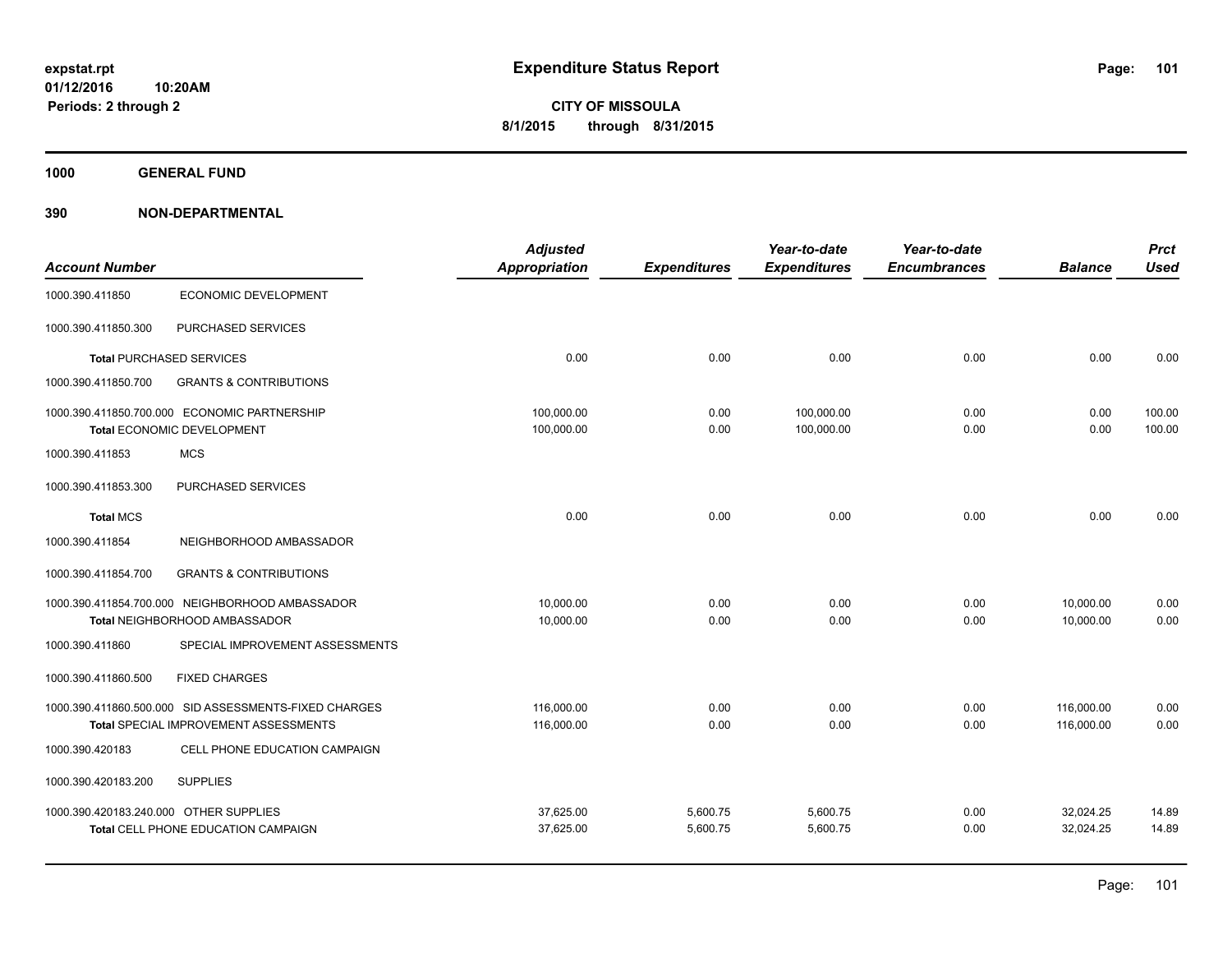**Expenditure Status Report**

**CITY OF MISSOULA**
**8/1/2015 through 8/31/2015**

expstat.rpt
01/12/2016 10:20AM
Periods: 2 through 2

## 1000 GENERAL FUND

## 390 NON-DEPARTMENTAL

| Account Number | | Adjusted Appropriation | Expenditures | Year-to-date Expenditures | Year-to-date Encumbrances | Balance | Prct Used |
|---|---|---|---|---|---|---|---|
| 1000.390.411850 | ECONOMIC DEVELOPMENT | | | | | | |
| 1000.390.411850.300 | PURCHASED SERVICES | | | | | | |
| **Total** PURCHASED SERVICES | | 0.00 | 0.00 | 0.00 | 0.00 | 0.00 | 0.00 |
| 1000.390.411850.700 | GRANTS & CONTRIBUTIONS | | | | | | |
| 1000.390.411850.700.000 | ECONOMIC PARTNERSHIP | 100,000.00 | 0.00 | 100,000.00 | 0.00 | 0.00 | 100.00 |
| **Total** ECONOMIC DEVELOPMENT | | 100,000.00 | 0.00 | 100,000.00 | 0.00 | 0.00 | 100.00 |
| 1000.390.411853 | MCS | | | | | | |
| 1000.390.411853.300 | PURCHASED SERVICES | | | | | | |
| **Total** MCS | | 0.00 | 0.00 | 0.00 | 0.00 | 0.00 | 0.00 |
| 1000.390.411854 | NEIGHBORHOOD AMBASSADOR | | | | | | |
| 1000.390.411854.700 | GRANTS & CONTRIBUTIONS | | | | | | |
| 1000.390.411854.700.000 | NEIGHBORHOOD AMBASSADOR | 10,000.00 | 0.00 | 0.00 | 0.00 | 10,000.00 | 0.00 |
| **Total** NEIGHBORHOOD AMBASSADOR | | 10,000.00 | 0.00 | 0.00 | 0.00 | 10,000.00 | 0.00 |
| 1000.390.411860 | SPECIAL IMPROVEMENT ASSESSMENTS | | | | | | |
| 1000.390.411860.500 | FIXED CHARGES | | | | | | |
| 1000.390.411860.500.000 | SID ASSESSMENTS-FIXED CHARGES | 116,000.00 | 0.00 | 0.00 | 0.00 | 116,000.00 | 0.00 |
| **Total** SPECIAL IMPROVEMENT ASSESSMENTS | | 116,000.00 | 0.00 | 0.00 | 0.00 | 116,000.00 | 0.00 |
| 1000.390.420183 | CELL PHONE EDUCATION CAMPAIGN | | | | | | |
| 1000.390.420183.200 | SUPPLIES | | | | | | |
| 1000.390.420183.240.000 | OTHER SUPPLIES | 37,625.00 | 5,600.75 | 5,600.75 | 0.00 | 32,024.25 | 14.89 |
| **Total** CELL PHONE EDUCATION CAMPAIGN | | 37,625.00 | 5,600.75 | 5,600.75 | 0.00 | 32,024.25 | 14.89 |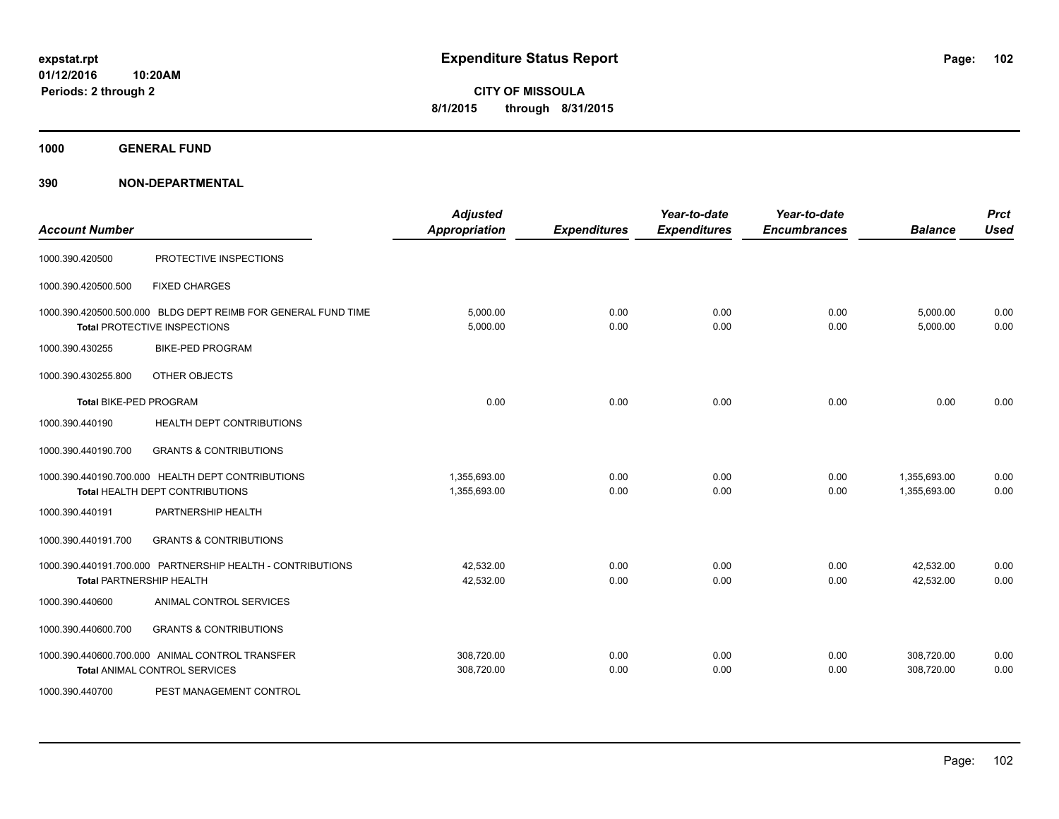expstat.rpt
01/12/2016 10:20AM
Periods: 2 through 2

# Expenditure Status Report

**CITY OF MISSOULA**
**8/1/2015 through 8/31/2015**

## 1000 GENERAL FUND

### 390 NON-DEPARTMENTAL

| Account Number | | Adjusted Appropriation | Expenditures | Year-to-date Expenditures | Year-to-date Encumbrances | Balance | Prct Used |
|---|---|---|---|---|---|---|---|
| 1000.390.420500 | PROTECTIVE INSPECTIONS | | | | | | |
| 1000.390.420500.500 | FIXED CHARGES | | | | | | |
| 1000.390.420500.500.000 | BLDG DEPT REIMB FOR GENERAL FUND TIME | 5,000.00 | 0.00 | 0.00 | 0.00 | 5,000.00 | 0.00 |
| **Total** PROTECTIVE INSPECTIONS | | 5,000.00 | 0.00 | 0.00 | 0.00 | 5,000.00 | 0.00 |
| 1000.390.430255 | BIKE-PED PROGRAM | | | | | | |
| 1000.390.430255.800 | OTHER OBJECTS | | | | | | |
| **Total** BIKE-PED PROGRAM | | 0.00 | 0.00 | 0.00 | 0.00 | 0.00 | 0.00 |
| 1000.390.440190 | HEALTH DEPT CONTRIBUTIONS | | | | | | |
| 1000.390.440190.700 | GRANTS & CONTRIBUTIONS | | | | | | |
| 1000.390.440190.700.000 | HEALTH DEPT CONTRIBUTIONS | 1,355,693.00 | 0.00 | 0.00 | 0.00 | 1,355,693.00 | 0.00 |
| **Total** HEALTH DEPT CONTRIBUTIONS | | 1,355,693.00 | 0.00 | 0.00 | 0.00 | 1,355,693.00 | 0.00 |
| 1000.390.440191 | PARTNERSHIP HEALTH | | | | | | |
| 1000.390.440191.700 | GRANTS & CONTRIBUTIONS | | | | | | |
| 1000.390.440191.700.000 | PARTNERSHIP HEALTH - CONTRIBUTIONS | 42,532.00 | 0.00 | 0.00 | 0.00 | 42,532.00 | 0.00 |
| **Total** PARTNERSHIP HEALTH | | 42,532.00 | 0.00 | 0.00 | 0.00 | 42,532.00 | 0.00 |
| 1000.390.440600 | ANIMAL CONTROL SERVICES | | | | | | |
| 1000.390.440600.700 | GRANTS & CONTRIBUTIONS | | | | | | |
| 1000.390.440600.700.000 | ANIMAL CONTROL TRANSFER | 308,720.00 | 0.00 | 0.00 | 0.00 | 308,720.00 | 0.00 |
| **Total** ANIMAL CONTROL SERVICES | | 308,720.00 | 0.00 | 0.00 | 0.00 | 308,720.00 | 0.00 |
| 1000.390.440700 | PEST MANAGEMENT CONTROL | | | | | | |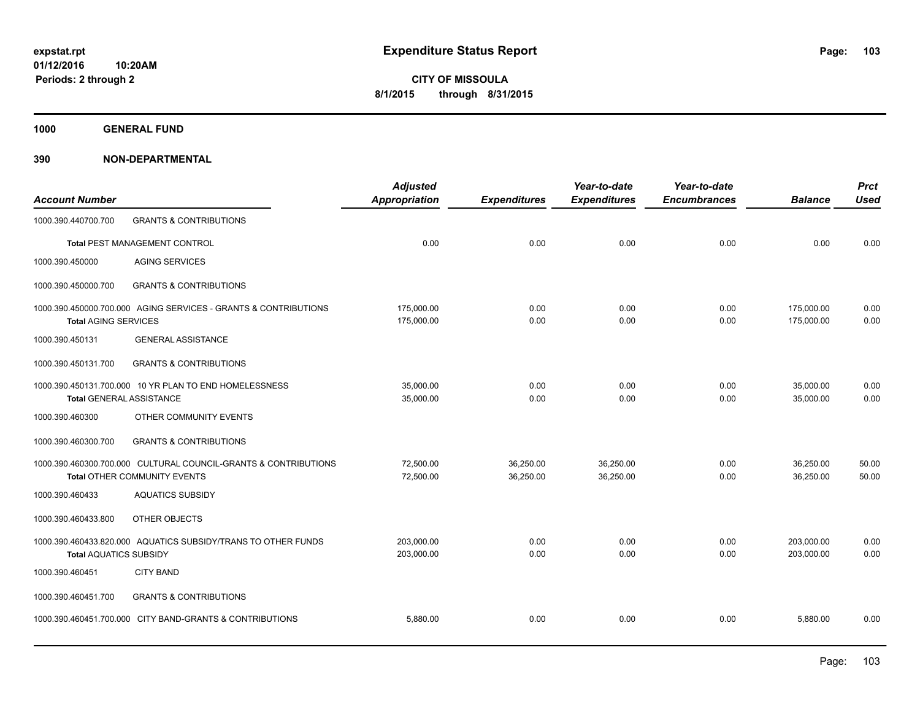**expstat.rpt**
**01/12/2016 10:20AM**
**Periods: 2 through 2**

# Expenditure Status Report

**CITY OF MISSOULA**
**8/1/2015 through 8/31/2015**

## 1000 GENERAL FUND

## 390 NON-DEPARTMENTAL

| Account Number | | Adjusted Appropriation | Expenditures | Year-to-date Expenditures | Year-to-date Encumbrances | Balance | Prct Used |
|---|---|---|---|---|---|---|---|
| 1000.390.440700.700 | GRANTS & CONTRIBUTIONS | | | | | | |
| **Total** PEST MANAGEMENT CONTROL | | 0.00 | 0.00 | 0.00 | 0.00 | 0.00 | 0.00 |
| 1000.390.450000 | AGING SERVICES | | | | | | |
| 1000.390.450000.700 | GRANTS & CONTRIBUTIONS | | | | | | |
| 1000.390.450000.700.000 | AGING SERVICES - GRANTS & CONTRIBUTIONS | 175,000.00 | 0.00 | 0.00 | 0.00 | 175,000.00 | 0.00 |
| **Total** AGING SERVICES | | 175,000.00 | 0.00 | 0.00 | 0.00 | 175,000.00 | 0.00 |
| 1000.390.450131 | GENERAL ASSISTANCE | | | | | | |
| 1000.390.450131.700 | GRANTS & CONTRIBUTIONS | | | | | | |
| 1000.390.450131.700.000 | 10 YR PLAN TO END HOMELESSNESS | 35,000.00 | 0.00 | 0.00 | 0.00 | 35,000.00 | 0.00 |
| **Total** GENERAL ASSISTANCE | | 35,000.00 | 0.00 | 0.00 | 0.00 | 35,000.00 | 0.00 |
| 1000.390.460300 | OTHER COMMUNITY EVENTS | | | | | | |
| 1000.390.460300.700 | GRANTS & CONTRIBUTIONS | | | | | | |
| 1000.390.460300.700.000 | CULTURAL COUNCIL-GRANTS & CONTRIBUTIONS | 72,500.00 | 36,250.00 | 36,250.00 | 0.00 | 36,250.00 | 50.00 |
| **Total** OTHER COMMUNITY EVENTS | | 72,500.00 | 36,250.00 | 36,250.00 | 0.00 | 36,250.00 | 50.00 |
| 1000.390.460433 | AQUATICS SUBSIDY | | | | | | |
| 1000.390.460433.800 | OTHER OBJECTS | | | | | | |
| 1000.390.460433.820.000 | AQUATICS SUBSIDY/TRANS TO OTHER FUNDS | 203,000.00 | 0.00 | 0.00 | 0.00 | 203,000.00 | 0.00 |
| **Total** AQUATICS SUBSIDY | | 203,000.00 | 0.00 | 0.00 | 0.00 | 203,000.00 | 0.00 |
| 1000.390.460451 | CITY BAND | | | | | | |
| 1000.390.460451.700 | GRANTS & CONTRIBUTIONS | | | | | | |
| 1000.390.460451.700.000 | CITY BAND-GRANTS & CONTRIBUTIONS | 5,880.00 | 0.00 | 0.00 | 0.00 | 5,880.00 | 0.00 |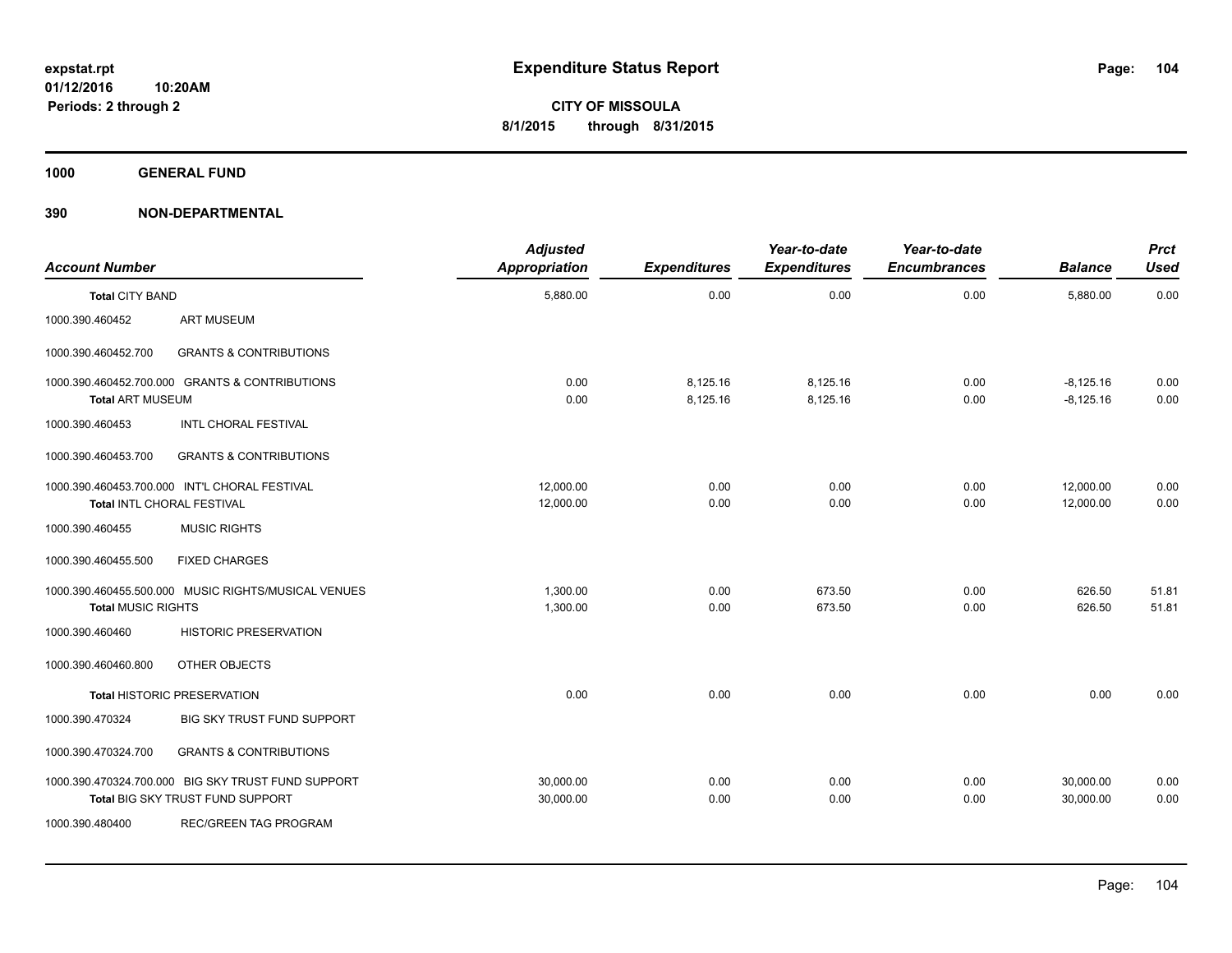**expstat.rpt**
**01/12/2016 10:20AM**
**Periods: 2 through 2**

# Expenditure Status Report

**CITY OF MISSOULA**
**8/1/2015 through 8/31/2015**

## 1000 GENERAL FUND

### 390 NON-DEPARTMENTAL

| Account Number | | Adjusted Appropriation | Expenditures | Year-to-date Expenditures | Year-to-date Encumbrances | Balance | Prct Used |
|---|---|---|---|---|---|---|---|
| **Total CITY BAND** | | 5,880.00 | 0.00 | 0.00 | 0.00 | 5,880.00 | 0.00 |
| 1000.390.460452 | ART MUSEUM | | | | | | |
| 1000.390.460452.700 | GRANTS & CONTRIBUTIONS | | | | | | |
| 1000.390.460452.700.000 | GRANTS & CONTRIBUTIONS | 0.00 | 8,125.16 | 8,125.16 | 0.00 | -8,125.16 | 0.00 |
| **Total ART MUSEUM** | | 0.00 | 8,125.16 | 8,125.16 | 0.00 | -8,125.16 | 0.00 |
| 1000.390.460453 | INTL CHORAL FESTIVAL | | | | | | |
| 1000.390.460453.700 | GRANTS & CONTRIBUTIONS | | | | | | |
| 1000.390.460453.700.000 | INT'L CHORAL FESTIVAL | 12,000.00 | 0.00 | 0.00 | 0.00 | 12,000.00 | 0.00 |
| **Total INTL CHORAL FESTIVAL** | | 12,000.00 | 0.00 | 0.00 | 0.00 | 12,000.00 | 0.00 |
| 1000.390.460455 | MUSIC RIGHTS | | | | | | |
| 1000.390.460455.500 | FIXED CHARGES | | | | | | |
| 1000.390.460455.500.000 | MUSIC RIGHTS/MUSICAL VENUES | 1,300.00 | 0.00 | 673.50 | 0.00 | 626.50 | 51.81 |
| **Total MUSIC RIGHTS** | | 1,300.00 | 0.00 | 673.50 | 0.00 | 626.50 | 51.81 |
| 1000.390.460460 | HISTORIC PRESERVATION | | | | | | |
| 1000.390.460460.800 | OTHER OBJECTS | | | | | | |
| **Total HISTORIC PRESERVATION** | | 0.00 | 0.00 | 0.00 | 0.00 | 0.00 | 0.00 |
| 1000.390.470324 | BIG SKY TRUST FUND SUPPORT | | | | | | |
| 1000.390.470324.700 | GRANTS & CONTRIBUTIONS | | | | | | |
| 1000.390.470324.700.000 | BIG SKY TRUST FUND SUPPORT | 30,000.00 | 0.00 | 0.00 | 0.00 | 30,000.00 | 0.00 |
| **Total BIG SKY TRUST FUND SUPPORT** | | 30,000.00 | 0.00 | 0.00 | 0.00 | 30,000.00 | 0.00 |
| 1000.390.480400 | REC/GREEN TAG PROGRAM | | | | | | |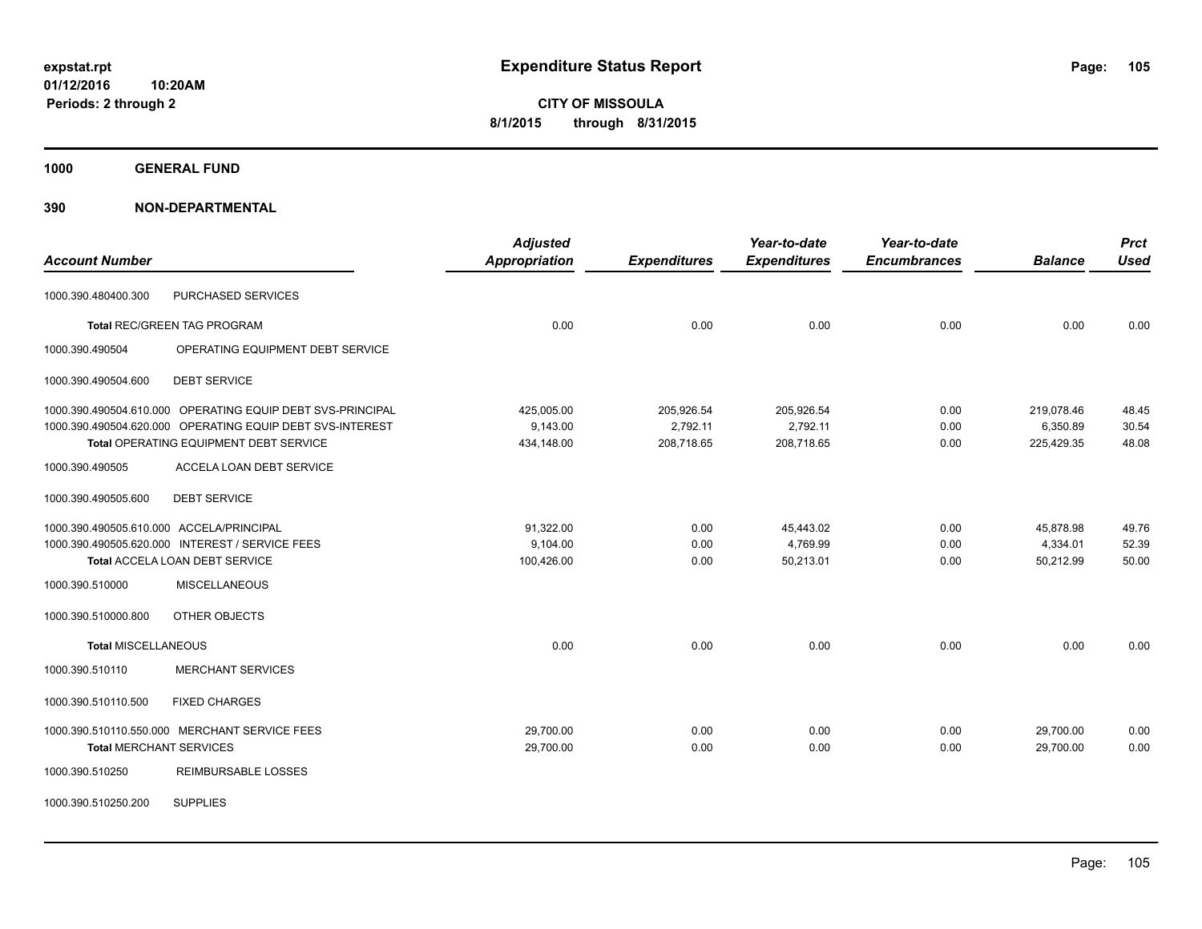**expstat.rpt**
**01/12/2016 10:20AM**
**Periods: 2 through 2**

# Expenditure Status Report

**CITY OF MISSOULA**
**8/1/2015 through 8/31/2015**

## 1000 GENERAL FUND

## 390 NON-DEPARTMENTAL

| Account Number | | Adjusted Appropriation | Expenditures | Year-to-date Expenditures | Year-to-date Encumbrances | Balance | Prct Used |
|---|---|---|---|---|---|---|---|
| 1000.390.480400.300 | PURCHASED SERVICES | | | | | | |
| **Total** REC/GREEN TAG PROGRAM | | 0.00 | 0.00 | 0.00 | 0.00 | 0.00 | 0.00 |
| 1000.390.490504 | OPERATING EQUIPMENT DEBT SERVICE | | | | | | |
| 1000.390.490504.600 | DEBT SERVICE | | | | | | |
| 1000.390.490504.610.000 | OPERATING EQUIP DEBT SVS-PRINCIPAL | 425,005.00 | 205,926.54 | 205,926.54 | 0.00 | 219,078.46 | 48.45 |
| 1000.390.490504.620.000 | OPERATING EQUIP DEBT SVS-INTEREST | 9,143.00 | 2,792.11 | 2,792.11 | 0.00 | 6,350.89 | 30.54 |
| **Total** OPERATING EQUIPMENT DEBT SERVICE | | 434,148.00 | 208,718.65 | 208,718.65 | 0.00 | 225,429.35 | 48.08 |
| 1000.390.490505 | ACCELA LOAN DEBT SERVICE | | | | | | |
| 1000.390.490505.600 | DEBT SERVICE | | | | | | |
| 1000.390.490505.610.000 | ACCELA/PRINCIPAL | 91,322.00 | 0.00 | 45,443.02 | 0.00 | 45,878.98 | 49.76 |
| 1000.390.490505.620.000 | INTEREST / SERVICE FEES | 9,104.00 | 0.00 | 4,769.99 | 0.00 | 4,334.01 | 52.39 |
| **Total** ACCELA LOAN DEBT SERVICE | | 100,426.00 | 0.00 | 50,213.01 | 0.00 | 50,212.99 | 50.00 |
| 1000.390.510000 | MISCELLANEOUS | | | | | | |
| 1000.390.510000.800 | OTHER OBJECTS | | | | | | |
| **Total** MISCELLANEOUS | | 0.00 | 0.00 | 0.00 | 0.00 | 0.00 | 0.00 |
| 1000.390.510110 | MERCHANT SERVICES | | | | | | |
| 1000.390.510110.500 | FIXED CHARGES | | | | | | |
| 1000.390.510110.550.000 | MERCHANT SERVICE FEES | 29,700.00 | 0.00 | 0.00 | 0.00 | 29,700.00 | 0.00 |
| **Total** MERCHANT SERVICES | | 29,700.00 | 0.00 | 0.00 | 0.00 | 29,700.00 | 0.00 |
| 1000.390.510250 | REIMBURSABLE LOSSES | | | | | | |
| 1000.390.510250.200 | SUPPLIES | | | | | | |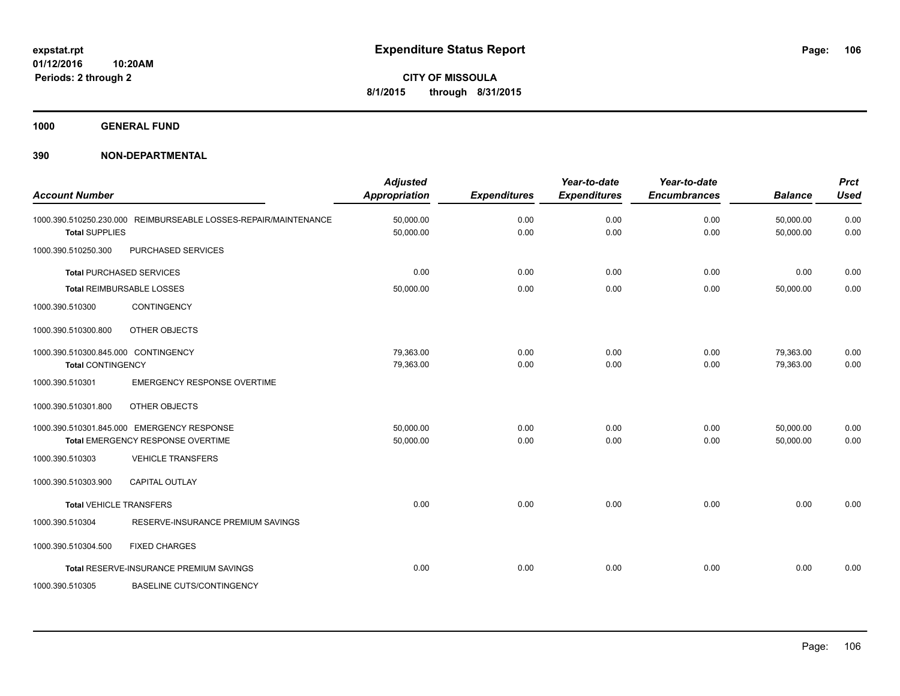# Expenditure Status Report

**expstat.rpt**
**01/12/2016 10:20AM**
**Periods: 2 through 2**

**CITY OF MISSOULA**
**8/1/2015 through 8/31/2015**

**1000 GENERAL FUND**

**390 NON-DEPARTMENTAL**

| Account Number | | Adjusted Appropriation | Expenditures | Year-to-date Expenditures | Year-to-date Encumbrances | Balance | Prct Used |
|---|---|---|---|---|---|---|---|
| 1000.390.510250.230.000 | REIMBURSEABLE LOSSES-REPAIR/MAINTENANCE | 50,000.00 | 0.00 | 0.00 | 0.00 | 50,000.00 | 0.00 |
| **Total** SUPPLIES | | 50,000.00 | 0.00 | 0.00 | 0.00 | 50,000.00 | 0.00 |
| 1000.390.510250.300 | PURCHASED SERVICES | | | | | | |
| **Total** PURCHASED SERVICES | | 0.00 | 0.00 | 0.00 | 0.00 | 0.00 | 0.00 |
| **Total** REIMBURSABLE LOSSES | | 50,000.00 | 0.00 | 0.00 | 0.00 | 50,000.00 | 0.00 |
| 1000.390.510300 | CONTINGENCY | | | | | | |
| 1000.390.510300.800 | OTHER OBJECTS | | | | | | |
| 1000.390.510300.845.000 | CONTINGENCY | 79,363.00 | 0.00 | 0.00 | 0.00 | 79,363.00 | 0.00 |
| **Total** CONTINGENCY | | 79,363.00 | 0.00 | 0.00 | 0.00 | 79,363.00 | 0.00 |
| 1000.390.510301 | EMERGENCY RESPONSE OVERTIME | | | | | | |
| 1000.390.510301.800 | OTHER OBJECTS | | | | | | |
| 1000.390.510301.845.000 | EMERGENCY RESPONSE | 50,000.00 | 0.00 | 0.00 | 0.00 | 50,000.00 | 0.00 |
| **Total** EMERGENCY RESPONSE OVERTIME | | 50,000.00 | 0.00 | 0.00 | 0.00 | 50,000.00 | 0.00 |
| 1000.390.510303 | VEHICLE TRANSFERS | | | | | | |
| 1000.390.510303.900 | CAPITAL OUTLAY | | | | | | |
| **Total** VEHICLE TRANSFERS | | 0.00 | 0.00 | 0.00 | 0.00 | 0.00 | 0.00 |
| 1000.390.510304 | RESERVE-INSURANCE PREMIUM SAVINGS | | | | | | |
| 1000.390.510304.500 | FIXED CHARGES | | | | | | |
| **Total** RESERVE-INSURANCE PREMIUM SAVINGS | | 0.00 | 0.00 | 0.00 | 0.00 | 0.00 | 0.00 |
| 1000.390.510305 | BASELINE CUTS/CONTINGENCY | | | | | | |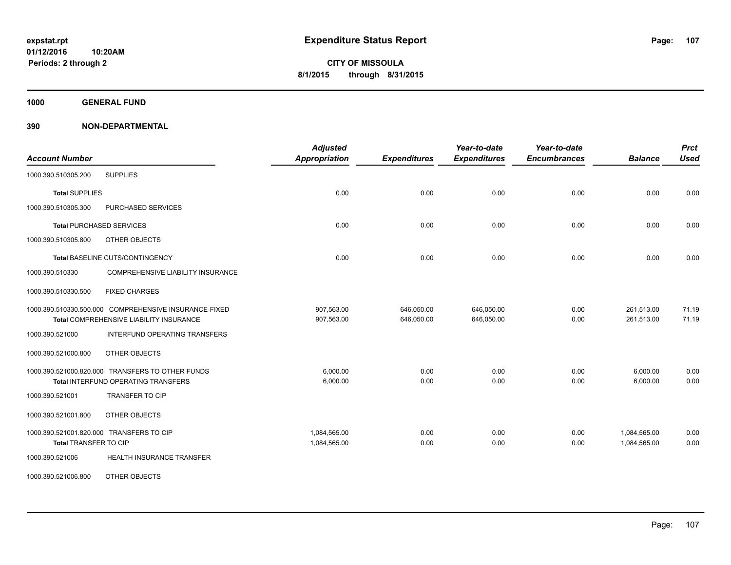# Expenditure Status Report

**CITY OF MISSOULA**

**8/1/2015 through 8/31/2015**

expstat.rpt
01/12/2016 10:20AM
Periods: 2 through 2

## 1000 GENERAL FUND

## 390 NON-DEPARTMENTAL

| Account Number | | Adjusted Appropriation | Expenditures | Year-to-date Expenditures | Year-to-date Encumbrances | Balance | Prct Used |
|---|---|---|---|---|---|---|---|
| 1000.390.510305.200 | SUPPLIES | | | | | | |
| **Total** SUPPLIES | | 0.00 | 0.00 | 0.00 | 0.00 | 0.00 | 0.00 |
| 1000.390.510305.300 | PURCHASED SERVICES | | | | | | |
| **Total** PURCHASED SERVICES | | 0.00 | 0.00 | 0.00 | 0.00 | 0.00 | 0.00 |
| 1000.390.510305.800 | OTHER OBJECTS | | | | | | |
| **Total** BASELINE CUTS/CONTINGENCY | | 0.00 | 0.00 | 0.00 | 0.00 | 0.00 | 0.00 |
| 1000.390.510330 | COMPREHENSIVE LIABILITY INSURANCE | | | | | | |
| 1000.390.510330.500 | FIXED CHARGES | | | | | | |
| 1000.390.510330.500.000 | COMPREHENSIVE INSURANCE-FIXED | 907,563.00 | 646,050.00 | 646,050.00 | 0.00 | 261,513.00 | 71.19 |
| **Total** COMPREHENSIVE LIABILITY INSURANCE | | 907,563.00 | 646,050.00 | 646,050.00 | 0.00 | 261,513.00 | 71.19 |
| 1000.390.521000 | INTERFUND OPERATING TRANSFERS | | | | | | |
| 1000.390.521000.800 | OTHER OBJECTS | | | | | | |
| 1000.390.521000.820.000 | TRANSFERS TO OTHER FUNDS | 6,000.00 | 0.00 | 0.00 | 0.00 | 6,000.00 | 0.00 |
| **Total** INTERFUND OPERATING TRANSFERS | | 6,000.00 | 0.00 | 0.00 | 0.00 | 6,000.00 | 0.00 |
| 1000.390.521001 | TRANSFER TO CIP | | | | | | |
| 1000.390.521001.800 | OTHER OBJECTS | | | | | | |
| 1000.390.521001.820.000 | TRANSFERS TO CIP | 1,084,565.00 | 0.00 | 0.00 | 0.00 | 1,084,565.00 | 0.00 |
| **Total** TRANSFER TO CIP | | 1,084,565.00 | 0.00 | 0.00 | 0.00 | 1,084,565.00 | 0.00 |
| 1000.390.521006 | HEALTH INSURANCE TRANSFER | | | | | | |
| 1000.390.521006.800 | OTHER OBJECTS | | | | | | |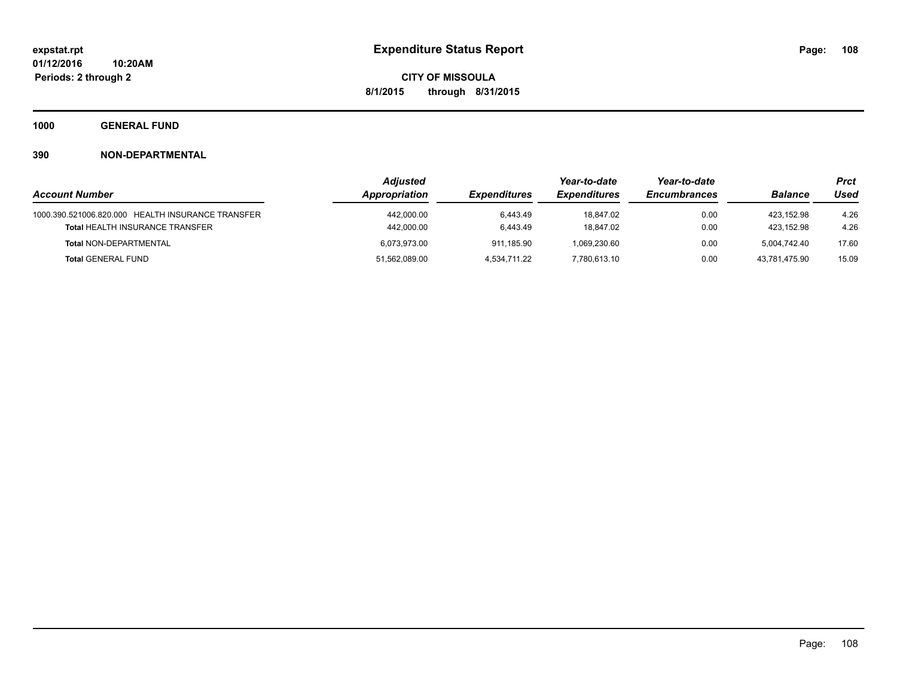**expstat.rpt**
**01/12/2016 10:20AM**
**Periods: 2 through 2**

# Expenditure Status Report

**CITY OF MISSOULA**
**8/1/2015 through 8/31/2015**

## 1000 GENERAL FUND

### 390 NON-DEPARTMENTAL

| Account Number | Adjusted Appropriation | Expenditures | Year-to-date Expenditures | Year-to-date Encumbrances | Balance | Prct Used |
|---|---|---|---|---|---|---|
| 1000.390.521006.820.000 HEALTH INSURANCE TRANSFER | 442,000.00 | 6,443.49 | 18,847.02 | 0.00 | 423,152.98 | 4.26 |
| **Total** HEALTH INSURANCE TRANSFER | 442,000.00 | 6,443.49 | 18,847.02 | 0.00 | 423,152.98 | 4.26 |
| **Total** NON-DEPARTMENTAL | 6,073,973.00 | 911,185.90 | 1,069,230.60 | 0.00 | 5,004,742.40 | 17.60 |
| **Total** GENERAL FUND | 51,562,089.00 | 4,534,711.22 | 7,780,613.10 | 0.00 | 43,781,475.90 | 15.09 |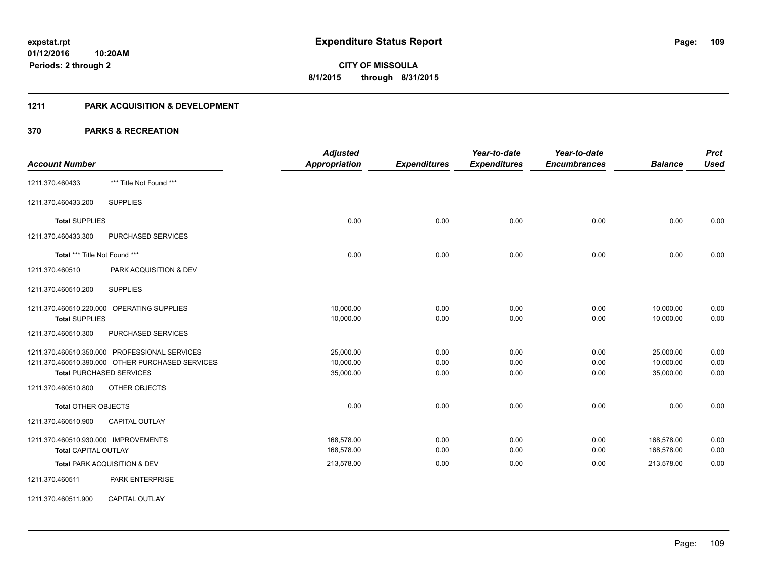# Expenditure Status Report

expstat.rpt
01/12/2016 10:20AM
Periods: 2 through 2

**CITY OF MISSOULA**
**8/1/2015 through 8/31/2015**

## 1211 PARK ACQUISITION & DEVELOPMENT

## 370 PARKS & RECREATION

| Account Number | | Adjusted Appropriation | Expenditures | Year-to-date Expenditures | Year-to-date Encumbrances | Balance | Prct Used |
|---|---|---|---|---|---|---|---|
| 1211.370.460433 | *** Title Not Found *** | | | | | | |
| 1211.370.460433.200 | SUPPLIES | | | | | | |
| **Total** SUPPLIES | | 0.00 | 0.00 | 0.00 | 0.00 | 0.00 | 0.00 |
| 1211.370.460433.300 | PURCHASED SERVICES | | | | | | |
| **Total** *** Title Not Found *** | | 0.00 | 0.00 | 0.00 | 0.00 | 0.00 | 0.00 |
| 1211.370.460510 | PARK ACQUISITION & DEV | | | | | | |
| 1211.370.460510.200 | SUPPLIES | | | | | | |
| 1211.370.460510.220.000 | OPERATING SUPPLIES | 10,000.00 | 0.00 | 0.00 | 0.00 | 10,000.00 | 0.00 |
| **Total** SUPPLIES | | 10,000.00 | 0.00 | 0.00 | 0.00 | 10,000.00 | 0.00 |
| 1211.370.460510.300 | PURCHASED SERVICES | | | | | | |
| 1211.370.460510.350.000 | PROFESSIONAL SERVICES | 25,000.00 | 0.00 | 0.00 | 0.00 | 25,000.00 | 0.00 |
| 1211.370.460510.390.000 | OTHER PURCHASED SERVICES | 10,000.00 | 0.00 | 0.00 | 0.00 | 10,000.00 | 0.00 |
| **Total** PURCHASED SERVICES | | 35,000.00 | 0.00 | 0.00 | 0.00 | 35,000.00 | 0.00 |
| 1211.370.460510.800 | OTHER OBJECTS | | | | | | |
| **Total** OTHER OBJECTS | | 0.00 | 0.00 | 0.00 | 0.00 | 0.00 | 0.00 |
| 1211.370.460510.900 | CAPITAL OUTLAY | | | | | | |
| 1211.370.460510.930.000 | IMPROVEMENTS | 168,578.00 | 0.00 | 0.00 | 0.00 | 168,578.00 | 0.00 |
| **Total** CAPITAL OUTLAY | | 168,578.00 | 0.00 | 0.00 | 0.00 | 168,578.00 | 0.00 |
| **Total** PARK ACQUISITION & DEV | | 213,578.00 | 0.00 | 0.00 | 0.00 | 213,578.00 | 0.00 |
| 1211.370.460511 | PARK ENTERPRISE | | | | | | |
| 1211.370.460511.900 | CAPITAL OUTLAY | | | | | | |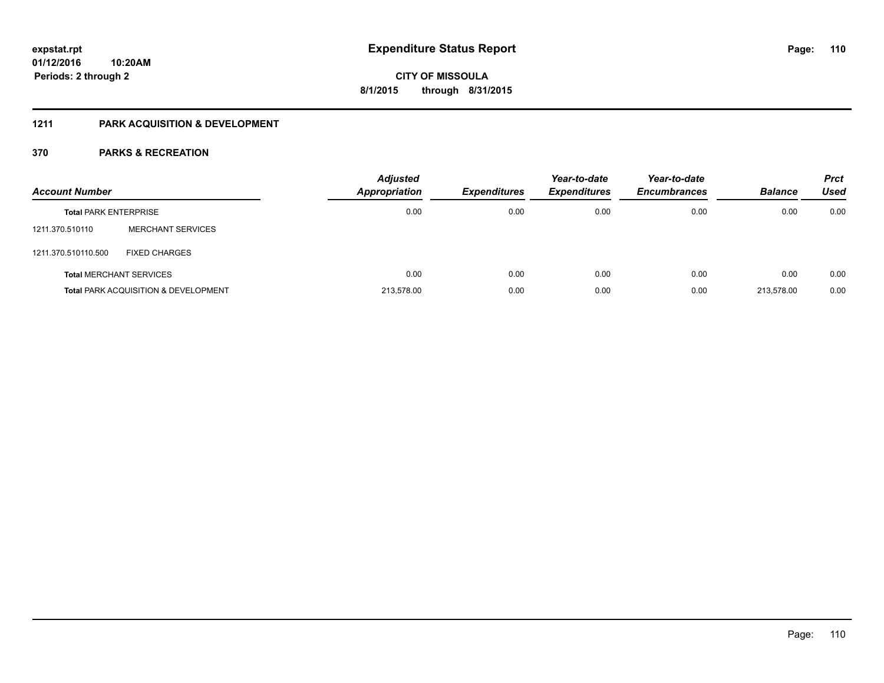# Expenditure Status Report

expstat.rpt
01/12/2016 10:20AM
Periods: 2 through 2

CITY OF MISSOULA
8/1/2015 through 8/31/2015

## 1211 PARK ACQUISITION & DEVELOPMENT

## 370 PARKS & RECREATION

| Account Number | | Adjusted Appropriation | Expenditures | Year-to-date Expenditures | Year-to-date Encumbrances | Balance | Prct Used |
|---|---|---|---|---|---|---|---|
| **Total** PARK ENTERPRISE | | 0.00 | 0.00 | 0.00 | 0.00 | 0.00 | 0.00 |
| 1211.370.510110 | MERCHANT SERVICES | | | | | | |
| 1211.370.510110.500 | FIXED CHARGES | | | | | | |
| **Total** MERCHANT SERVICES | | 0.00 | 0.00 | 0.00 | 0.00 | 0.00 | 0.00 |
| **Total** PARK ACQUISITION & DEVELOPMENT | | 213,578.00 | 0.00 | 0.00 | 0.00 | 213,578.00 | 0.00 |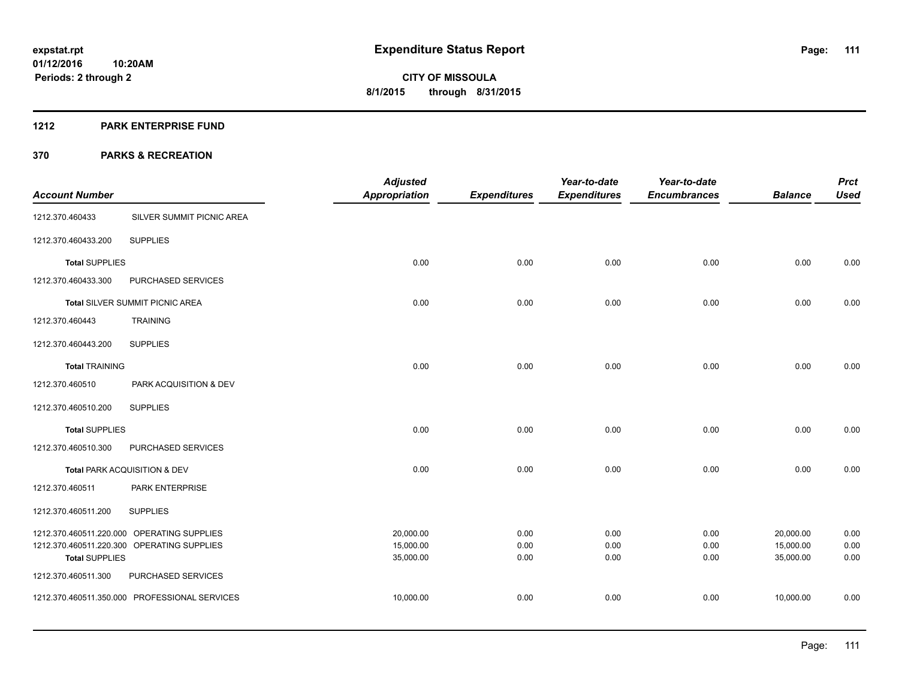**expstat.rpt**
**01/12/2016 10:20AM**
**Periods: 2 through 2**

# Expenditure Status Report

**CITY OF MISSOULA**
**8/1/2015 through 8/31/2015**

## 1212 PARK ENTERPRISE FUND

## 370 PARKS & RECREATION

| Account Number | | Adjusted Appropriation | Expenditures | Year-to-date Expenditures | Year-to-date Encumbrances | Balance | Prct Used |
|---|---|---|---|---|---|---|---|
| 1212.370.460433 | SILVER SUMMIT PICNIC AREA | | | | | | |
| 1212.370.460433.200 | SUPPLIES | | | | | | |
| **Total** SUPPLIES | | 0.00 | 0.00 | 0.00 | 0.00 | 0.00 | 0.00 |
| 1212.370.460433.300 | PURCHASED SERVICES | | | | | | |
| **Total** SILVER SUMMIT PICNIC AREA | | 0.00 | 0.00 | 0.00 | 0.00 | 0.00 | 0.00 |
| 1212.370.460443 | TRAINING | | | | | | |
| 1212.370.460443.200 | SUPPLIES | | | | | | |
| **Total** TRAINING | | 0.00 | 0.00 | 0.00 | 0.00 | 0.00 | 0.00 |
| 1212.370.460510 | PARK ACQUISITION & DEV | | | | | | |
| 1212.370.460510.200 | SUPPLIES | | | | | | |
| **Total** SUPPLIES | | 0.00 | 0.00 | 0.00 | 0.00 | 0.00 | 0.00 |
| 1212.370.460510.300 | PURCHASED SERVICES | | | | | | |
| **Total** PARK ACQUISITION & DEV | | 0.00 | 0.00 | 0.00 | 0.00 | 0.00 | 0.00 |
| 1212.370.460511 | PARK ENTERPRISE | | | | | | |
| 1212.370.460511.200 | SUPPLIES | | | | | | |
| 1212.370.460511.220.000 | OPERATING SUPPLIES | 20,000.00 | 0.00 | 0.00 | 0.00 | 20,000.00 | 0.00 |
| 1212.370.460511.220.300 | OPERATING SUPPLIES | 15,000.00 | 0.00 | 0.00 | 0.00 | 15,000.00 | 0.00 |
| **Total** SUPPLIES | | 35,000.00 | 0.00 | 0.00 | 0.00 | 35,000.00 | 0.00 |
| 1212.370.460511.300 | PURCHASED SERVICES | | | | | | |
| 1212.370.460511.350.000 | PROFESSIONAL SERVICES | 10,000.00 | 0.00 | 0.00 | 0.00 | 10,000.00 | 0.00 |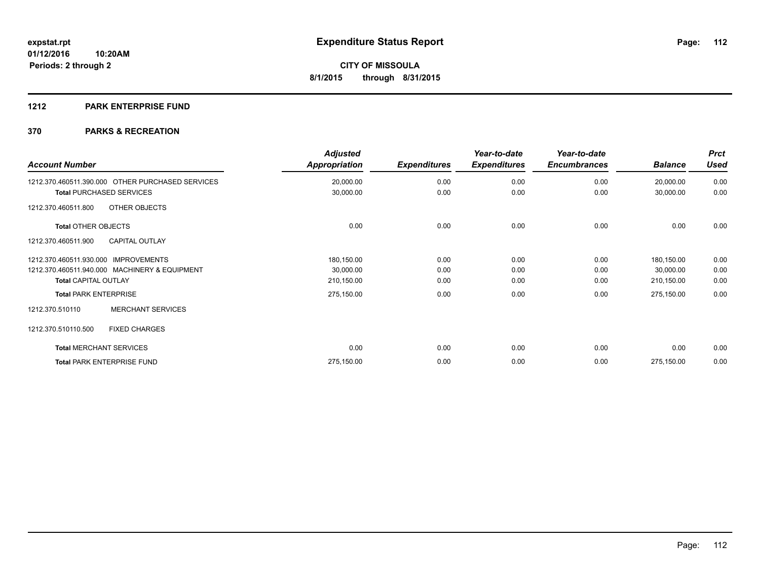**expstat.rpt**
**01/12/2016 10:20AM**
**Periods: 2 through 2**

# Expenditure Status Report

**CITY OF MISSOULA**
**8/1/2015 through 8/31/2015**

## 1212 PARK ENTERPRISE FUND

## 370 PARKS & RECREATION

| Account Number | Adjusted Appropriation | Expenditures | Year-to-date Expenditures | Year-to-date Encumbrances | Balance | Prct Used |
|---|---|---|---|---|---|---|
| 1212.370.460511.390.000 OTHER PURCHASED SERVICES | 20,000.00 | 0.00 | 0.00 | 0.00 | 20,000.00 | 0.00 |
| **Total** PURCHASED SERVICES | 30,000.00 | 0.00 | 0.00 | 0.00 | 30,000.00 | 0.00 |
| 1212.370.460511.800 OTHER OBJECTS | | | | | | |
| **Total** OTHER OBJECTS | 0.00 | 0.00 | 0.00 | 0.00 | 0.00 | 0.00 |
| 1212.370.460511.900 CAPITAL OUTLAY | | | | | | |
| 1212.370.460511.930.000 IMPROVEMENTS | 180,150.00 | 0.00 | 0.00 | 0.00 | 180,150.00 | 0.00 |
| 1212.370.460511.940.000 MACHINERY & EQUIPMENT | 30,000.00 | 0.00 | 0.00 | 0.00 | 30,000.00 | 0.00 |
| **Total** CAPITAL OUTLAY | 210,150.00 | 0.00 | 0.00 | 0.00 | 210,150.00 | 0.00 |
| **Total** PARK ENTERPRISE | 275,150.00 | 0.00 | 0.00 | 0.00 | 275,150.00 | 0.00 |
| 1212.370.510110 MERCHANT SERVICES | | | | | | |
| 1212.370.510110.500 FIXED CHARGES | | | | | | |
| **Total** MERCHANT SERVICES | 0.00 | 0.00 | 0.00 | 0.00 | 0.00 | 0.00 |
| **Total** PARK ENTERPRISE FUND | 275,150.00 | 0.00 | 0.00 | 0.00 | 275,150.00 | 0.00 |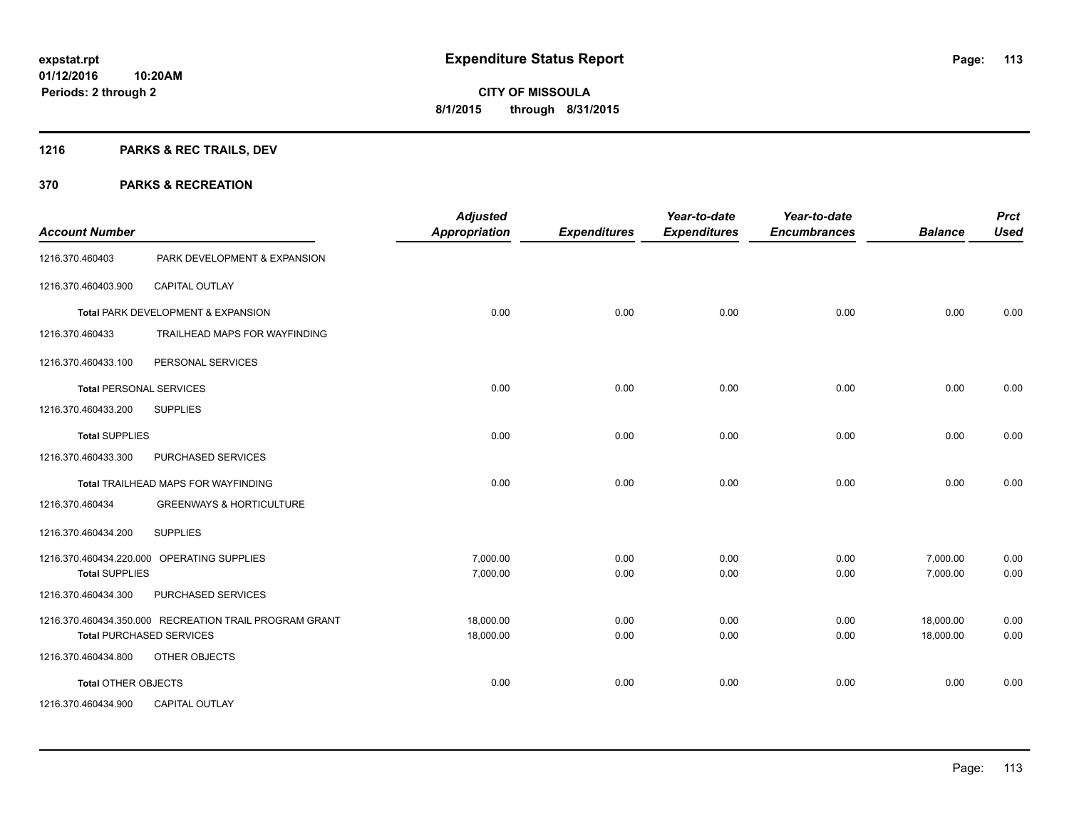# Expenditure Status Report

**CITY OF MISSOULA**
**8/1/2015 through 8/31/2015**

expstat.rpt
01/12/2016 10:20AM
Periods: 2 through 2

## 1216 PARKS & REC TRAILS, DEV

## 370 PARKS & RECREATION

| Account Number | | Adjusted Appropriation | Expenditures | Year-to-date Expenditures | Year-to-date Encumbrances | Balance | Prct Used |
|---|---|---|---|---|---|---|---|
| 1216.370.460403 | PARK DEVELOPMENT & EXPANSION | | | | | | |
| 1216.370.460403.900 | CAPITAL OUTLAY | | | | | | |
| **Total** PARK DEVELOPMENT & EXPANSION | | 0.00 | 0.00 | 0.00 | 0.00 | 0.00 | 0.00 |
| 1216.370.460433 | TRAILHEAD MAPS FOR WAYFINDING | | | | | | |
| 1216.370.460433.100 | PERSONAL SERVICES | | | | | | |
| **Total** PERSONAL SERVICES | | 0.00 | 0.00 | 0.00 | 0.00 | 0.00 | 0.00 |
| 1216.370.460433.200 | SUPPLIES | | | | | | |
| **Total** SUPPLIES | | 0.00 | 0.00 | 0.00 | 0.00 | 0.00 | 0.00 |
| 1216.370.460433.300 | PURCHASED SERVICES | | | | | | |
| **Total** TRAILHEAD MAPS FOR WAYFINDING | | 0.00 | 0.00 | 0.00 | 0.00 | 0.00 | 0.00 |
| 1216.370.460434 | GREENWAYS & HORTICULTURE | | | | | | |
| 1216.370.460434.200 | SUPPLIES | | | | | | |
| 1216.370.460434.220.000 | OPERATING SUPPLIES | 7,000.00 | 0.00 | 0.00 | 0.00 | 7,000.00 | 0.00 |
| **Total** SUPPLIES | | 7,000.00 | 0.00 | 0.00 | 0.00 | 7,000.00 | 0.00 |
| 1216.370.460434.300 | PURCHASED SERVICES | | | | | | |
| 1216.370.460434.350.000 | RECREATION TRAIL PROGRAM GRANT | 18,000.00 | 0.00 | 0.00 | 0.00 | 18,000.00 | 0.00 |
| **Total** PURCHASED SERVICES | | 18,000.00 | 0.00 | 0.00 | 0.00 | 18,000.00 | 0.00 |
| 1216.370.460434.800 | OTHER OBJECTS | | | | | | |
| **Total** OTHER OBJECTS | | 0.00 | 0.00 | 0.00 | 0.00 | 0.00 | 0.00 |
| 1216.370.460434.900 | CAPITAL OUTLAY | | | | | | |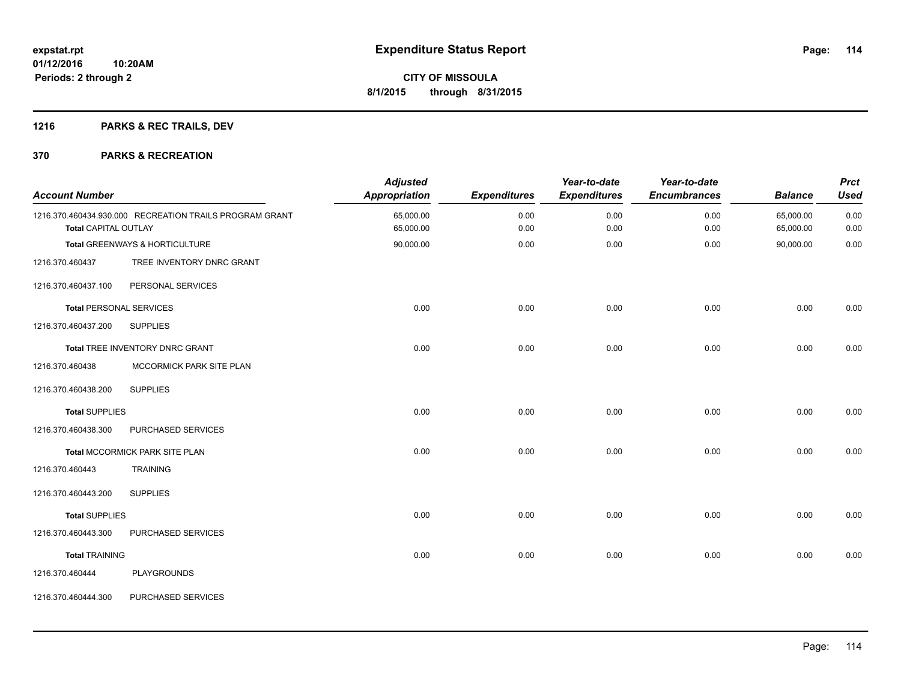expstat.rpt
01/12/2016 10:20AM
Periods: 2 through 2

# Expenditure Status Report

**CITY OF MISSOULA**
**8/1/2015 through 8/31/2015**

## 1216 PARKS & REC TRAILS, DEV

## 370 PARKS & RECREATION

| Account Number | | Adjusted Appropriation | Expenditures | Year-to-date Expenditures | Year-to-date Encumbrances | Balance | Prct Used |
|---|---|---|---|---|---|---|---|
| 1216.370.460434.930.000 | RECREATION TRAILS PROGRAM GRANT | 65,000.00 | 0.00 | 0.00 | 0.00 | 65,000.00 | 0.00 |
| **Total** CAPITAL OUTLAY | | 65,000.00 | 0.00 | 0.00 | 0.00 | 65,000.00 | 0.00 |
| **Total** GREENWAYS & HORTICULTURE | | 90,000.00 | 0.00 | 0.00 | 0.00 | 90,000.00 | 0.00 |
| 1216.370.460437 | TREE INVENTORY DNRC GRANT | | | | | | |
| 1216.370.460437.100 | PERSONAL SERVICES | | | | | | |
| **Total** PERSONAL SERVICES | | 0.00 | 0.00 | 0.00 | 0.00 | 0.00 | 0.00 |
| 1216.370.460437.200 | SUPPLIES | | | | | | |
| **Total** TREE INVENTORY DNRC GRANT | | 0.00 | 0.00 | 0.00 | 0.00 | 0.00 | 0.00 |
| 1216.370.460438 | MCCORMICK PARK SITE PLAN | | | | | | |
| 1216.370.460438.200 | SUPPLIES | | | | | | |
| **Total** SUPPLIES | | 0.00 | 0.00 | 0.00 | 0.00 | 0.00 | 0.00 |
| 1216.370.460438.300 | PURCHASED SERVICES | | | | | | |
| **Total** MCCORMICK PARK SITE PLAN | | 0.00 | 0.00 | 0.00 | 0.00 | 0.00 | 0.00 |
| 1216.370.460443 | TRAINING | | | | | | |
| 1216.370.460443.200 | SUPPLIES | | | | | | |
| **Total** SUPPLIES | | 0.00 | 0.00 | 0.00 | 0.00 | 0.00 | 0.00 |
| 1216.370.460443.300 | PURCHASED SERVICES | | | | | | |
| **Total** TRAINING | | 0.00 | 0.00 | 0.00 | 0.00 | 0.00 | 0.00 |
| 1216.370.460444 | PLAYGROUNDS | | | | | | |
| 1216.370.460444.300 | PURCHASED SERVICES | | | | | | |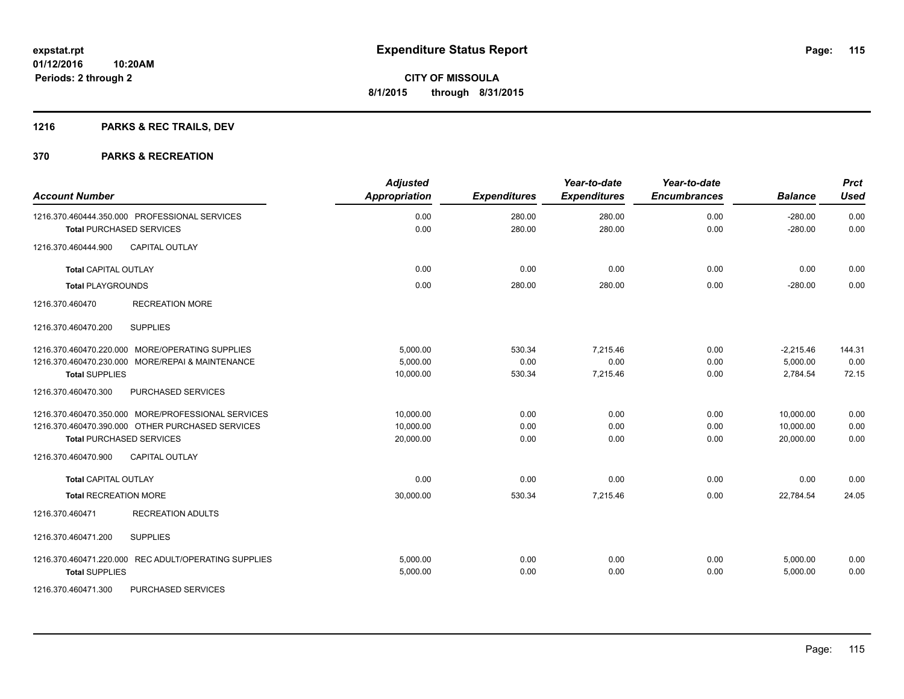**expstat.rpt**
**01/12/2016 10:20AM**
**Periods: 2 through 2**

# Expenditure Status Report

**CITY OF MISSOULA**
**8/1/2015 through 8/31/2015**

## 1216 PARKS & REC TRAILS, DEV

## 370 PARKS & RECREATION

| Account Number | Adjusted Appropriation | Expenditures | Year-to-date Expenditures | Year-to-date Encumbrances | Balance | Prct Used |
|---|---|---|---|---|---|---|
| 1216.370.460444.350.000 PROFESSIONAL SERVICES | 0.00 | 280.00 | 280.00 | 0.00 | -280.00 | 0.00 |
| **Total** PURCHASED SERVICES | 0.00 | 280.00 | 280.00 | 0.00 | -280.00 | 0.00 |
| 1216.370.460444.900 CAPITAL OUTLAY | | | | | | |
| **Total** CAPITAL OUTLAY | 0.00 | 0.00 | 0.00 | 0.00 | 0.00 | 0.00 |
| **Total** PLAYGROUNDS | 0.00 | 280.00 | 280.00 | 0.00 | -280.00 | 0.00 |
| 1216.370.460470 RECREATION MORE | | | | | | |
| 1216.370.460470.200 SUPPLIES | | | | | | |
| 1216.370.460470.220.000 MORE/OPERATING SUPPLIES | 5,000.00 | 530.34 | 7,215.46 | 0.00 | -2,215.46 | 144.31 |
| 1216.370.460470.230.000 MORE/REPAI & MAINTENANCE | 5,000.00 | 0.00 | 0.00 | 0.00 | 5,000.00 | 0.00 |
| **Total** SUPPLIES | 10,000.00 | 530.34 | 7,215.46 | 0.00 | 2,784.54 | 72.15 |
| 1216.370.460470.300 PURCHASED SERVICES | | | | | | |
| 1216.370.460470.350.000 MORE/PROFESSIONAL SERVICES | 10,000.00 | 0.00 | 0.00 | 0.00 | 10,000.00 | 0.00 |
| 1216.370.460470.390.000 OTHER PURCHASED SERVICES | 10,000.00 | 0.00 | 0.00 | 0.00 | 10,000.00 | 0.00 |
| **Total** PURCHASED SERVICES | 20,000.00 | 0.00 | 0.00 | 0.00 | 20,000.00 | 0.00 |
| 1216.370.460470.900 CAPITAL OUTLAY | | | | | | |
| **Total** CAPITAL OUTLAY | 0.00 | 0.00 | 0.00 | 0.00 | 0.00 | 0.00 |
| **Total** RECREATION MORE | 30,000.00 | 530.34 | 7,215.46 | 0.00 | 22,784.54 | 24.05 |
| 1216.370.460471 RECREATION ADULTS | | | | | | |
| 1216.370.460471.200 SUPPLIES | | | | | | |
| 1216.370.460471.220.000 REC ADULT/OPERATING SUPPLIES | 5,000.00 | 0.00 | 0.00 | 0.00 | 5,000.00 | 0.00 |
| **Total** SUPPLIES | 5,000.00 | 0.00 | 0.00 | 0.00 | 5,000.00 | 0.00 |
| 1216.370.460471.300 PURCHASED SERVICES | | | | | | |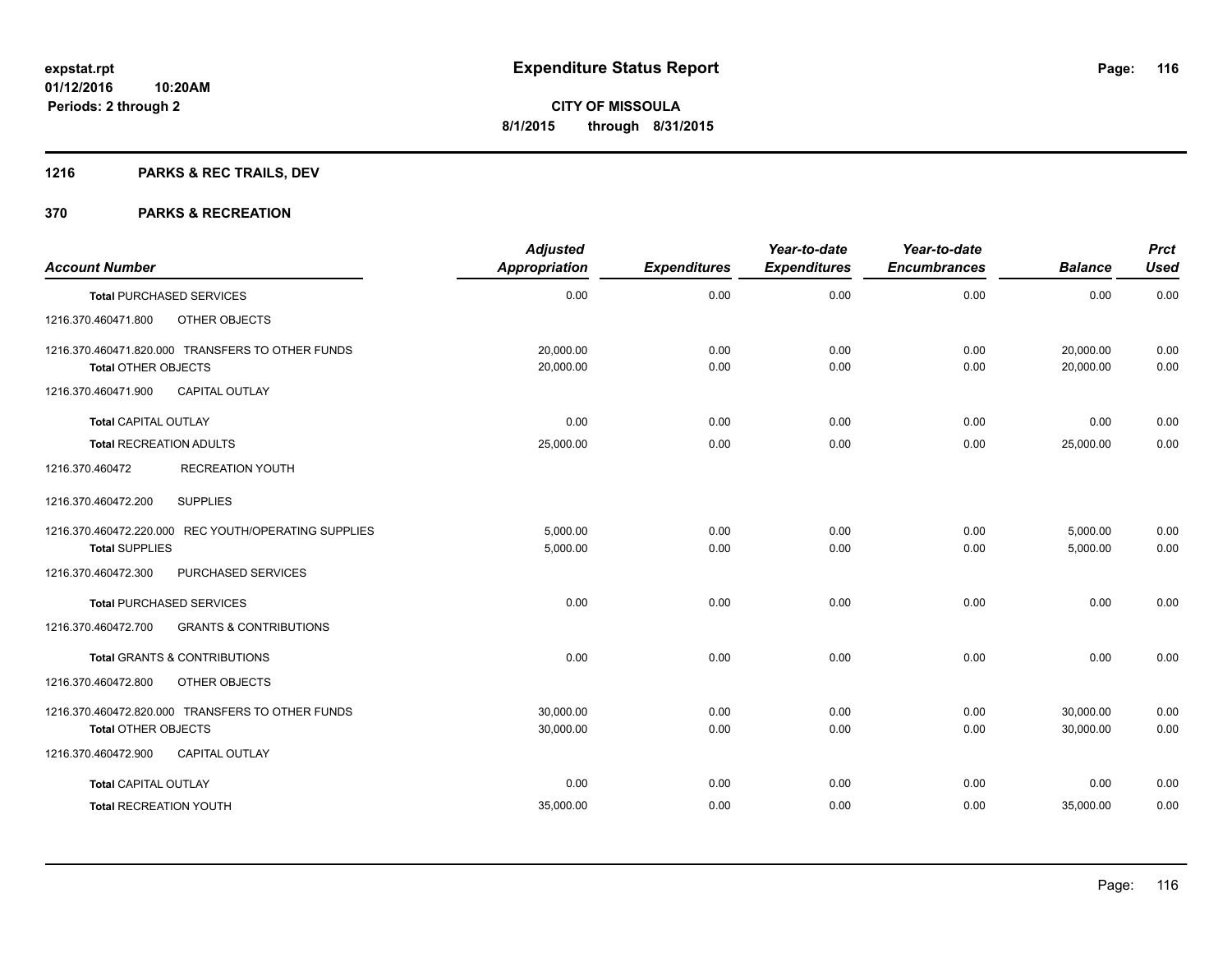expstat.rpt
01/12/2016 10:20AM
Periods: 2 through 2

# Expenditure Status Report

**CITY OF MISSOULA**
**8/1/2015 through 8/31/2015**

## 1216 PARKS & REC TRAILS, DEV

## 370 PARKS & RECREATION

| Account Number | Adjusted Appropriation | Expenditures | Year-to-date Expenditures | Year-to-date Encumbrances | Balance | Prct Used |
|---|---|---|---|---|---|---|
| **Total** PURCHASED SERVICES | 0.00 | 0.00 | 0.00 | 0.00 | 0.00 | 0.00 |
| 1216.370.460471.800 OTHER OBJECTS | | | | | | |
| 1216.370.460471.820.000 TRANSFERS TO OTHER FUNDS | 20,000.00 | 0.00 | 0.00 | 0.00 | 20,000.00 | 0.00 |
| **Total** OTHER OBJECTS | 20,000.00 | 0.00 | 0.00 | 0.00 | 20,000.00 | 0.00 |
| 1216.370.460471.900 CAPITAL OUTLAY | | | | | | |
| **Total** CAPITAL OUTLAY | 0.00 | 0.00 | 0.00 | 0.00 | 0.00 | 0.00 |
| **Total** RECREATION ADULTS | 25,000.00 | 0.00 | 0.00 | 0.00 | 25,000.00 | 0.00 |
| 1216.370.460472 RECREATION YOUTH | | | | | | |
| 1216.370.460472.200 SUPPLIES | | | | | | |
| 1216.370.460472.220.000 REC YOUTH/OPERATING SUPPLIES | 5,000.00 | 0.00 | 0.00 | 0.00 | 5,000.00 | 0.00 |
| **Total** SUPPLIES | 5,000.00 | 0.00 | 0.00 | 0.00 | 5,000.00 | 0.00 |
| 1216.370.460472.300 PURCHASED SERVICES | | | | | | |
| **Total** PURCHASED SERVICES | 0.00 | 0.00 | 0.00 | 0.00 | 0.00 | 0.00 |
| 1216.370.460472.700 GRANTS & CONTRIBUTIONS | | | | | | |
| **Total** GRANTS & CONTRIBUTIONS | 0.00 | 0.00 | 0.00 | 0.00 | 0.00 | 0.00 |
| 1216.370.460472.800 OTHER OBJECTS | | | | | | |
| 1216.370.460472.820.000 TRANSFERS TO OTHER FUNDS | 30,000.00 | 0.00 | 0.00 | 0.00 | 30,000.00 | 0.00 |
| **Total** OTHER OBJECTS | 30,000.00 | 0.00 | 0.00 | 0.00 | 30,000.00 | 0.00 |
| 1216.370.460472.900 CAPITAL OUTLAY | | | | | | |
| **Total** CAPITAL OUTLAY | 0.00 | 0.00 | 0.00 | 0.00 | 0.00 | 0.00 |
| **Total** RECREATION YOUTH | 35,000.00 | 0.00 | 0.00 | 0.00 | 35,000.00 | 0.00 |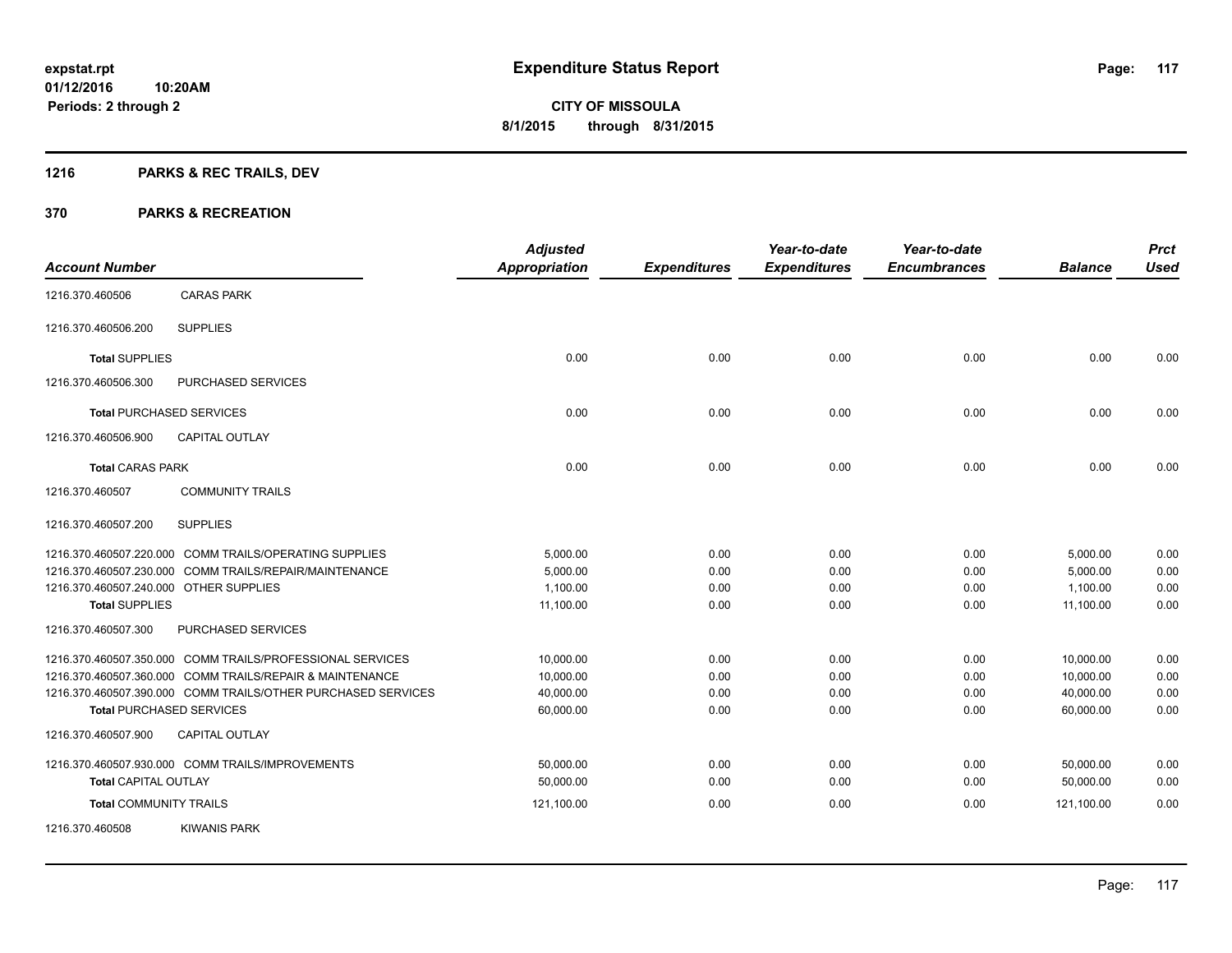# Expenditure Status Report

**CITY OF MISSOULA**

**8/1/2015 through 8/31/2015**

expstat.rpt
01/12/2016 10:20AM
Periods: 2 through 2

## 1216 PARKS & REC TRAILS, DEV

## 370 PARKS & RECREATION

| Account Number | | Adjusted Appropriation | Expenditures | Year-to-date Expenditures | Year-to-date Encumbrances | Balance | Prct Used |
|---|---|---|---|---|---|---|---|
| 1216.370.460506 | CARAS PARK | | | | | | |
| 1216.370.460506.200 | SUPPLIES | | | | | | |
| **Total** SUPPLIES | | 0.00 | 0.00 | 0.00 | 0.00 | 0.00 | 0.00 |
| 1216.370.460506.300 | PURCHASED SERVICES | | | | | | |
| **Total** PURCHASED SERVICES | | 0.00 | 0.00 | 0.00 | 0.00 | 0.00 | 0.00 |
| 1216.370.460506.900 | CAPITAL OUTLAY | | | | | | |
| **Total** CARAS PARK | | 0.00 | 0.00 | 0.00 | 0.00 | 0.00 | 0.00 |
| 1216.370.460507 | COMMUNITY TRAILS | | | | | | |
| 1216.370.460507.200 | SUPPLIES | | | | | | |
| 1216.370.460507.220.000 | COMM TRAILS/OPERATING SUPPLIES | 5,000.00 | 0.00 | 0.00 | 0.00 | 5,000.00 | 0.00 |
| 1216.370.460507.230.000 | COMM TRAILS/REPAIR/MAINTENANCE | 5,000.00 | 0.00 | 0.00 | 0.00 | 5,000.00 | 0.00 |
| 1216.370.460507.240.000 | OTHER SUPPLIES | 1,100.00 | 0.00 | 0.00 | 0.00 | 1,100.00 | 0.00 |
| **Total** SUPPLIES | | 11,100.00 | 0.00 | 0.00 | 0.00 | 11,100.00 | 0.00 |
| 1216.370.460507.300 | PURCHASED SERVICES | | | | | | |
| 1216.370.460507.350.000 | COMM TRAILS/PROFESSIONAL SERVICES | 10,000.00 | 0.00 | 0.00 | 0.00 | 10,000.00 | 0.00 |
| 1216.370.460507.360.000 | COMM TRAILS/REPAIR & MAINTENANCE | 10,000.00 | 0.00 | 0.00 | 0.00 | 10,000.00 | 0.00 |
| 1216.370.460507.390.000 | COMM TRAILS/OTHER PURCHASED SERVICES | 40,000.00 | 0.00 | 0.00 | 0.00 | 40,000.00 | 0.00 |
| **Total** PURCHASED SERVICES | | 60,000.00 | 0.00 | 0.00 | 0.00 | 60,000.00 | 0.00 |
| 1216.370.460507.900 | CAPITAL OUTLAY | | | | | | |
| 1216.370.460507.930.000 | COMM TRAILS/IMPROVEMENTS | 50,000.00 | 0.00 | 0.00 | 0.00 | 50,000.00 | 0.00 |
| **Total** CAPITAL OUTLAY | | 50,000.00 | 0.00 | 0.00 | 0.00 | 50,000.00 | 0.00 |
| **Total** COMMUNITY TRAILS | | 121,100.00 | 0.00 | 0.00 | 0.00 | 121,100.00 | 0.00 |
| 1216.370.460508 | KIWANIS PARK | | | | | | |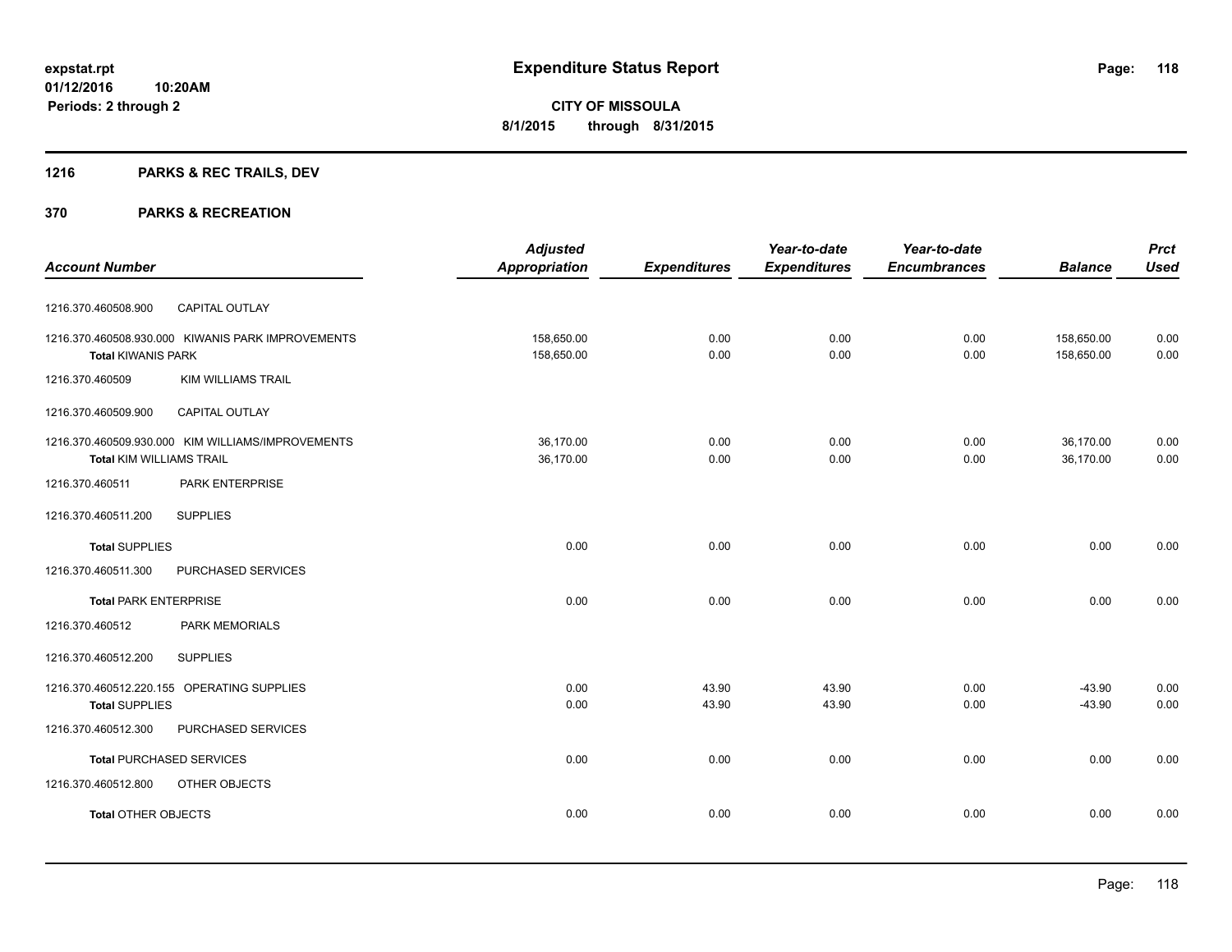# Expenditure Status Report

expstat.rpt
01/12/2016 10:20AM
Periods: 2 through 2

**CITY OF MISSOULA**
**8/1/2015 through 8/31/2015**

## 1216 PARKS & REC TRAILS, DEV

### 370 PARKS & RECREATION

| Account Number | Adjusted Appropriation | Expenditures | Year-to-date Expenditures | Year-to-date Encumbrances | Balance | Prct Used |
|---|---|---|---|---|---|---|
| 1216.370.460508.900 CAPITAL OUTLAY | | | | | | |
| 1216.370.460508.930.000 KIWANIS PARK IMPROVEMENTS | 158,650.00 | 0.00 | 0.00 | 0.00 | 158,650.00 | 0.00 |
| **Total** KIWANIS PARK | 158,650.00 | 0.00 | 0.00 | 0.00 | 158,650.00 | 0.00 |
| 1216.370.460509 KIM WILLIAMS TRAIL | | | | | | |
| 1216.370.460509.900 CAPITAL OUTLAY | | | | | | |
| 1216.370.460509.930.000 KIM WILLIAMS/IMPROVEMENTS | 36,170.00 | 0.00 | 0.00 | 0.00 | 36,170.00 | 0.00 |
| **Total** KIM WILLIAMS TRAIL | 36,170.00 | 0.00 | 0.00 | 0.00 | 36,170.00 | 0.00 |
| 1216.370.460511 PARK ENTERPRISE | | | | | | |
| 1216.370.460511.200 SUPPLIES | | | | | | |
| **Total** SUPPLIES | 0.00 | 0.00 | 0.00 | 0.00 | 0.00 | 0.00 |
| 1216.370.460511.300 PURCHASED SERVICES | | | | | | |
| **Total** PARK ENTERPRISE | 0.00 | 0.00 | 0.00 | 0.00 | 0.00 | 0.00 |
| 1216.370.460512 PARK MEMORIALS | | | | | | |
| 1216.370.460512.200 SUPPLIES | | | | | | |
| 1216.370.460512.220.155 OPERATING SUPPLIES | 0.00 | 43.90 | 43.90 | 0.00 | -43.90 | 0.00 |
| **Total** SUPPLIES | 0.00 | 43.90 | 43.90 | 0.00 | -43.90 | 0.00 |
| 1216.370.460512.300 PURCHASED SERVICES | | | | | | |
| **Total** PURCHASED SERVICES | 0.00 | 0.00 | 0.00 | 0.00 | 0.00 | 0.00 |
| 1216.370.460512.800 OTHER OBJECTS | | | | | | |
| **Total** OTHER OBJECTS | 0.00 | 0.00 | 0.00 | 0.00 | 0.00 | 0.00 |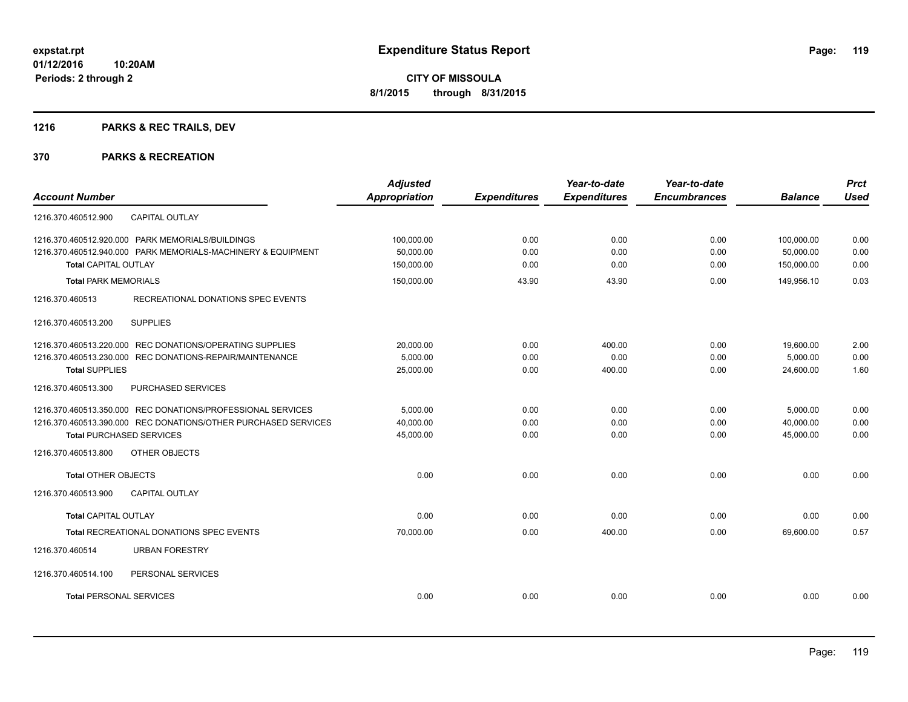**Expenditure Status Report**

expstat.rpt
01/12/2016 10:20AM
Periods: 2 through 2

**CITY OF MISSOULA**
**8/1/2015 through 8/31/2015**

## 1216 PARKS & REC TRAILS, DEV

## 370 PARKS & RECREATION

| Account Number | Adjusted Appropriation | Expenditures | Year-to-date Expenditures | Year-to-date Encumbrances | Balance | Prct Used |
|---|---|---|---|---|---|---|
| 1216.370.460512.900 CAPITAL OUTLAY | | | | | | |
| 1216.370.460512.920.000 PARK MEMORIALS/BUILDINGS | 100,000.00 | 0.00 | 0.00 | 0.00 | 100,000.00 | 0.00 |
| 1216.370.460512.940.000 PARK MEMORIALS-MACHINERY & EQUIPMENT | 50,000.00 | 0.00 | 0.00 | 0.00 | 50,000.00 | 0.00 |
| **Total** CAPITAL OUTLAY | 150,000.00 | 0.00 | 0.00 | 0.00 | 150,000.00 | 0.00 |
| **Total** PARK MEMORIALS | 150,000.00 | 43.90 | 43.90 | 0.00 | 149,956.10 | 0.03 |
| 1216.370.460513 RECREATIONAL DONATIONS SPEC EVENTS | | | | | | |
| 1216.370.460513.200 SUPPLIES | | | | | | |
| 1216.370.460513.220.000 REC DONATIONS/OPERATING SUPPLIES | 20,000.00 | 0.00 | 400.00 | 0.00 | 19,600.00 | 2.00 |
| 1216.370.460513.230.000 REC DONATIONS-REPAIR/MAINTENANCE | 5,000.00 | 0.00 | 0.00 | 0.00 | 5,000.00 | 0.00 |
| **Total** SUPPLIES | 25,000.00 | 0.00 | 400.00 | 0.00 | 24,600.00 | 1.60 |
| 1216.370.460513.300 PURCHASED SERVICES | | | | | | |
| 1216.370.460513.350.000 REC DONATIONS/PROFESSIONAL SERVICES | 5,000.00 | 0.00 | 0.00 | 0.00 | 5,000.00 | 0.00 |
| 1216.370.460513.390.000 REC DONATIONS/OTHER PURCHASED SERVICES | 40,000.00 | 0.00 | 0.00 | 0.00 | 40,000.00 | 0.00 |
| **Total** PURCHASED SERVICES | 45,000.00 | 0.00 | 0.00 | 0.00 | 45,000.00 | 0.00 |
| 1216.370.460513.800 OTHER OBJECTS | | | | | | |
| **Total** OTHER OBJECTS | 0.00 | 0.00 | 0.00 | 0.00 | 0.00 | 0.00 |
| 1216.370.460513.900 CAPITAL OUTLAY | | | | | | |
| **Total** CAPITAL OUTLAY | 0.00 | 0.00 | 0.00 | 0.00 | 0.00 | 0.00 |
| **Total** RECREATIONAL DONATIONS SPEC EVENTS | 70,000.00 | 0.00 | 400.00 | 0.00 | 69,600.00 | 0.57 |
| 1216.370.460514 URBAN FORESTRY | | | | | | |
| 1216.370.460514.100 PERSONAL SERVICES | | | | | | |
| **Total** PERSONAL SERVICES | 0.00 | 0.00 | 0.00 | 0.00 | 0.00 | 0.00 |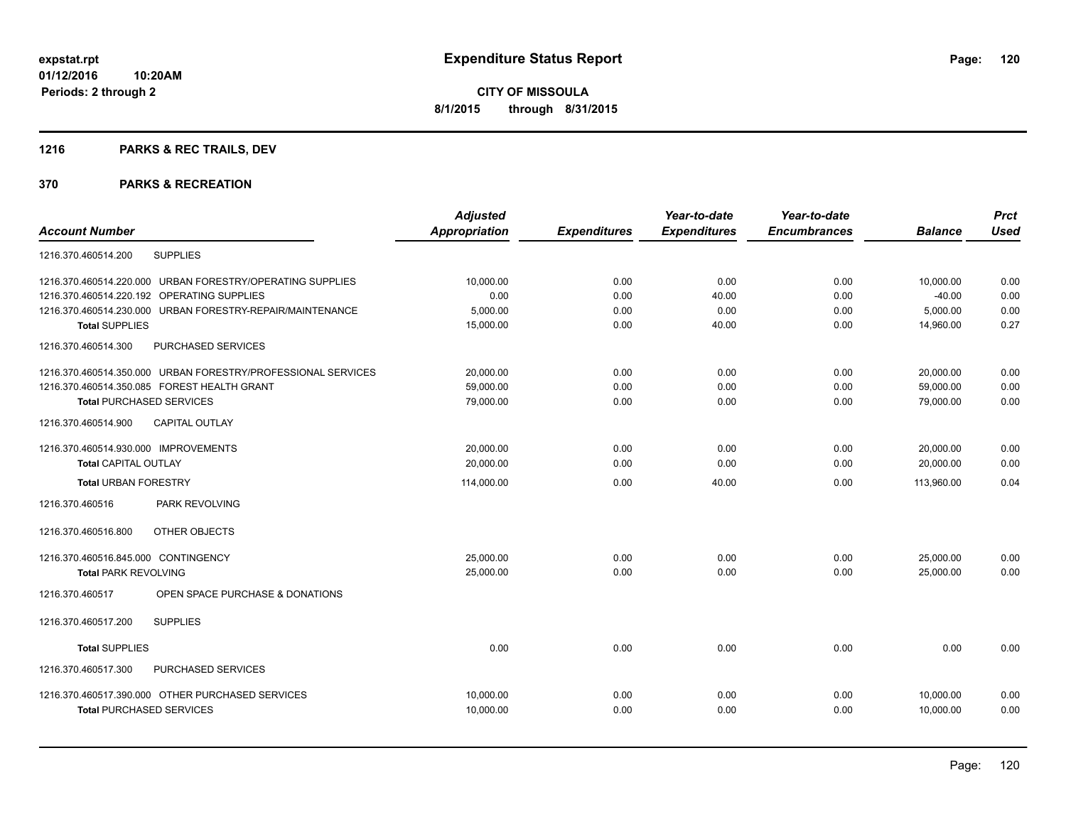**expstat.rpt**
**01/12/2016 10:20AM**
**Periods: 2 through 2**

# Expenditure Status Report

**CITY OF MISSOULA**
**8/1/2015 through 8/31/2015**

## 1216 PARKS & REC TRAILS, DEV

## 370 PARKS & RECREATION

| Account Number | Adjusted Appropriation | Expenditures | Year-to-date Expenditures | Year-to-date Encumbrances | Balance | Prct Used |
|---|---|---|---|---|---|---|
| 1216.370.460514.200 SUPPLIES | | | | | | |
| 1216.370.460514.220.000 URBAN FORESTRY/OPERATING SUPPLIES | 10,000.00 | 0.00 | 0.00 | 0.00 | 10,000.00 | 0.00 |
| 1216.370.460514.220.192 OPERATING SUPPLIES | 0.00 | 0.00 | 40.00 | 0.00 | -40.00 | 0.00 |
| 1216.370.460514.230.000 URBAN FORESTRY-REPAIR/MAINTENANCE | 5,000.00 | 0.00 | 0.00 | 0.00 | 5,000.00 | 0.00 |
| **Total** SUPPLIES | 15,000.00 | 0.00 | 40.00 | 0.00 | 14,960.00 | 0.27 |
| 1216.370.460514.300 PURCHASED SERVICES | | | | | | |
| 1216.370.460514.350.000 URBAN FORESTRY/PROFESSIONAL SERVICES | 20,000.00 | 0.00 | 0.00 | 0.00 | 20,000.00 | 0.00 |
| 1216.370.460514.350.085 FOREST HEALTH GRANT | 59,000.00 | 0.00 | 0.00 | 0.00 | 59,000.00 | 0.00 |
| **Total** PURCHASED SERVICES | 79,000.00 | 0.00 | 0.00 | 0.00 | 79,000.00 | 0.00 |
| 1216.370.460514.900 CAPITAL OUTLAY | | | | | | |
| 1216.370.460514.930.000 IMPROVEMENTS | 20,000.00 | 0.00 | 0.00 | 0.00 | 20,000.00 | 0.00 |
| **Total** CAPITAL OUTLAY | 20,000.00 | 0.00 | 0.00 | 0.00 | 20,000.00 | 0.00 |
| **Total** URBAN FORESTRY | 114,000.00 | 0.00 | 40.00 | 0.00 | 113,960.00 | 0.04 |
| 1216.370.460516 PARK REVOLVING | | | | | | |
| 1216.370.460516.800 OTHER OBJECTS | | | | | | |
| 1216.370.460516.845.000 CONTINGENCY | 25,000.00 | 0.00 | 0.00 | 0.00 | 25,000.00 | 0.00 |
| **Total** PARK REVOLVING | 25,000.00 | 0.00 | 0.00 | 0.00 | 25,000.00 | 0.00 |
| 1216.370.460517 OPEN SPACE PURCHASE & DONATIONS | | | | | | |
| 1216.370.460517.200 SUPPLIES | | | | | | |
| **Total** SUPPLIES | 0.00 | 0.00 | 0.00 | 0.00 | 0.00 | 0.00 |
| 1216.370.460517.300 PURCHASED SERVICES | | | | | | |
| 1216.370.460517.390.000 OTHER PURCHASED SERVICES | 10,000.00 | 0.00 | 0.00 | 0.00 | 10,000.00 | 0.00 |
| **Total** PURCHASED SERVICES | 10,000.00 | 0.00 | 0.00 | 0.00 | 10,000.00 | 0.00 |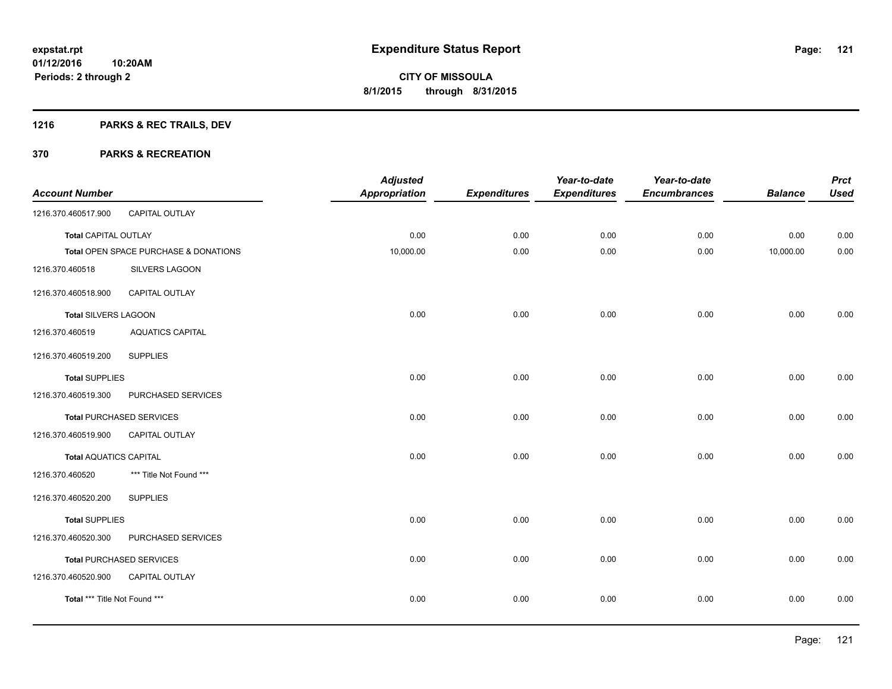**expstat.rpt**
**01/12/2016 10:20AM**
**Periods: 2 through 2**

# Expenditure Status Report

**CITY OF MISSOULA**
**8/1/2015 through 8/31/2015**

## 1216 PARKS & REC TRAILS, DEV

## 370 PARKS & RECREATION

| Account Number | | Adjusted Appropriation | Expenditures | Year-to-date Expenditures | Year-to-date Encumbrances | Balance | Prct Used |
|---|---|---|---|---|---|---|---|
| 1216.370.460517.900 | CAPITAL OUTLAY | | | | | | |
| **Total** CAPITAL OUTLAY | | 0.00 | 0.00 | 0.00 | 0.00 | 0.00 | 0.00 |
| **Total** OPEN SPACE PURCHASE & DONATIONS | | 10,000.00 | 0.00 | 0.00 | 0.00 | 10,000.00 | 0.00 |
| 1216.370.460518 | SILVERS LAGOON | | | | | | |
| 1216.370.460518.900 | CAPITAL OUTLAY | | | | | | |
| **Total** SILVERS LAGOON | | 0.00 | 0.00 | 0.00 | 0.00 | 0.00 | 0.00 |
| 1216.370.460519 | AQUATICS CAPITAL | | | | | | |
| 1216.370.460519.200 | SUPPLIES | | | | | | |
| **Total** SUPPLIES | | 0.00 | 0.00 | 0.00 | 0.00 | 0.00 | 0.00 |
| 1216.370.460519.300 | PURCHASED SERVICES | | | | | | |
| **Total** PURCHASED SERVICES | | 0.00 | 0.00 | 0.00 | 0.00 | 0.00 | 0.00 |
| 1216.370.460519.900 | CAPITAL OUTLAY | | | | | | |
| **Total** AQUATICS CAPITAL | | 0.00 | 0.00 | 0.00 | 0.00 | 0.00 | 0.00 |
| 1216.370.460520 | *** Title Not Found *** | | | | | | |
| 1216.370.460520.200 | SUPPLIES | | | | | | |
| **Total** SUPPLIES | | 0.00 | 0.00 | 0.00 | 0.00 | 0.00 | 0.00 |
| 1216.370.460520.300 | PURCHASED SERVICES | | | | | | |
| **Total** PURCHASED SERVICES | | 0.00 | 0.00 | 0.00 | 0.00 | 0.00 | 0.00 |
| 1216.370.460520.900 | CAPITAL OUTLAY | | | | | | |
| **Total** *** Title Not Found *** | | 0.00 | 0.00 | 0.00 | 0.00 | 0.00 | 0.00 |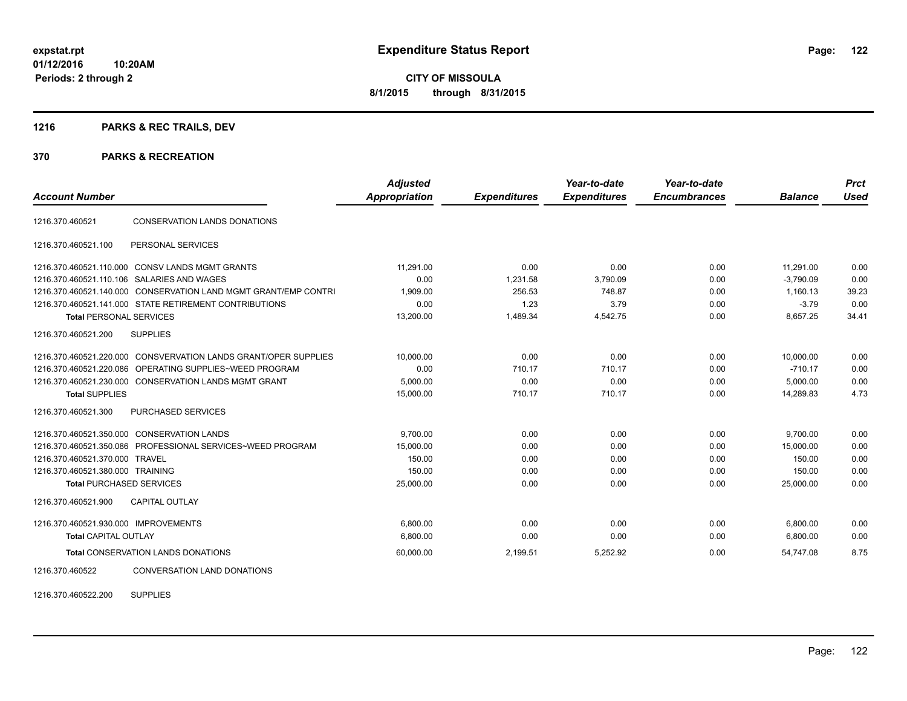**expstat.rpt**
**01/12/2016 10:20AM**
**Periods: 2 through 2**

# Expenditure Status Report

**CITY OF MISSOULA**
**8/1/2015 through 8/31/2015**

## 1216 PARKS & REC TRAILS, DEV

## 370 PARKS & RECREATION

| Account Number | | Adjusted Appropriation | Expenditures | Year-to-date Expenditures | Year-to-date Encumbrances | Balance | Prct Used |
|---|---|---|---|---|---|---|---|
| 1216.370.460521 | CONSERVATION LANDS DONATIONS | | | | | | |
| 1216.370.460521.100 | PERSONAL SERVICES | | | | | | |
| 1216.370.460521.110.000 | CONSV LANDS MGMT GRANTS | 11,291.00 | 0.00 | 0.00 | 0.00 | 11,291.00 | 0.00 |
| 1216.370.460521.110.106 | SALARIES AND WAGES | 0.00 | 1,231.58 | 3,790.09 | 0.00 | -3,790.09 | 0.00 |
| 1216.370.460521.140.000 | CONSERVATION LAND MGMT GRANT/EMP CONTRI | 1,909.00 | 256.53 | 748.87 | 0.00 | 1,160.13 | 39.23 |
| 1216.370.460521.141.000 | STATE RETIREMENT CONTRIBUTIONS | 0.00 | 1.23 | 3.79 | 0.00 | -3.79 | 0.00 |
| **Total** PERSONAL SERVICES | | 13,200.00 | 1,489.34 | 4,542.75 | 0.00 | 8,657.25 | 34.41 |
| 1216.370.460521.200 | SUPPLIES | | | | | | |
| 1216.370.460521.220.000 | CONSVERVATION LANDS GRANT/OPER SUPPLIES | 10,000.00 | 0.00 | 0.00 | 0.00 | 10,000.00 | 0.00 |
| 1216.370.460521.220.086 | OPERATING SUPPLIES~WEED PROGRAM | 0.00 | 710.17 | 710.17 | 0.00 | -710.17 | 0.00 |
| 1216.370.460521.230.000 | CONSERVATION LANDS MGMT GRANT | 5,000.00 | 0.00 | 0.00 | 0.00 | 5,000.00 | 0.00 |
| **Total** SUPPLIES | | 15,000.00 | 710.17 | 710.17 | 0.00 | 14,289.83 | 4.73 |
| 1216.370.460521.300 | PURCHASED SERVICES | | | | | | |
| 1216.370.460521.350.000 | CONSERVATION LANDS | 9,700.00 | 0.00 | 0.00 | 0.00 | 9,700.00 | 0.00 |
| 1216.370.460521.350.086 | PROFESSIONAL SERVICES~WEED PROGRAM | 15,000.00 | 0.00 | 0.00 | 0.00 | 15,000.00 | 0.00 |
| 1216.370.460521.370.000 | TRAVEL | 150.00 | 0.00 | 0.00 | 0.00 | 150.00 | 0.00 |
| 1216.370.460521.380.000 | TRAINING | 150.00 | 0.00 | 0.00 | 0.00 | 150.00 | 0.00 |
| **Total** PURCHASED SERVICES | | 25,000.00 | 0.00 | 0.00 | 0.00 | 25,000.00 | 0.00 |
| 1216.370.460521.900 | CAPITAL OUTLAY | | | | | | |
| 1216.370.460521.930.000 | IMPROVEMENTS | 6,800.00 | 0.00 | 0.00 | 0.00 | 6,800.00 | 0.00 |
| **Total** CAPITAL OUTLAY | | 6,800.00 | 0.00 | 0.00 | 0.00 | 6,800.00 | 0.00 |
| **Total** CONSERVATION LANDS DONATIONS | | 60,000.00 | 2,199.51 | 5,252.92 | 0.00 | 54,747.08 | 8.75 |
| 1216.370.460522 | CONVERSATION LAND DONATIONS | | | | | | |
| 1216.370.460522.200 | SUPPLIES | | | | | | |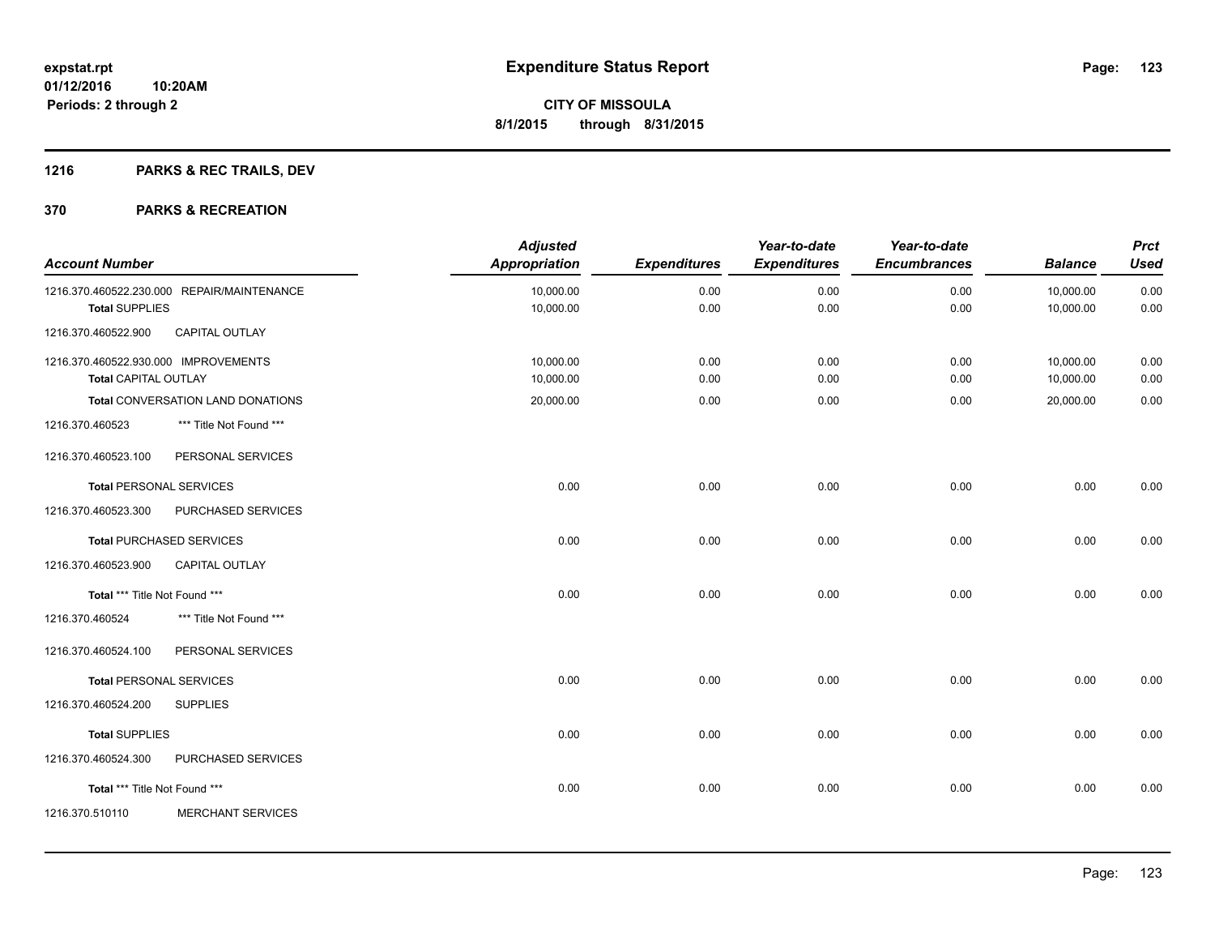**expstat.rpt**
**01/12/2016 10:20AM**
**Periods: 2 through 2**

# Expenditure Status Report

**CITY OF MISSOULA**
**8/1/2015 through 8/31/2015**

## 1216 PARKS & REC TRAILS, DEV

## 370 PARKS & RECREATION

| Account Number | | Adjusted Appropriation | Expenditures | Year-to-date Expenditures | Year-to-date Encumbrances | Balance | Prct Used |
|---|---|---|---|---|---|---|---|
| 1216.370.460522.230.000 | REPAIR/MAINTENANCE | 10,000.00 | 0.00 | 0.00 | 0.00 | 10,000.00 | 0.00 |
| **Total** SUPPLIES | | 10,000.00 | 0.00 | 0.00 | 0.00 | 10,000.00 | 0.00 |
| 1216.370.460522.900 | CAPITAL OUTLAY | | | | | | |
| 1216.370.460522.930.000 | IMPROVEMENTS | 10,000.00 | 0.00 | 0.00 | 0.00 | 10,000.00 | 0.00 |
| **Total** CAPITAL OUTLAY | | 10,000.00 | 0.00 | 0.00 | 0.00 | 10,000.00 | 0.00 |
| **Total** CONVERSATION LAND DONATIONS | | 20,000.00 | 0.00 | 0.00 | 0.00 | 20,000.00 | 0.00 |
| 1216.370.460523 | *** Title Not Found *** | | | | | | |
| 1216.370.460523.100 | PERSONAL SERVICES | | | | | | |
| **Total** PERSONAL SERVICES | | 0.00 | 0.00 | 0.00 | 0.00 | 0.00 | 0.00 |
| 1216.370.460523.300 | PURCHASED SERVICES | | | | | | |
| **Total** PURCHASED SERVICES | | 0.00 | 0.00 | 0.00 | 0.00 | 0.00 | 0.00 |
| 1216.370.460523.900 | CAPITAL OUTLAY | | | | | | |
| **Total** *** Title Not Found *** | | 0.00 | 0.00 | 0.00 | 0.00 | 0.00 | 0.00 |
| 1216.370.460524 | *** Title Not Found *** | | | | | | |
| 1216.370.460524.100 | PERSONAL SERVICES | | | | | | |
| **Total** PERSONAL SERVICES | | 0.00 | 0.00 | 0.00 | 0.00 | 0.00 | 0.00 |
| 1216.370.460524.200 | SUPPLIES | | | | | | |
| **Total** SUPPLIES | | 0.00 | 0.00 | 0.00 | 0.00 | 0.00 | 0.00 |
| 1216.370.460524.300 | PURCHASED SERVICES | | | | | | |
| **Total** *** Title Not Found *** | | 0.00 | 0.00 | 0.00 | 0.00 | 0.00 | 0.00 |
| 1216.370.510110 | MERCHANT SERVICES | | | | | | |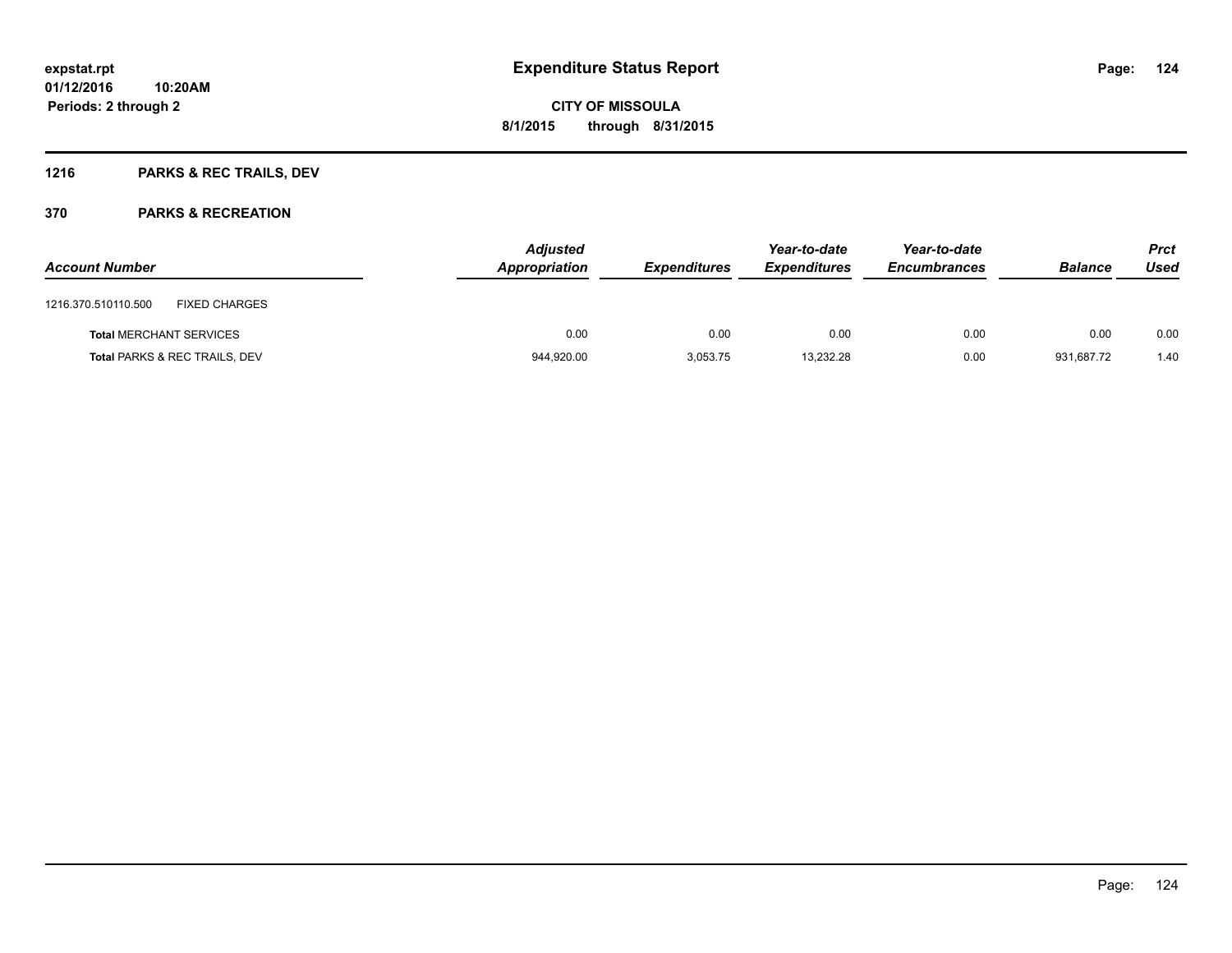**expstat.rpt**
**01/12/2016 10:20AM**
**Periods: 2 through 2**

# Expenditure Status Report

**CITY OF MISSOULA**
**8/1/2015 through 8/31/2015**

## 1216 PARKS & REC TRAILS, DEV

### 370 PARKS & RECREATION

| Account Number | Adjusted Appropriation | Expenditures | Year-to-date Expenditures | Year-to-date Encumbrances | Balance | Prct Used |
|---|---|---|---|---|---|---|
| 1216.370.510110.500 FIXED CHARGES | | | | | | |
| **Total** MERCHANT SERVICES | 0.00 | 0.00 | 0.00 | 0.00 | 0.00 | 0.00 |
| **Total** PARKS & REC TRAILS, DEV | 944,920.00 | 3,053.75 | 13,232.28 | 0.00 | 931,687.72 | 1.40 |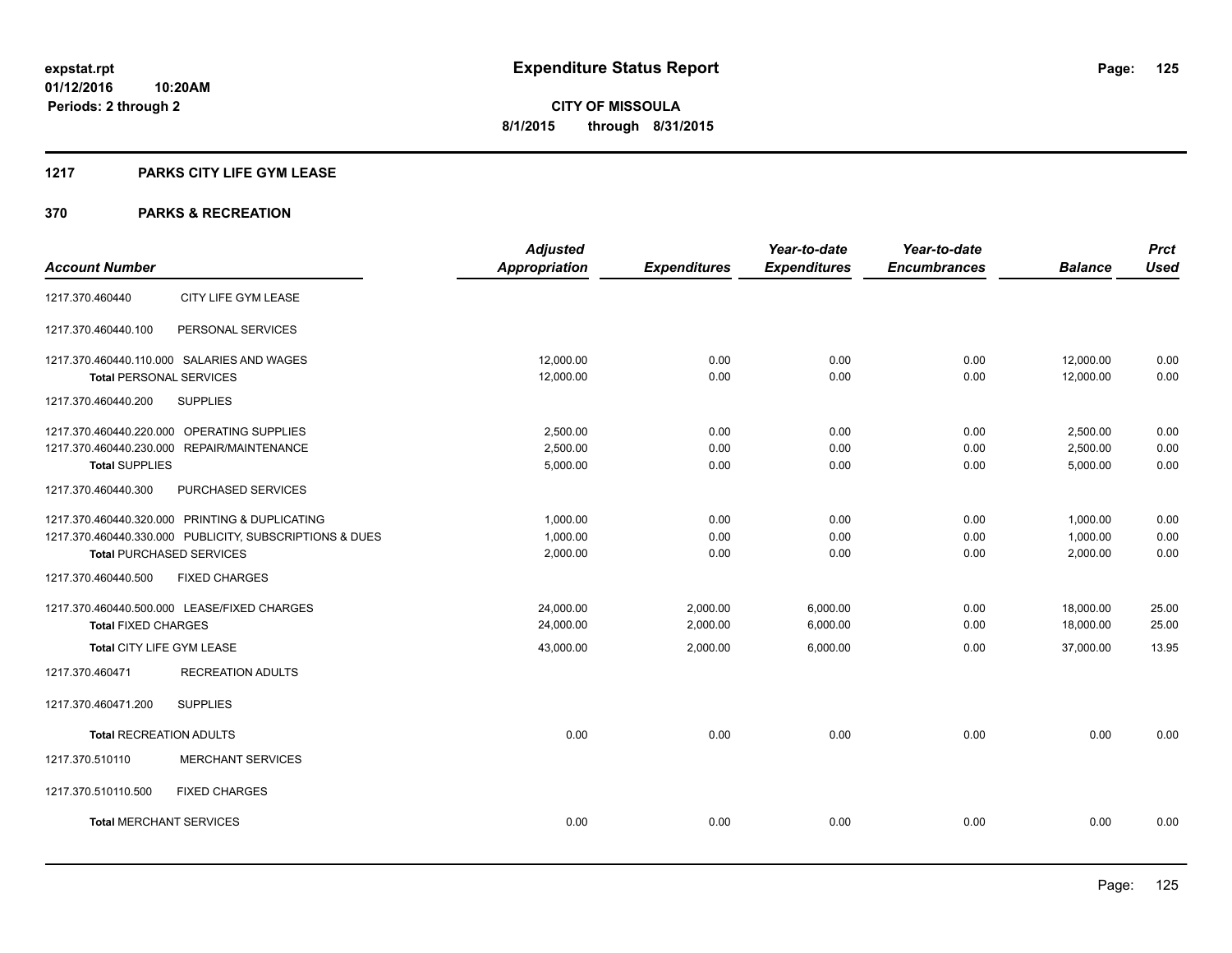expstat.rpt
01/12/2016 10:20AM
Periods: 2 through 2

# Expenditure Status Report

**CITY OF MISSOULA**
**8/1/2015 through 8/31/2015**

## 1217 PARKS CITY LIFE GYM LEASE

## 370 PARKS & RECREATION

| Account Number | | Adjusted Appropriation | Expenditures | Year-to-date Expenditures | Year-to-date Encumbrances | Balance | Prct Used |
|---|---|---|---|---|---|---|---|
| 1217.370.460440 | CITY LIFE GYM LEASE | | | | | | |
| 1217.370.460440.100 | PERSONAL SERVICES | | | | | | |
| 1217.370.460440.110.000 | SALARIES AND WAGES | 12,000.00 | 0.00 | 0.00 | 0.00 | 12,000.00 | 0.00 |
| **Total** PERSONAL SERVICES | | 12,000.00 | 0.00 | 0.00 | 0.00 | 12,000.00 | 0.00 |
| 1217.370.460440.200 | SUPPLIES | | | | | | |
| 1217.370.460440.220.000 | OPERATING SUPPLIES | 2,500.00 | 0.00 | 0.00 | 0.00 | 2,500.00 | 0.00 |
| 1217.370.460440.230.000 | REPAIR/MAINTENANCE | 2,500.00 | 0.00 | 0.00 | 0.00 | 2,500.00 | 0.00 |
| **Total** SUPPLIES | | 5,000.00 | 0.00 | 0.00 | 0.00 | 5,000.00 | 0.00 |
| 1217.370.460440.300 | PURCHASED SERVICES | | | | | | |
| 1217.370.460440.320.000 | PRINTING & DUPLICATING | 1,000.00 | 0.00 | 0.00 | 0.00 | 1,000.00 | 0.00 |
| 1217.370.460440.330.000 | PUBLICITY, SUBSCRIPTIONS & DUES | 1,000.00 | 0.00 | 0.00 | 0.00 | 1,000.00 | 0.00 |
| **Total** PURCHASED SERVICES | | 2,000.00 | 0.00 | 0.00 | 0.00 | 2,000.00 | 0.00 |
| 1217.370.460440.500 | FIXED CHARGES | | | | | | |
| 1217.370.460440.500.000 | LEASE/FIXED CHARGES | 24,000.00 | 2,000.00 | 6,000.00 | 0.00 | 18,000.00 | 25.00 |
| **Total** FIXED CHARGES | | 24,000.00 | 2,000.00 | 6,000.00 | 0.00 | 18,000.00 | 25.00 |
| **Total** CITY LIFE GYM LEASE | | 43,000.00 | 2,000.00 | 6,000.00 | 0.00 | 37,000.00 | 13.95 |
| 1217.370.460471 | RECREATION ADULTS | | | | | | |
| 1217.370.460471.200 | SUPPLIES | | | | | | |
| **Total** RECREATION ADULTS | | 0.00 | 0.00 | 0.00 | 0.00 | 0.00 | 0.00 |
| 1217.370.510110 | MERCHANT SERVICES | | | | | | |
| 1217.370.510110.500 | FIXED CHARGES | | | | | | |
| **Total** MERCHANT SERVICES | | 0.00 | 0.00 | 0.00 | 0.00 | 0.00 | 0.00 |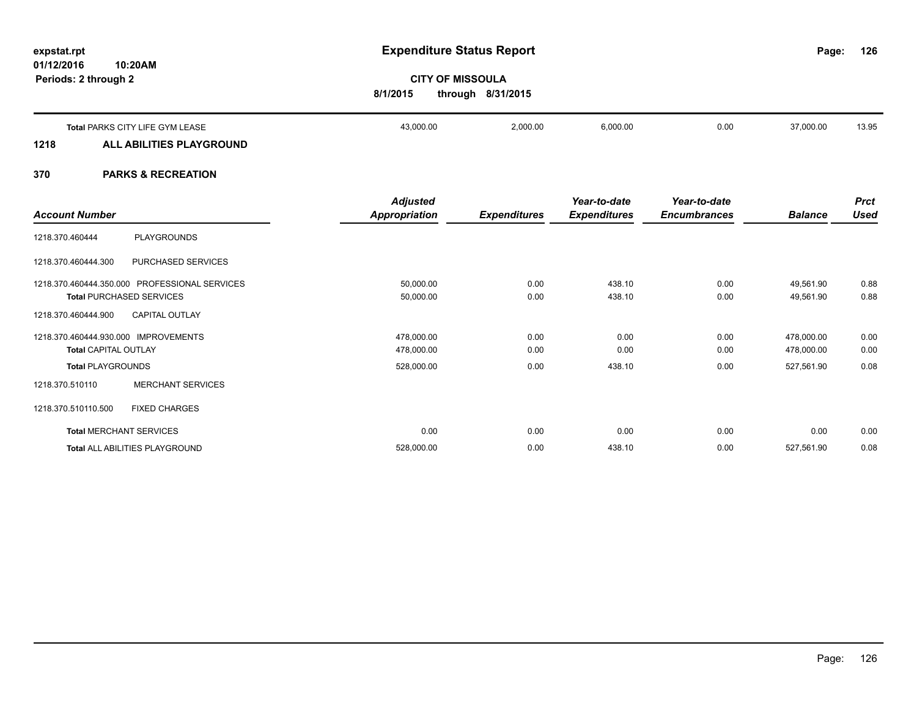# Expenditure Status Report

**CITY OF MISSOULA**

**8/1/2015 through 8/31/2015**

expstat.rpt
01/12/2016 10:20AM
Periods: 2 through 2

| | | | | | | |
|---|---|---|---|---|---|---|
| **Total** PARKS CITY LIFE GYM LEASE | 43,000.00 | 2,000.00 | 6,000.00 | 0.00 | 37,000.00 | 13.95 |

## 1218 ALL ABILITIES PLAYGROUND

## 370 PARKS & RECREATION

| *Account Number* | *Adjusted Appropriation* | *Expenditures* | *Year-to-date Expenditures* | *Year-to-date Encumbrances* | *Balance* | *Prct Used* |
|---|---|---|---|---|---|---|
| 1218.370.460444 PLAYGROUNDS | | | | | | |
| 1218.370.460444.300 PURCHASED SERVICES | | | | | | |
| 1218.370.460444.350.000 PROFESSIONAL SERVICES | 50,000.00 | 0.00 | 438.10 | 0.00 | 49,561.90 | 0.88 |
| **Total** PURCHASED SERVICES | 50,000.00 | 0.00 | 438.10 | 0.00 | 49,561.90 | 0.88 |
| 1218.370.460444.900 CAPITAL OUTLAY | | | | | | |
| 1218.370.460444.930.000 IMPROVEMENTS | 478,000.00 | 0.00 | 0.00 | 0.00 | 478,000.00 | 0.00 |
| **Total** CAPITAL OUTLAY | 478,000.00 | 0.00 | 0.00 | 0.00 | 478,000.00 | 0.00 |
| **Total** PLAYGROUNDS | 528,000.00 | 0.00 | 438.10 | 0.00 | 527,561.90 | 0.08 |
| 1218.370.510110 MERCHANT SERVICES | | | | | | |
| 1218.370.510110.500 FIXED CHARGES | | | | | | |
| **Total** MERCHANT SERVICES | 0.00 | 0.00 | 0.00 | 0.00 | 0.00 | 0.00 |
| **Total** ALL ABILITIES PLAYGROUND | 528,000.00 | 0.00 | 438.10 | 0.00 | 527,561.90 | 0.08 |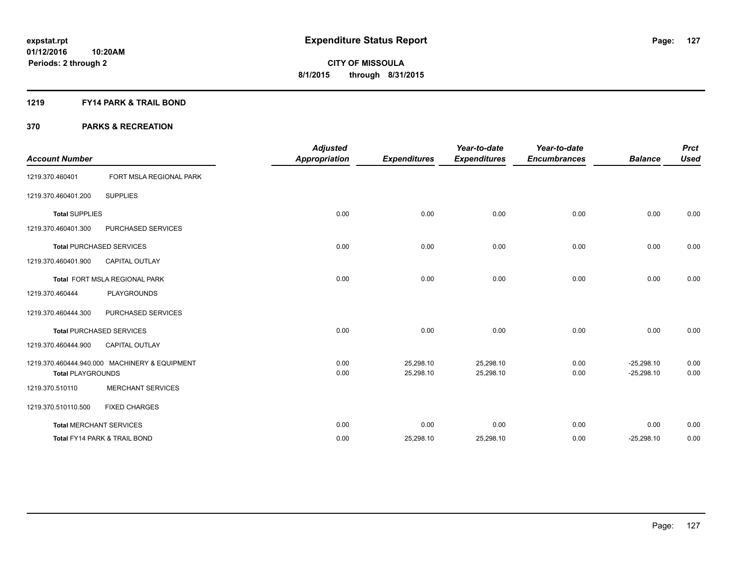expstat.rpt
01/12/2016 10:20AM
Periods: 2 through 2

# Expenditure Status Report

**CITY OF MISSOULA**
**8/1/2015 through 8/31/2015**

## 1219 FY14 PARK & TRAIL BOND

## 370 PARKS & RECREATION

| Account Number | | Adjusted Appropriation | Expenditures | Year-to-date Expenditures | Year-to-date Encumbrances | Balance | Prct Used |
|---|---|---|---|---|---|---|---|
| 1219.370.460401 | FORT MSLA REGIONAL PARK | | | | | | |
| 1219.370.460401.200 | SUPPLIES | | | | | | |
| **Total** SUPPLIES | | 0.00 | 0.00 | 0.00 | 0.00 | 0.00 | 0.00 |
| 1219.370.460401.300 | PURCHASED SERVICES | | | | | | |
| **Total** PURCHASED SERVICES | | 0.00 | 0.00 | 0.00 | 0.00 | 0.00 | 0.00 |
| 1219.370.460401.900 | CAPITAL OUTLAY | | | | | | |
| **Total** FORT MSLA REGIONAL PARK | | 0.00 | 0.00 | 0.00 | 0.00 | 0.00 | 0.00 |
| 1219.370.460444 | PLAYGROUNDS | | | | | | |
| 1219.370.460444.300 | PURCHASED SERVICES | | | | | | |
| **Total** PURCHASED SERVICES | | 0.00 | 0.00 | 0.00 | 0.00 | 0.00 | 0.00 |
| 1219.370.460444.900 | CAPITAL OUTLAY | | | | | | |
| 1219.370.460444.940.000 | MACHINERY & EQUIPMENT | 0.00 | 25,298.10 | 25,298.10 | 0.00 | -25,298.10 | 0.00 |
| **Total** PLAYGROUNDS | | 0.00 | 25,298.10 | 25,298.10 | 0.00 | -25,298.10 | 0.00 |
| 1219.370.510110 | MERCHANT SERVICES | | | | | | |
| 1219.370.510110.500 | FIXED CHARGES | | | | | | |
| **Total** MERCHANT SERVICES | | 0.00 | 0.00 | 0.00 | 0.00 | 0.00 | 0.00 |
| **Total** FY14 PARK & TRAIL BOND | | 0.00 | 25,298.10 | 25,298.10 | 0.00 | -25,298.10 | 0.00 |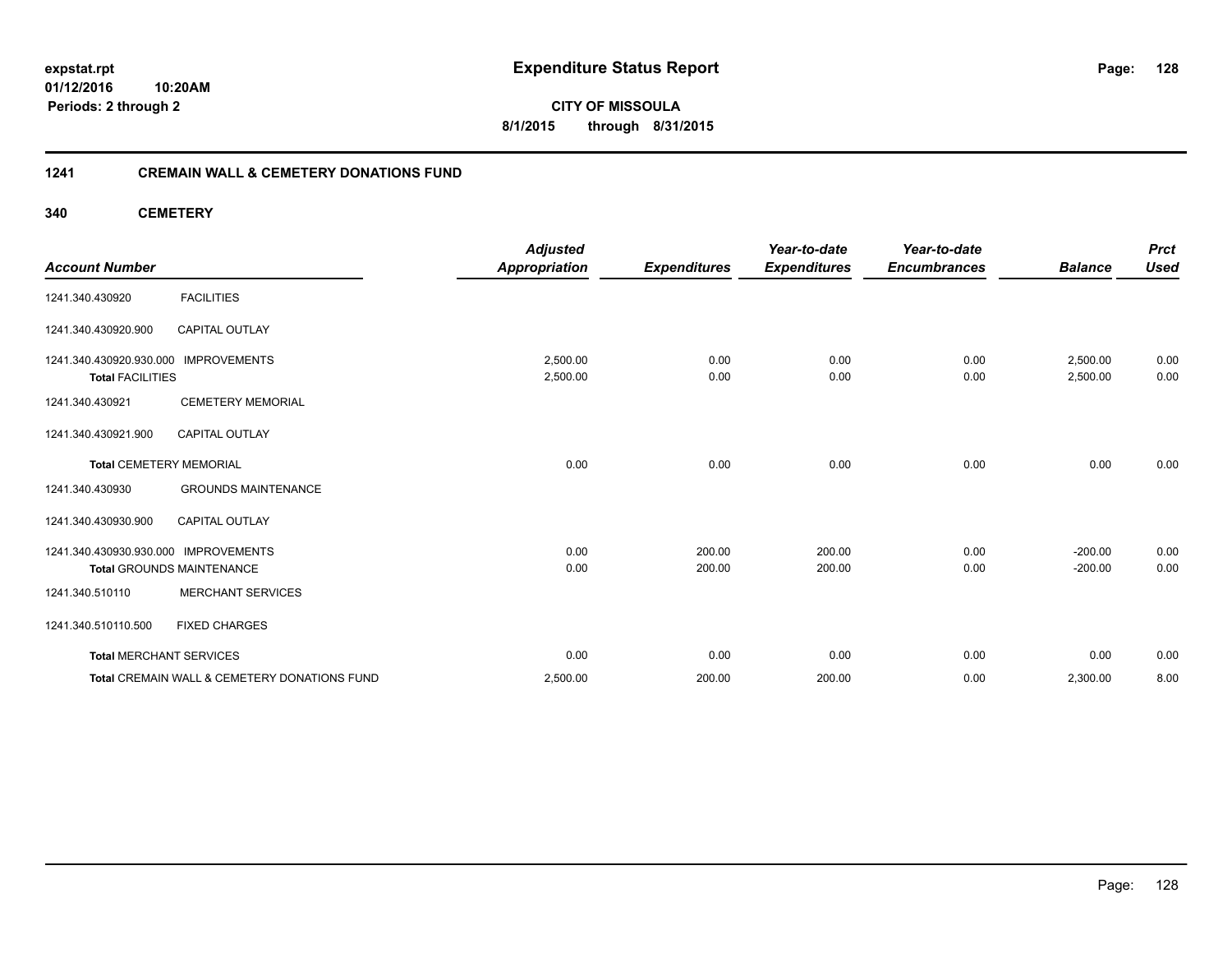# Expenditure Status Report

expstat.rpt
01/12/2016 10:20AM
Periods: 2 through 2

**CITY OF MISSOULA**
**8/1/2015 through 8/31/2015**

## 1241 CREMAIN WALL & CEMETERY DONATIONS FUND

### 340 CEMETERY

| Account Number | | Adjusted Appropriation | Expenditures | Year-to-date Expenditures | Year-to-date Encumbrances | Balance | Prct Used |
|---|---|---|---|---|---|---|---|
| 1241.340.430920 | FACILITIES | | | | | | |
| 1241.340.430920.900 | CAPITAL OUTLAY | | | | | | |
| 1241.340.430920.930.000 | IMPROVEMENTS | 2,500.00 | 0.00 | 0.00 | 0.00 | 2,500.00 | 0.00 |
| **Total** FACILITIES | | 2,500.00 | 0.00 | 0.00 | 0.00 | 2,500.00 | 0.00 |
| 1241.340.430921 | CEMETERY MEMORIAL | | | | | | |
| 1241.340.430921.900 | CAPITAL OUTLAY | | | | | | |
| **Total** CEMETERY MEMORIAL | | 0.00 | 0.00 | 0.00 | 0.00 | 0.00 | 0.00 |
| 1241.340.430930 | GROUNDS MAINTENANCE | | | | | | |
| 1241.340.430930.900 | CAPITAL OUTLAY | | | | | | |
| 1241.340.430930.930.000 | IMPROVEMENTS | 0.00 | 200.00 | 200.00 | 0.00 | -200.00 | 0.00 |
| **Total** GROUNDS MAINTENANCE | | 0.00 | 200.00 | 200.00 | 0.00 | -200.00 | 0.00 |
| 1241.340.510110 | MERCHANT SERVICES | | | | | | |
| 1241.340.510110.500 | FIXED CHARGES | | | | | | |
| **Total** MERCHANT SERVICES | | 0.00 | 0.00 | 0.00 | 0.00 | 0.00 | 0.00 |
| **Total** CREMAIN WALL & CEMETERY DONATIONS FUND | | 2,500.00 | 200.00 | 200.00 | 0.00 | 2,300.00 | 8.00 |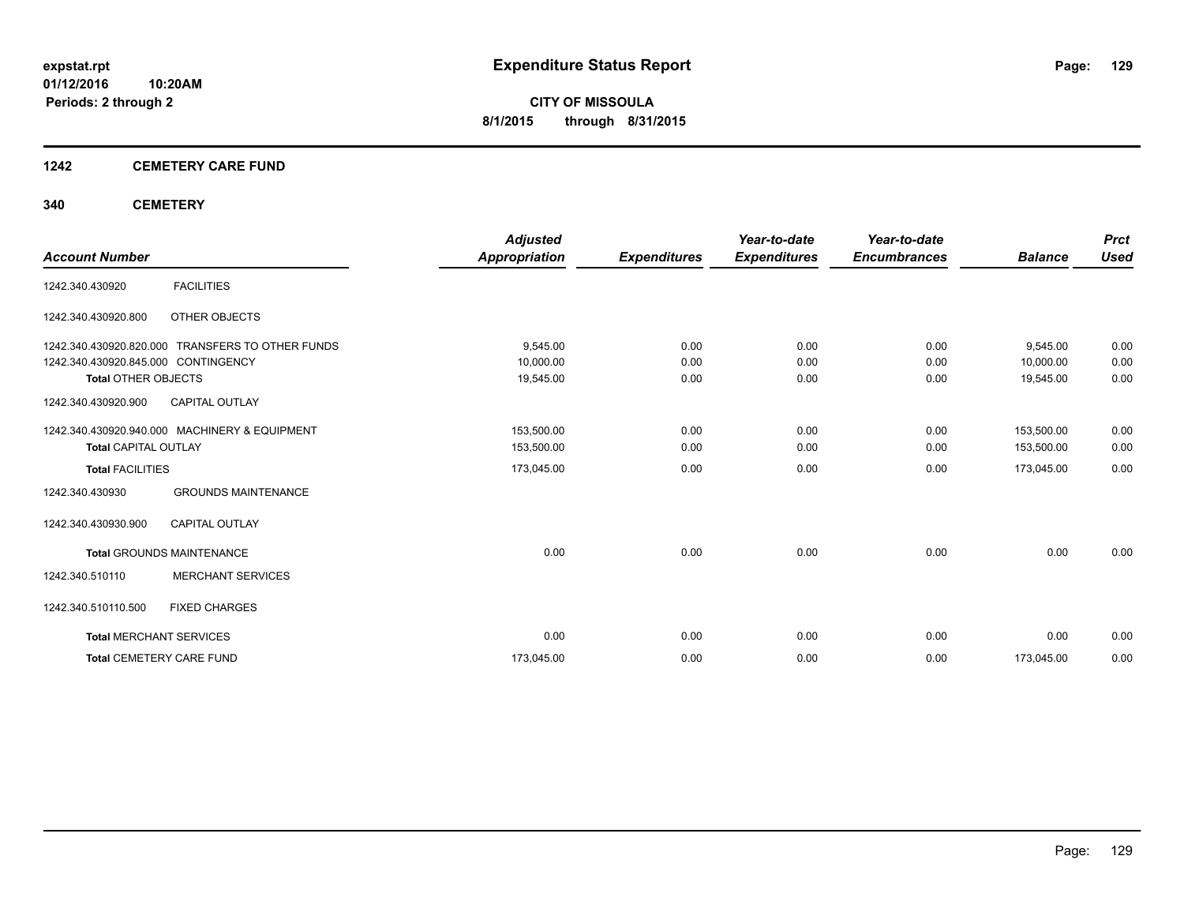**expstat.rpt**
**01/12/2016 10:20AM**
**Periods: 2 through 2**

# Expenditure Status Report

**CITY OF MISSOULA**
**8/1/2015 through 8/31/2015**

## 1242 CEMETERY CARE FUND

### 340 CEMETERY

| Account Number | | Adjusted Appropriation | Expenditures | Year-to-date Expenditures | Year-to-date Encumbrances | Balance | Prct Used |
|---|---|---|---|---|---|---|---|
| 1242.340.430920 | FACILITIES | | | | | | |
| 1242.340.430920.800 | OTHER OBJECTS | | | | | | |
| 1242.340.430920.820.000 | TRANSFERS TO OTHER FUNDS | 9,545.00 | 0.00 | 0.00 | 0.00 | 9,545.00 | 0.00 |
| 1242.340.430920.845.000 | CONTINGENCY | 10,000.00 | 0.00 | 0.00 | 0.00 | 10,000.00 | 0.00 |
| **Total OTHER OBJECTS** | | 19,545.00 | 0.00 | 0.00 | 0.00 | 19,545.00 | 0.00 |
| 1242.340.430920.900 | CAPITAL OUTLAY | | | | | | |
| 1242.340.430920.940.000 | MACHINERY & EQUIPMENT | 153,500.00 | 0.00 | 0.00 | 0.00 | 153,500.00 | 0.00 |
| **Total CAPITAL OUTLAY** | | 153,500.00 | 0.00 | 0.00 | 0.00 | 153,500.00 | 0.00 |
| **Total FACILITIES** | | 173,045.00 | 0.00 | 0.00 | 0.00 | 173,045.00 | 0.00 |
| 1242.340.430930 | GROUNDS MAINTENANCE | | | | | | |
| 1242.340.430930.900 | CAPITAL OUTLAY | | | | | | |
| **Total GROUNDS MAINTENANCE** | | 0.00 | 0.00 | 0.00 | 0.00 | 0.00 | 0.00 |
| 1242.340.510110 | MERCHANT SERVICES | | | | | | |
| 1242.340.510110.500 | FIXED CHARGES | | | | | | |
| **Total MERCHANT SERVICES** | | 0.00 | 0.00 | 0.00 | 0.00 | 0.00 | 0.00 |
| **Total CEMETERY CARE FUND** | | 173,045.00 | 0.00 | 0.00 | 0.00 | 173,045.00 | 0.00 |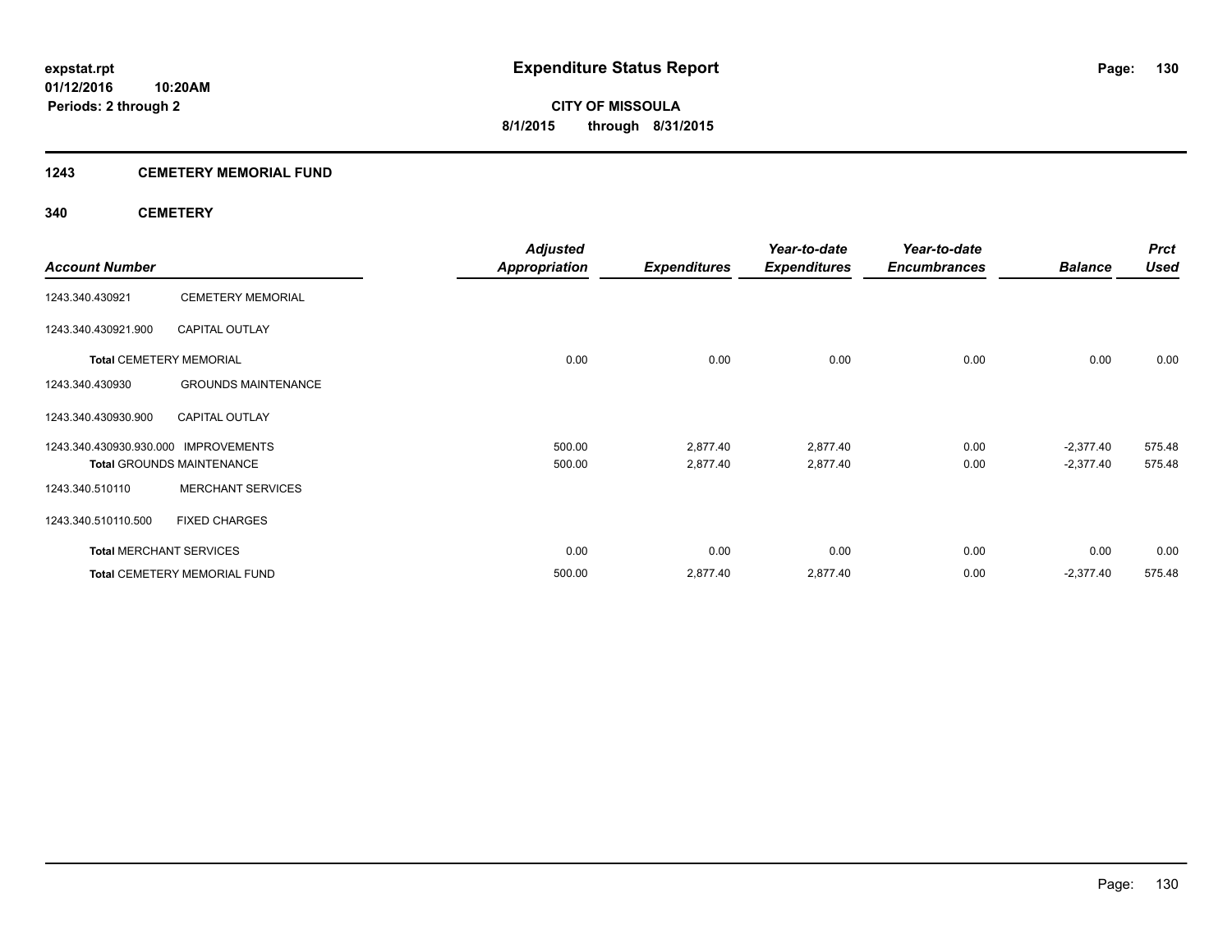# Expenditure Status Report

**CITY OF MISSOULA**
**8/1/2015 through 8/31/2015**

expstat.rpt
01/12/2016 10:20AM
Periods: 2 through 2

## 1243 CEMETERY MEMORIAL FUND

### 340 CEMETERY

| Account Number | | Adjusted Appropriation | Expenditures | Year-to-date Expenditures | Year-to-date Encumbrances | Balance | Prct Used |
|---|---|---|---|---|---|---|---|
| 1243.340.430921 | CEMETERY MEMORIAL | | | | | | |
| 1243.340.430921.900 | CAPITAL OUTLAY | | | | | | |
| **Total** CEMETERY MEMORIAL | | 0.00 | 0.00 | 0.00 | 0.00 | 0.00 | 0.00 |
| 1243.340.430930 | GROUNDS MAINTENANCE | | | | | | |
| 1243.340.430930.900 | CAPITAL OUTLAY | | | | | | |
| 1243.340.430930.930.000 | IMPROVEMENTS | 500.00 | 2,877.40 | 2,877.40 | 0.00 | -2,377.40 | 575.48 |
| **Total** GROUNDS MAINTENANCE | | 500.00 | 2,877.40 | 2,877.40 | 0.00 | -2,377.40 | 575.48 |
| 1243.340.510110 | MERCHANT SERVICES | | | | | | |
| 1243.340.510110.500 | FIXED CHARGES | | | | | | |
| **Total** MERCHANT SERVICES | | 0.00 | 0.00 | 0.00 | 0.00 | 0.00 | 0.00 |
| **Total** CEMETERY MEMORIAL FUND | | 500.00 | 2,877.40 | 2,877.40 | 0.00 | -2,377.40 | 575.48 |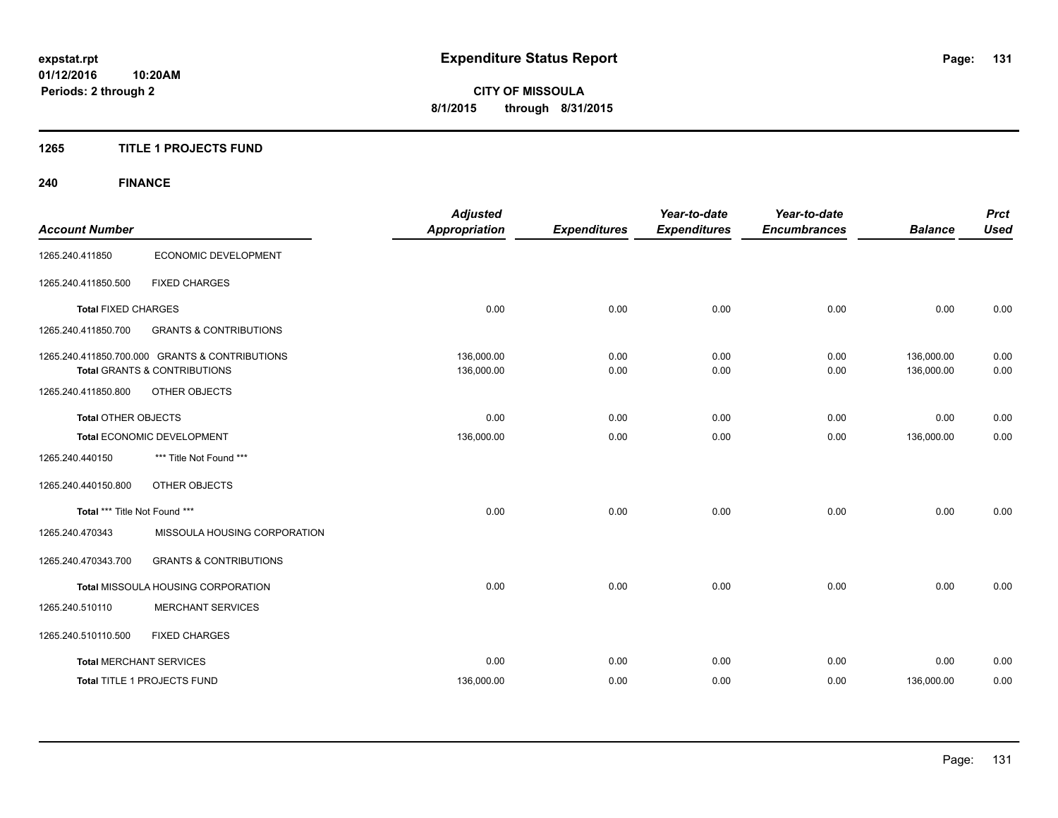**Expenditure Status Report**

**CITY OF MISSOULA**

**8/1/2015 through 8/31/2015**

expstat.rpt
01/12/2016 10:20AM
Periods: 2 through 2

## 1265 TITLE 1 PROJECTS FUND

## 240 FINANCE

| Account Number | | Adjusted Appropriation | Expenditures | Year-to-date Expenditures | Year-to-date Encumbrances | Balance | Prct Used |
|---|---|---|---|---|---|---|---|
| 1265.240.411850 | ECONOMIC DEVELOPMENT | | | | | | |
| 1265.240.411850.500 | FIXED CHARGES | | | | | | |
| Total FIXED CHARGES | | 0.00 | 0.00 | 0.00 | 0.00 | 0.00 | 0.00 |
| 1265.240.411850.700 | GRANTS & CONTRIBUTIONS | | | | | | |
| 1265.240.411850.700.000 GRANTS & CONTRIBUTIONS | | 136,000.00 | 0.00 | 0.00 | 0.00 | 136,000.00 | 0.00 |
| Total GRANTS & CONTRIBUTIONS | | 136,000.00 | 0.00 | 0.00 | 0.00 | 136,000.00 | 0.00 |
| 1265.240.411850.800 | OTHER OBJECTS | | | | | | |
| Total OTHER OBJECTS | | 0.00 | 0.00 | 0.00 | 0.00 | 0.00 | 0.00 |
| Total ECONOMIC DEVELOPMENT | | 136,000.00 | 0.00 | 0.00 | 0.00 | 136,000.00 | 0.00 |
| 1265.240.440150 | *** Title Not Found *** | | | | | | |
| 1265.240.440150.800 | OTHER OBJECTS | | | | | | |
| Total *** Title Not Found *** | | 0.00 | 0.00 | 0.00 | 0.00 | 0.00 | 0.00 |
| 1265.240.470343 | MISSOULA HOUSING CORPORATION | | | | | | |
| 1265.240.470343.700 | GRANTS & CONTRIBUTIONS | | | | | | |
| Total MISSOULA HOUSING CORPORATION | | 0.00 | 0.00 | 0.00 | 0.00 | 0.00 | 0.00 |
| 1265.240.510110 | MERCHANT SERVICES | | | | | | |
| 1265.240.510110.500 | FIXED CHARGES | | | | | | |
| Total MERCHANT SERVICES | | 0.00 | 0.00 | 0.00 | 0.00 | 0.00 | 0.00 |
| Total TITLE 1 PROJECTS FUND | | 136,000.00 | 0.00 | 0.00 | 0.00 | 136,000.00 | 0.00 |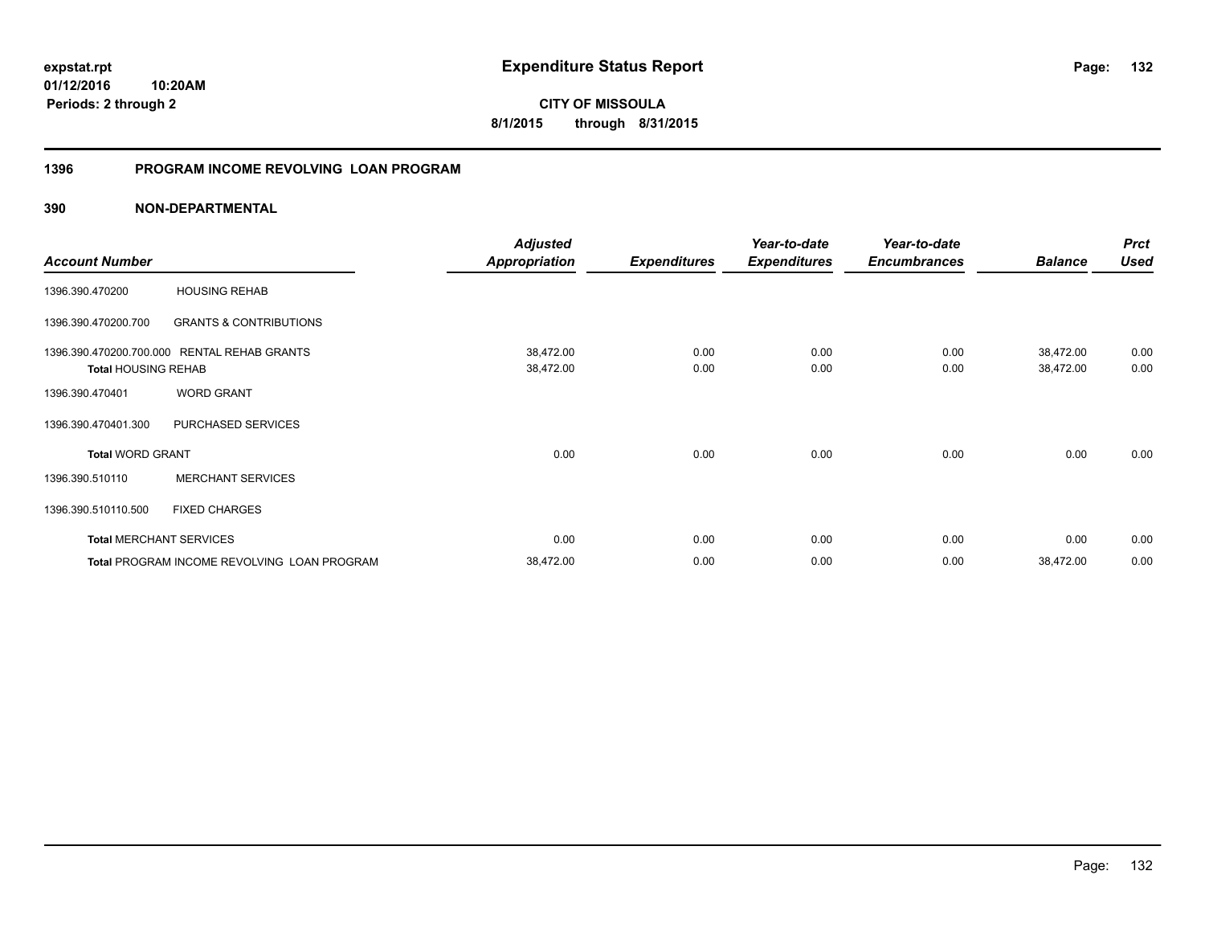# Expenditure Status Report

expstat.rpt
01/12/2016 10:20AM
Periods: 2 through 2

**CITY OF MISSOULA**
**8/1/2015 through 8/31/2015**

## 1396 PROGRAM INCOME REVOLVING LOAN PROGRAM

### 390 NON-DEPARTMENTAL

| Account Number | | Adjusted Appropriation | Expenditures | Year-to-date Expenditures | Year-to-date Encumbrances | Balance | Prct Used |
|---|---|---|---|---|---|---|---|
| 1396.390.470200 | HOUSING REHAB | | | | | | |
| 1396.390.470200.700 | GRANTS & CONTRIBUTIONS | | | | | | |
| 1396.390.470200.700.000 | RENTAL REHAB GRANTS | 38,472.00 | 0.00 | 0.00 | 0.00 | 38,472.00 | 0.00 |
| **Total** HOUSING REHAB | | 38,472.00 | 0.00 | 0.00 | 0.00 | 38,472.00 | 0.00 |
| 1396.390.470401 | WORD GRANT | | | | | | |
| 1396.390.470401.300 | PURCHASED SERVICES | | | | | | |
| **Total** WORD GRANT | | 0.00 | 0.00 | 0.00 | 0.00 | 0.00 | 0.00 |
| 1396.390.510110 | MERCHANT SERVICES | | | | | | |
| 1396.390.510110.500 | FIXED CHARGES | | | | | | |
| **Total** MERCHANT SERVICES | | 0.00 | 0.00 | 0.00 | 0.00 | 0.00 | 0.00 |
| **Total** PROGRAM INCOME REVOLVING LOAN PROGRAM | | 38,472.00 | 0.00 | 0.00 | 0.00 | 38,472.00 | 0.00 |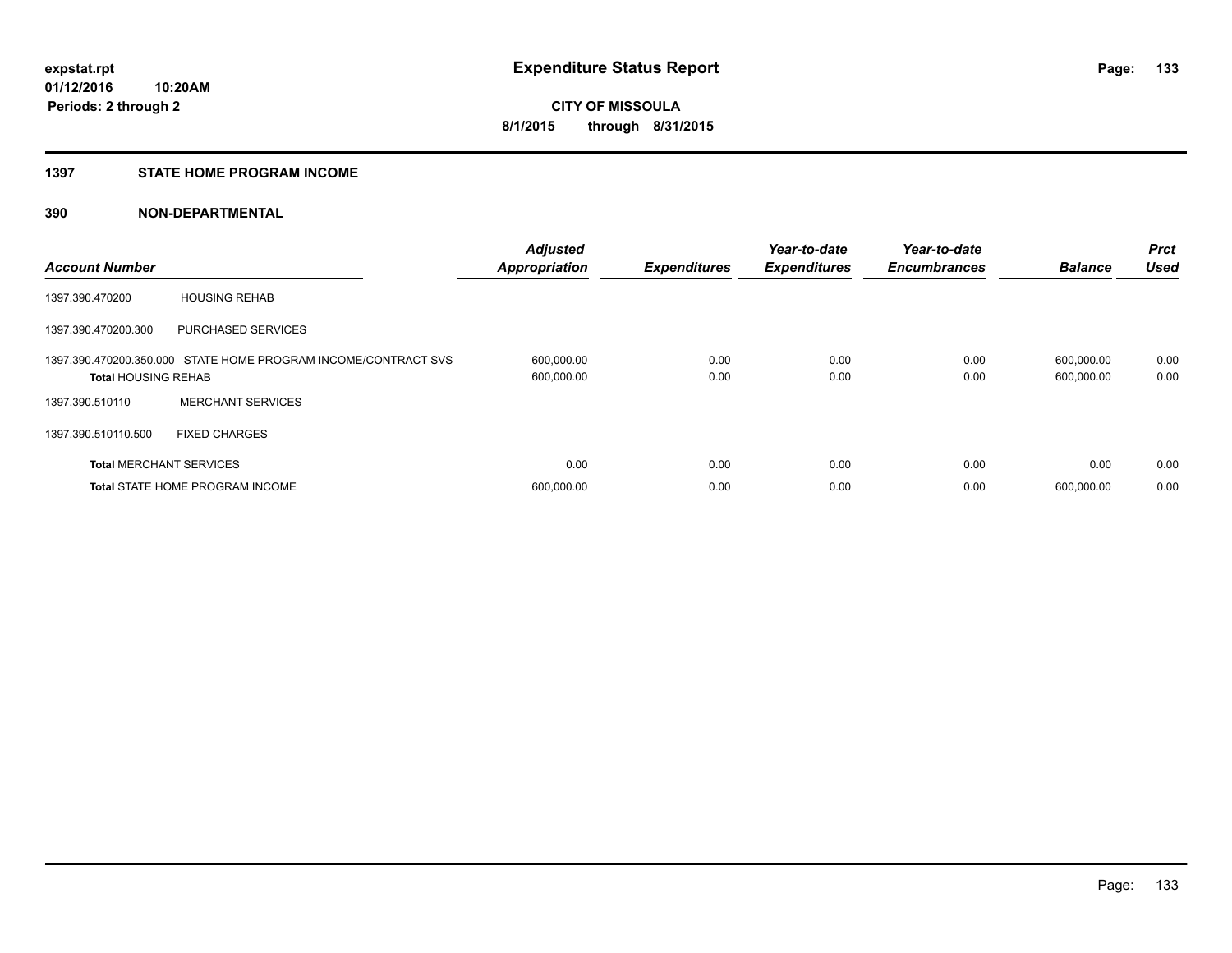**expstat.rpt**
**01/12/2016 10:20AM**
**Periods: 2 through 2**

# Expenditure Status Report

**CITY OF MISSOULA**
**8/1/2015 through 8/31/2015**

## 1397 STATE HOME PROGRAM INCOME

## 390 NON-DEPARTMENTAL

| Account Number | | Adjusted Appropriation | Expenditures | Year-to-date Expenditures | Year-to-date Encumbrances | Balance | Prct Used |
|---|---|---|---|---|---|---|---|
| 1397.390.470200 | HOUSING REHAB | | | | | | |
| 1397.390.470200.300 | PURCHASED SERVICES | | | | | | |
| 1397.390.470200.350.000 | STATE HOME PROGRAM INCOME/CONTRACT SVS | 600,000.00 | 0.00 | 0.00 | 0.00 | 600,000.00 | 0.00 |
| **Total** HOUSING REHAB | | 600,000.00 | 0.00 | 0.00 | 0.00 | 600,000.00 | 0.00 |
| 1397.390.510110 | MERCHANT SERVICES | | | | | | |
| 1397.390.510110.500 | FIXED CHARGES | | | | | | |
| **Total** MERCHANT SERVICES | | 0.00 | 0.00 | 0.00 | 0.00 | 0.00 | 0.00 |
| **Total** STATE HOME PROGRAM INCOME | | 600,000.00 | 0.00 | 0.00 | 0.00 | 600,000.00 | 0.00 |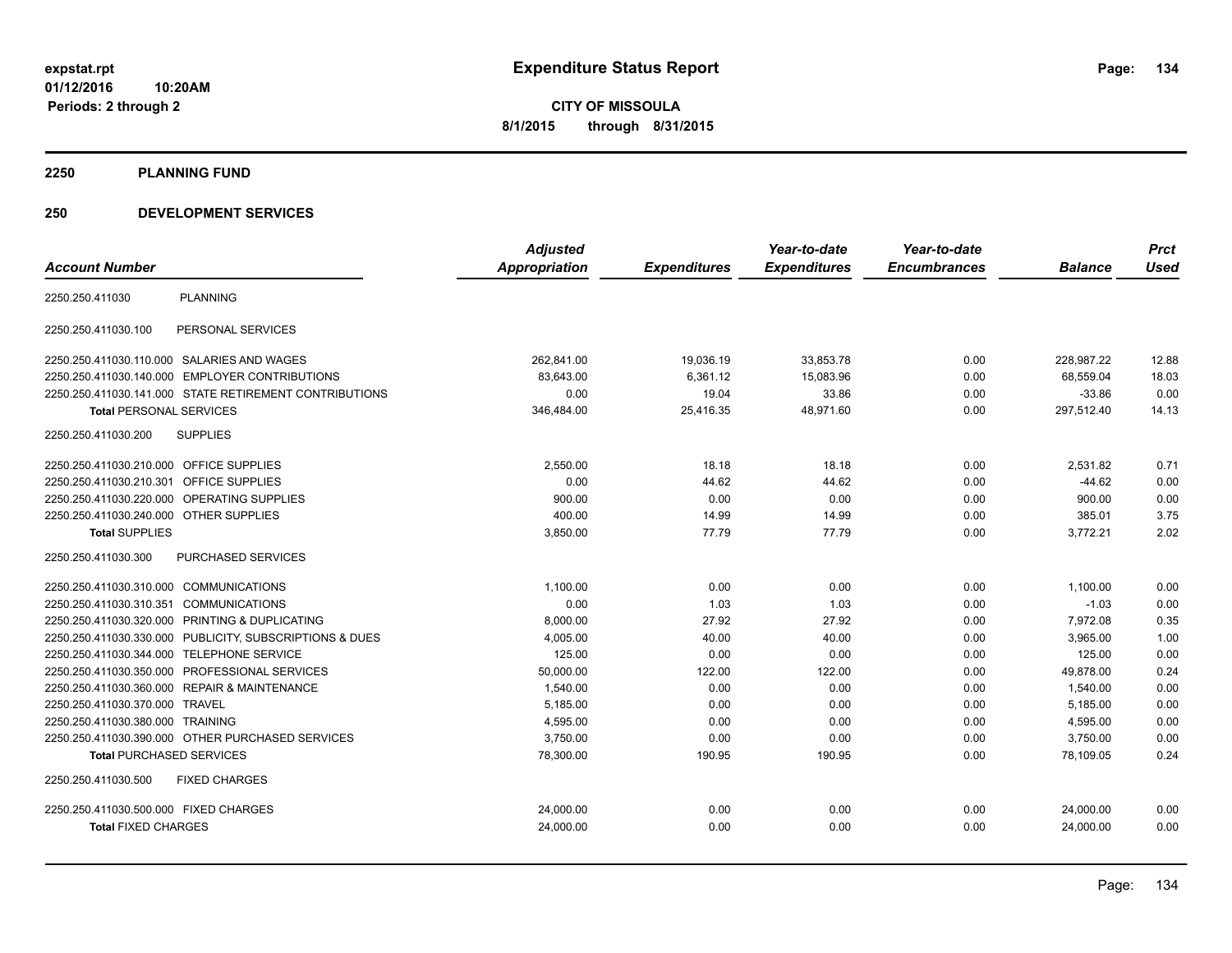expstat.rpt
01/12/2016 10:20AM
Periods: 2 through 2

# Expenditure Status Report

**CITY OF MISSOULA**
**8/1/2015 through 8/31/2015**

## 2250 PLANNING FUND

## 250 DEVELOPMENT SERVICES

| Account Number | | Adjusted Appropriation | Expenditures | Year-to-date Expenditures | Year-to-date Encumbrances | Balance | Prct Used |
|---|---|---|---|---|---|---|---|
| 2250.250.411030 | PLANNING | | | | | | |
| 2250.250.411030.100 | PERSONAL SERVICES | | | | | | |
| 2250.250.411030.110.000 | SALARIES AND WAGES | 262,841.00 | 19,036.19 | 33,853.78 | 0.00 | 228,987.22 | 12.88 |
| 2250.250.411030.140.000 | EMPLOYER CONTRIBUTIONS | 83,643.00 | 6,361.12 | 15,083.96 | 0.00 | 68,559.04 | 18.03 |
| 2250.250.411030.141.000 | STATE RETIREMENT CONTRIBUTIONS | 0.00 | 19.04 | 33.86 | 0.00 | -33.86 | 0.00 |
| **Total** PERSONAL SERVICES | | 346,484.00 | 25,416.35 | 48,971.60 | 0.00 | 297,512.40 | 14.13 |
| 2250.250.411030.200 | SUPPLIES | | | | | | |
| 2250.250.411030.210.000 | OFFICE SUPPLIES | 2,550.00 | 18.18 | 18.18 | 0.00 | 2,531.82 | 0.71 |
| 2250.250.411030.210.301 | OFFICE SUPPLIES | 0.00 | 44.62 | 44.62 | 0.00 | -44.62 | 0.00 |
| 2250.250.411030.220.000 | OPERATING SUPPLIES | 900.00 | 0.00 | 0.00 | 0.00 | 900.00 | 0.00 |
| 2250.250.411030.240.000 | OTHER SUPPLIES | 400.00 | 14.99 | 14.99 | 0.00 | 385.01 | 3.75 |
| **Total** SUPPLIES | | 3,850.00 | 77.79 | 77.79 | 0.00 | 3,772.21 | 2.02 |
| 2250.250.411030.300 | PURCHASED SERVICES | | | | | | |
| 2250.250.411030.310.000 | COMMUNICATIONS | 1,100.00 | 0.00 | 0.00 | 0.00 | 1,100.00 | 0.00 |
| 2250.250.411030.310.351 | COMMUNICATIONS | 0.00 | 1.03 | 1.03 | 0.00 | -1.03 | 0.00 |
| 2250.250.411030.320.000 | PRINTING & DUPLICATING | 8,000.00 | 27.92 | 27.92 | 0.00 | 7,972.08 | 0.35 |
| 2250.250.411030.330.000 | PUBLICITY, SUBSCRIPTIONS & DUES | 4,005.00 | 40.00 | 40.00 | 0.00 | 3,965.00 | 1.00 |
| 2250.250.411030.344.000 | TELEPHONE SERVICE | 125.00 | 0.00 | 0.00 | 0.00 | 125.00 | 0.00 |
| 2250.250.411030.350.000 | PROFESSIONAL SERVICES | 50,000.00 | 122.00 | 122.00 | 0.00 | 49,878.00 | 0.24 |
| 2250.250.411030.360.000 | REPAIR & MAINTENANCE | 1,540.00 | 0.00 | 0.00 | 0.00 | 1,540.00 | 0.00 |
| 2250.250.411030.370.000 | TRAVEL | 5,185.00 | 0.00 | 0.00 | 0.00 | 5,185.00 | 0.00 |
| 2250.250.411030.380.000 | TRAINING | 4,595.00 | 0.00 | 0.00 | 0.00 | 4,595.00 | 0.00 |
| 2250.250.411030.390.000 | OTHER PURCHASED SERVICES | 3,750.00 | 0.00 | 0.00 | 0.00 | 3,750.00 | 0.00 |
| **Total** PURCHASED SERVICES | | 78,300.00 | 190.95 | 190.95 | 0.00 | 78,109.05 | 0.24 |
| 2250.250.411030.500 | FIXED CHARGES | | | | | | |
| 2250.250.411030.500.000 | FIXED CHARGES | 24,000.00 | 0.00 | 0.00 | 0.00 | 24,000.00 | 0.00 |
| **Total** FIXED CHARGES | | 24,000.00 | 0.00 | 0.00 | 0.00 | 24,000.00 | 0.00 |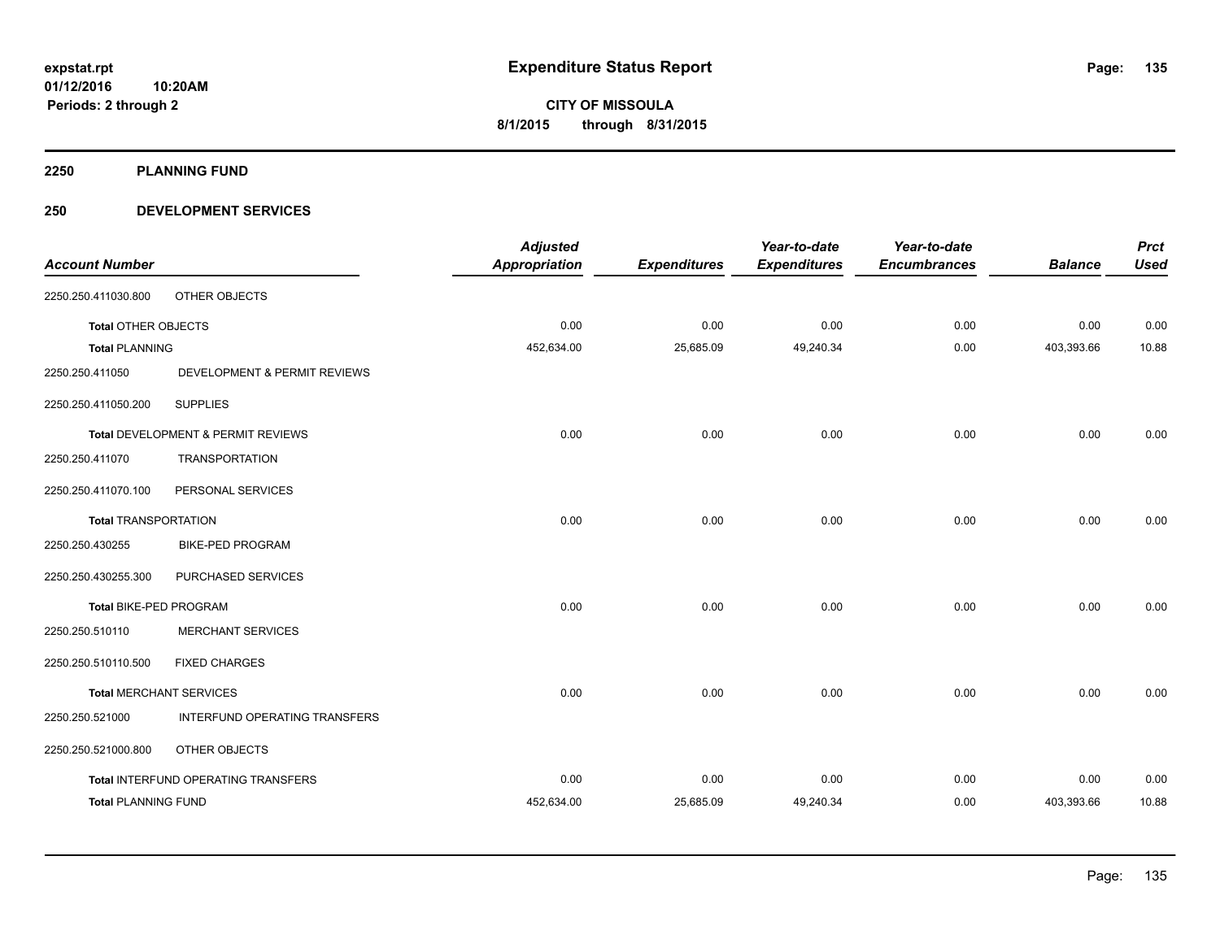# Expenditure Status Report

**CITY OF MISSOULA**
**8/1/2015 through 8/31/2015**

expstat.rpt
01/12/2016 10:20AM
Periods: 2 through 2

## 2250 PLANNING FUND

## 250 DEVELOPMENT SERVICES

| Account Number | | Adjusted Appropriation | Expenditures | Year-to-date Expenditures | Year-to-date Encumbrances | Balance | Prct Used |
|---|---|---|---|---|---|---|---|
| 2250.250.411030.800 | OTHER OBJECTS | | | | | | |
| **Total** OTHER OBJECTS | | 0.00 | 0.00 | 0.00 | 0.00 | 0.00 | 0.00 |
| **Total** PLANNING | | 452,634.00 | 25,685.09 | 49,240.34 | 0.00 | 403,393.66 | 10.88 |
| 2250.250.411050 | DEVELOPMENT & PERMIT REVIEWS | | | | | | |
| 2250.250.411050.200 | SUPPLIES | | | | | | |
| **Total** DEVELOPMENT & PERMIT REVIEWS | | 0.00 | 0.00 | 0.00 | 0.00 | 0.00 | 0.00 |
| 2250.250.411070 | TRANSPORTATION | | | | | | |
| 2250.250.411070.100 | PERSONAL SERVICES | | | | | | |
| **Total** TRANSPORTATION | | 0.00 | 0.00 | 0.00 | 0.00 | 0.00 | 0.00 |
| 2250.250.430255 | BIKE-PED PROGRAM | | | | | | |
| 2250.250.430255.300 | PURCHASED SERVICES | | | | | | |
| **Total** BIKE-PED PROGRAM | | 0.00 | 0.00 | 0.00 | 0.00 | 0.00 | 0.00 |
| 2250.250.510110 | MERCHANT SERVICES | | | | | | |
| 2250.250.510110.500 | FIXED CHARGES | | | | | | |
| **Total** MERCHANT SERVICES | | 0.00 | 0.00 | 0.00 | 0.00 | 0.00 | 0.00 |
| 2250.250.521000 | INTERFUND OPERATING TRANSFERS | | | | | | |
| 2250.250.521000.800 | OTHER OBJECTS | | | | | | |
| **Total** INTERFUND OPERATING TRANSFERS | | 0.00 | 0.00 | 0.00 | 0.00 | 0.00 | 0.00 |
| **Total** PLANNING FUND | | 452,634.00 | 25,685.09 | 49,240.34 | 0.00 | 403,393.66 | 10.88 |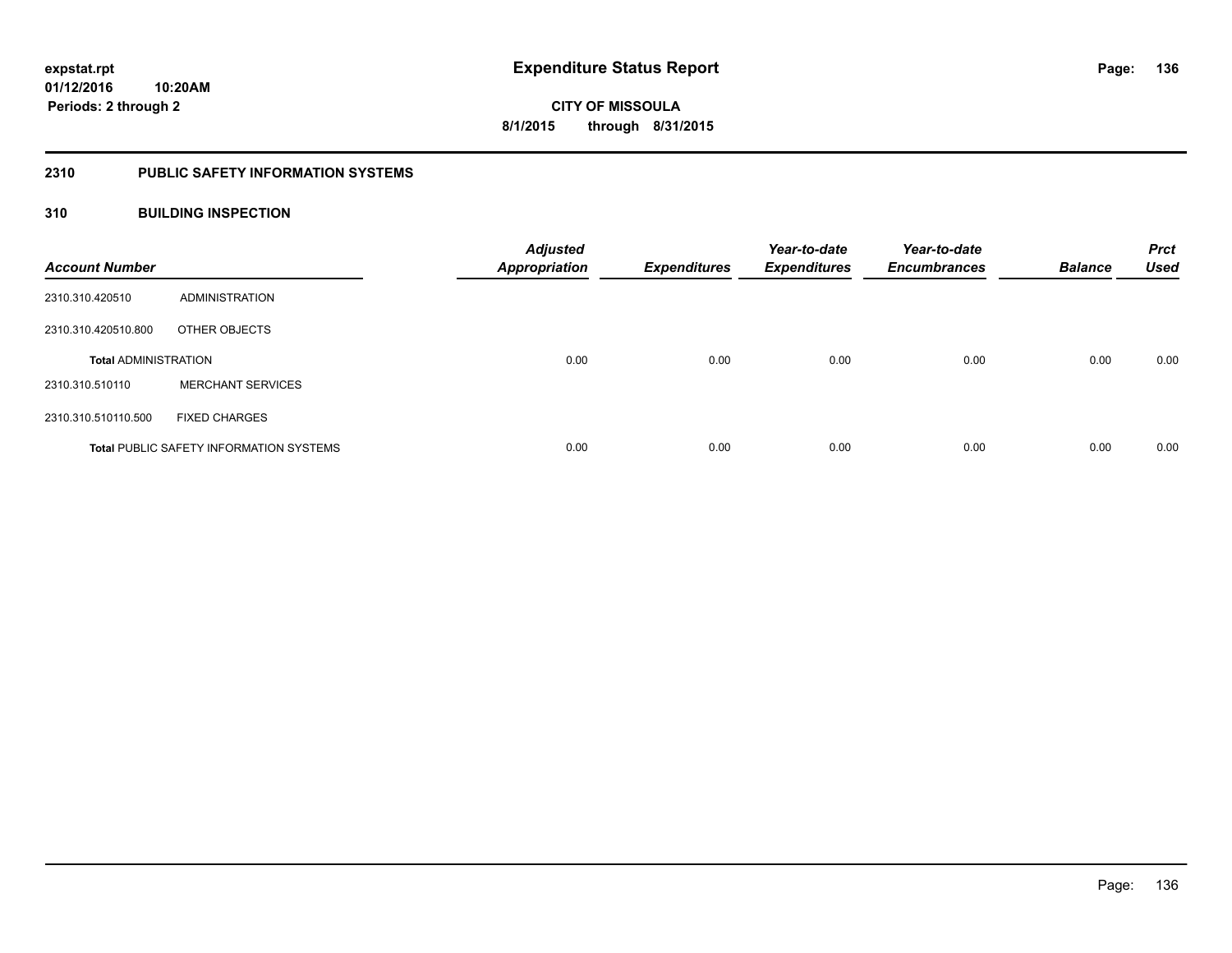# Expenditure Status Report

expstat.rpt
01/12/2016 10:20AM
Periods: 2 through 2

**CITY OF MISSOULA**
**8/1/2015 through 8/31/2015**

## 2310 PUBLIC SAFETY INFORMATION SYSTEMS

## 310 BUILDING INSPECTION

| Account Number | | Adjusted Appropriation | Expenditures | Year-to-date Expenditures | Year-to-date Encumbrances | Balance | Prct Used |
|---|---|---|---|---|---|---|---|
| 2310.310.420510 | ADMINISTRATION | | | | | | |
| 2310.310.420510.800 | OTHER OBJECTS | | | | | | |
| **Total** ADMINISTRATION | | 0.00 | 0.00 | 0.00 | 0.00 | 0.00 | 0.00 |
| 2310.310.510110 | MERCHANT SERVICES | | | | | | |
| 2310.310.510110.500 | FIXED CHARGES | | | | | | |
| **Total** PUBLIC SAFETY INFORMATION SYSTEMS | | 0.00 | 0.00 | 0.00 | 0.00 | 0.00 | 0.00 |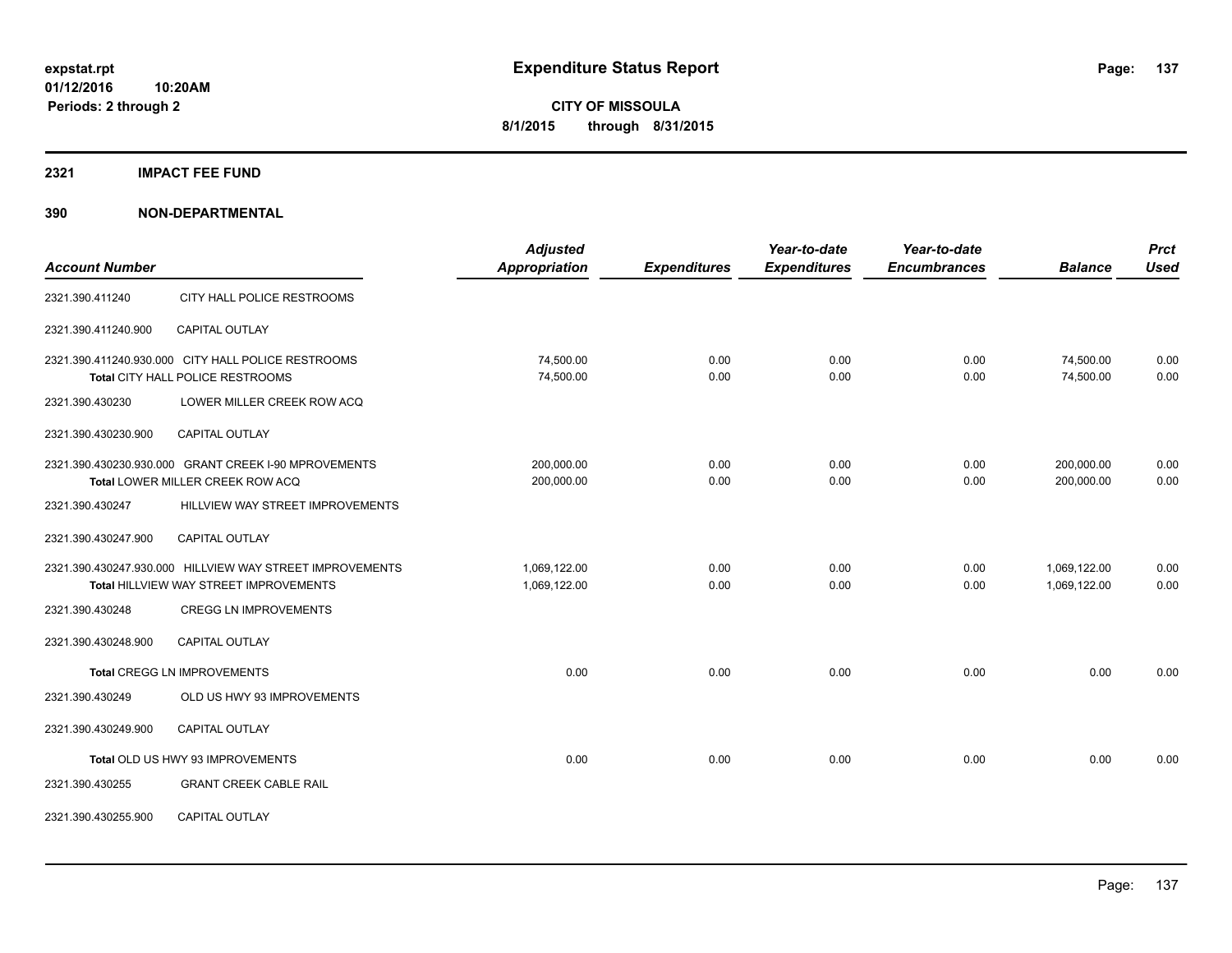**expstat.rpt**
**01/12/2016 10:20AM**
**Periods: 2 through 2**

# Expenditure Status Report

**CITY OF MISSOULA**
**8/1/2015 through 8/31/2015**

## 2321 IMPACT FEE FUND

## 390 NON-DEPARTMENTAL

| Account Number | | Adjusted Appropriation | Expenditures | Year-to-date Expenditures | Year-to-date Encumbrances | Balance | Prct Used |
|---|---|---|---|---|---|---|---|
| 2321.390.411240 | CITY HALL POLICE RESTROOMS | | | | | | |
| 2321.390.411240.900 | CAPITAL OUTLAY | | | | | | |
| 2321.390.411240.930.000 | CITY HALL POLICE RESTROOMS | 74,500.00 | 0.00 | 0.00 | 0.00 | 74,500.00 | 0.00 |
| | **Total** CITY HALL POLICE RESTROOMS | 74,500.00 | 0.00 | 0.00 | 0.00 | 74,500.00 | 0.00 |
| 2321.390.430230 | LOWER MILLER CREEK ROW ACQ | | | | | | |
| 2321.390.430230.900 | CAPITAL OUTLAY | | | | | | |
| 2321.390.430230.930.000 | GRANT CREEK I-90 MPROVEMENTS | 200,000.00 | 0.00 | 0.00 | 0.00 | 200,000.00 | 0.00 |
| | **Total** LOWER MILLER CREEK ROW ACQ | 200,000.00 | 0.00 | 0.00 | 0.00 | 200,000.00 | 0.00 |
| 2321.390.430247 | HILLVIEW WAY STREET IMPROVEMENTS | | | | | | |
| 2321.390.430247.900 | CAPITAL OUTLAY | | | | | | |
| 2321.390.430247.930.000 | HILLVIEW WAY STREET IMPROVEMENTS | 1,069,122.00 | 0.00 | 0.00 | 0.00 | 1,069,122.00 | 0.00 |
| | **Total** HILLVIEW WAY STREET IMPROVEMENTS | 1,069,122.00 | 0.00 | 0.00 | 0.00 | 1,069,122.00 | 0.00 |
| 2321.390.430248 | CREGG LN IMPROVEMENTS | | | | | | |
| 2321.390.430248.900 | CAPITAL OUTLAY | | | | | | |
| | **Total** CREGG LN IMPROVEMENTS | 0.00 | 0.00 | 0.00 | 0.00 | 0.00 | 0.00 |
| 2321.390.430249 | OLD US HWY 93 IMPROVEMENTS | | | | | | |
| 2321.390.430249.900 | CAPITAL OUTLAY | | | | | | |
| | **Total** OLD US HWY 93 IMPROVEMENTS | 0.00 | 0.00 | 0.00 | 0.00 | 0.00 | 0.00 |
| 2321.390.430255 | GRANT CREEK CABLE RAIL | | | | | | |
| 2321.390.430255.900 | CAPITAL OUTLAY | | | | | | |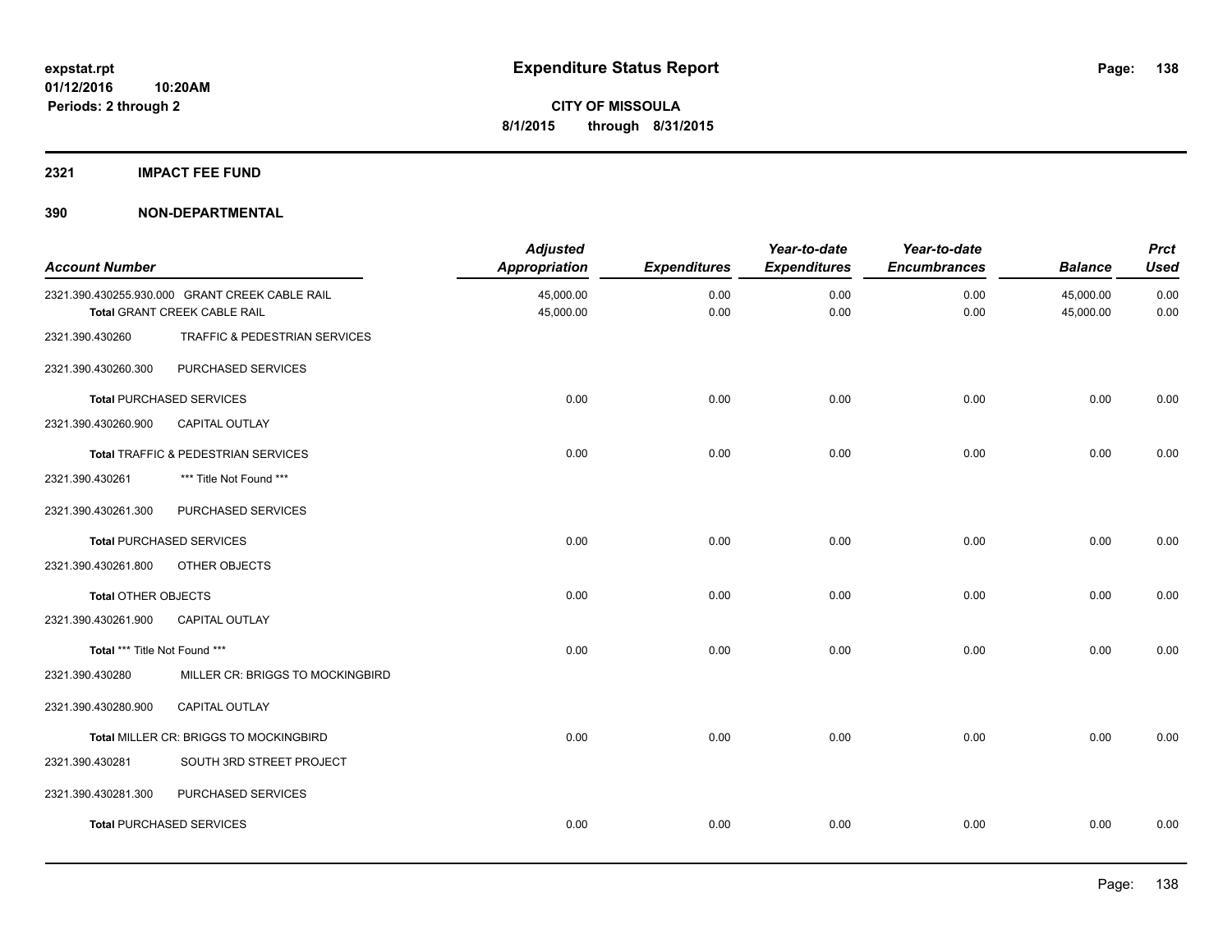**expstat.rpt**
**01/12/2016 10:20AM**
**Periods: 2 through 2**

# Expenditure Status Report

**CITY OF MISSOULA**
**8/1/2015 through 8/31/2015**

## 2321 IMPACT FEE FUND

## 390 NON-DEPARTMENTAL

| Account Number | | Adjusted Appropriation | Expenditures | Year-to-date Expenditures | Year-to-date Encumbrances | Balance | Prct Used |
|---|---|---|---|---|---|---|---|
| 2321.390.430255.930.000 | GRANT CREEK CABLE RAIL | 45,000.00 | 0.00 | 0.00 | 0.00 | 45,000.00 | 0.00 |
| **Total** GRANT CREEK CABLE RAIL | | 45,000.00 | 0.00 | 0.00 | 0.00 | 45,000.00 | 0.00 |
| 2321.390.430260 | TRAFFIC & PEDESTRIAN SERVICES | | | | | | |
| 2321.390.430260.300 | PURCHASED SERVICES | | | | | | |
| **Total** PURCHASED SERVICES | | 0.00 | 0.00 | 0.00 | 0.00 | 0.00 | 0.00 |
| 2321.390.430260.900 | CAPITAL OUTLAY | | | | | | |
| **Total** TRAFFIC & PEDESTRIAN SERVICES | | 0.00 | 0.00 | 0.00 | 0.00 | 0.00 | 0.00 |
| 2321.390.430261 | *** Title Not Found *** | | | | | | |
| 2321.390.430261.300 | PURCHASED SERVICES | | | | | | |
| **Total** PURCHASED SERVICES | | 0.00 | 0.00 | 0.00 | 0.00 | 0.00 | 0.00 |
| 2321.390.430261.800 | OTHER OBJECTS | | | | | | |
| **Total** OTHER OBJECTS | | 0.00 | 0.00 | 0.00 | 0.00 | 0.00 | 0.00 |
| 2321.390.430261.900 | CAPITAL OUTLAY | | | | | | |
| **Total** *** Title Not Found *** | | 0.00 | 0.00 | 0.00 | 0.00 | 0.00 | 0.00 |
| 2321.390.430280 | MILLER CR: BRIGGS TO MOCKINGBIRD | | | | | | |
| 2321.390.430280.900 | CAPITAL OUTLAY | | | | | | |
| **Total** MILLER CR: BRIGGS TO MOCKINGBIRD | | 0.00 | 0.00 | 0.00 | 0.00 | 0.00 | 0.00 |
| 2321.390.430281 | SOUTH 3RD STREET PROJECT | | | | | | |
| 2321.390.430281.300 | PURCHASED SERVICES | | | | | | |
| **Total** PURCHASED SERVICES | | 0.00 | 0.00 | 0.00 | 0.00 | 0.00 | 0.00 |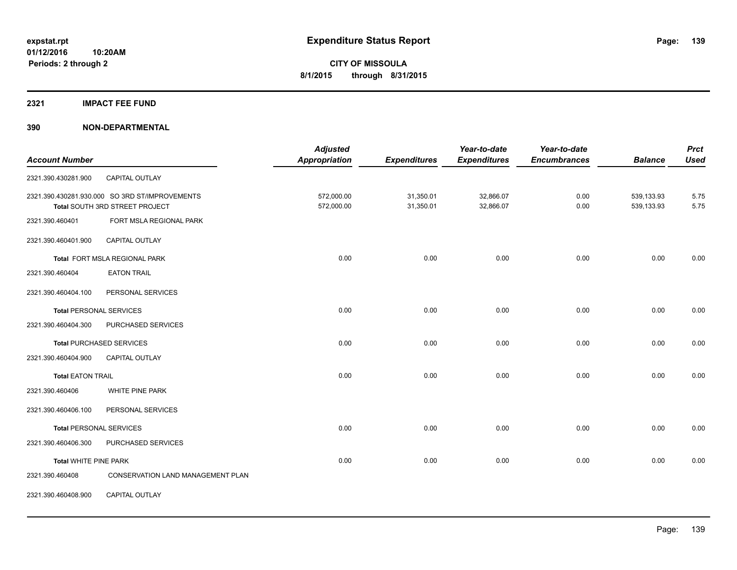**expstat.rpt**
**01/12/2016 10:20AM**
**Periods: 2 through 2**

# Expenditure Status Report

**CITY OF MISSOULA**
**8/1/2015 through 8/31/2015**

## 2321 IMPACT FEE FUND

## 390 NON-DEPARTMENTAL

| Account Number | | Adjusted Appropriation | Expenditures | Year-to-date Expenditures | Year-to-date Encumbrances | Balance | Prct Used |
|---|---|---|---|---|---|---|---|
| 2321.390.430281.900 | CAPITAL OUTLAY | | | | | | |
| 2321.390.430281.930.000 | SO 3RD ST/IMPROVEMENTS | 572,000.00 | 31,350.01 | 32,866.07 | 0.00 | 539,133.93 | 5.75 |
| Total SOUTH 3RD STREET PROJECT | | 572,000.00 | 31,350.01 | 32,866.07 | 0.00 | 539,133.93 | 5.75 |
| 2321.390.460401 | FORT MSLA REGIONAL PARK | | | | | | |
| 2321.390.460401.900 | CAPITAL OUTLAY | | | | | | |
| Total FORT MSLA REGIONAL PARK | | 0.00 | 0.00 | 0.00 | 0.00 | 0.00 | 0.00 |
| 2321.390.460404 | EATON TRAIL | | | | | | |
| 2321.390.460404.100 | PERSONAL SERVICES | | | | | | |
| Total PERSONAL SERVICES | | 0.00 | 0.00 | 0.00 | 0.00 | 0.00 | 0.00 |
| 2321.390.460404.300 | PURCHASED SERVICES | | | | | | |
| Total PURCHASED SERVICES | | 0.00 | 0.00 | 0.00 | 0.00 | 0.00 | 0.00 |
| 2321.390.460404.900 | CAPITAL OUTLAY | | | | | | |
| Total EATON TRAIL | | 0.00 | 0.00 | 0.00 | 0.00 | 0.00 | 0.00 |
| 2321.390.460406 | WHITE PINE PARK | | | | | | |
| 2321.390.460406.100 | PERSONAL SERVICES | | | | | | |
| Total PERSONAL SERVICES | | 0.00 | 0.00 | 0.00 | 0.00 | 0.00 | 0.00 |
| 2321.390.460406.300 | PURCHASED SERVICES | | | | | | |
| Total WHITE PINE PARK | | 0.00 | 0.00 | 0.00 | 0.00 | 0.00 | 0.00 |
| 2321.390.460408 | CONSERVATION LAND MANAGEMENT PLAN | | | | | | |
| 2321.390.460408.900 | CAPITAL OUTLAY | | | | | | |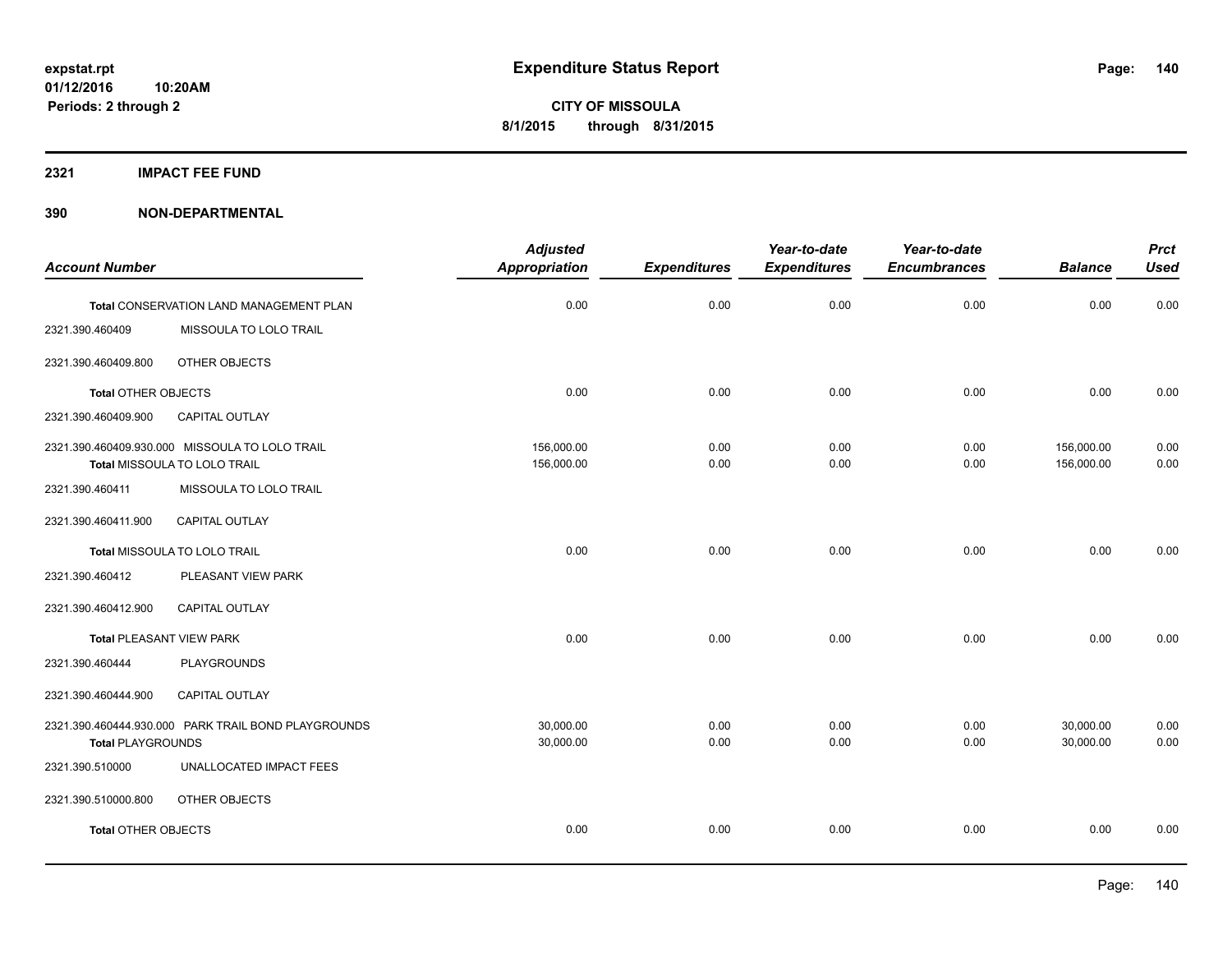# Expenditure Status Report

expstat.rpt
01/12/2016 10:20AM
Periods: 2 through 2

**CITY OF MISSOULA**
**8/1/2015 through 8/31/2015**

## 2321 IMPACT FEE FUND

### 390 NON-DEPARTMENTAL

| Account Number | | Adjusted Appropriation | Expenditures | Year-to-date Expenditures | Year-to-date Encumbrances | Balance | Prct Used |
|---|---|---|---|---|---|---|---|
| **Total** CONSERVATION LAND MANAGEMENT PLAN | | 0.00 | 0.00 | 0.00 | 0.00 | 0.00 | 0.00 |
| 2321.390.460409 | MISSOULA TO LOLO TRAIL | | | | | | |
| 2321.390.460409.800 | OTHER OBJECTS | | | | | | |
| **Total** OTHER OBJECTS | | 0.00 | 0.00 | 0.00 | 0.00 | 0.00 | 0.00 |
| 2321.390.460409.900 | CAPITAL OUTLAY | | | | | | |
| 2321.390.460409.930.000 | MISSOULA TO LOLO TRAIL | 156,000.00 | 0.00 | 0.00 | 0.00 | 156,000.00 | 0.00 |
| **Total** MISSOULA TO LOLO TRAIL | | 156,000.00 | 0.00 | 0.00 | 0.00 | 156,000.00 | 0.00 |
| 2321.390.460411 | MISSOULA TO LOLO TRAIL | | | | | | |
| 2321.390.460411.900 | CAPITAL OUTLAY | | | | | | |
| **Total** MISSOULA TO LOLO TRAIL | | 0.00 | 0.00 | 0.00 | 0.00 | 0.00 | 0.00 |
| 2321.390.460412 | PLEASANT VIEW PARK | | | | | | |
| 2321.390.460412.900 | CAPITAL OUTLAY | | | | | | |
| **Total** PLEASANT VIEW PARK | | 0.00 | 0.00 | 0.00 | 0.00 | 0.00 | 0.00 |
| 2321.390.460444 | PLAYGROUNDS | | | | | | |
| 2321.390.460444.900 | CAPITAL OUTLAY | | | | | | |
| 2321.390.460444.930.000 | PARK TRAIL BOND PLAYGROUNDS | 30,000.00 | 0.00 | 0.00 | 0.00 | 30,000.00 | 0.00 |
| **Total** PLAYGROUNDS | | 30,000.00 | 0.00 | 0.00 | 0.00 | 30,000.00 | 0.00 |
| 2321.390.510000 | UNALLOCATED IMPACT FEES | | | | | | |
| 2321.390.510000.800 | OTHER OBJECTS | | | | | | |
| **Total** OTHER OBJECTS | | 0.00 | 0.00 | 0.00 | 0.00 | 0.00 | 0.00 |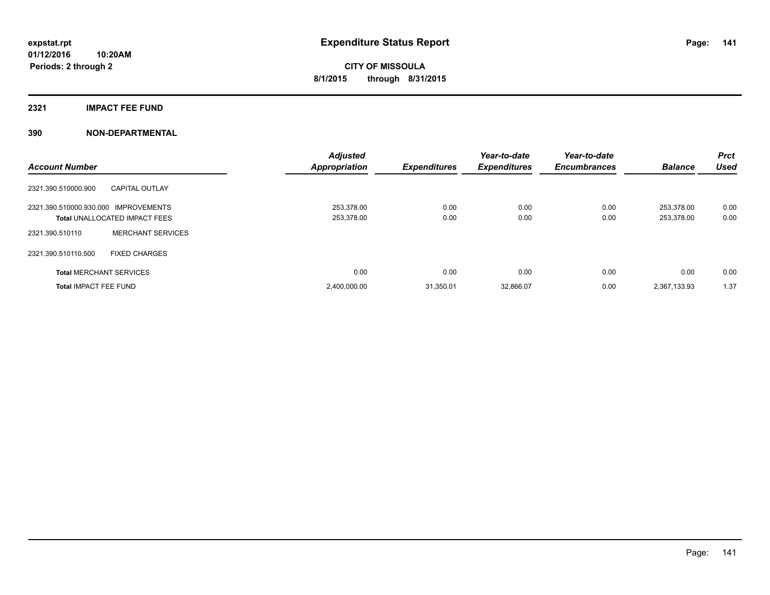# Expenditure Status Report

expstat.rpt
01/12/2016 10:20AM
Periods: 2 through 2

**CITY OF MISSOULA**
**8/1/2015 through 8/31/2015**

## 2321 IMPACT FEE FUND

### 390 NON-DEPARTMENTAL

| Account Number | | Adjusted Appropriation | Expenditures | Year-to-date Expenditures | Year-to-date Encumbrances | Balance | Prct Used |
|---|---|---|---|---|---|---|---|
| 2321.390.510000.900 | CAPITAL OUTLAY | | | | | | |
| 2321.390.510000.930.000 | IMPROVEMENTS | 253,378.00 | 0.00 | 0.00 | 0.00 | 253,378.00 | 0.00 |
| **Total** UNALLOCATED IMPACT FEES | | 253,378.00 | 0.00 | 0.00 | 0.00 | 253,378.00 | 0.00 |
| 2321.390.510110 | MERCHANT SERVICES | | | | | | |
| 2321.390.510110.500 | FIXED CHARGES | | | | | | |
| **Total** MERCHANT SERVICES | | 0.00 | 0.00 | 0.00 | 0.00 | 0.00 | 0.00 |
| **Total** IMPACT FEE FUND | | 2,400,000.00 | 31,350.01 | 32,866.07 | 0.00 | 2,367,133.93 | 1.37 |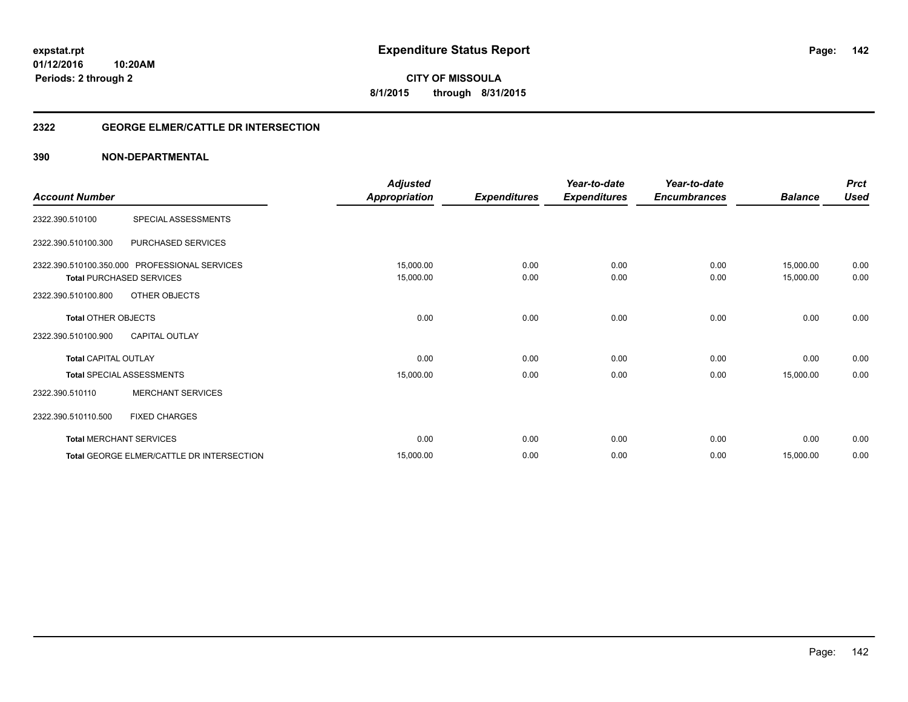# Expenditure Status Report

expstat.rpt
01/12/2016 10:20AM
Periods: 2 through 2

**CITY OF MISSOULA**
**8/1/2015 through 8/31/2015**

## 2322 GEORGE ELMER/CATTLE DR INTERSECTION

### 390 NON-DEPARTMENTAL

| Account Number | | Adjusted Appropriation | Expenditures | Year-to-date Expenditures | Year-to-date Encumbrances | Balance | Prct Used |
|---|---|---|---|---|---|---|---|
| 2322.390.510100 | SPECIAL ASSESSMENTS | | | | | | |
| 2322.390.510100.300 | PURCHASED SERVICES | | | | | | |
| 2322.390.510100.350.000 | PROFESSIONAL SERVICES | 15,000.00 | 0.00 | 0.00 | 0.00 | 15,000.00 | 0.00 |
| **Total** PURCHASED SERVICES | | 15,000.00 | 0.00 | 0.00 | 0.00 | 15,000.00 | 0.00 |
| 2322.390.510100.800 | OTHER OBJECTS | | | | | | |
| **Total** OTHER OBJECTS | | 0.00 | 0.00 | 0.00 | 0.00 | 0.00 | 0.00 |
| 2322.390.510100.900 | CAPITAL OUTLAY | | | | | | |
| **Total** CAPITAL OUTLAY | | 0.00 | 0.00 | 0.00 | 0.00 | 0.00 | 0.00 |
| **Total** SPECIAL ASSESSMENTS | | 15,000.00 | 0.00 | 0.00 | 0.00 | 15,000.00 | 0.00 |
| 2322.390.510110 | MERCHANT SERVICES | | | | | | |
| 2322.390.510110.500 | FIXED CHARGES | | | | | | |
| **Total** MERCHANT SERVICES | | 0.00 | 0.00 | 0.00 | 0.00 | 0.00 | 0.00 |
| **Total** GEORGE ELMER/CATTLE DR INTERSECTION | | 15,000.00 | 0.00 | 0.00 | 0.00 | 15,000.00 | 0.00 |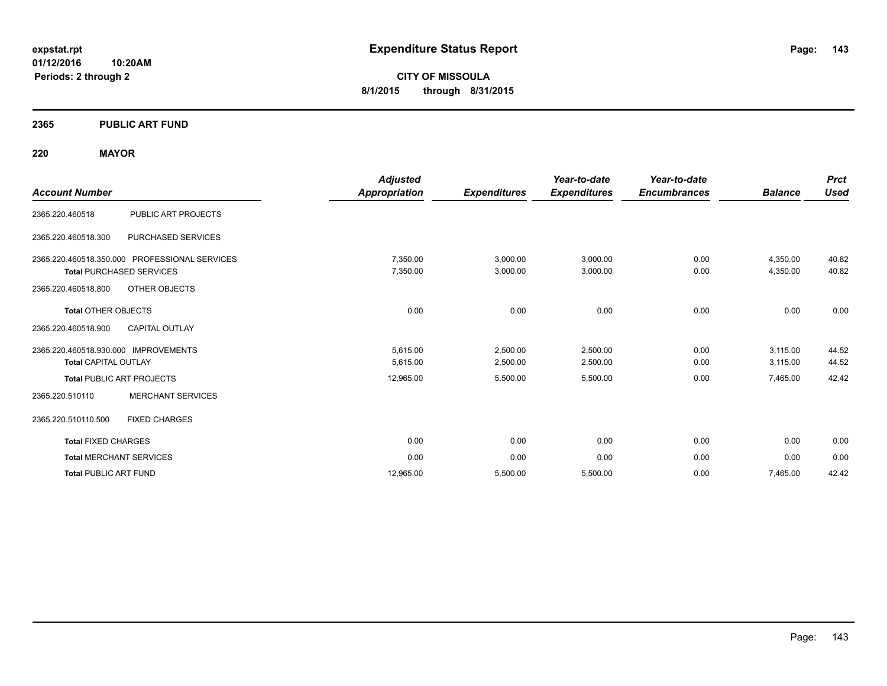# Expenditure Status Report

expstat.rpt
01/12/2016 10:20AM
Periods: 2 through 2

**CITY OF MISSOULA**
**8/1/2015 through 8/31/2015**

## 2365 PUBLIC ART FUND

### 220 MAYOR

| Account Number | | Adjusted Appropriation | Expenditures | Year-to-date Expenditures | Year-to-date Encumbrances | Balance | Prct Used |
|---|---|---|---|---|---|---|---|
| 2365.220.460518 | PUBLIC ART PROJECTS | | | | | | |
| 2365.220.460518.300 | PURCHASED SERVICES | | | | | | |
| 2365.220.460518.350.000 | PROFESSIONAL SERVICES | 7,350.00 | 3,000.00 | 3,000.00 | 0.00 | 4,350.00 | 40.82 |
| **Total** PURCHASED SERVICES | | 7,350.00 | 3,000.00 | 3,000.00 | 0.00 | 4,350.00 | 40.82 |
| 2365.220.460518.800 | OTHER OBJECTS | | | | | | |
| **Total** OTHER OBJECTS | | 0.00 | 0.00 | 0.00 | 0.00 | 0.00 | 0.00 |
| 2365.220.460518.900 | CAPITAL OUTLAY | | | | | | |
| 2365.220.460518.930.000 | IMPROVEMENTS | 5,615.00 | 2,500.00 | 2,500.00 | 0.00 | 3,115.00 | 44.52 |
| **Total** CAPITAL OUTLAY | | 5,615.00 | 2,500.00 | 2,500.00 | 0.00 | 3,115.00 | 44.52 |
| **Total** PUBLIC ART PROJECTS | | 12,965.00 | 5,500.00 | 5,500.00 | 0.00 | 7,465.00 | 42.42 |
| 2365.220.510110 | MERCHANT SERVICES | | | | | | |
| 2365.220.510110.500 | FIXED CHARGES | | | | | | |
| **Total** FIXED CHARGES | | 0.00 | 0.00 | 0.00 | 0.00 | 0.00 | 0.00 |
| **Total** MERCHANT SERVICES | | 0.00 | 0.00 | 0.00 | 0.00 | 0.00 | 0.00 |
| **Total** PUBLIC ART FUND | | 12,965.00 | 5,500.00 | 5,500.00 | 0.00 | 7,465.00 | 42.42 |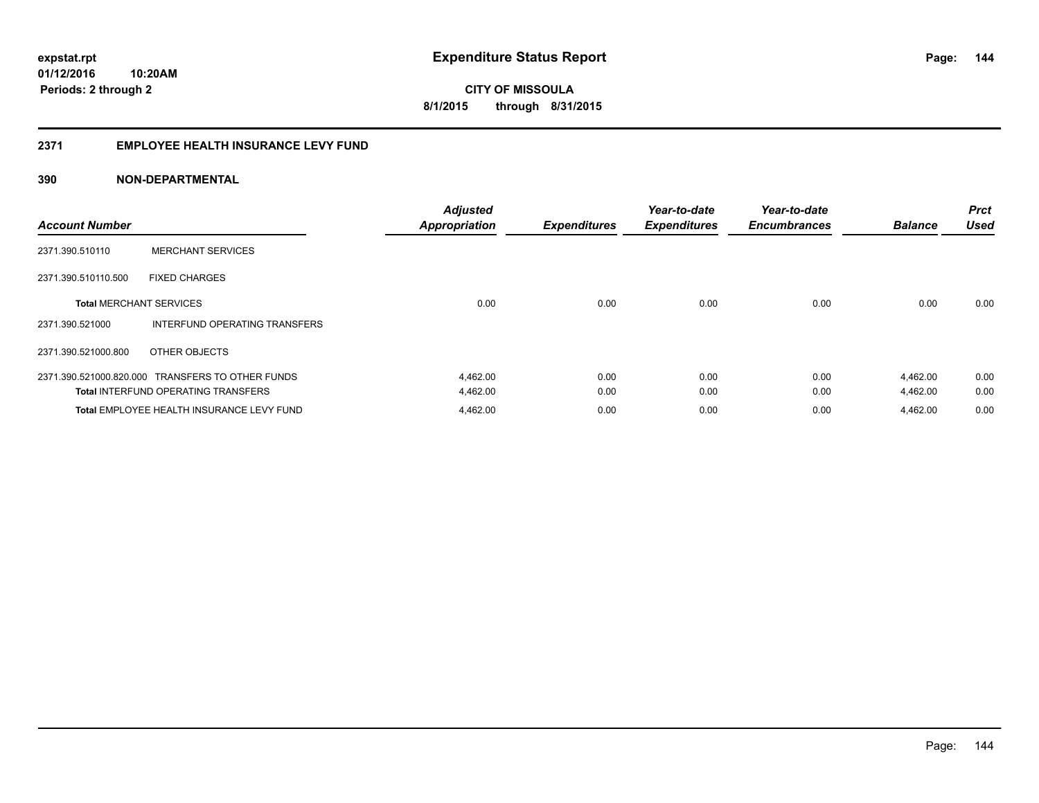expstat.rpt
01/12/2016 10:20AM
Periods: 2 through 2

# Expenditure Status Report

**CITY OF MISSOULA**
**8/1/2015 through 8/31/2015**

## 2371 EMPLOYEE HEALTH INSURANCE LEVY FUND

## 390 NON-DEPARTMENTAL

| Account Number | | Adjusted Appropriation | Expenditures | Year-to-date Expenditures | Year-to-date Encumbrances | Balance | Prct Used |
|---|---|---|---|---|---|---|---|
| 2371.390.510110 | MERCHANT SERVICES | | | | | | |
| 2371.390.510110.500 | FIXED CHARGES | | | | | | |
| **Total** MERCHANT SERVICES | | 0.00 | 0.00 | 0.00 | 0.00 | 0.00 | 0.00 |
| 2371.390.521000 | INTERFUND OPERATING TRANSFERS | | | | | | |
| 2371.390.521000.800 | OTHER OBJECTS | | | | | | |
| 2371.390.521000.820.000 | TRANSFERS TO OTHER FUNDS | 4,462.00 | 0.00 | 0.00 | 0.00 | 4,462.00 | 0.00 |
| **Total** INTERFUND OPERATING TRANSFERS | | 4,462.00 | 0.00 | 0.00 | 0.00 | 4,462.00 | 0.00 |
| **Total** EMPLOYEE HEALTH INSURANCE LEVY FUND | | 4,462.00 | 0.00 | 0.00 | 0.00 | 4,462.00 | 0.00 |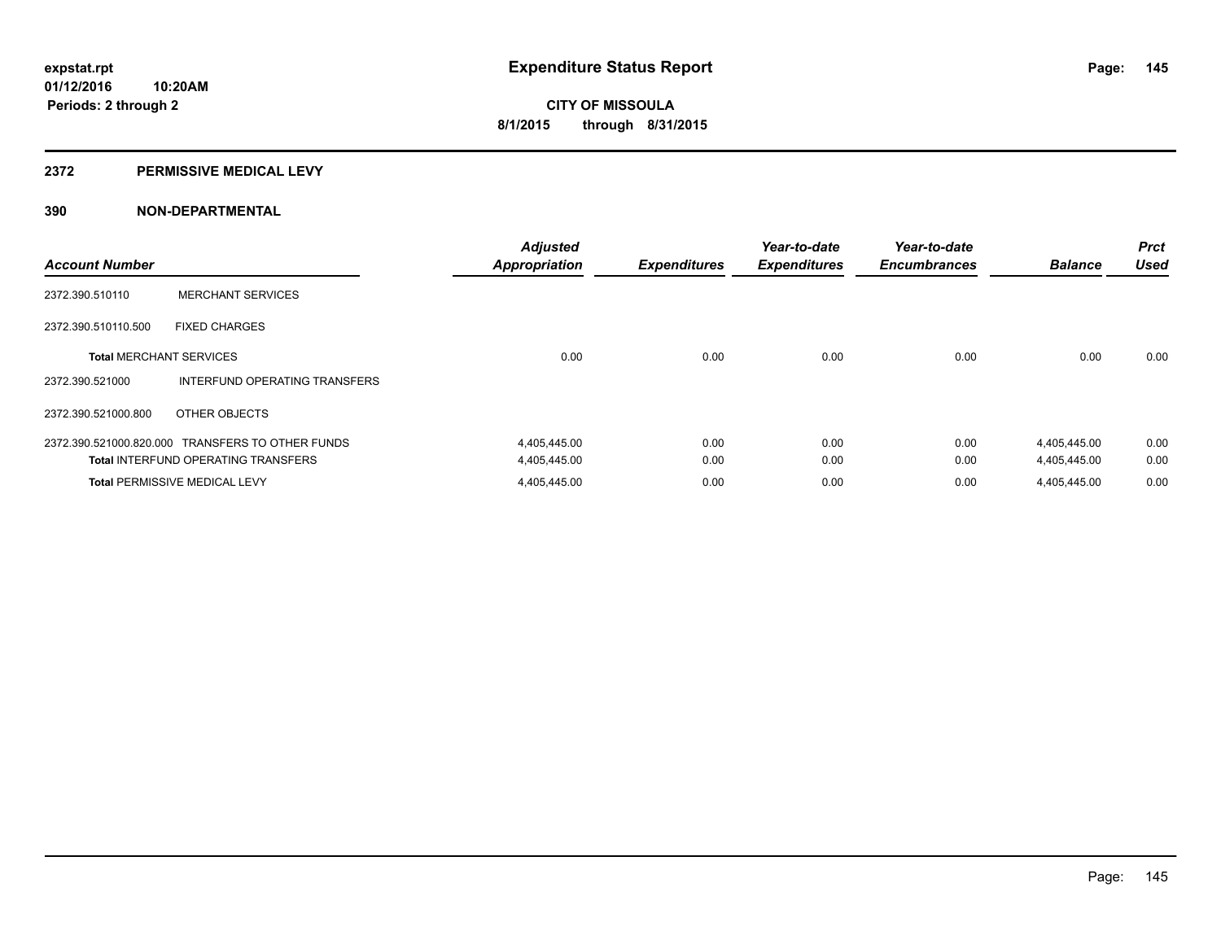**expstat.rpt**
**01/12/2016 10:20AM**
**Periods: 2 through 2**

# Expenditure Status Report

**CITY OF MISSOULA**
**8/1/2015 through 8/31/2015**

## 2372 PERMISSIVE MEDICAL LEVY

### 390 NON-DEPARTMENTAL

| Account Number | | Adjusted Appropriation | Expenditures | Year-to-date Expenditures | Year-to-date Encumbrances | Balance | Prct Used |
|---|---|---|---|---|---|---|---|
| 2372.390.510110 | MERCHANT SERVICES | | | | | | |
| 2372.390.510110.500 | FIXED CHARGES | | | | | | |
| **Total** MERCHANT SERVICES | | 0.00 | 0.00 | 0.00 | 0.00 | 0.00 | 0.00 |
| 2372.390.521000 | INTERFUND OPERATING TRANSFERS | | | | | | |
| 2372.390.521000.800 | OTHER OBJECTS | | | | | | |
| 2372.390.521000.820.000 | TRANSFERS TO OTHER FUNDS | 4,405,445.00 | 0.00 | 0.00 | 0.00 | 4,405,445.00 | 0.00 |
| **Total** INTERFUND OPERATING TRANSFERS | | 4,405,445.00 | 0.00 | 0.00 | 0.00 | 4,405,445.00 | 0.00 |
| **Total** PERMISSIVE MEDICAL LEVY | | 4,405,445.00 | 0.00 | 0.00 | 0.00 | 4,405,445.00 | 0.00 |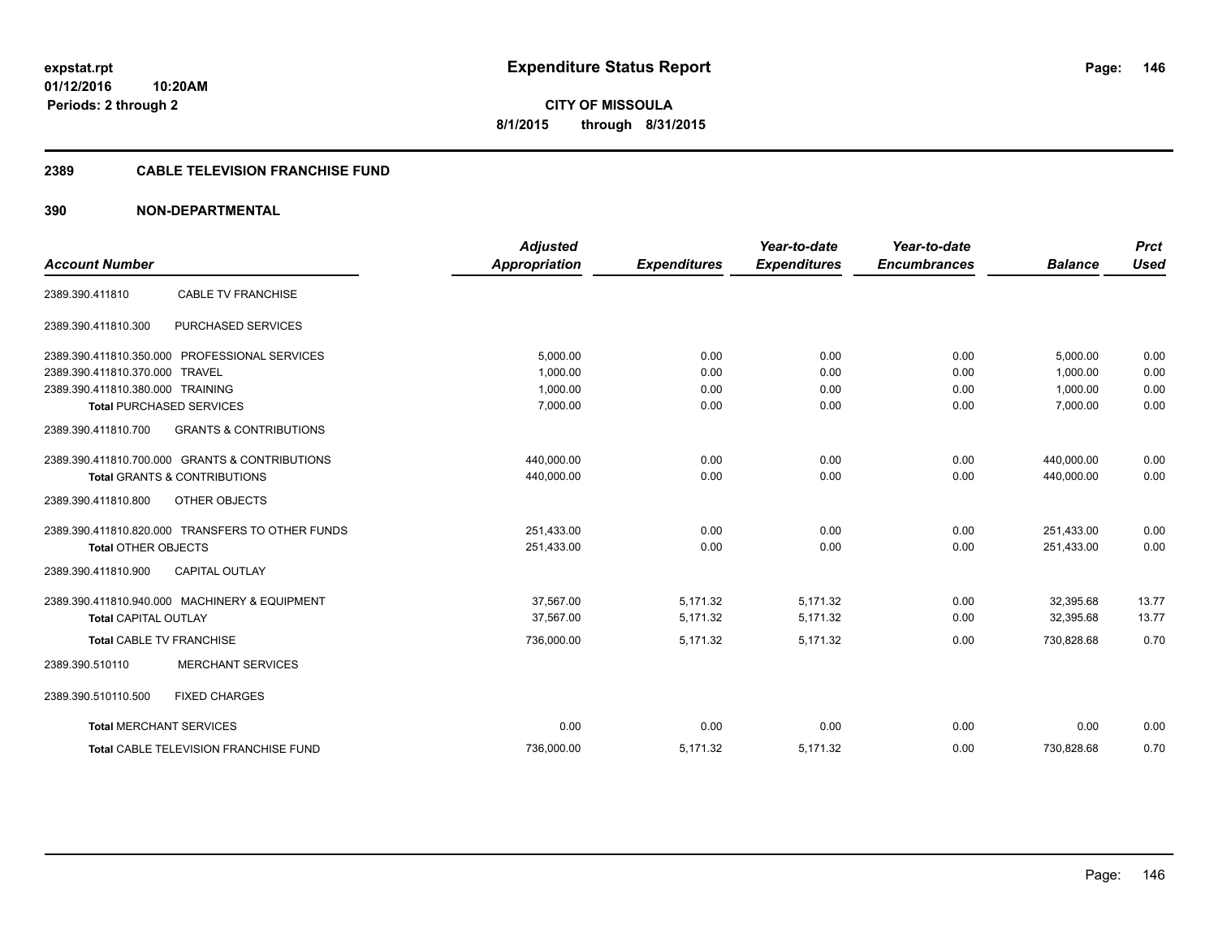expstat.rpt
01/12/2016 10:20AM
Periods: 2 through 2

# Expenditure Status Report

**CITY OF MISSOULA**
**8/1/2015 through 8/31/2015**

## 2389 CABLE TELEVISION FRANCHISE FUND

### 390 NON-DEPARTMENTAL

| Account Number | | Adjusted Appropriation | Expenditures | Year-to-date Expenditures | Year-to-date Encumbrances | Balance | Prct Used |
|---|---|---|---|---|---|---|---|
| 2389.390.411810 | CABLE TV FRANCHISE | | | | | | |
| 2389.390.411810.300 | PURCHASED SERVICES | | | | | | |
| 2389.390.411810.350.000 | PROFESSIONAL SERVICES | 5,000.00 | 0.00 | 0.00 | 0.00 | 5,000.00 | 0.00 |
| 2389.390.411810.370.000 | TRAVEL | 1,000.00 | 0.00 | 0.00 | 0.00 | 1,000.00 | 0.00 |
| 2389.390.411810.380.000 | TRAINING | 1,000.00 | 0.00 | 0.00 | 0.00 | 1,000.00 | 0.00 |
| **Total** PURCHASED SERVICES | | 7,000.00 | 0.00 | 0.00 | 0.00 | 7,000.00 | 0.00 |
| 2389.390.411810.700 | GRANTS & CONTRIBUTIONS | | | | | | |
| 2389.390.411810.700.000 | GRANTS & CONTRIBUTIONS | 440,000.00 | 0.00 | 0.00 | 0.00 | 440,000.00 | 0.00 |
| **Total** GRANTS & CONTRIBUTIONS | | 440,000.00 | 0.00 | 0.00 | 0.00 | 440,000.00 | 0.00 |
| 2389.390.411810.800 | OTHER OBJECTS | | | | | | |
| 2389.390.411810.820.000 | TRANSFERS TO OTHER FUNDS | 251,433.00 | 0.00 | 0.00 | 0.00 | 251,433.00 | 0.00 |
| **Total** OTHER OBJECTS | | 251,433.00 | 0.00 | 0.00 | 0.00 | 251,433.00 | 0.00 |
| 2389.390.411810.900 | CAPITAL OUTLAY | | | | | | |
| 2389.390.411810.940.000 | MACHINERY & EQUIPMENT | 37,567.00 | 5,171.32 | 5,171.32 | 0.00 | 32,395.68 | 13.77 |
| **Total** CAPITAL OUTLAY | | 37,567.00 | 5,171.32 | 5,171.32 | 0.00 | 32,395.68 | 13.77 |
| **Total** CABLE TV FRANCHISE | | 736,000.00 | 5,171.32 | 5,171.32 | 0.00 | 730,828.68 | 0.70 |
| 2389.390.510110 | MERCHANT SERVICES | | | | | | |
| 2389.390.510110.500 | FIXED CHARGES | | | | | | |
| **Total** MERCHANT SERVICES | | 0.00 | 0.00 | 0.00 | 0.00 | 0.00 | 0.00 |
| **Total** CABLE TELEVISION FRANCHISE FUND | | 736,000.00 | 5,171.32 | 5,171.32 | 0.00 | 730,828.68 | 0.70 |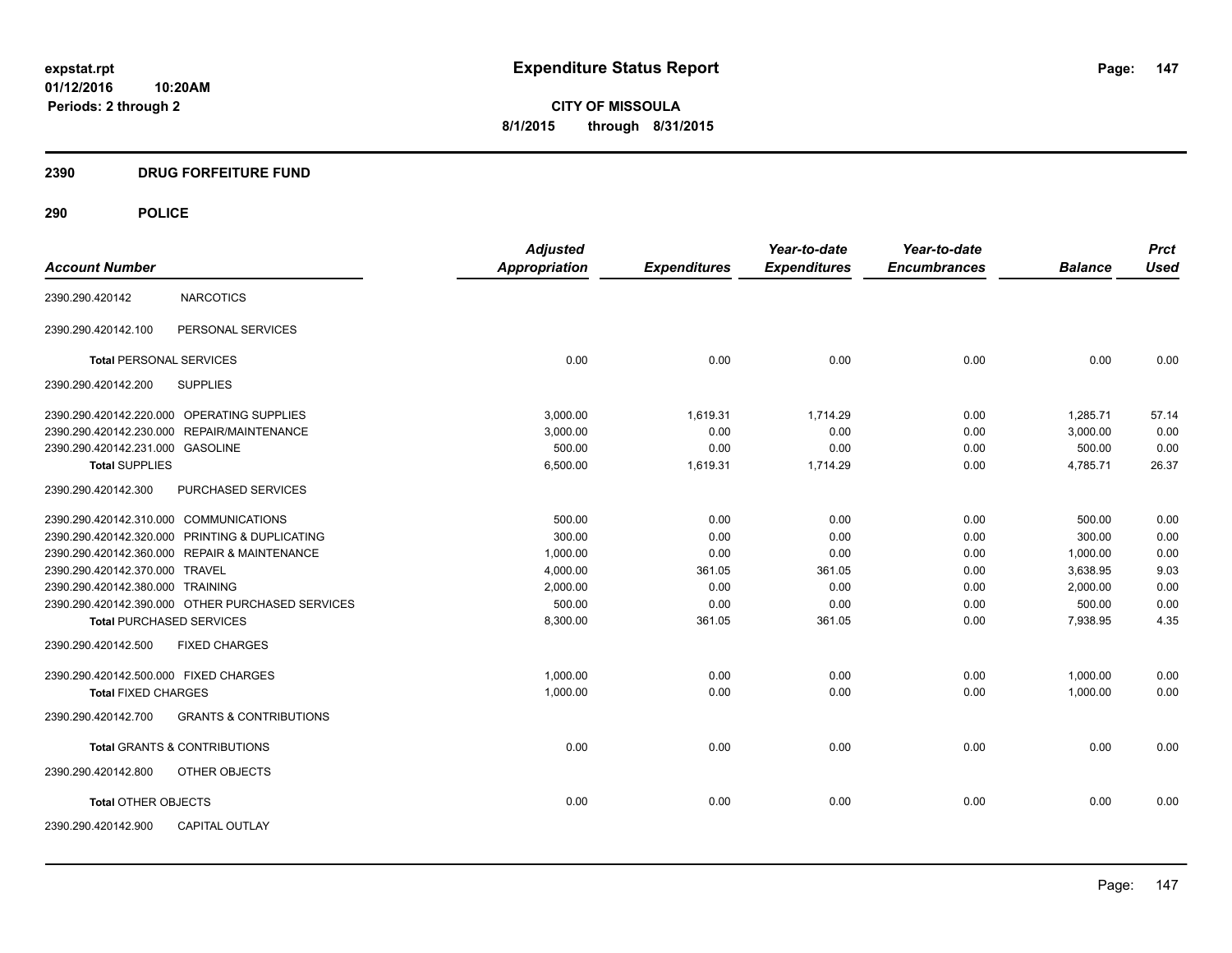**expstat.rpt**
**01/12/2016 10:20AM**
**Periods: 2 through 2**

# Expenditure Status Report

**CITY OF MISSOULA**
**8/1/2015 through 8/31/2015**

## 2390 DRUG FORFEITURE FUND

## 290 POLICE

| Account Number | | Adjusted Appropriation | Expenditures | Year-to-date Expenditures | Year-to-date Encumbrances | Balance | Prct Used |
|---|---|---|---|---|---|---|---|
| 2390.290.420142 | NARCOTICS | | | | | | |
| 2390.290.420142.100 | PERSONAL SERVICES | | | | | | |
| **Total** PERSONAL SERVICES | | 0.00 | 0.00 | 0.00 | 0.00 | 0.00 | 0.00 |
| 2390.290.420142.200 | SUPPLIES | | | | | | |
| 2390.290.420142.220.000 | OPERATING SUPPLIES | 3,000.00 | 1,619.31 | 1,714.29 | 0.00 | 1,285.71 | 57.14 |
| 2390.290.420142.230.000 | REPAIR/MAINTENANCE | 3,000.00 | 0.00 | 0.00 | 0.00 | 3,000.00 | 0.00 |
| 2390.290.420142.231.000 | GASOLINE | 500.00 | 0.00 | 0.00 | 0.00 | 500.00 | 0.00 |
| **Total SUPPLIES** | | 6,500.00 | 1,619.31 | 1,714.29 | 0.00 | 4,785.71 | 26.37 |
| 2390.290.420142.300 | PURCHASED SERVICES | | | | | | |
| 2390.290.420142.310.000 | COMMUNICATIONS | 500.00 | 0.00 | 0.00 | 0.00 | 500.00 | 0.00 |
| 2390.290.420142.320.000 | PRINTING & DUPLICATING | 300.00 | 0.00 | 0.00 | 0.00 | 300.00 | 0.00 |
| 2390.290.420142.360.000 | REPAIR & MAINTENANCE | 1,000.00 | 0.00 | 0.00 | 0.00 | 1,000.00 | 0.00 |
| 2390.290.420142.370.000 | TRAVEL | 4,000.00 | 361.05 | 361.05 | 0.00 | 3,638.95 | 9.03 |
| 2390.290.420142.380.000 | TRAINING | 2,000.00 | 0.00 | 0.00 | 0.00 | 2,000.00 | 0.00 |
| 2390.290.420142.390.000 | OTHER PURCHASED SERVICES | 500.00 | 0.00 | 0.00 | 0.00 | 500.00 | 0.00 |
| **Total** PURCHASED SERVICES | | 8,300.00 | 361.05 | 361.05 | 0.00 | 7,938.95 | 4.35 |
| 2390.290.420142.500 | FIXED CHARGES | | | | | | |
| 2390.290.420142.500.000 | FIXED CHARGES | 1,000.00 | 0.00 | 0.00 | 0.00 | 1,000.00 | 0.00 |
| **Total** FIXED CHARGES | | 1,000.00 | 0.00 | 0.00 | 0.00 | 1,000.00 | 0.00 |
| 2390.290.420142.700 | GRANTS & CONTRIBUTIONS | | | | | | |
| **Total** GRANTS & CONTRIBUTIONS | | 0.00 | 0.00 | 0.00 | 0.00 | 0.00 | 0.00 |
| 2390.290.420142.800 | OTHER OBJECTS | | | | | | |
| **Total** OTHER OBJECTS | | 0.00 | 0.00 | 0.00 | 0.00 | 0.00 | 0.00 |
| 2390.290.420142.900 | CAPITAL OUTLAY | | | | | | |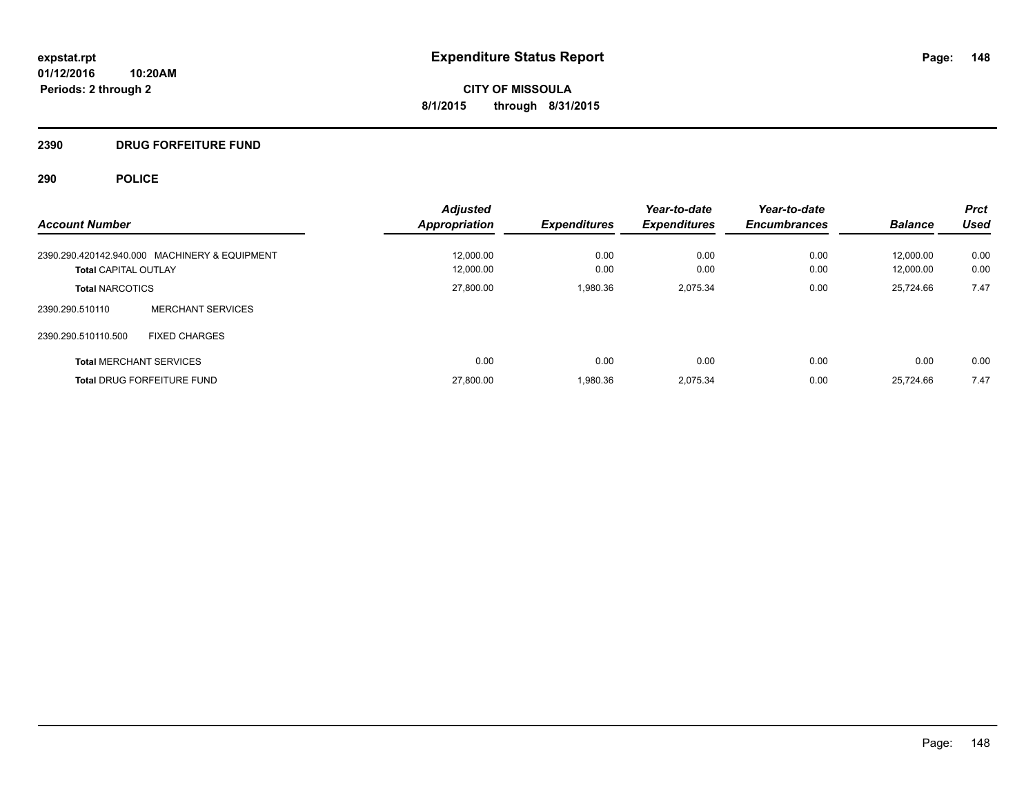# Expenditure Status Report

**expstat.rpt**
**01/12/2016 10:20AM**
**Periods: 2 through 2**

**CITY OF MISSOULA**
**8/1/2015 through 8/31/2015**

## 2390 DRUG FORFEITURE FUND

## 290 POLICE

| Account Number | Adjusted Appropriation | Expenditures | Year-to-date Expenditures | Year-to-date Encumbrances | Balance | Prct Used |
|---|---|---|---|---|---|---|
| 2390.290.420142.940.000 MACHINERY & EQUIPMENT | 12,000.00 | 0.00 | 0.00 | 0.00 | 12,000.00 | 0.00 |
| **Total** CAPITAL OUTLAY | 12,000.00 | 0.00 | 0.00 | 0.00 | 12,000.00 | 0.00 |
| **Total** NARCOTICS | 27,800.00 | 1,980.36 | 2,075.34 | 0.00 | 25,724.66 | 7.47 |
| 2390.290.510110 MERCHANT SERVICES | | | | | | |
| 2390.290.510110.500 FIXED CHARGES | | | | | | |
| **Total** MERCHANT SERVICES | 0.00 | 0.00 | 0.00 | 0.00 | 0.00 | 0.00 |
| **Total** DRUG FORFEITURE FUND | 27,800.00 | 1,980.36 | 2,075.34 | 0.00 | 25,724.66 | 7.47 |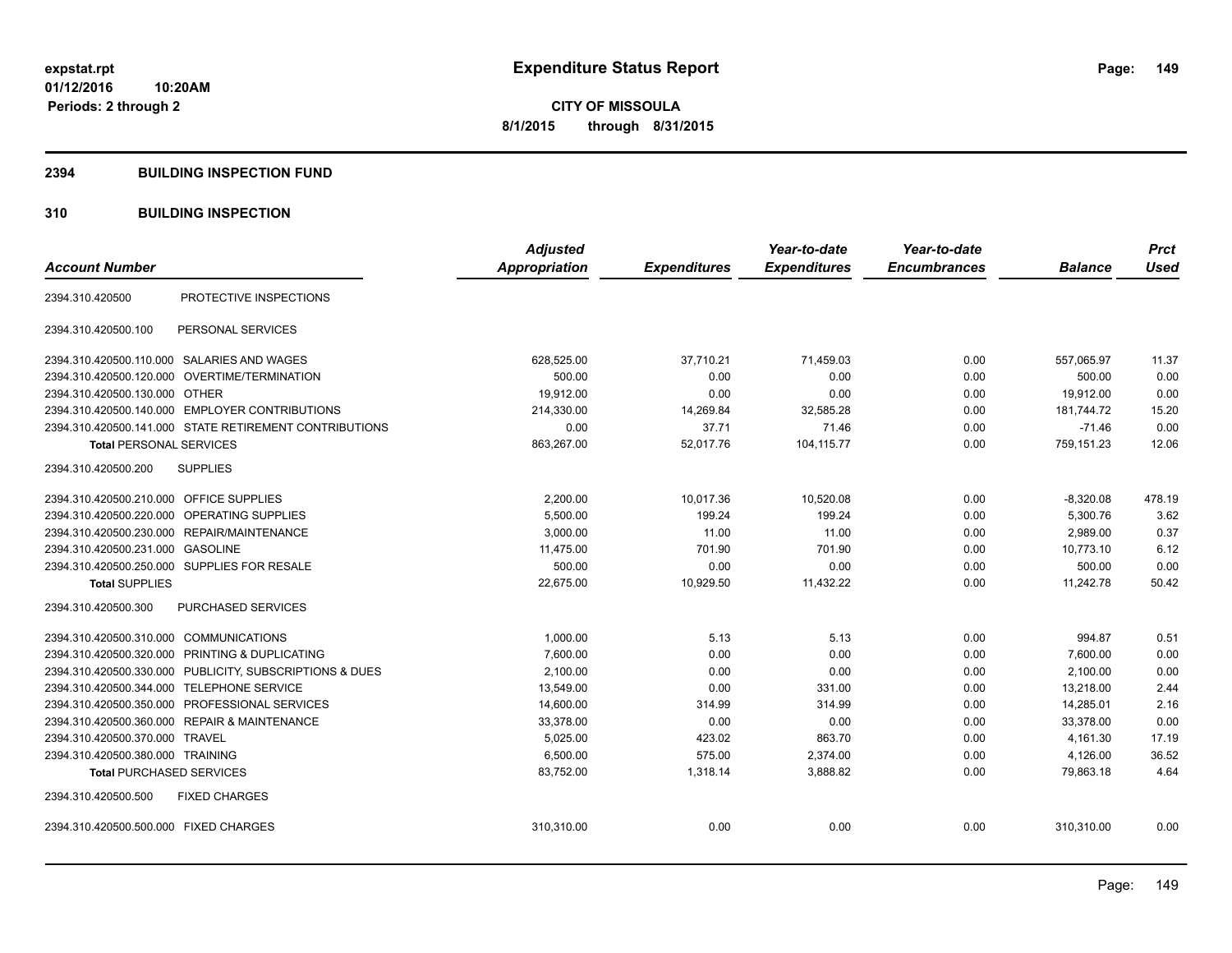**expstat.rpt**
**01/12/2016 10:20AM**
**Periods: 2 through 2**

# Expenditure Status Report

**CITY OF MISSOULA**
**8/1/2015 through 8/31/2015**

## 2394 BUILDING INSPECTION FUND

## 310 BUILDING INSPECTION

| Account Number | | Adjusted Appropriation | Expenditures | Year-to-date Expenditures | Year-to-date Encumbrances | Balance | Prct Used |
|---|---|---|---|---|---|---|---|
| 2394.310.420500 | PROTECTIVE INSPECTIONS | | | | | | |
| 2394.310.420500.100 | PERSONAL SERVICES | | | | | | |
| 2394.310.420500.110.000 | SALARIES AND WAGES | 628,525.00 | 37,710.21 | 71,459.03 | 0.00 | 557,065.97 | 11.37 |
| 2394.310.420500.120.000 | OVERTIME/TERMINATION | 500.00 | 0.00 | 0.00 | 0.00 | 500.00 | 0.00 |
| 2394.310.420500.130.000 | OTHER | 19,912.00 | 0.00 | 0.00 | 0.00 | 19,912.00 | 0.00 |
| 2394.310.420500.140.000 | EMPLOYER CONTRIBUTIONS | 214,330.00 | 14,269.84 | 32,585.28 | 0.00 | 181,744.72 | 15.20 |
| 2394.310.420500.141.000 | STATE RETIREMENT CONTRIBUTIONS | 0.00 | 37.71 | 71.46 | 0.00 | -71.46 | 0.00 |
| **Total** PERSONAL SERVICES | | 863,267.00 | 52,017.76 | 104,115.77 | 0.00 | 759,151.23 | 12.06 |
| 2394.310.420500.200 | SUPPLIES | | | | | | |
| 2394.310.420500.210.000 | OFFICE SUPPLIES | 2,200.00 | 10,017.36 | 10,520.08 | 0.00 | -8,320.08 | 478.19 |
| 2394.310.420500.220.000 | OPERATING SUPPLIES | 5,500.00 | 199.24 | 199.24 | 0.00 | 5,300.76 | 3.62 |
| 2394.310.420500.230.000 | REPAIR/MAINTENANCE | 3,000.00 | 11.00 | 11.00 | 0.00 | 2,989.00 | 0.37 |
| 2394.310.420500.231.000 | GASOLINE | 11,475.00 | 701.90 | 701.90 | 0.00 | 10,773.10 | 6.12 |
| 2394.310.420500.250.000 | SUPPLIES FOR RESALE | 500.00 | 0.00 | 0.00 | 0.00 | 500.00 | 0.00 |
| **Total** SUPPLIES | | 22,675.00 | 10,929.50 | 11,432.22 | 0.00 | 11,242.78 | 50.42 |
| 2394.310.420500.300 | PURCHASED SERVICES | | | | | | |
| 2394.310.420500.310.000 | COMMUNICATIONS | 1,000.00 | 5.13 | 5.13 | 0.00 | 994.87 | 0.51 |
| 2394.310.420500.320.000 | PRINTING & DUPLICATING | 7,600.00 | 0.00 | 0.00 | 0.00 | 7,600.00 | 0.00 |
| 2394.310.420500.330.000 | PUBLICITY, SUBSCRIPTIONS & DUES | 2,100.00 | 0.00 | 0.00 | 0.00 | 2,100.00 | 0.00 |
| 2394.310.420500.344.000 | TELEPHONE SERVICE | 13,549.00 | 0.00 | 331.00 | 0.00 | 13,218.00 | 2.44 |
| 2394.310.420500.350.000 | PROFESSIONAL SERVICES | 14,600.00 | 314.99 | 314.99 | 0.00 | 14,285.01 | 2.16 |
| 2394.310.420500.360.000 | REPAIR & MAINTENANCE | 33,378.00 | 0.00 | 0.00 | 0.00 | 33,378.00 | 0.00 |
| 2394.310.420500.370.000 | TRAVEL | 5,025.00 | 423.02 | 863.70 | 0.00 | 4,161.30 | 17.19 |
| 2394.310.420500.380.000 | TRAINING | 6,500.00 | 575.00 | 2,374.00 | 0.00 | 4,126.00 | 36.52 |
| **Total** PURCHASED SERVICES | | 83,752.00 | 1,318.14 | 3,888.82 | 0.00 | 79,863.18 | 4.64 |
| 2394.310.420500.500 | FIXED CHARGES | | | | | | |
| 2394.310.420500.500.000 | FIXED CHARGES | 310,310.00 | 0.00 | 0.00 | 0.00 | 310,310.00 | 0.00 |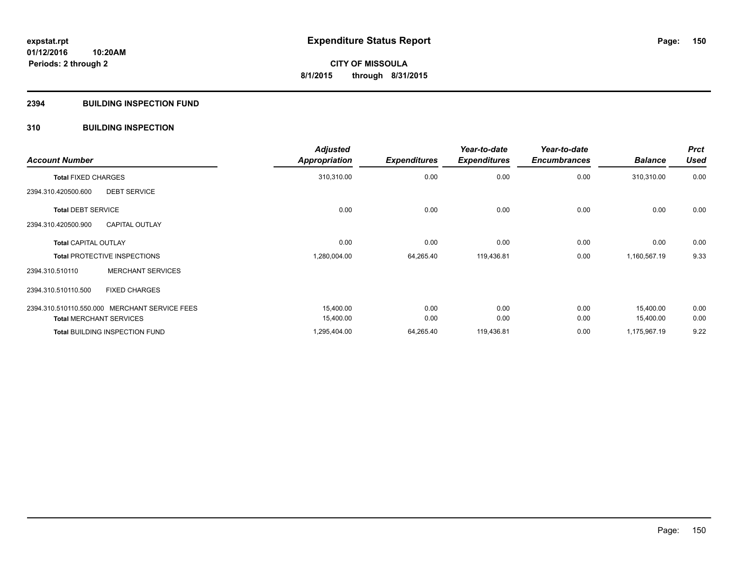**expstat.rpt**
**01/12/2016 10:20AM**
**Periods: 2 through 2**

# Expenditure Status Report

**CITY OF MISSOULA**
**8/1/2015 through 8/31/2015**

## 2394 BUILDING INSPECTION FUND

## 310 BUILDING INSPECTION

| Account Number | | Adjusted Appropriation | Expenditures | Year-to-date Expenditures | Year-to-date Encumbrances | Balance | Prct Used |
|---|---|---|---|---|---|---|---|
| **Total** FIXED CHARGES | | 310,310.00 | 0.00 | 0.00 | 0.00 | 310,310.00 | 0.00 |
| 2394.310.420500.600 | DEBT SERVICE | | | | | | |
| **Total** DEBT SERVICE | | 0.00 | 0.00 | 0.00 | 0.00 | 0.00 | 0.00 |
| 2394.310.420500.900 | CAPITAL OUTLAY | | | | | | |
| **Total** CAPITAL OUTLAY | | 0.00 | 0.00 | 0.00 | 0.00 | 0.00 | 0.00 |
| **Total** PROTECTIVE INSPECTIONS | | 1,280,004.00 | 64,265.40 | 119,436.81 | 0.00 | 1,160,567.19 | 9.33 |
| 2394.310.510110 | MERCHANT SERVICES | | | | | | |
| 2394.310.510110.500 | FIXED CHARGES | | | | | | |
| 2394.310.510110.550.000 | MERCHANT SERVICE FEES | 15,400.00 | 0.00 | 0.00 | 0.00 | 15,400.00 | 0.00 |
| **Total** MERCHANT SERVICES | | 15,400.00 | 0.00 | 0.00 | 0.00 | 15,400.00 | 0.00 |
| **Total** BUILDING INSPECTION FUND | | 1,295,404.00 | 64,265.40 | 119,436.81 | 0.00 | 1,175,967.19 | 9.22 |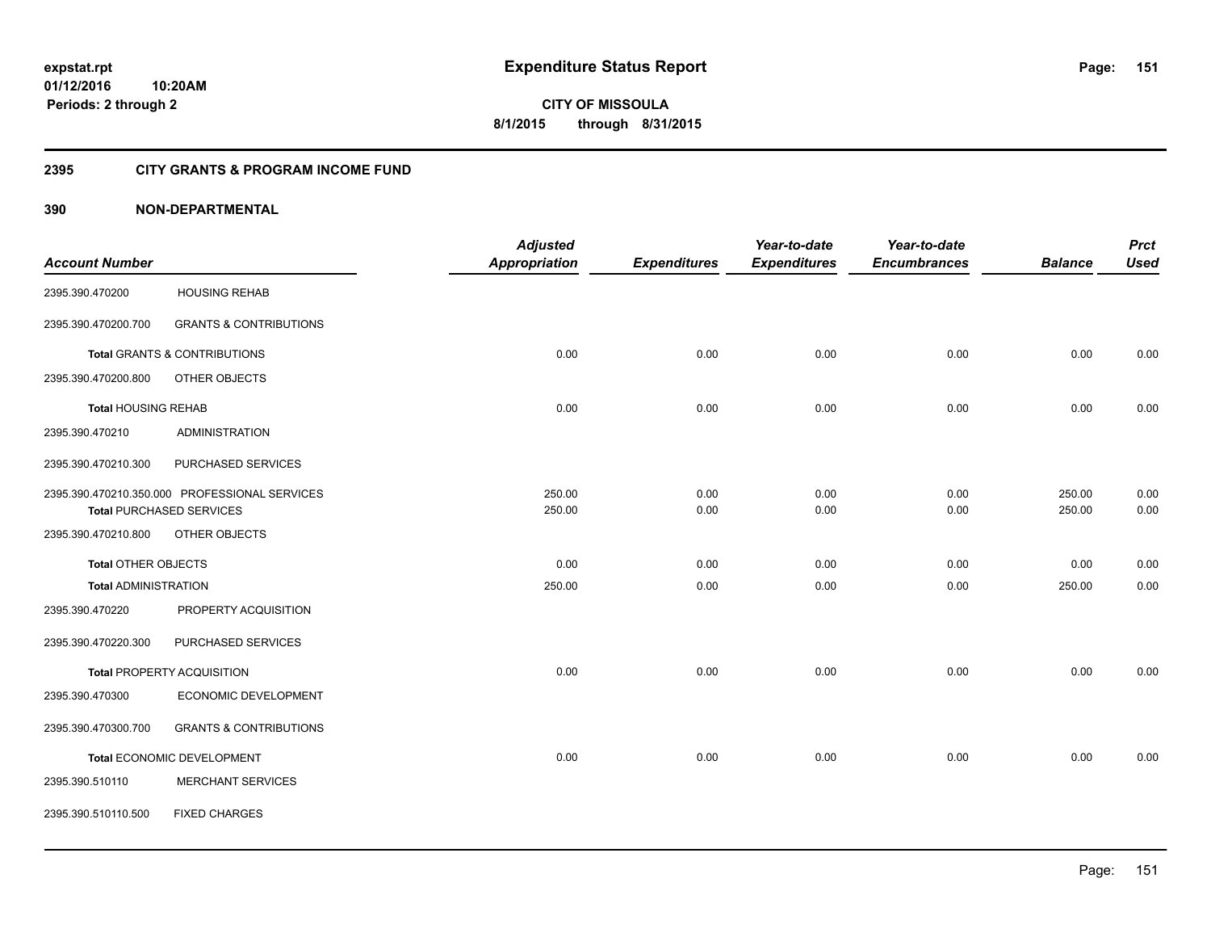# Expenditure Status Report

**expstat.rpt**
**01/12/2016 10:20AM**
**Periods: 2 through 2**

**CITY OF MISSOULA**
**8/1/2015 through 8/31/2015**

## 2395 CITY GRANTS & PROGRAM INCOME FUND

## 390 NON-DEPARTMENTAL

| Account Number | | Adjusted Appropriation | Expenditures | Year-to-date Expenditures | Year-to-date Encumbrances | Balance | Prct Used |
|---|---|---|---|---|---|---|---|
| 2395.390.470200 | HOUSING REHAB | | | | | | |
| 2395.390.470200.700 | GRANTS & CONTRIBUTIONS | | | | | | |
| **Total** GRANTS & CONTRIBUTIONS | | 0.00 | 0.00 | 0.00 | 0.00 | 0.00 | 0.00 |
| 2395.390.470200.800 | OTHER OBJECTS | | | | | | |
| **Total** HOUSING REHAB | | 0.00 | 0.00 | 0.00 | 0.00 | 0.00 | 0.00 |
| 2395.390.470210 | ADMINISTRATION | | | | | | |
| 2395.390.470210.300 | PURCHASED SERVICES | | | | | | |
| 2395.390.470210.350.000 | PROFESSIONAL SERVICES | 250.00 | 0.00 | 0.00 | 0.00 | 250.00 | 0.00 |
| **Total** PURCHASED SERVICES | | 250.00 | 0.00 | 0.00 | 0.00 | 250.00 | 0.00 |
| 2395.390.470210.800 | OTHER OBJECTS | | | | | | |
| **Total** OTHER OBJECTS | | 0.00 | 0.00 | 0.00 | 0.00 | 0.00 | 0.00 |
| **Total** ADMINISTRATION | | 250.00 | 0.00 | 0.00 | 0.00 | 250.00 | 0.00 |
| 2395.390.470220 | PROPERTY ACQUISITION | | | | | | |
| 2395.390.470220.300 | PURCHASED SERVICES | | | | | | |
| **Total** PROPERTY ACQUISITION | | 0.00 | 0.00 | 0.00 | 0.00 | 0.00 | 0.00 |
| 2395.390.470300 | ECONOMIC DEVELOPMENT | | | | | | |
| 2395.390.470300.700 | GRANTS & CONTRIBUTIONS | | | | | | |
| **Total** ECONOMIC DEVELOPMENT | | 0.00 | 0.00 | 0.00 | 0.00 | 0.00 | 0.00 |
| 2395.390.510110 | MERCHANT SERVICES | | | | | | |
| 2395.390.510110.500 | FIXED CHARGES | | | | | | |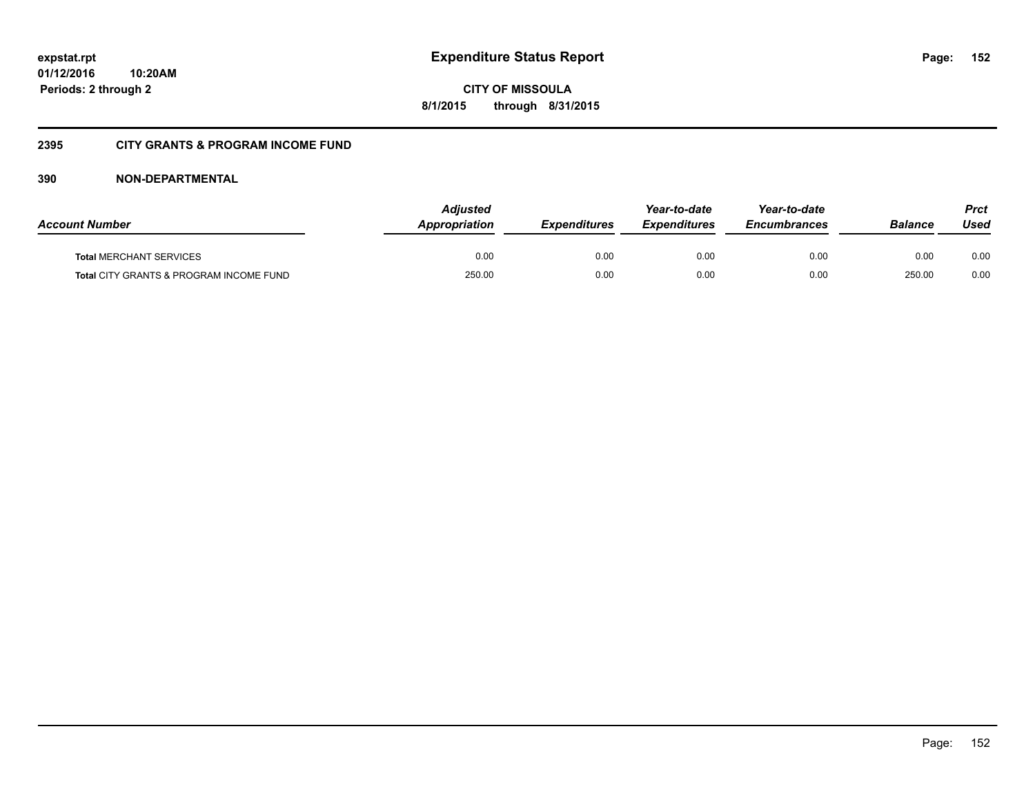## 2395 CITY GRANTS & PROGRAM INCOME FUND

### 390 NON-DEPARTMENTAL

| Account Number | Adjusted Appropriation | Expenditures | Year-to-date Expenditures | Year-to-date Encumbrances | Balance | Prct Used |
|---|---|---|---|---|---|---|
| **Total** MERCHANT SERVICES | 0.00 | 0.00 | 0.00 | 0.00 | 0.00 | 0.00 |
| **Total** CITY GRANTS & PROGRAM INCOME FUND | 250.00 | 0.00 | 0.00 | 0.00 | 250.00 | 0.00 |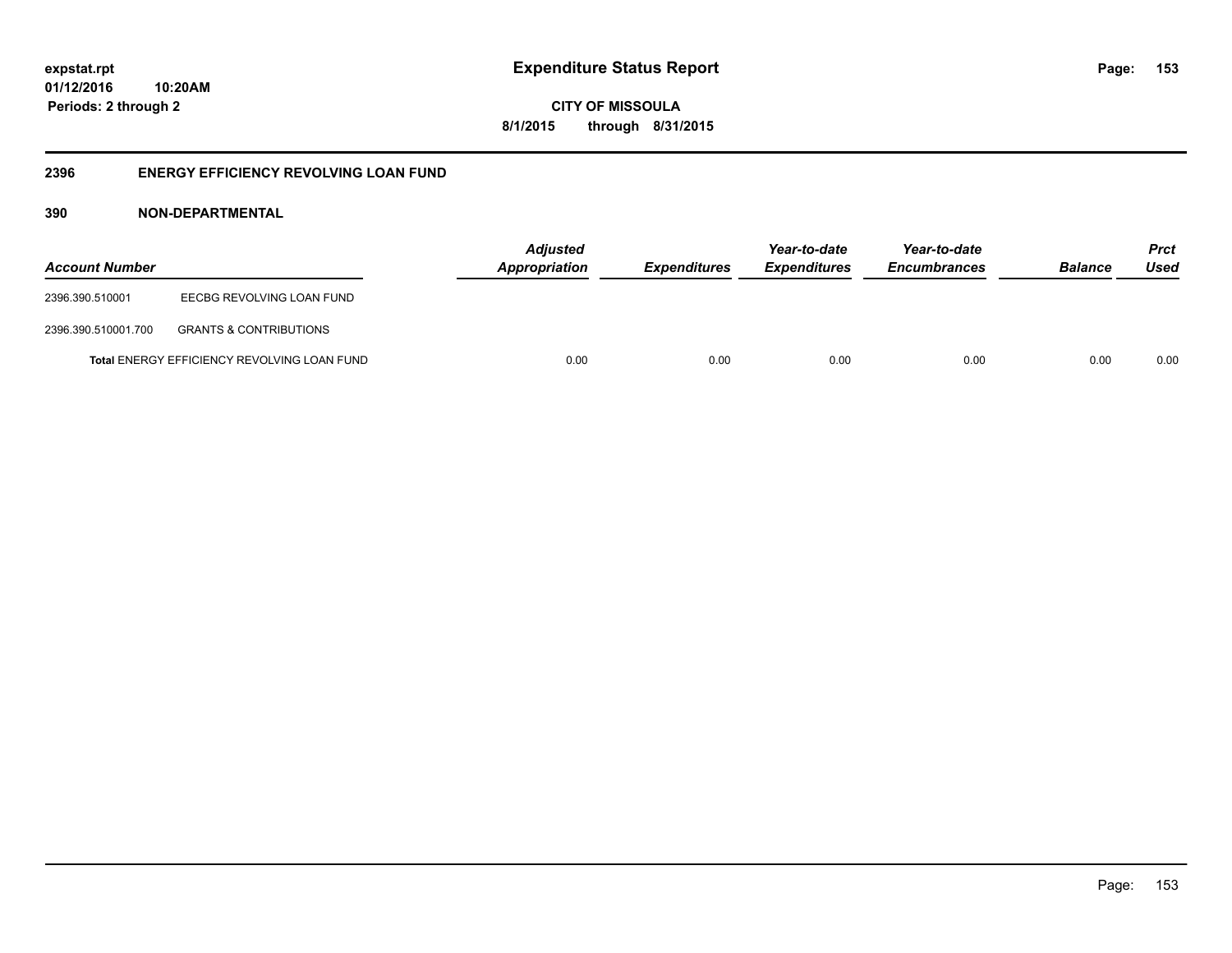expstat.rpt
01/12/2016 10:20AM
Periods: 2 through 2

# Expenditure Status Report

**CITY OF MISSOULA**
**8/1/2015 through 8/31/2015**

## 2396 ENERGY EFFICIENCY REVOLVING LOAN FUND

### 390 NON-DEPARTMENTAL

| Account Number | | Adjusted Appropriation | Expenditures | Year-to-date Expenditures | Year-to-date Encumbrances | Balance | Prct Used |
|---|---|---|---|---|---|---|---|
| 2396.390.510001 | EECBG REVOLVING LOAN FUND | | | | | | |
| 2396.390.510001.700 | GRANTS & CONTRIBUTIONS | | | | | | |
| | **Total** ENERGY EFFICIENCY REVOLVING LOAN FUND | 0.00 | 0.00 | 0.00 | 0.00 | 0.00 | 0.00 |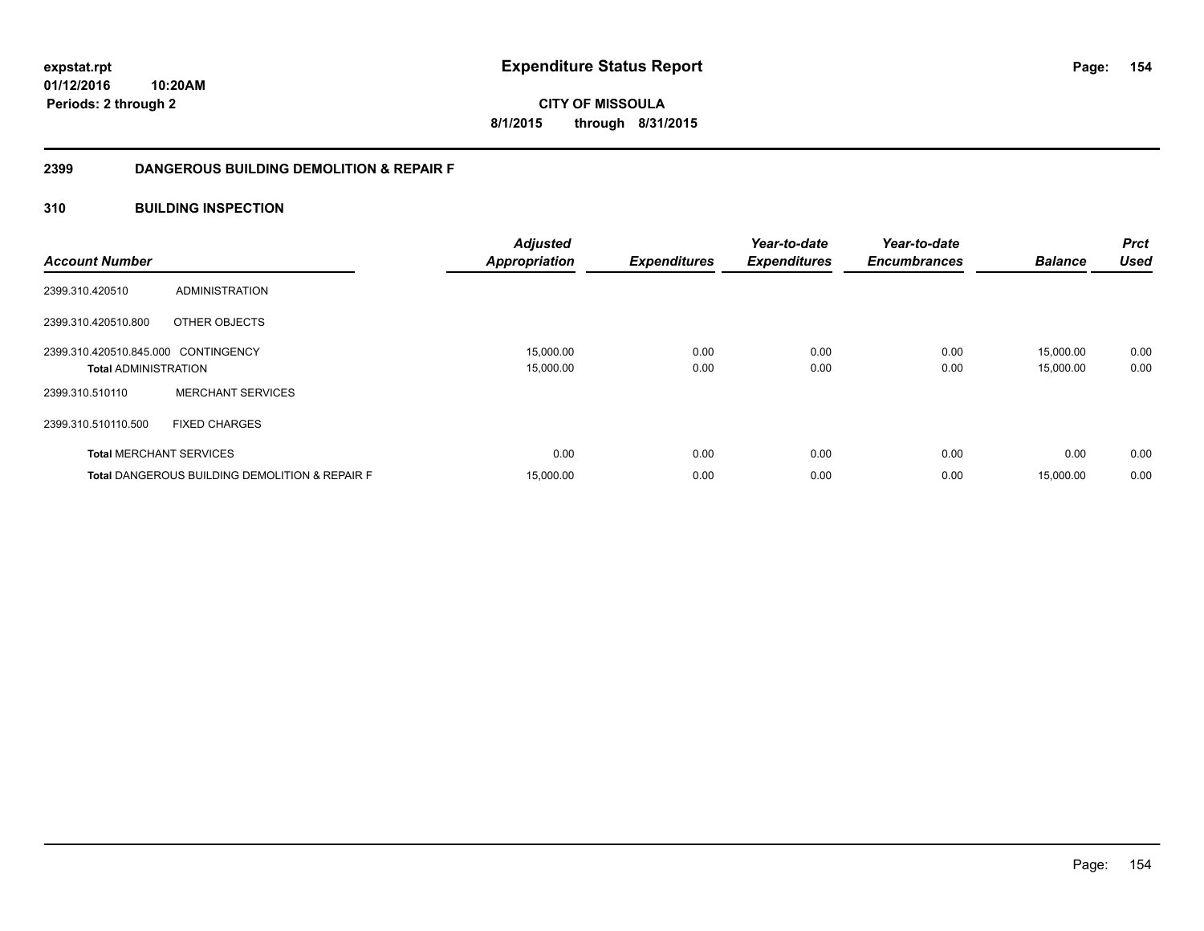**expstat.rpt**
**01/12/2016 10:20AM**
**Periods: 2 through 2**

# Expenditure Status Report

**CITY OF MISSOULA**
**8/1/2015 through 8/31/2015**

## 2399 DANGEROUS BUILDING DEMOLITION & REPAIR F

## 310 BUILDING INSPECTION

| Account Number | | Adjusted Appropriation | Expenditures | Year-to-date Expenditures | Year-to-date Encumbrances | Balance | Prct Used |
|---|---|---|---|---|---|---|---|
| 2399.310.420510 | ADMINISTRATION | | | | | | |
| 2399.310.420510.800 | OTHER OBJECTS | | | | | | |
| 2399.310.420510.845.000 | CONTINGENCY | 15,000.00 | 0.00 | 0.00 | 0.00 | 15,000.00 | 0.00 |
| **Total** ADMINISTRATION | | 15,000.00 | 0.00 | 0.00 | 0.00 | 15,000.00 | 0.00 |
| 2399.310.510110 | MERCHANT SERVICES | | | | | | |
| 2399.310.510110.500 | FIXED CHARGES | | | | | | |
| **Total** MERCHANT SERVICES | | 0.00 | 0.00 | 0.00 | 0.00 | 0.00 | 0.00 |
| **Total** DANGEROUS BUILDING DEMOLITION & REPAIR F | | 15,000.00 | 0.00 | 0.00 | 0.00 | 15,000.00 | 0.00 |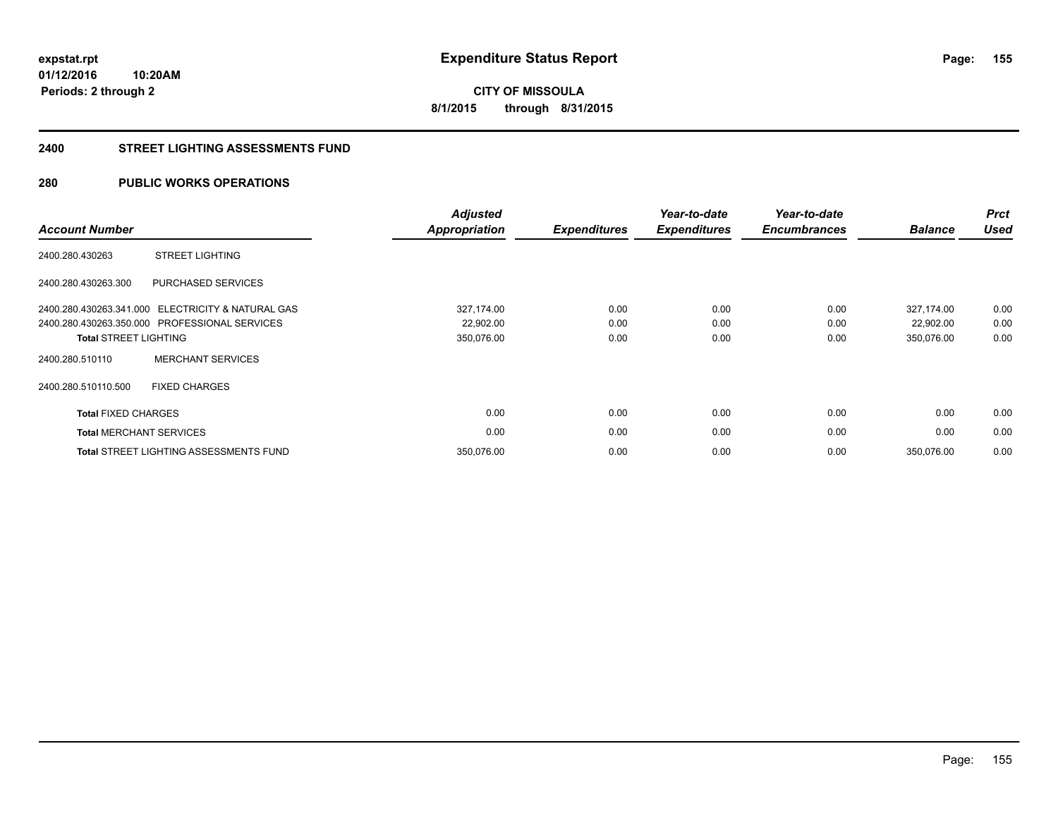**expstat.rpt**
**01/12/2016 10:20AM**
**Periods: 2 through 2**

# Expenditure Status Report

**CITY OF MISSOULA**
**8/1/2015 through 8/31/2015**

## 2400 STREET LIGHTING ASSESSMENTS FUND

## 280 PUBLIC WORKS OPERATIONS

| Account Number | | Adjusted Appropriation | Expenditures | Year-to-date Expenditures | Year-to-date Encumbrances | Balance | Prct Used |
|---|---|---|---|---|---|---|---|
| 2400.280.430263 | STREET LIGHTING | | | | | | |
| 2400.280.430263.300 | PURCHASED SERVICES | | | | | | |
| 2400.280.430263.341.000 | ELECTRICITY & NATURAL GAS | 327,174.00 | 0.00 | 0.00 | 0.00 | 327,174.00 | 0.00 |
| 2400.280.430263.350.000 | PROFESSIONAL SERVICES | 22,902.00 | 0.00 | 0.00 | 0.00 | 22,902.00 | 0.00 |
| **Total** STREET LIGHTING | | 350,076.00 | 0.00 | 0.00 | 0.00 | 350,076.00 | 0.00 |
| 2400.280.510110 | MERCHANT SERVICES | | | | | | |
| 2400.280.510110.500 | FIXED CHARGES | | | | | | |
| **Total** FIXED CHARGES | | 0.00 | 0.00 | 0.00 | 0.00 | 0.00 | 0.00 |
| **Total** MERCHANT SERVICES | | 0.00 | 0.00 | 0.00 | 0.00 | 0.00 | 0.00 |
| **Total** STREET LIGHTING ASSESSMENTS FUND | | 350,076.00 | 0.00 | 0.00 | 0.00 | 350,076.00 | 0.00 |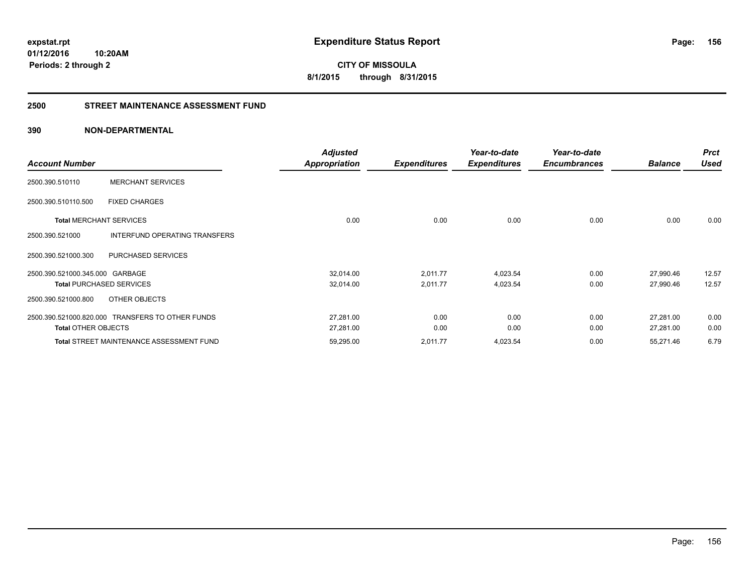**expstat.rpt**
**01/12/2016 10:20AM**
**Periods: 2 through 2**

# Expenditure Status Report

**CITY OF MISSOULA**
**8/1/2015 through 8/31/2015**

## 2500 STREET MAINTENANCE ASSESSMENT FUND

### 390 NON-DEPARTMENTAL

| Account Number | | Adjusted Appropriation | Expenditures | Year-to-date Expenditures | Year-to-date Encumbrances | Balance | Prct Used |
|---|---|---|---|---|---|---|---|
| 2500.390.510110 | MERCHANT SERVICES | | | | | | |
| 2500.390.510110.500 | FIXED CHARGES | | | | | | |
| **Total** MERCHANT SERVICES | | 0.00 | 0.00 | 0.00 | 0.00 | 0.00 | 0.00 |
| 2500.390.521000 | INTERFUND OPERATING TRANSFERS | | | | | | |
| 2500.390.521000.300 | PURCHASED SERVICES | | | | | | |
| 2500.390.521000.345.000 | GARBAGE | 32,014.00 | 2,011.77 | 4,023.54 | 0.00 | 27,990.46 | 12.57 |
| **Total** PURCHASED SERVICES | | 32,014.00 | 2,011.77 | 4,023.54 | 0.00 | 27,990.46 | 12.57 |
| 2500.390.521000.800 | OTHER OBJECTS | | | | | | |
| 2500.390.521000.820.000 | TRANSFERS TO OTHER FUNDS | 27,281.00 | 0.00 | 0.00 | 0.00 | 27,281.00 | 0.00 |
| **Total** OTHER OBJECTS | | 27,281.00 | 0.00 | 0.00 | 0.00 | 27,281.00 | 0.00 |
| **Total** STREET MAINTENANCE ASSESSMENT FUND | | 59,295.00 | 2,011.77 | 4,023.54 | 0.00 | 55,271.46 | 6.79 |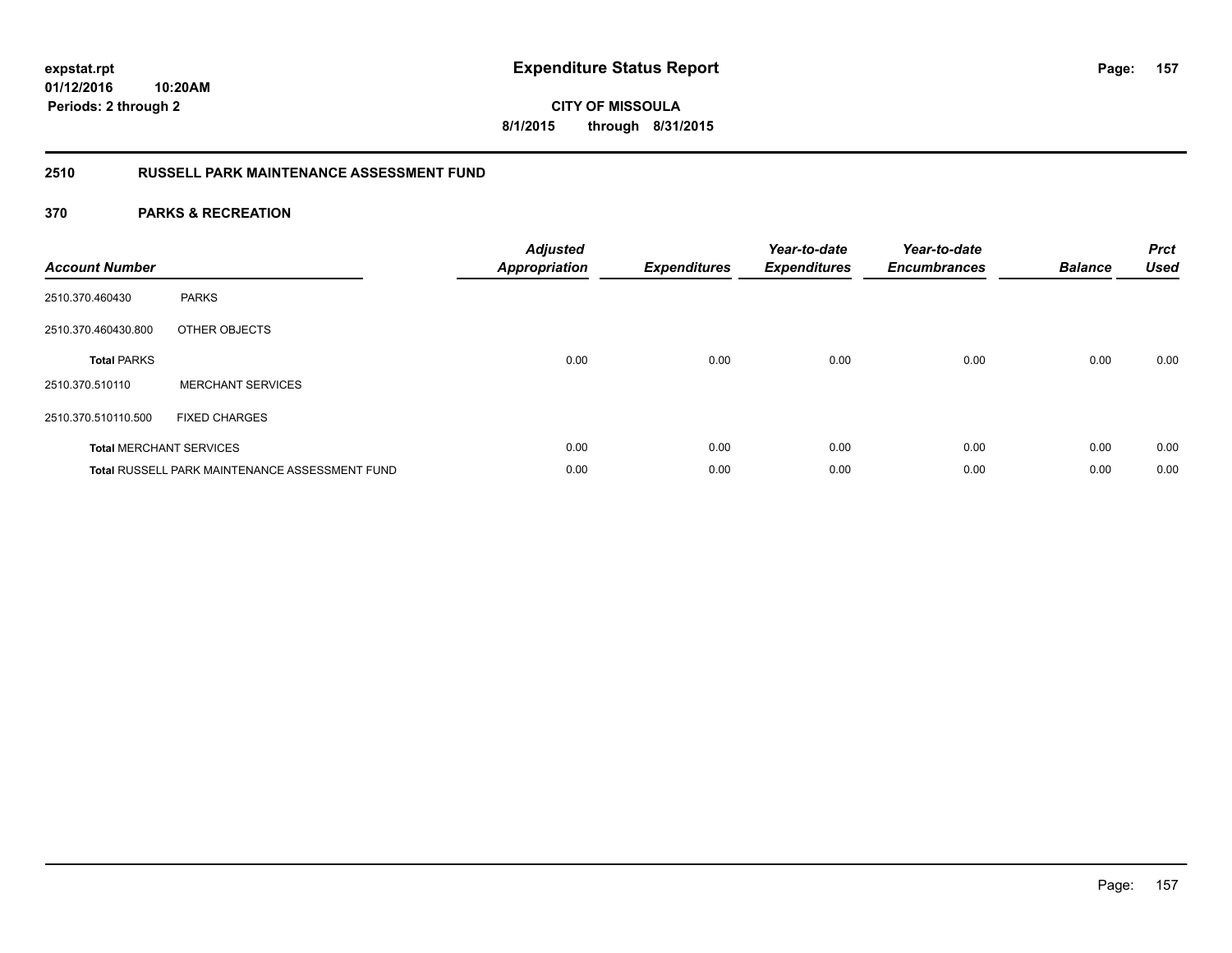**expstat.rpt**
**01/12/2016 10:20AM**
**Periods: 2 through 2**

# Expenditure Status Report

**CITY OF MISSOULA**
**8/1/2015 through 8/31/2015**

## 2510 RUSSELL PARK MAINTENANCE ASSESSMENT FUND

### 370 PARKS & RECREATION

| Account Number | | Adjusted Appropriation | Expenditures | Year-to-date Expenditures | Year-to-date Encumbrances | Balance | Prct Used |
|---|---|---|---|---|---|---|---|
| 2510.370.460430 | PARKS | | | | | | |
| 2510.370.460430.800 | OTHER OBJECTS | | | | | | |
| **Total** PARKS | | 0.00 | 0.00 | 0.00 | 0.00 | 0.00 | 0.00 |
| 2510.370.510110 | MERCHANT SERVICES | | | | | | |
| 2510.370.510110.500 | FIXED CHARGES | | | | | | |
| **Total** MERCHANT SERVICES | | 0.00 | 0.00 | 0.00 | 0.00 | 0.00 | 0.00 |
| **Total** RUSSELL PARK MAINTENANCE ASSESSMENT FUND | | 0.00 | 0.00 | 0.00 | 0.00 | 0.00 | 0.00 |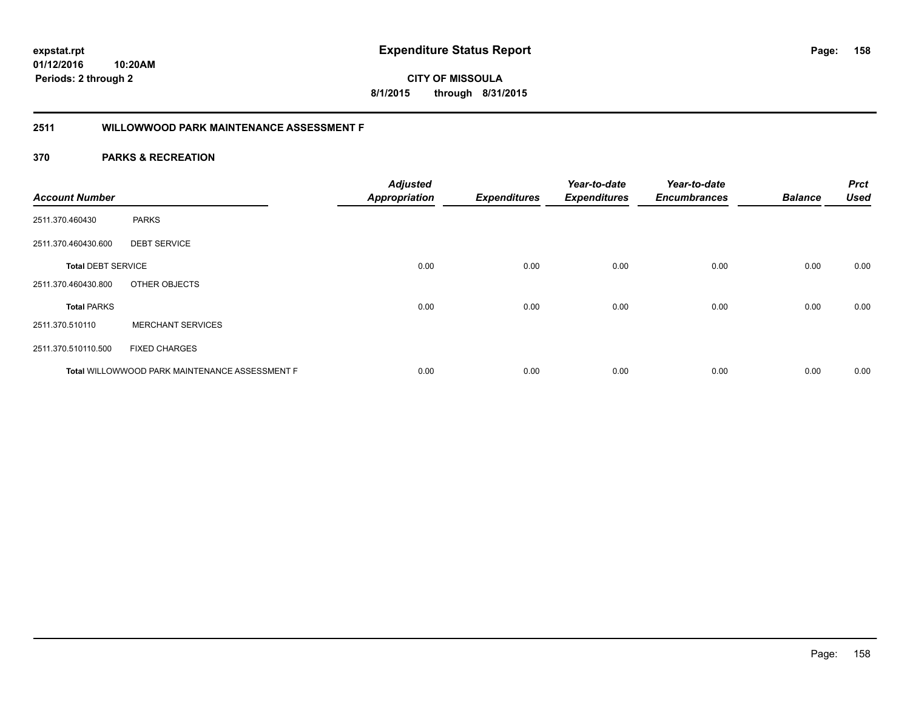**Expenditure Status Report**

**CITY OF MISSOULA**

**8/1/2015 through 8/31/2015**

expstat.rpt
01/12/2016 10:20AM
Periods: 2 through 2

## 2511 WILLOWWOOD PARK MAINTENANCE ASSESSMENT F

## 370 PARKS & RECREATION

| Account Number | | Adjusted Appropriation | Expenditures | Year-to-date Expenditures | Year-to-date Encumbrances | Balance | Prct Used |
|---|---|---|---|---|---|---|---|
| 2511.370.460430 | PARKS | | | | | | |
| 2511.370.460430.600 | DEBT SERVICE | | | | | | |
| **Total** DEBT SERVICE | | 0.00 | 0.00 | 0.00 | 0.00 | 0.00 | 0.00 |
| 2511.370.460430.800 | OTHER OBJECTS | | | | | | |
| **Total** PARKS | | 0.00 | 0.00 | 0.00 | 0.00 | 0.00 | 0.00 |
| 2511.370.510110 | MERCHANT SERVICES | | | | | | |
| 2511.370.510110.500 | FIXED CHARGES | | | | | | |
| **Total** WILLOWWOOD PARK MAINTENANCE ASSESSMENT F | | 0.00 | 0.00 | 0.00 | 0.00 | 0.00 | 0.00 |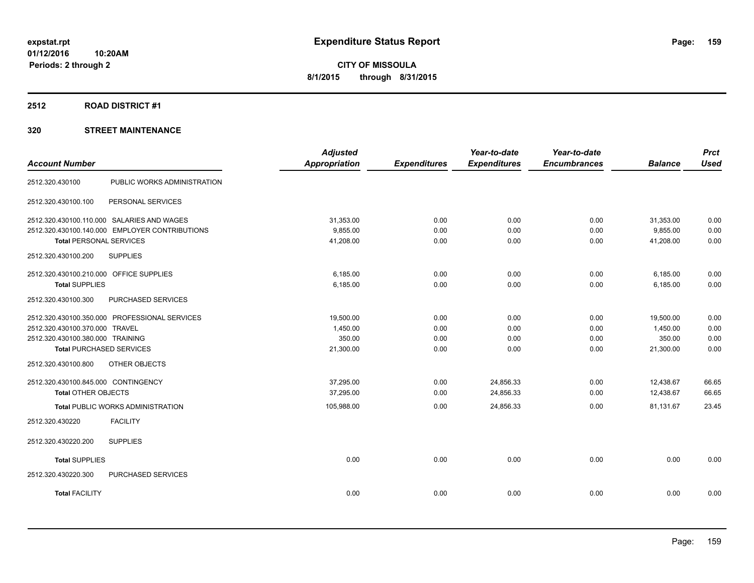**expstat.rpt**
**01/12/2016 10:20AM**
**Periods: 2 through 2**

# Expenditure Status Report

**CITY OF MISSOULA**
**8/1/2015 through 8/31/2015**

## 2512 ROAD DISTRICT #1

### 320 STREET MAINTENANCE

| Account Number | | Adjusted Appropriation | Expenditures | Year-to-date Expenditures | Year-to-date Encumbrances | Balance | Prct Used |
|---|---|---|---|---|---|---|---|
| 2512.320.430100 | PUBLIC WORKS ADMINISTRATION | | | | | | |
| 2512.320.430100.100 | PERSONAL SERVICES | | | | | | |
| 2512.320.430100.110.000 | SALARIES AND WAGES | 31,353.00 | 0.00 | 0.00 | 0.00 | 31,353.00 | 0.00 |
| 2512.320.430100.140.000 | EMPLOYER CONTRIBUTIONS | 9,855.00 | 0.00 | 0.00 | 0.00 | 9,855.00 | 0.00 |
| **Total** PERSONAL SERVICES | | 41,208.00 | 0.00 | 0.00 | 0.00 | 41,208.00 | 0.00 |
| 2512.320.430100.200 | SUPPLIES | | | | | | |
| 2512.320.430100.210.000 | OFFICE SUPPLIES | 6,185.00 | 0.00 | 0.00 | 0.00 | 6,185.00 | 0.00 |
| **Total** SUPPLIES | | 6,185.00 | 0.00 | 0.00 | 0.00 | 6,185.00 | 0.00 |
| 2512.320.430100.300 | PURCHASED SERVICES | | | | | | |
| 2512.320.430100.350.000 | PROFESSIONAL SERVICES | 19,500.00 | 0.00 | 0.00 | 0.00 | 19,500.00 | 0.00 |
| 2512.320.430100.370.000 | TRAVEL | 1,450.00 | 0.00 | 0.00 | 0.00 | 1,450.00 | 0.00 |
| 2512.320.430100.380.000 | TRAINING | 350.00 | 0.00 | 0.00 | 0.00 | 350.00 | 0.00 |
| **Total** PURCHASED SERVICES | | 21,300.00 | 0.00 | 0.00 | 0.00 | 21,300.00 | 0.00 |
| 2512.320.430100.800 | OTHER OBJECTS | | | | | | |
| 2512.320.430100.845.000 | CONTINGENCY | 37,295.00 | 0.00 | 24,856.33 | 0.00 | 12,438.67 | 66.65 |
| **Total** OTHER OBJECTS | | 37,295.00 | 0.00 | 24,856.33 | 0.00 | 12,438.67 | 66.65 |
| **Total** PUBLIC WORKS ADMINISTRATION | | 105,988.00 | 0.00 | 24,856.33 | 0.00 | 81,131.67 | 23.45 |
| 2512.320.430220 | FACILITY | | | | | | |
| 2512.320.430220.200 | SUPPLIES | | | | | | |
| **Total** SUPPLIES | | 0.00 | 0.00 | 0.00 | 0.00 | 0.00 | 0.00 |
| 2512.320.430220.300 | PURCHASED SERVICES | | | | | | |
| **Total** FACILITY | | 0.00 | 0.00 | 0.00 | 0.00 | 0.00 | 0.00 |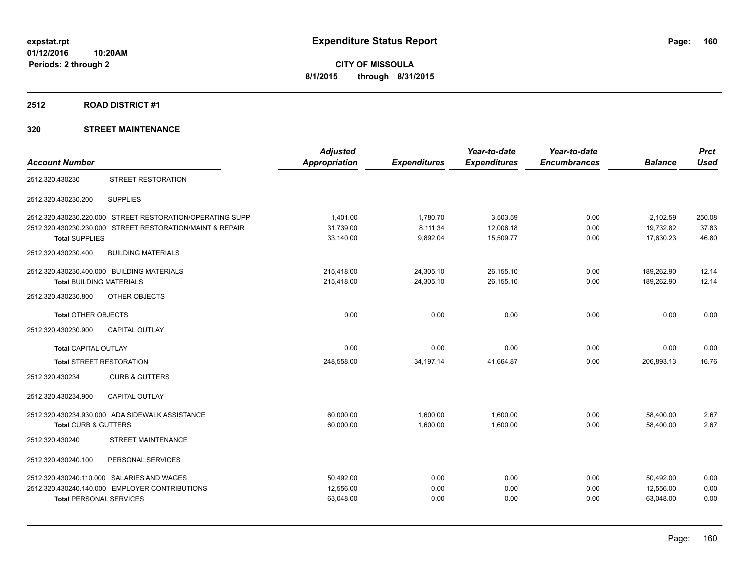**Expenditure Status Report**

**CITY OF MISSOULA**

**8/1/2015 through 8/31/2015**

expstat.rpt
01/12/2016 10:20AM
Periods: 2 through 2

## 2512 ROAD DISTRICT #1

## 320 STREET MAINTENANCE

| Account Number | | Adjusted Appropriation | Expenditures | Year-to-date Expenditures | Year-to-date Encumbrances | Balance | Prct Used |
|---|---|---|---|---|---|---|---|
| 2512.320.430230 | STREET RESTORATION | | | | | | |
| 2512.320.430230.200 | SUPPLIES | | | | | | |
| 2512.320.430230.220.000 | STREET RESTORATION/OPERATING SUPP | 1,401.00 | 1,780.70 | 3,503.59 | 0.00 | -2,102.59 | 250.08 |
| 2512.320.430230.230.000 | STREET RESTORATION/MAINT & REPAIR | 31,739.00 | 8,111.34 | 12,006.18 | 0.00 | 19,732.82 | 37.83 |
| **Total SUPPLIES** | | 33,140.00 | 9,892.04 | 15,509.77 | 0.00 | 17,630.23 | 46.80 |
| 2512.320.430230.400 | BUILDING MATERIALS | | | | | | |
| 2512.320.430230.400.000 | BUILDING MATERIALS | 215,418.00 | 24,305.10 | 26,155.10 | 0.00 | 189,262.90 | 12.14 |
| **Total BUILDING MATERIALS** | | 215,418.00 | 24,305.10 | 26,155.10 | 0.00 | 189,262.90 | 12.14 |
| 2512.320.430230.800 | OTHER OBJECTS | | | | | | |
| **Total OTHER OBJECTS** | | 0.00 | 0.00 | 0.00 | 0.00 | 0.00 | 0.00 |
| 2512.320.430230.900 | CAPITAL OUTLAY | | | | | | |
| **Total CAPITAL OUTLAY** | | 0.00 | 0.00 | 0.00 | 0.00 | 0.00 | 0.00 |
| **Total STREET RESTORATION** | | 248,558.00 | 34,197.14 | 41,664.87 | 0.00 | 206,893.13 | 16.76 |
| 2512.320.430234 | CURB & GUTTERS | | | | | | |
| 2512.320.430234.900 | CAPITAL OUTLAY | | | | | | |
| 2512.320.430234.930.000 | ADA SIDEWALK ASSISTANCE | 60,000.00 | 1,600.00 | 1,600.00 | 0.00 | 58,400.00 | 2.67 |
| **Total CURB & GUTTERS** | | 60,000.00 | 1,600.00 | 1,600.00 | 0.00 | 58,400.00 | 2.67 |
| 2512.320.430240 | STREET MAINTENANCE | | | | | | |
| 2512.320.430240.100 | PERSONAL SERVICES | | | | | | |
| 2512.320.430240.110.000 | SALARIES AND WAGES | 50,492.00 | 0.00 | 0.00 | 0.00 | 50,492.00 | 0.00 |
| 2512.320.430240.140.000 | EMPLOYER CONTRIBUTIONS | 12,556.00 | 0.00 | 0.00 | 0.00 | 12,556.00 | 0.00 |
| **Total PERSONAL SERVICES** | | 63,048.00 | 0.00 | 0.00 | 0.00 | 63,048.00 | 0.00 |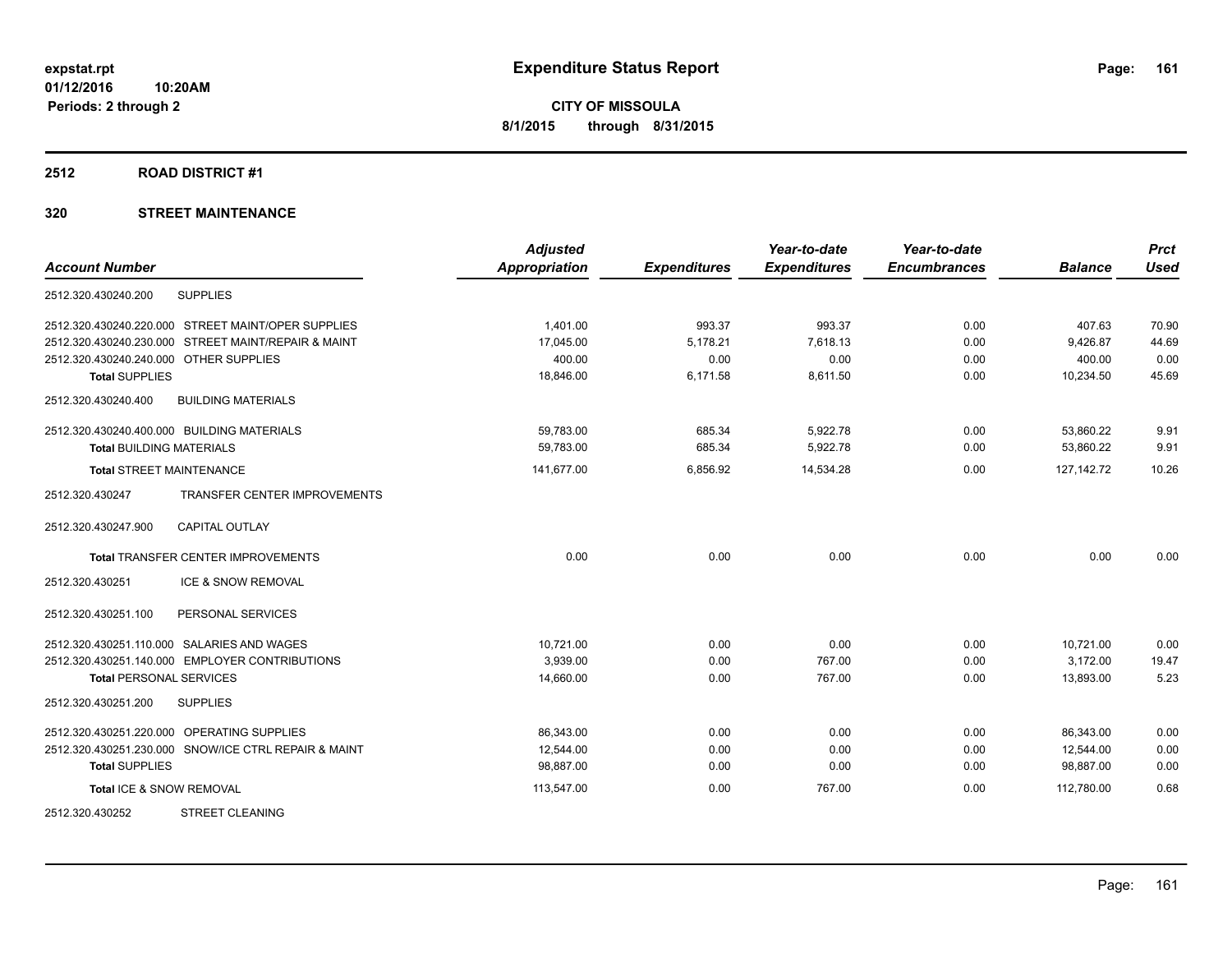# Expenditure Status Report

expstat.rpt
01/12/2016 10:20AM
Periods: 2 through 2

**CITY OF MISSOULA**
**8/1/2015 through 8/31/2015**

## 2512 ROAD DISTRICT #1

## 320 STREET MAINTENANCE

| Account Number | | Adjusted Appropriation | Expenditures | Year-to-date Expenditures | Year-to-date Encumbrances | Balance | Prct Used |
|---|---|---|---|---|---|---|---|
| 2512.320.430240.200 | SUPPLIES | | | | | | |
| 2512.320.430240.220.000 | STREET MAINT/OPER SUPPLIES | 1,401.00 | 993.37 | 993.37 | 0.00 | 407.63 | 70.90 |
| 2512.320.430240.230.000 | STREET MAINT/REPAIR & MAINT | 17,045.00 | 5,178.21 | 7,618.13 | 0.00 | 9,426.87 | 44.69 |
| 2512.320.430240.240.000 | OTHER SUPPLIES | 400.00 | 0.00 | 0.00 | 0.00 | 400.00 | 0.00 |
| **Total** SUPPLIES | | 18,846.00 | 6,171.58 | 8,611.50 | 0.00 | 10,234.50 | 45.69 |
| 2512.320.430240.400 | BUILDING MATERIALS | | | | | | |
| 2512.320.430240.400.000 | BUILDING MATERIALS | 59,783.00 | 685.34 | 5,922.78 | 0.00 | 53,860.22 | 9.91 |
| **Total** BUILDING MATERIALS | | 59,783.00 | 685.34 | 5,922.78 | 0.00 | 53,860.22 | 9.91 |
| **Total** STREET MAINTENANCE | | 141,677.00 | 6,856.92 | 14,534.28 | 0.00 | 127,142.72 | 10.26 |
| 2512.320.430247 | TRANSFER CENTER IMPROVEMENTS | | | | | | |
| 2512.320.430247.900 | CAPITAL OUTLAY | | | | | | |
| **Total** TRANSFER CENTER IMPROVEMENTS | | 0.00 | 0.00 | 0.00 | 0.00 | 0.00 | 0.00 |
| 2512.320.430251 | ICE & SNOW REMOVAL | | | | | | |
| 2512.320.430251.100 | PERSONAL SERVICES | | | | | | |
| 2512.320.430251.110.000 | SALARIES AND WAGES | 10,721.00 | 0.00 | 0.00 | 0.00 | 10,721.00 | 0.00 |
| 2512.320.430251.140.000 | EMPLOYER CONTRIBUTIONS | 3,939.00 | 0.00 | 767.00 | 0.00 | 3,172.00 | 19.47 |
| **Total** PERSONAL SERVICES | | 14,660.00 | 0.00 | 767.00 | 0.00 | 13,893.00 | 5.23 |
| 2512.320.430251.200 | SUPPLIES | | | | | | |
| 2512.320.430251.220.000 | OPERATING SUPPLIES | 86,343.00 | 0.00 | 0.00 | 0.00 | 86,343.00 | 0.00 |
| 2512.320.430251.230.000 | SNOW/ICE CTRL REPAIR & MAINT | 12,544.00 | 0.00 | 0.00 | 0.00 | 12,544.00 | 0.00 |
| **Total** SUPPLIES | | 98,887.00 | 0.00 | 0.00 | 0.00 | 98,887.00 | 0.00 |
| **Total** ICE & SNOW REMOVAL | | 113,547.00 | 0.00 | 767.00 | 0.00 | 112,780.00 | 0.68 |
| 2512.320.430252 | STREET CLEANING | | | | | | |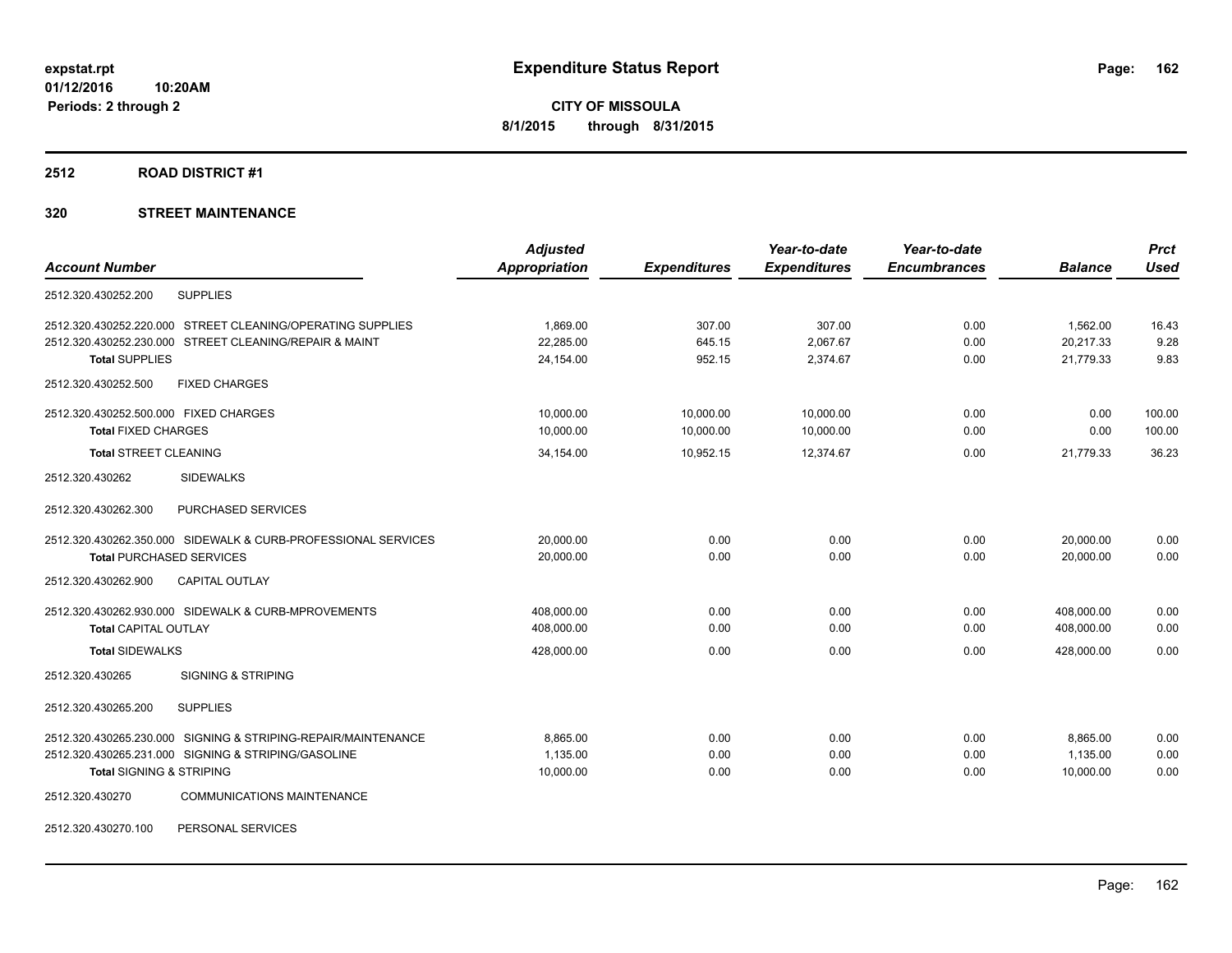# Expenditure Status Report

**CITY OF MISSOULA**
**8/1/2015 through 8/31/2015**

expstat.rpt
01/12/2016 10:20AM
Periods: 2 through 2

## 2512 ROAD DISTRICT #1

### 320 STREET MAINTENANCE

| Account Number | | Adjusted Appropriation | Expenditures | Year-to-date Expenditures | Year-to-date Encumbrances | Balance | Prct Used |
|---|---|---|---|---|---|---|---|
| 2512.320.430252.200 | SUPPLIES | | | | | | |
| 2512.320.430252.220.000 | STREET CLEANING/OPERATING SUPPLIES | 1,869.00 | 307.00 | 307.00 | 0.00 | 1,562.00 | 16.43 |
| 2512.320.430252.230.000 | STREET CLEANING/REPAIR & MAINT | 22,285.00 | 645.15 | 2,067.67 | 0.00 | 20,217.33 | 9.28 |
| **Total** SUPPLIES | | 24,154.00 | 952.15 | 2,374.67 | 0.00 | 21,779.33 | 9.83 |
| 2512.320.430252.500 | FIXED CHARGES | | | | | | |
| 2512.320.430252.500.000 | FIXED CHARGES | 10,000.00 | 10,000.00 | 10,000.00 | 0.00 | 0.00 | 100.00 |
| **Total** FIXED CHARGES | | 10,000.00 | 10,000.00 | 10,000.00 | 0.00 | 0.00 | 100.00 |
| **Total** STREET CLEANING | | 34,154.00 | 10,952.15 | 12,374.67 | 0.00 | 21,779.33 | 36.23 |
| 2512.320.430262 | SIDEWALKS | | | | | | |
| 2512.320.430262.300 | PURCHASED SERVICES | | | | | | |
| 2512.320.430262.350.000 | SIDEWALK & CURB-PROFESSIONAL SERVICES | 20,000.00 | 0.00 | 0.00 | 0.00 | 20,000.00 | 0.00 |
| **Total** PURCHASED SERVICES | | 20,000.00 | 0.00 | 0.00 | 0.00 | 20,000.00 | 0.00 |
| 2512.320.430262.900 | CAPITAL OUTLAY | | | | | | |
| 2512.320.430262.930.000 | SIDEWALK & CURB-MPROVEMENTS | 408,000.00 | 0.00 | 0.00 | 0.00 | 408,000.00 | 0.00 |
| **Total** CAPITAL OUTLAY | | 408,000.00 | 0.00 | 0.00 | 0.00 | 408,000.00 | 0.00 |
| **Total** SIDEWALKS | | 428,000.00 | 0.00 | 0.00 | 0.00 | 428,000.00 | 0.00 |
| 2512.320.430265 | SIGNING & STRIPING | | | | | | |
| 2512.320.430265.200 | SUPPLIES | | | | | | |
| 2512.320.430265.230.000 | SIGNING & STRIPING-REPAIR/MAINTENANCE | 8,865.00 | 0.00 | 0.00 | 0.00 | 8,865.00 | 0.00 |
| 2512.320.430265.231.000 | SIGNING & STRIPING/GASOLINE | 1,135.00 | 0.00 | 0.00 | 0.00 | 1,135.00 | 0.00 |
| **Total** SIGNING & STRIPING | | 10,000.00 | 0.00 | 0.00 | 0.00 | 10,000.00 | 0.00 |
| 2512.320.430270 | COMMUNICATIONS MAINTENANCE | | | | | | |
| 2512.320.430270.100 | PERSONAL SERVICES | | | | | | |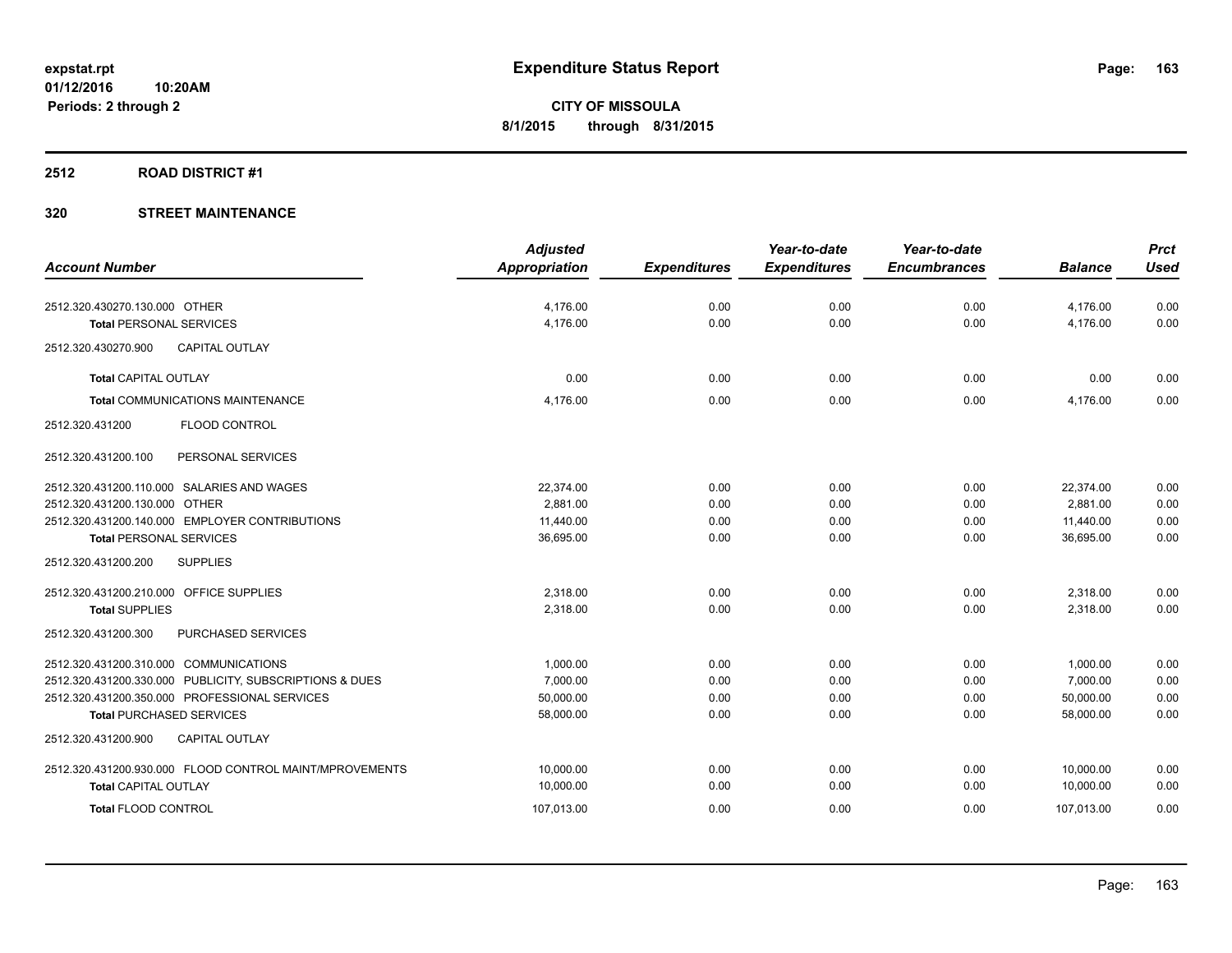**expstat.rpt**
**01/12/2016 10:20AM**
**Periods: 2 through 2**

# Expenditure Status Report

**CITY OF MISSOULA**
**8/1/2015 through 8/31/2015**

## 2512 ROAD DISTRICT #1

## 320 STREET MAINTENANCE

| Account Number | Adjusted Appropriation | Expenditures | Year-to-date Expenditures | Year-to-date Encumbrances | Balance | Prct Used |
|---|---|---|---|---|---|---|
| 2512.320.430270.130.000 OTHER | 4,176.00 | 0.00 | 0.00 | 0.00 | 4,176.00 | 0.00 |
| **Total** PERSONAL SERVICES | 4,176.00 | 0.00 | 0.00 | 0.00 | 4,176.00 | 0.00 |
| 2512.320.430270.900 CAPITAL OUTLAY | | | | | | |
| **Total** CAPITAL OUTLAY | 0.00 | 0.00 | 0.00 | 0.00 | 0.00 | 0.00 |
| **Total** COMMUNICATIONS MAINTENANCE | 4,176.00 | 0.00 | 0.00 | 0.00 | 4,176.00 | 0.00 |
| 2512.320.431200 FLOOD CONTROL | | | | | | |
| 2512.320.431200.100 PERSONAL SERVICES | | | | | | |
| 2512.320.431200.110.000 SALARIES AND WAGES | 22,374.00 | 0.00 | 0.00 | 0.00 | 22,374.00 | 0.00 |
| 2512.320.431200.130.000 OTHER | 2,881.00 | 0.00 | 0.00 | 0.00 | 2,881.00 | 0.00 |
| 2512.320.431200.140.000 EMPLOYER CONTRIBUTIONS | 11,440.00 | 0.00 | 0.00 | 0.00 | 11,440.00 | 0.00 |
| **Total** PERSONAL SERVICES | 36,695.00 | 0.00 | 0.00 | 0.00 | 36,695.00 | 0.00 |
| 2512.320.431200.200 SUPPLIES | | | | | | |
| 2512.320.431200.210.000 OFFICE SUPPLIES | 2,318.00 | 0.00 | 0.00 | 0.00 | 2,318.00 | 0.00 |
| **Total** SUPPLIES | 2,318.00 | 0.00 | 0.00 | 0.00 | 2,318.00 | 0.00 |
| 2512.320.431200.300 PURCHASED SERVICES | | | | | | |
| 2512.320.431200.310.000 COMMUNICATIONS | 1,000.00 | 0.00 | 0.00 | 0.00 | 1,000.00 | 0.00 |
| 2512.320.431200.330.000 PUBLICITY, SUBSCRIPTIONS & DUES | 7,000.00 | 0.00 | 0.00 | 0.00 | 7,000.00 | 0.00 |
| 2512.320.431200.350.000 PROFESSIONAL SERVICES | 50,000.00 | 0.00 | 0.00 | 0.00 | 50,000.00 | 0.00 |
| **Total** PURCHASED SERVICES | 58,000.00 | 0.00 | 0.00 | 0.00 | 58,000.00 | 0.00 |
| 2512.320.431200.900 CAPITAL OUTLAY | | | | | | |
| 2512.320.431200.930.000 FLOOD CONTROL MAINT/MPROVEMENTS | 10,000.00 | 0.00 | 0.00 | 0.00 | 10,000.00 | 0.00 |
| **Total** CAPITAL OUTLAY | 10,000.00 | 0.00 | 0.00 | 0.00 | 10,000.00 | 0.00 |
| **Total** FLOOD CONTROL | 107,013.00 | 0.00 | 0.00 | 0.00 | 107,013.00 | 0.00 |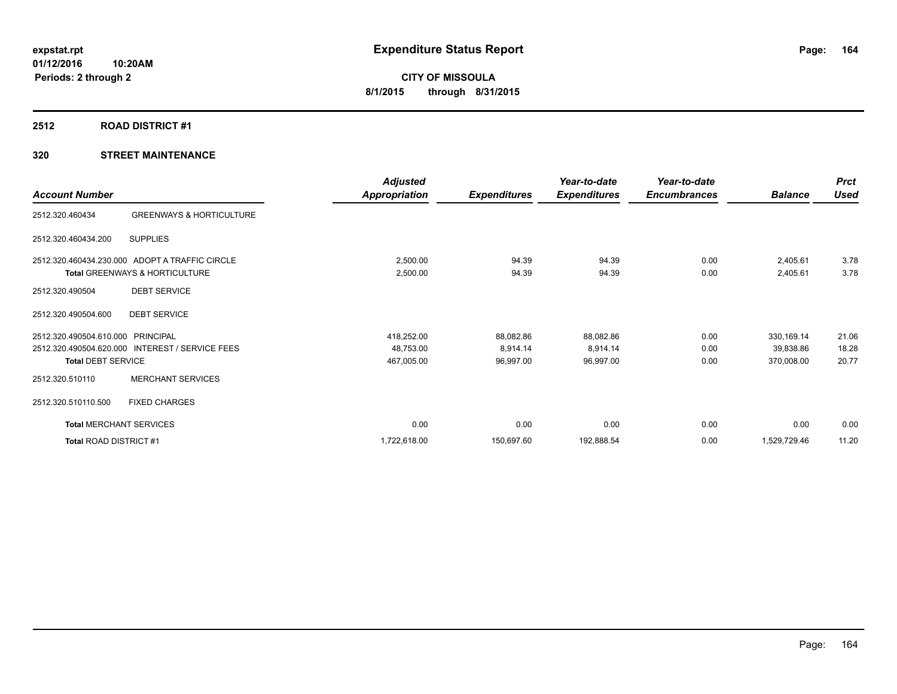# Expenditure Status Report

expstat.rpt
01/12/2016 10:20AM
Periods: 2 through 2

**CITY OF MISSOULA**
**8/1/2015 through 8/31/2015**

## 2512 ROAD DISTRICT #1

### 320 STREET MAINTENANCE

| Account Number | | Adjusted Appropriation | Expenditures | Year-to-date Expenditures | Year-to-date Encumbrances | Balance | Prct Used |
|---|---|---|---|---|---|---|---|
| 2512.320.460434 | GREENWAYS & HORTICULTURE | | | | | | |
| 2512.320.460434.200 | SUPPLIES | | | | | | |
| 2512.320.460434.230.000 | ADOPT A TRAFFIC CIRCLE | 2,500.00 | 94.39 | 94.39 | 0.00 | 2,405.61 | 3.78 |
| **Total** GREENWAYS & HORTICULTURE | | 2,500.00 | 94.39 | 94.39 | 0.00 | 2,405.61 | 3.78 |
| 2512.320.490504 | DEBT SERVICE | | | | | | |
| 2512.320.490504.600 | DEBT SERVICE | | | | | | |
| 2512.320.490504.610.000 | PRINCIPAL | 418,252.00 | 88,082.86 | 88,082.86 | 0.00 | 330,169.14 | 21.06 |
| 2512.320.490504.620.000 | INTEREST / SERVICE FEES | 48,753.00 | 8,914.14 | 8,914.14 | 0.00 | 39,838.86 | 18.28 |
| **Total** DEBT SERVICE | | 467,005.00 | 96,997.00 | 96,997.00 | 0.00 | 370,008.00 | 20.77 |
| 2512.320.510110 | MERCHANT SERVICES | | | | | | |
| 2512.320.510110.500 | FIXED CHARGES | | | | | | |
| **Total** MERCHANT SERVICES | | 0.00 | 0.00 | 0.00 | 0.00 | 0.00 | 0.00 |
| **Total** ROAD DISTRICT #1 | | 1,722,618.00 | 150,697.60 | 192,888.54 | 0.00 | 1,529,729.46 | 11.20 |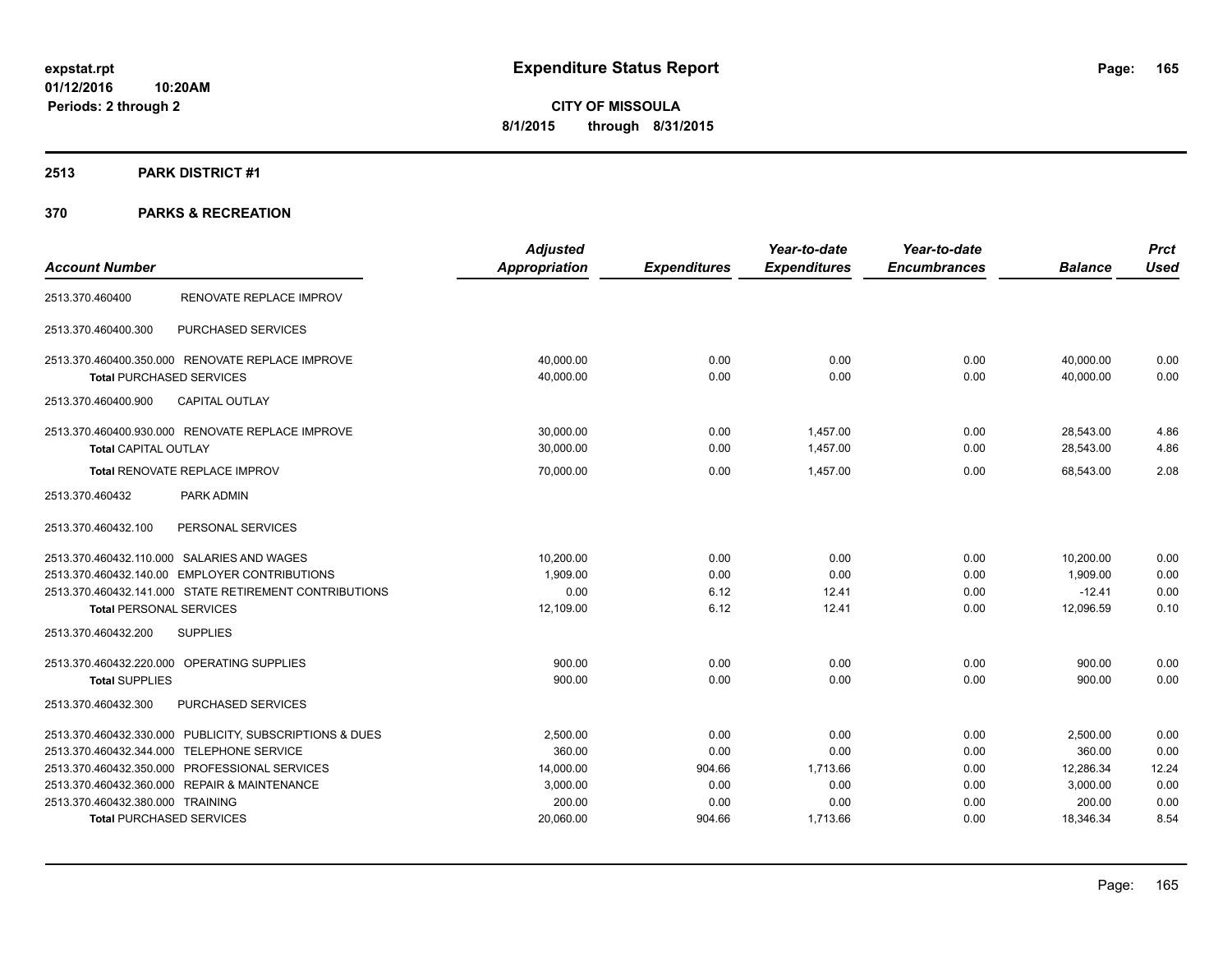# Expenditure Status Report

expstat.rpt
01/12/2016 10:20AM
Periods: 2 through 2

**CITY OF MISSOULA**
**8/1/2015 through 8/31/2015**

## 2513 PARK DISTRICT #1

## 370 PARKS & RECREATION

| Account Number | | Adjusted Appropriation | Expenditures | Year-to-date Expenditures | Year-to-date Encumbrances | Balance | Prct Used |
|---|---|---|---|---|---|---|---|
| 2513.370.460400 | RENOVATE REPLACE IMPROV | | | | | | |
| 2513.370.460400.300 | PURCHASED SERVICES | | | | | | |
| 2513.370.460400.350.000 | RENOVATE REPLACE IMPROVE | 40,000.00 | 0.00 | 0.00 | 0.00 | 40,000.00 | 0.00 |
| **Total** PURCHASED SERVICES | | 40,000.00 | 0.00 | 0.00 | 0.00 | 40,000.00 | 0.00 |
| 2513.370.460400.900 | CAPITAL OUTLAY | | | | | | |
| 2513.370.460400.930.000 | RENOVATE REPLACE IMPROVE | 30,000.00 | 0.00 | 1,457.00 | 0.00 | 28,543.00 | 4.86 |
| **Total** CAPITAL OUTLAY | | 30,000.00 | 0.00 | 1,457.00 | 0.00 | 28,543.00 | 4.86 |
| **Total** RENOVATE REPLACE IMPROV | | 70,000.00 | 0.00 | 1,457.00 | 0.00 | 68,543.00 | 2.08 |
| 2513.370.460432 | PARK ADMIN | | | | | | |
| 2513.370.460432.100 | PERSONAL SERVICES | | | | | | |
| 2513.370.460432.110.000 | SALARIES AND WAGES | 10,200.00 | 0.00 | 0.00 | 0.00 | 10,200.00 | 0.00 |
| 2513.370.460432.140.00 | EMPLOYER CONTRIBUTIONS | 1,909.00 | 0.00 | 0.00 | 0.00 | 1,909.00 | 0.00 |
| 2513.370.460432.141.000 | STATE RETIREMENT CONTRIBUTIONS | 0.00 | 6.12 | 12.41 | 0.00 | -12.41 | 0.00 |
| **Total** PERSONAL SERVICES | | 12,109.00 | 6.12 | 12.41 | 0.00 | 12,096.59 | 0.10 |
| 2513.370.460432.200 | SUPPLIES | | | | | | |
| 2513.370.460432.220.000 | OPERATING SUPPLIES | 900.00 | 0.00 | 0.00 | 0.00 | 900.00 | 0.00 |
| **Total** SUPPLIES | | 900.00 | 0.00 | 0.00 | 0.00 | 900.00 | 0.00 |
| 2513.370.460432.300 | PURCHASED SERVICES | | | | | | |
| 2513.370.460432.330.000 | PUBLICITY, SUBSCRIPTIONS & DUES | 2,500.00 | 0.00 | 0.00 | 0.00 | 2,500.00 | 0.00 |
| 2513.370.460432.344.000 | TELEPHONE SERVICE | 360.00 | 0.00 | 0.00 | 0.00 | 360.00 | 0.00 |
| 2513.370.460432.350.000 | PROFESSIONAL SERVICES | 14,000.00 | 904.66 | 1,713.66 | 0.00 | 12,286.34 | 12.24 |
| 2513.370.460432.360.000 | REPAIR & MAINTENANCE | 3,000.00 | 0.00 | 0.00 | 0.00 | 3,000.00 | 0.00 |
| 2513.370.460432.380.000 | TRAINING | 200.00 | 0.00 | 0.00 | 0.00 | 200.00 | 0.00 |
| **Total** PURCHASED SERVICES | | 20,060.00 | 904.66 | 1,713.66 | 0.00 | 18,346.34 | 8.54 |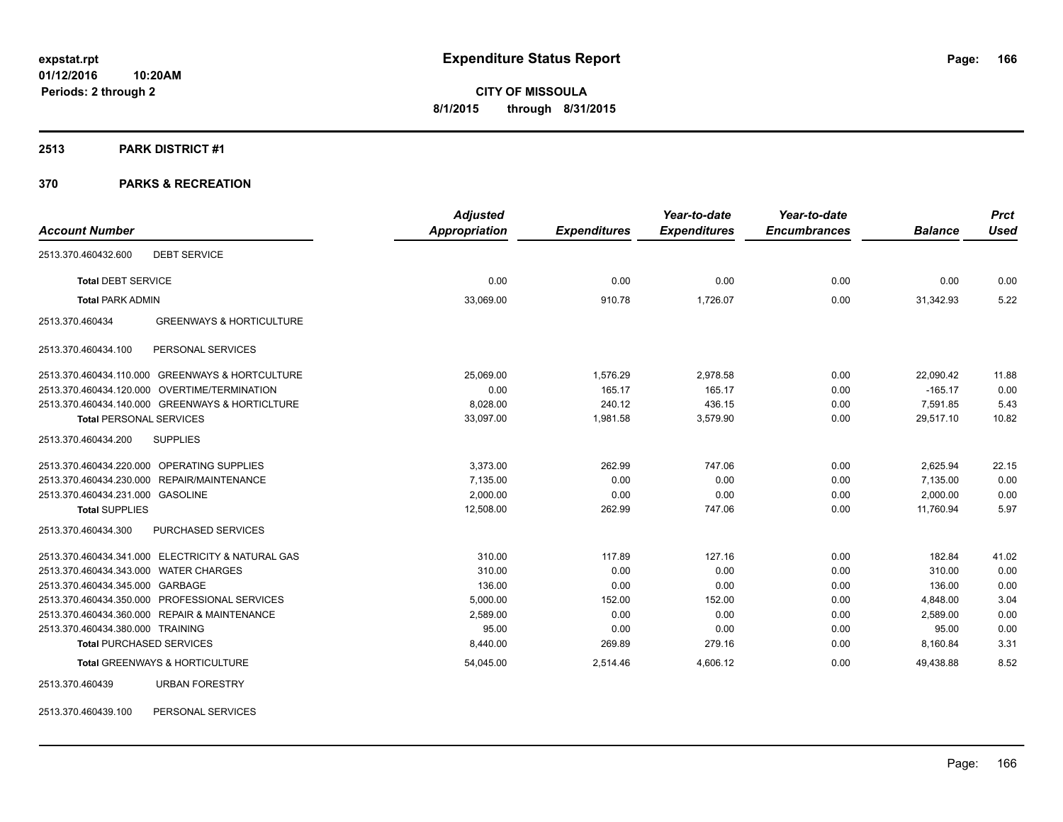# Expenditure Status Report

expstat.rpt
01/12/2016 10:20AM
Periods: 2 through 2

**CITY OF MISSOULA**
**8/1/2015 through 8/31/2015**

## 2513 PARK DISTRICT #1

## 370 PARKS & RECREATION

| Account Number | Adjusted Appropriation | Expenditures | Year-to-date Expenditures | Year-to-date Encumbrances | Balance | Prct Used |
|---|---|---|---|---|---|---|
| 2513.370.460432.600 DEBT SERVICE | | | | | | |
| **Total** DEBT SERVICE | 0.00 | 0.00 | 0.00 | 0.00 | 0.00 | 0.00 |
| **Total** PARK ADMIN | 33,069.00 | 910.78 | 1,726.07 | 0.00 | 31,342.93 | 5.22 |
| 2513.370.460434 GREENWAYS & HORTICULTURE | | | | | | |
| 2513.370.460434.100 PERSONAL SERVICES | | | | | | |
| 2513.370.460434.110.000 GREENWAYS & HORTCULTURE | 25,069.00 | 1,576.29 | 2,978.58 | 0.00 | 22,090.42 | 11.88 |
| 2513.370.460434.120.000 OVERTIME/TERMINATION | 0.00 | 165.17 | 165.17 | 0.00 | -165.17 | 0.00 |
| 2513.370.460434.140.000 GREENWAYS & HORTICLTURE | 8,028.00 | 240.12 | 436.15 | 0.00 | 7,591.85 | 5.43 |
| **Total** PERSONAL SERVICES | 33,097.00 | 1,981.58 | 3,579.90 | 0.00 | 29,517.10 | 10.82 |
| 2513.370.460434.200 SUPPLIES | | | | | | |
| 2513.370.460434.220.000 OPERATING SUPPLIES | 3,373.00 | 262.99 | 747.06 | 0.00 | 2,625.94 | 22.15 |
| 2513.370.460434.230.000 REPAIR/MAINTENANCE | 7,135.00 | 0.00 | 0.00 | 0.00 | 7,135.00 | 0.00 |
| 2513.370.460434.231.000 GASOLINE | 2,000.00 | 0.00 | 0.00 | 0.00 | 2,000.00 | 0.00 |
| **Total** SUPPLIES | 12,508.00 | 262.99 | 747.06 | 0.00 | 11,760.94 | 5.97 |
| 2513.370.460434.300 PURCHASED SERVICES | | | | | | |
| 2513.370.460434.341.000 ELECTRICITY & NATURAL GAS | 310.00 | 117.89 | 127.16 | 0.00 | 182.84 | 41.02 |
| 2513.370.460434.343.000 WATER CHARGES | 310.00 | 0.00 | 0.00 | 0.00 | 310.00 | 0.00 |
| 2513.370.460434.345.000 GARBAGE | 136.00 | 0.00 | 0.00 | 0.00 | 136.00 | 0.00 |
| 2513.370.460434.350.000 PROFESSIONAL SERVICES | 5,000.00 | 152.00 | 152.00 | 0.00 | 4,848.00 | 3.04 |
| 2513.370.460434.360.000 REPAIR & MAINTENANCE | 2,589.00 | 0.00 | 0.00 | 0.00 | 2,589.00 | 0.00 |
| 2513.370.460434.380.000 TRAINING | 95.00 | 0.00 | 0.00 | 0.00 | 95.00 | 0.00 |
| **Total** PURCHASED SERVICES | 8,440.00 | 269.89 | 279.16 | 0.00 | 8,160.84 | 3.31 |
| **Total** GREENWAYS & HORTICULTURE | 54,045.00 | 2,514.46 | 4,606.12 | 0.00 | 49,438.88 | 8.52 |
| 2513.370.460439 URBAN FORESTRY | | | | | | |
| 2513.370.460439.100 PERSONAL SERVICES | | | | | | |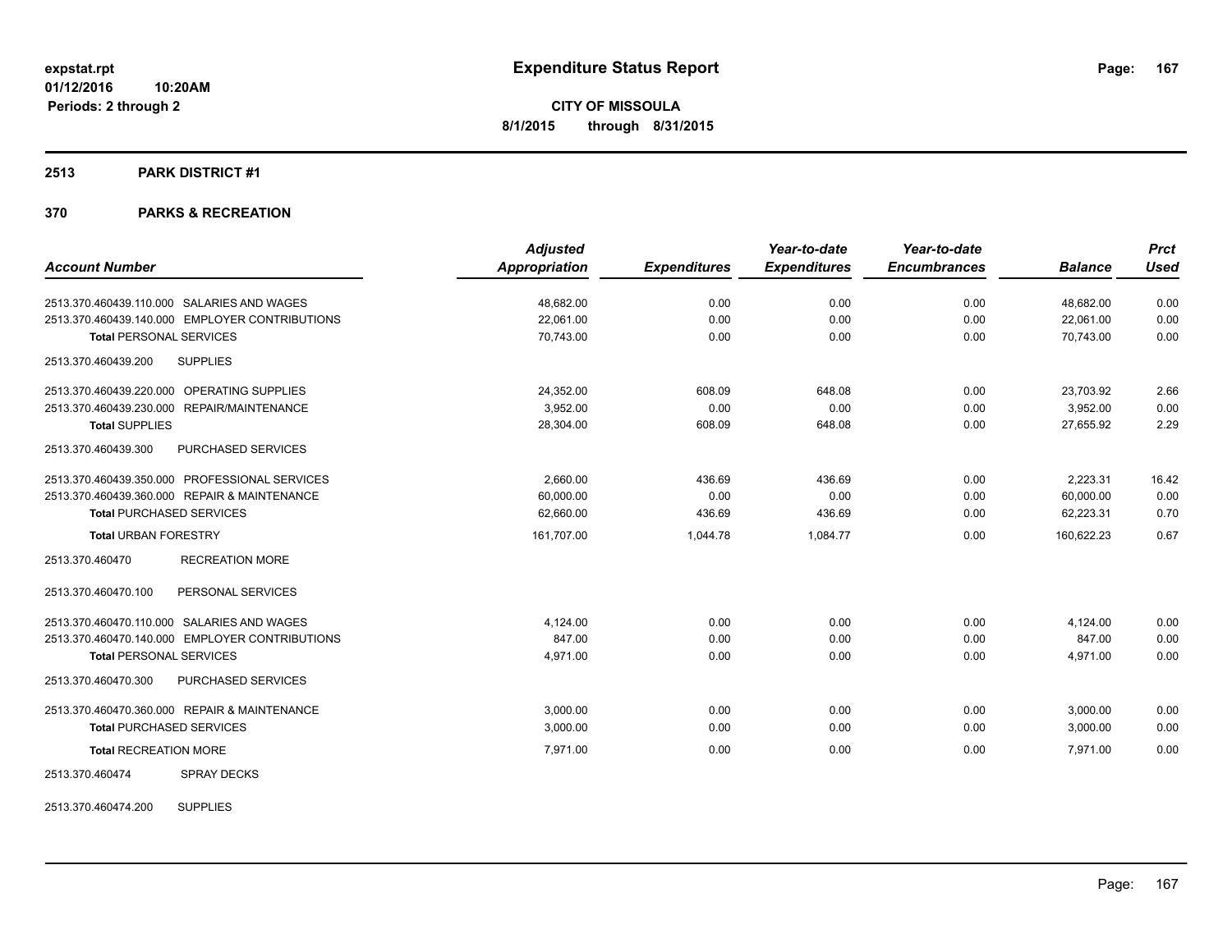# Expenditure Status Report

expstat.rpt
01/12/2016 10:20AM
Periods: 2 through 2

**CITY OF MISSOULA**
**8/1/2015 through 8/31/2015**

## 2513 PARK DISTRICT #1

## 370 PARKS & RECREATION

| Account Number | Adjusted Appropriation | Expenditures | Year-to-date Expenditures | Year-to-date Encumbrances | Balance | Prct Used |
|---|---|---|---|---|---|---|
| 2513.370.460439.110.000 SALARIES AND WAGES | 48,682.00 | 0.00 | 0.00 | 0.00 | 48,682.00 | 0.00 |
| 2513.370.460439.140.000 EMPLOYER CONTRIBUTIONS | 22,061.00 | 0.00 | 0.00 | 0.00 | 22,061.00 | 0.00 |
| **Total** PERSONAL SERVICES | 70,743.00 | 0.00 | 0.00 | 0.00 | 70,743.00 | 0.00 |
| 2513.370.460439.200 SUPPLIES | | | | | | |
| 2513.370.460439.220.000 OPERATING SUPPLIES | 24,352.00 | 608.09 | 648.08 | 0.00 | 23,703.92 | 2.66 |
| 2513.370.460439.230.000 REPAIR/MAINTENANCE | 3,952.00 | 0.00 | 0.00 | 0.00 | 3,952.00 | 0.00 |
| **Total** SUPPLIES | 28,304.00 | 608.09 | 648.08 | 0.00 | 27,655.92 | 2.29 |
| 2513.370.460439.300 PURCHASED SERVICES | | | | | | |
| 2513.370.460439.350.000 PROFESSIONAL SERVICES | 2,660.00 | 436.69 | 436.69 | 0.00 | 2,223.31 | 16.42 |
| 2513.370.460439.360.000 REPAIR & MAINTENANCE | 60,000.00 | 0.00 | 0.00 | 0.00 | 60,000.00 | 0.00 |
| **Total** PURCHASED SERVICES | 62,660.00 | 436.69 | 436.69 | 0.00 | 62,223.31 | 0.70 |
| **Total** URBAN FORESTRY | 161,707.00 | 1,044.78 | 1,084.77 | 0.00 | 160,622.23 | 0.67 |
| 2513.370.460470 RECREATION MORE | | | | | | |
| 2513.370.460470.100 PERSONAL SERVICES | | | | | | |
| 2513.370.460470.110.000 SALARIES AND WAGES | 4,124.00 | 0.00 | 0.00 | 0.00 | 4,124.00 | 0.00 |
| 2513.370.460470.140.000 EMPLOYER CONTRIBUTIONS | 847.00 | 0.00 | 0.00 | 0.00 | 847.00 | 0.00 |
| **Total** PERSONAL SERVICES | 4,971.00 | 0.00 | 0.00 | 0.00 | 4,971.00 | 0.00 |
| 2513.370.460470.300 PURCHASED SERVICES | | | | | | |
| 2513.370.460470.360.000 REPAIR & MAINTENANCE | 3,000.00 | 0.00 | 0.00 | 0.00 | 3,000.00 | 0.00 |
| **Total** PURCHASED SERVICES | 3,000.00 | 0.00 | 0.00 | 0.00 | 3,000.00 | 0.00 |
| **Total** RECREATION MORE | 7,971.00 | 0.00 | 0.00 | 0.00 | 7,971.00 | 0.00 |
| 2513.370.460474 SPRAY DECKS | | | | | | |
| 2513.370.460474.200 SUPPLIES | | | | | | |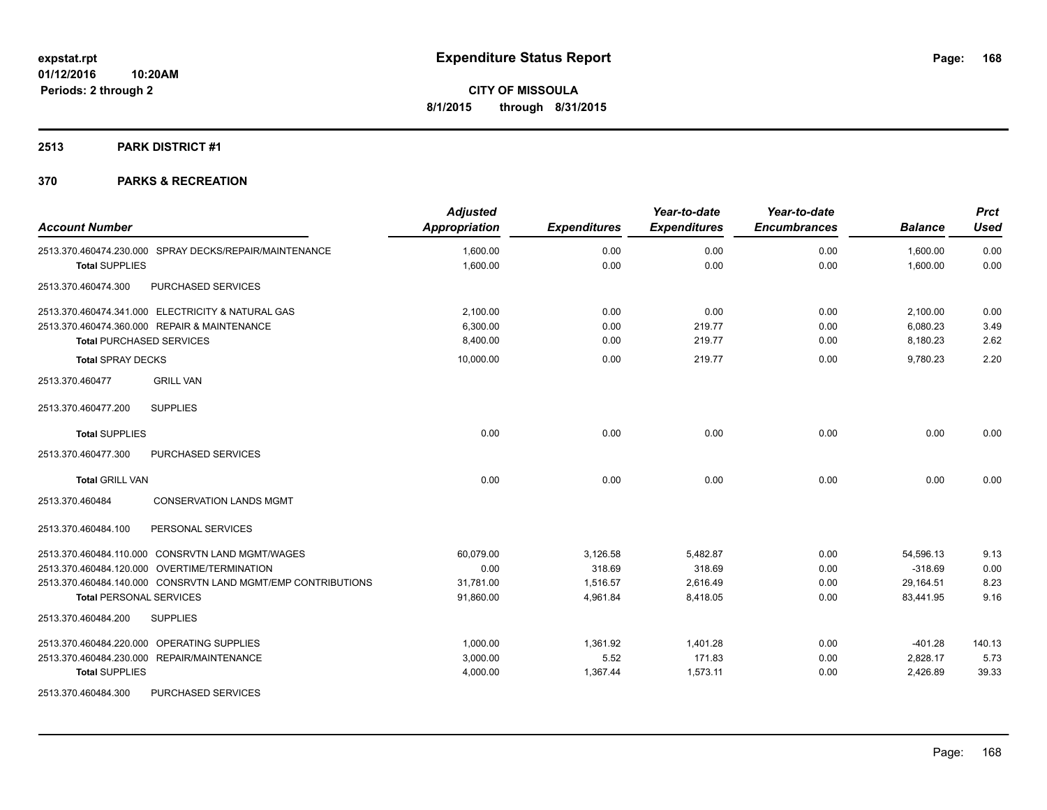# Expenditure Status Report

expstat.rpt
01/12/2016 10:20AM
Periods: 2 through 2

**CITY OF MISSOULA**
**8/1/2015 through 8/31/2015**

## 2513 PARK DISTRICT #1

### 370 PARKS & RECREATION

| Account Number | Adjusted Appropriation | Expenditures | Year-to-date Expenditures | Year-to-date Encumbrances | Balance | Prct Used |
|---|---|---|---|---|---|---|
| 2513.370.460474.230.000 SPRAY DECKS/REPAIR/MAINTENANCE | 1,600.00 | 0.00 | 0.00 | 0.00 | 1,600.00 | 0.00 |
| **Total** SUPPLIES | 1,600.00 | 0.00 | 0.00 | 0.00 | 1,600.00 | 0.00 |
| 2513.370.460474.300 PURCHASED SERVICES | | | | | | |
| 2513.370.460474.341.000 ELECTRICITY & NATURAL GAS | 2,100.00 | 0.00 | 0.00 | 0.00 | 2,100.00 | 0.00 |
| 2513.370.460474.360.000 REPAIR & MAINTENANCE | 6,300.00 | 0.00 | 219.77 | 0.00 | 6,080.23 | 3.49 |
| **Total** PURCHASED SERVICES | 8,400.00 | 0.00 | 219.77 | 0.00 | 8,180.23 | 2.62 |
| **Total** SPRAY DECKS | 10,000.00 | 0.00 | 219.77 | 0.00 | 9,780.23 | 2.20 |
| 2513.370.460477 GRILL VAN | | | | | | |
| 2513.370.460477.200 SUPPLIES | | | | | | |
| **Total** SUPPLIES | 0.00 | 0.00 | 0.00 | 0.00 | 0.00 | 0.00 |
| 2513.370.460477.300 PURCHASED SERVICES | | | | | | |
| **Total** GRILL VAN | 0.00 | 0.00 | 0.00 | 0.00 | 0.00 | 0.00 |
| 2513.370.460484 CONSERVATION LANDS MGMT | | | | | | |
| 2513.370.460484.100 PERSONAL SERVICES | | | | | | |
| 2513.370.460484.110.000 CONSRVTN LAND MGMT/WAGES | 60,079.00 | 3,126.58 | 5,482.87 | 0.00 | 54,596.13 | 9.13 |
| 2513.370.460484.120.000 OVERTIME/TERMINATION | 0.00 | 318.69 | 318.69 | 0.00 | -318.69 | 0.00 |
| 2513.370.460484.140.000 CONSRVTN LAND MGMT/EMP CONTRIBUTIONS | 31,781.00 | 1,516.57 | 2,616.49 | 0.00 | 29,164.51 | 8.23 |
| **Total** PERSONAL SERVICES | 91,860.00 | 4,961.84 | 8,418.05 | 0.00 | 83,441.95 | 9.16 |
| 2513.370.460484.200 SUPPLIES | | | | | | |
| 2513.370.460484.220.000 OPERATING SUPPLIES | 1,000.00 | 1,361.92 | 1,401.28 | 0.00 | -401.28 | 140.13 |
| 2513.370.460484.230.000 REPAIR/MAINTENANCE | 3,000.00 | 5.52 | 171.83 | 0.00 | 2,828.17 | 5.73 |
| **Total** SUPPLIES | 4,000.00 | 1,367.44 | 1,573.11 | 0.00 | 2,426.89 | 39.33 |
| 2513.370.460484.300 PURCHASED SERVICES | | | | | | |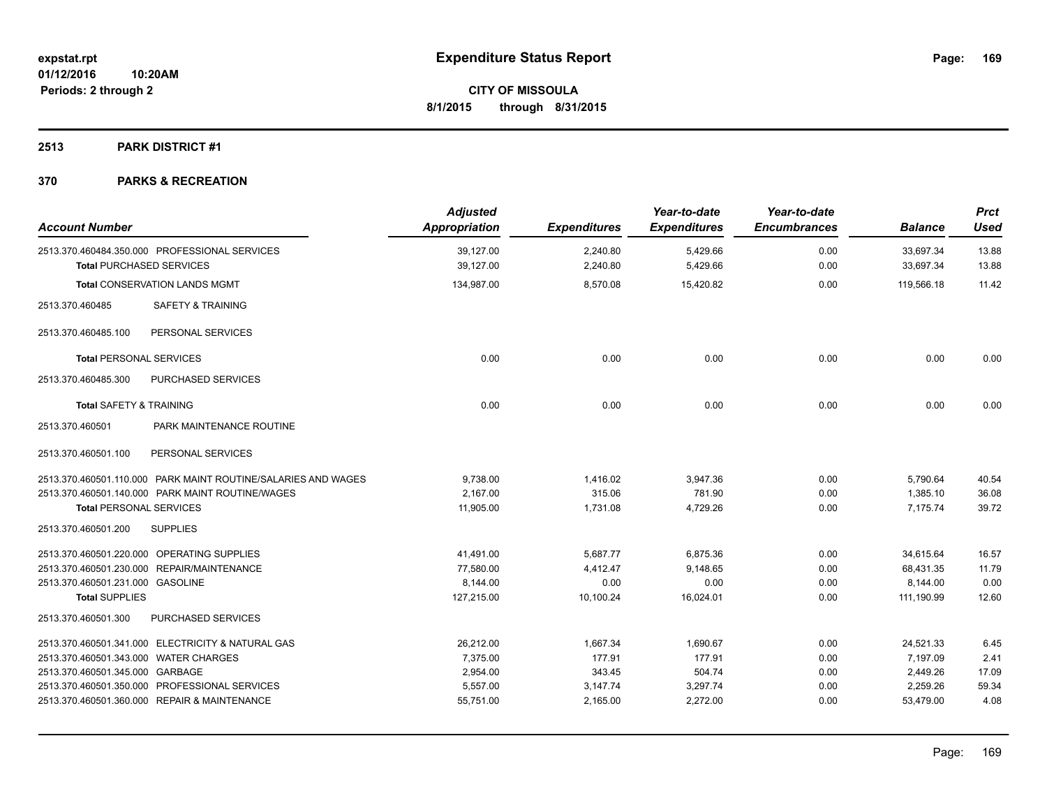**expstat.rpt**
**01/12/2016 10:20AM**
**Periods: 2 through 2**

# Expenditure Status Report

**CITY OF MISSOULA**
**8/1/2015 through 8/31/2015**

## 2513 PARK DISTRICT #1

## 370 PARKS & RECREATION

| Account Number | Adjusted Appropriation | Expenditures | Year-to-date Expenditures | Year-to-date Encumbrances | Balance | Prct Used |
|---|---|---|---|---|---|---|
| 2513.370.460484.350.000 PROFESSIONAL SERVICES | 39,127.00 | 2,240.80 | 5,429.66 | 0.00 | 33,697.34 | 13.88 |
| **Total** PURCHASED SERVICES | 39,127.00 | 2,240.80 | 5,429.66 | 0.00 | 33,697.34 | 13.88 |
| **Total** CONSERVATION LANDS MGMT | 134,987.00 | 8,570.08 | 15,420.82 | 0.00 | 119,566.18 | 11.42 |
| 2513.370.460485 SAFETY & TRAINING | | | | | | |
| 2513.370.460485.100 PERSONAL SERVICES | | | | | | |
| **Total** PERSONAL SERVICES | 0.00 | 0.00 | 0.00 | 0.00 | 0.00 | 0.00 |
| 2513.370.460485.300 PURCHASED SERVICES | | | | | | |
| **Total** SAFETY & TRAINING | 0.00 | 0.00 | 0.00 | 0.00 | 0.00 | 0.00 |
| 2513.370.460501 PARK MAINTENANCE ROUTINE | | | | | | |
| 2513.370.460501.100 PERSONAL SERVICES | | | | | | |
| 2513.370.460501.110.000 PARK MAINT ROUTINE/SALARIES AND WAGES | 9,738.00 | 1,416.02 | 3,947.36 | 0.00 | 5,790.64 | 40.54 |
| 2513.370.460501.140.000 PARK MAINT ROUTINE/WAGES | 2,167.00 | 315.06 | 781.90 | 0.00 | 1,385.10 | 36.08 |
| **Total** PERSONAL SERVICES | 11,905.00 | 1,731.08 | 4,729.26 | 0.00 | 7,175.74 | 39.72 |
| 2513.370.460501.200 SUPPLIES | | | | | | |
| 2513.370.460501.220.000 OPERATING SUPPLIES | 41,491.00 | 5,687.77 | 6,875.36 | 0.00 | 34,615.64 | 16.57 |
| 2513.370.460501.230.000 REPAIR/MAINTENANCE | 77,580.00 | 4,412.47 | 9,148.65 | 0.00 | 68,431.35 | 11.79 |
| 2513.370.460501.231.000 GASOLINE | 8,144.00 | 0.00 | 0.00 | 0.00 | 8,144.00 | 0.00 |
| **Total** SUPPLIES | 127,215.00 | 10,100.24 | 16,024.01 | 0.00 | 111,190.99 | 12.60 |
| 2513.370.460501.300 PURCHASED SERVICES | | | | | | |
| 2513.370.460501.341.000 ELECTRICITY & NATURAL GAS | 26,212.00 | 1,667.34 | 1,690.67 | 0.00 | 24,521.33 | 6.45 |
| 2513.370.460501.343.000 WATER CHARGES | 7,375.00 | 177.91 | 177.91 | 0.00 | 7,197.09 | 2.41 |
| 2513.370.460501.345.000 GARBAGE | 2,954.00 | 343.45 | 504.74 | 0.00 | 2,449.26 | 17.09 |
| 2513.370.460501.350.000 PROFESSIONAL SERVICES | 5,557.00 | 3,147.74 | 3,297.74 | 0.00 | 2,259.26 | 59.34 |
| 2513.370.460501.360.000 REPAIR & MAINTENANCE | 55,751.00 | 2,165.00 | 2,272.00 | 0.00 | 53,479.00 | 4.08 |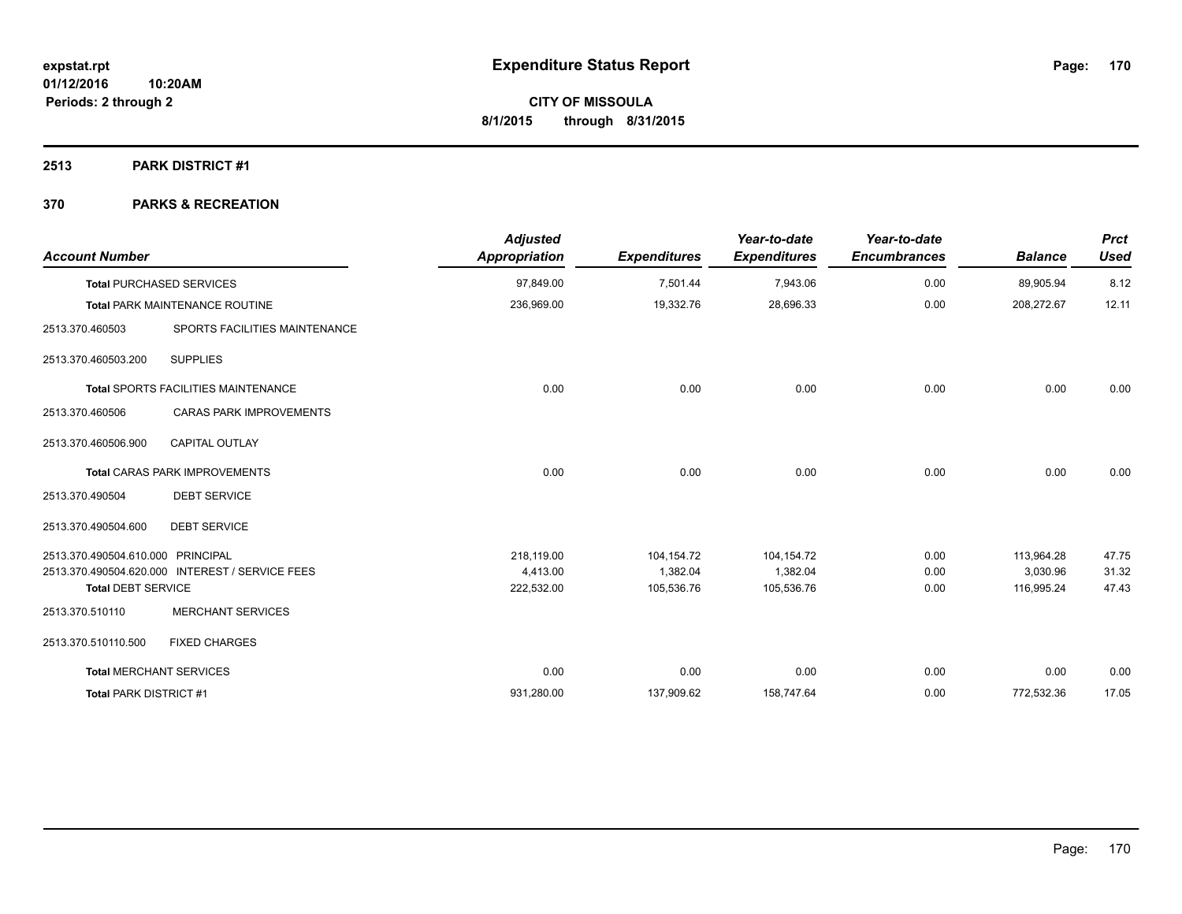**expstat.rpt**
**01/12/2016 10:20AM**
**Periods: 2 through 2**

# Expenditure Status Report

**CITY OF MISSOULA**
**8/1/2015 through 8/31/2015**

## 2513 PARK DISTRICT #1

## 370 PARKS & RECREATION

| Account Number | | Adjusted Appropriation | Expenditures | Year-to-date Expenditures | Year-to-date Encumbrances | Balance | Prct Used |
|---|---|---|---|---|---|---|---|
| **Total** PURCHASED SERVICES | | 97,849.00 | 7,501.44 | 7,943.06 | 0.00 | 89,905.94 | 8.12 |
| **Total** PARK MAINTENANCE ROUTINE | | 236,969.00 | 19,332.76 | 28,696.33 | 0.00 | 208,272.67 | 12.11 |
| 2513.370.460503 | SPORTS FACILITIES MAINTENANCE | | | | | | |
| 2513.370.460503.200 | SUPPLIES | | | | | | |
| **Total** SPORTS FACILITIES MAINTENANCE | | 0.00 | 0.00 | 0.00 | 0.00 | 0.00 | 0.00 |
| 2513.370.460506 | CARAS PARK IMPROVEMENTS | | | | | | |
| 2513.370.460506.900 | CAPITAL OUTLAY | | | | | | |
| **Total** CARAS PARK IMPROVEMENTS | | 0.00 | 0.00 | 0.00 | 0.00 | 0.00 | 0.00 |
| 2513.370.490504 | DEBT SERVICE | | | | | | |
| 2513.370.490504.600 | DEBT SERVICE | | | | | | |
| 2513.370.490504.610.000 | PRINCIPAL | 218,119.00 | 104,154.72 | 104,154.72 | 0.00 | 113,964.28 | 47.75 |
| 2513.370.490504.620.000 | INTEREST / SERVICE FEES | 4,413.00 | 1,382.04 | 1,382.04 | 0.00 | 3,030.96 | 31.32 |
| **Total DEBT SERVICE** | | 222,532.00 | 105,536.76 | 105,536.76 | 0.00 | 116,995.24 | 47.43 |
| 2513.370.510110 | MERCHANT SERVICES | | | | | | |
| 2513.370.510110.500 | FIXED CHARGES | | | | | | |
| **Total** MERCHANT SERVICES | | 0.00 | 0.00 | 0.00 | 0.00 | 0.00 | 0.00 |
| **Total** PARK DISTRICT #1 | | 931,280.00 | 137,909.62 | 158,747.64 | 0.00 | 772,532.36 | 17.05 |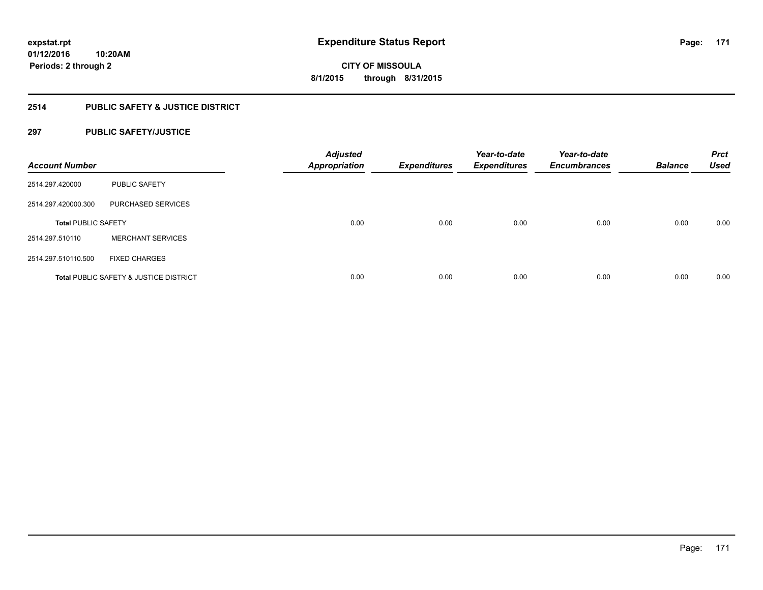expstat.rpt
01/12/2016 10:20AM
Periods: 2 through 2

# Expenditure Status Report

CITY OF MISSOULA
8/1/2015 through 8/31/2015

## 2514 PUBLIC SAFETY & JUSTICE DISTRICT

### 297 PUBLIC SAFETY/JUSTICE

| Account Number | | Adjusted Appropriation | Expenditures | Year-to-date Expenditures | Year-to-date Encumbrances | Balance | Prct Used |
|---|---|---|---|---|---|---|---|
| 2514.297.420000 | PUBLIC SAFETY | | | | | | |
| 2514.297.420000.300 | PURCHASED SERVICES | | | | | | |
| **Total** PUBLIC SAFETY | | 0.00 | 0.00 | 0.00 | 0.00 | 0.00 | 0.00 |
| 2514.297.510110 | MERCHANT SERVICES | | | | | | |
| 2514.297.510110.500 | FIXED CHARGES | | | | | | |
| **Total** PUBLIC SAFETY & JUSTICE DISTRICT | | 0.00 | 0.00 | 0.00 | 0.00 | 0.00 | 0.00 |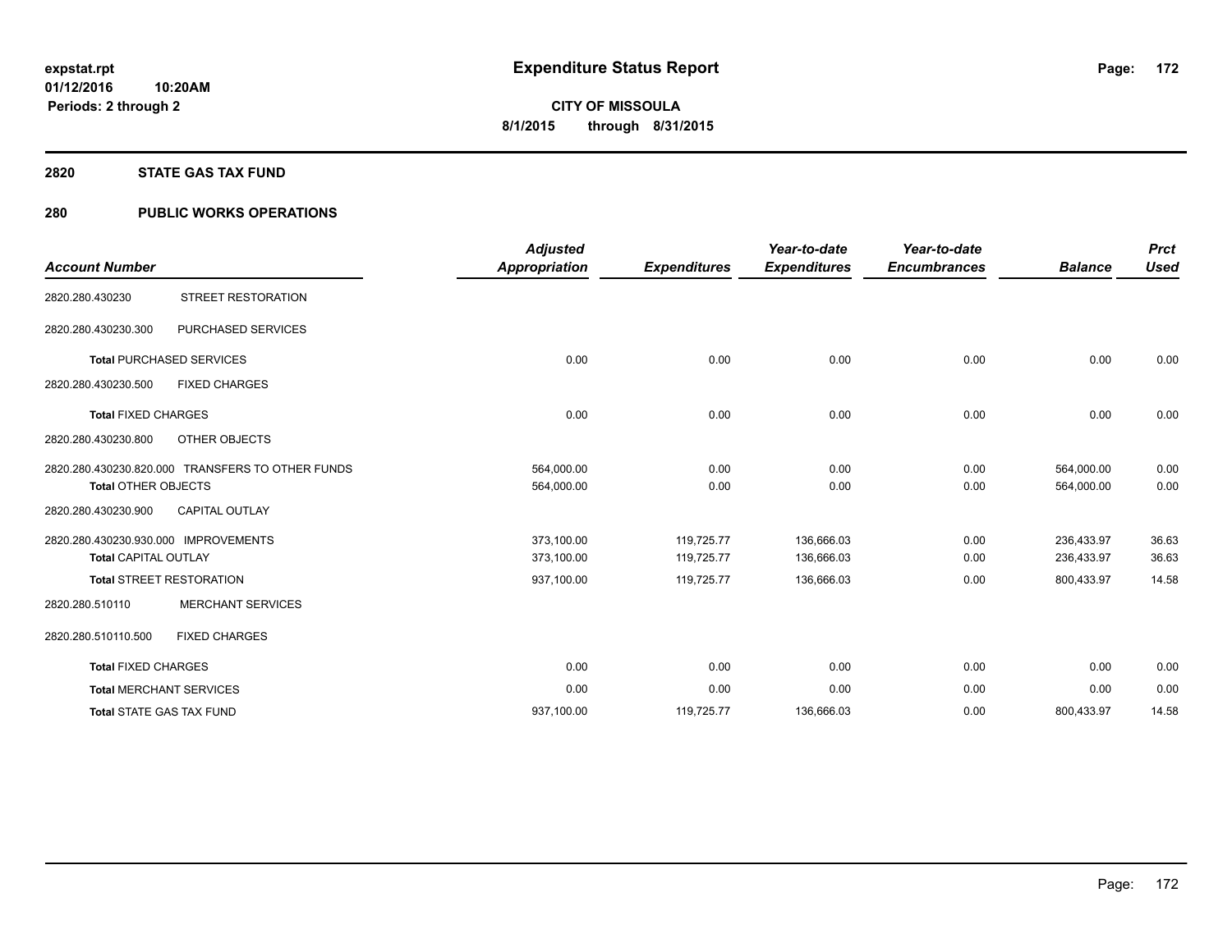expstat.rpt
01/12/2016 10:20AM
Periods: 2 through 2

# Expenditure Status Report

**CITY OF MISSOULA**
**8/1/2015 through 8/31/2015**

## 2820 STATE GAS TAX FUND

## 280 PUBLIC WORKS OPERATIONS

| Account Number | | Adjusted Appropriation | Expenditures | Year-to-date Expenditures | Year-to-date Encumbrances | Balance | Prct Used |
|---|---|---|---|---|---|---|---|
| 2820.280.430230 | STREET RESTORATION | | | | | | |
| 2820.280.430230.300 | PURCHASED SERVICES | | | | | | |
| Total PURCHASED SERVICES | | 0.00 | 0.00 | 0.00 | 0.00 | 0.00 | 0.00 |
| 2820.280.430230.500 | FIXED CHARGES | | | | | | |
| Total FIXED CHARGES | | 0.00 | 0.00 | 0.00 | 0.00 | 0.00 | 0.00 |
| 2820.280.430230.800 | OTHER OBJECTS | | | | | | |
| 2820.280.430230.820.000 | TRANSFERS TO OTHER FUNDS | 564,000.00 | 0.00 | 0.00 | 0.00 | 564,000.00 | 0.00 |
| Total OTHER OBJECTS | | 564,000.00 | 0.00 | 0.00 | 0.00 | 564,000.00 | 0.00 |
| 2820.280.430230.900 | CAPITAL OUTLAY | | | | | | |
| 2820.280.430230.930.000 | IMPROVEMENTS | 373,100.00 | 119,725.77 | 136,666.03 | 0.00 | 236,433.97 | 36.63 |
| Total CAPITAL OUTLAY | | 373,100.00 | 119,725.77 | 136,666.03 | 0.00 | 236,433.97 | 36.63 |
| Total STREET RESTORATION | | 937,100.00 | 119,725.77 | 136,666.03 | 0.00 | 800,433.97 | 14.58 |
| 2820.280.510110 | MERCHANT SERVICES | | | | | | |
| 2820.280.510110.500 | FIXED CHARGES | | | | | | |
| Total FIXED CHARGES | | 0.00 | 0.00 | 0.00 | 0.00 | 0.00 | 0.00 |
| Total MERCHANT SERVICES | | 0.00 | 0.00 | 0.00 | 0.00 | 0.00 | 0.00 |
| Total STATE GAS TAX FUND | | 937,100.00 | 119,725.77 | 136,666.03 | 0.00 | 800,433.97 | 14.58 |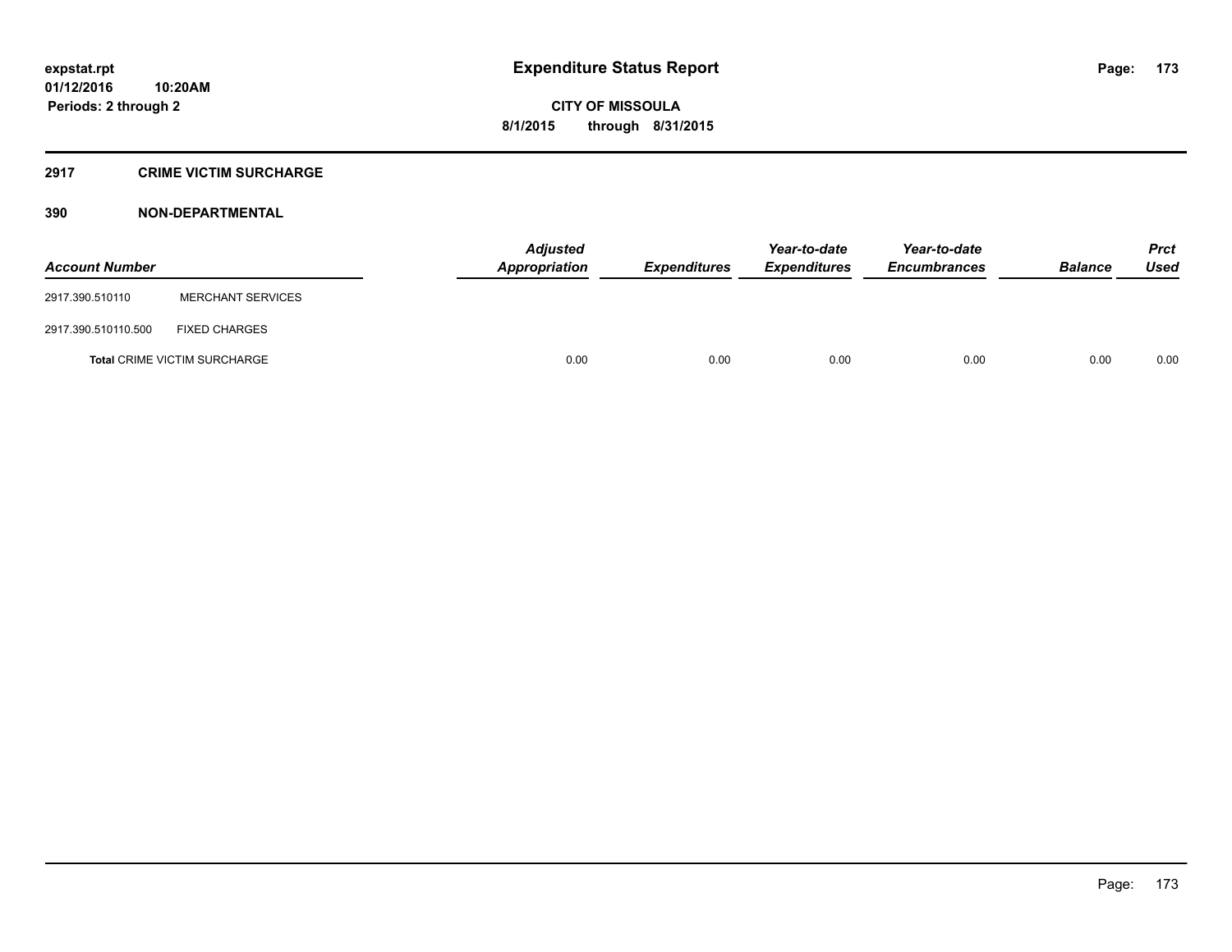# Expenditure Status Report

expstat.rpt
01/12/2016 10:20AM
Periods: 2 through 2

**CITY OF MISSOULA**
**8/1/2015 through 8/31/2015**

## 2917 CRIME VICTIM SURCHARGE

### 390 NON-DEPARTMENTAL

| Account Number | | Adjusted Appropriation | Expenditures | Year-to-date Expenditures | Year-to-date Encumbrances | Balance | Prct Used |
|---|---|---|---|---|---|---|---|
| 2917.390.510110 | MERCHANT SERVICES | | | | | | |
| 2917.390.510110.500 | FIXED CHARGES | | | | | | |
| **Total** CRIME VICTIM SURCHARGE | | 0.00 | 0.00 | 0.00 | 0.00 | 0.00 | 0.00 |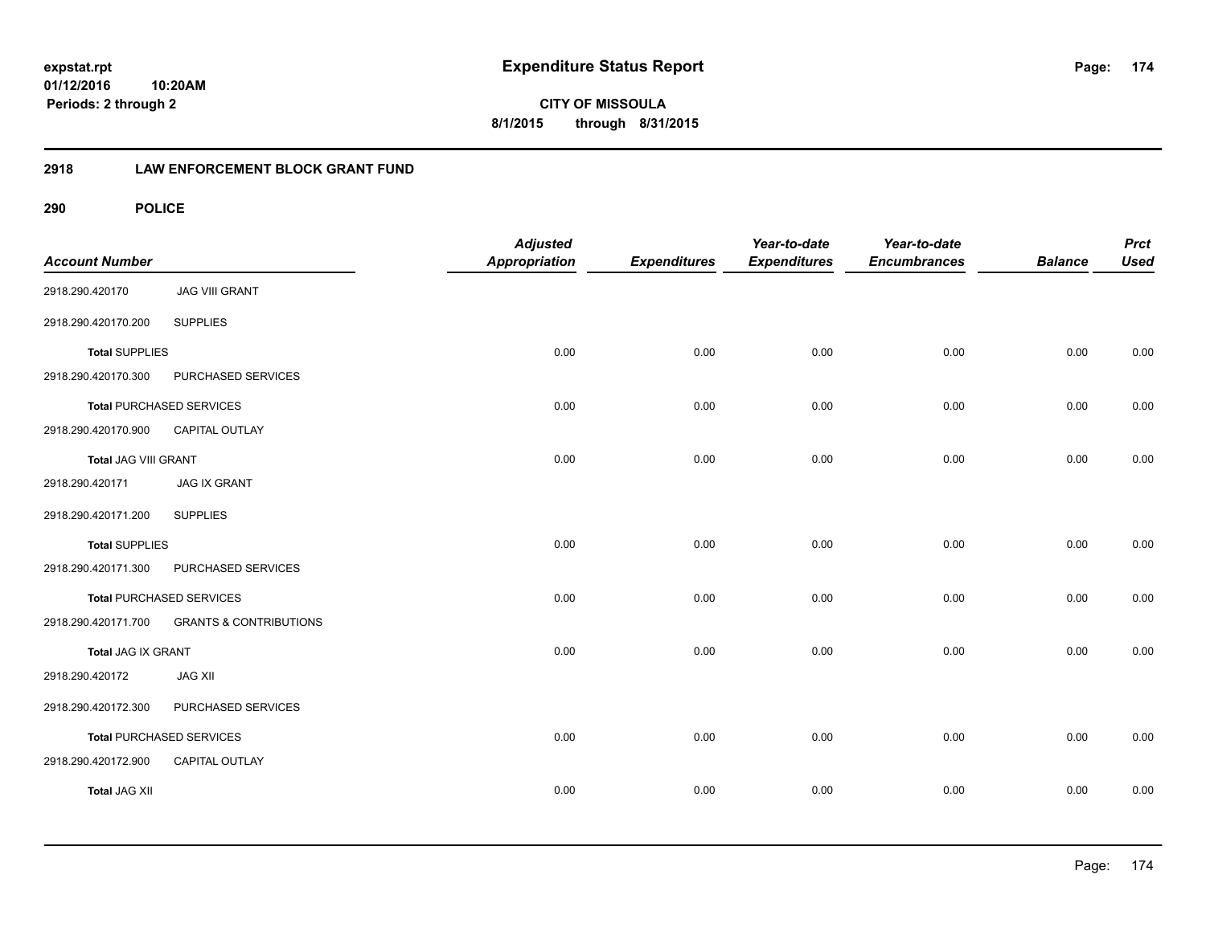# Expenditure Status Report

expstat.rpt
01/12/2016 10:20AM
Periods: 2 through 2

**CITY OF MISSOULA**
**8/1/2015 through 8/31/2015**

## 2918 LAW ENFORCEMENT BLOCK GRANT FUND

### 290 POLICE

| Account Number | | Adjusted Appropriation | Expenditures | Year-to-date Expenditures | Year-to-date Encumbrances | Balance | Prct Used |
|---|---|---|---|---|---|---|---|
| 2918.290.420170 | JAG VIII GRANT | | | | | | |
| 2918.290.420170.200 | SUPPLIES | | | | | | |
| **Total SUPPLIES** | | 0.00 | 0.00 | 0.00 | 0.00 | 0.00 | 0.00 |
| 2918.290.420170.300 | PURCHASED SERVICES | | | | | | |
| **Total PURCHASED SERVICES** | | 0.00 | 0.00 | 0.00 | 0.00 | 0.00 | 0.00 |
| 2918.290.420170.900 | CAPITAL OUTLAY | | | | | | |
| **Total JAG VIII GRANT** | | 0.00 | 0.00 | 0.00 | 0.00 | 0.00 | 0.00 |
| 2918.290.420171 | JAG IX GRANT | | | | | | |
| 2918.290.420171.200 | SUPPLIES | | | | | | |
| **Total SUPPLIES** | | 0.00 | 0.00 | 0.00 | 0.00 | 0.00 | 0.00 |
| 2918.290.420171.300 | PURCHASED SERVICES | | | | | | |
| **Total PURCHASED SERVICES** | | 0.00 | 0.00 | 0.00 | 0.00 | 0.00 | 0.00 |
| 2918.290.420171.700 | GRANTS & CONTRIBUTIONS | | | | | | |
| **Total JAG IX GRANT** | | 0.00 | 0.00 | 0.00 | 0.00 | 0.00 | 0.00 |
| 2918.290.420172 | JAG XII | | | | | | |
| 2918.290.420172.300 | PURCHASED SERVICES | | | | | | |
| **Total PURCHASED SERVICES** | | 0.00 | 0.00 | 0.00 | 0.00 | 0.00 | 0.00 |
| 2918.290.420172.900 | CAPITAL OUTLAY | | | | | | |
| **Total JAG XII** | | 0.00 | 0.00 | 0.00 | 0.00 | 0.00 | 0.00 |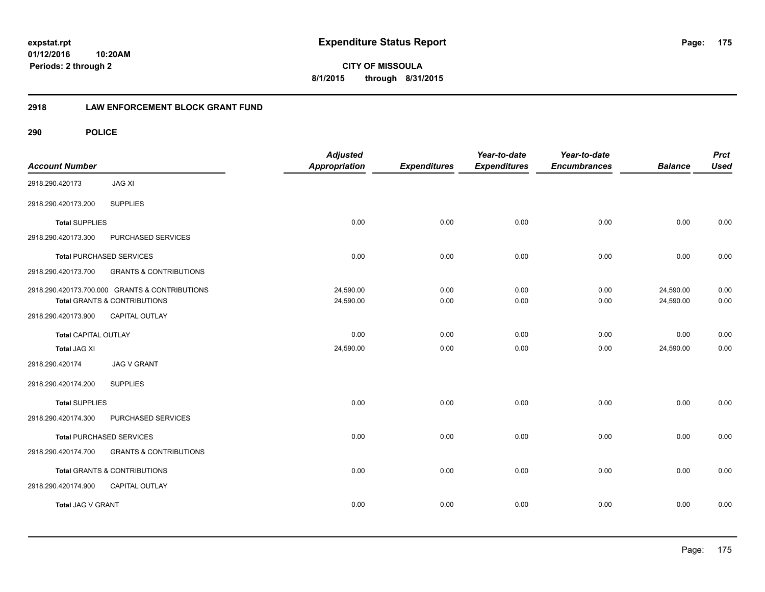# Expenditure Status Report

**expstat.rpt**
**01/12/2016 10:20AM**
**Periods: 2 through 2**

**CITY OF MISSOULA**
**8/1/2015 through 8/31/2015**

## 2918 LAW ENFORCEMENT BLOCK GRANT FUND

### 290 POLICE

| Account Number | | Adjusted Appropriation | Expenditures | Year-to-date Expenditures | Year-to-date Encumbrances | Balance | Prct Used |
|---|---|---|---|---|---|---|---|
| 2918.290.420173 | JAG XI | | | | | | |
| 2918.290.420173.200 | SUPPLIES | | | | | | |
| **Total** SUPPLIES | | 0.00 | 0.00 | 0.00 | 0.00 | 0.00 | 0.00 |
| 2918.290.420173.300 | PURCHASED SERVICES | | | | | | |
| **Total** PURCHASED SERVICES | | 0.00 | 0.00 | 0.00 | 0.00 | 0.00 | 0.00 |
| 2918.290.420173.700 | GRANTS & CONTRIBUTIONS | | | | | | |
| 2918.290.420173.700.000 | GRANTS & CONTRIBUTIONS | 24,590.00 | 0.00 | 0.00 | 0.00 | 24,590.00 | 0.00 |
| **Total** GRANTS & CONTRIBUTIONS | | 24,590.00 | 0.00 | 0.00 | 0.00 | 24,590.00 | 0.00 |
| 2918.290.420173.900 | CAPITAL OUTLAY | | | | | | |
| **Total** CAPITAL OUTLAY | | 0.00 | 0.00 | 0.00 | 0.00 | 0.00 | 0.00 |
| **Total** JAG XI | | 24,590.00 | 0.00 | 0.00 | 0.00 | 24,590.00 | 0.00 |
| 2918.290.420174 | JAG V GRANT | | | | | | |
| 2918.290.420174.200 | SUPPLIES | | | | | | |
| **Total** SUPPLIES | | 0.00 | 0.00 | 0.00 | 0.00 | 0.00 | 0.00 |
| 2918.290.420174.300 | PURCHASED SERVICES | | | | | | |
| **Total** PURCHASED SERVICES | | 0.00 | 0.00 | 0.00 | 0.00 | 0.00 | 0.00 |
| 2918.290.420174.700 | GRANTS & CONTRIBUTIONS | | | | | | |
| **Total** GRANTS & CONTRIBUTIONS | | 0.00 | 0.00 | 0.00 | 0.00 | 0.00 | 0.00 |
| 2918.290.420174.900 | CAPITAL OUTLAY | | | | | | |
| **Total** JAG V GRANT | | 0.00 | 0.00 | 0.00 | 0.00 | 0.00 | 0.00 |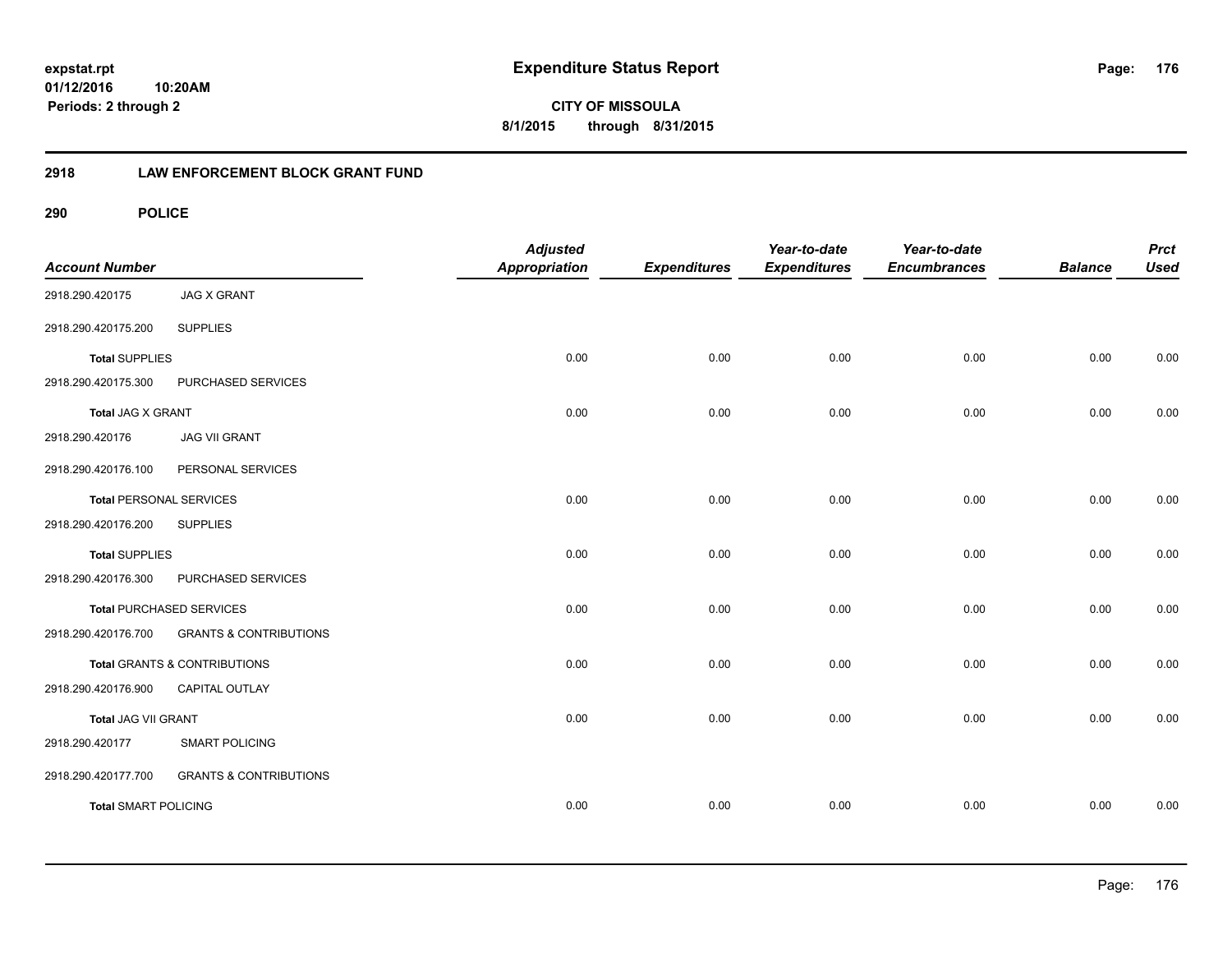**Expenditure Status Report**

**CITY OF MISSOULA**
**8/1/2015 through 8/31/2015**

expstat.rpt
01/12/2016 10:20AM
Periods: 2 through 2

## 2918 LAW ENFORCEMENT BLOCK GRANT FUND

### 290 POLICE

| Account Number | | Adjusted Appropriation | Expenditures | Year-to-date Expenditures | Year-to-date Encumbrances | Balance | Prct Used |
|---|---|---|---|---|---|---|---|
| 2918.290.420175 | JAG X GRANT | | | | | | |
| 2918.290.420175.200 | SUPPLIES | | | | | | |
| **Total** SUPPLIES | | 0.00 | 0.00 | 0.00 | 0.00 | 0.00 | 0.00 |
| 2918.290.420175.300 | PURCHASED SERVICES | | | | | | |
| **Total** JAG X GRANT | | 0.00 | 0.00 | 0.00 | 0.00 | 0.00 | 0.00 |
| 2918.290.420176 | JAG VII GRANT | | | | | | |
| 2918.290.420176.100 | PERSONAL SERVICES | | | | | | |
| **Total** PERSONAL SERVICES | | 0.00 | 0.00 | 0.00 | 0.00 | 0.00 | 0.00 |
| 2918.290.420176.200 | SUPPLIES | | | | | | |
| **Total** SUPPLIES | | 0.00 | 0.00 | 0.00 | 0.00 | 0.00 | 0.00 |
| 2918.290.420176.300 | PURCHASED SERVICES | | | | | | |
| **Total** PURCHASED SERVICES | | 0.00 | 0.00 | 0.00 | 0.00 | 0.00 | 0.00 |
| 2918.290.420176.700 | GRANTS & CONTRIBUTIONS | | | | | | |
| **Total** GRANTS & CONTRIBUTIONS | | 0.00 | 0.00 | 0.00 | 0.00 | 0.00 | 0.00 |
| 2918.290.420176.900 | CAPITAL OUTLAY | | | | | | |
| **Total** JAG VII GRANT | | 0.00 | 0.00 | 0.00 | 0.00 | 0.00 | 0.00 |
| 2918.290.420177 | SMART POLICING | | | | | | |
| 2918.290.420177.700 | GRANTS & CONTRIBUTIONS | | | | | | |
| **Total** SMART POLICING | | 0.00 | 0.00 | 0.00 | 0.00 | 0.00 | 0.00 |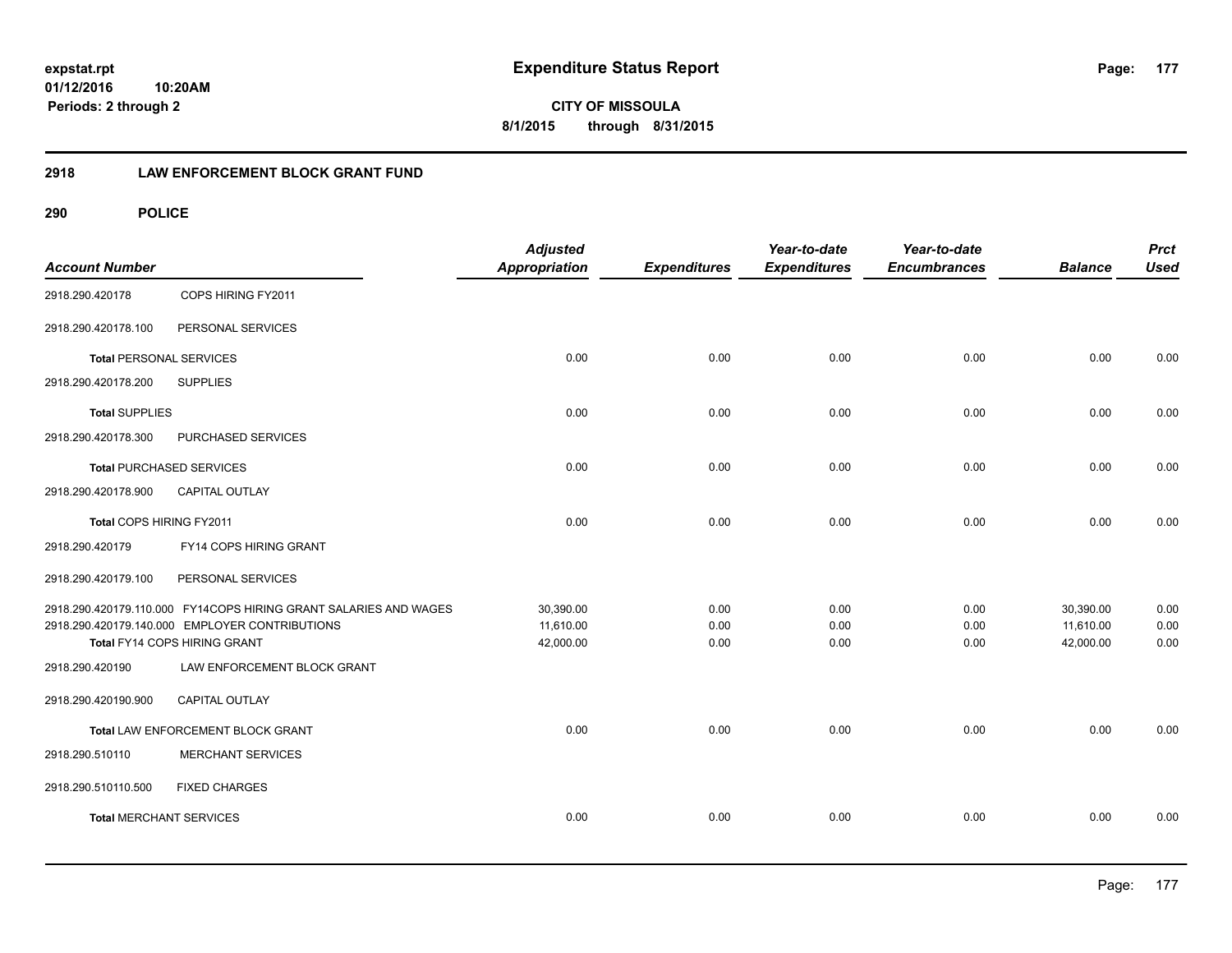# Expenditure Status Report

expstat.rpt
01/12/2016 10:20AM
Periods: 2 through 2

**CITY OF MISSOULA**
**8/1/2015 through 8/31/2015**

## 2918 LAW ENFORCEMENT BLOCK GRANT FUND

### 290 POLICE

| Account Number | | Adjusted Appropriation | Expenditures | Year-to-date Expenditures | Year-to-date Encumbrances | Balance | Prct Used |
|---|---|---|---|---|---|---|---|
| 2918.290.420178 | COPS HIRING FY2011 | | | | | | |
| 2918.290.420178.100 | PERSONAL SERVICES | | | | | | |
| **Total** PERSONAL SERVICES | | 0.00 | 0.00 | 0.00 | 0.00 | 0.00 | 0.00 |
| 2918.290.420178.200 | SUPPLIES | | | | | | |
| **Total** SUPPLIES | | 0.00 | 0.00 | 0.00 | 0.00 | 0.00 | 0.00 |
| 2918.290.420178.300 | PURCHASED SERVICES | | | | | | |
| **Total** PURCHASED SERVICES | | 0.00 | 0.00 | 0.00 | 0.00 | 0.00 | 0.00 |
| 2918.290.420178.900 | CAPITAL OUTLAY | | | | | | |
| Total COPS HIRING FY2011 | | 0.00 | 0.00 | 0.00 | 0.00 | 0.00 | 0.00 |
| 2918.290.420179 | FY14 COPS HIRING GRANT | | | | | | |
| 2918.290.420179.100 | PERSONAL SERVICES | | | | | | |
| 2918.290.420179.110.000 | FY14COPS HIRING GRANT SALARIES AND WAGES | 30,390.00 | 0.00 | 0.00 | 0.00 | 30,390.00 | 0.00 |
| 2918.290.420179.140.000 | EMPLOYER CONTRIBUTIONS | 11,610.00 | 0.00 | 0.00 | 0.00 | 11,610.00 | 0.00 |
| Total FY14 COPS HIRING GRANT | | 42,000.00 | 0.00 | 0.00 | 0.00 | 42,000.00 | 0.00 |
| 2918.290.420190 | LAW ENFORCEMENT BLOCK GRANT | | | | | | |
| 2918.290.420190.900 | CAPITAL OUTLAY | | | | | | |
| Total LAW ENFORCEMENT BLOCK GRANT | | 0.00 | 0.00 | 0.00 | 0.00 | 0.00 | 0.00 |
| 2918.290.510110 | MERCHANT SERVICES | | | | | | |
| 2918.290.510110.500 | FIXED CHARGES | | | | | | |
| **Total** MERCHANT SERVICES | | 0.00 | 0.00 | 0.00 | 0.00 | 0.00 | 0.00 |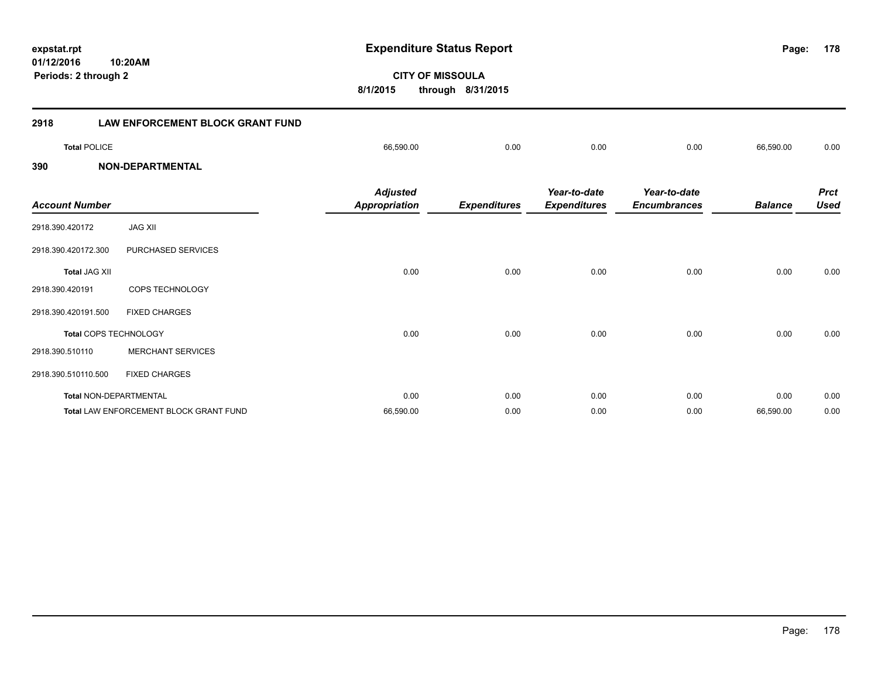expstat.rpt
01/12/2016 10:20AM
Periods: 2 through 2

# Expenditure Status Report

**CITY OF MISSOULA**
**8/1/2015 through 8/31/2015**

## 2918 LAW ENFORCEMENT BLOCK GRANT FUND

| | | | | | | |
|---|---|---|---|---|---|---|
| **Total** POLICE | 66,590.00 | 0.00 | 0.00 | 0.00 | 66,590.00 | 0.00 |

## 390 NON-DEPARTMENTAL

| Account Number | | Adjusted Appropriation | Expenditures | Year-to-date Expenditures | Year-to-date Encumbrances | Balance | Prct Used |
|---|---|---|---|---|---|---|---|
| 2918.390.420172 | JAG XII | | | | | | |
| 2918.390.420172.300 | PURCHASED SERVICES | | | | | | |
| **Total** JAG XII | | 0.00 | 0.00 | 0.00 | 0.00 | 0.00 | 0.00 |
| 2918.390.420191 | COPS TECHNOLOGY | | | | | | |
| 2918.390.420191.500 | FIXED CHARGES | | | | | | |
| **Total** COPS TECHNOLOGY | | 0.00 | 0.00 | 0.00 | 0.00 | 0.00 | 0.00 |
| 2918.390.510110 | MERCHANT SERVICES | | | | | | |
| 2918.390.510110.500 | FIXED CHARGES | | | | | | |
| **Total** NON-DEPARTMENTAL | | 0.00 | 0.00 | 0.00 | 0.00 | 0.00 | 0.00 |
| **Total** LAW ENFORCEMENT BLOCK GRANT FUND | | 66,590.00 | 0.00 | 0.00 | 0.00 | 66,590.00 | 0.00 |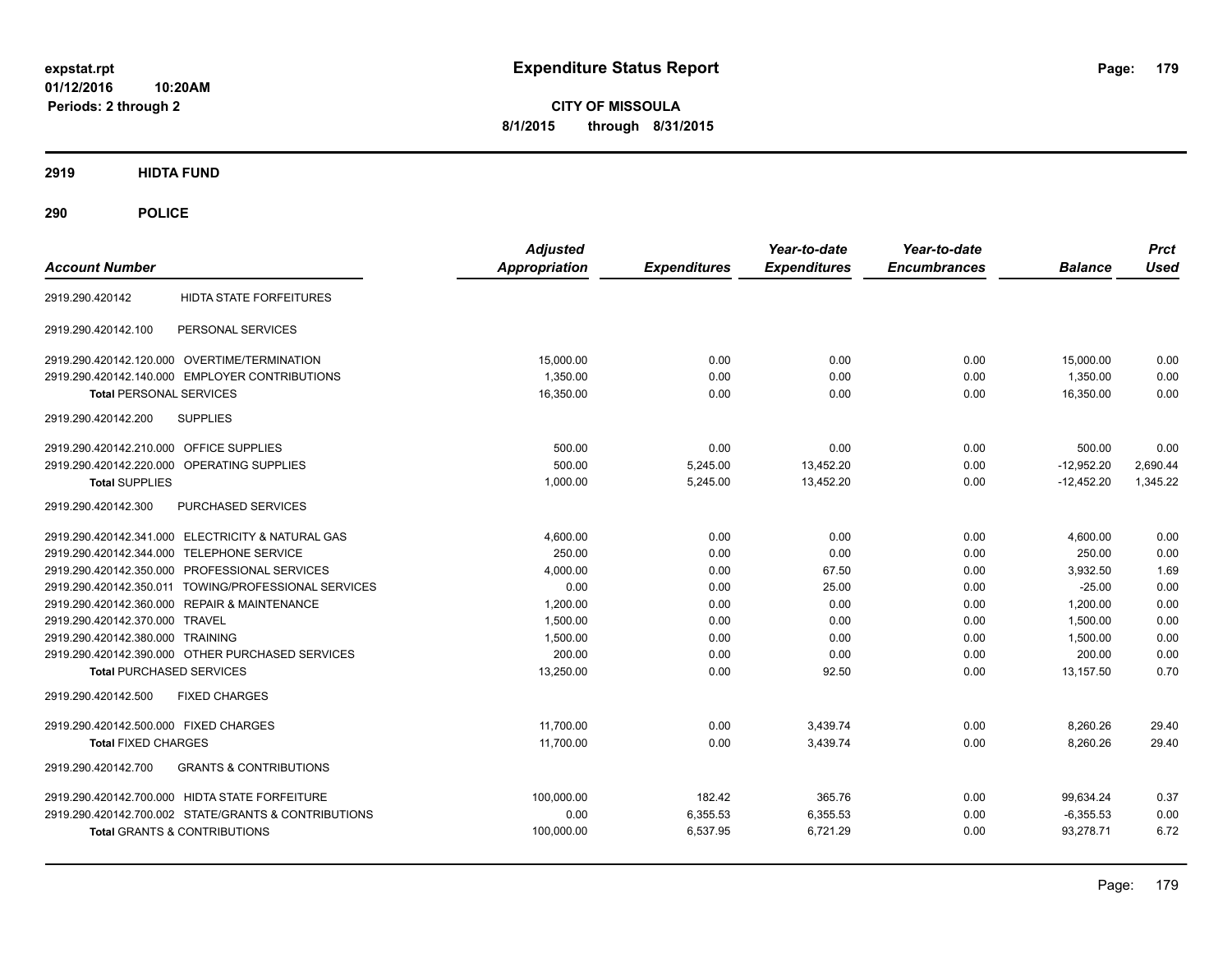**expstat.rpt**
**01/12/2016 10:20AM**
**Periods: 2 through 2**

# Expenditure Status Report

**CITY OF MISSOULA**
**8/1/2015 through 8/31/2015**

## 2919 HIDTA FUND

## 290 POLICE

| Account Number | | Adjusted Appropriation | Expenditures | Year-to-date Expenditures | Year-to-date Encumbrances | Balance | Prct Used |
|---|---|---|---|---|---|---|---|
| 2919.290.420142 | HIDTA STATE FORFEITURES | | | | | | |
| 2919.290.420142.100 | PERSONAL SERVICES | | | | | | |
| 2919.290.420142.120.000 | OVERTIME/TERMINATION | 15,000.00 | 0.00 | 0.00 | 0.00 | 15,000.00 | 0.00 |
| 2919.290.420142.140.000 | EMPLOYER CONTRIBUTIONS | 1,350.00 | 0.00 | 0.00 | 0.00 | 1,350.00 | 0.00 |
| **Total** PERSONAL SERVICES | | 16,350.00 | 0.00 | 0.00 | 0.00 | 16,350.00 | 0.00 |
| 2919.290.420142.200 | SUPPLIES | | | | | | |
| 2919.290.420142.210.000 | OFFICE SUPPLIES | 500.00 | 0.00 | 0.00 | 0.00 | 500.00 | 0.00 |
| 2919.290.420142.220.000 | OPERATING SUPPLIES | 500.00 | 5,245.00 | 13,452.20 | 0.00 | -12,952.20 | 2,690.44 |
| **Total** SUPPLIES | | 1,000.00 | 5,245.00 | 13,452.20 | 0.00 | -12,452.20 | 1,345.22 |
| 2919.290.420142.300 | PURCHASED SERVICES | | | | | | |
| 2919.290.420142.341.000 | ELECTRICITY & NATURAL GAS | 4,600.00 | 0.00 | 0.00 | 0.00 | 4,600.00 | 0.00 |
| 2919.290.420142.344.000 | TELEPHONE SERVICE | 250.00 | 0.00 | 0.00 | 0.00 | 250.00 | 0.00 |
| 2919.290.420142.350.000 | PROFESSIONAL SERVICES | 4,000.00 | 0.00 | 67.50 | 0.00 | 3,932.50 | 1.69 |
| 2919.290.420142.350.011 | TOWING/PROFESSIONAL SERVICES | 0.00 | 0.00 | 25.00 | 0.00 | -25.00 | 0.00 |
| 2919.290.420142.360.000 | REPAIR & MAINTENANCE | 1,200.00 | 0.00 | 0.00 | 0.00 | 1,200.00 | 0.00 |
| 2919.290.420142.370.000 | TRAVEL | 1,500.00 | 0.00 | 0.00 | 0.00 | 1,500.00 | 0.00 |
| 2919.290.420142.380.000 | TRAINING | 1,500.00 | 0.00 | 0.00 | 0.00 | 1,500.00 | 0.00 |
| 2919.290.420142.390.000 | OTHER PURCHASED SERVICES | 200.00 | 0.00 | 0.00 | 0.00 | 200.00 | 0.00 |
| **Total** PURCHASED SERVICES | | 13,250.00 | 0.00 | 92.50 | 0.00 | 13,157.50 | 0.70 |
| 2919.290.420142.500 | FIXED CHARGES | | | | | | |
| 2919.290.420142.500.000 | FIXED CHARGES | 11,700.00 | 0.00 | 3,439.74 | 0.00 | 8,260.26 | 29.40 |
| **Total** FIXED CHARGES | | 11,700.00 | 0.00 | 3,439.74 | 0.00 | 8,260.26 | 29.40 |
| 2919.290.420142.700 | GRANTS & CONTRIBUTIONS | | | | | | |
| 2919.290.420142.700.000 | HIDTA STATE FORFEITURE | 100,000.00 | 182.42 | 365.76 | 0.00 | 99,634.24 | 0.37 |
| 2919.290.420142.700.002 | STATE/GRANTS & CONTRIBUTIONS | 0.00 | 6,355.53 | 6,355.53 | 0.00 | -6,355.53 | 0.00 |
| **Total** GRANTS & CONTRIBUTIONS | | 100,000.00 | 6,537.95 | 6,721.29 | 0.00 | 93,278.71 | 6.72 |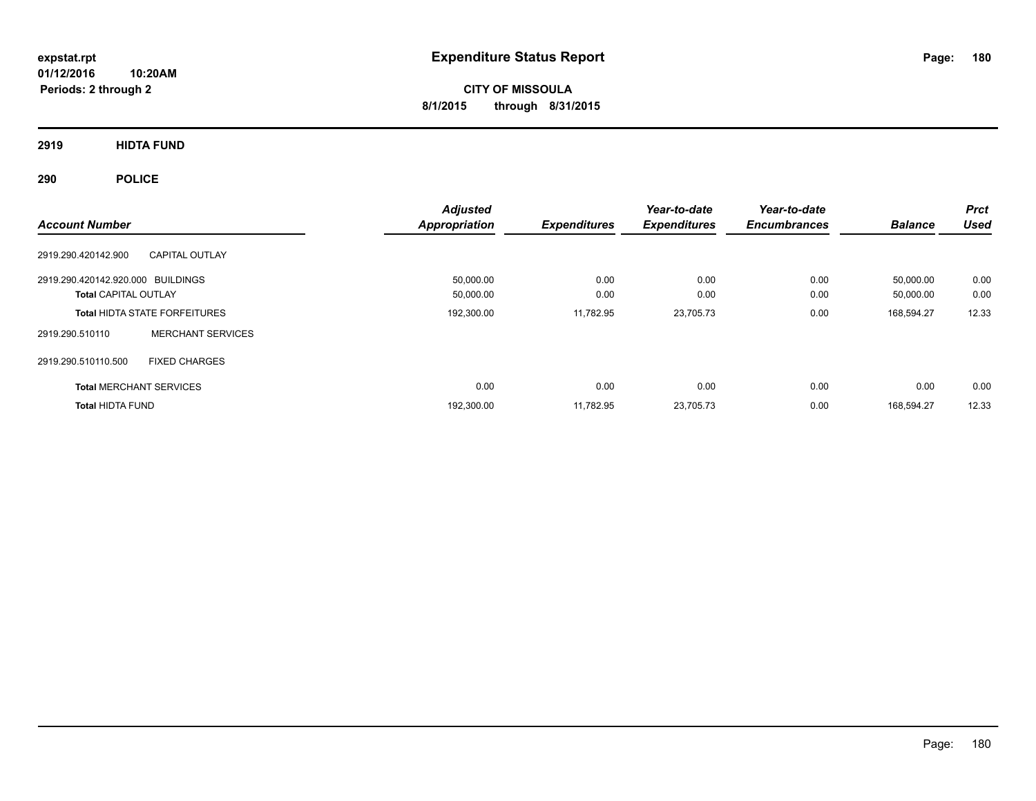# Expenditure Status Report

expstat.rpt
01/12/2016 10:20AM
Periods: 2 through 2

**CITY OF MISSOULA**
**8/1/2015 through 8/31/2015**

## 2919 HIDTA FUND

## 290 POLICE

| Account Number | | Adjusted Appropriation | Expenditures | Year-to-date Expenditures | Year-to-date Encumbrances | Balance | Prct Used |
|---|---|---|---|---|---|---|---|
| 2919.290.420142.900 | CAPITAL OUTLAY | | | | | | |
| 2919.290.420142.920.000 | BUILDINGS | 50,000.00 | 0.00 | 0.00 | 0.00 | 50,000.00 | 0.00 |
| **Total** CAPITAL OUTLAY | | 50,000.00 | 0.00 | 0.00 | 0.00 | 50,000.00 | 0.00 |
| **Total** HIDTA STATE FORFEITURES | | 192,300.00 | 11,782.95 | 23,705.73 | 0.00 | 168,594.27 | 12.33 |
| 2919.290.510110 | MERCHANT SERVICES | | | | | | |
| 2919.290.510110.500 | FIXED CHARGES | | | | | | |
| **Total** MERCHANT SERVICES | | 0.00 | 0.00 | 0.00 | 0.00 | 0.00 | 0.00 |
| **Total** HIDTA FUND | | 192,300.00 | 11,782.95 | 23,705.73 | 0.00 | 168,594.27 | 12.33 |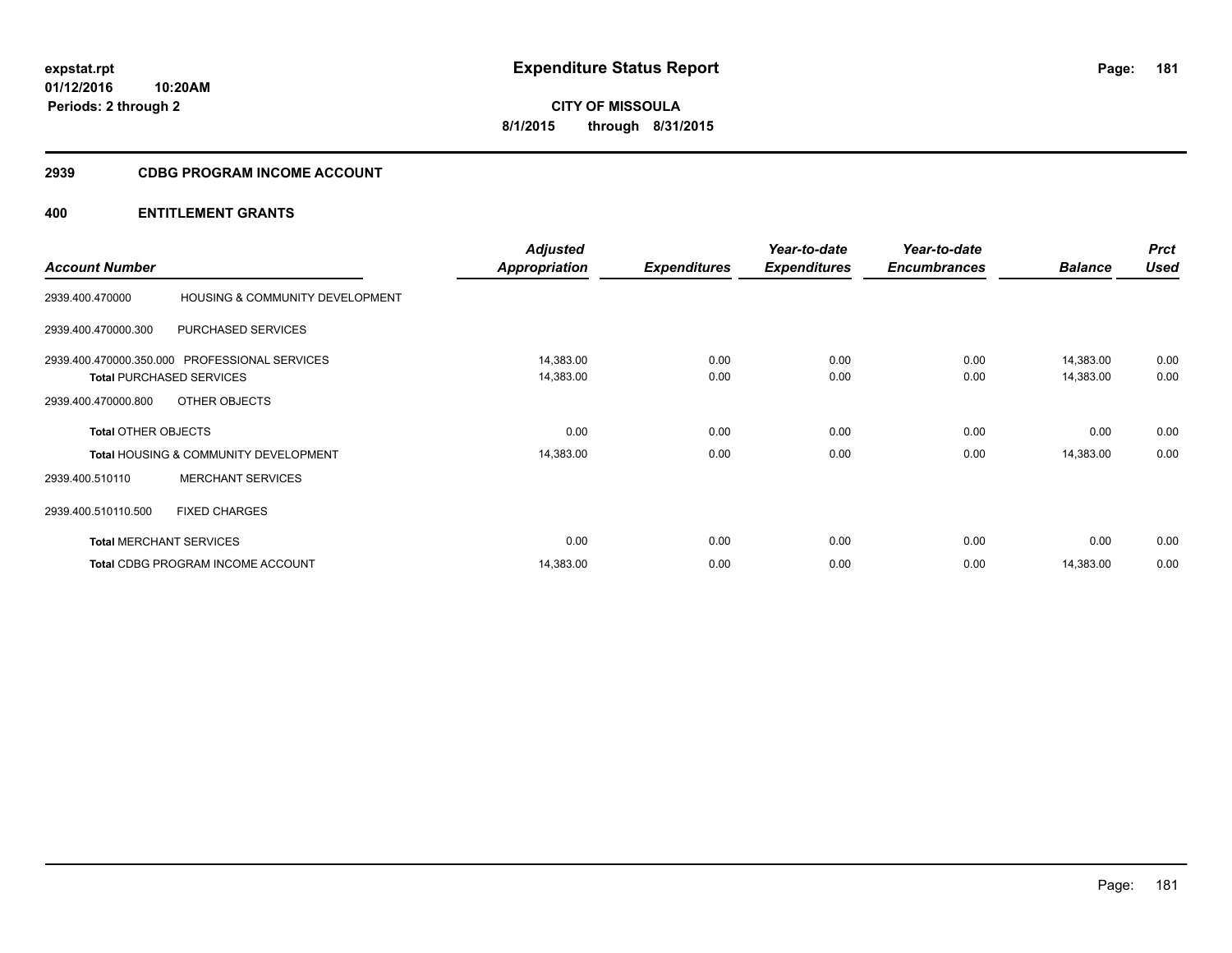**expstat.rpt**
**01/12/2016 10:20AM**
**Periods: 2 through 2**

# Expenditure Status Report

**CITY OF MISSOULA**
**8/1/2015 through 8/31/2015**

## 2939 CDBG PROGRAM INCOME ACCOUNT

## 400 ENTITLEMENT GRANTS

| Account Number | | Adjusted Appropriation | Expenditures | Year-to-date Expenditures | Year-to-date Encumbrances | Balance | Prct Used |
|---|---|---|---|---|---|---|---|
| 2939.400.470000 | HOUSING & COMMUNITY DEVELOPMENT | | | | | | |
| 2939.400.470000.300 | PURCHASED SERVICES | | | | | | |
| 2939.400.470000.350.000 | PROFESSIONAL SERVICES | 14,383.00 | 0.00 | 0.00 | 0.00 | 14,383.00 | 0.00 |
| **Total** PURCHASED SERVICES | | 14,383.00 | 0.00 | 0.00 | 0.00 | 14,383.00 | 0.00 |
| 2939.400.470000.800 | OTHER OBJECTS | | | | | | |
| **Total** OTHER OBJECTS | | 0.00 | 0.00 | 0.00 | 0.00 | 0.00 | 0.00 |
| **Total** HOUSING & COMMUNITY DEVELOPMENT | | 14,383.00 | 0.00 | 0.00 | 0.00 | 14,383.00 | 0.00 |
| 2939.400.510110 | MERCHANT SERVICES | | | | | | |
| 2939.400.510110.500 | FIXED CHARGES | | | | | | |
| **Total** MERCHANT SERVICES | | 0.00 | 0.00 | 0.00 | 0.00 | 0.00 | 0.00 |
| **Total** CDBG PROGRAM INCOME ACCOUNT | | 14,383.00 | 0.00 | 0.00 | 0.00 | 14,383.00 | 0.00 |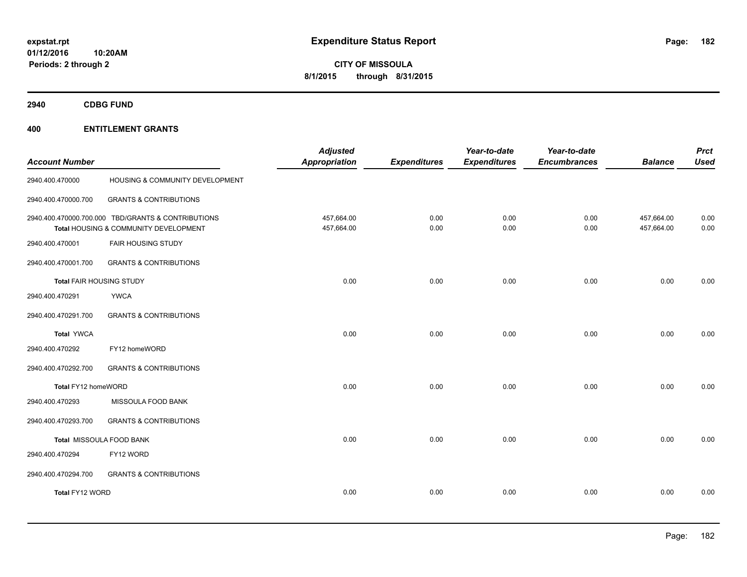**expstat.rpt**
**01/12/2016 10:20AM**
**Periods: 2 through 2**

# Expenditure Status Report

**CITY OF MISSOULA**
**8/1/2015 through 8/31/2015**

## 2940 CDBG FUND

## 400 ENTITLEMENT GRANTS

| Account Number | | Adjusted Appropriation | Expenditures | Year-to-date Expenditures | Year-to-date Encumbrances | Balance | Prct Used |
|---|---|---|---|---|---|---|---|
| 2940.400.470000 | HOUSING & COMMUNITY DEVELOPMENT | | | | | | |
| 2940.400.470000.700 | GRANTS & CONTRIBUTIONS | | | | | | |
| 2940.400.470000.700.000 | TBD/GRANTS & CONTRIBUTIONS | 457,664.00 | 0.00 | 0.00 | 0.00 | 457,664.00 | 0.00 |
| | **Total** HOUSING & COMMUNITY DEVELOPMENT | 457,664.00 | 0.00 | 0.00 | 0.00 | 457,664.00 | 0.00 |
| 2940.400.470001 | FAIR HOUSING STUDY | | | | | | |
| 2940.400.470001.700 | GRANTS & CONTRIBUTIONS | | | | | | |
| **Total** FAIR HOUSING STUDY | | 0.00 | 0.00 | 0.00 | 0.00 | 0.00 | 0.00 |
| 2940.400.470291 | YWCA | | | | | | |
| 2940.400.470291.700 | GRANTS & CONTRIBUTIONS | | | | | | |
| **Total** YWCA | | 0.00 | 0.00 | 0.00 | 0.00 | 0.00 | 0.00 |
| 2940.400.470292 | FY12 homeWORD | | | | | | |
| 2940.400.470292.700 | GRANTS & CONTRIBUTIONS | | | | | | |
| **Total** FY12 homeWORD | | 0.00 | 0.00 | 0.00 | 0.00 | 0.00 | 0.00 |
| 2940.400.470293 | MISSOULA FOOD BANK | | | | | | |
| 2940.400.470293.700 | GRANTS & CONTRIBUTIONS | | | | | | |
| **Total** MISSOULA FOOD BANK | | 0.00 | 0.00 | 0.00 | 0.00 | 0.00 | 0.00 |
| 2940.400.470294 | FY12 WORD | | | | | | |
| 2940.400.470294.700 | GRANTS & CONTRIBUTIONS | | | | | | |
| **Total** FY12 WORD | | 0.00 | 0.00 | 0.00 | 0.00 | 0.00 | 0.00 |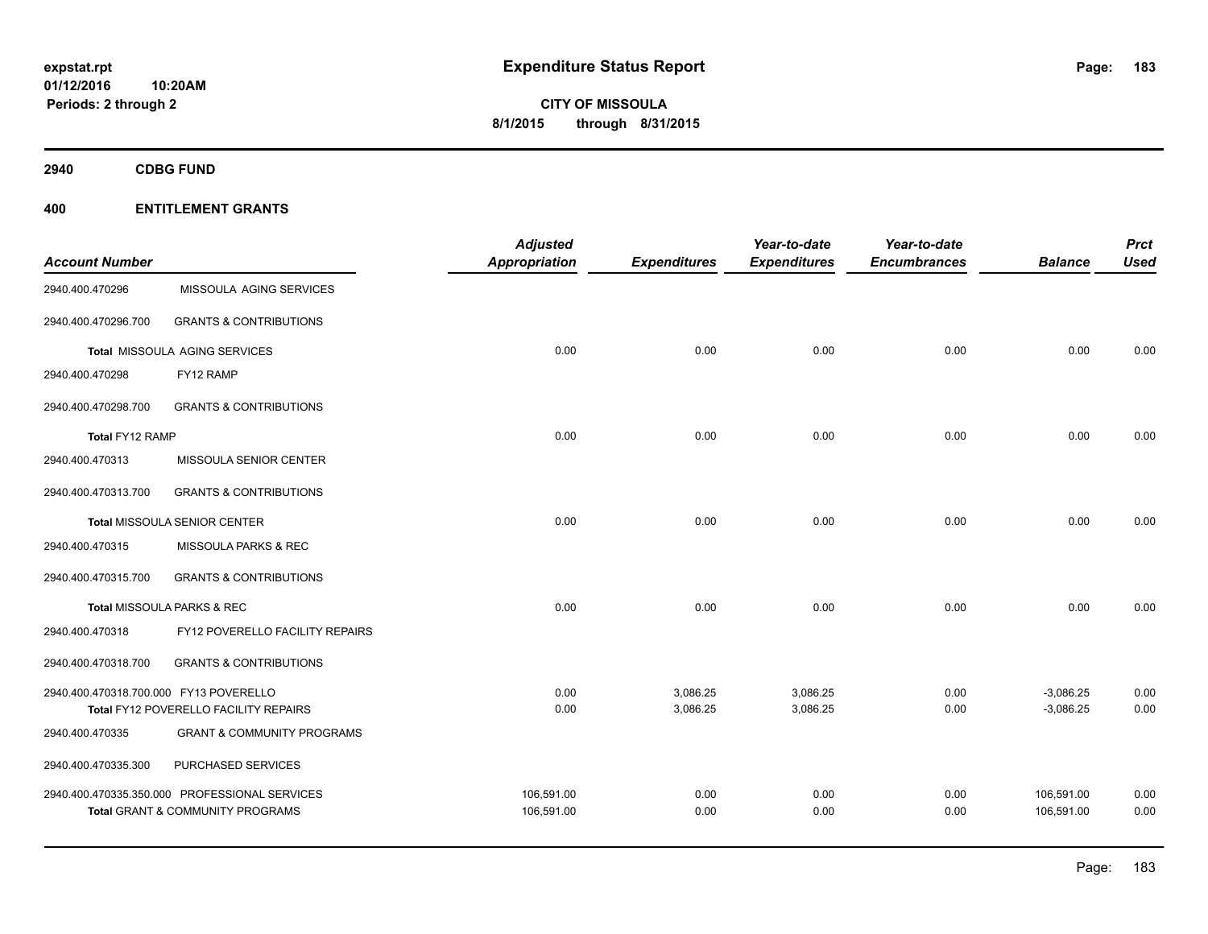# Expenditure Status Report

**expstat.rpt**
**01/12/2016 10:20AM**
**Periods: 2 through 2**

**CITY OF MISSOULA**
**8/1/2015 through 8/31/2015**

**2940 CDBG FUND**

**400 ENTITLEMENT GRANTS**

| Account Number | | Adjusted Appropriation | Expenditures | Year-to-date Expenditures | Year-to-date Encumbrances | Balance | Prct Used |
|---|---|---|---|---|---|---|---|
| 2940.400.470296 | MISSOULA AGING SERVICES | | | | | | |
| 2940.400.470296.700 | GRANTS & CONTRIBUTIONS | | | | | | |
| Total MISSOULA AGING SERVICES | | 0.00 | 0.00 | 0.00 | 0.00 | 0.00 | 0.00 |
| 2940.400.470298 | FY12 RAMP | | | | | | |
| 2940.400.470298.700 | GRANTS & CONTRIBUTIONS | | | | | | |
| Total FY12 RAMP | | 0.00 | 0.00 | 0.00 | 0.00 | 0.00 | 0.00 |
| 2940.400.470313 | MISSOULA SENIOR CENTER | | | | | | |
| 2940.400.470313.700 | GRANTS & CONTRIBUTIONS | | | | | | |
| Total MISSOULA SENIOR CENTER | | 0.00 | 0.00 | 0.00 | 0.00 | 0.00 | 0.00 |
| 2940.400.470315 | MISSOULA PARKS & REC | | | | | | |
| 2940.400.470315.700 | GRANTS & CONTRIBUTIONS | | | | | | |
| Total MISSOULA PARKS & REC | | 0.00 | 0.00 | 0.00 | 0.00 | 0.00 | 0.00 |
| 2940.400.470318 | FY12 POVERELLO FACILITY REPAIRS | | | | | | |
| 2940.400.470318.700 | GRANTS & CONTRIBUTIONS | | | | | | |
| 2940.400.470318.700.000 | FY13 POVERELLO | 0.00 | 3,086.25 | 3,086.25 | 0.00 | -3,086.25 | 0.00 |
| Total FY12 POVERELLO FACILITY REPAIRS | | 0.00 | 3,086.25 | 3,086.25 | 0.00 | -3,086.25 | 0.00 |
| 2940.400.470335 | GRANT & COMMUNITY PROGRAMS | | | | | | |
| 2940.400.470335.300 | PURCHASED SERVICES | | | | | | |
| 2940.400.470335.350.000 | PROFESSIONAL SERVICES | 106,591.00 | 0.00 | 0.00 | 0.00 | 106,591.00 | 0.00 |
| Total GRANT & COMMUNITY PROGRAMS | | 106,591.00 | 0.00 | 0.00 | 0.00 | 106,591.00 | 0.00 |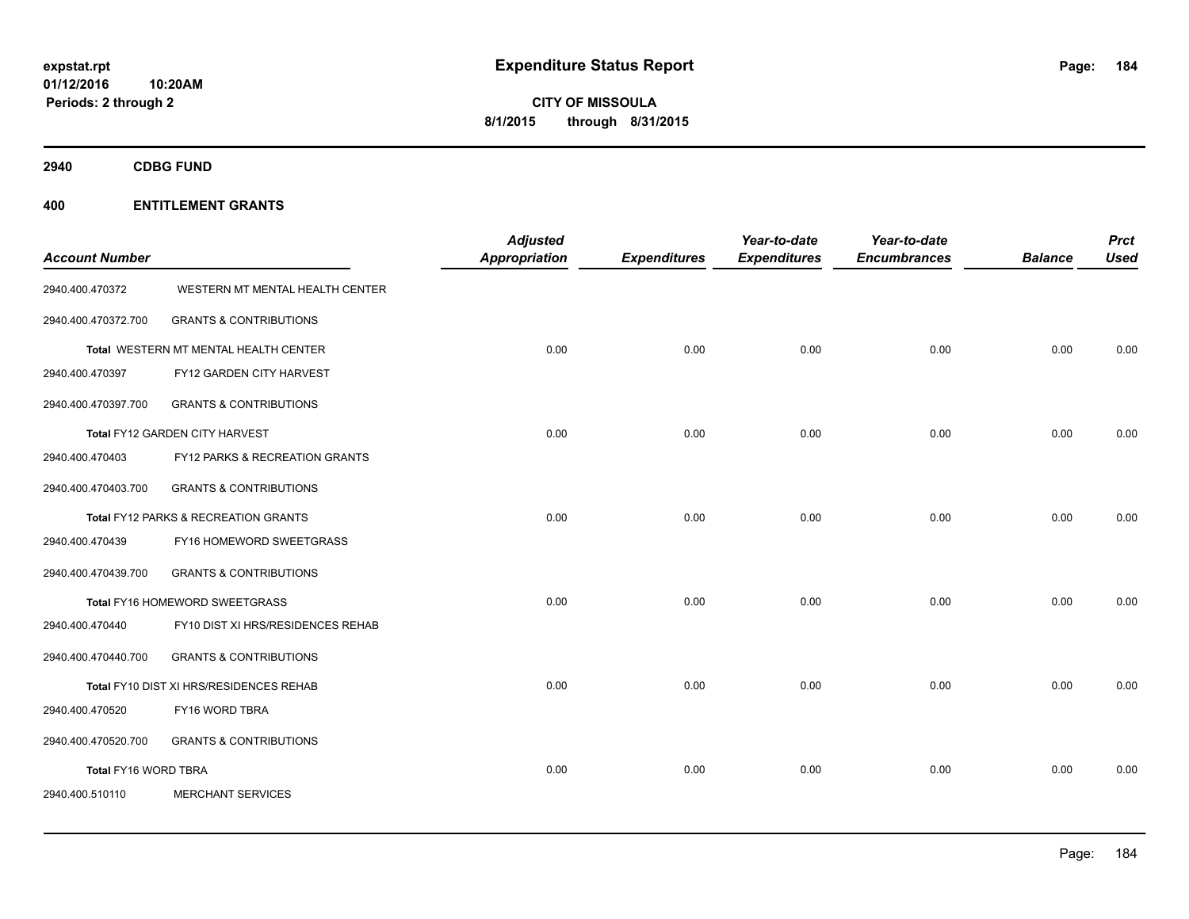**expstat.rpt**
**01/12/2016 10:20AM**
**Periods: 2 through 2**

# Expenditure Status Report

**CITY OF MISSOULA**
**8/1/2015 through 8/31/2015**

## 2940 CDBG FUND

## 400 ENTITLEMENT GRANTS

| Account Number | | Adjusted Appropriation | Expenditures | Year-to-date Expenditures | Year-to-date Encumbrances | Balance | Prct Used |
|---|---|---|---|---|---|---|---|
| 2940.400.470372 | WESTERN MT MENTAL HEALTH CENTER | | | | | | |
| 2940.400.470372.700 | GRANTS & CONTRIBUTIONS | | | | | | |
| **Total** WESTERN MT MENTAL HEALTH CENTER | | 0.00 | 0.00 | 0.00 | 0.00 | 0.00 | 0.00 |
| 2940.400.470397 | FY12 GARDEN CITY HARVEST | | | | | | |
| 2940.400.470397.700 | GRANTS & CONTRIBUTIONS | | | | | | |
| **Total** FY12 GARDEN CITY HARVEST | | 0.00 | 0.00 | 0.00 | 0.00 | 0.00 | 0.00 |
| 2940.400.470403 | FY12 PARKS & RECREATION GRANTS | | | | | | |
| 2940.400.470403.700 | GRANTS & CONTRIBUTIONS | | | | | | |
| **Total** FY12 PARKS & RECREATION GRANTS | | 0.00 | 0.00 | 0.00 | 0.00 | 0.00 | 0.00 |
| 2940.400.470439 | FY16 HOMEWORD SWEETGRASS | | | | | | |
| 2940.400.470439.700 | GRANTS & CONTRIBUTIONS | | | | | | |
| **Total** FY16 HOMEWORD SWEETGRASS | | 0.00 | 0.00 | 0.00 | 0.00 | 0.00 | 0.00 |
| 2940.400.470440 | FY10 DIST XI HRS/RESIDENCES REHAB | | | | | | |
| 2940.400.470440.700 | GRANTS & CONTRIBUTIONS | | | | | | |
| **Total** FY10 DIST XI HRS/RESIDENCES REHAB | | 0.00 | 0.00 | 0.00 | 0.00 | 0.00 | 0.00 |
| 2940.400.470520 | FY16 WORD TBRA | | | | | | |
| 2940.400.470520.700 | GRANTS & CONTRIBUTIONS | | | | | | |
| **Total** FY16 WORD TBRA | | 0.00 | 0.00 | 0.00 | 0.00 | 0.00 | 0.00 |
| 2940.400.510110 | MERCHANT SERVICES | | | | | | |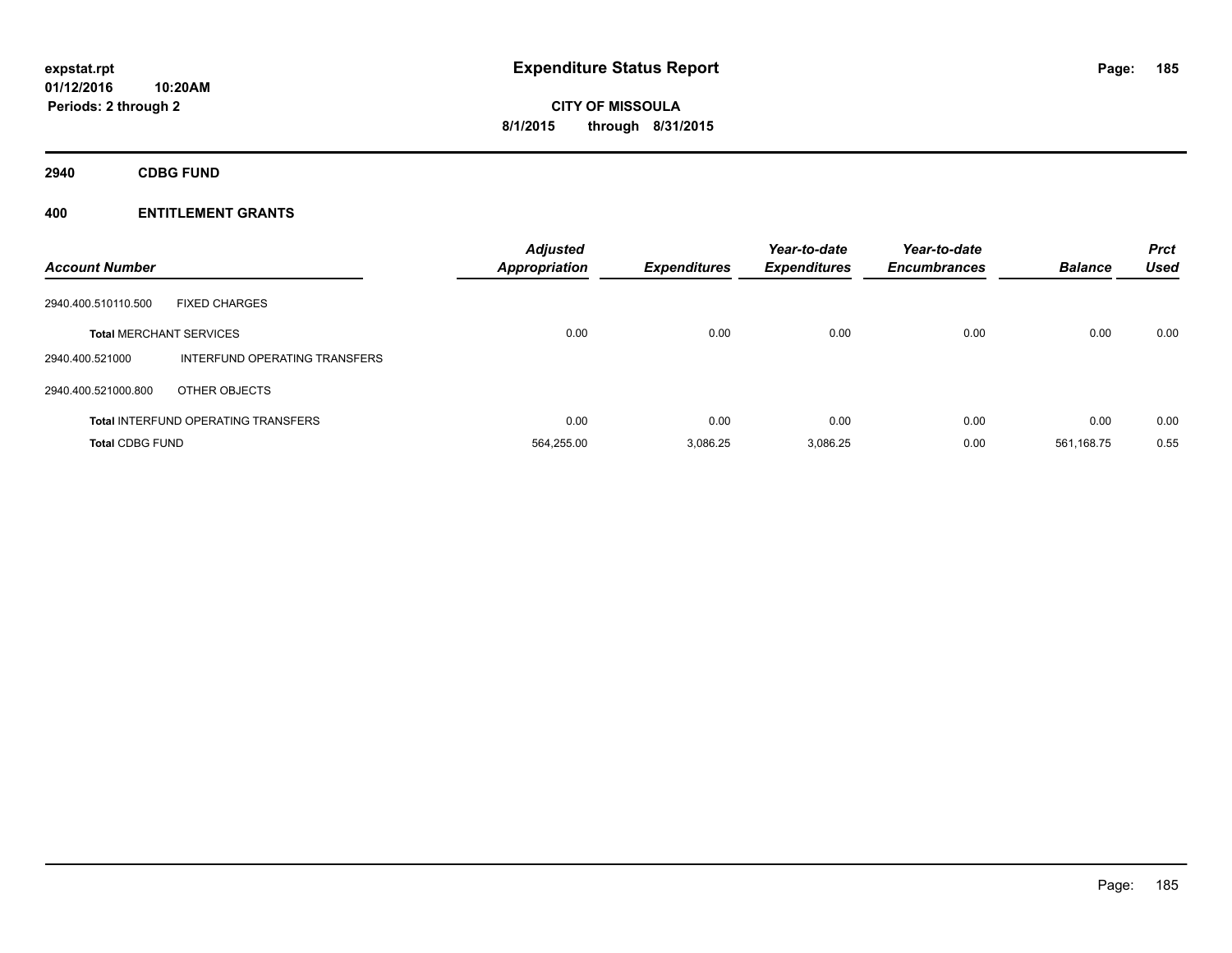## Expenditure Status Report

**CITY OF MISSOULA**
**8/1/2015 through 8/31/2015**

expstat.rpt
01/12/2016 10:20AM
Periods: 2 through 2

### 2940 CDBG FUND

### 400 ENTITLEMENT GRANTS

| Account Number | | Adjusted Appropriation | Expenditures | Year-to-date Expenditures | Year-to-date Encumbrances | Balance | Prct Used |
|---|---|---|---|---|---|---|---|
| 2940.400.510110.500 | FIXED CHARGES | | | | | | |
| **Total** MERCHANT SERVICES | | 0.00 | 0.00 | 0.00 | 0.00 | 0.00 | 0.00 |
| 2940.400.521000 | INTERFUND OPERATING TRANSFERS | | | | | | |
| 2940.400.521000.800 | OTHER OBJECTS | | | | | | |
| **Total** INTERFUND OPERATING TRANSFERS | | 0.00 | 0.00 | 0.00 | 0.00 | 0.00 | 0.00 |
| **Total** CDBG FUND | | 564,255.00 | 3,086.25 | 3,086.25 | 0.00 | 561,168.75 | 0.55 |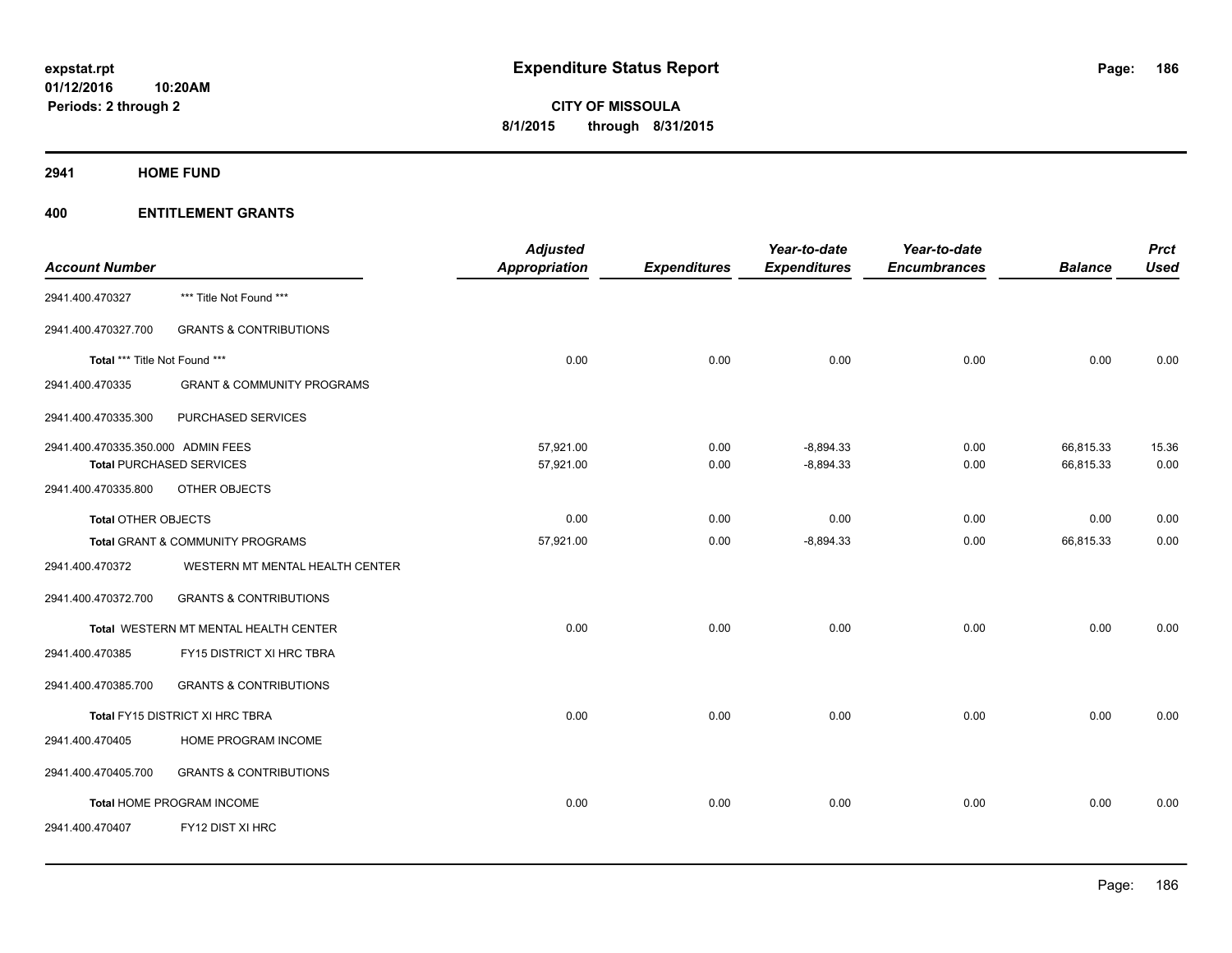# Expenditure Status Report

expstat.rpt
01/12/2016 10:20AM
Periods: 2 through 2

**CITY OF MISSOULA**
**8/1/2015 through 8/31/2015**

## 2941 HOME FUND

## 400 ENTITLEMENT GRANTS

| Account Number | | Adjusted Appropriation | Expenditures | Year-to-date Expenditures | Year-to-date Encumbrances | Balance | Prct Used |
|---|---|---|---|---|---|---|---|
| 2941.400.470327 | *** Title Not Found *** | | | | | | |
| 2941.400.470327.700 | GRANTS & CONTRIBUTIONS | | | | | | |
| Total *** Title Not Found *** | | 0.00 | 0.00 | 0.00 | 0.00 | 0.00 | 0.00 |
| 2941.400.470335 | GRANT & COMMUNITY PROGRAMS | | | | | | |
| 2941.400.470335.300 | PURCHASED SERVICES | | | | | | |
| 2941.400.470335.350.000 | ADMIN FEES | 57,921.00 | 0.00 | -8,894.33 | 0.00 | 66,815.33 | 15.36 |
| Total PURCHASED SERVICES | | 57,921.00 | 0.00 | -8,894.33 | 0.00 | 66,815.33 | 0.00 |
| 2941.400.470335.800 | OTHER OBJECTS | | | | | | |
| Total OTHER OBJECTS | | 0.00 | 0.00 | 0.00 | 0.00 | 0.00 | 0.00 |
| Total GRANT & COMMUNITY PROGRAMS | | 57,921.00 | 0.00 | -8,894.33 | 0.00 | 66,815.33 | 0.00 |
| 2941.400.470372 | WESTERN MT MENTAL HEALTH CENTER | | | | | | |
| 2941.400.470372.700 | GRANTS & CONTRIBUTIONS | | | | | | |
| Total WESTERN MT MENTAL HEALTH CENTER | | 0.00 | 0.00 | 0.00 | 0.00 | 0.00 | 0.00 |
| 2941.400.470385 | FY15 DISTRICT XI HRC TBRA | | | | | | |
| 2941.400.470385.700 | GRANTS & CONTRIBUTIONS | | | | | | |
| Total FY15 DISTRICT XI HRC TBRA | | 0.00 | 0.00 | 0.00 | 0.00 | 0.00 | 0.00 |
| 2941.400.470405 | HOME PROGRAM INCOME | | | | | | |
| 2941.400.470405.700 | GRANTS & CONTRIBUTIONS | | | | | | |
| Total HOME PROGRAM INCOME | | 0.00 | 0.00 | 0.00 | 0.00 | 0.00 | 0.00 |
| 2941.400.470407 | FY12 DIST XI HRC | | | | | | |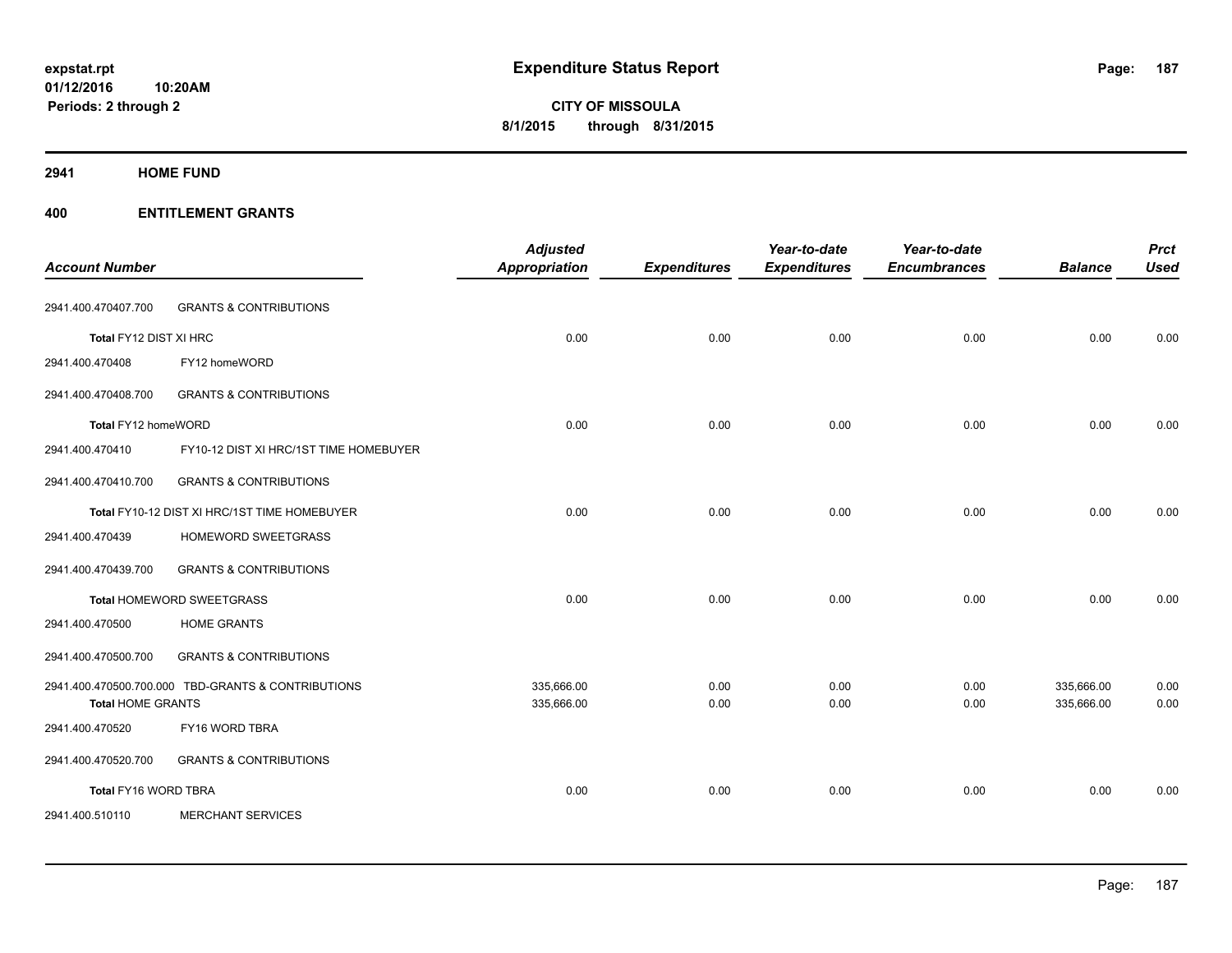**expstat.rpt**
**01/12/2016 10:20AM**
**Periods: 2 through 2**

# Expenditure Status Report

**CITY OF MISSOULA**
**8/1/2015 through 8/31/2015**

## 2941 HOME FUND

## 400 ENTITLEMENT GRANTS

| Account Number | | Adjusted Appropriation | Expenditures | Year-to-date Expenditures | Year-to-date Encumbrances | Balance | Prct Used |
|---|---|---|---|---|---|---|---|
| 2941.400.470407.700 | GRANTS & CONTRIBUTIONS | | | | | | |
| Total FY12 DIST XI HRC | | 0.00 | 0.00 | 0.00 | 0.00 | 0.00 | 0.00 |
| 2941.400.470408 | FY12 homeWORD | | | | | | |
| 2941.400.470408.700 | GRANTS & CONTRIBUTIONS | | | | | | |
| Total FY12 homeWORD | | 0.00 | 0.00 | 0.00 | 0.00 | 0.00 | 0.00 |
| 2941.400.470410 | FY10-12 DIST XI HRC/1ST TIME HOMEBUYER | | | | | | |
| 2941.400.470410.700 | GRANTS & CONTRIBUTIONS | | | | | | |
| Total FY10-12 DIST XI HRC/1ST TIME HOMEBUYER | | 0.00 | 0.00 | 0.00 | 0.00 | 0.00 | 0.00 |
| 2941.400.470439 | HOMEWORD SWEETGRASS | | | | | | |
| 2941.400.470439.700 | GRANTS & CONTRIBUTIONS | | | | | | |
| Total HOMEWORD SWEETGRASS | | 0.00 | 0.00 | 0.00 | 0.00 | 0.00 | 0.00 |
| 2941.400.470500 | HOME GRANTS | | | | | | |
| 2941.400.470500.700 | GRANTS & CONTRIBUTIONS | | | | | | |
| 2941.400.470500.700.000 | TBD-GRANTS & CONTRIBUTIONS | 335,666.00 | 0.00 | 0.00 | 0.00 | 335,666.00 | 0.00 |
| Total HOME GRANTS | | 335,666.00 | 0.00 | 0.00 | 0.00 | 335,666.00 | 0.00 |
| 2941.400.470520 | FY16 WORD TBRA | | | | | | |
| 2941.400.470520.700 | GRANTS & CONTRIBUTIONS | | | | | | |
| Total FY16 WORD TBRA | | 0.00 | 0.00 | 0.00 | 0.00 | 0.00 | 0.00 |
| 2941.400.510110 | MERCHANT SERVICES | | | | | | |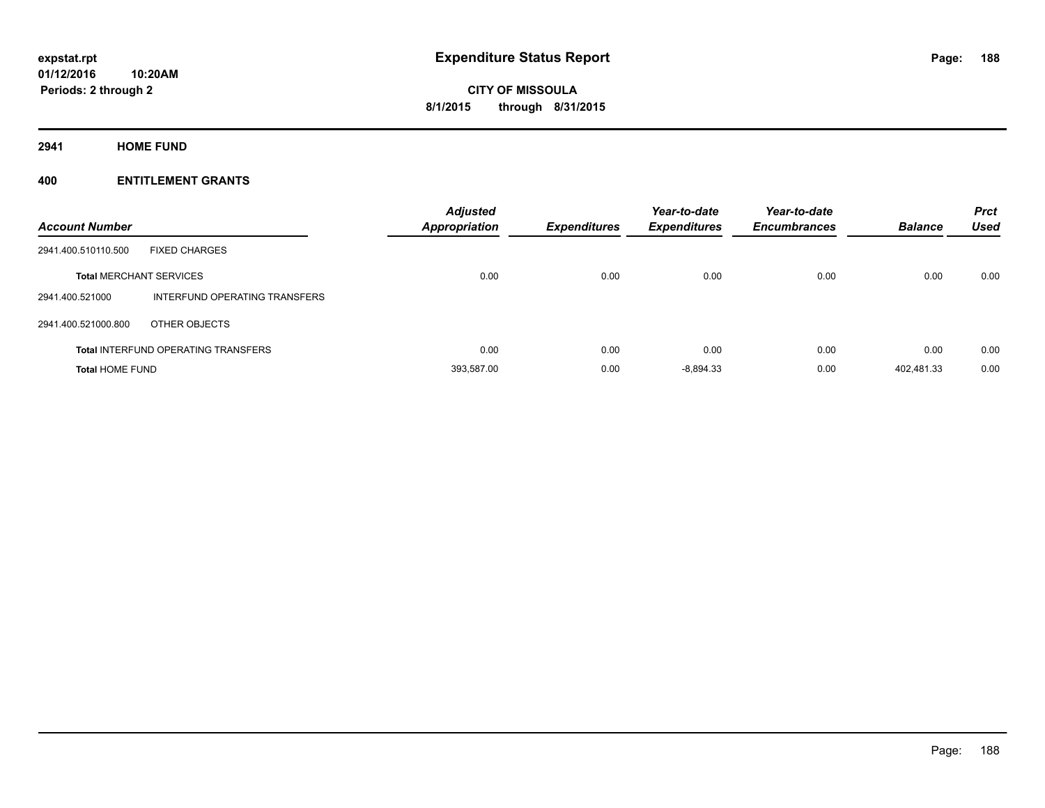# Expenditure Status Report

expstat.rpt
01/12/2016 10:20AM
Periods: 2 through 2

**CITY OF MISSOULA**
**8/1/2015 through 8/31/2015**

## 2941 HOME FUND

### 400 ENTITLEMENT GRANTS

| Account Number | | Adjusted Appropriation | Expenditures | Year-to-date Expenditures | Year-to-date Encumbrances | Balance | Prct Used |
|---|---|---|---|---|---|---|---|
| 2941.400.510110.500 | FIXED CHARGES | | | | | | |
| **Total** MERCHANT SERVICES | | 0.00 | 0.00 | 0.00 | 0.00 | 0.00 | 0.00 |
| 2941.400.521000 | INTERFUND OPERATING TRANSFERS | | | | | | |
| 2941.400.521000.800 | OTHER OBJECTS | | | | | | |
| **Total** INTERFUND OPERATING TRANSFERS | | 0.00 | 0.00 | 0.00 | 0.00 | 0.00 | 0.00 |
| **Total** HOME FUND | | 393,587.00 | 0.00 | -8,894.33 | 0.00 | 402,481.33 | 0.00 |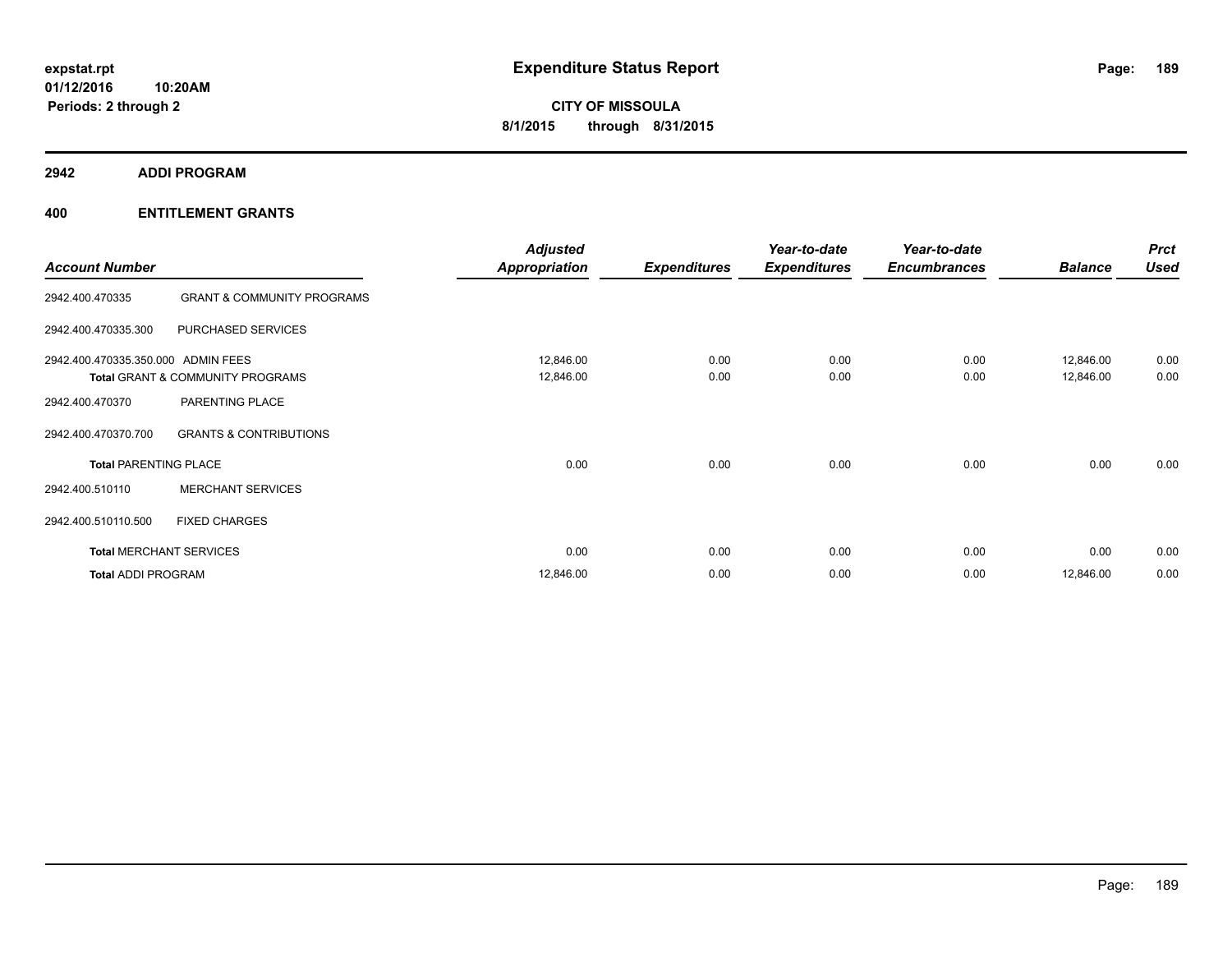**expstat.rpt**
**01/12/2016 10:20AM**
**Periods: 2 through 2**

# Expenditure Status Report

**CITY OF MISSOULA**
**8/1/2015 through 8/31/2015**

## 2942 ADDI PROGRAM

## 400 ENTITLEMENT GRANTS

| Account Number | | Adjusted Appropriation | Expenditures | Year-to-date Expenditures | Year-to-date Encumbrances | Balance | Prct Used |
|---|---|---|---|---|---|---|---|
| 2942.400.470335 | GRANT & COMMUNITY PROGRAMS | | | | | | |
| 2942.400.470335.300 | PURCHASED SERVICES | | | | | | |
| 2942.400.470335.350.000 | ADMIN FEES | 12,846.00 | 0.00 | 0.00 | 0.00 | 12,846.00 | 0.00 |
| **Total** GRANT & COMMUNITY PROGRAMS | | 12,846.00 | 0.00 | 0.00 | 0.00 | 12,846.00 | 0.00 |
| 2942.400.470370 | PARENTING PLACE | | | | | | |
| 2942.400.470370.700 | GRANTS & CONTRIBUTIONS | | | | | | |
| **Total** PARENTING PLACE | | 0.00 | 0.00 | 0.00 | 0.00 | 0.00 | 0.00 |
| 2942.400.510110 | MERCHANT SERVICES | | | | | | |
| 2942.400.510110.500 | FIXED CHARGES | | | | | | |
| **Total** MERCHANT SERVICES | | 0.00 | 0.00 | 0.00 | 0.00 | 0.00 | 0.00 |
| **Total** ADDI PROGRAM | | 12,846.00 | 0.00 | 0.00 | 0.00 | 12,846.00 | 0.00 |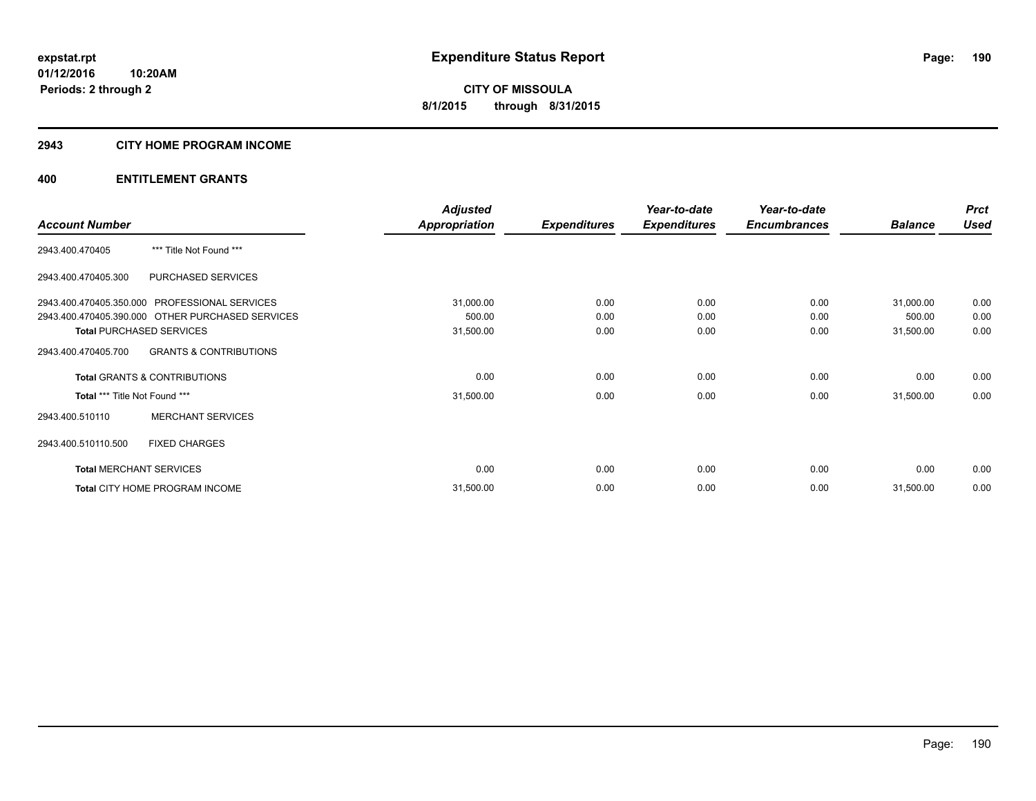**expstat.rpt**
**01/12/2016 10:20AM**
**Periods: 2 through 2**

# Expenditure Status Report

**CITY OF MISSOULA**
**8/1/2015 through 8/31/2015**

## 2943 CITY HOME PROGRAM INCOME

## 400 ENTITLEMENT GRANTS

| Account Number | | Adjusted Appropriation | Expenditures | Year-to-date Expenditures | Year-to-date Encumbrances | Balance | Prct Used |
|---|---|---|---|---|---|---|---|
| 2943.400.470405 | *** Title Not Found *** | | | | | | |
| 2943.400.470405.300 | PURCHASED SERVICES | | | | | | |
| 2943.400.470405.350.000 | PROFESSIONAL SERVICES | 31,000.00 | 0.00 | 0.00 | 0.00 | 31,000.00 | 0.00 |
| 2943.400.470405.390.000 | OTHER PURCHASED SERVICES | 500.00 | 0.00 | 0.00 | 0.00 | 500.00 | 0.00 |
| **Total** PURCHASED SERVICES | | 31,500.00 | 0.00 | 0.00 | 0.00 | 31,500.00 | 0.00 |
| 2943.400.470405.700 | GRANTS & CONTRIBUTIONS | | | | | | |
| **Total** GRANTS & CONTRIBUTIONS | | 0.00 | 0.00 | 0.00 | 0.00 | 0.00 | 0.00 |
| **Total** *** Title Not Found *** | | 31,500.00 | 0.00 | 0.00 | 0.00 | 31,500.00 | 0.00 |
| 2943.400.510110 | MERCHANT SERVICES | | | | | | |
| 2943.400.510110.500 | FIXED CHARGES | | | | | | |
| **Total** MERCHANT SERVICES | | 0.00 | 0.00 | 0.00 | 0.00 | 0.00 | 0.00 |
| **Total** CITY HOME PROGRAM INCOME | | 31,500.00 | 0.00 | 0.00 | 0.00 | 31,500.00 | 0.00 |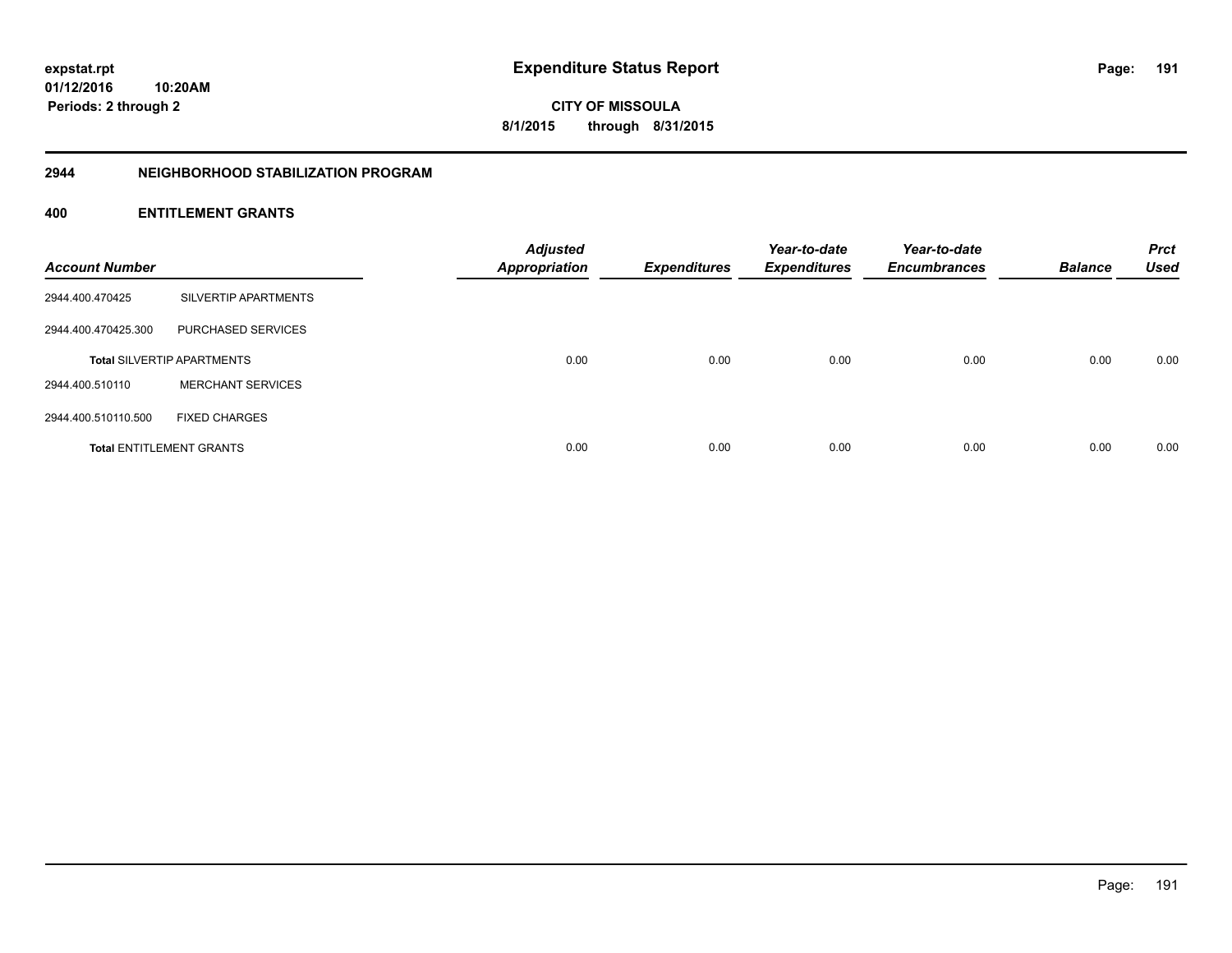# Expenditure Status Report

expstat.rpt
01/12/2016 10:20AM
Periods: 2 through 2

**CITY OF MISSOULA**
**8/1/2015 through 8/31/2015**

## 2944 NEIGHBORHOOD STABILIZATION PROGRAM

### 400 ENTITLEMENT GRANTS

| Account Number | | Adjusted Appropriation | Expenditures | Year-to-date Expenditures | Year-to-date Encumbrances | Balance | Prct Used |
|---|---|---|---|---|---|---|---|
| 2944.400.470425 | SILVERTIP APARTMENTS | | | | | | |
| 2944.400.470425.300 | PURCHASED SERVICES | | | | | | |
| **Total** SILVERTIP APARTMENTS | | 0.00 | 0.00 | 0.00 | 0.00 | 0.00 | 0.00 |
| 2944.400.510110 | MERCHANT SERVICES | | | | | | |
| 2944.400.510110.500 | FIXED CHARGES | | | | | | |
| **Total** ENTITLEMENT GRANTS | | 0.00 | 0.00 | 0.00 | 0.00 | 0.00 | 0.00 |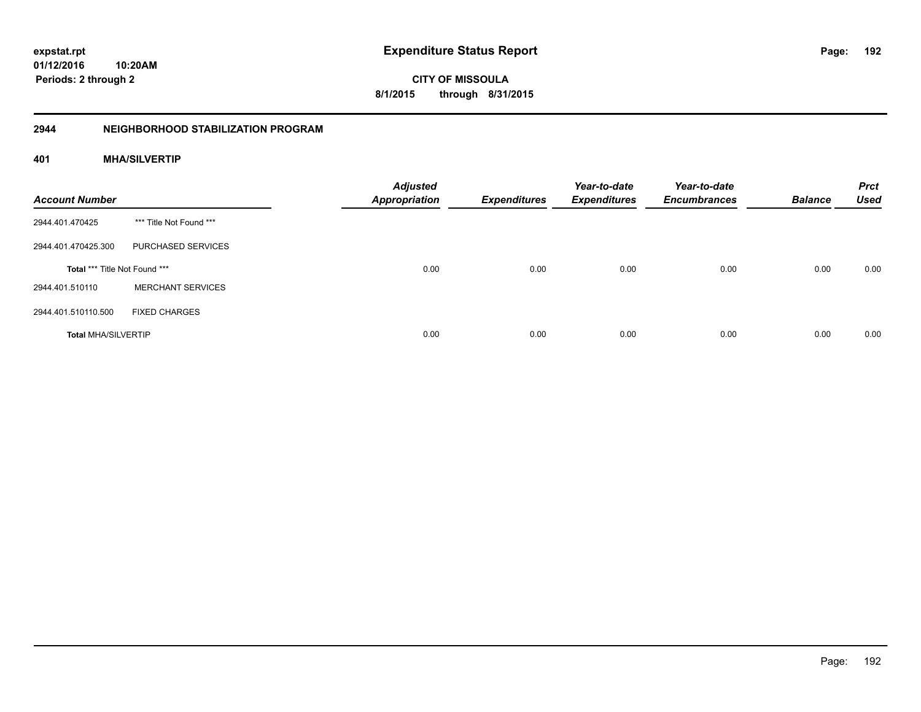expstat.rpt
01/12/2016 10:20AM
Periods: 2 through 2

# Expenditure Status Report

CITY OF MISSOULA
8/1/2015 through 8/31/2015

## 2944 NEIGHBORHOOD STABILIZATION PROGRAM

### 401 MHA/SILVERTIP

| Account Number | | Adjusted Appropriation | Expenditures | Year-to-date Expenditures | Year-to-date Encumbrances | Balance | Prct Used |
|---|---|---|---|---|---|---|---|
| 2944.401.470425 | *** Title Not Found *** | | | | | | |
| 2944.401.470425.300 | PURCHASED SERVICES | | | | | | |
| **Total** *** Title Not Found *** | | 0.00 | 0.00 | 0.00 | 0.00 | 0.00 | 0.00 |
| 2944.401.510110 | MERCHANT SERVICES | | | | | | |
| 2944.401.510110.500 | FIXED CHARGES | | | | | | |
| **Total** MHA/SILVERTIP | | 0.00 | 0.00 | 0.00 | 0.00 | 0.00 | 0.00 |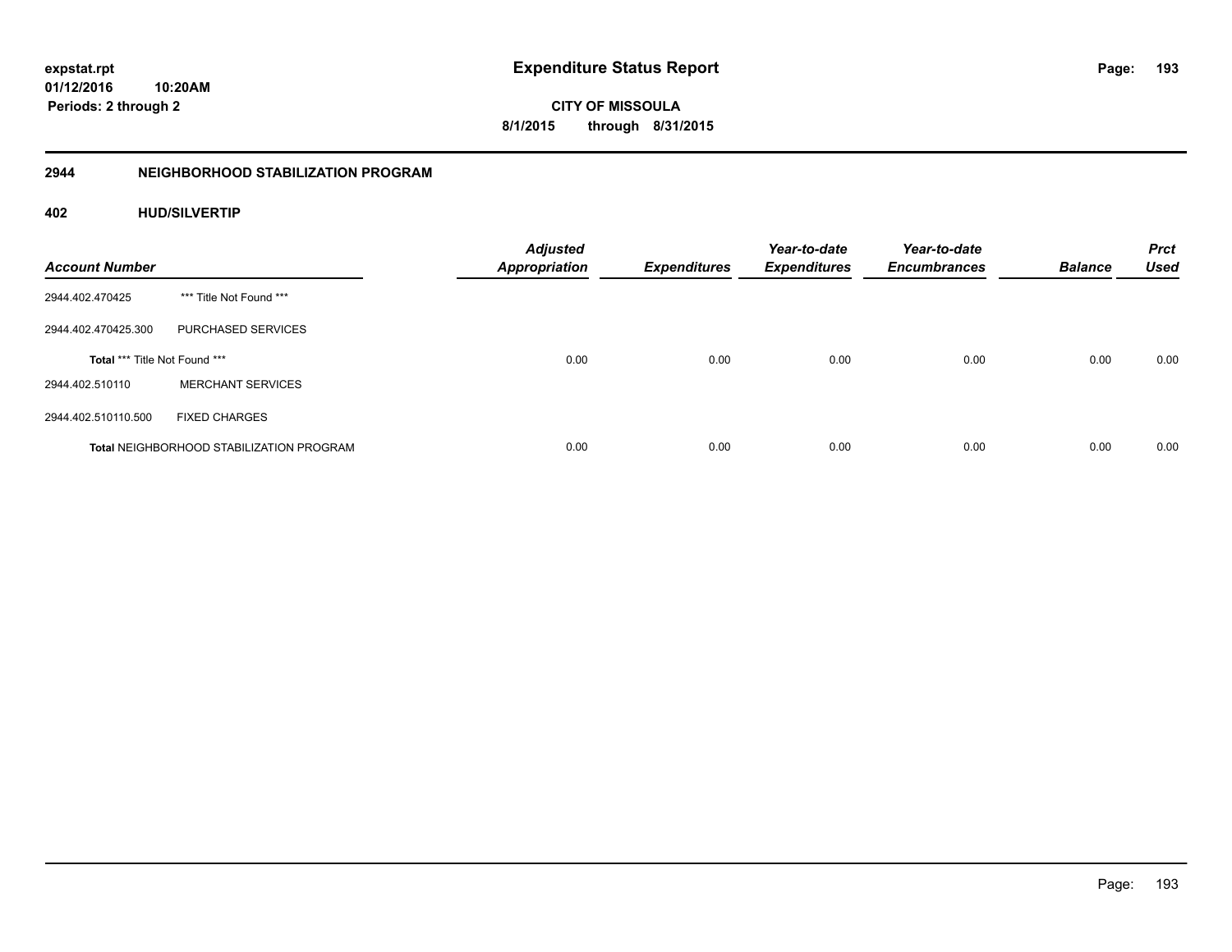**expstat.rpt**
**01/12/2016 10:20AM**
**Periods: 2 through 2**

# Expenditure Status Report

**CITY OF MISSOULA**
**8/1/2015 through 8/31/2015**

## 2944 NEIGHBORHOOD STABILIZATION PROGRAM

### 402 HUD/SILVERTIP

| Account Number | | Adjusted Appropriation | Expenditures | Year-to-date Expenditures | Year-to-date Encumbrances | Balance | Prct Used |
|---|---|---|---|---|---|---|---|
| 2944.402.470425 | *** Title Not Found *** | | | | | | |
| 2944.402.470425.300 | PURCHASED SERVICES | | | | | | |
| **Total** *** Title Not Found *** | | 0.00 | 0.00 | 0.00 | 0.00 | 0.00 | 0.00 |
| 2944.402.510110 | MERCHANT SERVICES | | | | | | |
| 2944.402.510110.500 | FIXED CHARGES | | | | | | |
| **Total** NEIGHBORHOOD STABILIZATION PROGRAM | | 0.00 | 0.00 | 0.00 | 0.00 | 0.00 | 0.00 |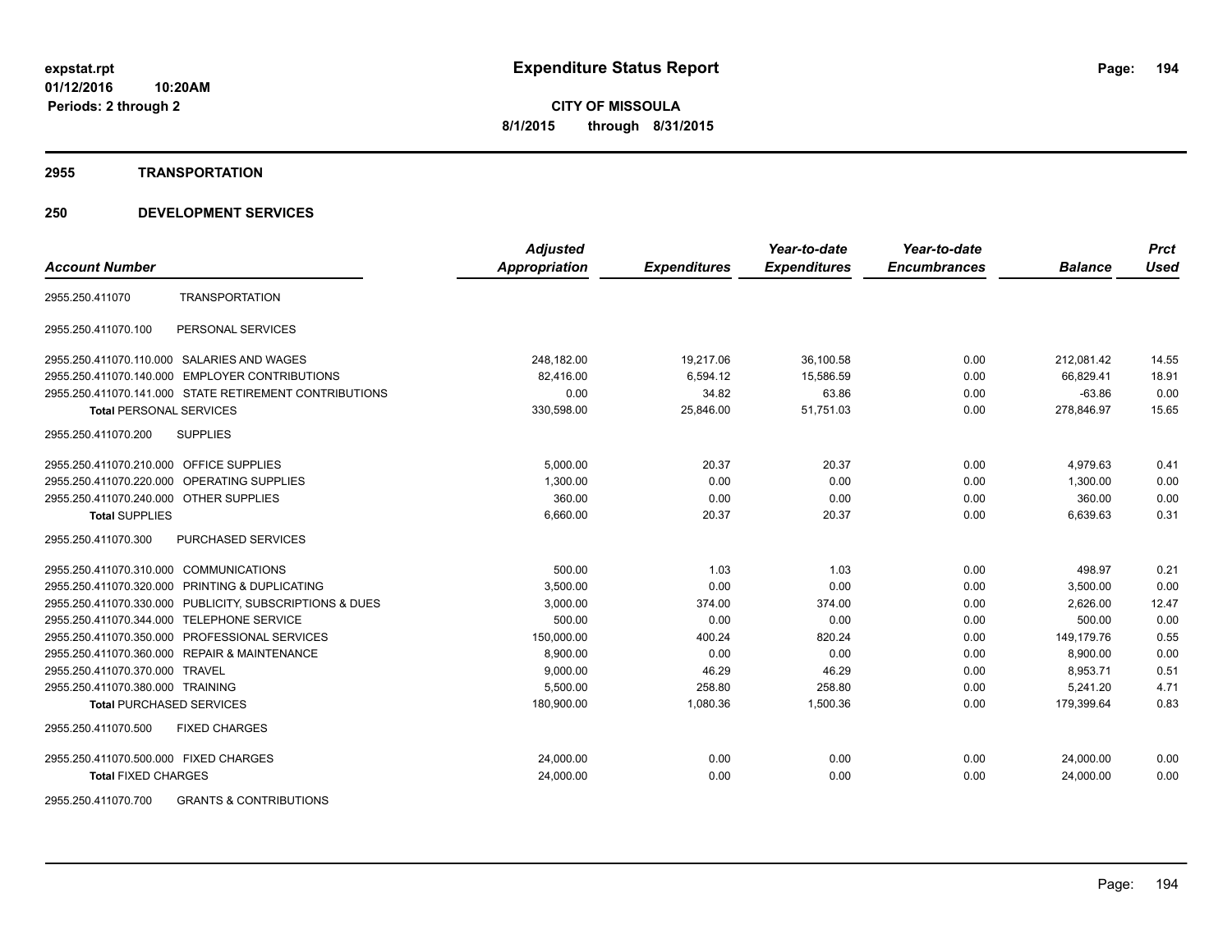**expstat.rpt**
**01/12/2016 10:20AM**
**Periods: 2 through 2**

# Expenditure Status Report

**CITY OF MISSOULA**
**8/1/2015 through 8/31/2015**

## 2955 TRANSPORTATION

## 250 DEVELOPMENT SERVICES

| Account Number | | Adjusted Appropriation | Expenditures | Year-to-date Expenditures | Year-to-date Encumbrances | Balance | Prct Used |
|---|---|---|---|---|---|---|---|
| 2955.250.411070 | TRANSPORTATION | | | | | | |
| 2955.250.411070.100 | PERSONAL SERVICES | | | | | | |
| 2955.250.411070.110.000 | SALARIES AND WAGES | 248,182.00 | 19,217.06 | 36,100.58 | 0.00 | 212,081.42 | 14.55 |
| 2955.250.411070.140.000 | EMPLOYER CONTRIBUTIONS | 82,416.00 | 6,594.12 | 15,586.59 | 0.00 | 66,829.41 | 18.91 |
| 2955.250.411070.141.000 | STATE RETIREMENT CONTRIBUTIONS | 0.00 | 34.82 | 63.86 | 0.00 | -63.86 | 0.00 |
| **Total** PERSONAL SERVICES | | 330,598.00 | 25,846.00 | 51,751.03 | 0.00 | 278,846.97 | 15.65 |
| 2955.250.411070.200 | SUPPLIES | | | | | | |
| 2955.250.411070.210.000 | OFFICE SUPPLIES | 5,000.00 | 20.37 | 20.37 | 0.00 | 4,979.63 | 0.41 |
| 2955.250.411070.220.000 | OPERATING SUPPLIES | 1,300.00 | 0.00 | 0.00 | 0.00 | 1,300.00 | 0.00 |
| 2955.250.411070.240.000 | OTHER SUPPLIES | 360.00 | 0.00 | 0.00 | 0.00 | 360.00 | 0.00 |
| **Total** SUPPLIES | | 6,660.00 | 20.37 | 20.37 | 0.00 | 6,639.63 | 0.31 |
| 2955.250.411070.300 | PURCHASED SERVICES | | | | | | |
| 2955.250.411070.310.000 | COMMUNICATIONS | 500.00 | 1.03 | 1.03 | 0.00 | 498.97 | 0.21 |
| 2955.250.411070.320.000 | PRINTING & DUPLICATING | 3,500.00 | 0.00 | 0.00 | 0.00 | 3,500.00 | 0.00 |
| 2955.250.411070.330.000 | PUBLICITY, SUBSCRIPTIONS & DUES | 3,000.00 | 374.00 | 374.00 | 0.00 | 2,626.00 | 12.47 |
| 2955.250.411070.344.000 | TELEPHONE SERVICE | 500.00 | 0.00 | 0.00 | 0.00 | 500.00 | 0.00 |
| 2955.250.411070.350.000 | PROFESSIONAL SERVICES | 150,000.00 | 400.24 | 820.24 | 0.00 | 149,179.76 | 0.55 |
| 2955.250.411070.360.000 | REPAIR & MAINTENANCE | 8,900.00 | 0.00 | 0.00 | 0.00 | 8,900.00 | 0.00 |
| 2955.250.411070.370.000 | TRAVEL | 9,000.00 | 46.29 | 46.29 | 0.00 | 8,953.71 | 0.51 |
| 2955.250.411070.380.000 | TRAINING | 5,500.00 | 258.80 | 258.80 | 0.00 | 5,241.20 | 4.71 |
| **Total** PURCHASED SERVICES | | 180,900.00 | 1,080.36 | 1,500.36 | 0.00 | 179,399.64 | 0.83 |
| 2955.250.411070.500 | FIXED CHARGES | | | | | | |
| 2955.250.411070.500.000 | FIXED CHARGES | 24,000.00 | 0.00 | 0.00 | 0.00 | 24,000.00 | 0.00 |
| **Total** FIXED CHARGES | | 24,000.00 | 0.00 | 0.00 | 0.00 | 24,000.00 | 0.00 |
| 2955.250.411070.700 | GRANTS & CONTRIBUTIONS | | | | | | |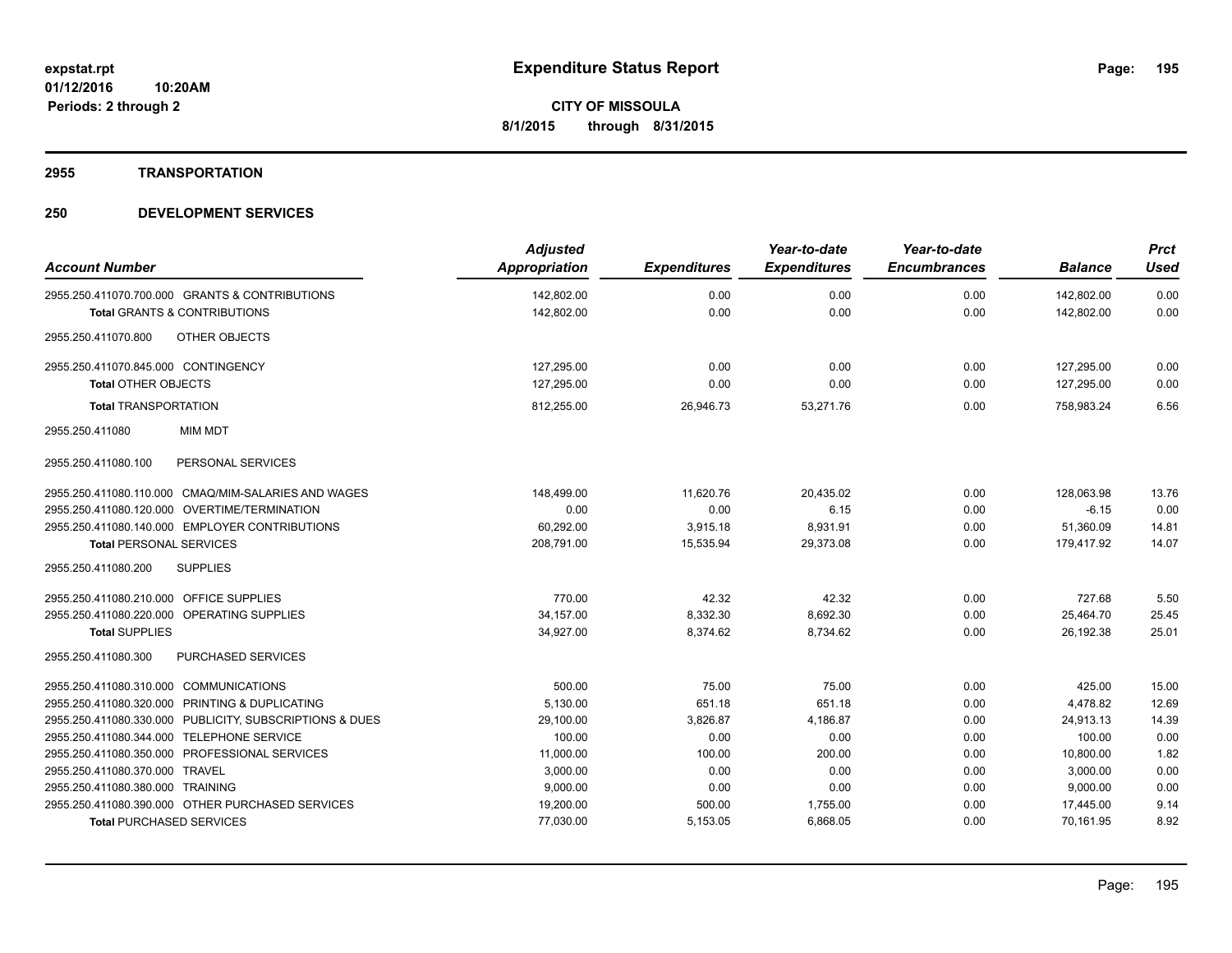# Expenditure Status Report

**CITY OF MISSOULA**
**8/1/2015 through 8/31/2015**

expstat.rpt
01/12/2016 10:20AM
Periods: 2 through 2

## 2955 TRANSPORTATION

## 250 DEVELOPMENT SERVICES

| Account Number | Adjusted Appropriation | Expenditures | Year-to-date Expenditures | Year-to-date Encumbrances | Balance | Prct Used |
|---|---|---|---|---|---|---|
| 2955.250.411070.700.000 GRANTS & CONTRIBUTIONS | 142,802.00 | 0.00 | 0.00 | 0.00 | 142,802.00 | 0.00 |
| **Total** GRANTS & CONTRIBUTIONS | 142,802.00 | 0.00 | 0.00 | 0.00 | 142,802.00 | 0.00 |
| 2955.250.411070.800 OTHER OBJECTS | | | | | | |
| 2955.250.411070.845.000 CONTINGENCY | 127,295.00 | 0.00 | 0.00 | 0.00 | 127,295.00 | 0.00 |
| **Total** OTHER OBJECTS | 127,295.00 | 0.00 | 0.00 | 0.00 | 127,295.00 | 0.00 |
| **Total** TRANSPORTATION | 812,255.00 | 26,946.73 | 53,271.76 | 0.00 | 758,983.24 | 6.56 |
| 2955.250.411080 MIM MDT | | | | | | |
| 2955.250.411080.100 PERSONAL SERVICES | | | | | | |
| 2955.250.411080.110.000 CMAQ/MIM-SALARIES AND WAGES | 148,499.00 | 11,620.76 | 20,435.02 | 0.00 | 128,063.98 | 13.76 |
| 2955.250.411080.120.000 OVERTIME/TERMINATION | 0.00 | 0.00 | 6.15 | 0.00 | -6.15 | 0.00 |
| 2955.250.411080.140.000 EMPLOYER CONTRIBUTIONS | 60,292.00 | 3,915.18 | 8,931.91 | 0.00 | 51,360.09 | 14.81 |
| **Total** PERSONAL SERVICES | 208,791.00 | 15,535.94 | 29,373.08 | 0.00 | 179,417.92 | 14.07 |
| 2955.250.411080.200 SUPPLIES | | | | | | |
| 2955.250.411080.210.000 OFFICE SUPPLIES | 770.00 | 42.32 | 42.32 | 0.00 | 727.68 | 5.50 |
| 2955.250.411080.220.000 OPERATING SUPPLIES | 34,157.00 | 8,332.30 | 8,692.30 | 0.00 | 25,464.70 | 25.45 |
| **Total** SUPPLIES | 34,927.00 | 8,374.62 | 8,734.62 | 0.00 | 26,192.38 | 25.01 |
| 2955.250.411080.300 PURCHASED SERVICES | | | | | | |
| 2955.250.411080.310.000 COMMUNICATIONS | 500.00 | 75.00 | 75.00 | 0.00 | 425.00 | 15.00 |
| 2955.250.411080.320.000 PRINTING & DUPLICATING | 5,130.00 | 651.18 | 651.18 | 0.00 | 4,478.82 | 12.69 |
| 2955.250.411080.330.000 PUBLICITY, SUBSCRIPTIONS & DUES | 29,100.00 | 3,826.87 | 4,186.87 | 0.00 | 24,913.13 | 14.39 |
| 2955.250.411080.344.000 TELEPHONE SERVICE | 100.00 | 0.00 | 0.00 | 0.00 | 100.00 | 0.00 |
| 2955.250.411080.350.000 PROFESSIONAL SERVICES | 11,000.00 | 100.00 | 200.00 | 0.00 | 10,800.00 | 1.82 |
| 2955.250.411080.370.000 TRAVEL | 3,000.00 | 0.00 | 0.00 | 0.00 | 3,000.00 | 0.00 |
| 2955.250.411080.380.000 TRAINING | 9,000.00 | 0.00 | 0.00 | 0.00 | 9,000.00 | 0.00 |
| 2955.250.411080.390.000 OTHER PURCHASED SERVICES | 19,200.00 | 500.00 | 1,755.00 | 0.00 | 17,445.00 | 9.14 |
| **Total** PURCHASED SERVICES | 77,030.00 | 5,153.05 | 6,868.05 | 0.00 | 70,161.95 | 8.92 |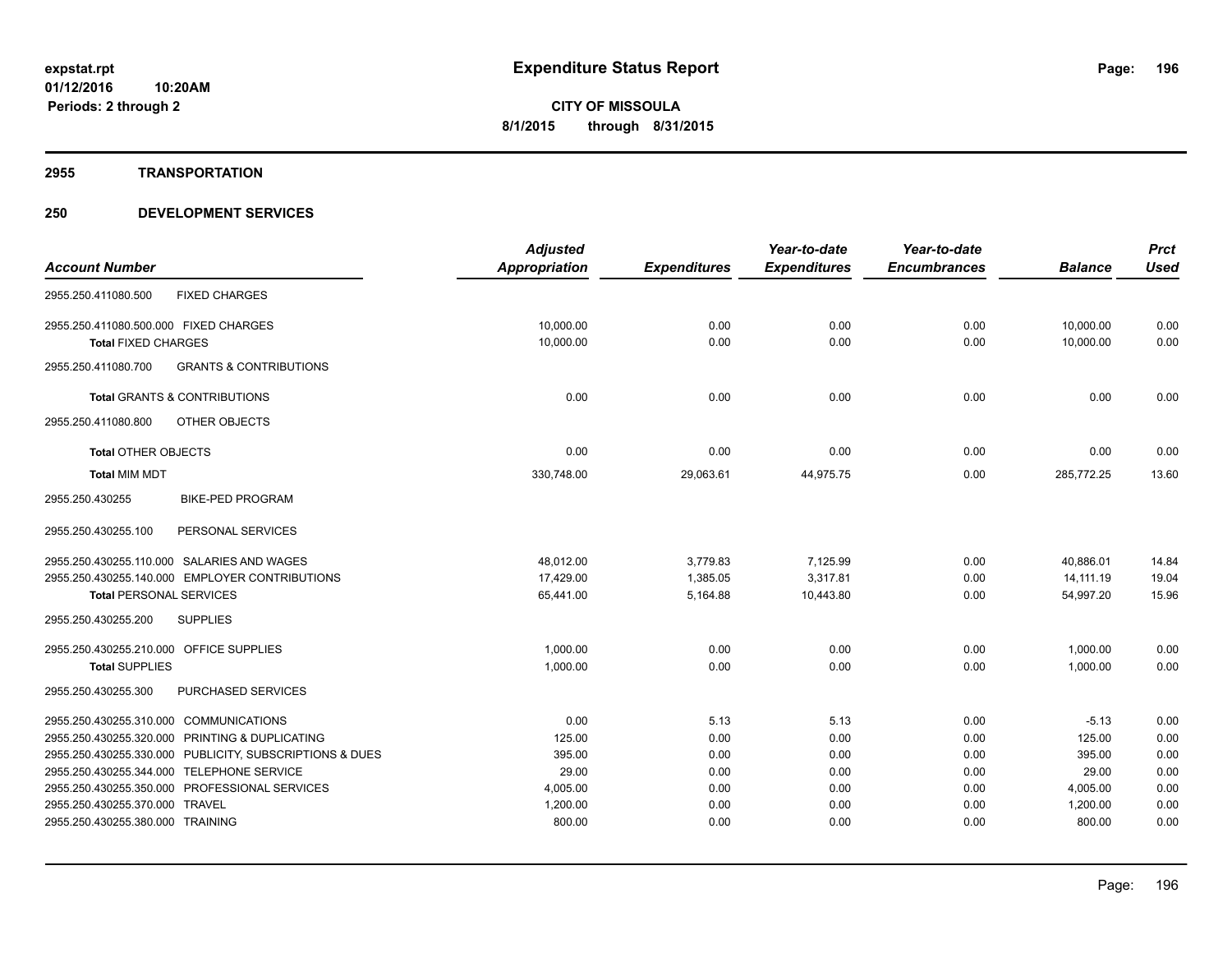# Expenditure Status Report

**CITY OF MISSOULA**

**8/1/2015 through 8/31/2015**

expstat.rpt
01/12/2016 10:20AM
Periods: 2 through 2

## 2955 TRANSPORTATION

## 250 DEVELOPMENT SERVICES

| Account Number | Adjusted Appropriation | Expenditures | Year-to-date Expenditures | Year-to-date Encumbrances | Balance | Prct Used |
|---|---|---|---|---|---|---|
| 2955.250.411080.500 FIXED CHARGES | | | | | | |
| 2955.250.411080.500.000 FIXED CHARGES | 10,000.00 | 0.00 | 0.00 | 0.00 | 10,000.00 | 0.00 |
| **Total** FIXED CHARGES | 10,000.00 | 0.00 | 0.00 | 0.00 | 10,000.00 | 0.00 |
| 2955.250.411080.700 GRANTS & CONTRIBUTIONS | | | | | | |
| **Total** GRANTS & CONTRIBUTIONS | 0.00 | 0.00 | 0.00 | 0.00 | 0.00 | 0.00 |
| 2955.250.411080.800 OTHER OBJECTS | | | | | | |
| **Total** OTHER OBJECTS | 0.00 | 0.00 | 0.00 | 0.00 | 0.00 | 0.00 |
| **Total** MIM MDT | 330,748.00 | 29,063.61 | 44,975.75 | 0.00 | 285,772.25 | 13.60 |
| 2955.250.430255 BIKE-PED PROGRAM | | | | | | |
| 2955.250.430255.100 PERSONAL SERVICES | | | | | | |
| 2955.250.430255.110.000 SALARIES AND WAGES | 48,012.00 | 3,779.83 | 7,125.99 | 0.00 | 40,886.01 | 14.84 |
| 2955.250.430255.140.000 EMPLOYER CONTRIBUTIONS | 17,429.00 | 1,385.05 | 3,317.81 | 0.00 | 14,111.19 | 19.04 |
| **Total** PERSONAL SERVICES | 65,441.00 | 5,164.88 | 10,443.80 | 0.00 | 54,997.20 | 15.96 |
| 2955.250.430255.200 SUPPLIES | | | | | | |
| 2955.250.430255.210.000 OFFICE SUPPLIES | 1,000.00 | 0.00 | 0.00 | 0.00 | 1,000.00 | 0.00 |
| **Total** SUPPLIES | 1,000.00 | 0.00 | 0.00 | 0.00 | 1,000.00 | 0.00 |
| 2955.250.430255.300 PURCHASED SERVICES | | | | | | |
| 2955.250.430255.310.000 COMMUNICATIONS | 0.00 | 5.13 | 5.13 | 0.00 | -5.13 | 0.00 |
| 2955.250.430255.320.000 PRINTING & DUPLICATING | 125.00 | 0.00 | 0.00 | 0.00 | 125.00 | 0.00 |
| 2955.250.430255.330.000 PUBLICITY, SUBSCRIPTIONS & DUES | 395.00 | 0.00 | 0.00 | 0.00 | 395.00 | 0.00 |
| 2955.250.430255.344.000 TELEPHONE SERVICE | 29.00 | 0.00 | 0.00 | 0.00 | 29.00 | 0.00 |
| 2955.250.430255.350.000 PROFESSIONAL SERVICES | 4,005.00 | 0.00 | 0.00 | 0.00 | 4,005.00 | 0.00 |
| 2955.250.430255.370.000 TRAVEL | 1,200.00 | 0.00 | 0.00 | 0.00 | 1,200.00 | 0.00 |
| 2955.250.430255.380.000 TRAINING | 800.00 | 0.00 | 0.00 | 0.00 | 800.00 | 0.00 |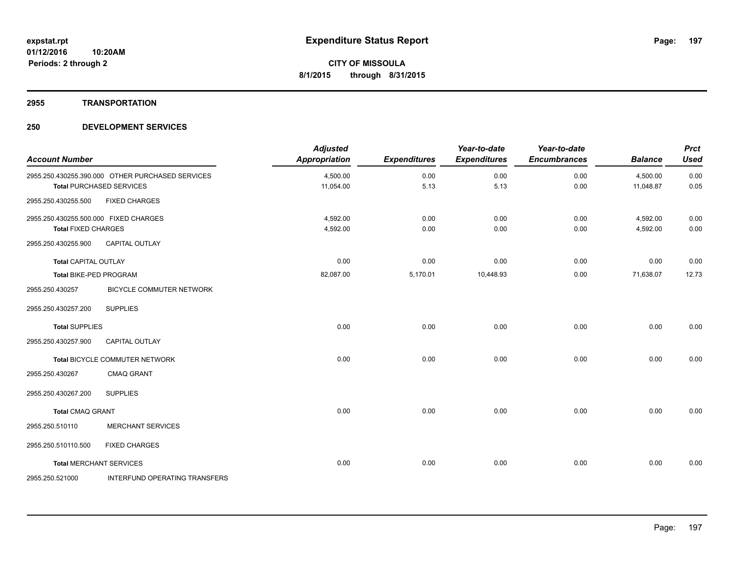**Expenditure Status Report**

**CITY OF MISSOULA**
**8/1/2015 through 8/31/2015**

expstat.rpt
01/12/2016 10:20AM
Periods: 2 through 2

## 2955 TRANSPORTATION

## 250 DEVELOPMENT SERVICES

| Account Number | | Adjusted Appropriation | Expenditures | Year-to-date Expenditures | Year-to-date Encumbrances | Balance | Prct Used |
|---|---|---|---|---|---|---|---|
| 2955.250.430255.390.000 | OTHER PURCHASED SERVICES | 4,500.00 | 0.00 | 0.00 | 0.00 | 4,500.00 | 0.00 |
| **Total** PURCHASED SERVICES | | 11,054.00 | 5.13 | 5.13 | 0.00 | 11,048.87 | 0.05 |
| 2955.250.430255.500 | FIXED CHARGES | | | | | | |
| 2955.250.430255.500.000 | FIXED CHARGES | 4,592.00 | 0.00 | 0.00 | 0.00 | 4,592.00 | 0.00 |
| **Total** FIXED CHARGES | | 4,592.00 | 0.00 | 0.00 | 0.00 | 4,592.00 | 0.00 |
| 2955.250.430255.900 | CAPITAL OUTLAY | | | | | | |
| **Total** CAPITAL OUTLAY | | 0.00 | 0.00 | 0.00 | 0.00 | 0.00 | 0.00 |
| **Total** BIKE-PED PROGRAM | | 82,087.00 | 5,170.01 | 10,448.93 | 0.00 | 71,638.07 | 12.73 |
| 2955.250.430257 | BICYCLE COMMUTER NETWORK | | | | | | |
| 2955.250.430257.200 | SUPPLIES | | | | | | |
| **Total** SUPPLIES | | 0.00 | 0.00 | 0.00 | 0.00 | 0.00 | 0.00 |
| 2955.250.430257.900 | CAPITAL OUTLAY | | | | | | |
| **Total** BICYCLE COMMUTER NETWORK | | 0.00 | 0.00 | 0.00 | 0.00 | 0.00 | 0.00 |
| 2955.250.430267 | CMAQ GRANT | | | | | | |
| 2955.250.430267.200 | SUPPLIES | | | | | | |
| **Total** CMAQ GRANT | | 0.00 | 0.00 | 0.00 | 0.00 | 0.00 | 0.00 |
| 2955.250.510110 | MERCHANT SERVICES | | | | | | |
| 2955.250.510110.500 | FIXED CHARGES | | | | | | |
| **Total** MERCHANT SERVICES | | 0.00 | 0.00 | 0.00 | 0.00 | 0.00 | 0.00 |
| 2955.250.521000 | INTERFUND OPERATING TRANSFERS | | | | | | |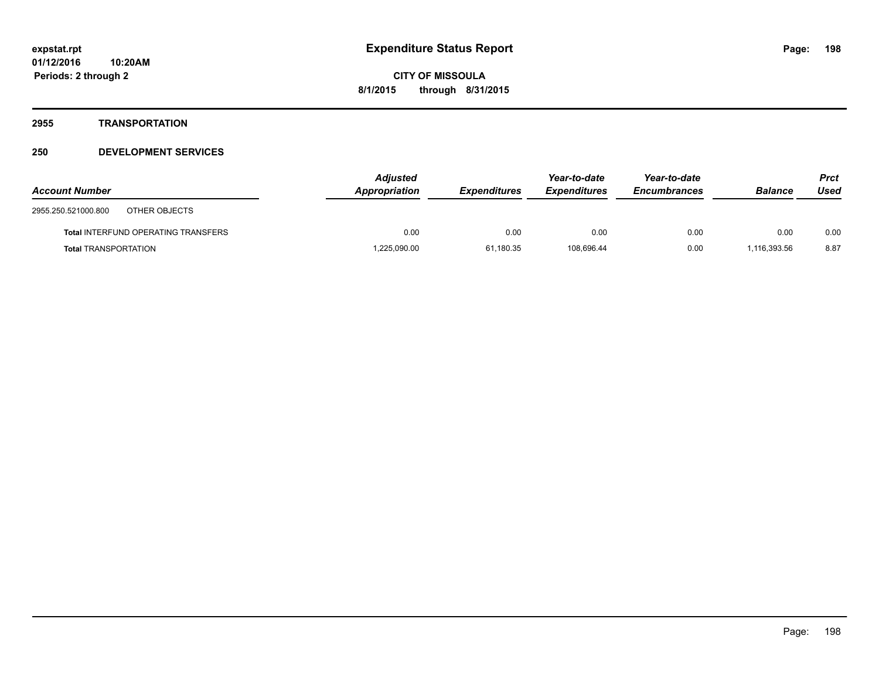**expstat.rpt**
**01/12/2016 10:20AM**
**Periods: 2 through 2**

# Expenditure Status Report

**CITY OF MISSOULA**
**8/1/2015 through 8/31/2015**

## 2955 TRANSPORTATION

## 250 DEVELOPMENT SERVICES

| Account Number | | Adjusted Appropriation | Expenditures | Year-to-date Expenditures | Year-to-date Encumbrances | Balance | Prct Used |
|---|---|---|---|---|---|---|---|
| 2955.250.521000.800 | OTHER OBJECTS | | | | | | |
| **Total** INTERFUND OPERATING TRANSFERS | | 0.00 | 0.00 | 0.00 | 0.00 | 0.00 | 0.00 |
| **Total** TRANSPORTATION | | 1,225,090.00 | 61,180.35 | 108,696.44 | 0.00 | 1,116,393.56 | 8.87 |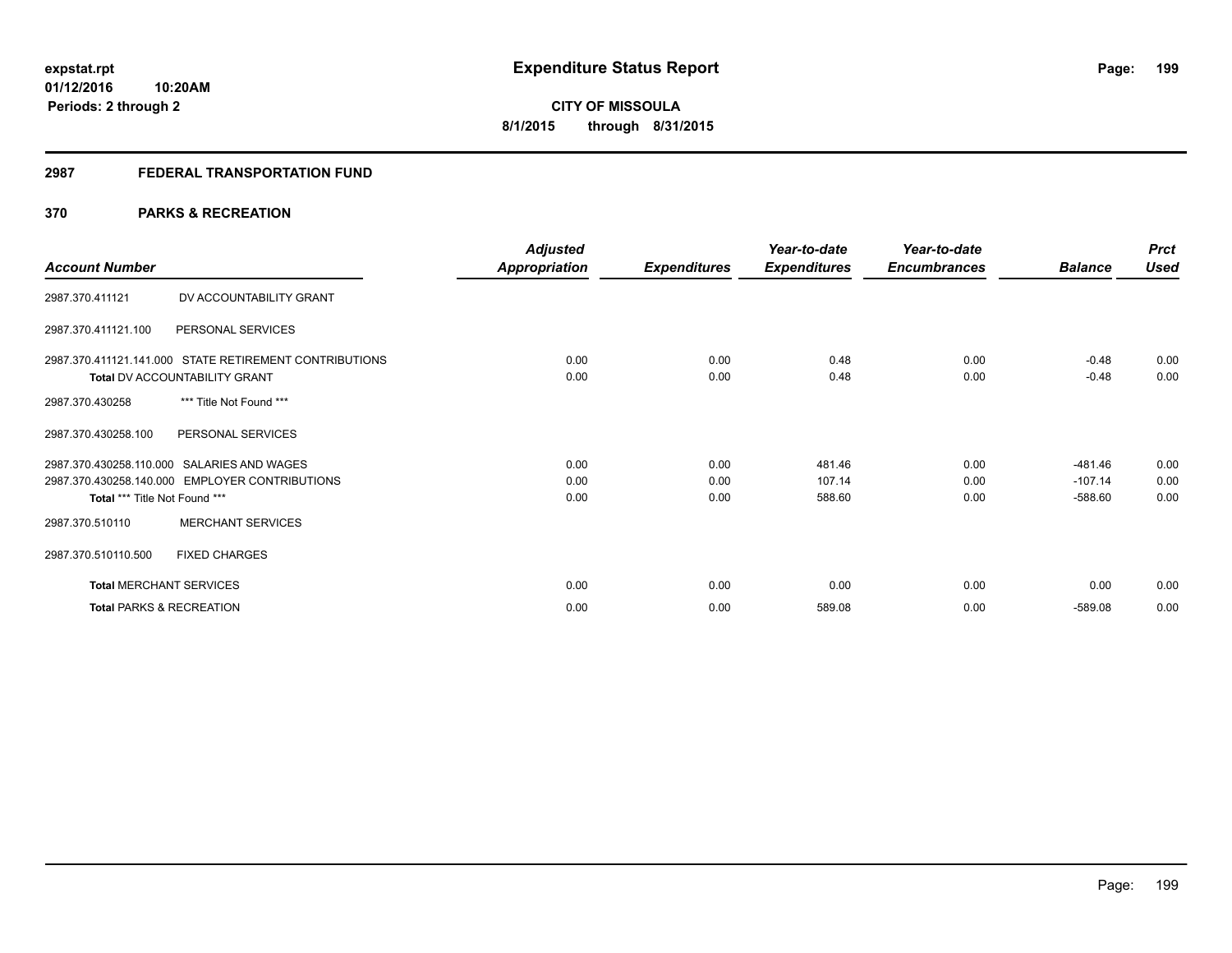expstat.rpt
01/12/2016 10:20AM
Periods: 2 through 2

# Expenditure Status Report

CITY OF MISSOULA
8/1/2015 through 8/31/2015

## 2987 FEDERAL TRANSPORTATION FUND

## 370 PARKS & RECREATION

| Account Number | | Adjusted Appropriation | Expenditures | Year-to-date Expenditures | Year-to-date Encumbrances | Balance | Prct Used |
|---|---|---|---|---|---|---|---|
| 2987.370.411121 | DV ACCOUNTABILITY GRANT | | | | | | |
| 2987.370.411121.100 | PERSONAL SERVICES | | | | | | |
| 2987.370.411121.141.000 | STATE RETIREMENT CONTRIBUTIONS | 0.00 | 0.00 | 0.48 | 0.00 | -0.48 | 0.00 |
| **Total** DV ACCOUNTABILITY GRANT | | 0.00 | 0.00 | 0.48 | 0.00 | -0.48 | 0.00 |
| 2987.370.430258 | *** Title Not Found *** | | | | | | |
| 2987.370.430258.100 | PERSONAL SERVICES | | | | | | |
| 2987.370.430258.110.000 | SALARIES AND WAGES | 0.00 | 0.00 | 481.46 | 0.00 | -481.46 | 0.00 |
| 2987.370.430258.140.000 | EMPLOYER CONTRIBUTIONS | 0.00 | 0.00 | 107.14 | 0.00 | -107.14 | 0.00 |
| **Total** *** Title Not Found *** | | 0.00 | 0.00 | 588.60 | 0.00 | -588.60 | 0.00 |
| 2987.370.510110 | MERCHANT SERVICES | | | | | | |
| 2987.370.510110.500 | FIXED CHARGES | | | | | | |
| **Total** MERCHANT SERVICES | | 0.00 | 0.00 | 0.00 | 0.00 | 0.00 | 0.00 |
| **Total** PARKS & RECREATION | | 0.00 | 0.00 | 589.08 | 0.00 | -589.08 | 0.00 |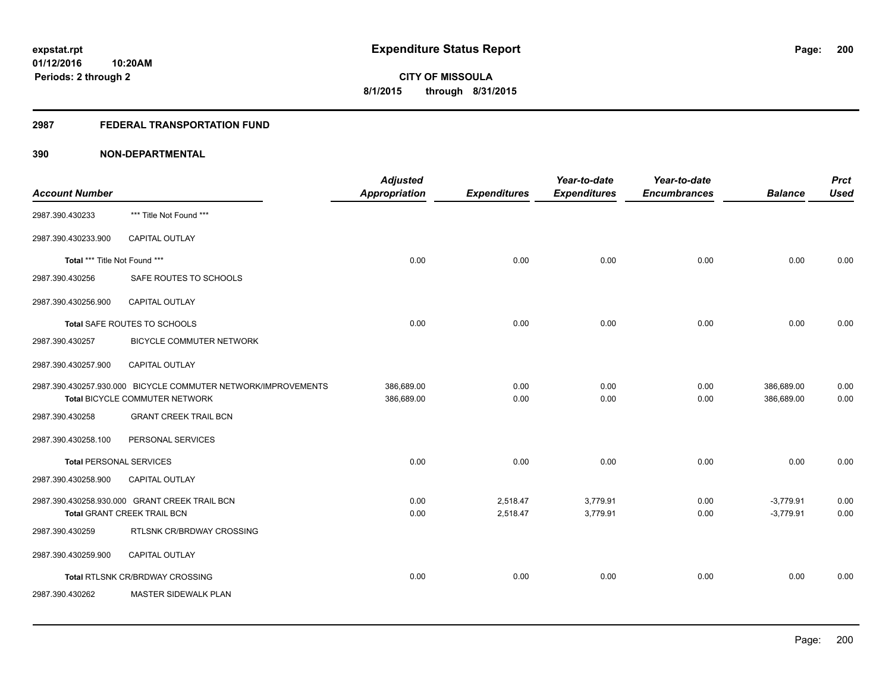**CITY OF MISSOULA**
**8/1/2015 through 8/31/2015**

## 2987 FEDERAL TRANSPORTATION FUND

### 390 NON-DEPARTMENTAL

| Account Number | | Adjusted Appropriation | Expenditures | Year-to-date Expenditures | Year-to-date Encumbrances | Balance | Prct Used |
|---|---|---|---|---|---|---|---|
| 2987.390.430233 | *** Title Not Found *** | | | | | | |
| 2987.390.430233.900 | CAPITAL OUTLAY | | | | | | |
| **Total** *** Title Not Found *** | | 0.00 | 0.00 | 0.00 | 0.00 | 0.00 | 0.00 |
| 2987.390.430256 | SAFE ROUTES TO SCHOOLS | | | | | | |
| 2987.390.430256.900 | CAPITAL OUTLAY | | | | | | |
| **Total** SAFE ROUTES TO SCHOOLS | | 0.00 | 0.00 | 0.00 | 0.00 | 0.00 | 0.00 |
| 2987.390.430257 | BICYCLE COMMUTER NETWORK | | | | | | |
| 2987.390.430257.900 | CAPITAL OUTLAY | | | | | | |
| 2987.390.430257.930.000 | BICYCLE COMMUTER NETWORK/IMPROVEMENTS | 386,689.00 | 0.00 | 0.00 | 0.00 | 386,689.00 | 0.00 |
| **Total** BICYCLE COMMUTER NETWORK | | 386,689.00 | 0.00 | 0.00 | 0.00 | 386,689.00 | 0.00 |
| 2987.390.430258 | GRANT CREEK TRAIL BCN | | | | | | |
| 2987.390.430258.100 | PERSONAL SERVICES | | | | | | |
| **Total** PERSONAL SERVICES | | 0.00 | 0.00 | 0.00 | 0.00 | 0.00 | 0.00 |
| 2987.390.430258.900 | CAPITAL OUTLAY | | | | | | |
| 2987.390.430258.930.000 | GRANT CREEK TRAIL BCN | 0.00 | 2,518.47 | 3,779.91 | 0.00 | -3,779.91 | 0.00 |
| **Total** GRANT CREEK TRAIL BCN | | 0.00 | 2,518.47 | 3,779.91 | 0.00 | -3,779.91 | 0.00 |
| 2987.390.430259 | RTLSNK CR/BRDWAY CROSSING | | | | | | |
| 2987.390.430259.900 | CAPITAL OUTLAY | | | | | | |
| **Total** RTLSNK CR/BRDWAY CROSSING | | 0.00 | 0.00 | 0.00 | 0.00 | 0.00 | 0.00 |
| 2987.390.430262 | MASTER SIDEWALK PLAN | | | | | | |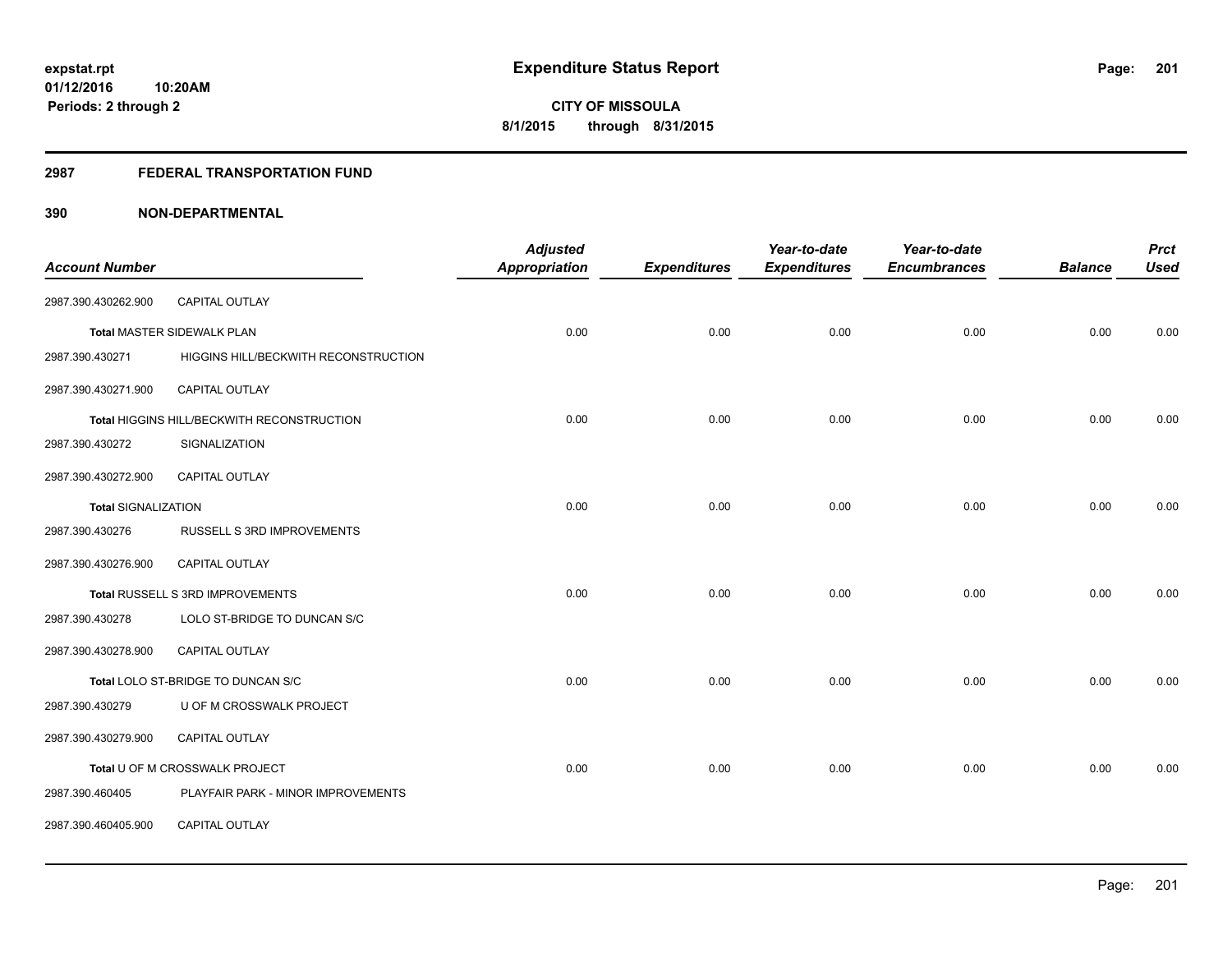**expstat.rpt**
**01/12/2016 10:20AM**
**Periods: 2 through 2**

# Expenditure Status Report

**CITY OF MISSOULA**
**8/1/2015 through 8/31/2015**

## 2987 FEDERAL TRANSPORTATION FUND

## 390 NON-DEPARTMENTAL

| Account Number | | Adjusted Appropriation | Expenditures | Year-to-date Expenditures | Year-to-date Encumbrances | Balance | Prct Used |
|---|---|---|---|---|---|---|---|
| 2987.390.430262.900 | CAPITAL OUTLAY | | | | | | |
| Total MASTER SIDEWALK PLAN | | 0.00 | 0.00 | 0.00 | 0.00 | 0.00 | 0.00 |
| 2987.390.430271 | HIGGINS HILL/BECKWITH RECONSTRUCTION | | | | | | |
| 2987.390.430271.900 | CAPITAL OUTLAY | | | | | | |
| Total HIGGINS HILL/BECKWITH RECONSTRUCTION | | 0.00 | 0.00 | 0.00 | 0.00 | 0.00 | 0.00 |
| 2987.390.430272 | SIGNALIZATION | | | | | | |
| 2987.390.430272.900 | CAPITAL OUTLAY | | | | | | |
| Total SIGNALIZATION | | 0.00 | 0.00 | 0.00 | 0.00 | 0.00 | 0.00 |
| 2987.390.430276 | RUSSELL S 3RD IMPROVEMENTS | | | | | | |
| 2987.390.430276.900 | CAPITAL OUTLAY | | | | | | |
| Total RUSSELL S 3RD IMPROVEMENTS | | 0.00 | 0.00 | 0.00 | 0.00 | 0.00 | 0.00 |
| 2987.390.430278 | LOLO ST-BRIDGE TO DUNCAN S/C | | | | | | |
| 2987.390.430278.900 | CAPITAL OUTLAY | | | | | | |
| Total LOLO ST-BRIDGE TO DUNCAN S/C | | 0.00 | 0.00 | 0.00 | 0.00 | 0.00 | 0.00 |
| 2987.390.430279 | U OF M CROSSWALK PROJECT | | | | | | |
| 2987.390.430279.900 | CAPITAL OUTLAY | | | | | | |
| Total U OF M CROSSWALK PROJECT | | 0.00 | 0.00 | 0.00 | 0.00 | 0.00 | 0.00 |
| 2987.390.460405 | PLAYFAIR PARK - MINOR IMPROVEMENTS | | | | | | |
| 2987.390.460405.900 | CAPITAL OUTLAY | | | | | | |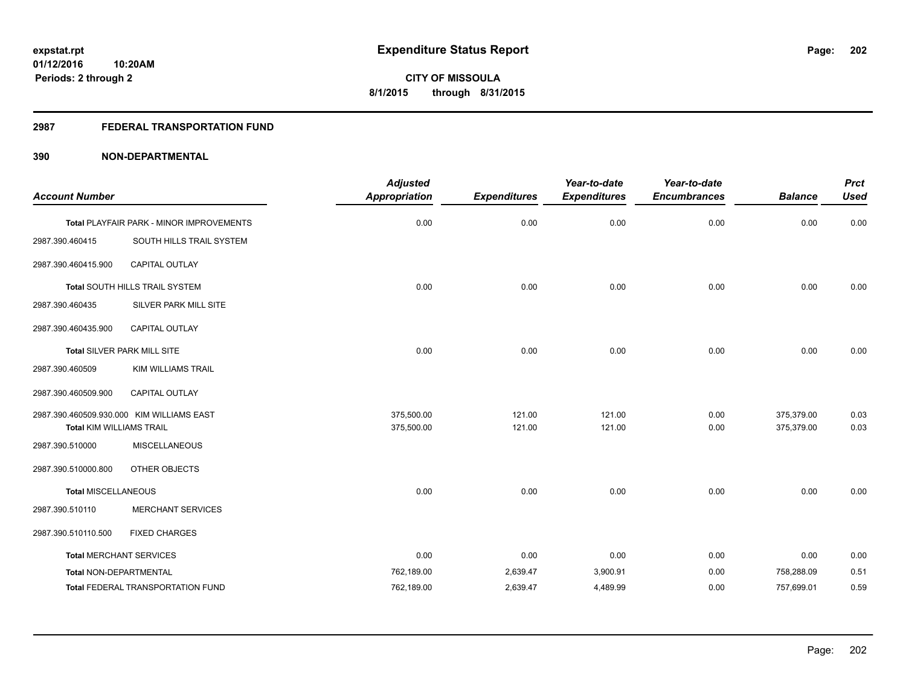**expstat.rpt**
**01/12/2016 10:20AM**
**Periods: 2 through 2**

# Expenditure Status Report

**CITY OF MISSOULA**
**8/1/2015 through 8/31/2015**

## 2987 FEDERAL TRANSPORTATION FUND

## 390 NON-DEPARTMENTAL

| Account Number | | Adjusted Appropriation | Expenditures | Year-to-date Expenditures | Year-to-date Encumbrances | Balance | Prct Used |
|---|---|---|---|---|---|---|---|
| **Total** PLAYFAIR PARK - MINOR IMPROVEMENTS | | 0.00 | 0.00 | 0.00 | 0.00 | 0.00 | 0.00 |
| 2987.390.460415 | SOUTH HILLS TRAIL SYSTEM | | | | | | |
| 2987.390.460415.900 | CAPITAL OUTLAY | | | | | | |
| **Total** SOUTH HILLS TRAIL SYSTEM | | 0.00 | 0.00 | 0.00 | 0.00 | 0.00 | 0.00 |
| 2987.390.460435 | SILVER PARK MILL SITE | | | | | | |
| 2987.390.460435.900 | CAPITAL OUTLAY | | | | | | |
| **Total** SILVER PARK MILL SITE | | 0.00 | 0.00 | 0.00 | 0.00 | 0.00 | 0.00 |
| 2987.390.460509 | KIM WILLIAMS TRAIL | | | | | | |
| 2987.390.460509.900 | CAPITAL OUTLAY | | | | | | |
| 2987.390.460509.930.000 | KIM WILLIAMS EAST | 375,500.00 | 121.00 | 121.00 | 0.00 | 375,379.00 | 0.03 |
| **Total** KIM WILLIAMS TRAIL | | 375,500.00 | 121.00 | 121.00 | 0.00 | 375,379.00 | 0.03 |
| 2987.390.510000 | MISCELLANEOUS | | | | | | |
| 2987.390.510000.800 | OTHER OBJECTS | | | | | | |
| **Total** MISCELLANEOUS | | 0.00 | 0.00 | 0.00 | 0.00 | 0.00 | 0.00 |
| 2987.390.510110 | MERCHANT SERVICES | | | | | | |
| 2987.390.510110.500 | FIXED CHARGES | | | | | | |
| **Total** MERCHANT SERVICES | | 0.00 | 0.00 | 0.00 | 0.00 | 0.00 | 0.00 |
| **Total** NON-DEPARTMENTAL | | 762,189.00 | 2,639.47 | 3,900.91 | 0.00 | 758,288.09 | 0.51 |
| **Total** FEDERAL TRANSPORTATION FUND | | 762,189.00 | 2,639.47 | 4,489.99 | 0.00 | 757,699.01 | 0.59 |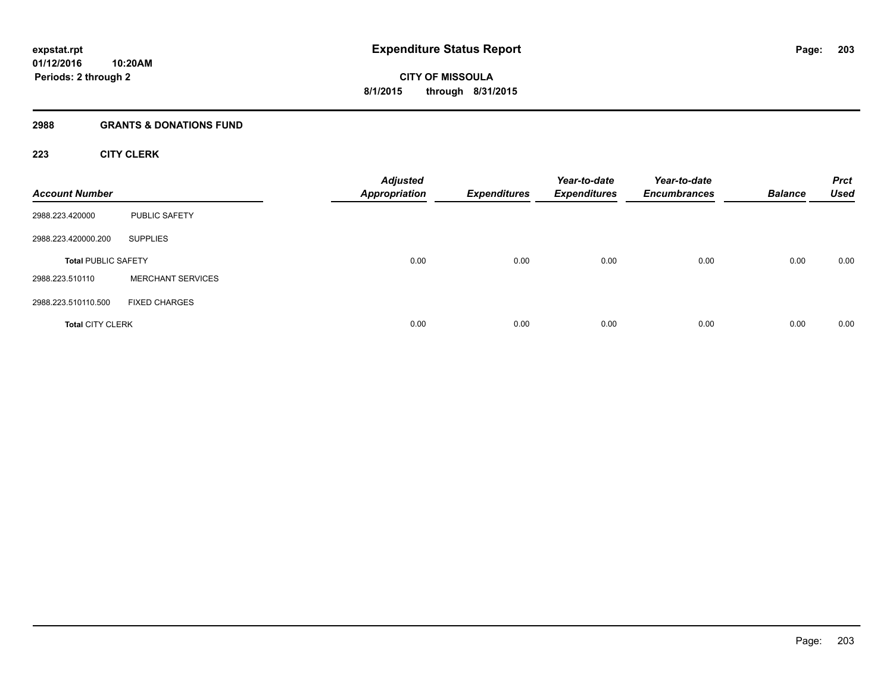expstat.rpt
01/12/2016 10:20AM
Periods: 2 through 2

# Expenditure Status Report

**CITY OF MISSOULA**
**8/1/2015 through 8/31/2015**

## 2988 GRANTS & DONATIONS FUND

### 223 CITY CLERK

| Account Number | | Adjusted Appropriation | Expenditures | Year-to-date Expenditures | Year-to-date Encumbrances | Balance | Prct Used |
|---|---|---|---|---|---|---|---|
| 2988.223.420000 | PUBLIC SAFETY | | | | | | |
| 2988.223.420000.200 | SUPPLIES | | | | | | |
| **Total** PUBLIC SAFETY | | 0.00 | 0.00 | 0.00 | 0.00 | 0.00 | 0.00 |
| 2988.223.510110 | MERCHANT SERVICES | | | | | | |
| 2988.223.510110.500 | FIXED CHARGES | | | | | | |
| **Total** CITY CLERK | | 0.00 | 0.00 | 0.00 | 0.00 | 0.00 | 0.00 |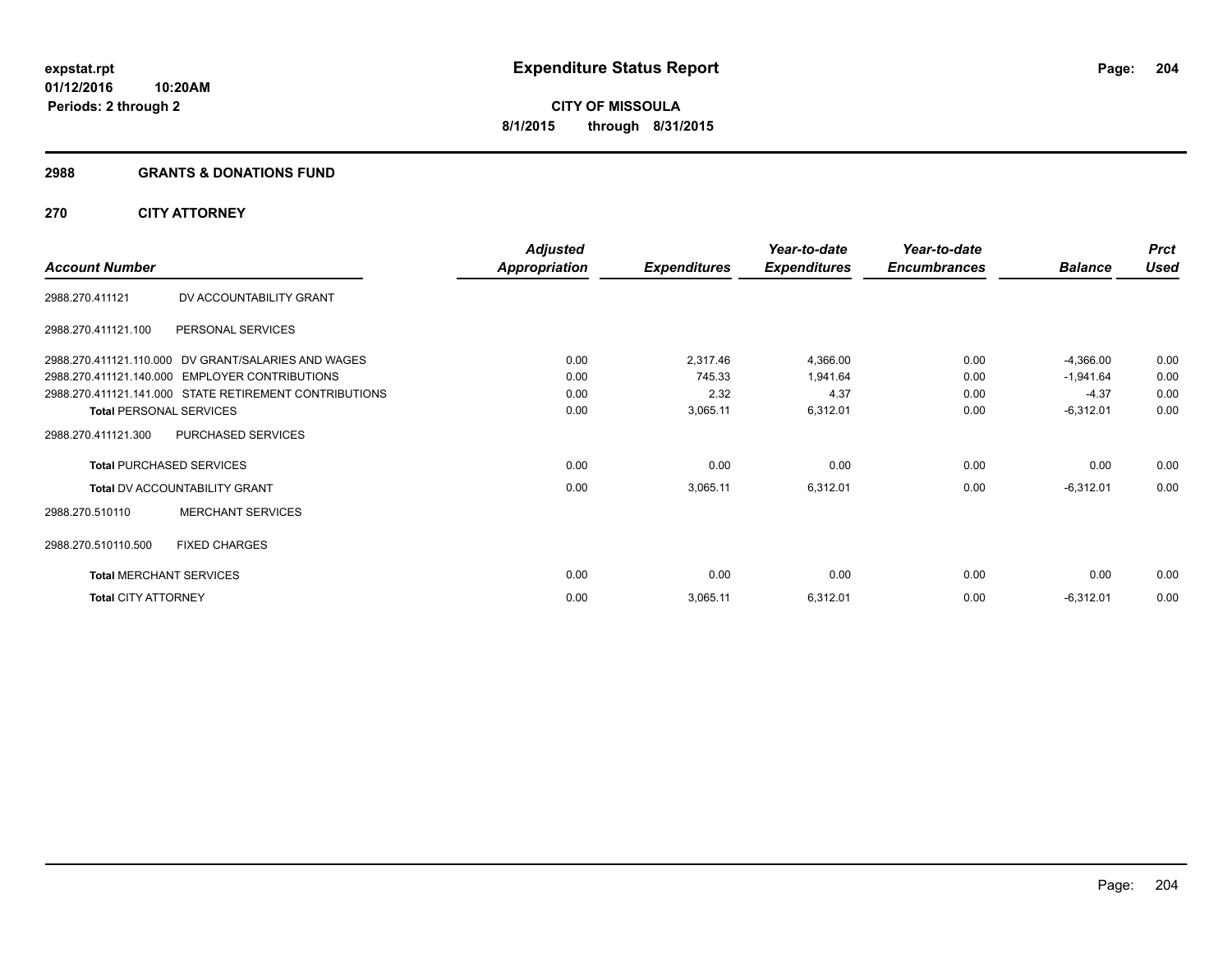# Expenditure Status Report

expstat.rpt
01/12/2016 10:20AM
Periods: 2 through 2

**CITY OF MISSOULA**
**8/1/2015 through 8/31/2015**

## 2988 GRANTS & DONATIONS FUND

### 270 CITY ATTORNEY

| Account Number | | Adjusted Appropriation | Expenditures | Year-to-date Expenditures | Year-to-date Encumbrances | Balance | Prct Used |
|---|---|---|---|---|---|---|---|
| 2988.270.411121 | DV ACCOUNTABILITY GRANT | | | | | | |
| 2988.270.411121.100 | PERSONAL SERVICES | | | | | | |
| 2988.270.411121.110.000 | DV GRANT/SALARIES AND WAGES | 0.00 | 2,317.46 | 4,366.00 | 0.00 | -4,366.00 | 0.00 |
| 2988.270.411121.140.000 | EMPLOYER CONTRIBUTIONS | 0.00 | 745.33 | 1,941.64 | 0.00 | -1,941.64 | 0.00 |
| 2988.270.411121.141.000 | STATE RETIREMENT CONTRIBUTIONS | 0.00 | 2.32 | 4.37 | 0.00 | -4.37 | 0.00 |
| **Total** PERSONAL SERVICES | | 0.00 | 3,065.11 | 6,312.01 | 0.00 | -6,312.01 | 0.00 |
| 2988.270.411121.300 | PURCHASED SERVICES | | | | | | |
| **Total** PURCHASED SERVICES | | 0.00 | 0.00 | 0.00 | 0.00 | 0.00 | 0.00 |
| **Total** DV ACCOUNTABILITY GRANT | | 0.00 | 3,065.11 | 6,312.01 | 0.00 | -6,312.01 | 0.00 |
| 2988.270.510110 | MERCHANT SERVICES | | | | | | |
| 2988.270.510110.500 | FIXED CHARGES | | | | | | |
| **Total** MERCHANT SERVICES | | 0.00 | 0.00 | 0.00 | 0.00 | 0.00 | 0.00 |
| **Total** CITY ATTORNEY | | 0.00 | 3,065.11 | 6,312.01 | 0.00 | -6,312.01 | 0.00 |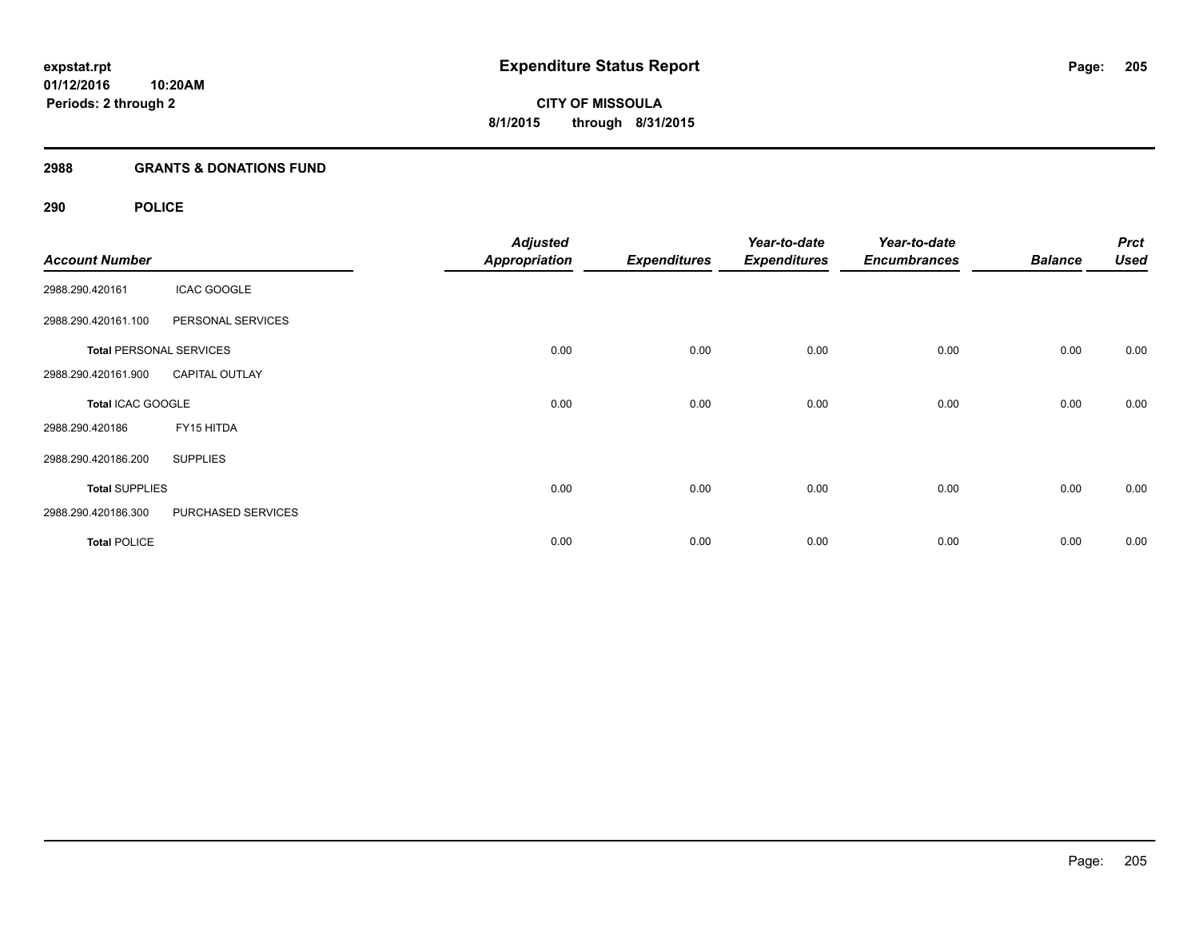**expstat.rpt**
**01/12/2016 10:20AM**
**Periods: 2 through 2**

# Expenditure Status Report

**CITY OF MISSOULA**
**8/1/2015 through 8/31/2015**

## 2988 GRANTS & DONATIONS FUND

### 290 POLICE

| Account Number | | Adjusted Appropriation | Expenditures | Year-to-date Expenditures | Year-to-date Encumbrances | Balance | Prct Used |
|---|---|---|---|---|---|---|---|
| 2988.290.420161 | ICAC GOOGLE | | | | | | |
| 2988.290.420161.100 | PERSONAL SERVICES | | | | | | |
| **Total** PERSONAL SERVICES | | 0.00 | 0.00 | 0.00 | 0.00 | 0.00 | 0.00 |
| 2988.290.420161.900 | CAPITAL OUTLAY | | | | | | |
| **Total** ICAC GOOGLE | | 0.00 | 0.00 | 0.00 | 0.00 | 0.00 | 0.00 |
| 2988.290.420186 | FY15 HITDA | | | | | | |
| 2988.290.420186.200 | SUPPLIES | | | | | | |
| **Total** SUPPLIES | | 0.00 | 0.00 | 0.00 | 0.00 | 0.00 | 0.00 |
| 2988.290.420186.300 | PURCHASED SERVICES | | | | | | |
| **Total** POLICE | | 0.00 | 0.00 | 0.00 | 0.00 | 0.00 | 0.00 |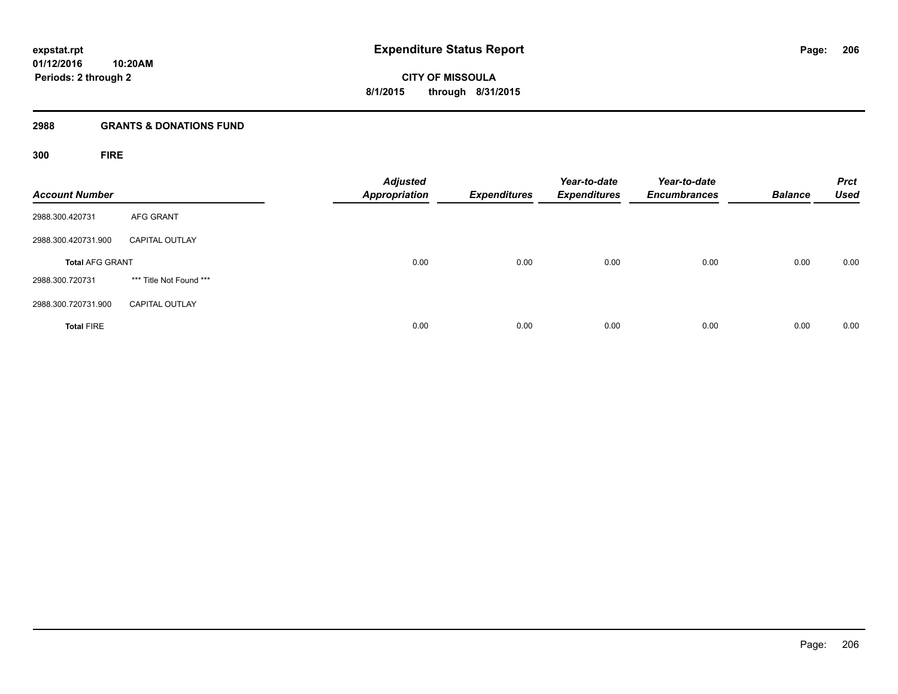# Expenditure Status Report

**CITY OF MISSOULA**

**8/1/2015 through 8/31/2015**

expstat.rpt
01/12/2016 10:20AM
Periods: 2 through 2

## 2988 GRANTS & DONATIONS FUND

### 300 FIRE

| Account Number | | Adjusted Appropriation | Expenditures | Year-to-date Expenditures | Year-to-date Encumbrances | Balance | Prct Used |
|---|---|---|---|---|---|---|---|
| 2988.300.420731 | AFG GRANT | | | | | | |
| 2988.300.420731.900 | CAPITAL OUTLAY | | | | | | |
| **Total** AFG GRANT | | 0.00 | 0.00 | 0.00 | 0.00 | 0.00 | 0.00 |
| 2988.300.720731 | *** Title Not Found *** | | | | | | |
| 2988.300.720731.900 | CAPITAL OUTLAY | | | | | | |
| **Total** FIRE | | 0.00 | 0.00 | 0.00 | 0.00 | 0.00 | 0.00 |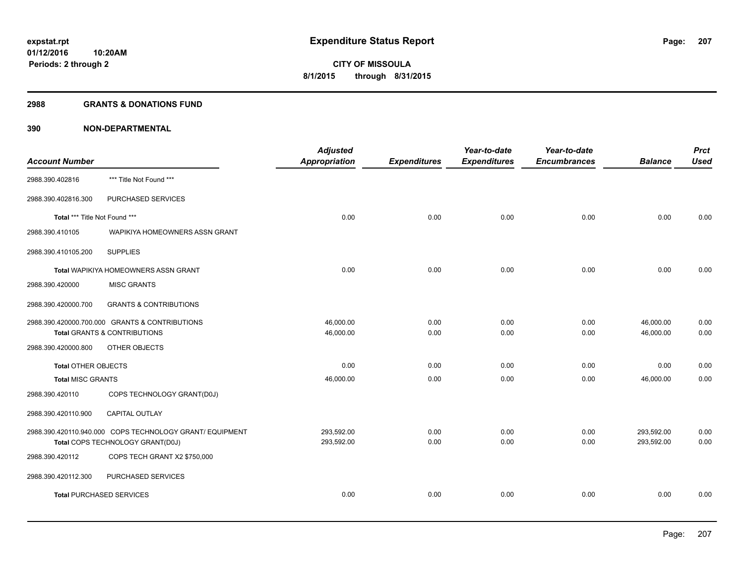expstat.rpt
01/12/2016 10:20AM
Periods: 2 through 2

# Expenditure Status Report

**CITY OF MISSOULA**
**8/1/2015 through 8/31/2015**

## 2988 GRANTS & DONATIONS FUND

## 390 NON-DEPARTMENTAL

| Account Number | | Adjusted Appropriation | Expenditures | Year-to-date Expenditures | Year-to-date Encumbrances | Balance | Prct Used |
|---|---|---|---|---|---|---|---|
| 2988.390.402816 | *** Title Not Found *** | | | | | | |
| 2988.390.402816.300 | PURCHASED SERVICES | | | | | | |
| **Total** *** Title Not Found *** | | 0.00 | 0.00 | 0.00 | 0.00 | 0.00 | 0.00 |
| 2988.390.410105 | WAPIKIYA HOMEOWNERS ASSN GRANT | | | | | | |
| 2988.390.410105.200 | SUPPLIES | | | | | | |
| **Total** WAPIKIYA HOMEOWNERS ASSN GRANT | | 0.00 | 0.00 | 0.00 | 0.00 | 0.00 | 0.00 |
| 2988.390.420000 | MISC GRANTS | | | | | | |
| 2988.390.420000.700 | GRANTS & CONTRIBUTIONS | | | | | | |
| 2988.390.420000.700.000 | GRANTS & CONTRIBUTIONS | 46,000.00 | 0.00 | 0.00 | 0.00 | 46,000.00 | 0.00 |
| **Total** GRANTS & CONTRIBUTIONS | | 46,000.00 | 0.00 | 0.00 | 0.00 | 46,000.00 | 0.00 |
| 2988.390.420000.800 | OTHER OBJECTS | | | | | | |
| **Total** OTHER OBJECTS | | 0.00 | 0.00 | 0.00 | 0.00 | 0.00 | 0.00 |
| **Total** MISC GRANTS | | 46,000.00 | 0.00 | 0.00 | 0.00 | 46,000.00 | 0.00 |
| 2988.390.420110 | COPS TECHNOLOGY GRANT(D0J) | | | | | | |
| 2988.390.420110.900 | CAPITAL OUTLAY | | | | | | |
| 2988.390.420110.940.000 | COPS TECHNOLOGY GRANT/ EQUIPMENT | 293,592.00 | 0.00 | 0.00 | 0.00 | 293,592.00 | 0.00 |
| **Total** COPS TECHNOLOGY GRANT(D0J) | | 293,592.00 | 0.00 | 0.00 | 0.00 | 293,592.00 | 0.00 |
| 2988.390.420112 | COPS TECH GRANT X2 $750,000 | | | | | | |
| 2988.390.420112.300 | PURCHASED SERVICES | | | | | | |
| **Total** PURCHASED SERVICES | | 0.00 | 0.00 | 0.00 | 0.00 | 0.00 | 0.00 |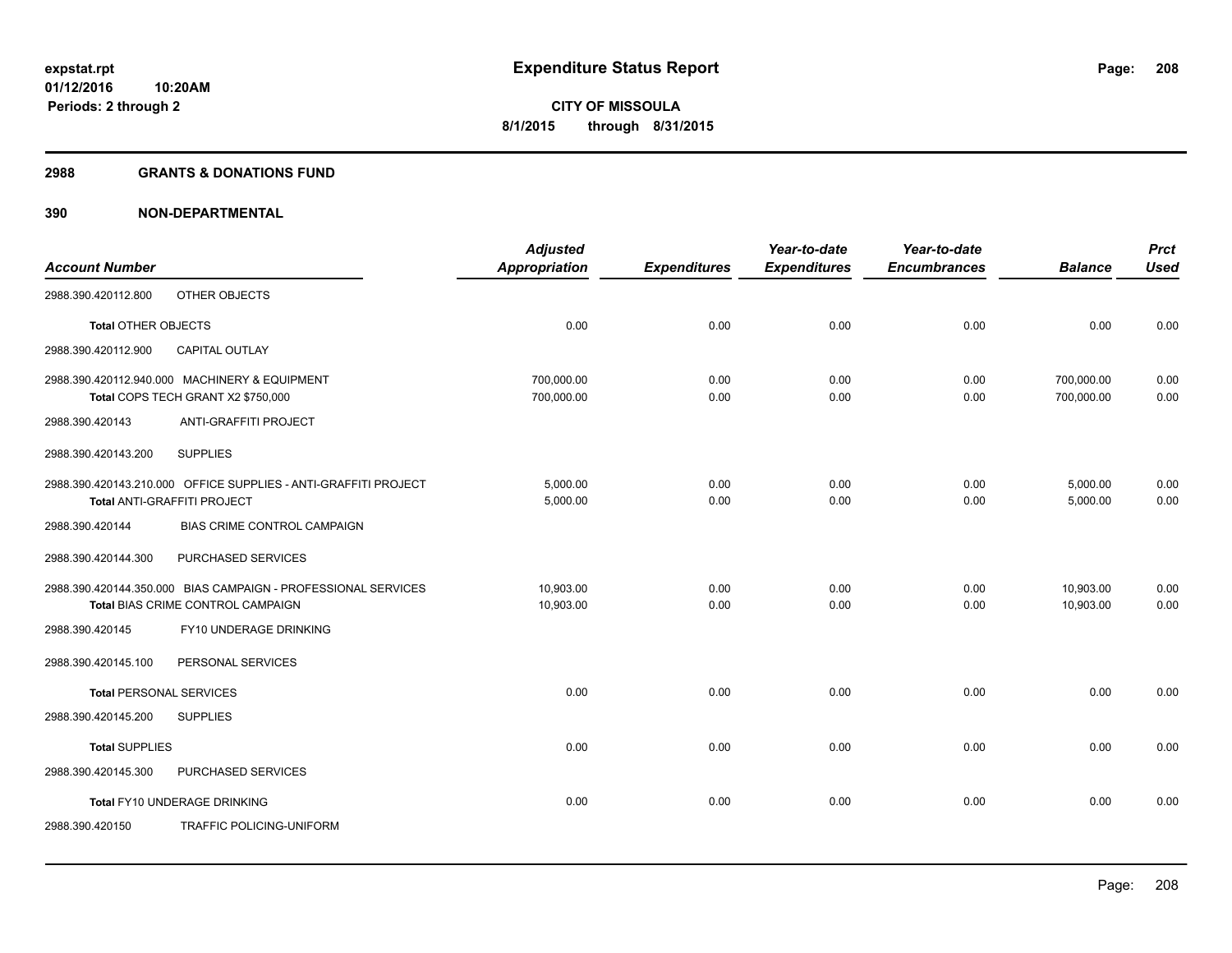**expstat.rpt**
**01/12/2016 10:20AM**
**Periods: 2 through 2**

# Expenditure Status Report

**CITY OF MISSOULA**
**8/1/2015 through 8/31/2015**

## 2988 GRANTS & DONATIONS FUND

## 390 NON-DEPARTMENTAL

| Account Number | | Adjusted Appropriation | Expenditures | Year-to-date Expenditures | Year-to-date Encumbrances | Balance | Prct Used |
|---|---|---|---|---|---|---|---|
| 2988.390.420112.800 | OTHER OBJECTS | | | | | | |
| **Total** OTHER OBJECTS | | 0.00 | 0.00 | 0.00 | 0.00 | 0.00 | 0.00 |
| 2988.390.420112.900 | CAPITAL OUTLAY | | | | | | |
| 2988.390.420112.940.000 | MACHINERY & EQUIPMENT | 700,000.00 | 0.00 | 0.00 | 0.00 | 700,000.00 | 0.00 |
| **Total** COPS TECH GRANT X2 $750,000 | | 700,000.00 | 0.00 | 0.00 | 0.00 | 700,000.00 | 0.00 |
| 2988.390.420143 | ANTI-GRAFFITI PROJECT | | | | | | |
| 2988.390.420143.200 | SUPPLIES | | | | | | |
| 2988.390.420143.210.000 | OFFICE SUPPLIES - ANTI-GRAFFITI PROJECT | 5,000.00 | 0.00 | 0.00 | 0.00 | 5,000.00 | 0.00 |
| **Total** ANTI-GRAFFITI PROJECT | | 5,000.00 | 0.00 | 0.00 | 0.00 | 5,000.00 | 0.00 |
| 2988.390.420144 | BIAS CRIME CONTROL CAMPAIGN | | | | | | |
| 2988.390.420144.300 | PURCHASED SERVICES | | | | | | |
| 2988.390.420144.350.000 | BIAS CAMPAIGN - PROFESSIONAL SERVICES | 10,903.00 | 0.00 | 0.00 | 0.00 | 10,903.00 | 0.00 |
| **Total** BIAS CRIME CONTROL CAMPAIGN | | 10,903.00 | 0.00 | 0.00 | 0.00 | 10,903.00 | 0.00 |
| 2988.390.420145 | FY10 UNDERAGE DRINKING | | | | | | |
| 2988.390.420145.100 | PERSONAL SERVICES | | | | | | |
| **Total** PERSONAL SERVICES | | 0.00 | 0.00 | 0.00 | 0.00 | 0.00 | 0.00 |
| 2988.390.420145.200 | SUPPLIES | | | | | | |
| **Total** SUPPLIES | | 0.00 | 0.00 | 0.00 | 0.00 | 0.00 | 0.00 |
| 2988.390.420145.300 | PURCHASED SERVICES | | | | | | |
| **Total** FY10 UNDERAGE DRINKING | | 0.00 | 0.00 | 0.00 | 0.00 | 0.00 | 0.00 |
| 2988.390.420150 | TRAFFIC POLICING-UNIFORM | | | | | | |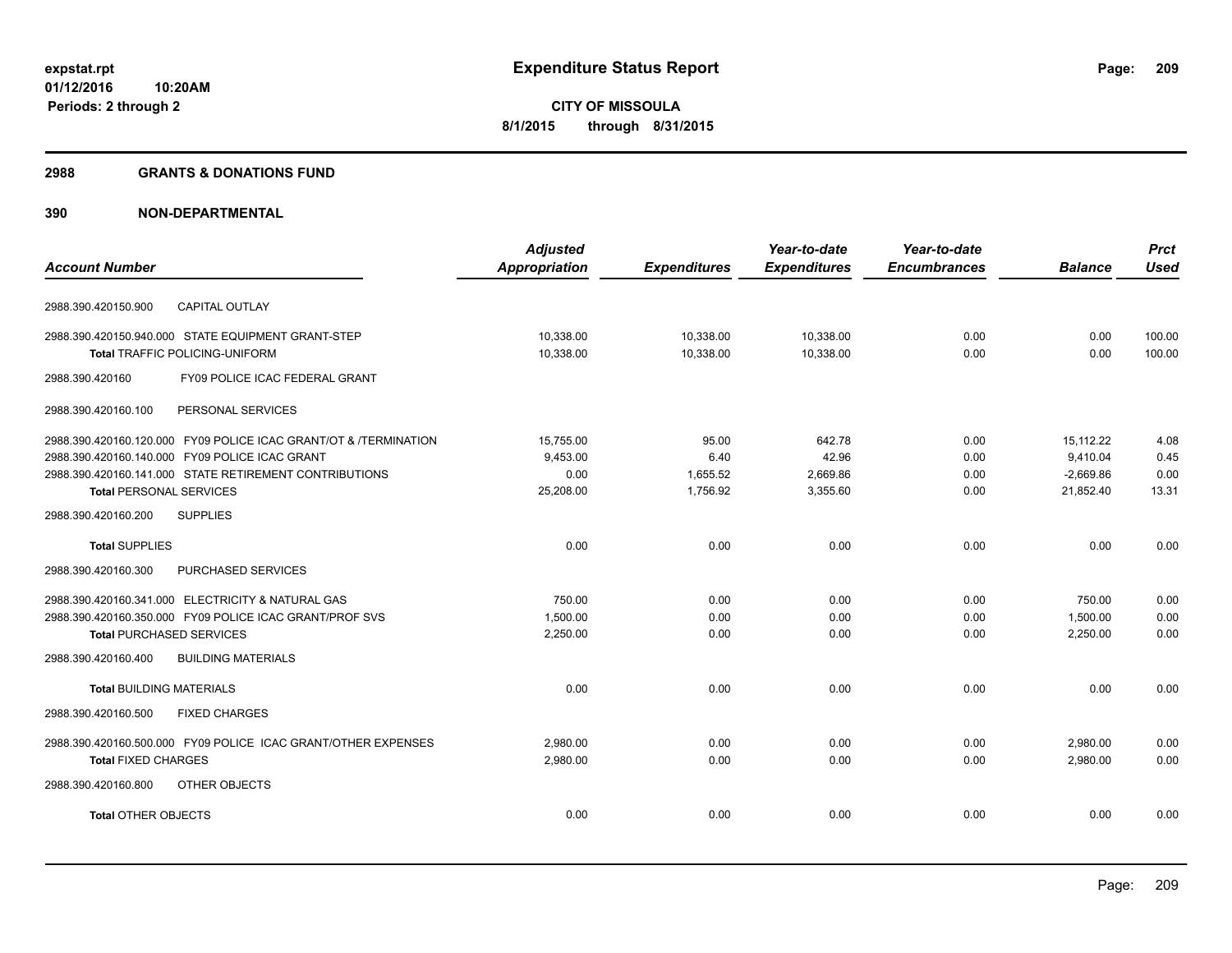**expstat.rpt**
**01/12/2016 10:20AM**
**Periods: 2 through 2**

# Expenditure Status Report

**CITY OF MISSOULA**
**8/1/2015 through 8/31/2015**

## 2988 GRANTS & DONATIONS FUND

## 390 NON-DEPARTMENTAL

| Account Number | Adjusted Appropriation | Expenditures | Year-to-date Expenditures | Year-to-date Encumbrances | Balance | Prct Used |
|---|---|---|---|---|---|---|
| 2988.390.420150.900 CAPITAL OUTLAY | | | | | | |
| 2988.390.420150.940.000 STATE EQUIPMENT GRANT-STEP | 10,338.00 | 10,338.00 | 10,338.00 | 0.00 | 0.00 | 100.00 |
| **Total** TRAFFIC POLICING-UNIFORM | 10,338.00 | 10,338.00 | 10,338.00 | 0.00 | 0.00 | 100.00 |
| 2988.390.420160 FY09 POLICE ICAC FEDERAL GRANT | | | | | | |
| 2988.390.420160.100 PERSONAL SERVICES | | | | | | |
| 2988.390.420160.120.000 FY09 POLICE ICAC GRANT/OT & /TERMINATION | 15,755.00 | 95.00 | 642.78 | 0.00 | 15,112.22 | 4.08 |
| 2988.390.420160.140.000 FY09 POLICE ICAC GRANT | 9,453.00 | 6.40 | 42.96 | 0.00 | 9,410.04 | 0.45 |
| 2988.390.420160.141.000 STATE RETIREMENT CONTRIBUTIONS | 0.00 | 1,655.52 | 2,669.86 | 0.00 | -2,669.86 | 0.00 |
| **Total** PERSONAL SERVICES | 25,208.00 | 1,756.92 | 3,355.60 | 0.00 | 21,852.40 | 13.31 |
| 2988.390.420160.200 SUPPLIES | | | | | | |
| **Total** SUPPLIES | 0.00 | 0.00 | 0.00 | 0.00 | 0.00 | 0.00 |
| 2988.390.420160.300 PURCHASED SERVICES | | | | | | |
| 2988.390.420160.341.000 ELECTRICITY & NATURAL GAS | 750.00 | 0.00 | 0.00 | 0.00 | 750.00 | 0.00 |
| 2988.390.420160.350.000 FY09 POLICE ICAC GRANT/PROF SVS | 1,500.00 | 0.00 | 0.00 | 0.00 | 1,500.00 | 0.00 |
| **Total** PURCHASED SERVICES | 2,250.00 | 0.00 | 0.00 | 0.00 | 2,250.00 | 0.00 |
| 2988.390.420160.400 BUILDING MATERIALS | | | | | | |
| **Total** BUILDING MATERIALS | 0.00 | 0.00 | 0.00 | 0.00 | 0.00 | 0.00 |
| 2988.390.420160.500 FIXED CHARGES | | | | | | |
| 2988.390.420160.500.000 FY09 POLICE ICAC GRANT/OTHER EXPENSES | 2,980.00 | 0.00 | 0.00 | 0.00 | 2,980.00 | 0.00 |
| **Total** FIXED CHARGES | 2,980.00 | 0.00 | 0.00 | 0.00 | 2,980.00 | 0.00 |
| 2988.390.420160.800 OTHER OBJECTS | | | | | | |
| **Total** OTHER OBJECTS | 0.00 | 0.00 | 0.00 | 0.00 | 0.00 | 0.00 |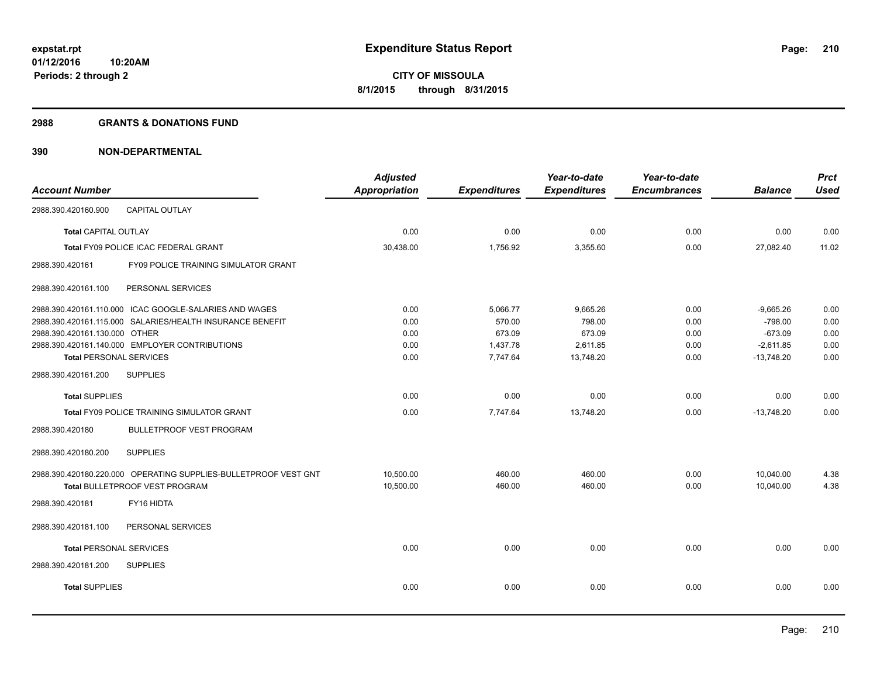**expstat.rpt**
**01/12/2016 10:20AM**
**Periods: 2 through 2**

# Expenditure Status Report

**CITY OF MISSOULA**
**8/1/2015 through 8/31/2015**

## 2988 GRANTS & DONATIONS FUND

## 390 NON-DEPARTMENTAL

| Account Number | Adjusted Appropriation | Expenditures | Year-to-date Expenditures | Year-to-date Encumbrances | Balance | Prct Used |
|---|---|---|---|---|---|---|
| 2988.390.420160.900 CAPITAL OUTLAY | | | | | | |
| **Total** CAPITAL OUTLAY | 0.00 | 0.00 | 0.00 | 0.00 | 0.00 | 0.00 |
| **Total** FY09 POLICE ICAC FEDERAL GRANT | 30,438.00 | 1,756.92 | 3,355.60 | 0.00 | 27,082.40 | 11.02 |
| 2988.390.420161 FY09 POLICE TRAINING SIMULATOR GRANT | | | | | | |
| 2988.390.420161.100 PERSONAL SERVICES | | | | | | |
| 2988.390.420161.110.000 ICAC GOOGLE-SALARIES AND WAGES | 0.00 | 5,066.77 | 9,665.26 | 0.00 | -9,665.26 | 0.00 |
| 2988.390.420161.115.000 SALARIES/HEALTH INSURANCE BENEFIT | 0.00 | 570.00 | 798.00 | 0.00 | -798.00 | 0.00 |
| 2988.390.420161.130.000 OTHER | 0.00 | 673.09 | 673.09 | 0.00 | -673.09 | 0.00 |
| 2988.390.420161.140.000 EMPLOYER CONTRIBUTIONS | 0.00 | 1,437.78 | 2,611.85 | 0.00 | -2,611.85 | 0.00 |
| **Total** PERSONAL SERVICES | 0.00 | 7,747.64 | 13,748.20 | 0.00 | -13,748.20 | 0.00 |
| 2988.390.420161.200 SUPPLIES | | | | | | |
| **Total** SUPPLIES | 0.00 | 0.00 | 0.00 | 0.00 | 0.00 | 0.00 |
| **Total** FY09 POLICE TRAINING SIMULATOR GRANT | 0.00 | 7,747.64 | 13,748.20 | 0.00 | -13,748.20 | 0.00 |
| 2988.390.420180 BULLETPROOF VEST PROGRAM | | | | | | |
| 2988.390.420180.200 SUPPLIES | | | | | | |
| 2988.390.420180.220.000 OPERATING SUPPLIES-BULLETPROOF VEST GNT | 10,500.00 | 460.00 | 460.00 | 0.00 | 10,040.00 | 4.38 |
| **Total** BULLETPROOF VEST PROGRAM | 10,500.00 | 460.00 | 460.00 | 0.00 | 10,040.00 | 4.38 |
| 2988.390.420181 FY16 HIDTA | | | | | | |
| 2988.390.420181.100 PERSONAL SERVICES | | | | | | |
| **Total** PERSONAL SERVICES | 0.00 | 0.00 | 0.00 | 0.00 | 0.00 | 0.00 |
| 2988.390.420181.200 SUPPLIES | | | | | | |
| **Total** SUPPLIES | 0.00 | 0.00 | 0.00 | 0.00 | 0.00 | 0.00 |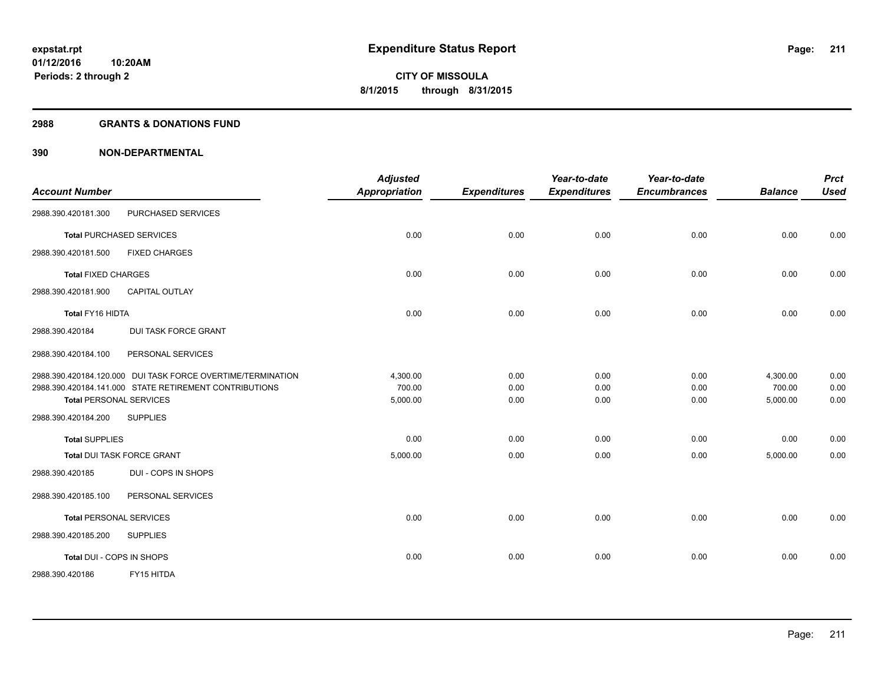**expstat.rpt**
**01/12/2016 10:20AM**
**Periods: 2 through 2**

# Expenditure Status Report

**CITY OF MISSOULA**
**8/1/2015 through 8/31/2015**

## 2988 GRANTS & DONATIONS FUND

## 390 NON-DEPARTMENTAL

| Account Number | | Adjusted Appropriation | Expenditures | Year-to-date Expenditures | Year-to-date Encumbrances | Balance | Prct Used |
|---|---|---|---|---|---|---|---|
| 2988.390.420181.300 | PURCHASED SERVICES | | | | | | |
| Total PURCHASED SERVICES | | 0.00 | 0.00 | 0.00 | 0.00 | 0.00 | 0.00 |
| 2988.390.420181.500 | FIXED CHARGES | | | | | | |
| Total FIXED CHARGES | | 0.00 | 0.00 | 0.00 | 0.00 | 0.00 | 0.00 |
| 2988.390.420181.900 | CAPITAL OUTLAY | | | | | | |
| Total FY16 HIDTA | | 0.00 | 0.00 | 0.00 | 0.00 | 0.00 | 0.00 |
| 2988.390.420184 | DUI TASK FORCE GRANT | | | | | | |
| 2988.390.420184.100 | PERSONAL SERVICES | | | | | | |
| 2988.390.420184.120.000 | DUI TASK FORCE OVERTIME/TERMINATION | 4,300.00 | 0.00 | 0.00 | 0.00 | 4,300.00 | 0.00 |
| 2988.390.420184.141.000 | STATE RETIREMENT CONTRIBUTIONS | 700.00 | 0.00 | 0.00 | 0.00 | 700.00 | 0.00 |
| Total PERSONAL SERVICES | | 5,000.00 | 0.00 | 0.00 | 0.00 | 5,000.00 | 0.00 |
| 2988.390.420184.200 | SUPPLIES | | | | | | |
| Total SUPPLIES | | 0.00 | 0.00 | 0.00 | 0.00 | 0.00 | 0.00 |
| Total DUI TASK FORCE GRANT | | 5,000.00 | 0.00 | 0.00 | 0.00 | 5,000.00 | 0.00 |
| 2988.390.420185 | DUI - COPS IN SHOPS | | | | | | |
| 2988.390.420185.100 | PERSONAL SERVICES | | | | | | |
| Total PERSONAL SERVICES | | 0.00 | 0.00 | 0.00 | 0.00 | 0.00 | 0.00 |
| 2988.390.420185.200 | SUPPLIES | | | | | | |
| Total DUI - COPS IN SHOPS | | 0.00 | 0.00 | 0.00 | 0.00 | 0.00 | 0.00 |
| 2988.390.420186 | FY15 HITDA | | | | | | |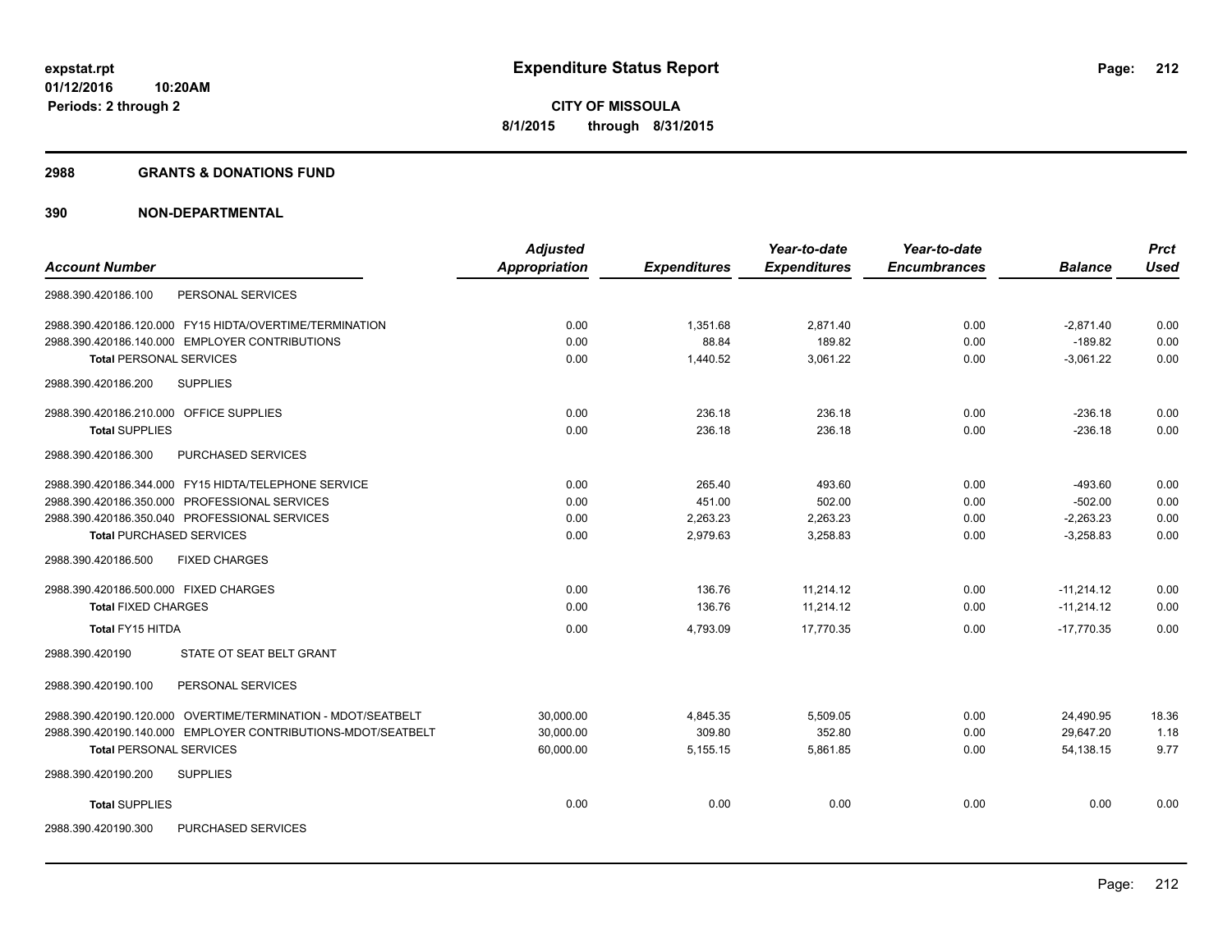**expstat.rpt**
**01/12/2016 10:20AM**
**Periods: 2 through 2**

# Expenditure Status Report

**CITY OF MISSOULA**
**8/1/2015 through 8/31/2015**

## 2988 GRANTS & DONATIONS FUND

## 390 NON-DEPARTMENTAL

| Account Number | Adjusted Appropriation | Expenditures | Year-to-date Expenditures | Year-to-date Encumbrances | Balance | Prct Used |
|---|---|---|---|---|---|---|
| 2988.390.420186.100 PERSONAL SERVICES | | | | | | |
| 2988.390.420186.120.000 FY15 HIDTA/OVERTIME/TERMINATION | 0.00 | 1,351.68 | 2,871.40 | 0.00 | -2,871.40 | 0.00 |
| 2988.390.420186.140.000 EMPLOYER CONTRIBUTIONS | 0.00 | 88.84 | 189.82 | 0.00 | -189.82 | 0.00 |
| **Total** PERSONAL SERVICES | 0.00 | 1,440.52 | 3,061.22 | 0.00 | -3,061.22 | 0.00 |
| 2988.390.420186.200 SUPPLIES | | | | | | |
| 2988.390.420186.210.000 OFFICE SUPPLIES | 0.00 | 236.18 | 236.18 | 0.00 | -236.18 | 0.00 |
| **Total** SUPPLIES | 0.00 | 236.18 | 236.18 | 0.00 | -236.18 | 0.00 |
| 2988.390.420186.300 PURCHASED SERVICES | | | | | | |
| 2988.390.420186.344.000 FY15 HIDTA/TELEPHONE SERVICE | 0.00 | 265.40 | 493.60 | 0.00 | -493.60 | 0.00 |
| 2988.390.420186.350.000 PROFESSIONAL SERVICES | 0.00 | 451.00 | 502.00 | 0.00 | -502.00 | 0.00 |
| 2988.390.420186.350.040 PROFESSIONAL SERVICES | 0.00 | 2,263.23 | 2,263.23 | 0.00 | -2,263.23 | 0.00 |
| **Total** PURCHASED SERVICES | 0.00 | 2,979.63 | 3,258.83 | 0.00 | -3,258.83 | 0.00 |
| 2988.390.420186.500 FIXED CHARGES | | | | | | |
| 2988.390.420186.500.000 FIXED CHARGES | 0.00 | 136.76 | 11,214.12 | 0.00 | -11,214.12 | 0.00 |
| **Total** FIXED CHARGES | 0.00 | 136.76 | 11,214.12 | 0.00 | -11,214.12 | 0.00 |
| **Total FY15 HIDTA** | 0.00 | 4,793.09 | 17,770.35 | 0.00 | -17,770.35 | 0.00 |
| 2988.390.420190 STATE OT SEAT BELT GRANT | | | | | | |
| 2988.390.420190.100 PERSONAL SERVICES | | | | | | |
| 2988.390.420190.120.000 OVERTIME/TERMINATION - MDOT/SEATBELT | 30,000.00 | 4,845.35 | 5,509.05 | 0.00 | 24,490.95 | 18.36 |
| 2988.390.420190.140.000 EMPLOYER CONTRIBUTIONS-MDOT/SEATBELT | 30,000.00 | 309.80 | 352.80 | 0.00 | 29,647.20 | 1.18 |
| **Total** PERSONAL SERVICES | 60,000.00 | 5,155.15 | 5,861.85 | 0.00 | 54,138.15 | 9.77 |
| 2988.390.420190.200 SUPPLIES | | | | | | |
| **Total** SUPPLIES | 0.00 | 0.00 | 0.00 | 0.00 | 0.00 | 0.00 |
| 2988.390.420190.300 PURCHASED SERVICES | | | | | | |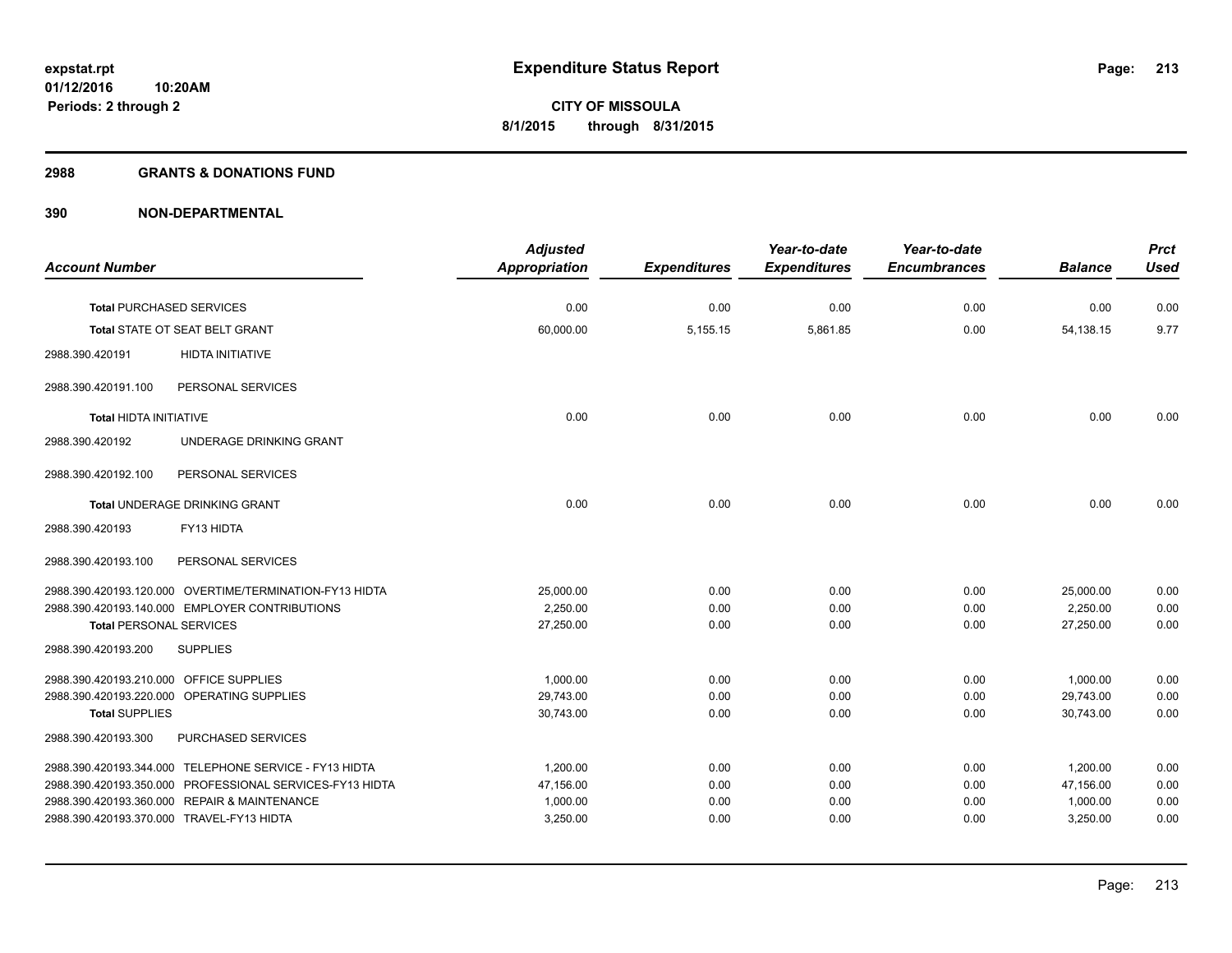**expstat.rpt**
**01/12/2016 10:20AM**
**Periods: 2 through 2**

# Expenditure Status Report

**CITY OF MISSOULA**
**8/1/2015 through 8/31/2015**

## 2988 GRANTS & DONATIONS FUND

## 390 NON-DEPARTMENTAL

| Account Number | | Adjusted Appropriation | Expenditures | Year-to-date Expenditures | Year-to-date Encumbrances | Balance | Prct Used |
|---|---|---|---|---|---|---|---|
| **Total** PURCHASED SERVICES | | 0.00 | 0.00 | 0.00 | 0.00 | 0.00 | 0.00 |
| **Total** STATE OT SEAT BELT GRANT | | 60,000.00 | 5,155.15 | 5,861.85 | 0.00 | 54,138.15 | 9.77 |
| 2988.390.420191 | HIDTA INITIATIVE | | | | | | |
| 2988.390.420191.100 | PERSONAL SERVICES | | | | | | |
| **Total** HIDTA INITIATIVE | | 0.00 | 0.00 | 0.00 | 0.00 | 0.00 | 0.00 |
| 2988.390.420192 | UNDERAGE DRINKING GRANT | | | | | | |
| 2988.390.420192.100 | PERSONAL SERVICES | | | | | | |
| **Total** UNDERAGE DRINKING GRANT | | 0.00 | 0.00 | 0.00 | 0.00 | 0.00 | 0.00 |
| 2988.390.420193 | FY13 HIDTA | | | | | | |
| 2988.390.420193.100 | PERSONAL SERVICES | | | | | | |
| 2988.390.420193.120.000 | OVERTIME/TERMINATION-FY13 HIDTA | 25,000.00 | 0.00 | 0.00 | 0.00 | 25,000.00 | 0.00 |
| 2988.390.420193.140.000 | EMPLOYER CONTRIBUTIONS | 2,250.00 | 0.00 | 0.00 | 0.00 | 2,250.00 | 0.00 |
| **Total** PERSONAL SERVICES | | 27,250.00 | 0.00 | 0.00 | 0.00 | 27,250.00 | 0.00 |
| 2988.390.420193.200 | SUPPLIES | | | | | | |
| 2988.390.420193.210.000 | OFFICE SUPPLIES | 1,000.00 | 0.00 | 0.00 | 0.00 | 1,000.00 | 0.00 |
| 2988.390.420193.220.000 | OPERATING SUPPLIES | 29,743.00 | 0.00 | 0.00 | 0.00 | 29,743.00 | 0.00 |
| **Total** SUPPLIES | | 30,743.00 | 0.00 | 0.00 | 0.00 | 30,743.00 | 0.00 |
| 2988.390.420193.300 | PURCHASED SERVICES | | | | | | |
| 2988.390.420193.344.000 | TELEPHONE SERVICE - FY13 HIDTA | 1,200.00 | 0.00 | 0.00 | 0.00 | 1,200.00 | 0.00 |
| 2988.390.420193.350.000 | PROFESSIONAL SERVICES-FY13 HIDTA | 47,156.00 | 0.00 | 0.00 | 0.00 | 47,156.00 | 0.00 |
| 2988.390.420193.360.000 | REPAIR & MAINTENANCE | 1,000.00 | 0.00 | 0.00 | 0.00 | 1,000.00 | 0.00 |
| 2988.390.420193.370.000 | TRAVEL-FY13 HIDTA | 3,250.00 | 0.00 | 0.00 | 0.00 | 3,250.00 | 0.00 |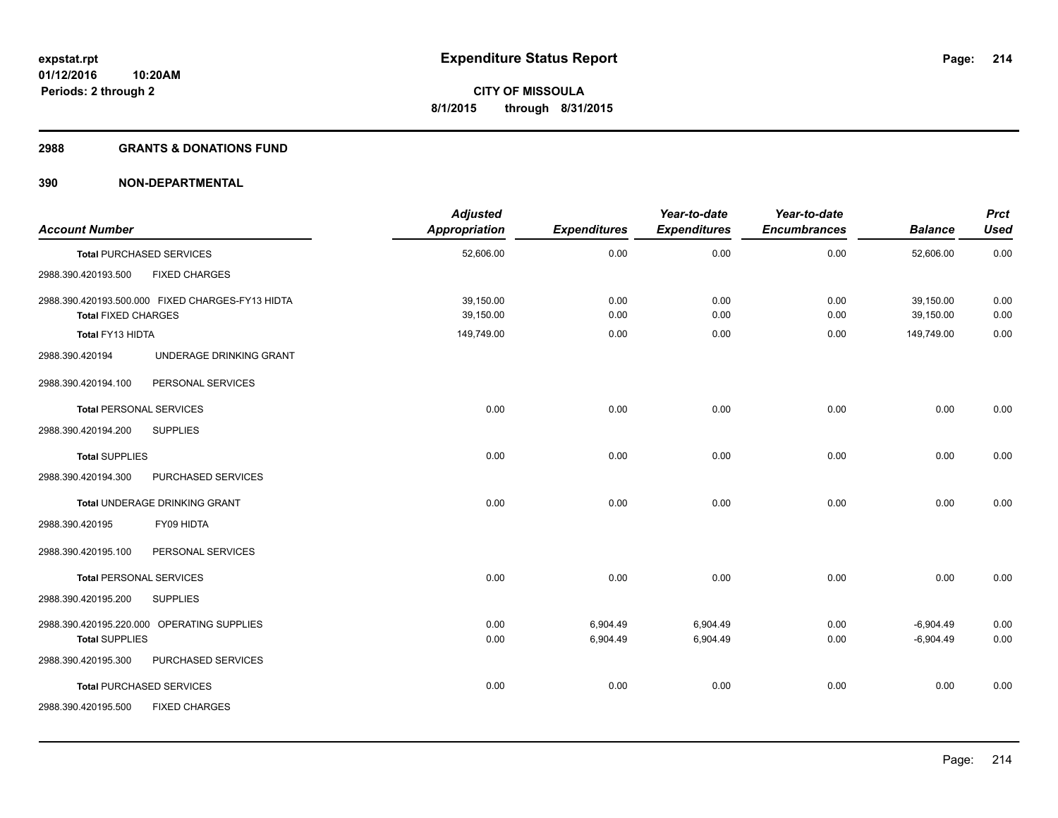# Expenditure Status Report

expstat.rpt
01/12/2016 10:20AM
Periods: 2 through 2

**CITY OF MISSOULA**
**8/1/2015 through 8/31/2015**

## 2988 GRANTS & DONATIONS FUND

## 390 NON-DEPARTMENTAL

| Account Number | | Adjusted Appropriation | Expenditures | Year-to-date Expenditures | Year-to-date Encumbrances | Balance | Prct Used |
|---|---|---|---|---|---|---|---|
| **Total** PURCHASED SERVICES | | 52,606.00 | 0.00 | 0.00 | 0.00 | 52,606.00 | 0.00 |
| 2988.390.420193.500 | FIXED CHARGES | | | | | | |
| 2988.390.420193.500.000 | FIXED CHARGES-FY13 HIDTA | 39,150.00 | 0.00 | 0.00 | 0.00 | 39,150.00 | 0.00 |
| **Total** FIXED CHARGES | | 39,150.00 | 0.00 | 0.00 | 0.00 | 39,150.00 | 0.00 |
| **Total** FY13 HIDTA | | 149,749.00 | 0.00 | 0.00 | 0.00 | 149,749.00 | 0.00 |
| 2988.390.420194 | UNDERAGE DRINKING GRANT | | | | | | |
| 2988.390.420194.100 | PERSONAL SERVICES | | | | | | |
| **Total** PERSONAL SERVICES | | 0.00 | 0.00 | 0.00 | 0.00 | 0.00 | 0.00 |
| 2988.390.420194.200 | SUPPLIES | | | | | | |
| **Total** SUPPLIES | | 0.00 | 0.00 | 0.00 | 0.00 | 0.00 | 0.00 |
| 2988.390.420194.300 | PURCHASED SERVICES | | | | | | |
| **Total** UNDERAGE DRINKING GRANT | | 0.00 | 0.00 | 0.00 | 0.00 | 0.00 | 0.00 |
| 2988.390.420195 | FY09 HIDTA | | | | | | |
| 2988.390.420195.100 | PERSONAL SERVICES | | | | | | |
| **Total** PERSONAL SERVICES | | 0.00 | 0.00 | 0.00 | 0.00 | 0.00 | 0.00 |
| 2988.390.420195.200 | SUPPLIES | | | | | | |
| 2988.390.420195.220.000 | OPERATING SUPPLIES | 0.00 | 6,904.49 | 6,904.49 | 0.00 | -6,904.49 | 0.00 |
| **Total** SUPPLIES | | 0.00 | 6,904.49 | 6,904.49 | 0.00 | -6,904.49 | 0.00 |
| 2988.390.420195.300 | PURCHASED SERVICES | | | | | | |
| **Total** PURCHASED SERVICES | | 0.00 | 0.00 | 0.00 | 0.00 | 0.00 | 0.00 |
| 2988.390.420195.500 | FIXED CHARGES | | | | | | |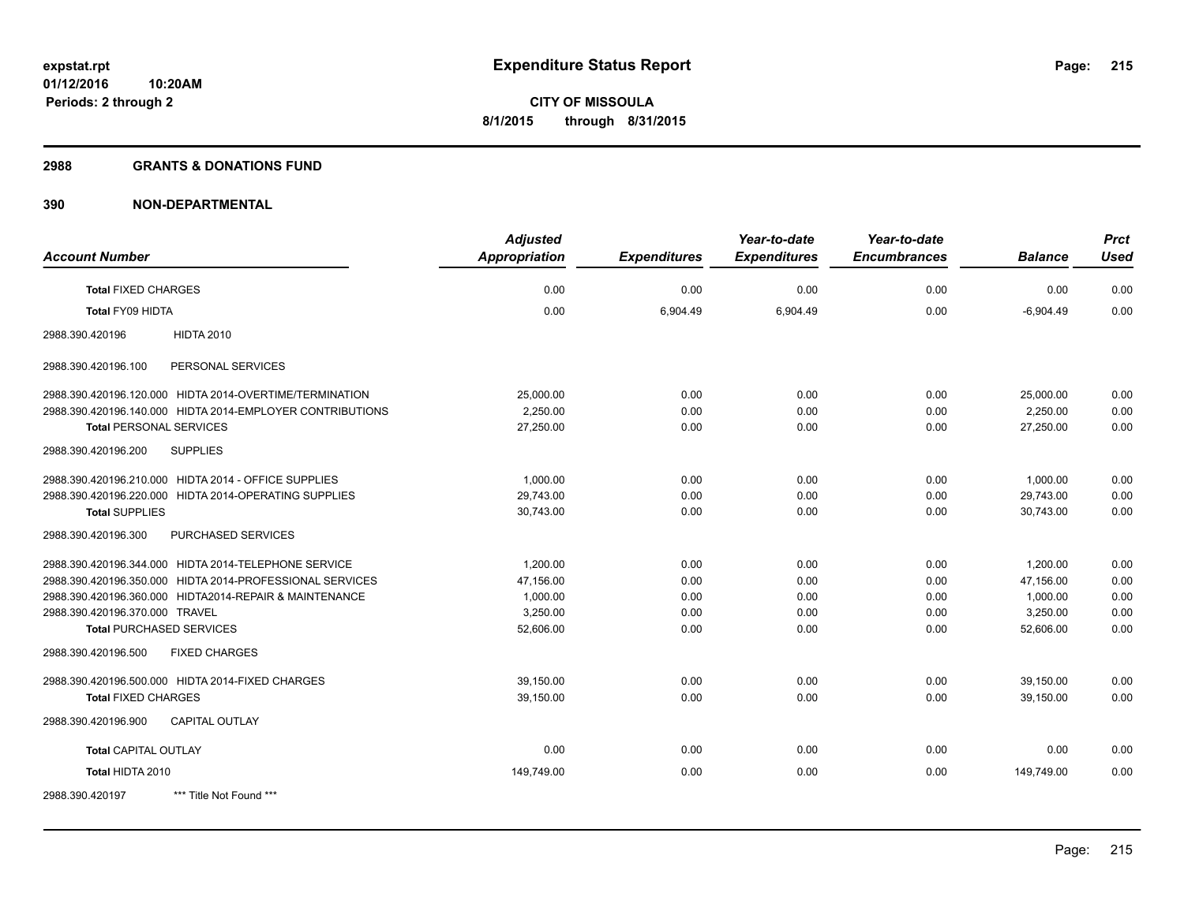# Expenditure Status Report

expstat.rpt
01/12/2016 10:20AM
Periods: 2 through 2

**CITY OF MISSOULA**
**8/1/2015 through 8/31/2015**

## 2988 GRANTS & DONATIONS FUND

## 390 NON-DEPARTMENTAL

| Account Number | Adjusted Appropriation | Expenditures | Year-to-date Expenditures | Year-to-date Encumbrances | Balance | Prct Used |
|---|---|---|---|---|---|---|
| **Total** FIXED CHARGES | 0.00 | 0.00 | 0.00 | 0.00 | 0.00 | 0.00 |
| **Total** FY09 HIDTA | 0.00 | 6,904.49 | 6,904.49 | 0.00 | -6,904.49 | 0.00 |
| 2988.390.420196 HIDTA 2010 | | | | | | |
| 2988.390.420196.100 PERSONAL SERVICES | | | | | | |
| 2988.390.420196.120.000 HIDTA 2014-OVERTIME/TERMINATION | 25,000.00 | 0.00 | 0.00 | 0.00 | 25,000.00 | 0.00 |
| 2988.390.420196.140.000 HIDTA 2014-EMPLOYER CONTRIBUTIONS | 2,250.00 | 0.00 | 0.00 | 0.00 | 2,250.00 | 0.00 |
| **Total** PERSONAL SERVICES | 27,250.00 | 0.00 | 0.00 | 0.00 | 27,250.00 | 0.00 |
| 2988.390.420196.200 SUPPLIES | | | | | | |
| 2988.390.420196.210.000 HIDTA 2014 - OFFICE SUPPLIES | 1,000.00 | 0.00 | 0.00 | 0.00 | 1,000.00 | 0.00 |
| 2988.390.420196.220.000 HIDTA 2014-OPERATING SUPPLIES | 29,743.00 | 0.00 | 0.00 | 0.00 | 29,743.00 | 0.00 |
| **Total** SUPPLIES | 30,743.00 | 0.00 | 0.00 | 0.00 | 30,743.00 | 0.00 |
| 2988.390.420196.300 PURCHASED SERVICES | | | | | | |
| 2988.390.420196.344.000 HIDTA 2014-TELEPHONE SERVICE | 1,200.00 | 0.00 | 0.00 | 0.00 | 1,200.00 | 0.00 |
| 2988.390.420196.350.000 HIDTA 2014-PROFESSIONAL SERVICES | 47,156.00 | 0.00 | 0.00 | 0.00 | 47,156.00 | 0.00 |
| 2988.390.420196.360.000 HIDTA2014-REPAIR & MAINTENANCE | 1,000.00 | 0.00 | 0.00 | 0.00 | 1,000.00 | 0.00 |
| 2988.390.420196.370.000 TRAVEL | 3,250.00 | 0.00 | 0.00 | 0.00 | 3,250.00 | 0.00 |
| **Total** PURCHASED SERVICES | 52,606.00 | 0.00 | 0.00 | 0.00 | 52,606.00 | 0.00 |
| 2988.390.420196.500 FIXED CHARGES | | | | | | |
| 2988.390.420196.500.000 HIDTA 2014-FIXED CHARGES | 39,150.00 | 0.00 | 0.00 | 0.00 | 39,150.00 | 0.00 |
| **Total** FIXED CHARGES | 39,150.00 | 0.00 | 0.00 | 0.00 | 39,150.00 | 0.00 |
| 2988.390.420196.900 CAPITAL OUTLAY | | | | | | |
| **Total** CAPITAL OUTLAY | 0.00 | 0.00 | 0.00 | 0.00 | 0.00 | 0.00 |
| **Total** HIDTA 2010 | 149,749.00 | 0.00 | 0.00 | 0.00 | 149,749.00 | 0.00 |
| 2988.390.420197 *** Title Not Found *** | | | | | | |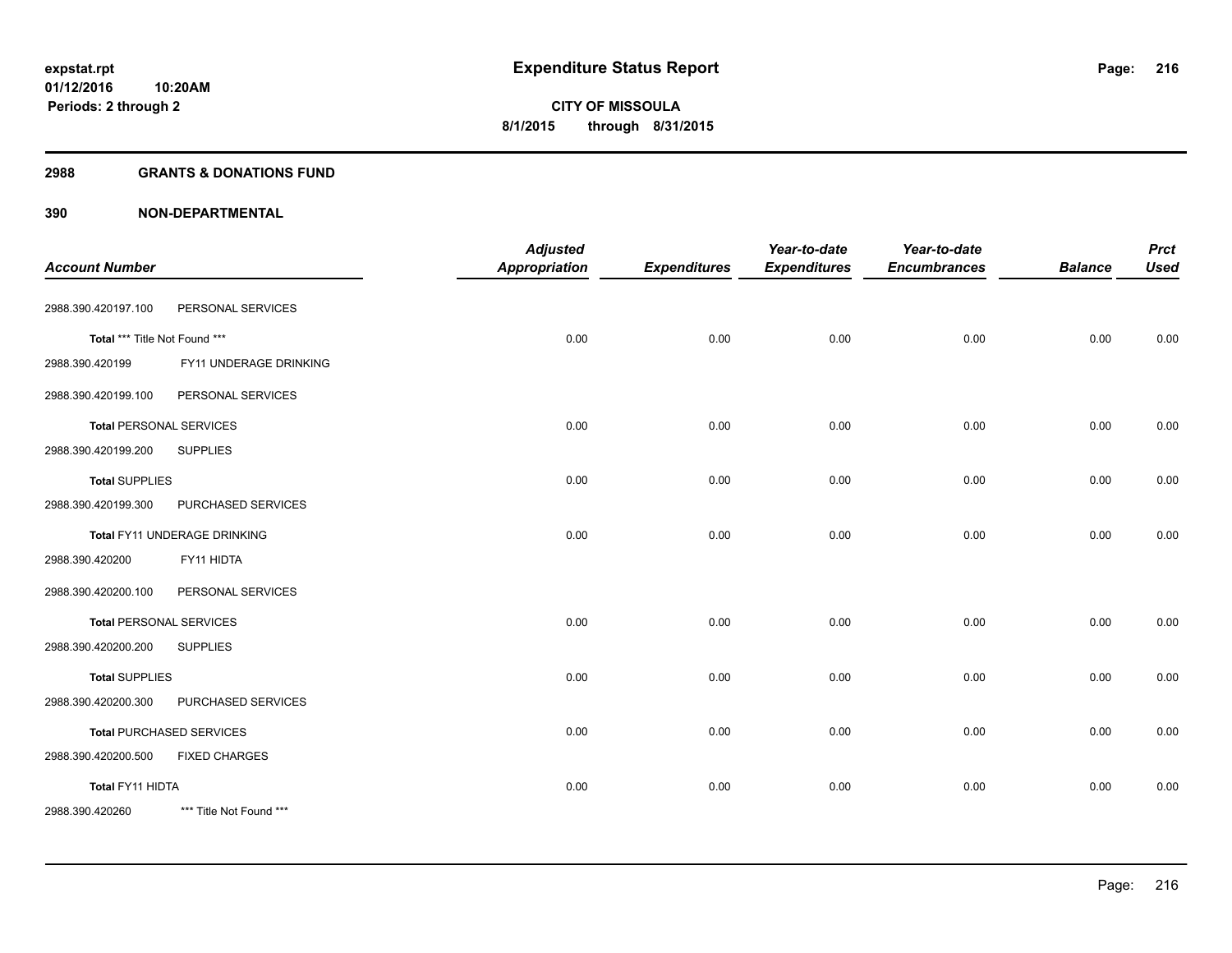# Expenditure Status Report

expstat.rpt
01/12/2016 10:20AM
Periods: 2 through 2

**CITY OF MISSOULA**
**8/1/2015 through 8/31/2015**

## 2988 GRANTS & DONATIONS FUND

## 390 NON-DEPARTMENTAL

| Account Number | | Adjusted Appropriation | Expenditures | Year-to-date Expenditures | Year-to-date Encumbrances | Balance | Prct Used |
|---|---|---|---|---|---|---|---|
| 2988.390.420197.100 | PERSONAL SERVICES | | | | | | |
| **Total** *** Title Not Found *** | | 0.00 | 0.00 | 0.00 | 0.00 | 0.00 | 0.00 |
| 2988.390.420199 | FY11 UNDERAGE DRINKING | | | | | | |
| 2988.390.420199.100 | PERSONAL SERVICES | | | | | | |
| **Total** PERSONAL SERVICES | | 0.00 | 0.00 | 0.00 | 0.00 | 0.00 | 0.00 |
| 2988.390.420199.200 | SUPPLIES | | | | | | |
| **Total** SUPPLIES | | 0.00 | 0.00 | 0.00 | 0.00 | 0.00 | 0.00 |
| 2988.390.420199.300 | PURCHASED SERVICES | | | | | | |
| **Total** FY11 UNDERAGE DRINKING | | 0.00 | 0.00 | 0.00 | 0.00 | 0.00 | 0.00 |
| 2988.390.420200 | FY11 HIDTA | | | | | | |
| 2988.390.420200.100 | PERSONAL SERVICES | | | | | | |
| **Total** PERSONAL SERVICES | | 0.00 | 0.00 | 0.00 | 0.00 | 0.00 | 0.00 |
| 2988.390.420200.200 | SUPPLIES | | | | | | |
| **Total** SUPPLIES | | 0.00 | 0.00 | 0.00 | 0.00 | 0.00 | 0.00 |
| 2988.390.420200.300 | PURCHASED SERVICES | | | | | | |
| **Total** PURCHASED SERVICES | | 0.00 | 0.00 | 0.00 | 0.00 | 0.00 | 0.00 |
| 2988.390.420200.500 | FIXED CHARGES | | | | | | |
| **Total** FY11 HIDTA | | 0.00 | 0.00 | 0.00 | 0.00 | 0.00 | 0.00 |
| 2988.390.420260 | *** Title Not Found *** | | | | | | |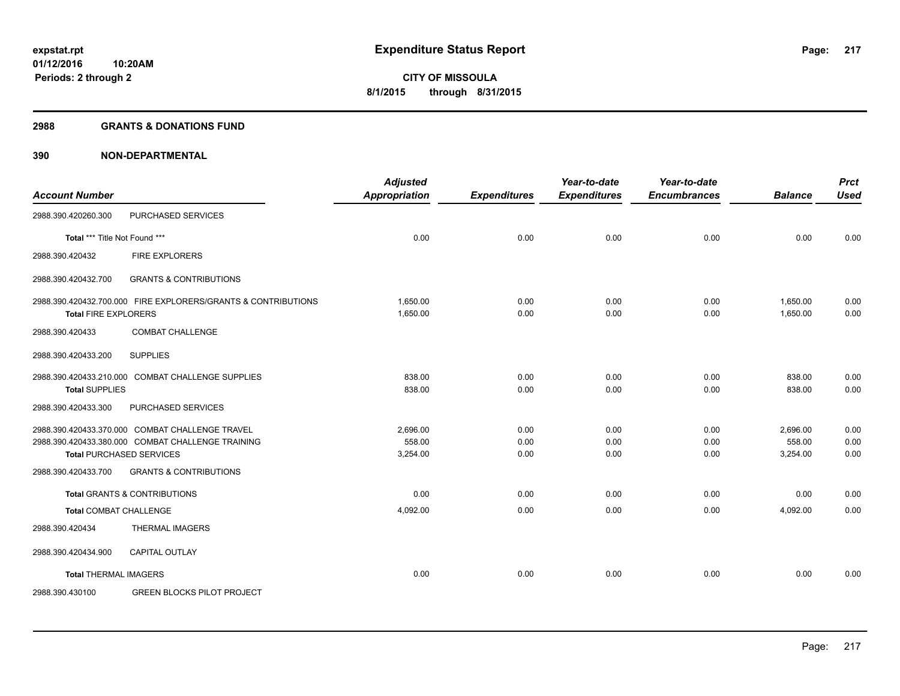**expstat.rpt**
**01/12/2016 10:20AM**
**Periods: 2 through 2**

# Expenditure Status Report

**CITY OF MISSOULA**
**8/1/2015 through 8/31/2015**

## 2988 GRANTS & DONATIONS FUND

## 390 NON-DEPARTMENTAL

| Account Number | | Adjusted Appropriation | Expenditures | Year-to-date Expenditures | Year-to-date Encumbrances | Balance | Prct Used |
|---|---|---|---|---|---|---|---|
| 2988.390.420260.300 | PURCHASED SERVICES | | | | | | |
| **Total** *** Title Not Found *** | | 0.00 | 0.00 | 0.00 | 0.00 | 0.00 | 0.00 |
| 2988.390.420432 | FIRE EXPLORERS | | | | | | |
| 2988.390.420432.700 | GRANTS & CONTRIBUTIONS | | | | | | |
| 2988.390.420432.700.000 | FIRE EXPLORERS/GRANTS & CONTRIBUTIONS | 1,650.00 | 0.00 | 0.00 | 0.00 | 1,650.00 | 0.00 |
| **Total** FIRE EXPLORERS | | 1,650.00 | 0.00 | 0.00 | 0.00 | 1,650.00 | 0.00 |
| 2988.390.420433 | COMBAT CHALLENGE | | | | | | |
| 2988.390.420433.200 | SUPPLIES | | | | | | |
| 2988.390.420433.210.000 | COMBAT CHALLENGE SUPPLIES | 838.00 | 0.00 | 0.00 | 0.00 | 838.00 | 0.00 |
| **Total** SUPPLIES | | 838.00 | 0.00 | 0.00 | 0.00 | 838.00 | 0.00 |
| 2988.390.420433.300 | PURCHASED SERVICES | | | | | | |
| 2988.390.420433.370.000 | COMBAT CHALLENGE TRAVEL | 2,696.00 | 0.00 | 0.00 | 0.00 | 2,696.00 | 0.00 |
| 2988.390.420433.380.000 | COMBAT CHALLENGE TRAINING | 558.00 | 0.00 | 0.00 | 0.00 | 558.00 | 0.00 |
| **Total** PURCHASED SERVICES | | 3,254.00 | 0.00 | 0.00 | 0.00 | 3,254.00 | 0.00 |
| 2988.390.420433.700 | GRANTS & CONTRIBUTIONS | | | | | | |
| **Total** GRANTS & CONTRIBUTIONS | | 0.00 | 0.00 | 0.00 | 0.00 | 0.00 | 0.00 |
| **Total** COMBAT CHALLENGE | | 4,092.00 | 0.00 | 0.00 | 0.00 | 4,092.00 | 0.00 |
| 2988.390.420434 | THERMAL IMAGERS | | | | | | |
| 2988.390.420434.900 | CAPITAL OUTLAY | | | | | | |
| **Total** THERMAL IMAGERS | | 0.00 | 0.00 | 0.00 | 0.00 | 0.00 | 0.00 |
| 2988.390.430100 | GREEN BLOCKS PILOT PROJECT | | | | | | |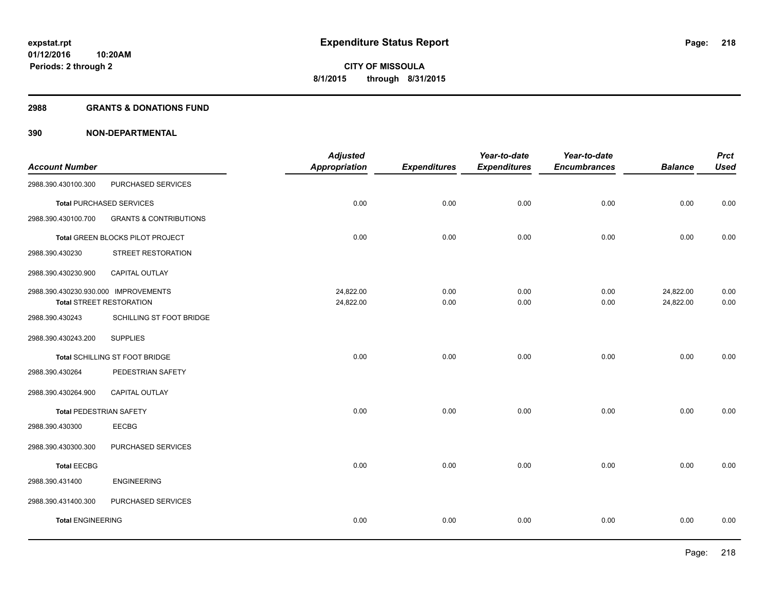**expstat.rpt**
**01/12/2016 10:20AM**
**Periods: 2 through 2**

# Expenditure Status Report

**CITY OF MISSOULA**
**8/1/2015 through 8/31/2015**

## 2988 GRANTS & DONATIONS FUND

## 390 NON-DEPARTMENTAL

| Account Number | | Adjusted Appropriation | Expenditures | Year-to-date Expenditures | Year-to-date Encumbrances | Balance | Prct Used |
|---|---|---|---|---|---|---|---|
| 2988.390.430100.300 | PURCHASED SERVICES | | | | | | |
| **Total** PURCHASED SERVICES | | 0.00 | 0.00 | 0.00 | 0.00 | 0.00 | 0.00 |
| 2988.390.430100.700 | GRANTS & CONTRIBUTIONS | | | | | | |
| **Total** GREEN BLOCKS PILOT PROJECT | | 0.00 | 0.00 | 0.00 | 0.00 | 0.00 | 0.00 |
| 2988.390.430230 | STREET RESTORATION | | | | | | |
| 2988.390.430230.900 | CAPITAL OUTLAY | | | | | | |
| 2988.390.430230.930.000 | IMPROVEMENTS | 24,822.00 | 0.00 | 0.00 | 0.00 | 24,822.00 | 0.00 |
| **Total** STREET RESTORATION | | 24,822.00 | 0.00 | 0.00 | 0.00 | 24,822.00 | 0.00 |
| 2988.390.430243 | SCHILLING ST FOOT BRIDGE | | | | | | |
| 2988.390.430243.200 | SUPPLIES | | | | | | |
| **Total** SCHILLING ST FOOT BRIDGE | | 0.00 | 0.00 | 0.00 | 0.00 | 0.00 | 0.00 |
| 2988.390.430264 | PEDESTRIAN SAFETY | | | | | | |
| 2988.390.430264.900 | CAPITAL OUTLAY | | | | | | |
| **Total** PEDESTRIAN SAFETY | | 0.00 | 0.00 | 0.00 | 0.00 | 0.00 | 0.00 |
| 2988.390.430300 | EECBG | | | | | | |
| 2988.390.430300.300 | PURCHASED SERVICES | | | | | | |
| **Total** EECBG | | 0.00 | 0.00 | 0.00 | 0.00 | 0.00 | 0.00 |
| 2988.390.431400 | ENGINEERING | | | | | | |
| 2988.390.431400.300 | PURCHASED SERVICES | | | | | | |
| **Total** ENGINEERING | | 0.00 | 0.00 | 0.00 | 0.00 | 0.00 | 0.00 |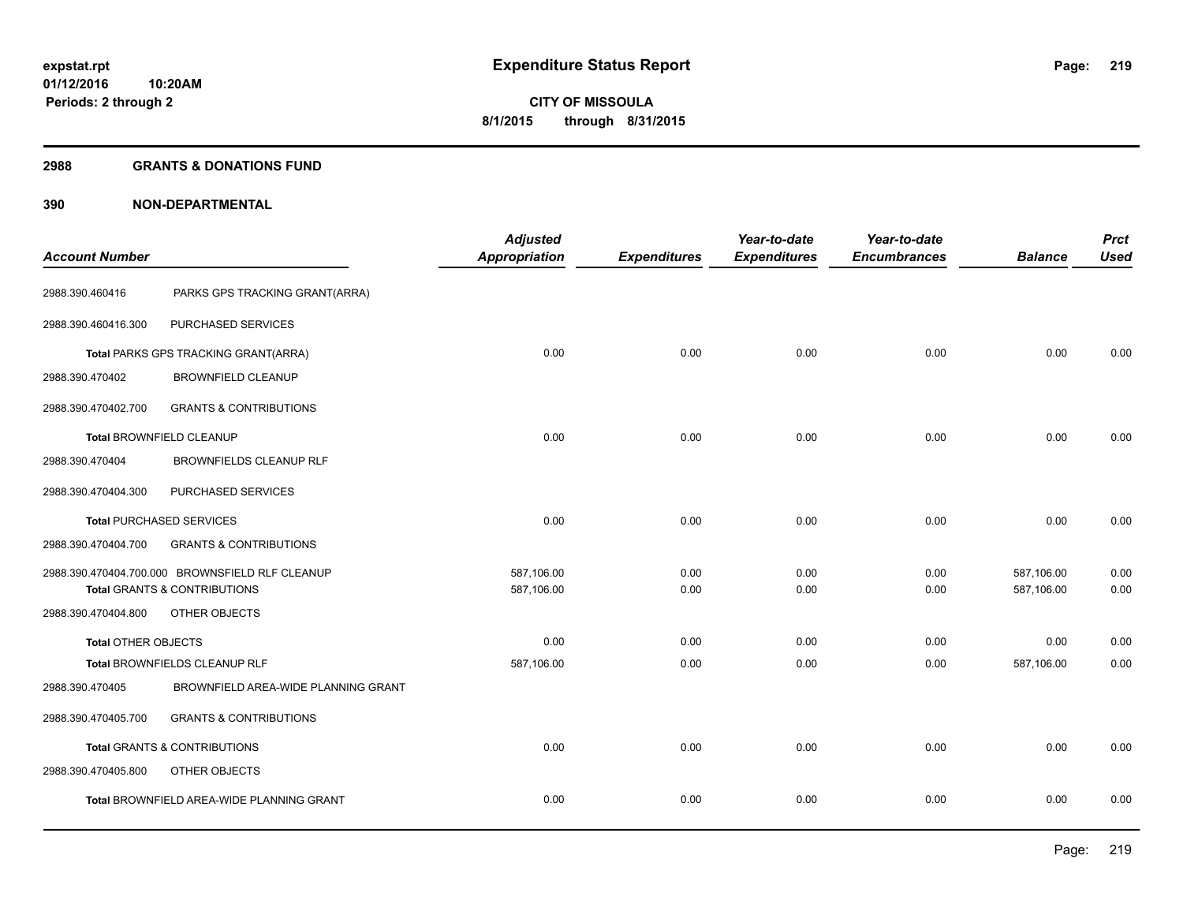**expstat.rpt**
**01/12/2016 10:20AM**
**Periods: 2 through 2**

# Expenditure Status Report

**CITY OF MISSOULA**
**8/1/2015 through 8/31/2015**

## 2988 GRANTS & DONATIONS FUND

## 390 NON-DEPARTMENTAL

| Account Number | | Adjusted Appropriation | Expenditures | Year-to-date Expenditures | Year-to-date Encumbrances | Balance | Prct Used |
|---|---|---|---|---|---|---|---|
| 2988.390.460416 | PARKS GPS TRACKING GRANT(ARRA) | | | | | | |
| 2988.390.460416.300 | PURCHASED SERVICES | | | | | | |
| Total PARKS GPS TRACKING GRANT(ARRA) | | 0.00 | 0.00 | 0.00 | 0.00 | 0.00 | 0.00 |
| 2988.390.470402 | BROWNFIELD CLEANUP | | | | | | |
| 2988.390.470402.700 | GRANTS & CONTRIBUTIONS | | | | | | |
| Total BROWNFIELD CLEANUP | | 0.00 | 0.00 | 0.00 | 0.00 | 0.00 | 0.00 |
| 2988.390.470404 | BROWNFIELDS CLEANUP RLF | | | | | | |
| 2988.390.470404.300 | PURCHASED SERVICES | | | | | | |
| Total PURCHASED SERVICES | | 0.00 | 0.00 | 0.00 | 0.00 | 0.00 | 0.00 |
| 2988.390.470404.700 | GRANTS & CONTRIBUTIONS | | | | | | |
| 2988.390.470404.700.000 | BROWNSFIELD RLF CLEANUP | 587,106.00 | 0.00 | 0.00 | 0.00 | 587,106.00 | 0.00 |
| Total GRANTS & CONTRIBUTIONS | | 587,106.00 | 0.00 | 0.00 | 0.00 | 587,106.00 | 0.00 |
| 2988.390.470404.800 | OTHER OBJECTS | | | | | | |
| Total OTHER OBJECTS | | 0.00 | 0.00 | 0.00 | 0.00 | 0.00 | 0.00 |
| Total BROWNFIELDS CLEANUP RLF | | 587,106.00 | 0.00 | 0.00 | 0.00 | 587,106.00 | 0.00 |
| 2988.390.470405 | BROWNFIELD AREA-WIDE PLANNING GRANT | | | | | | |
| 2988.390.470405.700 | GRANTS & CONTRIBUTIONS | | | | | | |
| Total GRANTS & CONTRIBUTIONS | | 0.00 | 0.00 | 0.00 | 0.00 | 0.00 | 0.00 |
| 2988.390.470405.800 | OTHER OBJECTS | | | | | | |
| Total BROWNFIELD AREA-WIDE PLANNING GRANT | | 0.00 | 0.00 | 0.00 | 0.00 | 0.00 | 0.00 |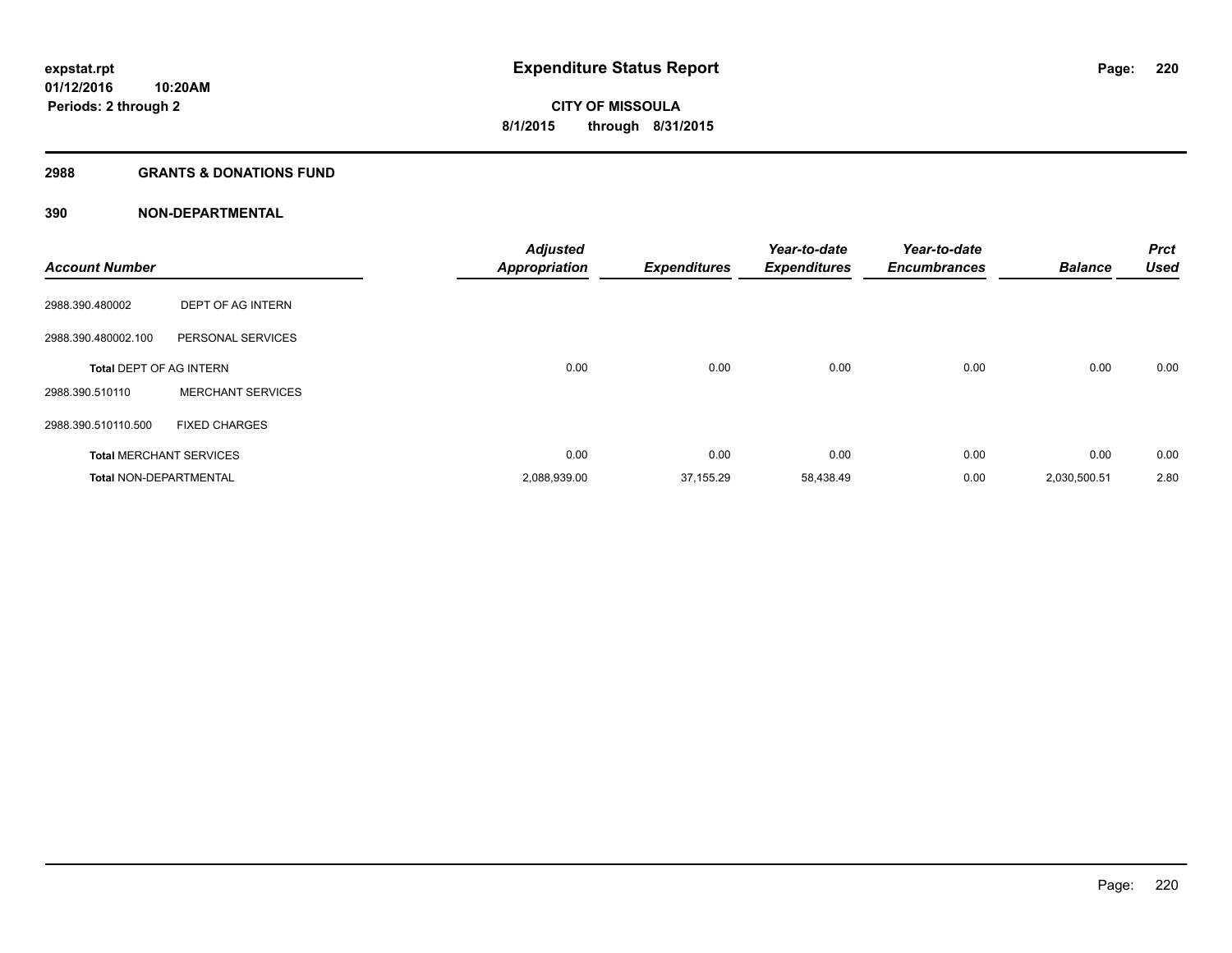**expstat.rpt**
**01/12/2016 10:20AM**
**Periods: 2 through 2**

# Expenditure Status Report

**CITY OF MISSOULA**
**8/1/2015 through 8/31/2015**

## 2988 GRANTS & DONATIONS FUND

## 390 NON-DEPARTMENTAL

| Account Number | | Adjusted Appropriation | Expenditures | Year-to-date Expenditures | Year-to-date Encumbrances | Balance | Prct Used |
|---|---|---|---|---|---|---|---|
| 2988.390.480002 | DEPT OF AG INTERN | | | | | | |
| 2988.390.480002.100 | PERSONAL SERVICES | | | | | | |
| **Total** DEPT OF AG INTERN | | 0.00 | 0.00 | 0.00 | 0.00 | 0.00 | 0.00 |
| 2988.390.510110 | MERCHANT SERVICES | | | | | | |
| 2988.390.510110.500 | FIXED CHARGES | | | | | | |
| **Total** MERCHANT SERVICES | | 0.00 | 0.00 | 0.00 | 0.00 | 0.00 | 0.00 |
| **Total** NON-DEPARTMENTAL | | 2,088,939.00 | 37,155.29 | 58,438.49 | 0.00 | 2,030,500.51 | 2.80 |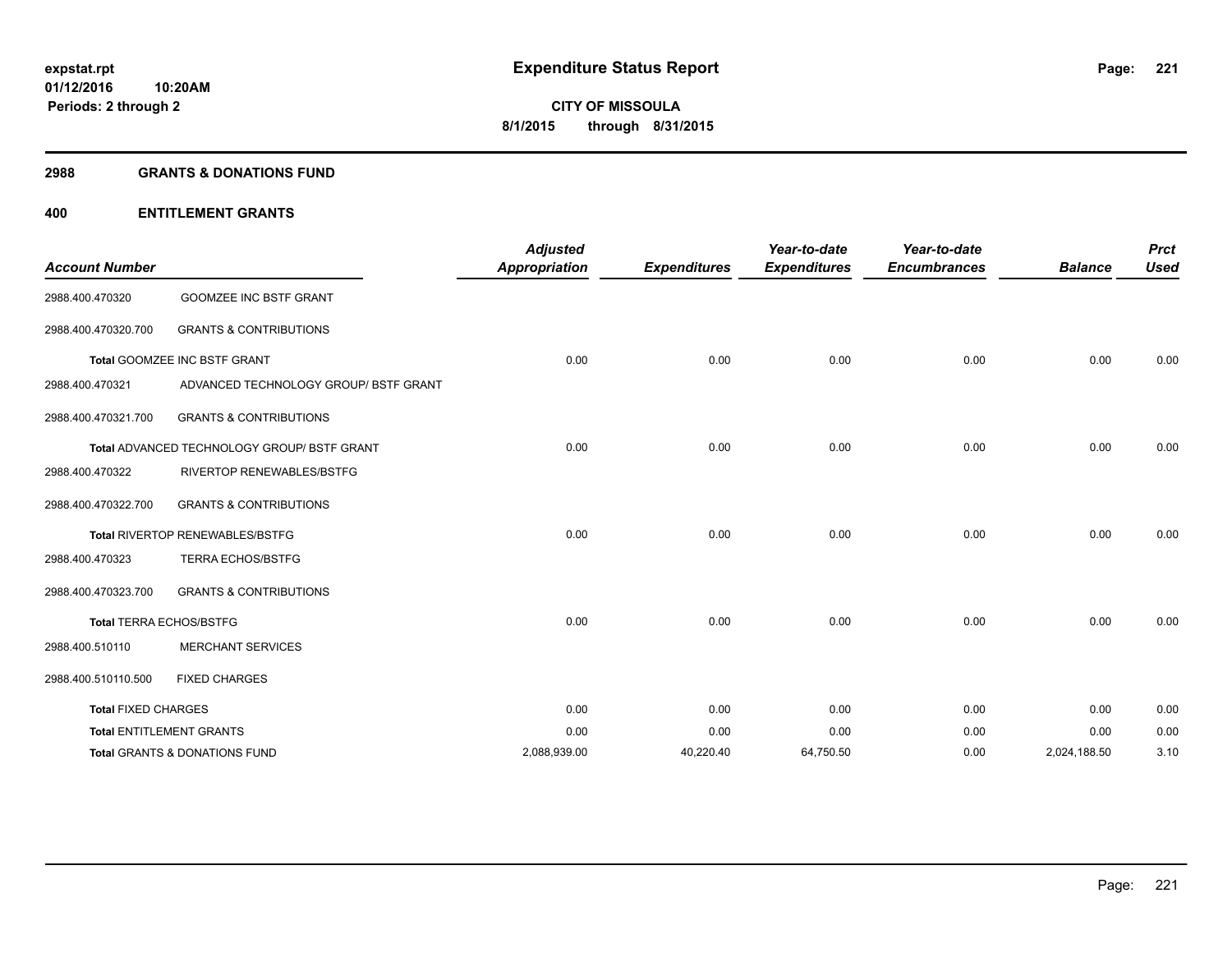# Expenditure Status Report

**CITY OF MISSOULA**
**8/1/2015 through 8/31/2015**

expstat.rpt
01/12/2016 10:20AM
Periods: 2 through 2

## 2988 GRANTS & DONATIONS FUND

### 400 ENTITLEMENT GRANTS

| Account Number | | Adjusted Appropriation | Expenditures | Year-to-date Expenditures | Year-to-date Encumbrances | Balance | Prct Used |
|---|---|---|---|---|---|---|---|
| 2988.400.470320 | GOOMZEE INC BSTF GRANT | | | | | | |
| 2988.400.470320.700 | GRANTS & CONTRIBUTIONS | | | | | | |
| Total GOOMZEE INC BSTF GRANT | | 0.00 | 0.00 | 0.00 | 0.00 | 0.00 | 0.00 |
| 2988.400.470321 | ADVANCED TECHNOLOGY GROUP/ BSTF GRANT | | | | | | |
| 2988.400.470321.700 | GRANTS & CONTRIBUTIONS | | | | | | |
| Total ADVANCED TECHNOLOGY GROUP/ BSTF GRANT | | 0.00 | 0.00 | 0.00 | 0.00 | 0.00 | 0.00 |
| 2988.400.470322 | RIVERTOP RENEWABLES/BSTFG | | | | | | |
| 2988.400.470322.700 | GRANTS & CONTRIBUTIONS | | | | | | |
| Total RIVERTOP RENEWABLES/BSTFG | | 0.00 | 0.00 | 0.00 | 0.00 | 0.00 | 0.00 |
| 2988.400.470323 | TERRA ECHOS/BSTFG | | | | | | |
| 2988.400.470323.700 | GRANTS & CONTRIBUTIONS | | | | | | |
| Total TERRA ECHOS/BSTFG | | 0.00 | 0.00 | 0.00 | 0.00 | 0.00 | 0.00 |
| 2988.400.510110 | MERCHANT SERVICES | | | | | | |
| 2988.400.510110.500 | FIXED CHARGES | | | | | | |
| Total FIXED CHARGES | | 0.00 | 0.00 | 0.00 | 0.00 | 0.00 | 0.00 |
| Total ENTITLEMENT GRANTS | | 0.00 | 0.00 | 0.00 | 0.00 | 0.00 | 0.00 |
| Total GRANTS & DONATIONS FUND | | 2,088,939.00 | 40,220.40 | 64,750.50 | 0.00 | 2,024,188.50 | 3.10 |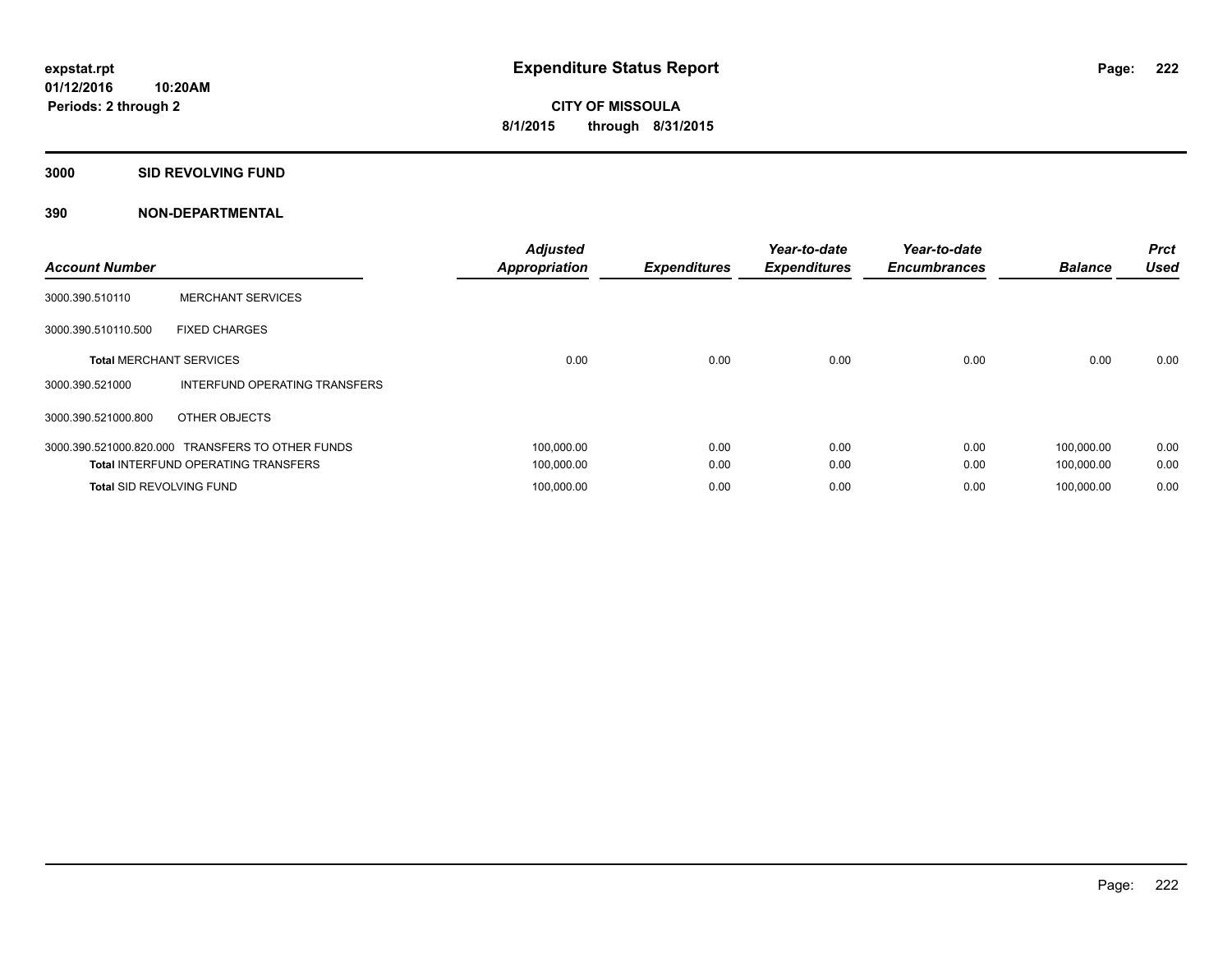expstat.rpt
01/12/2016 10:20AM
Periods: 2 through 2

# Expenditure Status Report

**CITY OF MISSOULA**
**8/1/2015 through 8/31/2015**

## 3000 SID REVOLVING FUND

## 390 NON-DEPARTMENTAL

| Account Number | | Adjusted Appropriation | Expenditures | Year-to-date Expenditures | Year-to-date Encumbrances | Balance | Prct Used |
|---|---|---|---|---|---|---|---|
| 3000.390.510110 | MERCHANT SERVICES | | | | | | |
| 3000.390.510110.500 | FIXED CHARGES | | | | | | |
| **Total** MERCHANT SERVICES | | 0.00 | 0.00 | 0.00 | 0.00 | 0.00 | 0.00 |
| 3000.390.521000 | INTERFUND OPERATING TRANSFERS | | | | | | |
| 3000.390.521000.800 | OTHER OBJECTS | | | | | | |
| 3000.390.521000.820.000 | TRANSFERS TO OTHER FUNDS | 100,000.00 | 0.00 | 0.00 | 0.00 | 100,000.00 | 0.00 |
| **Total** INTERFUND OPERATING TRANSFERS | | 100,000.00 | 0.00 | 0.00 | 0.00 | 100,000.00 | 0.00 |
| **Total** SID REVOLVING FUND | | 100,000.00 | 0.00 | 0.00 | 0.00 | 100,000.00 | 0.00 |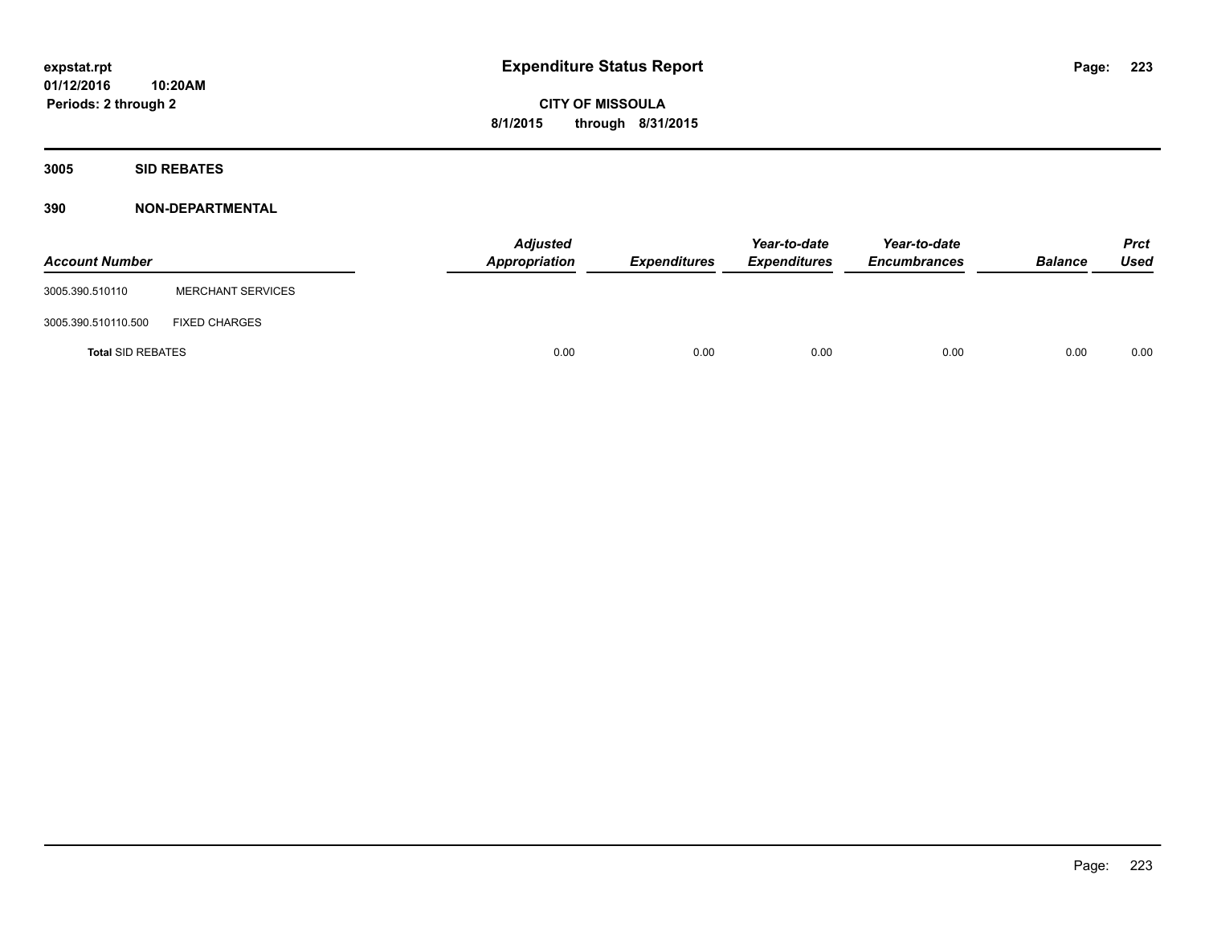# Expenditure Status Report

expstat.rpt
01/12/2016 10:20AM
Periods: 2 through 2

**CITY OF MISSOULA**
**8/1/2015 through 8/31/2015**

## 3005 SID REBATES

## 390 NON-DEPARTMENTAL

| Account Number | | Adjusted Appropriation | Expenditures | Year-to-date Expenditures | Year-to-date Encumbrances | Balance | Prct Used |
|---|---|---|---|---|---|---|---|
| 3005.390.510110 | MERCHANT SERVICES | | | | | | |
| 3005.390.510110.500 | FIXED CHARGES | | | | | | |
| **Total** SID REBATES | | 0.00 | 0.00 | 0.00 | 0.00 | 0.00 | 0.00 |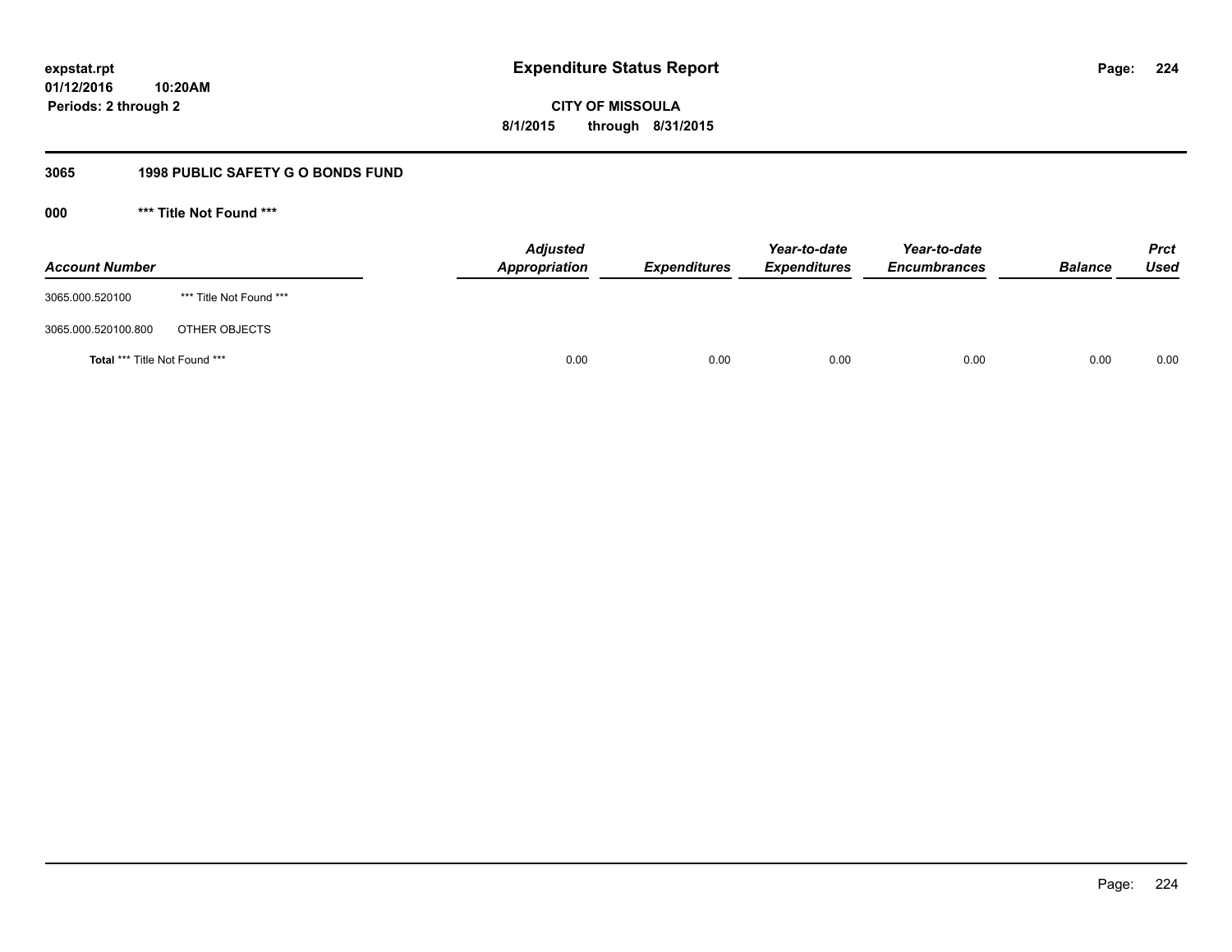**expstat.rpt**
**01/12/2016 10:20AM**
**Periods: 2 through 2**

# Expenditure Status Report

**CITY OF MISSOULA**
**8/1/2015 through 8/31/2015**

## 3065 1998 PUBLIC SAFETY G O BONDS FUND

### 000 *** Title Not Found ***

| Account Number | | Adjusted Appropriation | Expenditures | Year-to-date Expenditures | Year-to-date Encumbrances | Balance | Prct Used |
|---|---|---|---|---|---|---|---|
| 3065.000.520100 | *** Title Not Found *** | | | | | | |
| 3065.000.520100.800 | OTHER OBJECTS | | | | | | |
| **Total** *** Title Not Found *** | | 0.00 | 0.00 | 0.00 | 0.00 | 0.00 | 0.00 |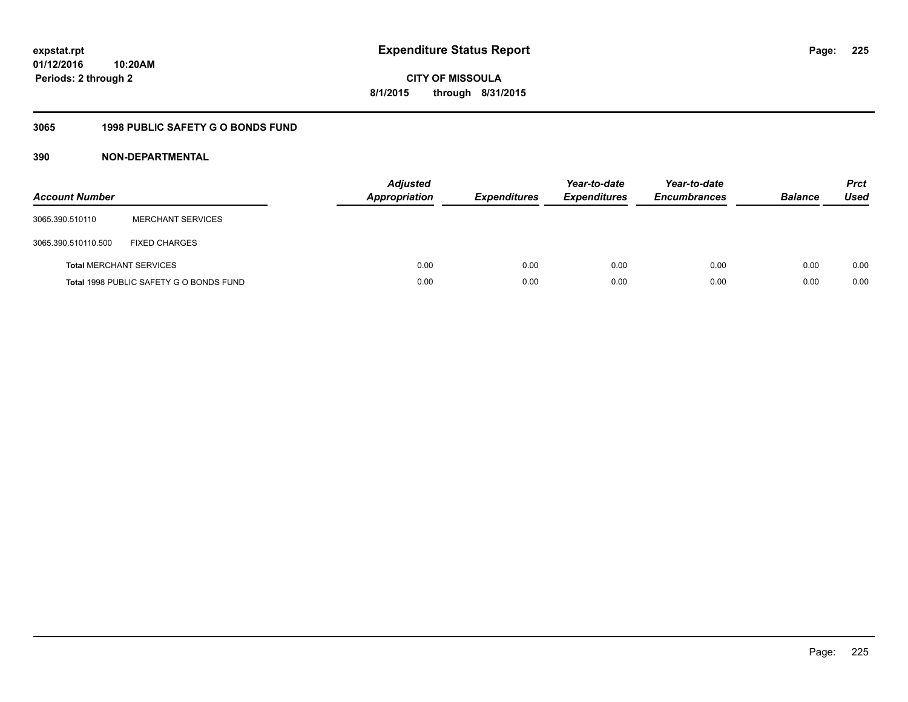**Expenditure Status Report**

**CITY OF MISSOULA**

**8/1/2015 through 8/31/2015**

expstat.rpt
01/12/2016 10:20AM
Periods: 2 through 2

## 3065 1998 PUBLIC SAFETY G O BONDS FUND

### 390 NON-DEPARTMENTAL

| Account Number | | Adjusted Appropriation | Expenditures | Year-to-date Expenditures | Year-to-date Encumbrances | Balance | Prct Used |
|---|---|---|---|---|---|---|---|
| 3065.390.510110 | MERCHANT SERVICES | | | | | | |
| 3065.390.510110.500 | FIXED CHARGES | | | | | | |
| **Total** MERCHANT SERVICES | | 0.00 | 0.00 | 0.00 | 0.00 | 0.00 | 0.00 |
| **Total** 1998 PUBLIC SAFETY G O BONDS FUND | | 0.00 | 0.00 | 0.00 | 0.00 | 0.00 | 0.00 |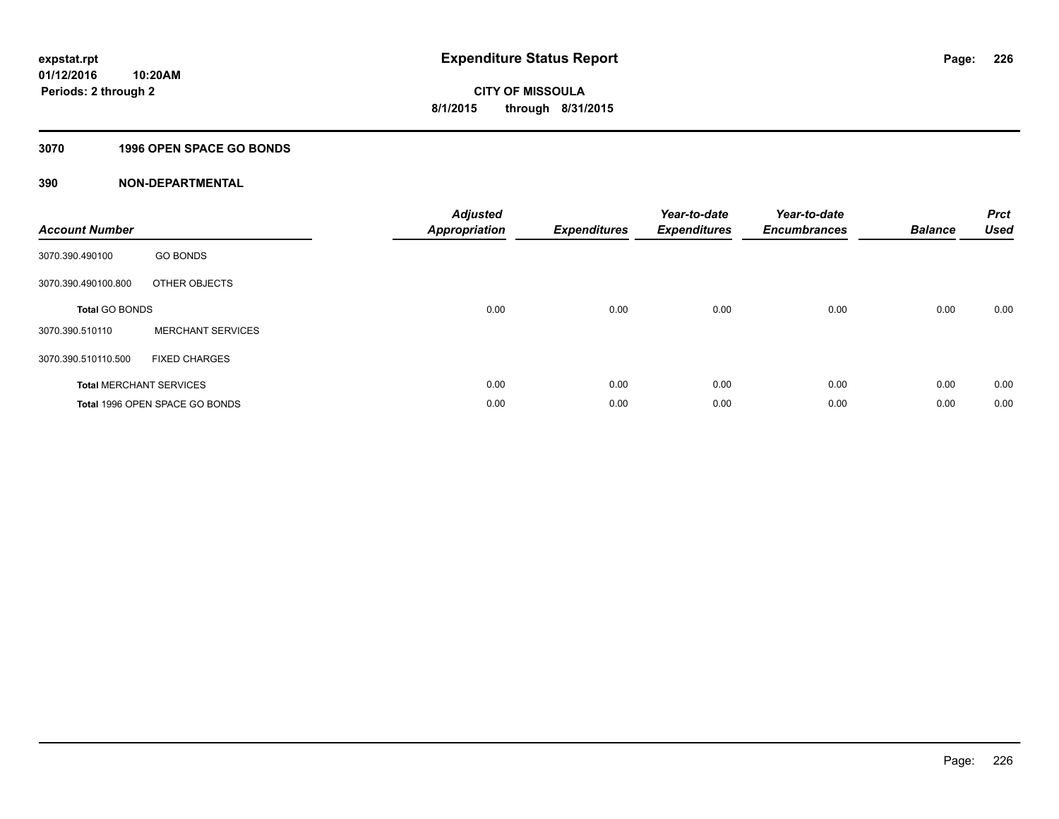**expstat.rpt**
**01/12/2016 10:20AM**
**Periods: 2 through 2**

# Expenditure Status Report

**CITY OF MISSOULA**
**8/1/2015 through 8/31/2015**

## 3070 1996 OPEN SPACE GO BONDS

## 390 NON-DEPARTMENTAL

| Account Number | | Adjusted Appropriation | Expenditures | Year-to-date Expenditures | Year-to-date Encumbrances | Balance | Prct Used |
|---|---|---|---|---|---|---|---|
| 3070.390.490100 | GO BONDS | | | | | | |
| 3070.390.490100.800 | OTHER OBJECTS | | | | | | |
| **Total** GO BONDS | | 0.00 | 0.00 | 0.00 | 0.00 | 0.00 | 0.00 |
| 3070.390.510110 | MERCHANT SERVICES | | | | | | |
| 3070.390.510110.500 | FIXED CHARGES | | | | | | |
| **Total** MERCHANT SERVICES | | 0.00 | 0.00 | 0.00 | 0.00 | 0.00 | 0.00 |
| **Total** 1996 OPEN SPACE GO BONDS | | 0.00 | 0.00 | 0.00 | 0.00 | 0.00 | 0.00 |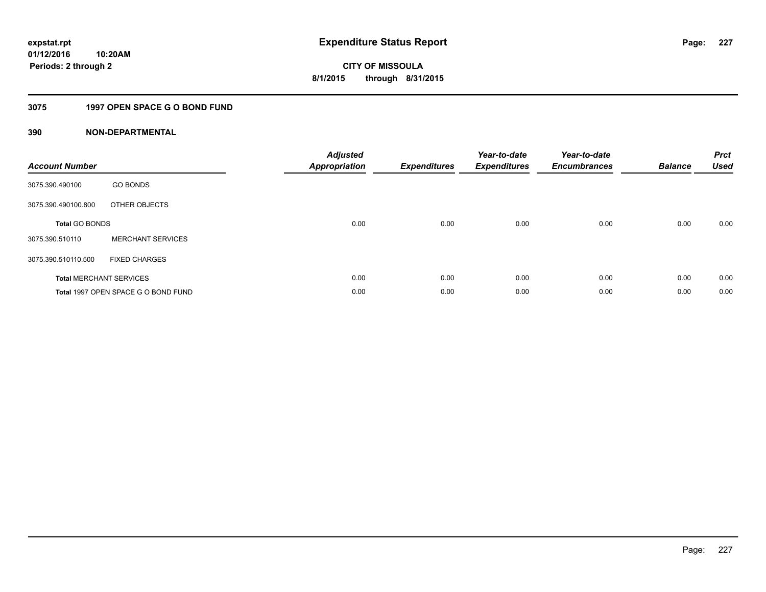**expstat.rpt**
**01/12/2016 10:20AM**
**Periods: 2 through 2**

# Expenditure Status Report

**CITY OF MISSOULA**
**8/1/2015 through 8/31/2015**

## 3075 1997 OPEN SPACE G O BOND FUND

## 390 NON-DEPARTMENTAL

| Account Number | | Adjusted Appropriation | Expenditures | Year-to-date Expenditures | Year-to-date Encumbrances | Balance | Prct Used |
|---|---|---|---|---|---|---|---|
| 3075.390.490100 | GO BONDS | | | | | | |
| 3075.390.490100.800 | OTHER OBJECTS | | | | | | |
| **Total** GO BONDS | | 0.00 | 0.00 | 0.00 | 0.00 | 0.00 | 0.00 |
| 3075.390.510110 | MERCHANT SERVICES | | | | | | |
| 3075.390.510110.500 | FIXED CHARGES | | | | | | |
| **Total** MERCHANT SERVICES | | 0.00 | 0.00 | 0.00 | 0.00 | 0.00 | 0.00 |
| **Total** 1997 OPEN SPACE G O BOND FUND | | 0.00 | 0.00 | 0.00 | 0.00 | 0.00 | 0.00 |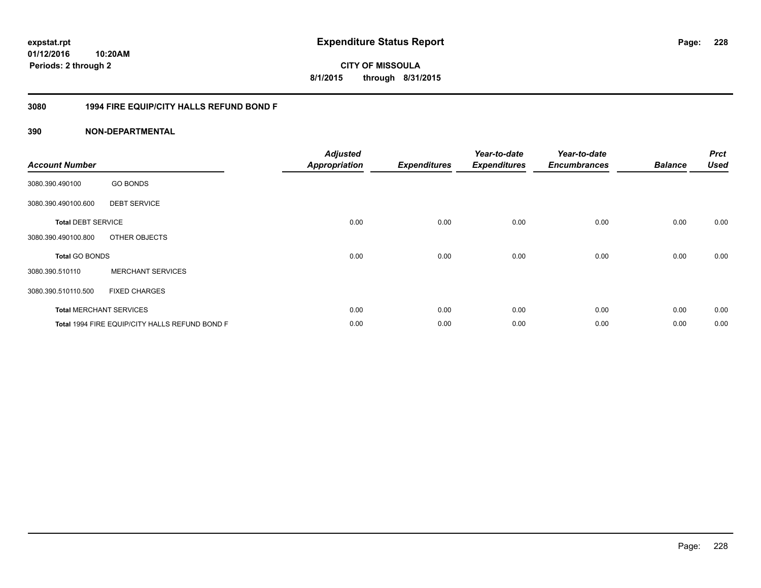# Expenditure Status Report

expstat.rpt
01/12/2016 10:20AM
Periods: 2 through 2

**CITY OF MISSOULA**
**8/1/2015 through 8/31/2015**

## 3080 1994 FIRE EQUIP/CITY HALLS REFUND BOND F

## 390 NON-DEPARTMENTAL

| Account Number | | Adjusted Appropriation | Expenditures | Year-to-date Expenditures | Year-to-date Encumbrances | Balance | Prct Used |
|---|---|---|---|---|---|---|---|
| 3080.390.490100 | GO BONDS | | | | | | |
| 3080.390.490100.600 | DEBT SERVICE | | | | | | |
| **Total** DEBT SERVICE | | 0.00 | 0.00 | 0.00 | 0.00 | 0.00 | 0.00 |
| 3080.390.490100.800 | OTHER OBJECTS | | | | | | |
| **Total** GO BONDS | | 0.00 | 0.00 | 0.00 | 0.00 | 0.00 | 0.00 |
| 3080.390.510110 | MERCHANT SERVICES | | | | | | |
| 3080.390.510110.500 | FIXED CHARGES | | | | | | |
| **Total** MERCHANT SERVICES | | 0.00 | 0.00 | 0.00 | 0.00 | 0.00 | 0.00 |
| **Total** 1994 FIRE EQUIP/CITY HALLS REFUND BOND F | | 0.00 | 0.00 | 0.00 | 0.00 | 0.00 | 0.00 |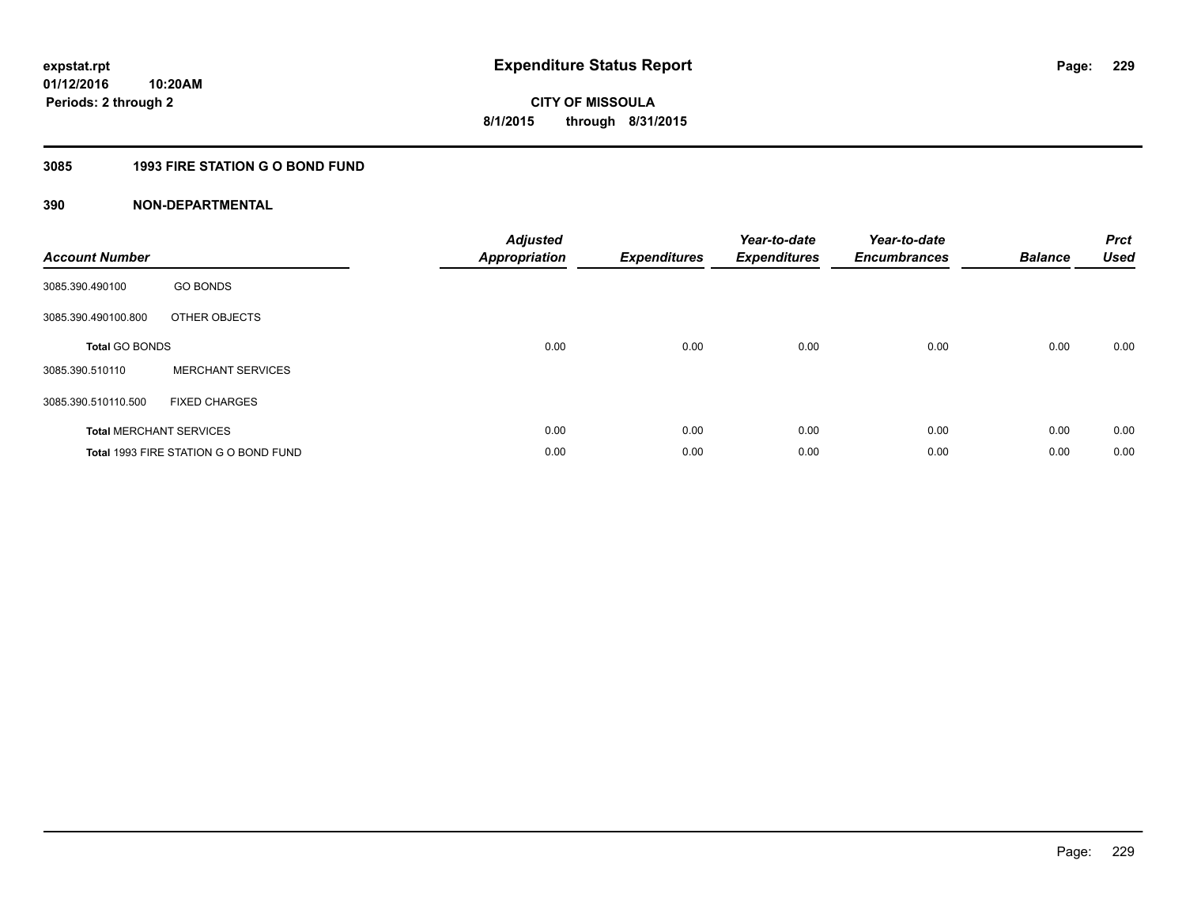# Expenditure Status Report

expstat.rpt
01/12/2016 10:20AM
Periods: 2 through 2

**CITY OF MISSOULA**
**8/1/2015 through 8/31/2015**

## 3085 1993 FIRE STATION G O BOND FUND

### 390 NON-DEPARTMENTAL

| Account Number | | Adjusted Appropriation | Expenditures | Year-to-date Expenditures | Year-to-date Encumbrances | Balance | Prct Used |
|---|---|---|---|---|---|---|---|
| 3085.390.490100 | GO BONDS | | | | | | |
| 3085.390.490100.800 | OTHER OBJECTS | | | | | | |
| **Total** GO BONDS | | 0.00 | 0.00 | 0.00 | 0.00 | 0.00 | 0.00 |
| 3085.390.510110 | MERCHANT SERVICES | | | | | | |
| 3085.390.510110.500 | FIXED CHARGES | | | | | | |
| **Total** MERCHANT SERVICES | | 0.00 | 0.00 | 0.00 | 0.00 | 0.00 | 0.00 |
| **Total** 1993 FIRE STATION G O BOND FUND | | 0.00 | 0.00 | 0.00 | 0.00 | 0.00 | 0.00 |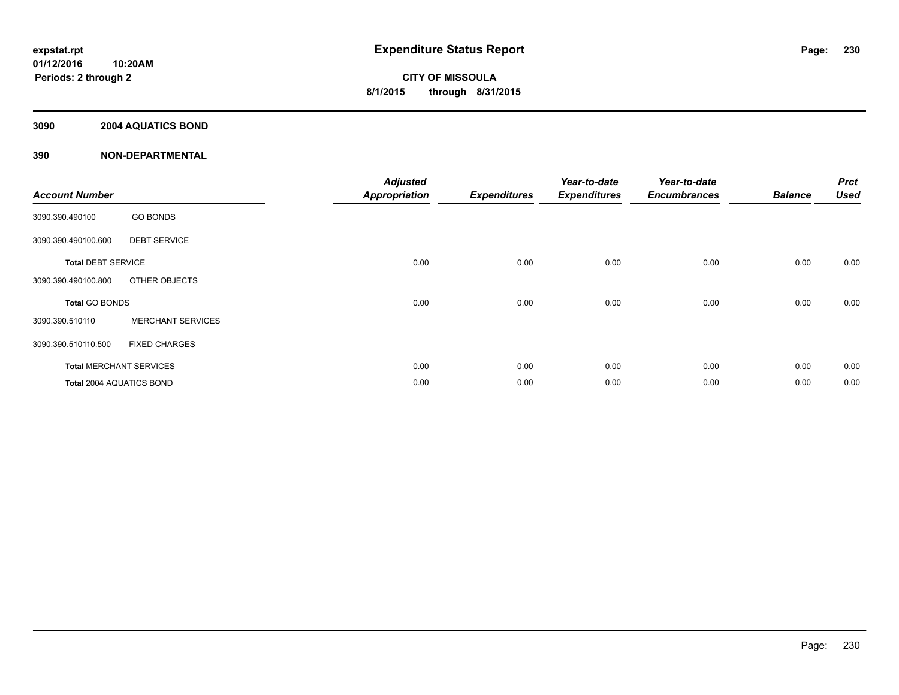expstat.rpt
01/12/2016 10:20AM
Periods: 2 through 2

# Expenditure Status Report

**CITY OF MISSOULA**
**8/1/2015 through 8/31/2015**

## 3090 2004 AQUATICS BOND

## 390 NON-DEPARTMENTAL

| Account Number | | Adjusted Appropriation | Expenditures | Year-to-date Expenditures | Year-to-date Encumbrances | Balance | Prct Used |
|---|---|---|---|---|---|---|---|
| 3090.390.490100 | GO BONDS | | | | | | |
| 3090.390.490100.600 | DEBT SERVICE | | | | | | |
| **Total** DEBT SERVICE | | 0.00 | 0.00 | 0.00 | 0.00 | 0.00 | 0.00 |
| 3090.390.490100.800 | OTHER OBJECTS | | | | | | |
| **Total** GO BONDS | | 0.00 | 0.00 | 0.00 | 0.00 | 0.00 | 0.00 |
| 3090.390.510110 | MERCHANT SERVICES | | | | | | |
| 3090.390.510110.500 | FIXED CHARGES | | | | | | |
| **Total** MERCHANT SERVICES | | 0.00 | 0.00 | 0.00 | 0.00 | 0.00 | 0.00 |
| **Total** 2004 AQUATICS BOND | | 0.00 | 0.00 | 0.00 | 0.00 | 0.00 | 0.00 |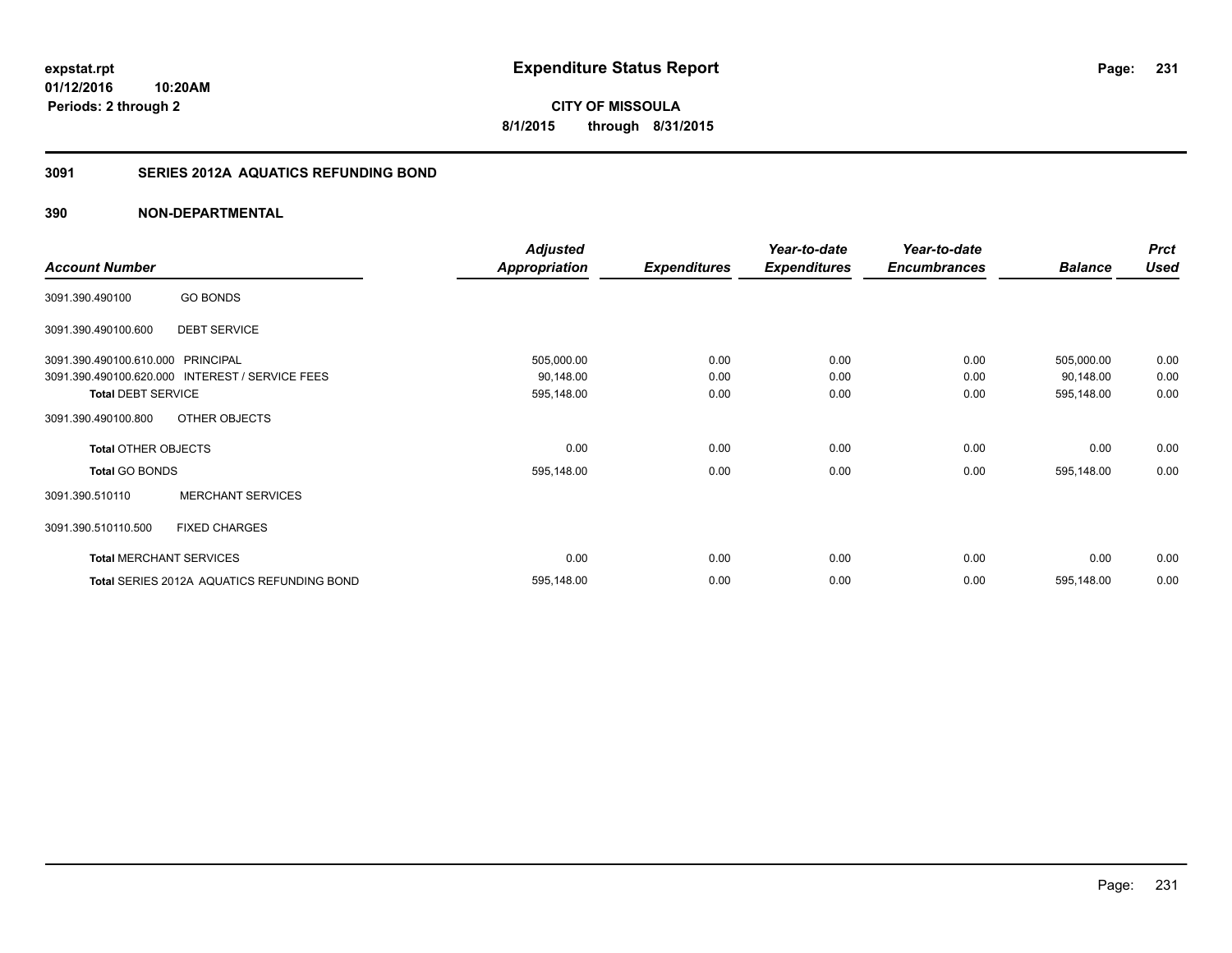**expstat.rpt**
**01/12/2016 10:20AM**
**Periods: 2 through 2**

# Expenditure Status Report

**CITY OF MISSOULA**
**8/1/2015 through 8/31/2015**

## 3091 SERIES 2012A AQUATICS REFUNDING BOND

### 390 NON-DEPARTMENTAL

| Account Number | | Adjusted Appropriation | Expenditures | Year-to-date Expenditures | Year-to-date Encumbrances | Balance | Prct Used |
|---|---|---|---|---|---|---|---|
| 3091.390.490100 | GO BONDS | | | | | | |
| 3091.390.490100.600 | DEBT SERVICE | | | | | | |
| 3091.390.490100.610.000 | PRINCIPAL | 505,000.00 | 0.00 | 0.00 | 0.00 | 505,000.00 | 0.00 |
| 3091.390.490100.620.000 | INTEREST / SERVICE FEES | 90,148.00 | 0.00 | 0.00 | 0.00 | 90,148.00 | 0.00 |
| **Total** DEBT SERVICE | | 595,148.00 | 0.00 | 0.00 | 0.00 | 595,148.00 | 0.00 |
| 3091.390.490100.800 | OTHER OBJECTS | | | | | | |
| **Total** OTHER OBJECTS | | 0.00 | 0.00 | 0.00 | 0.00 | 0.00 | 0.00 |
| **Total** GO BONDS | | 595,148.00 | 0.00 | 0.00 | 0.00 | 595,148.00 | 0.00 |
| 3091.390.510110 | MERCHANT SERVICES | | | | | | |
| 3091.390.510110.500 | FIXED CHARGES | | | | | | |
| **Total** MERCHANT SERVICES | | 0.00 | 0.00 | 0.00 | 0.00 | 0.00 | 0.00 |
| **Total** SERIES 2012A AQUATICS REFUNDING BOND | | 595,148.00 | 0.00 | 0.00 | 0.00 | 595,148.00 | 0.00 |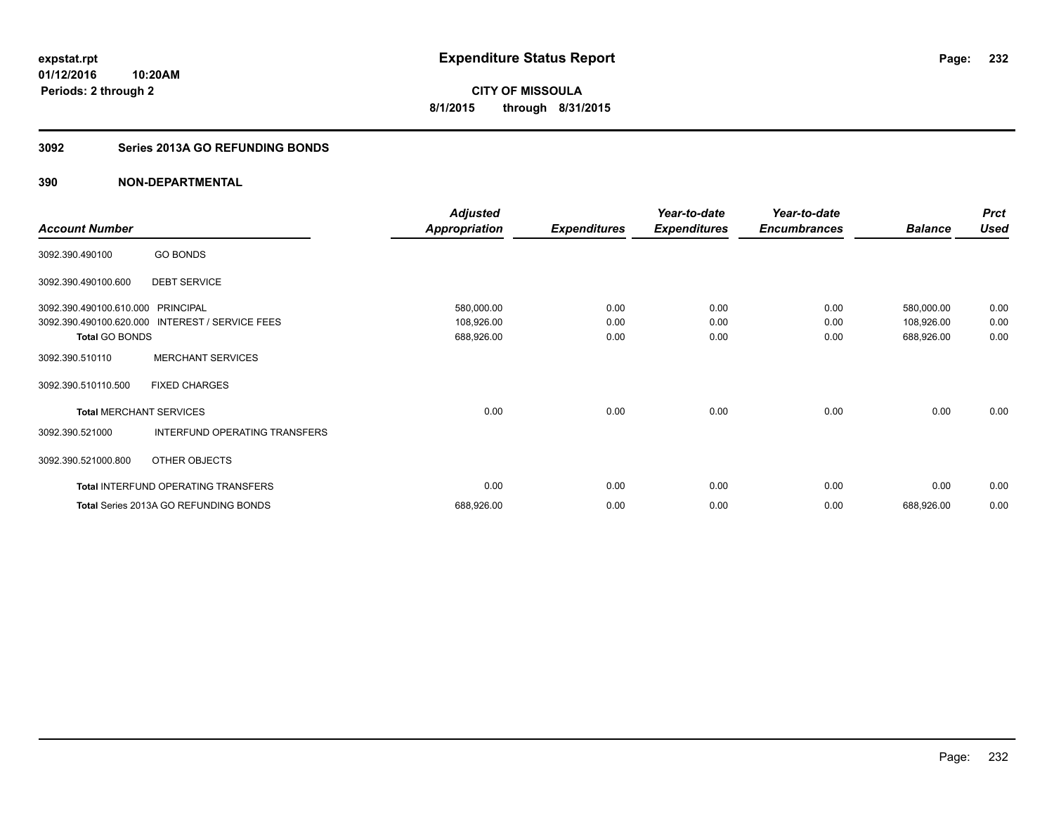expstat.rpt
01/12/2016 10:20AM
Periods: 2 through 2

# Expenditure Status Report

**CITY OF MISSOULA**
**8/1/2015 through 8/31/2015**

## 3092 Series 2013A GO REFUNDING BONDS

## 390 NON-DEPARTMENTAL

| Account Number | | Adjusted Appropriation | Expenditures | Year-to-date Expenditures | Year-to-date Encumbrances | Balance | Prct Used |
|---|---|---|---|---|---|---|---|
| 3092.390.490100 | GO BONDS | | | | | | |
| 3092.390.490100.600 | DEBT SERVICE | | | | | | |
| 3092.390.490100.610.000 | PRINCIPAL | 580,000.00 | 0.00 | 0.00 | 0.00 | 580,000.00 | 0.00 |
| 3092.390.490100.620.000 | INTEREST / SERVICE FEES | 108,926.00 | 0.00 | 0.00 | 0.00 | 108,926.00 | 0.00 |
| **Total** GO BONDS | | 688,926.00 | 0.00 | 0.00 | 0.00 | 688,926.00 | 0.00 |
| 3092.390.510110 | MERCHANT SERVICES | | | | | | |
| 3092.390.510110.500 | FIXED CHARGES | | | | | | |
| **Total** MERCHANT SERVICES | | 0.00 | 0.00 | 0.00 | 0.00 | 0.00 | 0.00 |
| 3092.390.521000 | INTERFUND OPERATING TRANSFERS | | | | | | |
| 3092.390.521000.800 | OTHER OBJECTS | | | | | | |
| **Total** INTERFUND OPERATING TRANSFERS | | 0.00 | 0.00 | 0.00 | 0.00 | 0.00 | 0.00 |
| **Total** Series 2013A GO REFUNDING BONDS | | 688,926.00 | 0.00 | 0.00 | 0.00 | 688,926.00 | 0.00 |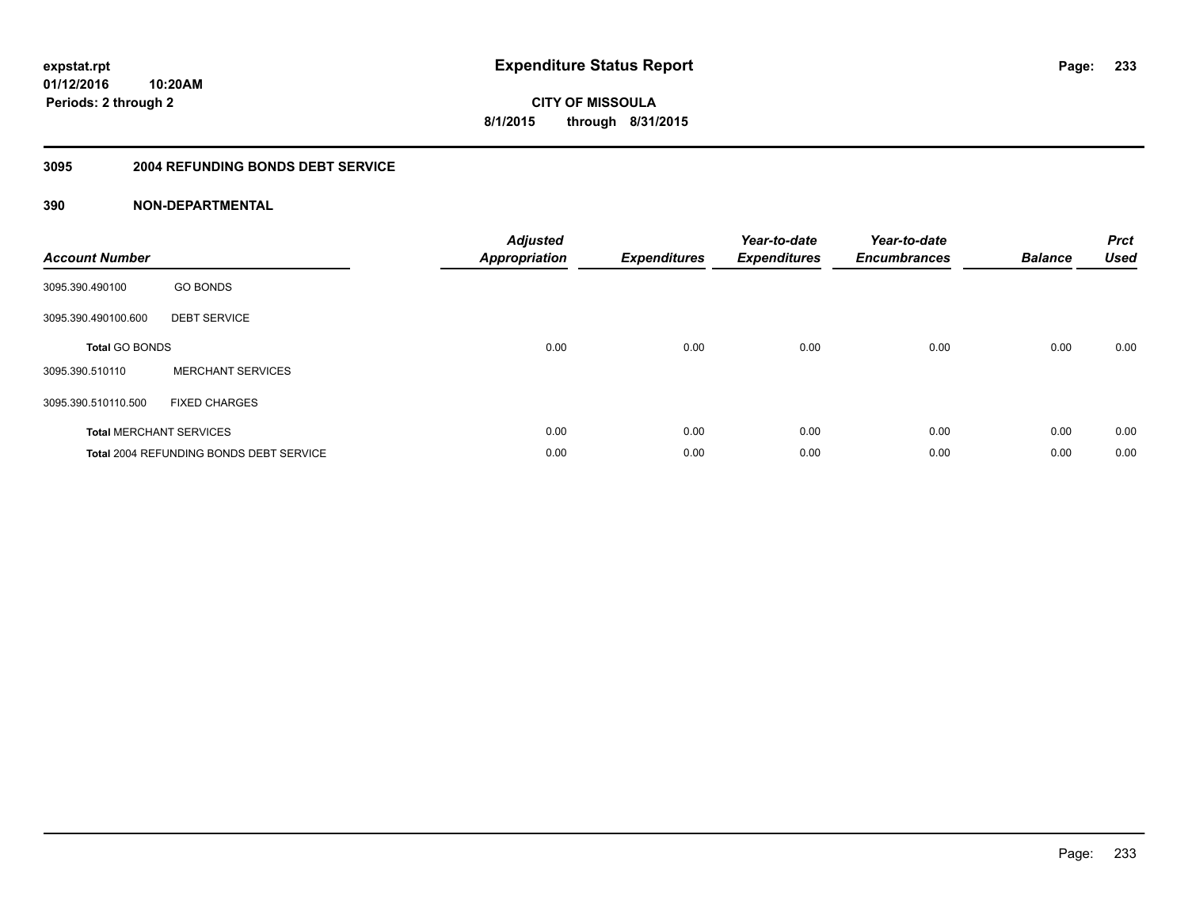**expstat.rpt**
**01/12/2016 10:20AM**
**Periods: 2 through 2**

# Expenditure Status Report

**CITY OF MISSOULA**
**8/1/2015 through 8/31/2015**

## 3095 2004 REFUNDING BONDS DEBT SERVICE

### 390 NON-DEPARTMENTAL

| Account Number | | Adjusted Appropriation | Expenditures | Year-to-date Expenditures | Year-to-date Encumbrances | Balance | Prct Used |
|---|---|---|---|---|---|---|---|
| 3095.390.490100 | GO BONDS | | | | | | |
| 3095.390.490100.600 | DEBT SERVICE | | | | | | |
| **Total** GO BONDS | | 0.00 | 0.00 | 0.00 | 0.00 | 0.00 | 0.00 |
| 3095.390.510110 | MERCHANT SERVICES | | | | | | |
| 3095.390.510110.500 | FIXED CHARGES | | | | | | |
| **Total** MERCHANT SERVICES | | 0.00 | 0.00 | 0.00 | 0.00 | 0.00 | 0.00 |
| **Total** 2004 REFUNDING BONDS DEBT SERVICE | | 0.00 | 0.00 | 0.00 | 0.00 | 0.00 | 0.00 |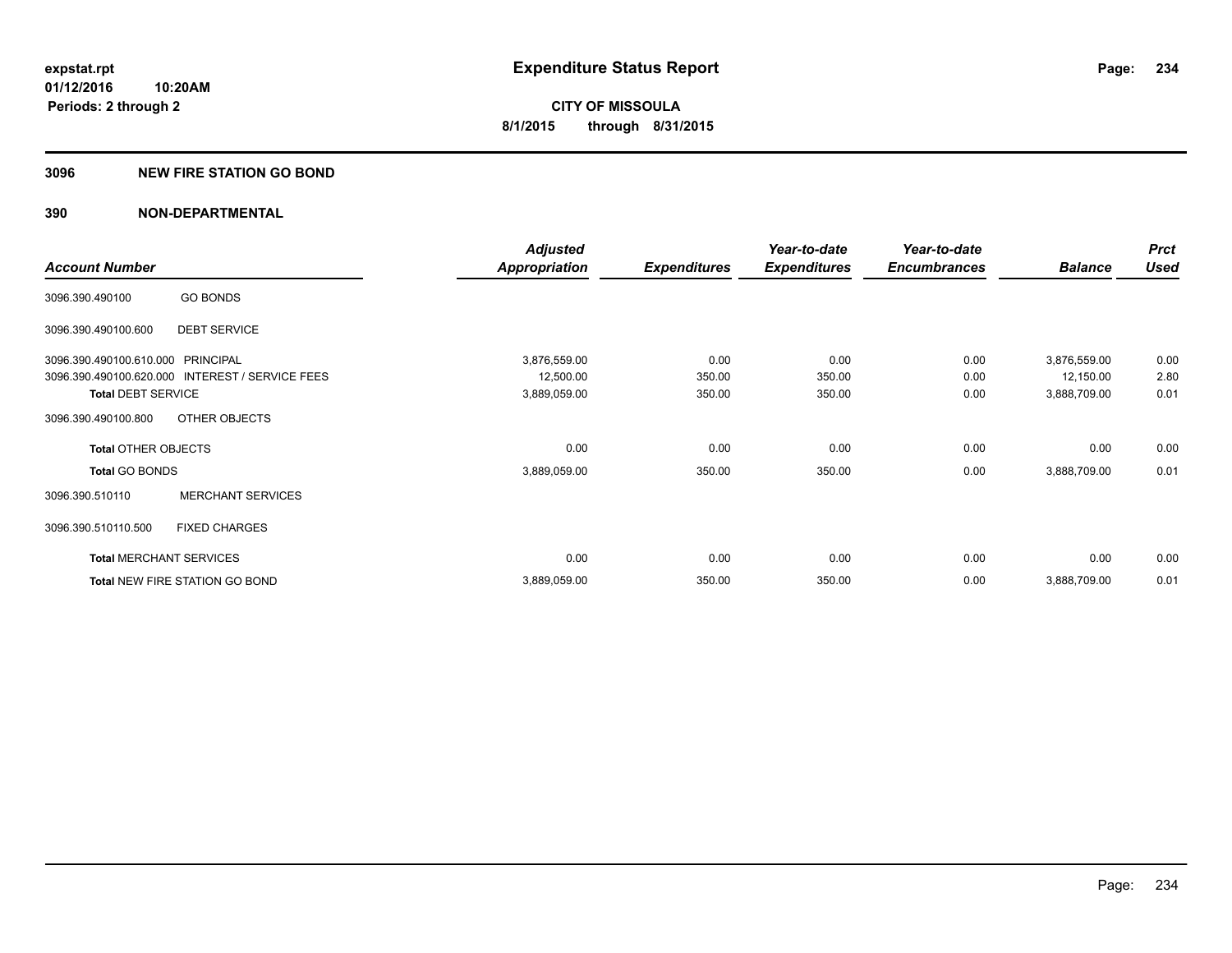**expstat.rpt**
**01/12/2016 10:20AM**
**Periods: 2 through 2**

# Expenditure Status Report

**CITY OF MISSOULA**
**8/1/2015 through 8/31/2015**

## 3096 NEW FIRE STATION GO BOND

## 390 NON-DEPARTMENTAL

| Account Number | | Adjusted Appropriation | Expenditures | Year-to-date Expenditures | Year-to-date Encumbrances | Balance | Prct Used |
|---|---|---|---|---|---|---|---|
| 3096.390.490100 | GO BONDS | | | | | | |
| 3096.390.490100.600 | DEBT SERVICE | | | | | | |
| 3096.390.490100.610.000 | PRINCIPAL | 3,876,559.00 | 0.00 | 0.00 | 0.00 | 3,876,559.00 | 0.00 |
| 3096.390.490100.620.000 | INTEREST / SERVICE FEES | 12,500.00 | 350.00 | 350.00 | 0.00 | 12,150.00 | 2.80 |
| **Total** DEBT SERVICE | | 3,889,059.00 | 350.00 | 350.00 | 0.00 | 3,888,709.00 | 0.01 |
| 3096.390.490100.800 | OTHER OBJECTS | | | | | | |
| **Total** OTHER OBJECTS | | 0.00 | 0.00 | 0.00 | 0.00 | 0.00 | 0.00 |
| **Total** GO BONDS | | 3,889,059.00 | 350.00 | 350.00 | 0.00 | 3,888,709.00 | 0.01 |
| 3096.390.510110 | MERCHANT SERVICES | | | | | | |
| 3096.390.510110.500 | FIXED CHARGES | | | | | | |
| **Total** MERCHANT SERVICES | | 0.00 | 0.00 | 0.00 | 0.00 | 0.00 | 0.00 |
| **Total** NEW FIRE STATION GO BOND | | 3,889,059.00 | 350.00 | 350.00 | 0.00 | 3,888,709.00 | 0.01 |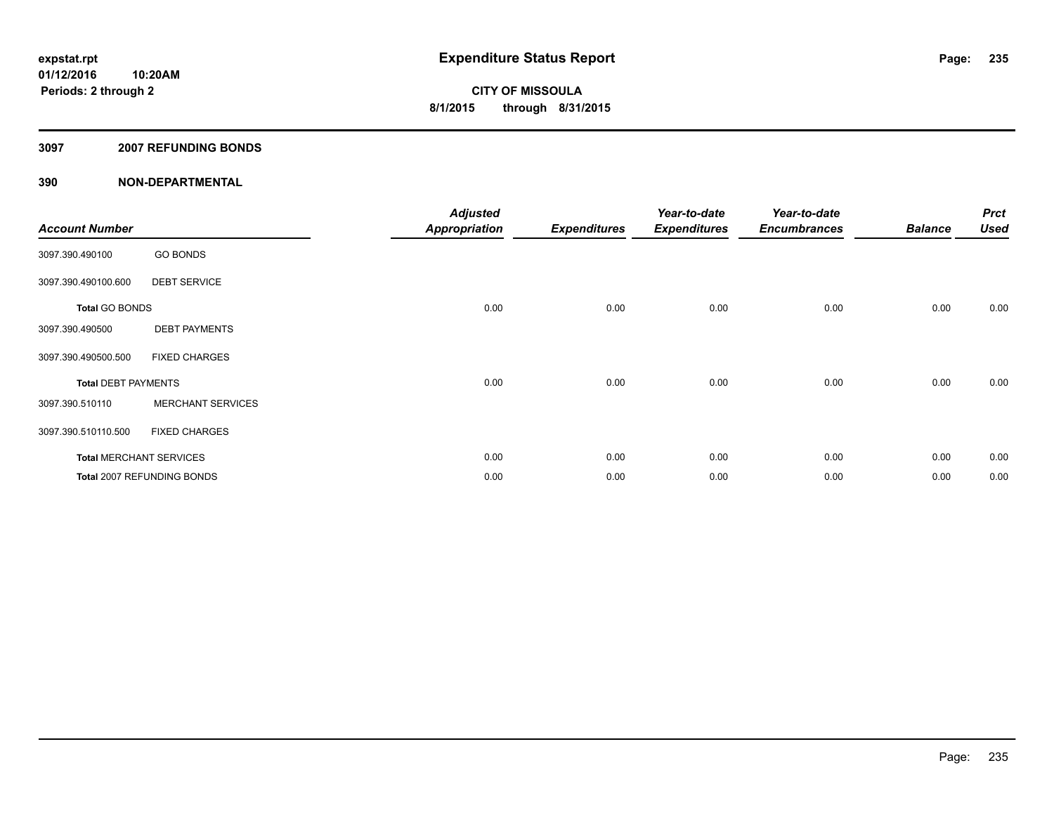**expstat.rpt**
**01/12/2016 10:20AM**
**Periods: 2 through 2**

# Expenditure Status Report

**CITY OF MISSOULA**
**8/1/2015 through 8/31/2015**

## 3097 2007 REFUNDING BONDS

### 390 NON-DEPARTMENTAL

| Account Number | | Adjusted Appropriation | Expenditures | Year-to-date Expenditures | Year-to-date Encumbrances | Balance | Prct Used |
|---|---|---|---|---|---|---|---|
| 3097.390.490100 | GO BONDS | | | | | | |
| 3097.390.490100.600 | DEBT SERVICE | | | | | | |
| **Total** GO BONDS | | 0.00 | 0.00 | 0.00 | 0.00 | 0.00 | 0.00 |
| 3097.390.490500 | DEBT PAYMENTS | | | | | | |
| 3097.390.490500.500 | FIXED CHARGES | | | | | | |
| **Total** DEBT PAYMENTS | | 0.00 | 0.00 | 0.00 | 0.00 | 0.00 | 0.00 |
| 3097.390.510110 | MERCHANT SERVICES | | | | | | |
| 3097.390.510110.500 | FIXED CHARGES | | | | | | |
| **Total** MERCHANT SERVICES | | 0.00 | 0.00 | 0.00 | 0.00 | 0.00 | 0.00 |
| **Total** 2007 REFUNDING BONDS | | 0.00 | 0.00 | 0.00 | 0.00 | 0.00 | 0.00 |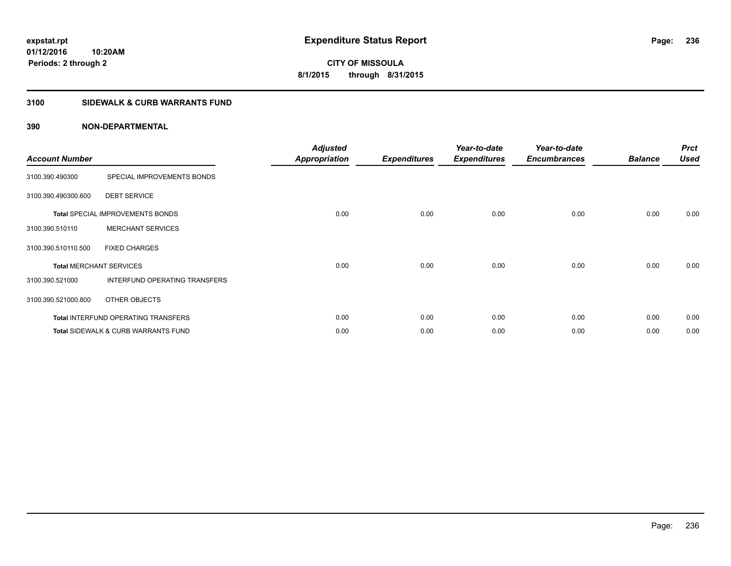# Expenditure Status Report

expstat.rpt
01/12/2016 10:20AM
Periods: 2 through 2

**CITY OF MISSOULA**
**8/1/2015 through 8/31/2015**

## 3100 SIDEWALK & CURB WARRANTS FUND

## 390 NON-DEPARTMENTAL

| Account Number | | Adjusted Appropriation | Expenditures | Year-to-date Expenditures | Year-to-date Encumbrances | Balance | Prct Used |
|---|---|---|---|---|---|---|---|
| 3100.390.490300 | SPECIAL IMPROVEMENTS BONDS | | | | | | |
| 3100.390.490300.600 | DEBT SERVICE | | | | | | |
| **Total** SPECIAL IMPROVEMENTS BONDS | | 0.00 | 0.00 | 0.00 | 0.00 | 0.00 | 0.00 |
| 3100.390.510110 | MERCHANT SERVICES | | | | | | |
| 3100.390.510110.500 | FIXED CHARGES | | | | | | |
| **Total** MERCHANT SERVICES | | 0.00 | 0.00 | 0.00 | 0.00 | 0.00 | 0.00 |
| 3100.390.521000 | INTERFUND OPERATING TRANSFERS | | | | | | |
| 3100.390.521000.800 | OTHER OBJECTS | | | | | | |
| **Total** INTERFUND OPERATING TRANSFERS | | 0.00 | 0.00 | 0.00 | 0.00 | 0.00 | 0.00 |
| **Total** SIDEWALK & CURB WARRANTS FUND | | 0.00 | 0.00 | 0.00 | 0.00 | 0.00 | 0.00 |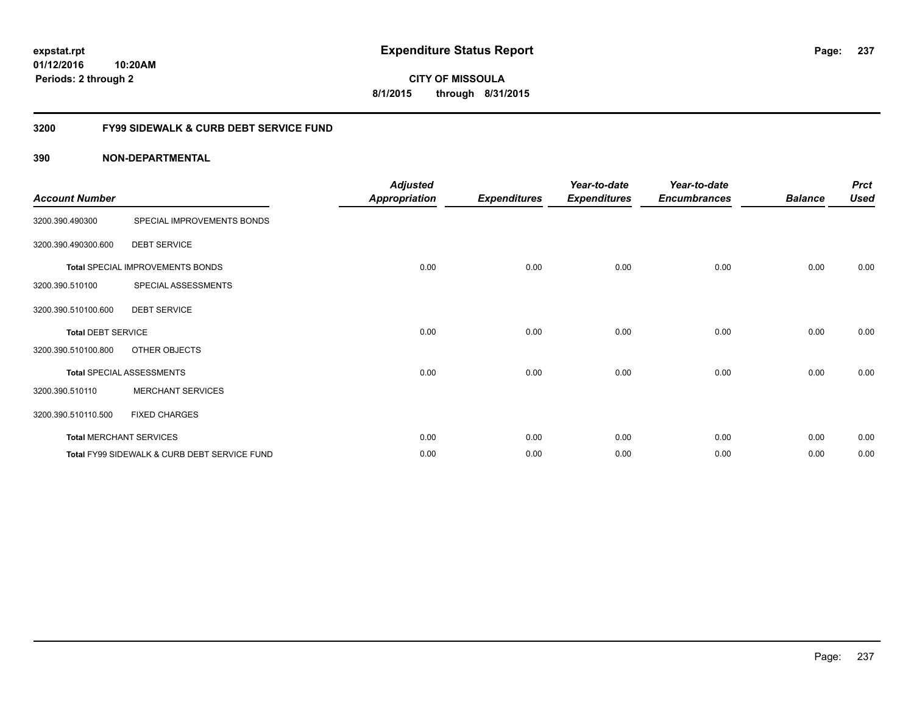**expstat.rpt**
**01/12/2016 10:20AM**
**Periods: 2 through 2**

# Expenditure Status Report

**CITY OF MISSOULA**
**8/1/2015 through 8/31/2015**

## 3200 FY99 SIDEWALK & CURB DEBT SERVICE FUND

### 390 NON-DEPARTMENTAL

| Account Number | | Adjusted Appropriation | Expenditures | Year-to-date Expenditures | Year-to-date Encumbrances | Balance | Prct Used |
|---|---|---|---|---|---|---|---|
| 3200.390.490300 | SPECIAL IMPROVEMENTS BONDS | | | | | | |
| 3200.390.490300.600 | DEBT SERVICE | | | | | | |
| **Total** SPECIAL IMPROVEMENTS BONDS | | 0.00 | 0.00 | 0.00 | 0.00 | 0.00 | 0.00 |
| 3200.390.510100 | SPECIAL ASSESSMENTS | | | | | | |
| 3200.390.510100.600 | DEBT SERVICE | | | | | | |
| **Total** DEBT SERVICE | | 0.00 | 0.00 | 0.00 | 0.00 | 0.00 | 0.00 |
| 3200.390.510100.800 | OTHER OBJECTS | | | | | | |
| **Total** SPECIAL ASSESSMENTS | | 0.00 | 0.00 | 0.00 | 0.00 | 0.00 | 0.00 |
| 3200.390.510110 | MERCHANT SERVICES | | | | | | |
| 3200.390.510110.500 | FIXED CHARGES | | | | | | |
| **Total** MERCHANT SERVICES | | 0.00 | 0.00 | 0.00 | 0.00 | 0.00 | 0.00 |
| **Total** FY99 SIDEWALK & CURB DEBT SERVICE FUND | | 0.00 | 0.00 | 0.00 | 0.00 | 0.00 | 0.00 |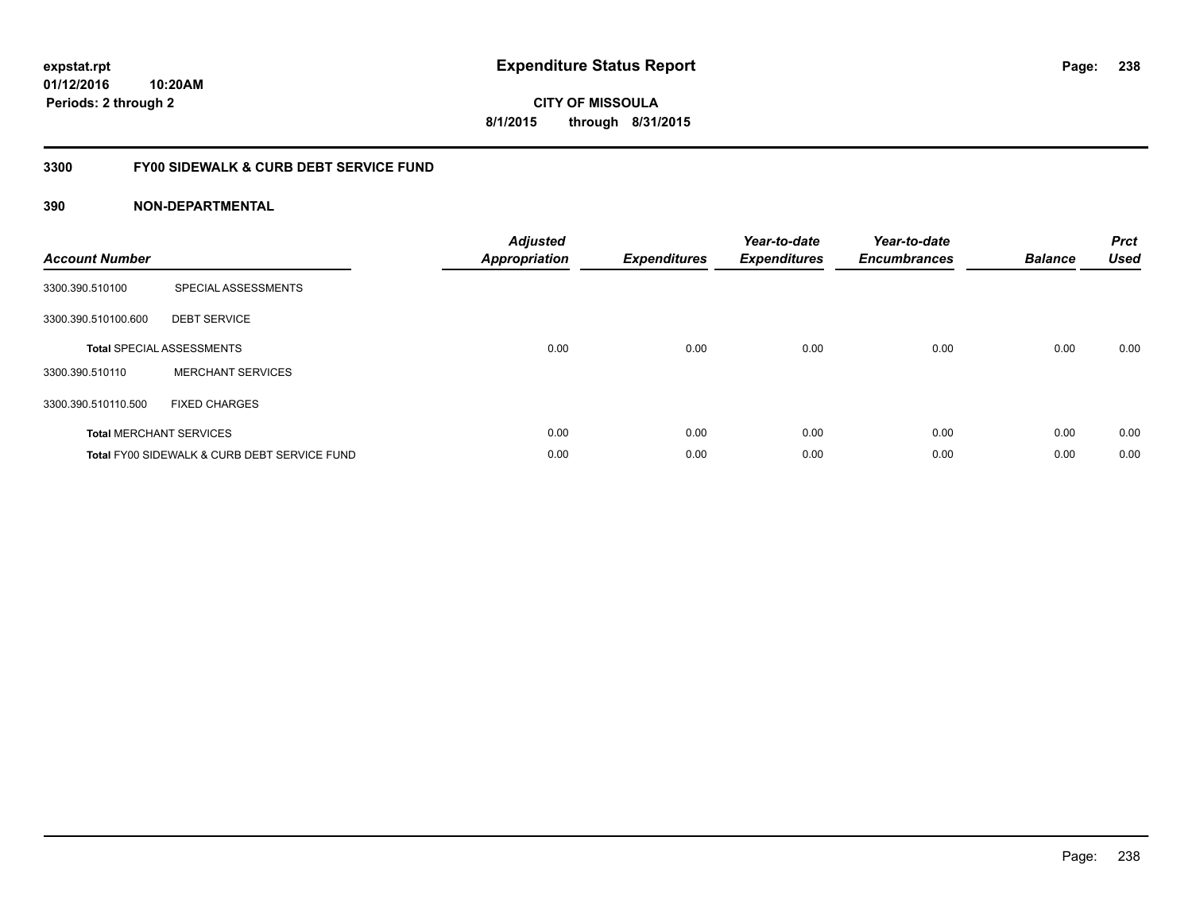expstat.rpt
01/12/2016 10:20AM
Periods: 2 through 2

# Expenditure Status Report

**CITY OF MISSOULA**
**8/1/2015 through 8/31/2015**

## 3300 FY00 SIDEWALK & CURB DEBT SERVICE FUND

### 390 NON-DEPARTMENTAL

| Account Number | | Adjusted Appropriation | Expenditures | Year-to-date Expenditures | Year-to-date Encumbrances | Balance | Prct Used |
|---|---|---|---|---|---|---|---|
| 3300.390.510100 | SPECIAL ASSESSMENTS | | | | | | |
| 3300.390.510100.600 | DEBT SERVICE | | | | | | |
| **Total** SPECIAL ASSESSMENTS | | 0.00 | 0.00 | 0.00 | 0.00 | 0.00 | 0.00 |
| 3300.390.510110 | MERCHANT SERVICES | | | | | | |
| 3300.390.510110.500 | FIXED CHARGES | | | | | | |
| **Total** MERCHANT SERVICES | | 0.00 | 0.00 | 0.00 | 0.00 | 0.00 | 0.00 |
| **Total** FY00 SIDEWALK & CURB DEBT SERVICE FUND | | 0.00 | 0.00 | 0.00 | 0.00 | 0.00 | 0.00 |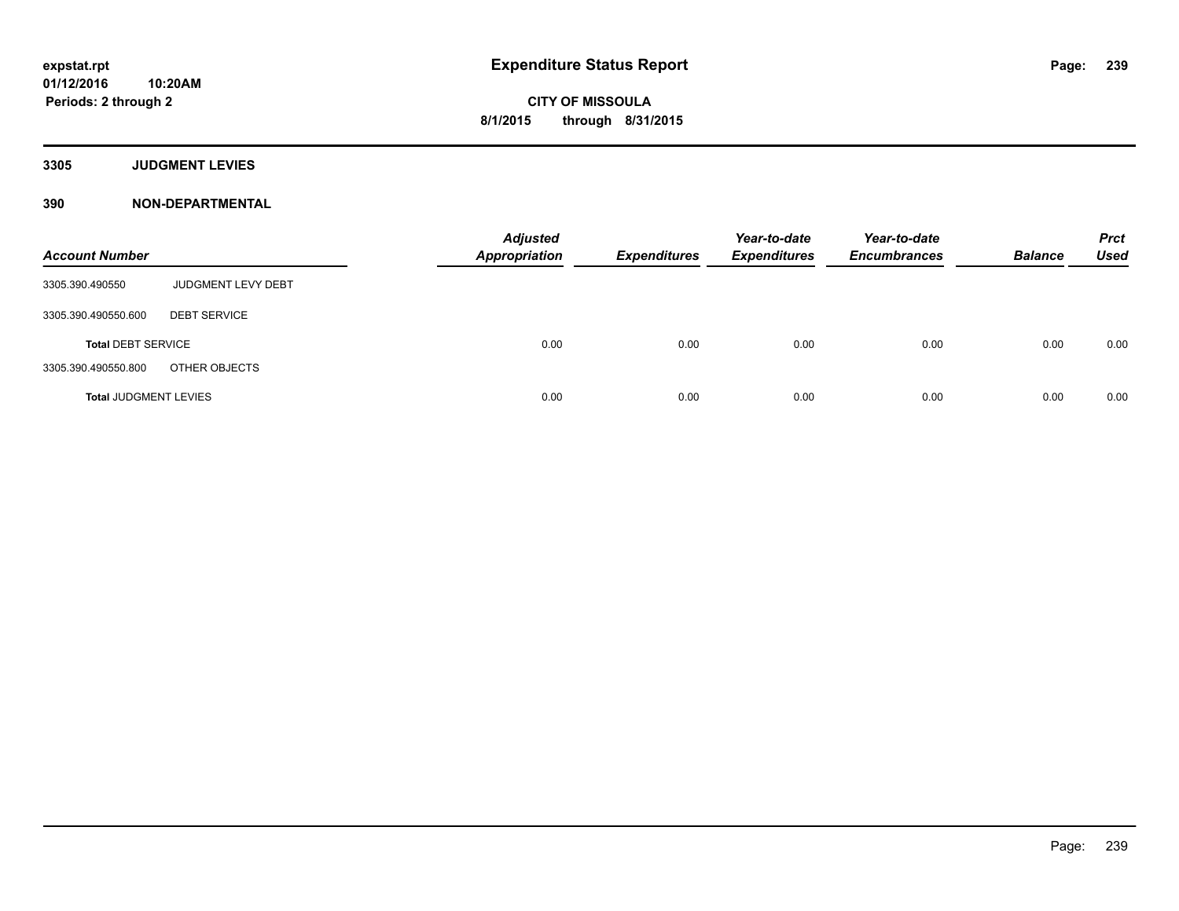# Expenditure Status Report

**CITY OF MISSOULA**
**8/1/2015 through 8/31/2015**

expstat.rpt
01/12/2016 10:20AM
Periods: 2 through 2

## 3305 JUDGMENT LEVIES

## 390 NON-DEPARTMENTAL

| Account Number | | Adjusted Appropriation | Expenditures | Year-to-date Expenditures | Year-to-date Encumbrances | Balance | Prct Used |
|---|---|---|---|---|---|---|---|
| 3305.390.490550 | JUDGMENT LEVY DEBT | | | | | | |
| 3305.390.490550.600 | DEBT SERVICE | | | | | | |
| **Total** DEBT SERVICE | | 0.00 | 0.00 | 0.00 | 0.00 | 0.00 | 0.00 |
| 3305.390.490550.800 | OTHER OBJECTS | | | | | | |
| **Total** JUDGMENT LEVIES | | 0.00 | 0.00 | 0.00 | 0.00 | 0.00 | 0.00 |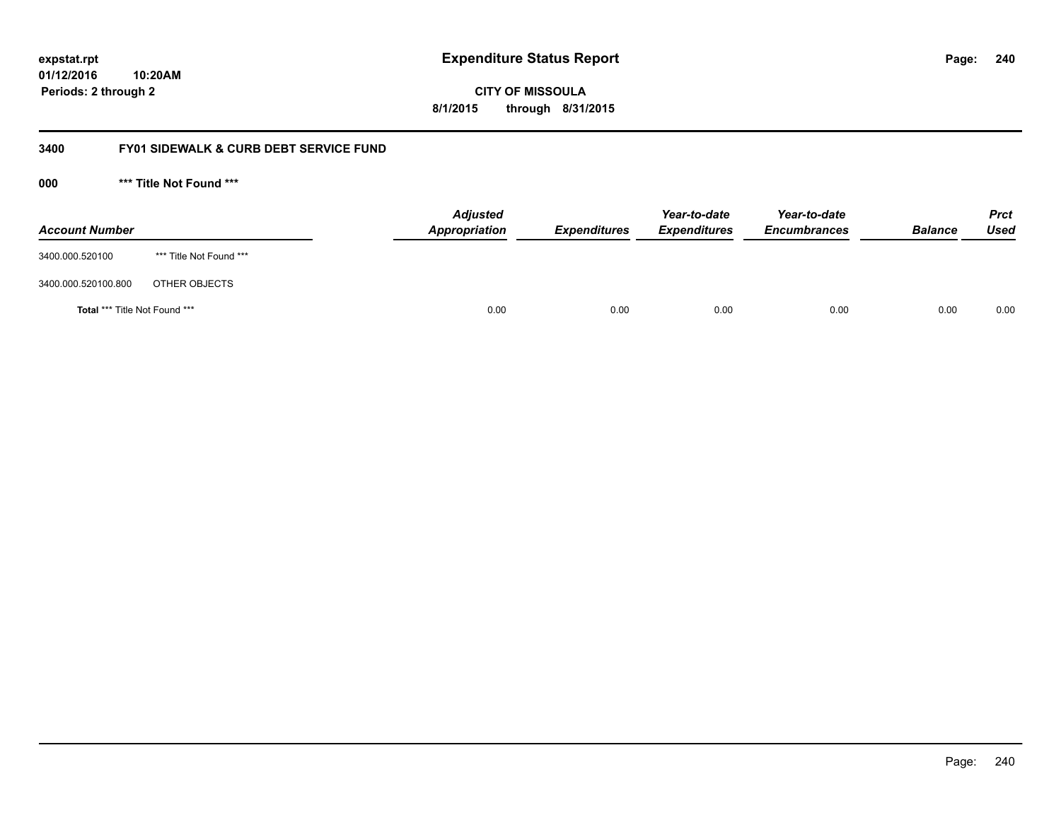# Expenditure Status Report

**expstat.rpt**
**01/12/2016 10:20AM**
**Periods: 2 through 2**

**CITY OF MISSOULA**
**8/1/2015 through 8/31/2015**

## 3400 FY01 SIDEWALK & CURB DEBT SERVICE FUND

### 000 *** Title Not Found ***

| Account Number | | Adjusted Appropriation | Expenditures | Year-to-date Expenditures | Year-to-date Encumbrances | Balance | Prct Used |
|---|---|---|---|---|---|---|---|
| 3400.000.520100 | *** Title Not Found *** | | | | | | |
| 3400.000.520100.800 | OTHER OBJECTS | | | | | | |
| **Total** *** Title Not Found *** | | 0.00 | 0.00 | 0.00 | 0.00 | 0.00 | 0.00 |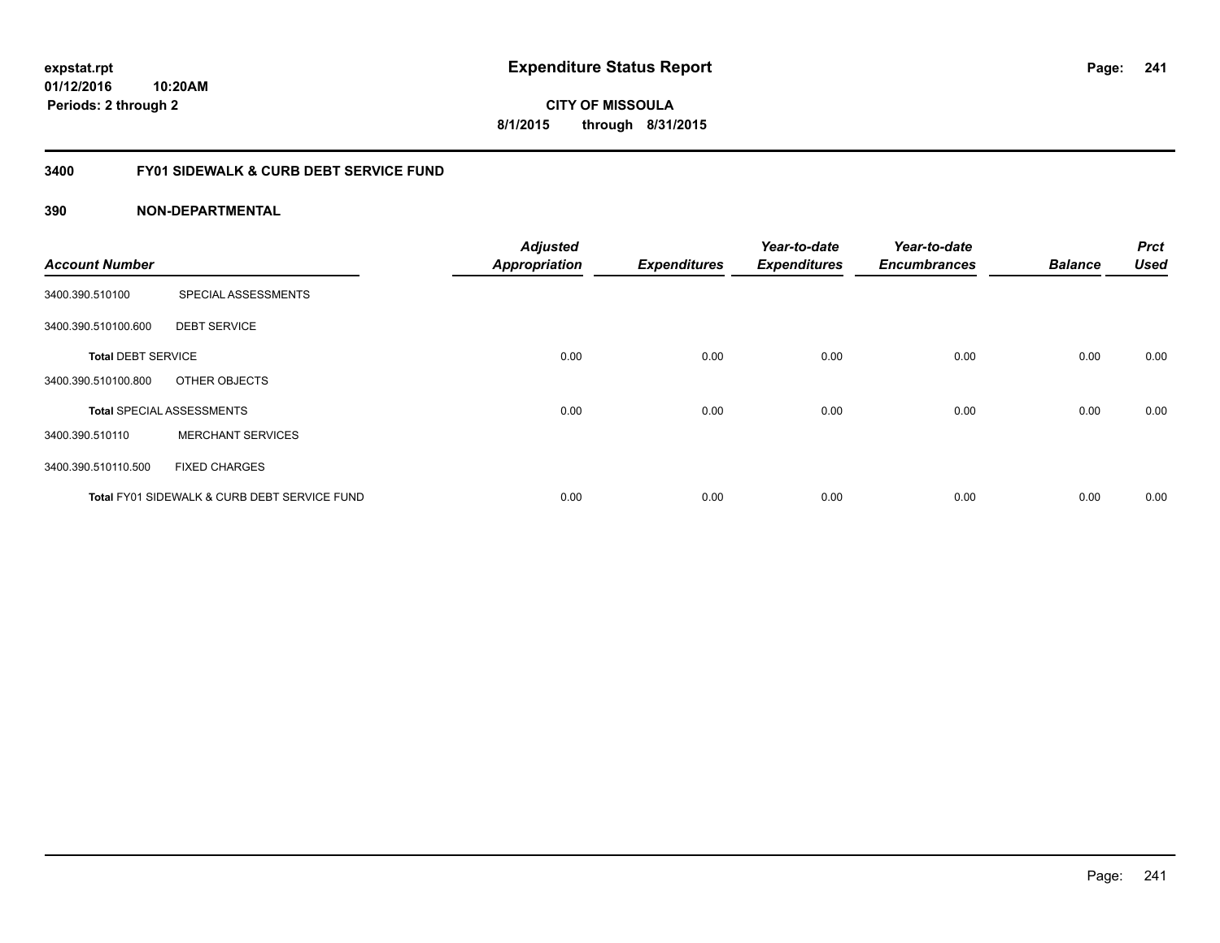**expstat.rpt**
**01/12/2016 10:20AM**
**Periods: 2 through 2**

# Expenditure Status Report

**CITY OF MISSOULA**
**8/1/2015 through 8/31/2015**

## 3400 FY01 SIDEWALK & CURB DEBT SERVICE FUND

### 390 NON-DEPARTMENTAL

| Account Number | | Adjusted Appropriation | Expenditures | Year-to-date Expenditures | Year-to-date Encumbrances | Balance | Prct Used |
|---|---|---|---|---|---|---|---|
| 3400.390.510100 | SPECIAL ASSESSMENTS | | | | | | |
| 3400.390.510100.600 | DEBT SERVICE | | | | | | |
| **Total** DEBT SERVICE | | 0.00 | 0.00 | 0.00 | 0.00 | 0.00 | 0.00 |
| 3400.390.510100.800 | OTHER OBJECTS | | | | | | |
| **Total** SPECIAL ASSESSMENTS | | 0.00 | 0.00 | 0.00 | 0.00 | 0.00 | 0.00 |
| 3400.390.510110 | MERCHANT SERVICES | | | | | | |
| 3400.390.510110.500 | FIXED CHARGES | | | | | | |
| **Total** FY01 SIDEWALK & CURB DEBT SERVICE FUND | | 0.00 | 0.00 | 0.00 | 0.00 | 0.00 | 0.00 |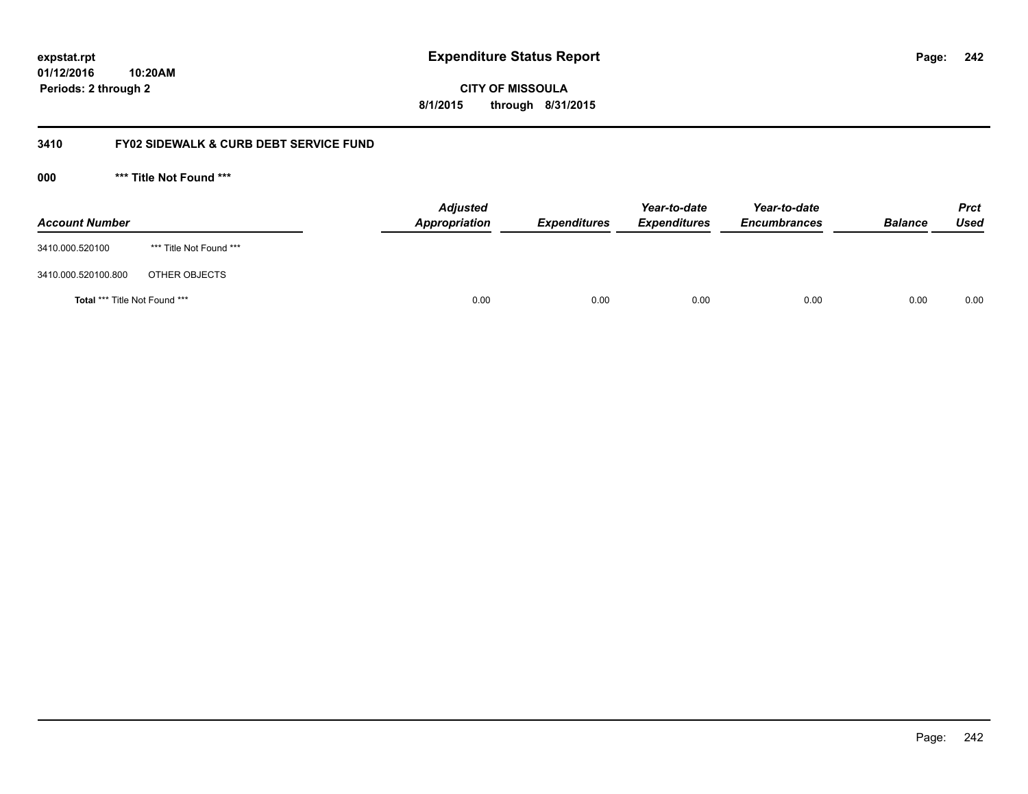expstat.rpt
01/12/2016 10:20AM
Periods: 2 through 2

# Expenditure Status Report

CITY OF MISSOULA
8/1/2015 through 8/31/2015

## 3410 FY02 SIDEWALK & CURB DEBT SERVICE FUND

### 000 *** Title Not Found ***

| Account Number | | Adjusted Appropriation | Expenditures | Year-to-date Expenditures | Year-to-date Encumbrances | Balance | Prct Used |
|---|---|---|---|---|---|---|---|
| 3410.000.520100 | *** Title Not Found *** | | | | | | |
| 3410.000.520100.800 | OTHER OBJECTS | | | | | | |
| **Total** *** Title Not Found *** | | 0.00 | 0.00 | 0.00 | 0.00 | 0.00 | 0.00 |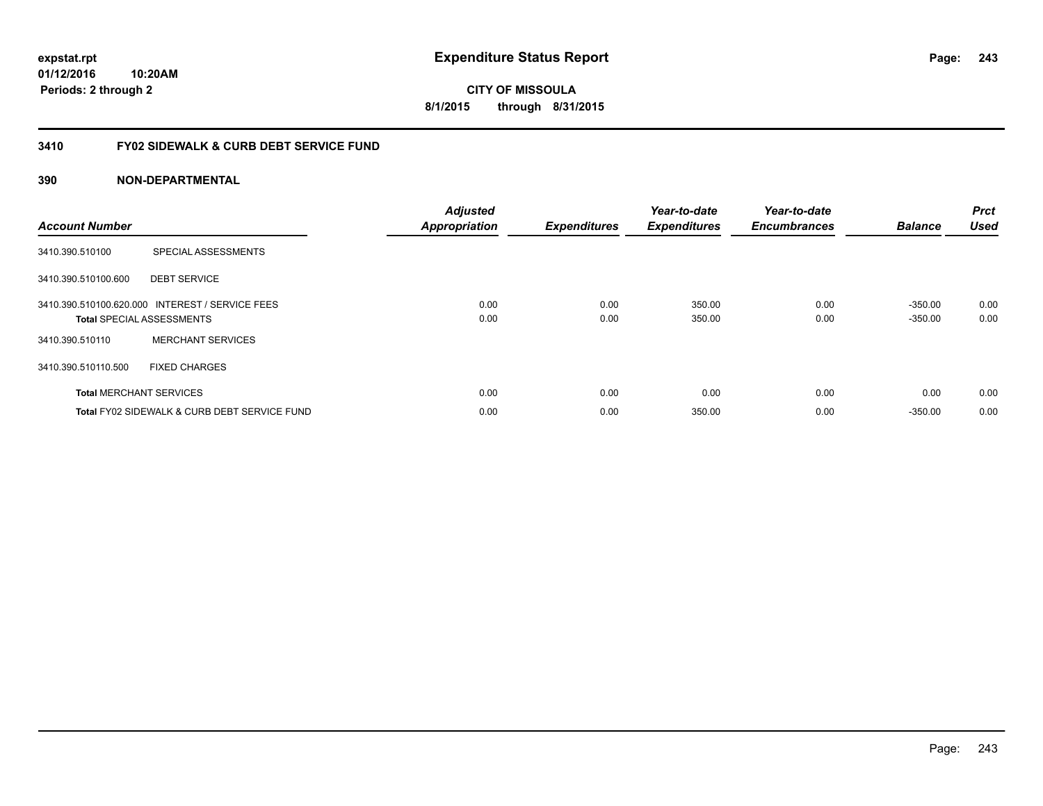# Expenditure Status Report

expstat.rpt
01/12/2016 10:20AM
Periods: 2 through 2

**CITY OF MISSOULA**
**8/1/2015 through 8/31/2015**

## 3410 FY02 SIDEWALK & CURB DEBT SERVICE FUND

### 390 NON-DEPARTMENTAL

| Account Number | | Adjusted Appropriation | Expenditures | Year-to-date Expenditures | Year-to-date Encumbrances | Balance | Prct Used |
|---|---|---|---|---|---|---|---|
| 3410.390.510100 | SPECIAL ASSESSMENTS | | | | | | |
| 3410.390.510100.600 | DEBT SERVICE | | | | | | |
| 3410.390.510100.620.000 | INTEREST / SERVICE FEES | 0.00 | 0.00 | 350.00 | 0.00 | -350.00 | 0.00 |
| **Total** SPECIAL ASSESSMENTS | | 0.00 | 0.00 | 350.00 | 0.00 | -350.00 | 0.00 |
| 3410.390.510110 | MERCHANT SERVICES | | | | | | |
| 3410.390.510110.500 | FIXED CHARGES | | | | | | |
| **Total** MERCHANT SERVICES | | 0.00 | 0.00 | 0.00 | 0.00 | 0.00 | 0.00 |
| **Total** FY02 SIDEWALK & CURB DEBT SERVICE FUND | | 0.00 | 0.00 | 350.00 | 0.00 | -350.00 | 0.00 |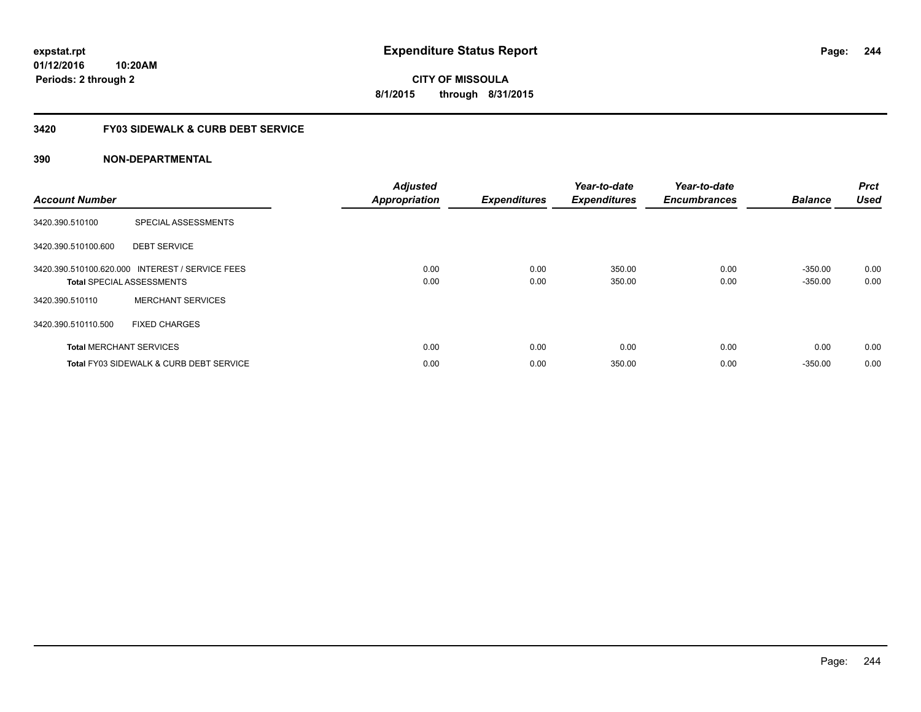**Expenditure Status Report**

**CITY OF MISSOULA**
**8/1/2015 through 8/31/2015**

expstat.rpt
01/12/2016 10:20AM
Periods: 2 through 2

## 3420 FY03 SIDEWALK & CURB DEBT SERVICE

### 390 NON-DEPARTMENTAL

| Account Number | | Adjusted Appropriation | Expenditures | Year-to-date Expenditures | Year-to-date Encumbrances | Balance | Prct Used |
|---|---|---|---|---|---|---|---|
| 3420.390.510100 | SPECIAL ASSESSMENTS | | | | | | |
| 3420.390.510100.600 | DEBT SERVICE | | | | | | |
| 3420.390.510100.620.000 | INTEREST / SERVICE FEES | 0.00 | 0.00 | 350.00 | 0.00 | -350.00 | 0.00 |
| **Total** SPECIAL ASSESSMENTS | | 0.00 | 0.00 | 350.00 | 0.00 | -350.00 | 0.00 |
| 3420.390.510110 | MERCHANT SERVICES | | | | | | |
| 3420.390.510110.500 | FIXED CHARGES | | | | | | |
| **Total** MERCHANT SERVICES | | 0.00 | 0.00 | 0.00 | 0.00 | 0.00 | 0.00 |
| **Total** FY03 SIDEWALK & CURB DEBT SERVICE | | 0.00 | 0.00 | 350.00 | 0.00 | -350.00 | 0.00 |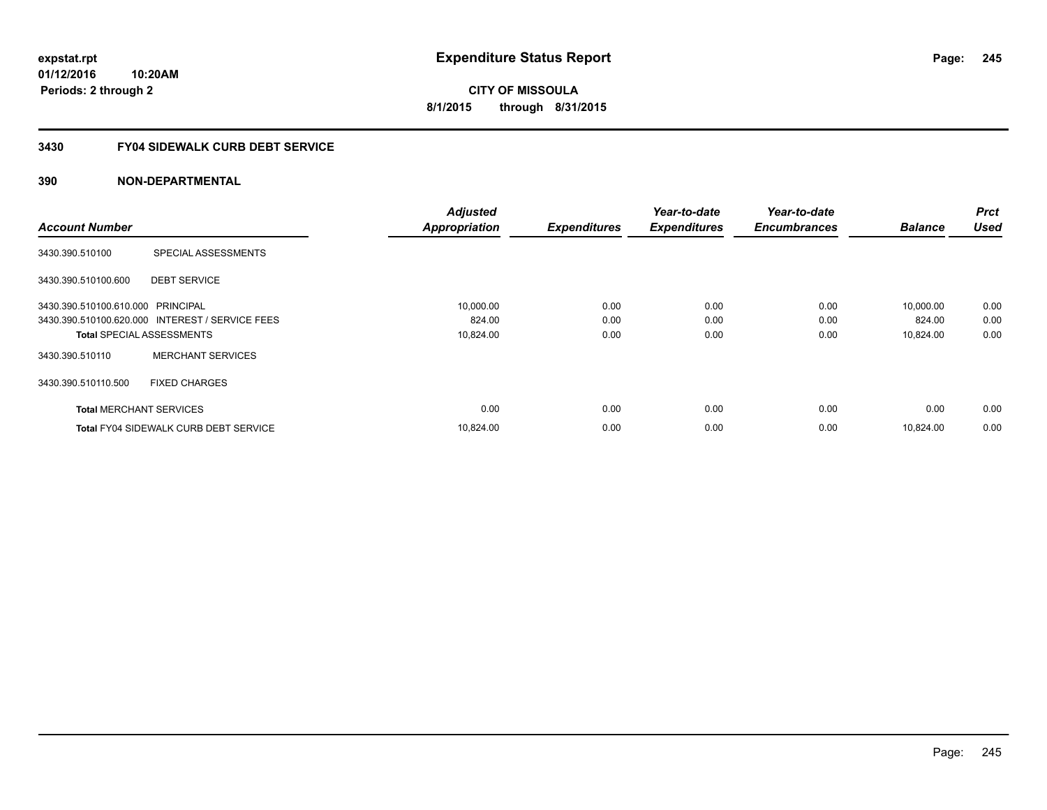**expstat.rpt**
**01/12/2016 10:20AM**
**Periods: 2 through 2**

# Expenditure Status Report

**CITY OF MISSOULA**
**8/1/2015 through 8/31/2015**

## 3430 FY04 SIDEWALK CURB DEBT SERVICE

## 390 NON-DEPARTMENTAL

| Account Number | | Adjusted Appropriation | Expenditures | Year-to-date Expenditures | Year-to-date Encumbrances | Balance | Prct Used |
|---|---|---|---|---|---|---|---|
| 3430.390.510100 | SPECIAL ASSESSMENTS | | | | | | |
| 3430.390.510100.600 | DEBT SERVICE | | | | | | |
| 3430.390.510100.610.000 | PRINCIPAL | 10,000.00 | 0.00 | 0.00 | 0.00 | 10,000.00 | 0.00 |
| 3430.390.510100.620.000 | INTEREST / SERVICE FEES | 824.00 | 0.00 | 0.00 | 0.00 | 824.00 | 0.00 |
| **Total** SPECIAL ASSESSMENTS | | 10,824.00 | 0.00 | 0.00 | 0.00 | 10,824.00 | 0.00 |
| 3430.390.510110 | MERCHANT SERVICES | | | | | | |
| 3430.390.510110.500 | FIXED CHARGES | | | | | | |
| **Total** MERCHANT SERVICES | | 0.00 | 0.00 | 0.00 | 0.00 | 0.00 | 0.00 |
| **Total** FY04 SIDEWALK CURB DEBT SERVICE | | 10,824.00 | 0.00 | 0.00 | 0.00 | 10,824.00 | 0.00 |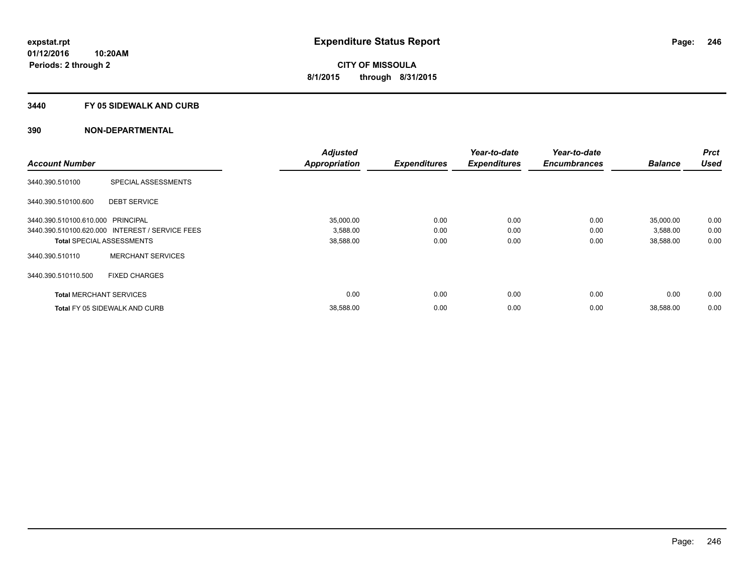**expstat.rpt**
**01/12/2016 10:20AM**
**Periods: 2 through 2**

# Expenditure Status Report

**CITY OF MISSOULA**
**8/1/2015 through 8/31/2015**

## 3440 FY 05 SIDEWALK AND CURB

## 390 NON-DEPARTMENTAL

| Account Number | | Adjusted Appropriation | Expenditures | Year-to-date Expenditures | Year-to-date Encumbrances | Balance | Prct Used |
|---|---|---|---|---|---|---|---|
| 3440.390.510100 | SPECIAL ASSESSMENTS | | | | | | |
| 3440.390.510100.600 | DEBT SERVICE | | | | | | |
| 3440.390.510100.610.000 | PRINCIPAL | 35,000.00 | 0.00 | 0.00 | 0.00 | 35,000.00 | 0.00 |
| 3440.390.510100.620.000 | INTEREST / SERVICE FEES | 3,588.00 | 0.00 | 0.00 | 0.00 | 3,588.00 | 0.00 |
| **Total** SPECIAL ASSESSMENTS | | 38,588.00 | 0.00 | 0.00 | 0.00 | 38,588.00 | 0.00 |
| 3440.390.510110 | MERCHANT SERVICES | | | | | | |
| 3440.390.510110.500 | FIXED CHARGES | | | | | | |
| **Total** MERCHANT SERVICES | | 0.00 | 0.00 | 0.00 | 0.00 | 0.00 | 0.00 |
| **Total** FY 05 SIDEWALK AND CURB | | 38,588.00 | 0.00 | 0.00 | 0.00 | 38,588.00 | 0.00 |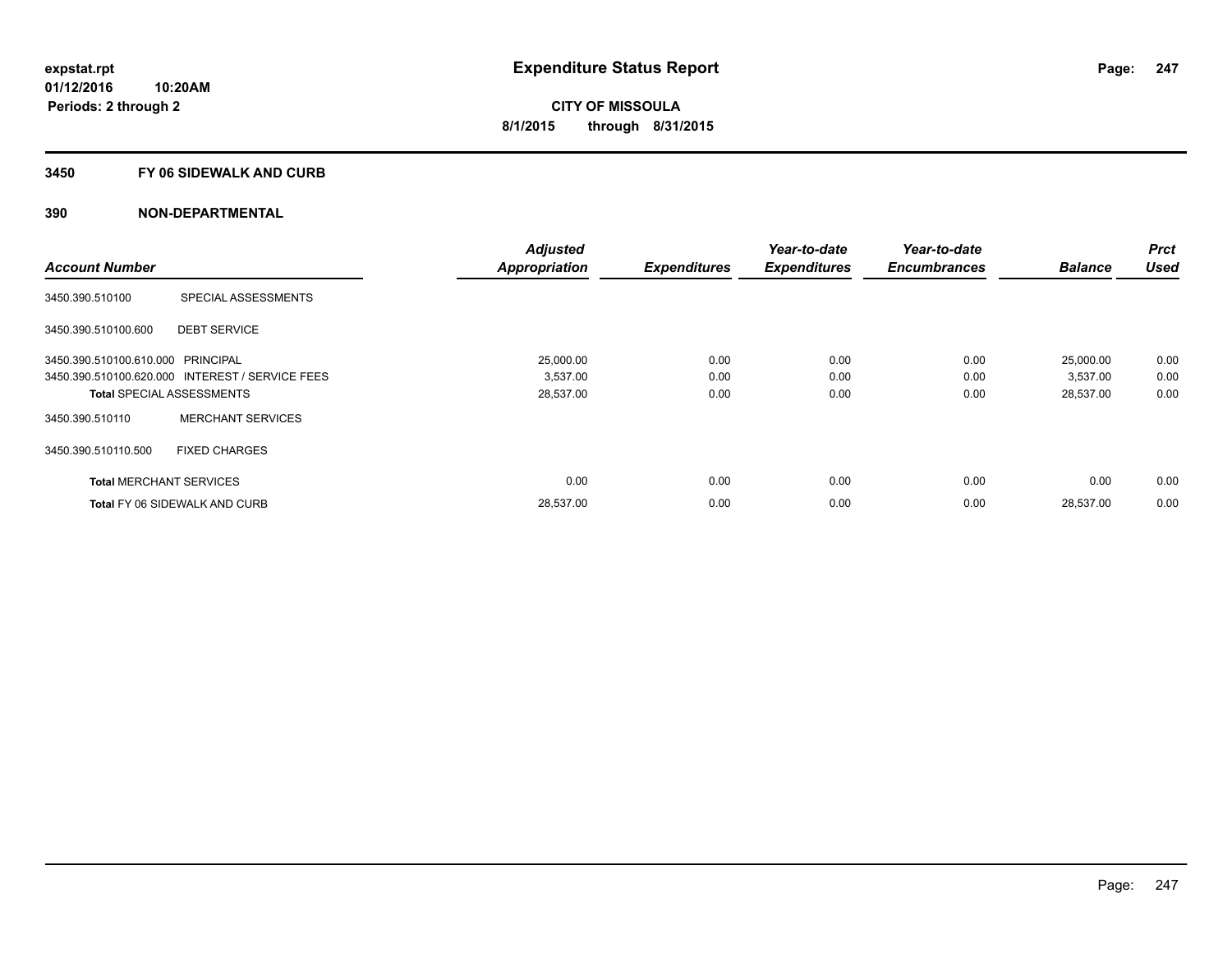expstat.rpt
01/12/2016 10:20AM
Periods: 2 through 2

# Expenditure Status Report

**CITY OF MISSOULA**
**8/1/2015 through 8/31/2015**

## 3450 FY 06 SIDEWALK AND CURB

### 390 NON-DEPARTMENTAL

| Account Number | | Adjusted Appropriation | Expenditures | Year-to-date Expenditures | Year-to-date Encumbrances | Balance | Prct Used |
|---|---|---|---|---|---|---|---|
| 3450.390.510100 | SPECIAL ASSESSMENTS | | | | | | |
| 3450.390.510100.600 | DEBT SERVICE | | | | | | |
| 3450.390.510100.610.000 | PRINCIPAL | 25,000.00 | 0.00 | 0.00 | 0.00 | 25,000.00 | 0.00 |
| 3450.390.510100.620.000 | INTEREST / SERVICE FEES | 3,537.00 | 0.00 | 0.00 | 0.00 | 3,537.00 | 0.00 |
| **Total** SPECIAL ASSESSMENTS | | 28,537.00 | 0.00 | 0.00 | 0.00 | 28,537.00 | 0.00 |
| 3450.390.510110 | MERCHANT SERVICES | | | | | | |
| 3450.390.510110.500 | FIXED CHARGES | | | | | | |
| **Total** MERCHANT SERVICES | | 0.00 | 0.00 | 0.00 | 0.00 | 0.00 | 0.00 |
| **Total** FY 06 SIDEWALK AND CURB | | 28,537.00 | 0.00 | 0.00 | 0.00 | 28,537.00 | 0.00 |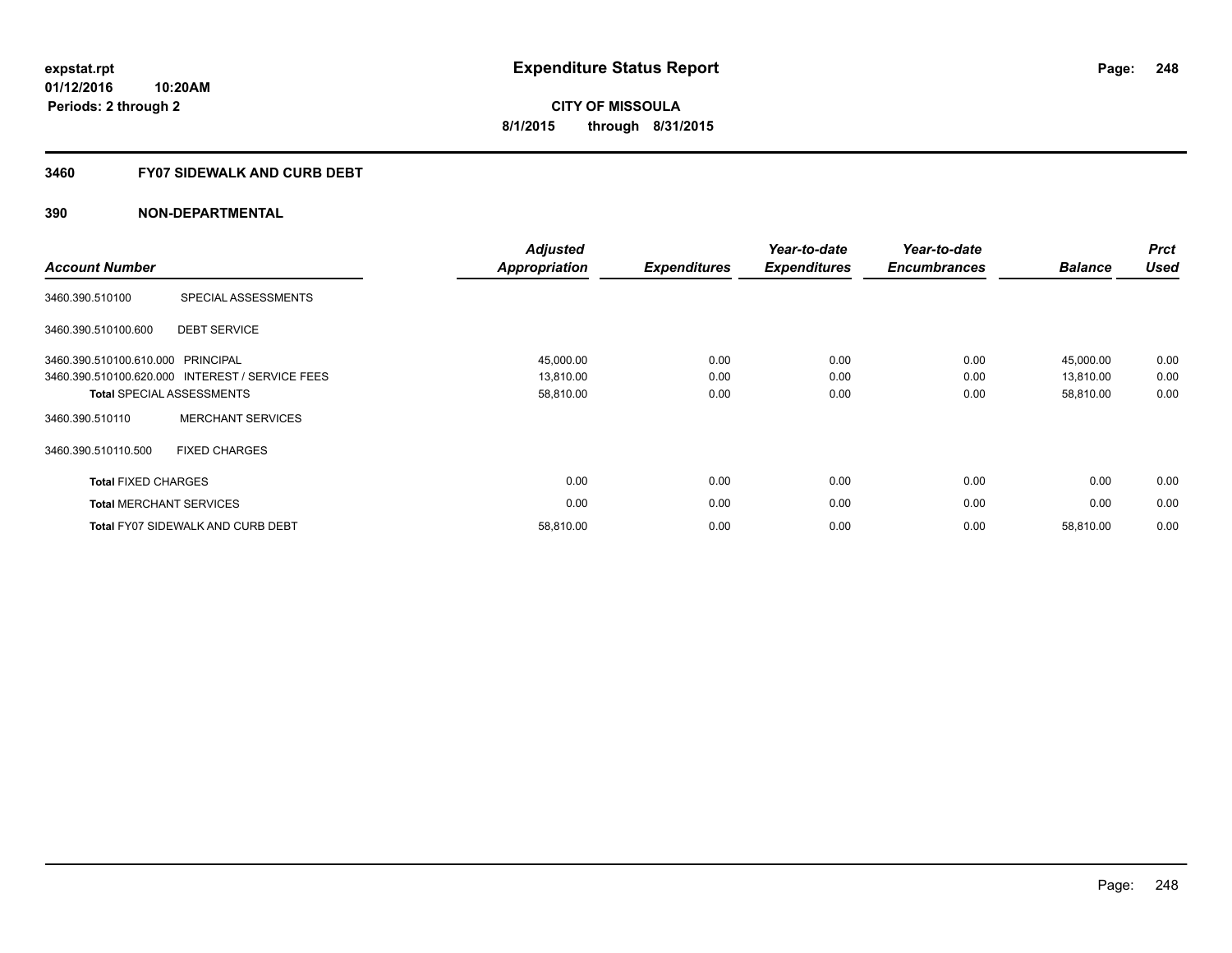**expstat.rpt**
**01/12/2016 10:20AM**
**Periods: 2 through 2**

# Expenditure Status Report

**CITY OF MISSOULA**
**8/1/2015 through 8/31/2015**

## 3460 FY07 SIDEWALK AND CURB DEBT

## 390 NON-DEPARTMENTAL

| Account Number | | Adjusted Appropriation | Expenditures | Year-to-date Expenditures | Year-to-date Encumbrances | Balance | Prct Used |
|---|---|---|---|---|---|---|---|
| 3460.390.510100 | SPECIAL ASSESSMENTS | | | | | | |
| 3460.390.510100.600 | DEBT SERVICE | | | | | | |
| 3460.390.510100.610.000 | PRINCIPAL | 45,000.00 | 0.00 | 0.00 | 0.00 | 45,000.00 | 0.00 |
| 3460.390.510100.620.000 | INTEREST / SERVICE FEES | 13,810.00 | 0.00 | 0.00 | 0.00 | 13,810.00 | 0.00 |
| **Total** SPECIAL ASSESSMENTS | | 58,810.00 | 0.00 | 0.00 | 0.00 | 58,810.00 | 0.00 |
| 3460.390.510110 | MERCHANT SERVICES | | | | | | |
| 3460.390.510110.500 | FIXED CHARGES | | | | | | |
| **Total** FIXED CHARGES | | 0.00 | 0.00 | 0.00 | 0.00 | 0.00 | 0.00 |
| **Total** MERCHANT SERVICES | | 0.00 | 0.00 | 0.00 | 0.00 | 0.00 | 0.00 |
| **Total** FY07 SIDEWALK AND CURB DEBT | | 58,810.00 | 0.00 | 0.00 | 0.00 | 58,810.00 | 0.00 |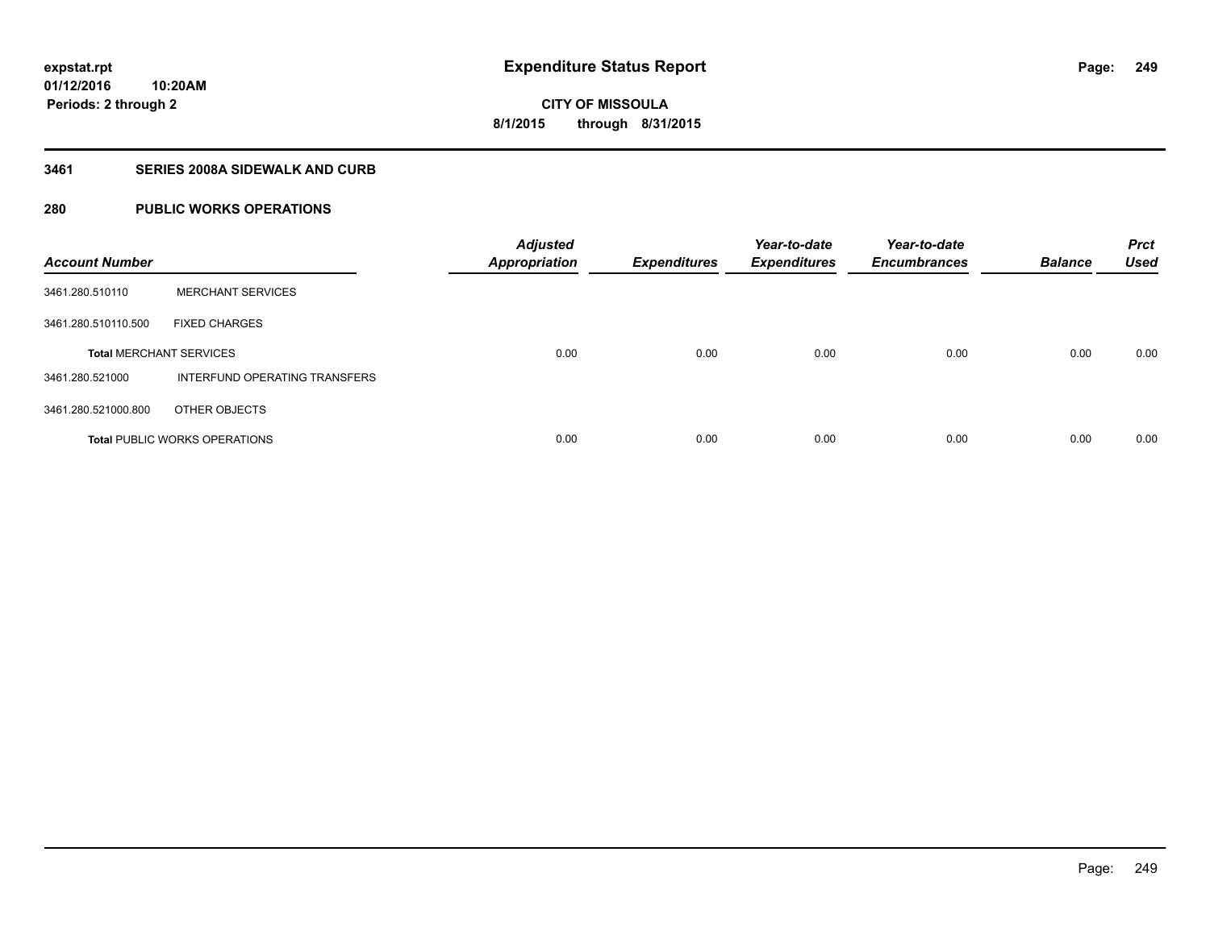# Expenditure Status Report

expstat.rpt
01/12/2016 10:20AM
Periods: 2 through 2

**CITY OF MISSOULA**
**8/1/2015 through 8/31/2015**

## 3461 SERIES 2008A SIDEWALK AND CURB

## 280 PUBLIC WORKS OPERATIONS

| Account Number | | Adjusted Appropriation | Expenditures | Year-to-date Expenditures | Year-to-date Encumbrances | Balance | Prct Used |
|---|---|---|---|---|---|---|---|
| 3461.280.510110 | MERCHANT SERVICES | | | | | | |
| 3461.280.510110.500 | FIXED CHARGES | | | | | | |
| **Total** MERCHANT SERVICES | | 0.00 | 0.00 | 0.00 | 0.00 | 0.00 | 0.00 |
| 3461.280.521000 | INTERFUND OPERATING TRANSFERS | | | | | | |
| 3461.280.521000.800 | OTHER OBJECTS | | | | | | |
| **Total** PUBLIC WORKS OPERATIONS | | 0.00 | 0.00 | 0.00 | 0.00 | 0.00 | 0.00 |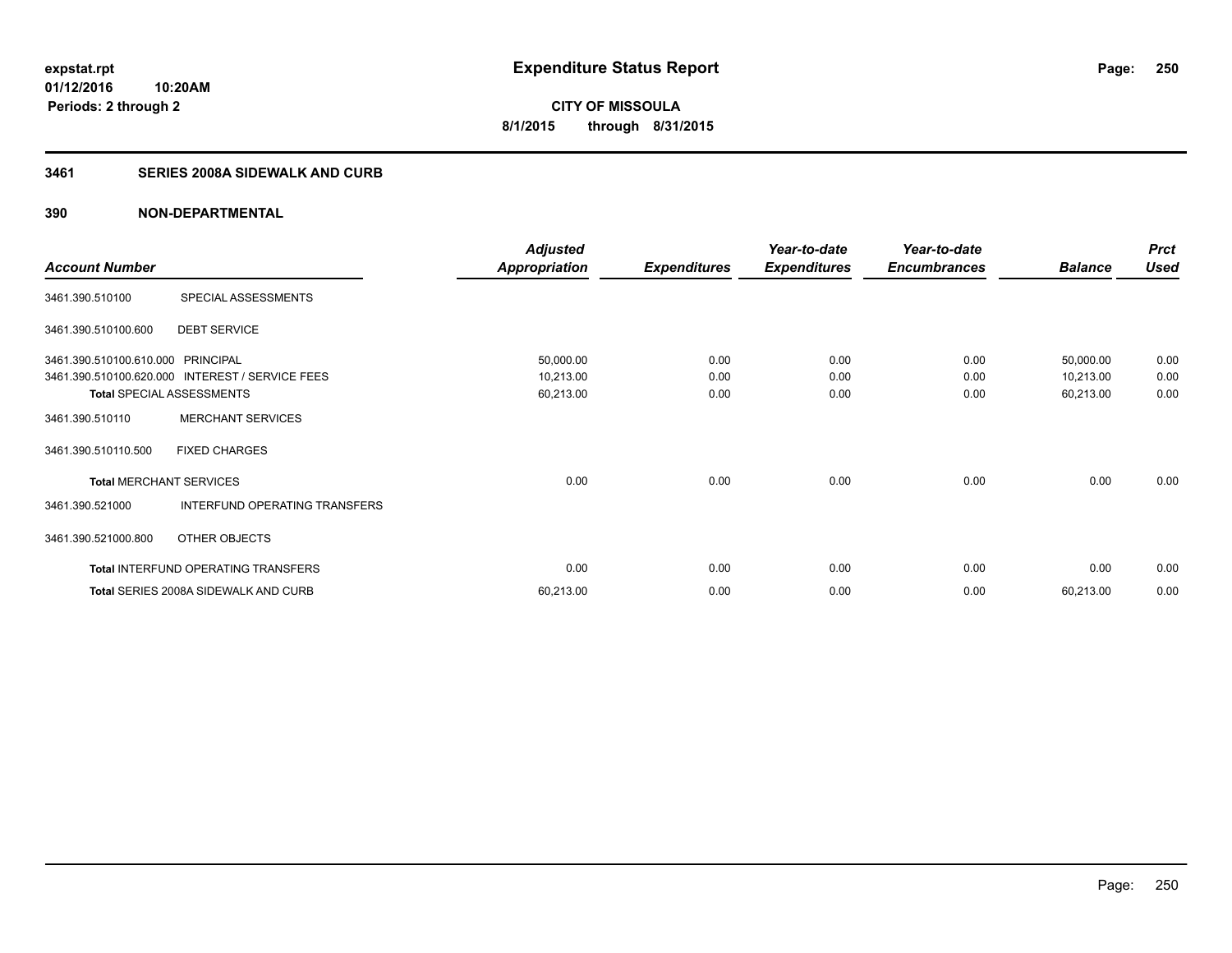**expstat.rpt**
**01/12/2016 10:20AM**
**Periods: 2 through 2**

# Expenditure Status Report

**CITY OF MISSOULA**
**8/1/2015 through 8/31/2015**

## 3461 SERIES 2008A SIDEWALK AND CURB

### 390 NON-DEPARTMENTAL

| Account Number | | Adjusted Appropriation | Expenditures | Year-to-date Expenditures | Year-to-date Encumbrances | Balance | Prct Used |
|---|---|---|---|---|---|---|---|
| 3461.390.510100 | SPECIAL ASSESSMENTS | | | | | | |
| 3461.390.510100.600 | DEBT SERVICE | | | | | | |
| 3461.390.510100.610.000 | PRINCIPAL | 50,000.00 | 0.00 | 0.00 | 0.00 | 50,000.00 | 0.00 |
| 3461.390.510100.620.000 | INTEREST / SERVICE FEES | 10,213.00 | 0.00 | 0.00 | 0.00 | 10,213.00 | 0.00 |
| **Total** SPECIAL ASSESSMENTS | | 60,213.00 | 0.00 | 0.00 | 0.00 | 60,213.00 | 0.00 |
| 3461.390.510110 | MERCHANT SERVICES | | | | | | |
| 3461.390.510110.500 | FIXED CHARGES | | | | | | |
| **Total** MERCHANT SERVICES | | 0.00 | 0.00 | 0.00 | 0.00 | 0.00 | 0.00 |
| 3461.390.521000 | INTERFUND OPERATING TRANSFERS | | | | | | |
| 3461.390.521000.800 | OTHER OBJECTS | | | | | | |
| **Total** INTERFUND OPERATING TRANSFERS | | 0.00 | 0.00 | 0.00 | 0.00 | 0.00 | 0.00 |
| **Total** SERIES 2008A SIDEWALK AND CURB | | 60,213.00 | 0.00 | 0.00 | 0.00 | 60,213.00 | 0.00 |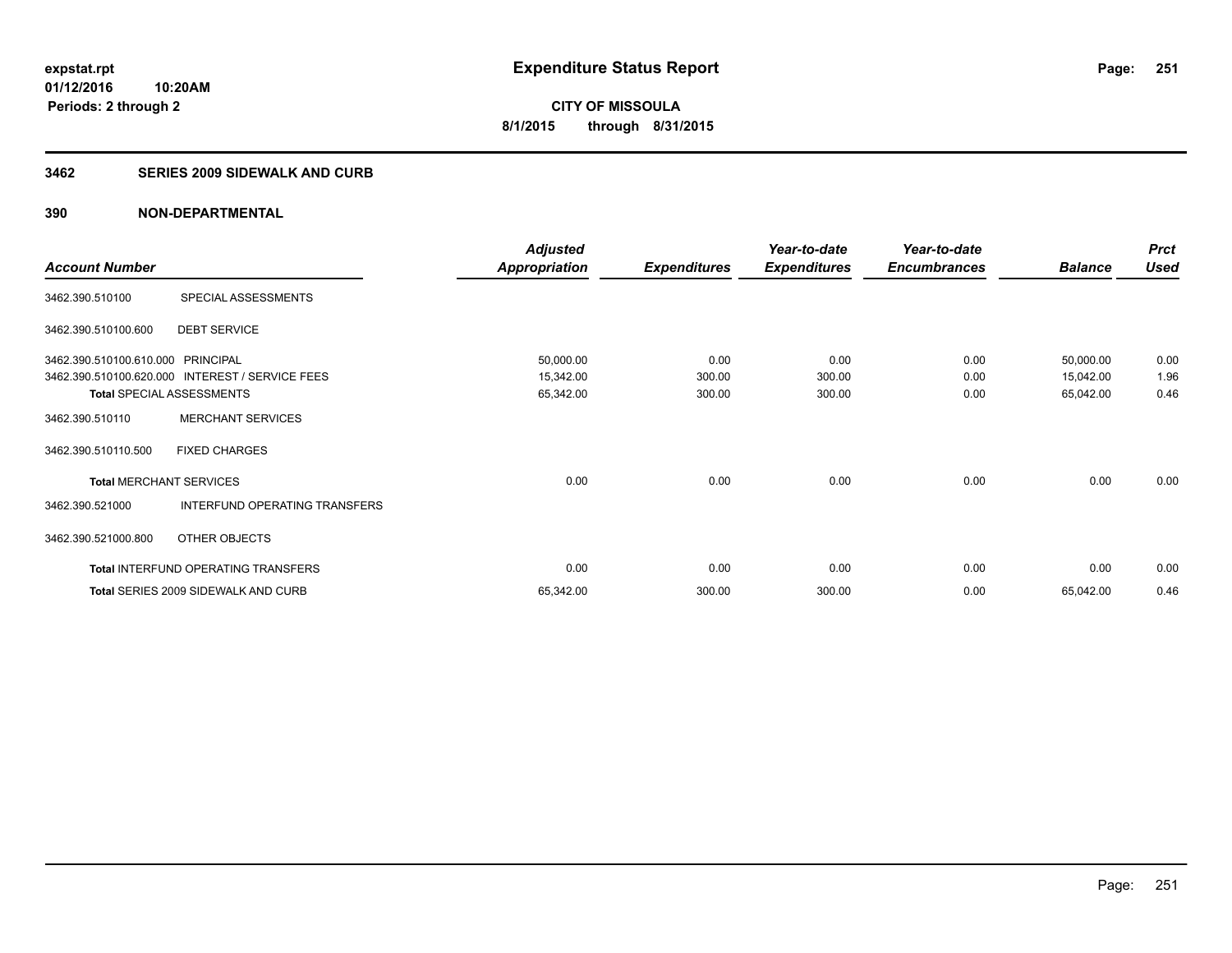# Expenditure Status Report

expstat.rpt
01/12/2016 10:20AM
Periods: 2 through 2

**CITY OF MISSOULA**
**8/1/2015 through 8/31/2015**

## 3462 SERIES 2009 SIDEWALK AND CURB

### 390 NON-DEPARTMENTAL

| Account Number | | Adjusted Appropriation | Expenditures | Year-to-date Expenditures | Year-to-date Encumbrances | Balance | Prct Used |
|---|---|---|---|---|---|---|---|
| 3462.390.510100 | SPECIAL ASSESSMENTS | | | | | | |
| 3462.390.510100.600 | DEBT SERVICE | | | | | | |
| 3462.390.510100.610.000 | PRINCIPAL | 50,000.00 | 0.00 | 0.00 | 0.00 | 50,000.00 | 0.00 |
| 3462.390.510100.620.000 | INTEREST / SERVICE FEES | 15,342.00 | 300.00 | 300.00 | 0.00 | 15,042.00 | 1.96 |
| **Total** SPECIAL ASSESSMENTS | | 65,342.00 | 300.00 | 300.00 | 0.00 | 65,042.00 | 0.46 |
| 3462.390.510110 | MERCHANT SERVICES | | | | | | |
| 3462.390.510110.500 | FIXED CHARGES | | | | | | |
| **Total** MERCHANT SERVICES | | 0.00 | 0.00 | 0.00 | 0.00 | 0.00 | 0.00 |
| 3462.390.521000 | INTERFUND OPERATING TRANSFERS | | | | | | |
| 3462.390.521000.800 | OTHER OBJECTS | | | | | | |
| **Total** INTERFUND OPERATING TRANSFERS | | 0.00 | 0.00 | 0.00 | 0.00 | 0.00 | 0.00 |
| **Total** SERIES 2009 SIDEWALK AND CURB | | 65,342.00 | 300.00 | 300.00 | 0.00 | 65,042.00 | 0.46 |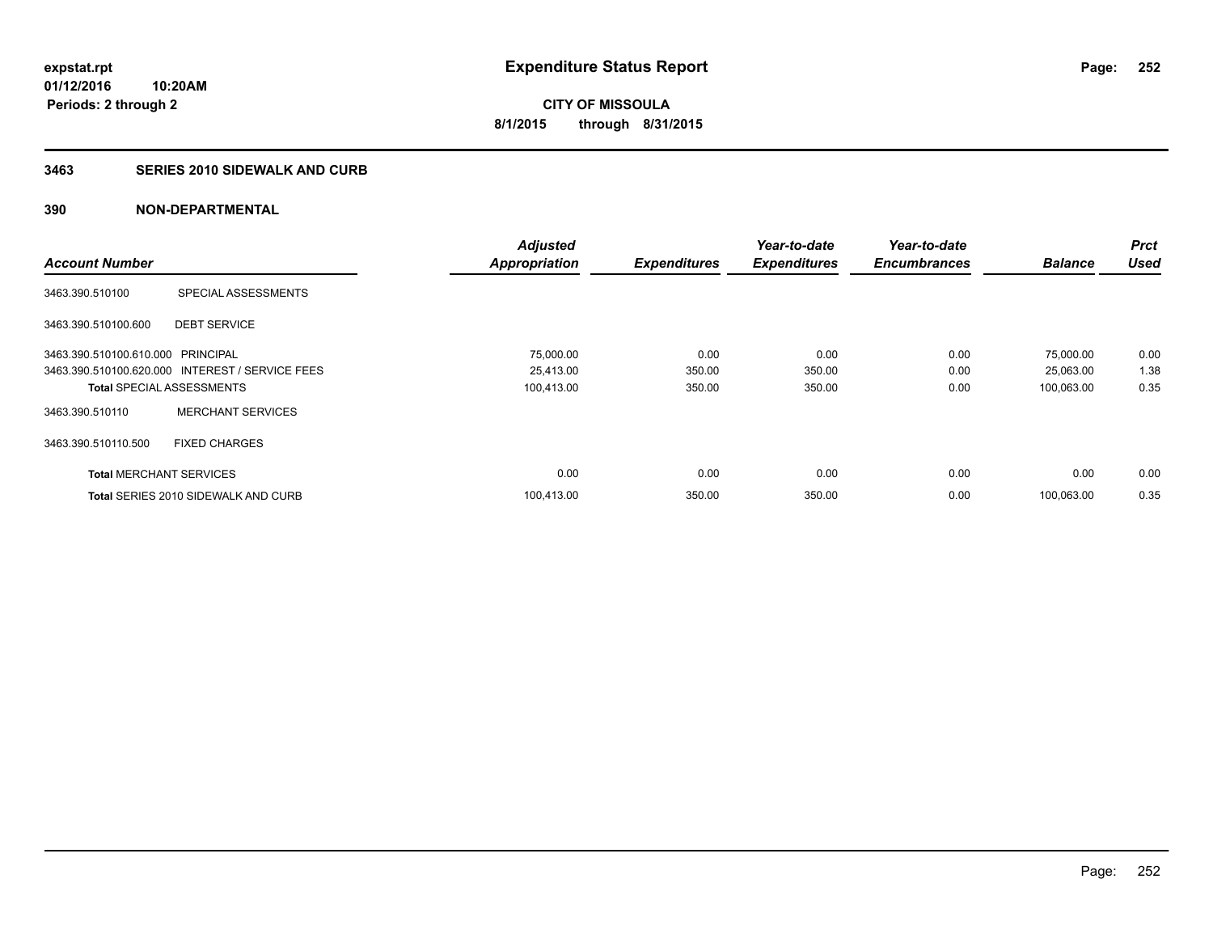expstat.rpt
01/12/2016 10:20AM
Periods: 2 through 2

# Expenditure Status Report

**CITY OF MISSOULA**
**8/1/2015 through 8/31/2015**

## 3463 SERIES 2010 SIDEWALK AND CURB

### 390 NON-DEPARTMENTAL

| Account Number | | Adjusted Appropriation | Expenditures | Year-to-date Expenditures | Year-to-date Encumbrances | Balance | Prct Used |
|---|---|---|---|---|---|---|---|
| 3463.390.510100 | SPECIAL ASSESSMENTS | | | | | | |
| 3463.390.510100.600 | DEBT SERVICE | | | | | | |
| 3463.390.510100.610.000 | PRINCIPAL | 75,000.00 | 0.00 | 0.00 | 0.00 | 75,000.00 | 0.00 |
| 3463.390.510100.620.000 | INTEREST / SERVICE FEES | 25,413.00 | 350.00 | 350.00 | 0.00 | 25,063.00 | 1.38 |
| **Total** SPECIAL ASSESSMENTS | | 100,413.00 | 350.00 | 350.00 | 0.00 | 100,063.00 | 0.35 |
| 3463.390.510110 | MERCHANT SERVICES | | | | | | |
| 3463.390.510110.500 | FIXED CHARGES | | | | | | |
| **Total** MERCHANT SERVICES | | 0.00 | 0.00 | 0.00 | 0.00 | 0.00 | 0.00 |
| **Total** SERIES 2010 SIDEWALK AND CURB | | 100,413.00 | 350.00 | 350.00 | 0.00 | 100,063.00 | 0.35 |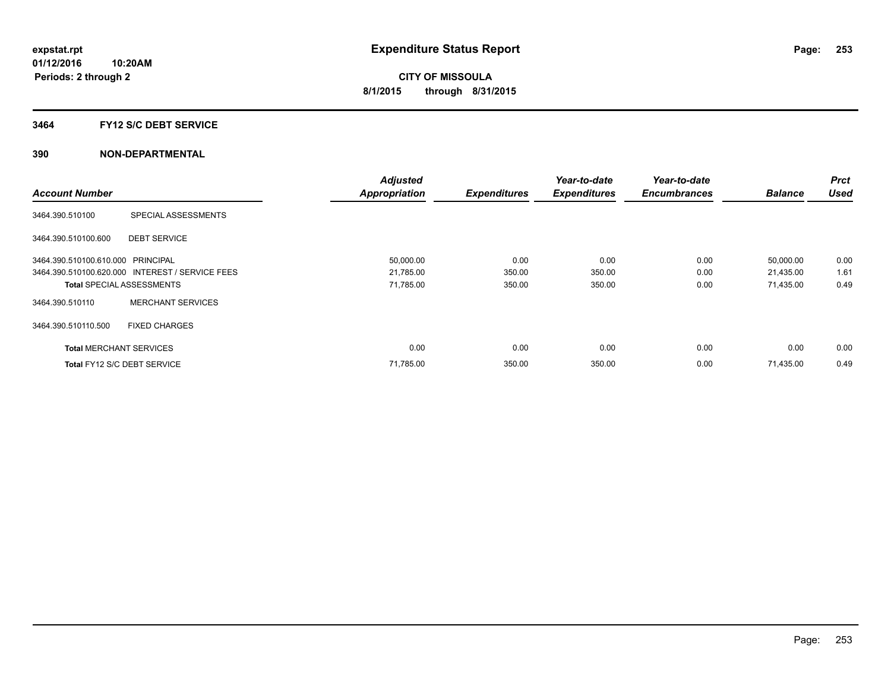**expstat.rpt**
**01/12/2016 10:20AM**
**Periods: 2 through 2**

# Expenditure Status Report

**CITY OF MISSOULA**
**8/1/2015 through 8/31/2015**

## 3464 FY12 S/C DEBT SERVICE

## 390 NON-DEPARTMENTAL

| Account Number | | Adjusted Appropriation | Expenditures | Year-to-date Expenditures | Year-to-date Encumbrances | Balance | Prct Used |
|---|---|---|---|---|---|---|---|
| 3464.390.510100 | SPECIAL ASSESSMENTS | | | | | | |
| 3464.390.510100.600 | DEBT SERVICE | | | | | | |
| 3464.390.510100.610.000 | PRINCIPAL | 50,000.00 | 0.00 | 0.00 | 0.00 | 50,000.00 | 0.00 |
| 3464.390.510100.620.000 | INTEREST / SERVICE FEES | 21,785.00 | 350.00 | 350.00 | 0.00 | 21,435.00 | 1.61 |
| **Total** SPECIAL ASSESSMENTS | | 71,785.00 | 350.00 | 350.00 | 0.00 | 71,435.00 | 0.49 |
| 3464.390.510110 | MERCHANT SERVICES | | | | | | |
| 3464.390.510110.500 | FIXED CHARGES | | | | | | |
| **Total** MERCHANT SERVICES | | 0.00 | 0.00 | 0.00 | 0.00 | 0.00 | 0.00 |
| **Total** FY12 S/C DEBT SERVICE | | 71,785.00 | 350.00 | 350.00 | 0.00 | 71,435.00 | 0.49 |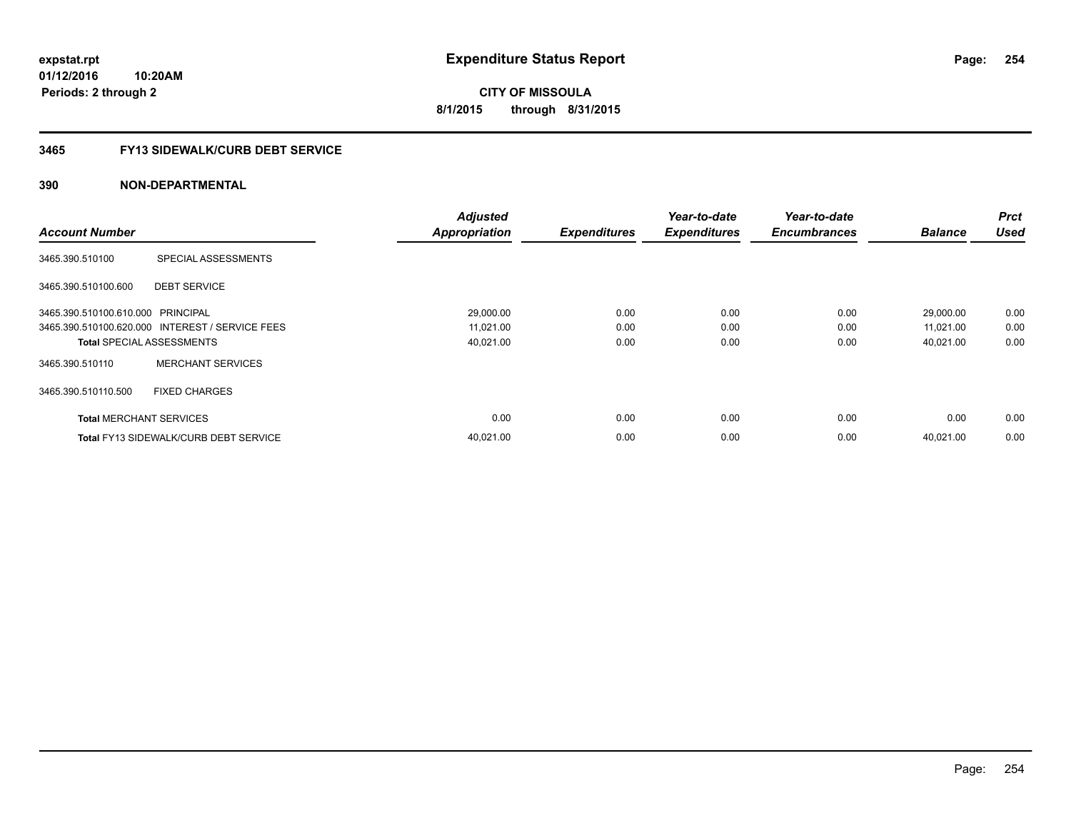expstat.rpt
01/12/2016 10:20AM
Periods: 2 through 2

# Expenditure Status Report

CITY OF MISSOULA
8/1/2015 through 8/31/2015

## 3465 FY13 SIDEWALK/CURB DEBT SERVICE

### 390 NON-DEPARTMENTAL

| Account Number | | Adjusted Appropriation | Expenditures | Year-to-date Expenditures | Year-to-date Encumbrances | Balance | Prct Used |
|---|---|---|---|---|---|---|---|
| 3465.390.510100 | SPECIAL ASSESSMENTS | | | | | | |
| 3465.390.510100.600 | DEBT SERVICE | | | | | | |
| 3465.390.510100.610.000 | PRINCIPAL | 29,000.00 | 0.00 | 0.00 | 0.00 | 29,000.00 | 0.00 |
| 3465.390.510100.620.000 | INTEREST / SERVICE FEES | 11,021.00 | 0.00 | 0.00 | 0.00 | 11,021.00 | 0.00 |
| **Total** SPECIAL ASSESSMENTS | | 40,021.00 | 0.00 | 0.00 | 0.00 | 40,021.00 | 0.00 |
| 3465.390.510110 | MERCHANT SERVICES | | | | | | |
| 3465.390.510110.500 | FIXED CHARGES | | | | | | |
| **Total** MERCHANT SERVICES | | 0.00 | 0.00 | 0.00 | 0.00 | 0.00 | 0.00 |
| **Total** FY13 SIDEWALK/CURB DEBT SERVICE | | 40,021.00 | 0.00 | 0.00 | 0.00 | 40,021.00 | 0.00 |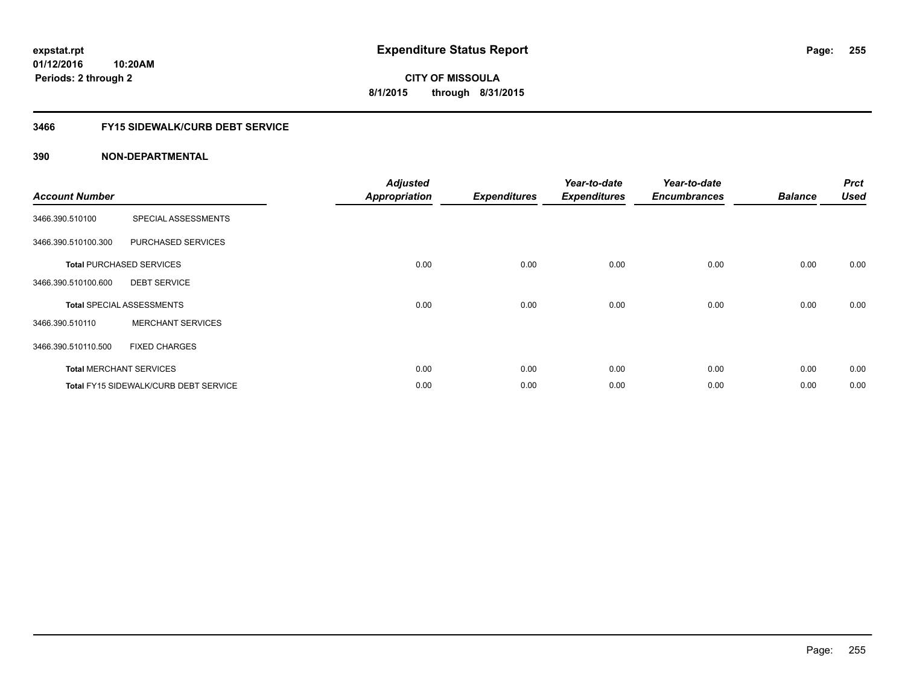# Expenditure Status Report

**CITY OF MISSOULA**

**8/1/2015 through 8/31/2015**

expstat.rpt
01/12/2016 10:20AM
Periods: 2 through 2

## 3466 FY15 SIDEWALK/CURB DEBT SERVICE

## 390 NON-DEPARTMENTAL

| Account Number | | Adjusted Appropriation | Expenditures | Year-to-date Expenditures | Year-to-date Encumbrances | Balance | Prct Used |
|---|---|---|---|---|---|---|---|
| 3466.390.510100 | SPECIAL ASSESSMENTS | | | | | | |
| 3466.390.510100.300 | PURCHASED SERVICES | | | | | | |
| **Total** PURCHASED SERVICES | | 0.00 | 0.00 | 0.00 | 0.00 | 0.00 | 0.00 |
| 3466.390.510100.600 | DEBT SERVICE | | | | | | |
| **Total** SPECIAL ASSESSMENTS | | 0.00 | 0.00 | 0.00 | 0.00 | 0.00 | 0.00 |
| 3466.390.510110 | MERCHANT SERVICES | | | | | | |
| 3466.390.510110.500 | FIXED CHARGES | | | | | | |
| **Total** MERCHANT SERVICES | | 0.00 | 0.00 | 0.00 | 0.00 | 0.00 | 0.00 |
| **Total** FY15 SIDEWALK/CURB DEBT SERVICE | | 0.00 | 0.00 | 0.00 | 0.00 | 0.00 | 0.00 |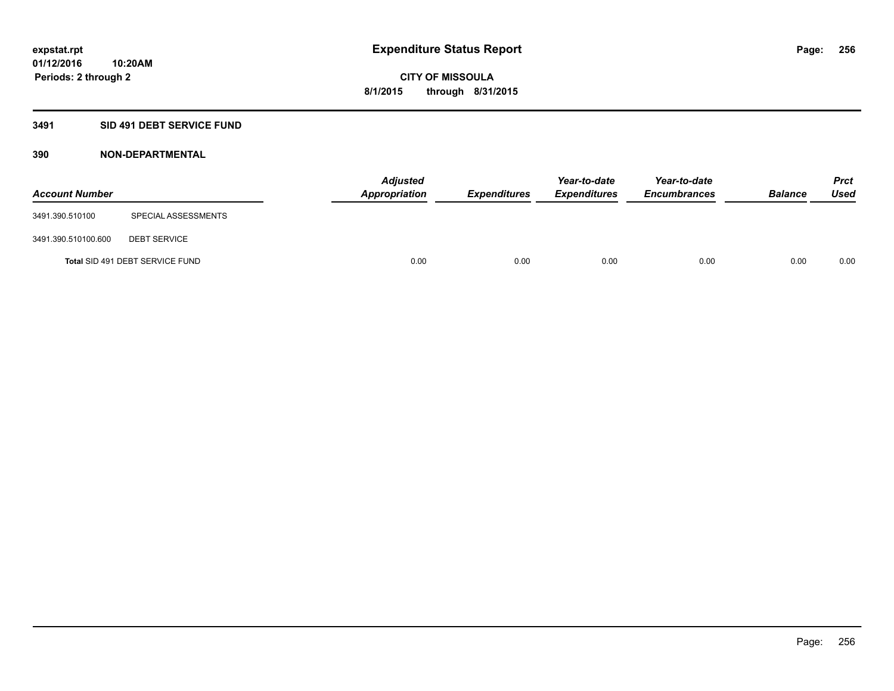# Expenditure Status Report

**CITY OF MISSOULA**

**8/1/2015 through 8/31/2015**

expstat.rpt
01/12/2016 10:20AM
Periods: 2 through 2

## 3491 SID 491 DEBT SERVICE FUND

### 390 NON-DEPARTMENTAL

| Account Number | | Adjusted Appropriation | Expenditures | Year-to-date Expenditures | Year-to-date Encumbrances | Balance | Prct Used |
|---|---|---|---|---|---|---|---|
| 3491.390.510100 | SPECIAL ASSESSMENTS | | | | | | |
| 3491.390.510100.600 | DEBT SERVICE | | | | | | |
| **Total** SID 491 DEBT SERVICE FUND | | 0.00 | 0.00 | 0.00 | 0.00 | 0.00 | 0.00 |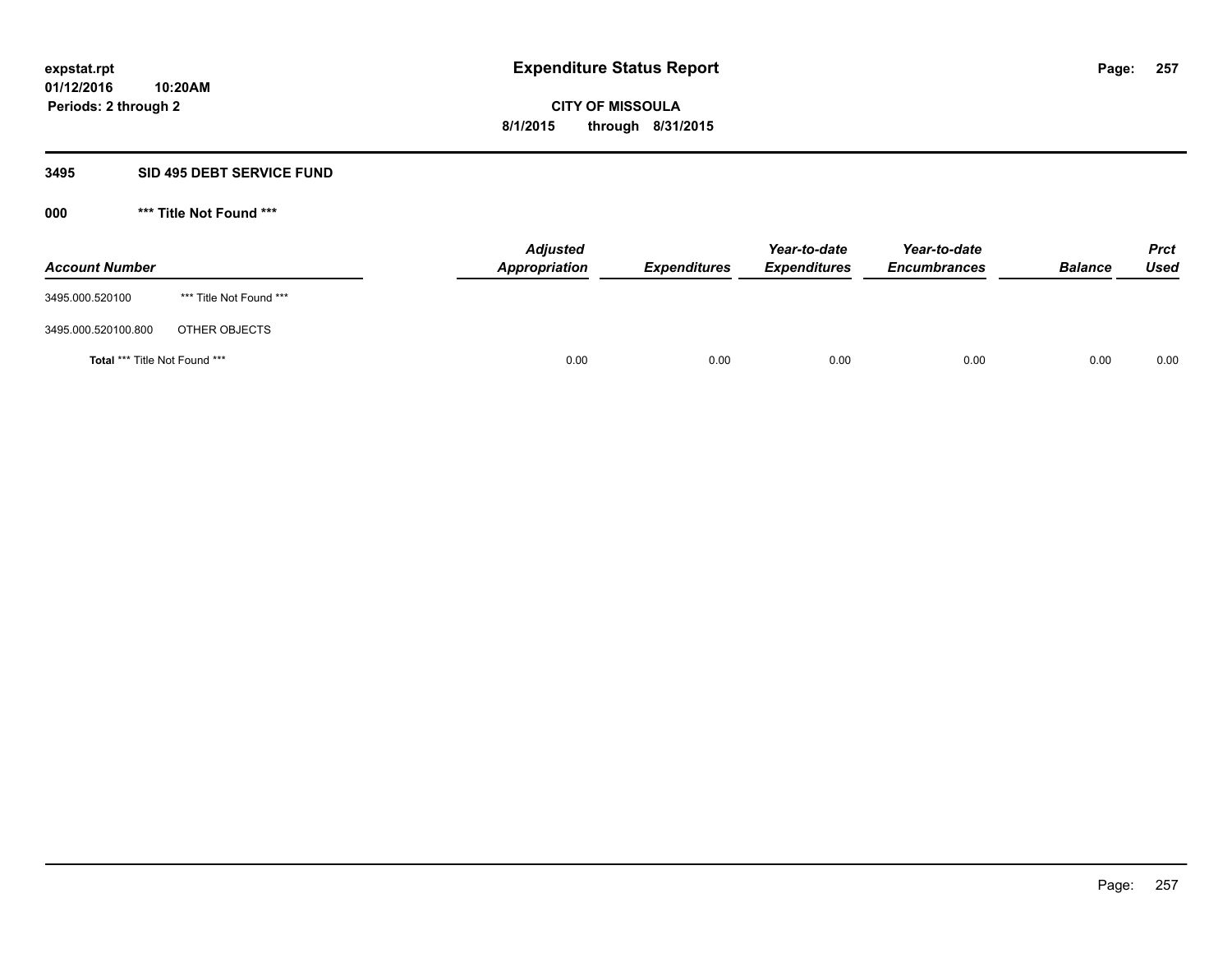**expstat.rpt**
**01/12/2016 10:20AM**
**Periods: 2 through 2**

# Expenditure Status Report

**CITY OF MISSOULA**
**8/1/2015 through 8/31/2015**

## 3495 SID 495 DEBT SERVICE FUND

### 000 *** Title Not Found ***

| Account Number | | Adjusted Appropriation | Expenditures | Year-to-date Expenditures | Year-to-date Encumbrances | Balance | Prct Used |
|---|---|---|---|---|---|---|---|
| 3495.000.520100 | *** Title Not Found *** | | | | | | |
| 3495.000.520100.800 | OTHER OBJECTS | | | | | | |
| **Total** *** Title Not Found *** | | 0.00 | 0.00 | 0.00 | 0.00 | 0.00 | 0.00 |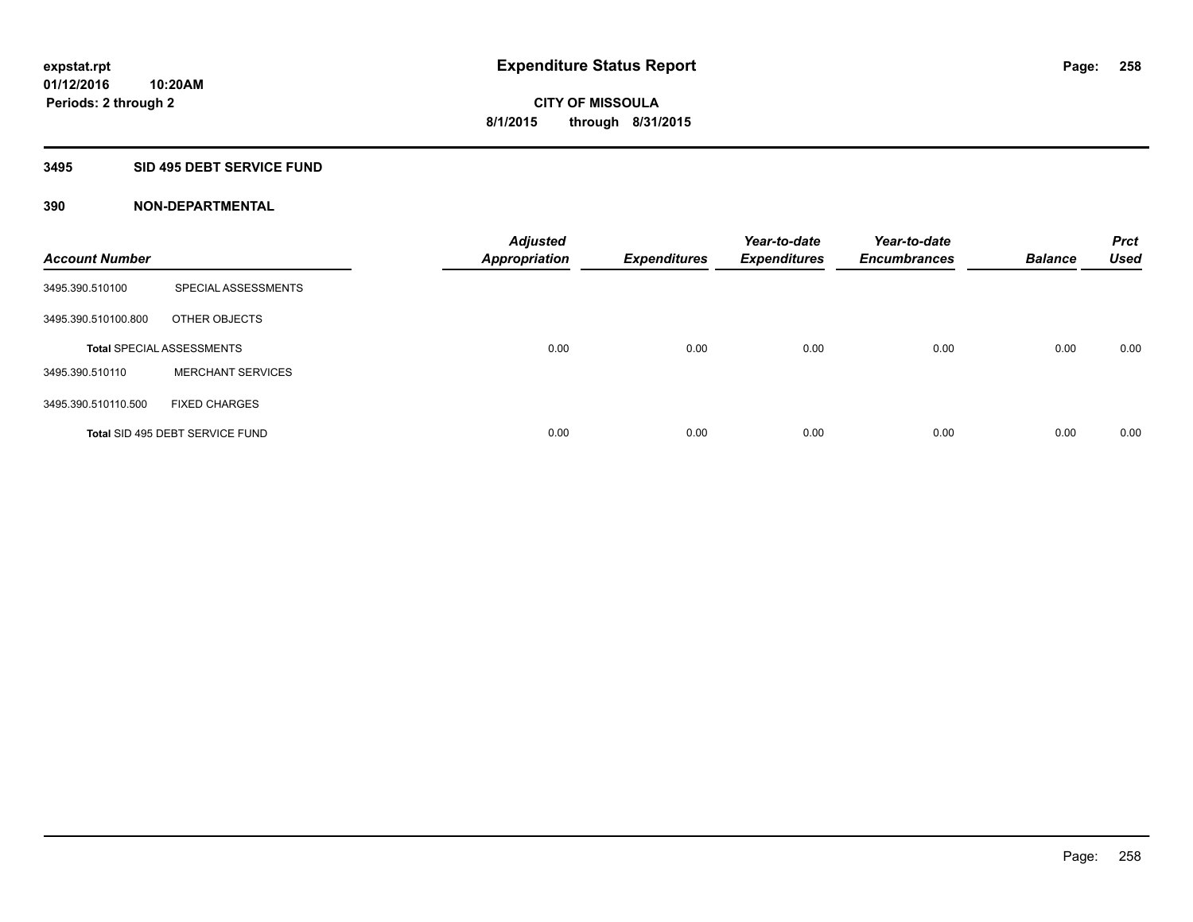**expstat.rpt**
**01/12/2016 10:20AM**
**Periods: 2 through 2**

# Expenditure Status Report

**CITY OF MISSOULA**
**8/1/2015 through 8/31/2015**

## 3495 SID 495 DEBT SERVICE FUND

## 390 NON-DEPARTMENTAL

| Account Number | | Adjusted Appropriation | Expenditures | Year-to-date Expenditures | Year-to-date Encumbrances | Balance | Prct Used |
|---|---|---|---|---|---|---|---|
| 3495.390.510100 | SPECIAL ASSESSMENTS | | | | | | |
| 3495.390.510100.800 | OTHER OBJECTS | | | | | | |
| Total SPECIAL ASSESSMENTS | | 0.00 | 0.00 | 0.00 | 0.00 | 0.00 | 0.00 |
| 3495.390.510110 | MERCHANT SERVICES | | | | | | |
| 3495.390.510110.500 | FIXED CHARGES | | | | | | |
| Total SID 495 DEBT SERVICE FUND | | 0.00 | 0.00 | 0.00 | 0.00 | 0.00 | 0.00 |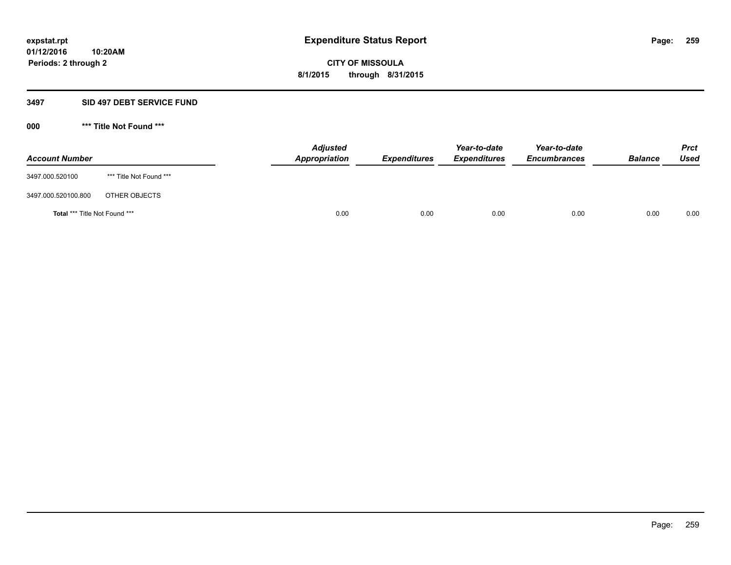# Expenditure Status Report

expstat.rpt
01/12/2016 10:20AM
Periods: 2 through 2

**CITY OF MISSOULA**
**8/1/2015 through 8/31/2015**

## 3497 SID 497 DEBT SERVICE FUND

### 000 *** Title Not Found ***

| Account Number | | Adjusted Appropriation | Expenditures | Year-to-date Expenditures | Year-to-date Encumbrances | Balance | Prct Used |
|---|---|---|---|---|---|---|---|
| 3497.000.520100 | *** Title Not Found *** | | | | | | |
| 3497.000.520100.800 | OTHER OBJECTS | | | | | | |
| **Total** *** Title Not Found *** | | 0.00 | 0.00 | 0.00 | 0.00 | 0.00 | 0.00 |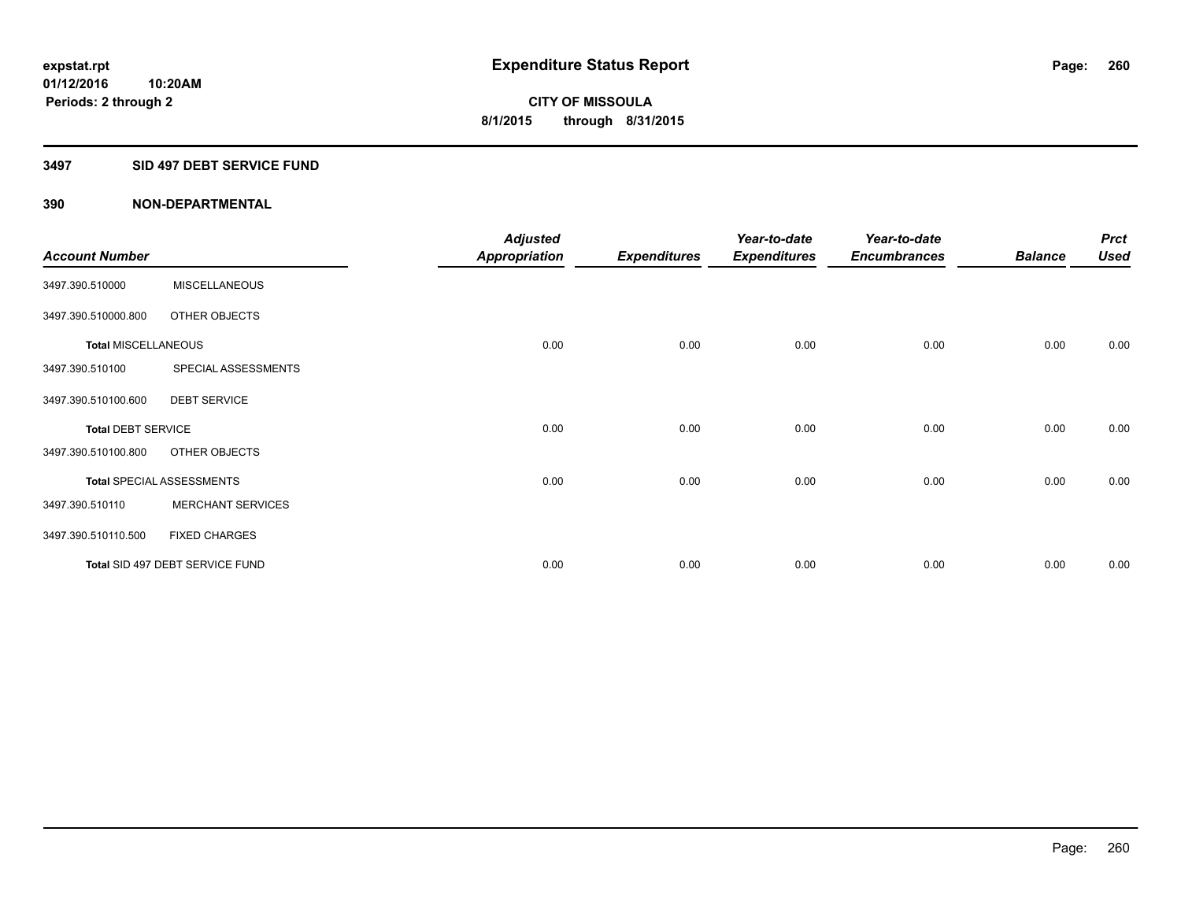# Expenditure Status Report

**expstat.rpt**
**01/12/2016 10:20AM**
**Periods: 2 through 2**

**CITY OF MISSOULA**
**8/1/2015 through 8/31/2015**

## 3497 SID 497 DEBT SERVICE FUND

### 390 NON-DEPARTMENTAL

| Account Number | | Adjusted Appropriation | Expenditures | Year-to-date Expenditures | Year-to-date Encumbrances | Balance | Prct Used |
|---|---|---|---|---|---|---|---|
| 3497.390.510000 | MISCELLANEOUS | | | | | | |
| 3497.390.510000.800 | OTHER OBJECTS | | | | | | |
| **Total** MISCELLANEOUS | | 0.00 | 0.00 | 0.00 | 0.00 | 0.00 | 0.00 |
| 3497.390.510100 | SPECIAL ASSESSMENTS | | | | | | |
| 3497.390.510100.600 | DEBT SERVICE | | | | | | |
| **Total** DEBT SERVICE | | 0.00 | 0.00 | 0.00 | 0.00 | 0.00 | 0.00 |
| 3497.390.510100.800 | OTHER OBJECTS | | | | | | |
| **Total** SPECIAL ASSESSMENTS | | 0.00 | 0.00 | 0.00 | 0.00 | 0.00 | 0.00 |
| 3497.390.510110 | MERCHANT SERVICES | | | | | | |
| 3497.390.510110.500 | FIXED CHARGES | | | | | | |
| **Total** SID 497 DEBT SERVICE FUND | | 0.00 | 0.00 | 0.00 | 0.00 | 0.00 | 0.00 |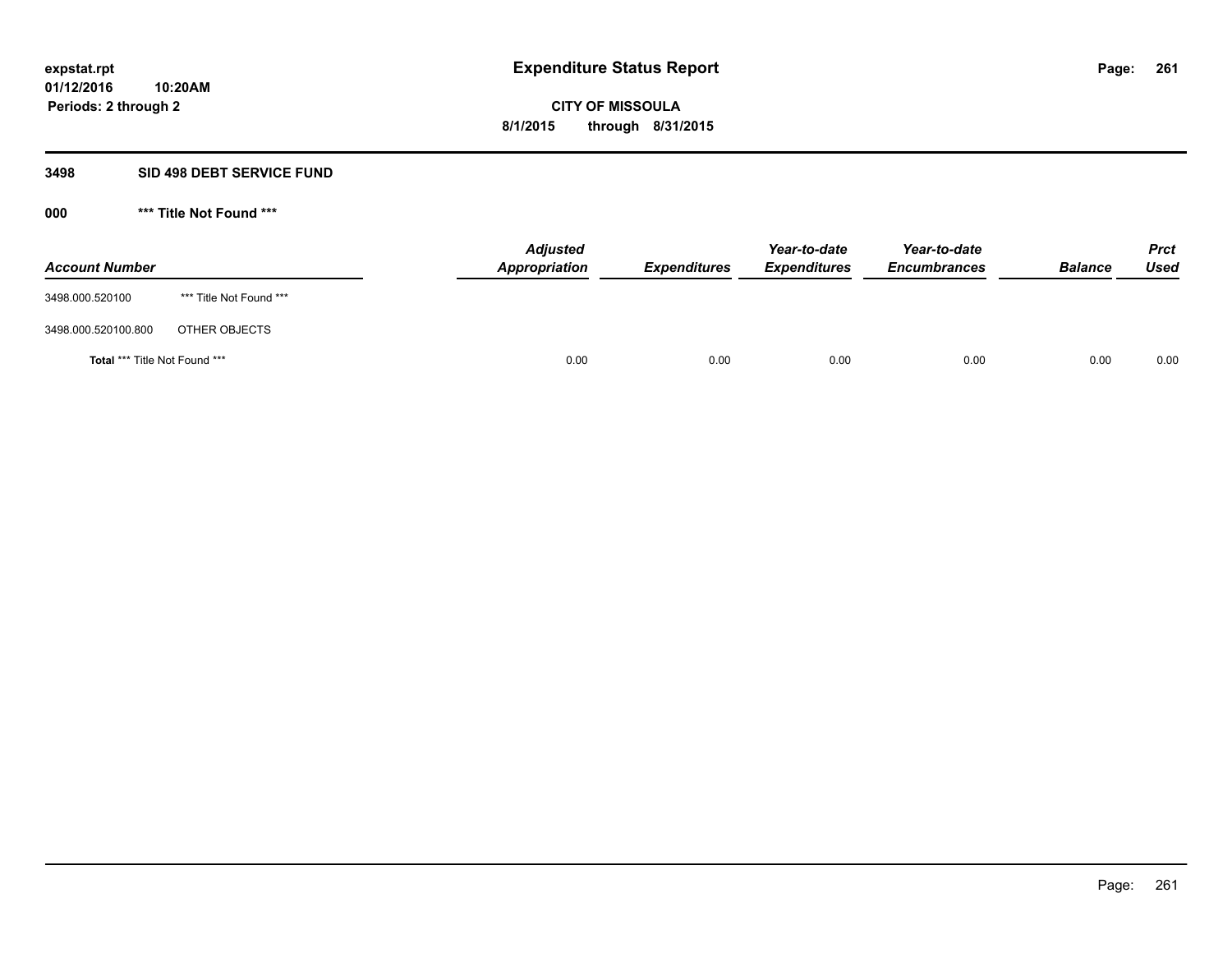**expstat.rpt**
**01/12/2016 10:20AM**
**Periods: 2 through 2**

# Expenditure Status Report

**CITY OF MISSOULA**
**8/1/2015 through 8/31/2015**

## 3498 SID 498 DEBT SERVICE FUND

### 000 *** Title Not Found ***

| Account Number | | Adjusted Appropriation | Expenditures | Year-to-date Expenditures | Year-to-date Encumbrances | Balance | Prct Used |
|---|---|---|---|---|---|---|---|
| 3498.000.520100 | *** Title Not Found *** | | | | | | |
| 3498.000.520100.800 | OTHER OBJECTS | | | | | | |
| **Total** *** Title Not Found *** | | 0.00 | 0.00 | 0.00 | 0.00 | 0.00 | 0.00 |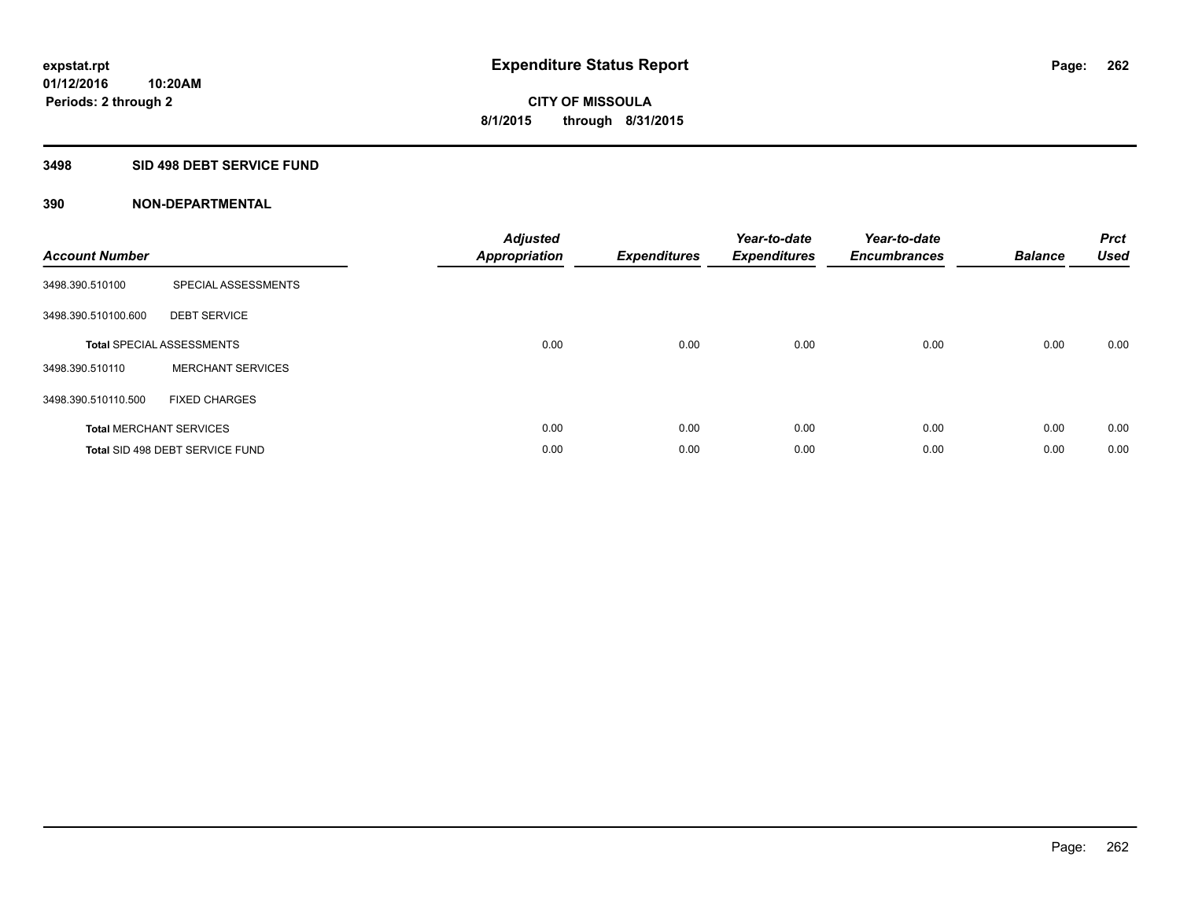**expstat.rpt**
**01/12/2016 10:20AM**
**Periods: 2 through 2**

# Expenditure Status Report

**CITY OF MISSOULA**
**8/1/2015 through 8/31/2015**

## 3498 SID 498 DEBT SERVICE FUND

### 390 NON-DEPARTMENTAL

| Account Number | | Adjusted Appropriation | Expenditures | Year-to-date Expenditures | Year-to-date Encumbrances | Balance | Prct Used |
|---|---|---|---|---|---|---|---|
| 3498.390.510100 | SPECIAL ASSESSMENTS | | | | | | |
| 3498.390.510100.600 | DEBT SERVICE | | | | | | |
| **Total** SPECIAL ASSESSMENTS | | 0.00 | 0.00 | 0.00 | 0.00 | 0.00 | 0.00 |
| 3498.390.510110 | MERCHANT SERVICES | | | | | | |
| 3498.390.510110.500 | FIXED CHARGES | | | | | | |
| **Total** MERCHANT SERVICES | | 0.00 | 0.00 | 0.00 | 0.00 | 0.00 | 0.00 |
| **Total** SID 498 DEBT SERVICE FUND | | 0.00 | 0.00 | 0.00 | 0.00 | 0.00 | 0.00 |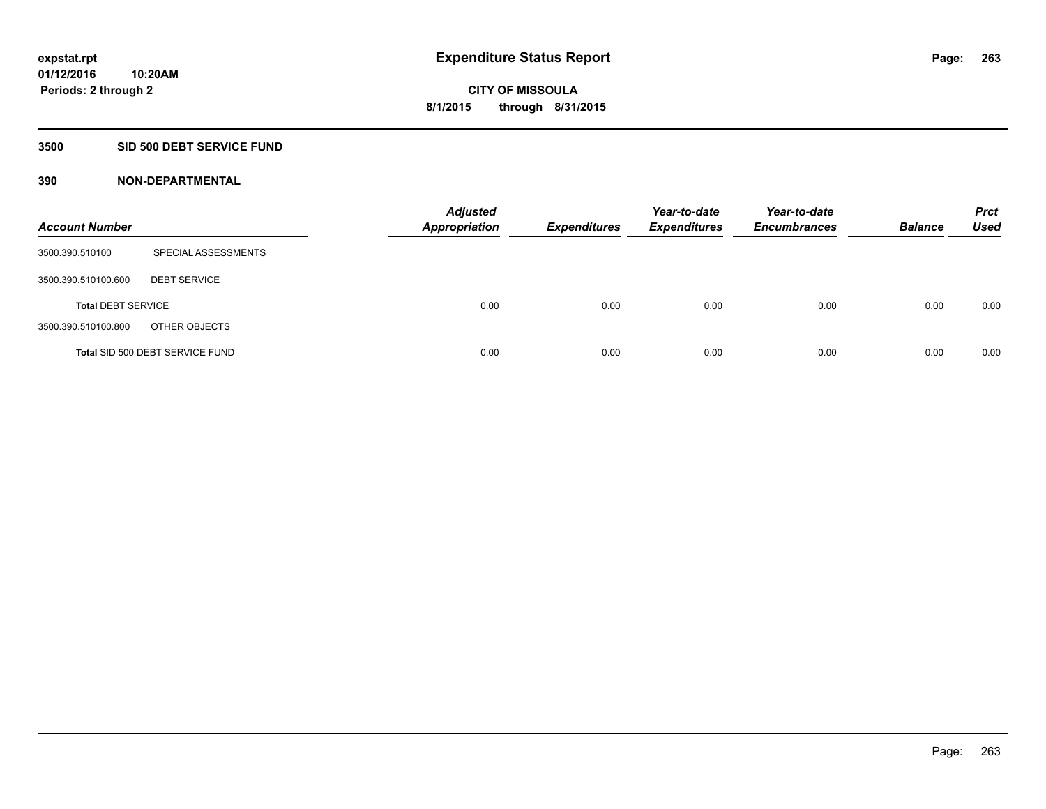**expstat.rpt**
**01/12/2016 10:20AM**
**Periods: 2 through 2**

# Expenditure Status Report

**CITY OF MISSOULA**
**8/1/2015 through 8/31/2015**

## 3500 SID 500 DEBT SERVICE FUND

### 390 NON-DEPARTMENTAL

| Account Number | | Adjusted Appropriation | Expenditures | Year-to-date Expenditures | Year-to-date Encumbrances | Balance | Prct Used |
|---|---|---|---|---|---|---|---|
| 3500.390.510100 | SPECIAL ASSESSMENTS | | | | | | |
| 3500.390.510100.600 | DEBT SERVICE | | | | | | |
| **Total** DEBT SERVICE | | 0.00 | 0.00 | 0.00 | 0.00 | 0.00 | 0.00 |
| 3500.390.510100.800 | OTHER OBJECTS | | | | | | |
| **Total** SID 500 DEBT SERVICE FUND | | 0.00 | 0.00 | 0.00 | 0.00 | 0.00 | 0.00 |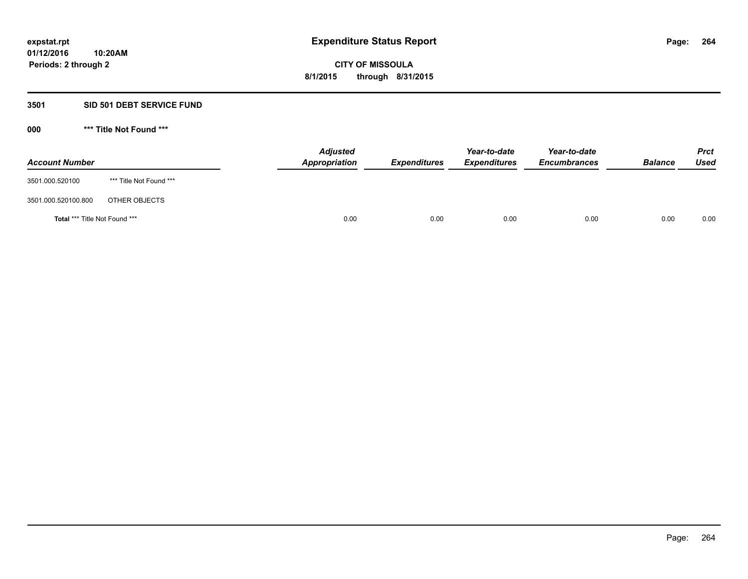expstat.rpt
01/12/2016 10:20AM
Periods: 2 through 2

# Expenditure Status Report

**CITY OF MISSOULA**
**8/1/2015 through 8/31/2015**

## 3501 SID 501 DEBT SERVICE FUND

### 000 *** Title Not Found ***

| Account Number | | Adjusted Appropriation | Expenditures | Year-to-date Expenditures | Year-to-date Encumbrances | Balance | Prct Used |
|---|---|---|---|---|---|---|---|
| 3501.000.520100 | *** Title Not Found *** | | | | | | |
| 3501.000.520100.800 | OTHER OBJECTS | | | | | | |
| **Total** *** Title Not Found *** | | 0.00 | 0.00 | 0.00 | 0.00 | 0.00 | 0.00 |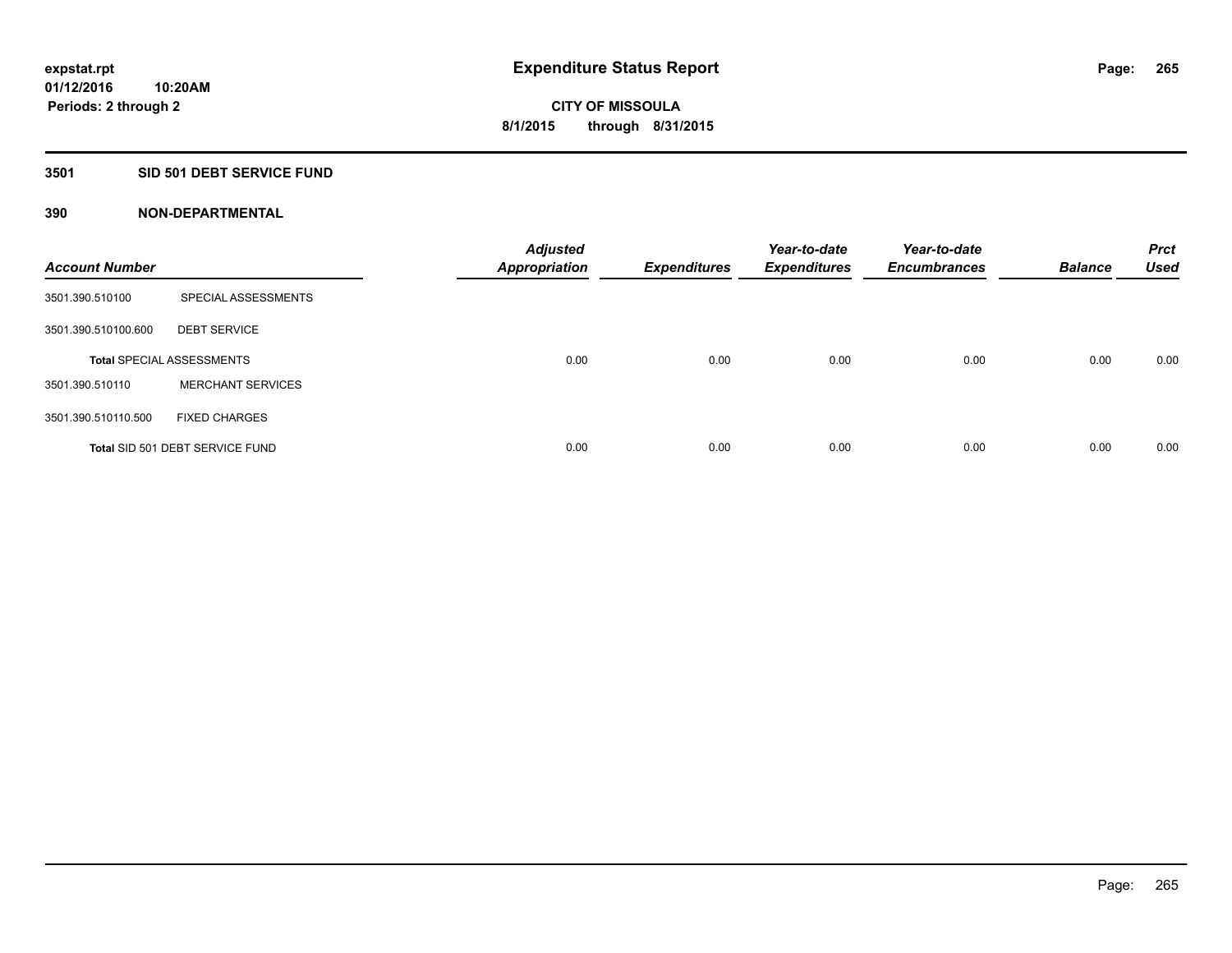# Expenditure Status Report

expstat.rpt
01/12/2016 10:20AM
Periods: 2 through 2

**CITY OF MISSOULA**
**8/1/2015 through 8/31/2015**

## 3501 SID 501 DEBT SERVICE FUND

### 390 NON-DEPARTMENTAL

| Account Number | | Adjusted Appropriation | Expenditures | Year-to-date Expenditures | Year-to-date Encumbrances | Balance | Prct Used |
|---|---|---|---|---|---|---|---|
| 3501.390.510100 | SPECIAL ASSESSMENTS | | | | | | |
| 3501.390.510100.600 | DEBT SERVICE | | | | | | |
| **Total** SPECIAL ASSESSMENTS | | 0.00 | 0.00 | 0.00 | 0.00 | 0.00 | 0.00 |
| 3501.390.510110 | MERCHANT SERVICES | | | | | | |
| 3501.390.510110.500 | FIXED CHARGES | | | | | | |
| **Total** SID 501 DEBT SERVICE FUND | | 0.00 | 0.00 | 0.00 | 0.00 | 0.00 | 0.00 |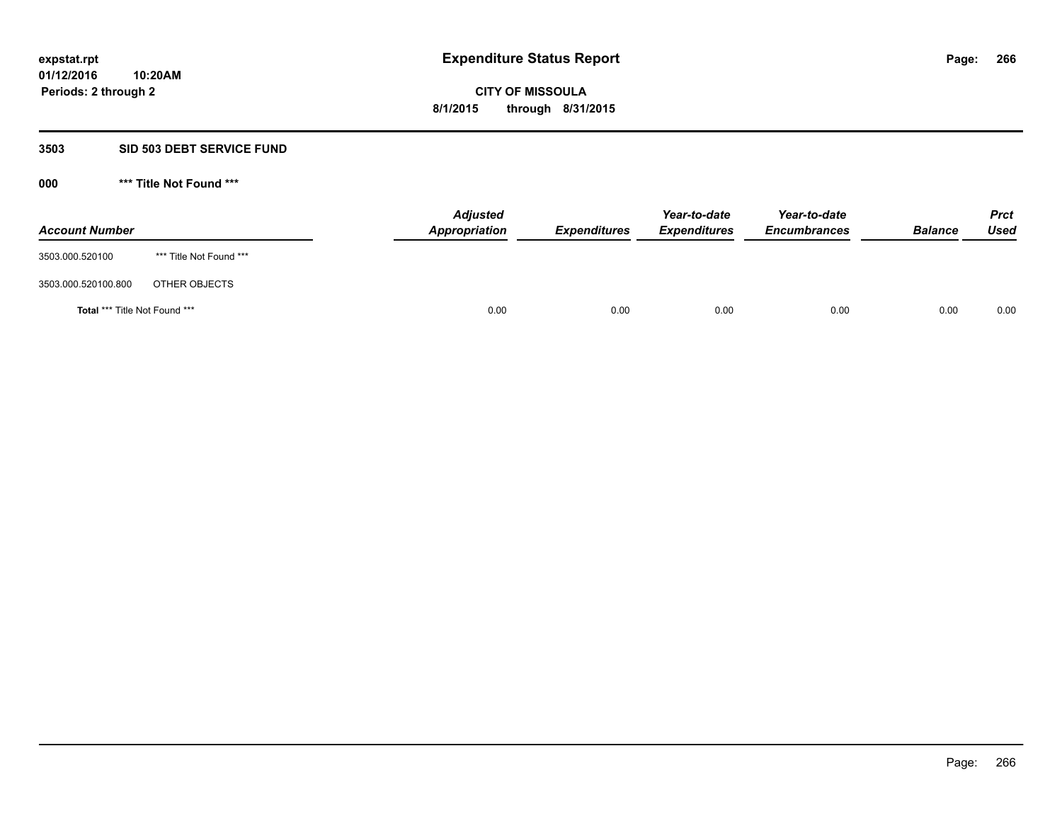# Expenditure Status Report

expstat.rpt
01/12/2016 10:20AM
Periods: 2 through 2

**CITY OF MISSOULA**
**8/1/2015 through 8/31/2015**

## 3503 SID 503 DEBT SERVICE FUND

### 000 *** Title Not Found ***

| Account Number | | Adjusted Appropriation | Expenditures | Year-to-date Expenditures | Year-to-date Encumbrances | Balance | Prct Used |
|---|---|---|---|---|---|---|---|
| 3503.000.520100 | *** Title Not Found *** | | | | | | |
| 3503.000.520100.800 | OTHER OBJECTS | | | | | | |
| **Total** *** Title Not Found *** | | 0.00 | 0.00 | 0.00 | 0.00 | 0.00 | 0.00 |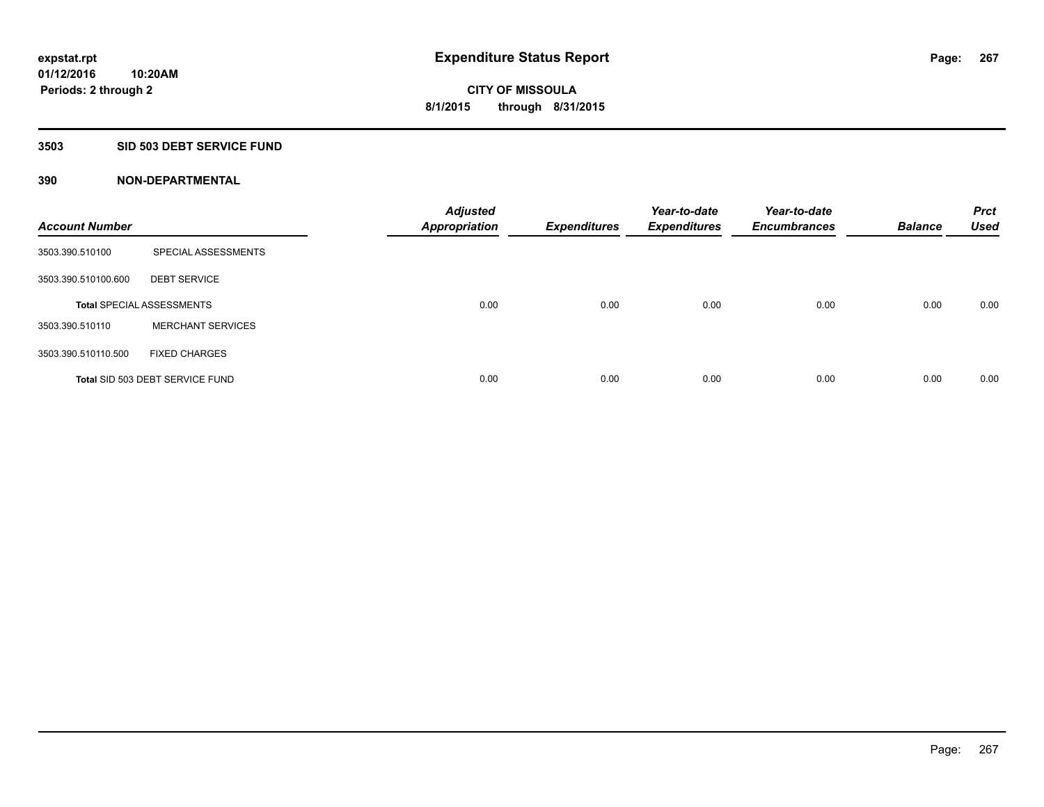# Expenditure Status Report

expstat.rpt
01/12/2016 10:20AM
Periods: 2 through 2

**CITY OF MISSOULA**
**8/1/2015 through 8/31/2015**

## 3503 SID 503 DEBT SERVICE FUND

### 390 NON-DEPARTMENTAL

| Account Number | | Adjusted Appropriation | Expenditures | Year-to-date Expenditures | Year-to-date Encumbrances | Balance | Prct Used |
|---|---|---|---|---|---|---|---|
| 3503.390.510100 | SPECIAL ASSESSMENTS | | | | | | |
| 3503.390.510100.600 | DEBT SERVICE | | | | | | |
| Total SPECIAL ASSESSMENTS | | 0.00 | 0.00 | 0.00 | 0.00 | 0.00 | 0.00 |
| 3503.390.510110 | MERCHANT SERVICES | | | | | | |
| 3503.390.510110.500 | FIXED CHARGES | | | | | | |
| Total SID 503 DEBT SERVICE FUND | | 0.00 | 0.00 | 0.00 | 0.00 | 0.00 | 0.00 |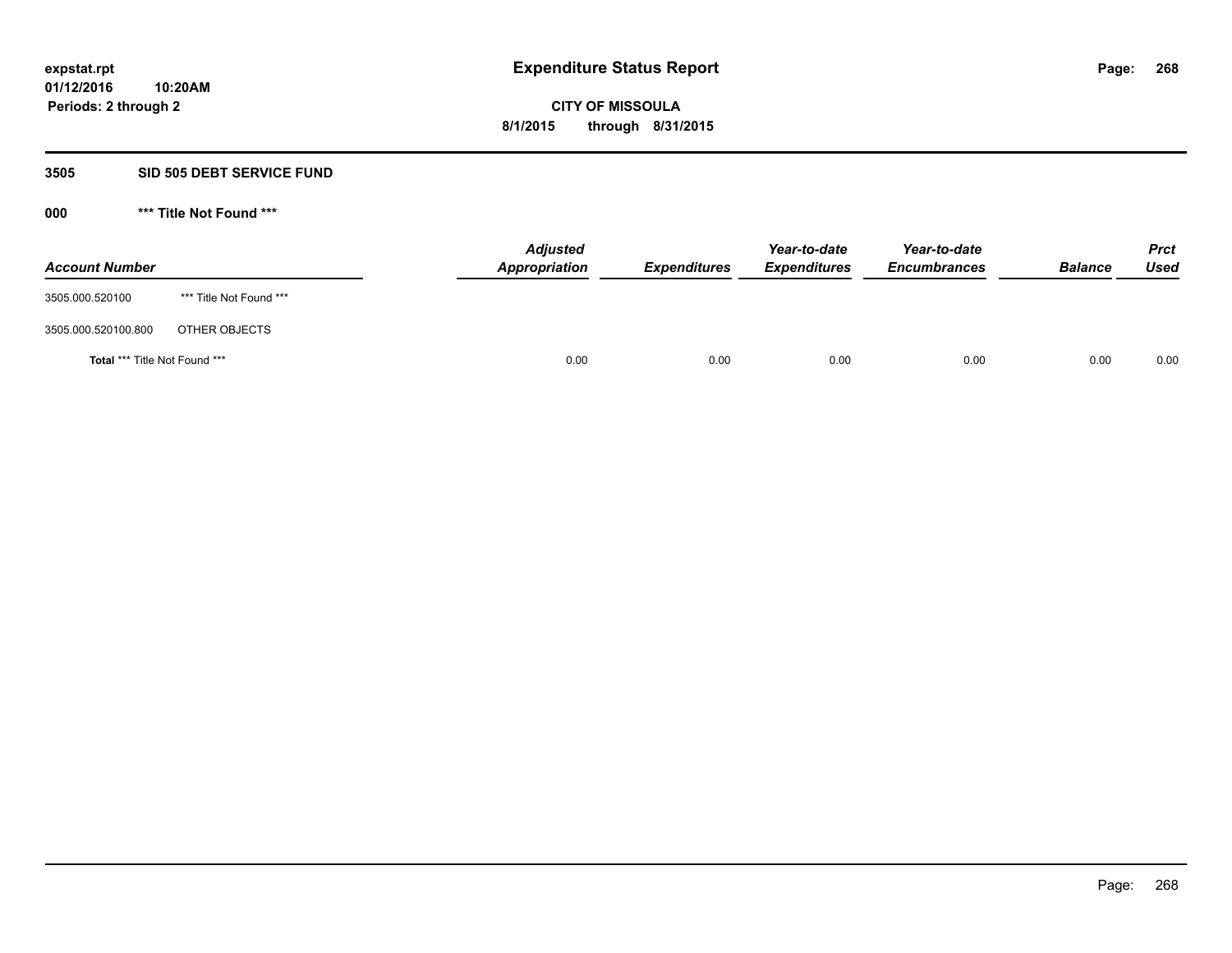expstat.rpt
01/12/2016 10:20AM
Periods: 2 through 2

# Expenditure Status Report

**CITY OF MISSOULA**
**8/1/2015 through 8/31/2015**

## 3505 SID 505 DEBT SERVICE FUND

### 000 *** Title Not Found ***

| Account Number | | Adjusted Appropriation | Expenditures | Year-to-date Expenditures | Year-to-date Encumbrances | Balance | Prct Used |
|---|---|---|---|---|---|---|---|
| 3505.000.520100 | *** Title Not Found *** | | | | | | |
| 3505.000.520100.800 | OTHER OBJECTS | | | | | | |
| **Total** *** Title Not Found *** | | 0.00 | 0.00 | 0.00 | 0.00 | 0.00 | 0.00 |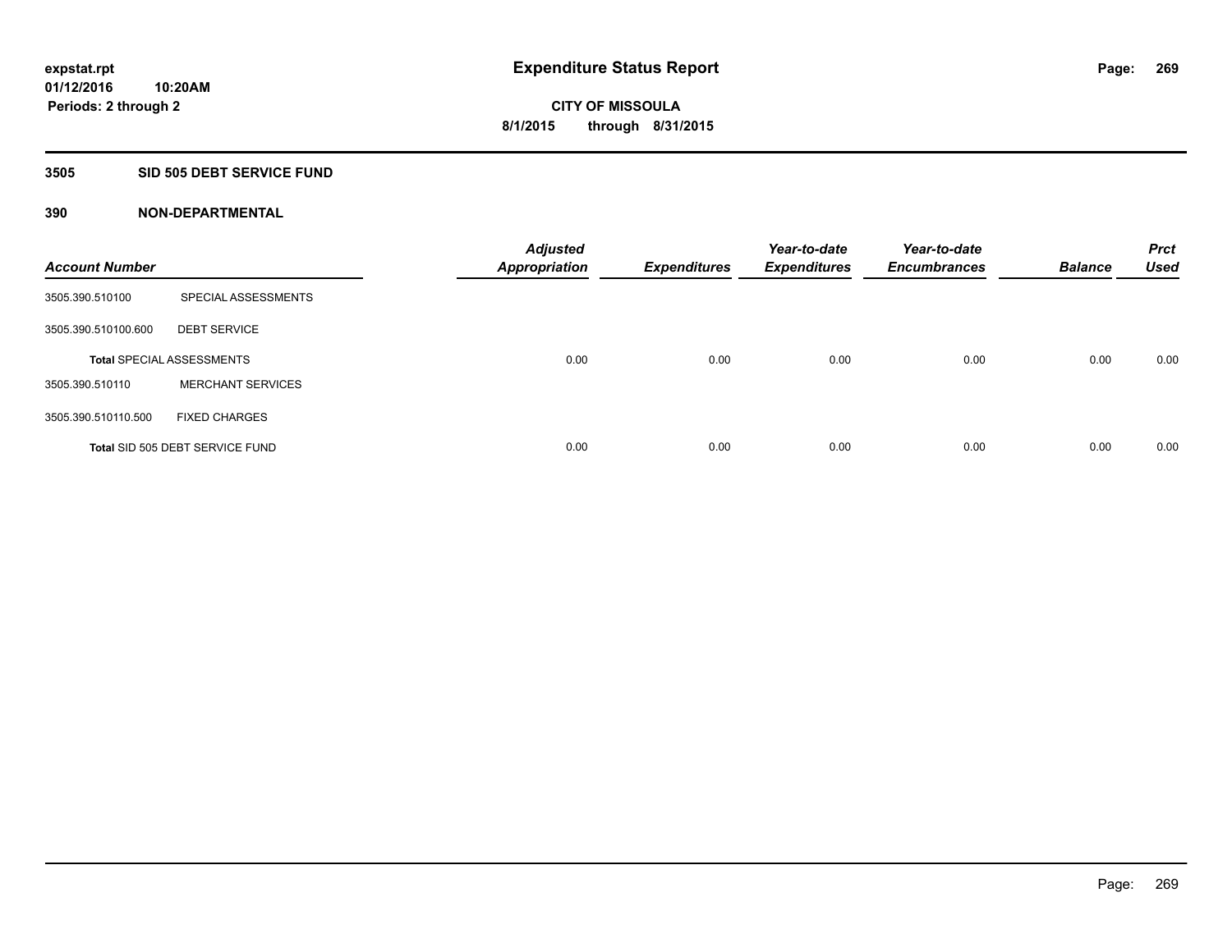# Expenditure Status Report

expstat.rpt
01/12/2016 10:20AM
Periods: 2 through 2

**CITY OF MISSOULA**
**8/1/2015 through 8/31/2015**

## 3505 SID 505 DEBT SERVICE FUND

### 390 NON-DEPARTMENTAL

| Account Number | | Adjusted Appropriation | Expenditures | Year-to-date Expenditures | Year-to-date Encumbrances | Balance | Prct Used |
|---|---|---|---|---|---|---|---|
| 3505.390.510100 | SPECIAL ASSESSMENTS | | | | | | |
| 3505.390.510100.600 | DEBT SERVICE | | | | | | |
| Total SPECIAL ASSESSMENTS | | 0.00 | 0.00 | 0.00 | 0.00 | 0.00 | 0.00 |
| 3505.390.510110 | MERCHANT SERVICES | | | | | | |
| 3505.390.510110.500 | FIXED CHARGES | | | | | | |
| Total SID 505 DEBT SERVICE FUND | | 0.00 | 0.00 | 0.00 | 0.00 | 0.00 | 0.00 |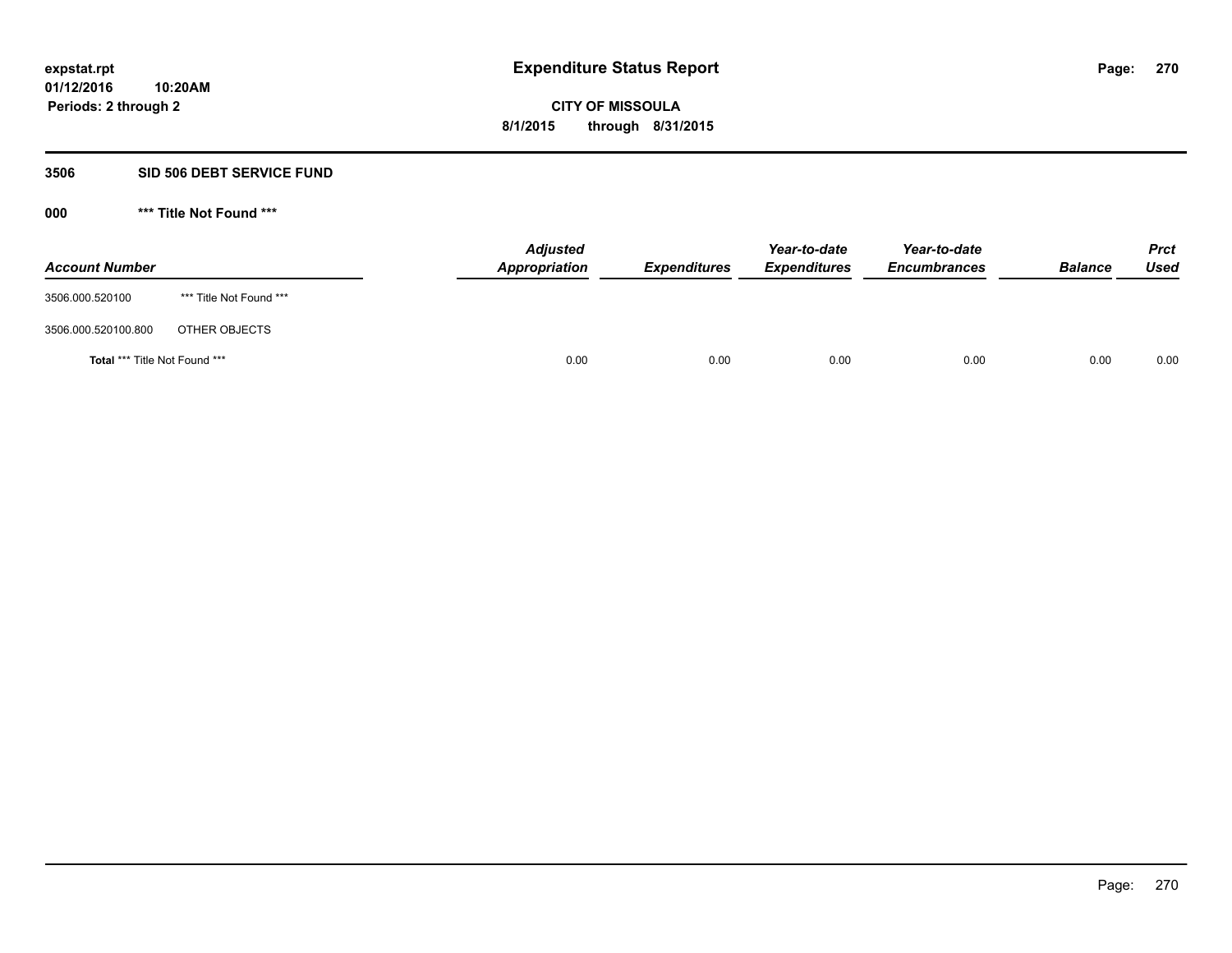# Expenditure Status Report

expstat.rpt
01/12/2016 10:20AM
Periods: 2 through 2

**CITY OF MISSOULA**
**8/1/2015 through 8/31/2015**

## 3506 SID 506 DEBT SERVICE FUND

### 000 *** Title Not Found ***

| Account Number | | Adjusted Appropriation | Expenditures | Year-to-date Expenditures | Year-to-date Encumbrances | Balance | Prct Used |
|---|---|---|---|---|---|---|---|
| 3506.000.520100 | *** Title Not Found *** | | | | | | |
| 3506.000.520100.800 | OTHER OBJECTS | | | | | | |
| **Total** *** Title Not Found *** | | 0.00 | 0.00 | 0.00 | 0.00 | 0.00 | 0.00 |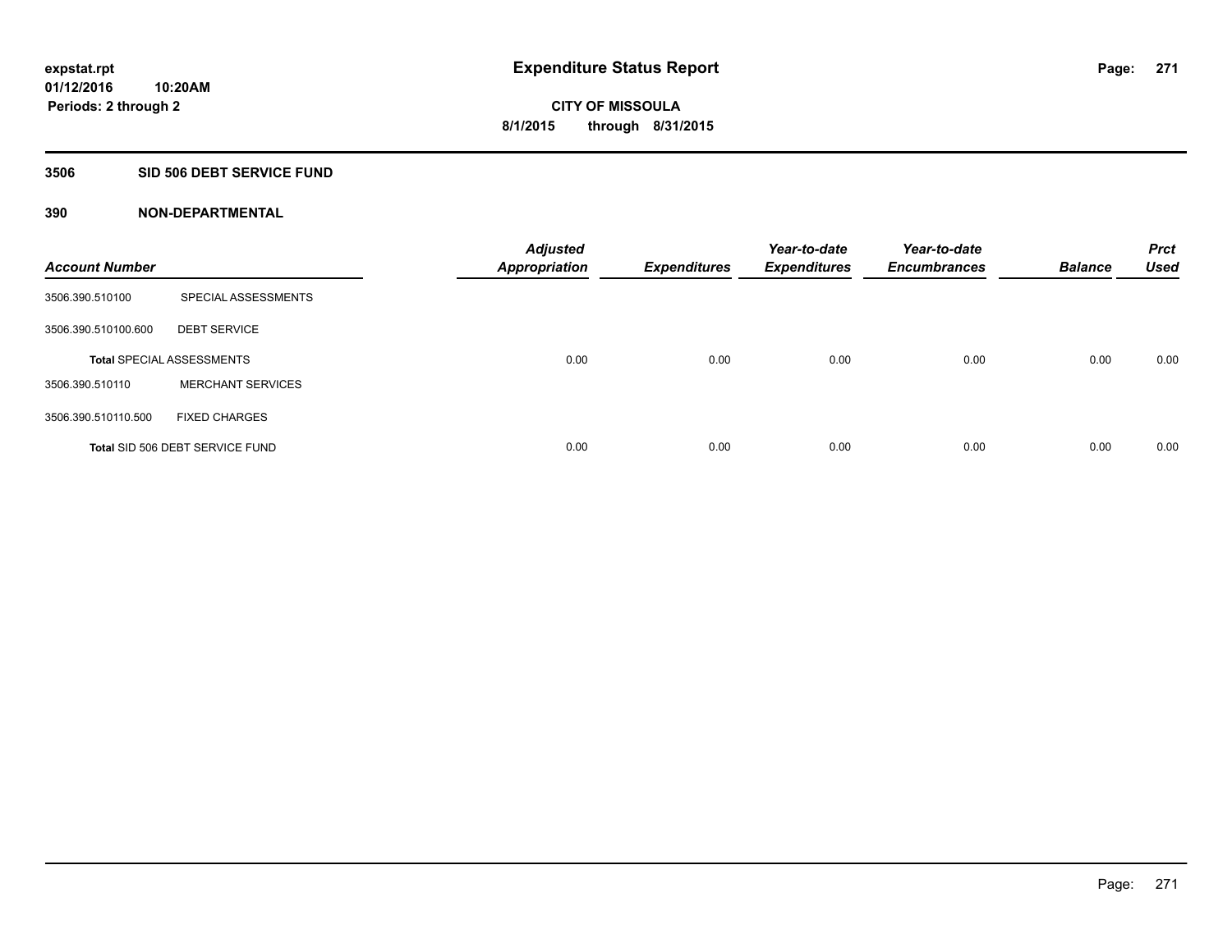# Expenditure Status Report

**CITY OF MISSOULA**
**8/1/2015 through 8/31/2015**

expstat.rpt
01/12/2016 10:20AM
Periods: 2 through 2

## 3506 SID 506 DEBT SERVICE FUND

### 390 NON-DEPARTMENTAL

| Account Number | | Adjusted Appropriation | Expenditures | Year-to-date Expenditures | Year-to-date Encumbrances | Balance | Prct Used |
|---|---|---|---|---|---|---|---|
| 3506.390.510100 | SPECIAL ASSESSMENTS | | | | | | |
| 3506.390.510100.600 | DEBT SERVICE | | | | | | |
| **Total** SPECIAL ASSESSMENTS | | 0.00 | 0.00 | 0.00 | 0.00 | 0.00 | 0.00 |
| 3506.390.510110 | MERCHANT SERVICES | | | | | | |
| 3506.390.510110.500 | FIXED CHARGES | | | | | | |
| **Total** SID 506 DEBT SERVICE FUND | | 0.00 | 0.00 | 0.00 | 0.00 | 0.00 | 0.00 |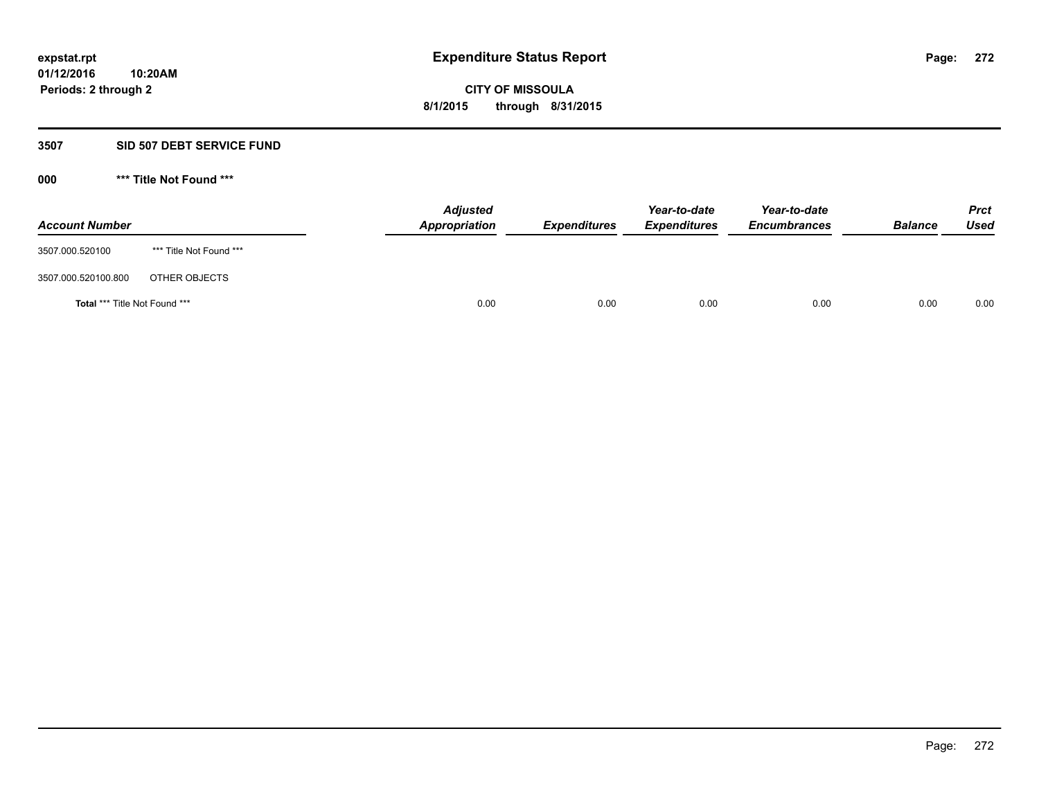expstat.rpt
01/12/2016 10:20AM
Periods: 2 through 2

# Expenditure Status Report

**CITY OF MISSOULA**
**8/1/2015 through 8/31/2015**

## 3507 SID 507 DEBT SERVICE FUND

### 000 *** Title Not Found ***

| Account Number | | Adjusted Appropriation | Expenditures | Year-to-date Expenditures | Year-to-date Encumbrances | Balance | Prct Used |
|---|---|---|---|---|---|---|---|
| 3507.000.520100 | *** Title Not Found *** | | | | | | |
| 3507.000.520100.800 | OTHER OBJECTS | | | | | | |
| **Total** *** Title Not Found *** | | 0.00 | 0.00 | 0.00 | 0.00 | 0.00 | 0.00 |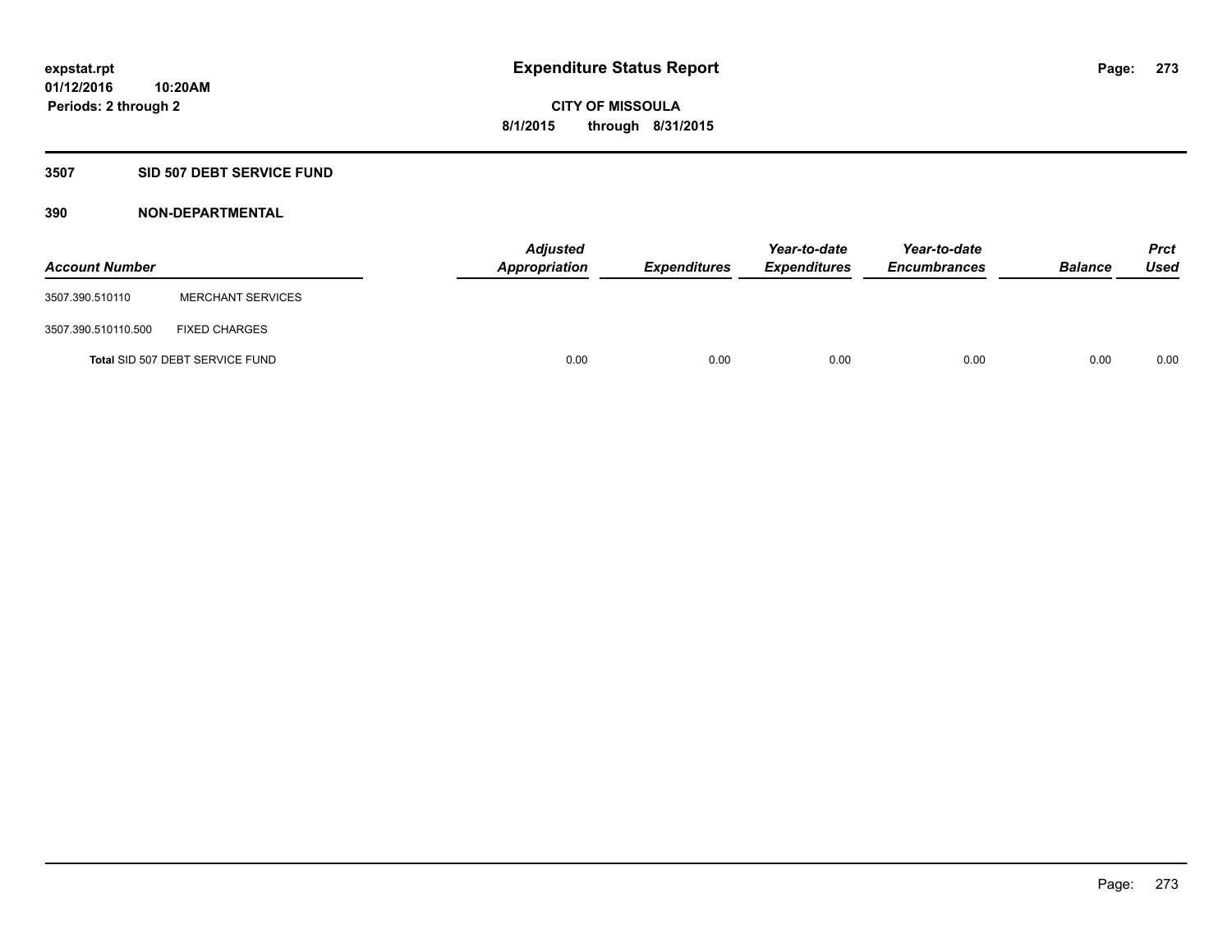expstat.rpt
01/12/2016 10:20AM
Periods: 2 through 2

# Expenditure Status Report

**CITY OF MISSOULA**
**8/1/2015 through 8/31/2015**

## 3507 SID 507 DEBT SERVICE FUND

### 390 NON-DEPARTMENTAL

| Account Number | | Adjusted Appropriation | Expenditures | Year-to-date Expenditures | Year-to-date Encumbrances | Balance | Prct Used |
|---|---|---|---|---|---|---|---|
| 3507.390.510110 | MERCHANT SERVICES | | | | | | |
| 3507.390.510110.500 | FIXED CHARGES | | | | | | |
| Total SID 507 DEBT SERVICE FUND | | 0.00 | 0.00 | 0.00 | 0.00 | 0.00 | 0.00 |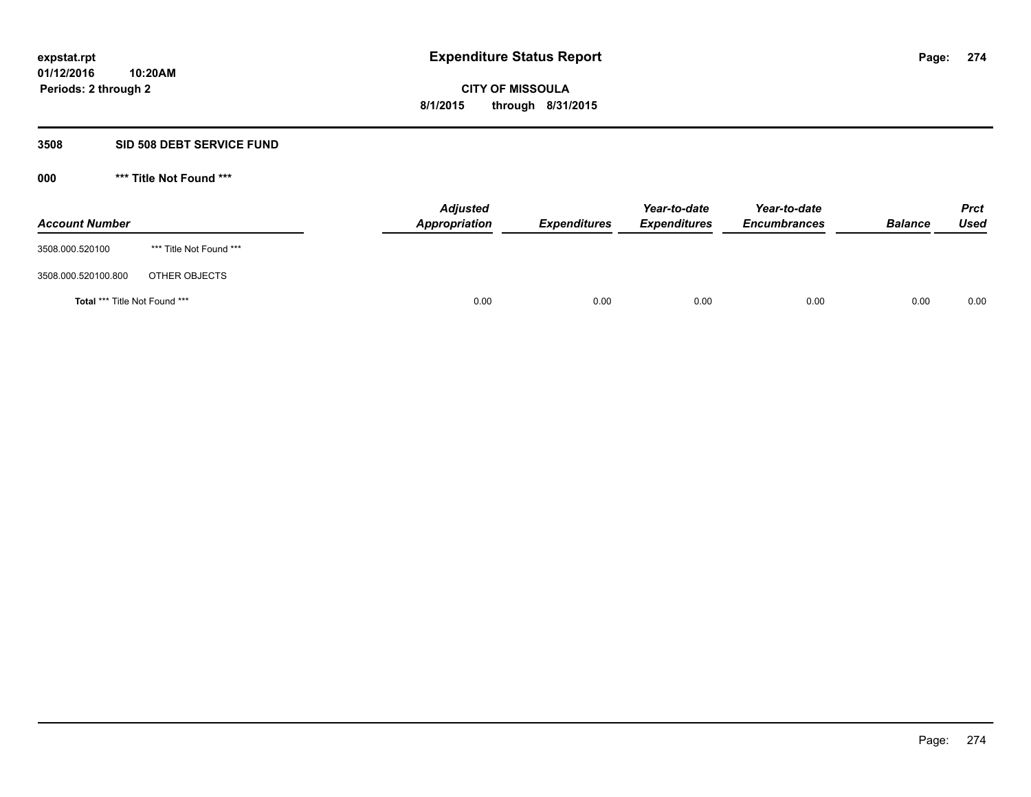**expstat.rpt**
**01/12/2016 10:20AM**
**Periods: 2 through 2**

# Expenditure Status Report

**CITY OF MISSOULA**
**8/1/2015 through 8/31/2015**

## 3508 SID 508 DEBT SERVICE FUND

### 000 *** Title Not Found ***

| Account Number | | Adjusted Appropriation | Expenditures | Year-to-date Expenditures | Year-to-date Encumbrances | Balance | Prct Used |
|---|---|---|---|---|---|---|---|
| 3508.000.520100 | *** Title Not Found *** | | | | | | |
| 3508.000.520100.800 | OTHER OBJECTS | | | | | | |
| **Total** *** Title Not Found *** | | 0.00 | 0.00 | 0.00 | 0.00 | 0.00 | 0.00 |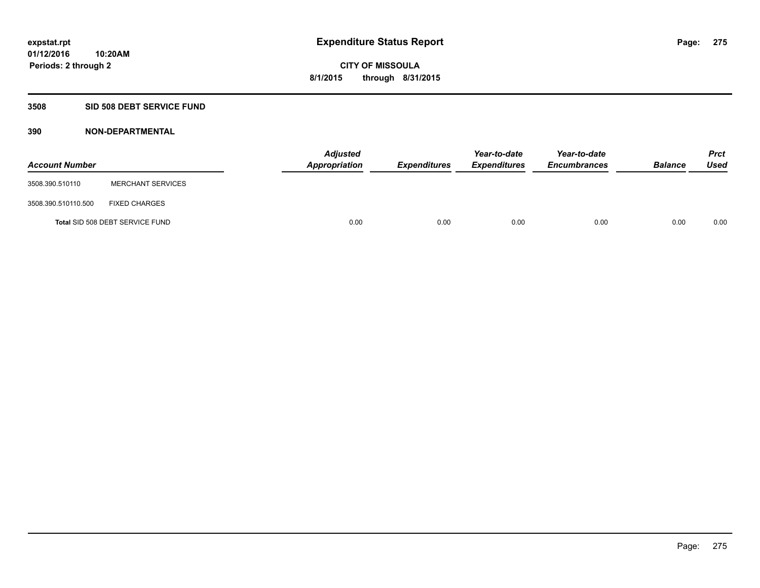# Expenditure Status Report

**CITY OF MISSOULA**

**8/1/2015 through 8/31/2015**

expstat.rpt
01/12/2016 10:20AM
Periods: 2 through 2

## 3508 SID 508 DEBT SERVICE FUND

### 390 NON-DEPARTMENTAL

| Account Number | | Adjusted Appropriation | Expenditures | Year-to-date Expenditures | Year-to-date Encumbrances | Balance | Prct Used |
|---|---|---|---|---|---|---|---|
| 3508.390.510110 | MERCHANT SERVICES | | | | | | |
| 3508.390.510110.500 | FIXED CHARGES | | | | | | |
| Total SID 508 DEBT SERVICE FUND | | 0.00 | 0.00 | 0.00 | 0.00 | 0.00 | 0.00 |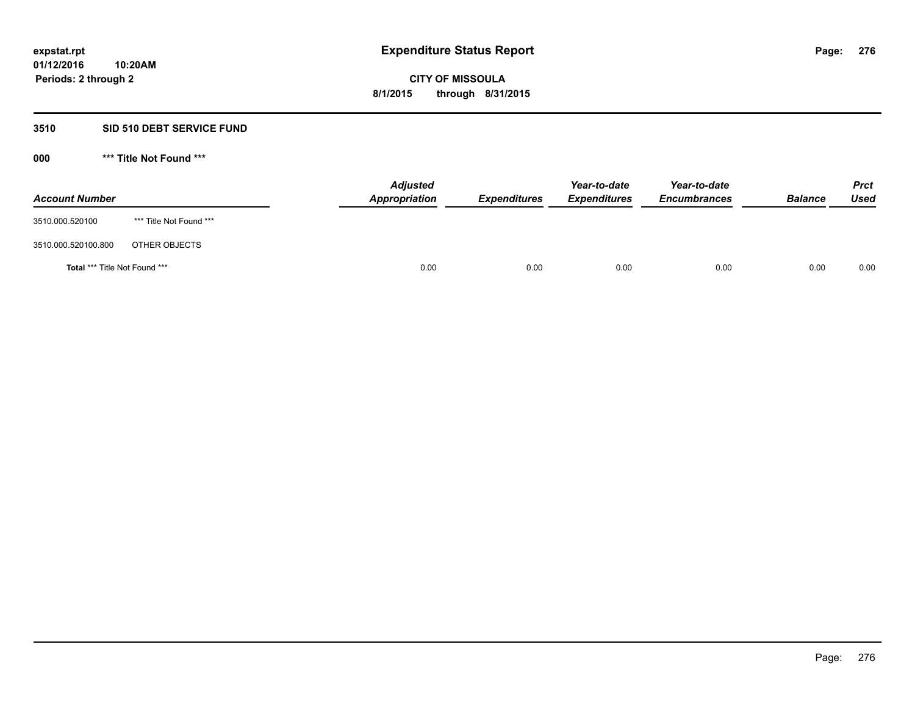**expstat.rpt**
**01/12/2016 10:20AM**
**Periods: 2 through 2**

# Expenditure Status Report

**CITY OF MISSOULA**
**8/1/2015 through 8/31/2015**

## 3510 SID 510 DEBT SERVICE FUND

### 000 *** Title Not Found ***

| Account Number | | *Adjusted Appropriation* | *Expenditures* | *Year-to-date Expenditures* | *Year-to-date Encumbrances* | *Balance* | *Prct Used* |
|---|---|---|---|---|---|---|---|
| 3510.000.520100 | *** Title Not Found *** | | | | | | |
| 3510.000.520100.800 | OTHER OBJECTS | | | | | | |
| **Total** *** Title Not Found *** | | 0.00 | 0.00 | 0.00 | 0.00 | 0.00 | 0.00 |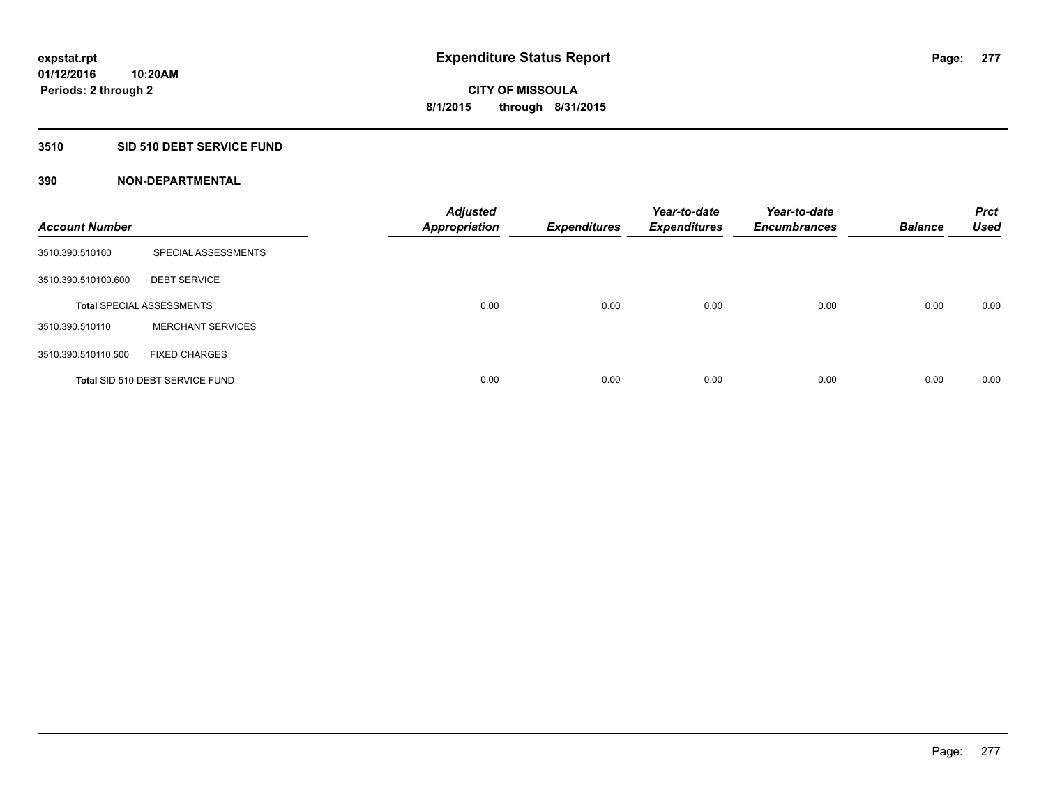# Expenditure Status Report

expstat.rpt
01/12/2016 10:20AM
Periods: 2 through 2

**CITY OF MISSOULA**
**8/1/2015 through 8/31/2015**

## 3510 SID 510 DEBT SERVICE FUND

### 390 NON-DEPARTMENTAL

| Account Number | | Adjusted Appropriation | Expenditures | Year-to-date Expenditures | Year-to-date Encumbrances | Balance | Prct Used |
|---|---|---|---|---|---|---|---|
| 3510.390.510100 | SPECIAL ASSESSMENTS | | | | | | |
| 3510.390.510100.600 | DEBT SERVICE | | | | | | |
| **Total** SPECIAL ASSESSMENTS | | 0.00 | 0.00 | 0.00 | 0.00 | 0.00 | 0.00 |
| 3510.390.510110 | MERCHANT SERVICES | | | | | | |
| 3510.390.510110.500 | FIXED CHARGES | | | | | | |
| **Total** SID 510 DEBT SERVICE FUND | | 0.00 | 0.00 | 0.00 | 0.00 | 0.00 | 0.00 |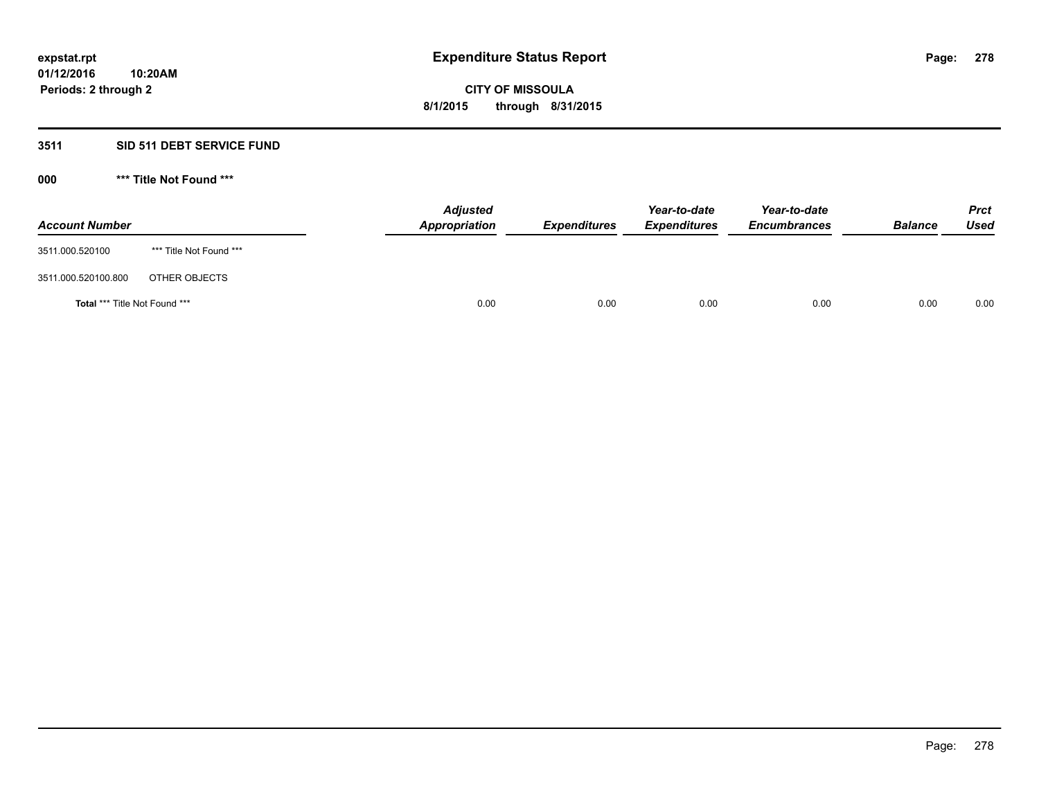expstat.rpt
01/12/2016 10:20AM
Periods: 2 through 2

# Expenditure Status Report

**CITY OF MISSOULA**
**8/1/2015 through 8/31/2015**

## 3511 SID 511 DEBT SERVICE FUND

### 000 *** Title Not Found ***

| Account Number | | Adjusted Appropriation | Expenditures | Year-to-date Expenditures | Year-to-date Encumbrances | Balance | Prct Used |
|---|---|---|---|---|---|---|---|
| 3511.000.520100 | *** Title Not Found *** | | | | | | |
| 3511.000.520100.800 | OTHER OBJECTS | | | | | | |
| **Total** *** Title Not Found *** | | 0.00 | 0.00 | 0.00 | 0.00 | 0.00 | 0.00 |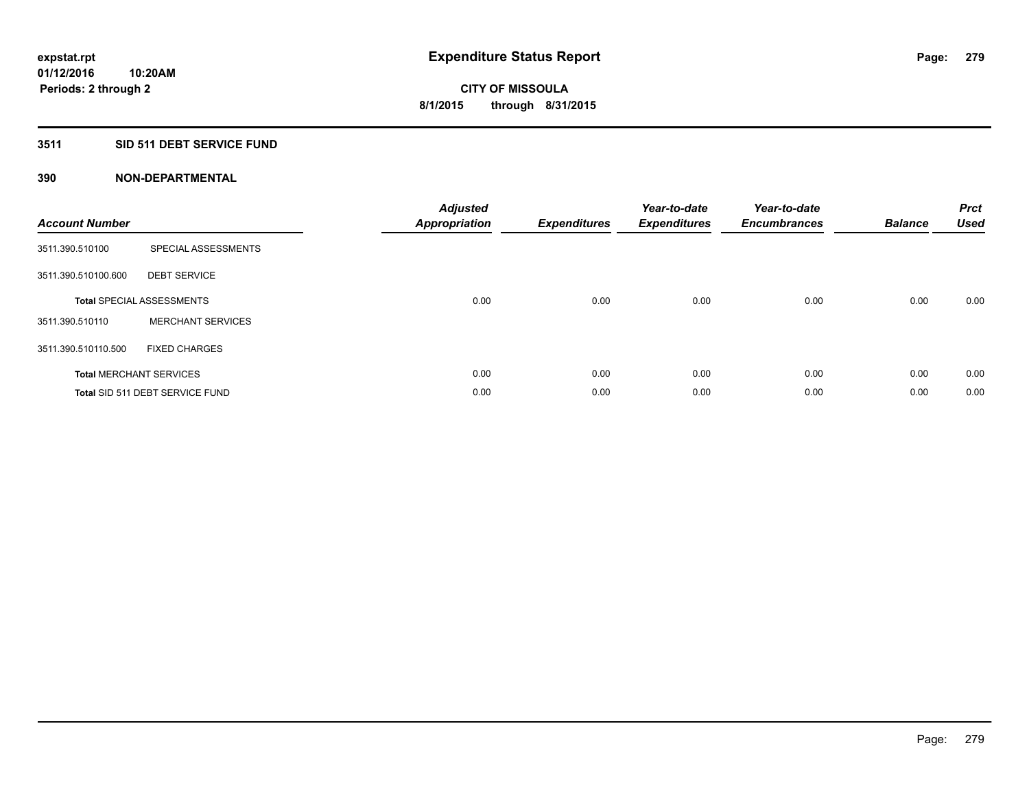# Expenditure Status Report

**expstat.rpt**
**01/12/2016 10:20AM**
**Periods: 2 through 2**

**CITY OF MISSOULA**
**8/1/2015 through 8/31/2015**

## 3511 SID 511 DEBT SERVICE FUND

### 390 NON-DEPARTMENTAL

| Account Number | | Adjusted Appropriation | Expenditures | Year-to-date Expenditures | Year-to-date Encumbrances | Balance | Prct Used |
|---|---|---|---|---|---|---|---|
| 3511.390.510100 | SPECIAL ASSESSMENTS | | | | | | |
| 3511.390.510100.600 | DEBT SERVICE | | | | | | |
| **Total** SPECIAL ASSESSMENTS | | 0.00 | 0.00 | 0.00 | 0.00 | 0.00 | 0.00 |
| 3511.390.510110 | MERCHANT SERVICES | | | | | | |
| 3511.390.510110.500 | FIXED CHARGES | | | | | | |
| **Total** MERCHANT SERVICES | | 0.00 | 0.00 | 0.00 | 0.00 | 0.00 | 0.00 |
| **Total** SID 511 DEBT SERVICE FUND | | 0.00 | 0.00 | 0.00 | 0.00 | 0.00 | 0.00 |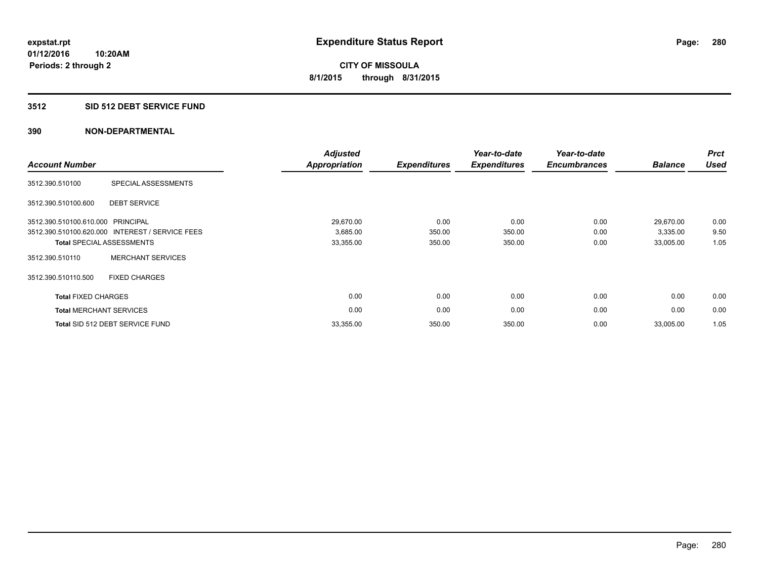expstat.rpt
01/12/2016 10:20AM
Periods: 2 through 2

# Expenditure Status Report

CITY OF MISSOULA
8/1/2015 through 8/31/2015

## 3512 SID 512 DEBT SERVICE FUND

## 390 NON-DEPARTMENTAL

| Account Number | | Adjusted Appropriation | Expenditures | Year-to-date Expenditures | Year-to-date Encumbrances | Balance | Prct Used |
|---|---|---|---|---|---|---|---|
| 3512.390.510100 | SPECIAL ASSESSMENTS | | | | | | |
| 3512.390.510100.600 | DEBT SERVICE | | | | | | |
| 3512.390.510100.610.000 | PRINCIPAL | 29,670.00 | 0.00 | 0.00 | 0.00 | 29,670.00 | 0.00 |
| 3512.390.510100.620.000 | INTEREST / SERVICE FEES | 3,685.00 | 350.00 | 350.00 | 0.00 | 3,335.00 | 9.50 |
| **Total** SPECIAL ASSESSMENTS | | 33,355.00 | 350.00 | 350.00 | 0.00 | 33,005.00 | 1.05 |
| 3512.390.510110 | MERCHANT SERVICES | | | | | | |
| 3512.390.510110.500 | FIXED CHARGES | | | | | | |
| **Total** FIXED CHARGES | | 0.00 | 0.00 | 0.00 | 0.00 | 0.00 | 0.00 |
| **Total** MERCHANT SERVICES | | 0.00 | 0.00 | 0.00 | 0.00 | 0.00 | 0.00 |
| **Total** SID 512 DEBT SERVICE FUND | | 33,355.00 | 350.00 | 350.00 | 0.00 | 33,005.00 | 1.05 |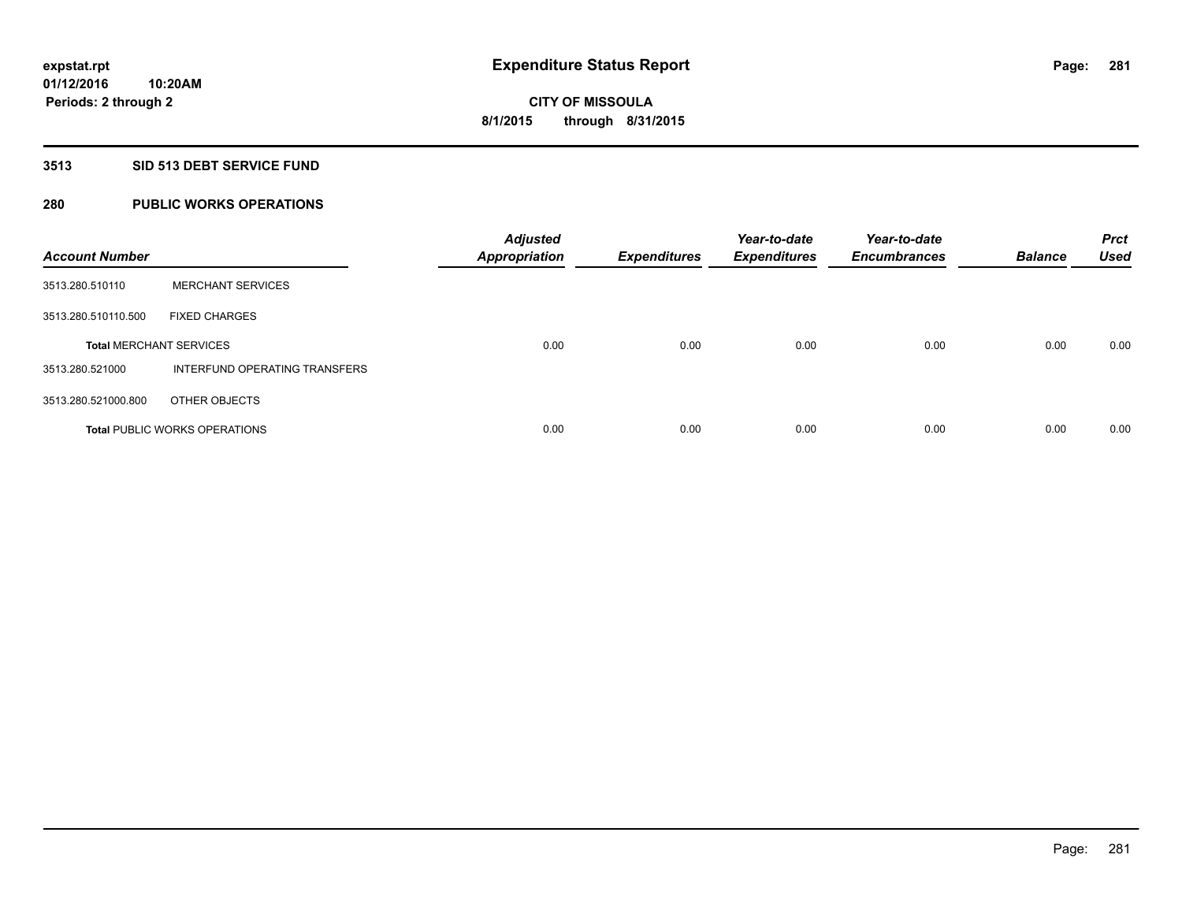expstat.rpt
01/12/2016 10:20AM
Periods: 2 through 2

# Expenditure Status Report

CITY OF MISSOULA
8/1/2015 through 8/31/2015

## 3513 SID 513 DEBT SERVICE FUND

## 280 PUBLIC WORKS OPERATIONS

| Account Number | | Adjusted Appropriation | Expenditures | Year-to-date Expenditures | Year-to-date Encumbrances | Balance | Prct Used |
|---|---|---|---|---|---|---|---|
| 3513.280.510110 | MERCHANT SERVICES | | | | | | |
| 3513.280.510110.500 | FIXED CHARGES | | | | | | |
| **Total** MERCHANT SERVICES | | 0.00 | 0.00 | 0.00 | 0.00 | 0.00 | 0.00 |
| 3513.280.521000 | INTERFUND OPERATING TRANSFERS | | | | | | |
| 3513.280.521000.800 | OTHER OBJECTS | | | | | | |
| **Total** PUBLIC WORKS OPERATIONS | | 0.00 | 0.00 | 0.00 | 0.00 | 0.00 | 0.00 |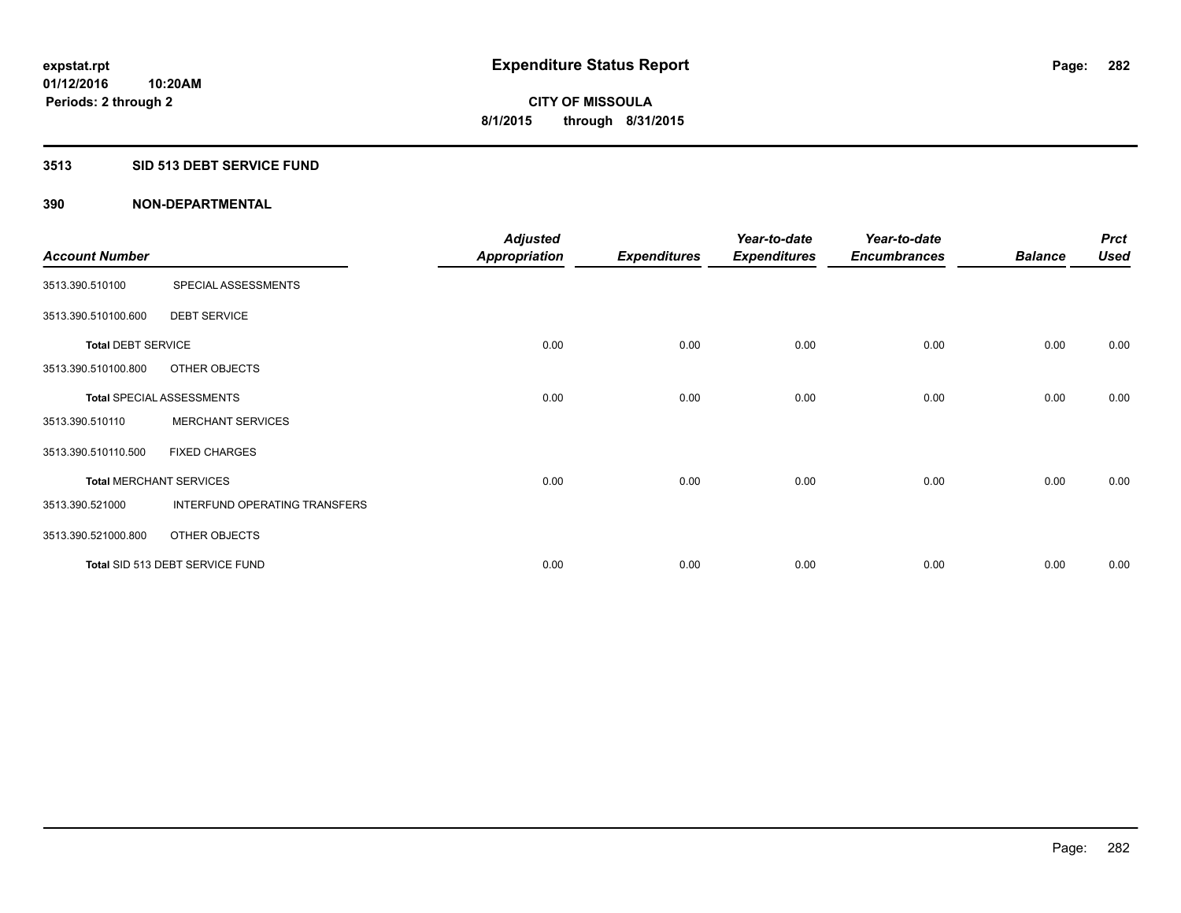expstat.rpt
01/12/2016 10:20AM
Periods: 2 through 2

# Expenditure Status Report

**CITY OF MISSOULA**
**8/1/2015 through 8/31/2015**

## 3513 SID 513 DEBT SERVICE FUND

## 390 NON-DEPARTMENTAL

| Account Number | | Adjusted Appropriation | Expenditures | Year-to-date Expenditures | Year-to-date Encumbrances | Balance | Prct Used |
|---|---|---|---|---|---|---|---|
| 3513.390.510100 | SPECIAL ASSESSMENTS | | | | | | |
| 3513.390.510100.600 | DEBT SERVICE | | | | | | |
| **Total** DEBT SERVICE | | 0.00 | 0.00 | 0.00 | 0.00 | 0.00 | 0.00 |
| 3513.390.510100.800 | OTHER OBJECTS | | | | | | |
| **Total** SPECIAL ASSESSMENTS | | 0.00 | 0.00 | 0.00 | 0.00 | 0.00 | 0.00 |
| 3513.390.510110 | MERCHANT SERVICES | | | | | | |
| 3513.390.510110.500 | FIXED CHARGES | | | | | | |
| **Total** MERCHANT SERVICES | | 0.00 | 0.00 | 0.00 | 0.00 | 0.00 | 0.00 |
| 3513.390.521000 | INTERFUND OPERATING TRANSFERS | | | | | | |
| 3513.390.521000.800 | OTHER OBJECTS | | | | | | |
| **Total** SID 513 DEBT SERVICE FUND | | 0.00 | 0.00 | 0.00 | 0.00 | 0.00 | 0.00 |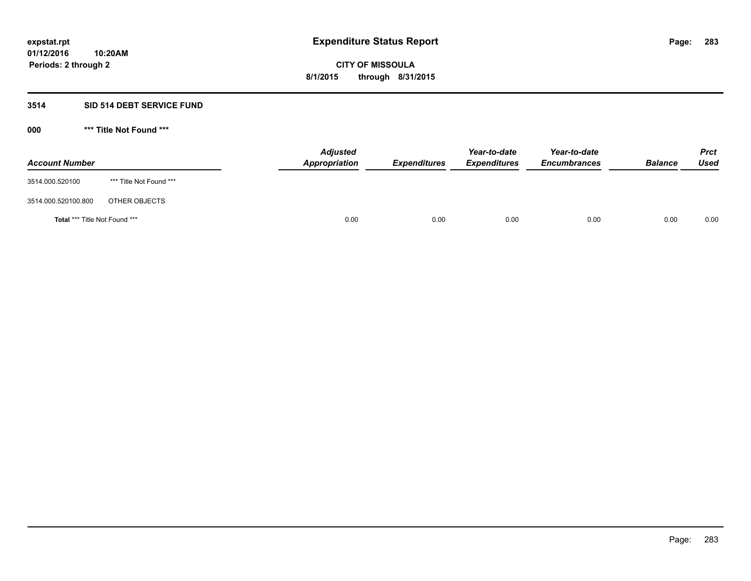expstat.rpt
01/12/2016 10:20AM
Periods: 2 through 2

# Expenditure Status Report

CITY OF MISSOULA
8/1/2015 through 8/31/2015

## 3514 SID 514 DEBT SERVICE FUND

### 000 *** Title Not Found ***

| Account Number | | Adjusted Appropriation | Expenditures | Year-to-date Expenditures | Year-to-date Encumbrances | Balance | Prct Used |
|---|---|---|---|---|---|---|---|
| 3514.000.520100 | *** Title Not Found *** | | | | | | |
| 3514.000.520100.800 | OTHER OBJECTS | | | | | | |
| **Total** *** Title Not Found *** | | 0.00 | 0.00 | 0.00 | 0.00 | 0.00 | 0.00 |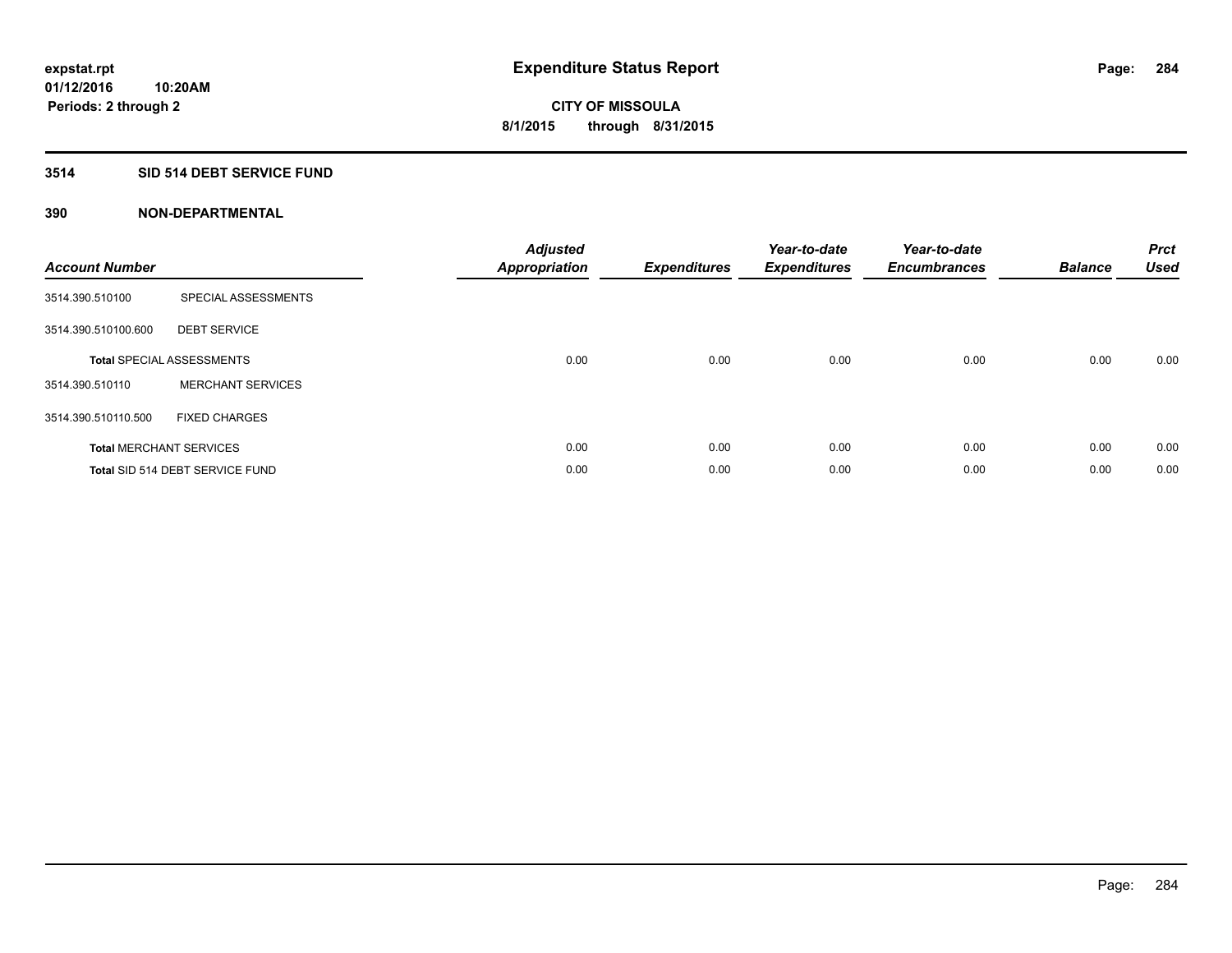expstat.rpt
01/12/2016 10:20AM
Periods: 2 through 2

# Expenditure Status Report

**CITY OF MISSOULA**
**8/1/2015 through 8/31/2015**

## 3514 SID 514 DEBT SERVICE FUND

### 390 NON-DEPARTMENTAL

| Account Number | | Adjusted Appropriation | Expenditures | Year-to-date Expenditures | Year-to-date Encumbrances | Balance | Prct Used |
|---|---|---|---|---|---|---|---|
| 3514.390.510100 | SPECIAL ASSESSMENTS | | | | | | |
| 3514.390.510100.600 | DEBT SERVICE | | | | | | |
| **Total** SPECIAL ASSESSMENTS | | 0.00 | 0.00 | 0.00 | 0.00 | 0.00 | 0.00 |
| 3514.390.510110 | MERCHANT SERVICES | | | | | | |
| 3514.390.510110.500 | FIXED CHARGES | | | | | | |
| **Total** MERCHANT SERVICES | | 0.00 | 0.00 | 0.00 | 0.00 | 0.00 | 0.00 |
| **Total** SID 514 DEBT SERVICE FUND | | 0.00 | 0.00 | 0.00 | 0.00 | 0.00 | 0.00 |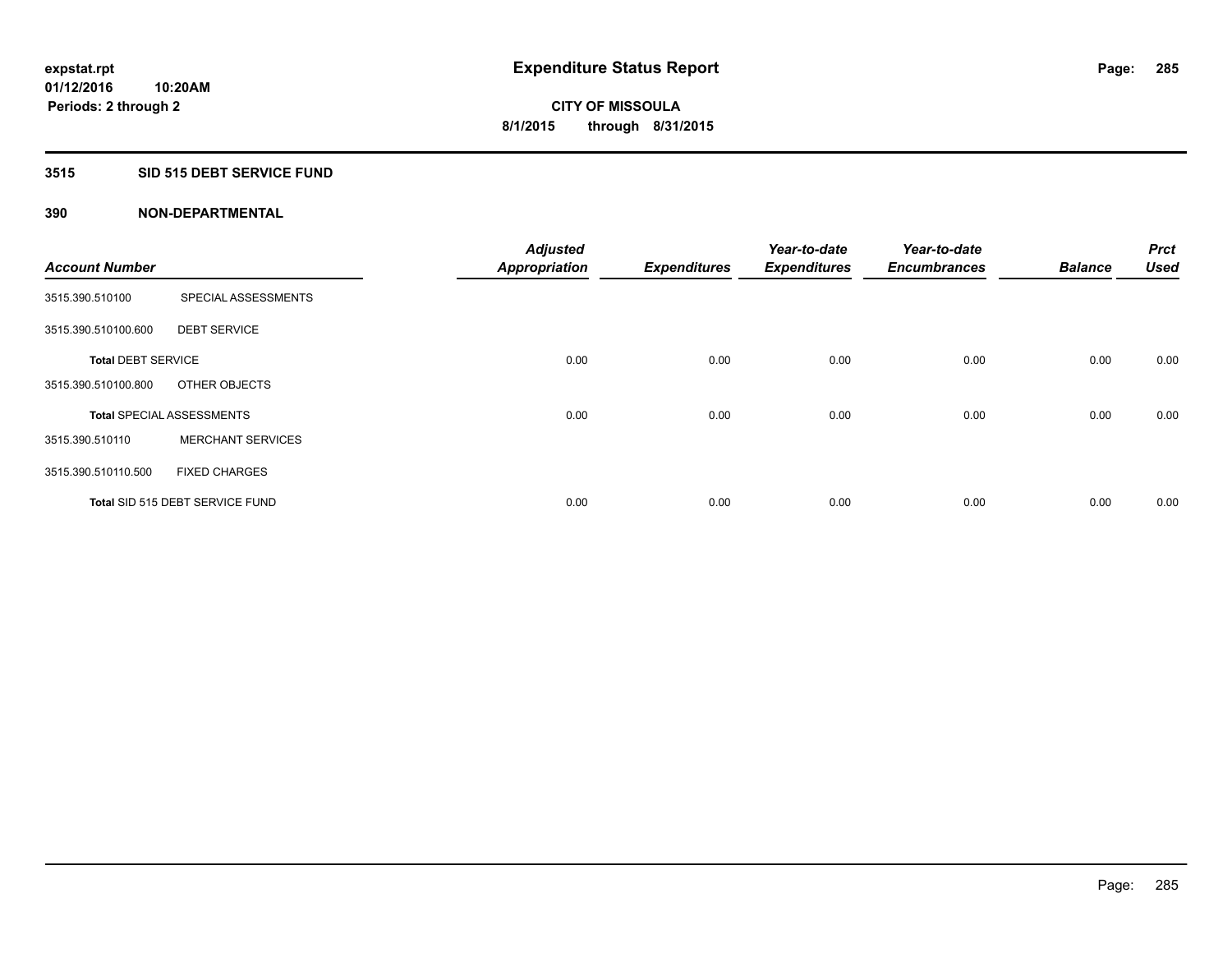# Expenditure Status Report

expstat.rpt
01/12/2016 10:20AM
Periods: 2 through 2

**CITY OF MISSOULA**
**8/1/2015 through 8/31/2015**

## 3515 SID 515 DEBT SERVICE FUND

### 390 NON-DEPARTMENTAL

| Account Number | | Adjusted Appropriation | Expenditures | Year-to-date Expenditures | Year-to-date Encumbrances | Balance | Prct Used |
|---|---|---|---|---|---|---|---|
| 3515.390.510100 | SPECIAL ASSESSMENTS | | | | | | |
| 3515.390.510100.600 | DEBT SERVICE | | | | | | |
| **Total** DEBT SERVICE | | 0.00 | 0.00 | 0.00 | 0.00 | 0.00 | 0.00 |
| 3515.390.510100.800 | OTHER OBJECTS | | | | | | |
| **Total** SPECIAL ASSESSMENTS | | 0.00 | 0.00 | 0.00 | 0.00 | 0.00 | 0.00 |
| 3515.390.510110 | MERCHANT SERVICES | | | | | | |
| 3515.390.510110.500 | FIXED CHARGES | | | | | | |
| **Total** SID 515 DEBT SERVICE FUND | | 0.00 | 0.00 | 0.00 | 0.00 | 0.00 | 0.00 |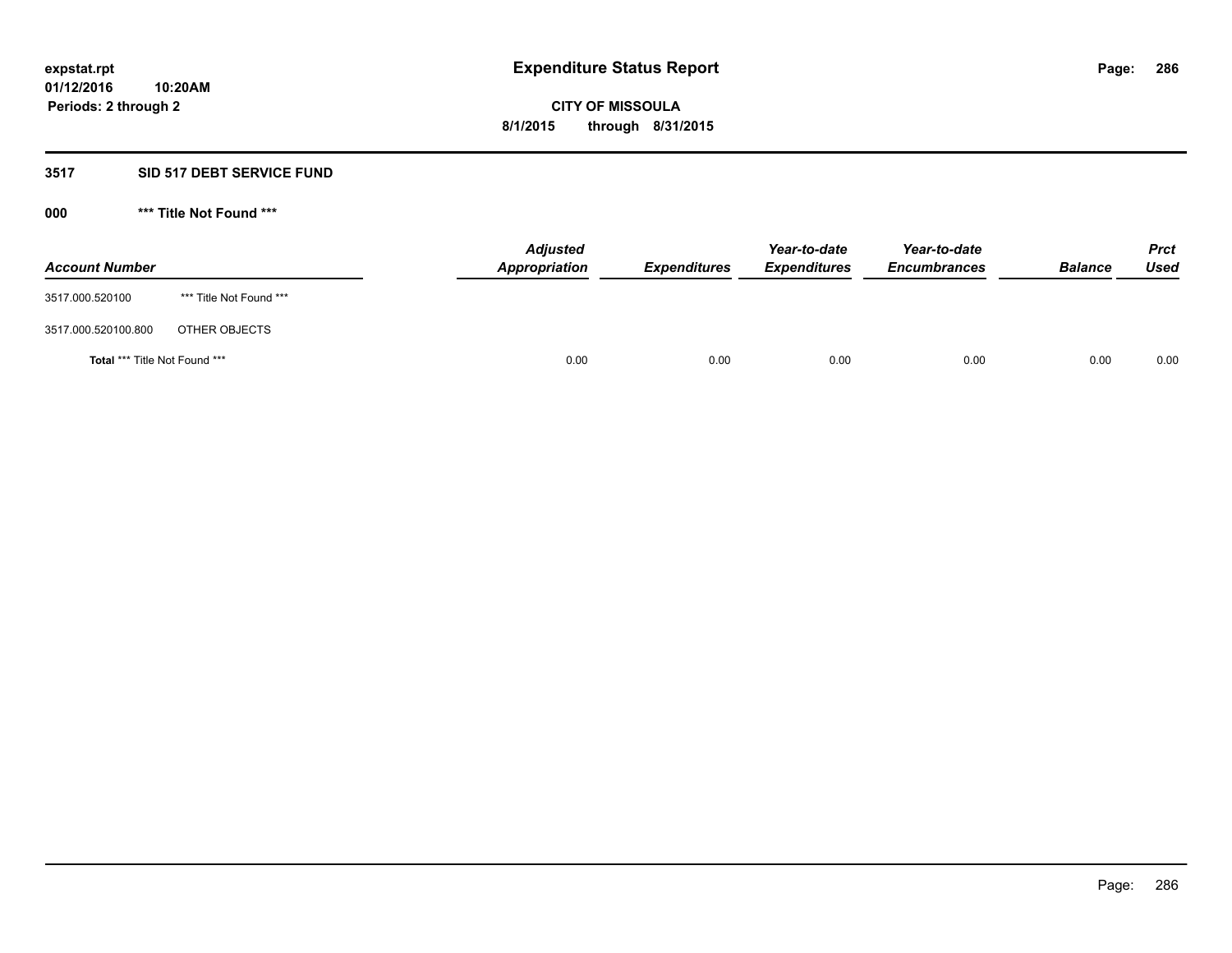# Expenditure Status Report

expstat.rpt
01/12/2016 10:20AM
Periods: 2 through 2

**CITY OF MISSOULA**
**8/1/2015 through 8/31/2015**

## 3517 SID 517 DEBT SERVICE FUND

### 000 *** Title Not Found ***

| Account Number | | Adjusted Appropriation | Expenditures | Year-to-date Expenditures | Year-to-date Encumbrances | Balance | Prct Used |
|---|---|---|---|---|---|---|---|
| 3517.000.520100 | *** Title Not Found *** | | | | | | |
| 3517.000.520100.800 | OTHER OBJECTS | | | | | | |
| **Total** *** Title Not Found *** | | 0.00 | 0.00 | 0.00 | 0.00 | 0.00 | 0.00 |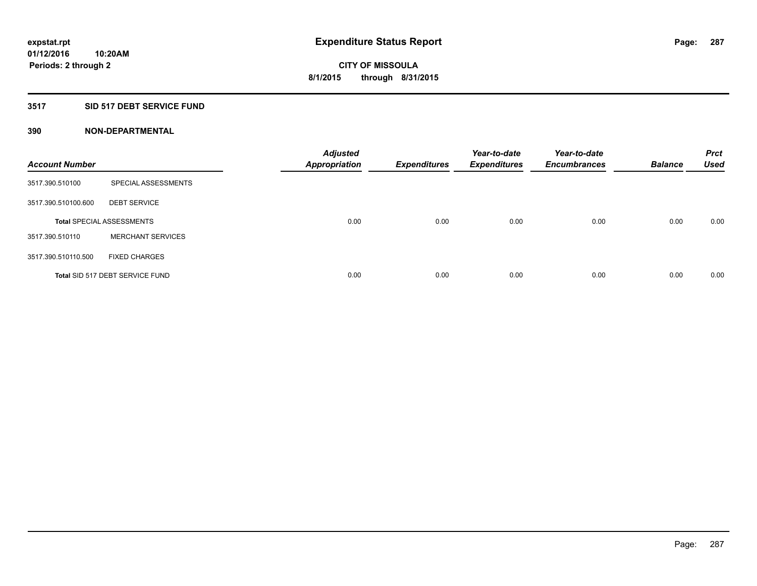# Expenditure Status Report

**expstat.rpt**
**01/12/2016 10:20AM**
**Periods: 2 through 2**

**CITY OF MISSOULA**
**8/1/2015 through 8/31/2015**

## 3517 SID 517 DEBT SERVICE FUND

### 390 NON-DEPARTMENTAL

| Account Number | | Adjusted Appropriation | Expenditures | Year-to-date Expenditures | Year-to-date Encumbrances | Balance | Prct Used |
|---|---|---|---|---|---|---|---|
| 3517.390.510100 | SPECIAL ASSESSMENTS | | | | | | |
| 3517.390.510100.600 | DEBT SERVICE | | | | | | |
| **Total** SPECIAL ASSESSMENTS | | 0.00 | 0.00 | 0.00 | 0.00 | 0.00 | 0.00 |
| 3517.390.510110 | MERCHANT SERVICES | | | | | | |
| 3517.390.510110.500 | FIXED CHARGES | | | | | | |
| **Total** SID 517 DEBT SERVICE FUND | | 0.00 | 0.00 | 0.00 | 0.00 | 0.00 | 0.00 |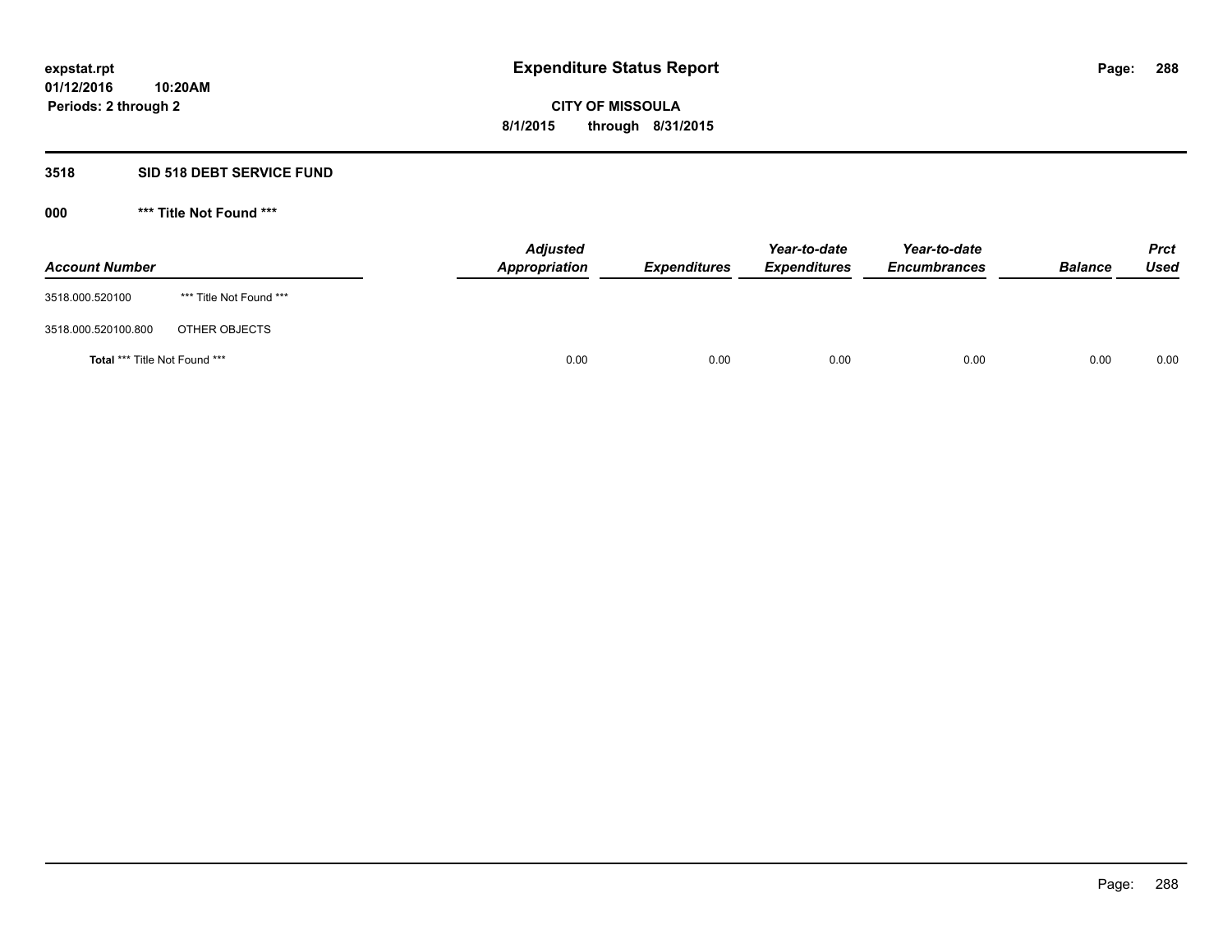**expstat.rpt**
**01/12/2016 10:20AM**
**Periods: 2 through 2**

# Expenditure Status Report

**CITY OF MISSOULA**
**8/1/2015 through 8/31/2015**

## 3518 SID 518 DEBT SERVICE FUND

### 000 *** Title Not Found ***

| Account Number | | Adjusted Appropriation | Expenditures | Year-to-date Expenditures | Year-to-date Encumbrances | Balance | Prct Used |
|---|---|---|---|---|---|---|---|
| 3518.000.520100 | *** Title Not Found *** | | | | | | |
| 3518.000.520100.800 | OTHER OBJECTS | | | | | | |
| **Total** *** Title Not Found *** | | 0.00 | 0.00 | 0.00 | 0.00 | 0.00 | 0.00 |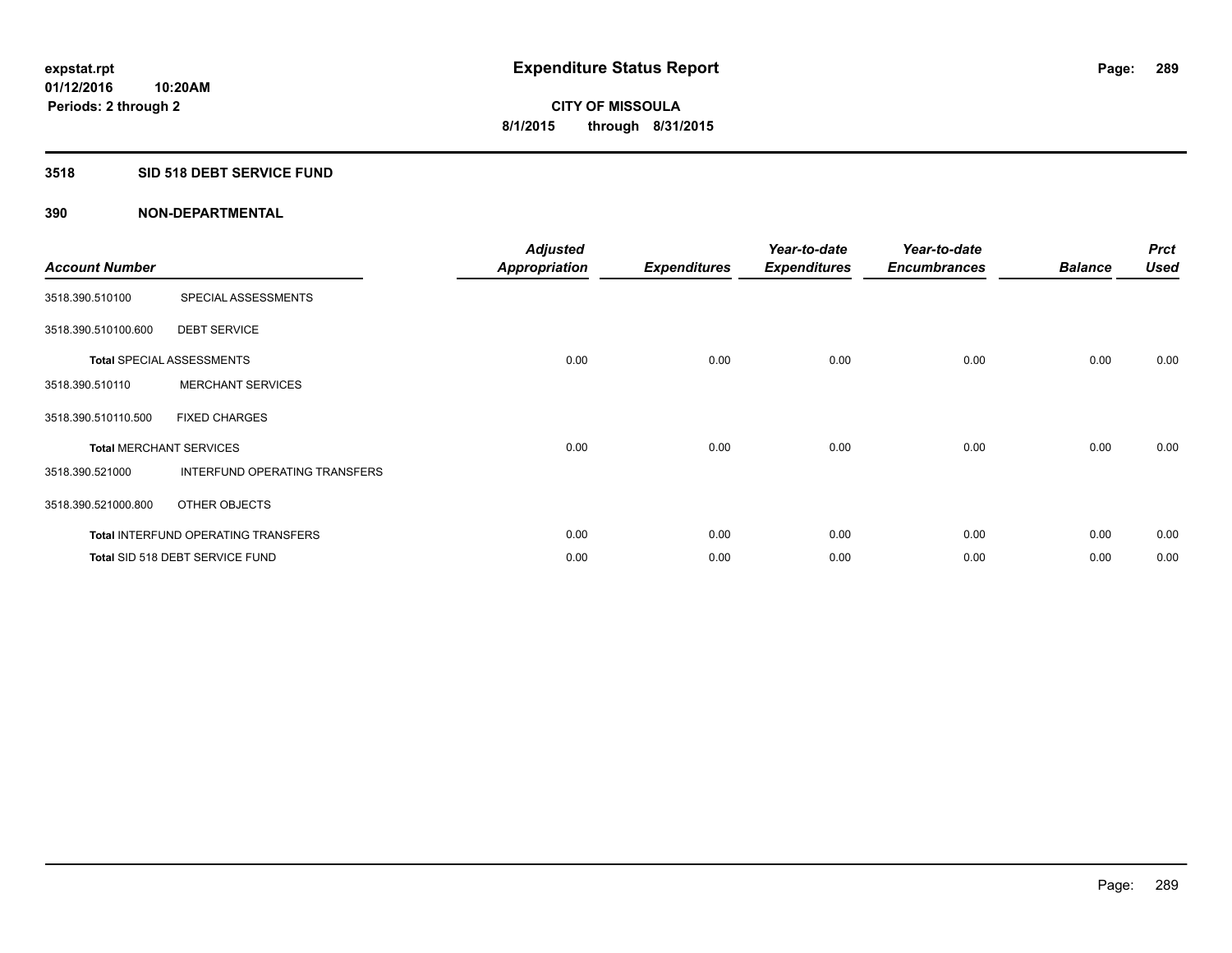# Expenditure Status Report

**CITY OF MISSOULA**

**8/1/2015 through 8/31/2015**

expstat.rpt
01/12/2016 10:20AM
Periods: 2 through 2

## 3518 SID 518 DEBT SERVICE FUND

### 390 NON-DEPARTMENTAL

| Account Number | | Adjusted Appropriation | Expenditures | Year-to-date Expenditures | Year-to-date Encumbrances | Balance | Prct Used |
|---|---|---|---|---|---|---|---|
| 3518.390.510100 | SPECIAL ASSESSMENTS | | | | | | |
| 3518.390.510100.600 | DEBT SERVICE | | | | | | |
| **Total** SPECIAL ASSESSMENTS | | 0.00 | 0.00 | 0.00 | 0.00 | 0.00 | 0.00 |
| 3518.390.510110 | MERCHANT SERVICES | | | | | | |
| 3518.390.510110.500 | FIXED CHARGES | | | | | | |
| **Total** MERCHANT SERVICES | | 0.00 | 0.00 | 0.00 | 0.00 | 0.00 | 0.00 |
| 3518.390.521000 | INTERFUND OPERATING TRANSFERS | | | | | | |
| 3518.390.521000.800 | OTHER OBJECTS | | | | | | |
| **Total** INTERFUND OPERATING TRANSFERS | | 0.00 | 0.00 | 0.00 | 0.00 | 0.00 | 0.00 |
| **Total** SID 518 DEBT SERVICE FUND | | 0.00 | 0.00 | 0.00 | 0.00 | 0.00 | 0.00 |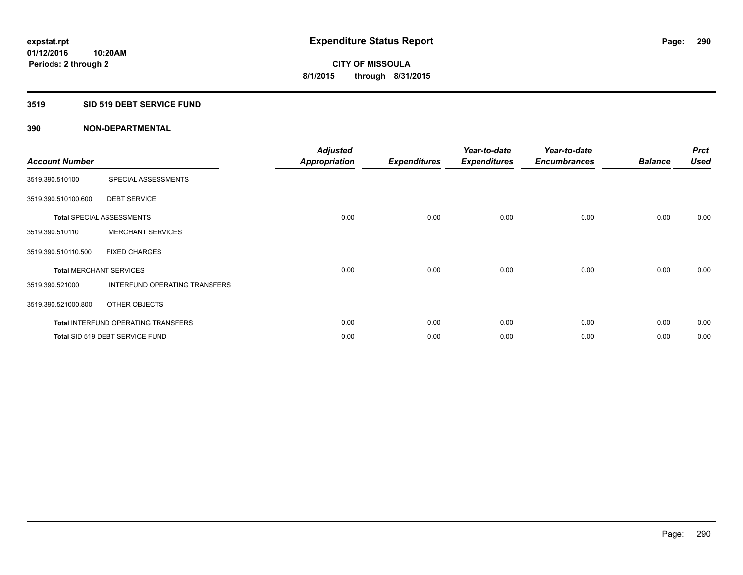expstat.rpt
01/12/2016 10:20AM
Periods: 2 through 2

# Expenditure Status Report

CITY OF MISSOULA
8/1/2015 through 8/31/2015

## 3519 SID 519 DEBT SERVICE FUND

### 390 NON-DEPARTMENTAL

| Account Number | | Adjusted Appropriation | Expenditures | Year-to-date Expenditures | Year-to-date Encumbrances | Balance | Prct Used |
|---|---|---|---|---|---|---|---|
| 3519.390.510100 | SPECIAL ASSESSMENTS | | | | | | |
| 3519.390.510100.600 | DEBT SERVICE | | | | | | |
| **Total** SPECIAL ASSESSMENTS | | 0.00 | 0.00 | 0.00 | 0.00 | 0.00 | 0.00 |
| 3519.390.510110 | MERCHANT SERVICES | | | | | | |
| 3519.390.510110.500 | FIXED CHARGES | | | | | | |
| **Total** MERCHANT SERVICES | | 0.00 | 0.00 | 0.00 | 0.00 | 0.00 | 0.00 |
| 3519.390.521000 | INTERFUND OPERATING TRANSFERS | | | | | | |
| 3519.390.521000.800 | OTHER OBJECTS | | | | | | |
| **Total** INTERFUND OPERATING TRANSFERS | | 0.00 | 0.00 | 0.00 | 0.00 | 0.00 | 0.00 |
| **Total** SID 519 DEBT SERVICE FUND | | 0.00 | 0.00 | 0.00 | 0.00 | 0.00 | 0.00 |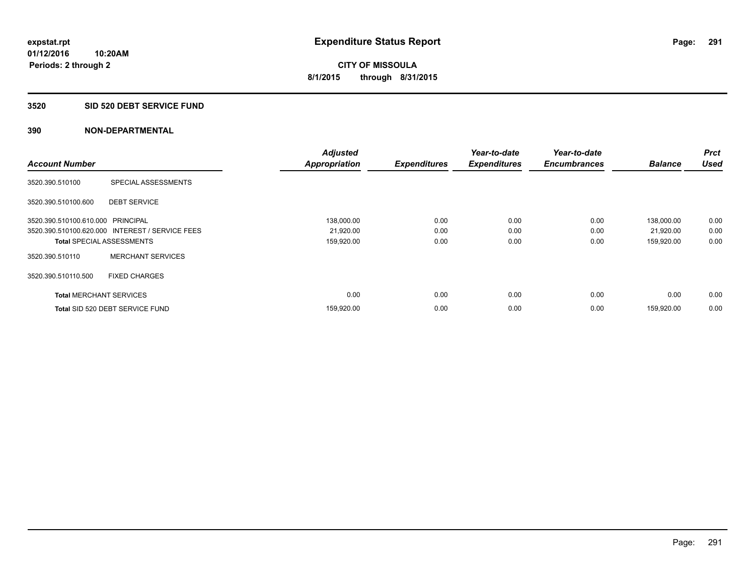**expstat.rpt**
**01/12/2016 10:20AM**
**Periods: 2 through 2**

# Expenditure Status Report

**CITY OF MISSOULA**
**8/1/2015 through 8/31/2015**

## 3520 SID 520 DEBT SERVICE FUND

## 390 NON-DEPARTMENTAL

| Account Number | | Adjusted Appropriation | Expenditures | Year-to-date Expenditures | Year-to-date Encumbrances | Balance | Prct Used |
|---|---|---|---|---|---|---|---|
| 3520.390.510100 | SPECIAL ASSESSMENTS | | | | | | |
| 3520.390.510100.600 | DEBT SERVICE | | | | | | |
| 3520.390.510100.610.000 | PRINCIPAL | 138,000.00 | 0.00 | 0.00 | 0.00 | 138,000.00 | 0.00 |
| 3520.390.510100.620.000 | INTEREST / SERVICE FEES | 21,920.00 | 0.00 | 0.00 | 0.00 | 21,920.00 | 0.00 |
| **Total** SPECIAL ASSESSMENTS | | 159,920.00 | 0.00 | 0.00 | 0.00 | 159,920.00 | 0.00 |
| 3520.390.510110 | MERCHANT SERVICES | | | | | | |
| 3520.390.510110.500 | FIXED CHARGES | | | | | | |
| **Total** MERCHANT SERVICES | | 0.00 | 0.00 | 0.00 | 0.00 | 0.00 | 0.00 |
| **Total** SID 520 DEBT SERVICE FUND | | 159,920.00 | 0.00 | 0.00 | 0.00 | 159,920.00 | 0.00 |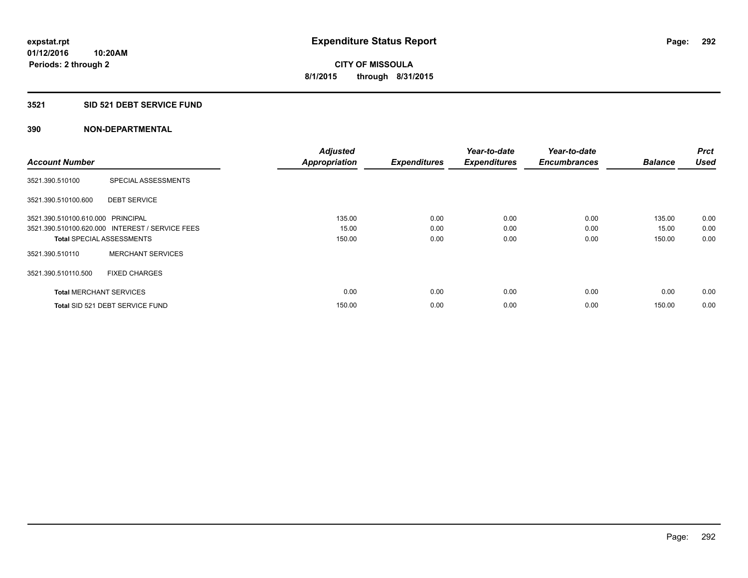# Expenditure Status Report

**CITY OF MISSOULA**
**8/1/2015 through 8/31/2015**

expstat.rpt
01/12/2016 10:20AM
Periods: 2 through 2

## 3521 SID 521 DEBT SERVICE FUND

### 390 NON-DEPARTMENTAL

| Account Number | | Adjusted Appropriation | Expenditures | Year-to-date Expenditures | Year-to-date Encumbrances | Balance | Prct Used |
|---|---|---|---|---|---|---|---|
| 3521.390.510100 | SPECIAL ASSESSMENTS | | | | | | |
| 3521.390.510100.600 | DEBT SERVICE | | | | | | |
| 3521.390.510100.610.000 | PRINCIPAL | 135.00 | 0.00 | 0.00 | 0.00 | 135.00 | 0.00 |
| 3521.390.510100.620.000 | INTEREST / SERVICE FEES | 15.00 | 0.00 | 0.00 | 0.00 | 15.00 | 0.00 |
| **Total** SPECIAL ASSESSMENTS | | 150.00 | 0.00 | 0.00 | 0.00 | 150.00 | 0.00 |
| 3521.390.510110 | MERCHANT SERVICES | | | | | | |
| 3521.390.510110.500 | FIXED CHARGES | | | | | | |
| **Total** MERCHANT SERVICES | | 0.00 | 0.00 | 0.00 | 0.00 | 0.00 | 0.00 |
| **Total** SID 521 DEBT SERVICE FUND | | 150.00 | 0.00 | 0.00 | 0.00 | 150.00 | 0.00 |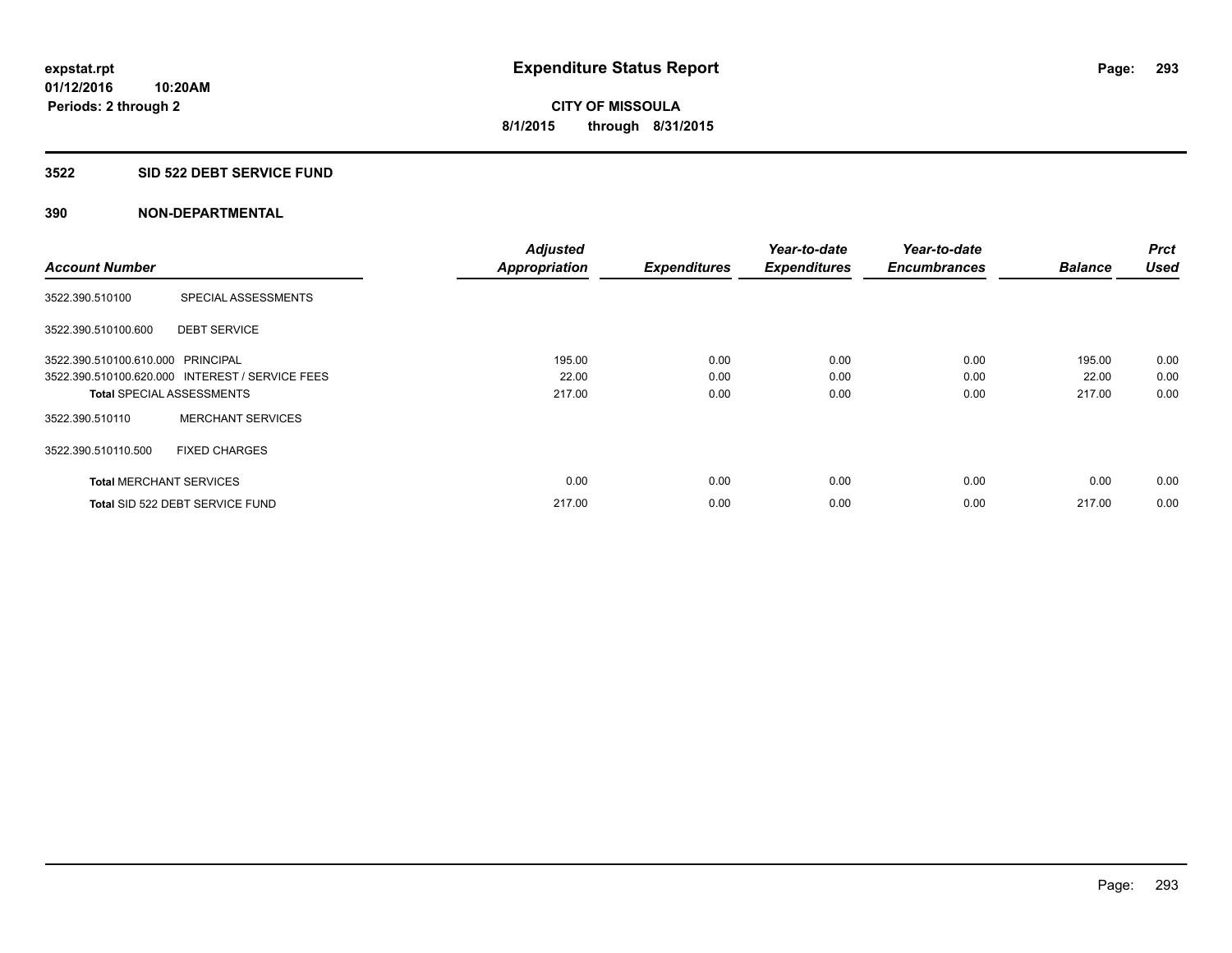**expstat.rpt**
**01/12/2016 10:20AM**
**Periods: 2 through 2**

# Expenditure Status Report

**CITY OF MISSOULA**
**8/1/2015 through 8/31/2015**

## 3522 SID 522 DEBT SERVICE FUND

### 390 NON-DEPARTMENTAL

| Account Number | | Adjusted Appropriation | Expenditures | Year-to-date Expenditures | Year-to-date Encumbrances | Balance | Prct Used |
|---|---|---|---|---|---|---|---|
| 3522.390.510100 | SPECIAL ASSESSMENTS | | | | | | |
| 3522.390.510100.600 | DEBT SERVICE | | | | | | |
| 3522.390.510100.610.000 | PRINCIPAL | 195.00 | 0.00 | 0.00 | 0.00 | 195.00 | 0.00 |
| 3522.390.510100.620.000 | INTEREST / SERVICE FEES | 22.00 | 0.00 | 0.00 | 0.00 | 22.00 | 0.00 |
| **Total** SPECIAL ASSESSMENTS | | 217.00 | 0.00 | 0.00 | 0.00 | 217.00 | 0.00 |
| 3522.390.510110 | MERCHANT SERVICES | | | | | | |
| 3522.390.510110.500 | FIXED CHARGES | | | | | | |
| **Total** MERCHANT SERVICES | | 0.00 | 0.00 | 0.00 | 0.00 | 0.00 | 0.00 |
| **Total** SID 522 DEBT SERVICE FUND | | 217.00 | 0.00 | 0.00 | 0.00 | 217.00 | 0.00 |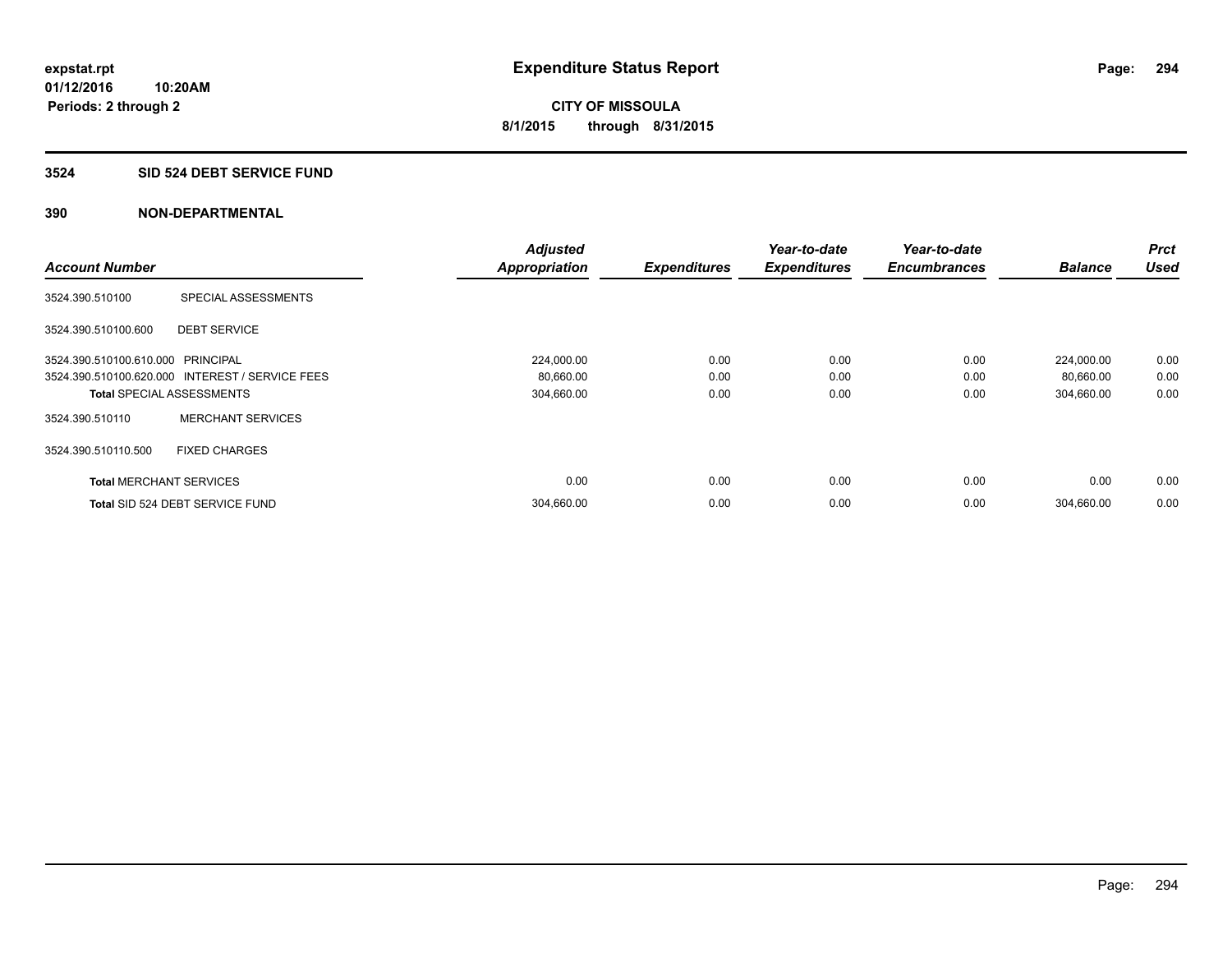**expstat.rpt**
**01/12/2016 10:20AM**
**Periods: 2 through 2**

# Expenditure Status Report

**CITY OF MISSOULA**
**8/1/2015 through 8/31/2015**

## 3524 SID 524 DEBT SERVICE FUND

## 390 NON-DEPARTMENTAL

| Account Number | | Adjusted Appropriation | Expenditures | Year-to-date Expenditures | Year-to-date Encumbrances | Balance | Prct Used |
|---|---|---|---|---|---|---|---|
| 3524.390.510100 | SPECIAL ASSESSMENTS | | | | | | |
| 3524.390.510100.600 | DEBT SERVICE | | | | | | |
| 3524.390.510100.610.000 | PRINCIPAL | 224,000.00 | 0.00 | 0.00 | 0.00 | 224,000.00 | 0.00 |
| 3524.390.510100.620.000 | INTEREST / SERVICE FEES | 80,660.00 | 0.00 | 0.00 | 0.00 | 80,660.00 | 0.00 |
| **Total** SPECIAL ASSESSMENTS | | 304,660.00 | 0.00 | 0.00 | 0.00 | 304,660.00 | 0.00 |
| 3524.390.510110 | MERCHANT SERVICES | | | | | | |
| 3524.390.510110.500 | FIXED CHARGES | | | | | | |
| **Total** MERCHANT SERVICES | | 0.00 | 0.00 | 0.00 | 0.00 | 0.00 | 0.00 |
| **Total** SID 524 DEBT SERVICE FUND | | 304,660.00 | 0.00 | 0.00 | 0.00 | 304,660.00 | 0.00 |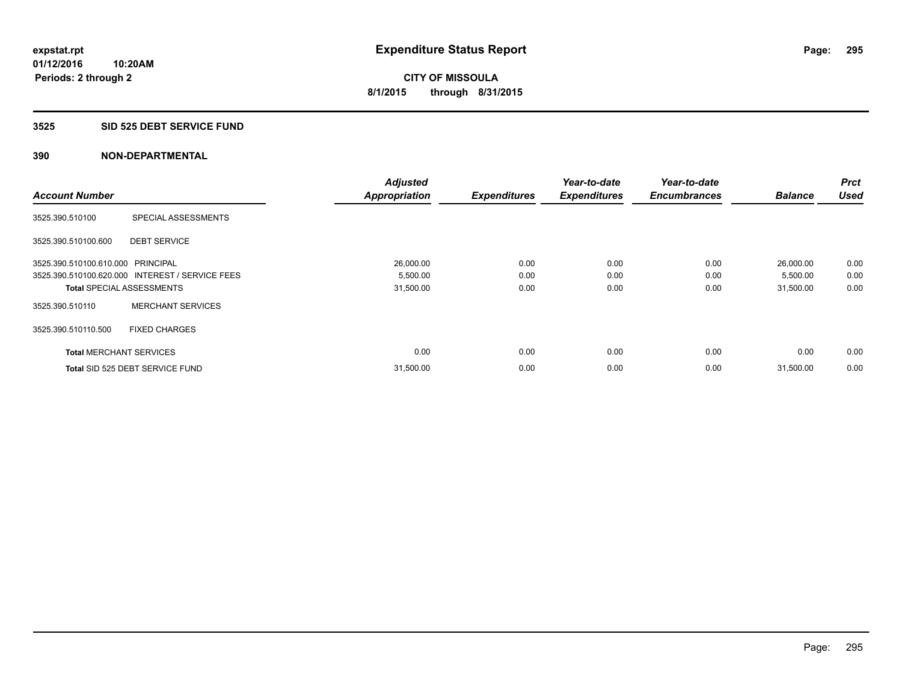**expstat.rpt**
**01/12/2016 10:20AM**
**Periods: 2 through 2**

# Expenditure Status Report

**CITY OF MISSOULA**
**8/1/2015 through 8/31/2015**

## 3525 SID 525 DEBT SERVICE FUND

## 390 NON-DEPARTMENTAL

| Account Number | | Adjusted Appropriation | Expenditures | Year-to-date Expenditures | Year-to-date Encumbrances | Balance | Prct Used |
|---|---|---|---|---|---|---|---|
| 3525.390.510100 | SPECIAL ASSESSMENTS | | | | | | |
| 3525.390.510100.600 | DEBT SERVICE | | | | | | |
| 3525.390.510100.610.000 | PRINCIPAL | 26,000.00 | 0.00 | 0.00 | 0.00 | 26,000.00 | 0.00 |
| 3525.390.510100.620.000 | INTEREST / SERVICE FEES | 5,500.00 | 0.00 | 0.00 | 0.00 | 5,500.00 | 0.00 |
| **Total** SPECIAL ASSESSMENTS | | 31,500.00 | 0.00 | 0.00 | 0.00 | 31,500.00 | 0.00 |
| 3525.390.510110 | MERCHANT SERVICES | | | | | | |
| 3525.390.510110.500 | FIXED CHARGES | | | | | | |
| **Total** MERCHANT SERVICES | | 0.00 | 0.00 | 0.00 | 0.00 | 0.00 | 0.00 |
| **Total** SID 525 DEBT SERVICE FUND | | 31,500.00 | 0.00 | 0.00 | 0.00 | 31,500.00 | 0.00 |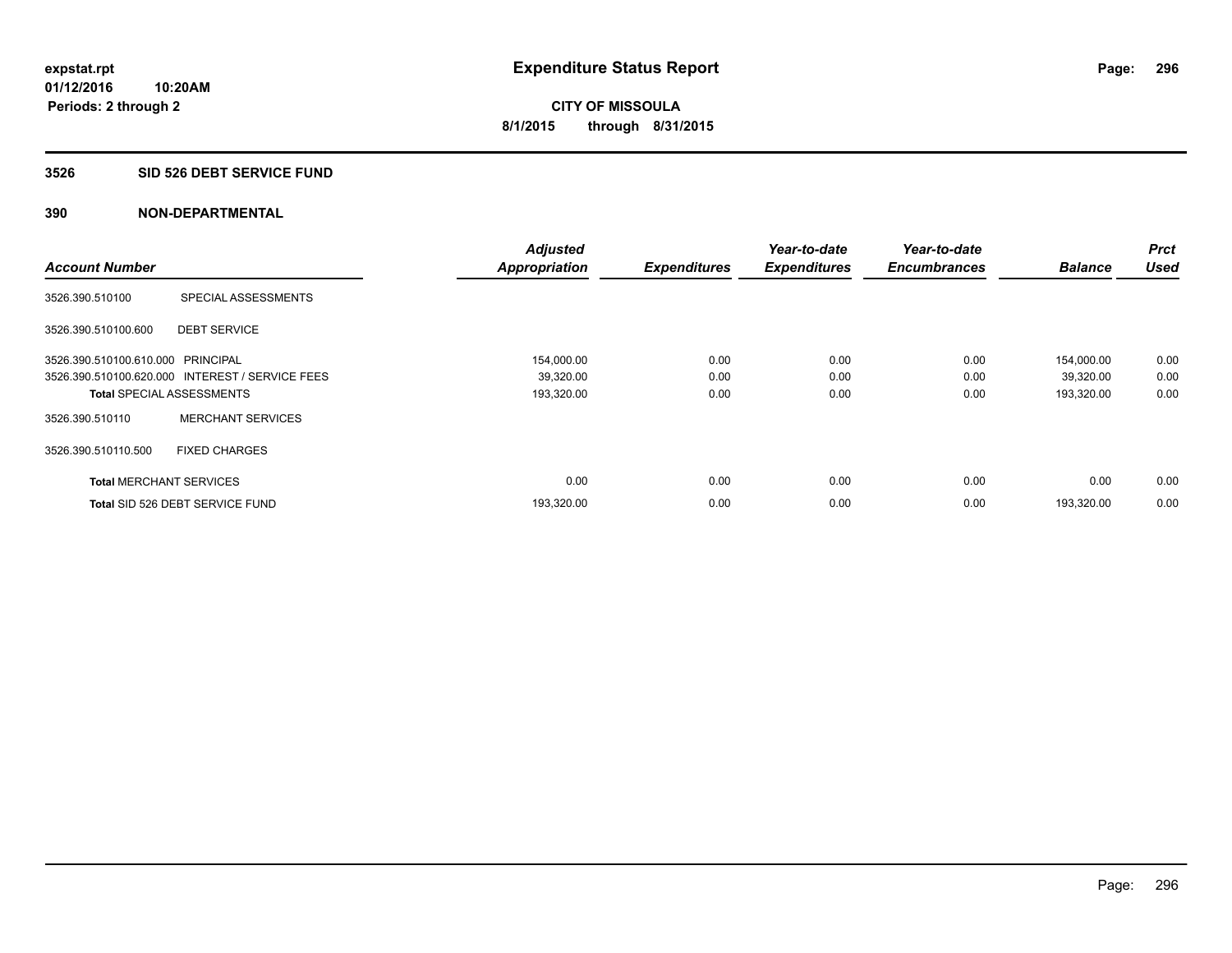expstat.rpt
01/12/2016 10:20AM
Periods: 2 through 2

# Expenditure Status Report

CITY OF MISSOULA
8/1/2015 through 8/31/2015

## 3526 SID 526 DEBT SERVICE FUND

## 390 NON-DEPARTMENTAL

| Account Number | | Adjusted Appropriation | Expenditures | Year-to-date Expenditures | Year-to-date Encumbrances | Balance | Prct Used |
|---|---|---|---|---|---|---|---|
| 3526.390.510100 | SPECIAL ASSESSMENTS | | | | | | |
| 3526.390.510100.600 | DEBT SERVICE | | | | | | |
| 3526.390.510100.610.000 | PRINCIPAL | 154,000.00 | 0.00 | 0.00 | 0.00 | 154,000.00 | 0.00 |
| 3526.390.510100.620.000 | INTEREST / SERVICE FEES | 39,320.00 | 0.00 | 0.00 | 0.00 | 39,320.00 | 0.00 |
| **Total** SPECIAL ASSESSMENTS | | 193,320.00 | 0.00 | 0.00 | 0.00 | 193,320.00 | 0.00 |
| 3526.390.510110 | MERCHANT SERVICES | | | | | | |
| 3526.390.510110.500 | FIXED CHARGES | | | | | | |
| **Total** MERCHANT SERVICES | | 0.00 | 0.00 | 0.00 | 0.00 | 0.00 | 0.00 |
| **Total** SID 526 DEBT SERVICE FUND | | 193,320.00 | 0.00 | 0.00 | 0.00 | 193,320.00 | 0.00 |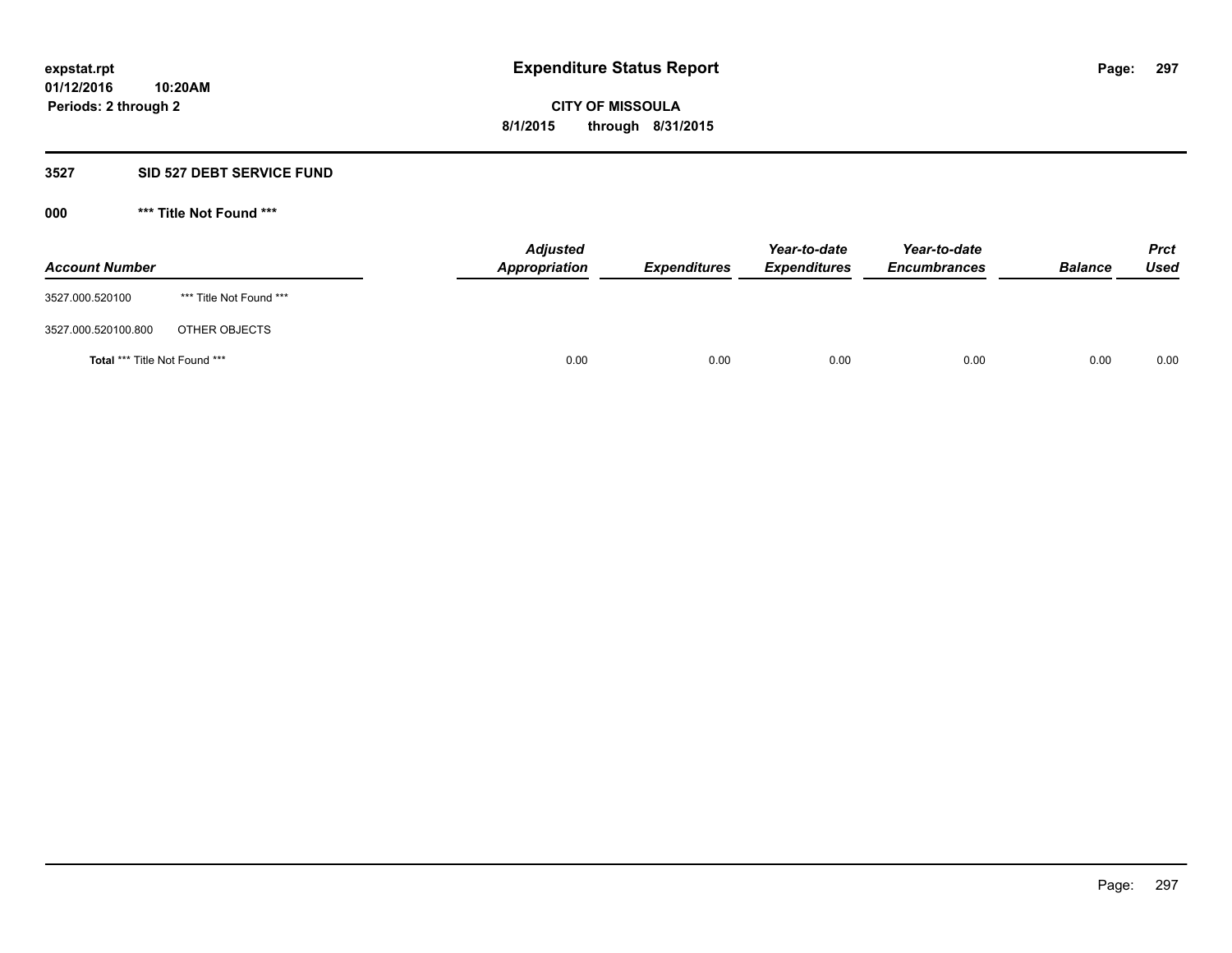# Expenditure Status Report

expstat.rpt
01/12/2016 10:20AM
Periods: 2 through 2

**CITY OF MISSOULA**
**8/1/2015 through 8/31/2015**

## 3527 SID 527 DEBT SERVICE FUND

### 000 *** Title Not Found ***

| Account Number | | Adjusted Appropriation | Expenditures | Year-to-date Expenditures | Year-to-date Encumbrances | Balance | Prct Used |
|---|---|---|---|---|---|---|---|
| 3527.000.520100 | *** Title Not Found *** | | | | | | |
| 3527.000.520100.800 | OTHER OBJECTS | | | | | | |
| **Total** *** Title Not Found *** | | 0.00 | 0.00 | 0.00 | 0.00 | 0.00 | 0.00 |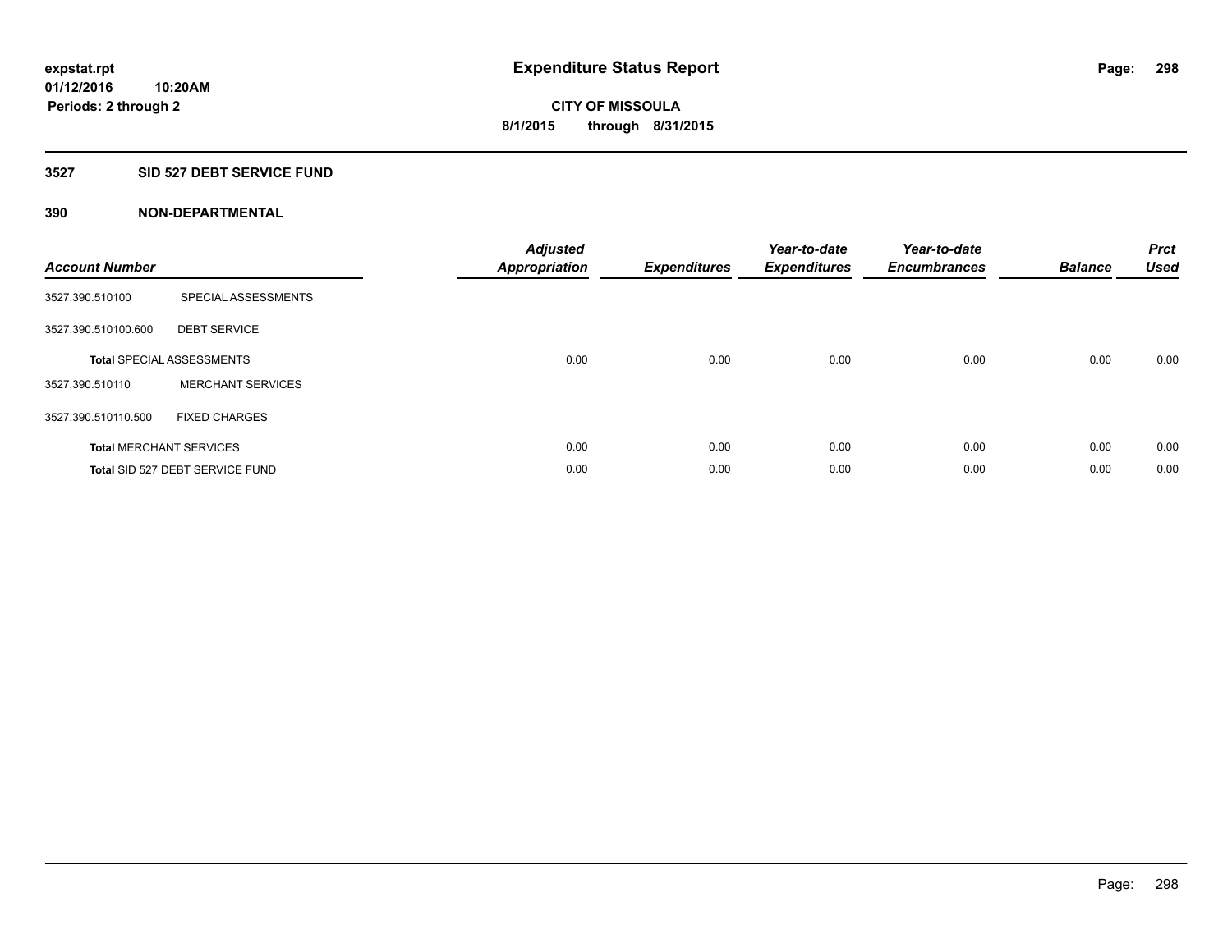# Expenditure Status Report

expstat.rpt
01/12/2016 10:20AM
Periods: 2 through 2

**CITY OF MISSOULA**
**8/1/2015 through 8/31/2015**

## 3527 SID 527 DEBT SERVICE FUND

### 390 NON-DEPARTMENTAL

| Account Number | | Adjusted Appropriation | Expenditures | Year-to-date Expenditures | Year-to-date Encumbrances | Balance | Prct Used |
|---|---|---|---|---|---|---|---|
| 3527.390.510100 | SPECIAL ASSESSMENTS | | | | | | |
| 3527.390.510100.600 | DEBT SERVICE | | | | | | |
| **Total** SPECIAL ASSESSMENTS | | 0.00 | 0.00 | 0.00 | 0.00 | 0.00 | 0.00 |
| 3527.390.510110 | MERCHANT SERVICES | | | | | | |
| 3527.390.510110.500 | FIXED CHARGES | | | | | | |
| **Total** MERCHANT SERVICES | | 0.00 | 0.00 | 0.00 | 0.00 | 0.00 | 0.00 |
| **Total** SID 527 DEBT SERVICE FUND | | 0.00 | 0.00 | 0.00 | 0.00 | 0.00 | 0.00 |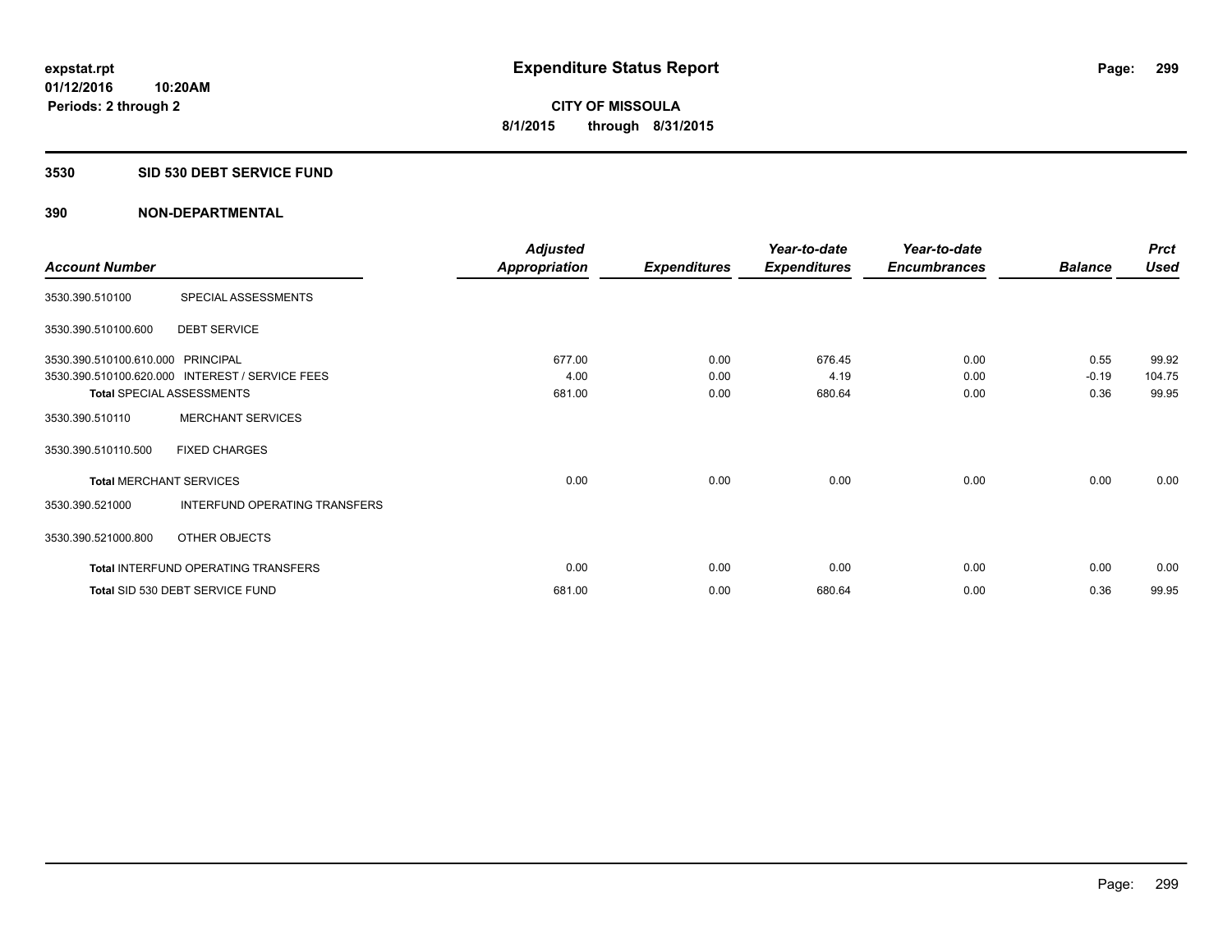# Expenditure Status Report

expstat.rpt
01/12/2016 10:20AM
Periods: 2 through 2

**CITY OF MISSOULA**
**8/1/2015 through 8/31/2015**

## 3530 SID 530 DEBT SERVICE FUND

### 390 NON-DEPARTMENTAL

| Account Number | | Adjusted Appropriation | Expenditures | Year-to-date Expenditures | Year-to-date Encumbrances | Balance | Prct Used |
|---|---|---|---|---|---|---|---|
| 3530.390.510100 | SPECIAL ASSESSMENTS | | | | | | |
| 3530.390.510100.600 | DEBT SERVICE | | | | | | |
| 3530.390.510100.610.000 | PRINCIPAL | 677.00 | 0.00 | 676.45 | 0.00 | 0.55 | 99.92 |
| 3530.390.510100.620.000 | INTEREST / SERVICE FEES | 4.00 | 0.00 | 4.19 | 0.00 | -0.19 | 104.75 |
| **Total** SPECIAL ASSESSMENTS | | 681.00 | 0.00 | 680.64 | 0.00 | 0.36 | 99.95 |
| 3530.390.510110 | MERCHANT SERVICES | | | | | | |
| 3530.390.510110.500 | FIXED CHARGES | | | | | | |
| **Total** MERCHANT SERVICES | | 0.00 | 0.00 | 0.00 | 0.00 | 0.00 | 0.00 |
| 3530.390.521000 | INTERFUND OPERATING TRANSFERS | | | | | | |
| 3530.390.521000.800 | OTHER OBJECTS | | | | | | |
| **Total** INTERFUND OPERATING TRANSFERS | | 0.00 | 0.00 | 0.00 | 0.00 | 0.00 | 0.00 |
| **Total** SID 530 DEBT SERVICE FUND | | 681.00 | 0.00 | 680.64 | 0.00 | 0.36 | 99.95 |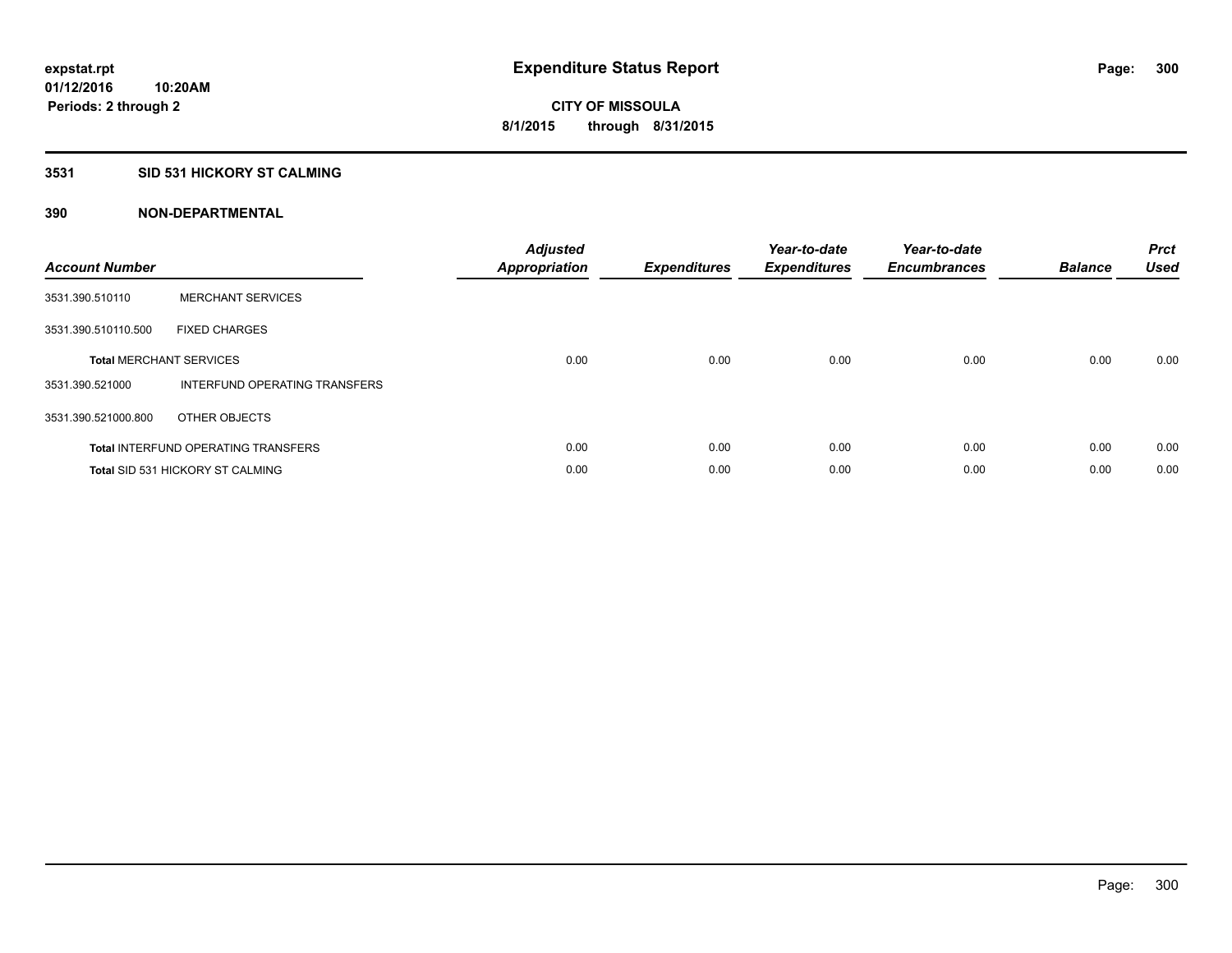expstat.rpt
01/12/2016 10:20AM
Periods: 2 through 2

# Expenditure Status Report

CITY OF MISSOULA
8/1/2015 through 8/31/2015

## 3531 SID 531 HICKORY ST CALMING

## 390 NON-DEPARTMENTAL

| Account Number | | Adjusted Appropriation | Expenditures | Year-to-date Expenditures | Year-to-date Encumbrances | Balance | Prct Used |
|---|---|---|---|---|---|---|---|
| 3531.390.510110 | MERCHANT SERVICES | | | | | | |
| 3531.390.510110.500 | FIXED CHARGES | | | | | | |
| **Total** MERCHANT SERVICES | | 0.00 | 0.00 | 0.00 | 0.00 | 0.00 | 0.00 |
| 3531.390.521000 | INTERFUND OPERATING TRANSFERS | | | | | | |
| 3531.390.521000.800 | OTHER OBJECTS | | | | | | |
| **Total** INTERFUND OPERATING TRANSFERS | | 0.00 | 0.00 | 0.00 | 0.00 | 0.00 | 0.00 |
| **Total** SID 531 HICKORY ST CALMING | | 0.00 | 0.00 | 0.00 | 0.00 | 0.00 | 0.00 |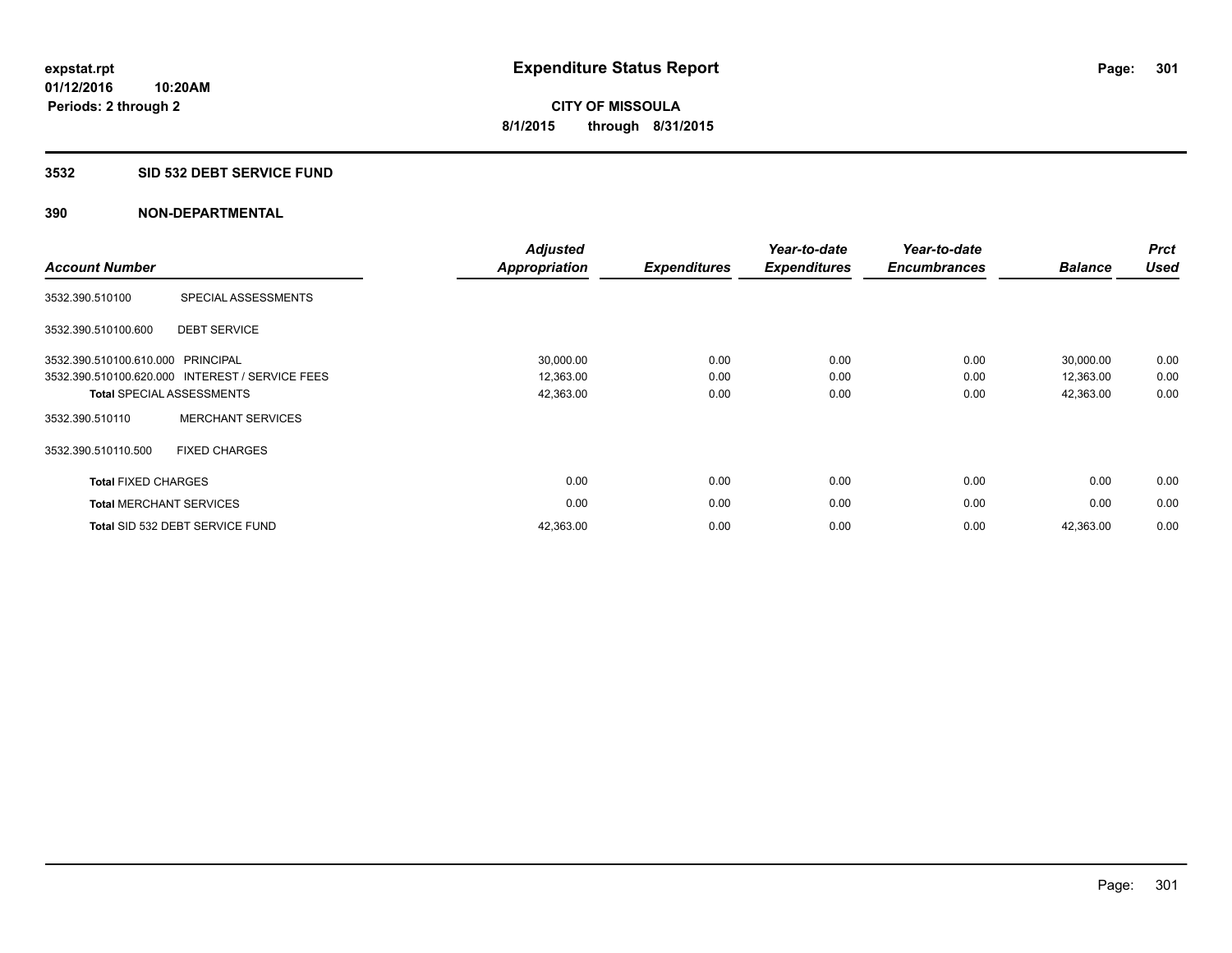**expstat.rpt**
**01/12/2016 10:20AM**
**Periods: 2 through 2**

# Expenditure Status Report

**CITY OF MISSOULA**
**8/1/2015 through 8/31/2015**

## 3532 SID 532 DEBT SERVICE FUND

### 390 NON-DEPARTMENTAL

| Account Number | | Adjusted Appropriation | Expenditures | Year-to-date Expenditures | Year-to-date Encumbrances | Balance | Prct Used |
|---|---|---|---|---|---|---|---|
| 3532.390.510100 | SPECIAL ASSESSMENTS | | | | | | |
| 3532.390.510100.600 | DEBT SERVICE | | | | | | |
| 3532.390.510100.610.000 | PRINCIPAL | 30,000.00 | 0.00 | 0.00 | 0.00 | 30,000.00 | 0.00 |
| 3532.390.510100.620.000 | INTEREST / SERVICE FEES | 12,363.00 | 0.00 | 0.00 | 0.00 | 12,363.00 | 0.00 |
| **Total** SPECIAL ASSESSMENTS | | 42,363.00 | 0.00 | 0.00 | 0.00 | 42,363.00 | 0.00 |
| 3532.390.510110 | MERCHANT SERVICES | | | | | | |
| 3532.390.510110.500 | FIXED CHARGES | | | | | | |
| **Total** FIXED CHARGES | | 0.00 | 0.00 | 0.00 | 0.00 | 0.00 | 0.00 |
| **Total** MERCHANT SERVICES | | 0.00 | 0.00 | 0.00 | 0.00 | 0.00 | 0.00 |
| **Total** SID 532 DEBT SERVICE FUND | | 42,363.00 | 0.00 | 0.00 | 0.00 | 42,363.00 | 0.00 |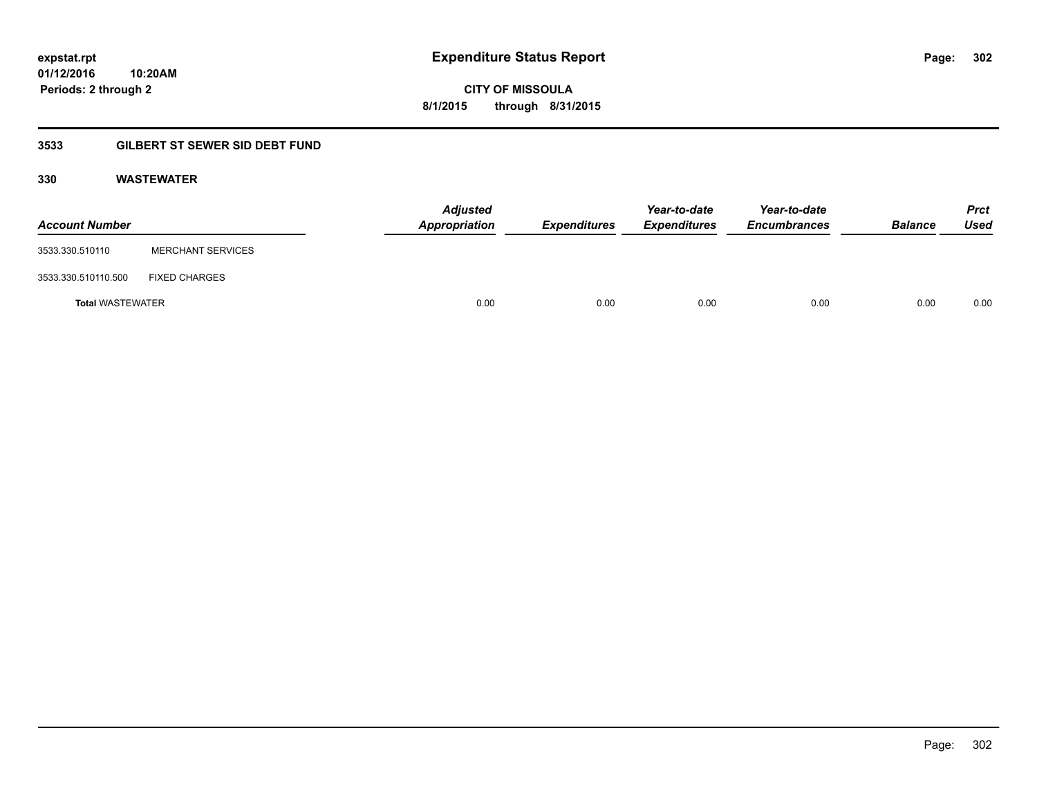expstat.rpt
01/12/2016 10:20AM
Periods: 2 through 2

# Expenditure Status Report

**CITY OF MISSOULA**
**8/1/2015 through 8/31/2015**

## 3533 GILBERT ST SEWER SID DEBT FUND

### 330 WASTEWATER

| Account Number | | Adjusted Appropriation | Expenditures | Year-to-date Expenditures | Year-to-date Encumbrances | Balance | Prct Used |
|---|---|---|---|---|---|---|---|
| 3533.330.510110 | MERCHANT SERVICES | | | | | | |
| 3533.330.510110.500 | FIXED CHARGES | | | | | | |
| **Total** WASTEWATER | | 0.00 | 0.00 | 0.00 | 0.00 | 0.00 | 0.00 |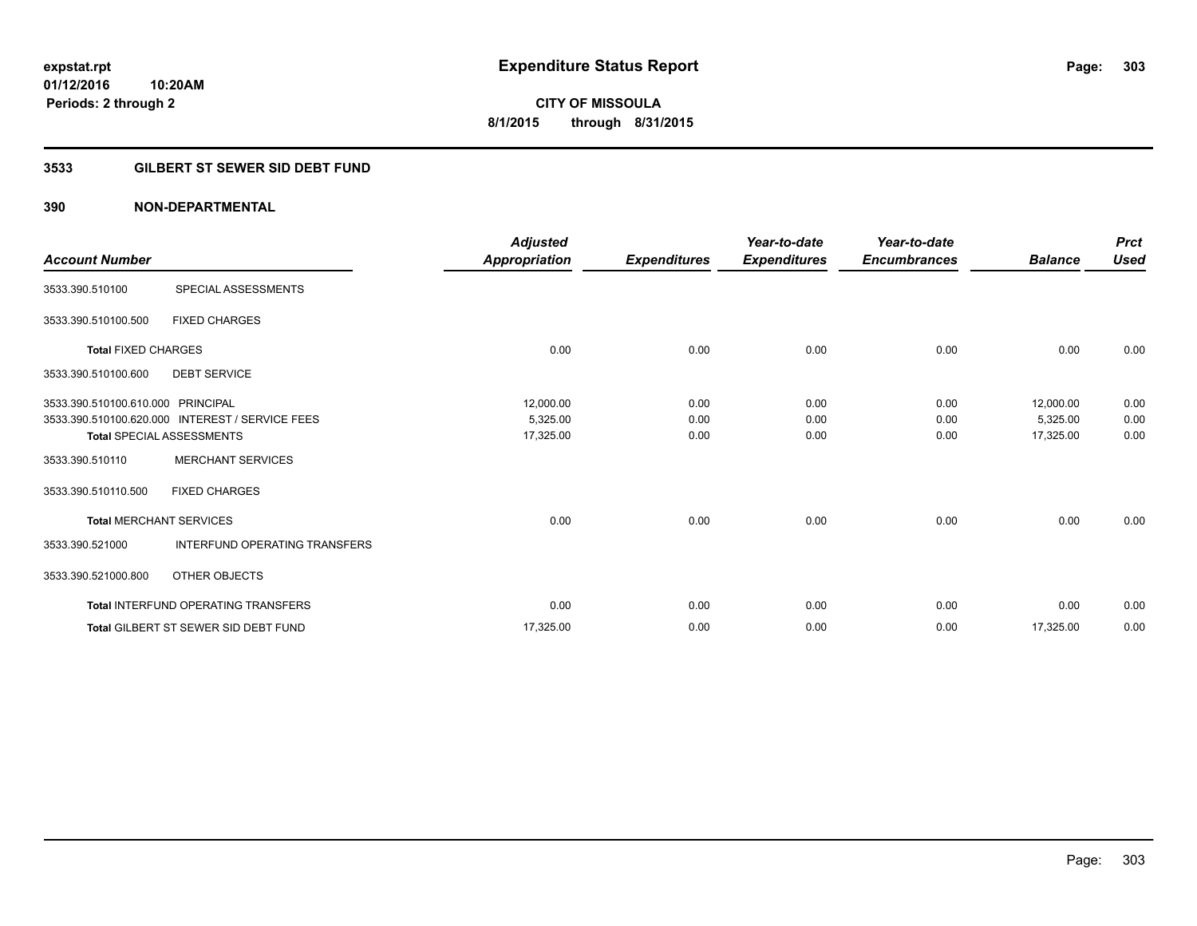**expstat.rpt**
**01/12/2016 10:20AM**
**Periods: 2 through 2**

# Expenditure Status Report

**CITY OF MISSOULA**
**8/1/2015 through 8/31/2015**

## 3533 GILBERT ST SEWER SID DEBT FUND

### 390 NON-DEPARTMENTAL

| Account Number | | Adjusted Appropriation | Expenditures | Year-to-date Expenditures | Year-to-date Encumbrances | Balance | Prct Used |
|---|---|---|---|---|---|---|---|
| 3533.390.510100 | SPECIAL ASSESSMENTS | | | | | | |
| 3533.390.510100.500 | FIXED CHARGES | | | | | | |
| **Total** FIXED CHARGES | | 0.00 | 0.00 | 0.00 | 0.00 | 0.00 | 0.00 |
| 3533.390.510100.600 | DEBT SERVICE | | | | | | |
| 3533.390.510100.610.000 | PRINCIPAL | 12,000.00 | 0.00 | 0.00 | 0.00 | 12,000.00 | 0.00 |
| 3533.390.510100.620.000 | INTEREST / SERVICE FEES | 5,325.00 | 0.00 | 0.00 | 0.00 | 5,325.00 | 0.00 |
| **Total** SPECIAL ASSESSMENTS | | 17,325.00 | 0.00 | 0.00 | 0.00 | 17,325.00 | 0.00 |
| 3533.390.510110 | MERCHANT SERVICES | | | | | | |
| 3533.390.510110.500 | FIXED CHARGES | | | | | | |
| **Total** MERCHANT SERVICES | | 0.00 | 0.00 | 0.00 | 0.00 | 0.00 | 0.00 |
| 3533.390.521000 | INTERFUND OPERATING TRANSFERS | | | | | | |
| 3533.390.521000.800 | OTHER OBJECTS | | | | | | |
| **Total** INTERFUND OPERATING TRANSFERS | | 0.00 | 0.00 | 0.00 | 0.00 | 0.00 | 0.00 |
| **Total** GILBERT ST SEWER SID DEBT FUND | | 17,325.00 | 0.00 | 0.00 | 0.00 | 17,325.00 | 0.00 |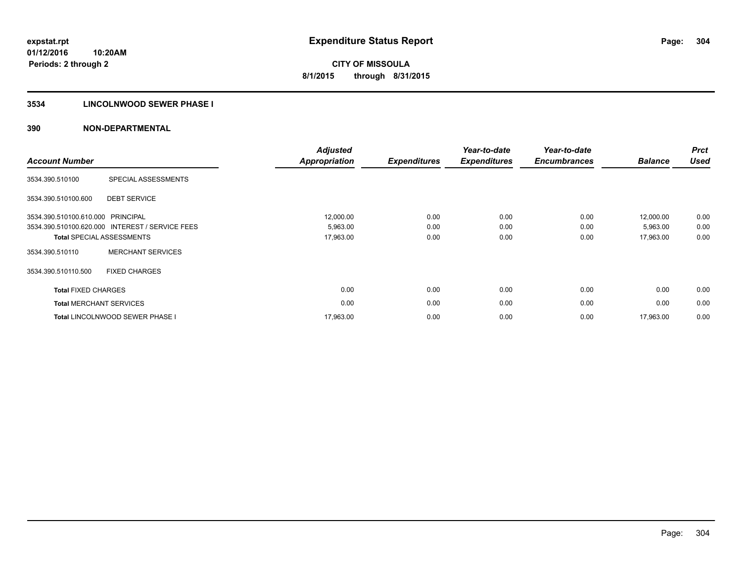expstat.rpt
01/12/2016 10:20AM
Periods: 2 through 2

# Expenditure Status Report

**CITY OF MISSOULA**
**8/1/2015 through 8/31/2015**

## 3534 LINCOLNWOOD SEWER PHASE I

## 390 NON-DEPARTMENTAL

| Account Number | | Adjusted Appropriation | Expenditures | Year-to-date Expenditures | Year-to-date Encumbrances | Balance | Prct Used |
|---|---|---|---|---|---|---|---|
| 3534.390.510100 | SPECIAL ASSESSMENTS | | | | | | |
| 3534.390.510100.600 | DEBT SERVICE | | | | | | |
| 3534.390.510100.610.000 | PRINCIPAL | 12,000.00 | 0.00 | 0.00 | 0.00 | 12,000.00 | 0.00 |
| 3534.390.510100.620.000 | INTEREST / SERVICE FEES | 5,963.00 | 0.00 | 0.00 | 0.00 | 5,963.00 | 0.00 |
| **Total** SPECIAL ASSESSMENTS | | 17,963.00 | 0.00 | 0.00 | 0.00 | 17,963.00 | 0.00 |
| 3534.390.510110 | MERCHANT SERVICES | | | | | | |
| 3534.390.510110.500 | FIXED CHARGES | | | | | | |
| **Total** FIXED CHARGES | | 0.00 | 0.00 | 0.00 | 0.00 | 0.00 | 0.00 |
| **Total** MERCHANT SERVICES | | 0.00 | 0.00 | 0.00 | 0.00 | 0.00 | 0.00 |
| **Total** LINCOLNWOOD SEWER PHASE I | | 17,963.00 | 0.00 | 0.00 | 0.00 | 17,963.00 | 0.00 |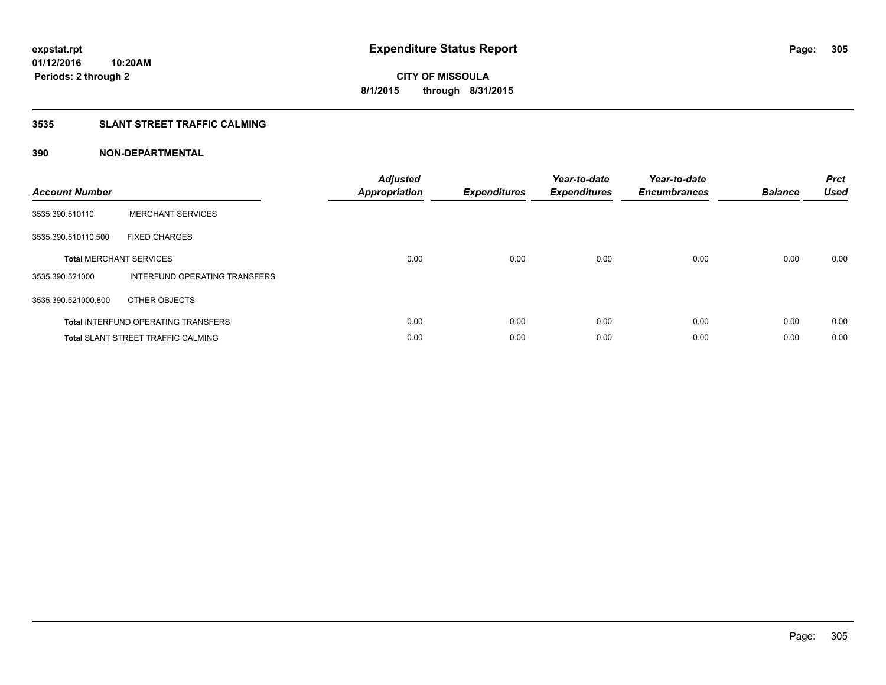expstat.rpt
01/12/2016 10:20AM
Periods: 2 through 2

# Expenditure Status Report

CITY OF MISSOULA
8/1/2015 through 8/31/2015

## 3535 SLANT STREET TRAFFIC CALMING

## 390 NON-DEPARTMENTAL

| Account Number | | Adjusted Appropriation | Expenditures | Year-to-date Expenditures | Year-to-date Encumbrances | Balance | Prct Used |
|---|---|---|---|---|---|---|---|
| 3535.390.510110 | MERCHANT SERVICES | | | | | | |
| 3535.390.510110.500 | FIXED CHARGES | | | | | | |
| **Total** MERCHANT SERVICES | | 0.00 | 0.00 | 0.00 | 0.00 | 0.00 | 0.00 |
| 3535.390.521000 | INTERFUND OPERATING TRANSFERS | | | | | | |
| 3535.390.521000.800 | OTHER OBJECTS | | | | | | |
| **Total** INTERFUND OPERATING TRANSFERS | | 0.00 | 0.00 | 0.00 | 0.00 | 0.00 | 0.00 |
| **Total** SLANT STREET TRAFFIC CALMING | | 0.00 | 0.00 | 0.00 | 0.00 | 0.00 | 0.00 |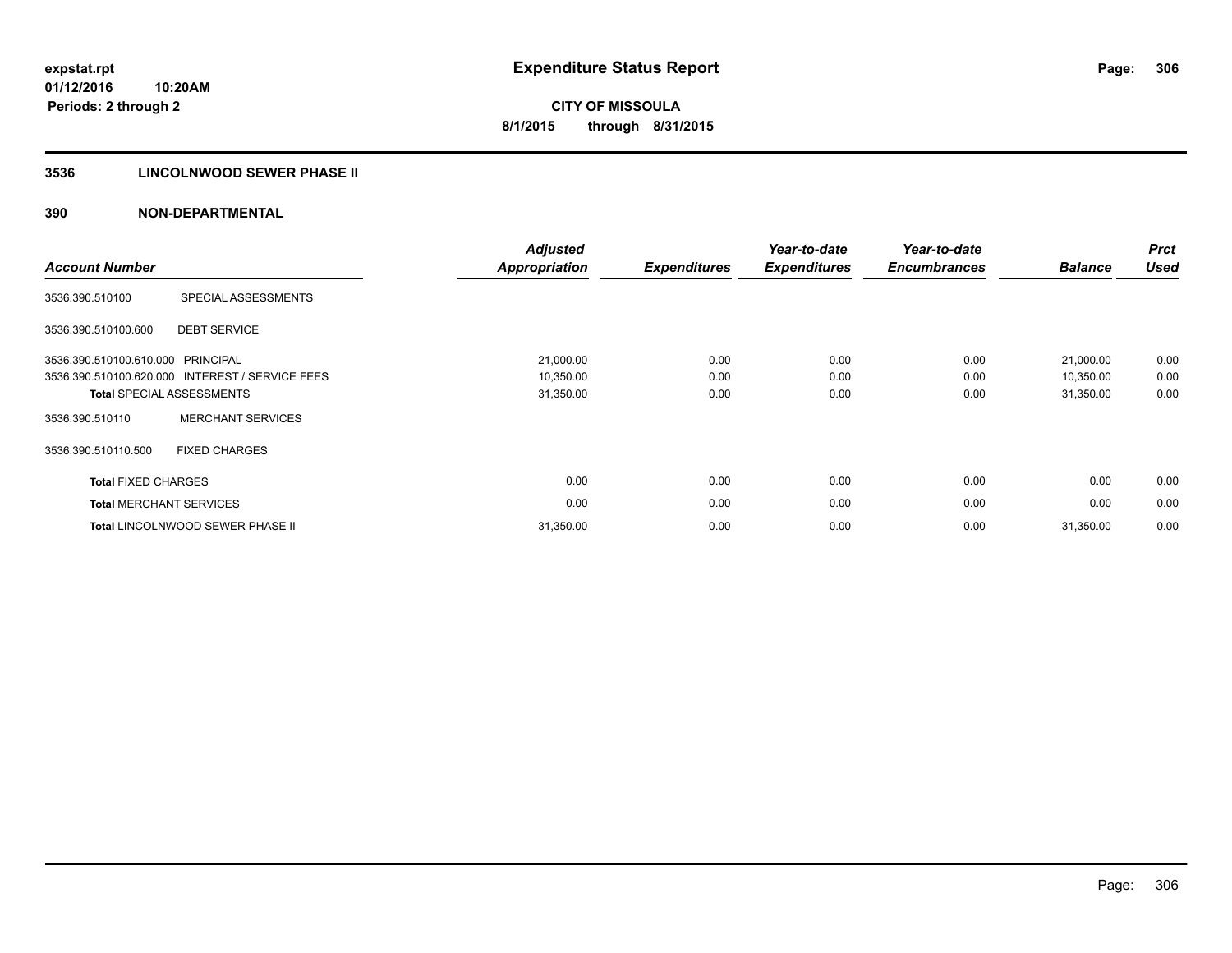expstat.rpt
01/12/2016 10:20AM
Periods: 2 through 2

# Expenditure Status Report

**CITY OF MISSOULA**
**8/1/2015 through 8/31/2015**

## 3536 LINCOLNWOOD SEWER PHASE II

## 390 NON-DEPARTMENTAL

| Account Number | | Adjusted Appropriation | Expenditures | Year-to-date Expenditures | Year-to-date Encumbrances | Balance | Prct Used |
|---|---|---|---|---|---|---|---|
| 3536.390.510100 | SPECIAL ASSESSMENTS | | | | | | |
| 3536.390.510100.600 | DEBT SERVICE | | | | | | |
| 3536.390.510100.610.000 | PRINCIPAL | 21,000.00 | 0.00 | 0.00 | 0.00 | 21,000.00 | 0.00 |
| 3536.390.510100.620.000 | INTEREST / SERVICE FEES | 10,350.00 | 0.00 | 0.00 | 0.00 | 10,350.00 | 0.00 |
| **Total** SPECIAL ASSESSMENTS | | 31,350.00 | 0.00 | 0.00 | 0.00 | 31,350.00 | 0.00 |
| 3536.390.510110 | MERCHANT SERVICES | | | | | | |
| 3536.390.510110.500 | FIXED CHARGES | | | | | | |
| **Total** FIXED CHARGES | | 0.00 | 0.00 | 0.00 | 0.00 | 0.00 | 0.00 |
| **Total** MERCHANT SERVICES | | 0.00 | 0.00 | 0.00 | 0.00 | 0.00 | 0.00 |
| **Total** LINCOLNWOOD SEWER PHASE II | | 31,350.00 | 0.00 | 0.00 | 0.00 | 31,350.00 | 0.00 |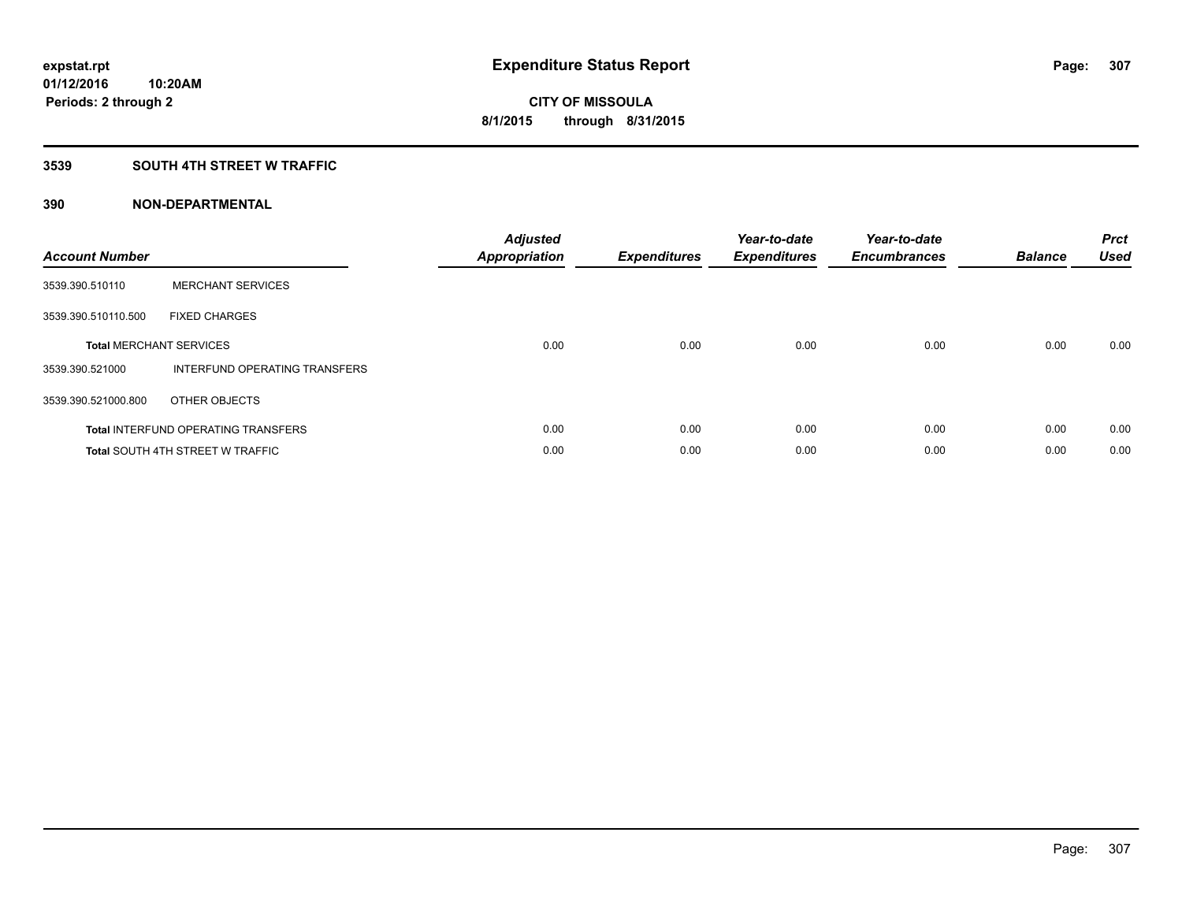expstat.rpt
01/12/2016 10:20AM
Periods: 2 through 2

# Expenditure Status Report

CITY OF MISSOULA
8/1/2015 through 8/31/2015

## 3539 SOUTH 4TH STREET W TRAFFIC

### 390 NON-DEPARTMENTAL

| Account Number | | Adjusted Appropriation | Expenditures | Year-to-date Expenditures | Year-to-date Encumbrances | Balance | Prct Used |
|---|---|---|---|---|---|---|---|
| 3539.390.510110 | MERCHANT SERVICES | | | | | | |
| 3539.390.510110.500 | FIXED CHARGES | | | | | | |
| **Total** MERCHANT SERVICES | | 0.00 | 0.00 | 0.00 | 0.00 | 0.00 | 0.00 |
| 3539.390.521000 | INTERFUND OPERATING TRANSFERS | | | | | | |
| 3539.390.521000.800 | OTHER OBJECTS | | | | | | |
| **Total** INTERFUND OPERATING TRANSFERS | | 0.00 | 0.00 | 0.00 | 0.00 | 0.00 | 0.00 |
| **Total** SOUTH 4TH STREET W TRAFFIC | | 0.00 | 0.00 | 0.00 | 0.00 | 0.00 | 0.00 |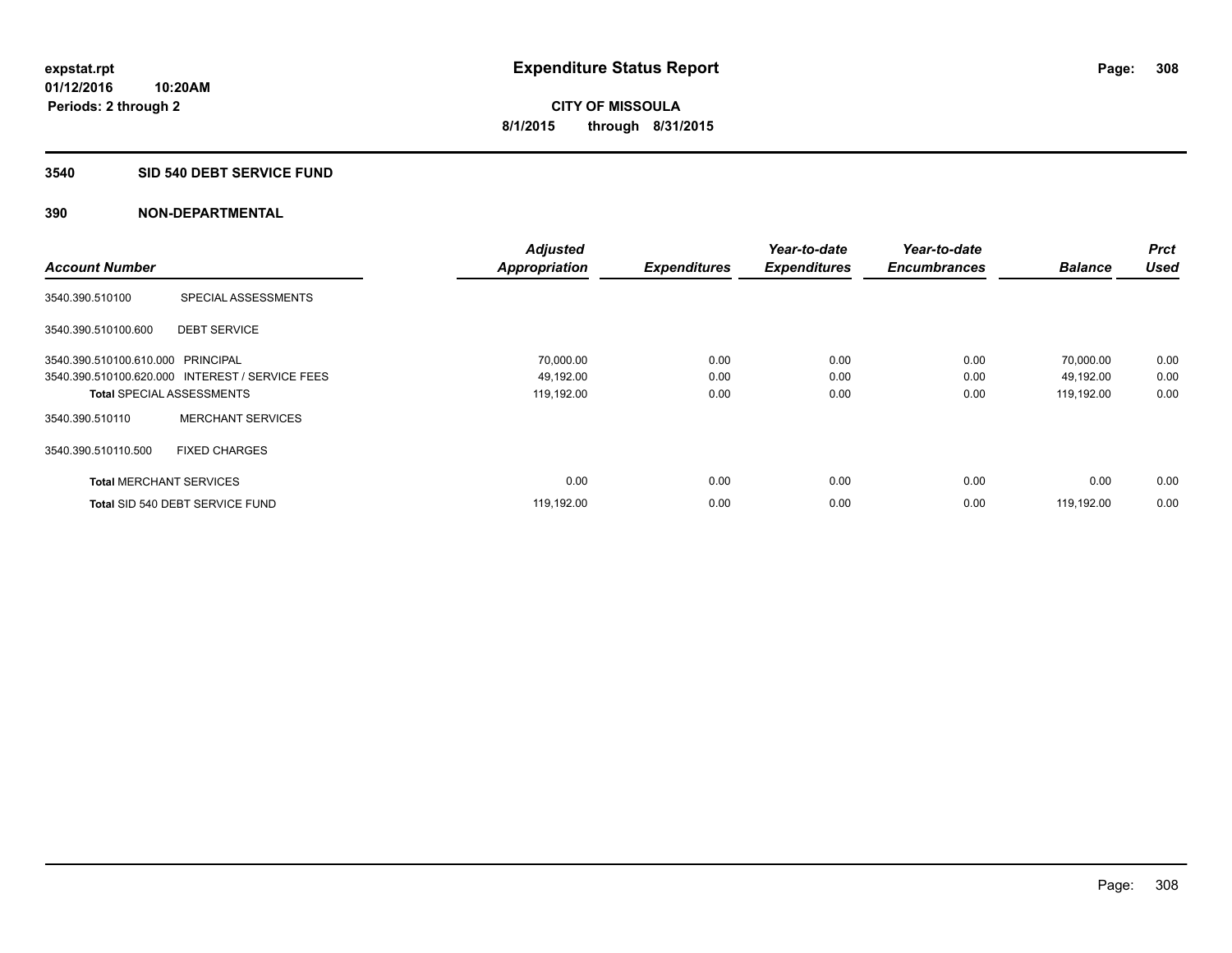expstat.rpt
01/12/2016 10:20AM
Periods: 2 through 2

# Expenditure Status Report

CITY OF MISSOULA
8/1/2015 through 8/31/2015

## 3540 SID 540 DEBT SERVICE FUND

## 390 NON-DEPARTMENTAL

| Account Number | | Adjusted Appropriation | Expenditures | Year-to-date Expenditures | Year-to-date Encumbrances | Balance | Prct Used |
|---|---|---|---|---|---|---|---|
| 3540.390.510100 | SPECIAL ASSESSMENTS | | | | | | |
| 3540.390.510100.600 | DEBT SERVICE | | | | | | |
| 3540.390.510100.610.000 | PRINCIPAL | 70,000.00 | 0.00 | 0.00 | 0.00 | 70,000.00 | 0.00 |
| 3540.390.510100.620.000 | INTEREST / SERVICE FEES | 49,192.00 | 0.00 | 0.00 | 0.00 | 49,192.00 | 0.00 |
| **Total** SPECIAL ASSESSMENTS | | 119,192.00 | 0.00 | 0.00 | 0.00 | 119,192.00 | 0.00 |
| 3540.390.510110 | MERCHANT SERVICES | | | | | | |
| 3540.390.510110.500 | FIXED CHARGES | | | | | | |
| **Total** MERCHANT SERVICES | | 0.00 | 0.00 | 0.00 | 0.00 | 0.00 | 0.00 |
| **Total** SID 540 DEBT SERVICE FUND | | 119,192.00 | 0.00 | 0.00 | 0.00 | 119,192.00 | 0.00 |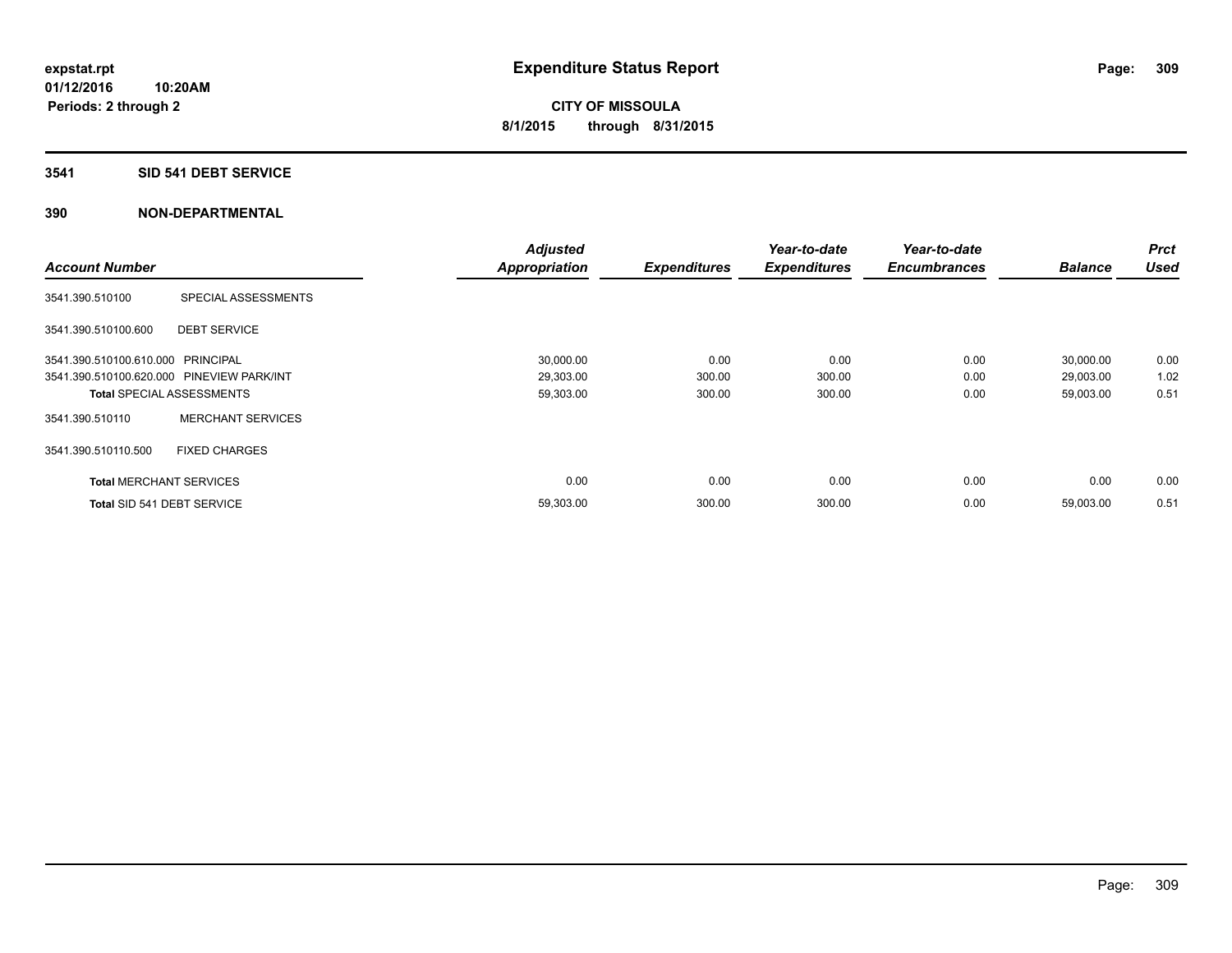expstat.rpt
01/12/2016 10:20AM
Periods: 2 through 2

# Expenditure Status Report

**CITY OF MISSOULA**
**8/1/2015 through 8/31/2015**

## 3541 SID 541 DEBT SERVICE

## 390 NON-DEPARTMENTAL

| Account Number | | Adjusted Appropriation | Expenditures | Year-to-date Expenditures | Year-to-date Encumbrances | Balance | Prct Used |
|---|---|---|---|---|---|---|---|
| 3541.390.510100 | SPECIAL ASSESSMENTS | | | | | | |
| 3541.390.510100.600 | DEBT SERVICE | | | | | | |
| 3541.390.510100.610.000 | PRINCIPAL | 30,000.00 | 0.00 | 0.00 | 0.00 | 30,000.00 | 0.00 |
| 3541.390.510100.620.000 | PINEVIEW PARK/INT | 29,303.00 | 300.00 | 300.00 | 0.00 | 29,003.00 | 1.02 |
| **Total** SPECIAL ASSESSMENTS | | 59,303.00 | 300.00 | 300.00 | 0.00 | 59,003.00 | 0.51 |
| 3541.390.510110 | MERCHANT SERVICES | | | | | | |
| 3541.390.510110.500 | FIXED CHARGES | | | | | | |
| **Total** MERCHANT SERVICES | | 0.00 | 0.00 | 0.00 | 0.00 | 0.00 | 0.00 |
| **Total** SID 541 DEBT SERVICE | | 59,303.00 | 300.00 | 300.00 | 0.00 | 59,003.00 | 0.51 |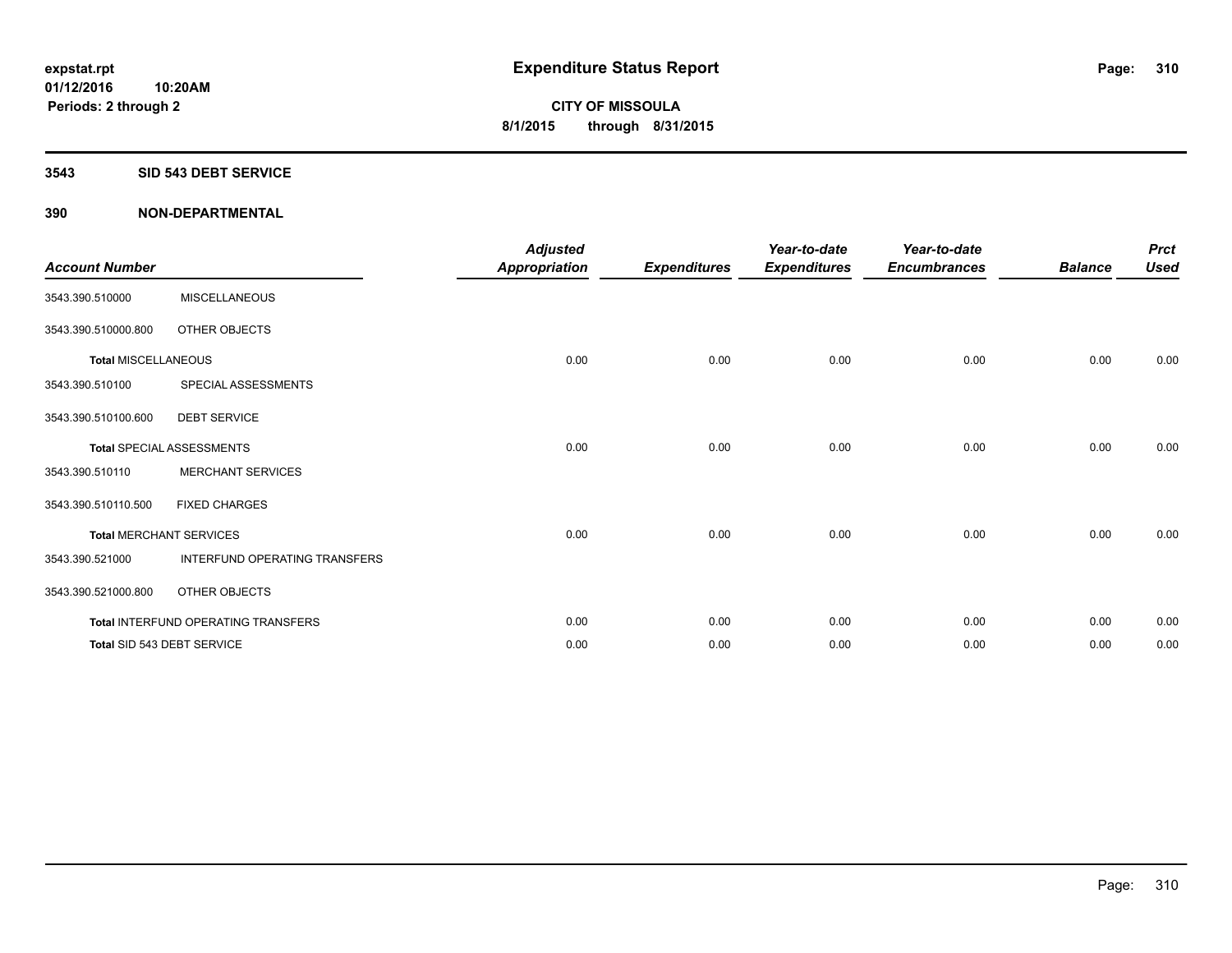expstat.rpt
01/12/2016 10:20AM
Periods: 2 through 2

# Expenditure Status Report

**CITY OF MISSOULA**
**8/1/2015 through 8/31/2015**

## 3543 SID 543 DEBT SERVICE

## 390 NON-DEPARTMENTAL

| Account Number | | Adjusted Appropriation | Expenditures | Year-to-date Expenditures | Year-to-date Encumbrances | Balance | Prct Used |
|---|---|---|---|---|---|---|---|
| 3543.390.510000 | MISCELLANEOUS | | | | | | |
| 3543.390.510000.800 | OTHER OBJECTS | | | | | | |
| Total MISCELLANEOUS | | 0.00 | 0.00 | 0.00 | 0.00 | 0.00 | 0.00 |
| 3543.390.510100 | SPECIAL ASSESSMENTS | | | | | | |
| 3543.390.510100.600 | DEBT SERVICE | | | | | | |
| Total SPECIAL ASSESSMENTS | | 0.00 | 0.00 | 0.00 | 0.00 | 0.00 | 0.00 |
| 3543.390.510110 | MERCHANT SERVICES | | | | | | |
| 3543.390.510110.500 | FIXED CHARGES | | | | | | |
| Total MERCHANT SERVICES | | 0.00 | 0.00 | 0.00 | 0.00 | 0.00 | 0.00 |
| 3543.390.521000 | INTERFUND OPERATING TRANSFERS | | | | | | |
| 3543.390.521000.800 | OTHER OBJECTS | | | | | | |
| Total INTERFUND OPERATING TRANSFERS | | 0.00 | 0.00 | 0.00 | 0.00 | 0.00 | 0.00 |
| Total SID 543 DEBT SERVICE | | 0.00 | 0.00 | 0.00 | 0.00 | 0.00 | 0.00 |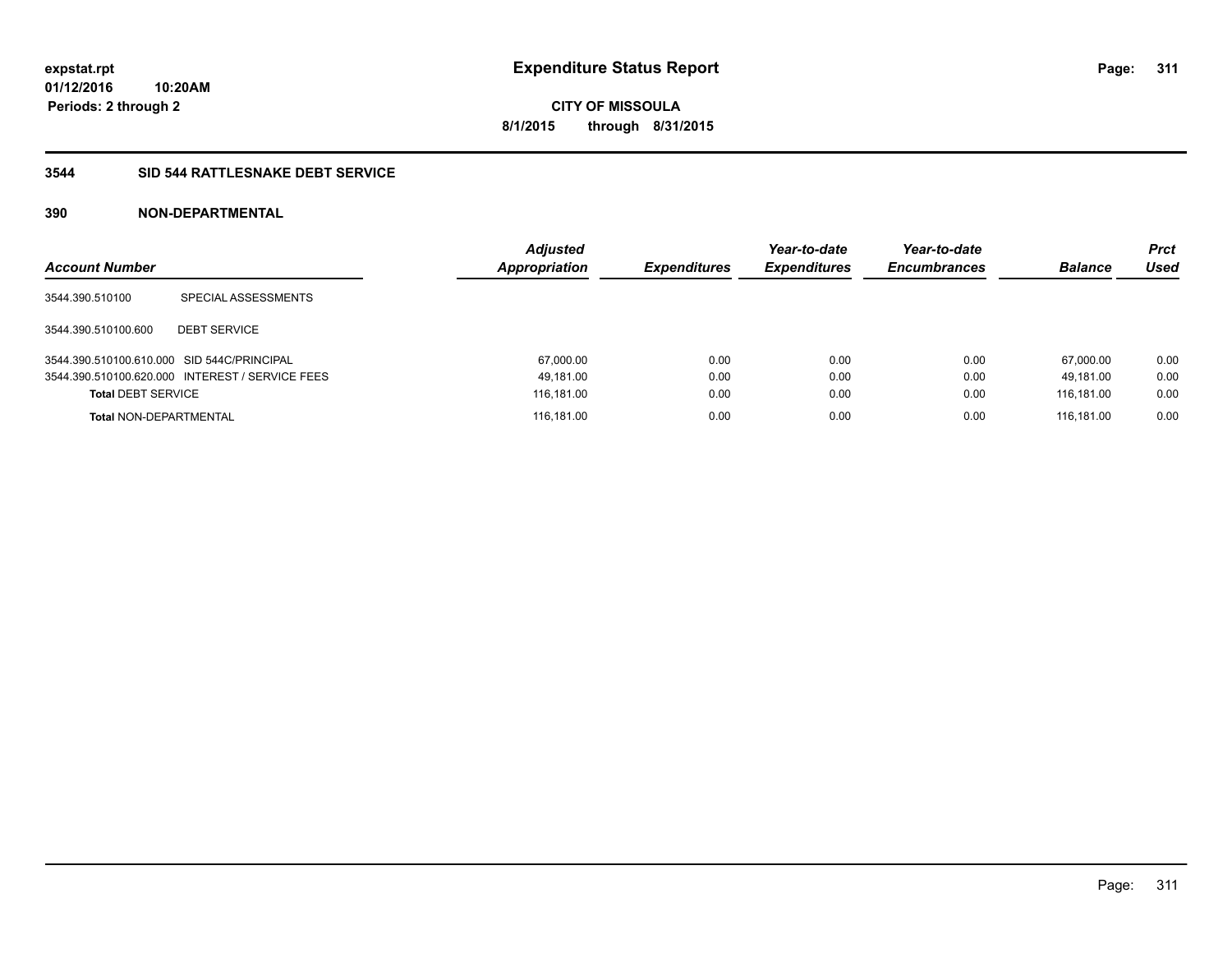**expstat.rpt**
**01/12/2016 10:20AM**
**Periods: 2 through 2**

# Expenditure Status Report

**CITY OF MISSOULA**
**8/1/2015 through 8/31/2015**

## 3544 SID 544 RATTLESNAKE DEBT SERVICE

## 390 NON-DEPARTMENTAL

| Account Number | | Adjusted Appropriation | Expenditures | Year-to-date Expenditures | Year-to-date Encumbrances | Balance | Prct Used |
|---|---|---|---|---|---|---|---|
| 3544.390.510100 | SPECIAL ASSESSMENTS | | | | | | |
| 3544.390.510100.600 | DEBT SERVICE | | | | | | |
| 3544.390.510100.610.000 | SID 544C/PRINCIPAL | 67,000.00 | 0.00 | 0.00 | 0.00 | 67,000.00 | 0.00 |
| 3544.390.510100.620.000 | INTEREST / SERVICE FEES | 49,181.00 | 0.00 | 0.00 | 0.00 | 49,181.00 | 0.00 |
| **Total** DEBT SERVICE | | 116,181.00 | 0.00 | 0.00 | 0.00 | 116,181.00 | 0.00 |
| **Total** NON-DEPARTMENTAL | | 116,181.00 | 0.00 | 0.00 | 0.00 | 116,181.00 | 0.00 |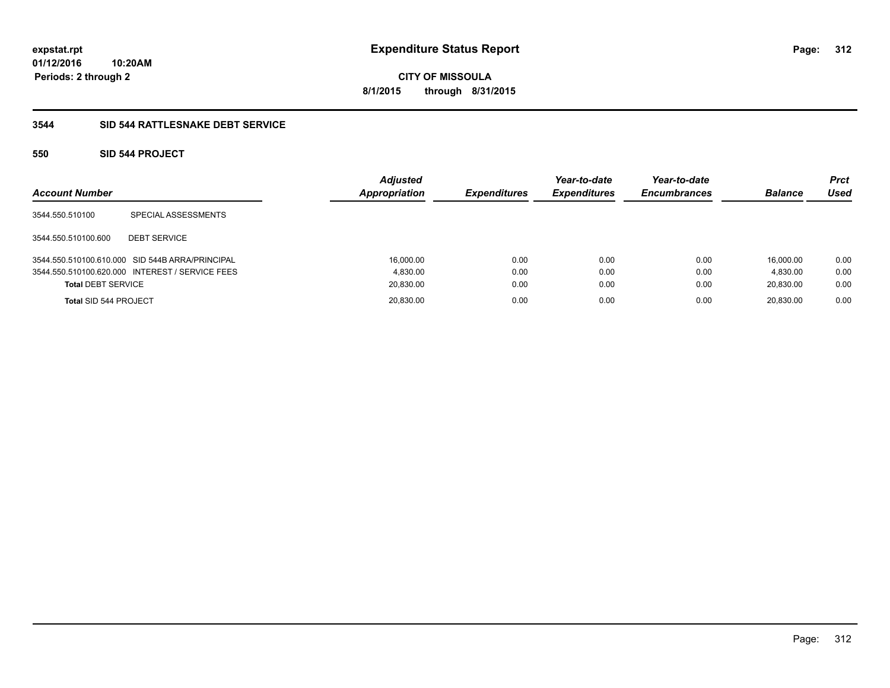**expstat.rpt**
**01/12/2016 10:20AM**
**Periods: 2 through 2**

# Expenditure Status Report

**CITY OF MISSOULA**
**8/1/2015 through 8/31/2015**

## 3544 SID 544 RATTLESNAKE DEBT SERVICE

### 550 SID 544 PROJECT

| Account Number | | Adjusted Appropriation | Expenditures | Year-to-date Expenditures | Year-to-date Encumbrances | Balance | Prct Used |
|---|---|---|---|---|---|---|---|
| 3544.550.510100 | SPECIAL ASSESSMENTS | | | | | | |
| 3544.550.510100.600 | DEBT SERVICE | | | | | | |
| 3544.550.510100.610.000 | SID 544B ARRA/PRINCIPAL | 16,000.00 | 0.00 | 0.00 | 0.00 | 16,000.00 | 0.00 |
| 3544.550.510100.620.000 | INTEREST / SERVICE FEES | 4,830.00 | 0.00 | 0.00 | 0.00 | 4,830.00 | 0.00 |
| **Total DEBT SERVICE** | | 20,830.00 | 0.00 | 0.00 | 0.00 | 20,830.00 | 0.00 |
| **Total SID 544 PROJECT** | | 20,830.00 | 0.00 | 0.00 | 0.00 | 20,830.00 | 0.00 |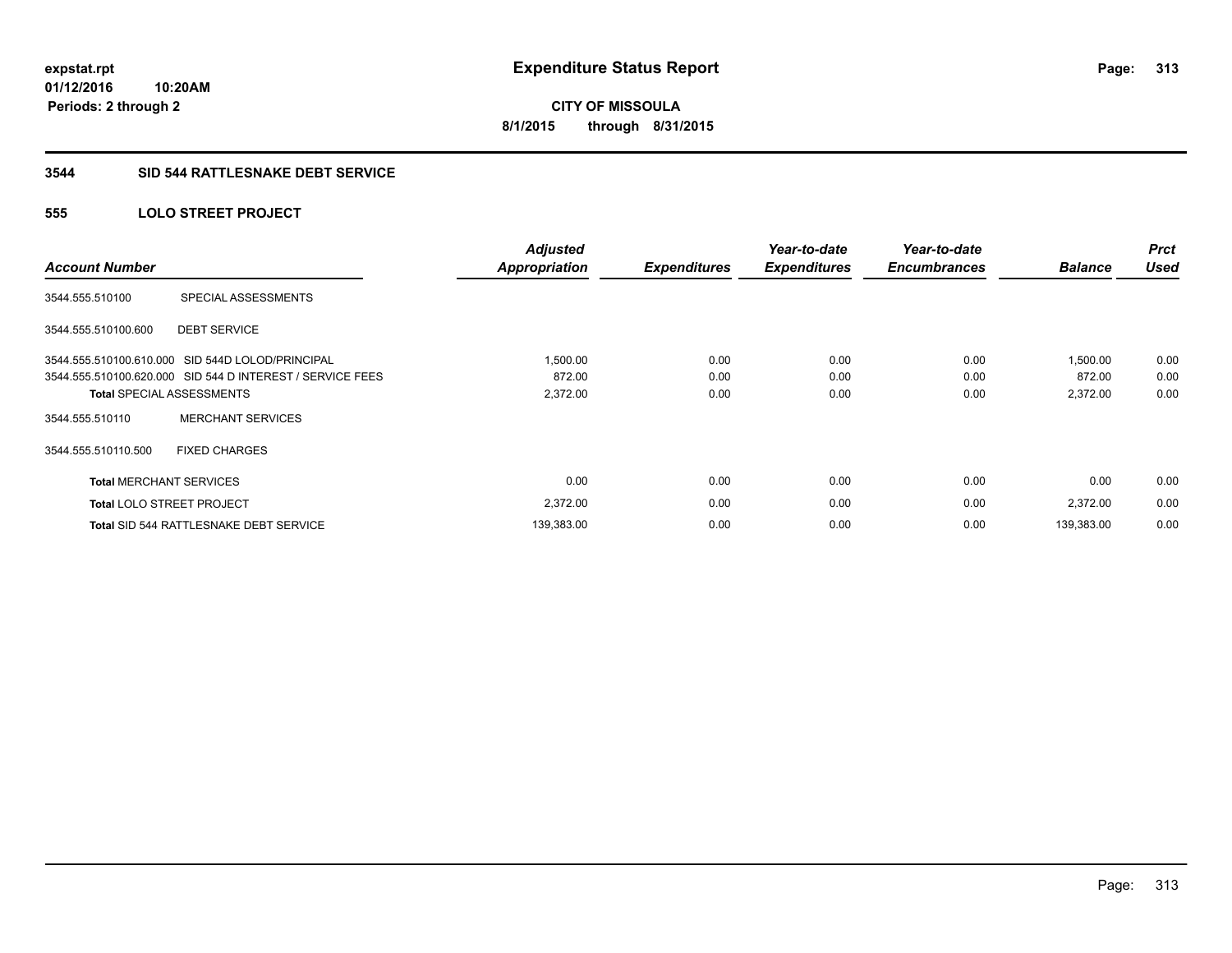**expstat.rpt**
**01/12/2016 10:20AM**
**Periods: 2 through 2**

# Expenditure Status Report

**CITY OF MISSOULA**
**8/1/2015 through 8/31/2015**

## 3544 SID 544 RATTLESNAKE DEBT SERVICE

### 555 LOLO STREET PROJECT

| Account Number | | Adjusted Appropriation | Expenditures | Year-to-date Expenditures | Year-to-date Encumbrances | Balance | Prct Used |
|---|---|---|---|---|---|---|---|
| 3544.555.510100 | SPECIAL ASSESSMENTS | | | | | | |
| 3544.555.510100.600 | DEBT SERVICE | | | | | | |
| 3544.555.510100.610.000 | SID 544D LOLOD/PRINCIPAL | 1,500.00 | 0.00 | 0.00 | 0.00 | 1,500.00 | 0.00 |
| 3544.555.510100.620.000 | SID 544 D INTEREST / SERVICE FEES | 872.00 | 0.00 | 0.00 | 0.00 | 872.00 | 0.00 |
| **Total** SPECIAL ASSESSMENTS | | 2,372.00 | 0.00 | 0.00 | 0.00 | 2,372.00 | 0.00 |
| 3544.555.510110 | MERCHANT SERVICES | | | | | | |
| 3544.555.510110.500 | FIXED CHARGES | | | | | | |
| **Total** MERCHANT SERVICES | | 0.00 | 0.00 | 0.00 | 0.00 | 0.00 | 0.00 |
| **Total** LOLO STREET PROJECT | | 2,372.00 | 0.00 | 0.00 | 0.00 | 2,372.00 | 0.00 |
| **Total** SID 544 RATTLESNAKE DEBT SERVICE | | 139,383.00 | 0.00 | 0.00 | 0.00 | 139,383.00 | 0.00 |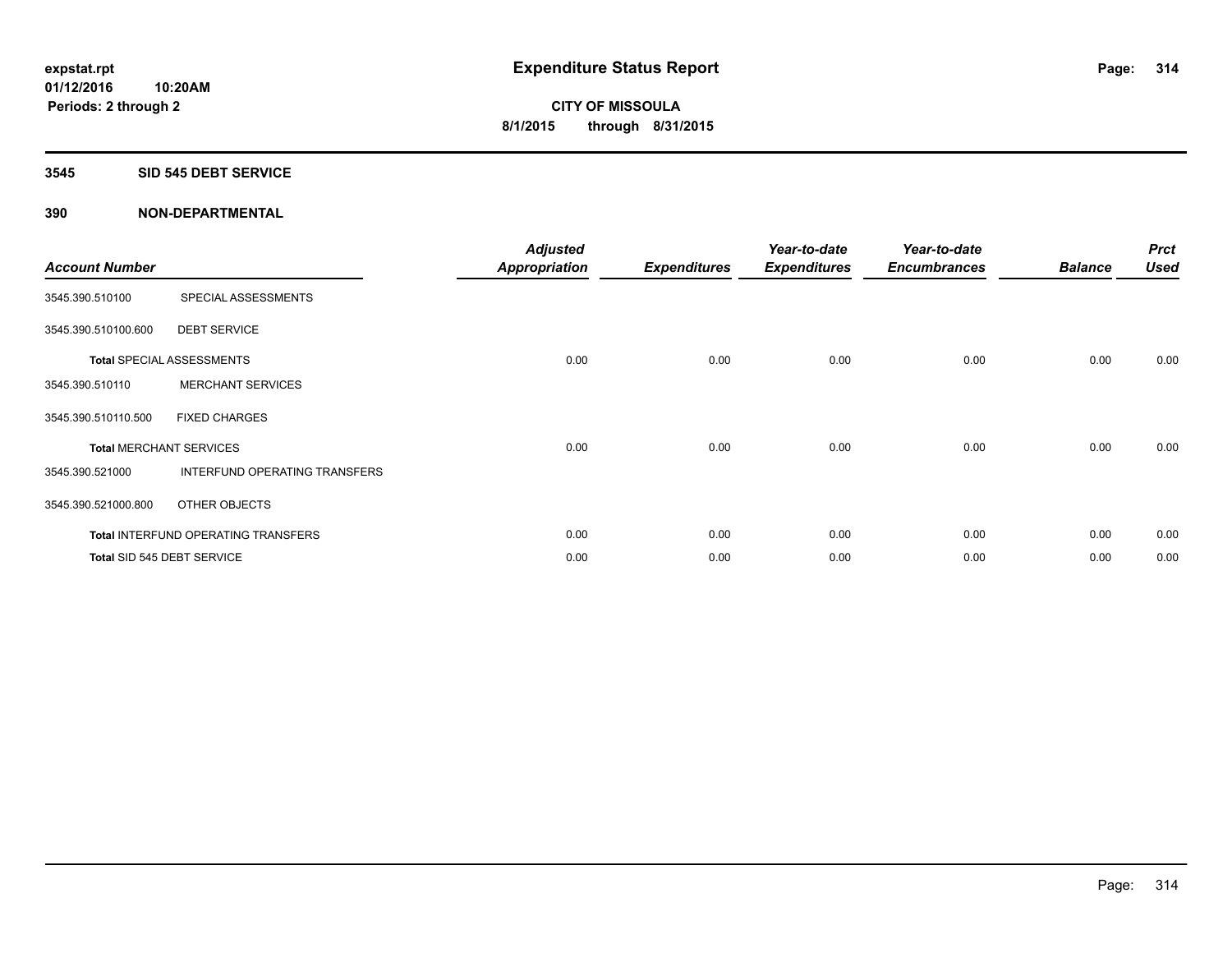# Expenditure Status Report

expstat.rpt
01/12/2016 10:20AM
Periods: 2 through 2

CITY OF MISSOULA
8/1/2015 through 8/31/2015

## 3545 SID 545 DEBT SERVICE

## 390 NON-DEPARTMENTAL

| Account Number | | Adjusted Appropriation | Expenditures | Year-to-date Expenditures | Year-to-date Encumbrances | Balance | Prct Used |
|---|---|---|---|---|---|---|---|
| 3545.390.510100 | SPECIAL ASSESSMENTS | | | | | | |
| 3545.390.510100.600 | DEBT SERVICE | | | | | | |
| Total SPECIAL ASSESSMENTS | | 0.00 | 0.00 | 0.00 | 0.00 | 0.00 | 0.00 |
| 3545.390.510110 | MERCHANT SERVICES | | | | | | |
| 3545.390.510110.500 | FIXED CHARGES | | | | | | |
| Total MERCHANT SERVICES | | 0.00 | 0.00 | 0.00 | 0.00 | 0.00 | 0.00 |
| 3545.390.521000 | INTERFUND OPERATING TRANSFERS | | | | | | |
| 3545.390.521000.800 | OTHER OBJECTS | | | | | | |
| Total INTERFUND OPERATING TRANSFERS | | 0.00 | 0.00 | 0.00 | 0.00 | 0.00 | 0.00 |
| Total SID 545 DEBT SERVICE | | 0.00 | 0.00 | 0.00 | 0.00 | 0.00 | 0.00 |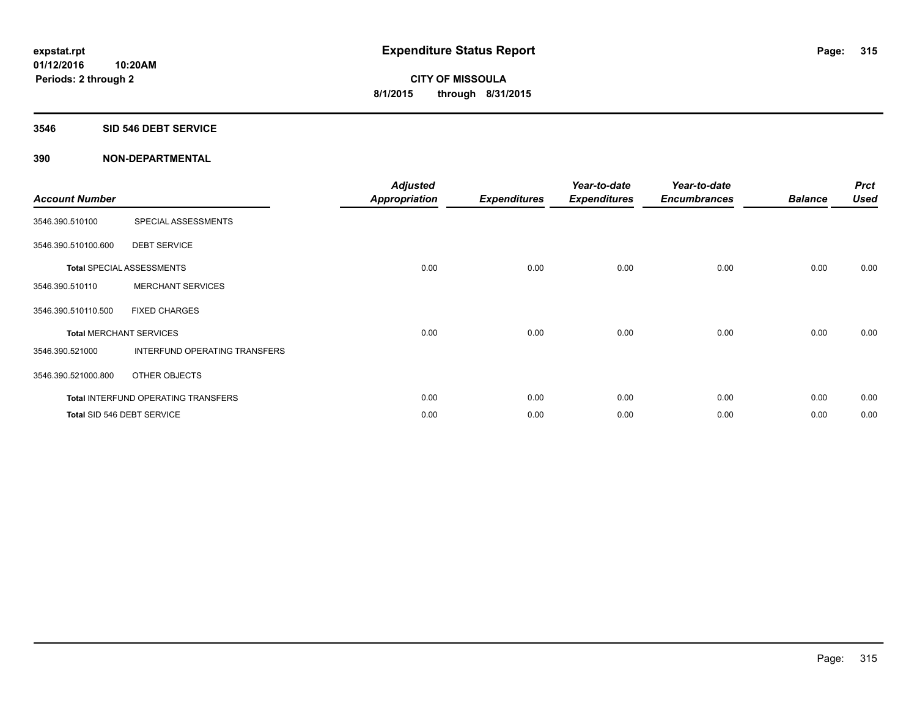**expstat.rpt**
**01/12/2016 10:20AM**
**Periods: 2 through 2**

# Expenditure Status Report

**CITY OF MISSOULA**
**8/1/2015 through 8/31/2015**

## 3546 SID 546 DEBT SERVICE

### 390 NON-DEPARTMENTAL

| Account Number | | Adjusted Appropriation | Expenditures | Year-to-date Expenditures | Year-to-date Encumbrances | Balance | Prct Used |
|---|---|---|---|---|---|---|---|
| 3546.390.510100 | SPECIAL ASSESSMENTS | | | | | | |
| 3546.390.510100.600 | DEBT SERVICE | | | | | | |
| **Total** SPECIAL ASSESSMENTS | | 0.00 | 0.00 | 0.00 | 0.00 | 0.00 | 0.00 |
| 3546.390.510110 | MERCHANT SERVICES | | | | | | |
| 3546.390.510110.500 | FIXED CHARGES | | | | | | |
| **Total** MERCHANT SERVICES | | 0.00 | 0.00 | 0.00 | 0.00 | 0.00 | 0.00 |
| 3546.390.521000 | INTERFUND OPERATING TRANSFERS | | | | | | |
| 3546.390.521000.800 | OTHER OBJECTS | | | | | | |
| **Total** INTERFUND OPERATING TRANSFERS | | 0.00 | 0.00 | 0.00 | 0.00 | 0.00 | 0.00 |
| **Total** SID 546 DEBT SERVICE | | 0.00 | 0.00 | 0.00 | 0.00 | 0.00 | 0.00 |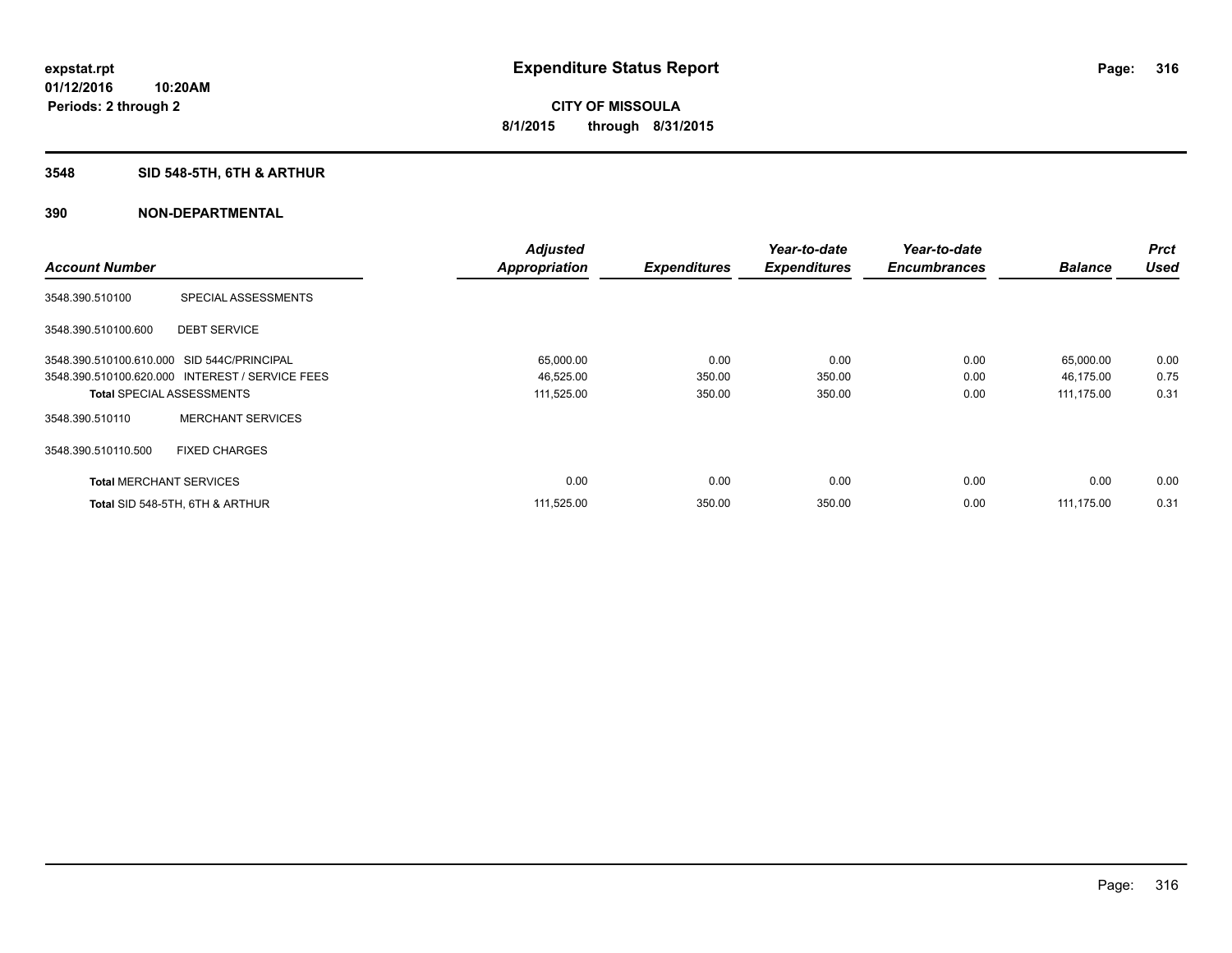**expstat.rpt**
**01/12/2016 10:20AM**
**Periods: 2 through 2**

# Expenditure Status Report

**CITY OF MISSOULA**
**8/1/2015 through 8/31/2015**

## 3548 SID 548-5TH, 6TH & ARTHUR

### 390 NON-DEPARTMENTAL

| Account Number | | Adjusted Appropriation | Expenditures | Year-to-date Expenditures | Year-to-date Encumbrances | Balance | Prct Used |
|---|---|---|---|---|---|---|---|
| 3548.390.510100 | SPECIAL ASSESSMENTS | | | | | | |
| 3548.390.510100.600 | DEBT SERVICE | | | | | | |
| 3548.390.510100.610.000 | SID 544C/PRINCIPAL | 65,000.00 | 0.00 | 0.00 | 0.00 | 65,000.00 | 0.00 |
| 3548.390.510100.620.000 | INTEREST / SERVICE FEES | 46,525.00 | 350.00 | 350.00 | 0.00 | 46,175.00 | 0.75 |
| **Total** SPECIAL ASSESSMENTS | | 111,525.00 | 350.00 | 350.00 | 0.00 | 111,175.00 | 0.31 |
| 3548.390.510110 | MERCHANT SERVICES | | | | | | |
| 3548.390.510110.500 | FIXED CHARGES | | | | | | |
| **Total** MERCHANT SERVICES | | 0.00 | 0.00 | 0.00 | 0.00 | 0.00 | 0.00 |
| **Total** SID 548-5TH, 6TH & ARTHUR | | 111,525.00 | 350.00 | 350.00 | 0.00 | 111,175.00 | 0.31 |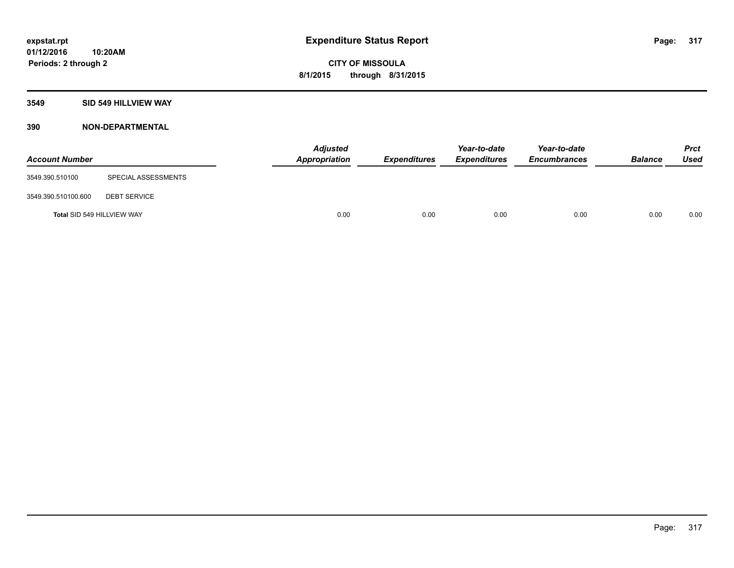# Expenditure Status Report

**CITY OF MISSOULA**

**8/1/2015 through 8/31/2015**

expstat.rpt
01/12/2016 10:20AM
Periods: 2 through 2

## 3549 SID 549 HILLVIEW WAY

### 390 NON-DEPARTMENTAL

| Account Number | | Adjusted Appropriation | Expenditures | Year-to-date Expenditures | Year-to-date Encumbrances | Balance | Prct Used |
|---|---|---|---|---|---|---|---|
| 3549.390.510100 | SPECIAL ASSESSMENTS | | | | | | |
| 3549.390.510100.600 | DEBT SERVICE | | | | | | |
| Total SID 549 HILLVIEW WAY | | 0.00 | 0.00 | 0.00 | 0.00 | 0.00 | 0.00 |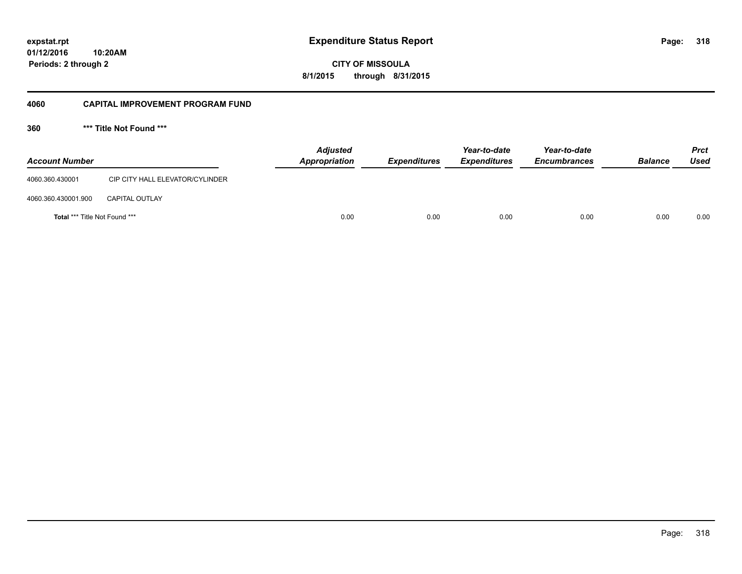# Expenditure Status Report

expstat.rpt
01/12/2016 10:20AM
Periods: 2 through 2

CITY OF MISSOULA
8/1/2015 through 8/31/2015

## 4060 CAPITAL IMPROVEMENT PROGRAM FUND

### 360 *** Title Not Found ***

| Account Number | | Adjusted Appropriation | Expenditures | Year-to-date Expenditures | Year-to-date Encumbrances | Balance | Prct Used |
|---|---|---|---|---|---|---|---|
| 4060.360.430001 | CIP CITY HALL ELEVATOR/CYLINDER | | | | | | |
| 4060.360.430001.900 | CAPITAL OUTLAY | | | | | | |
| **Total** *** Title Not Found *** | | 0.00 | 0.00 | 0.00 | 0.00 | 0.00 | 0.00 |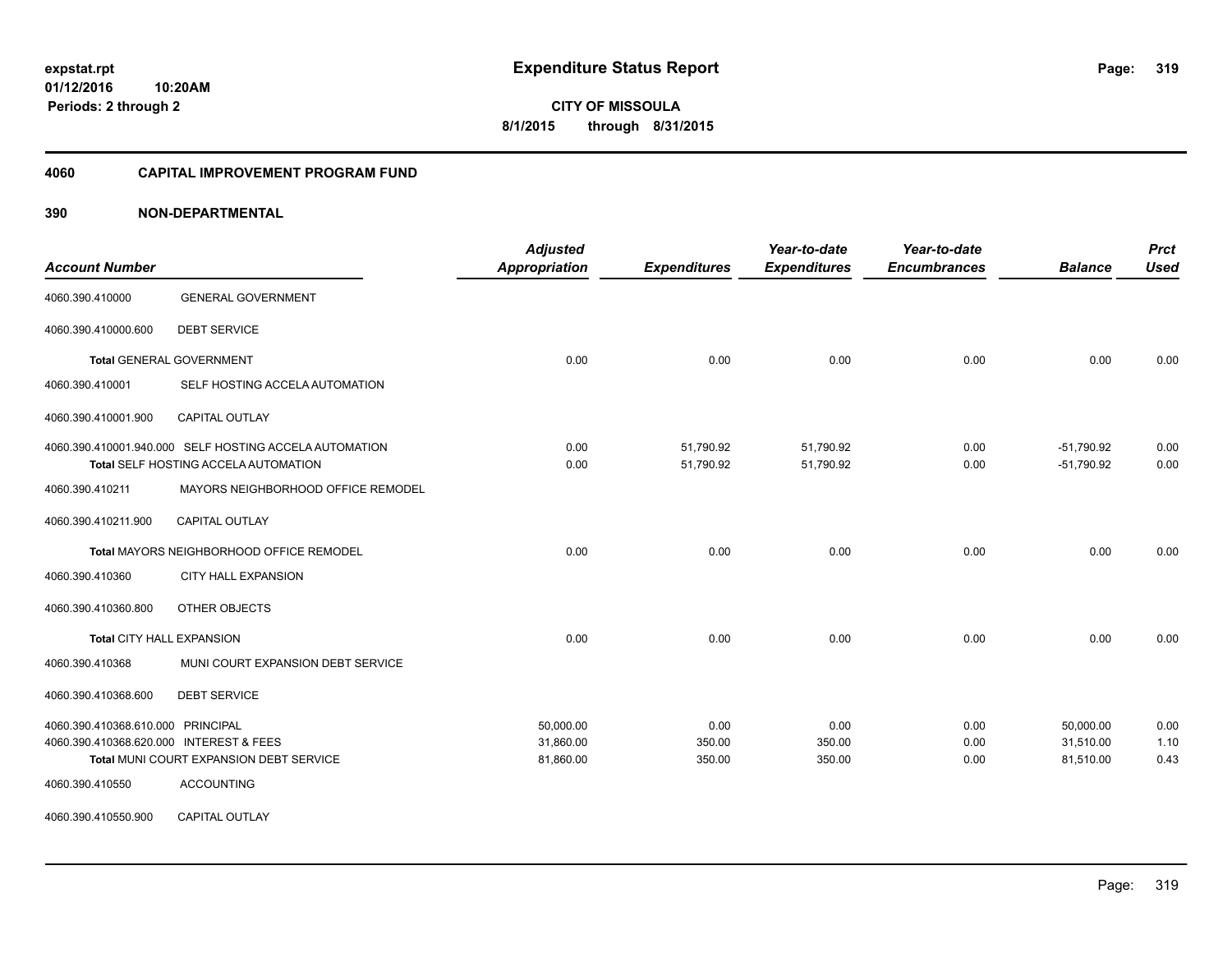# Expenditure Status Report

**CITY OF MISSOULA**

**8/1/2015 through 8/31/2015**

expstat.rpt
01/12/2016 10:20AM
Periods: 2 through 2

## 4060 CAPITAL IMPROVEMENT PROGRAM FUND

## 390 NON-DEPARTMENTAL

| Account Number | | Adjusted Appropriation | Expenditures | Year-to-date Expenditures | Year-to-date Encumbrances | Balance | Prct Used |
|---|---|---|---|---|---|---|---|
| 4060.390.410000 | GENERAL GOVERNMENT | | | | | | |
| 4060.390.410000.600 | DEBT SERVICE | | | | | | |
| **Total** GENERAL GOVERNMENT | | 0.00 | 0.00 | 0.00 | 0.00 | 0.00 | 0.00 |
| 4060.390.410001 | SELF HOSTING ACCELA AUTOMATION | | | | | | |
| 4060.390.410001.900 | CAPITAL OUTLAY | | | | | | |
| 4060.390.410001.940.000 | SELF HOSTING ACCELA AUTOMATION | 0.00 | 51,790.92 | 51,790.92 | 0.00 | -51,790.92 | 0.00 |
| **Total** SELF HOSTING ACCELA AUTOMATION | | 0.00 | 51,790.92 | 51,790.92 | 0.00 | -51,790.92 | 0.00 |
| 4060.390.410211 | MAYORS NEIGHBORHOOD OFFICE REMODEL | | | | | | |
| 4060.390.410211.900 | CAPITAL OUTLAY | | | | | | |
| **Total** MAYORS NEIGHBORHOOD OFFICE REMODEL | | 0.00 | 0.00 | 0.00 | 0.00 | 0.00 | 0.00 |
| 4060.390.410360 | CITY HALL EXPANSION | | | | | | |
| 4060.390.410360.800 | OTHER OBJECTS | | | | | | |
| **Total** CITY HALL EXPANSION | | 0.00 | 0.00 | 0.00 | 0.00 | 0.00 | 0.00 |
| 4060.390.410368 | MUNI COURT EXPANSION DEBT SERVICE | | | | | | |
| 4060.390.410368.600 | DEBT SERVICE | | | | | | |
| 4060.390.410368.610.000 | PRINCIPAL | 50,000.00 | 0.00 | 0.00 | 0.00 | 50,000.00 | 0.00 |
| 4060.390.410368.620.000 | INTEREST & FEES | 31,860.00 | 350.00 | 350.00 | 0.00 | 31,510.00 | 1.10 |
| **Total** MUNI COURT EXPANSION DEBT SERVICE | | 81,860.00 | 350.00 | 350.00 | 0.00 | 81,510.00 | 0.43 |
| 4060.390.410550 | ACCOUNTING | | | | | | |
| 4060.390.410550.900 | CAPITAL OUTLAY | | | | | | |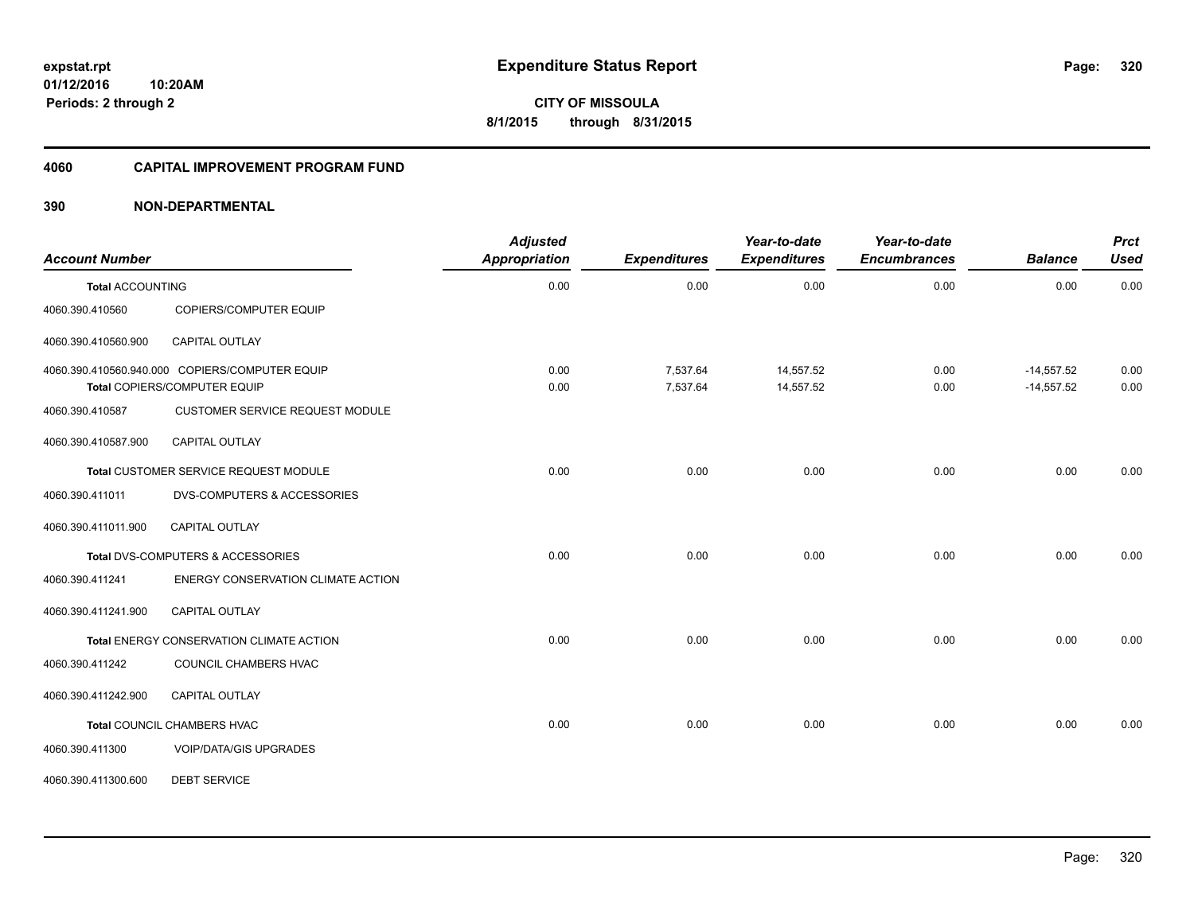**expstat.rpt**
**01/12/2016 10:20AM**
**Periods: 2 through 2**

# Expenditure Status Report

**CITY OF MISSOULA**
**8/1/2015 through 8/31/2015**

## 4060 CAPITAL IMPROVEMENT PROGRAM FUND

## 390 NON-DEPARTMENTAL

| Account Number | | Adjusted Appropriation | Expenditures | Year-to-date Expenditures | Year-to-date Encumbrances | Balance | Prct Used |
|---|---|---|---|---|---|---|---|
| **Total** ACCOUNTING | | 0.00 | 0.00 | 0.00 | 0.00 | 0.00 | 0.00 |
| 4060.390.410560 | COPIERS/COMPUTER EQUIP | | | | | | |
| 4060.390.410560.900 | CAPITAL OUTLAY | | | | | | |
| 4060.390.410560.940.000 | COPIERS/COMPUTER EQUIP | 0.00 | 7,537.64 | 14,557.52 | 0.00 | -14,557.52 | 0.00 |
| **Total** COPIERS/COMPUTER EQUIP | | 0.00 | 7,537.64 | 14,557.52 | 0.00 | -14,557.52 | 0.00 |
| 4060.390.410587 | CUSTOMER SERVICE REQUEST MODULE | | | | | | |
| 4060.390.410587.900 | CAPITAL OUTLAY | | | | | | |
| **Total** CUSTOMER SERVICE REQUEST MODULE | | 0.00 | 0.00 | 0.00 | 0.00 | 0.00 | 0.00 |
| 4060.390.411011 | DVS-COMPUTERS & ACCESSORIES | | | | | | |
| 4060.390.411011.900 | CAPITAL OUTLAY | | | | | | |
| **Total** DVS-COMPUTERS & ACCESSORIES | | 0.00 | 0.00 | 0.00 | 0.00 | 0.00 | 0.00 |
| 4060.390.411241 | ENERGY CONSERVATION CLIMATE ACTION | | | | | | |
| 4060.390.411241.900 | CAPITAL OUTLAY | | | | | | |
| **Total** ENERGY CONSERVATION CLIMATE ACTION | | 0.00 | 0.00 | 0.00 | 0.00 | 0.00 | 0.00 |
| 4060.390.411242 | COUNCIL CHAMBERS HVAC | | | | | | |
| 4060.390.411242.900 | CAPITAL OUTLAY | | | | | | |
| **Total** COUNCIL CHAMBERS HVAC | | 0.00 | 0.00 | 0.00 | 0.00 | 0.00 | 0.00 |
| 4060.390.411300 | VOIP/DATA/GIS UPGRADES | | | | | | |
| 4060.390.411300.600 | DEBT SERVICE | | | | | | |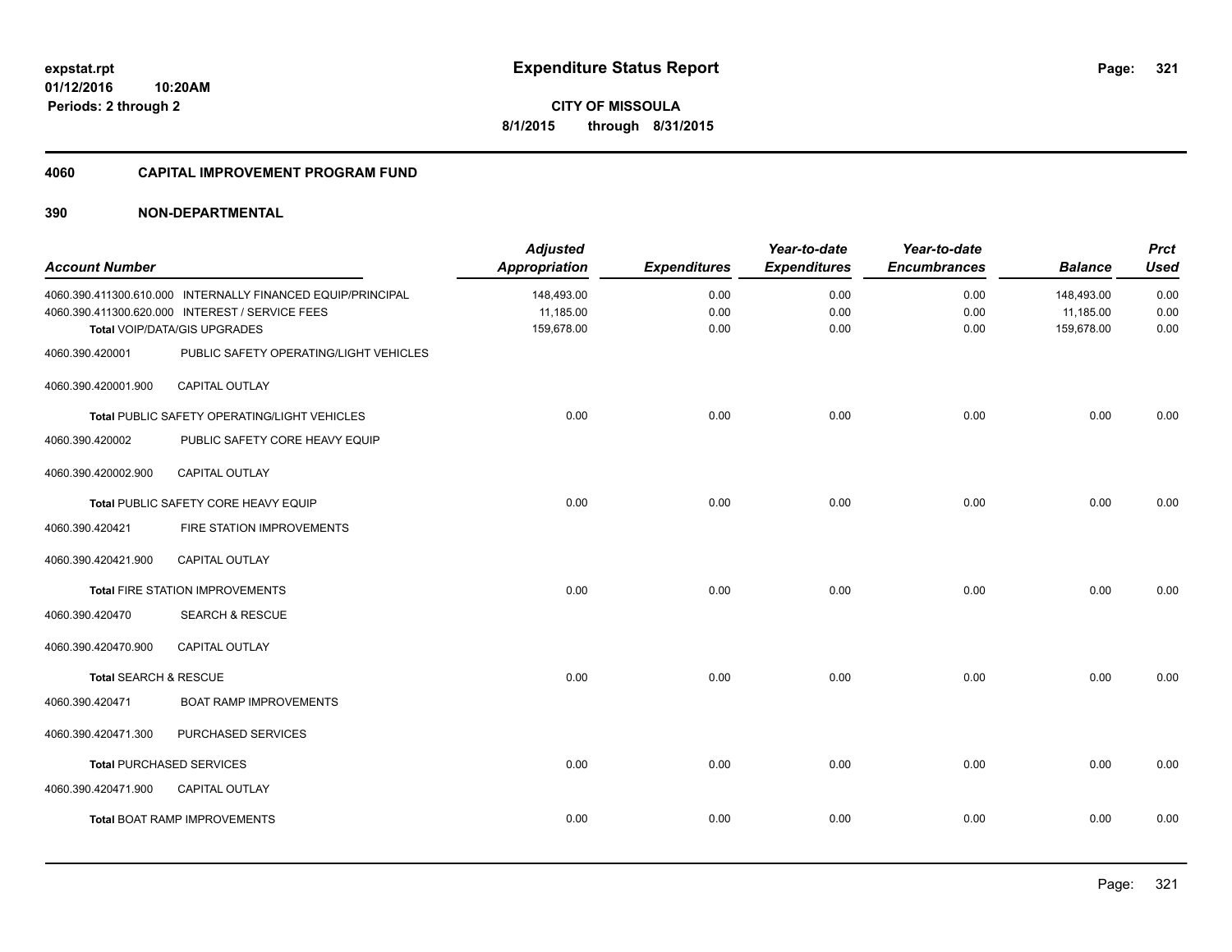expstat.rpt
01/12/2016 10:20AM
Periods: 2 through 2

# Expenditure Status Report

**CITY OF MISSOULA**
**8/1/2015 through 8/31/2015**

## 4060 CAPITAL IMPROVEMENT PROGRAM FUND

### 390 NON-DEPARTMENTAL

| Account Number | | Adjusted Appropriation | Expenditures | Year-to-date Expenditures | Year-to-date Encumbrances | Balance | Prct Used |
|---|---|---|---|---|---|---|---|
| 4060.390.411300.610.000 | INTERNALLY FINANCED EQUIP/PRINCIPAL | 148,493.00 | 0.00 | 0.00 | 0.00 | 148,493.00 | 0.00 |
| 4060.390.411300.620.000 | INTEREST / SERVICE FEES | 11,185.00 | 0.00 | 0.00 | 0.00 | 11,185.00 | 0.00 |
| **Total** VOIP/DATA/GIS UPGRADES | | 159,678.00 | 0.00 | 0.00 | 0.00 | 159,678.00 | 0.00 |
| 4060.390.420001 | PUBLIC SAFETY OPERATING/LIGHT VEHICLES | | | | | | |
| 4060.390.420001.900 | CAPITAL OUTLAY | | | | | | |
| **Total** PUBLIC SAFETY OPERATING/LIGHT VEHICLES | | 0.00 | 0.00 | 0.00 | 0.00 | 0.00 | 0.00 |
| 4060.390.420002 | PUBLIC SAFETY CORE HEAVY EQUIP | | | | | | |
| 4060.390.420002.900 | CAPITAL OUTLAY | | | | | | |
| **Total** PUBLIC SAFETY CORE HEAVY EQUIP | | 0.00 | 0.00 | 0.00 | 0.00 | 0.00 | 0.00 |
| 4060.390.420421 | FIRE STATION IMPROVEMENTS | | | | | | |
| 4060.390.420421.900 | CAPITAL OUTLAY | | | | | | |
| **Total** FIRE STATION IMPROVEMENTS | | 0.00 | 0.00 | 0.00 | 0.00 | 0.00 | 0.00 |
| 4060.390.420470 | SEARCH & RESCUE | | | | | | |
| 4060.390.420470.900 | CAPITAL OUTLAY | | | | | | |
| **Total** SEARCH & RESCUE | | 0.00 | 0.00 | 0.00 | 0.00 | 0.00 | 0.00 |
| 4060.390.420471 | BOAT RAMP IMPROVEMENTS | | | | | | |
| 4060.390.420471.300 | PURCHASED SERVICES | | | | | | |
| **Total** PURCHASED SERVICES | | 0.00 | 0.00 | 0.00 | 0.00 | 0.00 | 0.00 |
| 4060.390.420471.900 | CAPITAL OUTLAY | | | | | | |
| **Total** BOAT RAMP IMPROVEMENTS | | 0.00 | 0.00 | 0.00 | 0.00 | 0.00 | 0.00 |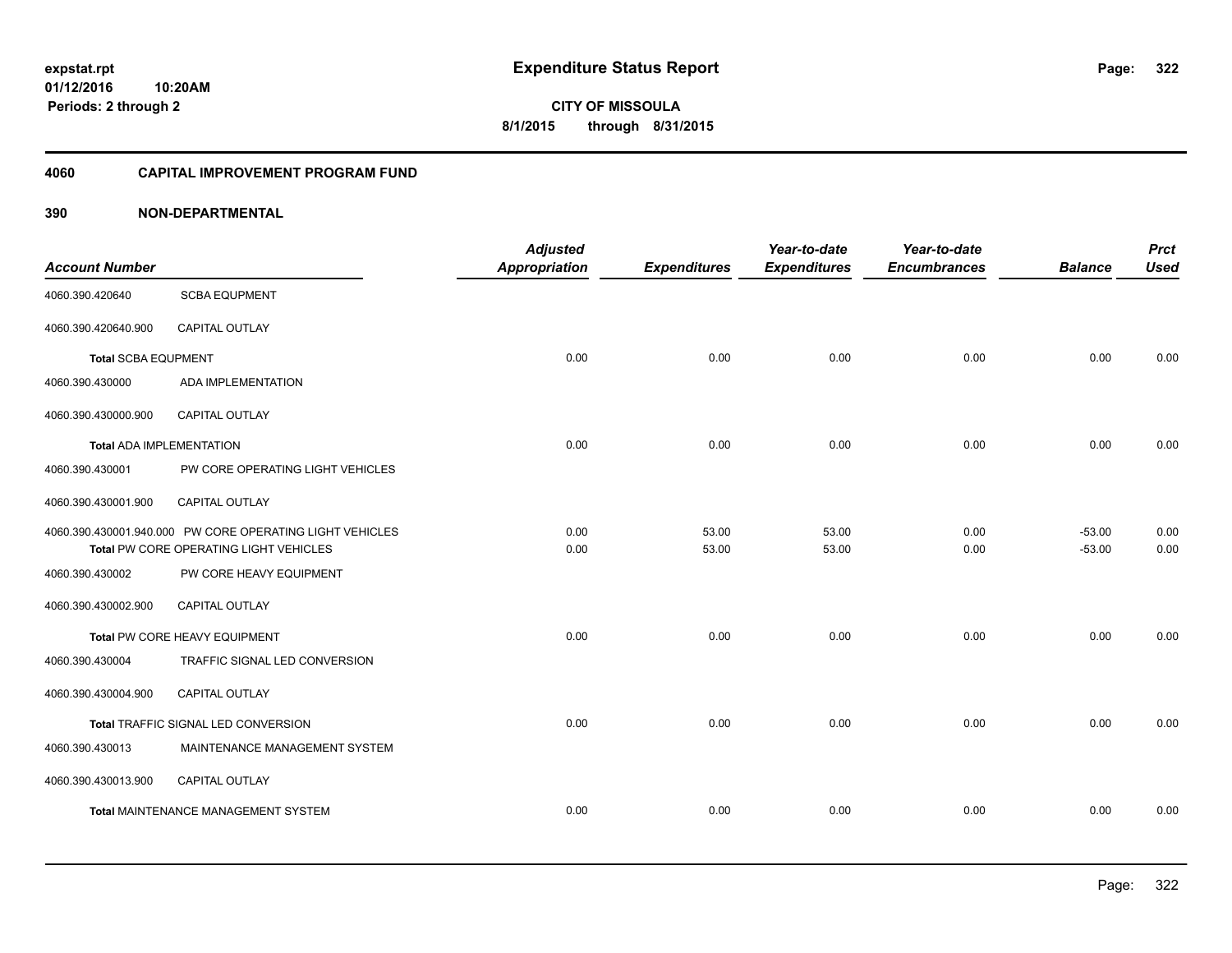**expstat.rpt**
**01/12/2016 10:20AM**
**Periods: 2 through 2**

# Expenditure Status Report

**CITY OF MISSOULA**
**8/1/2015 through 8/31/2015**

## 4060 CAPITAL IMPROVEMENT PROGRAM FUND

## 390 NON-DEPARTMENTAL

| Account Number | | Adjusted Appropriation | Expenditures | Year-to-date Expenditures | Year-to-date Encumbrances | Balance | Prct Used |
|---|---|---|---|---|---|---|---|
| 4060.390.420640 | SCBA EQUPMENT | | | | | | |
| 4060.390.420640.900 | CAPITAL OUTLAY | | | | | | |
| **Total** SCBA EQUPMENT | | 0.00 | 0.00 | 0.00 | 0.00 | 0.00 | 0.00 |
| 4060.390.430000 | ADA IMPLEMENTATION | | | | | | |
| 4060.390.430000.900 | CAPITAL OUTLAY | | | | | | |
| **Total** ADA IMPLEMENTATION | | 0.00 | 0.00 | 0.00 | 0.00 | 0.00 | 0.00 |
| 4060.390.430001 | PW CORE OPERATING LIGHT VEHICLES | | | | | | |
| 4060.390.430001.900 | CAPITAL OUTLAY | | | | | | |
| 4060.390.430001.940.000 | PW CORE OPERATING LIGHT VEHICLES | 0.00 | 53.00 | 53.00 | 0.00 | -53.00 | 0.00 |
| **Total** PW CORE OPERATING LIGHT VEHICLES | | 0.00 | 53.00 | 53.00 | 0.00 | -53.00 | 0.00 |
| 4060.390.430002 | PW CORE HEAVY EQUIPMENT | | | | | | |
| 4060.390.430002.900 | CAPITAL OUTLAY | | | | | | |
| **Total** PW CORE HEAVY EQUIPMENT | | 0.00 | 0.00 | 0.00 | 0.00 | 0.00 | 0.00 |
| 4060.390.430004 | TRAFFIC SIGNAL LED CONVERSION | | | | | | |
| 4060.390.430004.900 | CAPITAL OUTLAY | | | | | | |
| **Total** TRAFFIC SIGNAL LED CONVERSION | | 0.00 | 0.00 | 0.00 | 0.00 | 0.00 | 0.00 |
| 4060.390.430013 | MAINTENANCE MANAGEMENT SYSTEM | | | | | | |
| 4060.390.430013.900 | CAPITAL OUTLAY | | | | | | |
| **Total** MAINTENANCE MANAGEMENT SYSTEM | | 0.00 | 0.00 | 0.00 | 0.00 | 0.00 | 0.00 |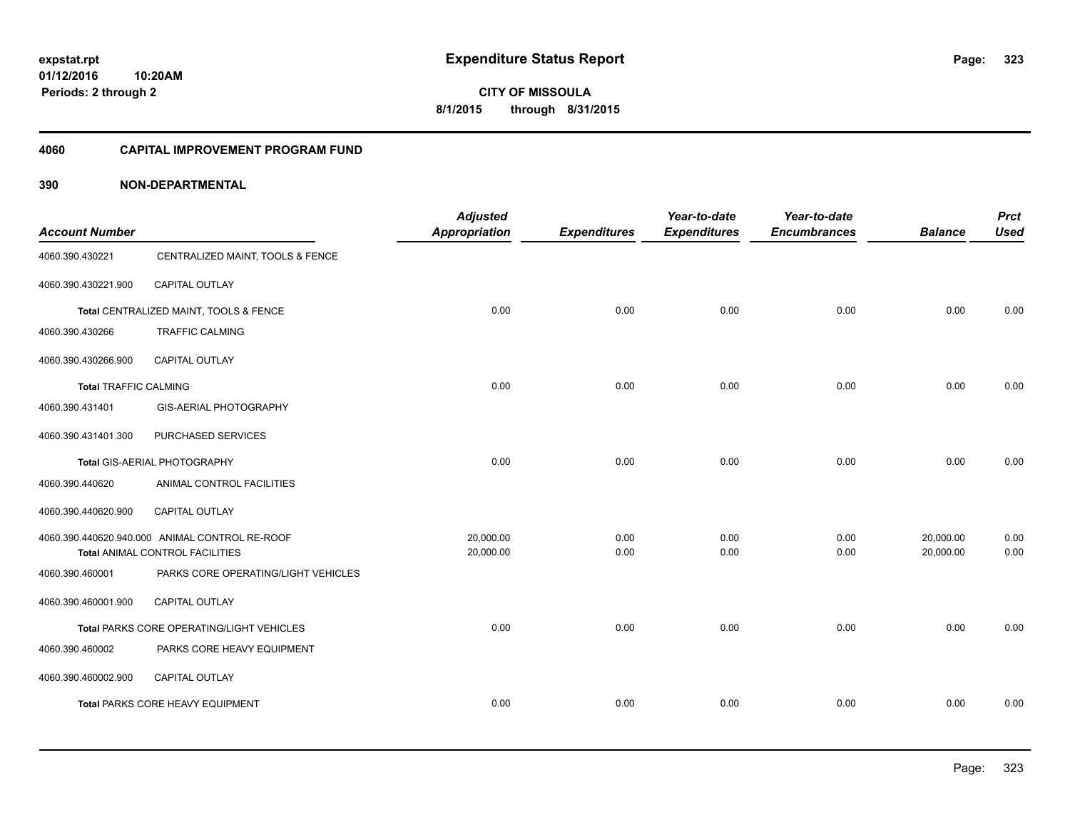expstat.rpt
01/12/2016 10:20AM
Periods: 2 through 2

# Expenditure Status Report

**CITY OF MISSOULA**
**8/1/2015 through 8/31/2015**

## 4060 CAPITAL IMPROVEMENT PROGRAM FUND

## 390 NON-DEPARTMENTAL

| Account Number | | Adjusted Appropriation | Expenditures | Year-to-date Expenditures | Year-to-date Encumbrances | Balance | Prct Used |
|---|---|---|---|---|---|---|---|
| 4060.390.430221 | CENTRALIZED MAINT, TOOLS & FENCE | | | | | | |
| 4060.390.430221.900 | CAPITAL OUTLAY | | | | | | |
| **Total** CENTRALIZED MAINT, TOOLS & FENCE | | 0.00 | 0.00 | 0.00 | 0.00 | 0.00 | 0.00 |
| 4060.390.430266 | TRAFFIC CALMING | | | | | | |
| 4060.390.430266.900 | CAPITAL OUTLAY | | | | | | |
| **Total** TRAFFIC CALMING | | 0.00 | 0.00 | 0.00 | 0.00 | 0.00 | 0.00 |
| 4060.390.431401 | GIS-AERIAL PHOTOGRAPHY | | | | | | |
| 4060.390.431401.300 | PURCHASED SERVICES | | | | | | |
| **Total** GIS-AERIAL PHOTOGRAPHY | | 0.00 | 0.00 | 0.00 | 0.00 | 0.00 | 0.00 |
| 4060.390.440620 | ANIMAL CONTROL FACILITIES | | | | | | |
| 4060.390.440620.900 | CAPITAL OUTLAY | | | | | | |
| 4060.390.440620.940.000 | ANIMAL CONTROL RE-ROOF | 20,000.00 | 0.00 | 0.00 | 0.00 | 20,000.00 | 0.00 |
| **Total** ANIMAL CONTROL FACILITIES | | 20,000.00 | 0.00 | 0.00 | 0.00 | 20,000.00 | 0.00 |
| 4060.390.460001 | PARKS CORE OPERATING/LIGHT VEHICLES | | | | | | |
| 4060.390.460001.900 | CAPITAL OUTLAY | | | | | | |
| **Total** PARKS CORE OPERATING/LIGHT VEHICLES | | 0.00 | 0.00 | 0.00 | 0.00 | 0.00 | 0.00 |
| 4060.390.460002 | PARKS CORE HEAVY EQUIPMENT | | | | | | |
| 4060.390.460002.900 | CAPITAL OUTLAY | | | | | | |
| **Total** PARKS CORE HEAVY EQUIPMENT | | 0.00 | 0.00 | 0.00 | 0.00 | 0.00 | 0.00 |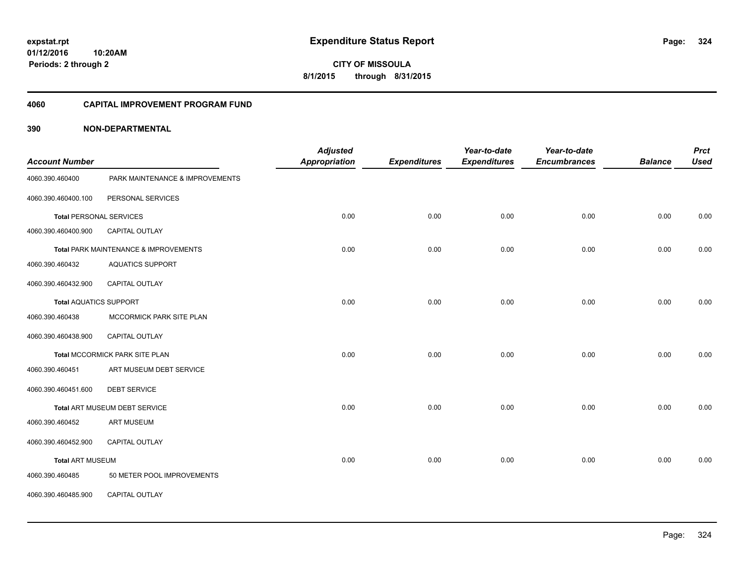**expstat.rpt**
**01/12/2016 10:20AM**
**Periods: 2 through 2**

# Expenditure Status Report

**CITY OF MISSOULA**
**8/1/2015 through 8/31/2015**

## 4060 CAPITAL IMPROVEMENT PROGRAM FUND

## 390 NON-DEPARTMENTAL

| Account Number | | Adjusted Appropriation | Expenditures | Year-to-date Expenditures | Year-to-date Encumbrances | Balance | Prct Used |
|---|---|---|---|---|---|---|---|
| 4060.390.460400 | PARK MAINTENANCE & IMPROVEMENTS | | | | | | |
| 4060.390.460400.100 | PERSONAL SERVICES | | | | | | |
| **Total** PERSONAL SERVICES | | 0.00 | 0.00 | 0.00 | 0.00 | 0.00 | 0.00 |
| 4060.390.460400.900 | CAPITAL OUTLAY | | | | | | |
| **Total** PARK MAINTENANCE & IMPROVEMENTS | | 0.00 | 0.00 | 0.00 | 0.00 | 0.00 | 0.00 |
| 4060.390.460432 | AQUATICS SUPPORT | | | | | | |
| 4060.390.460432.900 | CAPITAL OUTLAY | | | | | | |
| **Total** AQUATICS SUPPORT | | 0.00 | 0.00 | 0.00 | 0.00 | 0.00 | 0.00 |
| 4060.390.460438 | MCCORMICK PARK SITE PLAN | | | | | | |
| 4060.390.460438.900 | CAPITAL OUTLAY | | | | | | |
| **Total** MCCORMICK PARK SITE PLAN | | 0.00 | 0.00 | 0.00 | 0.00 | 0.00 | 0.00 |
| 4060.390.460451 | ART MUSEUM DEBT SERVICE | | | | | | |
| 4060.390.460451.600 | DEBT SERVICE | | | | | | |
| **Total** ART MUSEUM DEBT SERVICE | | 0.00 | 0.00 | 0.00 | 0.00 | 0.00 | 0.00 |
| 4060.390.460452 | ART MUSEUM | | | | | | |
| 4060.390.460452.900 | CAPITAL OUTLAY | | | | | | |
| **Total** ART MUSEUM | | 0.00 | 0.00 | 0.00 | 0.00 | 0.00 | 0.00 |
| 4060.390.460485 | 50 METER POOL IMPROVEMENTS | | | | | | |
| 4060.390.460485.900 | CAPITAL OUTLAY | | | | | | |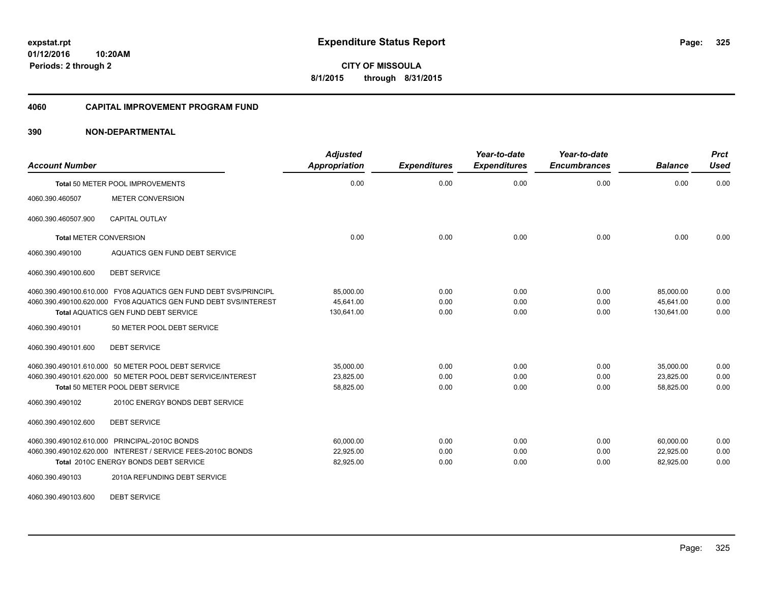# Expenditure Status Report

**CITY OF MISSOULA**
**8/1/2015 through 8/31/2015**

expstat.rpt
01/12/2016 10:20AM
Periods: 2 through 2

## 4060 CAPITAL IMPROVEMENT PROGRAM FUND

## 390 NON-DEPARTMENTAL

| Account Number | | Adjusted Appropriation | Expenditures | Year-to-date Expenditures | Year-to-date Encumbrances | Balance | Prct Used |
|---|---|---|---|---|---|---|---|
| | Total 50 METER POOL IMPROVEMENTS | 0.00 | 0.00 | 0.00 | 0.00 | 0.00 | 0.00 |
| 4060.390.460507 | METER CONVERSION | | | | | | |
| 4060.390.460507.900 | CAPITAL OUTLAY | | | | | | |
| | Total METER CONVERSION | 0.00 | 0.00 | 0.00 | 0.00 | 0.00 | 0.00 |
| 4060.390.490100 | AQUATICS GEN FUND DEBT SERVICE | | | | | | |
| 4060.390.490100.600 | DEBT SERVICE | | | | | | |
| 4060.390.490100.610.000 | FY08 AQUATICS GEN FUND DEBT SVS/PRINCIPL | 85,000.00 | 0.00 | 0.00 | 0.00 | 85,000.00 | 0.00 |
| 4060.390.490100.620.000 | FY08 AQUATICS GEN FUND DEBT SVS/INTEREST | 45,641.00 | 0.00 | 0.00 | 0.00 | 45,641.00 | 0.00 |
| | Total AQUATICS GEN FUND DEBT SERVICE | 130,641.00 | 0.00 | 0.00 | 0.00 | 130,641.00 | 0.00 |
| 4060.390.490101 | 50 METER POOL DEBT SERVICE | | | | | | |
| 4060.390.490101.600 | DEBT SERVICE | | | | | | |
| 4060.390.490101.610.000 | 50 METER POOL DEBT SERVICE | 35,000.00 | 0.00 | 0.00 | 0.00 | 35,000.00 | 0.00 |
| 4060.390.490101.620.000 | 50 METER POOL DEBT SERVICE/INTEREST | 23,825.00 | 0.00 | 0.00 | 0.00 | 23,825.00 | 0.00 |
| | Total 50 METER POOL DEBT SERVICE | 58,825.00 | 0.00 | 0.00 | 0.00 | 58,825.00 | 0.00 |
| 4060.390.490102 | 2010C ENERGY BONDS DEBT SERVICE | | | | | | |
| 4060.390.490102.600 | DEBT SERVICE | | | | | | |
| 4060.390.490102.610.000 | PRINCIPAL-2010C BONDS | 60,000.00 | 0.00 | 0.00 | 0.00 | 60,000.00 | 0.00 |
| 4060.390.490102.620.000 | INTEREST / SERVICE FEES-2010C BONDS | 22,925.00 | 0.00 | 0.00 | 0.00 | 22,925.00 | 0.00 |
| | Total 2010C ENERGY BONDS DEBT SERVICE | 82,925.00 | 0.00 | 0.00 | 0.00 | 82,925.00 | 0.00 |
| 4060.390.490103 | 2010A REFUNDING DEBT SERVICE | | | | | | |
| 4060.390.490103.600 | DEBT SERVICE | | | | | | |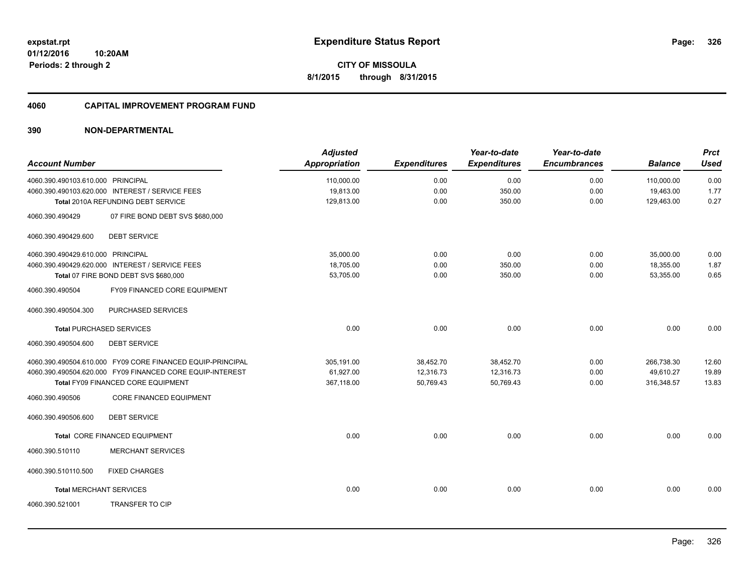**expstat.rpt**
**01/12/2016 10:20AM**
**Periods: 2 through 2**

# Expenditure Status Report

**CITY OF MISSOULA**
**8/1/2015 through 8/31/2015**

## 4060 CAPITAL IMPROVEMENT PROGRAM FUND

## 390 NON-DEPARTMENTAL

| Account Number | | Adjusted Appropriation | Expenditures | Year-to-date Expenditures | Year-to-date Encumbrances | Balance | Prct Used |
|---|---|---|---|---|---|---|---|
| 4060.390.490103.610.000 | PRINCIPAL | 110,000.00 | 0.00 | 0.00 | 0.00 | 110,000.00 | 0.00 |
| 4060.390.490103.620.000 | INTEREST / SERVICE FEES | 19,813.00 | 0.00 | 350.00 | 0.00 | 19,463.00 | 1.77 |
| **Total** 2010A REFUNDING DEBT SERVICE | | 129,813.00 | 0.00 | 350.00 | 0.00 | 129,463.00 | 0.27 |
| 4060.390.490429 | 07 FIRE BOND DEBT SVS $680,000 | | | | | | |
| 4060.390.490429.600 | DEBT SERVICE | | | | | | |
| 4060.390.490429.610.000 | PRINCIPAL | 35,000.00 | 0.00 | 0.00 | 0.00 | 35,000.00 | 0.00 |
| 4060.390.490429.620.000 | INTEREST / SERVICE FEES | 18,705.00 | 0.00 | 350.00 | 0.00 | 18,355.00 | 1.87 |
| **Total** 07 FIRE BOND DEBT SVS $680,000 | | 53,705.00 | 0.00 | 350.00 | 0.00 | 53,355.00 | 0.65 |
| 4060.390.490504 | FY09 FINANCED CORE EQUIPMENT | | | | | | |
| 4060.390.490504.300 | PURCHASED SERVICES | | | | | | |
| **Total** PURCHASED SERVICES | | 0.00 | 0.00 | 0.00 | 0.00 | 0.00 | 0.00 |
| 4060.390.490504.600 | DEBT SERVICE | | | | | | |
| 4060.390.490504.610.000 | FY09 CORE FINANCED EQUIP-PRINCIPAL | 305,191.00 | 38,452.70 | 38,452.70 | 0.00 | 266,738.30 | 12.60 |
| 4060.390.490504.620.000 | FY09 FINANCED CORE EQUIP-INTEREST | 61,927.00 | 12,316.73 | 12,316.73 | 0.00 | 49,610.27 | 19.89 |
| **Total** FY09 FINANCED CORE EQUIPMENT | | 367,118.00 | 50,769.43 | 50,769.43 | 0.00 | 316,348.57 | 13.83 |
| 4060.390.490506 | CORE FINANCED EQUIPMENT | | | | | | |
| 4060.390.490506.600 | DEBT SERVICE | | | | | | |
| **Total** CORE FINANCED EQUIPMENT | | 0.00 | 0.00 | 0.00 | 0.00 | 0.00 | 0.00 |
| 4060.390.510110 | MERCHANT SERVICES | | | | | | |
| 4060.390.510110.500 | FIXED CHARGES | | | | | | |
| **Total** MERCHANT SERVICES | | 0.00 | 0.00 | 0.00 | 0.00 | 0.00 | 0.00 |
| 4060.390.521001 | TRANSFER TO CIP | | | | | | |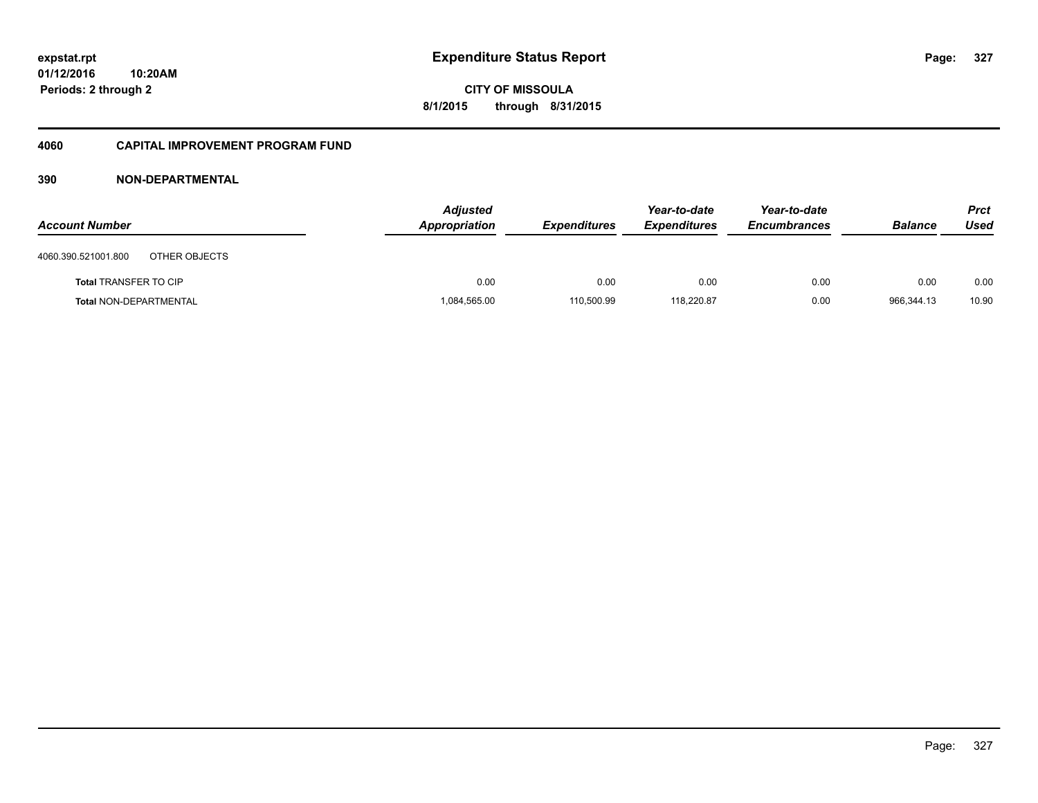expstat.rpt
01/12/2016 10:20AM
Periods: 2 through 2

# Expenditure Status Report

CITY OF MISSOULA
8/1/2015 through 8/31/2015

## 4060 CAPITAL IMPROVEMENT PROGRAM FUND

### 390 NON-DEPARTMENTAL

| Account Number | Adjusted Appropriation | Expenditures | Year-to-date Expenditures | Year-to-date Encumbrances | Balance | Prct Used |
|---|---|---|---|---|---|---|
| 4060.390.521001.800 OTHER OBJECTS | | | | | | |
| **Total** TRANSFER TO CIP | 0.00 | 0.00 | 0.00 | 0.00 | 0.00 | 0.00 |
| **Total** NON-DEPARTMENTAL | 1,084,565.00 | 110,500.99 | 118,220.87 | 0.00 | 966,344.13 | 10.90 |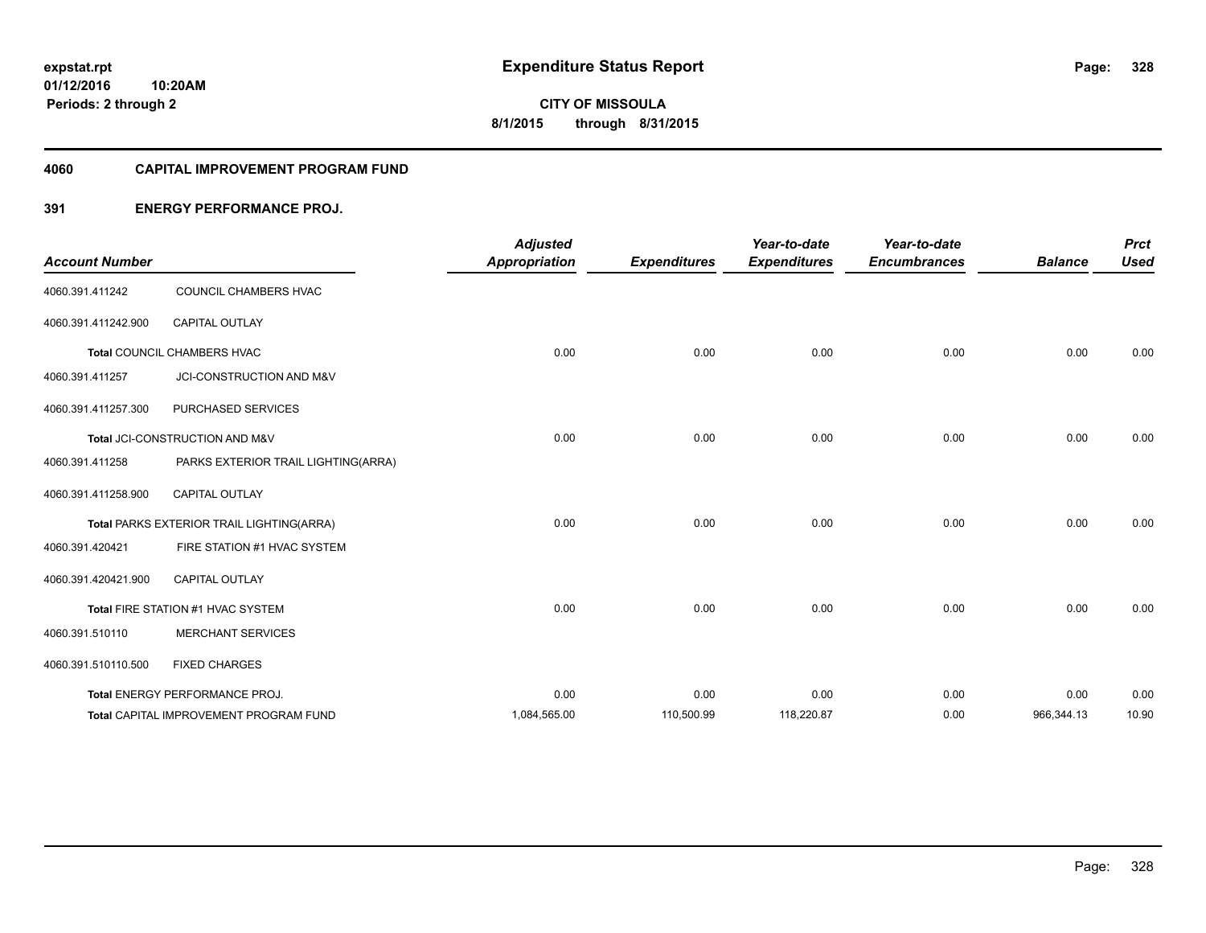expstat.rpt
01/12/2016 10:20AM
Periods: 2 through 2

# Expenditure Status Report

**CITY OF MISSOULA**
**8/1/2015 through 8/31/2015**

## 4060 CAPITAL IMPROVEMENT PROGRAM FUND

### 391 ENERGY PERFORMANCE PROJ.

| Account Number | | Adjusted Appropriation | Expenditures | Year-to-date Expenditures | Year-to-date Encumbrances | Balance | Prct Used |
|---|---|---|---|---|---|---|---|
| 4060.391.411242 | COUNCIL CHAMBERS HVAC | | | | | | |
| 4060.391.411242.900 | CAPITAL OUTLAY | | | | | | |
| **Total** COUNCIL CHAMBERS HVAC | | 0.00 | 0.00 | 0.00 | 0.00 | 0.00 | 0.00 |
| 4060.391.411257 | JCI-CONSTRUCTION AND M&V | | | | | | |
| 4060.391.411257.300 | PURCHASED SERVICES | | | | | | |
| **Total** JCI-CONSTRUCTION AND M&V | | 0.00 | 0.00 | 0.00 | 0.00 | 0.00 | 0.00 |
| 4060.391.411258 | PARKS EXTERIOR TRAIL LIGHTING(ARRA) | | | | | | |
| 4060.391.411258.900 | CAPITAL OUTLAY | | | | | | |
| **Total** PARKS EXTERIOR TRAIL LIGHTING(ARRA) | | 0.00 | 0.00 | 0.00 | 0.00 | 0.00 | 0.00 |
| 4060.391.420421 | FIRE STATION #1 HVAC SYSTEM | | | | | | |
| 4060.391.420421.900 | CAPITAL OUTLAY | | | | | | |
| **Total** FIRE STATION #1 HVAC SYSTEM | | 0.00 | 0.00 | 0.00 | 0.00 | 0.00 | 0.00 |
| 4060.391.510110 | MERCHANT SERVICES | | | | | | |
| 4060.391.510110.500 | FIXED CHARGES | | | | | | |
| **Total** ENERGY PERFORMANCE PROJ. | | 0.00 | 0.00 | 0.00 | 0.00 | 0.00 | 0.00 |
| **Total** CAPITAL IMPROVEMENT PROGRAM FUND | | 1,084,565.00 | 110,500.99 | 118,220.87 | 0.00 | 966,344.13 | 10.90 |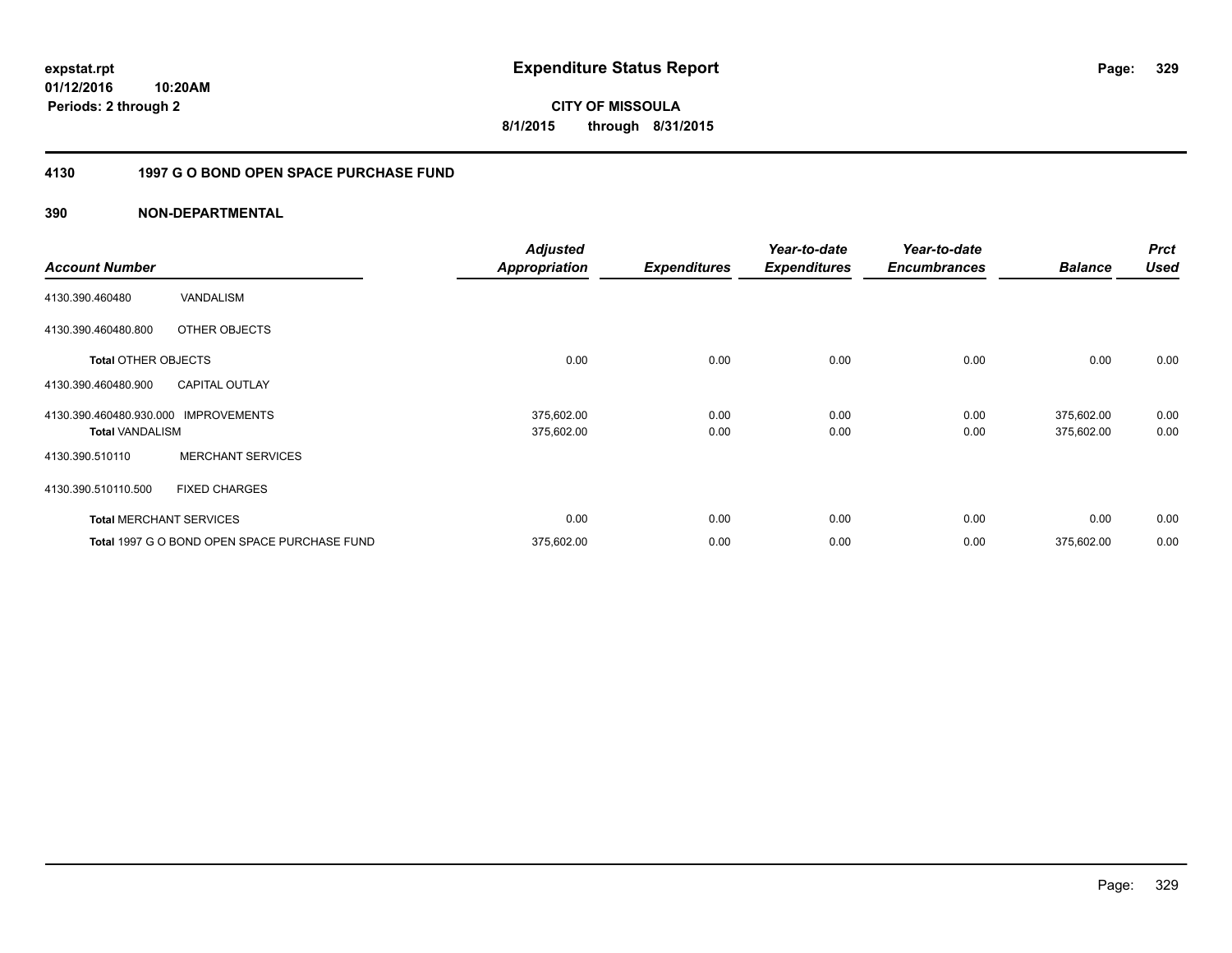**expstat.rpt**
**01/12/2016 10:20AM**
**Periods: 2 through 2**

# Expenditure Status Report

**CITY OF MISSOULA**
**8/1/2015 through 8/31/2015**

## 4130 1997 G O BOND OPEN SPACE PURCHASE FUND

### 390 NON-DEPARTMENTAL

| Account Number | | Adjusted Appropriation | Expenditures | Year-to-date Expenditures | Year-to-date Encumbrances | Balance | Prct Used |
|---|---|---|---|---|---|---|---|
| 4130.390.460480 | VANDALISM | | | | | | |
| 4130.390.460480.800 | OTHER OBJECTS | | | | | | |
| **Total** OTHER OBJECTS | | 0.00 | 0.00 | 0.00 | 0.00 | 0.00 | 0.00 |
| 4130.390.460480.900 | CAPITAL OUTLAY | | | | | | |
| 4130.390.460480.930.000 | IMPROVEMENTS | 375,602.00 | 0.00 | 0.00 | 0.00 | 375,602.00 | 0.00 |
| **Total** VANDALISM | | 375,602.00 | 0.00 | 0.00 | 0.00 | 375,602.00 | 0.00 |
| 4130.390.510110 | MERCHANT SERVICES | | | | | | |
| 4130.390.510110.500 | FIXED CHARGES | | | | | | |
| **Total** MERCHANT SERVICES | | 0.00 | 0.00 | 0.00 | 0.00 | 0.00 | 0.00 |
| **Total** 1997 G O BOND OPEN SPACE PURCHASE FUND | | 375,602.00 | 0.00 | 0.00 | 0.00 | 375,602.00 | 0.00 |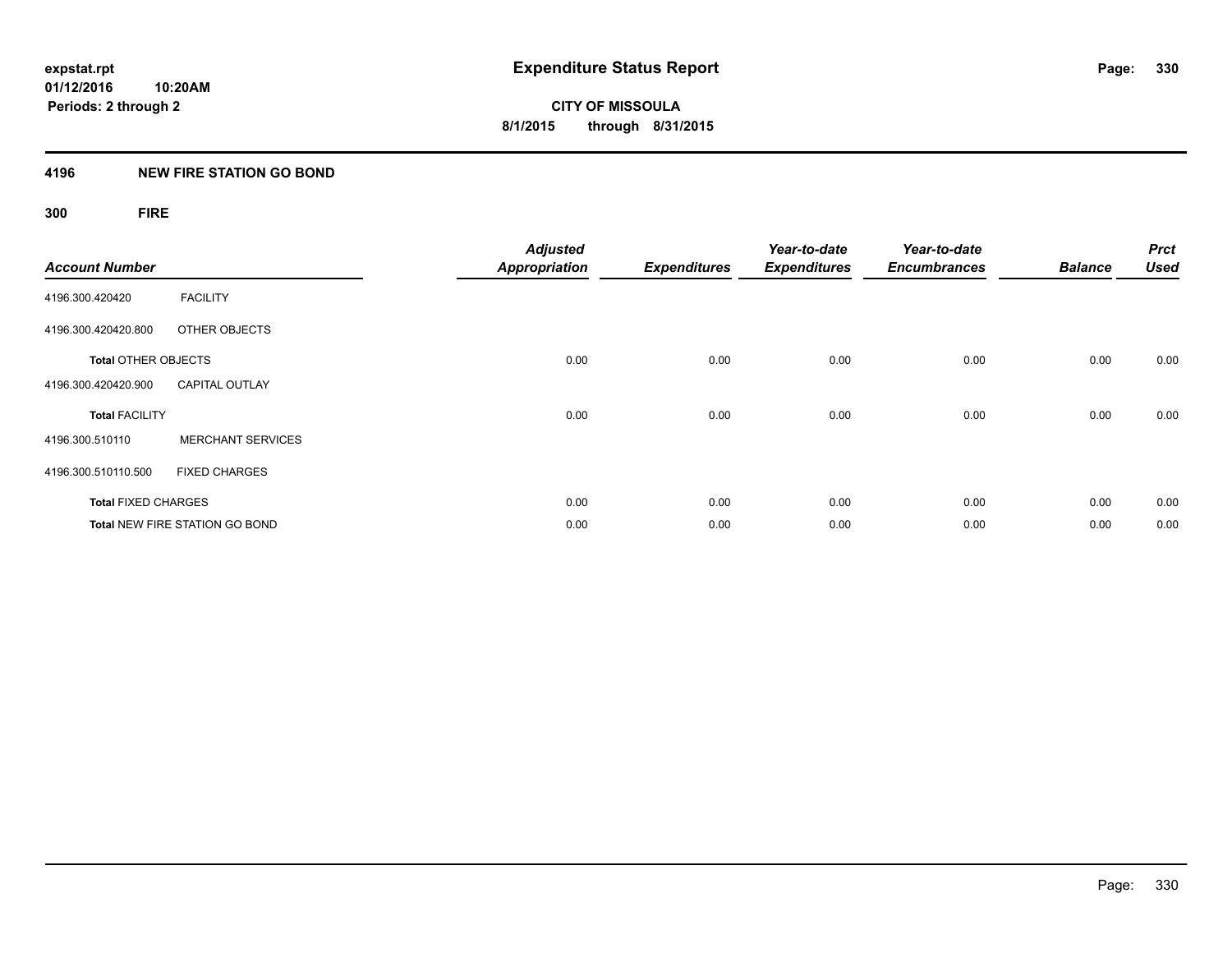expstat.rpt
01/12/2016 10:20AM
Periods: 2 through 2

# Expenditure Status Report

**CITY OF MISSOULA**
**8/1/2015 through 8/31/2015**

## 4196 NEW FIRE STATION GO BOND

### 300 FIRE

| Account Number | | Adjusted Appropriation | Expenditures | Year-to-date Expenditures | Year-to-date Encumbrances | Balance | Prct Used |
|---|---|---|---|---|---|---|---|
| 4196.300.420420 | FACILITY | | | | | | |
| 4196.300.420420.800 | OTHER OBJECTS | | | | | | |
| **Total** OTHER OBJECTS | | 0.00 | 0.00 | 0.00 | 0.00 | 0.00 | 0.00 |
| 4196.300.420420.900 | CAPITAL OUTLAY | | | | | | |
| **Total** FACILITY | | 0.00 | 0.00 | 0.00 | 0.00 | 0.00 | 0.00 |
| 4196.300.510110 | MERCHANT SERVICES | | | | | | |
| 4196.300.510110.500 | FIXED CHARGES | | | | | | |
| **Total** FIXED CHARGES | | 0.00 | 0.00 | 0.00 | 0.00 | 0.00 | 0.00 |
| **Total** NEW FIRE STATION GO BOND | | 0.00 | 0.00 | 0.00 | 0.00 | 0.00 | 0.00 |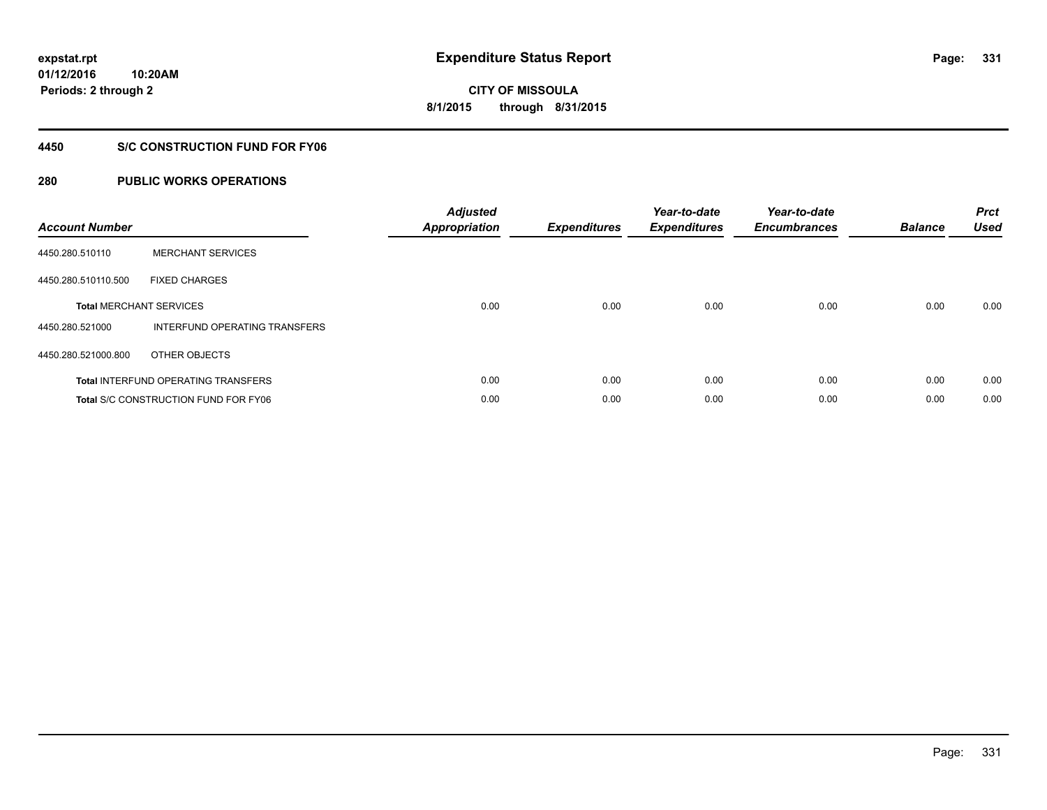expstat.rpt
01/12/2016 10:20AM
Periods: 2 through 2

# Expenditure Status Report

CITY OF MISSOULA
8/1/2015 through 8/31/2015

## 4450 S/C CONSTRUCTION FUND FOR FY06

## 280 PUBLIC WORKS OPERATIONS

| Account Number | | Adjusted Appropriation | Expenditures | Year-to-date Expenditures | Year-to-date Encumbrances | Balance | Prct Used |
|---|---|---|---|---|---|---|---|
| 4450.280.510110 | MERCHANT SERVICES | | | | | | |
| 4450.280.510110.500 | FIXED CHARGES | | | | | | |
| **Total** MERCHANT SERVICES | | 0.00 | 0.00 | 0.00 | 0.00 | 0.00 | 0.00 |
| 4450.280.521000 | INTERFUND OPERATING TRANSFERS | | | | | | |
| 4450.280.521000.800 | OTHER OBJECTS | | | | | | |
| **Total** INTERFUND OPERATING TRANSFERS | | 0.00 | 0.00 | 0.00 | 0.00 | 0.00 | 0.00 |
| **Total** S/C CONSTRUCTION FUND FOR FY06 | | 0.00 | 0.00 | 0.00 | 0.00 | 0.00 | 0.00 |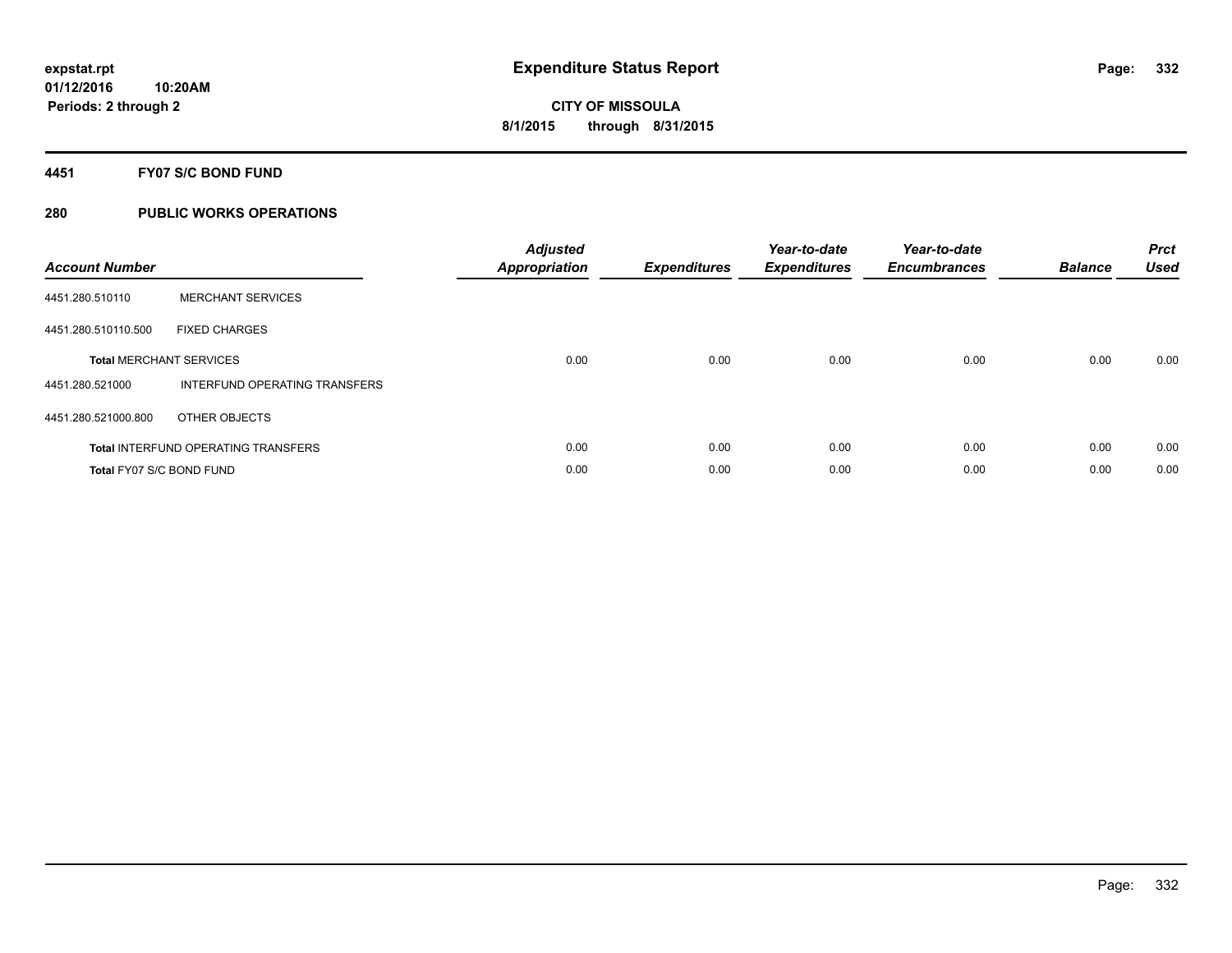expstat.rpt
01/12/2016 10:20AM
Periods: 2 through 2

# Expenditure Status Report

CITY OF MISSOULA
8/1/2015 through 8/31/2015

## 4451 FY07 S/C BOND FUND

## 280 PUBLIC WORKS OPERATIONS

| Account Number | | Adjusted Appropriation | Expenditures | Year-to-date Expenditures | Year-to-date Encumbrances | Balance | Prct Used |
|---|---|---|---|---|---|---|---|
| 4451.280.510110 | MERCHANT SERVICES | | | | | | |
| 4451.280.510110.500 | FIXED CHARGES | | | | | | |
| **Total** MERCHANT SERVICES | | 0.00 | 0.00 | 0.00 | 0.00 | 0.00 | 0.00 |
| 4451.280.521000 | INTERFUND OPERATING TRANSFERS | | | | | | |
| 4451.280.521000.800 | OTHER OBJECTS | | | | | | |
| **Total** INTERFUND OPERATING TRANSFERS | | 0.00 | 0.00 | 0.00 | 0.00 | 0.00 | 0.00 |
| **Total** FY07 S/C BOND FUND | | 0.00 | 0.00 | 0.00 | 0.00 | 0.00 | 0.00 |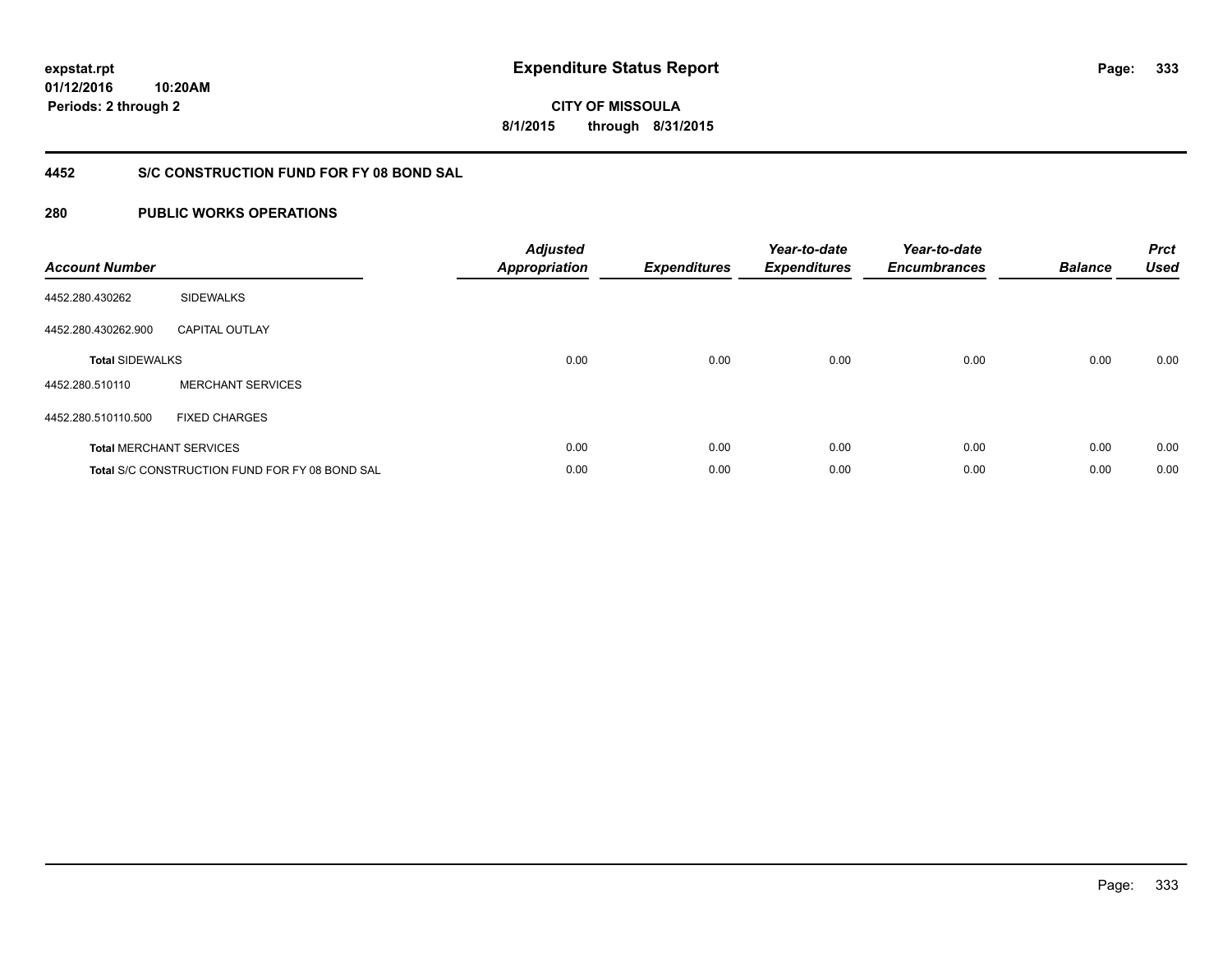**expstat.rpt**
**01/12/2016 10:20AM**
**Periods: 2 through 2**

# Expenditure Status Report

**CITY OF MISSOULA**
**8/1/2015 through 8/31/2015**

## 4452 S/C CONSTRUCTION FUND FOR FY 08 BOND SAL

## 280 PUBLIC WORKS OPERATIONS

| Account Number | | Adjusted Appropriation | Expenditures | Year-to-date Expenditures | Year-to-date Encumbrances | Balance | Prct Used |
|---|---|---|---|---|---|---|---|
| 4452.280.430262 | SIDEWALKS | | | | | | |
| 4452.280.430262.900 | CAPITAL OUTLAY | | | | | | |
| **Total** SIDEWALKS | | 0.00 | 0.00 | 0.00 | 0.00 | 0.00 | 0.00 |
| 4452.280.510110 | MERCHANT SERVICES | | | | | | |
| 4452.280.510110.500 | FIXED CHARGES | | | | | | |
| **Total** MERCHANT SERVICES | | 0.00 | 0.00 | 0.00 | 0.00 | 0.00 | 0.00 |
| **Total** S/C CONSTRUCTION FUND FOR FY 08 BOND SAL | | 0.00 | 0.00 | 0.00 | 0.00 | 0.00 | 0.00 |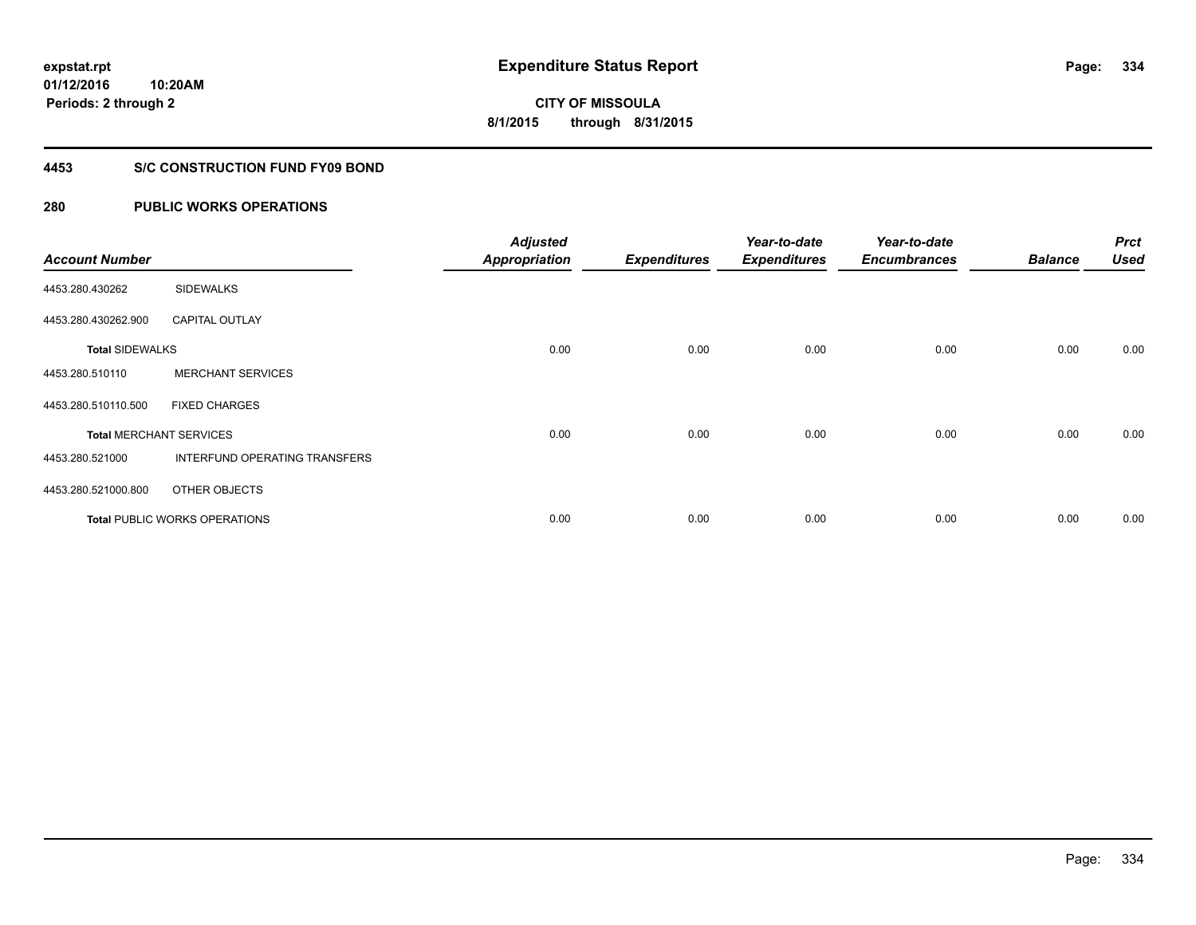expstat.rpt
01/12/2016 10:20AM
Periods: 2 through 2

# Expenditure Status Report

CITY OF MISSOULA
8/1/2015 through 8/31/2015

## 4453 S/C CONSTRUCTION FUND FY09 BOND

## 280 PUBLIC WORKS OPERATIONS

| Account Number | | Adjusted Appropriation | Expenditures | Year-to-date Expenditures | Year-to-date Encumbrances | Balance | Prct Used |
|---|---|---|---|---|---|---|---|
| 4453.280.430262 | SIDEWALKS | | | | | | |
| 4453.280.430262.900 | CAPITAL OUTLAY | | | | | | |
| **Total** SIDEWALKS | | 0.00 | 0.00 | 0.00 | 0.00 | 0.00 | 0.00 |
| 4453.280.510110 | MERCHANT SERVICES | | | | | | |
| 4453.280.510110.500 | FIXED CHARGES | | | | | | |
| **Total** MERCHANT SERVICES | | 0.00 | 0.00 | 0.00 | 0.00 | 0.00 | 0.00 |
| 4453.280.521000 | INTERFUND OPERATING TRANSFERS | | | | | | |
| 4453.280.521000.800 | OTHER OBJECTS | | | | | | |
| **Total** PUBLIC WORKS OPERATIONS | | 0.00 | 0.00 | 0.00 | 0.00 | 0.00 | 0.00 |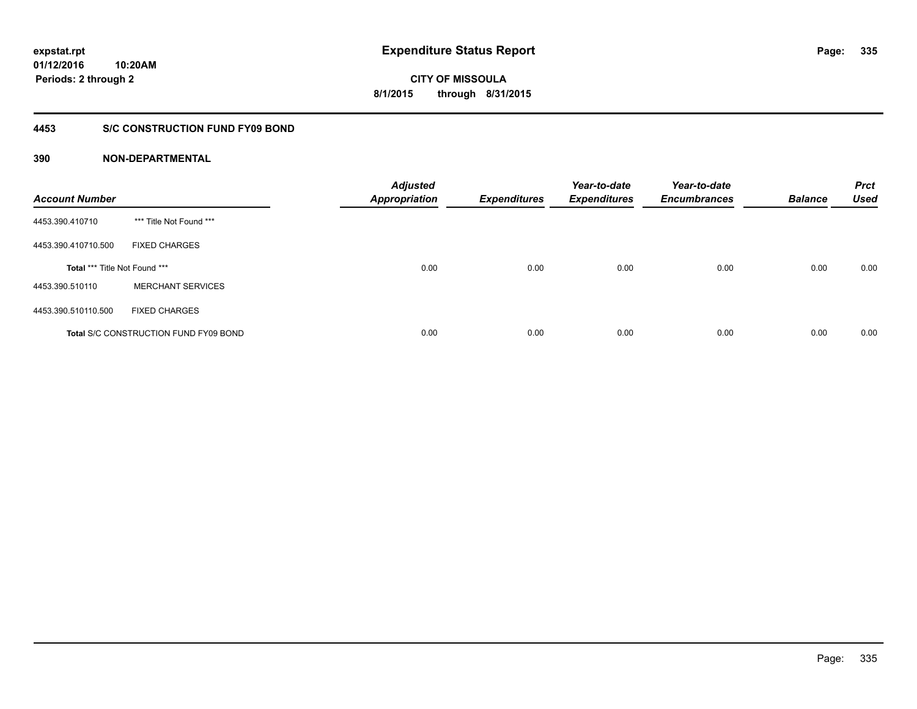expstat.rpt
01/12/2016 10:20AM
Periods: 2 through 2

# Expenditure Status Report

**CITY OF MISSOULA**
**8/1/2015 through 8/31/2015**

## 4453 S/C CONSTRUCTION FUND FY09 BOND

### 390 NON-DEPARTMENTAL

| Account Number | | Adjusted Appropriation | Expenditures | Year-to-date Expenditures | Year-to-date Encumbrances | Balance | Prct Used |
|---|---|---|---|---|---|---|---|
| 4453.390.410710 | *** Title Not Found *** | | | | | | |
| 4453.390.410710.500 | FIXED CHARGES | | | | | | |
| **Total** *** Title Not Found *** | | 0.00 | 0.00 | 0.00 | 0.00 | 0.00 | 0.00 |
| 4453.390.510110 | MERCHANT SERVICES | | | | | | |
| 4453.390.510110.500 | FIXED CHARGES | | | | | | |
| **Total** S/C CONSTRUCTION FUND FY09 BOND | | 0.00 | 0.00 | 0.00 | 0.00 | 0.00 | 0.00 |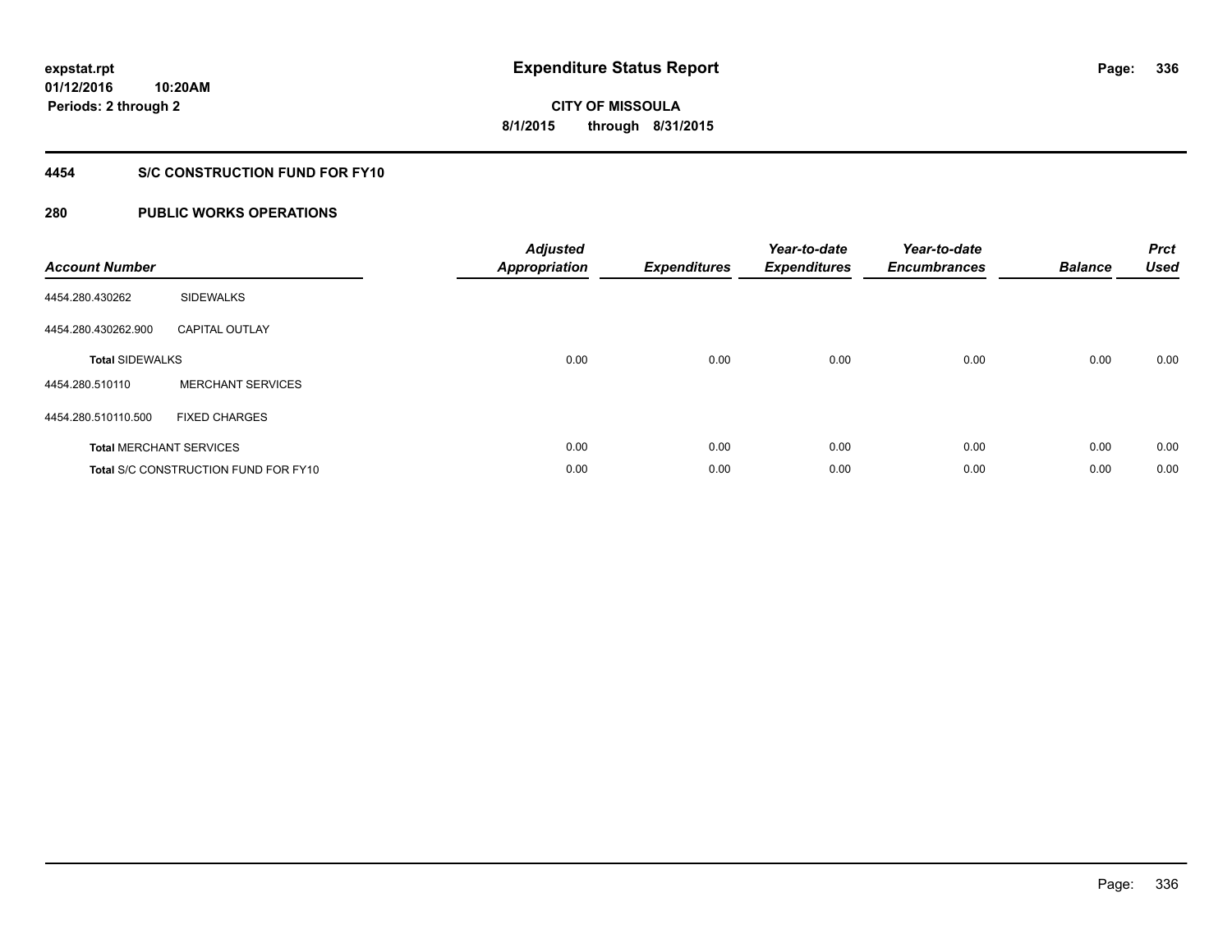# Expenditure Status Report

**CITY OF MISSOULA**
**8/1/2015 through 8/31/2015**

expstat.rpt
01/12/2016 10:20AM
Periods: 2 through 2

## 4454 S/C CONSTRUCTION FUND FOR FY10

## 280 PUBLIC WORKS OPERATIONS

| Account Number | | Adjusted Appropriation | Expenditures | Year-to-date Expenditures | Year-to-date Encumbrances | Balance | Prct Used |
|---|---|---|---|---|---|---|---|
| 4454.280.430262 | SIDEWALKS | | | | | | |
| 4454.280.430262.900 | CAPITAL OUTLAY | | | | | | |
| **Total** SIDEWALKS | | 0.00 | 0.00 | 0.00 | 0.00 | 0.00 | 0.00 |
| 4454.280.510110 | MERCHANT SERVICES | | | | | | |
| 4454.280.510110.500 | FIXED CHARGES | | | | | | |
| **Total** MERCHANT SERVICES | | 0.00 | 0.00 | 0.00 | 0.00 | 0.00 | 0.00 |
| **Total** S/C CONSTRUCTION FUND FOR FY10 | | 0.00 | 0.00 | 0.00 | 0.00 | 0.00 | 0.00 |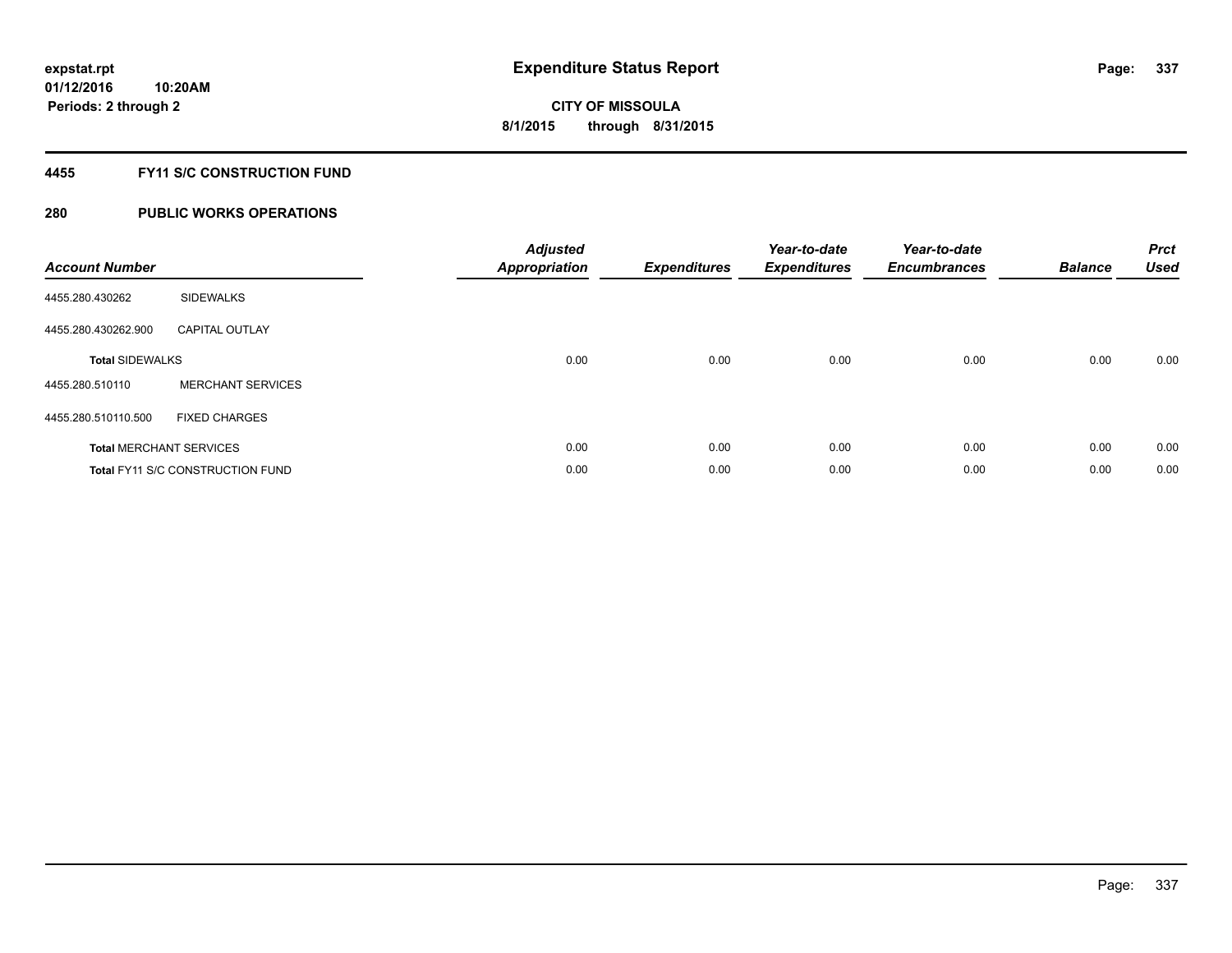expstat.rpt
01/12/2016 10:20AM
Periods: 2 through 2

# Expenditure Status Report

CITY OF MISSOULA
8/1/2015 through 8/31/2015

## 4455 FY11 S/C CONSTRUCTION FUND

### 280 PUBLIC WORKS OPERATIONS

| Account Number | | Adjusted Appropriation | Expenditures | Year-to-date Expenditures | Year-to-date Encumbrances | Balance | Prct Used |
|---|---|---|---|---|---|---|---|
| 4455.280.430262 | SIDEWALKS | | | | | | |
| 4455.280.430262.900 | CAPITAL OUTLAY | | | | | | |
| **Total** SIDEWALKS | | 0.00 | 0.00 | 0.00 | 0.00 | 0.00 | 0.00 |
| 4455.280.510110 | MERCHANT SERVICES | | | | | | |
| 4455.280.510110.500 | FIXED CHARGES | | | | | | |
| **Total** MERCHANT SERVICES | | 0.00 | 0.00 | 0.00 | 0.00 | 0.00 | 0.00 |
| **Total** FY11 S/C CONSTRUCTION FUND | | 0.00 | 0.00 | 0.00 | 0.00 | 0.00 | 0.00 |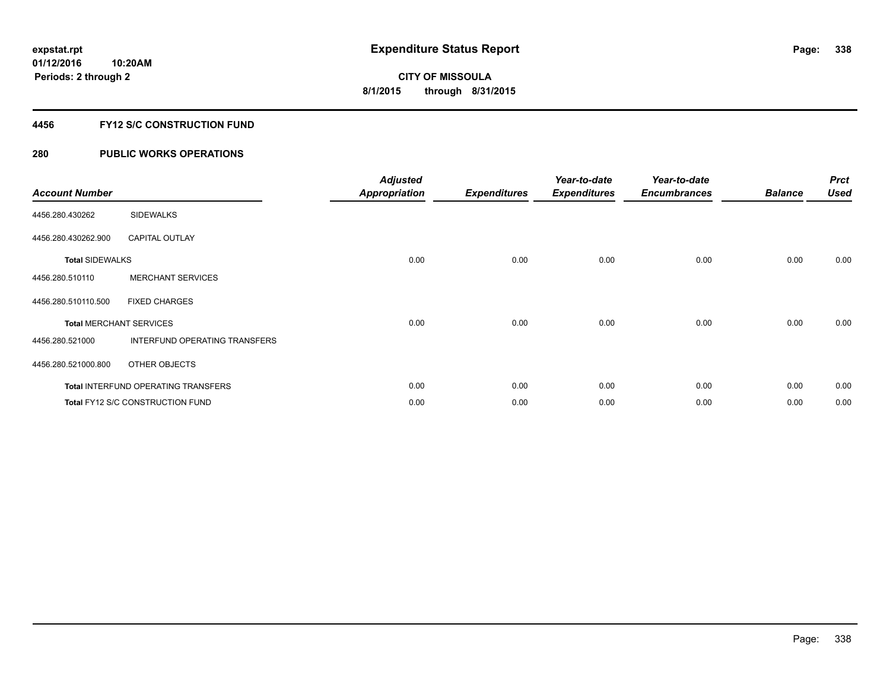# Expenditure Status Report

expstat.rpt
01/12/2016 10:20AM
Periods: 2 through 2

**CITY OF MISSOULA**
**8/1/2015 through 8/31/2015**

## 4456 FY12 S/C CONSTRUCTION FUND

## 280 PUBLIC WORKS OPERATIONS

| Account Number | | Adjusted Appropriation | Expenditures | Year-to-date Expenditures | Year-to-date Encumbrances | Balance | Prct Used |
|---|---|---|---|---|---|---|---|
| 4456.280.430262 | SIDEWALKS | | | | | | |
| 4456.280.430262.900 | CAPITAL OUTLAY | | | | | | |
| **Total** SIDEWALKS | | 0.00 | 0.00 | 0.00 | 0.00 | 0.00 | 0.00 |
| 4456.280.510110 | MERCHANT SERVICES | | | | | | |
| 4456.280.510110.500 | FIXED CHARGES | | | | | | |
| **Total** MERCHANT SERVICES | | 0.00 | 0.00 | 0.00 | 0.00 | 0.00 | 0.00 |
| 4456.280.521000 | INTERFUND OPERATING TRANSFERS | | | | | | |
| 4456.280.521000.800 | OTHER OBJECTS | | | | | | |
| **Total** INTERFUND OPERATING TRANSFERS | | 0.00 | 0.00 | 0.00 | 0.00 | 0.00 | 0.00 |
| **Total** FY12 S/C CONSTRUCTION FUND | | 0.00 | 0.00 | 0.00 | 0.00 | 0.00 | 0.00 |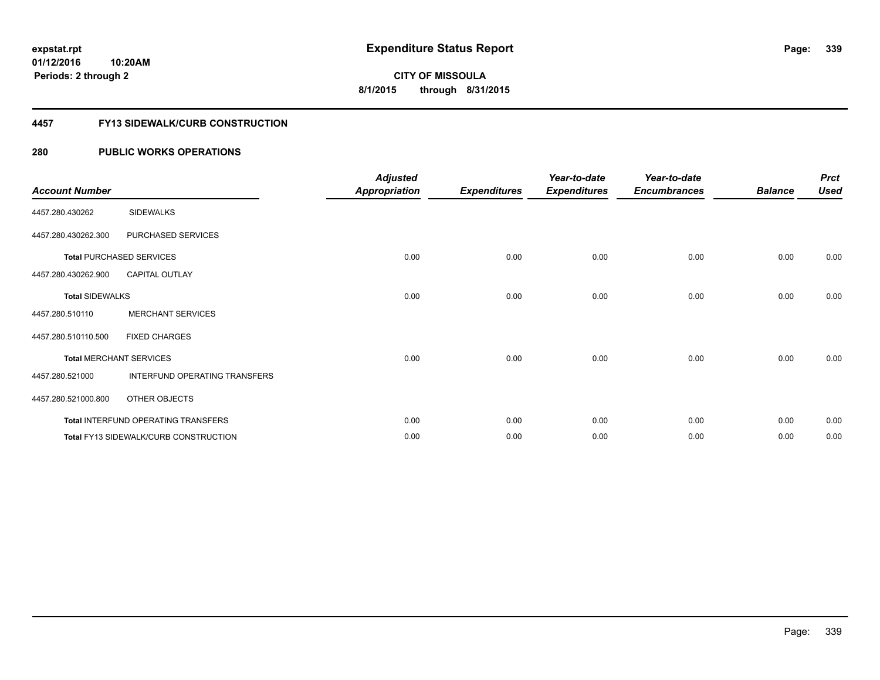**expstat.rpt**
**01/12/2016 10:20AM**
**Periods: 2 through 2**

# Expenditure Status Report

**CITY OF MISSOULA**
**8/1/2015 through 8/31/2015**

## 4457 FY13 SIDEWALK/CURB CONSTRUCTION

## 280 PUBLIC WORKS OPERATIONS

| Account Number | | Adjusted Appropriation | Expenditures | Year-to-date Expenditures | Year-to-date Encumbrances | Balance | Prct Used |
|---|---|---|---|---|---|---|---|
| 4457.280.430262 | SIDEWALKS | | | | | | |
| 4457.280.430262.300 | PURCHASED SERVICES | | | | | | |
| **Total** PURCHASED SERVICES | | 0.00 | 0.00 | 0.00 | 0.00 | 0.00 | 0.00 |
| 4457.280.430262.900 | CAPITAL OUTLAY | | | | | | |
| **Total** SIDEWALKS | | 0.00 | 0.00 | 0.00 | 0.00 | 0.00 | 0.00 |
| 4457.280.510110 | MERCHANT SERVICES | | | | | | |
| 4457.280.510110.500 | FIXED CHARGES | | | | | | |
| **Total** MERCHANT SERVICES | | 0.00 | 0.00 | 0.00 | 0.00 | 0.00 | 0.00 |
| 4457.280.521000 | INTERFUND OPERATING TRANSFERS | | | | | | |
| 4457.280.521000.800 | OTHER OBJECTS | | | | | | |
| **Total** INTERFUND OPERATING TRANSFERS | | 0.00 | 0.00 | 0.00 | 0.00 | 0.00 | 0.00 |
| **Total** FY13 SIDEWALK/CURB CONSTRUCTION | | 0.00 | 0.00 | 0.00 | 0.00 | 0.00 | 0.00 |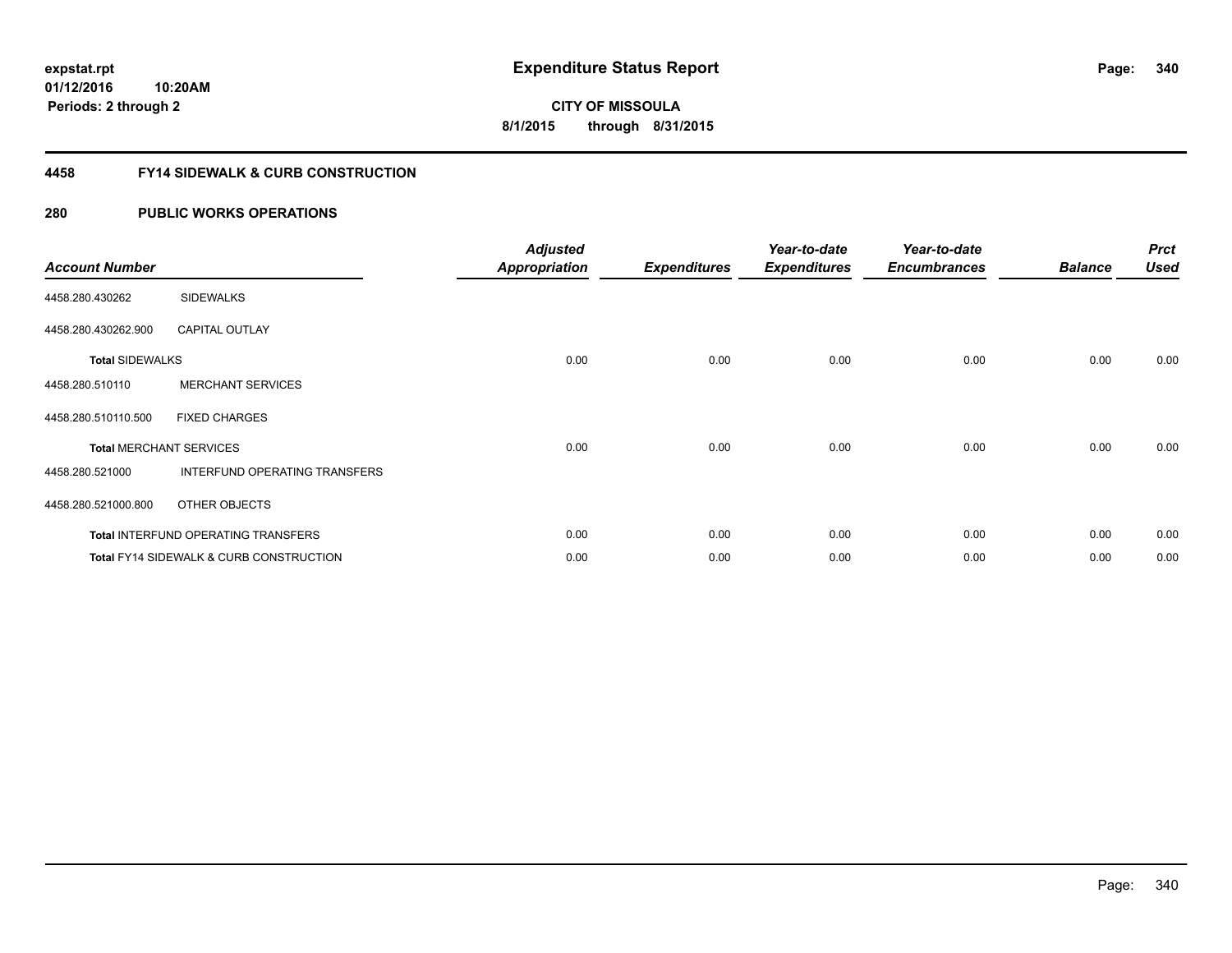# Expenditure Status Report

expstat.rpt
01/12/2016 10:20AM
Periods: 2 through 2

**CITY OF MISSOULA**
**8/1/2015 through 8/31/2015**

## 4458 FY14 SIDEWALK & CURB CONSTRUCTION

## 280 PUBLIC WORKS OPERATIONS

| Account Number | | Adjusted Appropriation | Expenditures | Year-to-date Expenditures | Year-to-date Encumbrances | Balance | Prct Used |
|---|---|---|---|---|---|---|---|
| 4458.280.430262 | SIDEWALKS | | | | | | |
| 4458.280.430262.900 | CAPITAL OUTLAY | | | | | | |
| **Total** SIDEWALKS | | 0.00 | 0.00 | 0.00 | 0.00 | 0.00 | 0.00 |
| 4458.280.510110 | MERCHANT SERVICES | | | | | | |
| 4458.280.510110.500 | FIXED CHARGES | | | | | | |
| **Total** MERCHANT SERVICES | | 0.00 | 0.00 | 0.00 | 0.00 | 0.00 | 0.00 |
| 4458.280.521000 | INTERFUND OPERATING TRANSFERS | | | | | | |
| 4458.280.521000.800 | OTHER OBJECTS | | | | | | |
| **Total** INTERFUND OPERATING TRANSFERS | | 0.00 | 0.00 | 0.00 | 0.00 | 0.00 | 0.00 |
| **Total** FY14 SIDEWALK & CURB CONSTRUCTION | | 0.00 | 0.00 | 0.00 | 0.00 | 0.00 | 0.00 |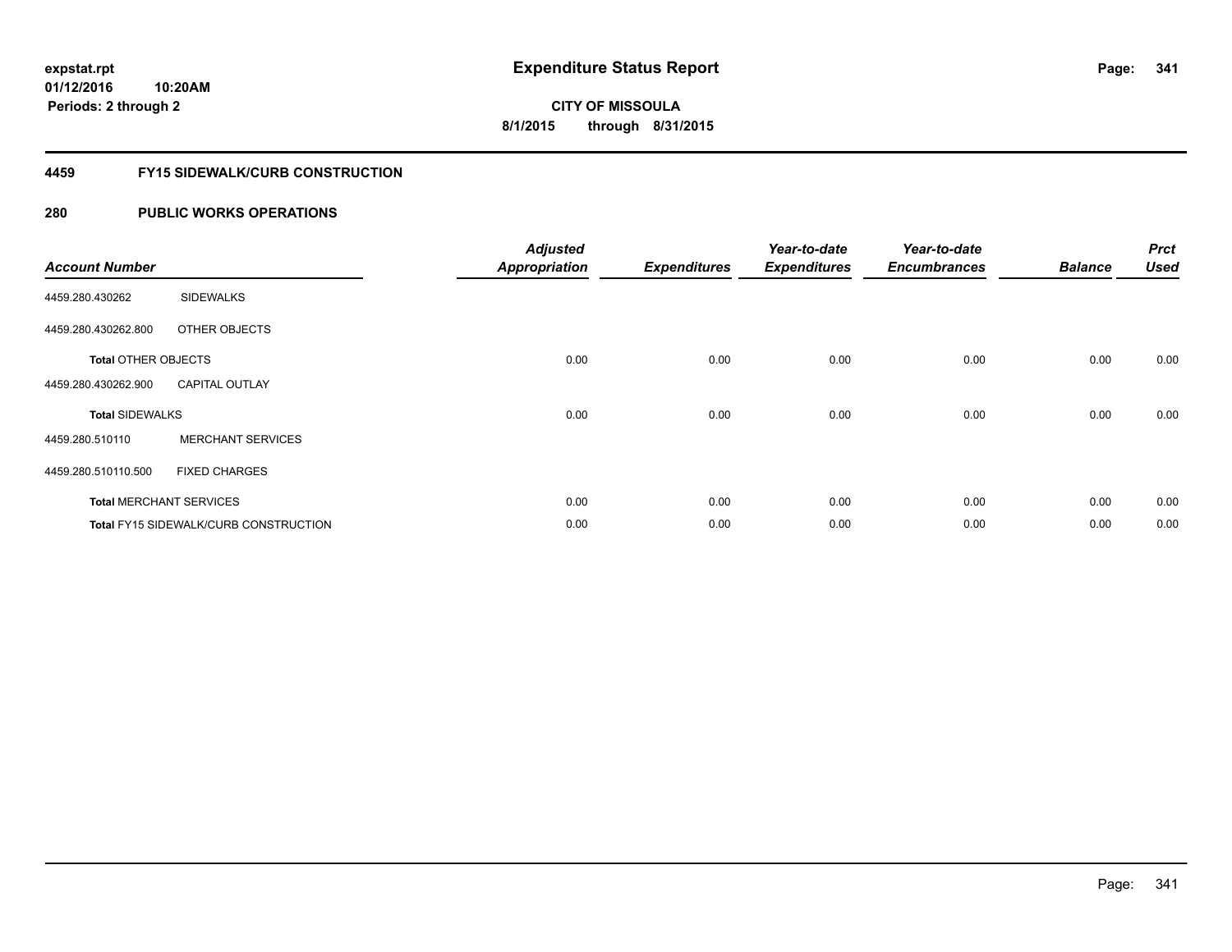expstat.rpt
01/12/2016 10:20AM
Periods: 2 through 2

# Expenditure Status Report

CITY OF MISSOULA
8/1/2015 through 8/31/2015

## 4459 FY15 SIDEWALK/CURB CONSTRUCTION

## 280 PUBLIC WORKS OPERATIONS

| Account Number | | Adjusted Appropriation | Expenditures | Year-to-date Expenditures | Year-to-date Encumbrances | Balance | Prct Used |
|---|---|---|---|---|---|---|---|
| 4459.280.430262 | SIDEWALKS | | | | | | |
| 4459.280.430262.800 | OTHER OBJECTS | | | | | | |
| **Total** OTHER OBJECTS | | 0.00 | 0.00 | 0.00 | 0.00 | 0.00 | 0.00 |
| 4459.280.430262.900 | CAPITAL OUTLAY | | | | | | |
| **Total** SIDEWALKS | | 0.00 | 0.00 | 0.00 | 0.00 | 0.00 | 0.00 |
| 4459.280.510110 | MERCHANT SERVICES | | | | | | |
| 4459.280.510110.500 | FIXED CHARGES | | | | | | |
| **Total** MERCHANT SERVICES | | 0.00 | 0.00 | 0.00 | 0.00 | 0.00 | 0.00 |
| **Total** FY15 SIDEWALK/CURB CONSTRUCTION | | 0.00 | 0.00 | 0.00 | 0.00 | 0.00 | 0.00 |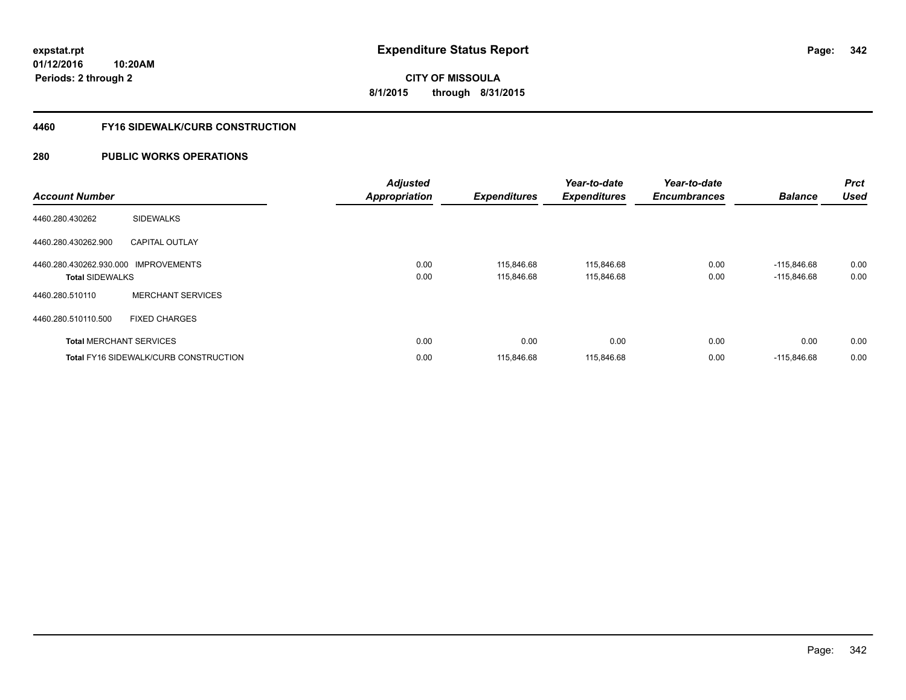expstat.rpt
01/12/2016 10:20AM
Periods: 2 through 2

# Expenditure Status Report

CITY OF MISSOULA
8/1/2015 through 8/31/2015

## 4460 FY16 SIDEWALK/CURB CONSTRUCTION

## 280 PUBLIC WORKS OPERATIONS

| Account Number | | Adjusted Appropriation | Expenditures | Year-to-date Expenditures | Year-to-date Encumbrances | Balance | Prct Used |
|---|---|---|---|---|---|---|---|
| 4460.280.430262 | SIDEWALKS | | | | | | |
| 4460.280.430262.900 | CAPITAL OUTLAY | | | | | | |
| 4460.280.430262.930.000 | IMPROVEMENTS | 0.00 | 115,846.68 | 115,846.68 | 0.00 | -115,846.68 | 0.00 |
| **Total** SIDEWALKS | | 0.00 | 115,846.68 | 115,846.68 | 0.00 | -115,846.68 | 0.00 |
| 4460.280.510110 | MERCHANT SERVICES | | | | | | |
| 4460.280.510110.500 | FIXED CHARGES | | | | | | |
| **Total** MERCHANT SERVICES | | 0.00 | 0.00 | 0.00 | 0.00 | 0.00 | 0.00 |
| **Total** FY16 SIDEWALK/CURB CONSTRUCTION | | 0.00 | 115,846.68 | 115,846.68 | 0.00 | -115,846.68 | 0.00 |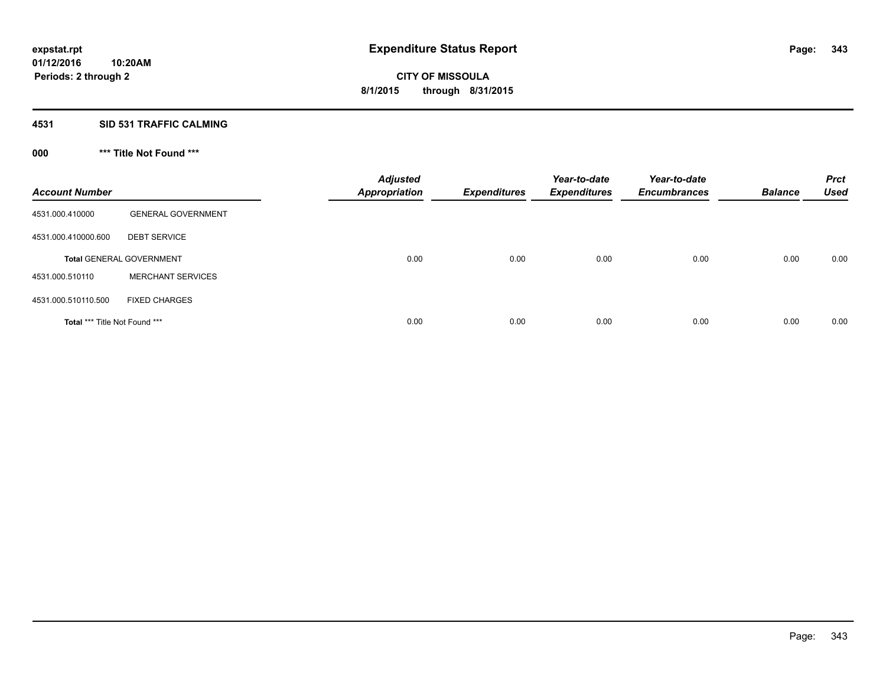# Expenditure Status Report

**expstat.rpt**
**01/12/2016 10:20AM**
**Periods: 2 through 2**

**CITY OF MISSOULA**
**8/1/2015 through 8/31/2015**

## 4531 SID 531 TRAFFIC CALMING

### 000 \*\*\* Title Not Found \*\*\*

| Account Number | | Adjusted Appropriation | Expenditures | Year-to-date Expenditures | Year-to-date Encumbrances | Balance | Prct Used |
|---|---|---|---|---|---|---|---|
| 4531.000.410000 | GENERAL GOVERNMENT | | | | | | |
| 4531.000.410000.600 | DEBT SERVICE | | | | | | |
| **Total** GENERAL GOVERNMENT | | 0.00 | 0.00 | 0.00 | 0.00 | 0.00 | 0.00 |
| 4531.000.510110 | MERCHANT SERVICES | | | | | | |
| 4531.000.510110.500 | FIXED CHARGES | | | | | | |
| **Total** \*\*\* Title Not Found \*\*\* | | 0.00 | 0.00 | 0.00 | 0.00 | 0.00 | 0.00 |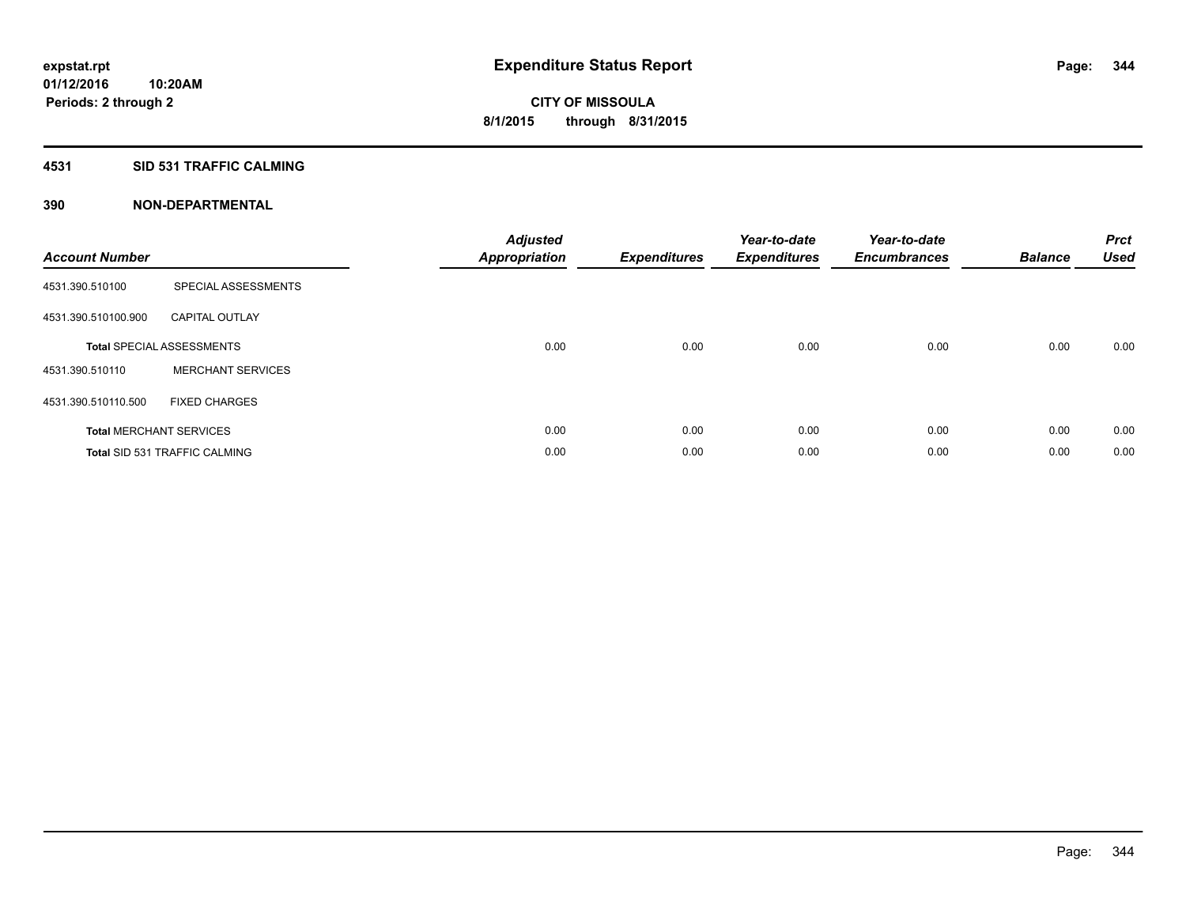# Expenditure Status Report

expstat.rpt
01/12/2016 10:20AM
Periods: 2 through 2

**CITY OF MISSOULA**
**8/1/2015 through 8/31/2015**

## 4531 SID 531 TRAFFIC CALMING

### 390 NON-DEPARTMENTAL

| Account Number | | Adjusted Appropriation | Expenditures | Year-to-date Expenditures | Year-to-date Encumbrances | Balance | Prct Used |
|---|---|---|---|---|---|---|---|
| 4531.390.510100 | SPECIAL ASSESSMENTS | | | | | | |
| 4531.390.510100.900 | CAPITAL OUTLAY | | | | | | |
| **Total** SPECIAL ASSESSMENTS | | 0.00 | 0.00 | 0.00 | 0.00 | 0.00 | 0.00 |
| 4531.390.510110 | MERCHANT SERVICES | | | | | | |
| 4531.390.510110.500 | FIXED CHARGES | | | | | | |
| **Total** MERCHANT SERVICES | | 0.00 | 0.00 | 0.00 | 0.00 | 0.00 | 0.00 |
| **Total** SID 531 TRAFFIC CALMING | | 0.00 | 0.00 | 0.00 | 0.00 | 0.00 | 0.00 |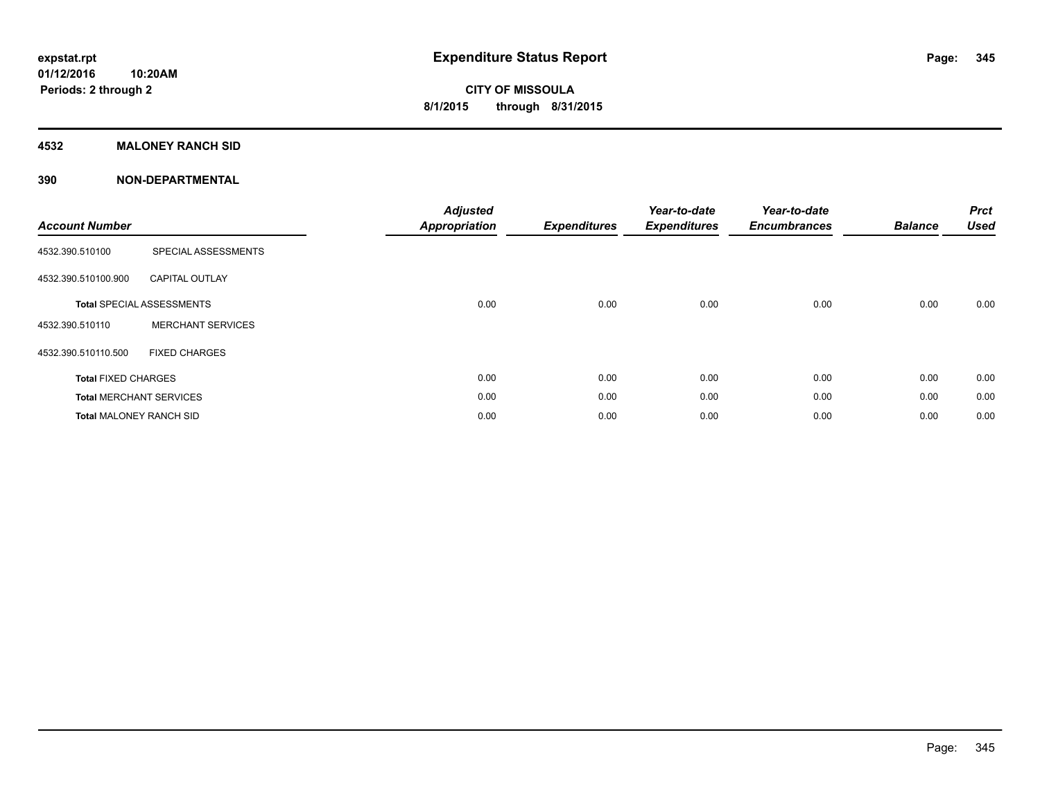# Expenditure Status Report

expstat.rpt
01/12/2016 10:20AM
Periods: 2 through 2

**CITY OF MISSOULA**
**8/1/2015 through 8/31/2015**

## 4532 MALONEY RANCH SID

## 390 NON-DEPARTMENTAL

| Account Number | | Adjusted Appropriation | Expenditures | Year-to-date Expenditures | Year-to-date Encumbrances | Balance | Prct Used |
|---|---|---|---|---|---|---|---|
| 4532.390.510100 | SPECIAL ASSESSMENTS | | | | | | |
| 4532.390.510100.900 | CAPITAL OUTLAY | | | | | | |
| **Total** SPECIAL ASSESSMENTS | | 0.00 | 0.00 | 0.00 | 0.00 | 0.00 | 0.00 |
| 4532.390.510110 | MERCHANT SERVICES | | | | | | |
| 4532.390.510110.500 | FIXED CHARGES | | | | | | |
| **Total** FIXED CHARGES | | 0.00 | 0.00 | 0.00 | 0.00 | 0.00 | 0.00 |
| **Total** MERCHANT SERVICES | | 0.00 | 0.00 | 0.00 | 0.00 | 0.00 | 0.00 |
| **Total** MALONEY RANCH SID | | 0.00 | 0.00 | 0.00 | 0.00 | 0.00 | 0.00 |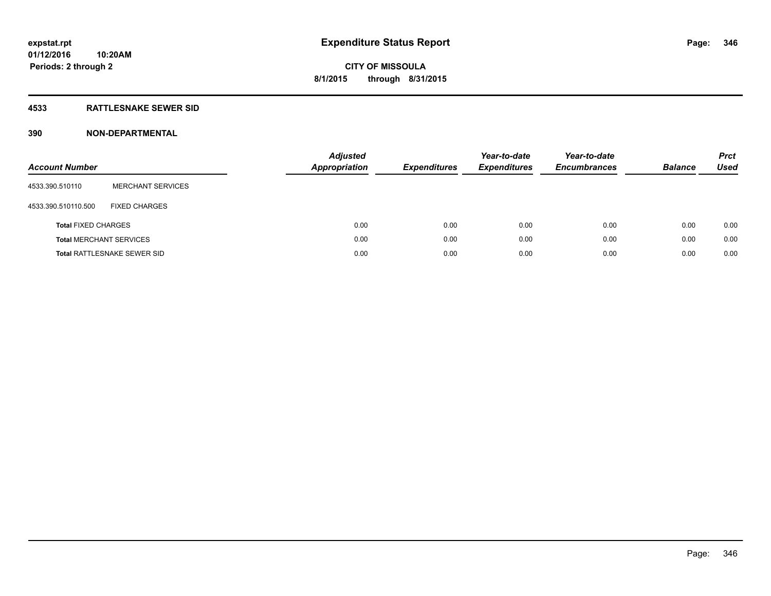expstat.rpt
01/12/2016 10:20AM
Periods: 2 through 2

# Expenditure Status Report

CITY OF MISSOULA
8/1/2015 through 8/31/2015

## 4533 RATTLESNAKE SEWER SID

## 390 NON-DEPARTMENTAL

| Account Number | | Adjusted Appropriation | Expenditures | Year-to-date Expenditures | Year-to-date Encumbrances | Balance | Prct Used |
|---|---|---|---|---|---|---|---|
| 4533.390.510110 | MERCHANT SERVICES | | | | | | |
| 4533.390.510110.500 | FIXED CHARGES | | | | | | |
| **Total** FIXED CHARGES | | 0.00 | 0.00 | 0.00 | 0.00 | 0.00 | 0.00 |
| **Total** MERCHANT SERVICES | | 0.00 | 0.00 | 0.00 | 0.00 | 0.00 | 0.00 |
| **Total** RATTLESNAKE SEWER SID | | 0.00 | 0.00 | 0.00 | 0.00 | 0.00 | 0.00 |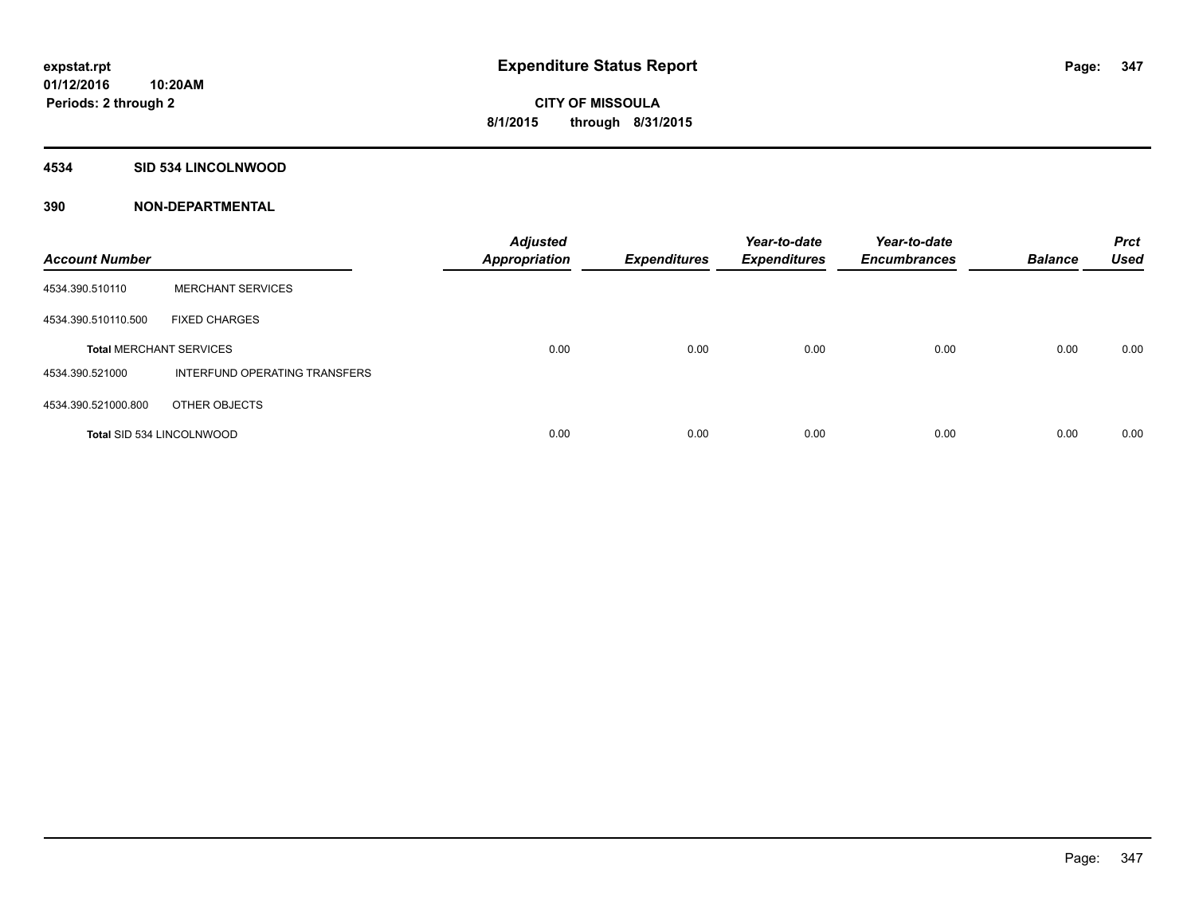# Expenditure Status Report

**expstat.rpt**
**01/12/2016 10:20AM**
**Periods: 2 through 2**

**CITY OF MISSOULA**
**8/1/2015 through 8/31/2015**

## 4534 SID 534 LINCOLNWOOD

### 390 NON-DEPARTMENTAL

| Account Number | | Adjusted Appropriation | Expenditures | Year-to-date Expenditures | Year-to-date Encumbrances | Balance | Prct Used |
|---|---|---|---|---|---|---|---|
| 4534.390.510110 | MERCHANT SERVICES | | | | | | |
| 4534.390.510110.500 | FIXED CHARGES | | | | | | |
| **Total** MERCHANT SERVICES | | 0.00 | 0.00 | 0.00 | 0.00 | 0.00 | 0.00 |
| 4534.390.521000 | INTERFUND OPERATING TRANSFERS | | | | | | |
| 4534.390.521000.800 | OTHER OBJECTS | | | | | | |
| **Total SID 534 LINCOLNWOOD** | | 0.00 | 0.00 | 0.00 | 0.00 | 0.00 | 0.00 |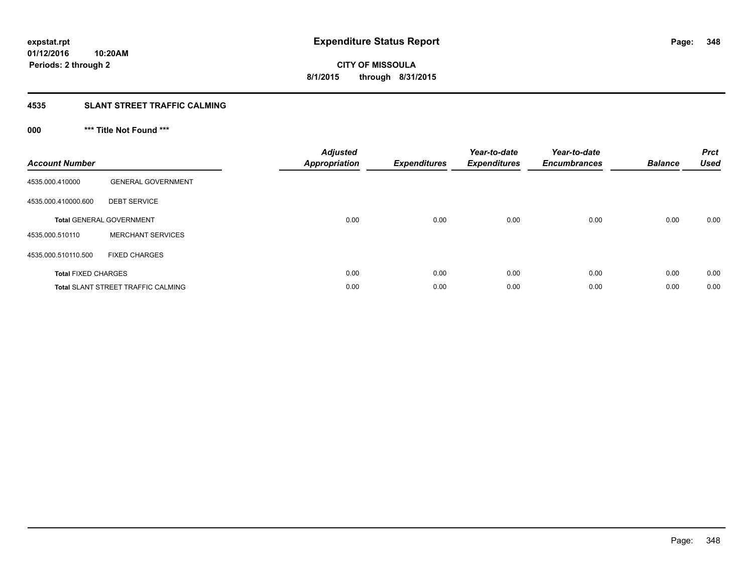expstat.rpt
01/12/2016 10:20AM
Periods: 2 through 2

# Expenditure Status Report

CITY OF MISSOULA
8/1/2015 through 8/31/2015

## 4535 SLANT STREET TRAFFIC CALMING

### 000 *** Title Not Found ***

| Account Number | | Adjusted Appropriation | Expenditures | Year-to-date Expenditures | Year-to-date Encumbrances | Balance | Prct Used |
|---|---|---|---|---|---|---|---|
| 4535.000.410000 | GENERAL GOVERNMENT | | | | | | |
| 4535.000.410000.600 | DEBT SERVICE | | | | | | |
| **Total** GENERAL GOVERNMENT | | 0.00 | 0.00 | 0.00 | 0.00 | 0.00 | 0.00 |
| 4535.000.510110 | MERCHANT SERVICES | | | | | | |
| 4535.000.510110.500 | FIXED CHARGES | | | | | | |
| **Total** FIXED CHARGES | | 0.00 | 0.00 | 0.00 | 0.00 | 0.00 | 0.00 |
| **Total** SLANT STREET TRAFFIC CALMING | | 0.00 | 0.00 | 0.00 | 0.00 | 0.00 | 0.00 |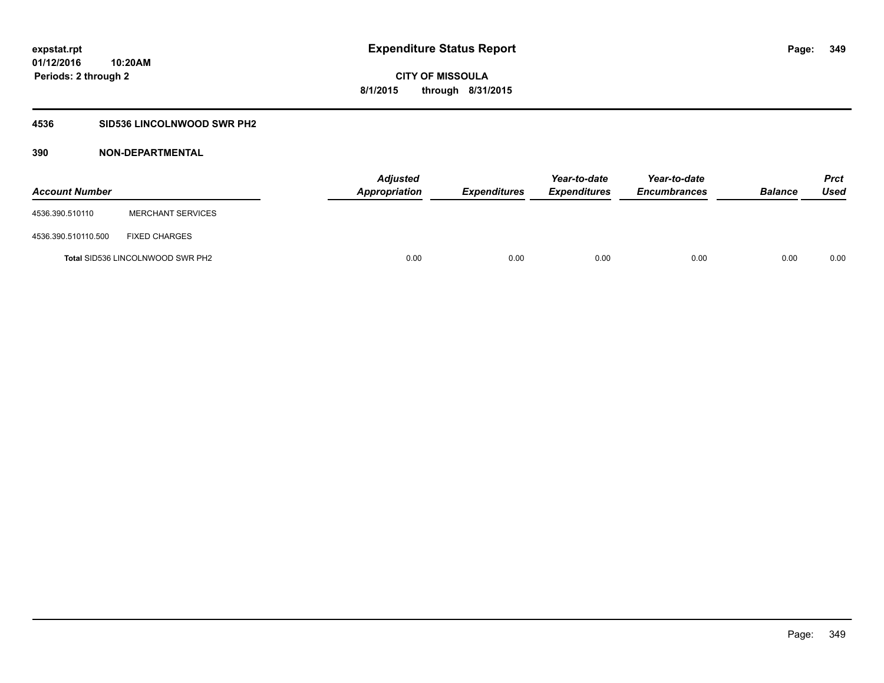# Expenditure Status Report

**CITY OF MISSOULA**

**8/1/2015 through 8/31/2015**

expstat.rpt
01/12/2016 10:20AM
Periods: 2 through 2

## 4536 SID536 LINCOLNWOOD SWR PH2

### 390 NON-DEPARTMENTAL

| Account Number | | Adjusted Appropriation | Expenditures | Year-to-date Expenditures | Year-to-date Encumbrances | Balance | Prct Used |
|---|---|---|---|---|---|---|---|
| 4536.390.510110 | MERCHANT SERVICES | | | | | | |
| 4536.390.510110.500 | FIXED CHARGES | | | | | | |
| **Total** SID536 LINCOLNWOOD SWR PH2 | | 0.00 | 0.00 | 0.00 | 0.00 | 0.00 | 0.00 |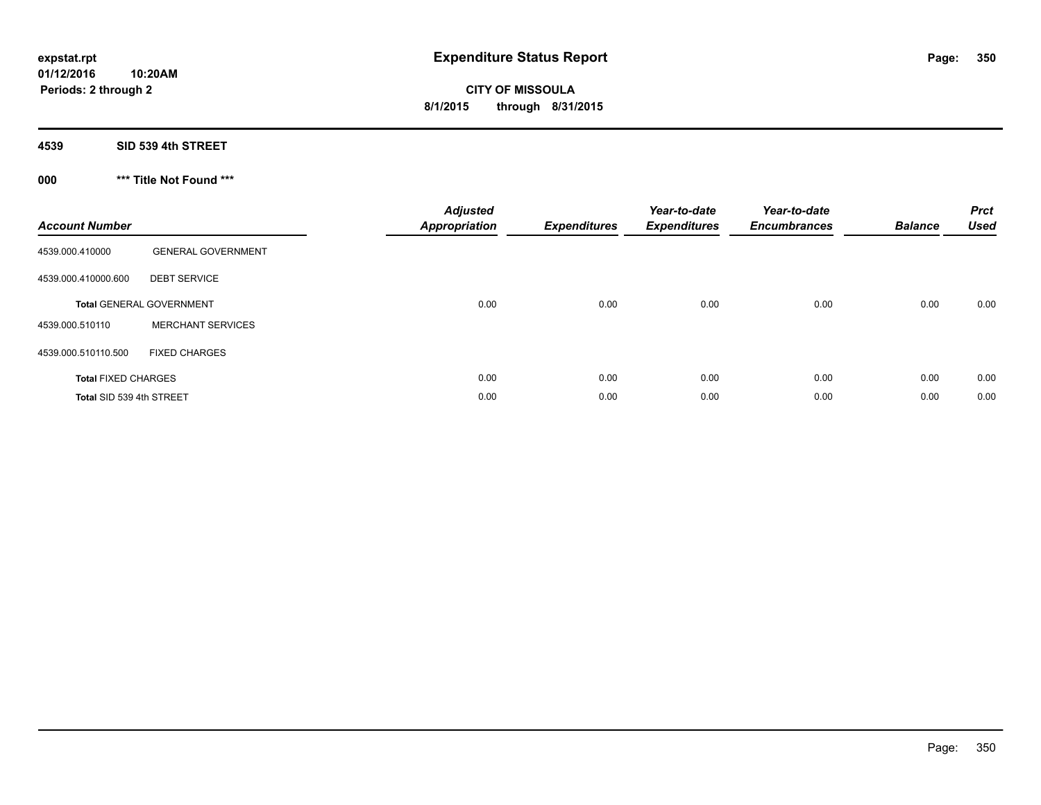expstat.rpt
01/12/2016 10:20AM
Periods: 2 through 2

# Expenditure Status Report

**CITY OF MISSOULA**
**8/1/2015 through 8/31/2015**

## 4539 SID 539 4th STREET

### 000 *** Title Not Found ***

| Account Number | | Adjusted Appropriation | Expenditures | Year-to-date Expenditures | Year-to-date Encumbrances | Balance | Prct Used |
|---|---|---|---|---|---|---|---|
| 4539.000.410000 | GENERAL GOVERNMENT | | | | | | |
| 4539.000.410000.600 | DEBT SERVICE | | | | | | |
| **Total** GENERAL GOVERNMENT | | 0.00 | 0.00 | 0.00 | 0.00 | 0.00 | 0.00 |
| 4539.000.510110 | MERCHANT SERVICES | | | | | | |
| 4539.000.510110.500 | FIXED CHARGES | | | | | | |
| **Total** FIXED CHARGES | | 0.00 | 0.00 | 0.00 | 0.00 | 0.00 | 0.00 |
| **Total** SID 539 4th STREET | | 0.00 | 0.00 | 0.00 | 0.00 | 0.00 | 0.00 |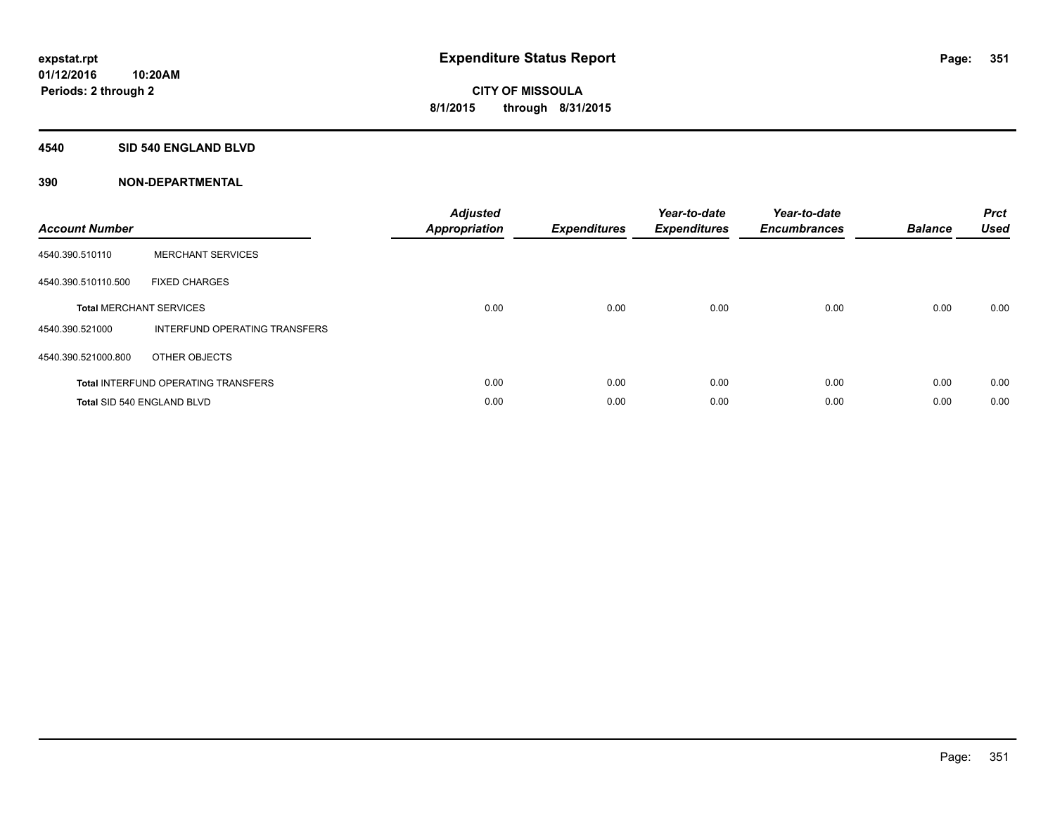**expstat.rpt**
**01/12/2016 10:20AM**
**Periods: 2 through 2**

# Expenditure Status Report

**CITY OF MISSOULA**
**8/1/2015 through 8/31/2015**

## 4540 SID 540 ENGLAND BLVD

## 390 NON-DEPARTMENTAL

| Account Number | | Adjusted Appropriation | Expenditures | Year-to-date Expenditures | Year-to-date Encumbrances | Balance | Prct Used |
|---|---|---|---|---|---|---|---|
| 4540.390.510110 | MERCHANT SERVICES | | | | | | |
| 4540.390.510110.500 | FIXED CHARGES | | | | | | |
| **Total** MERCHANT SERVICES | | 0.00 | 0.00 | 0.00 | 0.00 | 0.00 | 0.00 |
| 4540.390.521000 | INTERFUND OPERATING TRANSFERS | | | | | | |
| 4540.390.521000.800 | OTHER OBJECTS | | | | | | |
| **Total** INTERFUND OPERATING TRANSFERS | | 0.00 | 0.00 | 0.00 | 0.00 | 0.00 | 0.00 |
| **Total** SID 540 ENGLAND BLVD | | 0.00 | 0.00 | 0.00 | 0.00 | 0.00 | 0.00 |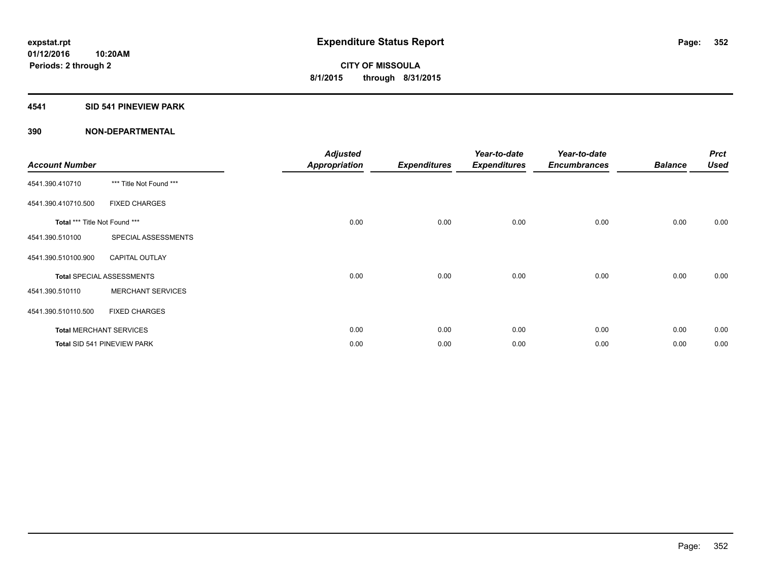# Expenditure Status Report

expstat.rpt
01/12/2016 10:20AM
Periods: 2 through 2

**CITY OF MISSOULA**
**8/1/2015 through 8/31/2015**

## 4541 SID 541 PINEVIEW PARK

### 390 NON-DEPARTMENTAL

| Account Number | | Adjusted Appropriation | Expenditures | Year-to-date Expenditures | Year-to-date Encumbrances | Balance | Prct Used |
|---|---|---|---|---|---|---|---|
| 4541.390.410710 | *** Title Not Found *** | | | | | | |
| 4541.390.410710.500 | FIXED CHARGES | | | | | | |
| **Total** *** Title Not Found *** | | 0.00 | 0.00 | 0.00 | 0.00 | 0.00 | 0.00 |
| 4541.390.510100 | SPECIAL ASSESSMENTS | | | | | | |
| 4541.390.510100.900 | CAPITAL OUTLAY | | | | | | |
| **Total** SPECIAL ASSESSMENTS | | 0.00 | 0.00 | 0.00 | 0.00 | 0.00 | 0.00 |
| 4541.390.510110 | MERCHANT SERVICES | | | | | | |
| 4541.390.510110.500 | FIXED CHARGES | | | | | | |
| **Total** MERCHANT SERVICES | | 0.00 | 0.00 | 0.00 | 0.00 | 0.00 | 0.00 |
| **Total** SID 541 PINEVIEW PARK | | 0.00 | 0.00 | 0.00 | 0.00 | 0.00 | 0.00 |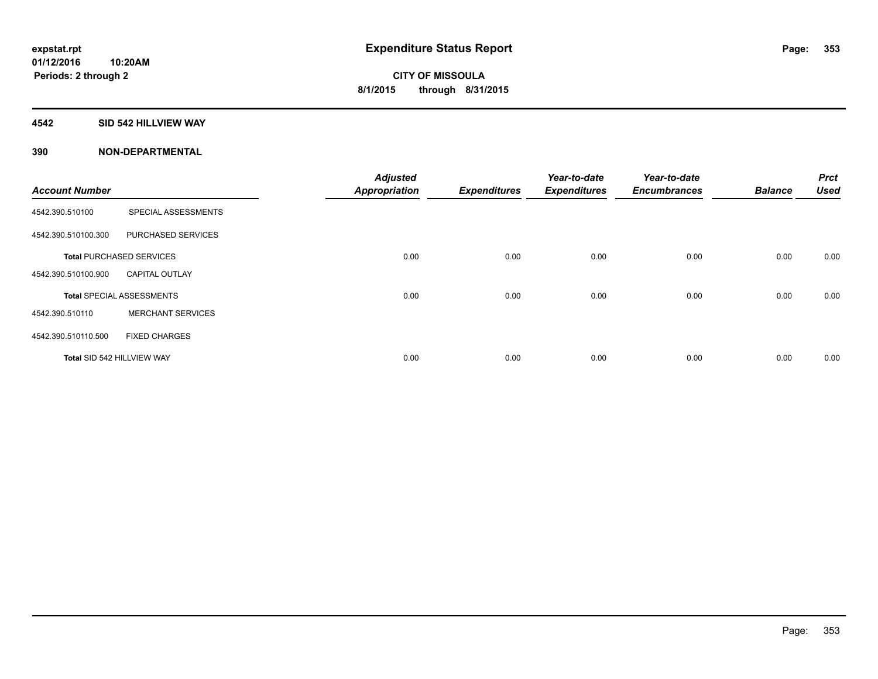**expstat.rpt**
**01/12/2016 10:20AM**
**Periods: 2 through 2**

# Expenditure Status Report

**CITY OF MISSOULA**
**8/1/2015 through 8/31/2015**

## 4542 SID 542 HILLVIEW WAY

## 390 NON-DEPARTMENTAL

| Account Number | | Adjusted Appropriation | Expenditures | Year-to-date Expenditures | Year-to-date Encumbrances | Balance | Prct Used |
|---|---|---|---|---|---|---|---|
| 4542.390.510100 | SPECIAL ASSESSMENTS | | | | | | |
| 4542.390.510100.300 | PURCHASED SERVICES | | | | | | |
| **Total** PURCHASED SERVICES | | 0.00 | 0.00 | 0.00 | 0.00 | 0.00 | 0.00 |
| 4542.390.510100.900 | CAPITAL OUTLAY | | | | | | |
| **Total** SPECIAL ASSESSMENTS | | 0.00 | 0.00 | 0.00 | 0.00 | 0.00 | 0.00 |
| 4542.390.510110 | MERCHANT SERVICES | | | | | | |
| 4542.390.510110.500 | FIXED CHARGES | | | | | | |
| **Total** SID 542 HILLVIEW WAY | | 0.00 | 0.00 | 0.00 | 0.00 | 0.00 | 0.00 |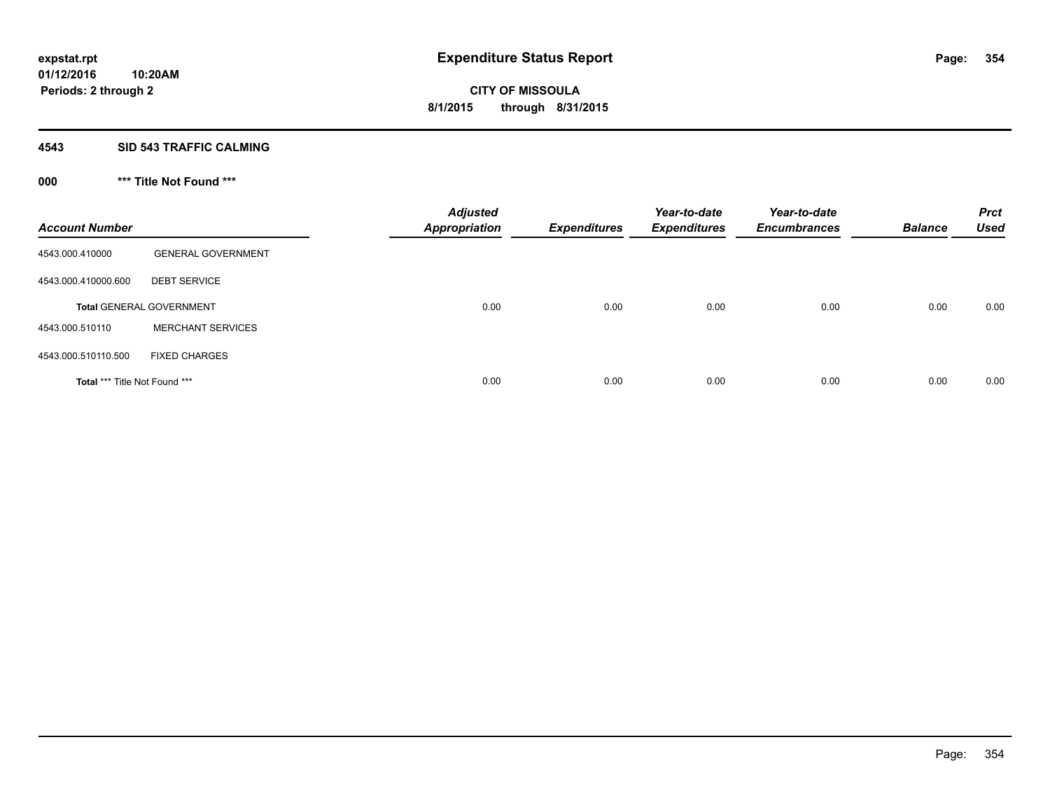# Expenditure Status Report

expstat.rpt
01/12/2016 10:20AM
Periods: 2 through 2

**CITY OF MISSOULA**
**8/1/2015 through 8/31/2015**

## 4543 SID 543 TRAFFIC CALMING

### 000 *** Title Not Found ***

| Account Number | | Adjusted Appropriation | Expenditures | Year-to-date Expenditures | Year-to-date Encumbrances | Balance | Prct Used |
|---|---|---|---|---|---|---|---|
| 4543.000.410000 | GENERAL GOVERNMENT | | | | | | |
| 4543.000.410000.600 | DEBT SERVICE | | | | | | |
| **Total** GENERAL GOVERNMENT | | 0.00 | 0.00 | 0.00 | 0.00 | 0.00 | 0.00 |
| 4543.000.510110 | MERCHANT SERVICES | | | | | | |
| 4543.000.510110.500 | FIXED CHARGES | | | | | | |
| **Total** *** Title Not Found *** | | 0.00 | 0.00 | 0.00 | 0.00 | 0.00 | 0.00 |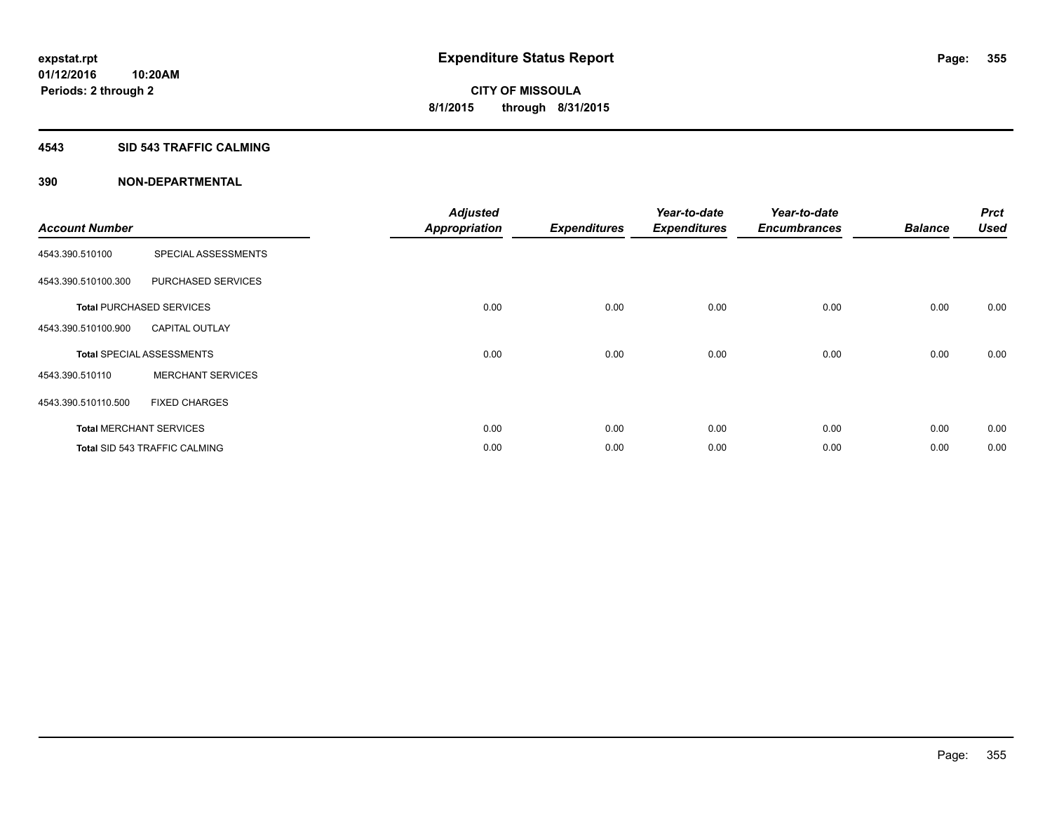**expstat.rpt**
**01/12/2016 10:20AM**
**Periods: 2 through 2**

# Expenditure Status Report

**CITY OF MISSOULA**
**8/1/2015 through 8/31/2015**

## 4543 SID 543 TRAFFIC CALMING

## 390 NON-DEPARTMENTAL

| Account Number | | Adjusted Appropriation | Expenditures | Year-to-date Expenditures | Year-to-date Encumbrances | Balance | Prct Used |
|---|---|---|---|---|---|---|---|
| 4543.390.510100 | SPECIAL ASSESSMENTS | | | | | | |
| 4543.390.510100.300 | PURCHASED SERVICES | | | | | | |
| **Total** PURCHASED SERVICES | | 0.00 | 0.00 | 0.00 | 0.00 | 0.00 | 0.00 |
| 4543.390.510100.900 | CAPITAL OUTLAY | | | | | | |
| **Total** SPECIAL ASSESSMENTS | | 0.00 | 0.00 | 0.00 | 0.00 | 0.00 | 0.00 |
| 4543.390.510110 | MERCHANT SERVICES | | | | | | |
| 4543.390.510110.500 | FIXED CHARGES | | | | | | |
| **Total** MERCHANT SERVICES | | 0.00 | 0.00 | 0.00 | 0.00 | 0.00 | 0.00 |
| **Total** SID 543 TRAFFIC CALMING | | 0.00 | 0.00 | 0.00 | 0.00 | 0.00 | 0.00 |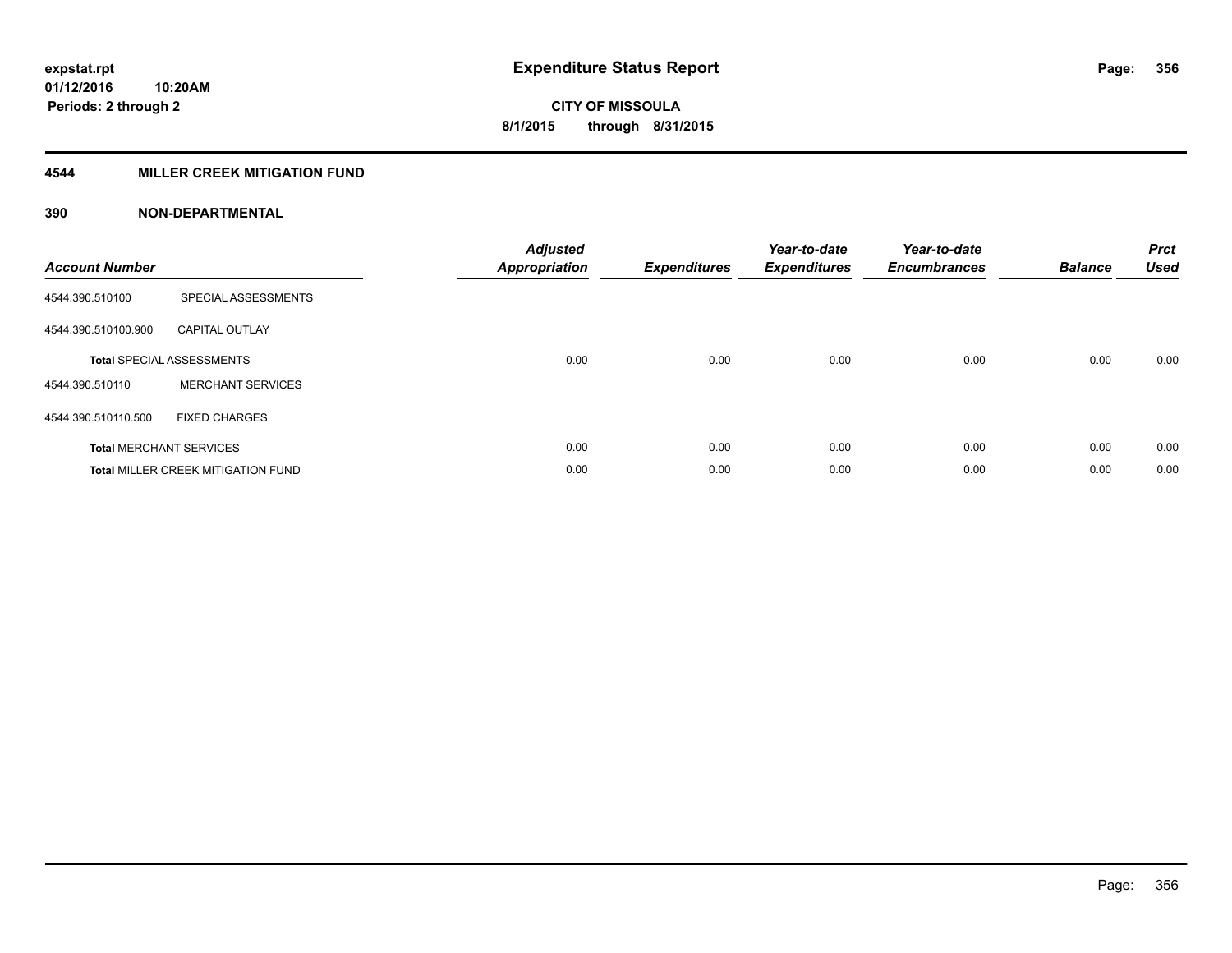**expstat.rpt**
**01/12/2016 10:20AM**
**Periods: 2 through 2**

# Expenditure Status Report

**CITY OF MISSOULA**
**8/1/2015 through 8/31/2015**

## 4544 MILLER CREEK MITIGATION FUND

### 390 NON-DEPARTMENTAL

| Account Number | | Adjusted Appropriation | Expenditures | Year-to-date Expenditures | Year-to-date Encumbrances | Balance | Prct Used |
|---|---|---|---|---|---|---|---|
| 4544.390.510100 | SPECIAL ASSESSMENTS | | | | | | |
| 4544.390.510100.900 | CAPITAL OUTLAY | | | | | | |
| **Total** SPECIAL ASSESSMENTS | | 0.00 | 0.00 | 0.00 | 0.00 | 0.00 | 0.00 |
| 4544.390.510110 | MERCHANT SERVICES | | | | | | |
| 4544.390.510110.500 | FIXED CHARGES | | | | | | |
| **Total** MERCHANT SERVICES | | 0.00 | 0.00 | 0.00 | 0.00 | 0.00 | 0.00 |
| **Total** MILLER CREEK MITIGATION FUND | | 0.00 | 0.00 | 0.00 | 0.00 | 0.00 | 0.00 |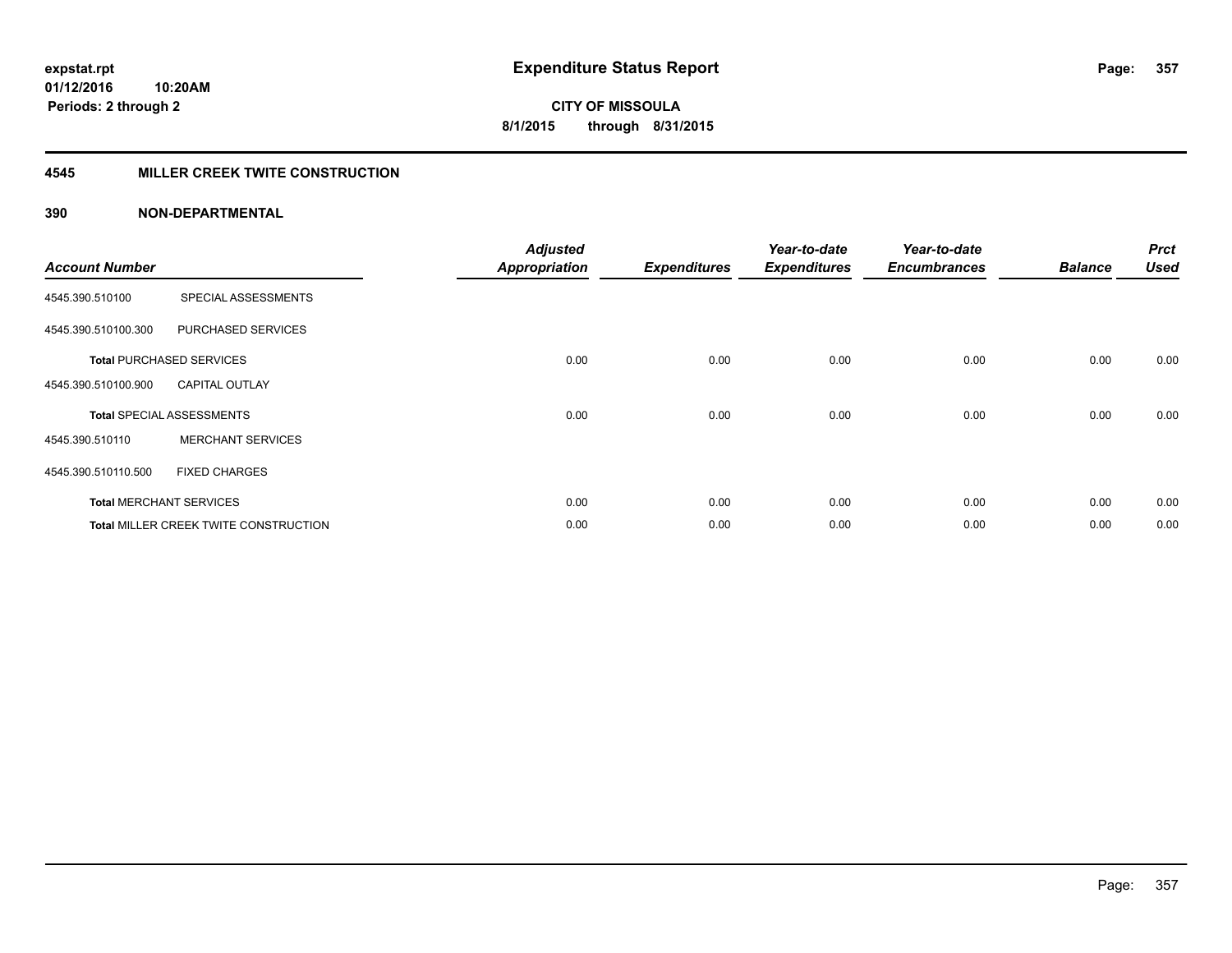**expstat.rpt**
**01/12/2016 10:20AM**
**Periods: 2 through 2**

# Expenditure Status Report

**CITY OF MISSOULA**
**8/1/2015 through 8/31/2015**

## 4545 MILLER CREEK TWITE CONSTRUCTION

### 390 NON-DEPARTMENTAL

| Account Number | | Adjusted Appropriation | Expenditures | Year-to-date Expenditures | Year-to-date Encumbrances | Balance | Prct Used |
|---|---|---|---|---|---|---|---|
| 4545.390.510100 | SPECIAL ASSESSMENTS | | | | | | |
| 4545.390.510100.300 | PURCHASED SERVICES | | | | | | |
| **Total** PURCHASED SERVICES | | 0.00 | 0.00 | 0.00 | 0.00 | 0.00 | 0.00 |
| 4545.390.510100.900 | CAPITAL OUTLAY | | | | | | |
| **Total** SPECIAL ASSESSMENTS | | 0.00 | 0.00 | 0.00 | 0.00 | 0.00 | 0.00 |
| 4545.390.510110 | MERCHANT SERVICES | | | | | | |
| 4545.390.510110.500 | FIXED CHARGES | | | | | | |
| **Total** MERCHANT SERVICES | | 0.00 | 0.00 | 0.00 | 0.00 | 0.00 | 0.00 |
| **Total** MILLER CREEK TWITE CONSTRUCTION | | 0.00 | 0.00 | 0.00 | 0.00 | 0.00 | 0.00 |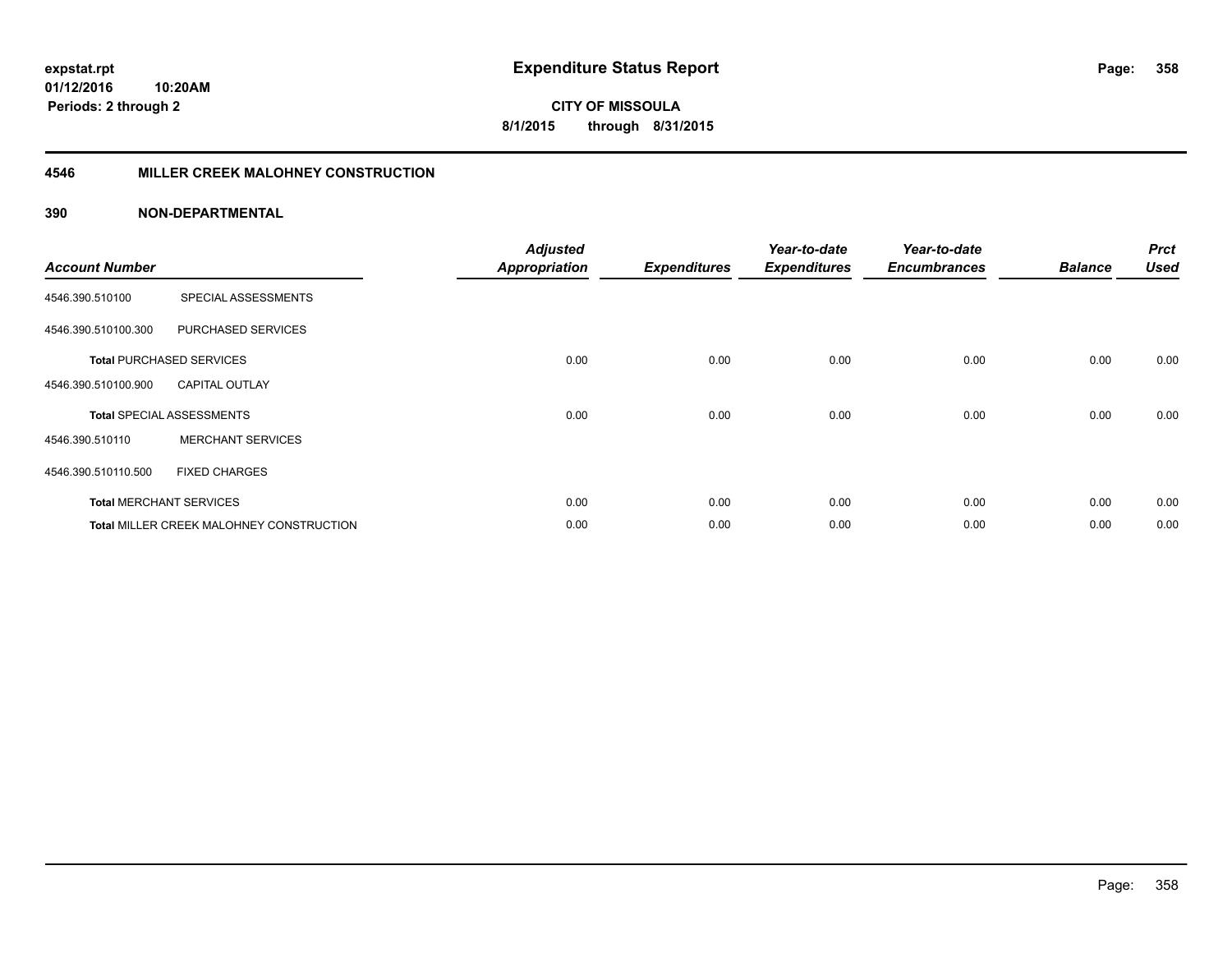**expstat.rpt**
**01/12/2016 10:20AM**
**Periods: 2 through 2**

# Expenditure Status Report

**CITY OF MISSOULA**
**8/1/2015 through 8/31/2015**

## 4546 MILLER CREEK MALOHNEY CONSTRUCTION

### 390 NON-DEPARTMENTAL

| Account Number | | Adjusted Appropriation | Expenditures | Year-to-date Expenditures | Year-to-date Encumbrances | Balance | Prct Used |
|---|---|---|---|---|---|---|---|
| 4546.390.510100 | SPECIAL ASSESSMENTS | | | | | | |
| 4546.390.510100.300 | PURCHASED SERVICES | | | | | | |
| **Total** PURCHASED SERVICES | | 0.00 | 0.00 | 0.00 | 0.00 | 0.00 | 0.00 |
| 4546.390.510100.900 | CAPITAL OUTLAY | | | | | | |
| **Total** SPECIAL ASSESSMENTS | | 0.00 | 0.00 | 0.00 | 0.00 | 0.00 | 0.00 |
| 4546.390.510110 | MERCHANT SERVICES | | | | | | |
| 4546.390.510110.500 | FIXED CHARGES | | | | | | |
| **Total** MERCHANT SERVICES | | 0.00 | 0.00 | 0.00 | 0.00 | 0.00 | 0.00 |
| **Total** MILLER CREEK MALOHNEY CONSTRUCTION | | 0.00 | 0.00 | 0.00 | 0.00 | 0.00 | 0.00 |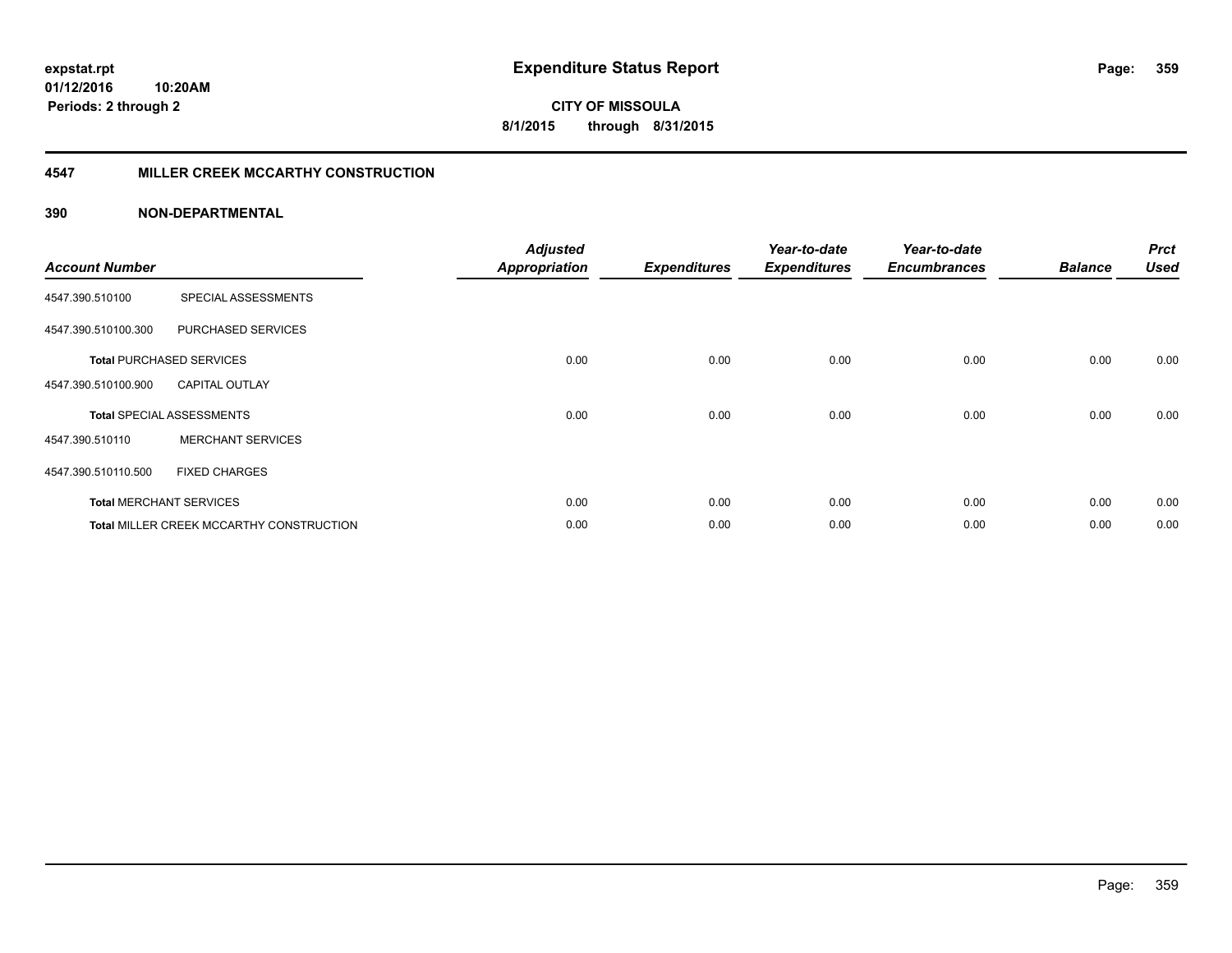# Expenditure Status Report

**CITY OF MISSOULA**

**8/1/2015 through 8/31/2015**

expstat.rpt
01/12/2016 10:20AM
Periods: 2 through 2

## 4547 MILLER CREEK MCCARTHY CONSTRUCTION

### 390 NON-DEPARTMENTAL

| Account Number | | Adjusted Appropriation | Expenditures | Year-to-date Expenditures | Year-to-date Encumbrances | Balance | Prct Used |
|---|---|---|---|---|---|---|---|
| 4547.390.510100 | SPECIAL ASSESSMENTS | | | | | | |
| 4547.390.510100.300 | PURCHASED SERVICES | | | | | | |
| **Total** PURCHASED SERVICES | | 0.00 | 0.00 | 0.00 | 0.00 | 0.00 | 0.00 |
| 4547.390.510100.900 | CAPITAL OUTLAY | | | | | | |
| **Total** SPECIAL ASSESSMENTS | | 0.00 | 0.00 | 0.00 | 0.00 | 0.00 | 0.00 |
| 4547.390.510110 | MERCHANT SERVICES | | | | | | |
| 4547.390.510110.500 | FIXED CHARGES | | | | | | |
| **Total** MERCHANT SERVICES | | 0.00 | 0.00 | 0.00 | 0.00 | 0.00 | 0.00 |
| **Total** MILLER CREEK MCCARTHY CONSTRUCTION | | 0.00 | 0.00 | 0.00 | 0.00 | 0.00 | 0.00 |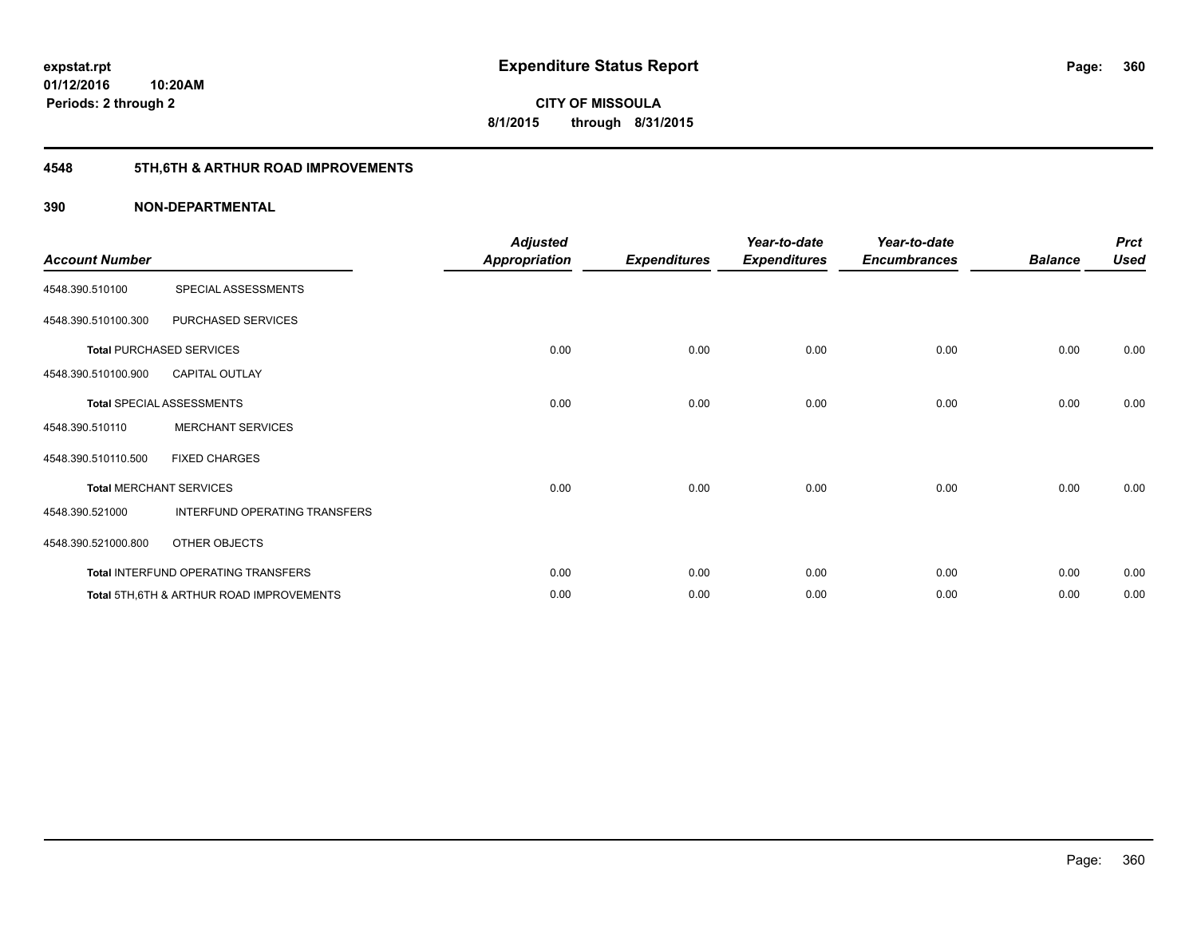# Expenditure Status Report

expstat.rpt
01/12/2016 10:20AM
Periods: 2 through 2

**CITY OF MISSOULA**
**8/1/2015 through 8/31/2015**

## 4548 5TH,6TH & ARTHUR ROAD IMPROVEMENTS

## 390 NON-DEPARTMENTAL

| Account Number | | Adjusted Appropriation | Expenditures | Year-to-date Expenditures | Year-to-date Encumbrances | Balance | Prct Used |
|---|---|---|---|---|---|---|---|
| 4548.390.510100 | SPECIAL ASSESSMENTS | | | | | | |
| 4548.390.510100.300 | PURCHASED SERVICES | | | | | | |
| **Total** PURCHASED SERVICES | | 0.00 | 0.00 | 0.00 | 0.00 | 0.00 | 0.00 |
| 4548.390.510100.900 | CAPITAL OUTLAY | | | | | | |
| **Total** SPECIAL ASSESSMENTS | | 0.00 | 0.00 | 0.00 | 0.00 | 0.00 | 0.00 |
| 4548.390.510110 | MERCHANT SERVICES | | | | | | |
| 4548.390.510110.500 | FIXED CHARGES | | | | | | |
| **Total** MERCHANT SERVICES | | 0.00 | 0.00 | 0.00 | 0.00 | 0.00 | 0.00 |
| 4548.390.521000 | INTERFUND OPERATING TRANSFERS | | | | | | |
| 4548.390.521000.800 | OTHER OBJECTS | | | | | | |
| **Total** INTERFUND OPERATING TRANSFERS | | 0.00 | 0.00 | 0.00 | 0.00 | 0.00 | 0.00 |
| **Total** 5TH,6TH & ARTHUR ROAD IMPROVEMENTS | | 0.00 | 0.00 | 0.00 | 0.00 | 0.00 | 0.00 |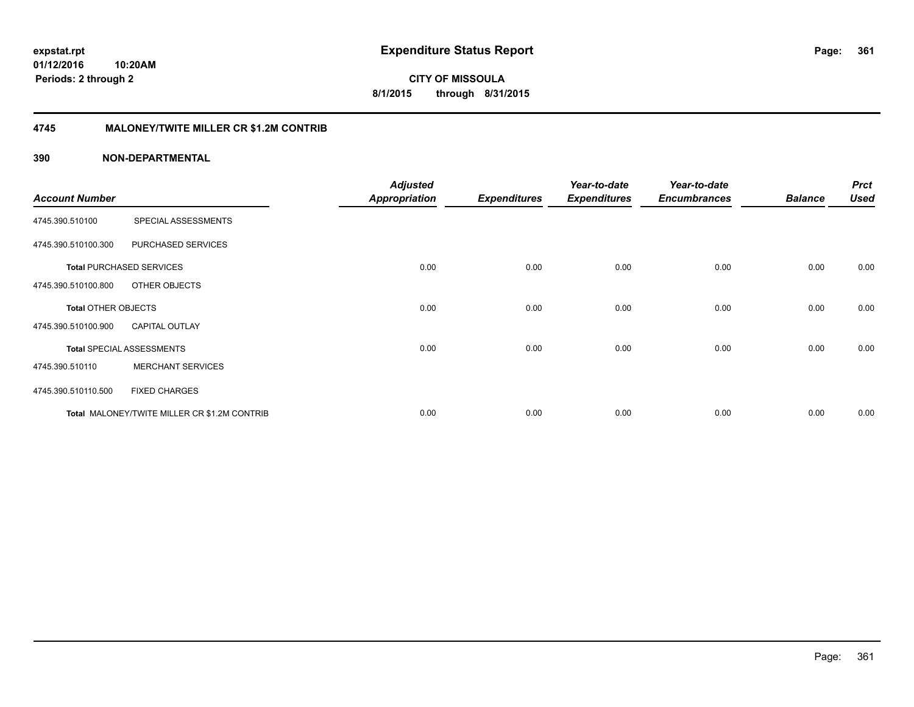# Expenditure Status Report

expstat.rpt
01/12/2016 10:20AM
Periods: 2 through 2

**CITY OF MISSOULA**
**8/1/2015 through 8/31/2015**

## 4745 MALONEY/TWITE MILLER CR $1.2M CONTRIB

### 390 NON-DEPARTMENTAL

| Account Number | | Adjusted Appropriation | Expenditures | Year-to-date Expenditures | Year-to-date Encumbrances | Balance | Prct Used |
|---|---|---|---|---|---|---|---|
| 4745.390.510100 | SPECIAL ASSESSMENTS | | | | | | |
| 4745.390.510100.300 | PURCHASED SERVICES | | | | | | |
| **Total** PURCHASED SERVICES | | 0.00 | 0.00 | 0.00 | 0.00 | 0.00 | 0.00 |
| 4745.390.510100.800 | OTHER OBJECTS | | | | | | |
| **Total** OTHER OBJECTS | | 0.00 | 0.00 | 0.00 | 0.00 | 0.00 | 0.00 |
| 4745.390.510100.900 | CAPITAL OUTLAY | | | | | | |
| **Total** SPECIAL ASSESSMENTS | | 0.00 | 0.00 | 0.00 | 0.00 | 0.00 | 0.00 |
| 4745.390.510110 | MERCHANT SERVICES | | | | | | |
| 4745.390.510110.500 | FIXED CHARGES | | | | | | |
| **Total** MALONEY/TWITE MILLER CR $1.2M CONTRIB | | 0.00 | 0.00 | 0.00 | 0.00 | 0.00 | 0.00 |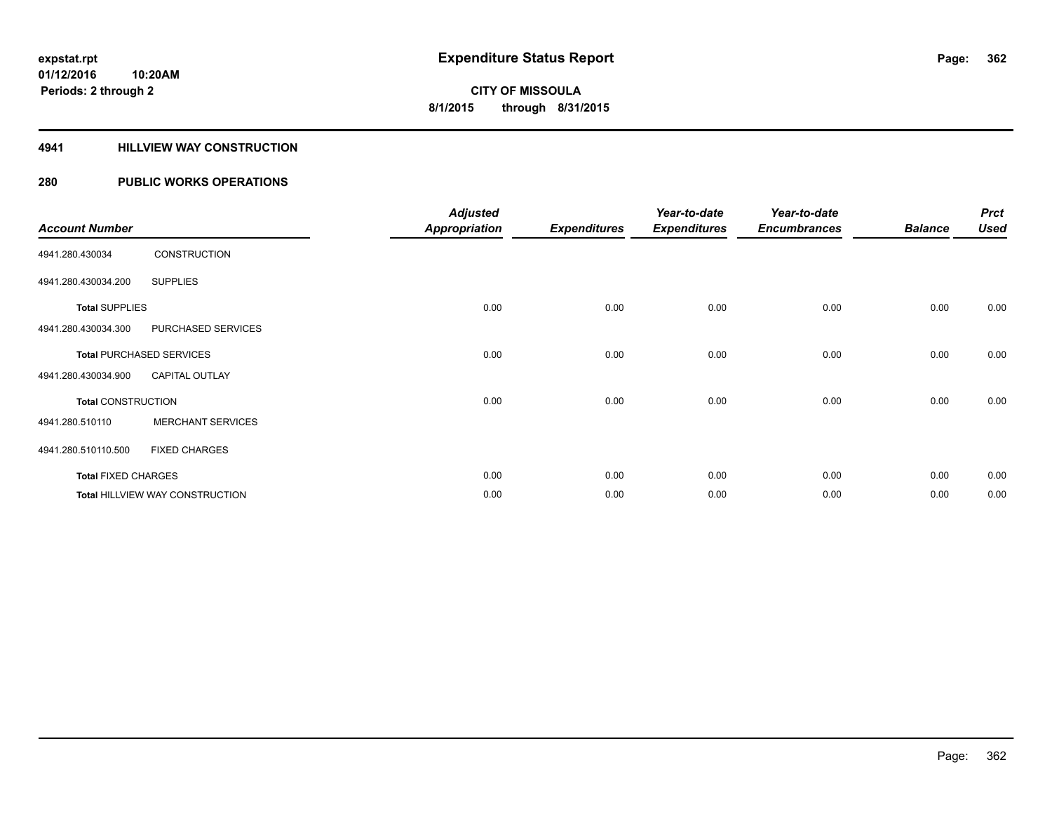**expstat.rpt**
**01/12/2016 10:20AM**
**Periods: 2 through 2**

# Expenditure Status Report

**CITY OF MISSOULA**
**8/1/2015 through 8/31/2015**

## 4941 HILLVIEW WAY CONSTRUCTION

## 280 PUBLIC WORKS OPERATIONS

| Account Number | | Adjusted Appropriation | Expenditures | Year-to-date Expenditures | Year-to-date Encumbrances | Balance | Prct Used |
|---|---|---|---|---|---|---|---|
| 4941.280.430034 | CONSTRUCTION | | | | | | |
| 4941.280.430034.200 | SUPPLIES | | | | | | |
| **Total** SUPPLIES | | 0.00 | 0.00 | 0.00 | 0.00 | 0.00 | 0.00 |
| 4941.280.430034.300 | PURCHASED SERVICES | | | | | | |
| **Total** PURCHASED SERVICES | | 0.00 | 0.00 | 0.00 | 0.00 | 0.00 | 0.00 |
| 4941.280.430034.900 | CAPITAL OUTLAY | | | | | | |
| **Total** CONSTRUCTION | | 0.00 | 0.00 | 0.00 | 0.00 | 0.00 | 0.00 |
| 4941.280.510110 | MERCHANT SERVICES | | | | | | |
| 4941.280.510110.500 | FIXED CHARGES | | | | | | |
| **Total** FIXED CHARGES | | 0.00 | 0.00 | 0.00 | 0.00 | 0.00 | 0.00 |
| **Total** HILLVIEW WAY CONSTRUCTION | | 0.00 | 0.00 | 0.00 | 0.00 | 0.00 | 0.00 |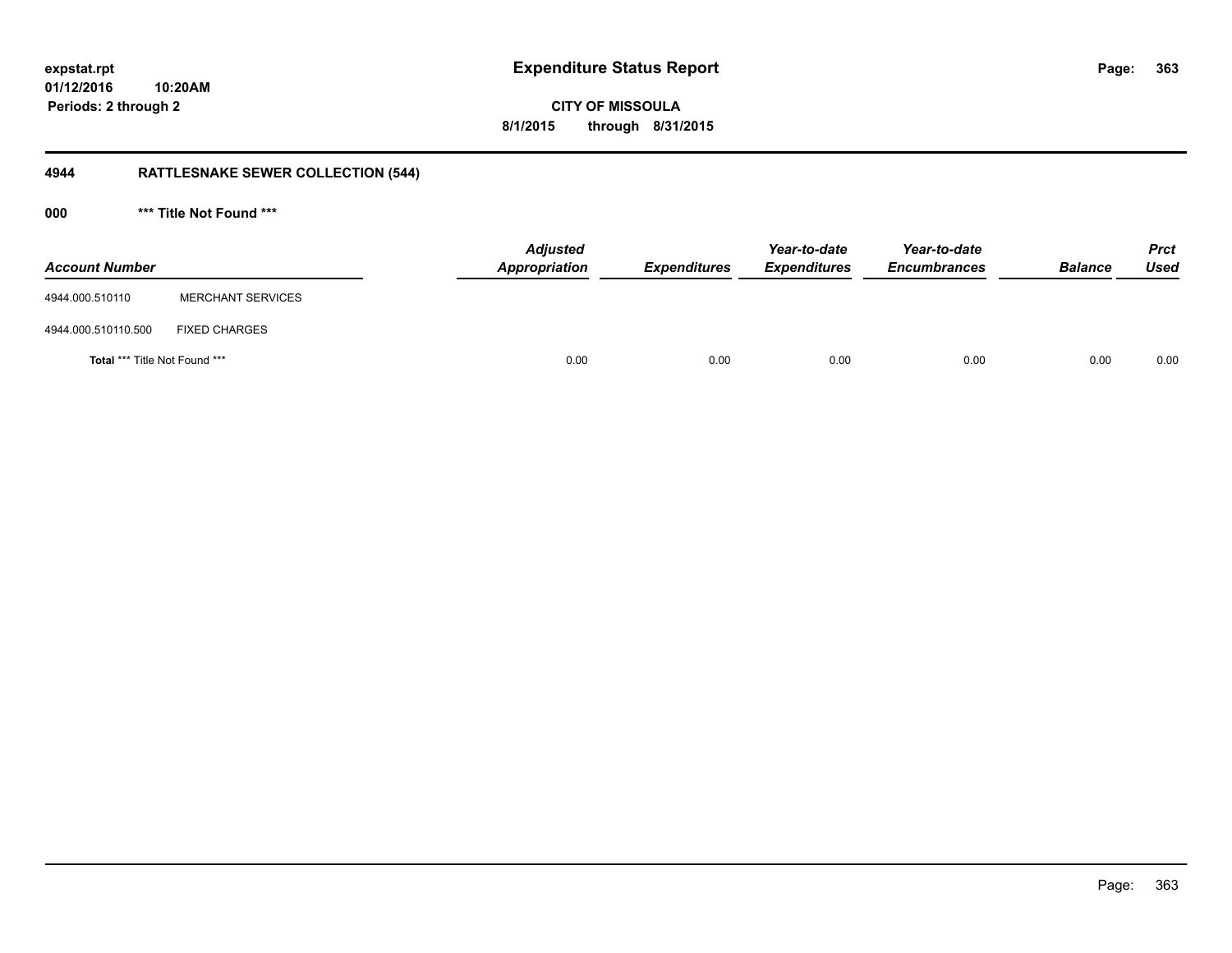# Expenditure Status Report

expstat.rpt
01/12/2016 10:20AM
Periods: 2 through 2

**CITY OF MISSOULA**
**8/1/2015 through 8/31/2015**

## 4944 RATTLESNAKE SEWER COLLECTION (544)

### 000 *** Title Not Found ***

| Account Number | | Adjusted Appropriation | Expenditures | Year-to-date Expenditures | Year-to-date Encumbrances | Balance | Prct Used |
|---|---|---|---|---|---|---|---|
| 4944.000.510110 | MERCHANT SERVICES | | | | | | |
| 4944.000.510110.500 | FIXED CHARGES | | | | | | |
| **Total** *** Title Not Found *** | | 0.00 | 0.00 | 0.00 | 0.00 | 0.00 | 0.00 |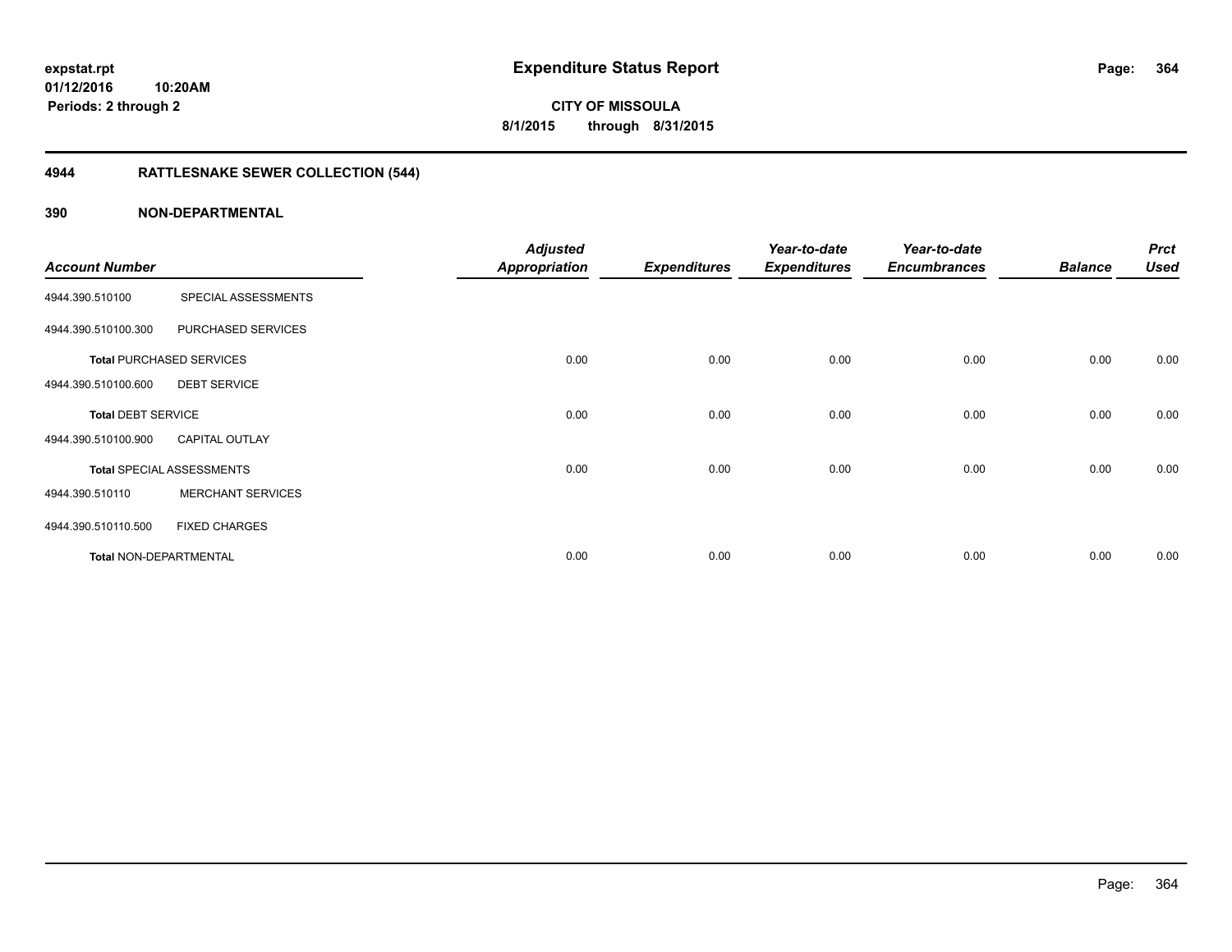# Expenditure Status Report

**CITY OF MISSOULA**

**8/1/2015 through 8/31/2015**

expstat.rpt
01/12/2016 10:20AM
Periods: 2 through 2

## 4944 RATTLESNAKE SEWER COLLECTION (544)

### 390 NON-DEPARTMENTAL

| Account Number | | Adjusted Appropriation | Expenditures | Year-to-date Expenditures | Year-to-date Encumbrances | Balance | Prct Used |
|---|---|---|---|---|---|---|---|
| 4944.390.510100 | SPECIAL ASSESSMENTS | | | | | | |
| 4944.390.510100.300 | PURCHASED SERVICES | | | | | | |
| **Total** PURCHASED SERVICES | | 0.00 | 0.00 | 0.00 | 0.00 | 0.00 | 0.00 |
| 4944.390.510100.600 | DEBT SERVICE | | | | | | |
| **Total** DEBT SERVICE | | 0.00 | 0.00 | 0.00 | 0.00 | 0.00 | 0.00 |
| 4944.390.510100.900 | CAPITAL OUTLAY | | | | | | |
| **Total** SPECIAL ASSESSMENTS | | 0.00 | 0.00 | 0.00 | 0.00 | 0.00 | 0.00 |
| 4944.390.510110 | MERCHANT SERVICES | | | | | | |
| 4944.390.510110.500 | FIXED CHARGES | | | | | | |
| **Total** NON-DEPARTMENTAL | | 0.00 | 0.00 | 0.00 | 0.00 | 0.00 | 0.00 |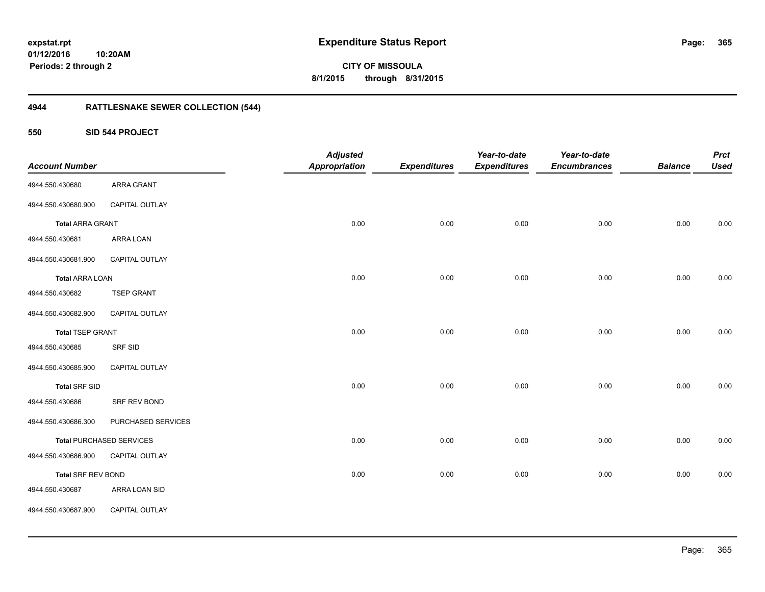expstat.rpt
01/12/2016 10:20AM
Periods: 2 through 2

# Expenditure Status Report

**CITY OF MISSOULA**
**8/1/2015 through 8/31/2015**

## 4944 RATTLESNAKE SEWER COLLECTION (544)

### 550 SID 544 PROJECT

| Account Number | | Adjusted Appropriation | Expenditures | Year-to-date Expenditures | Year-to-date Encumbrances | Balance | Prct Used |
|---|---|---|---|---|---|---|---|
| 4944.550.430680 | ARRA GRANT | | | | | | |
| 4944.550.430680.900 | CAPITAL OUTLAY | | | | | | |
| **Total** ARRA GRANT | | 0.00 | 0.00 | 0.00 | 0.00 | 0.00 | 0.00 |
| 4944.550.430681 | ARRA LOAN | | | | | | |
| 4944.550.430681.900 | CAPITAL OUTLAY | | | | | | |
| **Total** ARRA LOAN | | 0.00 | 0.00 | 0.00 | 0.00 | 0.00 | 0.00 |
| 4944.550.430682 | TSEP GRANT | | | | | | |
| 4944.550.430682.900 | CAPITAL OUTLAY | | | | | | |
| **Total** TSEP GRANT | | 0.00 | 0.00 | 0.00 | 0.00 | 0.00 | 0.00 |
| 4944.550.430685 | SRF SID | | | | | | |
| 4944.550.430685.900 | CAPITAL OUTLAY | | | | | | |
| **Total** SRF SID | | 0.00 | 0.00 | 0.00 | 0.00 | 0.00 | 0.00 |
| 4944.550.430686 | SRF REV BOND | | | | | | |
| 4944.550.430686.300 | PURCHASED SERVICES | | | | | | |
| **Total** PURCHASED SERVICES | | 0.00 | 0.00 | 0.00 | 0.00 | 0.00 | 0.00 |
| 4944.550.430686.900 | CAPITAL OUTLAY | | | | | | |
| **Total** SRF REV BOND | | 0.00 | 0.00 | 0.00 | 0.00 | 0.00 | 0.00 |
| 4944.550.430687 | ARRA LOAN SID | | | | | | |
| 4944.550.430687.900 | CAPITAL OUTLAY | | | | | | |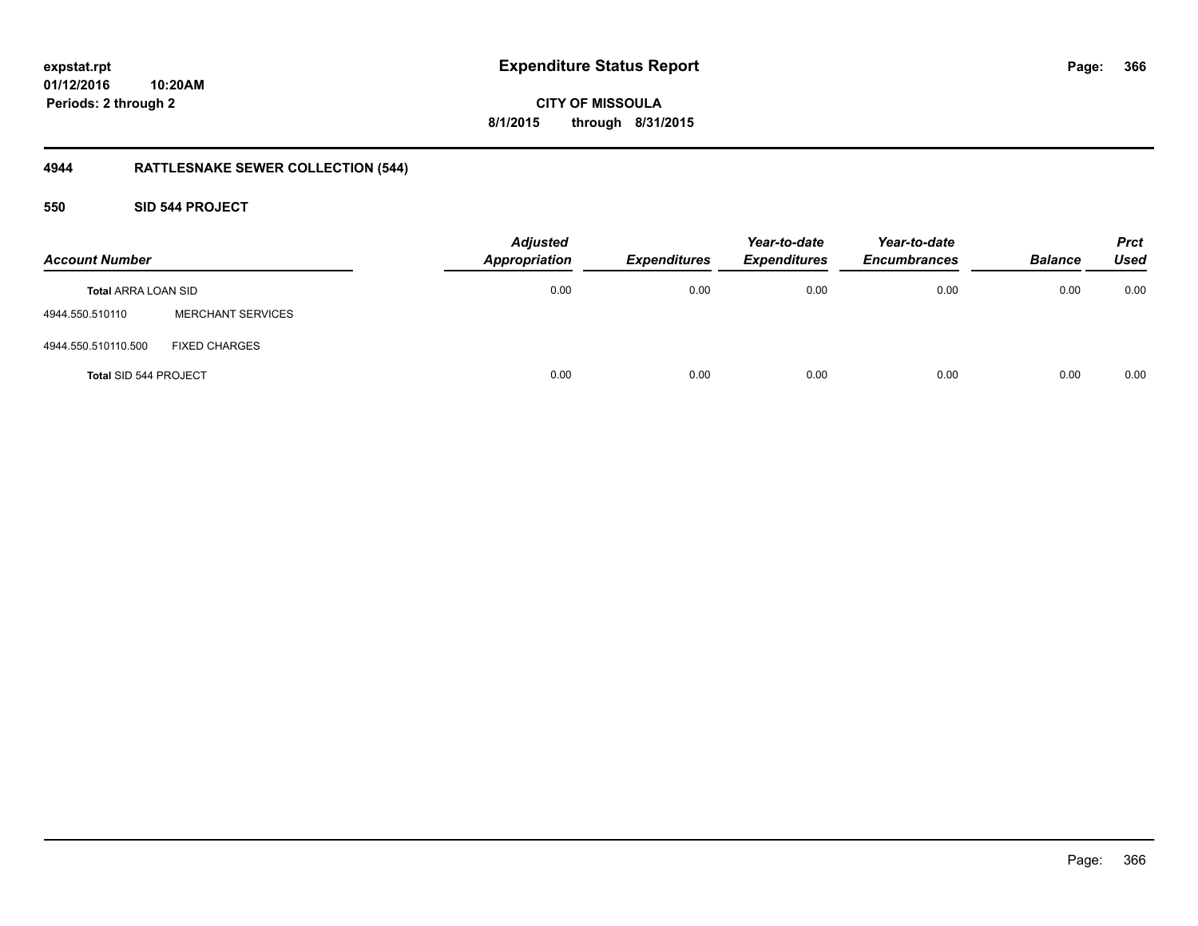# Expenditure Status Report

expstat.rpt
01/12/2016 10:20AM
Periods: 2 through 2

CITY OF MISSOULA
8/1/2015 through 8/31/2015

## 4944 RATTLESNAKE SEWER COLLECTION (544)

### 550 SID 544 PROJECT

| Account Number | | Adjusted Appropriation | Expenditures | Year-to-date Expenditures | Year-to-date Encumbrances | Balance | Prct Used |
|---|---|---|---|---|---|---|---|
| **Total** ARRA LOAN SID | | 0.00 | 0.00 | 0.00 | 0.00 | 0.00 | 0.00 |
| 4944.550.510110 | MERCHANT SERVICES | | | | | | |
| 4944.550.510110.500 | FIXED CHARGES | | | | | | |
| **Total** SID 544 PROJECT | | 0.00 | 0.00 | 0.00 | 0.00 | 0.00 | 0.00 |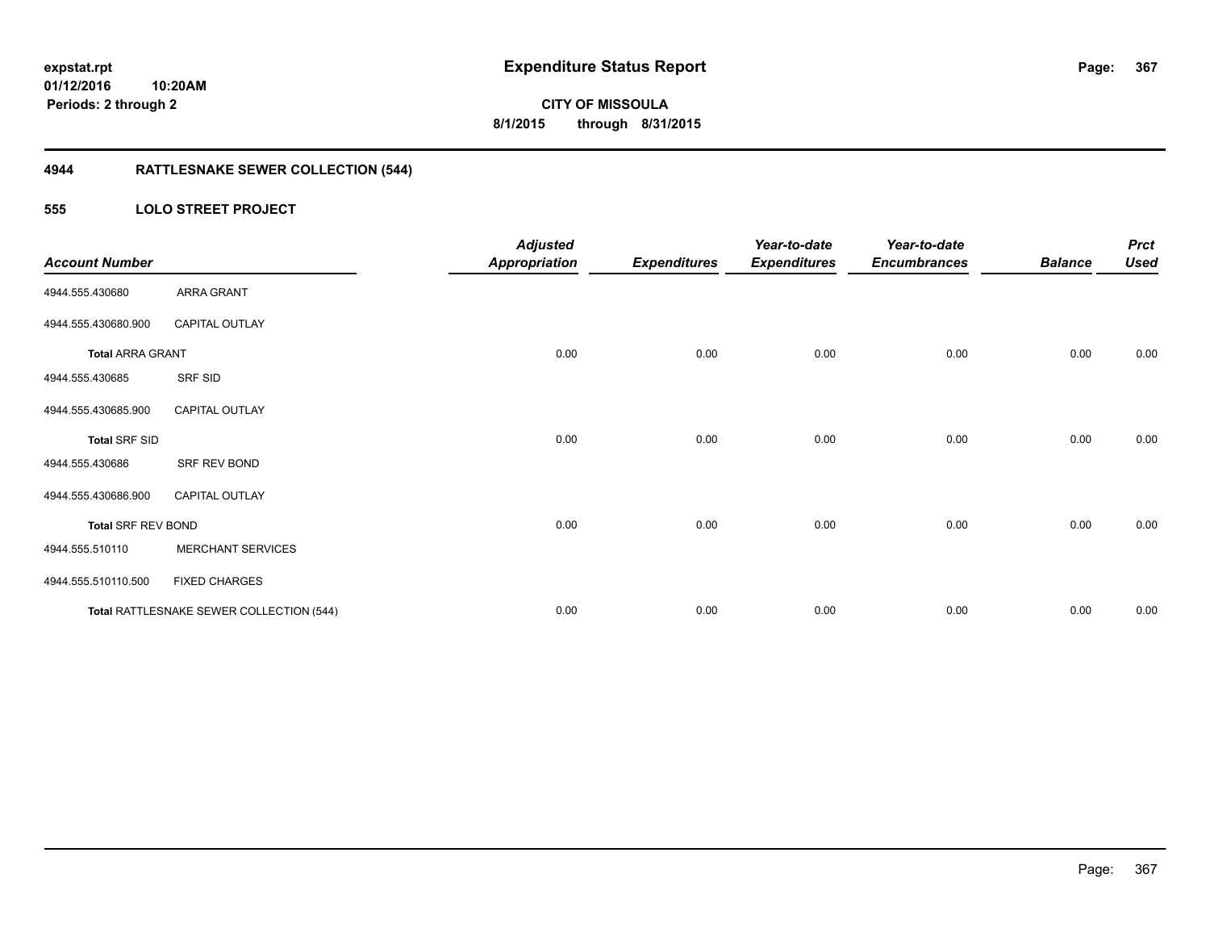expstat.rpt
01/12/2016 10:20AM
Periods: 2 through 2

# Expenditure Status Report

**CITY OF MISSOULA**
**8/1/2015 through 8/31/2015**

## 4944 RATTLESNAKE SEWER COLLECTION (544)

### 555 LOLO STREET PROJECT

| Account Number | | Adjusted Appropriation | Expenditures | Year-to-date Expenditures | Year-to-date Encumbrances | Balance | Prct Used |
|---|---|---|---|---|---|---|---|
| 4944.555.430680 | ARRA GRANT | | | | | | |
| 4944.555.430680.900 | CAPITAL OUTLAY | | | | | | |
| **Total** ARRA GRANT | | 0.00 | 0.00 | 0.00 | 0.00 | 0.00 | 0.00 |
| 4944.555.430685 | SRF SID | | | | | | |
| 4944.555.430685.900 | CAPITAL OUTLAY | | | | | | |
| **Total** SRF SID | | 0.00 | 0.00 | 0.00 | 0.00 | 0.00 | 0.00 |
| 4944.555.430686 | SRF REV BOND | | | | | | |
| 4944.555.430686.900 | CAPITAL OUTLAY | | | | | | |
| **Total** SRF REV BOND | | 0.00 | 0.00 | 0.00 | 0.00 | 0.00 | 0.00 |
| 4944.555.510110 | MERCHANT SERVICES | | | | | | |
| 4944.555.510110.500 | FIXED CHARGES | | | | | | |
| **Total** RATTLESNAKE SEWER COLLECTION (544) | | 0.00 | 0.00 | 0.00 | 0.00 | 0.00 | 0.00 |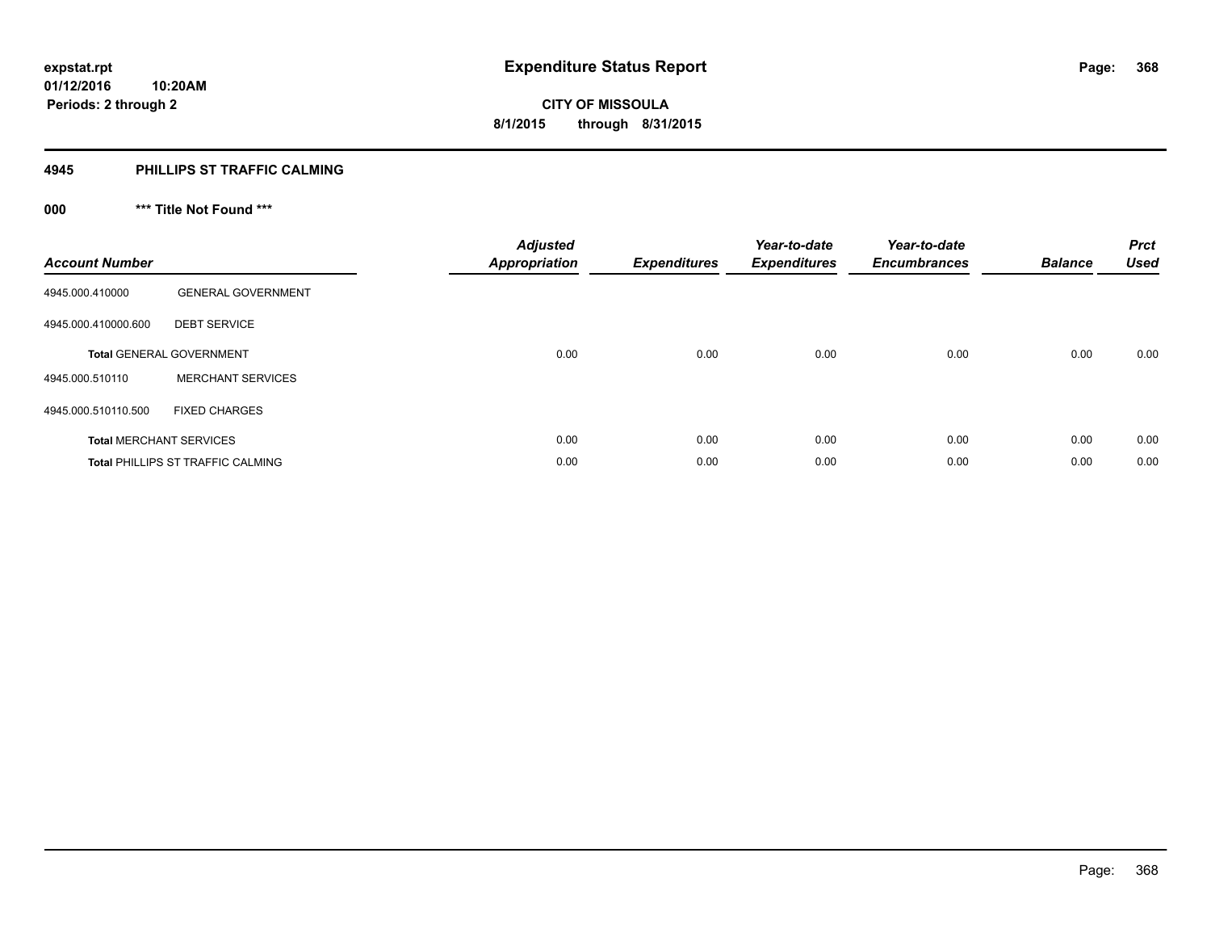**expstat.rpt**
**01/12/2016 10:20AM**
**Periods: 2 through 2**

# Expenditure Status Report

**CITY OF MISSOULA**
**8/1/2015 through 8/31/2015**

## 4945 PHILLIPS ST TRAFFIC CALMING

### 000 *** Title Not Found ***

| Account Number | | Adjusted Appropriation | Expenditures | Year-to-date Expenditures | Year-to-date Encumbrances | Balance | Prct Used |
|---|---|---|---|---|---|---|---|
| 4945.000.410000 | GENERAL GOVERNMENT | | | | | | |
| 4945.000.410000.600 | DEBT SERVICE | | | | | | |
| **Total** GENERAL GOVERNMENT | | 0.00 | 0.00 | 0.00 | 0.00 | 0.00 | 0.00 |
| 4945.000.510110 | MERCHANT SERVICES | | | | | | |
| 4945.000.510110.500 | FIXED CHARGES | | | | | | |
| **Total** MERCHANT SERVICES | | 0.00 | 0.00 | 0.00 | 0.00 | 0.00 | 0.00 |
| **Total** PHILLIPS ST TRAFFIC CALMING | | 0.00 | 0.00 | 0.00 | 0.00 | 0.00 | 0.00 |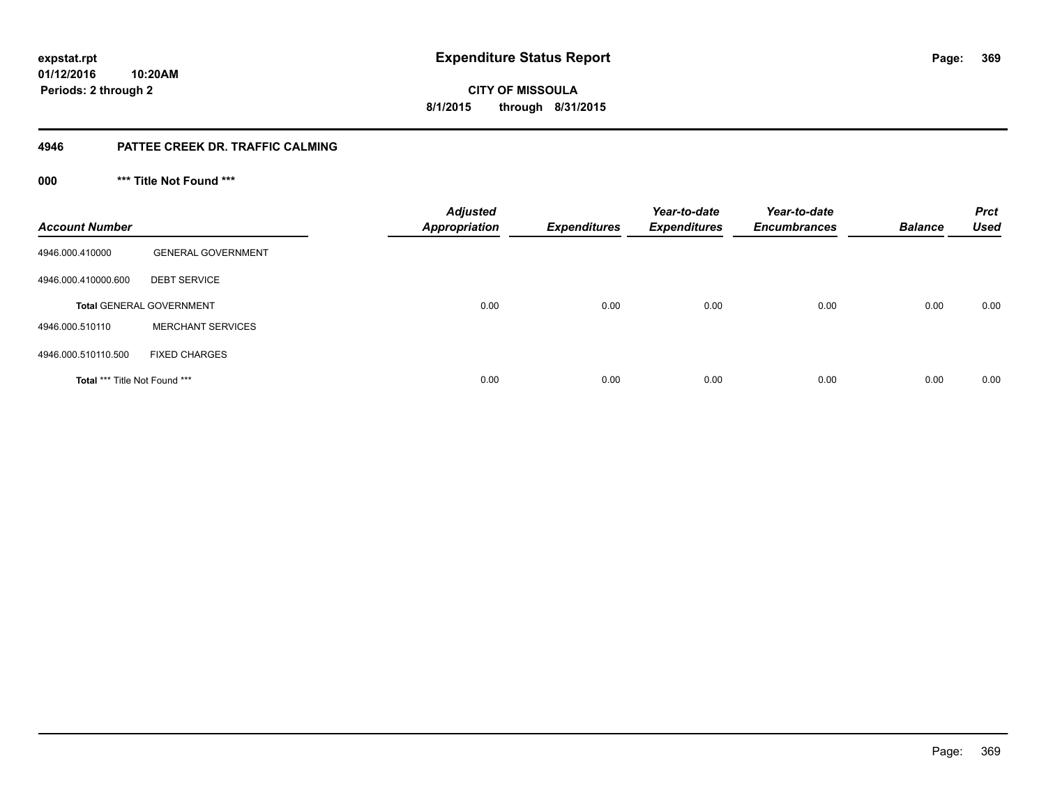expstat.rpt
01/12/2016 10:20AM
Periods: 2 through 2

# Expenditure Status Report

CITY OF MISSOULA
8/1/2015 through 8/31/2015

## 4946 PATTEE CREEK DR. TRAFFIC CALMING

### 000 *** Title Not Found ***

| Account Number | | Adjusted Appropriation | Expenditures | Year-to-date Expenditures | Year-to-date Encumbrances | Balance | Prct Used |
|---|---|---|---|---|---|---|---|
| 4946.000.410000 | GENERAL GOVERNMENT | | | | | | |
| 4946.000.410000.600 | DEBT SERVICE | | | | | | |
| **Total** GENERAL GOVERNMENT | | 0.00 | 0.00 | 0.00 | 0.00 | 0.00 | 0.00 |
| 4946.000.510110 | MERCHANT SERVICES | | | | | | |
| 4946.000.510110.500 | FIXED CHARGES | | | | | | |
| **Total** *** Title Not Found *** | | 0.00 | 0.00 | 0.00 | 0.00 | 0.00 | 0.00 |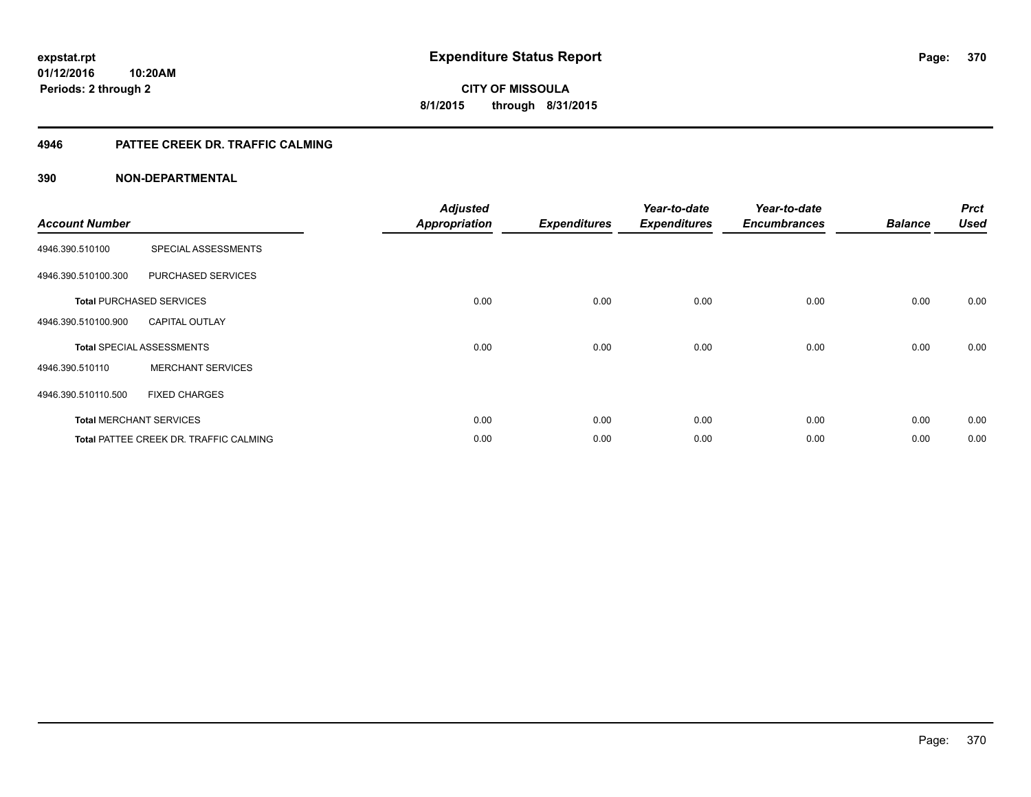expstat.rpt
01/12/2016 10:20AM
Periods: 2 through 2

# Expenditure Status Report

CITY OF MISSOULA
8/1/2015 through 8/31/2015

## 4946 PATTEE CREEK DR. TRAFFIC CALMING

## 390 NON-DEPARTMENTAL

| Account Number | | Adjusted Appropriation | Expenditures | Year-to-date Expenditures | Year-to-date Encumbrances | Balance | Prct Used |
|---|---|---|---|---|---|---|---|
| 4946.390.510100 | SPECIAL ASSESSMENTS | | | | | | |
| 4946.390.510100.300 | PURCHASED SERVICES | | | | | | |
| **Total** PURCHASED SERVICES | | 0.00 | 0.00 | 0.00 | 0.00 | 0.00 | 0.00 |
| 4946.390.510100.900 | CAPITAL OUTLAY | | | | | | |
| **Total** SPECIAL ASSESSMENTS | | 0.00 | 0.00 | 0.00 | 0.00 | 0.00 | 0.00 |
| 4946.390.510110 | MERCHANT SERVICES | | | | | | |
| 4946.390.510110.500 | FIXED CHARGES | | | | | | |
| **Total** MERCHANT SERVICES | | 0.00 | 0.00 | 0.00 | 0.00 | 0.00 | 0.00 |
| **Total** PATTEE CREEK DR. TRAFFIC CALMING | | 0.00 | 0.00 | 0.00 | 0.00 | 0.00 | 0.00 |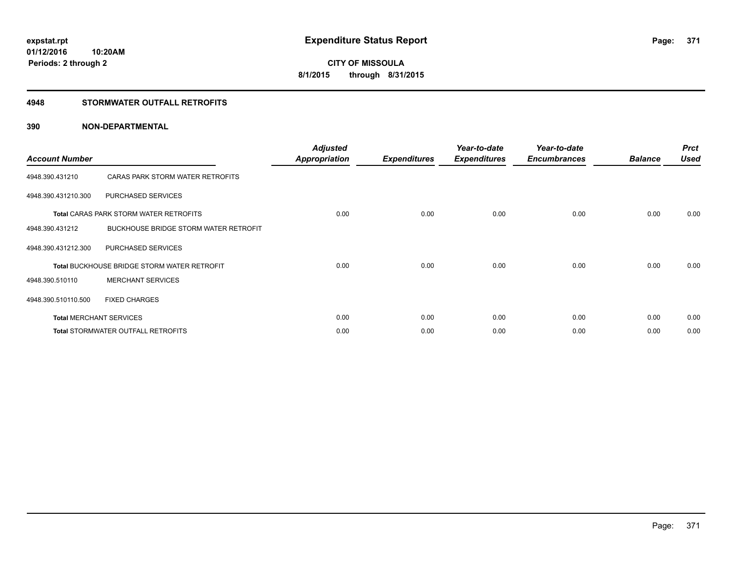**expstat.rpt**
**01/12/2016 10:20AM**
**Periods: 2 through 2**

# Expenditure Status Report

**CITY OF MISSOULA**
**8/1/2015 through 8/31/2015**

## 4948 STORMWATER OUTFALL RETROFITS

## 390 NON-DEPARTMENTAL

| Account Number | | Adjusted Appropriation | Expenditures | Year-to-date Expenditures | Year-to-date Encumbrances | Balance | Prct Used |
|---|---|---|---|---|---|---|---|
| 4948.390.431210 | CARAS PARK STORM WATER RETROFITS | | | | | | |
| 4948.390.431210.300 | PURCHASED SERVICES | | | | | | |
| **Total** CARAS PARK STORM WATER RETROFITS | | 0.00 | 0.00 | 0.00 | 0.00 | 0.00 | 0.00 |
| 4948.390.431212 | BUCKHOUSE BRIDGE STORM WATER RETROFIT | | | | | | |
| 4948.390.431212.300 | PURCHASED SERVICES | | | | | | |
| **Total** BUCKHOUSE BRIDGE STORM WATER RETROFIT | | 0.00 | 0.00 | 0.00 | 0.00 | 0.00 | 0.00 |
| 4948.390.510110 | MERCHANT SERVICES | | | | | | |
| 4948.390.510110.500 | FIXED CHARGES | | | | | | |
| **Total** MERCHANT SERVICES | | 0.00 | 0.00 | 0.00 | 0.00 | 0.00 | 0.00 |
| **Total** STORMWATER OUTFALL RETROFITS | | 0.00 | 0.00 | 0.00 | 0.00 | 0.00 | 0.00 |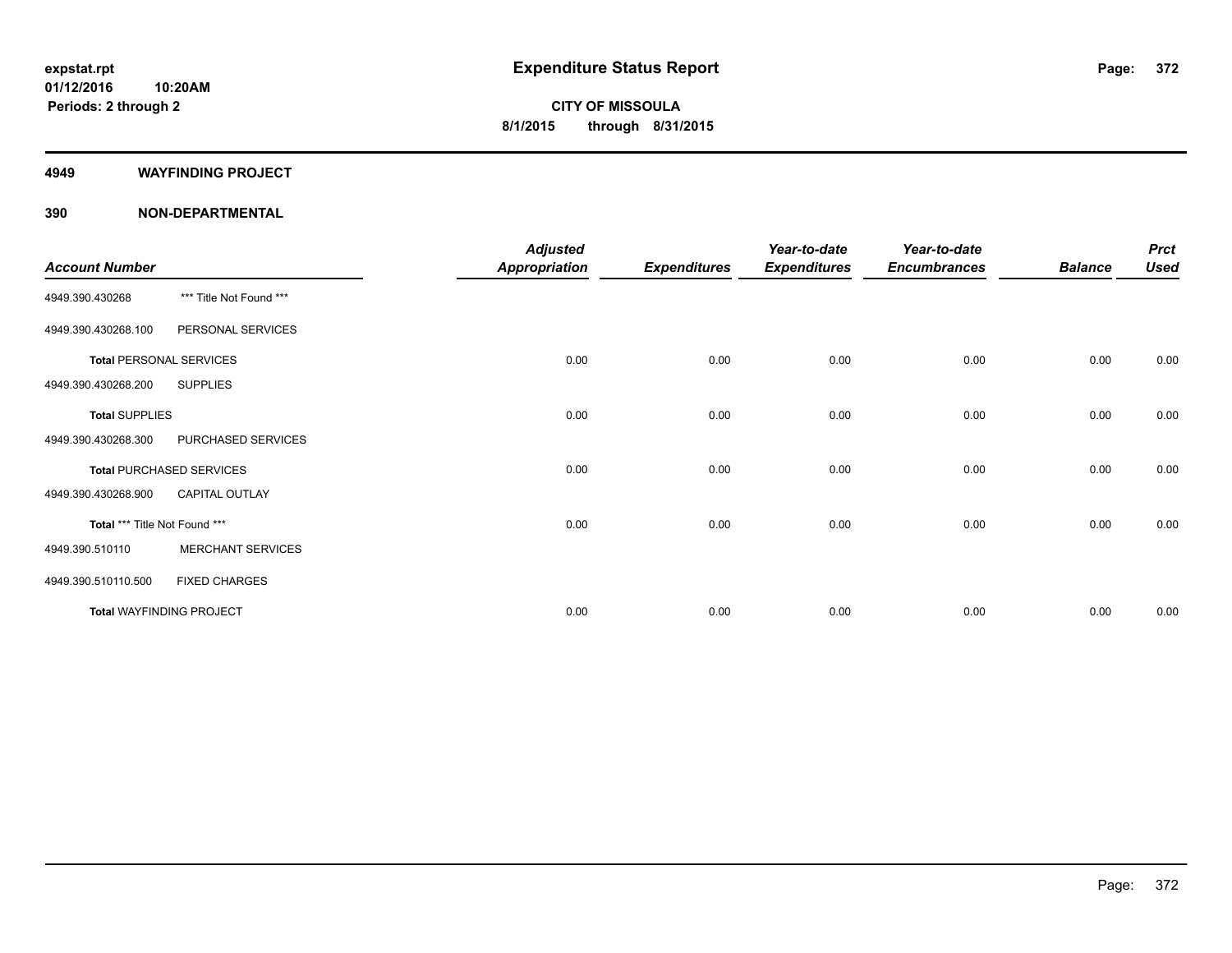**expstat.rpt**
**01/12/2016 10:20AM**
**Periods: 2 through 2**

# Expenditure Status Report

**CITY OF MISSOULA**
**8/1/2015 through 8/31/2015**

## 4949 WAYFINDING PROJECT

## 390 NON-DEPARTMENTAL

| Account Number | | Adjusted Appropriation | Expenditures | Year-to-date Expenditures | Year-to-date Encumbrances | Balance | Prct Used |
|---|---|---|---|---|---|---|---|
| 4949.390.430268 | *** Title Not Found *** | | | | | | |
| 4949.390.430268.100 | PERSONAL SERVICES | | | | | | |
| **Total** PERSONAL SERVICES | | 0.00 | 0.00 | 0.00 | 0.00 | 0.00 | 0.00 |
| 4949.390.430268.200 | SUPPLIES | | | | | | |
| **Total** SUPPLIES | | 0.00 | 0.00 | 0.00 | 0.00 | 0.00 | 0.00 |
| 4949.390.430268.300 | PURCHASED SERVICES | | | | | | |
| **Total** PURCHASED SERVICES | | 0.00 | 0.00 | 0.00 | 0.00 | 0.00 | 0.00 |
| 4949.390.430268.900 | CAPITAL OUTLAY | | | | | | |
| **Total** *** Title Not Found *** | | 0.00 | 0.00 | 0.00 | 0.00 | 0.00 | 0.00 |
| 4949.390.510110 | MERCHANT SERVICES | | | | | | |
| 4949.390.510110.500 | FIXED CHARGES | | | | | | |
| **Total** WAYFINDING PROJECT | | 0.00 | 0.00 | 0.00 | 0.00 | 0.00 | 0.00 |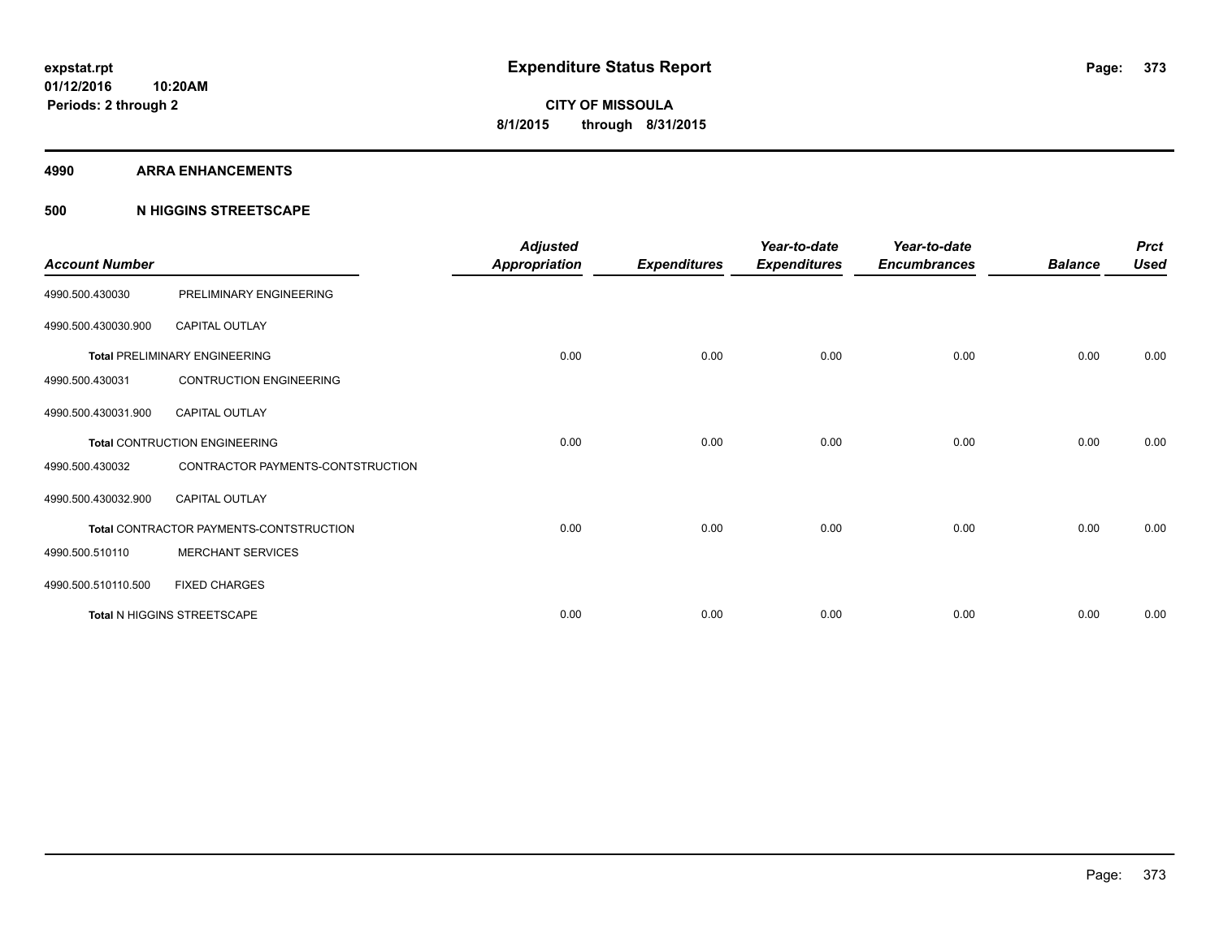**expstat.rpt**
**01/12/2016 10:20AM**
**Periods: 2 through 2**

# Expenditure Status Report

**CITY OF MISSOULA**
**8/1/2015 through 8/31/2015**

## 4990 ARRA ENHANCEMENTS

## 500 N HIGGINS STREETSCAPE

| Account Number | | Adjusted Appropriation | Expenditures | Year-to-date Expenditures | Year-to-date Encumbrances | Balance | Prct Used |
|---|---|---|---|---|---|---|---|
| 4990.500.430030 | PRELIMINARY ENGINEERING | | | | | | |
| 4990.500.430030.900 | CAPITAL OUTLAY | | | | | | |
| | **Total** PRELIMINARY ENGINEERING | 0.00 | 0.00 | 0.00 | 0.00 | 0.00 | 0.00 |
| 4990.500.430031 | CONTRUCTION ENGINEERING | | | | | | |
| 4990.500.430031.900 | CAPITAL OUTLAY | | | | | | |
| | **Total** CONTRUCTION ENGINEERING | 0.00 | 0.00 | 0.00 | 0.00 | 0.00 | 0.00 |
| 4990.500.430032 | CONTRACTOR PAYMENTS-CONTSTRUCTION | | | | | | |
| 4990.500.430032.900 | CAPITAL OUTLAY | | | | | | |
| | **Total** CONTRACTOR PAYMENTS-CONTSTRUCTION | 0.00 | 0.00 | 0.00 | 0.00 | 0.00 | 0.00 |
| 4990.500.510110 | MERCHANT SERVICES | | | | | | |
| 4990.500.510110.500 | FIXED CHARGES | | | | | | |
| | **Total** N HIGGINS STREETSCAPE | 0.00 | 0.00 | 0.00 | 0.00 | 0.00 | 0.00 |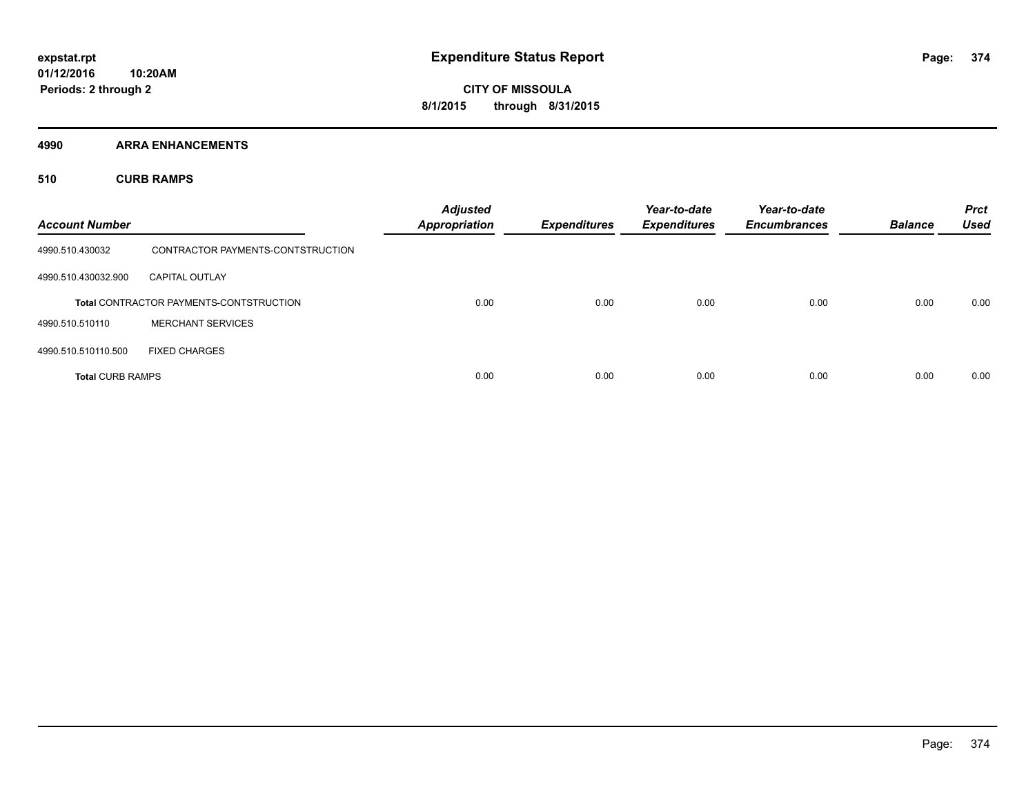expstat.rpt
01/12/2016 10:20AM
Periods: 2 through 2

# Expenditure Status Report

**CITY OF MISSOULA**
**8/1/2015 through 8/31/2015**

## 4990 ARRA ENHANCEMENTS

### 510 CURB RAMPS

| Account Number | | Adjusted Appropriation | Expenditures | Year-to-date Expenditures | Year-to-date Encumbrances | Balance | Prct Used |
|---|---|---|---|---|---|---|---|
| 4990.510.430032 | CONTRACTOR PAYMENTS-CONTSTRUCTION | | | | | | |
| 4990.510.430032.900 | CAPITAL OUTLAY | | | | | | |
| | **Total** CONTRACTOR PAYMENTS-CONTSTRUCTION | 0.00 | 0.00 | 0.00 | 0.00 | 0.00 | 0.00 |
| 4990.510.510110 | MERCHANT SERVICES | | | | | | |
| 4990.510.510110.500 | FIXED CHARGES | | | | | | |
| **Total** CURB RAMPS | | 0.00 | 0.00 | 0.00 | 0.00 | 0.00 | 0.00 |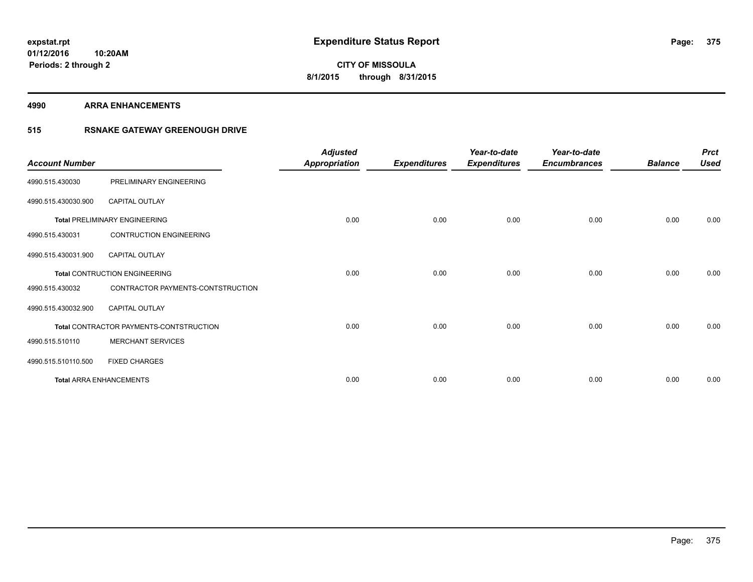**expstat.rpt**
**01/12/2016 10:20AM**
**Periods: 2 through 2**

# Expenditure Status Report

**CITY OF MISSOULA**
**8/1/2015 through 8/31/2015**

## 4990 ARRA ENHANCEMENTS

## 515 RSNAKE GATEWAY GREENOUGH DRIVE

| Account Number | | Adjusted Appropriation | Expenditures | Year-to-date Expenditures | Year-to-date Encumbrances | Balance | Prct Used |
|---|---|---|---|---|---|---|---|
| 4990.515.430030 | PRELIMINARY ENGINEERING | | | | | | |
| 4990.515.430030.900 | CAPITAL OUTLAY | | | | | | |
| **Total** PRELIMINARY ENGINEERING | | 0.00 | 0.00 | 0.00 | 0.00 | 0.00 | 0.00 |
| 4990.515.430031 | CONTRUCTION ENGINEERING | | | | | | |
| 4990.515.430031.900 | CAPITAL OUTLAY | | | | | | |
| **Total** CONTRUCTION ENGINEERING | | 0.00 | 0.00 | 0.00 | 0.00 | 0.00 | 0.00 |
| 4990.515.430032 | CONTRACTOR PAYMENTS-CONTSTRUCTION | | | | | | |
| 4990.515.430032.900 | CAPITAL OUTLAY | | | | | | |
| **Total** CONTRACTOR PAYMENTS-CONTSTRUCTION | | 0.00 | 0.00 | 0.00 | 0.00 | 0.00 | 0.00 |
| 4990.515.510110 | MERCHANT SERVICES | | | | | | |
| 4990.515.510110.500 | FIXED CHARGES | | | | | | |
| **Total** ARRA ENHANCEMENTS | | 0.00 | 0.00 | 0.00 | 0.00 | 0.00 | 0.00 |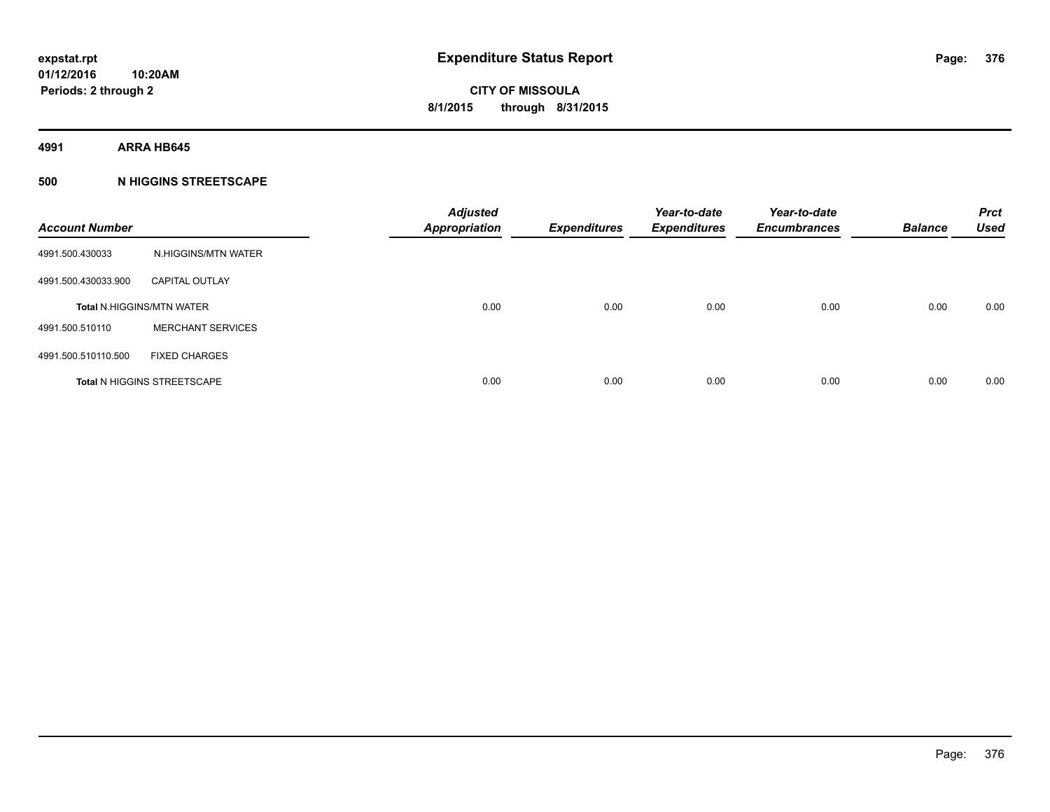# Expenditure Status Report

**CITY OF MISSOULA**
**8/1/2015 through 8/31/2015**

expstat.rpt
01/12/2016 10:20AM
Periods: 2 through 2

**4991 ARRA HB645**

**500 N HIGGINS STREETSCAPE**

| Account Number | | Adjusted Appropriation | Expenditures | Year-to-date Expenditures | Year-to-date Encumbrances | Balance | Prct Used |
|---|---|---|---|---|---|---|---|
| 4991.500.430033 | N.HIGGINS/MTN WATER | | | | | | |
| 4991.500.430033.900 | CAPITAL OUTLAY | | | | | | |
| Total N.HIGGINS/MTN WATER | | 0.00 | 0.00 | 0.00 | 0.00 | 0.00 | 0.00 |
| 4991.500.510110 | MERCHANT SERVICES | | | | | | |
| 4991.500.510110.500 | FIXED CHARGES | | | | | | |
| Total N HIGGINS STREETSCAPE | | 0.00 | 0.00 | 0.00 | 0.00 | 0.00 | 0.00 |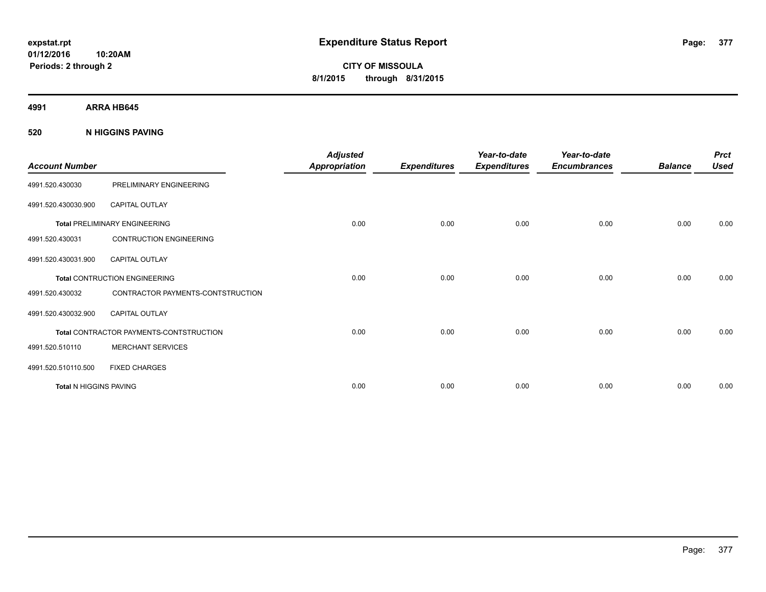**expstat.rpt**
**01/12/2016 10:20AM**
**Periods: 2 through 2**

# Expenditure Status Report

**CITY OF MISSOULA**
**8/1/2015 through 8/31/2015**

## 4991 ARRA HB645

## 520 N HIGGINS PAVING

| Account Number | | Adjusted Appropriation | Expenditures | Year-to-date Expenditures | Year-to-date Encumbrances | Balance | Prct Used |
|---|---|---|---|---|---|---|---|
| 4991.520.430030 | PRELIMINARY ENGINEERING | | | | | | |
| 4991.520.430030.900 | CAPITAL OUTLAY | | | | | | |
| **Total** PRELIMINARY ENGINEERING | | 0.00 | 0.00 | 0.00 | 0.00 | 0.00 | 0.00 |
| 4991.520.430031 | CONTRUCTION ENGINEERING | | | | | | |
| 4991.520.430031.900 | CAPITAL OUTLAY | | | | | | |
| **Total** CONTRUCTION ENGINEERING | | 0.00 | 0.00 | 0.00 | 0.00 | 0.00 | 0.00 |
| 4991.520.430032 | CONTRACTOR PAYMENTS-CONTSTRUCTION | | | | | | |
| 4991.520.430032.900 | CAPITAL OUTLAY | | | | | | |
| **Total** CONTRACTOR PAYMENTS-CONTSTRUCTION | | 0.00 | 0.00 | 0.00 | 0.00 | 0.00 | 0.00 |
| 4991.520.510110 | MERCHANT SERVICES | | | | | | |
| 4991.520.510110.500 | FIXED CHARGES | | | | | | |
| **Total** N HIGGINS PAVING | | 0.00 | 0.00 | 0.00 | 0.00 | 0.00 | 0.00 |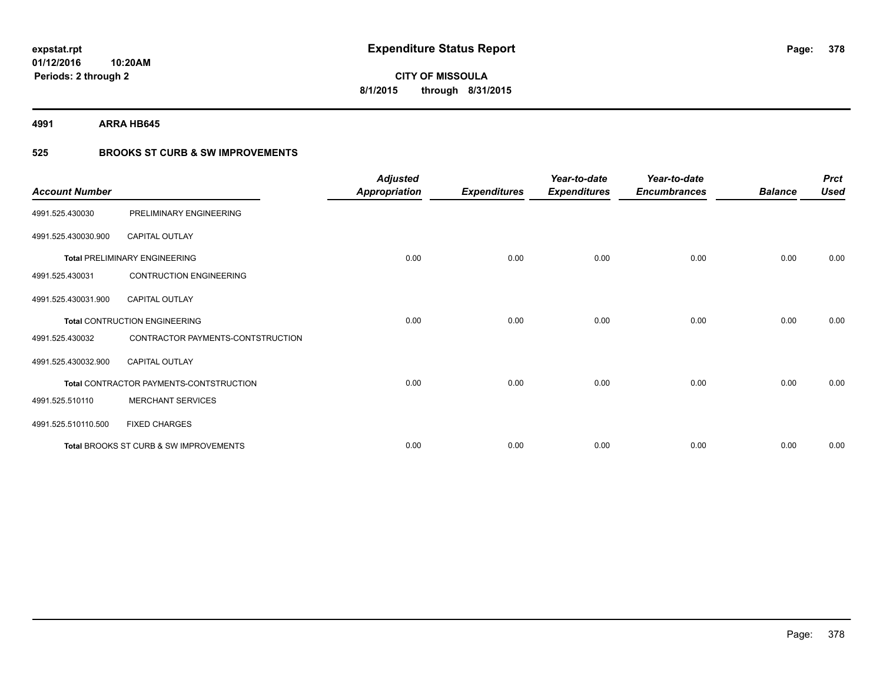# Expenditure Status Report

expstat.rpt
01/12/2016 10:20AM
Periods: 2 through 2

**CITY OF MISSOULA**
**8/1/2015 through 8/31/2015**

## 4991 ARRA HB645

### 525 BROOKS ST CURB & SW IMPROVEMENTS

| Account Number | | Adjusted Appropriation | Expenditures | Year-to-date Expenditures | Year-to-date Encumbrances | Balance | Prct Used |
|---|---|---|---|---|---|---|---|
| 4991.525.430030 | PRELIMINARY ENGINEERING | | | | | | |
| 4991.525.430030.900 | CAPITAL OUTLAY | | | | | | |
| | Total PRELIMINARY ENGINEERING | 0.00 | 0.00 | 0.00 | 0.00 | 0.00 | 0.00 |
| 4991.525.430031 | CONTRUCTION ENGINEERING | | | | | | |
| 4991.525.430031.900 | CAPITAL OUTLAY | | | | | | |
| | Total CONTRUCTION ENGINEERING | 0.00 | 0.00 | 0.00 | 0.00 | 0.00 | 0.00 |
| 4991.525.430032 | CONTRACTOR PAYMENTS-CONTSTRUCTION | | | | | | |
| 4991.525.430032.900 | CAPITAL OUTLAY | | | | | | |
| | Total CONTRACTOR PAYMENTS-CONTSTRUCTION | 0.00 | 0.00 | 0.00 | 0.00 | 0.00 | 0.00 |
| 4991.525.510110 | MERCHANT SERVICES | | | | | | |
| 4991.525.510110.500 | FIXED CHARGES | | | | | | |
| | Total BROOKS ST CURB & SW IMPROVEMENTS | 0.00 | 0.00 | 0.00 | 0.00 | 0.00 | 0.00 |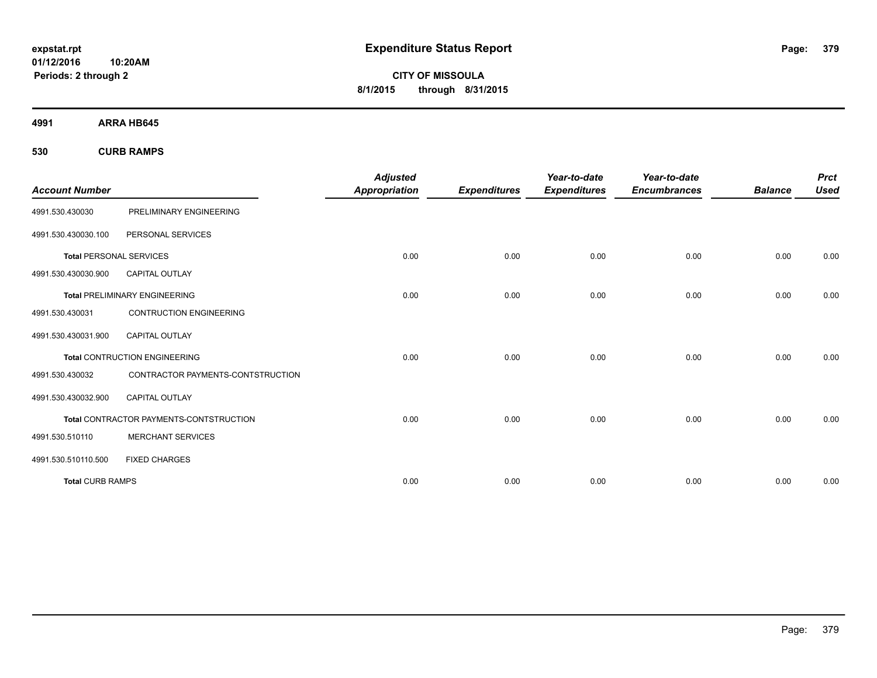**expstat.rpt**
**01/12/2016 10:20AM**
**Periods: 2 through 2**

# Expenditure Status Report

**CITY OF MISSOULA**
**8/1/2015 through 8/31/2015**

## 4991 ARRA HB645

### 530 CURB RAMPS

| Account Number | | Adjusted Appropriation | Expenditures | Year-to-date Expenditures | Year-to-date Encumbrances | Balance | Prct Used |
|---|---|---|---|---|---|---|---|
| 4991.530.430030 | PRELIMINARY ENGINEERING | | | | | | |
| 4991.530.430030.100 | PERSONAL SERVICES | | | | | | |
| **Total** PERSONAL SERVICES | | 0.00 | 0.00 | 0.00 | 0.00 | 0.00 | 0.00 |
| 4991.530.430030.900 | CAPITAL OUTLAY | | | | | | |
| **Total** PRELIMINARY ENGINEERING | | 0.00 | 0.00 | 0.00 | 0.00 | 0.00 | 0.00 |
| 4991.530.430031 | CONTRUCTION ENGINEERING | | | | | | |
| 4991.530.430031.900 | CAPITAL OUTLAY | | | | | | |
| **Total** CONTRUCTION ENGINEERING | | 0.00 | 0.00 | 0.00 | 0.00 | 0.00 | 0.00 |
| 4991.530.430032 | CONTRACTOR PAYMENTS-CONTSTRUCTION | | | | | | |
| 4991.530.430032.900 | CAPITAL OUTLAY | | | | | | |
| **Total** CONTRACTOR PAYMENTS-CONTSTRUCTION | | 0.00 | 0.00 | 0.00 | 0.00 | 0.00 | 0.00 |
| 4991.530.510110 | MERCHANT SERVICES | | | | | | |
| 4991.530.510110.500 | FIXED CHARGES | | | | | | |
| **Total CURB RAMPS** | | 0.00 | 0.00 | 0.00 | 0.00 | 0.00 | 0.00 |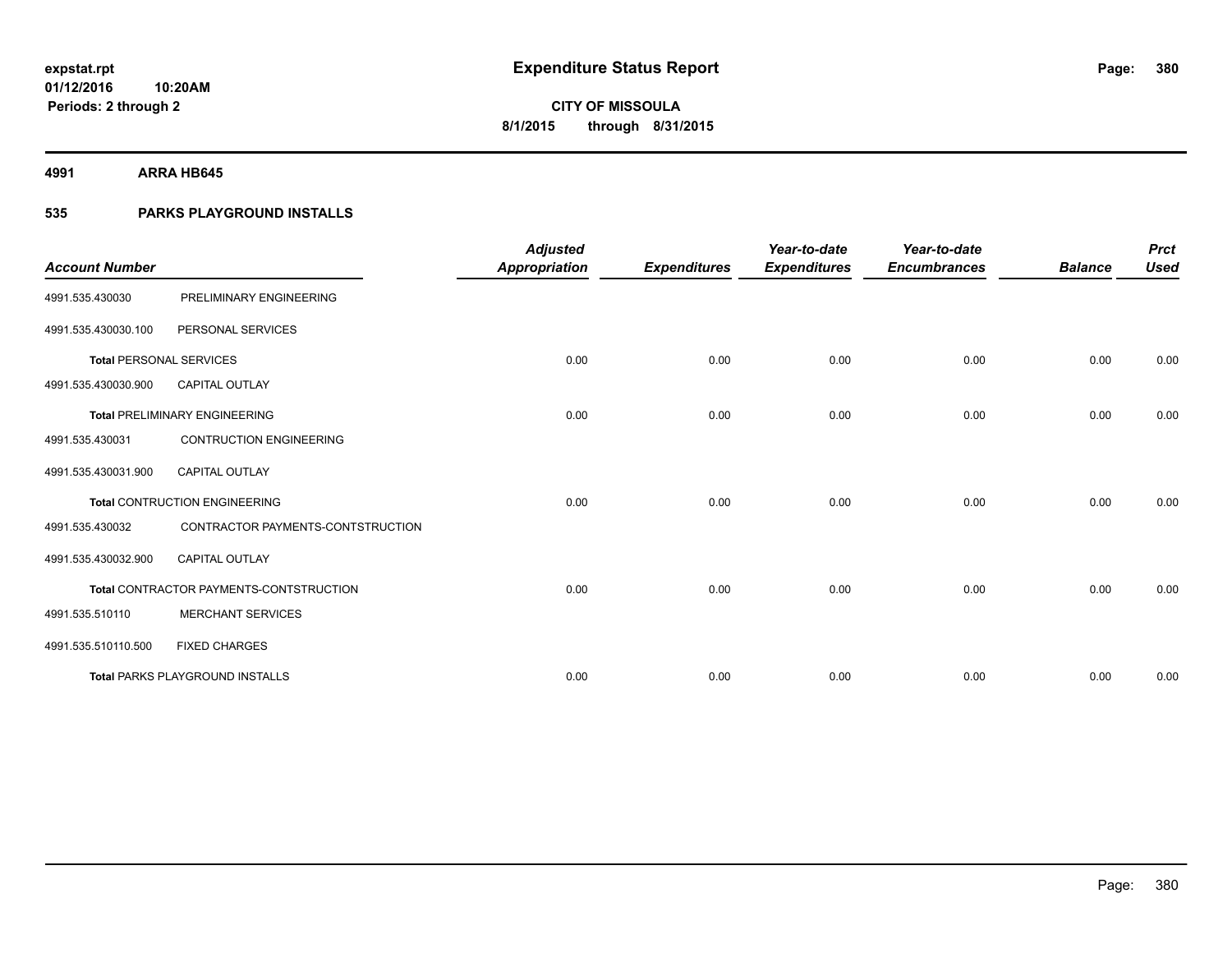**expstat.rpt**
**01/12/2016 10:20AM**
**Periods: 2 through 2**

# Expenditure Status Report

**CITY OF MISSOULA**
**8/1/2015 through 8/31/2015**

## 4991 ARRA HB645

## 535 PARKS PLAYGROUND INSTALLS

| Account Number | | Adjusted Appropriation | Expenditures | Year-to-date Expenditures | Year-to-date Encumbrances | Balance | Prct Used |
|---|---|---|---|---|---|---|---|
| 4991.535.430030 | PRELIMINARY ENGINEERING | | | | | | |
| 4991.535.430030.100 | PERSONAL SERVICES | | | | | | |
| **Total** PERSONAL SERVICES | | 0.00 | 0.00 | 0.00 | 0.00 | 0.00 | 0.00 |
| 4991.535.430030.900 | CAPITAL OUTLAY | | | | | | |
| **Total** PRELIMINARY ENGINEERING | | 0.00 | 0.00 | 0.00 | 0.00 | 0.00 | 0.00 |
| 4991.535.430031 | CONTRUCTION ENGINEERING | | | | | | |
| 4991.535.430031.900 | CAPITAL OUTLAY | | | | | | |
| **Total** CONTRUCTION ENGINEERING | | 0.00 | 0.00 | 0.00 | 0.00 | 0.00 | 0.00 |
| 4991.535.430032 | CONTRACTOR PAYMENTS-CONTSTRUCTION | | | | | | |
| 4991.535.430032.900 | CAPITAL OUTLAY | | | | | | |
| **Total** CONTRACTOR PAYMENTS-CONTSTRUCTION | | 0.00 | 0.00 | 0.00 | 0.00 | 0.00 | 0.00 |
| 4991.535.510110 | MERCHANT SERVICES | | | | | | |
| 4991.535.510110.500 | FIXED CHARGES | | | | | | |
| **Total** PARKS PLAYGROUND INSTALLS | | 0.00 | 0.00 | 0.00 | 0.00 | 0.00 | 0.00 |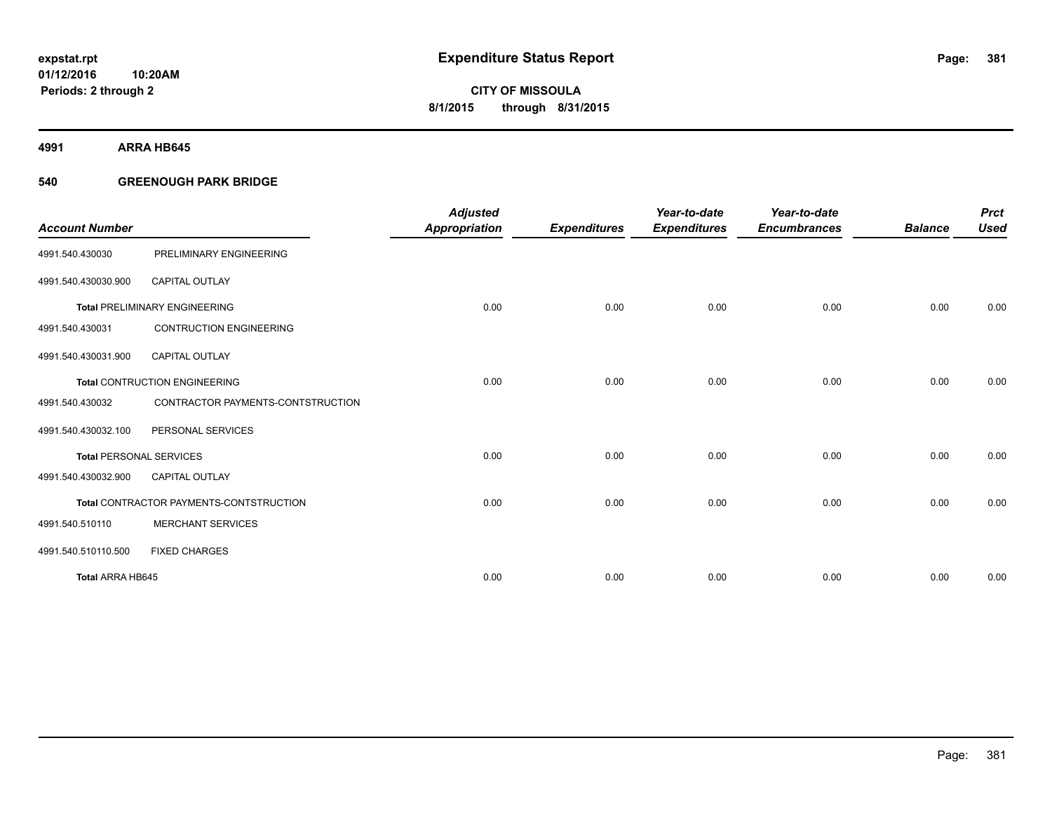expstat.rpt
01/12/2016 10:20AM
Periods: 2 through 2

# Expenditure Status Report

**CITY OF MISSOULA**
**8/1/2015 through 8/31/2015**

**4991 ARRA HB645**

**540 GREENOUGH PARK BRIDGE**

| Account Number | | Adjusted Appropriation | Expenditures | Year-to-date Expenditures | Year-to-date Encumbrances | Balance | Prct Used |
|---|---|---|---|---|---|---|---|
| 4991.540.430030 | PRELIMINARY ENGINEERING | | | | | | |
| 4991.540.430030.900 | CAPITAL OUTLAY | | | | | | |
| **Total** PRELIMINARY ENGINEERING | | 0.00 | 0.00 | 0.00 | 0.00 | 0.00 | 0.00 |
| 4991.540.430031 | CONTRUCTION ENGINEERING | | | | | | |
| 4991.540.430031.900 | CAPITAL OUTLAY | | | | | | |
| **Total** CONTRUCTION ENGINEERING | | 0.00 | 0.00 | 0.00 | 0.00 | 0.00 | 0.00 |
| 4991.540.430032 | CONTRACTOR PAYMENTS-CONTSTRUCTION | | | | | | |
| 4991.540.430032.100 | PERSONAL SERVICES | | | | | | |
| **Total** PERSONAL SERVICES | | 0.00 | 0.00 | 0.00 | 0.00 | 0.00 | 0.00 |
| 4991.540.430032.900 | CAPITAL OUTLAY | | | | | | |
| **Total** CONTRACTOR PAYMENTS-CONTSTRUCTION | | 0.00 | 0.00 | 0.00 | 0.00 | 0.00 | 0.00 |
| 4991.540.510110 | MERCHANT SERVICES | | | | | | |
| 4991.540.510110.500 | FIXED CHARGES | | | | | | |
| **Total ARRA HB645** | | 0.00 | 0.00 | 0.00 | 0.00 | 0.00 | 0.00 |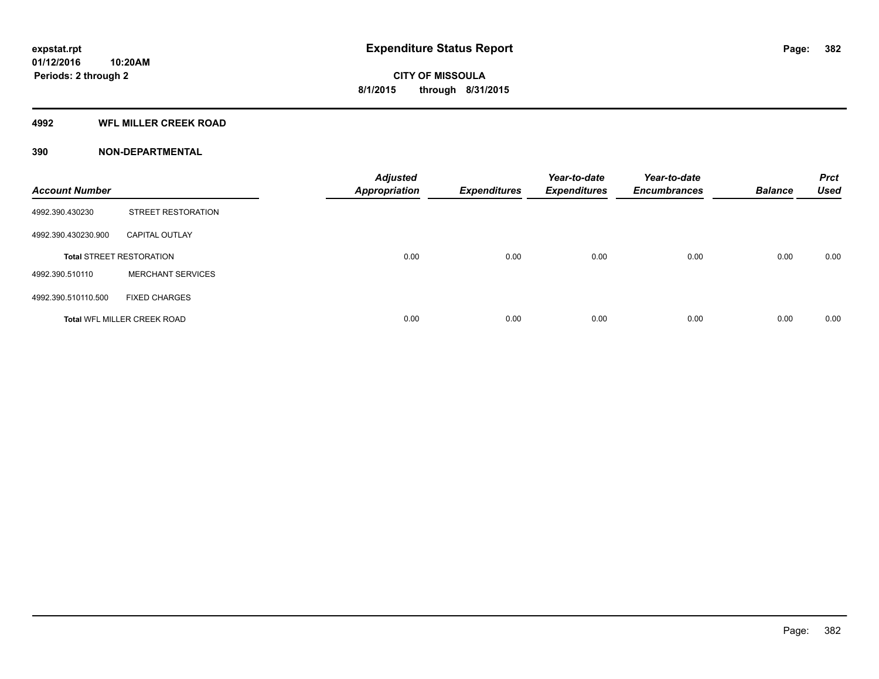**Expenditure Status Report**

expstat.rpt
01/12/2016 10:20AM
Periods: 2 through 2

**CITY OF MISSOULA**
**8/1/2015 through 8/31/2015**

## 4992 WFL MILLER CREEK ROAD

## 390 NON-DEPARTMENTAL

| Account Number | | Adjusted Appropriation | Expenditures | Year-to-date Expenditures | Year-to-date Encumbrances | Balance | Prct Used |
|---|---|---|---|---|---|---|---|
| 4992.390.430230 | STREET RESTORATION | | | | | | |
| 4992.390.430230.900 | CAPITAL OUTLAY | | | | | | |
| **Total** STREET RESTORATION | | 0.00 | 0.00 | 0.00 | 0.00 | 0.00 | 0.00 |
| 4992.390.510110 | MERCHANT SERVICES | | | | | | |
| 4992.390.510110.500 | FIXED CHARGES | | | | | | |
| **Total** WFL MILLER CREEK ROAD | | 0.00 | 0.00 | 0.00 | 0.00 | 0.00 | 0.00 |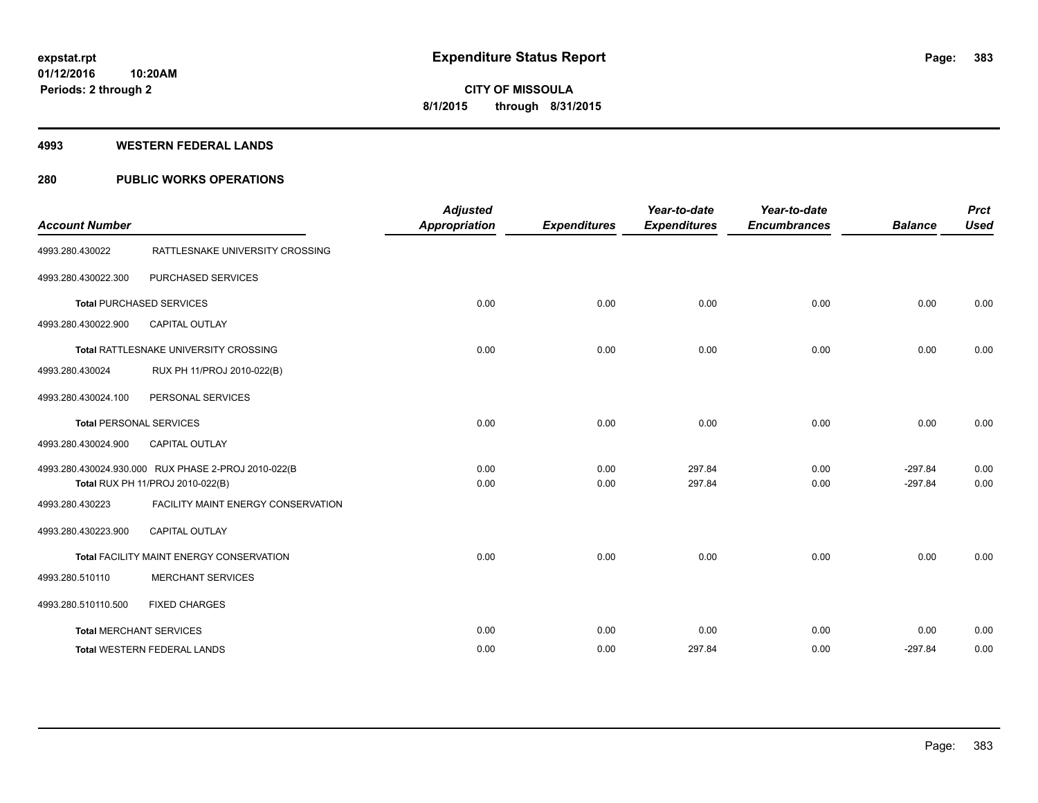**expstat.rpt**
**01/12/2016 10:20AM**
**Periods: 2 through 2**

# Expenditure Status Report

**CITY OF MISSOULA**
**8/1/2015 through 8/31/2015**

## 4993 WESTERN FEDERAL LANDS

## 280 PUBLIC WORKS OPERATIONS

| Account Number | | Adjusted Appropriation | Expenditures | Year-to-date Expenditures | Year-to-date Encumbrances | Balance | Prct Used |
|---|---|---|---|---|---|---|---|
| 4993.280.430022 | RATTLESNAKE UNIVERSITY CROSSING | | | | | | |
| 4993.280.430022.300 | PURCHASED SERVICES | | | | | | |
| **Total** PURCHASED SERVICES | | 0.00 | 0.00 | 0.00 | 0.00 | 0.00 | 0.00 |
| 4993.280.430022.900 | CAPITAL OUTLAY | | | | | | |
| **Total** RATTLESNAKE UNIVERSITY CROSSING | | 0.00 | 0.00 | 0.00 | 0.00 | 0.00 | 0.00 |
| 4993.280.430024 | RUX PH 11/PROJ 2010-022(B) | | | | | | |
| 4993.280.430024.100 | PERSONAL SERVICES | | | | | | |
| **Total** PERSONAL SERVICES | | 0.00 | 0.00 | 0.00 | 0.00 | 0.00 | 0.00 |
| 4993.280.430024.900 | CAPITAL OUTLAY | | | | | | |
| 4993.280.430024.930.000 | RUX PHASE 2-PROJ 2010-022(B | 0.00 | 0.00 | 297.84 | 0.00 | -297.84 | 0.00 |
| **Total** RUX PH 11/PROJ 2010-022(B) | | 0.00 | 0.00 | 297.84 | 0.00 | -297.84 | 0.00 |
| 4993.280.430223 | FACILITY MAINT ENERGY CONSERVATION | | | | | | |
| 4993.280.430223.900 | CAPITAL OUTLAY | | | | | | |
| **Total** FACILITY MAINT ENERGY CONSERVATION | | 0.00 | 0.00 | 0.00 | 0.00 | 0.00 | 0.00 |
| 4993.280.510110 | MERCHANT SERVICES | | | | | | |
| 4993.280.510110.500 | FIXED CHARGES | | | | | | |
| **Total** MERCHANT SERVICES | | 0.00 | 0.00 | 0.00 | 0.00 | 0.00 | 0.00 |
| **Total** WESTERN FEDERAL LANDS | | 0.00 | 0.00 | 297.84 | 0.00 | -297.84 | 0.00 |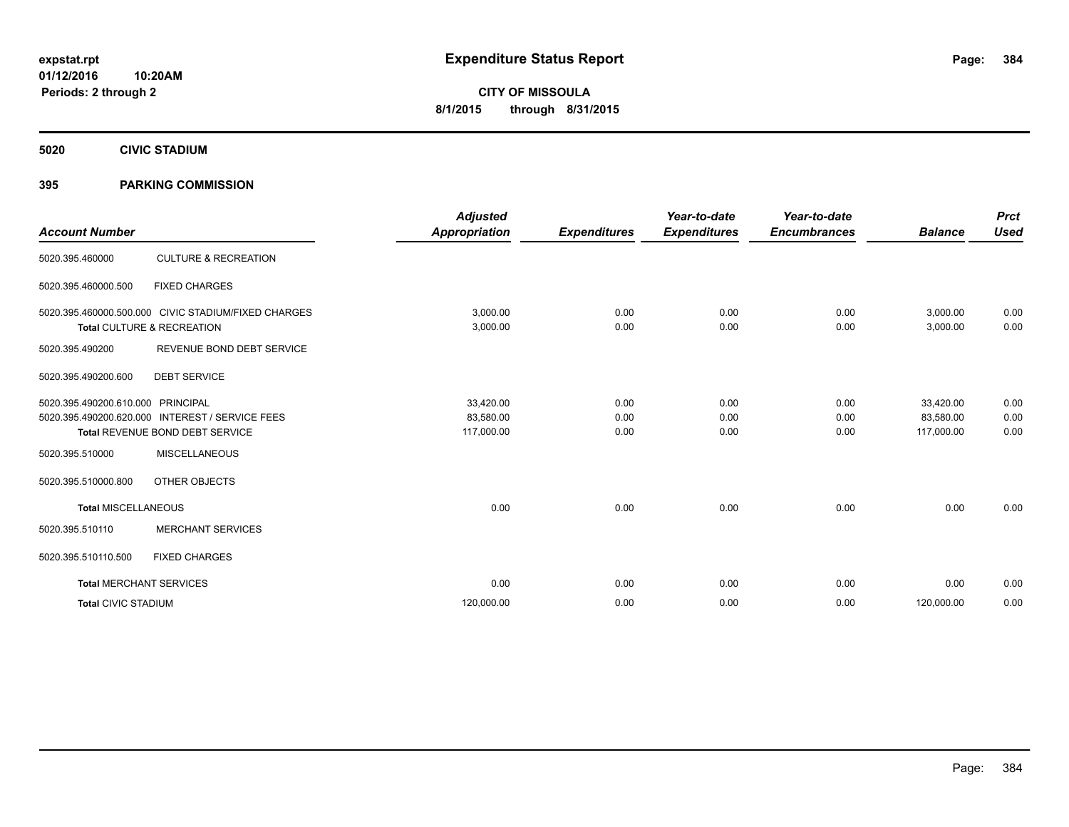**expstat.rpt**
**01/12/2016 10:20AM**
**Periods: 2 through 2**

# Expenditure Status Report

**CITY OF MISSOULA**
**8/1/2015 through 8/31/2015**

## 5020 CIVIC STADIUM

## 395 PARKING COMMISSION

| Account Number | | Adjusted Appropriation | Expenditures | Year-to-date Expenditures | Year-to-date Encumbrances | Balance | Prct Used |
|---|---|---|---|---|---|---|---|
| 5020.395.460000 | CULTURE & RECREATION | | | | | | |
| 5020.395.460000.500 | FIXED CHARGES | | | | | | |
| 5020.395.460000.500.000 | CIVIC STADIUM/FIXED CHARGES | 3,000.00 | 0.00 | 0.00 | 0.00 | 3,000.00 | 0.00 |
| **Total** CULTURE & RECREATION | | 3,000.00 | 0.00 | 0.00 | 0.00 | 3,000.00 | 0.00 |
| 5020.395.490200 | REVENUE BOND DEBT SERVICE | | | | | | |
| 5020.395.490200.600 | DEBT SERVICE | | | | | | |
| 5020.395.490200.610.000 | PRINCIPAL | 33,420.00 | 0.00 | 0.00 | 0.00 | 33,420.00 | 0.00 |
| 5020.395.490200.620.000 | INTEREST / SERVICE FEES | 83,580.00 | 0.00 | 0.00 | 0.00 | 83,580.00 | 0.00 |
| **Total** REVENUE BOND DEBT SERVICE | | 117,000.00 | 0.00 | 0.00 | 0.00 | 117,000.00 | 0.00 |
| 5020.395.510000 | MISCELLANEOUS | | | | | | |
| 5020.395.510000.800 | OTHER OBJECTS | | | | | | |
| **Total** MISCELLANEOUS | | 0.00 | 0.00 | 0.00 | 0.00 | 0.00 | 0.00 |
| 5020.395.510110 | MERCHANT SERVICES | | | | | | |
| 5020.395.510110.500 | FIXED CHARGES | | | | | | |
| **Total** MERCHANT SERVICES | | 0.00 | 0.00 | 0.00 | 0.00 | 0.00 | 0.00 |
| **Total** CIVIC STADIUM | | 120,000.00 | 0.00 | 0.00 | 0.00 | 120,000.00 | 0.00 |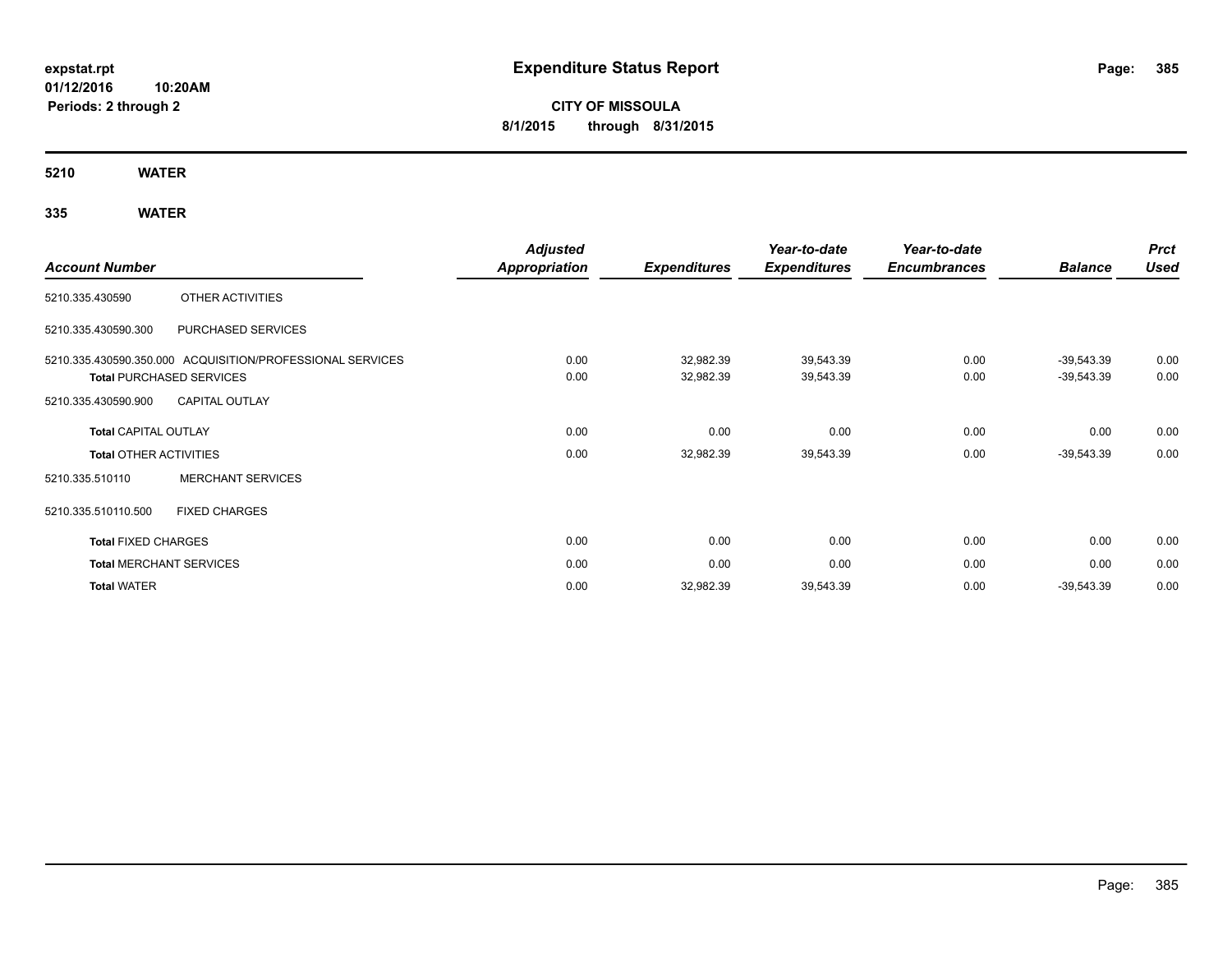# Expenditure Status Report

expstat.rpt
01/12/2016 10:20AM
Periods: 2 through 2

**CITY OF MISSOULA**
**8/1/2015 through 8/31/2015**

## 5210 WATER

## 335 WATER

| Account Number | | Adjusted Appropriation | Expenditures | Year-to-date Expenditures | Year-to-date Encumbrances | Balance | Prct Used |
|---|---|---|---|---|---|---|---|
| 5210.335.430590 | OTHER ACTIVITIES | | | | | | |
| 5210.335.430590.300 | PURCHASED SERVICES | | | | | | |
| 5210.335.430590.350.000 | ACQUISITION/PROFESSIONAL SERVICES | 0.00 | 32,982.39 | 39,543.39 | 0.00 | -39,543.39 | 0.00 |
| **Total** PURCHASED SERVICES | | 0.00 | 32,982.39 | 39,543.39 | 0.00 | -39,543.39 | 0.00 |
| 5210.335.430590.900 | CAPITAL OUTLAY | | | | | | |
| **Total** CAPITAL OUTLAY | | 0.00 | 0.00 | 0.00 | 0.00 | 0.00 | 0.00 |
| **Total** OTHER ACTIVITIES | | 0.00 | 32,982.39 | 39,543.39 | 0.00 | -39,543.39 | 0.00 |
| 5210.335.510110 | MERCHANT SERVICES | | | | | | |
| 5210.335.510110.500 | FIXED CHARGES | | | | | | |
| **Total** FIXED CHARGES | | 0.00 | 0.00 | 0.00 | 0.00 | 0.00 | 0.00 |
| **Total** MERCHANT SERVICES | | 0.00 | 0.00 | 0.00 | 0.00 | 0.00 | 0.00 |
| **Total** WATER | | 0.00 | 32,982.39 | 39,543.39 | 0.00 | -39,543.39 | 0.00 |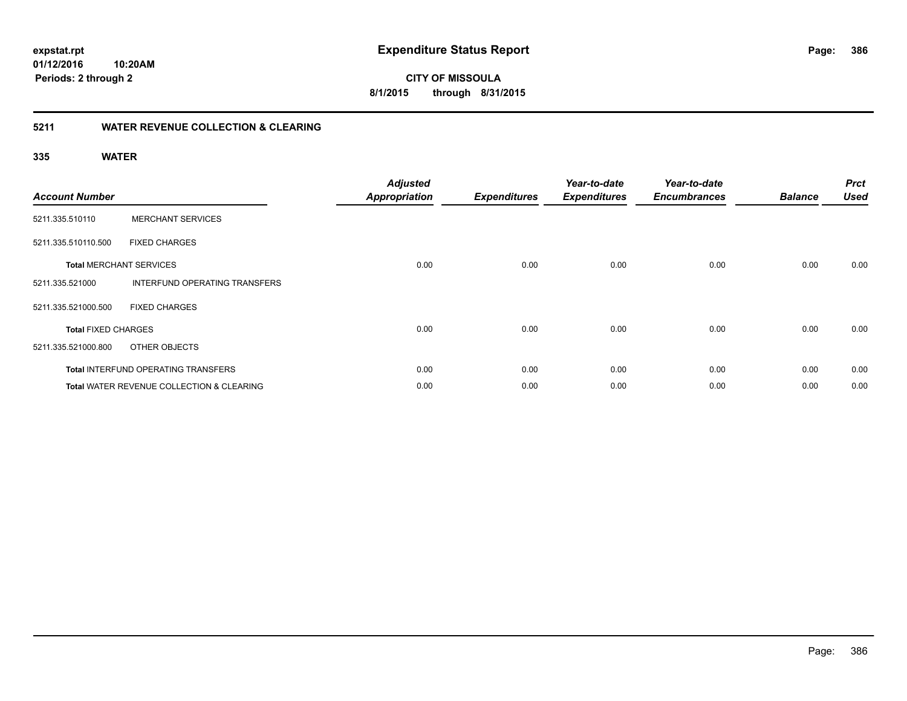**expstat.rpt**
**01/12/2016 10:20AM**
**Periods: 2 through 2**

# Expenditure Status Report

**CITY OF MISSOULA**
**8/1/2015 through 8/31/2015**

## 5211 WATER REVENUE COLLECTION & CLEARING

### 335 WATER

| Account Number | | Adjusted Appropriation | Expenditures | Year-to-date Expenditures | Year-to-date Encumbrances | Balance | Prct Used |
|---|---|---|---|---|---|---|---|
| 5211.335.510110 | MERCHANT SERVICES | | | | | | |
| 5211.335.510110.500 | FIXED CHARGES | | | | | | |
| **Total** MERCHANT SERVICES | | 0.00 | 0.00 | 0.00 | 0.00 | 0.00 | 0.00 |
| 5211.335.521000 | INTERFUND OPERATING TRANSFERS | | | | | | |
| 5211.335.521000.500 | FIXED CHARGES | | | | | | |
| **Total** FIXED CHARGES | | 0.00 | 0.00 | 0.00 | 0.00 | 0.00 | 0.00 |
| 5211.335.521000.800 | OTHER OBJECTS | | | | | | |
| **Total** INTERFUND OPERATING TRANSFERS | | 0.00 | 0.00 | 0.00 | 0.00 | 0.00 | 0.00 |
| **Total** WATER REVENUE COLLECTION & CLEARING | | 0.00 | 0.00 | 0.00 | 0.00 | 0.00 | 0.00 |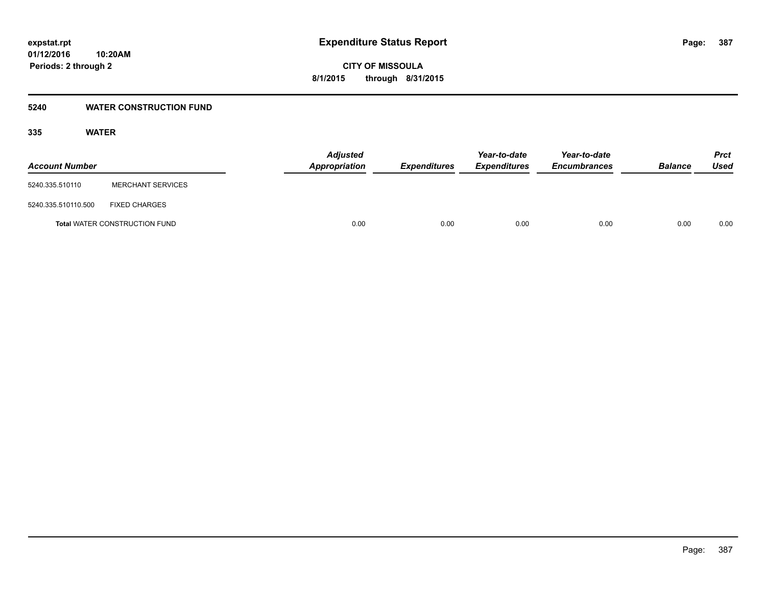**expstat.rpt**
**01/12/2016 10:20AM**
**Periods: 2 through 2**

# Expenditure Status Report

**CITY OF MISSOULA**
**8/1/2015 through 8/31/2015**

## 5240 WATER CONSTRUCTION FUND

### 335 WATER

| Account Number | | Adjusted Appropriation | Expenditures | Year-to-date Expenditures | Year-to-date Encumbrances | Balance | Prct Used |
|---|---|---|---|---|---|---|---|
| 5240.335.510110 | MERCHANT SERVICES | | | | | | |
| 5240.335.510110.500 | FIXED CHARGES | | | | | | |
| **Total** WATER CONSTRUCTION FUND | | 0.00 | 0.00 | 0.00 | 0.00 | 0.00 | 0.00 |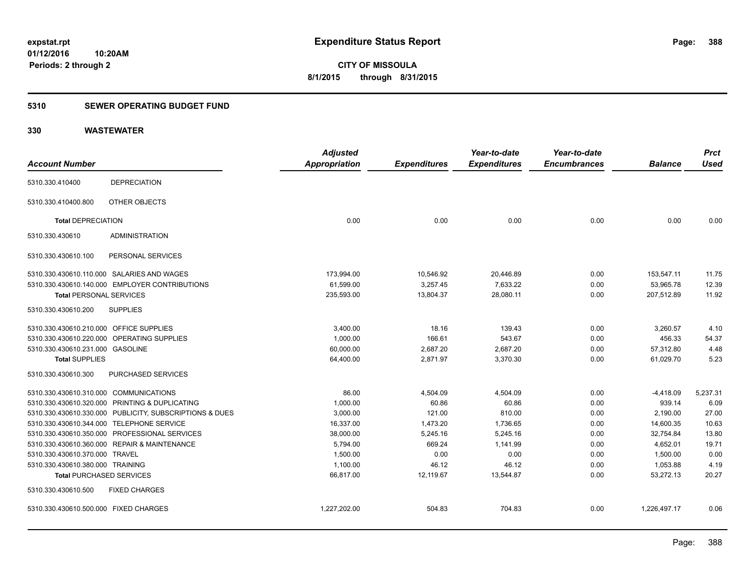**expstat.rpt**
**01/12/2016 10:20AM**
**Periods: 2 through 2**

# Expenditure Status Report

**CITY OF MISSOULA**
**8/1/2015 through 8/31/2015**

## 5310 SEWER OPERATING BUDGET FUND

## 330 WASTEWATER

| Account Number | | Adjusted Appropriation | Expenditures | Year-to-date Expenditures | Year-to-date Encumbrances | Balance | Prct Used |
|---|---|---|---|---|---|---|---|
| 5310.330.410400 | DEPRECIATION | | | | | | |
| 5310.330.410400.800 | OTHER OBJECTS | | | | | | |
| **Total** DEPRECIATION | | 0.00 | 0.00 | 0.00 | 0.00 | 0.00 | 0.00 |
| 5310.330.430610 | ADMINISTRATION | | | | | | |
| 5310.330.430610.100 | PERSONAL SERVICES | | | | | | |
| 5310.330.430610.110.000 | SALARIES AND WAGES | 173,994.00 | 10,546.92 | 20,446.89 | 0.00 | 153,547.11 | 11.75 |
| 5310.330.430610.140.000 | EMPLOYER CONTRIBUTIONS | 61,599.00 | 3,257.45 | 7,633.22 | 0.00 | 53,965.78 | 12.39 |
| **Total** PERSONAL SERVICES | | 235,593.00 | 13,804.37 | 28,080.11 | 0.00 | 207,512.89 | 11.92 |
| 5310.330.430610.200 | SUPPLIES | | | | | | |
| 5310.330.430610.210.000 | OFFICE SUPPLIES | 3,400.00 | 18.16 | 139.43 | 0.00 | 3,260.57 | 4.10 |
| 5310.330.430610.220.000 | OPERATING SUPPLIES | 1,000.00 | 166.61 | 543.67 | 0.00 | 456.33 | 54.37 |
| 5310.330.430610.231.000 | GASOLINE | 60,000.00 | 2,687.20 | 2,687.20 | 0.00 | 57,312.80 | 4.48 |
| **Total** SUPPLIES | | 64,400.00 | 2,871.97 | 3,370.30 | 0.00 | 61,029.70 | 5.23 |
| 5310.330.430610.300 | PURCHASED SERVICES | | | | | | |
| 5310.330.430610.310.000 | COMMUNICATIONS | 86.00 | 4,504.09 | 4,504.09 | 0.00 | -4,418.09 | 5,237.31 |
| 5310.330.430610.320.000 | PRINTING & DUPLICATING | 1,000.00 | 60.86 | 60.86 | 0.00 | 939.14 | 6.09 |
| 5310.330.430610.330.000 | PUBLICITY, SUBSCRIPTIONS & DUES | 3,000.00 | 121.00 | 810.00 | 0.00 | 2,190.00 | 27.00 |
| 5310.330.430610.344.000 | TELEPHONE SERVICE | 16,337.00 | 1,473.20 | 1,736.65 | 0.00 | 14,600.35 | 10.63 |
| 5310.330.430610.350.000 | PROFESSIONAL SERVICES | 38,000.00 | 5,245.16 | 5,245.16 | 0.00 | 32,754.84 | 13.80 |
| 5310.330.430610.360.000 | REPAIR & MAINTENANCE | 5,794.00 | 669.24 | 1,141.99 | 0.00 | 4,652.01 | 19.71 |
| 5310.330.430610.370.000 | TRAVEL | 1,500.00 | 0.00 | 0.00 | 0.00 | 1,500.00 | 0.00 |
| 5310.330.430610.380.000 | TRAINING | 1,100.00 | 46.12 | 46.12 | 0.00 | 1,053.88 | 4.19 |
| **Total** PURCHASED SERVICES | | 66,817.00 | 12,119.67 | 13,544.87 | 0.00 | 53,272.13 | 20.27 |
| 5310.330.430610.500 | FIXED CHARGES | | | | | | |
| 5310.330.430610.500.000 | FIXED CHARGES | 1,227,202.00 | 504.83 | 704.83 | 0.00 | 1,226,497.17 | 0.06 |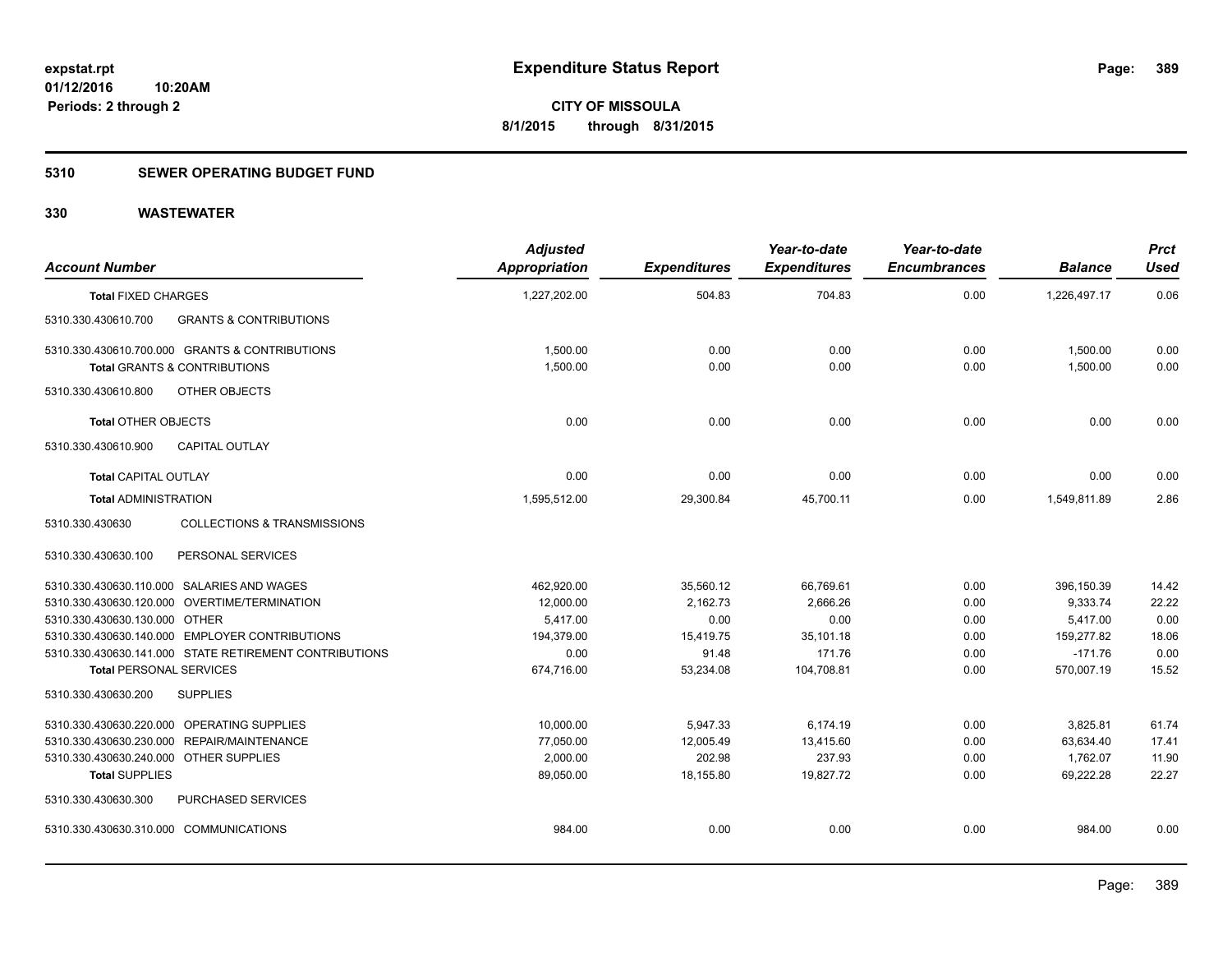# Expenditure Status Report

**CITY OF MISSOULA**
**8/1/2015 through 8/31/2015**

expstat.rpt
01/12/2016 10:20AM
Periods: 2 through 2

## 5310 SEWER OPERATING BUDGET FUND

## 330 WASTEWATER

| Account Number | Adjusted Appropriation | Expenditures | Year-to-date Expenditures | Year-to-date Encumbrances | Balance | Prct Used |
|---|---|---|---|---|---|---|
| **Total** FIXED CHARGES | 1,227,202.00 | 504.83 | 704.83 | 0.00 | 1,226,497.17 | 0.06 |
| 5310.330.430610.700 GRANTS & CONTRIBUTIONS | | | | | | |
| 5310.330.430610.700.000 GRANTS & CONTRIBUTIONS | 1,500.00 | 0.00 | 0.00 | 0.00 | 1,500.00 | 0.00 |
| **Total** GRANTS & CONTRIBUTIONS | 1,500.00 | 0.00 | 0.00 | 0.00 | 1,500.00 | 0.00 |
| 5310.330.430610.800 OTHER OBJECTS | | | | | | |
| **Total** OTHER OBJECTS | 0.00 | 0.00 | 0.00 | 0.00 | 0.00 | 0.00 |
| 5310.330.430610.900 CAPITAL OUTLAY | | | | | | |
| **Total** CAPITAL OUTLAY | 0.00 | 0.00 | 0.00 | 0.00 | 0.00 | 0.00 |
| **Total** ADMINISTRATION | 1,595,512.00 | 29,300.84 | 45,700.11 | 0.00 | 1,549,811.89 | 2.86 |
| 5310.330.430630 COLLECTIONS & TRANSMISSIONS | | | | | | |
| 5310.330.430630.100 PERSONAL SERVICES | | | | | | |
| 5310.330.430630.110.000 SALARIES AND WAGES | 462,920.00 | 35,560.12 | 66,769.61 | 0.00 | 396,150.39 | 14.42 |
| 5310.330.430630.120.000 OVERTIME/TERMINATION | 12,000.00 | 2,162.73 | 2,666.26 | 0.00 | 9,333.74 | 22.22 |
| 5310.330.430630.130.000 OTHER | 5,417.00 | 0.00 | 0.00 | 0.00 | 5,417.00 | 0.00 |
| 5310.330.430630.140.000 EMPLOYER CONTRIBUTIONS | 194,379.00 | 15,419.75 | 35,101.18 | 0.00 | 159,277.82 | 18.06 |
| 5310.330.430630.141.000 STATE RETIREMENT CONTRIBUTIONS | 0.00 | 91.48 | 171.76 | 0.00 | -171.76 | 0.00 |
| **Total** PERSONAL SERVICES | 674,716.00 | 53,234.08 | 104,708.81 | 0.00 | 570,007.19 | 15.52 |
| 5310.330.430630.200 SUPPLIES | | | | | | |
| 5310.330.430630.220.000 OPERATING SUPPLIES | 10,000.00 | 5,947.33 | 6,174.19 | 0.00 | 3,825.81 | 61.74 |
| 5310.330.430630.230.000 REPAIR/MAINTENANCE | 77,050.00 | 12,005.49 | 13,415.60 | 0.00 | 63,634.40 | 17.41 |
| 5310.330.430630.240.000 OTHER SUPPLIES | 2,000.00 | 202.98 | 237.93 | 0.00 | 1,762.07 | 11.90 |
| **Total** SUPPLIES | 89,050.00 | 18,155.80 | 19,827.72 | 0.00 | 69,222.28 | 22.27 |
| 5310.330.430630.300 PURCHASED SERVICES | | | | | | |
| 5310.330.430630.310.000 COMMUNICATIONS | 984.00 | 0.00 | 0.00 | 0.00 | 984.00 | 0.00 |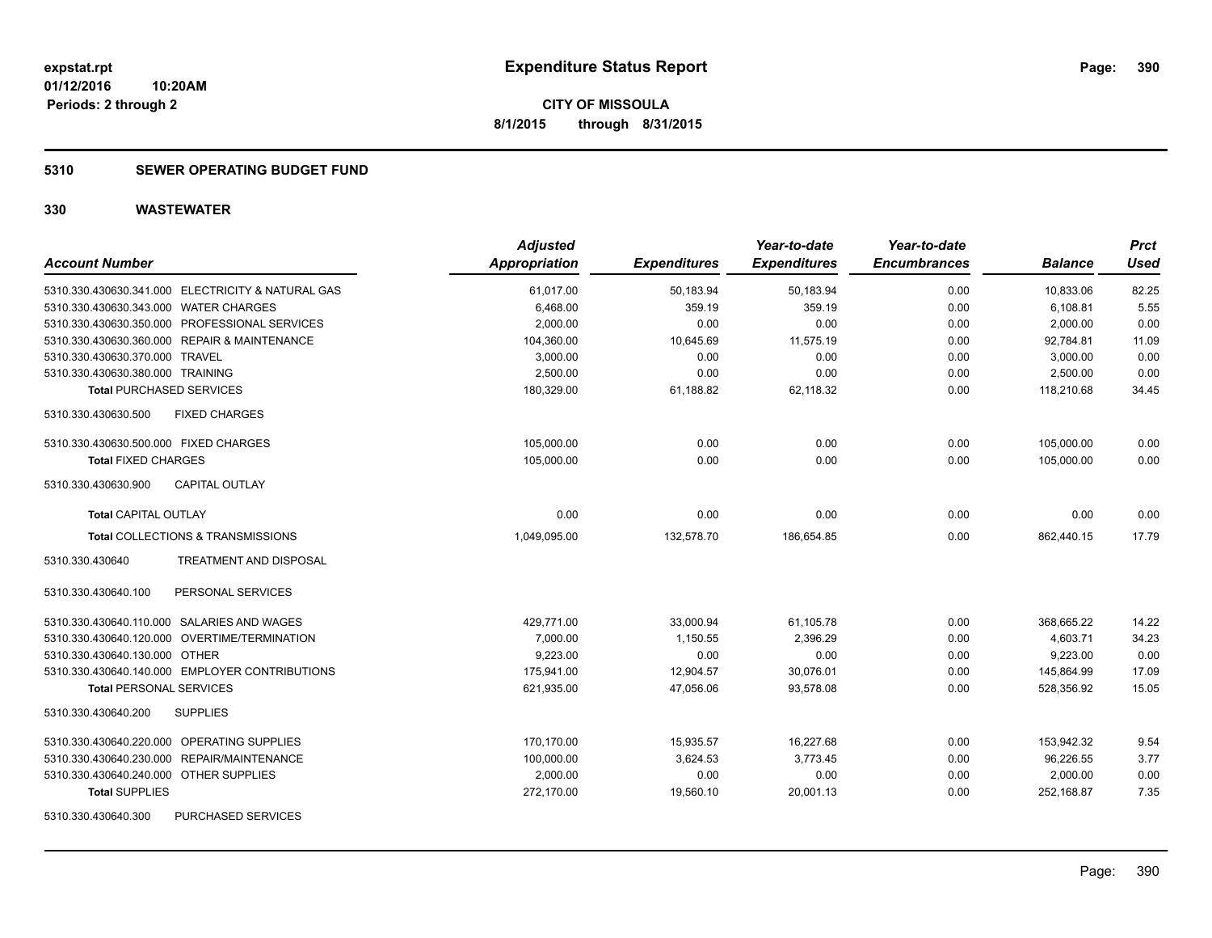# Expenditure Status Report

**CITY OF MISSOULA**
**8/1/2015 through 8/31/2015**

expstat.rpt
01/12/2016 10:20AM
Periods: 2 through 2

## 5310 SEWER OPERATING BUDGET FUND

## 330 WASTEWATER

| Account Number | Adjusted Appropriation | Expenditures | Year-to-date Expenditures | Year-to-date Encumbrances | Balance | Prct Used |
|---|---|---|---|---|---|---|
| 5310.330.430630.341.000 ELECTRICITY & NATURAL GAS | 61,017.00 | 50,183.94 | 50,183.94 | 0.00 | 10,833.06 | 82.25 |
| 5310.330.430630.343.000 WATER CHARGES | 6,468.00 | 359.19 | 359.19 | 0.00 | 6,108.81 | 5.55 |
| 5310.330.430630.350.000 PROFESSIONAL SERVICES | 2,000.00 | 0.00 | 0.00 | 0.00 | 2,000.00 | 0.00 |
| 5310.330.430630.360.000 REPAIR & MAINTENANCE | 104,360.00 | 10,645.69 | 11,575.19 | 0.00 | 92,784.81 | 11.09 |
| 5310.330.430630.370.000 TRAVEL | 3,000.00 | 0.00 | 0.00 | 0.00 | 3,000.00 | 0.00 |
| 5310.330.430630.380.000 TRAINING | 2,500.00 | 0.00 | 0.00 | 0.00 | 2,500.00 | 0.00 |
| **Total PURCHASED SERVICES** | 180,329.00 | 61,188.82 | 62,118.32 | 0.00 | 118,210.68 | 34.45 |
| 5310.330.430630.500 FIXED CHARGES | | | | | | |
| 5310.330.430630.500.000 FIXED CHARGES | 105,000.00 | 0.00 | 0.00 | 0.00 | 105,000.00 | 0.00 |
| **Total FIXED CHARGES** | 105,000.00 | 0.00 | 0.00 | 0.00 | 105,000.00 | 0.00 |
| 5310.330.430630.900 CAPITAL OUTLAY | | | | | | |
| **Total CAPITAL OUTLAY** | 0.00 | 0.00 | 0.00 | 0.00 | 0.00 | 0.00 |
| **Total COLLECTIONS & TRANSMISSIONS** | 1,049,095.00 | 132,578.70 | 186,654.85 | 0.00 | 862,440.15 | 17.79 |
| 5310.330.430640 TREATMENT AND DISPOSAL | | | | | | |
| 5310.330.430640.100 PERSONAL SERVICES | | | | | | |
| 5310.330.430640.110.000 SALARIES AND WAGES | 429,771.00 | 33,000.94 | 61,105.78 | 0.00 | 368,665.22 | 14.22 |
| 5310.330.430640.120.000 OVERTIME/TERMINATION | 7,000.00 | 1,150.55 | 2,396.29 | 0.00 | 4,603.71 | 34.23 |
| 5310.330.430640.130.000 OTHER | 9,223.00 | 0.00 | 0.00 | 0.00 | 9,223.00 | 0.00 |
| 5310.330.430640.140.000 EMPLOYER CONTRIBUTIONS | 175,941.00 | 12,904.57 | 30,076.01 | 0.00 | 145,864.99 | 17.09 |
| **Total PERSONAL SERVICES** | 621,935.00 | 47,056.06 | 93,578.08 | 0.00 | 528,356.92 | 15.05 |
| 5310.330.430640.200 SUPPLIES | | | | | | |
| 5310.330.430640.220.000 OPERATING SUPPLIES | 170,170.00 | 15,935.57 | 16,227.68 | 0.00 | 153,942.32 | 9.54 |
| 5310.330.430640.230.000 REPAIR/MAINTENANCE | 100,000.00 | 3,624.53 | 3,773.45 | 0.00 | 96,226.55 | 3.77 |
| 5310.330.430640.240.000 OTHER SUPPLIES | 2,000.00 | 0.00 | 0.00 | 0.00 | 2,000.00 | 0.00 |
| **Total SUPPLIES** | 272,170.00 | 19,560.10 | 20,001.13 | 0.00 | 252,168.87 | 7.35 |
| 5310.330.430640.300 PURCHASED SERVICES | | | | | | |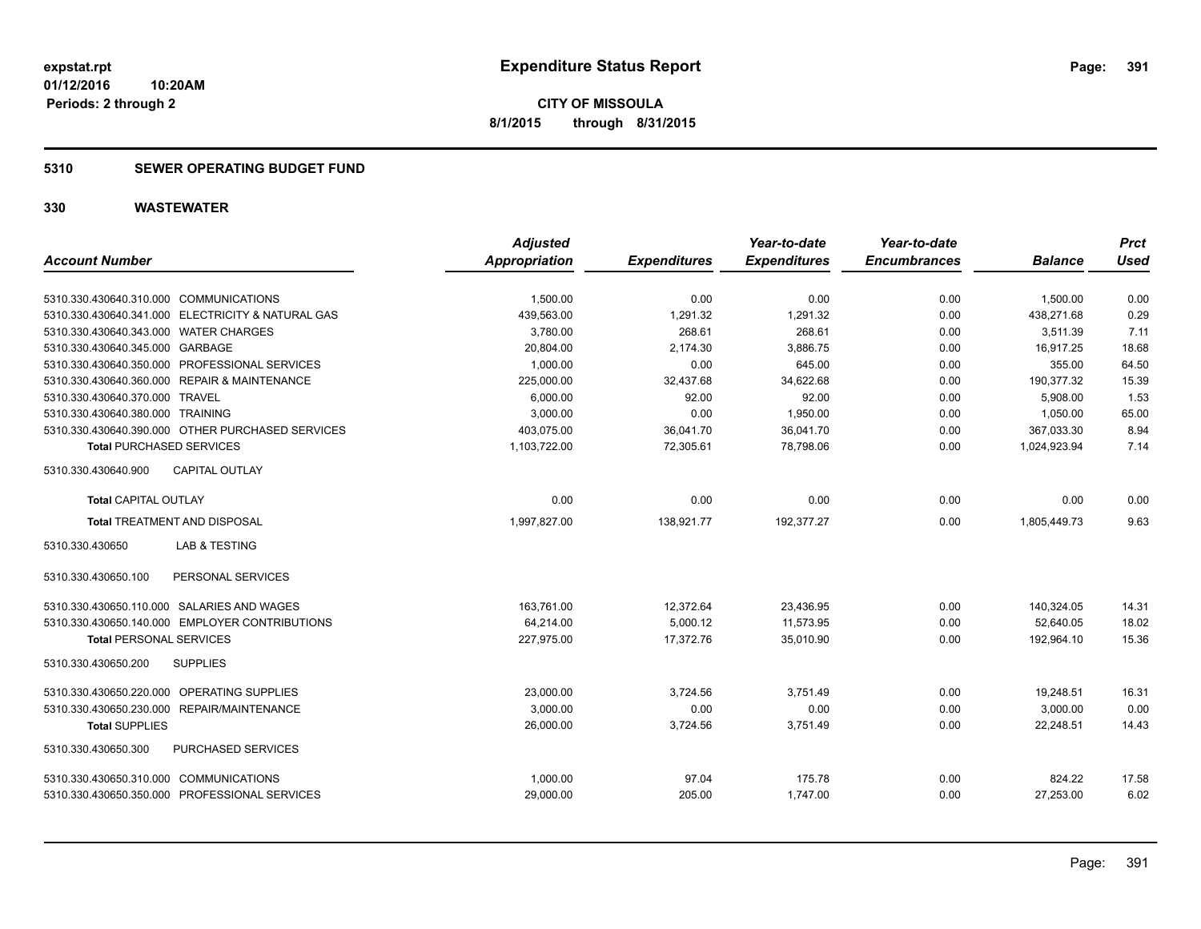**expstat.rpt**
**01/12/2016 10:20AM**
**Periods: 2 through 2**

# Expenditure Status Report

**CITY OF MISSOULA**
**8/1/2015 through 8/31/2015**

## 5310 SEWER OPERATING BUDGET FUND

## 330 WASTEWATER

| Account Number | Adjusted Appropriation | Expenditures | Year-to-date Expenditures | Year-to-date Encumbrances | Balance | Prct Used |
|---|---|---|---|---|---|---|
| 5310.330.430640.310.000 COMMUNICATIONS | 1,500.00 | 0.00 | 0.00 | 0.00 | 1,500.00 | 0.00 |
| 5310.330.430640.341.000 ELECTRICITY & NATURAL GAS | 439,563.00 | 1,291.32 | 1,291.32 | 0.00 | 438,271.68 | 0.29 |
| 5310.330.430640.343.000 WATER CHARGES | 3,780.00 | 268.61 | 268.61 | 0.00 | 3,511.39 | 7.11 |
| 5310.330.430640.345.000 GARBAGE | 20,804.00 | 2,174.30 | 3,886.75 | 0.00 | 16,917.25 | 18.68 |
| 5310.330.430640.350.000 PROFESSIONAL SERVICES | 1,000.00 | 0.00 | 645.00 | 0.00 | 355.00 | 64.50 |
| 5310.330.430640.360.000 REPAIR & MAINTENANCE | 225,000.00 | 32,437.68 | 34,622.68 | 0.00 | 190,377.32 | 15.39 |
| 5310.330.430640.370.000 TRAVEL | 6,000.00 | 92.00 | 92.00 | 0.00 | 5,908.00 | 1.53 |
| 5310.330.430640.380.000 TRAINING | 3,000.00 | 0.00 | 1,950.00 | 0.00 | 1,050.00 | 65.00 |
| 5310.330.430640.390.000 OTHER PURCHASED SERVICES | 403,075.00 | 36,041.70 | 36,041.70 | 0.00 | 367,033.30 | 8.94 |
| **Total** PURCHASED SERVICES | 1,103,722.00 | 72,305.61 | 78,798.06 | 0.00 | 1,024,923.94 | 7.14 |
| 5310.330.430640.900 CAPITAL OUTLAY | | | | | | |
| **Total** CAPITAL OUTLAY | 0.00 | 0.00 | 0.00 | 0.00 | 0.00 | 0.00 |
| **Total** TREATMENT AND DISPOSAL | 1,997,827.00 | 138,921.77 | 192,377.27 | 0.00 | 1,805,449.73 | 9.63 |
| 5310.330.430650 LAB & TESTING | | | | | | |
| 5310.330.430650.100 PERSONAL SERVICES | | | | | | |
| 5310.330.430650.110.000 SALARIES AND WAGES | 163,761.00 | 12,372.64 | 23,436.95 | 0.00 | 140,324.05 | 14.31 |
| 5310.330.430650.140.000 EMPLOYER CONTRIBUTIONS | 64,214.00 | 5,000.12 | 11,573.95 | 0.00 | 52,640.05 | 18.02 |
| **Total** PERSONAL SERVICES | 227,975.00 | 17,372.76 | 35,010.90 | 0.00 | 192,964.10 | 15.36 |
| 5310.330.430650.200 SUPPLIES | | | | | | |
| 5310.330.430650.220.000 OPERATING SUPPLIES | 23,000.00 | 3,724.56 | 3,751.49 | 0.00 | 19,248.51 | 16.31 |
| 5310.330.430650.230.000 REPAIR/MAINTENANCE | 3,000.00 | 0.00 | 0.00 | 0.00 | 3,000.00 | 0.00 |
| **Total** SUPPLIES | 26,000.00 | 3,724.56 | 3,751.49 | 0.00 | 22,248.51 | 14.43 |
| 5310.330.430650.300 PURCHASED SERVICES | | | | | | |
| 5310.330.430650.310.000 COMMUNICATIONS | 1,000.00 | 97.04 | 175.78 | 0.00 | 824.22 | 17.58 |
| 5310.330.430650.350.000 PROFESSIONAL SERVICES | 29,000.00 | 205.00 | 1,747.00 | 0.00 | 27,253.00 | 6.02 |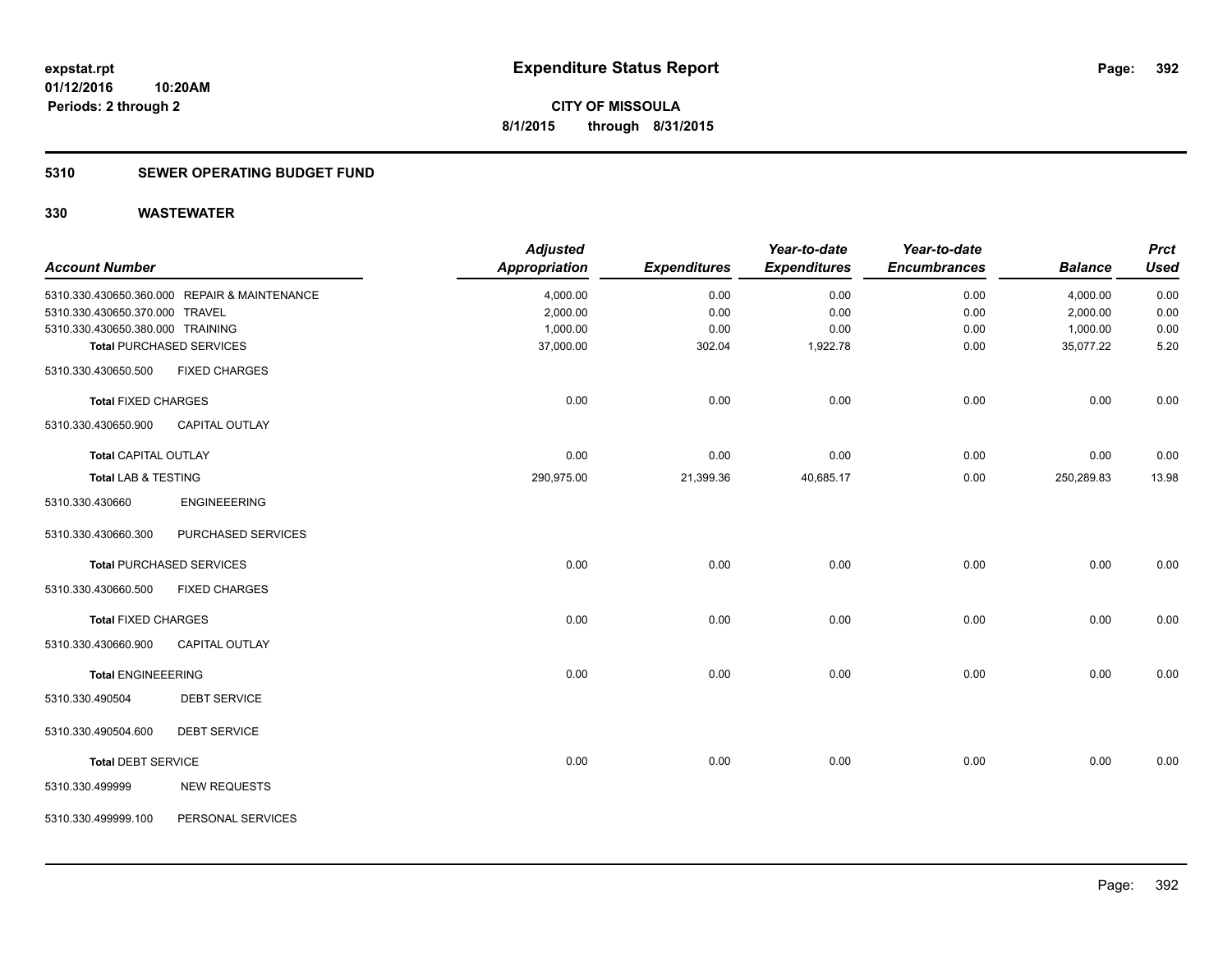**expstat.rpt**
**01/12/2016 10:20AM**
**Periods: 2 through 2**

# Expenditure Status Report

**CITY OF MISSOULA**
**8/1/2015 through 8/31/2015**

## 5310 SEWER OPERATING BUDGET FUND

## 330 WASTEWATER

| Account Number | | Adjusted Appropriation | Expenditures | Year-to-date Expenditures | Year-to-date Encumbrances | Balance | Prct Used |
|---|---|---|---|---|---|---|---|
| 5310.330.430650.360.000 | REPAIR & MAINTENANCE | 4,000.00 | 0.00 | 0.00 | 0.00 | 4,000.00 | 0.00 |
| 5310.330.430650.370.000 | TRAVEL | 2,000.00 | 0.00 | 0.00 | 0.00 | 2,000.00 | 0.00 |
| 5310.330.430650.380.000 | TRAINING | 1,000.00 | 0.00 | 0.00 | 0.00 | 1,000.00 | 0.00 |
| **Total** PURCHASED SERVICES | | 37,000.00 | 302.04 | 1,922.78 | 0.00 | 35,077.22 | 5.20 |
| 5310.330.430650.500 | FIXED CHARGES | | | | | | |
| **Total** FIXED CHARGES | | 0.00 | 0.00 | 0.00 | 0.00 | 0.00 | 0.00 |
| 5310.330.430650.900 | CAPITAL OUTLAY | | | | | | |
| **Total** CAPITAL OUTLAY | | 0.00 | 0.00 | 0.00 | 0.00 | 0.00 | 0.00 |
| **Total** LAB & TESTING | | 290,975.00 | 21,399.36 | 40,685.17 | 0.00 | 250,289.83 | 13.98 |
| 5310.330.430660 | ENGINEEERING | | | | | | |
| 5310.330.430660.300 | PURCHASED SERVICES | | | | | | |
| **Total** PURCHASED SERVICES | | 0.00 | 0.00 | 0.00 | 0.00 | 0.00 | 0.00 |
| 5310.330.430660.500 | FIXED CHARGES | | | | | | |
| **Total** FIXED CHARGES | | 0.00 | 0.00 | 0.00 | 0.00 | 0.00 | 0.00 |
| 5310.330.430660.900 | CAPITAL OUTLAY | | | | | | |
| **Total** ENGINEEERING | | 0.00 | 0.00 | 0.00 | 0.00 | 0.00 | 0.00 |
| 5310.330.490504 | DEBT SERVICE | | | | | | |
| 5310.330.490504.600 | DEBT SERVICE | | | | | | |
| **Total** DEBT SERVICE | | 0.00 | 0.00 | 0.00 | 0.00 | 0.00 | 0.00 |
| 5310.330.499999 | NEW REQUESTS | | | | | | |
| 5310.330.499999.100 | PERSONAL SERVICES | | | | | | |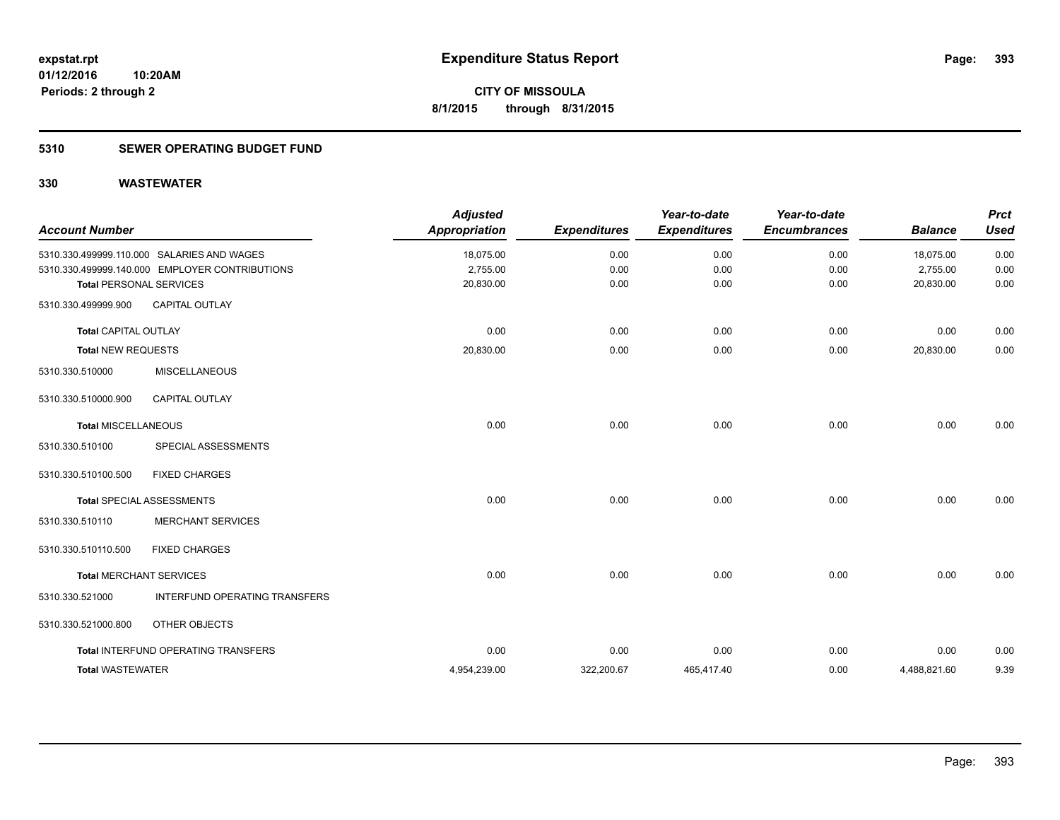**expstat.rpt**
**01/12/2016 10:20AM**
**Periods: 2 through 2**

# Expenditure Status Report

**CITY OF MISSOULA**
**8/1/2015 through 8/31/2015**

## 5310 SEWER OPERATING BUDGET FUND

## 330 WASTEWATER

| Account Number | | Adjusted Appropriation | Expenditures | Year-to-date Expenditures | Year-to-date Encumbrances | Balance | Prct Used |
|---|---|---|---|---|---|---|---|
| 5310.330.499999.110.000 | SALARIES AND WAGES | 18,075.00 | 0.00 | 0.00 | 0.00 | 18,075.00 | 0.00 |
| 5310.330.499999.140.000 | EMPLOYER CONTRIBUTIONS | 2,755.00 | 0.00 | 0.00 | 0.00 | 2,755.00 | 0.00 |
| **Total** PERSONAL SERVICES | | 20,830.00 | 0.00 | 0.00 | 0.00 | 20,830.00 | 0.00 |
| 5310.330.499999.900 | CAPITAL OUTLAY | | | | | | |
| **Total** CAPITAL OUTLAY | | 0.00 | 0.00 | 0.00 | 0.00 | 0.00 | 0.00 |
| **Total** NEW REQUESTS | | 20,830.00 | 0.00 | 0.00 | 0.00 | 20,830.00 | 0.00 |
| 5310.330.510000 | MISCELLANEOUS | | | | | | |
| 5310.330.510000.900 | CAPITAL OUTLAY | | | | | | |
| **Total** MISCELLANEOUS | | 0.00 | 0.00 | 0.00 | 0.00 | 0.00 | 0.00 |
| 5310.330.510100 | SPECIAL ASSESSMENTS | | | | | | |
| 5310.330.510100.500 | FIXED CHARGES | | | | | | |
| **Total** SPECIAL ASSESSMENTS | | 0.00 | 0.00 | 0.00 | 0.00 | 0.00 | 0.00 |
| 5310.330.510110 | MERCHANT SERVICES | | | | | | |
| 5310.330.510110.500 | FIXED CHARGES | | | | | | |
| **Total** MERCHANT SERVICES | | 0.00 | 0.00 | 0.00 | 0.00 | 0.00 | 0.00 |
| 5310.330.521000 | INTERFUND OPERATING TRANSFERS | | | | | | |
| 5310.330.521000.800 | OTHER OBJECTS | | | | | | |
| **Total** INTERFUND OPERATING TRANSFERS | | 0.00 | 0.00 | 0.00 | 0.00 | 0.00 | 0.00 |
| **Total WASTEWATER** | | 4,954,239.00 | 322,200.67 | 465,417.40 | 0.00 | 4,488,821.60 | 9.39 |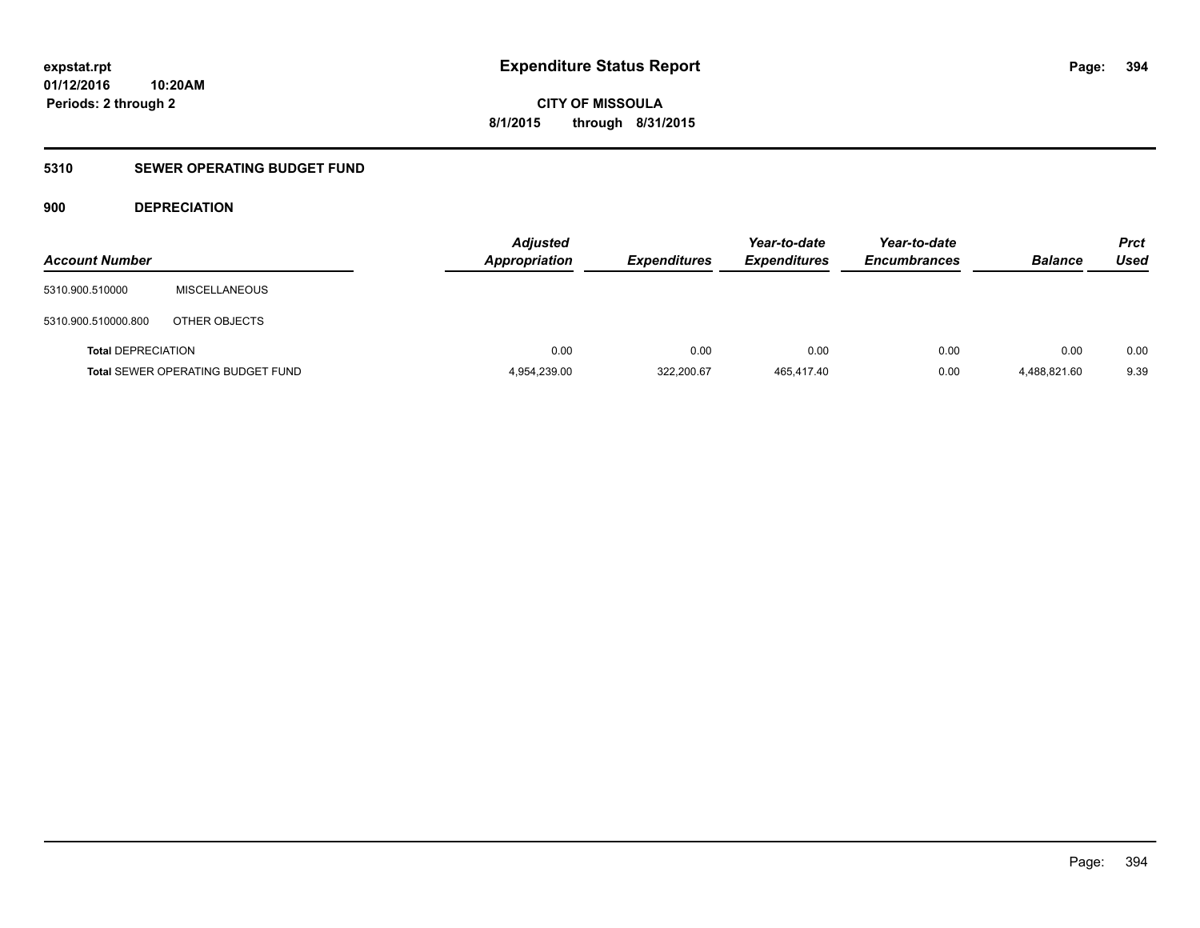# Expenditure Status Report

**CITY OF MISSOULA**

**8/1/2015 through 8/31/2015**

expstat.rpt
01/12/2016 10:20AM
Periods: 2 through 2

## 5310 SEWER OPERATING BUDGET FUND

### 900 DEPRECIATION

| Account Number | | Adjusted Appropriation | Expenditures | Year-to-date Expenditures | Year-to-date Encumbrances | Balance | Prct Used |
|---|---|---|---|---|---|---|---|
| 5310.900.510000 | MISCELLANEOUS | | | | | | |
| 5310.900.510000.800 | OTHER OBJECTS | | | | | | |
| **Total** DEPRECIATION | | 0.00 | 0.00 | 0.00 | 0.00 | 0.00 | 0.00 |
| **Total** SEWER OPERATING BUDGET FUND | | 4,954,239.00 | 322,200.67 | 465,417.40 | 0.00 | 4,488,821.60 | 9.39 |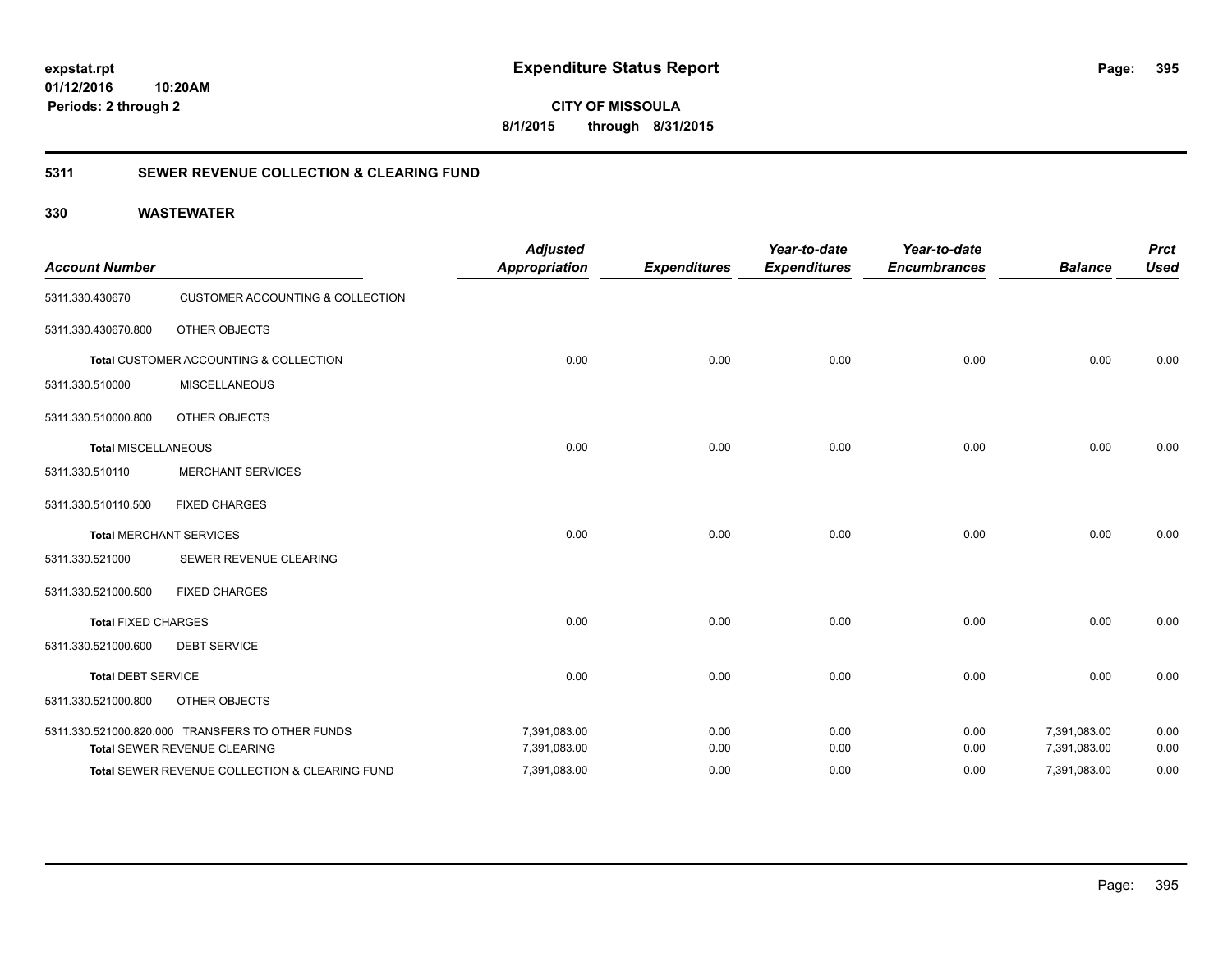# Expenditure Status Report

expstat.rpt
01/12/2016 10:20AM
Periods: 2 through 2

**CITY OF MISSOULA**
**8/1/2015 through 8/31/2015**

## 5311 SEWER REVENUE COLLECTION & CLEARING FUND

### 330 WASTEWATER

| Account Number | | Adjusted Appropriation | Expenditures | Year-to-date Expenditures | Year-to-date Encumbrances | Balance | Prct Used |
|---|---|---|---|---|---|---|---|
| 5311.330.430670 | CUSTOMER ACCOUNTING & COLLECTION | | | | | | |
| 5311.330.430670.800 | OTHER OBJECTS | | | | | | |
| Total CUSTOMER ACCOUNTING & COLLECTION | | 0.00 | 0.00 | 0.00 | 0.00 | 0.00 | 0.00 |
| 5311.330.510000 | MISCELLANEOUS | | | | | | |
| 5311.330.510000.800 | OTHER OBJECTS | | | | | | |
| Total MISCELLANEOUS | | 0.00 | 0.00 | 0.00 | 0.00 | 0.00 | 0.00 |
| 5311.330.510110 | MERCHANT SERVICES | | | | | | |
| 5311.330.510110.500 | FIXED CHARGES | | | | | | |
| Total MERCHANT SERVICES | | 0.00 | 0.00 | 0.00 | 0.00 | 0.00 | 0.00 |
| 5311.330.521000 | SEWER REVENUE CLEARING | | | | | | |
| 5311.330.521000.500 | FIXED CHARGES | | | | | | |
| Total FIXED CHARGES | | 0.00 | 0.00 | 0.00 | 0.00 | 0.00 | 0.00 |
| 5311.330.521000.600 | DEBT SERVICE | | | | | | |
| Total DEBT SERVICE | | 0.00 | 0.00 | 0.00 | 0.00 | 0.00 | 0.00 |
| 5311.330.521000.800 | OTHER OBJECTS | | | | | | |
| 5311.330.521000.820.000 | TRANSFERS TO OTHER FUNDS | 7,391,083.00 | 0.00 | 0.00 | 0.00 | 7,391,083.00 | 0.00 |
| Total SEWER REVENUE CLEARING | | 7,391,083.00 | 0.00 | 0.00 | 0.00 | 7,391,083.00 | 0.00 |
| Total SEWER REVENUE COLLECTION & CLEARING FUND | | 7,391,083.00 | 0.00 | 0.00 | 0.00 | 7,391,083.00 | 0.00 |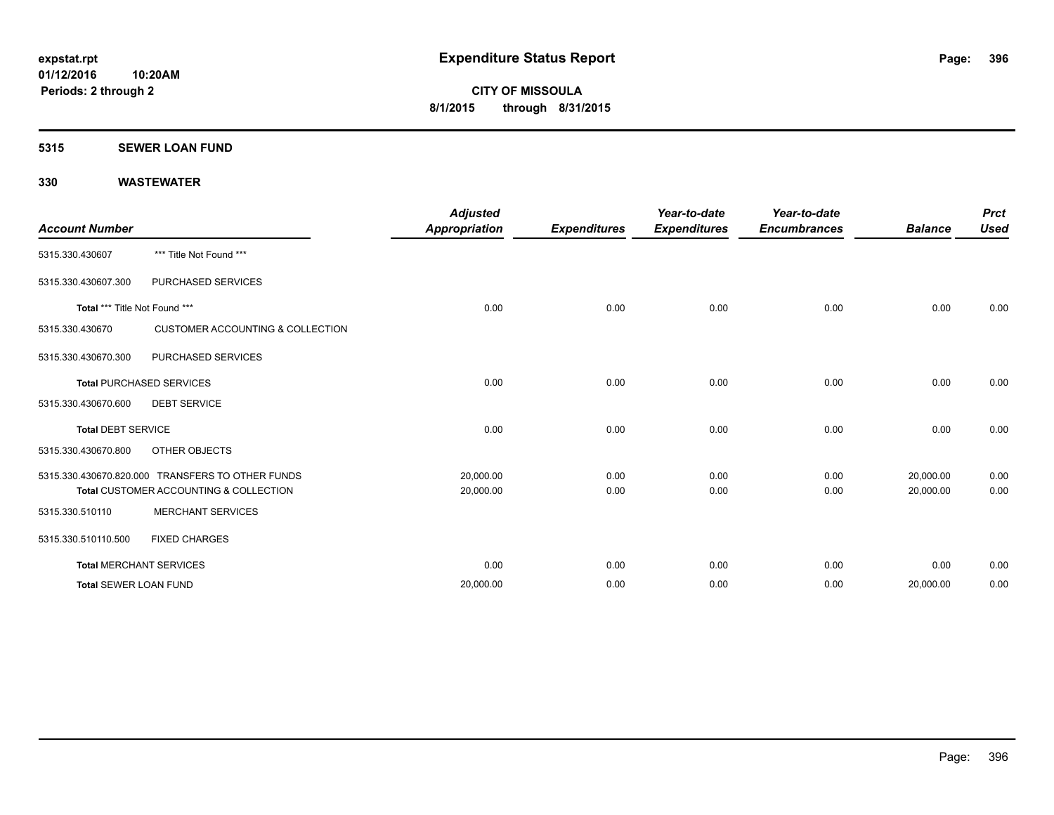**expstat.rpt**
**01/12/2016 10:20AM**
**Periods: 2 through 2**

# Expenditure Status Report

**CITY OF MISSOULA**
**8/1/2015 through 8/31/2015**

## 5315 SEWER LOAN FUND

## 330 WASTEWATER

| Account Number | | Adjusted Appropriation | Expenditures | Year-to-date Expenditures | Year-to-date Encumbrances | Balance | Prct Used |
|---|---|---|---|---|---|---|---|
| 5315.330.430607 | *** Title Not Found *** | | | | | | |
| 5315.330.430607.300 | PURCHASED SERVICES | | | | | | |
| **Total** *** Title Not Found *** | | 0.00 | 0.00 | 0.00 | 0.00 | 0.00 | 0.00 |
| 5315.330.430670 | CUSTOMER ACCOUNTING & COLLECTION | | | | | | |
| 5315.330.430670.300 | PURCHASED SERVICES | | | | | | |
| **Total** PURCHASED SERVICES | | 0.00 | 0.00 | 0.00 | 0.00 | 0.00 | 0.00 |
| 5315.330.430670.600 | DEBT SERVICE | | | | | | |
| **Total** DEBT SERVICE | | 0.00 | 0.00 | 0.00 | 0.00 | 0.00 | 0.00 |
| 5315.330.430670.800 | OTHER OBJECTS | | | | | | |
| 5315.330.430670.820.000 | TRANSFERS TO OTHER FUNDS | 20,000.00 | 0.00 | 0.00 | 0.00 | 20,000.00 | 0.00 |
| **Total** CUSTOMER ACCOUNTING & COLLECTION | | 20,000.00 | 0.00 | 0.00 | 0.00 | 20,000.00 | 0.00 |
| 5315.330.510110 | MERCHANT SERVICES | | | | | | |
| 5315.330.510110.500 | FIXED CHARGES | | | | | | |
| **Total** MERCHANT SERVICES | | 0.00 | 0.00 | 0.00 | 0.00 | 0.00 | 0.00 |
| **Total** SEWER LOAN FUND | | 20,000.00 | 0.00 | 0.00 | 0.00 | 20,000.00 | 0.00 |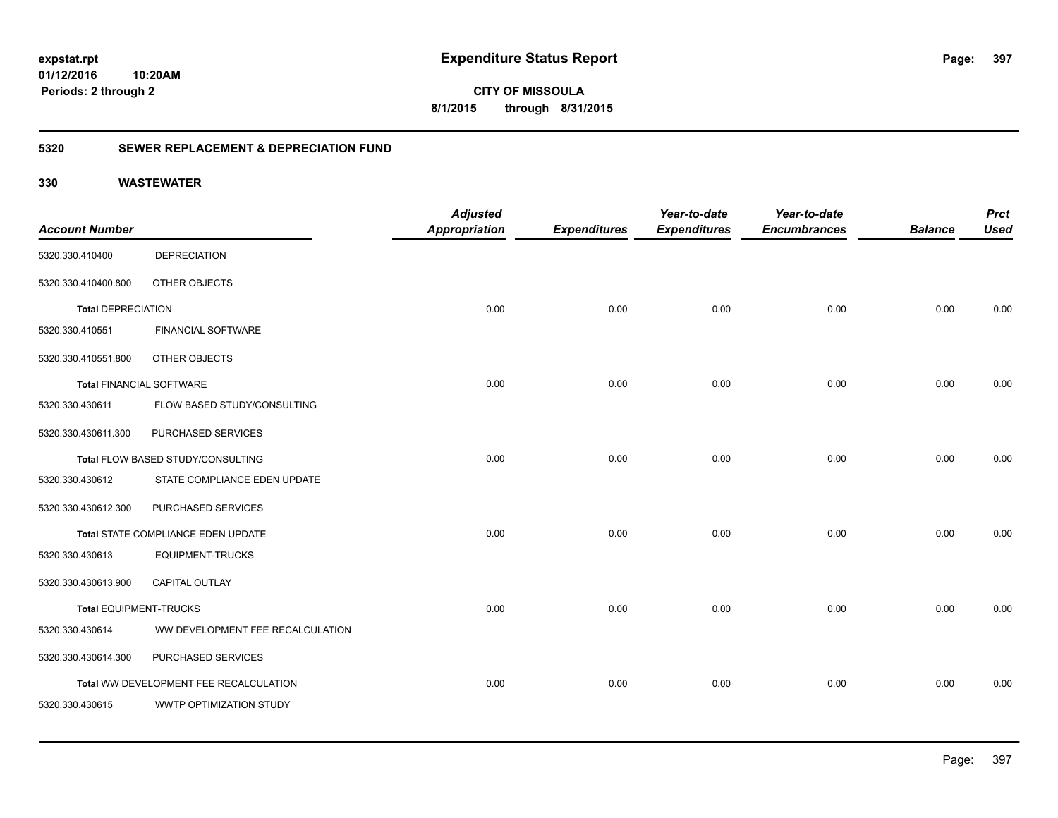**expstat.rpt**
**01/12/2016 10:20AM**
**Periods: 2 through 2**

# Expenditure Status Report

**CITY OF MISSOULA**
**8/1/2015 through 8/31/2015**

## 5320 SEWER REPLACEMENT & DEPRECIATION FUND

### 330 WASTEWATER

| Account Number | | Adjusted Appropriation | Expenditures | Year-to-date Expenditures | Year-to-date Encumbrances | Balance | Prct Used |
|---|---|---|---|---|---|---|---|
| 5320.330.410400 | DEPRECIATION | | | | | | |
| 5320.330.410400.800 | OTHER OBJECTS | | | | | | |
| **Total** DEPRECIATION | | 0.00 | 0.00 | 0.00 | 0.00 | 0.00 | 0.00 |
| 5320.330.410551 | FINANCIAL SOFTWARE | | | | | | |
| 5320.330.410551.800 | OTHER OBJECTS | | | | | | |
| **Total** FINANCIAL SOFTWARE | | 0.00 | 0.00 | 0.00 | 0.00 | 0.00 | 0.00 |
| 5320.330.430611 | FLOW BASED STUDY/CONSULTING | | | | | | |
| 5320.330.430611.300 | PURCHASED SERVICES | | | | | | |
| **Total** FLOW BASED STUDY/CONSULTING | | 0.00 | 0.00 | 0.00 | 0.00 | 0.00 | 0.00 |
| 5320.330.430612 | STATE COMPLIANCE EDEN UPDATE | | | | | | |
| 5320.330.430612.300 | PURCHASED SERVICES | | | | | | |
| **Total** STATE COMPLIANCE EDEN UPDATE | | 0.00 | 0.00 | 0.00 | 0.00 | 0.00 | 0.00 |
| 5320.330.430613 | EQUIPMENT-TRUCKS | | | | | | |
| 5320.330.430613.900 | CAPITAL OUTLAY | | | | | | |
| **Total** EQUIPMENT-TRUCKS | | 0.00 | 0.00 | 0.00 | 0.00 | 0.00 | 0.00 |
| 5320.330.430614 | WW DEVELOPMENT FEE RECALCULATION | | | | | | |
| 5320.330.430614.300 | PURCHASED SERVICES | | | | | | |
| **Total** WW DEVELOPMENT FEE RECALCULATION | | 0.00 | 0.00 | 0.00 | 0.00 | 0.00 | 0.00 |
| 5320.330.430615 | WWTP OPTIMIZATION STUDY | | | | | | |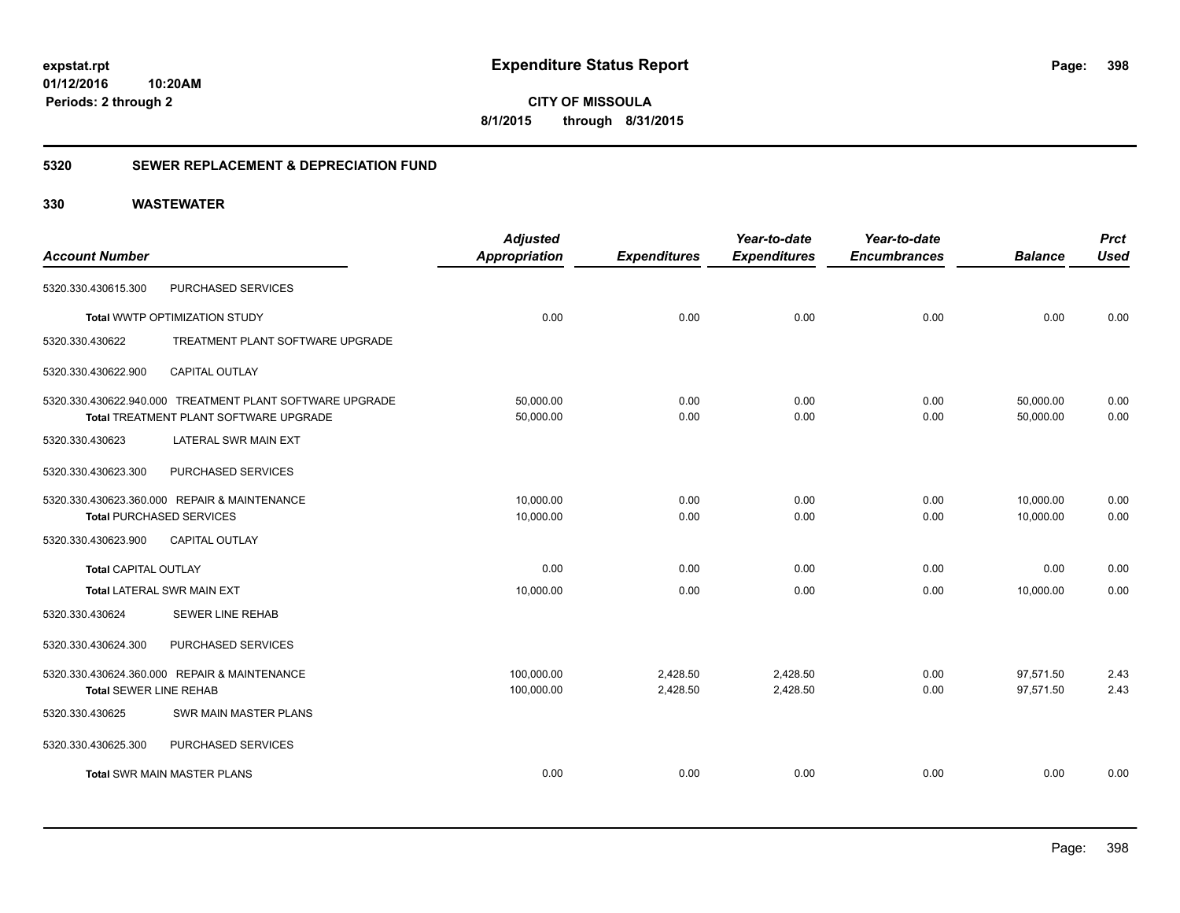**expstat.rpt**
**01/12/2016 10:20AM**
**Periods: 2 through 2**

# Expenditure Status Report

**CITY OF MISSOULA**
**8/1/2015 through 8/31/2015**

## 5320 SEWER REPLACEMENT & DEPRECIATION FUND

## 330 WASTEWATER

| Account Number | | Adjusted Appropriation | Expenditures | Year-to-date Expenditures | Year-to-date Encumbrances | Balance | Prct Used |
|---|---|---|---|---|---|---|---|
| 5320.330.430615.300 | PURCHASED SERVICES | | | | | | |
| **Total** WWTP OPTIMIZATION STUDY | | 0.00 | 0.00 | 0.00 | 0.00 | 0.00 | 0.00 |
| 5320.330.430622 | TREATMENT PLANT SOFTWARE UPGRADE | | | | | | |
| 5320.330.430622.900 | CAPITAL OUTLAY | | | | | | |
| 5320.330.430622.940.000 | TREATMENT PLANT SOFTWARE UPGRADE | 50,000.00 | 0.00 | 0.00 | 0.00 | 50,000.00 | 0.00 |
| **Total** TREATMENT PLANT SOFTWARE UPGRADE | | 50,000.00 | 0.00 | 0.00 | 0.00 | 50,000.00 | 0.00 |
| 5320.330.430623 | LATERAL SWR MAIN EXT | | | | | | |
| 5320.330.430623.300 | PURCHASED SERVICES | | | | | | |
| 5320.330.430623.360.000 | REPAIR & MAINTENANCE | 10,000.00 | 0.00 | 0.00 | 0.00 | 10,000.00 | 0.00 |
| **Total** PURCHASED SERVICES | | 10,000.00 | 0.00 | 0.00 | 0.00 | 10,000.00 | 0.00 |
| 5320.330.430623.900 | CAPITAL OUTLAY | | | | | | |
| **Total** CAPITAL OUTLAY | | 0.00 | 0.00 | 0.00 | 0.00 | 0.00 | 0.00 |
| **Total** LATERAL SWR MAIN EXT | | 10,000.00 | 0.00 | 0.00 | 0.00 | 10,000.00 | 0.00 |
| 5320.330.430624 | SEWER LINE REHAB | | | | | | |
| 5320.330.430624.300 | PURCHASED SERVICES | | | | | | |
| 5320.330.430624.360.000 | REPAIR & MAINTENANCE | 100,000.00 | 2,428.50 | 2,428.50 | 0.00 | 97,571.50 | 2.43 |
| **Total** SEWER LINE REHAB | | 100,000.00 | 2,428.50 | 2,428.50 | 0.00 | 97,571.50 | 2.43 |
| 5320.330.430625 | SWR MAIN MASTER PLANS | | | | | | |
| 5320.330.430625.300 | PURCHASED SERVICES | | | | | | |
| **Total** SWR MAIN MASTER PLANS | | 0.00 | 0.00 | 0.00 | 0.00 | 0.00 | 0.00 |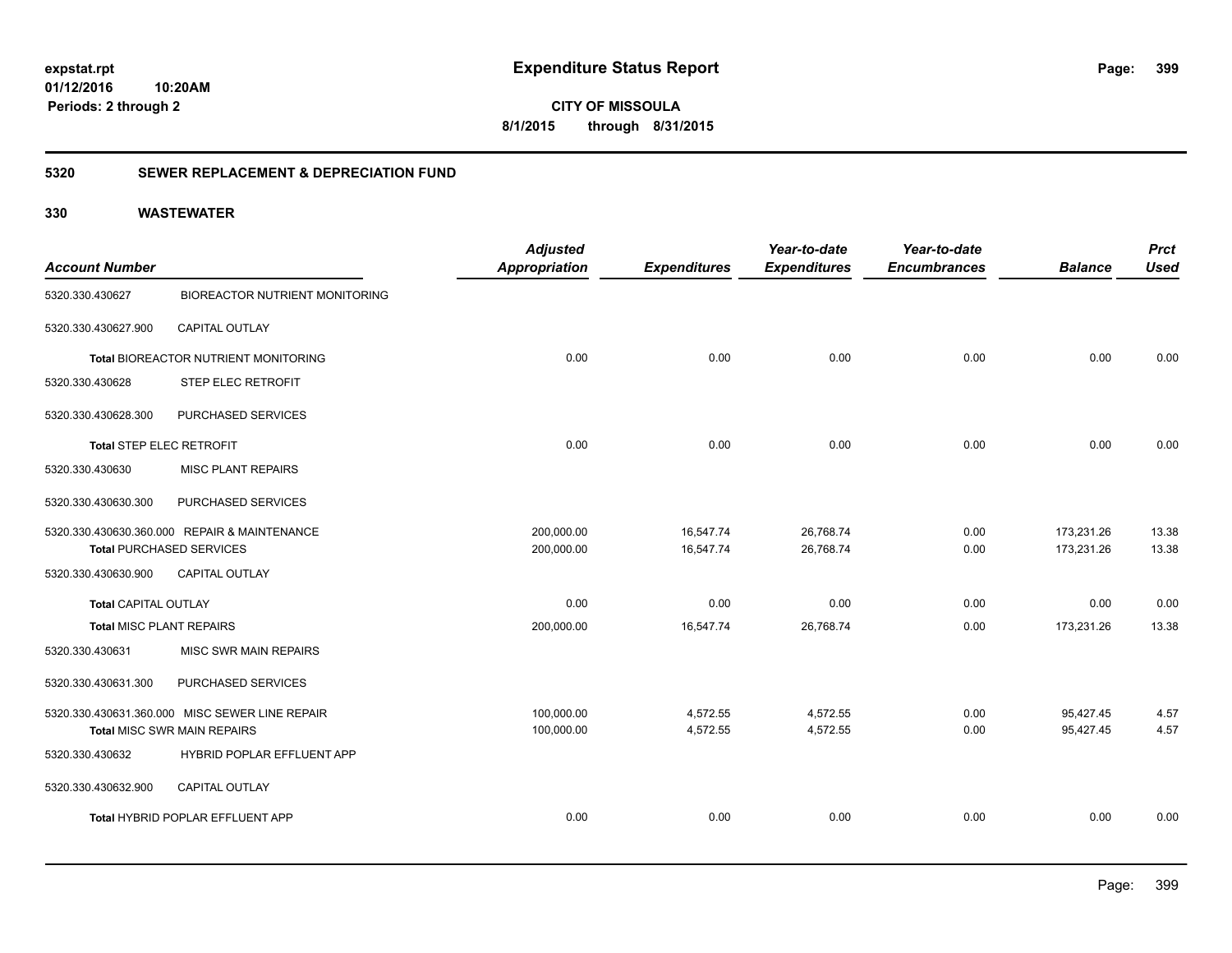**expstat.rpt**
**01/12/2016 10:20AM**
**Periods: 2 through 2**

# Expenditure Status Report

**CITY OF MISSOULA**
**8/1/2015 through 8/31/2015**

## 5320 SEWER REPLACEMENT & DEPRECIATION FUND

## 330 WASTEWATER

| Account Number | | Adjusted Appropriation | Expenditures | Year-to-date Expenditures | Year-to-date Encumbrances | Balance | Prct Used |
|---|---|---|---|---|---|---|---|
| 5320.330.430627 | BIOREACTOR NUTRIENT MONITORING | | | | | | |
| 5320.330.430627.900 | CAPITAL OUTLAY | | | | | | |
| Total BIOREACTOR NUTRIENT MONITORING | | 0.00 | 0.00 | 0.00 | 0.00 | 0.00 | 0.00 |
| 5320.330.430628 | STEP ELEC RETROFIT | | | | | | |
| 5320.330.430628.300 | PURCHASED SERVICES | | | | | | |
| Total STEP ELEC RETROFIT | | 0.00 | 0.00 | 0.00 | 0.00 | 0.00 | 0.00 |
| 5320.330.430630 | MISC PLANT REPAIRS | | | | | | |
| 5320.330.430630.300 | PURCHASED SERVICES | | | | | | |
| 5320.330.430630.360.000 | REPAIR & MAINTENANCE | 200,000.00 | 16,547.74 | 26,768.74 | 0.00 | 173,231.26 | 13.38 |
| Total PURCHASED SERVICES | | 200,000.00 | 16,547.74 | 26,768.74 | 0.00 | 173,231.26 | 13.38 |
| 5320.330.430630.900 | CAPITAL OUTLAY | | | | | | |
| Total CAPITAL OUTLAY | | 0.00 | 0.00 | 0.00 | 0.00 | 0.00 | 0.00 |
| Total MISC PLANT REPAIRS | | 200,000.00 | 16,547.74 | 26,768.74 | 0.00 | 173,231.26 | 13.38 |
| 5320.330.430631 | MISC SWR MAIN REPAIRS | | | | | | |
| 5320.330.430631.300 | PURCHASED SERVICES | | | | | | |
| 5320.330.430631.360.000 | MISC SEWER LINE REPAIR | 100,000.00 | 4,572.55 | 4,572.55 | 0.00 | 95,427.45 | 4.57 |
| Total MISC SWR MAIN REPAIRS | | 100,000.00 | 4,572.55 | 4,572.55 | 0.00 | 95,427.45 | 4.57 |
| 5320.330.430632 | HYBRID POPLAR EFFLUENT APP | | | | | | |
| 5320.330.430632.900 | CAPITAL OUTLAY | | | | | | |
| Total HYBRID POPLAR EFFLUENT APP | | 0.00 | 0.00 | 0.00 | 0.00 | 0.00 | 0.00 |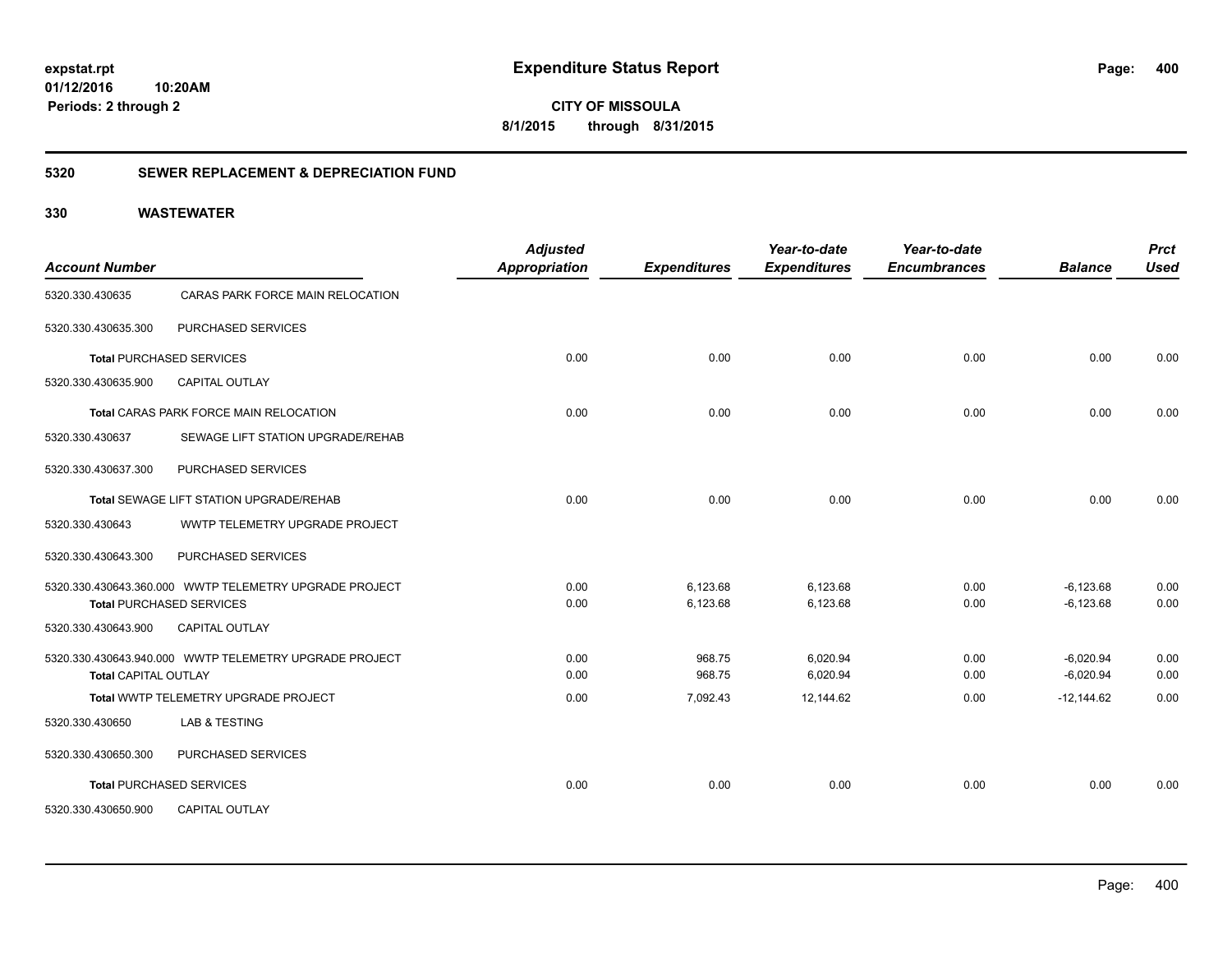**expstat.rpt**
**01/12/2016 10:20AM**
**Periods: 2 through 2**

# Expenditure Status Report

**CITY OF MISSOULA**
**8/1/2015 through 8/31/2015**

## 5320 SEWER REPLACEMENT & DEPRECIATION FUND

## 330 WASTEWATER

| Account Number | | Adjusted Appropriation | Expenditures | Year-to-date Expenditures | Year-to-date Encumbrances | Balance | Prct Used |
|---|---|---|---|---|---|---|---|
| 5320.330.430635 | CARAS PARK FORCE MAIN RELOCATION | | | | | | |
| 5320.330.430635.300 | PURCHASED SERVICES | | | | | | |
| **Total** PURCHASED SERVICES | | 0.00 | 0.00 | 0.00 | 0.00 | 0.00 | 0.00 |
| 5320.330.430635.900 | CAPITAL OUTLAY | | | | | | |
| **Total** CARAS PARK FORCE MAIN RELOCATION | | 0.00 | 0.00 | 0.00 | 0.00 | 0.00 | 0.00 |
| 5320.330.430637 | SEWAGE LIFT STATION UPGRADE/REHAB | | | | | | |
| 5320.330.430637.300 | PURCHASED SERVICES | | | | | | |
| **Total** SEWAGE LIFT STATION UPGRADE/REHAB | | 0.00 | 0.00 | 0.00 | 0.00 | 0.00 | 0.00 |
| 5320.330.430643 | WWTP TELEMETRY UPGRADE PROJECT | | | | | | |
| 5320.330.430643.300 | PURCHASED SERVICES | | | | | | |
| 5320.330.430643.360.000 | WWTP TELEMETRY UPGRADE PROJECT | 0.00 | 6,123.68 | 6,123.68 | 0.00 | -6,123.68 | 0.00 |
| **Total** PURCHASED SERVICES | | 0.00 | 6,123.68 | 6,123.68 | 0.00 | -6,123.68 | 0.00 |
| 5320.330.430643.900 | CAPITAL OUTLAY | | | | | | |
| 5320.330.430643.940.000 | WWTP TELEMETRY UPGRADE PROJECT | 0.00 | 968.75 | 6,020.94 | 0.00 | -6,020.94 | 0.00 |
| **Total** CAPITAL OUTLAY | | 0.00 | 968.75 | 6,020.94 | 0.00 | -6,020.94 | 0.00 |
| **Total** WWTP TELEMETRY UPGRADE PROJECT | | 0.00 | 7,092.43 | 12,144.62 | 0.00 | -12,144.62 | 0.00 |
| 5320.330.430650 | LAB & TESTING | | | | | | |
| 5320.330.430650.300 | PURCHASED SERVICES | | | | | | |
| **Total** PURCHASED SERVICES | | 0.00 | 0.00 | 0.00 | 0.00 | 0.00 | 0.00 |
| 5320.330.430650.900 | CAPITAL OUTLAY | | | | | | |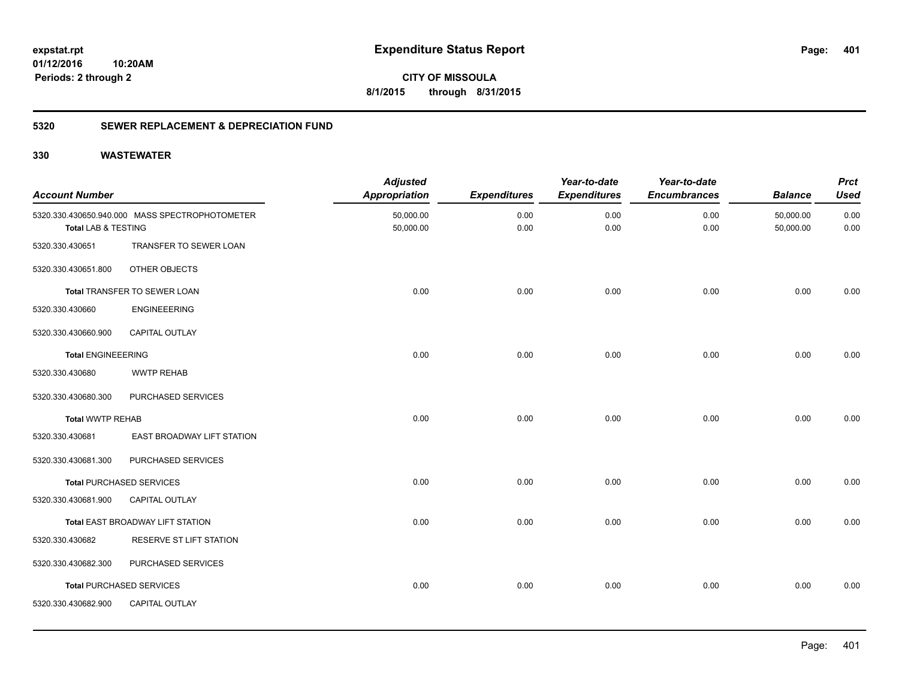# Expenditure Status Report

**expstat.rpt**
**01/12/2016 10:20AM**
**Periods: 2 through 2**

**CITY OF MISSOULA**
**8/1/2015 through 8/31/2015**

## 5320 SEWER REPLACEMENT & DEPRECIATION FUND

### 330 WASTEWATER

| Account Number | | Adjusted Appropriation | Expenditures | Year-to-date Expenditures | Year-to-date Encumbrances | Balance | Prct Used |
|---|---|---|---|---|---|---|---|
| 5320.330.430650.940.000 | MASS SPECTROPHOTOMETER | 50,000.00 | 0.00 | 0.00 | 0.00 | 50,000.00 | 0.00 |
| **Total** LAB & TESTING | | 50,000.00 | 0.00 | 0.00 | 0.00 | 50,000.00 | 0.00 |
| 5320.330.430651 | TRANSFER TO SEWER LOAN | | | | | | |
| 5320.330.430651.800 | OTHER OBJECTS | | | | | | |
| **Total** TRANSFER TO SEWER LOAN | | 0.00 | 0.00 | 0.00 | 0.00 | 0.00 | 0.00 |
| 5320.330.430660 | ENGINEEERING | | | | | | |
| 5320.330.430660.900 | CAPITAL OUTLAY | | | | | | |
| **Total** ENGINEEERING | | 0.00 | 0.00 | 0.00 | 0.00 | 0.00 | 0.00 |
| 5320.330.430680 | WWTP REHAB | | | | | | |
| 5320.330.430680.300 | PURCHASED SERVICES | | | | | | |
| **Total** WWTP REHAB | | 0.00 | 0.00 | 0.00 | 0.00 | 0.00 | 0.00 |
| 5320.330.430681 | EAST BROADWAY LIFT STATION | | | | | | |
| 5320.330.430681.300 | PURCHASED SERVICES | | | | | | |
| **Total** PURCHASED SERVICES | | 0.00 | 0.00 | 0.00 | 0.00 | 0.00 | 0.00 |
| 5320.330.430681.900 | CAPITAL OUTLAY | | | | | | |
| **Total** EAST BROADWAY LIFT STATION | | 0.00 | 0.00 | 0.00 | 0.00 | 0.00 | 0.00 |
| 5320.330.430682 | RESERVE ST LIFT STATION | | | | | | |
| 5320.330.430682.300 | PURCHASED SERVICES | | | | | | |
| **Total** PURCHASED SERVICES | | 0.00 | 0.00 | 0.00 | 0.00 | 0.00 | 0.00 |
| 5320.330.430682.900 | CAPITAL OUTLAY | | | | | | |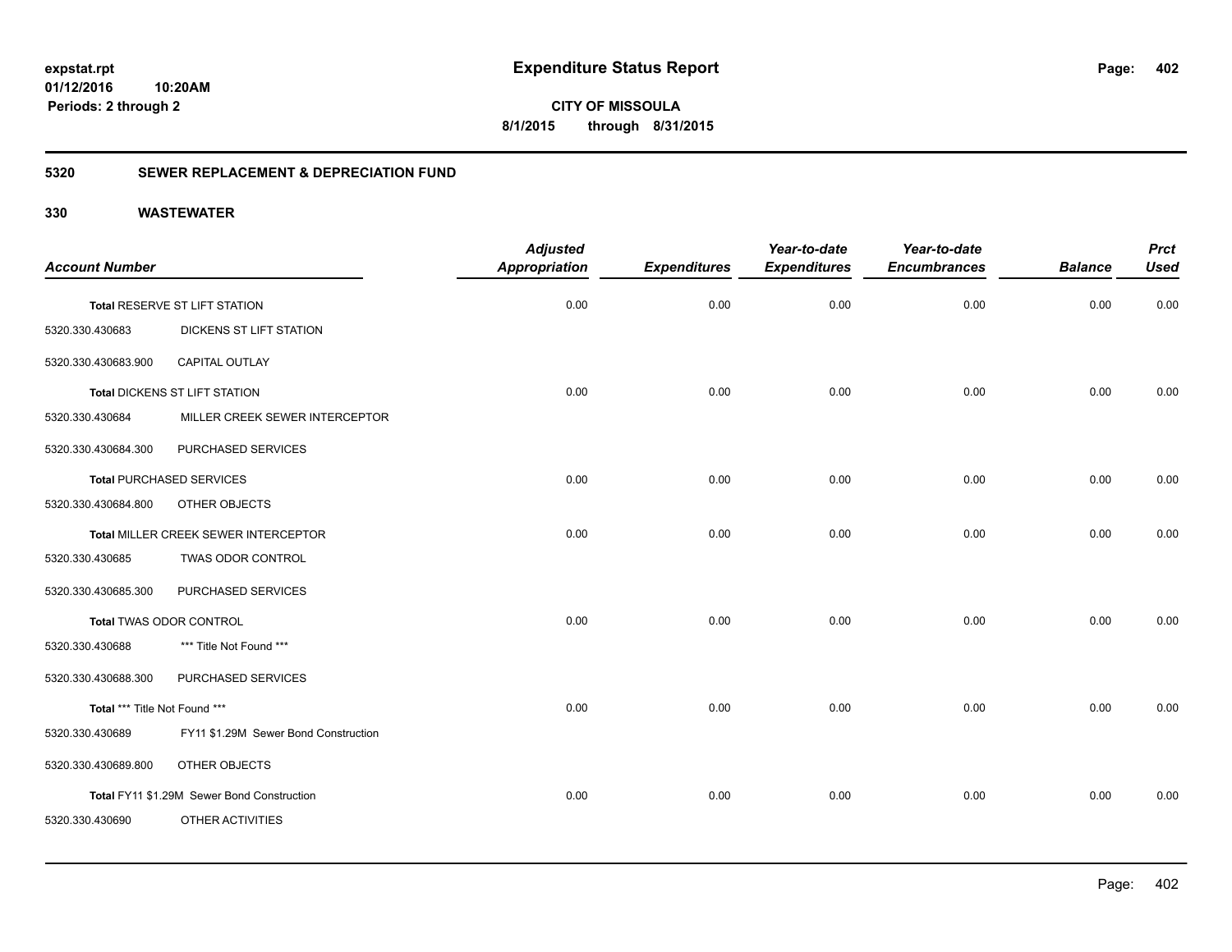# Expenditure Status Report

**CITY OF MISSOULA**
**8/1/2015 through 8/31/2015**

expstat.rpt
01/12/2016 10:20AM
Periods: 2 through 2

## 5320 SEWER REPLACEMENT & DEPRECIATION FUND

## 330 WASTEWATER

| Account Number | | Adjusted Appropriation | Expenditures | Year-to-date Expenditures | Year-to-date Encumbrances | Balance | Prct Used |
|---|---|---|---|---|---|---|---|
| Total RESERVE ST LIFT STATION | | 0.00 | 0.00 | 0.00 | 0.00 | 0.00 | 0.00 |
| 5320.330.430683 | DICKENS ST LIFT STATION | | | | | | |
| 5320.330.430683.900 | CAPITAL OUTLAY | | | | | | |
| Total DICKENS ST LIFT STATION | | 0.00 | 0.00 | 0.00 | 0.00 | 0.00 | 0.00 |
| 5320.330.430684 | MILLER CREEK SEWER INTERCEPTOR | | | | | | |
| 5320.330.430684.300 | PURCHASED SERVICES | | | | | | |
| Total PURCHASED SERVICES | | 0.00 | 0.00 | 0.00 | 0.00 | 0.00 | 0.00 |
| 5320.330.430684.800 | OTHER OBJECTS | | | | | | |
| Total MILLER CREEK SEWER INTERCEPTOR | | 0.00 | 0.00 | 0.00 | 0.00 | 0.00 | 0.00 |
| 5320.330.430685 | TWAS ODOR CONTROL | | | | | | |
| 5320.330.430685.300 | PURCHASED SERVICES | | | | | | |
| Total TWAS ODOR CONTROL | | 0.00 | 0.00 | 0.00 | 0.00 | 0.00 | 0.00 |
| 5320.330.430688 | *** Title Not Found *** | | | | | | |
| 5320.330.430688.300 | PURCHASED SERVICES | | | | | | |
| Total *** Title Not Found *** | | 0.00 | 0.00 | 0.00 | 0.00 | 0.00 | 0.00 |
| 5320.330.430689 | FY11 $1.29M Sewer Bond Construction | | | | | | |
| 5320.330.430689.800 | OTHER OBJECTS | | | | | | |
| Total FY11 $1.29M Sewer Bond Construction | | 0.00 | 0.00 | 0.00 | 0.00 | 0.00 | 0.00 |
| 5320.330.430690 | OTHER ACTIVITIES | | | | | | |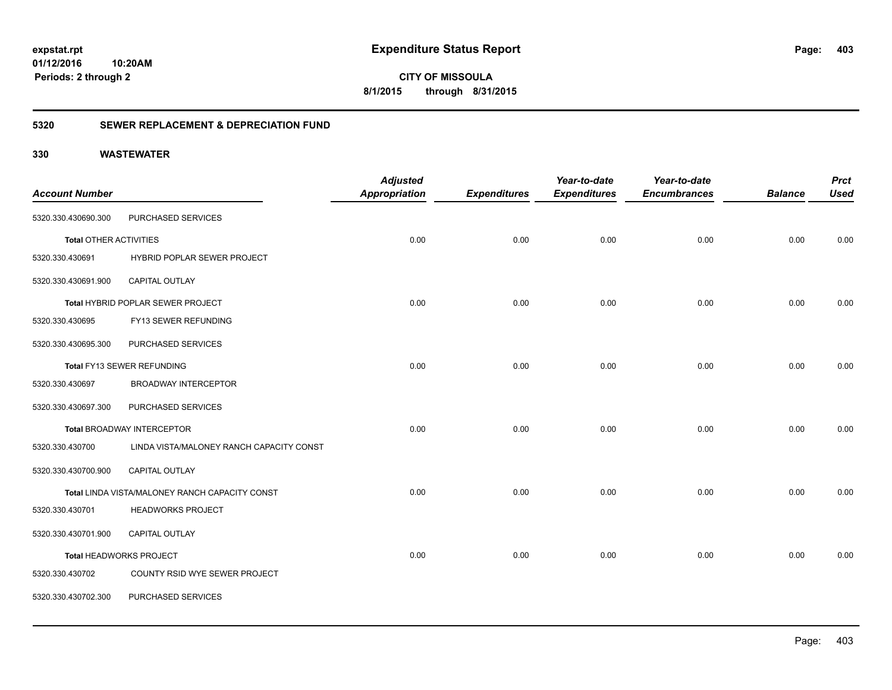**Expenditure Status Report**

**CITY OF MISSOULA**

**8/1/2015 through 8/31/2015**

expstat.rpt
01/12/2016 10:20AM
Periods: 2 through 2

## 5320 SEWER REPLACEMENT & DEPRECIATION FUND

## 330 WASTEWATER

| Account Number | | Adjusted Appropriation | Expenditures | Year-to-date Expenditures | Year-to-date Encumbrances | Balance | Prct Used |
|---|---|---|---|---|---|---|---|
| 5320.330.430690.300 | PURCHASED SERVICES | | | | | | |
| **Total** OTHER ACTIVITIES | | 0.00 | 0.00 | 0.00 | 0.00 | 0.00 | 0.00 |
| 5320.330.430691 | HYBRID POPLAR SEWER PROJECT | | | | | | |
| 5320.330.430691.900 | CAPITAL OUTLAY | | | | | | |
| **Total** HYBRID POPLAR SEWER PROJECT | | 0.00 | 0.00 | 0.00 | 0.00 | 0.00 | 0.00 |
| 5320.330.430695 | FY13 SEWER REFUNDING | | | | | | |
| 5320.330.430695.300 | PURCHASED SERVICES | | | | | | |
| **Total** FY13 SEWER REFUNDING | | 0.00 | 0.00 | 0.00 | 0.00 | 0.00 | 0.00 |
| 5320.330.430697 | BROADWAY INTERCEPTOR | | | | | | |
| 5320.330.430697.300 | PURCHASED SERVICES | | | | | | |
| **Total** BROADWAY INTERCEPTOR | | 0.00 | 0.00 | 0.00 | 0.00 | 0.00 | 0.00 |
| 5320.330.430700 | LINDA VISTA/MALONEY RANCH CAPACITY CONST | | | | | | |
| 5320.330.430700.900 | CAPITAL OUTLAY | | | | | | |
| **Total** LINDA VISTA/MALONEY RANCH CAPACITY CONST | | 0.00 | 0.00 | 0.00 | 0.00 | 0.00 | 0.00 |
| 5320.330.430701 | HEADWORKS PROJECT | | | | | | |
| 5320.330.430701.900 | CAPITAL OUTLAY | | | | | | |
| **Total** HEADWORKS PROJECT | | 0.00 | 0.00 | 0.00 | 0.00 | 0.00 | 0.00 |
| 5320.330.430702 | COUNTY RSID WYE SEWER PROJECT | | | | | | |
| 5320.330.430702.300 | PURCHASED SERVICES | | | | | | |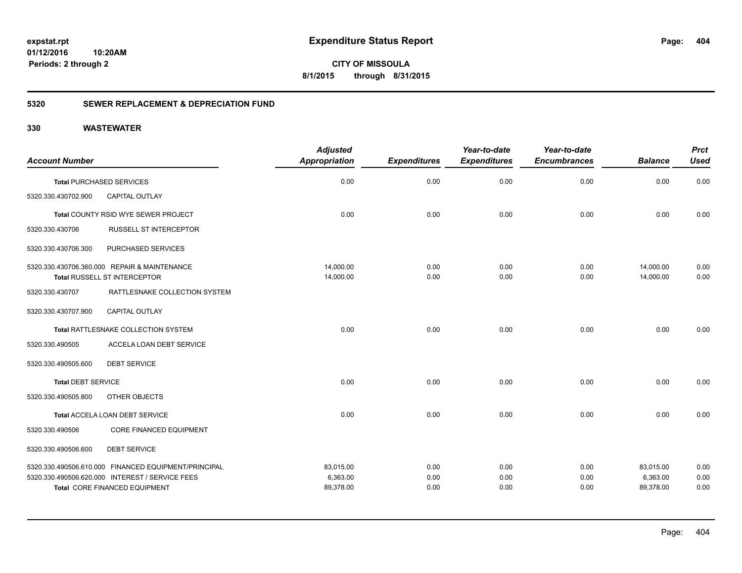**expstat.rpt**
**01/12/2016 10:20AM**
**Periods: 2 through 2**

# Expenditure Status Report

**CITY OF MISSOULA**
**8/1/2015 through 8/31/2015**

## 5320 SEWER REPLACEMENT & DEPRECIATION FUND

## 330 WASTEWATER

| Account Number | | Adjusted Appropriation | Expenditures | Year-to-date Expenditures | Year-to-date Encumbrances | Balance | Prct Used |
|---|---|---|---|---|---|---|---|
| **Total** PURCHASED SERVICES | | 0.00 | 0.00 | 0.00 | 0.00 | 0.00 | 0.00 |
| 5320.330.430702.900 | CAPITAL OUTLAY | | | | | | |
| **Total** COUNTY RSID WYE SEWER PROJECT | | 0.00 | 0.00 | 0.00 | 0.00 | 0.00 | 0.00 |
| 5320.330.430706 | RUSSELL ST INTERCEPTOR | | | | | | |
| 5320.330.430706.300 | PURCHASED SERVICES | | | | | | |
| 5320.330.430706.360.000 | REPAIR & MAINTENANCE | 14,000.00 | 0.00 | 0.00 | 0.00 | 14,000.00 | 0.00 |
| **Total** RUSSELL ST INTERCEPTOR | | 14,000.00 | 0.00 | 0.00 | 0.00 | 14,000.00 | 0.00 |
| 5320.330.430707 | RATTLESNAKE COLLECTION SYSTEM | | | | | | |
| 5320.330.430707.900 | CAPITAL OUTLAY | | | | | | |
| **Total** RATTLESNAKE COLLECTION SYSTEM | | 0.00 | 0.00 | 0.00 | 0.00 | 0.00 | 0.00 |
| 5320.330.490505 | ACCELA LOAN DEBT SERVICE | | | | | | |
| 5320.330.490505.600 | DEBT SERVICE | | | | | | |
| **Total** DEBT SERVICE | | 0.00 | 0.00 | 0.00 | 0.00 | 0.00 | 0.00 |
| 5320.330.490505.800 | OTHER OBJECTS | | | | | | |
| **Total** ACCELA LOAN DEBT SERVICE | | 0.00 | 0.00 | 0.00 | 0.00 | 0.00 | 0.00 |
| 5320.330.490506 | CORE FINANCED EQUIPMENT | | | | | | |
| 5320.330.490506.600 | DEBT SERVICE | | | | | | |
| 5320.330.490506.610.000 | FINANCED EQUIPMENT/PRINCIPAL | 83,015.00 | 0.00 | 0.00 | 0.00 | 83,015.00 | 0.00 |
| 5320.330.490506.620.000 | INTEREST / SERVICE FEES | 6,363.00 | 0.00 | 0.00 | 0.00 | 6,363.00 | 0.00 |
| **Total** CORE FINANCED EQUIPMENT | | 89,378.00 | 0.00 | 0.00 | 0.00 | 89,378.00 | 0.00 |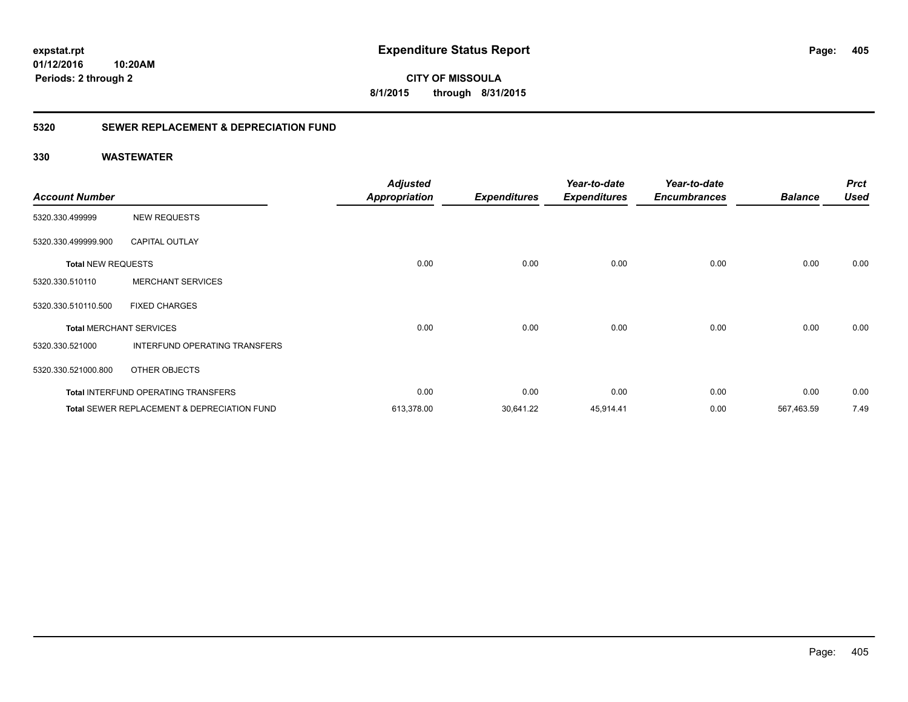**expstat.rpt**
**01/12/2016 10:20AM**
**Periods: 2 through 2**

# Expenditure Status Report

**CITY OF MISSOULA**
**8/1/2015 through 8/31/2015**

## 5320 SEWER REPLACEMENT & DEPRECIATION FUND

### 330 WASTEWATER

| Account Number | | Adjusted Appropriation | Expenditures | Year-to-date Expenditures | Year-to-date Encumbrances | Balance | Prct Used |
|---|---|---|---|---|---|---|---|
| 5320.330.499999 | NEW REQUESTS | | | | | | |
| 5320.330.499999.900 | CAPITAL OUTLAY | | | | | | |
| **Total** NEW REQUESTS | | 0.00 | 0.00 | 0.00 | 0.00 | 0.00 | 0.00 |
| 5320.330.510110 | MERCHANT SERVICES | | | | | | |
| 5320.330.510110.500 | FIXED CHARGES | | | | | | |
| **Total** MERCHANT SERVICES | | 0.00 | 0.00 | 0.00 | 0.00 | 0.00 | 0.00 |
| 5320.330.521000 | INTERFUND OPERATING TRANSFERS | | | | | | |
| 5320.330.521000.800 | OTHER OBJECTS | | | | | | |
| **Total** INTERFUND OPERATING TRANSFERS | | 0.00 | 0.00 | 0.00 | 0.00 | 0.00 | 0.00 |
| **Total** SEWER REPLACEMENT & DEPRECIATION FUND | | 613,378.00 | 30,641.22 | 45,914.41 | 0.00 | 567,463.59 | 7.49 |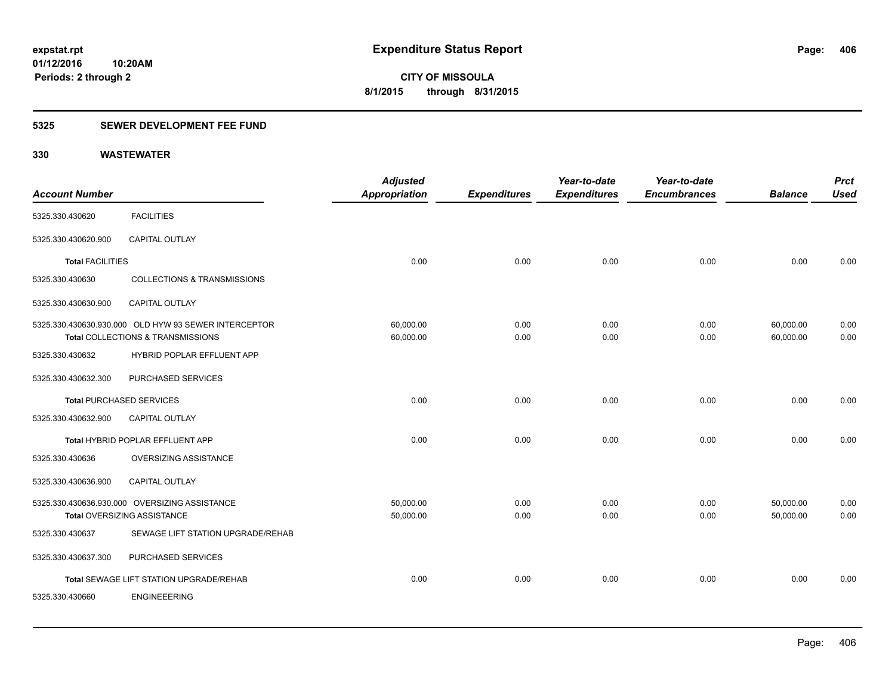**expstat.rpt**
**01/12/2016 10:20AM**
**Periods: 2 through 2**

# Expenditure Status Report

**CITY OF MISSOULA**
**8/1/2015 through 8/31/2015**

## 5325 SEWER DEVELOPMENT FEE FUND

## 330 WASTEWATER

| Account Number | | Adjusted Appropriation | Expenditures | Year-to-date Expenditures | Year-to-date Encumbrances | Balance | Prct Used |
|---|---|---|---|---|---|---|---|
| 5325.330.430620 | FACILITIES | | | | | | |
| 5325.330.430620.900 | CAPITAL OUTLAY | | | | | | |
| **Total** FACILITIES | | 0.00 | 0.00 | 0.00 | 0.00 | 0.00 | 0.00 |
| 5325.330.430630 | COLLECTIONS & TRANSMISSIONS | | | | | | |
| 5325.330.430630.900 | CAPITAL OUTLAY | | | | | | |
| 5325.330.430630.930.000 | OLD HYW 93 SEWER INTERCEPTOR | 60,000.00 | 0.00 | 0.00 | 0.00 | 60,000.00 | 0.00 |
| **Total** COLLECTIONS & TRANSMISSIONS | | 60,000.00 | 0.00 | 0.00 | 0.00 | 60,000.00 | 0.00 |
| 5325.330.430632 | HYBRID POPLAR EFFLUENT APP | | | | | | |
| 5325.330.430632.300 | PURCHASED SERVICES | | | | | | |
| **Total** PURCHASED SERVICES | | 0.00 | 0.00 | 0.00 | 0.00 | 0.00 | 0.00 |
| 5325.330.430632.900 | CAPITAL OUTLAY | | | | | | |
| **Total** HYBRID POPLAR EFFLUENT APP | | 0.00 | 0.00 | 0.00 | 0.00 | 0.00 | 0.00 |
| 5325.330.430636 | OVERSIZING ASSISTANCE | | | | | | |
| 5325.330.430636.900 | CAPITAL OUTLAY | | | | | | |
| 5325.330.430636.930.000 | OVERSIZING ASSISTANCE | 50,000.00 | 0.00 | 0.00 | 0.00 | 50,000.00 | 0.00 |
| **Total** OVERSIZING ASSISTANCE | | 50,000.00 | 0.00 | 0.00 | 0.00 | 50,000.00 | 0.00 |
| 5325.330.430637 | SEWAGE LIFT STATION UPGRADE/REHAB | | | | | | |
| 5325.330.430637.300 | PURCHASED SERVICES | | | | | | |
| **Total** SEWAGE LIFT STATION UPGRADE/REHAB | | 0.00 | 0.00 | 0.00 | 0.00 | 0.00 | 0.00 |
| 5325.330.430660 | ENGINEEERING | | | | | | |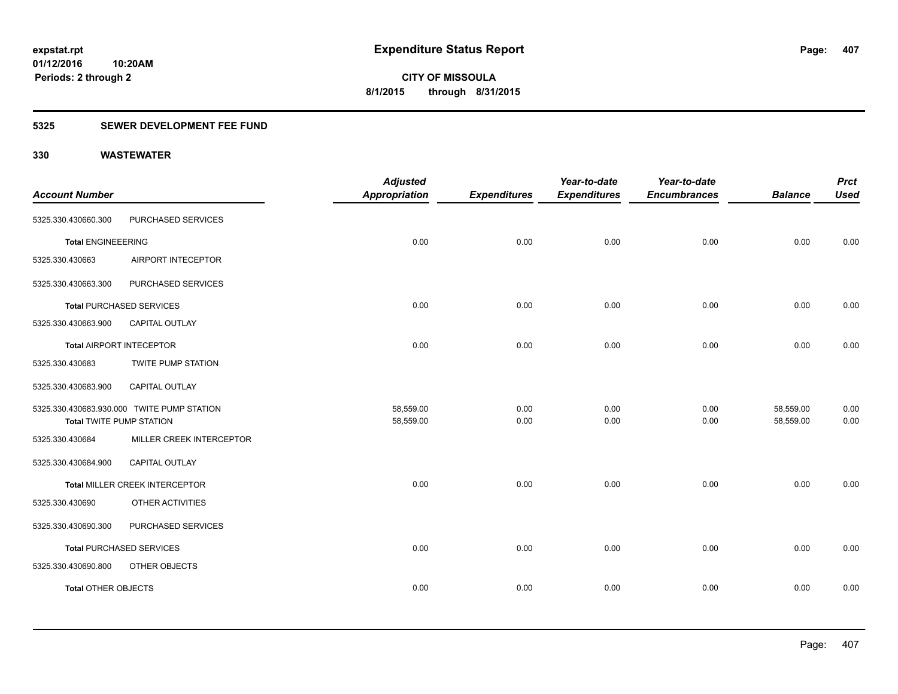# Expenditure Status Report

expstat.rpt
01/12/2016 10:20AM
Periods: 2 through 2

**CITY OF MISSOULA**
**8/1/2015 through 8/31/2015**

## 5325 SEWER DEVELOPMENT FEE FUND

### 330 WASTEWATER

| Account Number | | Adjusted Appropriation | Expenditures | Year-to-date Expenditures | Year-to-date Encumbrances | Balance | Prct Used |
|---|---|---|---|---|---|---|---|
| 5325.330.430660.300 | PURCHASED SERVICES | | | | | | |
| **Total ENGINEEERING** | | 0.00 | 0.00 | 0.00 | 0.00 | 0.00 | 0.00 |
| 5325.330.430663 | AIRPORT INTECEPTOR | | | | | | |
| 5325.330.430663.300 | PURCHASED SERVICES | | | | | | |
| **Total PURCHASED SERVICES** | | 0.00 | 0.00 | 0.00 | 0.00 | 0.00 | 0.00 |
| 5325.330.430663.900 | CAPITAL OUTLAY | | | | | | |
| **Total AIRPORT INTECEPTOR** | | 0.00 | 0.00 | 0.00 | 0.00 | 0.00 | 0.00 |
| 5325.330.430683 | TWITE PUMP STATION | | | | | | |
| 5325.330.430683.900 | CAPITAL OUTLAY | | | | | | |
| 5325.330.430683.930.000 | TWITE PUMP STATION | 58,559.00 | 0.00 | 0.00 | 0.00 | 58,559.00 | 0.00 |
| **Total TWITE PUMP STATION** | | 58,559.00 | 0.00 | 0.00 | 0.00 | 58,559.00 | 0.00 |
| 5325.330.430684 | MILLER CREEK INTERCEPTOR | | | | | | |
| 5325.330.430684.900 | CAPITAL OUTLAY | | | | | | |
| **Total MILLER CREEK INTERCEPTOR** | | 0.00 | 0.00 | 0.00 | 0.00 | 0.00 | 0.00 |
| 5325.330.430690 | OTHER ACTIVITIES | | | | | | |
| 5325.330.430690.300 | PURCHASED SERVICES | | | | | | |
| **Total PURCHASED SERVICES** | | 0.00 | 0.00 | 0.00 | 0.00 | 0.00 | 0.00 |
| 5325.330.430690.800 | OTHER OBJECTS | | | | | | |
| **Total OTHER OBJECTS** | | 0.00 | 0.00 | 0.00 | 0.00 | 0.00 | 0.00 |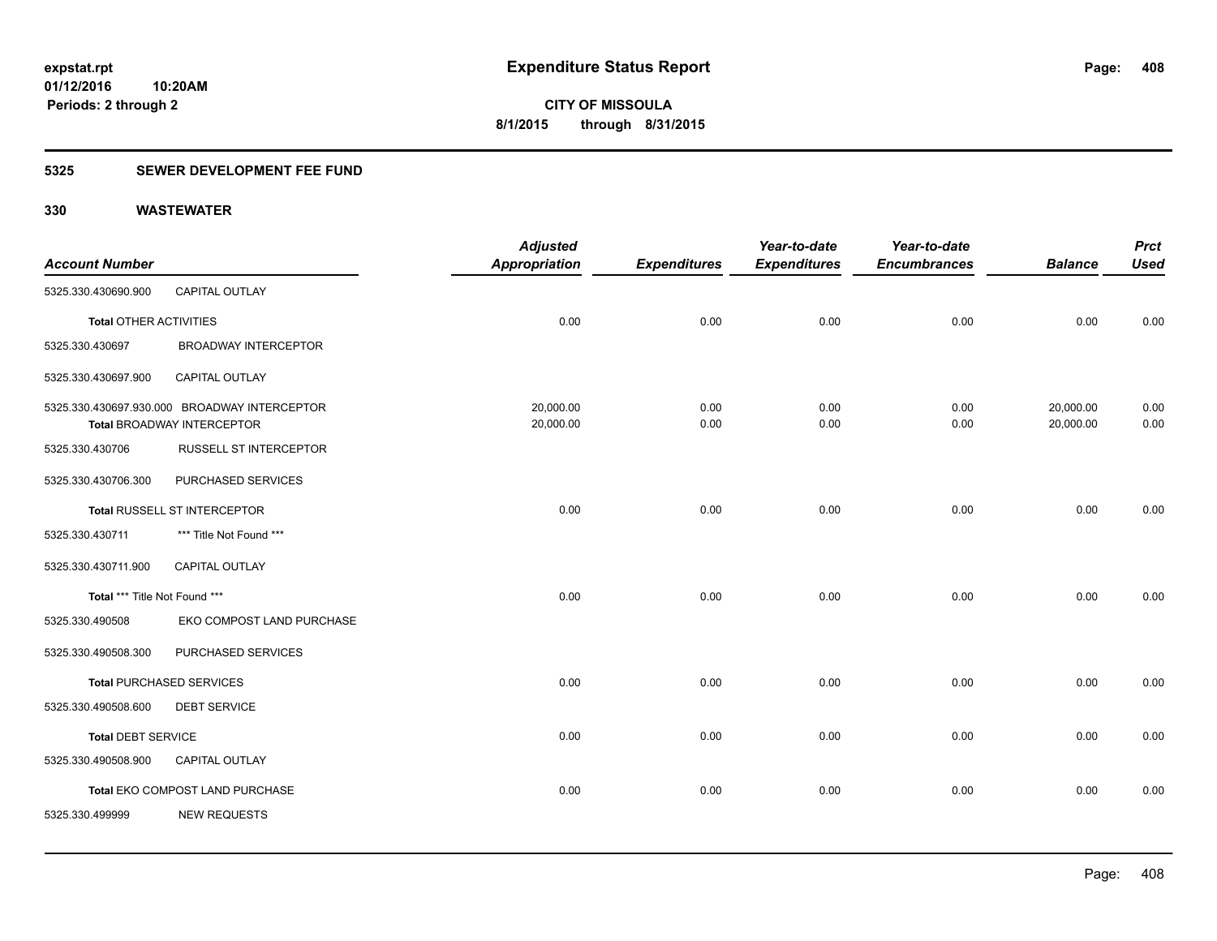**expstat.rpt**
**01/12/2016 10:20AM**
**Periods: 2 through 2**

# Expenditure Status Report

**CITY OF MISSOULA**
**8/1/2015 through 8/31/2015**

## 5325 SEWER DEVELOPMENT FEE FUND

## 330 WASTEWATER

| Account Number | | Adjusted Appropriation | Expenditures | Year-to-date Expenditures | Year-to-date Encumbrances | Balance | Prct Used |
|---|---|---|---|---|---|---|---|
| 5325.330.430690.900 | CAPITAL OUTLAY | | | | | | |
| **Total** OTHER ACTIVITIES | | 0.00 | 0.00 | 0.00 | 0.00 | 0.00 | 0.00 |
| 5325.330.430697 | BROADWAY INTERCEPTOR | | | | | | |
| 5325.330.430697.900 | CAPITAL OUTLAY | | | | | | |
| 5325.330.430697.930.000 | BROADWAY INTERCEPTOR | 20,000.00 | 0.00 | 0.00 | 0.00 | 20,000.00 | 0.00 |
| **Total** BROADWAY INTERCEPTOR | | 20,000.00 | 0.00 | 0.00 | 0.00 | 20,000.00 | 0.00 |
| 5325.330.430706 | RUSSELL ST INTERCEPTOR | | | | | | |
| 5325.330.430706.300 | PURCHASED SERVICES | | | | | | |
| **Total** RUSSELL ST INTERCEPTOR | | 0.00 | 0.00 | 0.00 | 0.00 | 0.00 | 0.00 |
| 5325.330.430711 | *** Title Not Found *** | | | | | | |
| 5325.330.430711.900 | CAPITAL OUTLAY | | | | | | |
| **Total** *** Title Not Found *** | | 0.00 | 0.00 | 0.00 | 0.00 | 0.00 | 0.00 |
| 5325.330.490508 | EKO COMPOST LAND PURCHASE | | | | | | |
| 5325.330.490508.300 | PURCHASED SERVICES | | | | | | |
| **Total** PURCHASED SERVICES | | 0.00 | 0.00 | 0.00 | 0.00 | 0.00 | 0.00 |
| 5325.330.490508.600 | DEBT SERVICE | | | | | | |
| **Total** DEBT SERVICE | | 0.00 | 0.00 | 0.00 | 0.00 | 0.00 | 0.00 |
| 5325.330.490508.900 | CAPITAL OUTLAY | | | | | | |
| **Total** EKO COMPOST LAND PURCHASE | | 0.00 | 0.00 | 0.00 | 0.00 | 0.00 | 0.00 |
| 5325.330.499999 | NEW REQUESTS | | | | | | |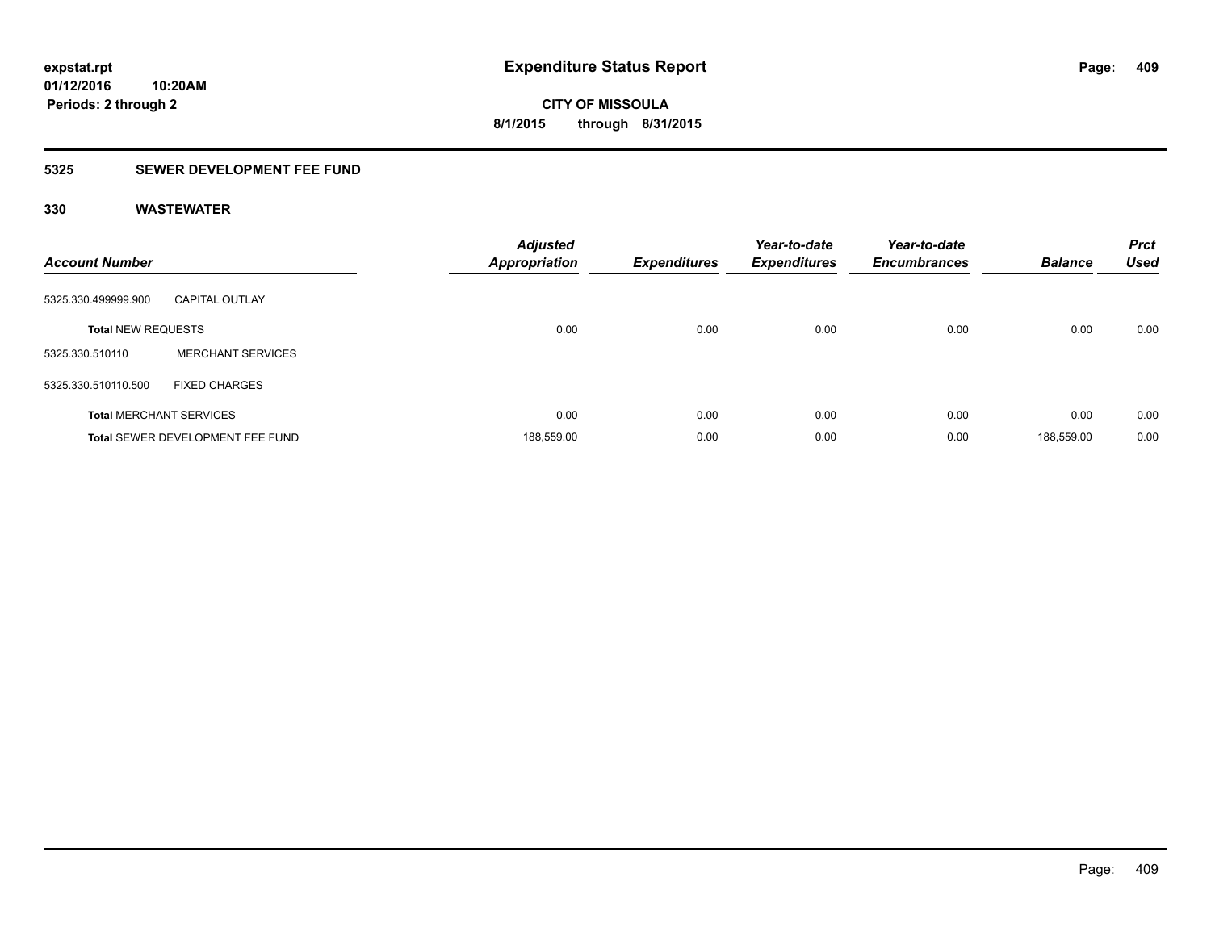**expstat.rpt**
**01/12/2016 10:20AM**
**Periods: 2 through 2**

# Expenditure Status Report

**CITY OF MISSOULA**
**8/1/2015 through 8/31/2015**

## 5325 SEWER DEVELOPMENT FEE FUND

### 330 WASTEWATER

| Account Number | | Adjusted Appropriation | Expenditures | Year-to-date Expenditures | Year-to-date Encumbrances | Balance | Prct Used |
|---|---|---|---|---|---|---|---|
| 5325.330.499999.900 | CAPITAL OUTLAY | | | | | | |
| **Total** NEW REQUESTS | | 0.00 | 0.00 | 0.00 | 0.00 | 0.00 | 0.00 |
| 5325.330.510110 | MERCHANT SERVICES | | | | | | |
| 5325.330.510110.500 | FIXED CHARGES | | | | | | |
| **Total** MERCHANT SERVICES | | 0.00 | 0.00 | 0.00 | 0.00 | 0.00 | 0.00 |
| **Total** SEWER DEVELOPMENT FEE FUND | | 188,559.00 | 0.00 | 0.00 | 0.00 | 188,559.00 | 0.00 |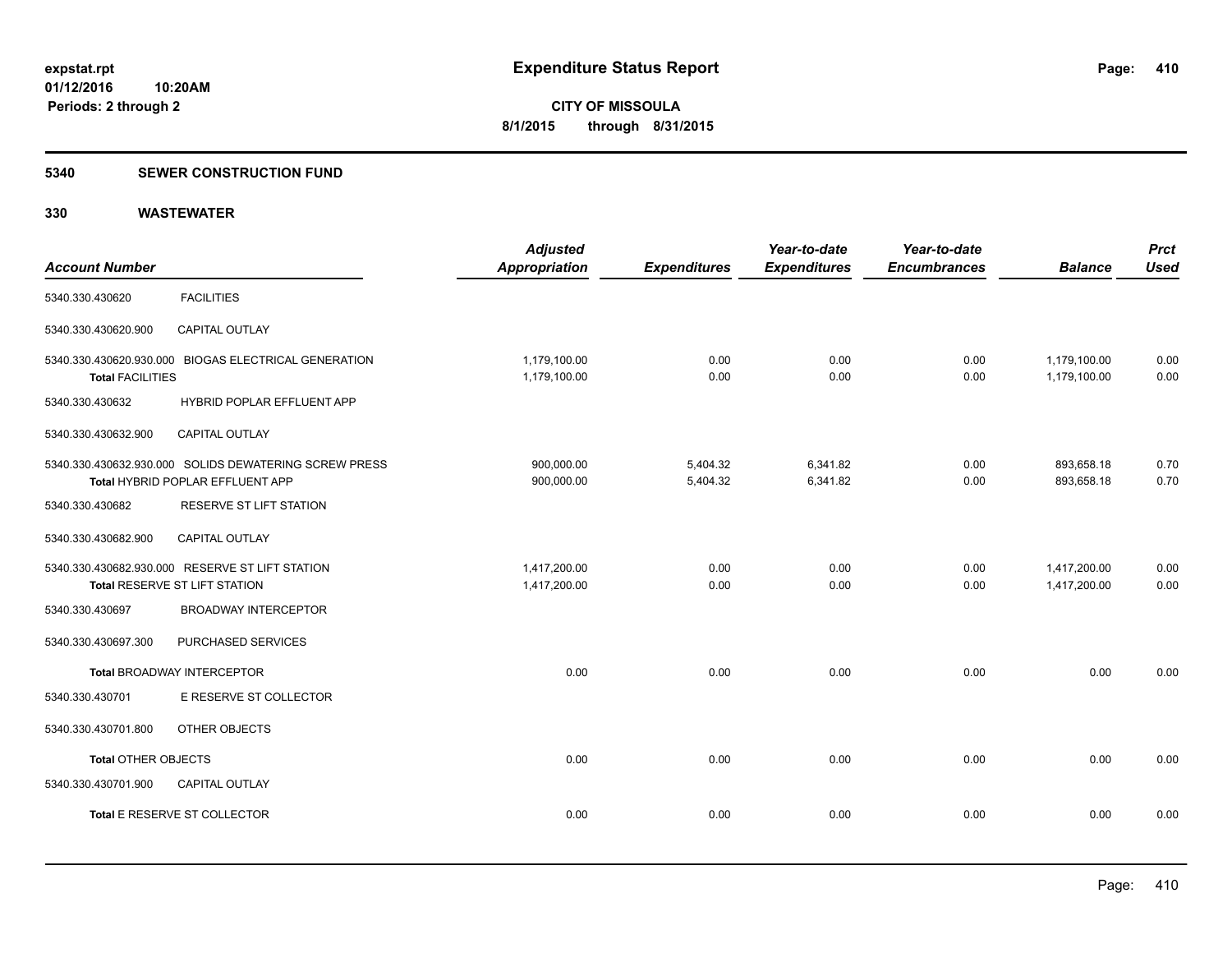**expstat.rpt**
**01/12/2016 10:20AM**
**Periods: 2 through 2**

# Expenditure Status Report

**CITY OF MISSOULA**
**8/1/2015 through 8/31/2015**

## 5340 SEWER CONSTRUCTION FUND

## 330 WASTEWATER

| Account Number | | Adjusted Appropriation | Expenditures | Year-to-date Expenditures | Year-to-date Encumbrances | Balance | Prct Used |
|---|---|---|---|---|---|---|---|
| 5340.330.430620 | FACILITIES | | | | | | |
| 5340.330.430620.900 | CAPITAL OUTLAY | | | | | | |
| 5340.330.430620.930.000 | BIOGAS ELECTRICAL GENERATION | 1,179,100.00 | 0.00 | 0.00 | 0.00 | 1,179,100.00 | 0.00 |
| **Total** FACILITIES | | 1,179,100.00 | 0.00 | 0.00 | 0.00 | 1,179,100.00 | 0.00 |
| 5340.330.430632 | HYBRID POPLAR EFFLUENT APP | | | | | | |
| 5340.330.430632.900 | CAPITAL OUTLAY | | | | | | |
| 5340.330.430632.930.000 | SOLIDS DEWATERING SCREW PRESS | 900,000.00 | 5,404.32 | 6,341.82 | 0.00 | 893,658.18 | 0.70 |
| **Total** HYBRID POPLAR EFFLUENT APP | | 900,000.00 | 5,404.32 | 6,341.82 | 0.00 | 893,658.18 | 0.70 |
| 5340.330.430682 | RESERVE ST LIFT STATION | | | | | | |
| 5340.330.430682.900 | CAPITAL OUTLAY | | | | | | |
| 5340.330.430682.930.000 | RESERVE ST LIFT STATION | 1,417,200.00 | 0.00 | 0.00 | 0.00 | 1,417,200.00 | 0.00 |
| **Total** RESERVE ST LIFT STATION | | 1,417,200.00 | 0.00 | 0.00 | 0.00 | 1,417,200.00 | 0.00 |
| 5340.330.430697 | BROADWAY INTERCEPTOR | | | | | | |
| 5340.330.430697.300 | PURCHASED SERVICES | | | | | | |
| **Total** BROADWAY INTERCEPTOR | | 0.00 | 0.00 | 0.00 | 0.00 | 0.00 | 0.00 |
| 5340.330.430701 | E RESERVE ST COLLECTOR | | | | | | |
| 5340.330.430701.800 | OTHER OBJECTS | | | | | | |
| **Total** OTHER OBJECTS | | 0.00 | 0.00 | 0.00 | 0.00 | 0.00 | 0.00 |
| 5340.330.430701.900 | CAPITAL OUTLAY | | | | | | |
| **Total** E RESERVE ST COLLECTOR | | 0.00 | 0.00 | 0.00 | 0.00 | 0.00 | 0.00 |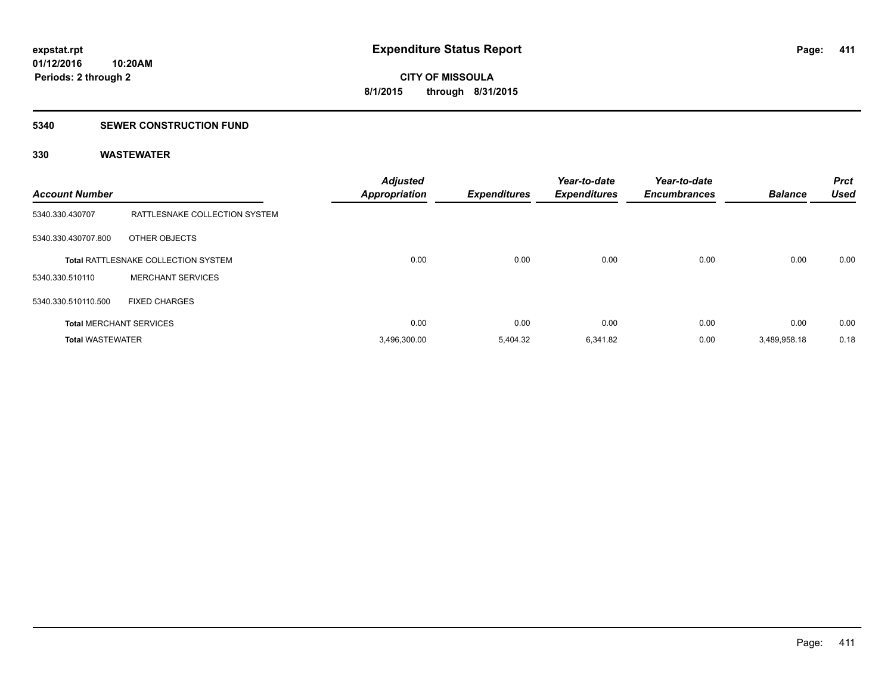**expstat.rpt**
**01/12/2016 10:20AM**
**Periods: 2 through 2**

# Expenditure Status Report

**CITY OF MISSOULA**
**8/1/2015 through 8/31/2015**

## 5340 SEWER CONSTRUCTION FUND

### 330 WASTEWATER

| Account Number | | Adjusted Appropriation | Expenditures | Year-to-date Expenditures | Year-to-date Encumbrances | Balance | Prct Used |
|---|---|---|---|---|---|---|---|
| 5340.330.430707 | RATTLESNAKE COLLECTION SYSTEM | | | | | | |
| 5340.330.430707.800 | OTHER OBJECTS | | | | | | |
| **Total** RATTLESNAKE COLLECTION SYSTEM | | 0.00 | 0.00 | 0.00 | 0.00 | 0.00 | 0.00 |
| 5340.330.510110 | MERCHANT SERVICES | | | | | | |
| 5340.330.510110.500 | FIXED CHARGES | | | | | | |
| **Total** MERCHANT SERVICES | | 0.00 | 0.00 | 0.00 | 0.00 | 0.00 | 0.00 |
| **Total** WASTEWATER | | 3,496,300.00 | 5,404.32 | 6,341.82 | 0.00 | 3,489,958.18 | 0.18 |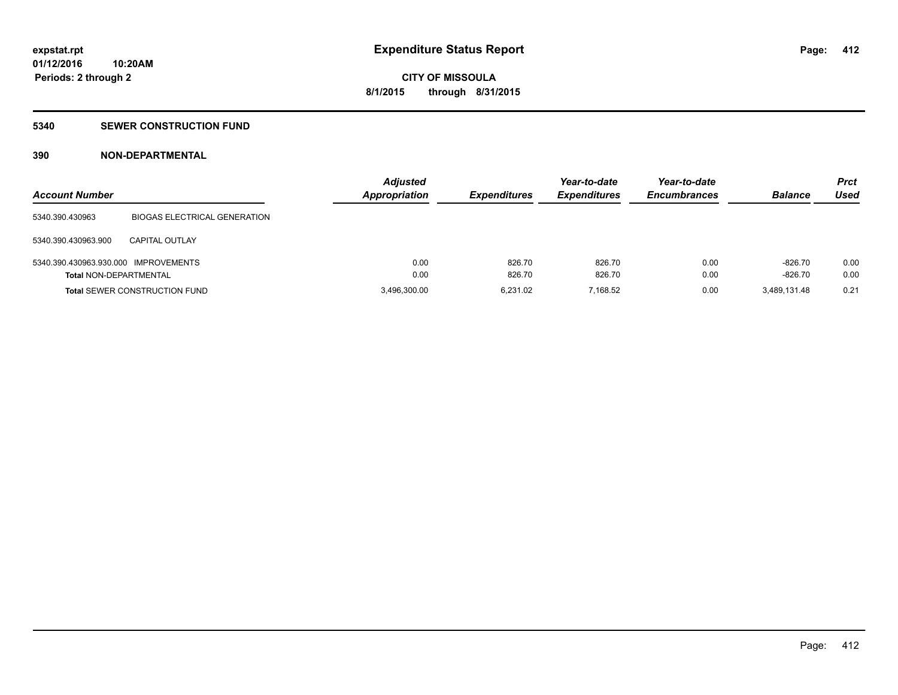# Expenditure Status Report

expstat.rpt
01/12/2016 10:20AM
Periods: 2 through 2

**CITY OF MISSOULA**
**8/1/2015 through 8/31/2015**

## 5340 SEWER CONSTRUCTION FUND

### 390 NON-DEPARTMENTAL

| Account Number | | Adjusted Appropriation | Expenditures | Year-to-date Expenditures | Year-to-date Encumbrances | Balance | Prct Used |
|---|---|---|---|---|---|---|---|
| 5340.390.430963 | BIOGAS ELECTRICAL GENERATION | | | | | | |
| 5340.390.430963.900 | CAPITAL OUTLAY | | | | | | |
| 5340.390.430963.930.000 | IMPROVEMENTS | 0.00 | 826.70 | 826.70 | 0.00 | -826.70 | 0.00 |
| **Total** NON-DEPARTMENTAL | | 0.00 | 826.70 | 826.70 | 0.00 | -826.70 | 0.00 |
| **Total** SEWER CONSTRUCTION FUND | | 3,496,300.00 | 6,231.02 | 7,168.52 | 0.00 | 3,489,131.48 | 0.21 |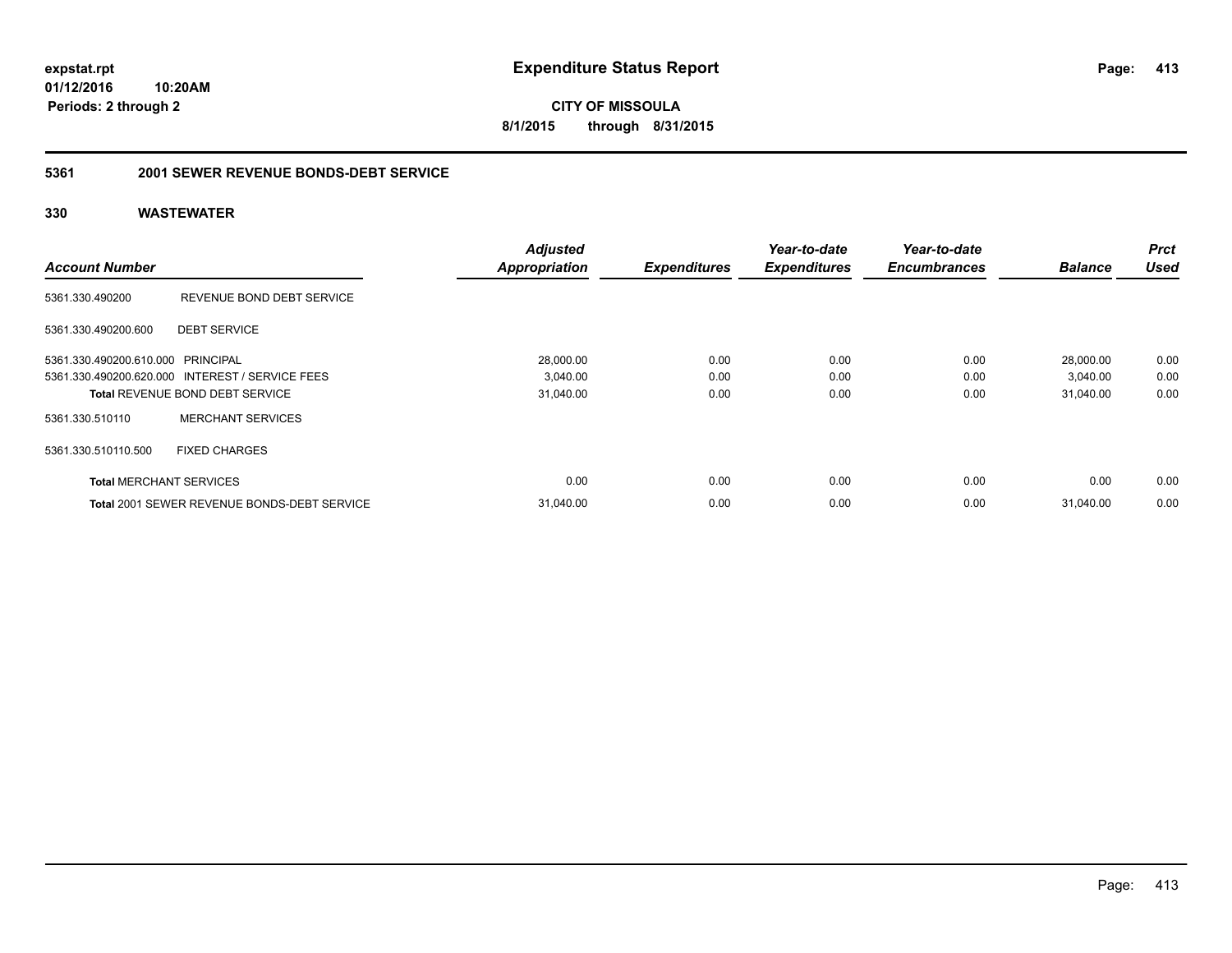expstat.rpt
01/12/2016 10:20AM
Periods: 2 through 2

# Expenditure Status Report

**CITY OF MISSOULA**
**8/1/2015 through 8/31/2015**

## 5361 2001 SEWER REVENUE BONDS-DEBT SERVICE

### 330 WASTEWATER

| Account Number | | Adjusted Appropriation | Expenditures | Year-to-date Expenditures | Year-to-date Encumbrances | Balance | Prct Used |
|---|---|---|---|---|---|---|---|
| 5361.330.490200 | REVENUE BOND DEBT SERVICE | | | | | | |
| 5361.330.490200.600 | DEBT SERVICE | | | | | | |
| 5361.330.490200.610.000 | PRINCIPAL | 28,000.00 | 0.00 | 0.00 | 0.00 | 28,000.00 | 0.00 |
| 5361.330.490200.620.000 | INTEREST / SERVICE FEES | 3,040.00 | 0.00 | 0.00 | 0.00 | 3,040.00 | 0.00 |
| **Total** REVENUE BOND DEBT SERVICE | | 31,040.00 | 0.00 | 0.00 | 0.00 | 31,040.00 | 0.00 |
| 5361.330.510110 | MERCHANT SERVICES | | | | | | |
| 5361.330.510110.500 | FIXED CHARGES | | | | | | |
| **Total** MERCHANT SERVICES | | 0.00 | 0.00 | 0.00 | 0.00 | 0.00 | 0.00 |
| **Total** 2001 SEWER REVENUE BONDS-DEBT SERVICE | | 31,040.00 | 0.00 | 0.00 | 0.00 | 31,040.00 | 0.00 |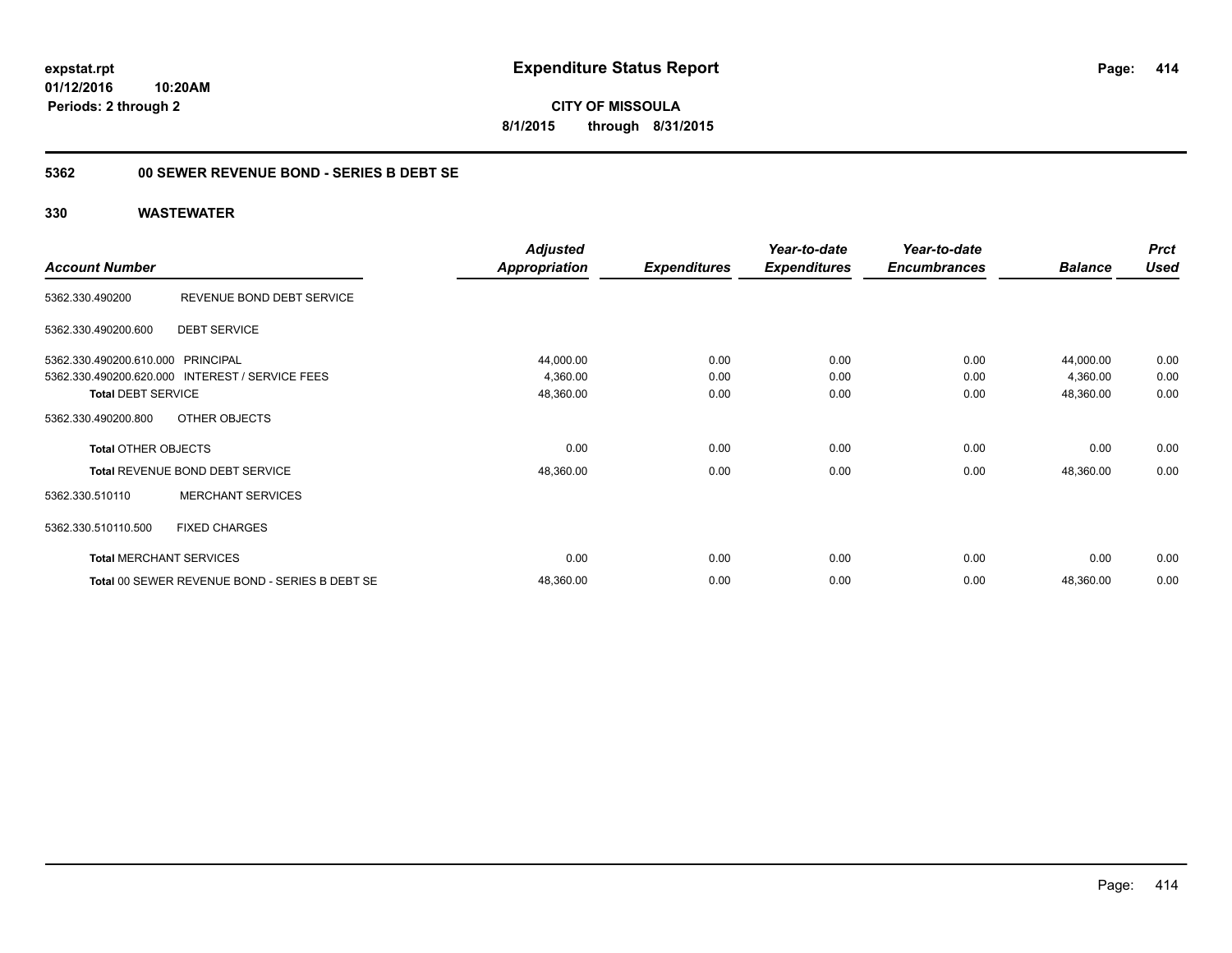expstat.rpt
01/12/2016 10:20AM
Periods: 2 through 2

# Expenditure Status Report

**CITY OF MISSOULA**
**8/1/2015 through 8/31/2015**

## 5362 00 SEWER REVENUE BOND - SERIES B DEBT SE

## 330 WASTEWATER

| Account Number | | Adjusted Appropriation | Expenditures | Year-to-date Expenditures | Year-to-date Encumbrances | Balance | Prct Used |
|---|---|---|---|---|---|---|---|
| 5362.330.490200 | REVENUE BOND DEBT SERVICE | | | | | | |
| 5362.330.490200.600 | DEBT SERVICE | | | | | | |
| 5362.330.490200.610.000 | PRINCIPAL | 44,000.00 | 0.00 | 0.00 | 0.00 | 44,000.00 | 0.00 |
| 5362.330.490200.620.000 | INTEREST / SERVICE FEES | 4,360.00 | 0.00 | 0.00 | 0.00 | 4,360.00 | 0.00 |
| **Total DEBT SERVICE** | | 48,360.00 | 0.00 | 0.00 | 0.00 | 48,360.00 | 0.00 |
| 5362.330.490200.800 | OTHER OBJECTS | | | | | | |
| **Total OTHER OBJECTS** | | 0.00 | 0.00 | 0.00 | 0.00 | 0.00 | 0.00 |
| **Total REVENUE BOND DEBT SERVICE** | | 48,360.00 | 0.00 | 0.00 | 0.00 | 48,360.00 | 0.00 |
| 5362.330.510110 | MERCHANT SERVICES | | | | | | |
| 5362.330.510110.500 | FIXED CHARGES | | | | | | |
| **Total MERCHANT SERVICES** | | 0.00 | 0.00 | 0.00 | 0.00 | 0.00 | 0.00 |
| **Total 00 SEWER REVENUE BOND - SERIES B DEBT SE** | | 48,360.00 | 0.00 | 0.00 | 0.00 | 48,360.00 | 0.00 |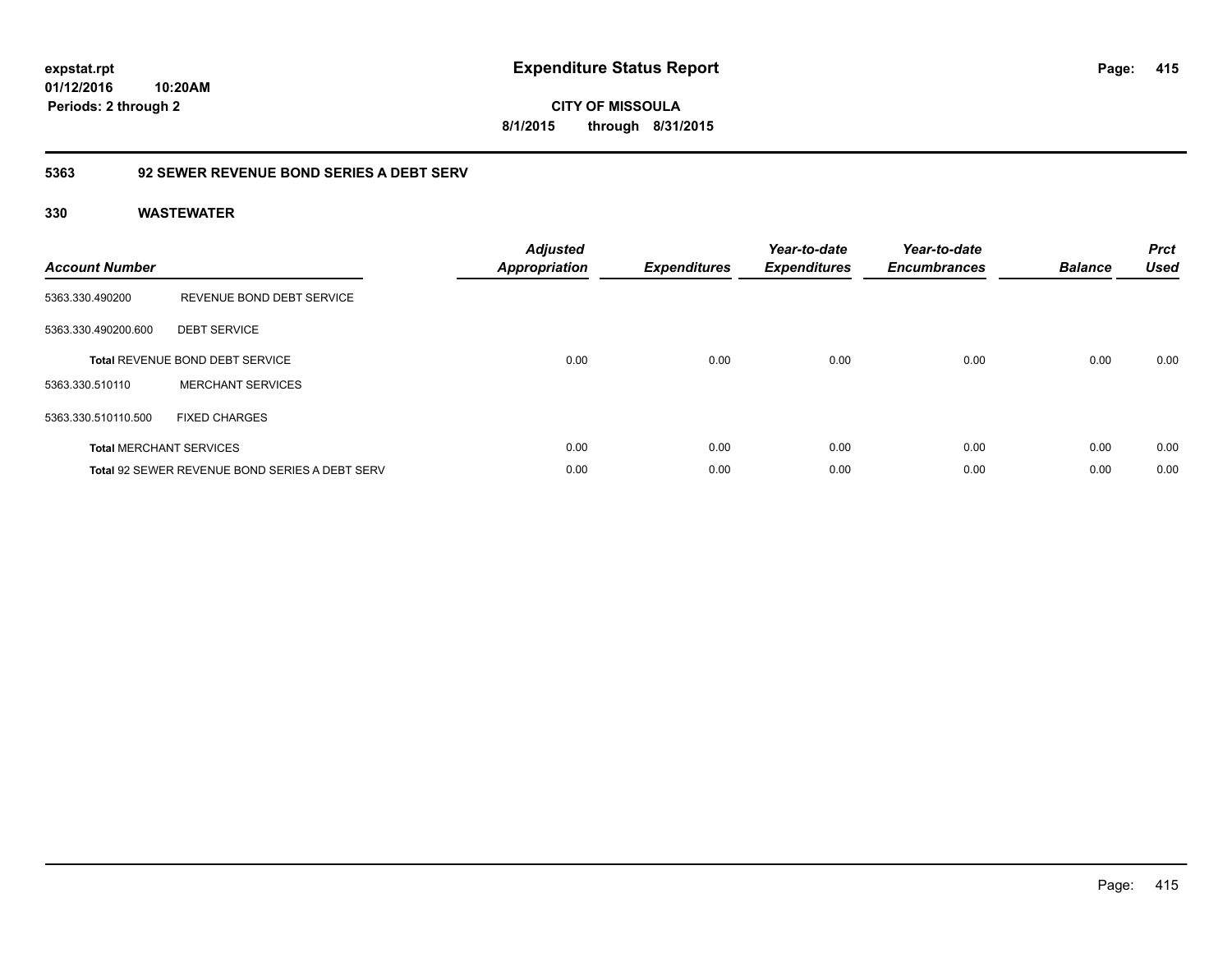**expstat.rpt**
**01/12/2016 10:20AM**
**Periods: 2 through 2**

# Expenditure Status Report

**CITY OF MISSOULA**
**8/1/2015 through 8/31/2015**

## 5363 92 SEWER REVENUE BOND SERIES A DEBT SERV

### 330 WASTEWATER

| Account Number | | *Adjusted Appropriation* | *Expenditures* | *Year-to-date Expenditures* | *Year-to-date Encumbrances* | *Balance* | *Prct Used* |
|---|---|---|---|---|---|---|---|
| 5363.330.490200 | REVENUE BOND DEBT SERVICE | | | | | | |
| 5363.330.490200.600 | DEBT SERVICE | | | | | | |
| **Total** REVENUE BOND DEBT SERVICE | | 0.00 | 0.00 | 0.00 | 0.00 | 0.00 | 0.00 |
| 5363.330.510110 | MERCHANT SERVICES | | | | | | |
| 5363.330.510110.500 | FIXED CHARGES | | | | | | |
| **Total** MERCHANT SERVICES | | 0.00 | 0.00 | 0.00 | 0.00 | 0.00 | 0.00 |
| **Total** 92 SEWER REVENUE BOND SERIES A DEBT SERV | | 0.00 | 0.00 | 0.00 | 0.00 | 0.00 | 0.00 |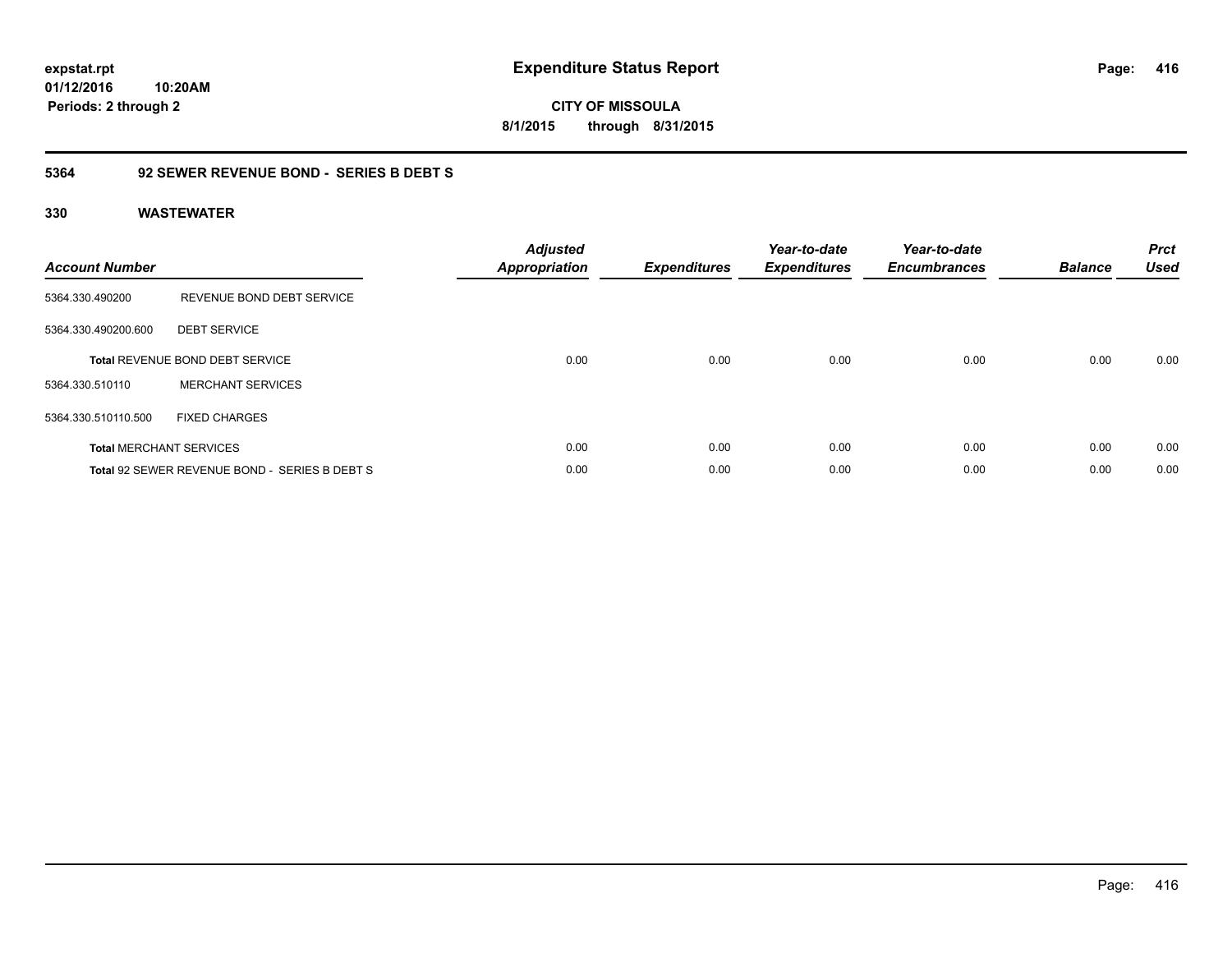# Expenditure Status Report

**CITY OF MISSOULA**

**8/1/2015 through 8/31/2015**

expstat.rpt
01/12/2016 10:20AM
Periods: 2 through 2

## 5364 92 SEWER REVENUE BOND - SERIES B DEBT S

### 330 WASTEWATER

| Account Number | | Adjusted Appropriation | Expenditures | Year-to-date Expenditures | Year-to-date Encumbrances | Balance | Prct Used |
|---|---|---|---|---|---|---|---|
| 5364.330.490200 | REVENUE BOND DEBT SERVICE | | | | | | |
| 5364.330.490200.600 | DEBT SERVICE | | | | | | |
| **Total** REVENUE BOND DEBT SERVICE | | 0.00 | 0.00 | 0.00 | 0.00 | 0.00 | 0.00 |
| 5364.330.510110 | MERCHANT SERVICES | | | | | | |
| 5364.330.510110.500 | FIXED CHARGES | | | | | | |
| **Total** MERCHANT SERVICES | | 0.00 | 0.00 | 0.00 | 0.00 | 0.00 | 0.00 |
| **Total** 92 SEWER REVENUE BOND - SERIES B DEBT S | | 0.00 | 0.00 | 0.00 | 0.00 | 0.00 | 0.00 |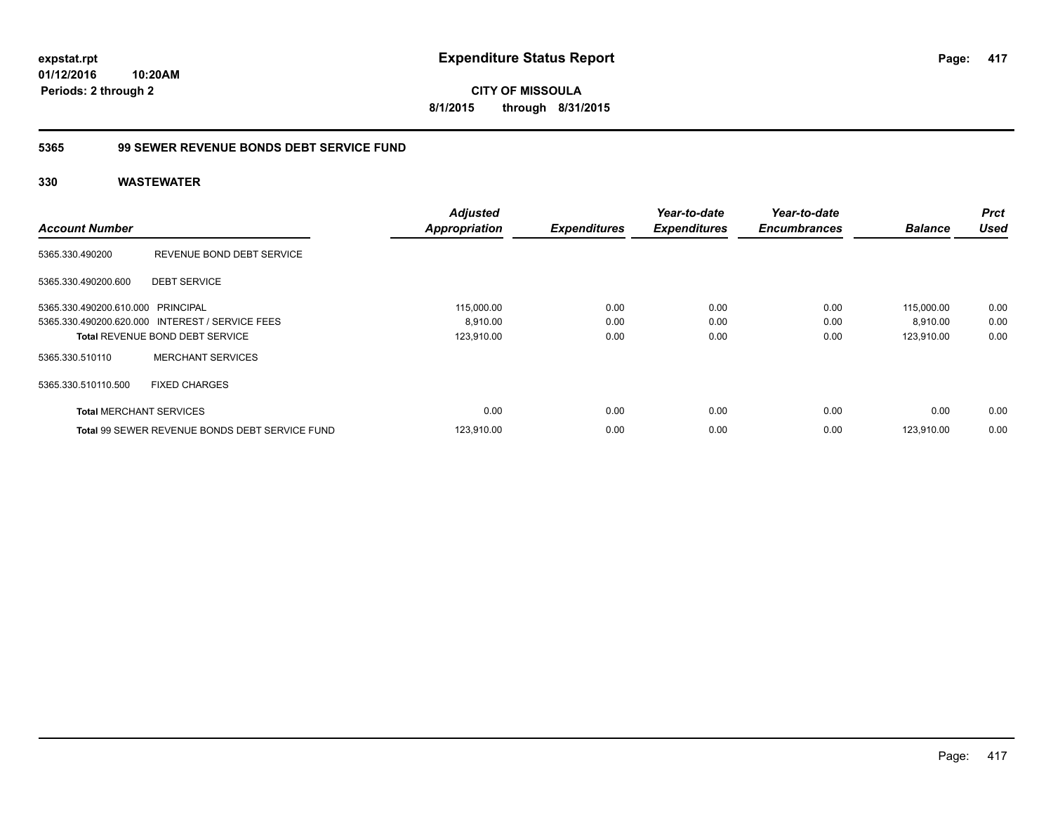expstat.rpt
01/12/2016 10:20AM
Periods: 2 through 2

# Expenditure Status Report

**CITY OF MISSOULA**
**8/1/2015 through 8/31/2015**

## 5365 99 SEWER REVENUE BONDS DEBT SERVICE FUND

## 330 WASTEWATER

| Account Number | | Adjusted Appropriation | Expenditures | Year-to-date Expenditures | Year-to-date Encumbrances | Balance | Prct Used |
|---|---|---|---|---|---|---|---|
| 5365.330.490200 | REVENUE BOND DEBT SERVICE | | | | | | |
| 5365.330.490200.600 | DEBT SERVICE | | | | | | |
| 5365.330.490200.610.000 | PRINCIPAL | 115,000.00 | 0.00 | 0.00 | 0.00 | 115,000.00 | 0.00 |
| 5365.330.490200.620.000 | INTEREST / SERVICE FEES | 8,910.00 | 0.00 | 0.00 | 0.00 | 8,910.00 | 0.00 |
| **Total** REVENUE BOND DEBT SERVICE | | 123,910.00 | 0.00 | 0.00 | 0.00 | 123,910.00 | 0.00 |
| 5365.330.510110 | MERCHANT SERVICES | | | | | | |
| 5365.330.510110.500 | FIXED CHARGES | | | | | | |
| **Total** MERCHANT SERVICES | | 0.00 | 0.00 | 0.00 | 0.00 | 0.00 | 0.00 |
| **Total** 99 SEWER REVENUE BONDS DEBT SERVICE FUND | | 123,910.00 | 0.00 | 0.00 | 0.00 | 123,910.00 | 0.00 |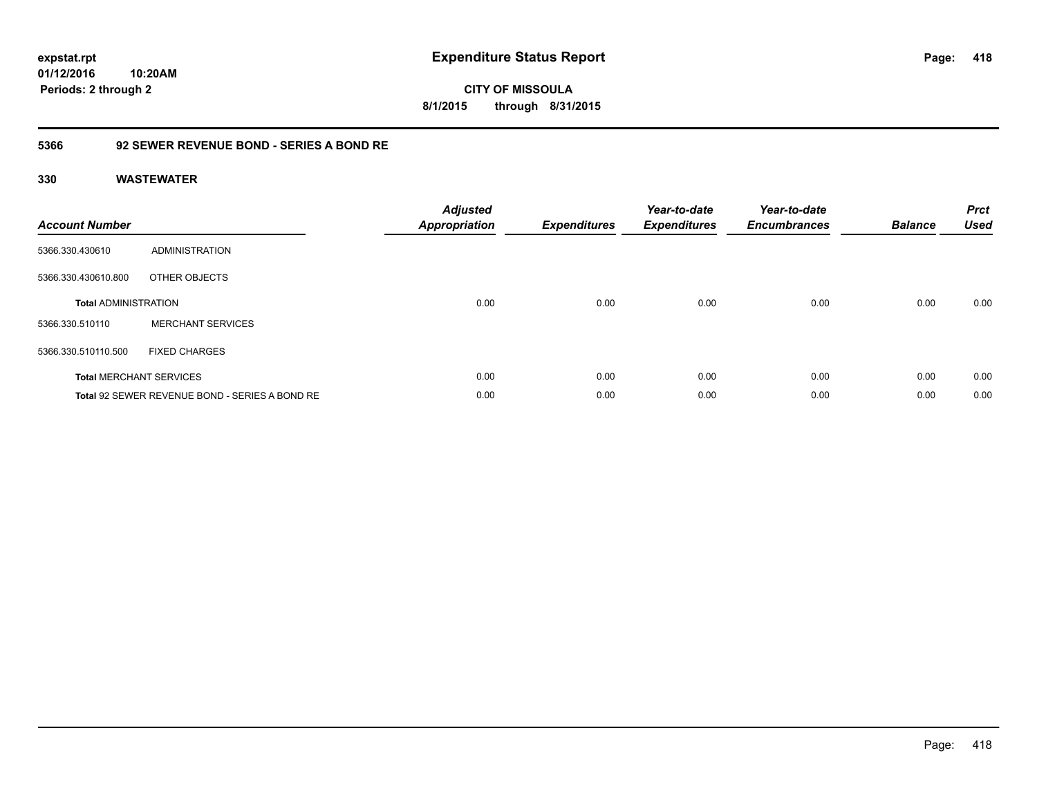# Expenditure Status Report

**expstat.rpt**
**01/12/2016 10:20AM**
**Periods: 2 through 2**

**CITY OF MISSOULA**
**8/1/2015 through 8/31/2015**

## 5366 92 SEWER REVENUE BOND - SERIES A BOND RE

### 330 WASTEWATER

| Account Number | | Adjusted Appropriation | Expenditures | Year-to-date Expenditures | Year-to-date Encumbrances | Balance | Prct Used |
|---|---|---|---|---|---|---|---|
| 5366.330.430610 | ADMINISTRATION | | | | | | |
| 5366.330.430610.800 | OTHER OBJECTS | | | | | | |
| **Total** ADMINISTRATION | | 0.00 | 0.00 | 0.00 | 0.00 | 0.00 | 0.00 |
| 5366.330.510110 | MERCHANT SERVICES | | | | | | |
| 5366.330.510110.500 | FIXED CHARGES | | | | | | |
| **Total** MERCHANT SERVICES | | 0.00 | 0.00 | 0.00 | 0.00 | 0.00 | 0.00 |
| **Total** 92 SEWER REVENUE BOND - SERIES A BOND RE | | 0.00 | 0.00 | 0.00 | 0.00 | 0.00 | 0.00 |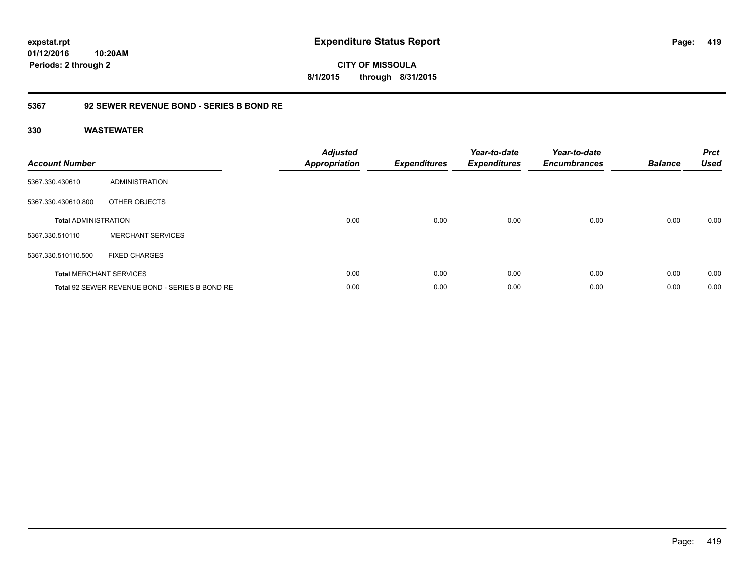# Expenditure Status Report

**CITY OF MISSOULA**

**8/1/2015 through 8/31/2015**

expstat.rpt
01/12/2016 10:20AM
Periods: 2 through 2

## 5367 92 SEWER REVENUE BOND - SERIES B BOND RE

### 330 WASTEWATER

| Account Number | | Adjusted Appropriation | Expenditures | Year-to-date Expenditures | Year-to-date Encumbrances | Balance | Prct Used |
|---|---|---|---|---|---|---|---|
| 5367.330.430610 | ADMINISTRATION | | | | | | |
| 5367.330.430610.800 | OTHER OBJECTS | | | | | | |
| **Total** ADMINISTRATION | | 0.00 | 0.00 | 0.00 | 0.00 | 0.00 | 0.00 |
| 5367.330.510110 | MERCHANT SERVICES | | | | | | |
| 5367.330.510110.500 | FIXED CHARGES | | | | | | |
| **Total** MERCHANT SERVICES | | 0.00 | 0.00 | 0.00 | 0.00 | 0.00 | 0.00 |
| **Total** 92 SEWER REVENUE BOND - SERIES B BOND RE | | 0.00 | 0.00 | 0.00 | 0.00 | 0.00 | 0.00 |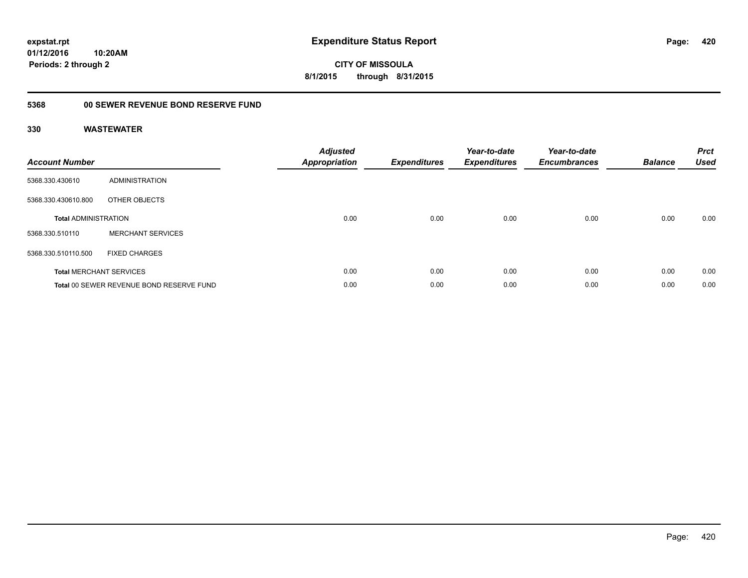# Expenditure Status Report

expstat.rpt
01/12/2016 10:20AM
Periods: 2 through 2

**CITY OF MISSOULA**
**8/1/2015 through 8/31/2015**

## 5368 00 SEWER REVENUE BOND RESERVE FUND

### 330 WASTEWATER

| Account Number | | Adjusted Appropriation | Expenditures | Year-to-date Expenditures | Year-to-date Encumbrances | Balance | Prct Used |
|---|---|---|---|---|---|---|---|
| 5368.330.430610 | ADMINISTRATION | | | | | | |
| 5368.330.430610.800 | OTHER OBJECTS | | | | | | |
| **Total** ADMINISTRATION | | 0.00 | 0.00 | 0.00 | 0.00 | 0.00 | 0.00 |
| 5368.330.510110 | MERCHANT SERVICES | | | | | | |
| 5368.330.510110.500 | FIXED CHARGES | | | | | | |
| **Total** MERCHANT SERVICES | | 0.00 | 0.00 | 0.00 | 0.00 | 0.00 | 0.00 |
| **Total** 00 SEWER REVENUE BOND RESERVE FUND | | 0.00 | 0.00 | 0.00 | 0.00 | 0.00 | 0.00 |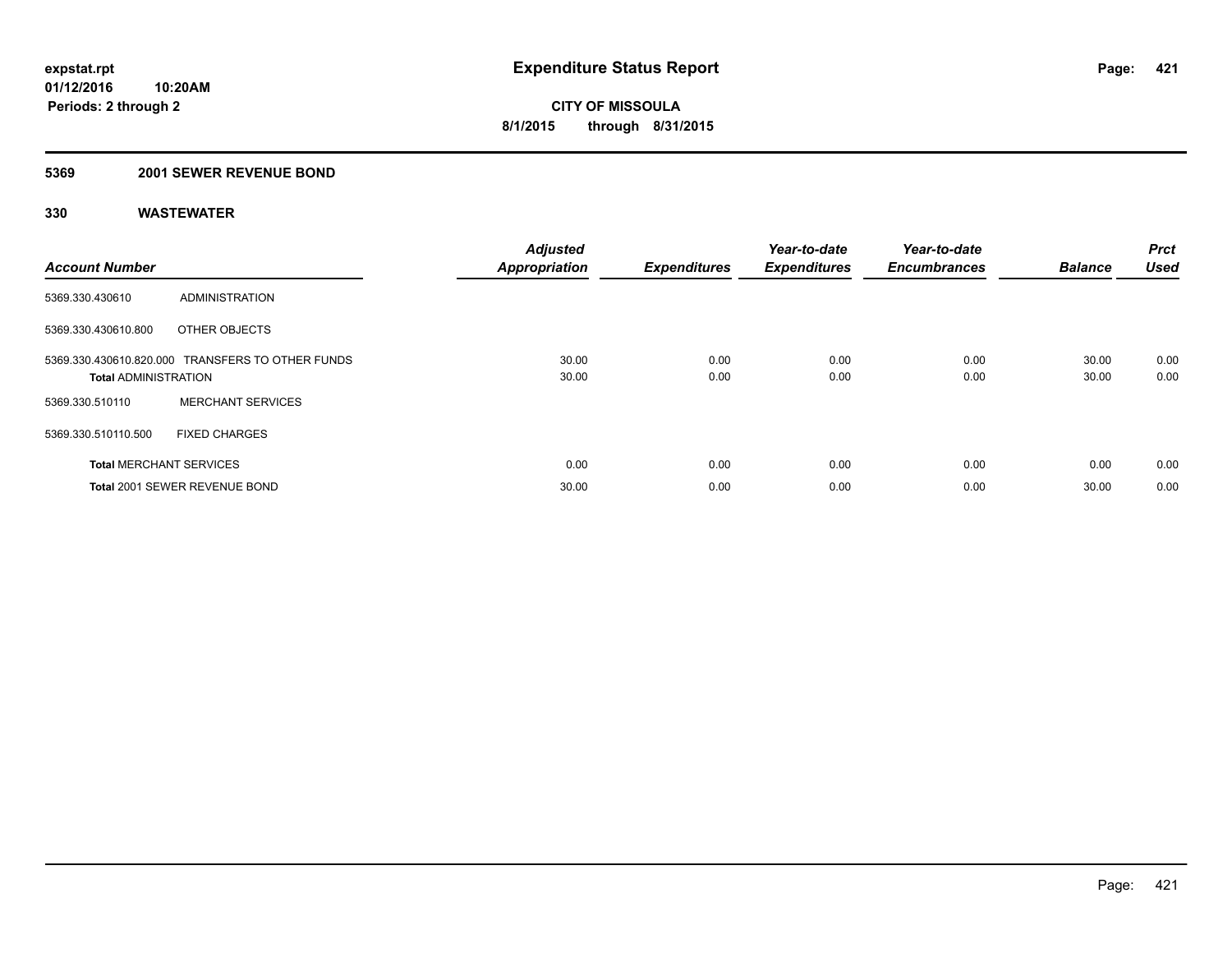**expstat.rpt**
**01/12/2016 10:20AM**
**Periods: 2 through 2**

# Expenditure Status Report

**CITY OF MISSOULA**
**8/1/2015 through 8/31/2015**

## 5369 2001 SEWER REVENUE BOND

### 330 WASTEWATER

| Account Number | | Adjusted Appropriation | Expenditures | Year-to-date Expenditures | Year-to-date Encumbrances | Balance | Prct Used |
|---|---|---|---|---|---|---|---|
| 5369.330.430610 | ADMINISTRATION | | | | | | |
| 5369.330.430610.800 | OTHER OBJECTS | | | | | | |
| 5369.330.430610.820.000 | TRANSFERS TO OTHER FUNDS | 30.00 | 0.00 | 0.00 | 0.00 | 30.00 | 0.00 |
| **Total** ADMINISTRATION | | 30.00 | 0.00 | 0.00 | 0.00 | 30.00 | 0.00 |
| 5369.330.510110 | MERCHANT SERVICES | | | | | | |
| 5369.330.510110.500 | FIXED CHARGES | | | | | | |
| **Total** MERCHANT SERVICES | | 0.00 | 0.00 | 0.00 | 0.00 | 0.00 | 0.00 |
| **Total** 2001 SEWER REVENUE BOND | | 30.00 | 0.00 | 0.00 | 0.00 | 30.00 | 0.00 |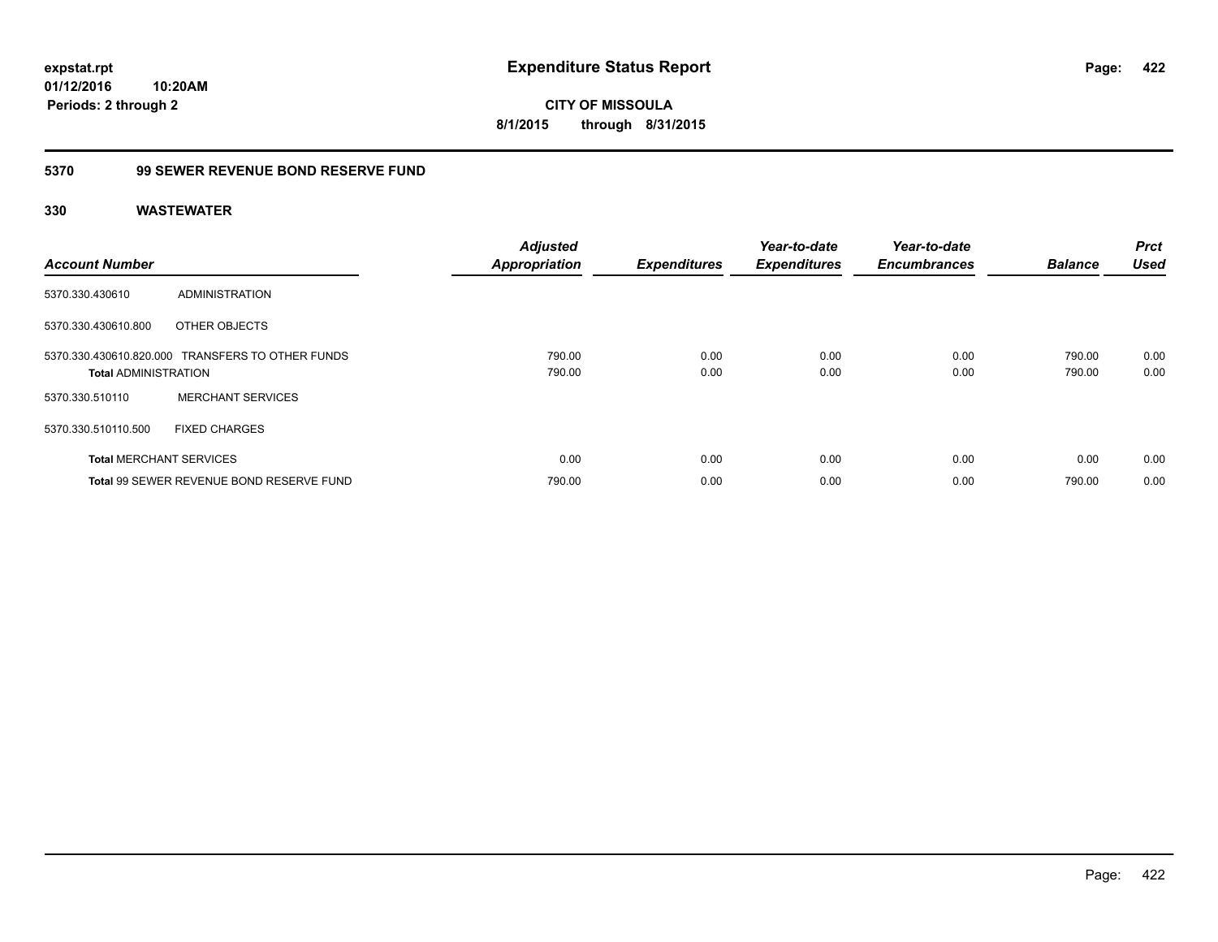**expstat.rpt**
**01/12/2016 10:20AM**
**Periods: 2 through 2**

# Expenditure Status Report

**CITY OF MISSOULA**
**8/1/2015 through 8/31/2015**

## 5370 99 SEWER REVENUE BOND RESERVE FUND

### 330 WASTEWATER

| Account Number | | Adjusted Appropriation | Expenditures | Year-to-date Expenditures | Year-to-date Encumbrances | Balance | Prct Used |
|---|---|---|---|---|---|---|---|
| 5370.330.430610 | ADMINISTRATION | | | | | | |
| 5370.330.430610.800 | OTHER OBJECTS | | | | | | |
| 5370.330.430610.820.000 | TRANSFERS TO OTHER FUNDS | 790.00 | 0.00 | 0.00 | 0.00 | 790.00 | 0.00 |
| **Total** ADMINISTRATION | | 790.00 | 0.00 | 0.00 | 0.00 | 790.00 | 0.00 |
| 5370.330.510110 | MERCHANT SERVICES | | | | | | |
| 5370.330.510110.500 | FIXED CHARGES | | | | | | |
| **Total** MERCHANT SERVICES | | 0.00 | 0.00 | 0.00 | 0.00 | 0.00 | 0.00 |
| **Total** 99 SEWER REVENUE BOND RESERVE FUND | | 790.00 | 0.00 | 0.00 | 0.00 | 790.00 | 0.00 |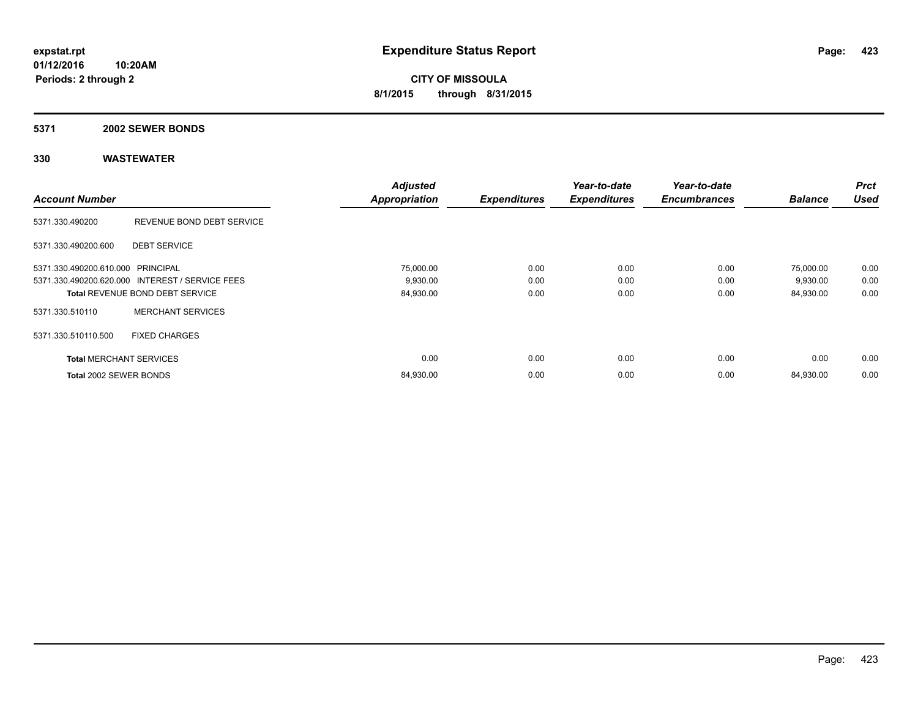expstat.rpt
01/12/2016 10:20AM
Periods: 2 through 2

# Expenditure Status Report

**CITY OF MISSOULA**
**8/1/2015 through 8/31/2015**

## 5371 2002 SEWER BONDS

## 330 WASTEWATER

| Account Number | | Adjusted Appropriation | Expenditures | Year-to-date Expenditures | Year-to-date Encumbrances | Balance | Prct Used |
|---|---|---|---|---|---|---|---|
| 5371.330.490200 | REVENUE BOND DEBT SERVICE | | | | | | |
| 5371.330.490200.600 | DEBT SERVICE | | | | | | |
| 5371.330.490200.610.000 | PRINCIPAL | 75,000.00 | 0.00 | 0.00 | 0.00 | 75,000.00 | 0.00 |
| 5371.330.490200.620.000 | INTEREST / SERVICE FEES | 9,930.00 | 0.00 | 0.00 | 0.00 | 9,930.00 | 0.00 |
| Total REVENUE BOND DEBT SERVICE | | 84,930.00 | 0.00 | 0.00 | 0.00 | 84,930.00 | 0.00 |
| 5371.330.510110 | MERCHANT SERVICES | | | | | | |
| 5371.330.510110.500 | FIXED CHARGES | | | | | | |
| Total MERCHANT SERVICES | | 0.00 | 0.00 | 0.00 | 0.00 | 0.00 | 0.00 |
| Total 2002 SEWER BONDS | | 84,930.00 | 0.00 | 0.00 | 0.00 | 84,930.00 | 0.00 |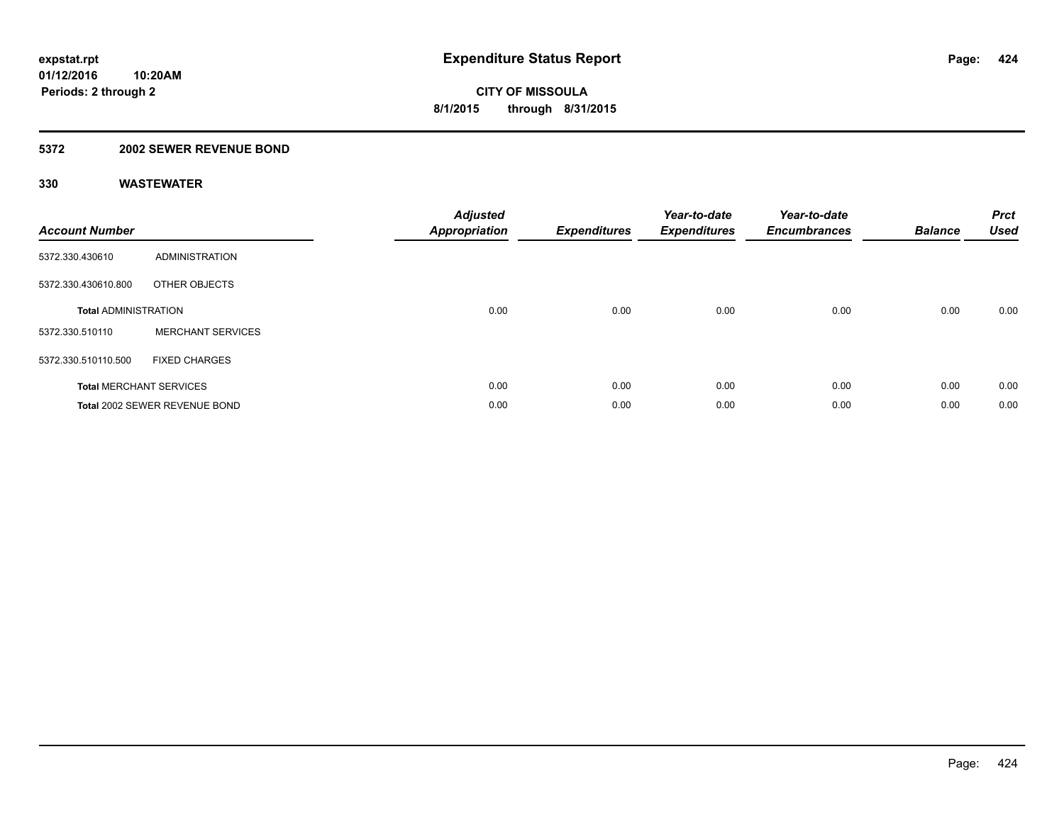expstat.rpt
01/12/2016 10:20AM
Periods: 2 through 2

# Expenditure Status Report

CITY OF MISSOULA
8/1/2015 through 8/31/2015

## 5372 2002 SEWER REVENUE BOND

### 330 WASTEWATER

| Account Number | | Adjusted Appropriation | Expenditures | Year-to-date Expenditures | Year-to-date Encumbrances | Balance | Prct Used |
|---|---|---|---|---|---|---|---|
| 5372.330.430610 | ADMINISTRATION | | | | | | |
| 5372.330.430610.800 | OTHER OBJECTS | | | | | | |
| **Total** ADMINISTRATION | | 0.00 | 0.00 | 0.00 | 0.00 | 0.00 | 0.00 |
| 5372.330.510110 | MERCHANT SERVICES | | | | | | |
| 5372.330.510110.500 | FIXED CHARGES | | | | | | |
| **Total** MERCHANT SERVICES | | 0.00 | 0.00 | 0.00 | 0.00 | 0.00 | 0.00 |
| **Total** 2002 SEWER REVENUE BOND | | 0.00 | 0.00 | 0.00 | 0.00 | 0.00 | 0.00 |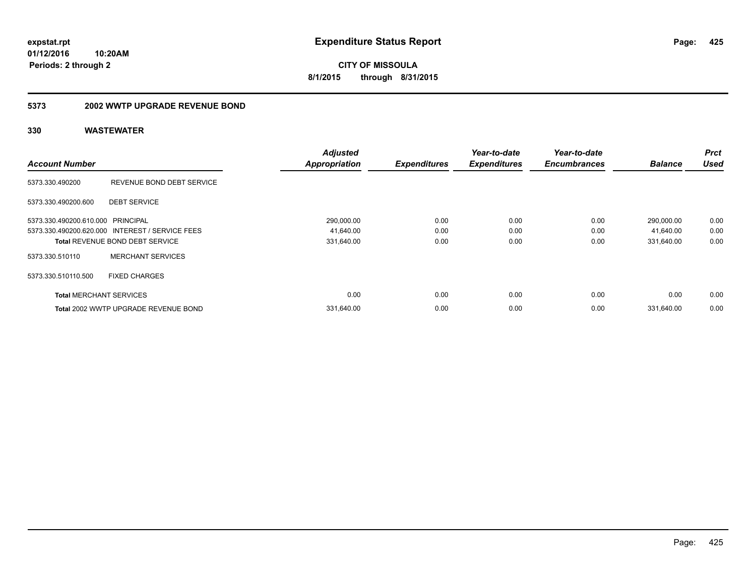**expstat.rpt**
**01/12/2016 10:20AM**
**Periods: 2 through 2**

# Expenditure Status Report

**CITY OF MISSOULA**
**8/1/2015 through 8/31/2015**

## 5373 2002 WWTP UPGRADE REVENUE BOND

### 330 WASTEWATER

| Account Number | | Adjusted Appropriation | Expenditures | Year-to-date Expenditures | Year-to-date Encumbrances | Balance | Prct Used |
|---|---|---|---|---|---|---|---|
| 5373.330.490200 | REVENUE BOND DEBT SERVICE | | | | | | |
| 5373.330.490200.600 | DEBT SERVICE | | | | | | |
| 5373.330.490200.610.000 | PRINCIPAL | 290,000.00 | 0.00 | 0.00 | 0.00 | 290,000.00 | 0.00 |
| 5373.330.490200.620.000 | INTEREST / SERVICE FEES | 41,640.00 | 0.00 | 0.00 | 0.00 | 41,640.00 | 0.00 |
| **Total** REVENUE BOND DEBT SERVICE | | 331,640.00 | 0.00 | 0.00 | 0.00 | 331,640.00 | 0.00 |
| 5373.330.510110 | MERCHANT SERVICES | | | | | | |
| 5373.330.510110.500 | FIXED CHARGES | | | | | | |
| **Total** MERCHANT SERVICES | | 0.00 | 0.00 | 0.00 | 0.00 | 0.00 | 0.00 |
| **Total** 2002 WWTP UPGRADE REVENUE BOND | | 331,640.00 | 0.00 | 0.00 | 0.00 | 331,640.00 | 0.00 |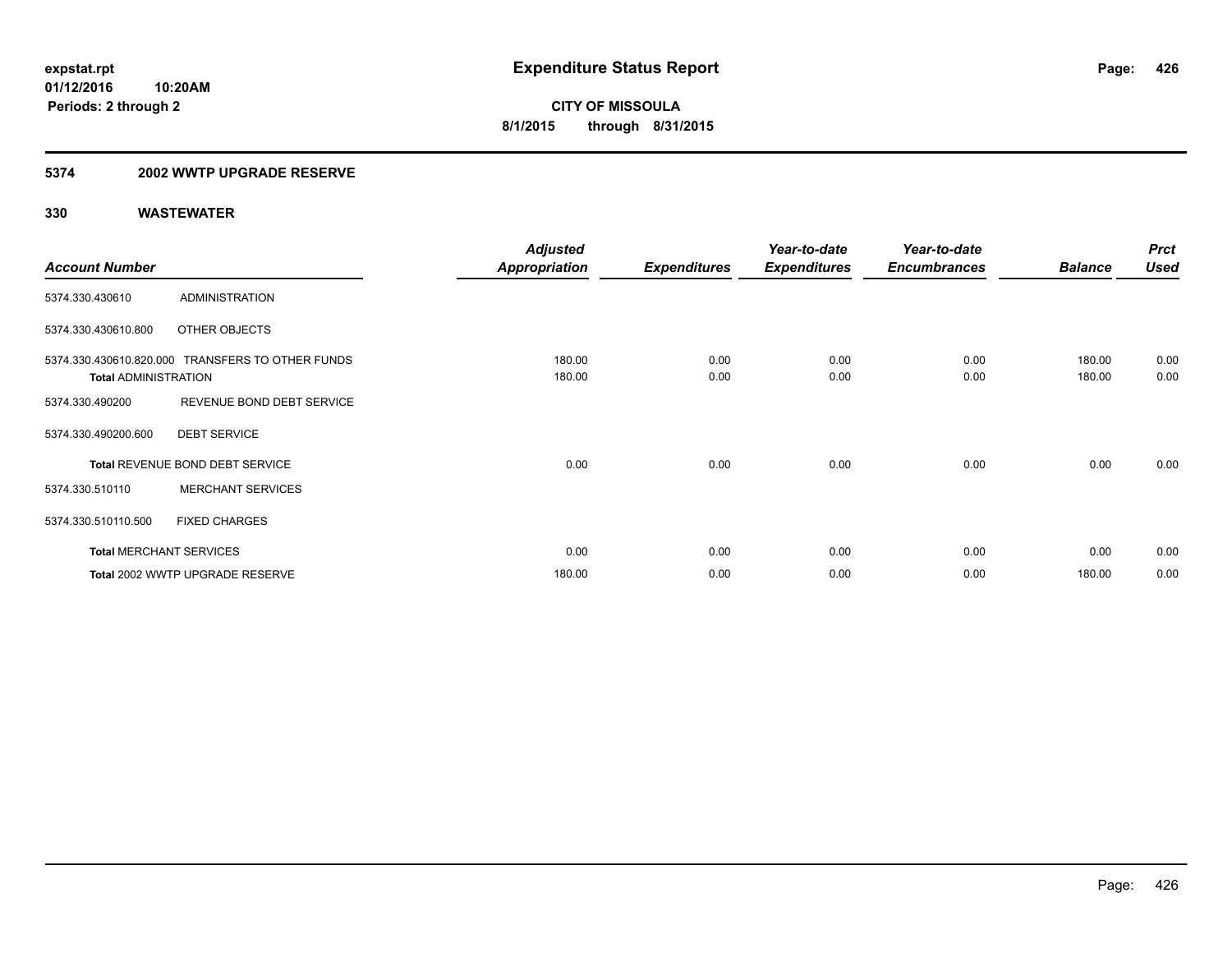**Expenditure Status Report**

**CITY OF MISSOULA**

**8/1/2015 through 8/31/2015**

expstat.rpt
01/12/2016 10:20AM
Periods: 2 through 2

## 5374 2002 WWTP UPGRADE RESERVE

### 330 WASTEWATER

| Account Number | | Adjusted Appropriation | Expenditures | Year-to-date Expenditures | Year-to-date Encumbrances | Balance | Prct Used |
|---|---|---|---|---|---|---|---|
| 5374.330.430610 | ADMINISTRATION | | | | | | |
| 5374.330.430610.800 | OTHER OBJECTS | | | | | | |
| 5374.330.430610.820.000 | TRANSFERS TO OTHER FUNDS | 180.00 | 0.00 | 0.00 | 0.00 | 180.00 | 0.00 |
| **Total** ADMINISTRATION | | 180.00 | 0.00 | 0.00 | 0.00 | 180.00 | 0.00 |
| 5374.330.490200 | REVENUE BOND DEBT SERVICE | | | | | | |
| 5374.330.490200.600 | DEBT SERVICE | | | | | | |
| **Total** REVENUE BOND DEBT SERVICE | | 0.00 | 0.00 | 0.00 | 0.00 | 0.00 | 0.00 |
| 5374.330.510110 | MERCHANT SERVICES | | | | | | |
| 5374.330.510110.500 | FIXED CHARGES | | | | | | |
| **Total** MERCHANT SERVICES | | 0.00 | 0.00 | 0.00 | 0.00 | 0.00 | 0.00 |
| **Total** 2002 WWTP UPGRADE RESERVE | | 180.00 | 0.00 | 0.00 | 0.00 | 180.00 | 0.00 |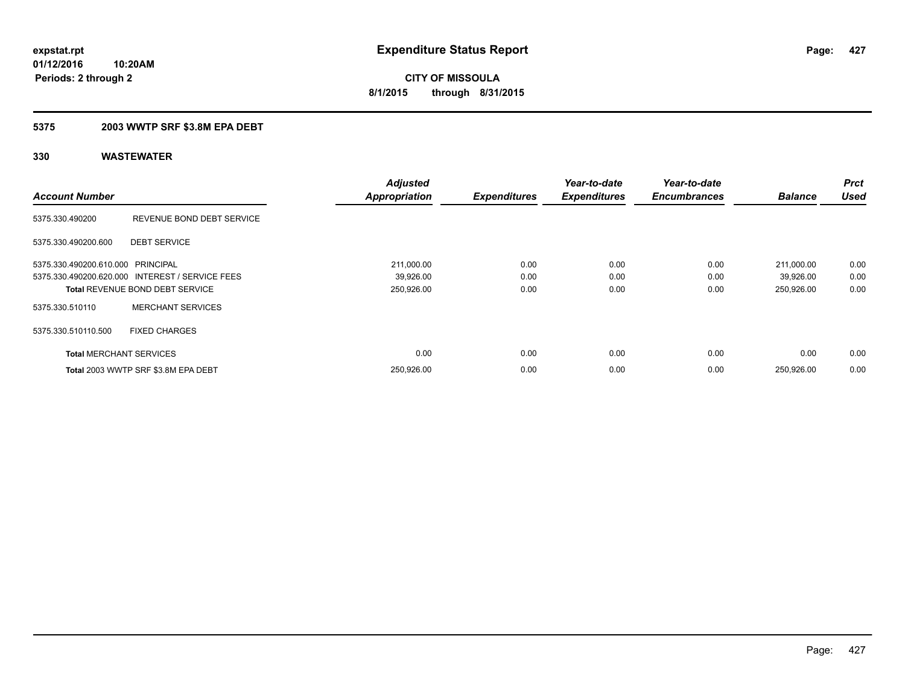# Expenditure Status Report

expstat.rpt
01/12/2016 10:20AM
Periods: 2 through 2

**CITY OF MISSOULA**
**8/1/2015 through 8/31/2015**

## 5375 2003 WWTP SRF $3.8M EPA DEBT

### 330 WASTEWATER

| Account Number | | Adjusted Appropriation | Expenditures | Year-to-date Expenditures | Year-to-date Encumbrances | Balance | Prct Used |
|---|---|---|---|---|---|---|---|
| 5375.330.490200 | REVENUE BOND DEBT SERVICE | | | | | | |
| 5375.330.490200.600 | DEBT SERVICE | | | | | | |
| 5375.330.490200.610.000 | PRINCIPAL | 211,000.00 | 0.00 | 0.00 | 0.00 | 211,000.00 | 0.00 |
| 5375.330.490200.620.000 | INTEREST / SERVICE FEES | 39,926.00 | 0.00 | 0.00 | 0.00 | 39,926.00 | 0.00 |
| **Total** REVENUE BOND DEBT SERVICE | | 250,926.00 | 0.00 | 0.00 | 0.00 | 250,926.00 | 0.00 |
| 5375.330.510110 | MERCHANT SERVICES | | | | | | |
| 5375.330.510110.500 | FIXED CHARGES | | | | | | |
| **Total** MERCHANT SERVICES | | 0.00 | 0.00 | 0.00 | 0.00 | 0.00 | 0.00 |
| **Total** 2003 WWTP SRF $3.8M EPA DEBT | | 250,926.00 | 0.00 | 0.00 | 0.00 | 250,926.00 | 0.00 |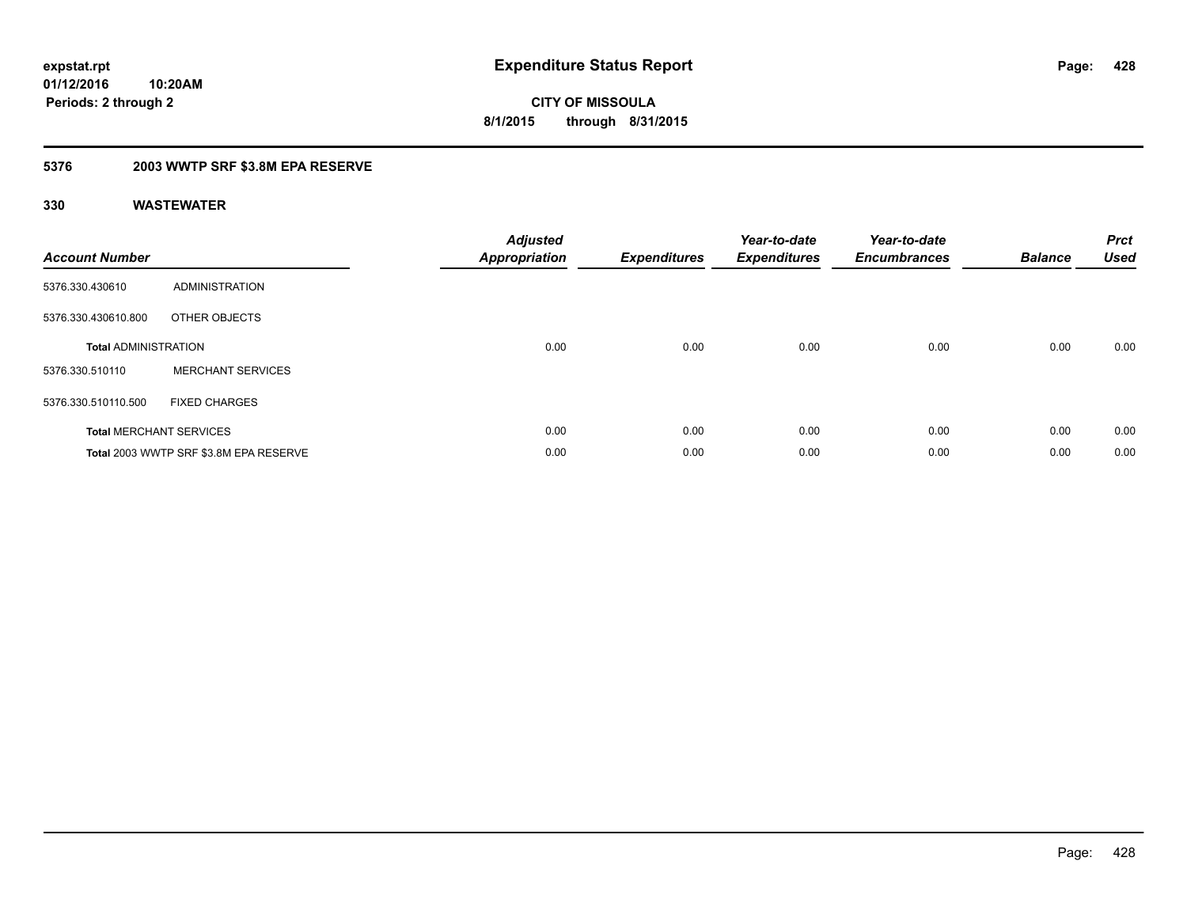# Expenditure Status Report

expstat.rpt
01/12/2016 10:20AM
Periods: 2 through 2

**CITY OF MISSOULA**
**8/1/2015 through 8/31/2015**

## 5376 2003 WWTP SRF $3.8M EPA RESERVE

### 330 WASTEWATER

| Account Number | | Adjusted Appropriation | Expenditures | Year-to-date Expenditures | Year-to-date Encumbrances | Balance | Prct Used |
|---|---|---|---|---|---|---|---|
| 5376.330.430610 | ADMINISTRATION | | | | | | |
| 5376.330.430610.800 | OTHER OBJECTS | | | | | | |
| **Total** ADMINISTRATION | | 0.00 | 0.00 | 0.00 | 0.00 | 0.00 | 0.00 |
| 5376.330.510110 | MERCHANT SERVICES | | | | | | |
| 5376.330.510110.500 | FIXED CHARGES | | | | | | |
| **Total** MERCHANT SERVICES | | 0.00 | 0.00 | 0.00 | 0.00 | 0.00 | 0.00 |
| **Total** 2003 WWTP SRF $3.8M EPA RESERVE | | 0.00 | 0.00 | 0.00 | 0.00 | 0.00 | 0.00 |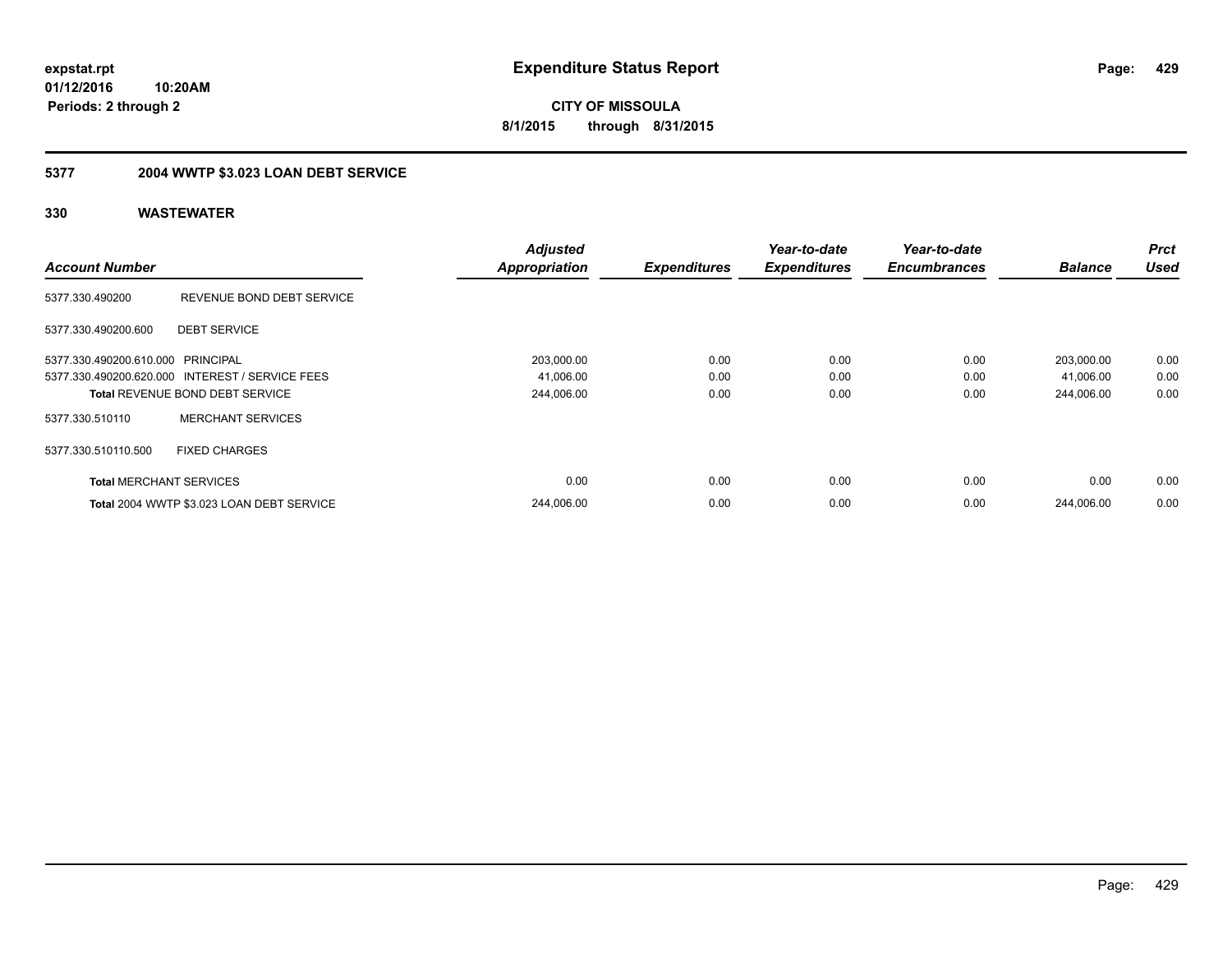**expstat.rpt**
**01/12/2016 10:20AM**
**Periods: 2 through 2**

# Expenditure Status Report

**CITY OF MISSOULA**
**8/1/2015 through 8/31/2015**

## 5377 2004 WWTP $3.023 LOAN DEBT SERVICE

## 330 WASTEWATER

| Account Number | | Adjusted Appropriation | Expenditures | Year-to-date Expenditures | Year-to-date Encumbrances | Balance | Prct Used |
|---|---|---|---|---|---|---|---|
| 5377.330.490200 | REVENUE BOND DEBT SERVICE | | | | | | |
| 5377.330.490200.600 | DEBT SERVICE | | | | | | |
| 5377.330.490200.610.000 | PRINCIPAL | 203,000.00 | 0.00 | 0.00 | 0.00 | 203,000.00 | 0.00 |
| 5377.330.490200.620.000 | INTEREST / SERVICE FEES | 41,006.00 | 0.00 | 0.00 | 0.00 | 41,006.00 | 0.00 |
| **Total** REVENUE BOND DEBT SERVICE | | 244,006.00 | 0.00 | 0.00 | 0.00 | 244,006.00 | 0.00 |
| 5377.330.510110 | MERCHANT SERVICES | | | | | | |
| 5377.330.510110.500 | FIXED CHARGES | | | | | | |
| **Total** MERCHANT SERVICES | | 0.00 | 0.00 | 0.00 | 0.00 | 0.00 | 0.00 |
| **Total** 2004 WWTP $3.023 LOAN DEBT SERVICE | | 244,006.00 | 0.00 | 0.00 | 0.00 | 244,006.00 | 0.00 |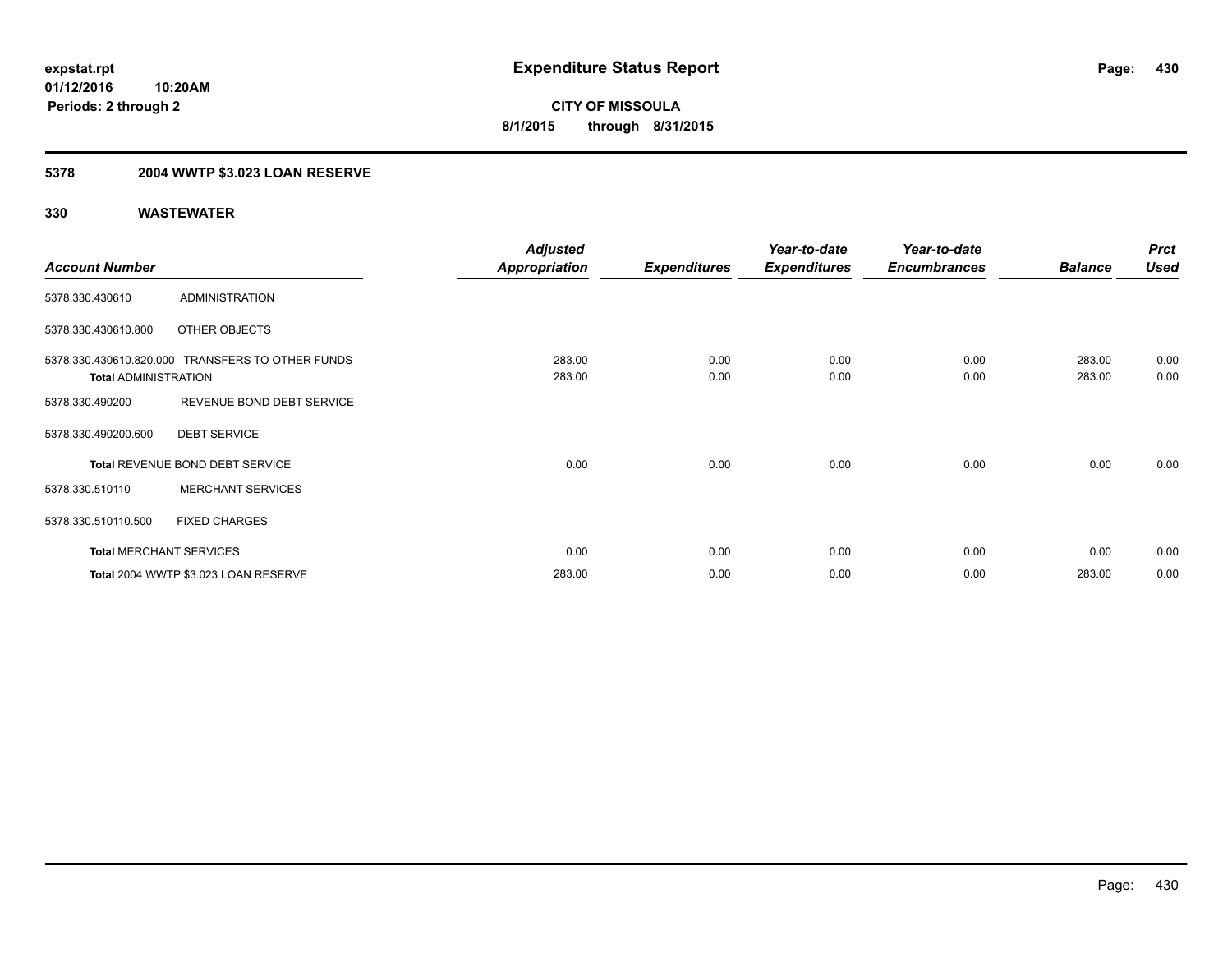**expstat.rpt**
**01/12/2016 10:20AM**
**Periods: 2 through 2**

# Expenditure Status Report

**CITY OF MISSOULA**
**8/1/2015 through 8/31/2015**

## 5378 2004 WWTP $3.023 LOAN RESERVE

## 330 WASTEWATER

| Account Number | | Adjusted Appropriation | Expenditures | Year-to-date Expenditures | Year-to-date Encumbrances | Balance | Prct Used |
|---|---|---|---|---|---|---|---|
| 5378.330.430610 | ADMINISTRATION | | | | | | |
| 5378.330.430610.800 | OTHER OBJECTS | | | | | | |
| 5378.330.430610.820.000 | TRANSFERS TO OTHER FUNDS | 283.00 | 0.00 | 0.00 | 0.00 | 283.00 | 0.00 |
| **Total** ADMINISTRATION | | 283.00 | 0.00 | 0.00 | 0.00 | 283.00 | 0.00 |
| 5378.330.490200 | REVENUE BOND DEBT SERVICE | | | | | | |
| 5378.330.490200.600 | DEBT SERVICE | | | | | | |
| **Total** REVENUE BOND DEBT SERVICE | | 0.00 | 0.00 | 0.00 | 0.00 | 0.00 | 0.00 |
| 5378.330.510110 | MERCHANT SERVICES | | | | | | |
| 5378.330.510110.500 | FIXED CHARGES | | | | | | |
| **Total** MERCHANT SERVICES | | 0.00 | 0.00 | 0.00 | 0.00 | 0.00 | 0.00 |
| **Total** 2004 WWTP $3.023 LOAN RESERVE | | 283.00 | 0.00 | 0.00 | 0.00 | 283.00 | 0.00 |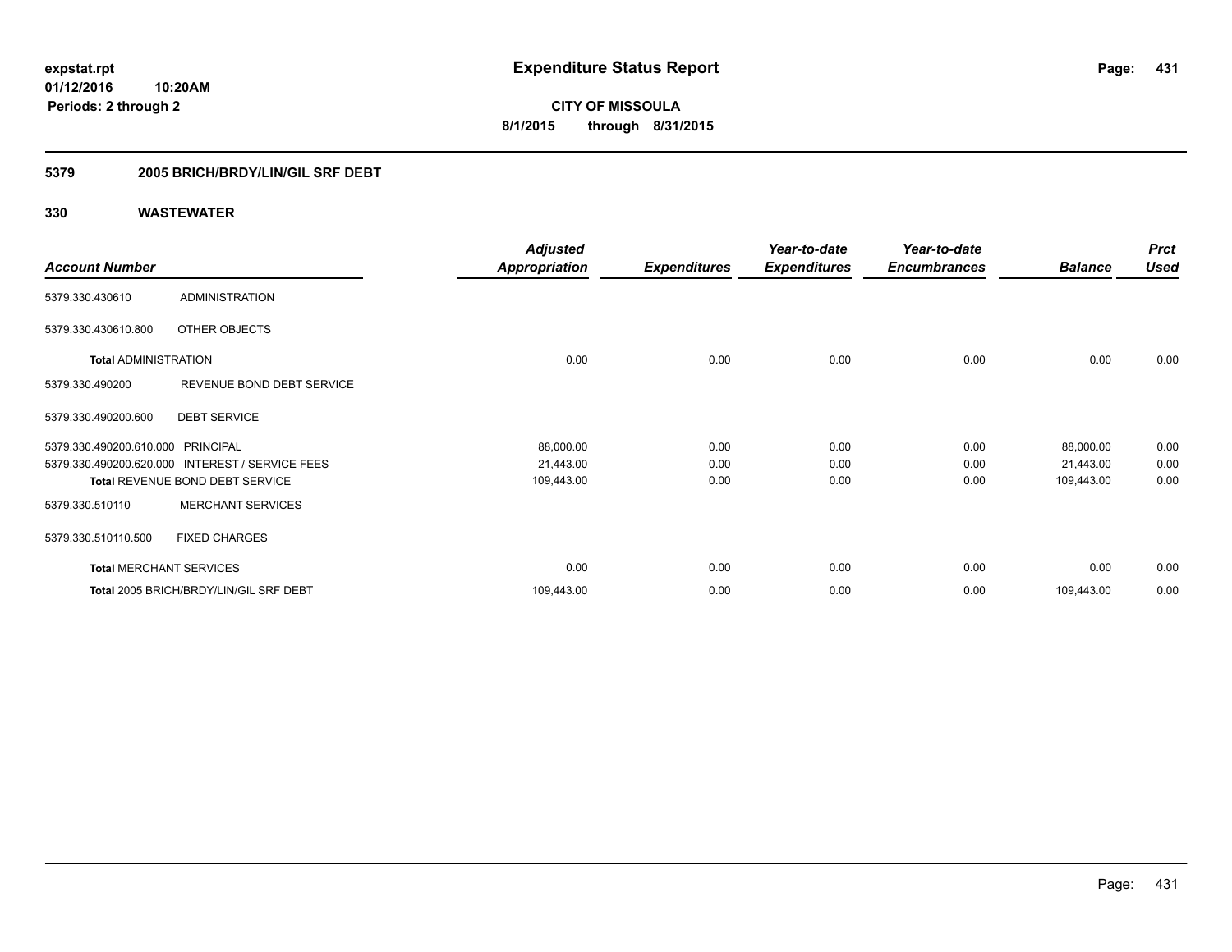expstat.rpt
01/12/2016 10:20AM
Periods: 2 through 2

# Expenditure Status Report

**CITY OF MISSOULA**
**8/1/2015 through 8/31/2015**

## 5379 2005 BRICH/BRDY/LIN/GIL SRF DEBT

## 330 WASTEWATER

| Account Number | | Adjusted Appropriation | Expenditures | Year-to-date Expenditures | Year-to-date Encumbrances | Balance | Prct Used |
|---|---|---|---|---|---|---|---|
| 5379.330.430610 | ADMINISTRATION | | | | | | |
| 5379.330.430610.800 | OTHER OBJECTS | | | | | | |
| **Total** ADMINISTRATION | | 0.00 | 0.00 | 0.00 | 0.00 | 0.00 | 0.00 |
| 5379.330.490200 | REVENUE BOND DEBT SERVICE | | | | | | |
| 5379.330.490200.600 | DEBT SERVICE | | | | | | |
| 5379.330.490200.610.000 | PRINCIPAL | 88,000.00 | 0.00 | 0.00 | 0.00 | 88,000.00 | 0.00 |
| 5379.330.490200.620.000 | INTEREST / SERVICE FEES | 21,443.00 | 0.00 | 0.00 | 0.00 | 21,443.00 | 0.00 |
| **Total** REVENUE BOND DEBT SERVICE | | 109,443.00 | 0.00 | 0.00 | 0.00 | 109,443.00 | 0.00 |
| 5379.330.510110 | MERCHANT SERVICES | | | | | | |
| 5379.330.510110.500 | FIXED CHARGES | | | | | | |
| **Total** MERCHANT SERVICES | | 0.00 | 0.00 | 0.00 | 0.00 | 0.00 | 0.00 |
| **Total** 2005 BRICH/BRDY/LIN/GIL SRF DEBT | | 109,443.00 | 0.00 | 0.00 | 0.00 | 109,443.00 | 0.00 |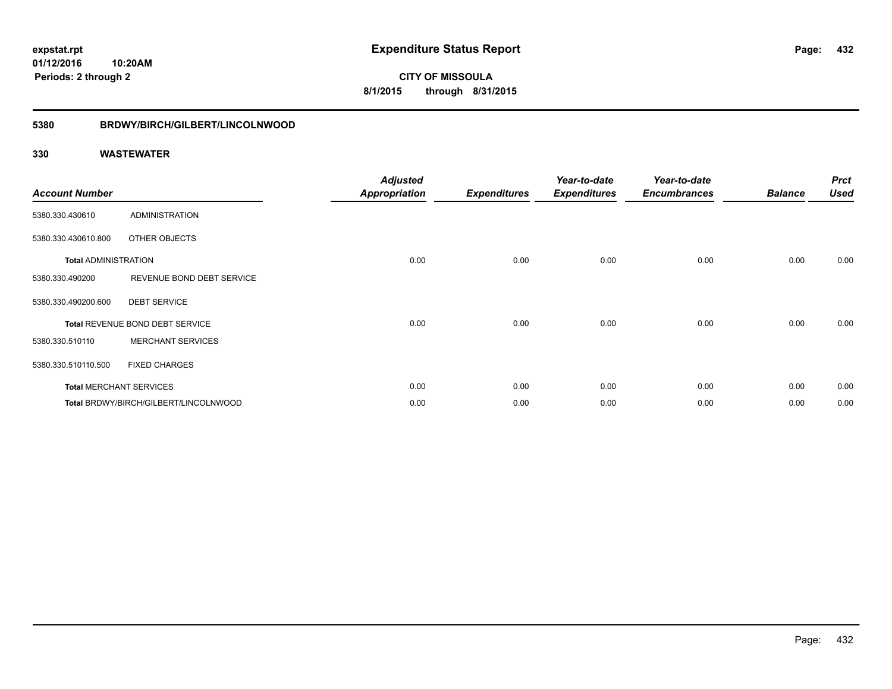**expstat.rpt**
**01/12/2016 10:20AM**
**Periods: 2 through 2**

# Expenditure Status Report

**CITY OF MISSOULA**
**8/1/2015 through 8/31/2015**

## 5380 BRDWY/BIRCH/GILBERT/LINCOLNWOOD

## 330 WASTEWATER

| Account Number | | Adjusted Appropriation | Expenditures | Year-to-date Expenditures | Year-to-date Encumbrances | Balance | Prct Used |
|---|---|---|---|---|---|---|---|
| 5380.330.430610 | ADMINISTRATION | | | | | | |
| 5380.330.430610.800 | OTHER OBJECTS | | | | | | |
| **Total** ADMINISTRATION | | 0.00 | 0.00 | 0.00 | 0.00 | 0.00 | 0.00 |
| 5380.330.490200 | REVENUE BOND DEBT SERVICE | | | | | | |
| 5380.330.490200.600 | DEBT SERVICE | | | | | | |
| **Total** REVENUE BOND DEBT SERVICE | | 0.00 | 0.00 | 0.00 | 0.00 | 0.00 | 0.00 |
| 5380.330.510110 | MERCHANT SERVICES | | | | | | |
| 5380.330.510110.500 | FIXED CHARGES | | | | | | |
| **Total** MERCHANT SERVICES | | 0.00 | 0.00 | 0.00 | 0.00 | 0.00 | 0.00 |
| **Total** BRDWY/BIRCH/GILBERT/LINCOLNWOOD | | 0.00 | 0.00 | 0.00 | 0.00 | 0.00 | 0.00 |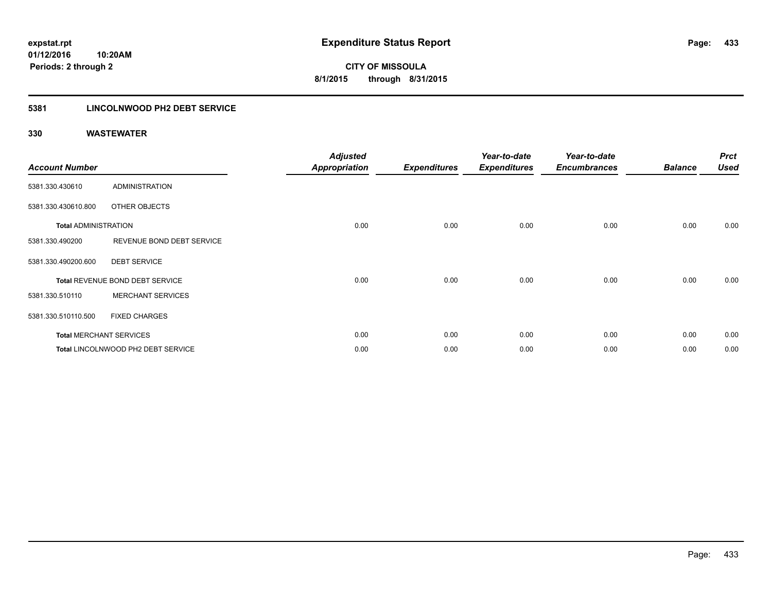# Expenditure Status Report

expstat.rpt
01/12/2016 10:20AM
Periods: 2 through 2

**CITY OF MISSOULA**
**8/1/2015 through 8/31/2015**

## 5381 LINCOLNWOOD PH2 DEBT SERVICE

### 330 WASTEWATER

| Account Number | | Adjusted Appropriation | Expenditures | Year-to-date Expenditures | Year-to-date Encumbrances | Balance | Prct Used |
|---|---|---|---|---|---|---|---|
| 5381.330.430610 | ADMINISTRATION | | | | | | |
| 5381.330.430610.800 | OTHER OBJECTS | | | | | | |
| **Total** ADMINISTRATION | | 0.00 | 0.00 | 0.00 | 0.00 | 0.00 | 0.00 |
| 5381.330.490200 | REVENUE BOND DEBT SERVICE | | | | | | |
| 5381.330.490200.600 | DEBT SERVICE | | | | | | |
| **Total** REVENUE BOND DEBT SERVICE | | 0.00 | 0.00 | 0.00 | 0.00 | 0.00 | 0.00 |
| 5381.330.510110 | MERCHANT SERVICES | | | | | | |
| 5381.330.510110.500 | FIXED CHARGES | | | | | | |
| **Total** MERCHANT SERVICES | | 0.00 | 0.00 | 0.00 | 0.00 | 0.00 | 0.00 |
| **Total** LINCOLNWOOD PH2 DEBT SERVICE | | 0.00 | 0.00 | 0.00 | 0.00 | 0.00 | 0.00 |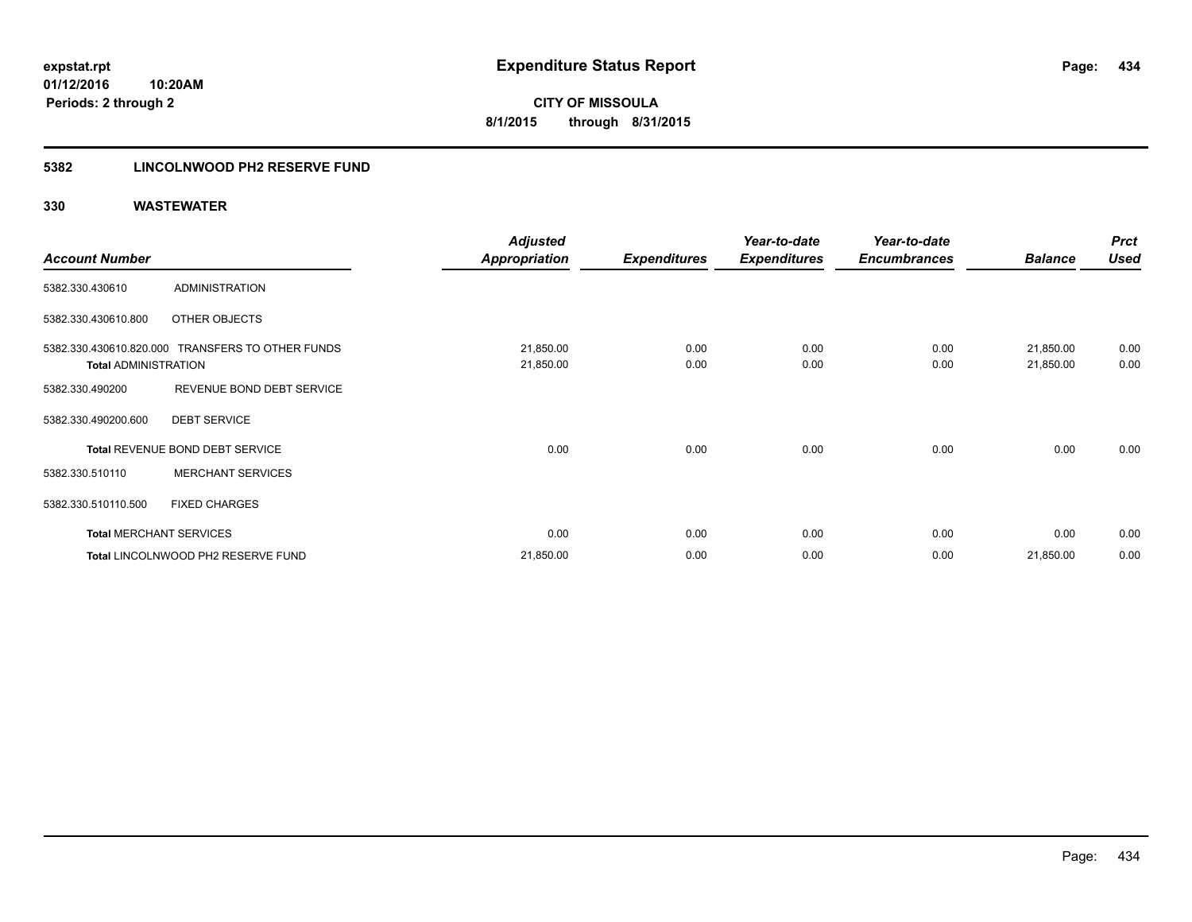expstat.rpt
01/12/2016 10:20AM
Periods: 2 through 2

# Expenditure Status Report

**CITY OF MISSOULA**
**8/1/2015 through 8/31/2015**

## 5382 LINCOLNWOOD PH2 RESERVE FUND

### 330 WASTEWATER

| Account Number | | Adjusted Appropriation | Expenditures | Year-to-date Expenditures | Year-to-date Encumbrances | Balance | Prct Used |
|---|---|---|---|---|---|---|---|
| 5382.330.430610 | ADMINISTRATION | | | | | | |
| 5382.330.430610.800 | OTHER OBJECTS | | | | | | |
| 5382.330.430610.820.000 | TRANSFERS TO OTHER FUNDS | 21,850.00 | 0.00 | 0.00 | 0.00 | 21,850.00 | 0.00 |
| **Total** ADMINISTRATION | | 21,850.00 | 0.00 | 0.00 | 0.00 | 21,850.00 | 0.00 |
| 5382.330.490200 | REVENUE BOND DEBT SERVICE | | | | | | |
| 5382.330.490200.600 | DEBT SERVICE | | | | | | |
| **Total** REVENUE BOND DEBT SERVICE | | 0.00 | 0.00 | 0.00 | 0.00 | 0.00 | 0.00 |
| 5382.330.510110 | MERCHANT SERVICES | | | | | | |
| 5382.330.510110.500 | FIXED CHARGES | | | | | | |
| **Total** MERCHANT SERVICES | | 0.00 | 0.00 | 0.00 | 0.00 | 0.00 | 0.00 |
| **Total** LINCOLNWOOD PH2 RESERVE FUND | | 21,850.00 | 0.00 | 0.00 | 0.00 | 21,850.00 | 0.00 |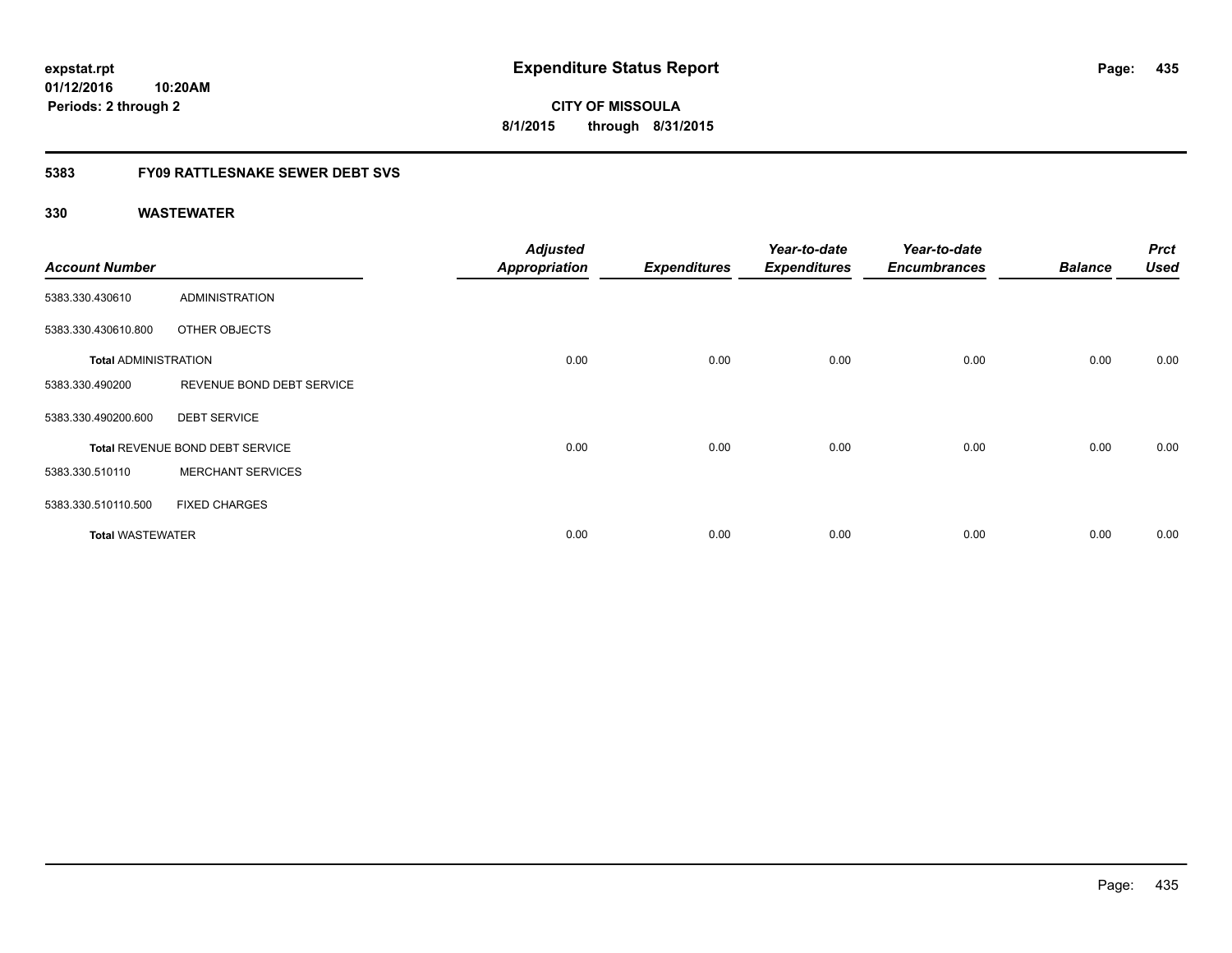**Expenditure Status Report**

**CITY OF MISSOULA**
**8/1/2015 through 8/31/2015**

expstat.rpt
01/12/2016 10:20AM
Periods: 2 through 2

## 5383 FY09 RATTLESNAKE SEWER DEBT SVS

## 330 WASTEWATER

| Account Number | | Adjusted Appropriation | Expenditures | Year-to-date Expenditures | Year-to-date Encumbrances | Balance | Prct Used |
|---|---|---|---|---|---|---|---|
| 5383.330.430610 | ADMINISTRATION | | | | | | |
| 5383.330.430610.800 | OTHER OBJECTS | | | | | | |
| **Total** ADMINISTRATION | | 0.00 | 0.00 | 0.00 | 0.00 | 0.00 | 0.00 |
| 5383.330.490200 | REVENUE BOND DEBT SERVICE | | | | | | |
| 5383.330.490200.600 | DEBT SERVICE | | | | | | |
| **Total** REVENUE BOND DEBT SERVICE | | 0.00 | 0.00 | 0.00 | 0.00 | 0.00 | 0.00 |
| 5383.330.510110 | MERCHANT SERVICES | | | | | | |
| 5383.330.510110.500 | FIXED CHARGES | | | | | | |
| **Total** WASTEWATER | | 0.00 | 0.00 | 0.00 | 0.00 | 0.00 | 0.00 |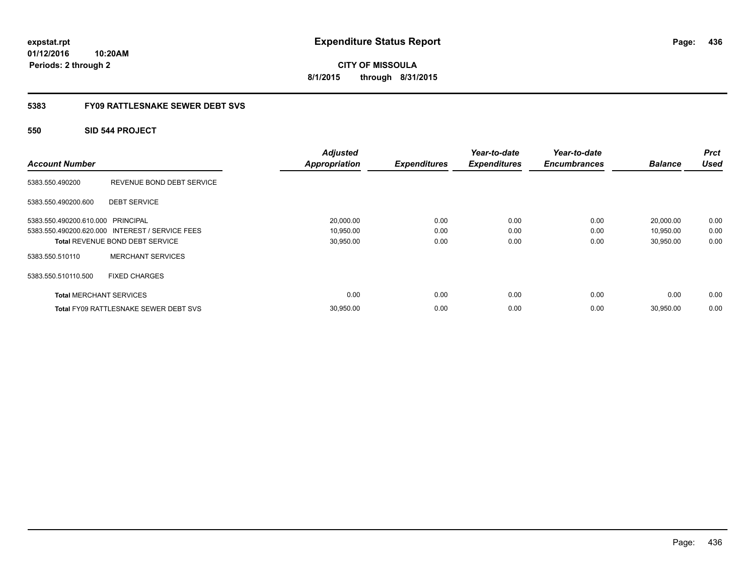expstat.rpt
01/12/2016 10:20AM
Periods: 2 through 2

# Expenditure Status Report

**CITY OF MISSOULA**
**8/1/2015 through 8/31/2015**

## 5383 FY09 RATTLESNAKE SEWER DEBT SVS

### 550 SID 544 PROJECT

| Account Number | | Adjusted Appropriation | Expenditures | Year-to-date Expenditures | Year-to-date Encumbrances | Balance | Prct Used |
|---|---|---|---|---|---|---|---|
| 5383.550.490200 | REVENUE BOND DEBT SERVICE | | | | | | |
| 5383.550.490200.600 | DEBT SERVICE | | | | | | |
| 5383.550.490200.610.000 | PRINCIPAL | 20,000.00 | 0.00 | 0.00 | 0.00 | 20,000.00 | 0.00 |
| 5383.550.490200.620.000 | INTEREST / SERVICE FEES | 10,950.00 | 0.00 | 0.00 | 0.00 | 10,950.00 | 0.00 |
| **Total** REVENUE BOND DEBT SERVICE | | 30,950.00 | 0.00 | 0.00 | 0.00 | 30,950.00 | 0.00 |
| 5383.550.510110 | MERCHANT SERVICES | | | | | | |
| 5383.550.510110.500 | FIXED CHARGES | | | | | | |
| **Total** MERCHANT SERVICES | | 0.00 | 0.00 | 0.00 | 0.00 | 0.00 | 0.00 |
| **Total** FY09 RATTLESNAKE SEWER DEBT SVS | | 30,950.00 | 0.00 | 0.00 | 0.00 | 30,950.00 | 0.00 |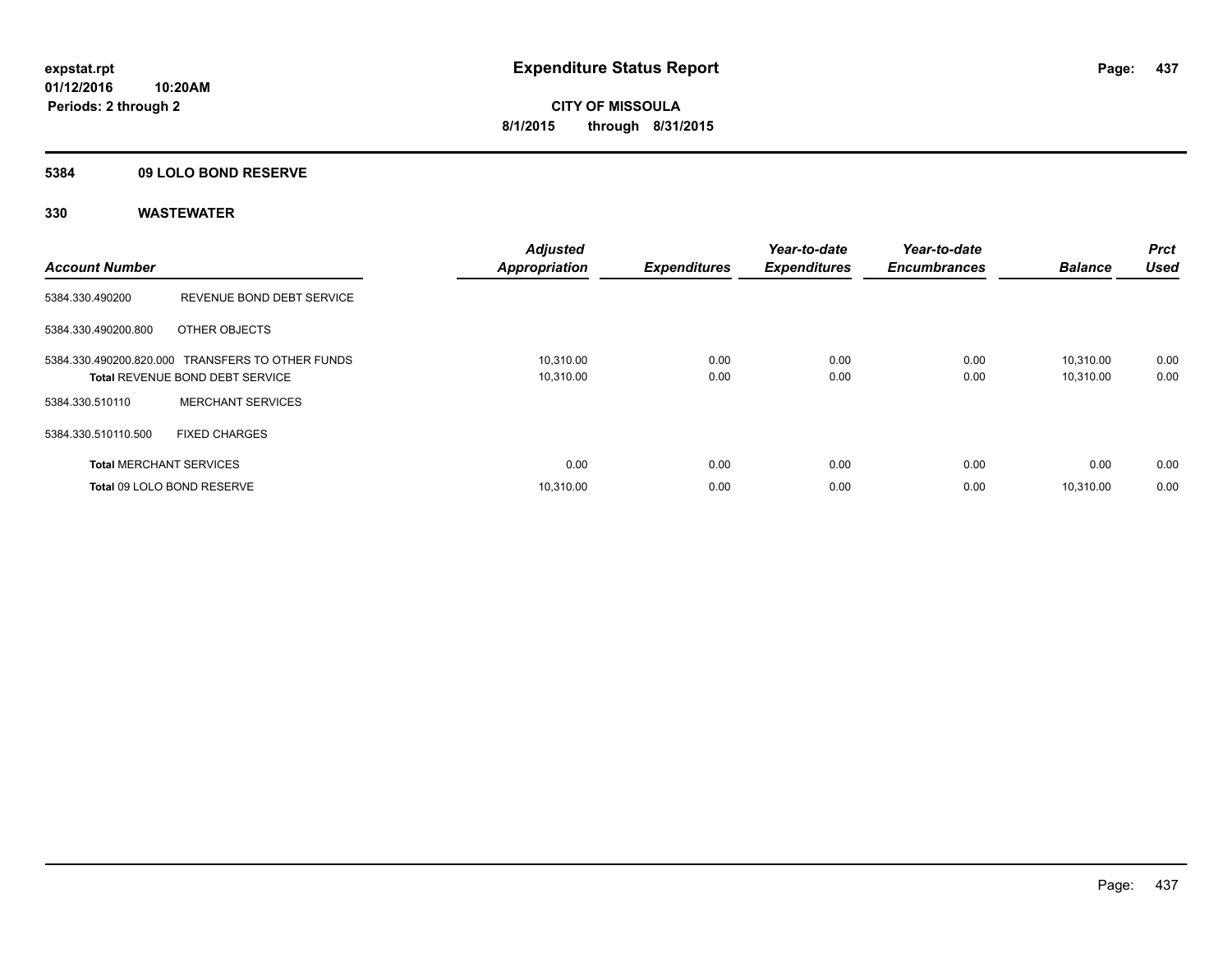**expstat.rpt**
**01/12/2016 10:20AM**
**Periods: 2 through 2**

# Expenditure Status Report

**CITY OF MISSOULA**
**8/1/2015 through 8/31/2015**

## 5384 09 LOLO BOND RESERVE

### 330 WASTEWATER

| Account Number | | Adjusted Appropriation | Expenditures | Year-to-date Expenditures | Year-to-date Encumbrances | Balance | Prct Used |
|---|---|---|---|---|---|---|---|
| 5384.330.490200 | REVENUE BOND DEBT SERVICE | | | | | | |
| 5384.330.490200.800 | OTHER OBJECTS | | | | | | |
| 5384.330.490200.820.000 | TRANSFERS TO OTHER FUNDS | 10,310.00 | 0.00 | 0.00 | 0.00 | 10,310.00 | 0.00 |
| **Total** REVENUE BOND DEBT SERVICE | | 10,310.00 | 0.00 | 0.00 | 0.00 | 10,310.00 | 0.00 |
| 5384.330.510110 | MERCHANT SERVICES | | | | | | |
| 5384.330.510110.500 | FIXED CHARGES | | | | | | |
| **Total** MERCHANT SERVICES | | 0.00 | 0.00 | 0.00 | 0.00 | 0.00 | 0.00 |
| **Total** 09 LOLO BOND RESERVE | | 10,310.00 | 0.00 | 0.00 | 0.00 | 10,310.00 | 0.00 |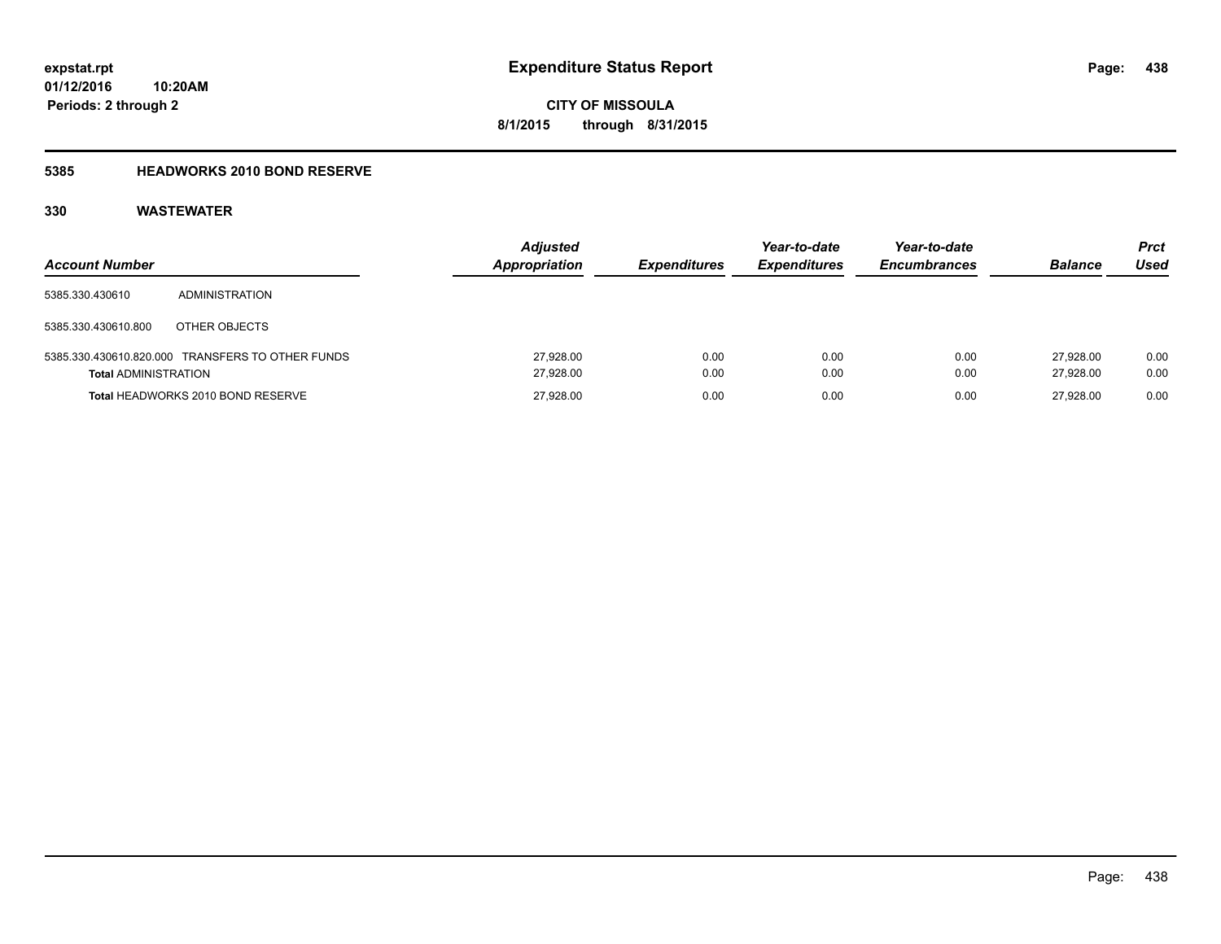**expstat.rpt**
**01/12/2016 10:20AM**
**Periods: 2 through 2**

# Expenditure Status Report

**CITY OF MISSOULA**
**8/1/2015 through 8/31/2015**

## 5385 HEADWORKS 2010 BOND RESERVE

### 330 WASTEWATER

| Account Number | | Adjusted Appropriation | Expenditures | Year-to-date Expenditures | Year-to-date Encumbrances | Balance | Prct Used |
|---|---|---|---|---|---|---|---|
| 5385.330.430610 | ADMINISTRATION | | | | | | |
| 5385.330.430610.800 | OTHER OBJECTS | | | | | | |
| 5385.330.430610.820.000 | TRANSFERS TO OTHER FUNDS | 27,928.00 | 0.00 | 0.00 | 0.00 | 27,928.00 | 0.00 |
| **Total** ADMINISTRATION | | 27,928.00 | 0.00 | 0.00 | 0.00 | 27,928.00 | 0.00 |
| **Total** HEADWORKS 2010 BOND RESERVE | | 27,928.00 | 0.00 | 0.00 | 0.00 | 27,928.00 | 0.00 |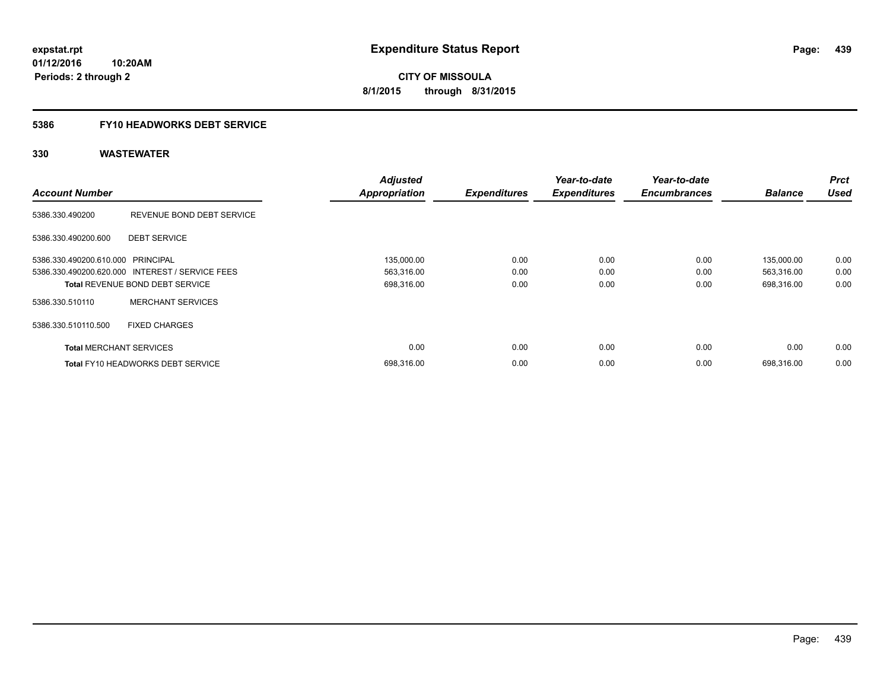**expstat.rpt**
**01/12/2016 10:20AM**
**Periods: 2 through 2**

# Expenditure Status Report

**CITY OF MISSOULA**
**8/1/2015 through 8/31/2015**

## 5386 FY10 HEADWORKS DEBT SERVICE

### 330 WASTEWATER

| Account Number | | Adjusted Appropriation | Expenditures | Year-to-date Expenditures | Year-to-date Encumbrances | Balance | Prct Used |
|---|---|---|---|---|---|---|---|
| 5386.330.490200 | REVENUE BOND DEBT SERVICE | | | | | | |
| 5386.330.490200.600 | DEBT SERVICE | | | | | | |
| 5386.330.490200.610.000 | PRINCIPAL | 135,000.00 | 0.00 | 0.00 | 0.00 | 135,000.00 | 0.00 |
| 5386.330.490200.620.000 | INTEREST / SERVICE FEES | 563,316.00 | 0.00 | 0.00 | 0.00 | 563,316.00 | 0.00 |
| **Total** REVENUE BOND DEBT SERVICE | | 698,316.00 | 0.00 | 0.00 | 0.00 | 698,316.00 | 0.00 |
| 5386.330.510110 | MERCHANT SERVICES | | | | | | |
| 5386.330.510110.500 | FIXED CHARGES | | | | | | |
| **Total** MERCHANT SERVICES | | 0.00 | 0.00 | 0.00 | 0.00 | 0.00 | 0.00 |
| **Total** FY10 HEADWORKS DEBT SERVICE | | 698,316.00 | 0.00 | 0.00 | 0.00 | 698,316.00 | 0.00 |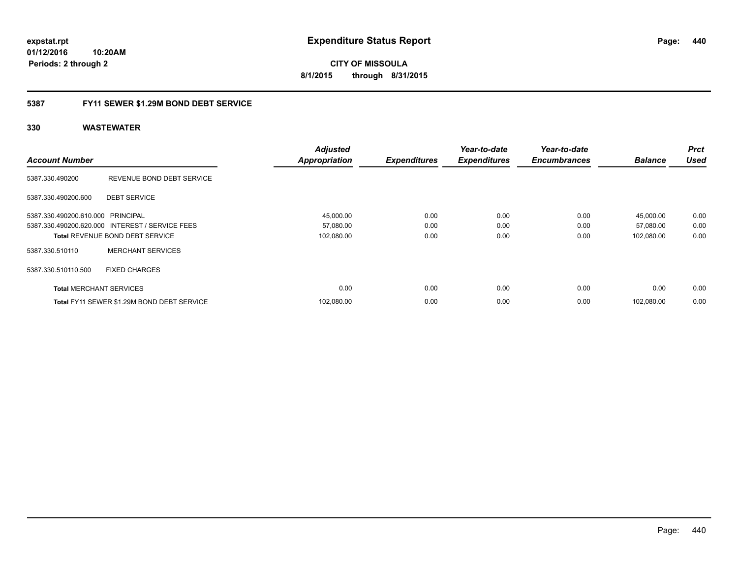# Expenditure Status Report

expstat.rpt
01/12/2016 10:20AM
Periods: 2 through 2

**CITY OF MISSOULA**
**8/1/2015 through 8/31/2015**

## 5387 FY11 SEWER $1.29M BOND DEBT SERVICE

### 330 WASTEWATER

| Account Number | | Adjusted Appropriation | Expenditures | Year-to-date Expenditures | Year-to-date Encumbrances | Balance | Prct Used |
|---|---|---|---|---|---|---|---|
| 5387.330.490200 | REVENUE BOND DEBT SERVICE | | | | | | |
| 5387.330.490200.600 | DEBT SERVICE | | | | | | |
| 5387.330.490200.610.000 | PRINCIPAL | 45,000.00 | 0.00 | 0.00 | 0.00 | 45,000.00 | 0.00 |
| 5387.330.490200.620.000 | INTEREST / SERVICE FEES | 57,080.00 | 0.00 | 0.00 | 0.00 | 57,080.00 | 0.00 |
| **Total** REVENUE BOND DEBT SERVICE | | 102,080.00 | 0.00 | 0.00 | 0.00 | 102,080.00 | 0.00 |
| 5387.330.510110 | MERCHANT SERVICES | | | | | | |
| 5387.330.510110.500 | FIXED CHARGES | | | | | | |
| **Total** MERCHANT SERVICES | | 0.00 | 0.00 | 0.00 | 0.00 | 0.00 | 0.00 |
| **Total** FY11 SEWER $1.29M BOND DEBT SERVICE | | 102,080.00 | 0.00 | 0.00 | 0.00 | 102,080.00 | 0.00 |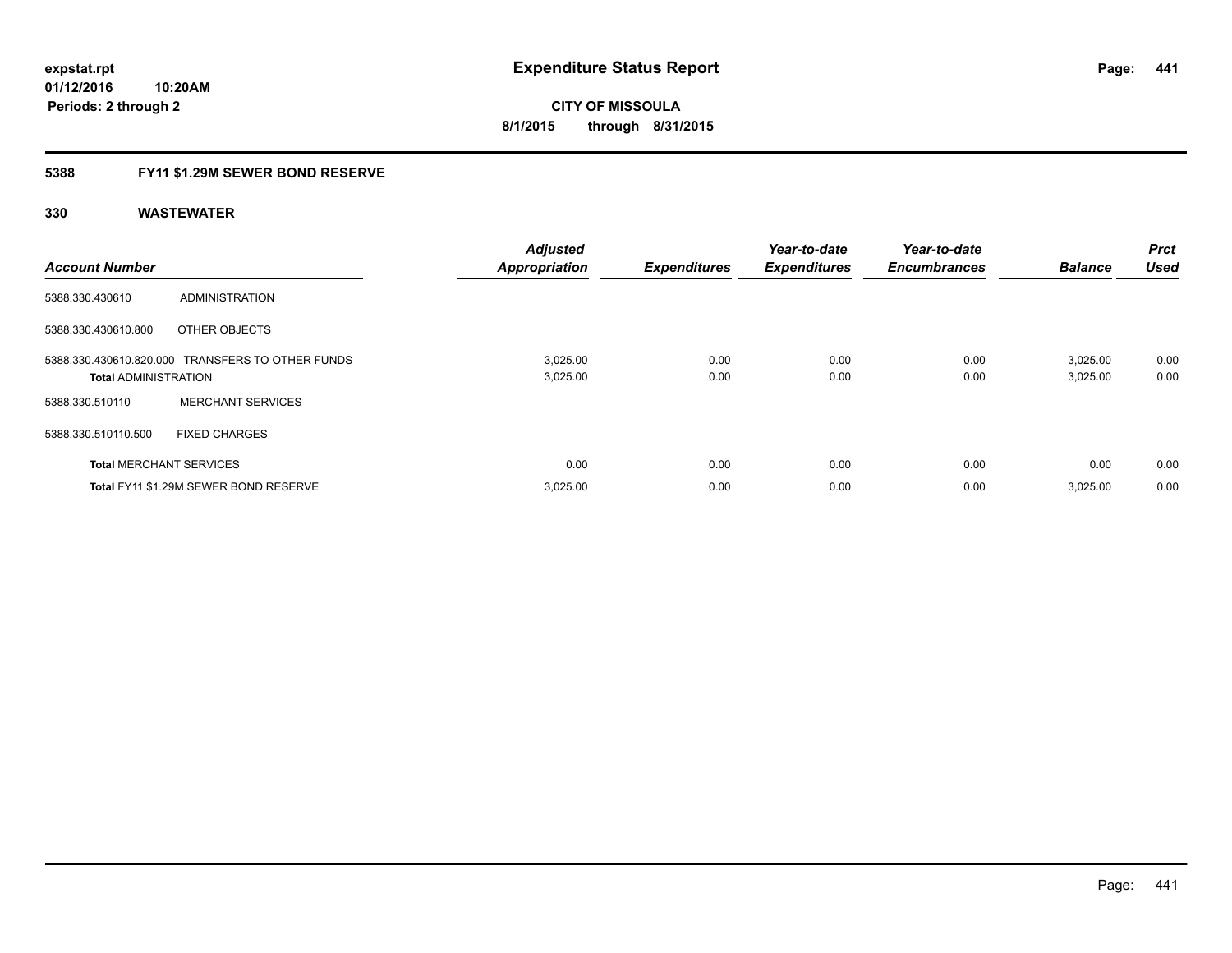# Expenditure Status Report

**CITY OF MISSOULA**

**8/1/2015 through 8/31/2015**

expstat.rpt
01/12/2016 10:20AM
Periods: 2 through 2

## 5388 FY11 $1.29M SEWER BOND RESERVE

### 330 WASTEWATER

| Account Number | | Adjusted Appropriation | Expenditures | Year-to-date Expenditures | Year-to-date Encumbrances | Balance | Prct Used |
|---|---|---|---|---|---|---|---|
| 5388.330.430610 | ADMINISTRATION | | | | | | |
| 5388.330.430610.800 | OTHER OBJECTS | | | | | | |
| 5388.330.430610.820.000 | TRANSFERS TO OTHER FUNDS | 3,025.00 | 0.00 | 0.00 | 0.00 | 3,025.00 | 0.00 |
| **Total** ADMINISTRATION | | 3,025.00 | 0.00 | 0.00 | 0.00 | 3,025.00 | 0.00 |
| 5388.330.510110 | MERCHANT SERVICES | | | | | | |
| 5388.330.510110.500 | FIXED CHARGES | | | | | | |
| **Total** MERCHANT SERVICES | | 0.00 | 0.00 | 0.00 | 0.00 | 0.00 | 0.00 |
| **Total** FY11 $1.29M SEWER BOND RESERVE | | 3,025.00 | 0.00 | 0.00 | 0.00 | 3,025.00 | 0.00 |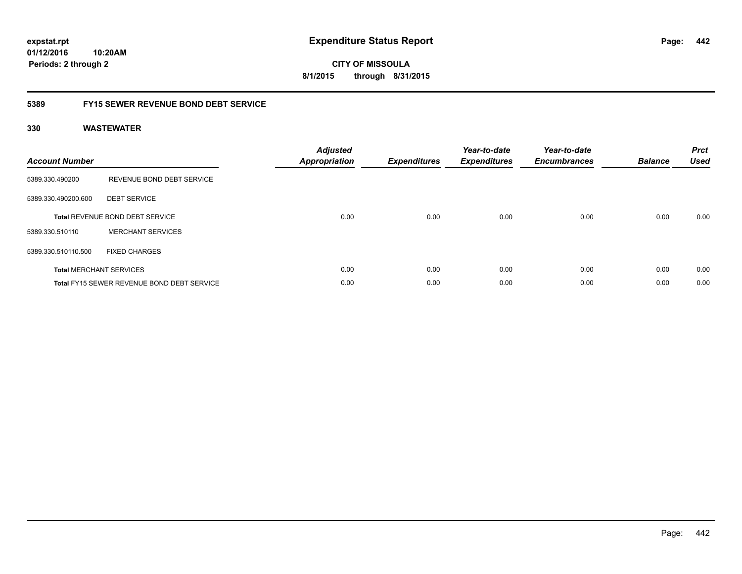**expstat.rpt**
**01/12/2016 10:20AM**
**Periods: 2 through 2**

# Expenditure Status Report

**CITY OF MISSOULA**
**8/1/2015 through 8/31/2015**

## 5389 FY15 SEWER REVENUE BOND DEBT SERVICE

### 330 WASTEWATER

| Account Number | | Adjusted Appropriation | Expenditures | Year-to-date Expenditures | Year-to-date Encumbrances | Balance | Prct Used |
|---|---|---|---|---|---|---|---|
| 5389.330.490200 | REVENUE BOND DEBT SERVICE | | | | | | |
| 5389.330.490200.600 | DEBT SERVICE | | | | | | |
| **Total** REVENUE BOND DEBT SERVICE | | 0.00 | 0.00 | 0.00 | 0.00 | 0.00 | 0.00 |
| 5389.330.510110 | MERCHANT SERVICES | | | | | | |
| 5389.330.510110.500 | FIXED CHARGES | | | | | | |
| **Total** MERCHANT SERVICES | | 0.00 | 0.00 | 0.00 | 0.00 | 0.00 | 0.00 |
| **Total** FY15 SEWER REVENUE BOND DEBT SERVICE | | 0.00 | 0.00 | 0.00 | 0.00 | 0.00 | 0.00 |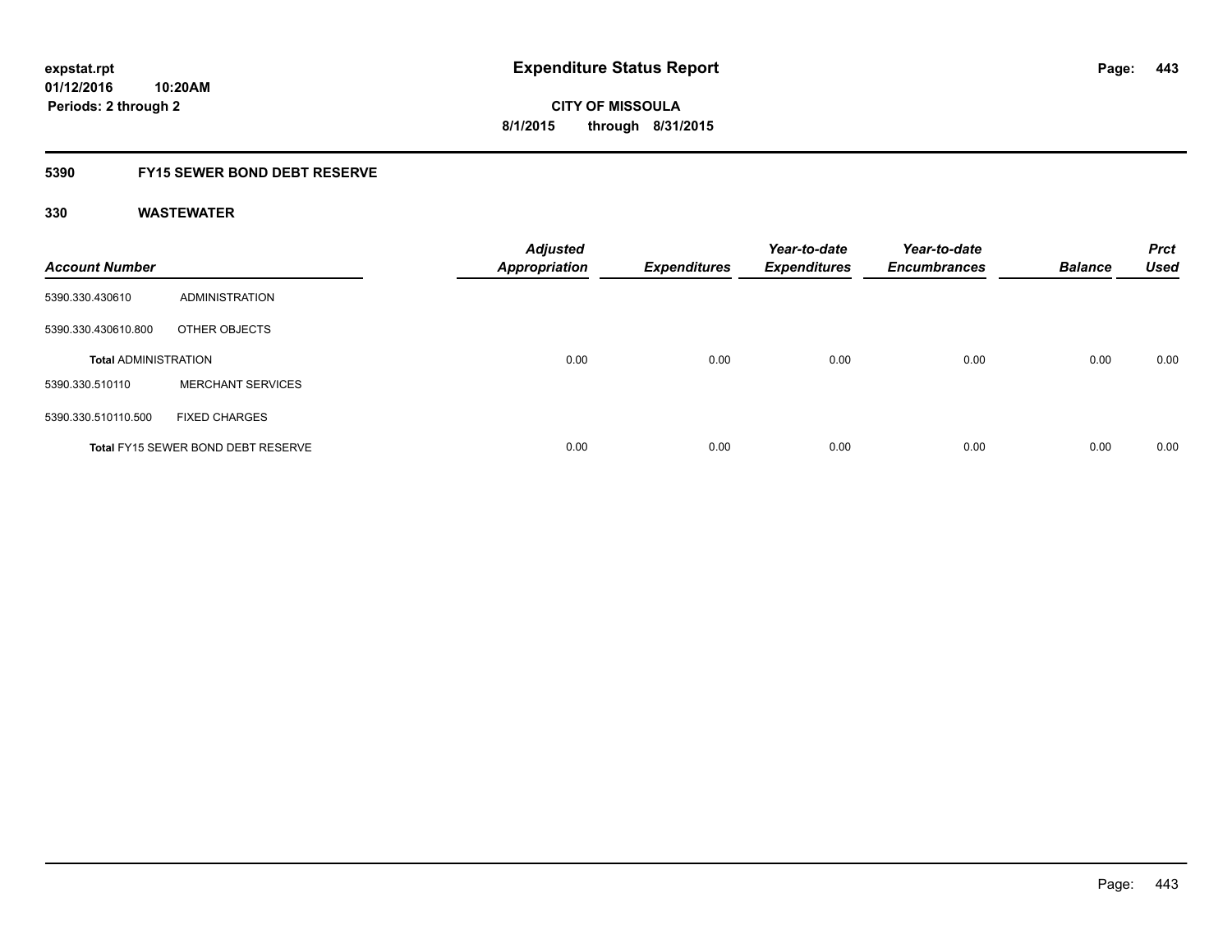# Expenditure Status Report

expstat.rpt
01/12/2016 10:20AM
Periods: 2 through 2

**CITY OF MISSOULA**
**8/1/2015 through 8/31/2015**

## 5390 FY15 SEWER BOND DEBT RESERVE

### 330 WASTEWATER

| Account Number | | Adjusted Appropriation | Expenditures | Year-to-date Expenditures | Year-to-date Encumbrances | Balance | Prct Used |
|---|---|---|---|---|---|---|---|
| 5390.330.430610 | ADMINISTRATION | | | | | | |
| 5390.330.430610.800 | OTHER OBJECTS | | | | | | |
| **Total** ADMINISTRATION | | 0.00 | 0.00 | 0.00 | 0.00 | 0.00 | 0.00 |
| 5390.330.510110 | MERCHANT SERVICES | | | | | | |
| 5390.330.510110.500 | FIXED CHARGES | | | | | | |
| **Total** FY15 SEWER BOND DEBT RESERVE | | 0.00 | 0.00 | 0.00 | 0.00 | 0.00 | 0.00 |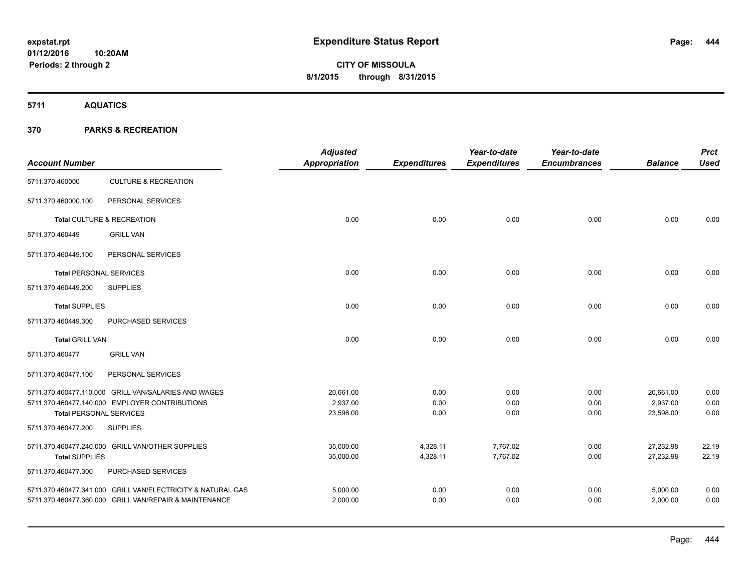# Expenditure Status Report

expstat.rpt
01/12/2016 10:20AM
Periods: 2 through 2

**CITY OF MISSOULA**
**8/1/2015 through 8/31/2015**

## 5711 AQUATICS

## 370 PARKS & RECREATION

| Account Number | | Adjusted Appropriation | Expenditures | Year-to-date Expenditures | Year-to-date Encumbrances | Balance | Prct Used |
|---|---|---|---|---|---|---|---|
| 5711.370.460000 | CULTURE & RECREATION | | | | | | |
| 5711.370.460000.100 | PERSONAL SERVICES | | | | | | |
| **Total** CULTURE & RECREATION | | 0.00 | 0.00 | 0.00 | 0.00 | 0.00 | 0.00 |
| 5711.370.460449 | GRILL VAN | | | | | | |
| 5711.370.460449.100 | PERSONAL SERVICES | | | | | | |
| **Total** PERSONAL SERVICES | | 0.00 | 0.00 | 0.00 | 0.00 | 0.00 | 0.00 |
| 5711.370.460449.200 | SUPPLIES | | | | | | |
| **Total** SUPPLIES | | 0.00 | 0.00 | 0.00 | 0.00 | 0.00 | 0.00 |
| 5711.370.460449.300 | PURCHASED SERVICES | | | | | | |
| **Total** GRILL VAN | | 0.00 | 0.00 | 0.00 | 0.00 | 0.00 | 0.00 |
| 5711.370.460477 | GRILL VAN | | | | | | |
| 5711.370.460477.100 | PERSONAL SERVICES | | | | | | |
| 5711.370.460477.110.000 | GRILL VAN/SALARIES AND WAGES | 20,661.00 | 0.00 | 0.00 | 0.00 | 20,661.00 | 0.00 |
| 5711.370.460477.140.000 | EMPLOYER CONTRIBUTIONS | 2,937.00 | 0.00 | 0.00 | 0.00 | 2,937.00 | 0.00 |
| **Total** PERSONAL SERVICES | | 23,598.00 | 0.00 | 0.00 | 0.00 | 23,598.00 | 0.00 |
| 5711.370.460477.200 | SUPPLIES | | | | | | |
| 5711.370.460477.240.000 | GRILL VAN/OTHER SUPPLIES | 35,000.00 | 4,328.11 | 7,767.02 | 0.00 | 27,232.98 | 22.19 |
| **Total** SUPPLIES | | 35,000.00 | 4,328.11 | 7,767.02 | 0.00 | 27,232.98 | 22.19 |
| 5711.370.460477.300 | PURCHASED SERVICES | | | | | | |
| 5711.370.460477.341.000 | GRILL VAN/ELECTRICITY & NATURAL GAS | 5,000.00 | 0.00 | 0.00 | 0.00 | 5,000.00 | 0.00 |
| 5711.370.460477.360.000 | GRILL VAN/REPAIR & MAINTENANCE | 2,000.00 | 0.00 | 0.00 | 0.00 | 2,000.00 | 0.00 |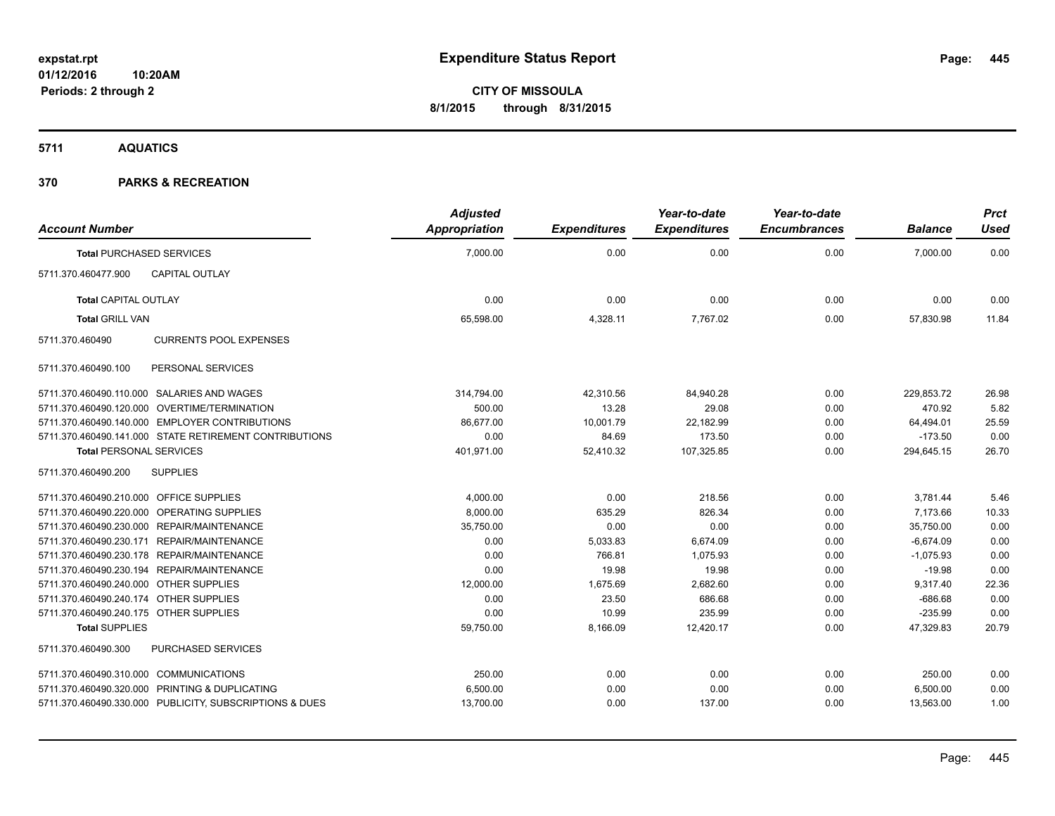# Expenditure Status Report

**CITY OF MISSOULA**
**8/1/2015 through 8/31/2015**

expstat.rpt
01/12/2016 10:20AM
Periods: 2 through 2

## 5711 AQUATICS

## 370 PARKS & RECREATION

| Account Number | | Adjusted Appropriation | Expenditures | Year-to-date Expenditures | Year-to-date Encumbrances | Balance | Prct Used |
|---|---|---|---|---|---|---|---|
| **Total** PURCHASED SERVICES | | 7,000.00 | 0.00 | 0.00 | 0.00 | 7,000.00 | 0.00 |
| 5711.370.460477.900 | CAPITAL OUTLAY | | | | | | |
| **Total** CAPITAL OUTLAY | | 0.00 | 0.00 | 0.00 | 0.00 | 0.00 | 0.00 |
| **Total** GRILL VAN | | 65,598.00 | 4,328.11 | 7,767.02 | 0.00 | 57,830.98 | 11.84 |
| 5711.370.460490 | CURRENTS POOL EXPENSES | | | | | | |
| 5711.370.460490.100 | PERSONAL SERVICES | | | | | | |
| 5711.370.460490.110.000 | SALARIES AND WAGES | 314,794.00 | 42,310.56 | 84,940.28 | 0.00 | 229,853.72 | 26.98 |
| 5711.370.460490.120.000 | OVERTIME/TERMINATION | 500.00 | 13.28 | 29.08 | 0.00 | 470.92 | 5.82 |
| 5711.370.460490.140.000 | EMPLOYER CONTRIBUTIONS | 86,677.00 | 10,001.79 | 22,182.99 | 0.00 | 64,494.01 | 25.59 |
| 5711.370.460490.141.000 | STATE RETIREMENT CONTRIBUTIONS | 0.00 | 84.69 | 173.50 | 0.00 | -173.50 | 0.00 |
| **Total** PERSONAL SERVICES | | 401,971.00 | 52,410.32 | 107,325.85 | 0.00 | 294,645.15 | 26.70 |
| 5711.370.460490.200 | SUPPLIES | | | | | | |
| 5711.370.460490.210.000 | OFFICE SUPPLIES | 4,000.00 | 0.00 | 218.56 | 0.00 | 3,781.44 | 5.46 |
| 5711.370.460490.220.000 | OPERATING SUPPLIES | 8,000.00 | 635.29 | 826.34 | 0.00 | 7,173.66 | 10.33 |
| 5711.370.460490.230.000 | REPAIR/MAINTENANCE | 35,750.00 | 0.00 | 0.00 | 0.00 | 35,750.00 | 0.00 |
| 5711.370.460490.230.171 | REPAIR/MAINTENANCE | 0.00 | 5,033.83 | 6,674.09 | 0.00 | -6,674.09 | 0.00 |
| 5711.370.460490.230.178 | REPAIR/MAINTENANCE | 0.00 | 766.81 | 1,075.93 | 0.00 | -1,075.93 | 0.00 |
| 5711.370.460490.230.194 | REPAIR/MAINTENANCE | 0.00 | 19.98 | 19.98 | 0.00 | -19.98 | 0.00 |
| 5711.370.460490.240.000 | OTHER SUPPLIES | 12,000.00 | 1,675.69 | 2,682.60 | 0.00 | 9,317.40 | 22.36 |
| 5711.370.460490.240.174 | OTHER SUPPLIES | 0.00 | 23.50 | 686.68 | 0.00 | -686.68 | 0.00 |
| 5711.370.460490.240.175 | OTHER SUPPLIES | 0.00 | 10.99 | 235.99 | 0.00 | -235.99 | 0.00 |
| **Total** SUPPLIES | | 59,750.00 | 8,166.09 | 12,420.17 | 0.00 | 47,329.83 | 20.79 |
| 5711.370.460490.300 | PURCHASED SERVICES | | | | | | |
| 5711.370.460490.310.000 | COMMUNICATIONS | 250.00 | 0.00 | 0.00 | 0.00 | 250.00 | 0.00 |
| 5711.370.460490.320.000 | PRINTING & DUPLICATING | 6,500.00 | 0.00 | 0.00 | 0.00 | 6,500.00 | 0.00 |
| 5711.370.460490.330.000 | PUBLICITY, SUBSCRIPTIONS & DUES | 13,700.00 | 0.00 | 137.00 | 0.00 | 13,563.00 | 1.00 |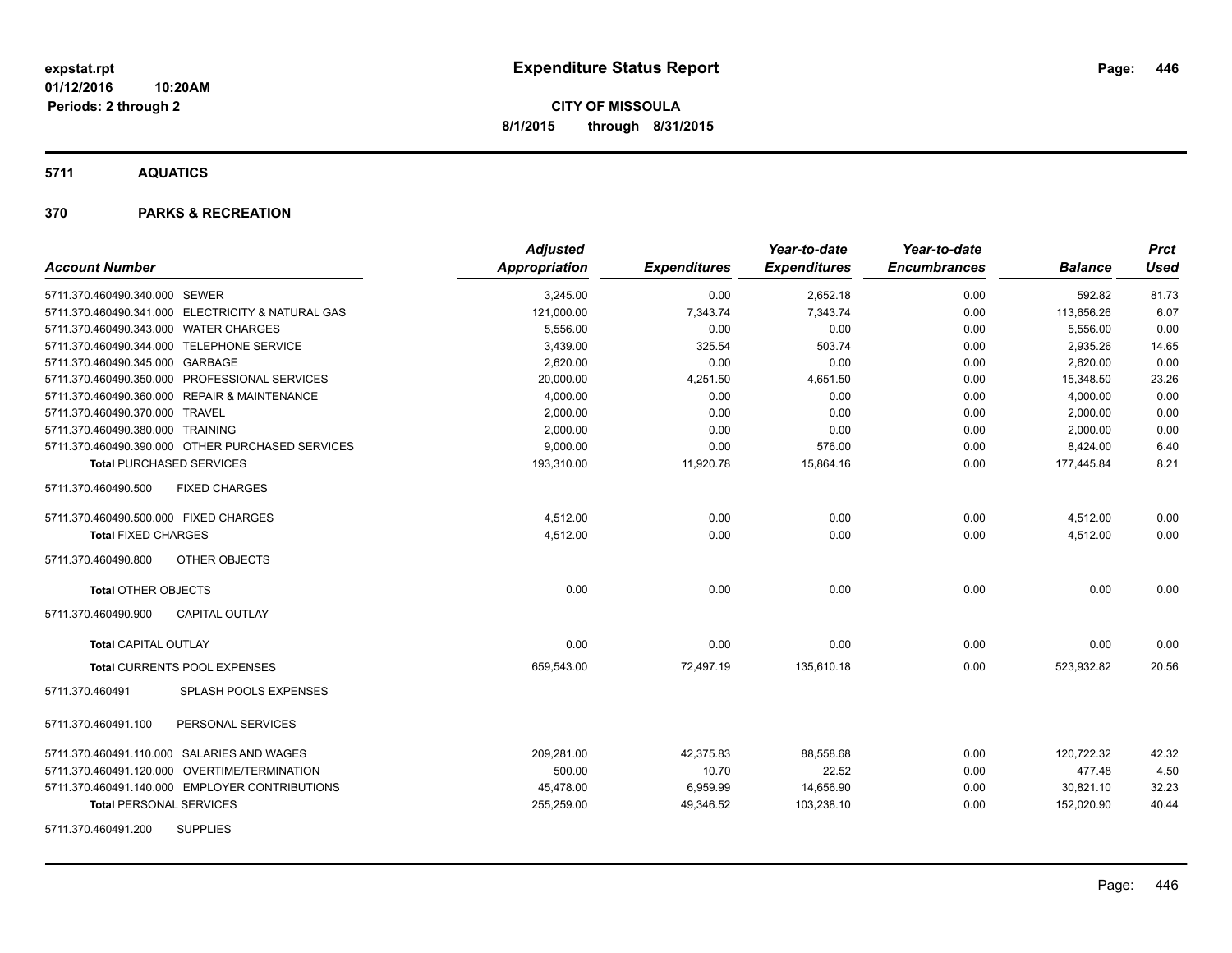**expstat.rpt**
**01/12/2016 10:20AM**
**Periods: 2 through 2**

# Expenditure Status Report

**CITY OF MISSOULA**
**8/1/2015 through 8/31/2015**

## 5711 AQUATICS

## 370 PARKS & RECREATION

| Account Number | Adjusted Appropriation | Expenditures | Year-to-date Expenditures | Year-to-date Encumbrances | Balance | Prct Used |
|---|---|---|---|---|---|---|
| 5711.370.460490.340.000 SEWER | 3,245.00 | 0.00 | 2,652.18 | 0.00 | 592.82 | 81.73 |
| 5711.370.460490.341.000 ELECTRICITY & NATURAL GAS | 121,000.00 | 7,343.74 | 7,343.74 | 0.00 | 113,656.26 | 6.07 |
| 5711.370.460490.343.000 WATER CHARGES | 5,556.00 | 0.00 | 0.00 | 0.00 | 5,556.00 | 0.00 |
| 5711.370.460490.344.000 TELEPHONE SERVICE | 3,439.00 | 325.54 | 503.74 | 0.00 | 2,935.26 | 14.65 |
| 5711.370.460490.345.000 GARBAGE | 2,620.00 | 0.00 | 0.00 | 0.00 | 2,620.00 | 0.00 |
| 5711.370.460490.350.000 PROFESSIONAL SERVICES | 20,000.00 | 4,251.50 | 4,651.50 | 0.00 | 15,348.50 | 23.26 |
| 5711.370.460490.360.000 REPAIR & MAINTENANCE | 4,000.00 | 0.00 | 0.00 | 0.00 | 4,000.00 | 0.00 |
| 5711.370.460490.370.000 TRAVEL | 2,000.00 | 0.00 | 0.00 | 0.00 | 2,000.00 | 0.00 |
| 5711.370.460490.380.000 TRAINING | 2,000.00 | 0.00 | 0.00 | 0.00 | 2,000.00 | 0.00 |
| 5711.370.460490.390.000 OTHER PURCHASED SERVICES | 9,000.00 | 0.00 | 576.00 | 0.00 | 8,424.00 | 6.40 |
| **Total** PURCHASED SERVICES | 193,310.00 | 11,920.78 | 15,864.16 | 0.00 | 177,445.84 | 8.21 |
| 5711.370.460490.500 FIXED CHARGES | | | | | | |
| 5711.370.460490.500.000 FIXED CHARGES | 4,512.00 | 0.00 | 0.00 | 0.00 | 4,512.00 | 0.00 |
| **Total** FIXED CHARGES | 4,512.00 | 0.00 | 0.00 | 0.00 | 4,512.00 | 0.00 |
| 5711.370.460490.800 OTHER OBJECTS | | | | | | |
| **Total** OTHER OBJECTS | 0.00 | 0.00 | 0.00 | 0.00 | 0.00 | 0.00 |
| 5711.370.460490.900 CAPITAL OUTLAY | | | | | | |
| **Total** CAPITAL OUTLAY | 0.00 | 0.00 | 0.00 | 0.00 | 0.00 | 0.00 |
| **Total** CURRENTS POOL EXPENSES | 659,543.00 | 72,497.19 | 135,610.18 | 0.00 | 523,932.82 | 20.56 |
| 5711.370.460491 SPLASH POOLS EXPENSES | | | | | | |
| 5711.370.460491.100 PERSONAL SERVICES | | | | | | |
| 5711.370.460491.110.000 SALARIES AND WAGES | 209,281.00 | 42,375.83 | 88,558.68 | 0.00 | 120,722.32 | 42.32 |
| 5711.370.460491.120.000 OVERTIME/TERMINATION | 500.00 | 10.70 | 22.52 | 0.00 | 477.48 | 4.50 |
| 5711.370.460491.140.000 EMPLOYER CONTRIBUTIONS | 45,478.00 | 6,959.99 | 14,656.90 | 0.00 | 30,821.10 | 32.23 |
| **Total** PERSONAL SERVICES | 255,259.00 | 49,346.52 | 103,238.10 | 0.00 | 152,020.90 | 40.44 |
| 5711.370.460491.200 SUPPLIES | | | | | | |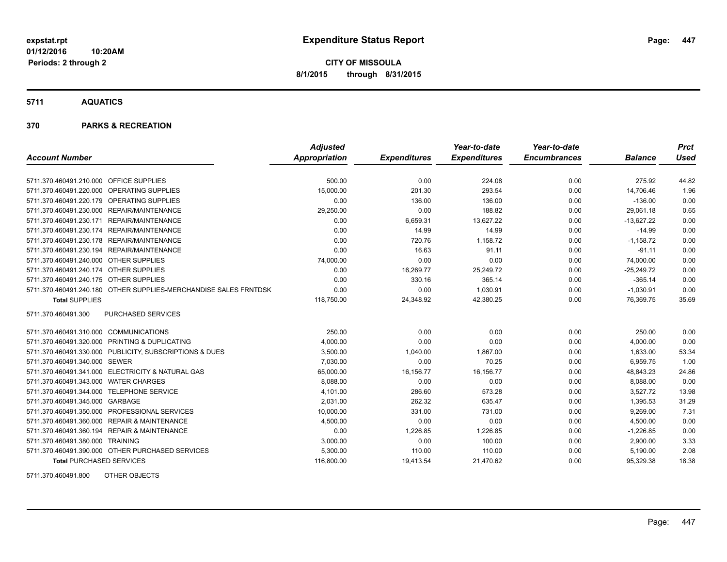# Expenditure Status Report

expstat.rpt
01/12/2016 10:20AM
Periods: 2 through 2

**CITY OF MISSOULA**
**8/1/2015 through 8/31/2015**

## 5711 AQUATICS

## 370 PARKS & RECREATION

| Account Number | | Adjusted Appropriation | Expenditures | Year-to-date Expenditures | Year-to-date Encumbrances | Balance | Prct Used |
|---|---|---|---|---|---|---|---|
| 5711.370.460491.210.000 | OFFICE SUPPLIES | 500.00 | 0.00 | 224.08 | 0.00 | 275.92 | 44.82 |
| 5711.370.460491.220.000 | OPERATING SUPPLIES | 15,000.00 | 201.30 | 293.54 | 0.00 | 14,706.46 | 1.96 |
| 5711.370.460491.220.179 | OPERATING SUPPLIES | 0.00 | 136.00 | 136.00 | 0.00 | -136.00 | 0.00 |
| 5711.370.460491.230.000 | REPAIR/MAINTENANCE | 29,250.00 | 0.00 | 188.82 | 0.00 | 29,061.18 | 0.65 |
| 5711.370.460491.230.171 | REPAIR/MAINTENANCE | 0.00 | 6,659.31 | 13,627.22 | 0.00 | -13,627.22 | 0.00 |
| 5711.370.460491.230.174 | REPAIR/MAINTENANCE | 0.00 | 14.99 | 14.99 | 0.00 | -14.99 | 0.00 |
| 5711.370.460491.230.178 | REPAIR/MAINTENANCE | 0.00 | 720.76 | 1,158.72 | 0.00 | -1,158.72 | 0.00 |
| 5711.370.460491.230.194 | REPAIR/MAINTENANCE | 0.00 | 16.63 | 91.11 | 0.00 | -91.11 | 0.00 |
| 5711.370.460491.240.000 | OTHER SUPPLIES | 74,000.00 | 0.00 | 0.00 | 0.00 | 74,000.00 | 0.00 |
| 5711.370.460491.240.174 | OTHER SUPPLIES | 0.00 | 16,269.77 | 25,249.72 | 0.00 | -25,249.72 | 0.00 |
| 5711.370.460491.240.175 | OTHER SUPPLIES | 0.00 | 330.16 | 365.14 | 0.00 | -365.14 | 0.00 |
| 5711.370.460491.240.180 | OTHER SUPPLIES-MERCHANDISE SALES FRNTDSK | 0.00 | 0.00 | 1,030.91 | 0.00 | -1,030.91 | 0.00 |
| **Total** SUPPLIES | | 118,750.00 | 24,348.92 | 42,380.25 | 0.00 | 76,369.75 | 35.69 |
| 5711.370.460491.300 | PURCHASED SERVICES | | | | | | |
| 5711.370.460491.310.000 | COMMUNICATIONS | 250.00 | 0.00 | 0.00 | 0.00 | 250.00 | 0.00 |
| 5711.370.460491.320.000 | PRINTING & DUPLICATING | 4,000.00 | 0.00 | 0.00 | 0.00 | 4,000.00 | 0.00 |
| 5711.370.460491.330.000 | PUBLICITY, SUBSCRIPTIONS & DUES | 3,500.00 | 1,040.00 | 1,867.00 | 0.00 | 1,633.00 | 53.34 |
| 5711.370.460491.340.000 | SEWER | 7,030.00 | 0.00 | 70.25 | 0.00 | 6,959.75 | 1.00 |
| 5711.370.460491.341.000 | ELECTRICITY & NATURAL GAS | 65,000.00 | 16,156.77 | 16,156.77 | 0.00 | 48,843.23 | 24.86 |
| 5711.370.460491.343.000 | WATER CHARGES | 8,088.00 | 0.00 | 0.00 | 0.00 | 8,088.00 | 0.00 |
| 5711.370.460491.344.000 | TELEPHONE SERVICE | 4,101.00 | 286.60 | 573.28 | 0.00 | 3,527.72 | 13.98 |
| 5711.370.460491.345.000 | GARBAGE | 2,031.00 | 262.32 | 635.47 | 0.00 | 1,395.53 | 31.29 |
| 5711.370.460491.350.000 | PROFESSIONAL SERVICES | 10,000.00 | 331.00 | 731.00 | 0.00 | 9,269.00 | 7.31 |
| 5711.370.460491.360.000 | REPAIR & MAINTENANCE | 4,500.00 | 0.00 | 0.00 | 0.00 | 4,500.00 | 0.00 |
| 5711.370.460491.360.194 | REPAIR & MAINTENANCE | 0.00 | 1,226.85 | 1,226.85 | 0.00 | -1,226.85 | 0.00 |
| 5711.370.460491.380.000 | TRAINING | 3,000.00 | 0.00 | 100.00 | 0.00 | 2,900.00 | 3.33 |
| 5711.370.460491.390.000 | OTHER PURCHASED SERVICES | 5,300.00 | 110.00 | 110.00 | 0.00 | 5,190.00 | 2.08 |
| **Total** PURCHASED SERVICES | | 116,800.00 | 19,413.54 | 21,470.62 | 0.00 | 95,329.38 | 18.38 |
| 5711.370.460491.800 | OTHER OBJECTS | | | | | | |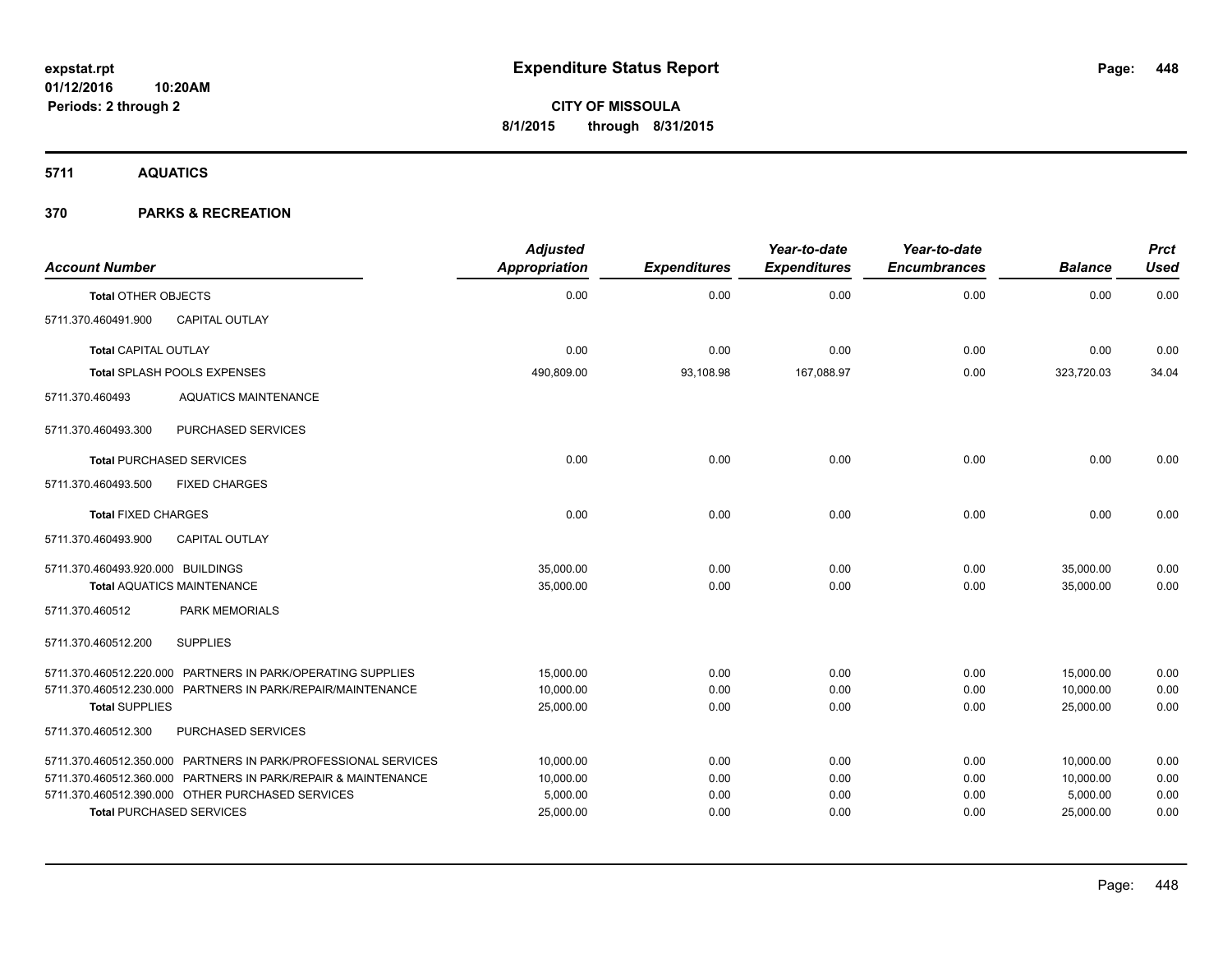# Expenditure Status Report

**CITY OF MISSOULA**
**8/1/2015 through 8/31/2015**

expstat.rpt
01/12/2016 10:20AM
Periods: 2 through 2

## 5711 AQUATICS

### 370 PARKS & RECREATION

| Account Number | Adjusted Appropriation | Expenditures | Year-to-date Expenditures | Year-to-date Encumbrances | Balance | Prct Used |
|---|---|---|---|---|---|---|
| **Total** OTHER OBJECTS | 0.00 | 0.00 | 0.00 | 0.00 | 0.00 | 0.00 |
| 5711.370.460491.900 CAPITAL OUTLAY | | | | | | |
| **Total** CAPITAL OUTLAY | 0.00 | 0.00 | 0.00 | 0.00 | 0.00 | 0.00 |
| **Total** SPLASH POOLS EXPENSES | 490,809.00 | 93,108.98 | 167,088.97 | 0.00 | 323,720.03 | 34.04 |
| 5711.370.460493 AQUATICS MAINTENANCE | | | | | | |
| 5711.370.460493.300 PURCHASED SERVICES | | | | | | |
| **Total** PURCHASED SERVICES | 0.00 | 0.00 | 0.00 | 0.00 | 0.00 | 0.00 |
| 5711.370.460493.500 FIXED CHARGES | | | | | | |
| **Total** FIXED CHARGES | 0.00 | 0.00 | 0.00 | 0.00 | 0.00 | 0.00 |
| 5711.370.460493.900 CAPITAL OUTLAY | | | | | | |
| 5711.370.460493.920.000 BUILDINGS | 35,000.00 | 0.00 | 0.00 | 0.00 | 35,000.00 | 0.00 |
| **Total** AQUATICS MAINTENANCE | 35,000.00 | 0.00 | 0.00 | 0.00 | 35,000.00 | 0.00 |
| 5711.370.460512 PARK MEMORIALS | | | | | | |
| 5711.370.460512.200 SUPPLIES | | | | | | |
| 5711.370.460512.220.000 PARTNERS IN PARK/OPERATING SUPPLIES | 15,000.00 | 0.00 | 0.00 | 0.00 | 15,000.00 | 0.00 |
| 5711.370.460512.230.000 PARTNERS IN PARK/REPAIR/MAINTENANCE | 10,000.00 | 0.00 | 0.00 | 0.00 | 10,000.00 | 0.00 |
| **Total** SUPPLIES | 25,000.00 | 0.00 | 0.00 | 0.00 | 25,000.00 | 0.00 |
| 5711.370.460512.300 PURCHASED SERVICES | | | | | | |
| 5711.370.460512.350.000 PARTNERS IN PARK/PROFESSIONAL SERVICES | 10,000.00 | 0.00 | 0.00 | 0.00 | 10,000.00 | 0.00 |
| 5711.370.460512.360.000 PARTNERS IN PARK/REPAIR & MAINTENANCE | 10,000.00 | 0.00 | 0.00 | 0.00 | 10,000.00 | 0.00 |
| 5711.370.460512.390.000 OTHER PURCHASED SERVICES | 5,000.00 | 0.00 | 0.00 | 0.00 | 5,000.00 | 0.00 |
| **Total** PURCHASED SERVICES | 25,000.00 | 0.00 | 0.00 | 0.00 | 25,000.00 | 0.00 |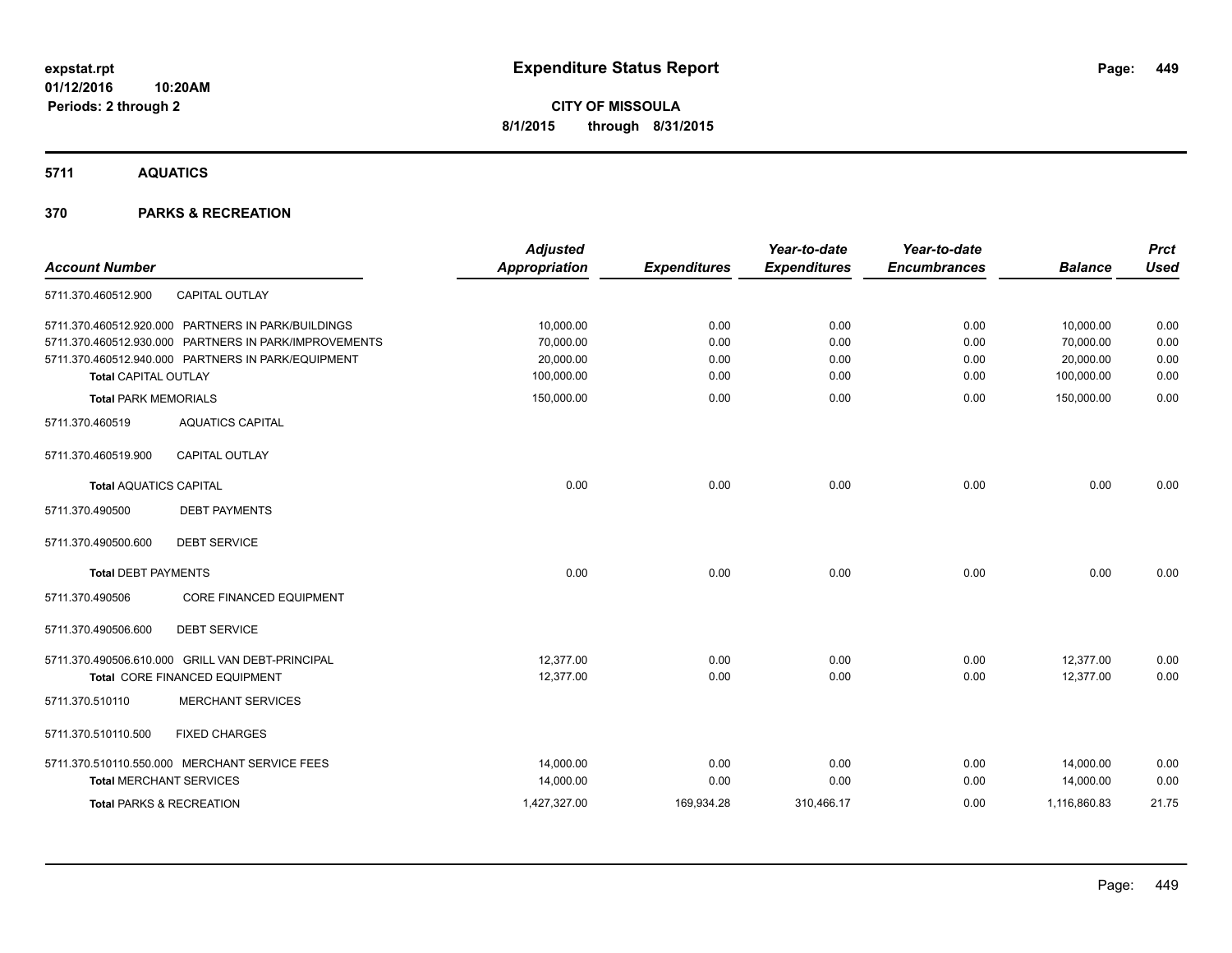**expstat.rpt**
**01/12/2016 10:20AM**
**Periods: 2 through 2**

# Expenditure Status Report

**CITY OF MISSOULA**
**8/1/2015 through 8/31/2015**

## 5711 AQUATICS

## 370 PARKS & RECREATION

| Account Number | | Adjusted Appropriation | Expenditures | Year-to-date Expenditures | Year-to-date Encumbrances | Balance | Prct Used |
|---|---|---|---|---|---|---|---|
| 5711.370.460512.900 | CAPITAL OUTLAY | | | | | | |
| 5711.370.460512.920.000 | PARTNERS IN PARK/BUILDINGS | 10,000.00 | 0.00 | 0.00 | 0.00 | 10,000.00 | 0.00 |
| 5711.370.460512.930.000 | PARTNERS IN PARK/IMPROVEMENTS | 70,000.00 | 0.00 | 0.00 | 0.00 | 70,000.00 | 0.00 |
| 5711.370.460512.940.000 | PARTNERS IN PARK/EQUIPMENT | 20,000.00 | 0.00 | 0.00 | 0.00 | 20,000.00 | 0.00 |
| **Total** CAPITAL OUTLAY | | 100,000.00 | 0.00 | 0.00 | 0.00 | 100,000.00 | 0.00 |
| **Total** PARK MEMORIALS | | 150,000.00 | 0.00 | 0.00 | 0.00 | 150,000.00 | 0.00 |
| 5711.370.460519 | AQUATICS CAPITAL | | | | | | |
| 5711.370.460519.900 | CAPITAL OUTLAY | | | | | | |
| **Total** AQUATICS CAPITAL | | 0.00 | 0.00 | 0.00 | 0.00 | 0.00 | 0.00 |
| 5711.370.490500 | DEBT PAYMENTS | | | | | | |
| 5711.370.490500.600 | DEBT SERVICE | | | | | | |
| **Total** DEBT PAYMENTS | | 0.00 | 0.00 | 0.00 | 0.00 | 0.00 | 0.00 |
| 5711.370.490506 | CORE FINANCED EQUIPMENT | | | | | | |
| 5711.370.490506.600 | DEBT SERVICE | | | | | | |
| 5711.370.490506.610.000 | GRILL VAN DEBT-PRINCIPAL | 12,377.00 | 0.00 | 0.00 | 0.00 | 12,377.00 | 0.00 |
| **Total** CORE FINANCED EQUIPMENT | | 12,377.00 | 0.00 | 0.00 | 0.00 | 12,377.00 | 0.00 |
| 5711.370.510110 | MERCHANT SERVICES | | | | | | |
| 5711.370.510110.500 | FIXED CHARGES | | | | | | |
| 5711.370.510110.550.000 | MERCHANT SERVICE FEES | 14,000.00 | 0.00 | 0.00 | 0.00 | 14,000.00 | 0.00 |
| **Total** MERCHANT SERVICES | | 14,000.00 | 0.00 | 0.00 | 0.00 | 14,000.00 | 0.00 |
| **Total** PARKS & RECREATION | | 1,427,327.00 | 169,934.28 | 310,466.17 | 0.00 | 1,116,860.83 | 21.75 |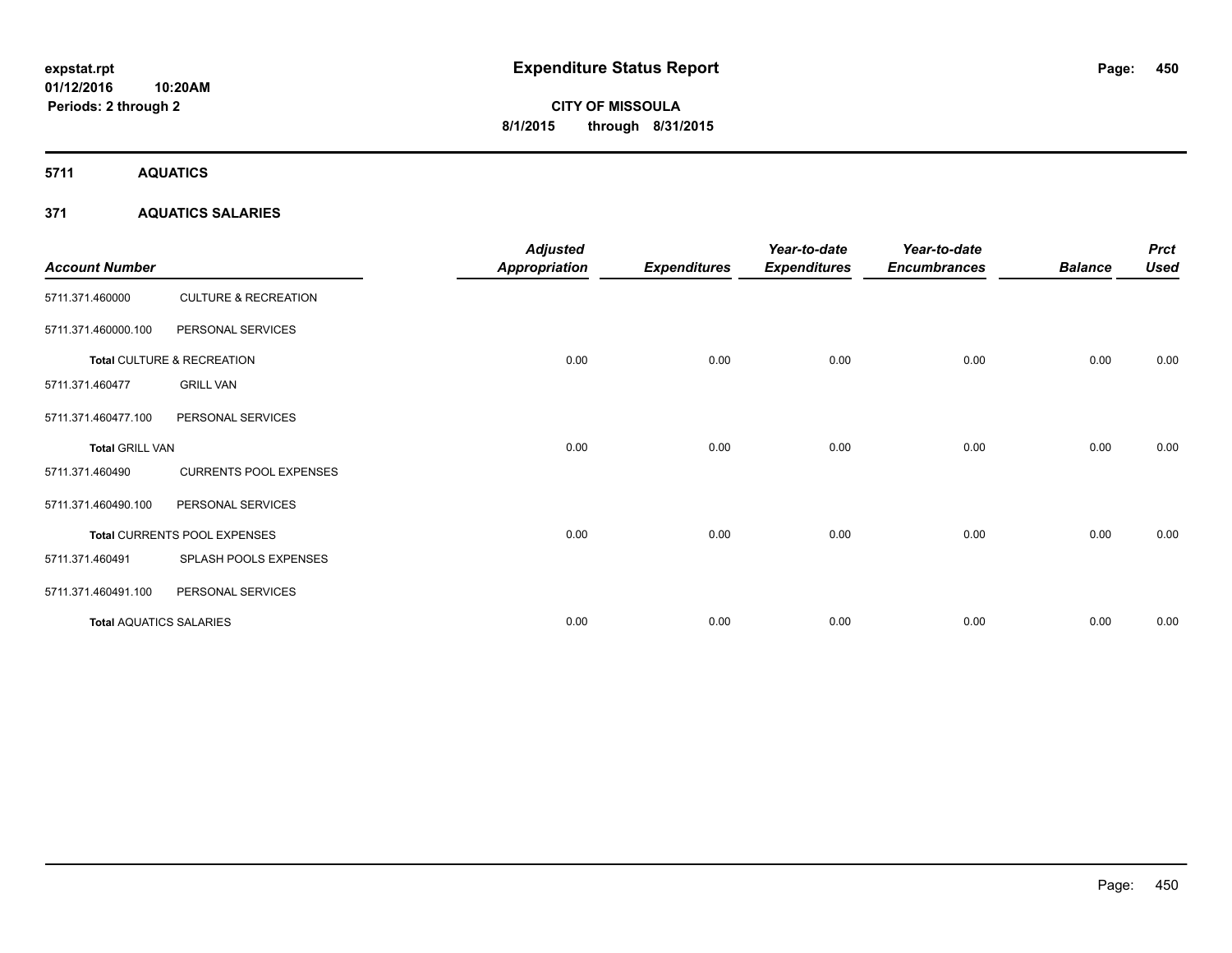# Expenditure Status Report

expstat.rpt
01/12/2016 10:20AM
Periods: 2 through 2

**CITY OF MISSOULA**
**8/1/2015 through 8/31/2015**

## 5711 AQUATICS

### 371 AQUATICS SALARIES

| Account Number | | Adjusted Appropriation | Expenditures | Year-to-date Expenditures | Year-to-date Encumbrances | Balance | Prct Used |
|---|---|---|---|---|---|---|---|
| 5711.371.460000 | CULTURE & RECREATION | | | | | | |
| 5711.371.460000.100 | PERSONAL SERVICES | | | | | | |
| **Total** CULTURE & RECREATION | | 0.00 | 0.00 | 0.00 | 0.00 | 0.00 | 0.00 |
| 5711.371.460477 | GRILL VAN | | | | | | |
| 5711.371.460477.100 | PERSONAL SERVICES | | | | | | |
| **Total** GRILL VAN | | 0.00 | 0.00 | 0.00 | 0.00 | 0.00 | 0.00 |
| 5711.371.460490 | CURRENTS POOL EXPENSES | | | | | | |
| 5711.371.460490.100 | PERSONAL SERVICES | | | | | | |
| **Total** CURRENTS POOL EXPENSES | | 0.00 | 0.00 | 0.00 | 0.00 | 0.00 | 0.00 |
| 5711.371.460491 | SPLASH POOLS EXPENSES | | | | | | |
| 5711.371.460491.100 | PERSONAL SERVICES | | | | | | |
| **Total** AQUATICS SALARIES | | 0.00 | 0.00 | 0.00 | 0.00 | 0.00 | 0.00 |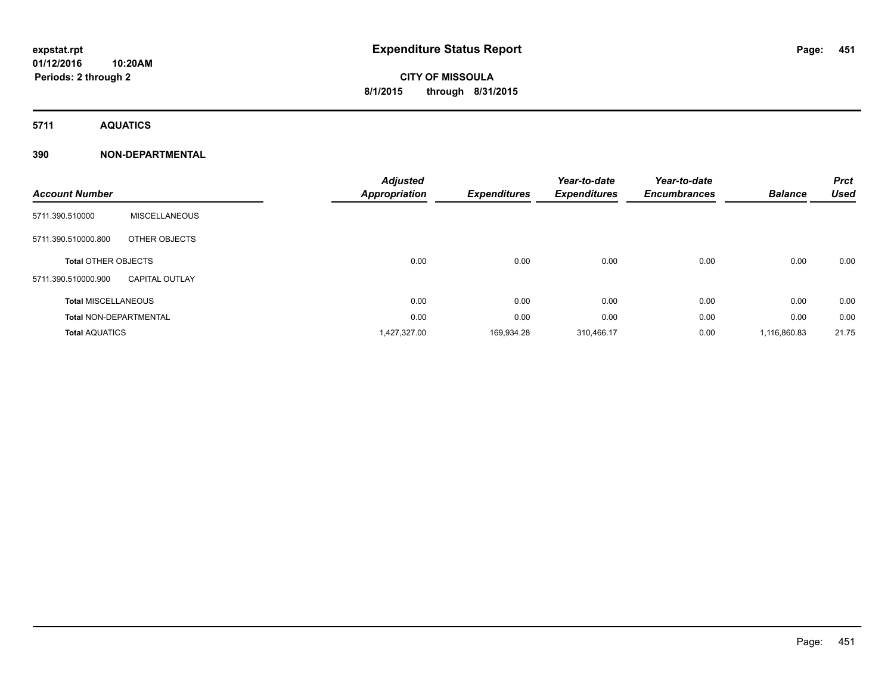expstat.rpt
01/12/2016 10:20AM
Periods: 2 through 2

# Expenditure Status Report

CITY OF MISSOULA
8/1/2015 through 8/31/2015

## 5711 AQUATICS

## 390 NON-DEPARTMENTAL

| Account Number | | Adjusted Appropriation | Expenditures | Year-to-date Expenditures | Year-to-date Encumbrances | Balance | Prct Used |
|---|---|---|---|---|---|---|---|
| 5711.390.510000 | MISCELLANEOUS | | | | | | |
| 5711.390.510000.800 | OTHER OBJECTS | | | | | | |
| **Total** OTHER OBJECTS | | 0.00 | 0.00 | 0.00 | 0.00 | 0.00 | 0.00 |
| 5711.390.510000.900 | CAPITAL OUTLAY | | | | | | |
| **Total** MISCELLANEOUS | | 0.00 | 0.00 | 0.00 | 0.00 | 0.00 | 0.00 |
| **Total** NON-DEPARTMENTAL | | 0.00 | 0.00 | 0.00 | 0.00 | 0.00 | 0.00 |
| **Total** AQUATICS | | 1,427,327.00 | 169,934.28 | 310,466.17 | 0.00 | 1,116,860.83 | 21.75 |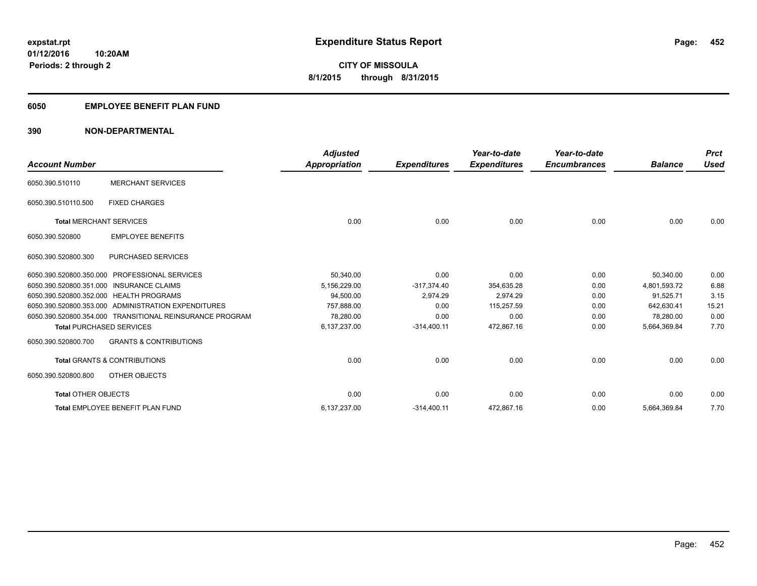expstat.rpt
01/12/2016 10:20AM
Periods: 2 through 2

# Expenditure Status Report

**CITY OF MISSOULA**
**8/1/2015 through 8/31/2015**

## 6050 EMPLOYEE BENEFIT PLAN FUND

## 390 NON-DEPARTMENTAL

| Account Number | | Adjusted Appropriation | Expenditures | Year-to-date Expenditures | Year-to-date Encumbrances | Balance | Prct Used |
|---|---|---|---|---|---|---|---|
| 6050.390.510110 | MERCHANT SERVICES | | | | | | |
| 6050.390.510110.500 | FIXED CHARGES | | | | | | |
| **Total** MERCHANT SERVICES | | 0.00 | 0.00 | 0.00 | 0.00 | 0.00 | 0.00 |
| 6050.390.520800 | EMPLOYEE BENEFITS | | | | | | |
| 6050.390.520800.300 | PURCHASED SERVICES | | | | | | |
| 6050.390.520800.350.000 | PROFESSIONAL SERVICES | 50,340.00 | 0.00 | 0.00 | 0.00 | 50,340.00 | 0.00 |
| 6050.390.520800.351.000 | INSURANCE CLAIMS | 5,156,229.00 | -317,374.40 | 354,635.28 | 0.00 | 4,801,593.72 | 6.88 |
| 6050.390.520800.352.000 | HEALTH PROGRAMS | 94,500.00 | 2,974.29 | 2,974.29 | 0.00 | 91,525.71 | 3.15 |
| 6050.390.520800.353.000 | ADMINISTRATION EXPENDITURES | 757,888.00 | 0.00 | 115,257.59 | 0.00 | 642,630.41 | 15.21 |
| 6050.390.520800.354.000 | TRANSITIONAL REINSURANCE PROGRAM | 78,280.00 | 0.00 | 0.00 | 0.00 | 78,280.00 | 0.00 |
| **Total** PURCHASED SERVICES | | 6,137,237.00 | -314,400.11 | 472,867.16 | 0.00 | 5,664,369.84 | 7.70 |
| 6050.390.520800.700 | GRANTS & CONTRIBUTIONS | | | | | | |
| **Total** GRANTS & CONTRIBUTIONS | | 0.00 | 0.00 | 0.00 | 0.00 | 0.00 | 0.00 |
| 6050.390.520800.800 | OTHER OBJECTS | | | | | | |
| **Total** OTHER OBJECTS | | 0.00 | 0.00 | 0.00 | 0.00 | 0.00 | 0.00 |
| **Total** EMPLOYEE BENEFIT PLAN FUND | | 6,137,237.00 | -314,400.11 | 472,867.16 | 0.00 | 5,664,369.84 | 7.70 |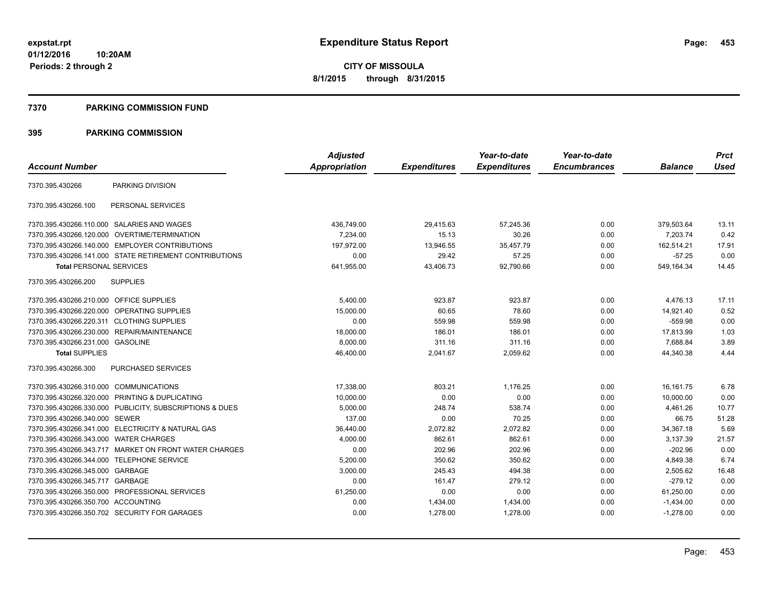expstat.rpt
01/12/2016 10:20AM
Periods: 2 through 2

# Expenditure Status Report

**CITY OF MISSOULA**
**8/1/2015 through 8/31/2015**

## 7370 PARKING COMMISSION FUND

## 395 PARKING COMMISSION

| Account Number | | Adjusted Appropriation | Expenditures | Year-to-date Expenditures | Year-to-date Encumbrances | Balance | Prct Used |
|---|---|---|---|---|---|---|---|
| 7370.395.430266 | PARKING DIVISION | | | | | | |
| 7370.395.430266.100 | PERSONAL SERVICES | | | | | | |
| 7370.395.430266.110.000 | SALARIES AND WAGES | 436,749.00 | 29,415.63 | 57,245.36 | 0.00 | 379,503.64 | 13.11 |
| 7370.395.430266.120.000 | OVERTIME/TERMINATION | 7,234.00 | 15.13 | 30.26 | 0.00 | 7,203.74 | 0.42 |
| 7370.395.430266.140.000 | EMPLOYER CONTRIBUTIONS | 197,972.00 | 13,946.55 | 35,457.79 | 0.00 | 162,514.21 | 17.91 |
| 7370.395.430266.141.000 | STATE RETIREMENT CONTRIBUTIONS | 0.00 | 29.42 | 57.25 | 0.00 | -57.25 | 0.00 |
| **Total** PERSONAL SERVICES | | 641,955.00 | 43,406.73 | 92,790.66 | 0.00 | 549,164.34 | 14.45 |
| 7370.395.430266.200 | SUPPLIES | | | | | | |
| 7370.395.430266.210.000 | OFFICE SUPPLIES | 5,400.00 | 923.87 | 923.87 | 0.00 | 4,476.13 | 17.11 |
| 7370.395.430266.220.000 | OPERATING SUPPLIES | 15,000.00 | 60.65 | 78.60 | 0.00 | 14,921.40 | 0.52 |
| 7370.395.430266.220.311 | CLOTHING SUPPLIES | 0.00 | 559.98 | 559.98 | 0.00 | -559.98 | 0.00 |
| 7370.395.430266.230.000 | REPAIR/MAINTENANCE | 18,000.00 | 186.01 | 186.01 | 0.00 | 17,813.99 | 1.03 |
| 7370.395.430266.231.000 | GASOLINE | 8,000.00 | 311.16 | 311.16 | 0.00 | 7,688.84 | 3.89 |
| **Total** SUPPLIES | | 46,400.00 | 2,041.67 | 2,059.62 | 0.00 | 44,340.38 | 4.44 |
| 7370.395.430266.300 | PURCHASED SERVICES | | | | | | |
| 7370.395.430266.310.000 | COMMUNICATIONS | 17,338.00 | 803.21 | 1,176.25 | 0.00 | 16,161.75 | 6.78 |
| 7370.395.430266.320.000 | PRINTING & DUPLICATING | 10,000.00 | 0.00 | 0.00 | 0.00 | 10,000.00 | 0.00 |
| 7370.395.430266.330.000 | PUBLICITY, SUBSCRIPTIONS & DUES | 5,000.00 | 248.74 | 538.74 | 0.00 | 4,461.26 | 10.77 |
| 7370.395.430266.340.000 | SEWER | 137.00 | 0.00 | 70.25 | 0.00 | 66.75 | 51.28 |
| 7370.395.430266.341.000 | ELECTRICITY & NATURAL GAS | 36,440.00 | 2,072.82 | 2,072.82 | 0.00 | 34,367.18 | 5.69 |
| 7370.395.430266.343.000 | WATER CHARGES | 4,000.00 | 862.61 | 862.61 | 0.00 | 3,137.39 | 21.57 |
| 7370.395.430266.343.717 | MARKET ON FRONT WATER CHARGES | 0.00 | 202.96 | 202.96 | 0.00 | -202.96 | 0.00 |
| 7370.395.430266.344.000 | TELEPHONE SERVICE | 5,200.00 | 350.62 | 350.62 | 0.00 | 4,849.38 | 6.74 |
| 7370.395.430266.345.000 | GARBAGE | 3,000.00 | 245.43 | 494.38 | 0.00 | 2,505.62 | 16.48 |
| 7370.395.430266.345.717 | GARBAGE | 0.00 | 161.47 | 279.12 | 0.00 | -279.12 | 0.00 |
| 7370.395.430266.350.000 | PROFESSIONAL SERVICES | 61,250.00 | 0.00 | 0.00 | 0.00 | 61,250.00 | 0.00 |
| 7370.395.430266.350.700 | ACCOUNTING | 0.00 | 1,434.00 | 1,434.00 | 0.00 | -1,434.00 | 0.00 |
| 7370.395.430266.350.702 | SECURITY FOR GARAGES | 0.00 | 1,278.00 | 1,278.00 | 0.00 | -1,278.00 | 0.00 |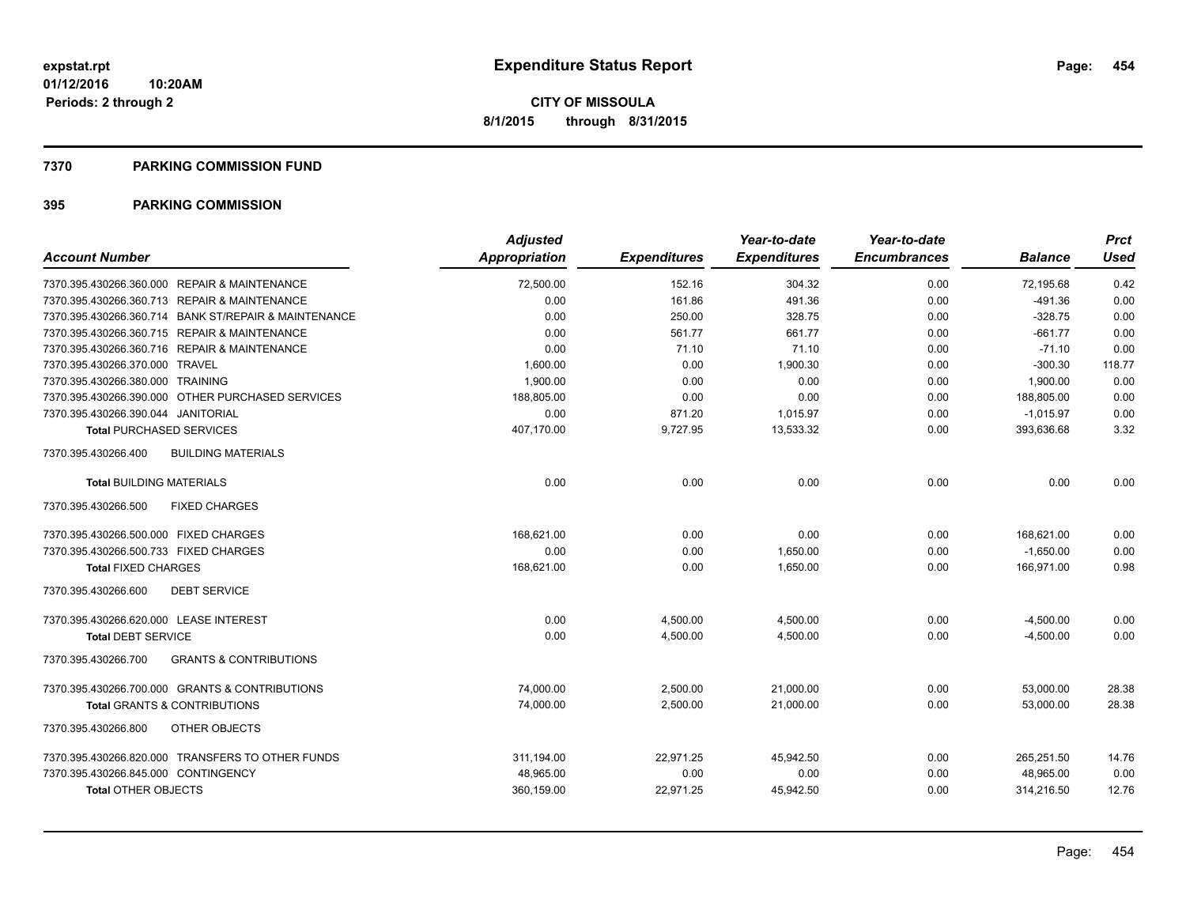**expstat.rpt**
**01/12/2016 10:20AM**
**Periods: 2 through 2**

# Expenditure Status Report

**CITY OF MISSOULA**
**8/1/2015 through 8/31/2015**

## 7370 PARKING COMMISSION FUND

## 395 PARKING COMMISSION

| Account Number | Adjusted Appropriation | Expenditures | Year-to-date Expenditures | Year-to-date Encumbrances | Balance | Prct Used |
|---|---|---|---|---|---|---|
| 7370.395.430266.360.000 REPAIR & MAINTENANCE | 72,500.00 | 152.16 | 304.32 | 0.00 | 72,195.68 | 0.42 |
| 7370.395.430266.360.713 REPAIR & MAINTENANCE | 0.00 | 161.86 | 491.36 | 0.00 | -491.36 | 0.00 |
| 7370.395.430266.360.714 BANK ST/REPAIR & MAINTENANCE | 0.00 | 250.00 | 328.75 | 0.00 | -328.75 | 0.00 |
| 7370.395.430266.360.715 REPAIR & MAINTENANCE | 0.00 | 561.77 | 661.77 | 0.00 | -661.77 | 0.00 |
| 7370.395.430266.360.716 REPAIR & MAINTENANCE | 0.00 | 71.10 | 71.10 | 0.00 | -71.10 | 0.00 |
| 7370.395.430266.370.000 TRAVEL | 1,600.00 | 0.00 | 1,900.30 | 0.00 | -300.30 | 118.77 |
| 7370.395.430266.380.000 TRAINING | 1,900.00 | 0.00 | 0.00 | 0.00 | 1,900.00 | 0.00 |
| 7370.395.430266.390.000 OTHER PURCHASED SERVICES | 188,805.00 | 0.00 | 0.00 | 0.00 | 188,805.00 | 0.00 |
| 7370.395.430266.390.044 JANITORIAL | 0.00 | 871.20 | 1,015.97 | 0.00 | -1,015.97 | 0.00 |
| **Total PURCHASED SERVICES** | 407,170.00 | 9,727.95 | 13,533.32 | 0.00 | 393,636.68 | 3.32 |
| 7370.395.430266.400 BUILDING MATERIALS | | | | | | |
| **Total BUILDING MATERIALS** | 0.00 | 0.00 | 0.00 | 0.00 | 0.00 | 0.00 |
| 7370.395.430266.500 FIXED CHARGES | | | | | | |
| 7370.395.430266.500.000 FIXED CHARGES | 168,621.00 | 0.00 | 0.00 | 0.00 | 168,621.00 | 0.00 |
| 7370.395.430266.500.733 FIXED CHARGES | 0.00 | 0.00 | 1,650.00 | 0.00 | -1,650.00 | 0.00 |
| **Total FIXED CHARGES** | 168,621.00 | 0.00 | 1,650.00 | 0.00 | 166,971.00 | 0.98 |
| 7370.395.430266.600 DEBT SERVICE | | | | | | |
| 7370.395.430266.620.000 LEASE INTEREST | 0.00 | 4,500.00 | 4,500.00 | 0.00 | -4,500.00 | 0.00 |
| **Total DEBT SERVICE** | 0.00 | 4,500.00 | 4,500.00 | 0.00 | -4,500.00 | 0.00 |
| 7370.395.430266.700 GRANTS & CONTRIBUTIONS | | | | | | |
| 7370.395.430266.700.000 GRANTS & CONTRIBUTIONS | 74,000.00 | 2,500.00 | 21,000.00 | 0.00 | 53,000.00 | 28.38 |
| **Total GRANTS & CONTRIBUTIONS** | 74,000.00 | 2,500.00 | 21,000.00 | 0.00 | 53,000.00 | 28.38 |
| 7370.395.430266.800 OTHER OBJECTS | | | | | | |
| 7370.395.430266.820.000 TRANSFERS TO OTHER FUNDS | 311,194.00 | 22,971.25 | 45,942.50 | 0.00 | 265,251.50 | 14.76 |
| 7370.395.430266.845.000 CONTINGENCY | 48,965.00 | 0.00 | 0.00 | 0.00 | 48,965.00 | 0.00 |
| **Total OTHER OBJECTS** | 360,159.00 | 22,971.25 | 45,942.50 | 0.00 | 314,216.50 | 12.76 |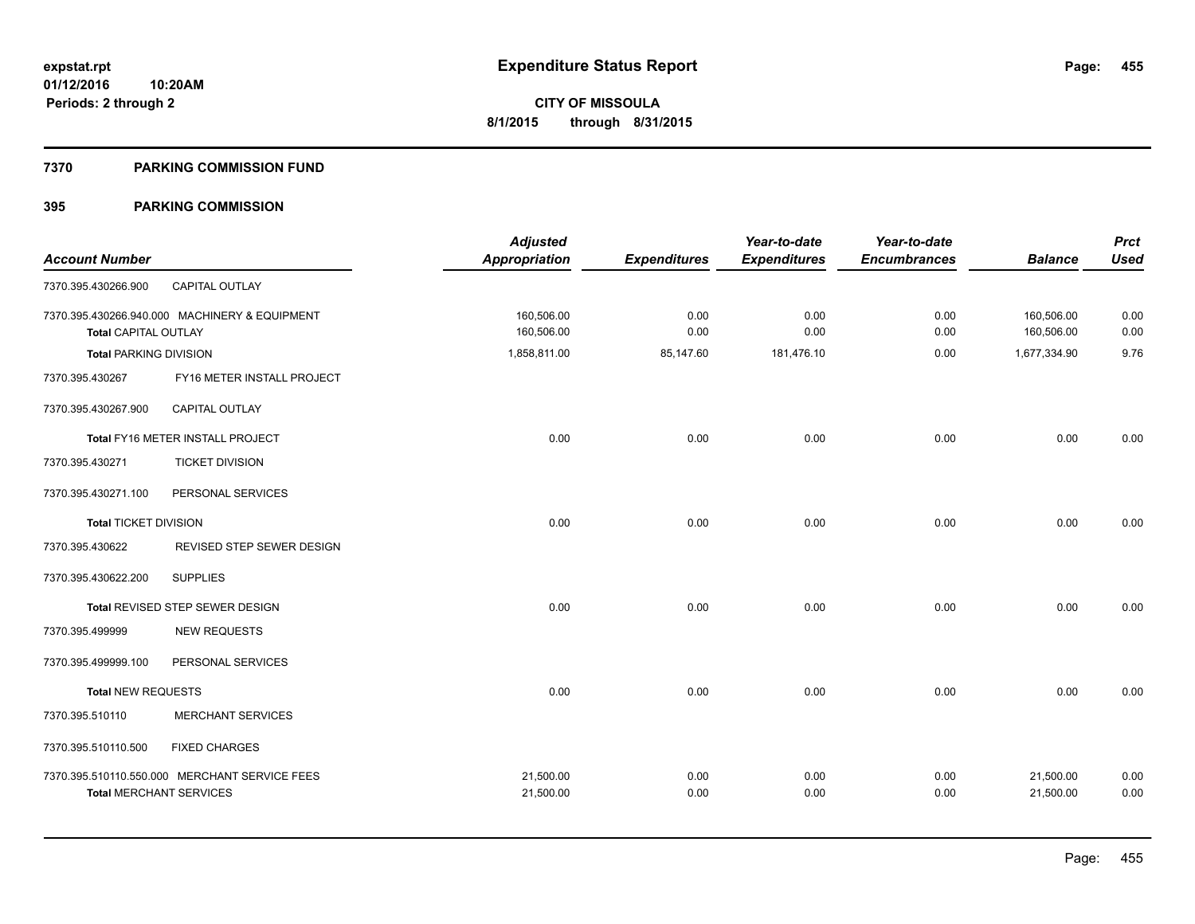**expstat.rpt**
**01/12/2016 10:20AM**
**Periods: 2 through 2**

# Expenditure Status Report

**CITY OF MISSOULA**
**8/1/2015 through 8/31/2015**

## 7370 PARKING COMMISSION FUND

## 395 PARKING COMMISSION

| Account Number | | Adjusted Appropriation | Expenditures | Year-to-date Expenditures | Year-to-date Encumbrances | Balance | Prct Used |
|---|---|---|---|---|---|---|---|
| 7370.395.430266.900 | CAPITAL OUTLAY | | | | | | |
| 7370.395.430266.940.000 | MACHINERY & EQUIPMENT | 160,506.00 | 0.00 | 0.00 | 0.00 | 160,506.00 | 0.00 |
| **Total** CAPITAL OUTLAY | | 160,506.00 | 0.00 | 0.00 | 0.00 | 160,506.00 | 0.00 |
| **Total** PARKING DIVISION | | 1,858,811.00 | 85,147.60 | 181,476.10 | 0.00 | 1,677,334.90 | 9.76 |
| 7370.395.430267 | FY16 METER INSTALL PROJECT | | | | | | |
| 7370.395.430267.900 | CAPITAL OUTLAY | | | | | | |
| **Total** FY16 METER INSTALL PROJECT | | 0.00 | 0.00 | 0.00 | 0.00 | 0.00 | 0.00 |
| 7370.395.430271 | TICKET DIVISION | | | | | | |
| 7370.395.430271.100 | PERSONAL SERVICES | | | | | | |
| **Total** TICKET DIVISION | | 0.00 | 0.00 | 0.00 | 0.00 | 0.00 | 0.00 |
| 7370.395.430622 | REVISED STEP SEWER DESIGN | | | | | | |
| 7370.395.430622.200 | SUPPLIES | | | | | | |
| **Total** REVISED STEP SEWER DESIGN | | 0.00 | 0.00 | 0.00 | 0.00 | 0.00 | 0.00 |
| 7370.395.499999 | NEW REQUESTS | | | | | | |
| 7370.395.499999.100 | PERSONAL SERVICES | | | | | | |
| **Total** NEW REQUESTS | | 0.00 | 0.00 | 0.00 | 0.00 | 0.00 | 0.00 |
| 7370.395.510110 | MERCHANT SERVICES | | | | | | |
| 7370.395.510110.500 | FIXED CHARGES | | | | | | |
| 7370.395.510110.550.000 | MERCHANT SERVICE FEES | 21,500.00 | 0.00 | 0.00 | 0.00 | 21,500.00 | 0.00 |
| **Total** MERCHANT SERVICES | | 21,500.00 | 0.00 | 0.00 | 0.00 | 21,500.00 | 0.00 |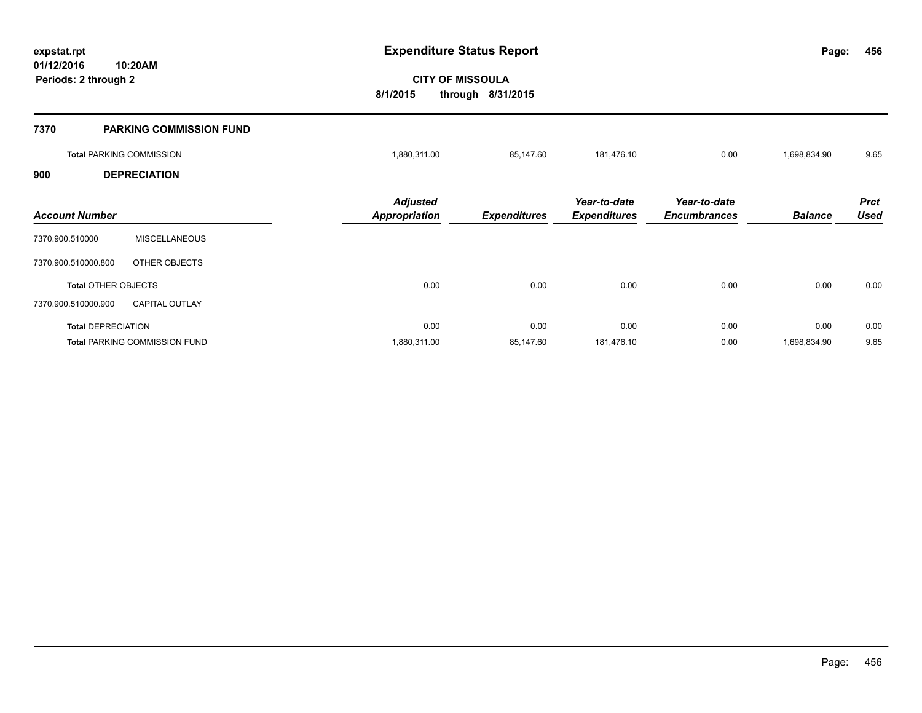# Expenditure Status Report

**CITY OF MISSOULA**

**8/1/2015 through 8/31/2015**

expstat.rpt
01/12/2016 10:20AM
Periods: 2 through 2

## 7370 PARKING COMMISSION FUND

| | Adjusted Appropriation | Expenditures | Year-to-date Expenditures | Year-to-date Encumbrances | Balance | Prct Used |
|---|---|---|---|---|---|---|
| **Total** PARKING COMMISSION | 1,880,311.00 | 85,147.60 | 181,476.10 | 0.00 | 1,698,834.90 | 9.65 |

## 900 DEPRECIATION

| Account Number | | Adjusted Appropriation | Expenditures | Year-to-date Expenditures | Year-to-date Encumbrances | Balance | Prct Used |
|---|---|---|---|---|---|---|---|
| 7370.900.510000 | MISCELLANEOUS | | | | | | |
| 7370.900.510000.800 | OTHER OBJECTS | | | | | | |
| **Total** OTHER OBJECTS | | 0.00 | 0.00 | 0.00 | 0.00 | 0.00 | 0.00 |
| 7370.900.510000.900 | CAPITAL OUTLAY | | | | | | |
| **Total** DEPRECIATION | | 0.00 | 0.00 | 0.00 | 0.00 | 0.00 | 0.00 |
| **Total** PARKING COMMISSION FUND | | 1,880,311.00 | 85,147.60 | 181,476.10 | 0.00 | 1,698,834.90 | 9.65 |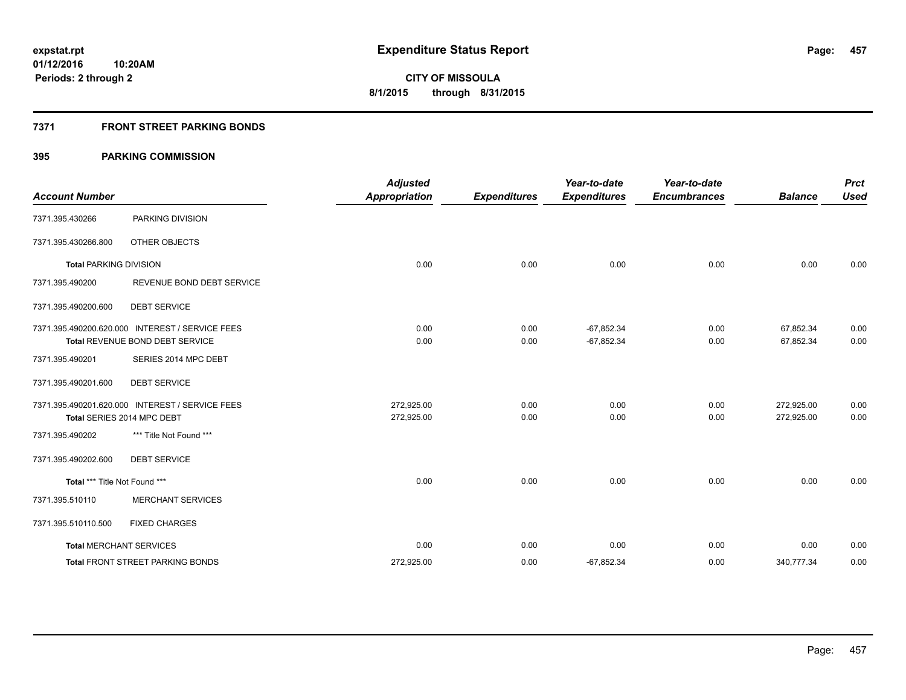# Expenditure Status Report

expstat.rpt
01/12/2016 10:20AM
Periods: 2 through 2

**CITY OF MISSOULA**
**8/1/2015 through 8/31/2015**

## 7371 FRONT STREET PARKING BONDS

### 395 PARKING COMMISSION

| Account Number | | Adjusted Appropriation | Expenditures | Year-to-date Expenditures | Year-to-date Encumbrances | Balance | Prct Used |
|---|---|---|---|---|---|---|---|
| 7371.395.430266 | PARKING DIVISION | | | | | | |
| 7371.395.430266.800 | OTHER OBJECTS | | | | | | |
| **Total** PARKING DIVISION | | 0.00 | 0.00 | 0.00 | 0.00 | 0.00 | 0.00 |
| 7371.395.490200 | REVENUE BOND DEBT SERVICE | | | | | | |
| 7371.395.490200.600 | DEBT SERVICE | | | | | | |
| 7371.395.490200.620.000 | INTEREST / SERVICE FEES | 0.00 | 0.00 | -67,852.34 | 0.00 | 67,852.34 | 0.00 |
| **Total** REVENUE BOND DEBT SERVICE | | 0.00 | 0.00 | -67,852.34 | 0.00 | 67,852.34 | 0.00 |
| 7371.395.490201 | SERIES 2014 MPC DEBT | | | | | | |
| 7371.395.490201.600 | DEBT SERVICE | | | | | | |
| 7371.395.490201.620.000 | INTEREST / SERVICE FEES | 272,925.00 | 0.00 | 0.00 | 0.00 | 272,925.00 | 0.00 |
| **Total** SERIES 2014 MPC DEBT | | 272,925.00 | 0.00 | 0.00 | 0.00 | 272,925.00 | 0.00 |
| 7371.395.490202 | *** Title Not Found *** | | | | | | |
| 7371.395.490202.600 | DEBT SERVICE | | | | | | |
| **Total** *** Title Not Found *** | | 0.00 | 0.00 | 0.00 | 0.00 | 0.00 | 0.00 |
| 7371.395.510110 | MERCHANT SERVICES | | | | | | |
| 7371.395.510110.500 | FIXED CHARGES | | | | | | |
| **Total** MERCHANT SERVICES | | 0.00 | 0.00 | 0.00 | 0.00 | 0.00 | 0.00 |
| **Total** FRONT STREET PARKING BONDS | | 272,925.00 | 0.00 | -67,852.34 | 0.00 | 340,777.34 | 0.00 |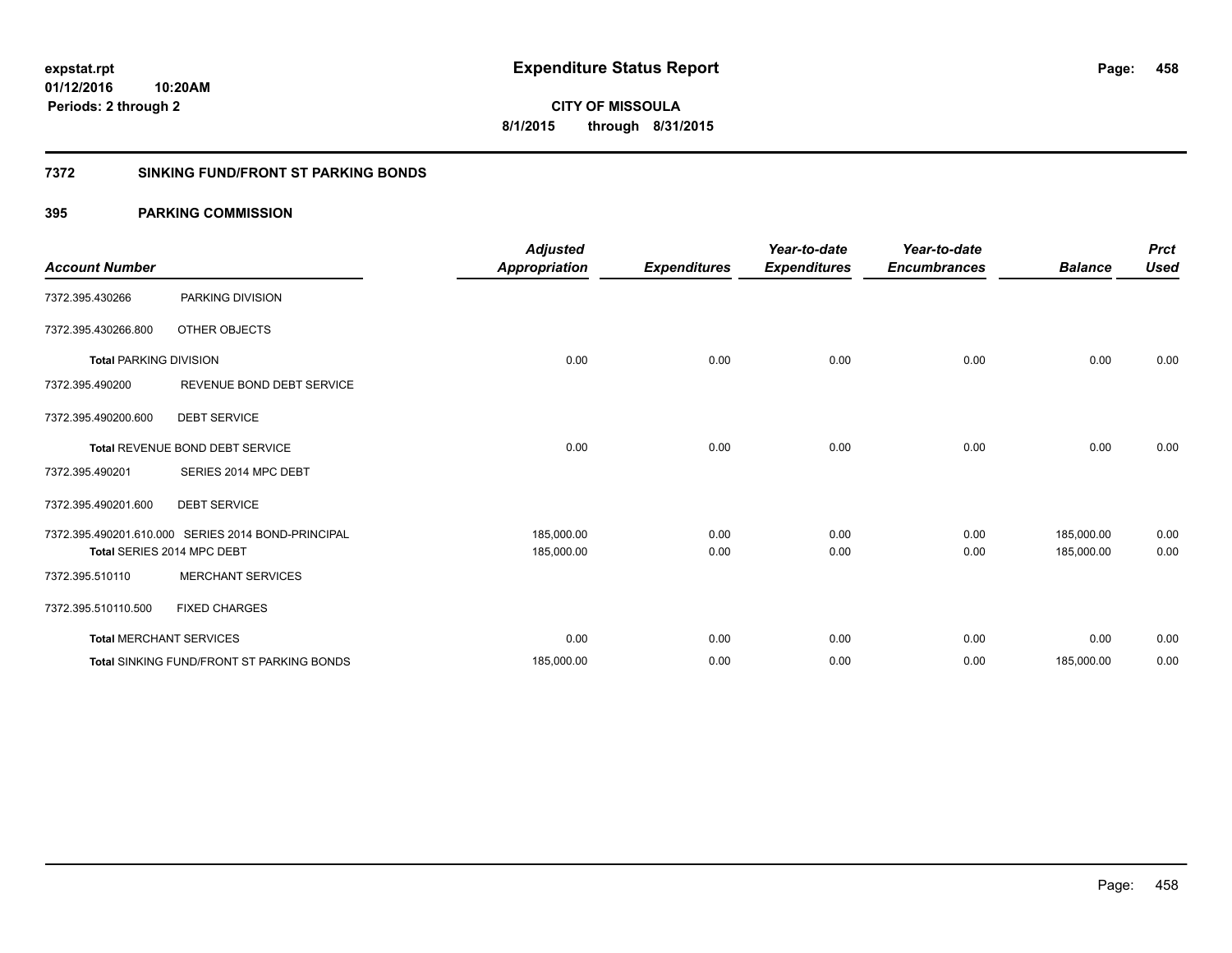expstat.rpt
01/12/2016 10:20AM
Periods: 2 through 2

# Expenditure Status Report

**CITY OF MISSOULA**
**8/1/2015 through 8/31/2015**

## 7372 SINKING FUND/FRONT ST PARKING BONDS

### 395 PARKING COMMISSION

| Account Number | | Adjusted Appropriation | Expenditures | Year-to-date Expenditures | Year-to-date Encumbrances | Balance | Prct Used |
|---|---|---|---|---|---|---|---|
| 7372.395.430266 | PARKING DIVISION | | | | | | |
| 7372.395.430266.800 | OTHER OBJECTS | | | | | | |
| Total PARKING DIVISION | | 0.00 | 0.00 | 0.00 | 0.00 | 0.00 | 0.00 |
| 7372.395.490200 | REVENUE BOND DEBT SERVICE | | | | | | |
| 7372.395.490200.600 | DEBT SERVICE | | | | | | |
| Total REVENUE BOND DEBT SERVICE | | 0.00 | 0.00 | 0.00 | 0.00 | 0.00 | 0.00 |
| 7372.395.490201 | SERIES 2014 MPC DEBT | | | | | | |
| 7372.395.490201.600 | DEBT SERVICE | | | | | | |
| 7372.395.490201.610.000 | SERIES 2014 BOND-PRINCIPAL | 185,000.00 | 0.00 | 0.00 | 0.00 | 185,000.00 | 0.00 |
| Total SERIES 2014 MPC DEBT | | 185,000.00 | 0.00 | 0.00 | 0.00 | 185,000.00 | 0.00 |
| 7372.395.510110 | MERCHANT SERVICES | | | | | | |
| 7372.395.510110.500 | FIXED CHARGES | | | | | | |
| Total MERCHANT SERVICES | | 0.00 | 0.00 | 0.00 | 0.00 | 0.00 | 0.00 |
| Total SINKING FUND/FRONT ST PARKING BONDS | | 185,000.00 | 0.00 | 0.00 | 0.00 | 185,000.00 | 0.00 |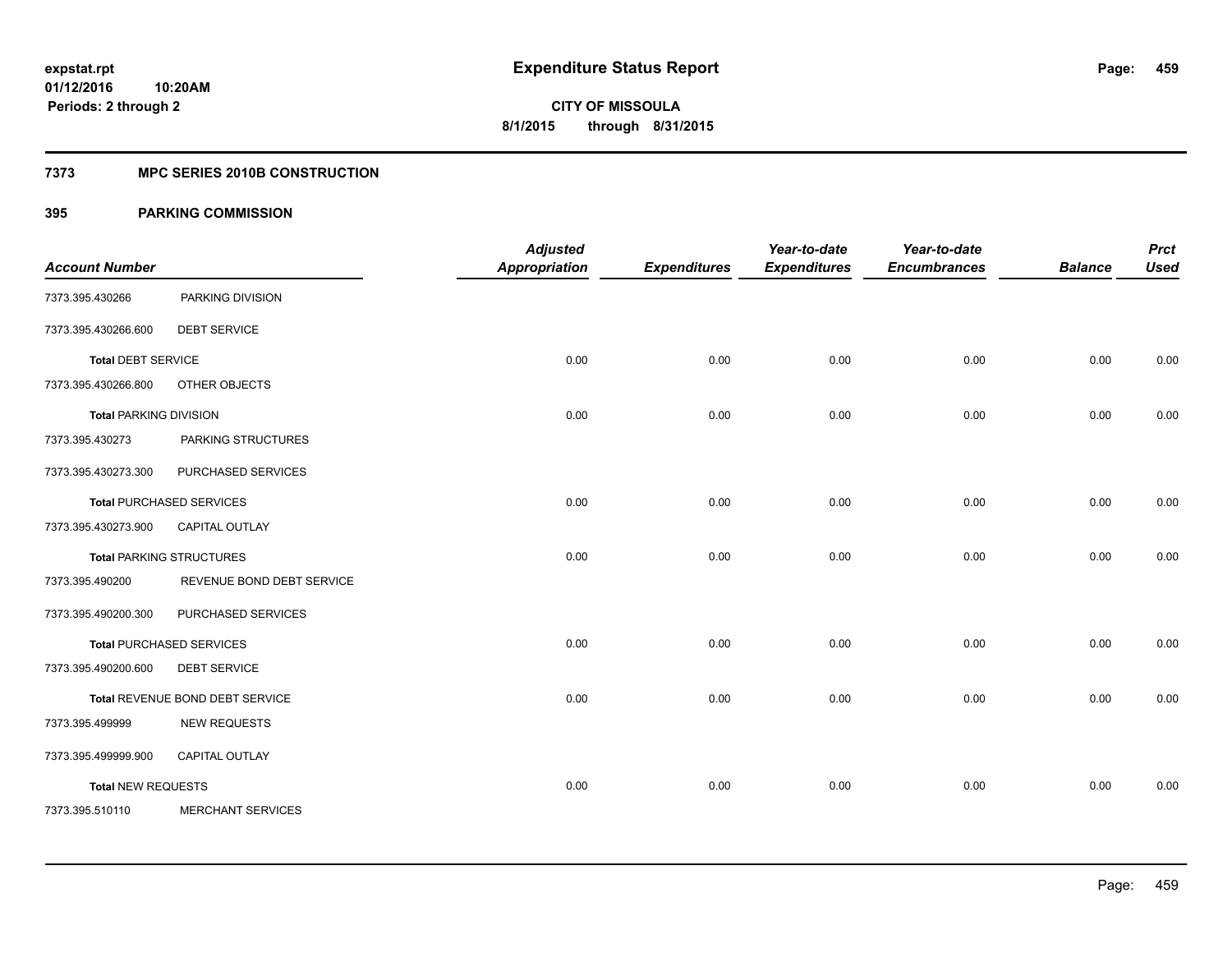**expstat.rpt**
**01/12/2016 10:20AM**
**Periods: 2 through 2**

# Expenditure Status Report

**CITY OF MISSOULA**
**8/1/2015 through 8/31/2015**

## 7373 MPC SERIES 2010B CONSTRUCTION

## 395 PARKING COMMISSION

| Account Number | | Adjusted Appropriation | Expenditures | Year-to-date Expenditures | Year-to-date Encumbrances | Balance | Prct Used |
|---|---|---|---|---|---|---|---|
| 7373.395.430266 | PARKING DIVISION | | | | | | |
| 7373.395.430266.600 | DEBT SERVICE | | | | | | |
| **Total** DEBT SERVICE | | 0.00 | 0.00 | 0.00 | 0.00 | 0.00 | 0.00 |
| 7373.395.430266.800 | OTHER OBJECTS | | | | | | |
| **Total** PARKING DIVISION | | 0.00 | 0.00 | 0.00 | 0.00 | 0.00 | 0.00 |
| 7373.395.430273 | PARKING STRUCTURES | | | | | | |
| 7373.395.430273.300 | PURCHASED SERVICES | | | | | | |
| **Total** PURCHASED SERVICES | | 0.00 | 0.00 | 0.00 | 0.00 | 0.00 | 0.00 |
| 7373.395.430273.900 | CAPITAL OUTLAY | | | | | | |
| **Total** PARKING STRUCTURES | | 0.00 | 0.00 | 0.00 | 0.00 | 0.00 | 0.00 |
| 7373.395.490200 | REVENUE BOND DEBT SERVICE | | | | | | |
| 7373.395.490200.300 | PURCHASED SERVICES | | | | | | |
| **Total** PURCHASED SERVICES | | 0.00 | 0.00 | 0.00 | 0.00 | 0.00 | 0.00 |
| 7373.395.490200.600 | DEBT SERVICE | | | | | | |
| **Total** REVENUE BOND DEBT SERVICE | | 0.00 | 0.00 | 0.00 | 0.00 | 0.00 | 0.00 |
| 7373.395.499999 | NEW REQUESTS | | | | | | |
| 7373.395.499999.900 | CAPITAL OUTLAY | | | | | | |
| **Total** NEW REQUESTS | | 0.00 | 0.00 | 0.00 | 0.00 | 0.00 | 0.00 |
| 7373.395.510110 | MERCHANT SERVICES | | | | | | |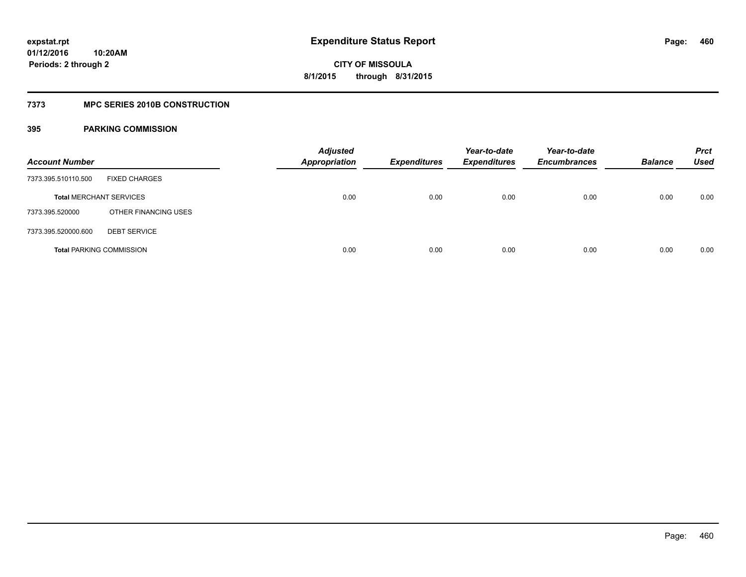**expstat.rpt**
**01/12/2016 10:20AM**
**Periods: 2 through 2**

# Expenditure Status Report

**CITY OF MISSOULA**
**8/1/2015 through 8/31/2015**

## 7373 MPC SERIES 2010B CONSTRUCTION

### 395 PARKING COMMISSION

| Account Number | | Adjusted Appropriation | Expenditures | Year-to-date Expenditures | Year-to-date Encumbrances | Balance | Prct Used |
|---|---|---|---|---|---|---|---|
| 7373.395.510110.500 | FIXED CHARGES | | | | | | |
| **Total** MERCHANT SERVICES | | 0.00 | 0.00 | 0.00 | 0.00 | 0.00 | 0.00 |
| 7373.395.520000 | OTHER FINANCING USES | | | | | | |
| 7373.395.520000.600 | DEBT SERVICE | | | | | | |
| **Total** PARKING COMMISSION | | 0.00 | 0.00 | 0.00 | 0.00 | 0.00 | 0.00 |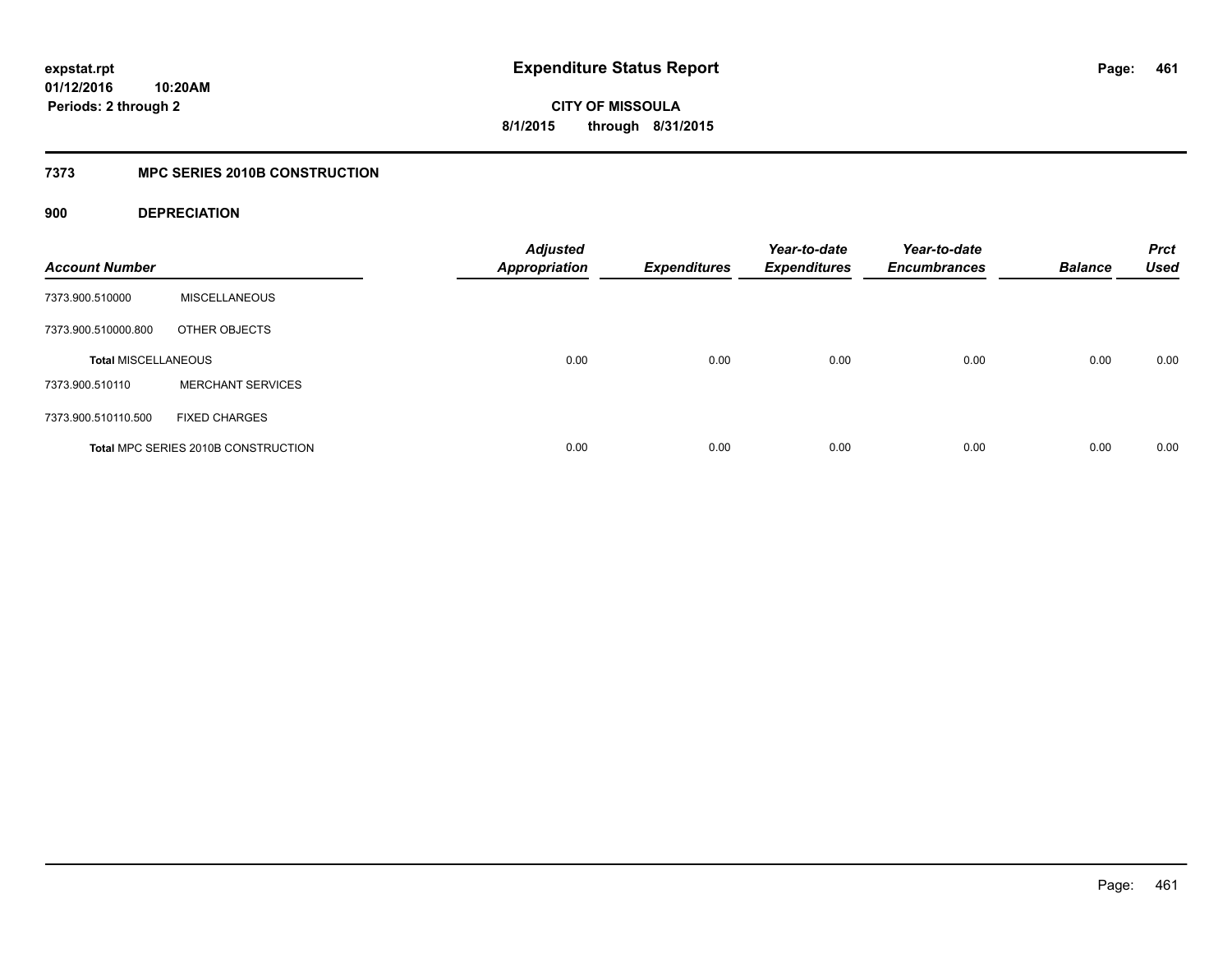**expstat.rpt**
**01/12/2016 10:20AM**
**Periods: 2 through 2**

# Expenditure Status Report

**CITY OF MISSOULA**
**8/1/2015 through 8/31/2015**

## 7373 MPC SERIES 2010B CONSTRUCTION

### 900 DEPRECIATION

| Account Number | | Adjusted Appropriation | Expenditures | Year-to-date Expenditures | Year-to-date Encumbrances | Balance | Prct Used |
|---|---|---|---|---|---|---|---|
| 7373.900.510000 | MISCELLANEOUS | | | | | | |
| 7373.900.510000.800 | OTHER OBJECTS | | | | | | |
| **Total** MISCELLANEOUS | | 0.00 | 0.00 | 0.00 | 0.00 | 0.00 | 0.00 |
| 7373.900.510110 | MERCHANT SERVICES | | | | | | |
| 7373.900.510110.500 | FIXED CHARGES | | | | | | |
| **Total** MPC SERIES 2010B CONSTRUCTION | | 0.00 | 0.00 | 0.00 | 0.00 | 0.00 | 0.00 |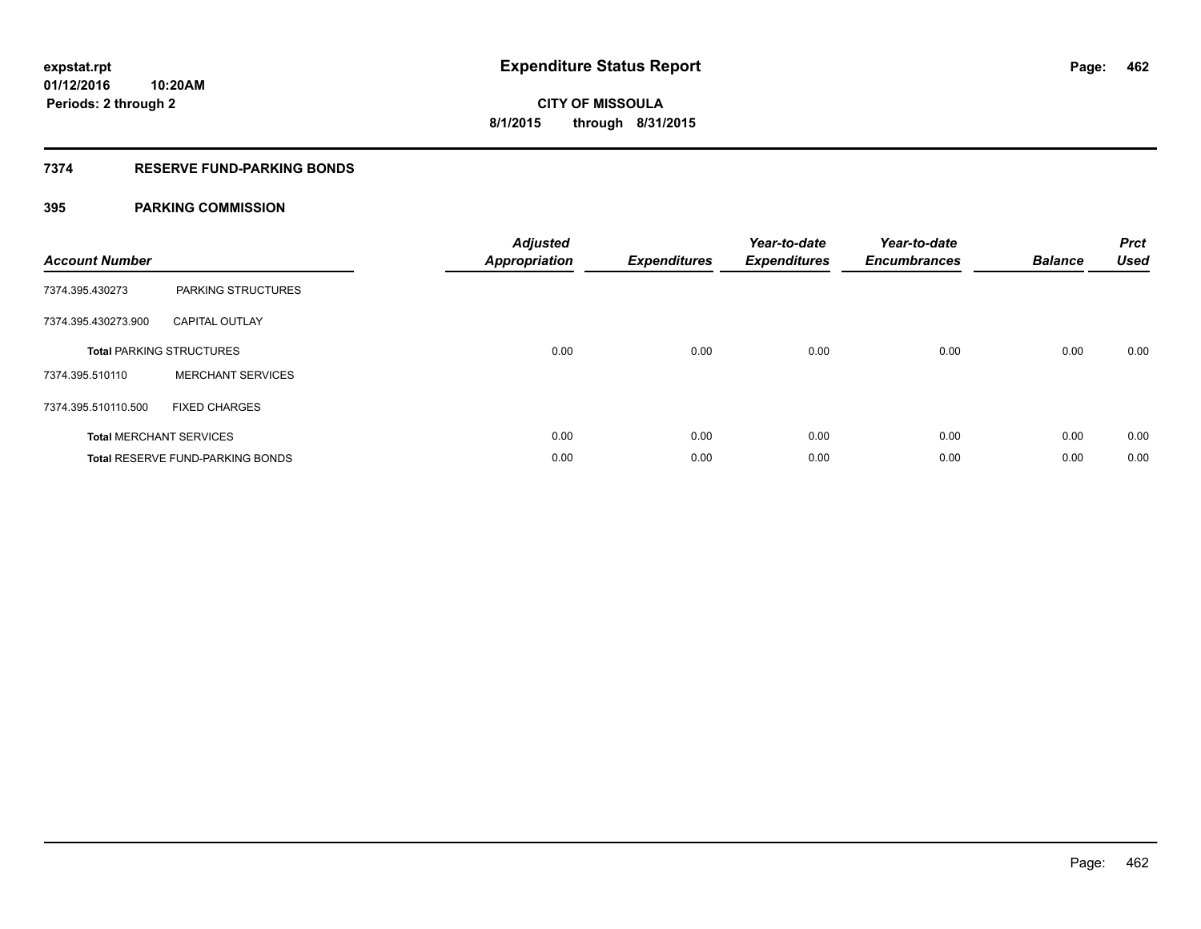# Expenditure Status Report

expstat.rpt
01/12/2016 10:20AM
Periods: 2 through 2

**CITY OF MISSOULA**
**8/1/2015 through 8/31/2015**

## 7374 RESERVE FUND-PARKING BONDS

### 395 PARKING COMMISSION

| Account Number | | Adjusted Appropriation | Expenditures | Year-to-date Expenditures | Year-to-date Encumbrances | Balance | Prct Used |
|---|---|---|---|---|---|---|---|
| 7374.395.430273 | PARKING STRUCTURES | | | | | | |
| 7374.395.430273.900 | CAPITAL OUTLAY | | | | | | |
| **Total** PARKING STRUCTURES | | 0.00 | 0.00 | 0.00 | 0.00 | 0.00 | 0.00 |
| 7374.395.510110 | MERCHANT SERVICES | | | | | | |
| 7374.395.510110.500 | FIXED CHARGES | | | | | | |
| **Total** MERCHANT SERVICES | | 0.00 | 0.00 | 0.00 | 0.00 | 0.00 | 0.00 |
| **Total** RESERVE FUND-PARKING BONDS | | 0.00 | 0.00 | 0.00 | 0.00 | 0.00 | 0.00 |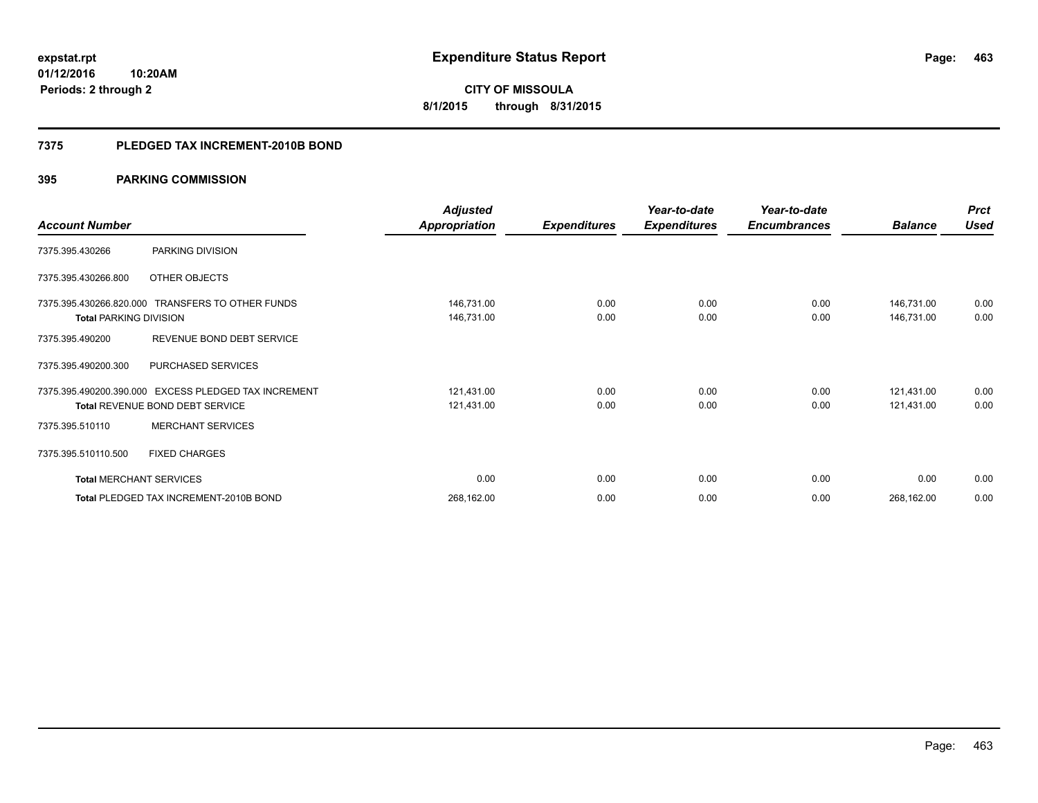# Expenditure Status Report

**expstat.rpt**
**01/12/2016 10:20AM**
**Periods: 2 through 2**

**CITY OF MISSOULA**
**8/1/2015 through 8/31/2015**

## 7375 PLEDGED TAX INCREMENT-2010B BOND

## 395 PARKING COMMISSION

| Account Number | | Adjusted Appropriation | Expenditures | Year-to-date Expenditures | Year-to-date Encumbrances | Balance | Prct Used |
|---|---|---|---|---|---|---|---|
| 7375.395.430266 | PARKING DIVISION | | | | | | |
| 7375.395.430266.800 | OTHER OBJECTS | | | | | | |
| 7375.395.430266.820.000 | TRANSFERS TO OTHER FUNDS | 146,731.00 | 0.00 | 0.00 | 0.00 | 146,731.00 | 0.00 |
| **Total** PARKING DIVISION | | 146,731.00 | 0.00 | 0.00 | 0.00 | 146,731.00 | 0.00 |
| 7375.395.490200 | REVENUE BOND DEBT SERVICE | | | | | | |
| 7375.395.490200.300 | PURCHASED SERVICES | | | | | | |
| 7375.395.490200.390.000 | EXCESS PLEDGED TAX INCREMENT | 121,431.00 | 0.00 | 0.00 | 0.00 | 121,431.00 | 0.00 |
| **Total** REVENUE BOND DEBT SERVICE | | 121,431.00 | 0.00 | 0.00 | 0.00 | 121,431.00 | 0.00 |
| 7375.395.510110 | MERCHANT SERVICES | | | | | | |
| 7375.395.510110.500 | FIXED CHARGES | | | | | | |
| **Total** MERCHANT SERVICES | | 0.00 | 0.00 | 0.00 | 0.00 | 0.00 | 0.00 |
| **Total** PLEDGED TAX INCREMENT-2010B BOND | | 268,162.00 | 0.00 | 0.00 | 0.00 | 268,162.00 | 0.00 |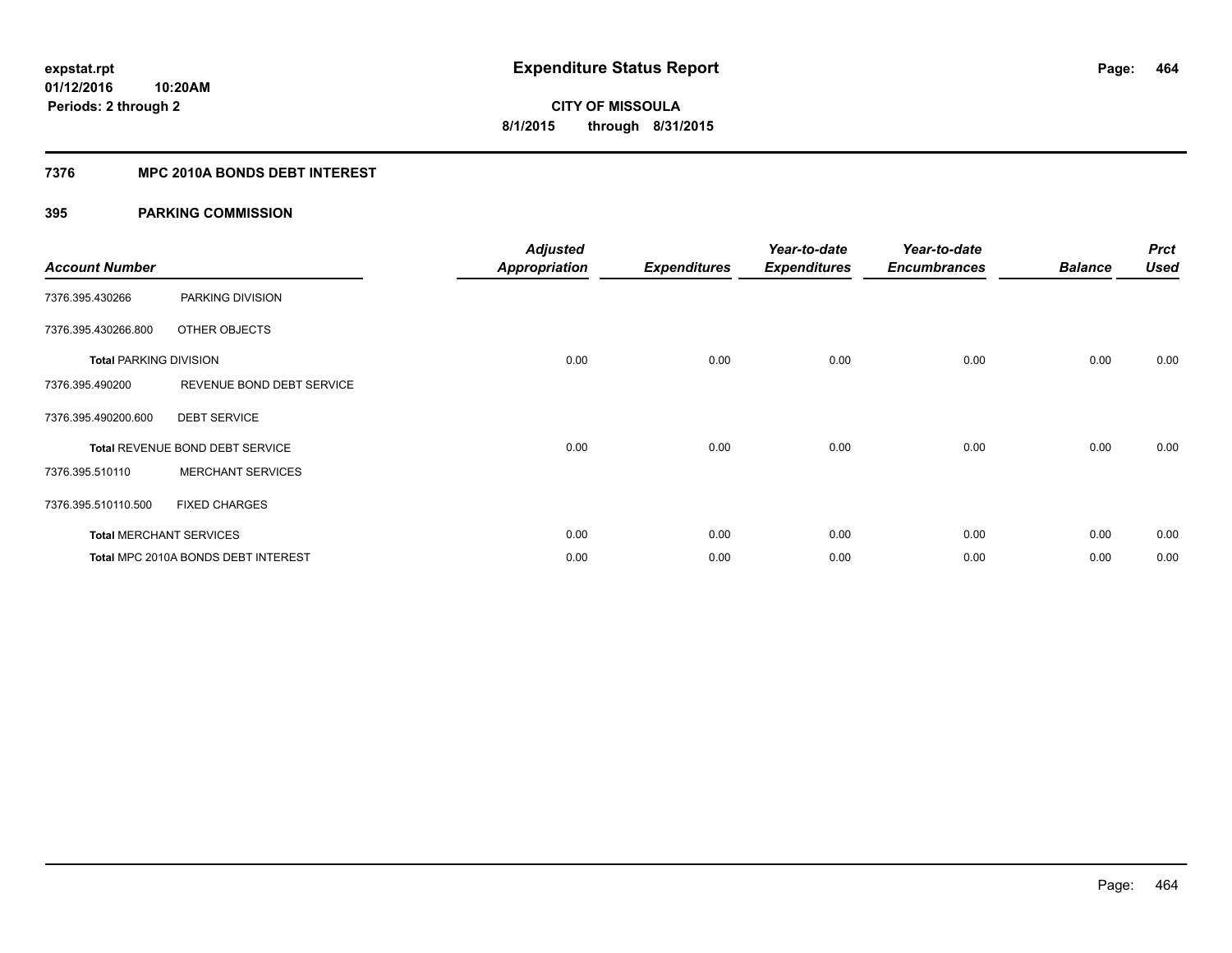# Expenditure Status Report

expstat.rpt
01/12/2016 10:20AM
Periods: 2 through 2

**CITY OF MISSOULA**
**8/1/2015 through 8/31/2015**

## 7376 MPC 2010A BONDS DEBT INTEREST

### 395 PARKING COMMISSION

| Account Number | | Adjusted Appropriation | Expenditures | Year-to-date Expenditures | Year-to-date Encumbrances | Balance | Prct Used |
|---|---|---|---|---|---|---|---|
| 7376.395.430266 | PARKING DIVISION | | | | | | |
| 7376.395.430266.800 | OTHER OBJECTS | | | | | | |
| **Total** PARKING DIVISION | | 0.00 | 0.00 | 0.00 | 0.00 | 0.00 | 0.00 |
| 7376.395.490200 | REVENUE BOND DEBT SERVICE | | | | | | |
| 7376.395.490200.600 | DEBT SERVICE | | | | | | |
| **Total** REVENUE BOND DEBT SERVICE | | 0.00 | 0.00 | 0.00 | 0.00 | 0.00 | 0.00 |
| 7376.395.510110 | MERCHANT SERVICES | | | | | | |
| 7376.395.510110.500 | FIXED CHARGES | | | | | | |
| **Total** MERCHANT SERVICES | | 0.00 | 0.00 | 0.00 | 0.00 | 0.00 | 0.00 |
| **Total** MPC 2010A BONDS DEBT INTEREST | | 0.00 | 0.00 | 0.00 | 0.00 | 0.00 | 0.00 |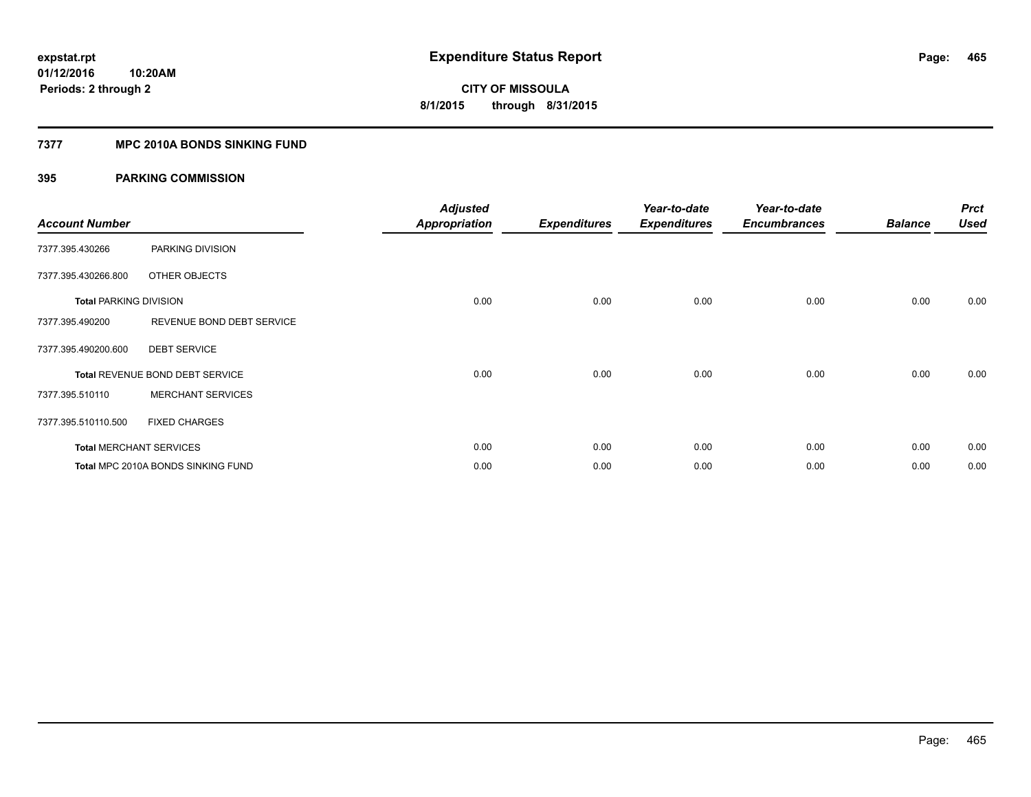**expstat.rpt**
**01/12/2016 10:20AM**
**Periods: 2 through 2**

# Expenditure Status Report

**CITY OF MISSOULA**
**8/1/2015 through 8/31/2015**

## 7377 MPC 2010A BONDS SINKING FUND

## 395 PARKING COMMISSION

| Account Number | | *Adjusted Appropriation* | *Expenditures* | *Year-to-date Expenditures* | *Year-to-date Encumbrances* | *Balance* | *Prct Used* |
|---|---|---|---|---|---|---|---|
| 7377.395.430266 | PARKING DIVISION | | | | | | |
| 7377.395.430266.800 | OTHER OBJECTS | | | | | | |
| **Total** PARKING DIVISION | | 0.00 | 0.00 | 0.00 | 0.00 | 0.00 | 0.00 |
| 7377.395.490200 | REVENUE BOND DEBT SERVICE | | | | | | |
| 7377.395.490200.600 | DEBT SERVICE | | | | | | |
| **Total** REVENUE BOND DEBT SERVICE | | 0.00 | 0.00 | 0.00 | 0.00 | 0.00 | 0.00 |
| 7377.395.510110 | MERCHANT SERVICES | | | | | | |
| 7377.395.510110.500 | FIXED CHARGES | | | | | | |
| **Total** MERCHANT SERVICES | | 0.00 | 0.00 | 0.00 | 0.00 | 0.00 | 0.00 |
| **Total** MPC 2010A BONDS SINKING FUND | | 0.00 | 0.00 | 0.00 | 0.00 | 0.00 | 0.00 |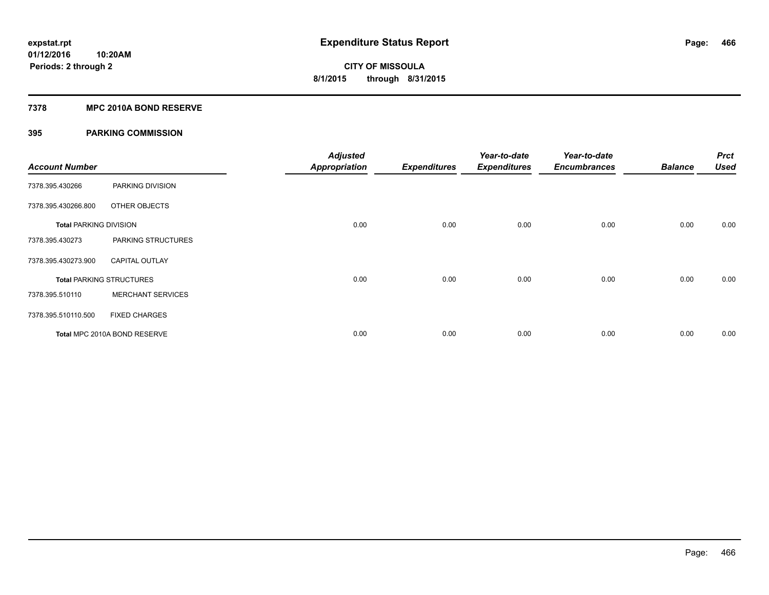**expstat.rpt**
**01/12/2016 10:20AM**
**Periods: 2 through 2**

# Expenditure Status Report

**CITY OF MISSOULA**
**8/1/2015 through 8/31/2015**

## 7378 MPC 2010A BOND RESERVE

## 395 PARKING COMMISSION

| Account Number | | Adjusted Appropriation | Expenditures | Year-to-date Expenditures | Year-to-date Encumbrances | Balance | Prct Used |
|---|---|---|---|---|---|---|---|
| 7378.395.430266 | PARKING DIVISION | | | | | | |
| 7378.395.430266.800 | OTHER OBJECTS | | | | | | |
| **Total** PARKING DIVISION | | 0.00 | 0.00 | 0.00 | 0.00 | 0.00 | 0.00 |
| 7378.395.430273 | PARKING STRUCTURES | | | | | | |
| 7378.395.430273.900 | CAPITAL OUTLAY | | | | | | |
| **Total** PARKING STRUCTURES | | 0.00 | 0.00 | 0.00 | 0.00 | 0.00 | 0.00 |
| 7378.395.510110 | MERCHANT SERVICES | | | | | | |
| 7378.395.510110.500 | FIXED CHARGES | | | | | | |
| **Total** MPC 2010A BOND RESERVE | | 0.00 | 0.00 | 0.00 | 0.00 | 0.00 | 0.00 |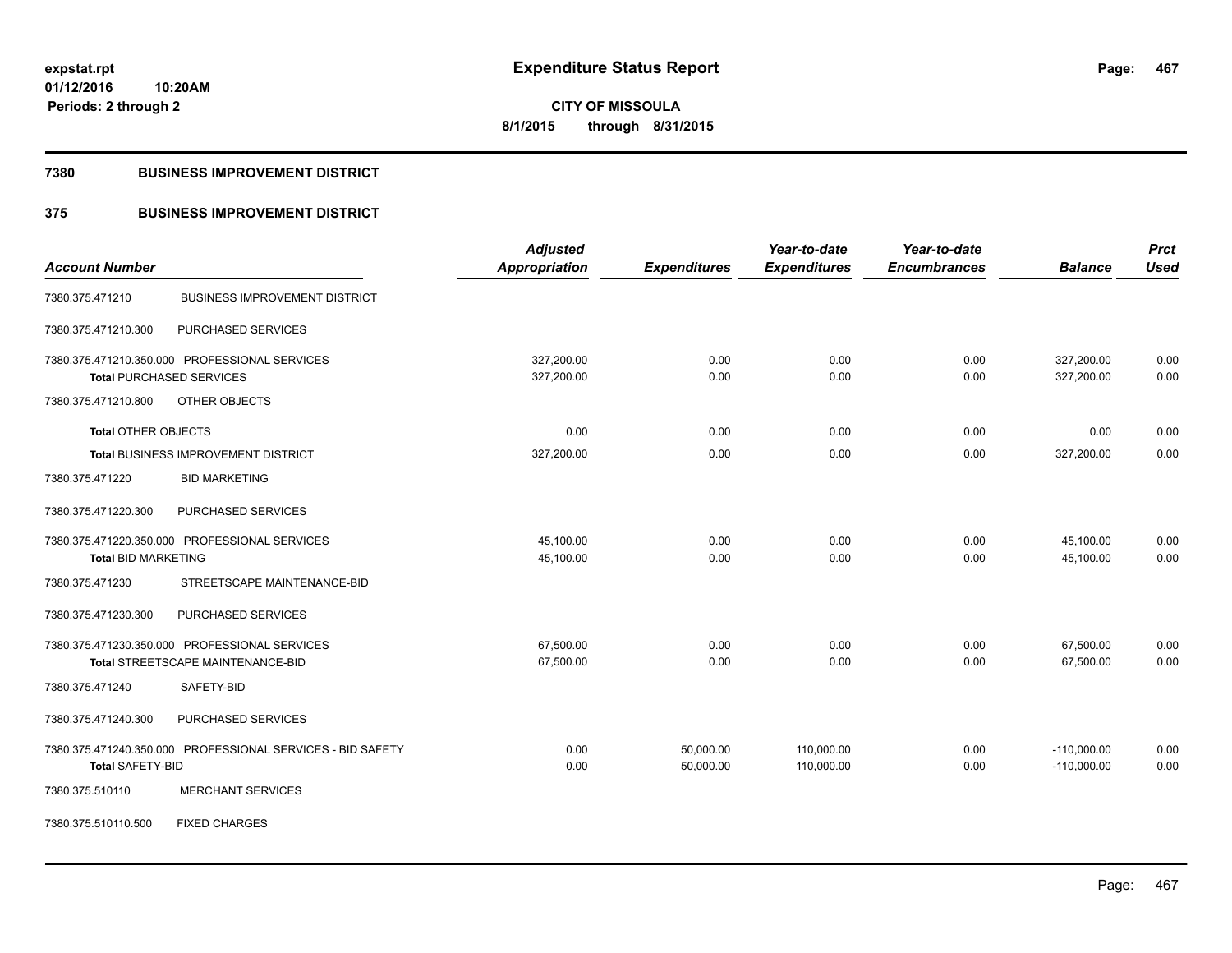# Expenditure Status Report

**expstat.rpt**
**01/12/2016 10:20AM**
**Periods: 2 through 2**

**CITY OF MISSOULA**
**8/1/2015 through 8/31/2015**

## 7380 BUSINESS IMPROVEMENT DISTRICT

## 375 BUSINESS IMPROVEMENT DISTRICT

| Account Number | | Adjusted Appropriation | Expenditures | Year-to-date Expenditures | Year-to-date Encumbrances | Balance | Prct Used |
|---|---|---|---|---|---|---|---|
| 7380.375.471210 | BUSINESS IMPROVEMENT DISTRICT | | | | | | |
| 7380.375.471210.300 | PURCHASED SERVICES | | | | | | |
| 7380.375.471210.350.000 | PROFESSIONAL SERVICES | 327,200.00 | 0.00 | 0.00 | 0.00 | 327,200.00 | 0.00 |
| **Total** PURCHASED SERVICES | | 327,200.00 | 0.00 | 0.00 | 0.00 | 327,200.00 | 0.00 |
| 7380.375.471210.800 | OTHER OBJECTS | | | | | | |
| **Total** OTHER OBJECTS | | 0.00 | 0.00 | 0.00 | 0.00 | 0.00 | 0.00 |
| **Total** BUSINESS IMPROVEMENT DISTRICT | | 327,200.00 | 0.00 | 0.00 | 0.00 | 327,200.00 | 0.00 |
| 7380.375.471220 | BID MARKETING | | | | | | |
| 7380.375.471220.300 | PURCHASED SERVICES | | | | | | |
| 7380.375.471220.350.000 | PROFESSIONAL SERVICES | 45,100.00 | 0.00 | 0.00 | 0.00 | 45,100.00 | 0.00 |
| **Total** BID MARKETING | | 45,100.00 | 0.00 | 0.00 | 0.00 | 45,100.00 | 0.00 |
| 7380.375.471230 | STREETSCAPE MAINTENANCE-BID | | | | | | |
| 7380.375.471230.300 | PURCHASED SERVICES | | | | | | |
| 7380.375.471230.350.000 | PROFESSIONAL SERVICES | 67,500.00 | 0.00 | 0.00 | 0.00 | 67,500.00 | 0.00 |
| **Total** STREETSCAPE MAINTENANCE-BID | | 67,500.00 | 0.00 | 0.00 | 0.00 | 67,500.00 | 0.00 |
| 7380.375.471240 | SAFETY-BID | | | | | | |
| 7380.375.471240.300 | PURCHASED SERVICES | | | | | | |
| 7380.375.471240.350.000 | PROFESSIONAL SERVICES - BID SAFETY | 0.00 | 50,000.00 | 110,000.00 | 0.00 | -110,000.00 | 0.00 |
| **Total** SAFETY-BID | | 0.00 | 50,000.00 | 110,000.00 | 0.00 | -110,000.00 | 0.00 |
| 7380.375.510110 | MERCHANT SERVICES | | | | | | |
| 7380.375.510110.500 | FIXED CHARGES | | | | | | |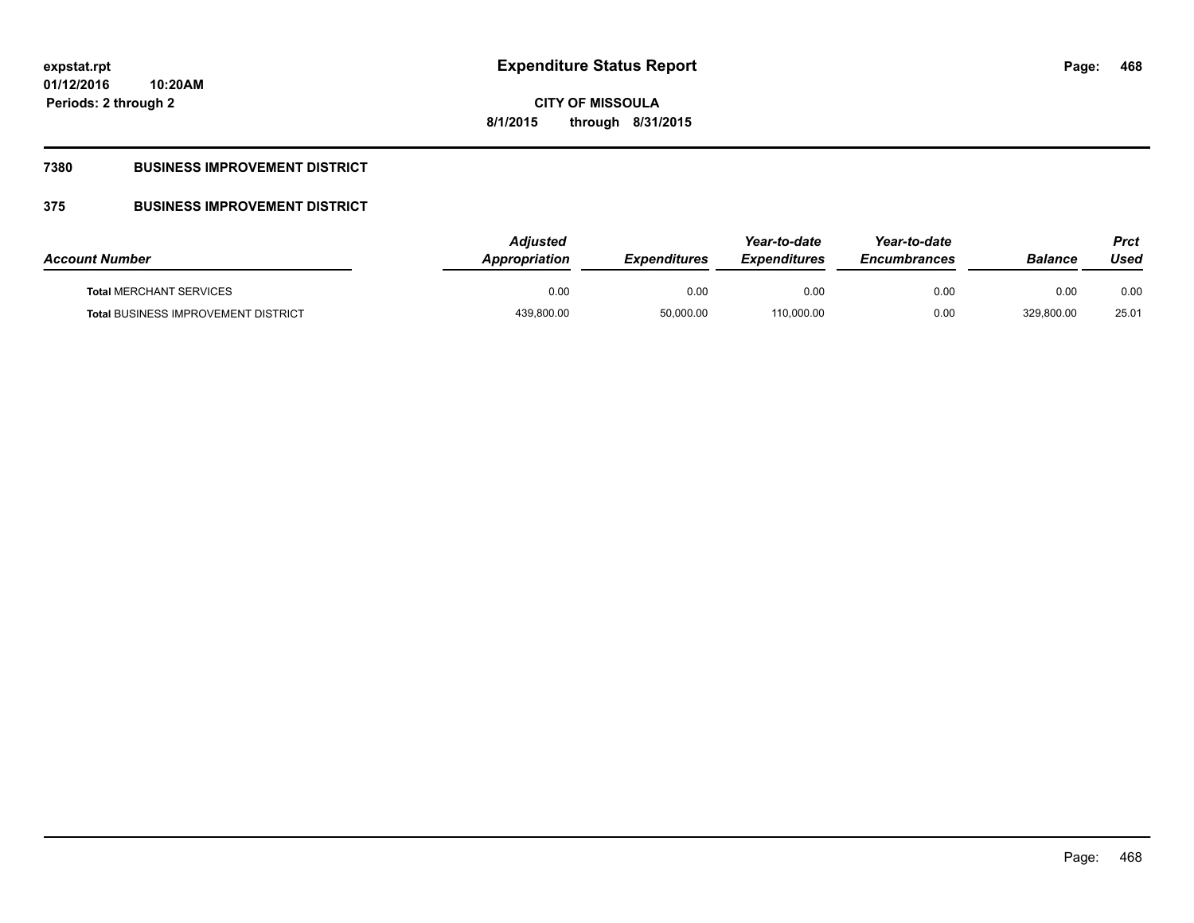# Expenditure Status Report

**CITY OF MISSOULA**

**8/1/2015 through 8/31/2015**

expstat.rpt
01/12/2016 10:20AM
Periods: 2 through 2

## 7380 BUSINESS IMPROVEMENT DISTRICT

### 375 BUSINESS IMPROVEMENT DISTRICT

| Account Number | Adjusted Appropriation | Expenditures | Year-to-date Expenditures | Year-to-date Encumbrances | Balance | Prct Used |
|---|---|---|---|---|---|---|
| **Total** MERCHANT SERVICES | 0.00 | 0.00 | 0.00 | 0.00 | 0.00 | 0.00 |
| **Total** BUSINESS IMPROVEMENT DISTRICT | 439,800.00 | 50,000.00 | 110,000.00 | 0.00 | 329,800.00 | 25.01 |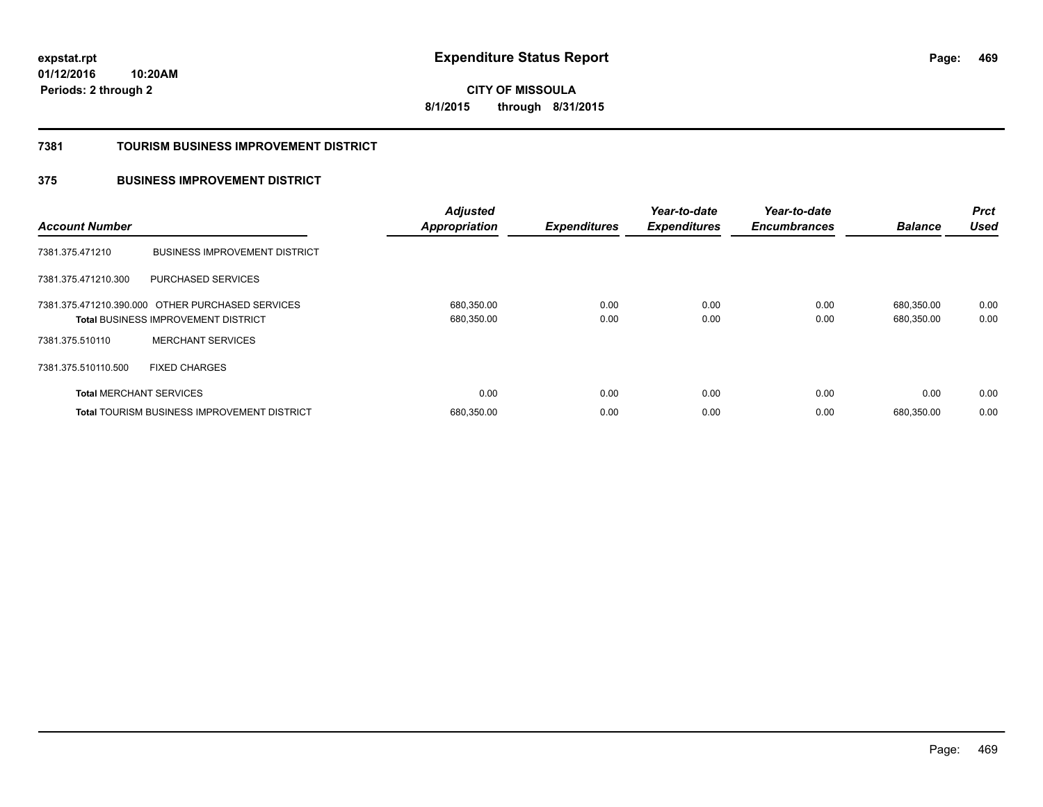# Expenditure Status Report

**CITY OF MISSOULA**
**8/1/2015 through 8/31/2015**

expstat.rpt
01/12/2016 10:20AM
Periods: 2 through 2

## 7381 TOURISM BUSINESS IMPROVEMENT DISTRICT

### 375 BUSINESS IMPROVEMENT DISTRICT

| Account Number | | Adjusted Appropriation | Expenditures | Year-to-date Expenditures | Year-to-date Encumbrances | Balance | Prct Used |
|---|---|---|---|---|---|---|---|
| 7381.375.471210 | BUSINESS IMPROVEMENT DISTRICT | | | | | | |
| 7381.375.471210.300 | PURCHASED SERVICES | | | | | | |
| 7381.375.471210.390.000 | OTHER PURCHASED SERVICES | 680,350.00 | 0.00 | 0.00 | 0.00 | 680,350.00 | 0.00 |
| **Total** BUSINESS IMPROVEMENT DISTRICT | | 680,350.00 | 0.00 | 0.00 | 0.00 | 680,350.00 | 0.00 |
| 7381.375.510110 | MERCHANT SERVICES | | | | | | |
| 7381.375.510110.500 | FIXED CHARGES | | | | | | |
| **Total** MERCHANT SERVICES | | 0.00 | 0.00 | 0.00 | 0.00 | 0.00 | 0.00 |
| **Total** TOURISM BUSINESS IMPROVEMENT DISTRICT | | 680,350.00 | 0.00 | 0.00 | 0.00 | 680,350.00 | 0.00 |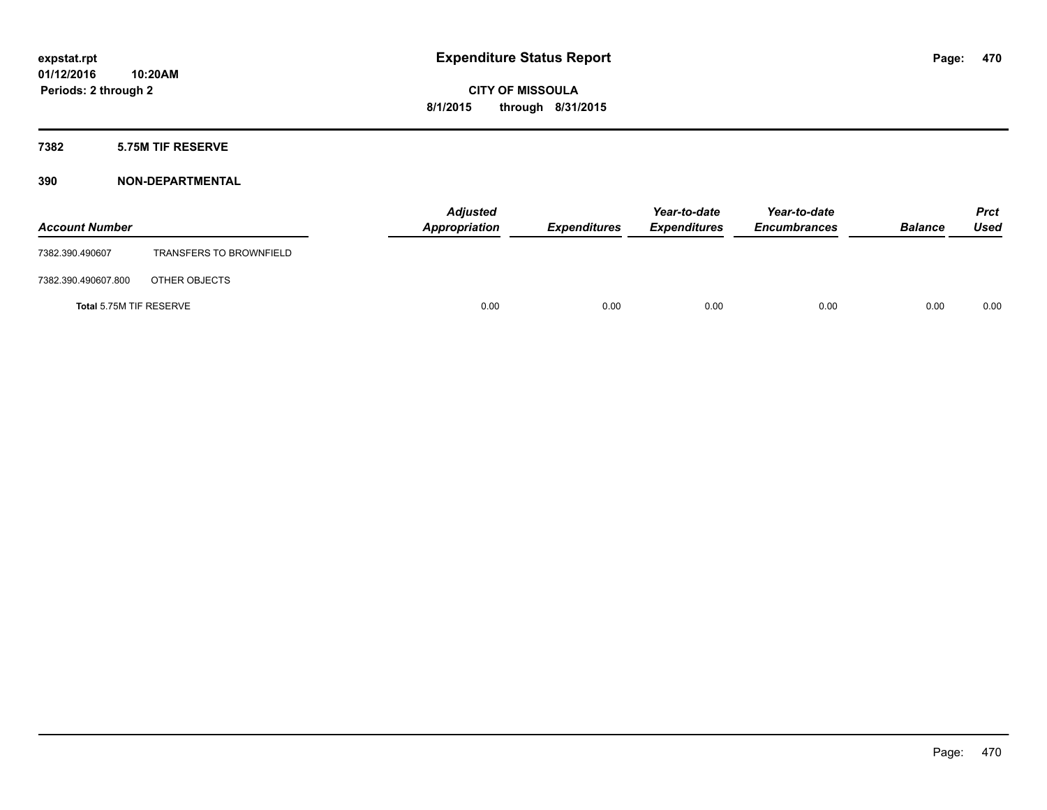expstat.rpt
01/12/2016 10:20AM
Periods: 2 through 2

# Expenditure Status Report

CITY OF MISSOULA
8/1/2015 through 8/31/2015

## 7382 5.75M TIF RESERVE

## 390 NON-DEPARTMENTAL

| Account Number | | Adjusted Appropriation | Expenditures | Year-to-date Expenditures | Year-to-date Encumbrances | Balance | Prct Used |
|---|---|---|---|---|---|---|---|
| 7382.390.490607 | TRANSFERS TO BROWNFIELD | | | | | | |
| 7382.390.490607.800 | OTHER OBJECTS | | | | | | |
| **Total** 5.75M TIF RESERVE | | 0.00 | 0.00 | 0.00 | 0.00 | 0.00 | 0.00 |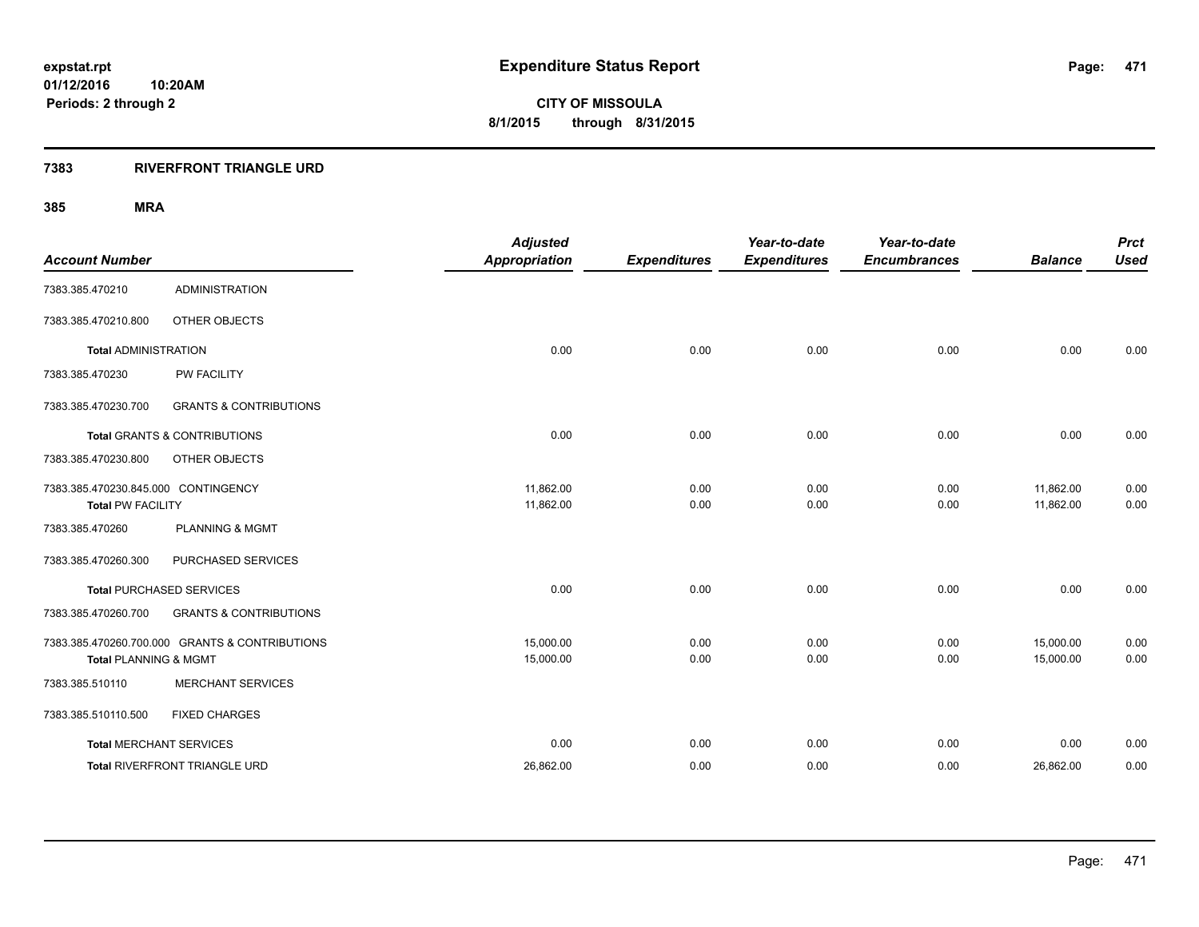# Expenditure Status Report

**expstat.rpt**
**01/12/2016 10:20AM**
**Periods: 2 through 2**

**CITY OF MISSOULA**
**8/1/2015 through 8/31/2015**

## 7383 RIVERFRONT TRIANGLE URD

### 385 MRA

| Account Number | | Adjusted Appropriation | Expenditures | Year-to-date Expenditures | Year-to-date Encumbrances | Balance | Prct Used |
|---|---|---|---|---|---|---|---|
| 7383.385.470210 | ADMINISTRATION | | | | | | |
| 7383.385.470210.800 | OTHER OBJECTS | | | | | | |
| **Total** ADMINISTRATION | | 0.00 | 0.00 | 0.00 | 0.00 | 0.00 | 0.00 |
| 7383.385.470230 | PW FACILITY | | | | | | |
| 7383.385.470230.700 | GRANTS & CONTRIBUTIONS | | | | | | |
| **Total** GRANTS & CONTRIBUTIONS | | 0.00 | 0.00 | 0.00 | 0.00 | 0.00 | 0.00 |
| 7383.385.470230.800 | OTHER OBJECTS | | | | | | |
| 7383.385.470230.845.000 | CONTINGENCY | 11,862.00 | 0.00 | 0.00 | 0.00 | 11,862.00 | 0.00 |
| **Total** PW FACILITY | | 11,862.00 | 0.00 | 0.00 | 0.00 | 11,862.00 | 0.00 |
| 7383.385.470260 | PLANNING & MGMT | | | | | | |
| 7383.385.470260.300 | PURCHASED SERVICES | | | | | | |
| **Total** PURCHASED SERVICES | | 0.00 | 0.00 | 0.00 | 0.00 | 0.00 | 0.00 |
| 7383.385.470260.700 | GRANTS & CONTRIBUTIONS | | | | | | |
| 7383.385.470260.700.000 | GRANTS & CONTRIBUTIONS | 15,000.00 | 0.00 | 0.00 | 0.00 | 15,000.00 | 0.00 |
| **Total** PLANNING & MGMT | | 15,000.00 | 0.00 | 0.00 | 0.00 | 15,000.00 | 0.00 |
| 7383.385.510110 | MERCHANT SERVICES | | | | | | |
| 7383.385.510110.500 | FIXED CHARGES | | | | | | |
| **Total** MERCHANT SERVICES | | 0.00 | 0.00 | 0.00 | 0.00 | 0.00 | 0.00 |
| **Total** RIVERFRONT TRIANGLE URD | | 26,862.00 | 0.00 | 0.00 | 0.00 | 26,862.00 | 0.00 |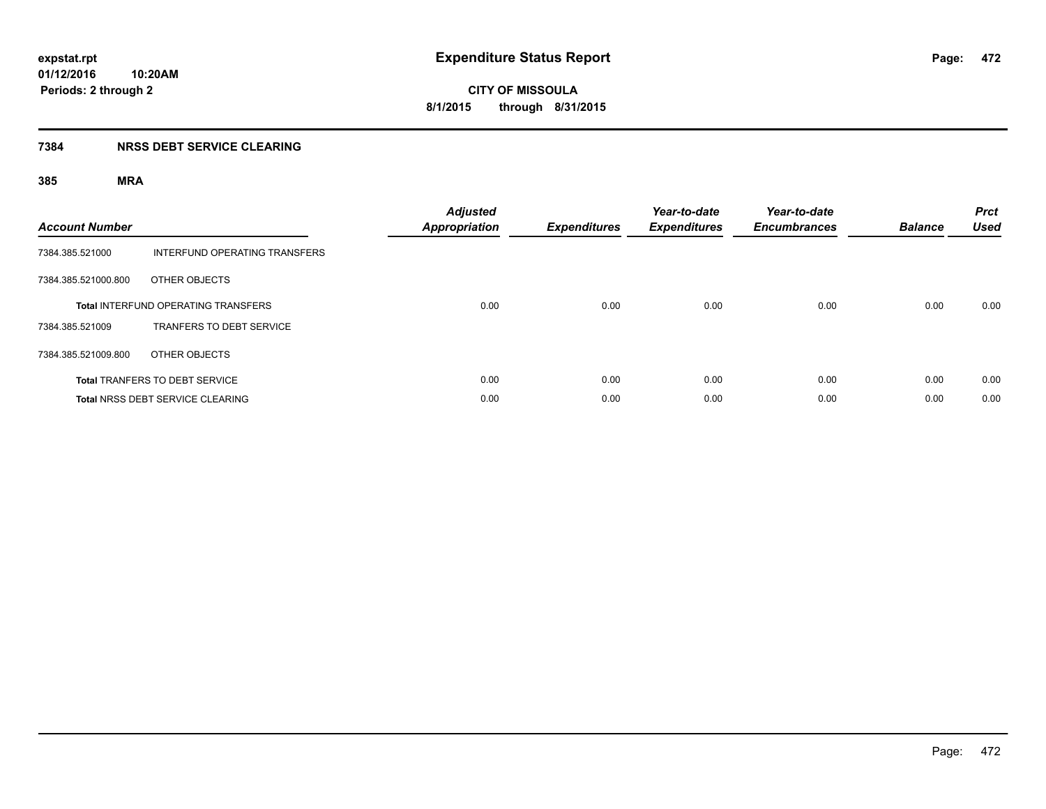expstat.rpt
01/12/2016 10:20AM
Periods: 2 through 2

# Expenditure Status Report

CITY OF MISSOULA
8/1/2015 through 8/31/2015

## 7384 NRSS DEBT SERVICE CLEARING

### 385 MRA

| Account Number | | Adjusted Appropriation | Expenditures | Year-to-date Expenditures | Year-to-date Encumbrances | Balance | Prct Used |
|---|---|---|---|---|---|---|---|
| 7384.385.521000 | INTERFUND OPERATING TRANSFERS | | | | | | |
| 7384.385.521000.800 | OTHER OBJECTS | | | | | | |
| **Total** INTERFUND OPERATING TRANSFERS | | 0.00 | 0.00 | 0.00 | 0.00 | 0.00 | 0.00 |
| 7384.385.521009 | TRANFERS TO DEBT SERVICE | | | | | | |
| 7384.385.521009.800 | OTHER OBJECTS | | | | | | |
| **Total** TRANFERS TO DEBT SERVICE | | 0.00 | 0.00 | 0.00 | 0.00 | 0.00 | 0.00 |
| **Total** NRSS DEBT SERVICE CLEARING | | 0.00 | 0.00 | 0.00 | 0.00 | 0.00 | 0.00 |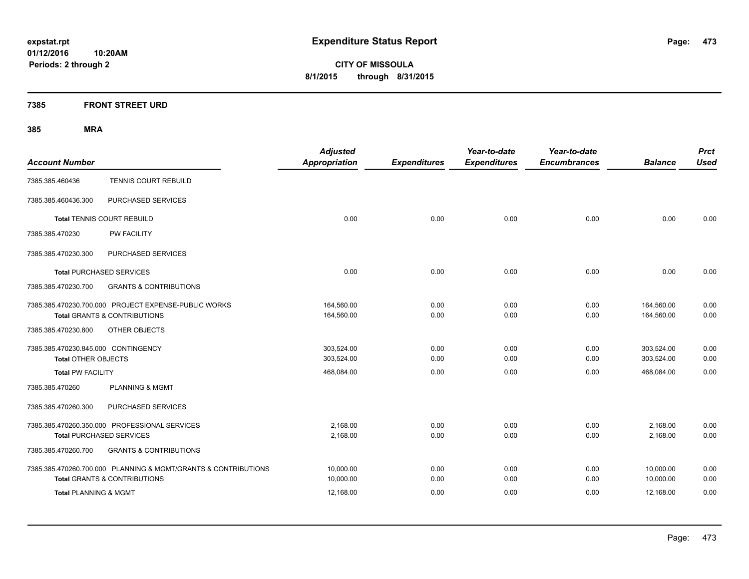**expstat.rpt**
**01/12/2016 10:20AM**
**Periods: 2 through 2**

# Expenditure Status Report

**CITY OF MISSOULA**
**8/1/2015 through 8/31/2015**

## 7385 FRONT STREET URD

## 385 MRA

| Account Number | | Adjusted Appropriation | Expenditures | Year-to-date Expenditures | Year-to-date Encumbrances | Balance | Prct Used |
|---|---|---|---|---|---|---|---|
| 7385.385.460436 | TENNIS COURT REBUILD | | | | | | |
| 7385.385.460436.300 | PURCHASED SERVICES | | | | | | |
| **Total** TENNIS COURT REBUILD | | 0.00 | 0.00 | 0.00 | 0.00 | 0.00 | 0.00 |
| 7385.385.470230 | PW FACILITY | | | | | | |
| 7385.385.470230.300 | PURCHASED SERVICES | | | | | | |
| **Total** PURCHASED SERVICES | | 0.00 | 0.00 | 0.00 | 0.00 | 0.00 | 0.00 |
| 7385.385.470230.700 | GRANTS & CONTRIBUTIONS | | | | | | |
| 7385.385.470230.700.000 | PROJECT EXPENSE-PUBLIC WORKS | 164,560.00 | 0.00 | 0.00 | 0.00 | 164,560.00 | 0.00 |
| **Total** GRANTS & CONTRIBUTIONS | | 164,560.00 | 0.00 | 0.00 | 0.00 | 164,560.00 | 0.00 |
| 7385.385.470230.800 | OTHER OBJECTS | | | | | | |
| 7385.385.470230.845.000 | CONTINGENCY | 303,524.00 | 0.00 | 0.00 | 0.00 | 303,524.00 | 0.00 |
| **Total** OTHER OBJECTS | | 303,524.00 | 0.00 | 0.00 | 0.00 | 303,524.00 | 0.00 |
| **Total** PW FACILITY | | 468,084.00 | 0.00 | 0.00 | 0.00 | 468,084.00 | 0.00 |
| 7385.385.470260 | PLANNING & MGMT | | | | | | |
| 7385.385.470260.300 | PURCHASED SERVICES | | | | | | |
| 7385.385.470260.350.000 | PROFESSIONAL SERVICES | 2,168.00 | 0.00 | 0.00 | 0.00 | 2,168.00 | 0.00 |
| **Total** PURCHASED SERVICES | | 2,168.00 | 0.00 | 0.00 | 0.00 | 2,168.00 | 0.00 |
| 7385.385.470260.700 | GRANTS & CONTRIBUTIONS | | | | | | |
| 7385.385.470260.700.000 | PLANNING & MGMT/GRANTS & CONTRIBUTIONS | 10,000.00 | 0.00 | 0.00 | 0.00 | 10,000.00 | 0.00 |
| **Total** GRANTS & CONTRIBUTIONS | | 10,000.00 | 0.00 | 0.00 | 0.00 | 10,000.00 | 0.00 |
| **Total** PLANNING & MGMT | | 12,168.00 | 0.00 | 0.00 | 0.00 | 12,168.00 | 0.00 |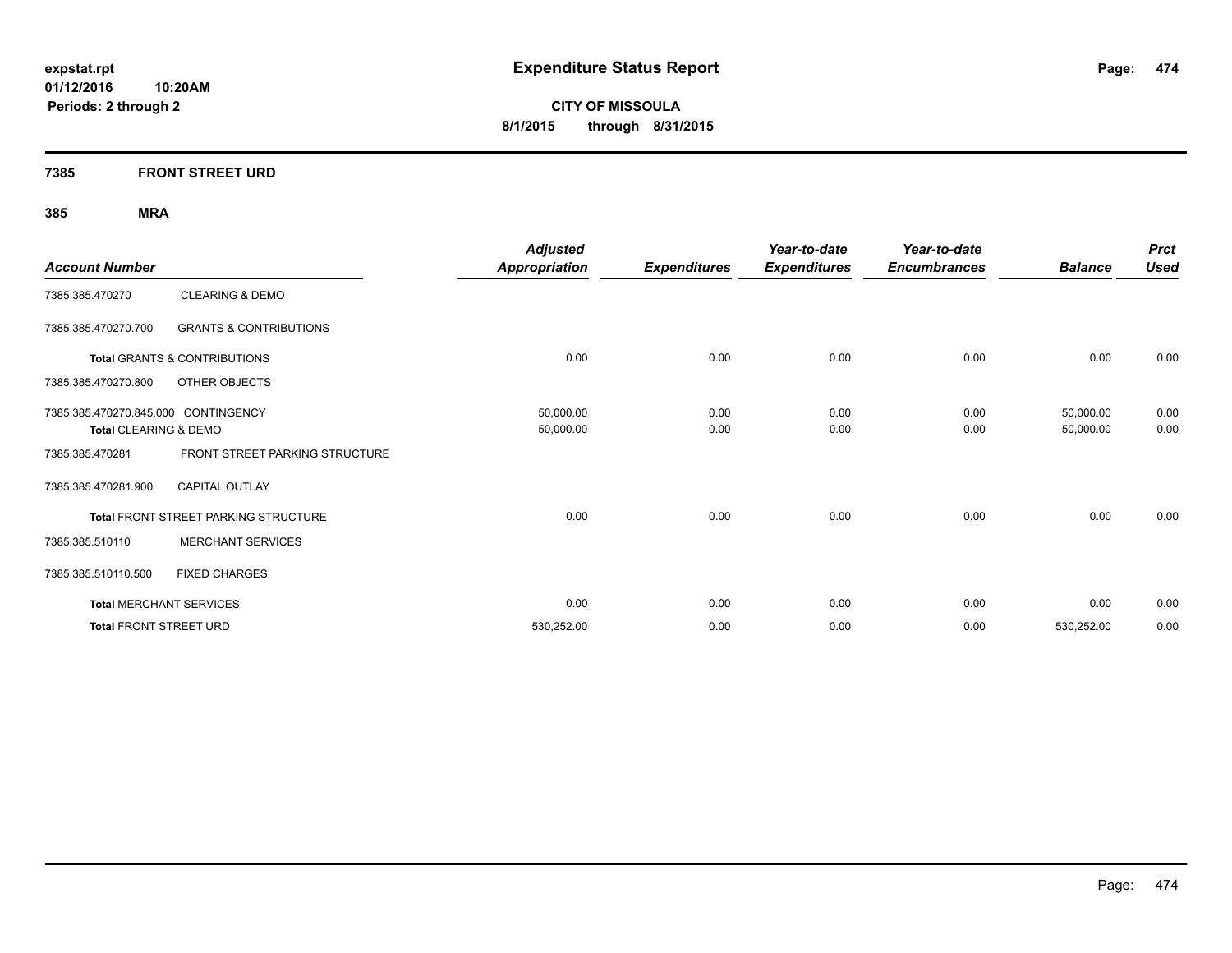**expstat.rpt**
**01/12/2016 10:20AM**
**Periods: 2 through 2**

# Expenditure Status Report

**CITY OF MISSOULA**
**8/1/2015 through 8/31/2015**

## 7385 FRONT STREET URD

### 385 MRA

| Account Number | | Adjusted Appropriation | Expenditures | Year-to-date Expenditures | Year-to-date Encumbrances | Balance | Prct Used |
|---|---|---|---|---|---|---|---|
| 7385.385.470270 | CLEARING & DEMO | | | | | | |
| 7385.385.470270.700 | GRANTS & CONTRIBUTIONS | | | | | | |
| **Total** GRANTS & CONTRIBUTIONS | | 0.00 | 0.00 | 0.00 | 0.00 | 0.00 | 0.00 |
| 7385.385.470270.800 | OTHER OBJECTS | | | | | | |
| 7385.385.470270.845.000 | CONTINGENCY | 50,000.00 | 0.00 | 0.00 | 0.00 | 50,000.00 | 0.00 |
| **Total** CLEARING & DEMO | | 50,000.00 | 0.00 | 0.00 | 0.00 | 50,000.00 | 0.00 |
| 7385.385.470281 | FRONT STREET PARKING STRUCTURE | | | | | | |
| 7385.385.470281.900 | CAPITAL OUTLAY | | | | | | |
| **Total** FRONT STREET PARKING STRUCTURE | | 0.00 | 0.00 | 0.00 | 0.00 | 0.00 | 0.00 |
| 7385.385.510110 | MERCHANT SERVICES | | | | | | |
| 7385.385.510110.500 | FIXED CHARGES | | | | | | |
| **Total** MERCHANT SERVICES | | 0.00 | 0.00 | 0.00 | 0.00 | 0.00 | 0.00 |
| **Total** FRONT STREET URD | | 530,252.00 | 0.00 | 0.00 | 0.00 | 530,252.00 | 0.00 |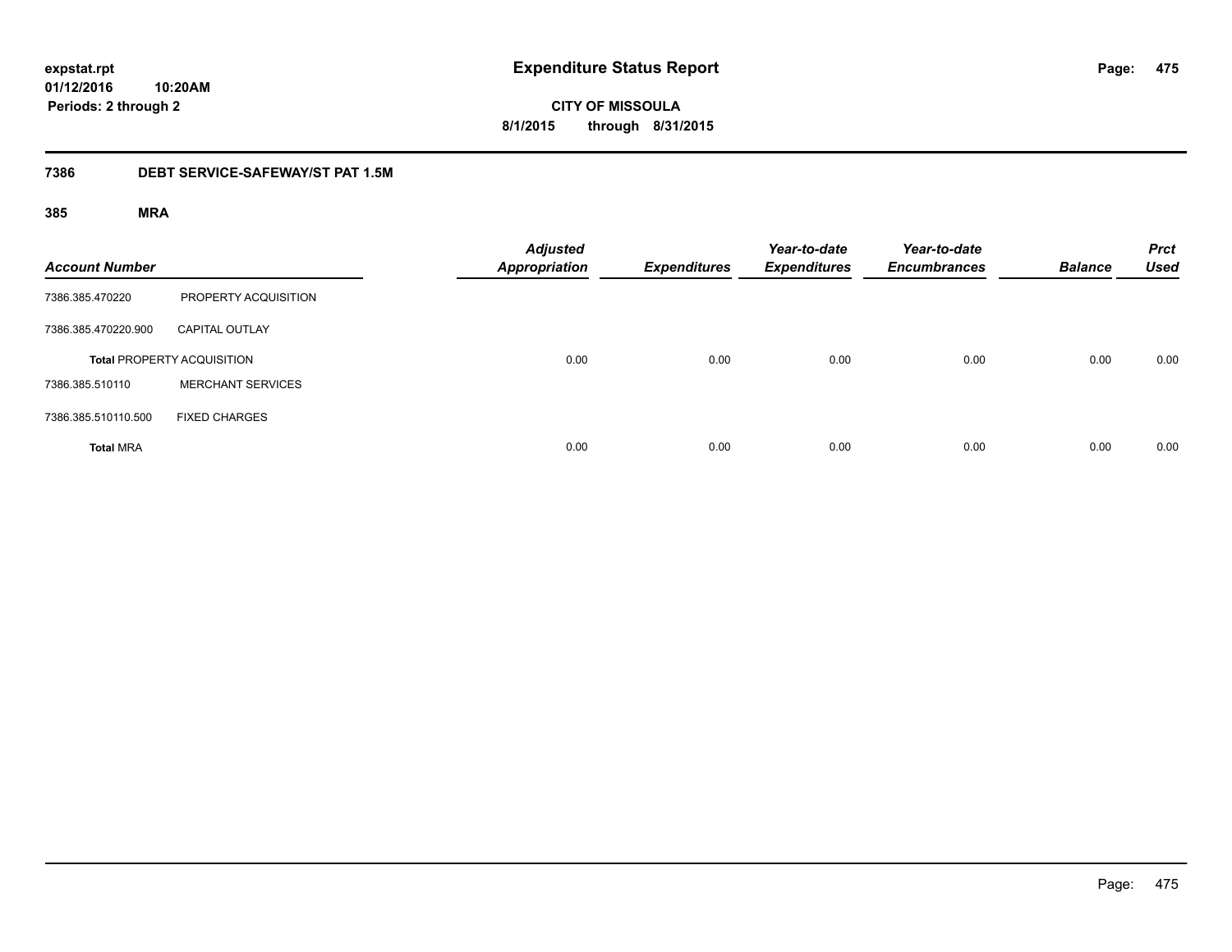# Expenditure Status Report

**expstat.rpt**
**01/12/2016 10:20AM**
**Periods: 2 through 2**

**CITY OF MISSOULA**
**8/1/2015 through 8/31/2015**

## 7386 DEBT SERVICE-SAFEWAY/ST PAT 1.5M

### 385 MRA

| Account Number | | Adjusted Appropriation | Expenditures | Year-to-date Expenditures | Year-to-date Encumbrances | Balance | Prct Used |
|---|---|---|---|---|---|---|---|
| 7386.385.470220 | PROPERTY ACQUISITION | | | | | | |
| 7386.385.470220.900 | CAPITAL OUTLAY | | | | | | |
| **Total** PROPERTY ACQUISITION | | 0.00 | 0.00 | 0.00 | 0.00 | 0.00 | 0.00 |
| 7386.385.510110 | MERCHANT SERVICES | | | | | | |
| 7386.385.510110.500 | FIXED CHARGES | | | | | | |
| **Total** MRA | | 0.00 | 0.00 | 0.00 | 0.00 | 0.00 | 0.00 |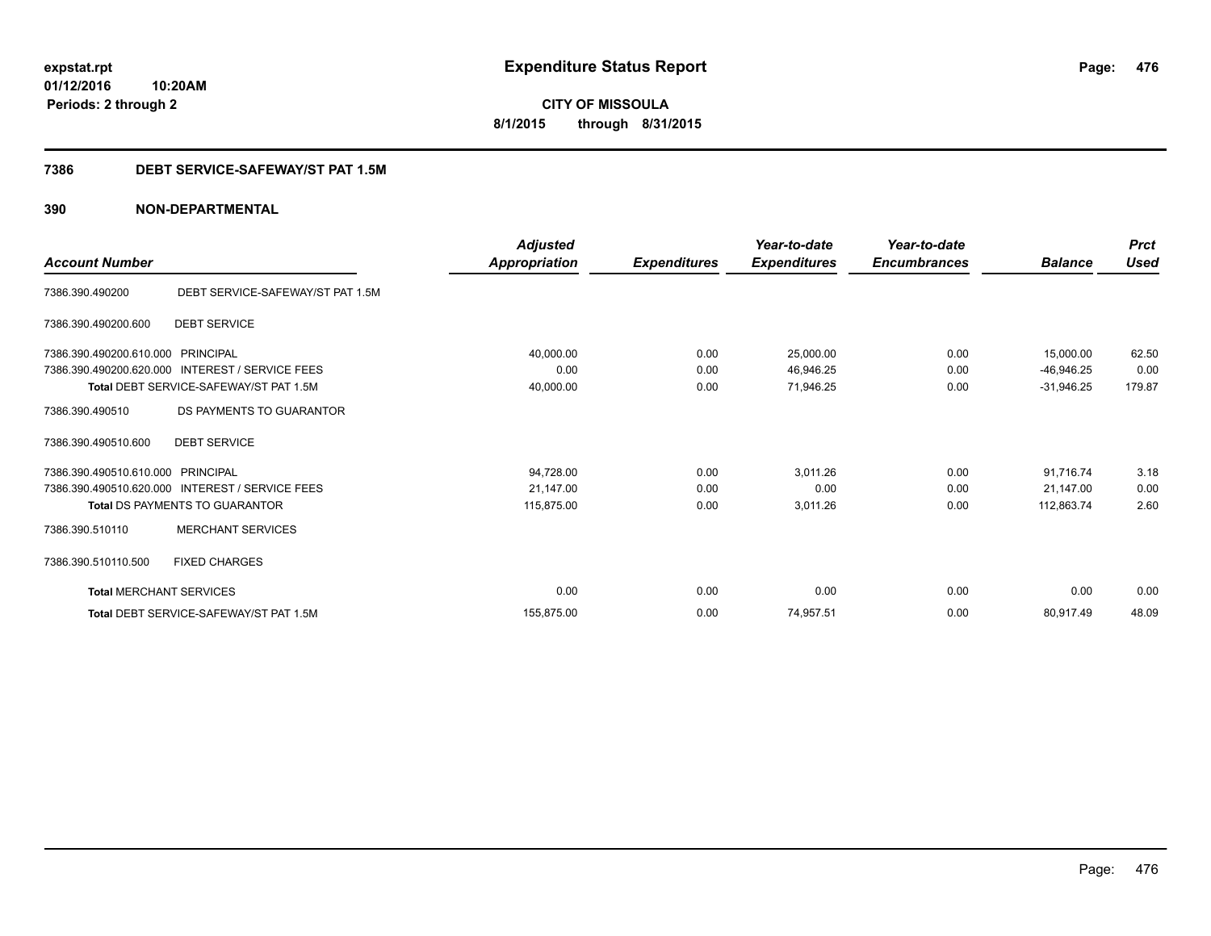# Expenditure Status Report

expstat.rpt
01/12/2016 10:20AM
Periods: 2 through 2

**CITY OF MISSOULA**
**8/1/2015 through 8/31/2015**

## 7386 DEBT SERVICE-SAFEWAY/ST PAT 1.5M

## 390 NON-DEPARTMENTAL

| Account Number | | Adjusted Appropriation | Expenditures | Year-to-date Expenditures | Year-to-date Encumbrances | Balance | Prct Used |
|---|---|---|---|---|---|---|---|
| 7386.390.490200 | DEBT SERVICE-SAFEWAY/ST PAT 1.5M | | | | | | |
| 7386.390.490200.600 | DEBT SERVICE | | | | | | |
| 7386.390.490200.610.000 | PRINCIPAL | 40,000.00 | 0.00 | 25,000.00 | 0.00 | 15,000.00 | 62.50 |
| 7386.390.490200.620.000 | INTEREST / SERVICE FEES | 0.00 | 0.00 | 46,946.25 | 0.00 | -46,946.25 | 0.00 |
| **Total** DEBT SERVICE-SAFEWAY/ST PAT 1.5M | | 40,000.00 | 0.00 | 71,946.25 | 0.00 | -31,946.25 | 179.87 |
| 7386.390.490510 | DS PAYMENTS TO GUARANTOR | | | | | | |
| 7386.390.490510.600 | DEBT SERVICE | | | | | | |
| 7386.390.490510.610.000 | PRINCIPAL | 94,728.00 | 0.00 | 3,011.26 | 0.00 | 91,716.74 | 3.18 |
| 7386.390.490510.620.000 | INTEREST / SERVICE FEES | 21,147.00 | 0.00 | 0.00 | 0.00 | 21,147.00 | 0.00 |
| **Total** DS PAYMENTS TO GUARANTOR | | 115,875.00 | 0.00 | 3,011.26 | 0.00 | 112,863.74 | 2.60 |
| 7386.390.510110 | MERCHANT SERVICES | | | | | | |
| 7386.390.510110.500 | FIXED CHARGES | | | | | | |
| **Total** MERCHANT SERVICES | | 0.00 | 0.00 | 0.00 | 0.00 | 0.00 | 0.00 |
| **Total** DEBT SERVICE-SAFEWAY/ST PAT 1.5M | | 155,875.00 | 0.00 | 74,957.51 | 0.00 | 80,917.49 | 48.09 |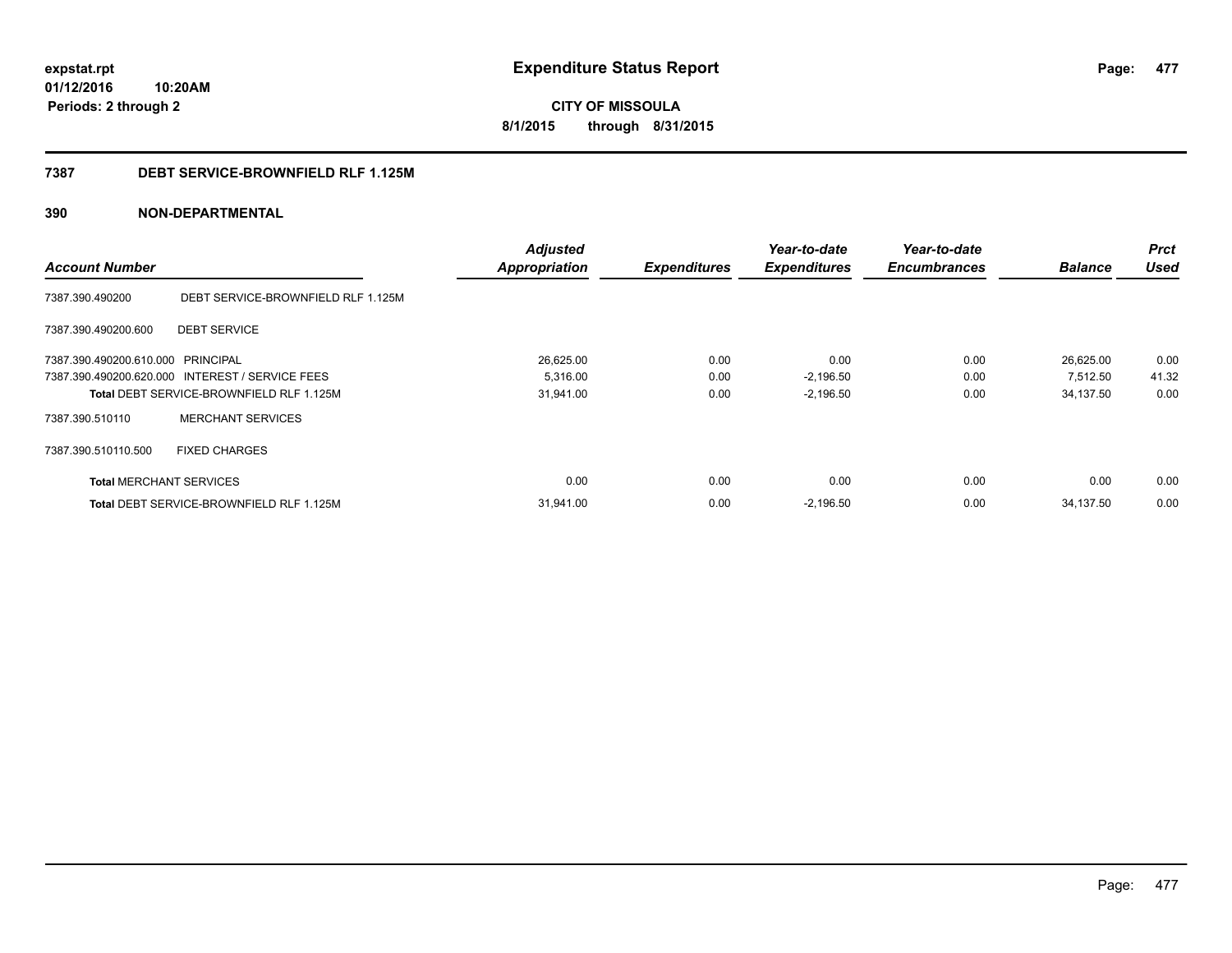**expstat.rpt**
**01/12/2016 10:20AM**
**Periods: 2 through 2**

# Expenditure Status Report

**CITY OF MISSOULA**
**8/1/2015 through 8/31/2015**

## 7387 DEBT SERVICE-BROWNFIELD RLF 1.125M

## 390 NON-DEPARTMENTAL

| Account Number | | Adjusted Appropriation | Expenditures | Year-to-date Expenditures | Year-to-date Encumbrances | Balance | Prct Used |
|---|---|---|---|---|---|---|---|
| 7387.390.490200 | DEBT SERVICE-BROWNFIELD RLF 1.125M | | | | | | |
| 7387.390.490200.600 | DEBT SERVICE | | | | | | |
| 7387.390.490200.610.000 | PRINCIPAL | 26,625.00 | 0.00 | 0.00 | 0.00 | 26,625.00 | 0.00 |
| 7387.390.490200.620.000 | INTEREST / SERVICE FEES | 5,316.00 | 0.00 | -2,196.50 | 0.00 | 7,512.50 | 41.32 |
| **Total** DEBT SERVICE-BROWNFIELD RLF 1.125M | | 31,941.00 | 0.00 | -2,196.50 | 0.00 | 34,137.50 | 0.00 |
| 7387.390.510110 | MERCHANT SERVICES | | | | | | |
| 7387.390.510110.500 | FIXED CHARGES | | | | | | |
| **Total** MERCHANT SERVICES | | 0.00 | 0.00 | 0.00 | 0.00 | 0.00 | 0.00 |
| **Total** DEBT SERVICE-BROWNFIELD RLF 1.125M | | 31,941.00 | 0.00 | -2,196.50 | 0.00 | 34,137.50 | 0.00 |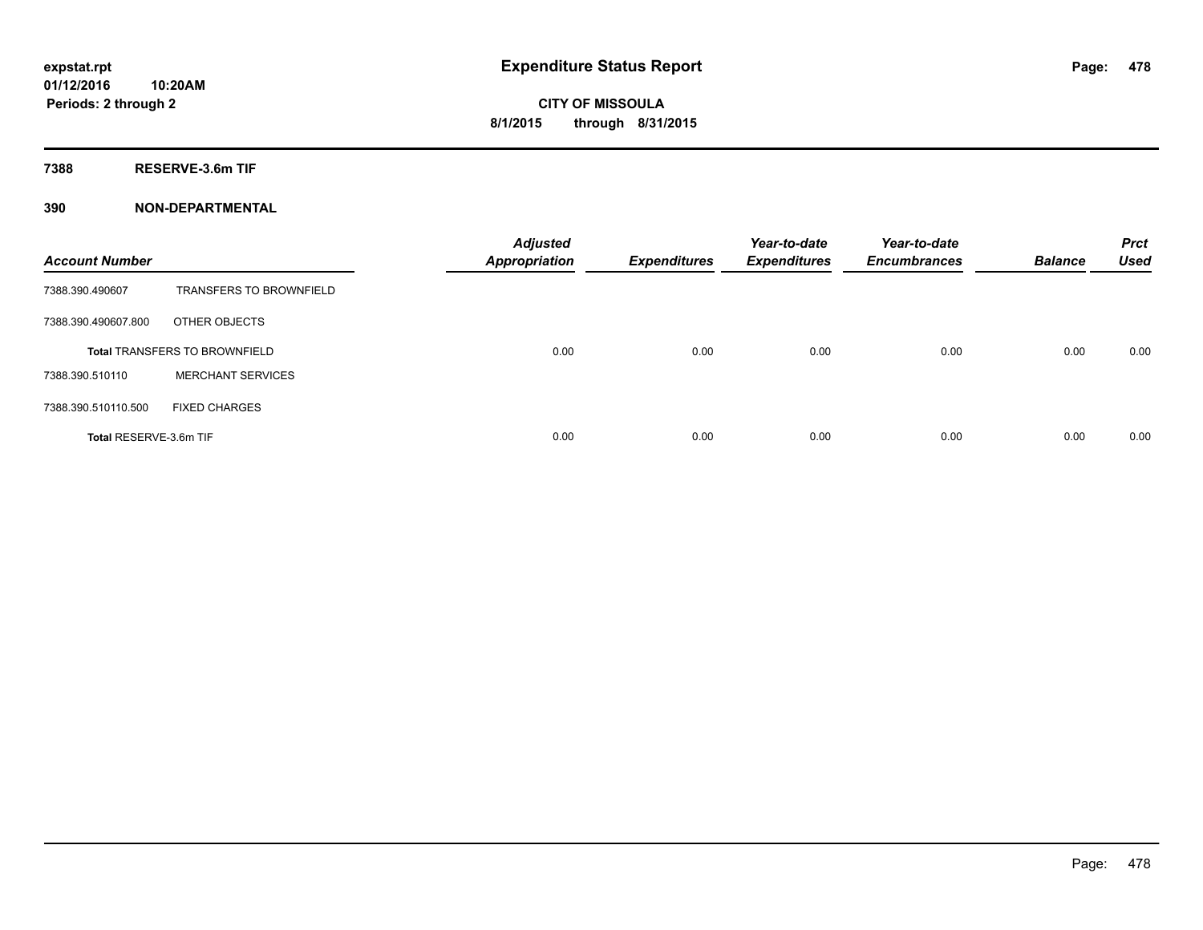expstat.rpt
01/12/2016 10:20AM
Periods: 2 through 2

# Expenditure Status Report

**CITY OF MISSOULA**
**8/1/2015 through 8/31/2015**

## 7388 RESERVE-3.6m TIF

### 390 NON-DEPARTMENTAL

| Account Number | | Adjusted Appropriation | Expenditures | Year-to-date Expenditures | Year-to-date Encumbrances | Balance | Prct Used |
|---|---|---|---|---|---|---|---|
| 7388.390.490607 | TRANSFERS TO BROWNFIELD | | | | | | |
| 7388.390.490607.800 | OTHER OBJECTS | | | | | | |
| Total TRANSFERS TO BROWNFIELD | | 0.00 | 0.00 | 0.00 | 0.00 | 0.00 | 0.00 |
| 7388.390.510110 | MERCHANT SERVICES | | | | | | |
| 7388.390.510110.500 | FIXED CHARGES | | | | | | |
| Total RESERVE-3.6m TIF | | 0.00 | 0.00 | 0.00 | 0.00 | 0.00 | 0.00 |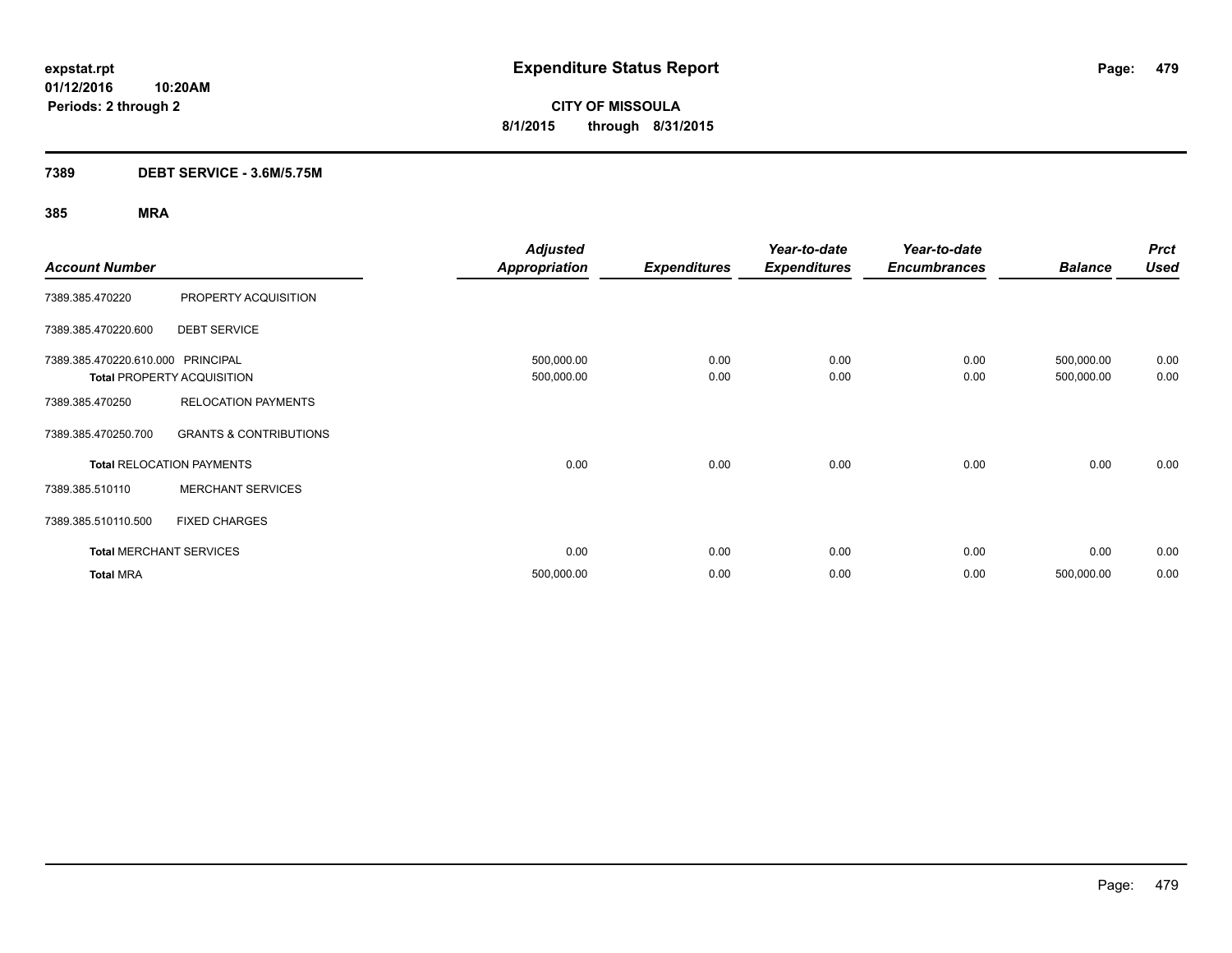**expstat.rpt**
**01/12/2016 10:20AM**
**Periods: 2 through 2**

# Expenditure Status Report

**CITY OF MISSOULA**
**8/1/2015 through 8/31/2015**

## 7389 DEBT SERVICE - 3.6M/5.75M

### 385 MRA

| Account Number | | Adjusted Appropriation | Expenditures | Year-to-date Expenditures | Year-to-date Encumbrances | Balance | Prct Used |
|---|---|---|---|---|---|---|---|
| 7389.385.470220 | PROPERTY ACQUISITION | | | | | | |
| 7389.385.470220.600 | DEBT SERVICE | | | | | | |
| 7389.385.470220.610.000 | PRINCIPAL | 500,000.00 | 0.00 | 0.00 | 0.00 | 500,000.00 | 0.00 |
| **Total** PROPERTY ACQUISITION | | 500,000.00 | 0.00 | 0.00 | 0.00 | 500,000.00 | 0.00 |
| 7389.385.470250 | RELOCATION PAYMENTS | | | | | | |
| 7389.385.470250.700 | GRANTS & CONTRIBUTIONS | | | | | | |
| **Total** RELOCATION PAYMENTS | | 0.00 | 0.00 | 0.00 | 0.00 | 0.00 | 0.00 |
| 7389.385.510110 | MERCHANT SERVICES | | | | | | |
| 7389.385.510110.500 | FIXED CHARGES | | | | | | |
| **Total** MERCHANT SERVICES | | 0.00 | 0.00 | 0.00 | 0.00 | 0.00 | 0.00 |
| **Total** MRA | | 500,000.00 | 0.00 | 0.00 | 0.00 | 500,000.00 | 0.00 |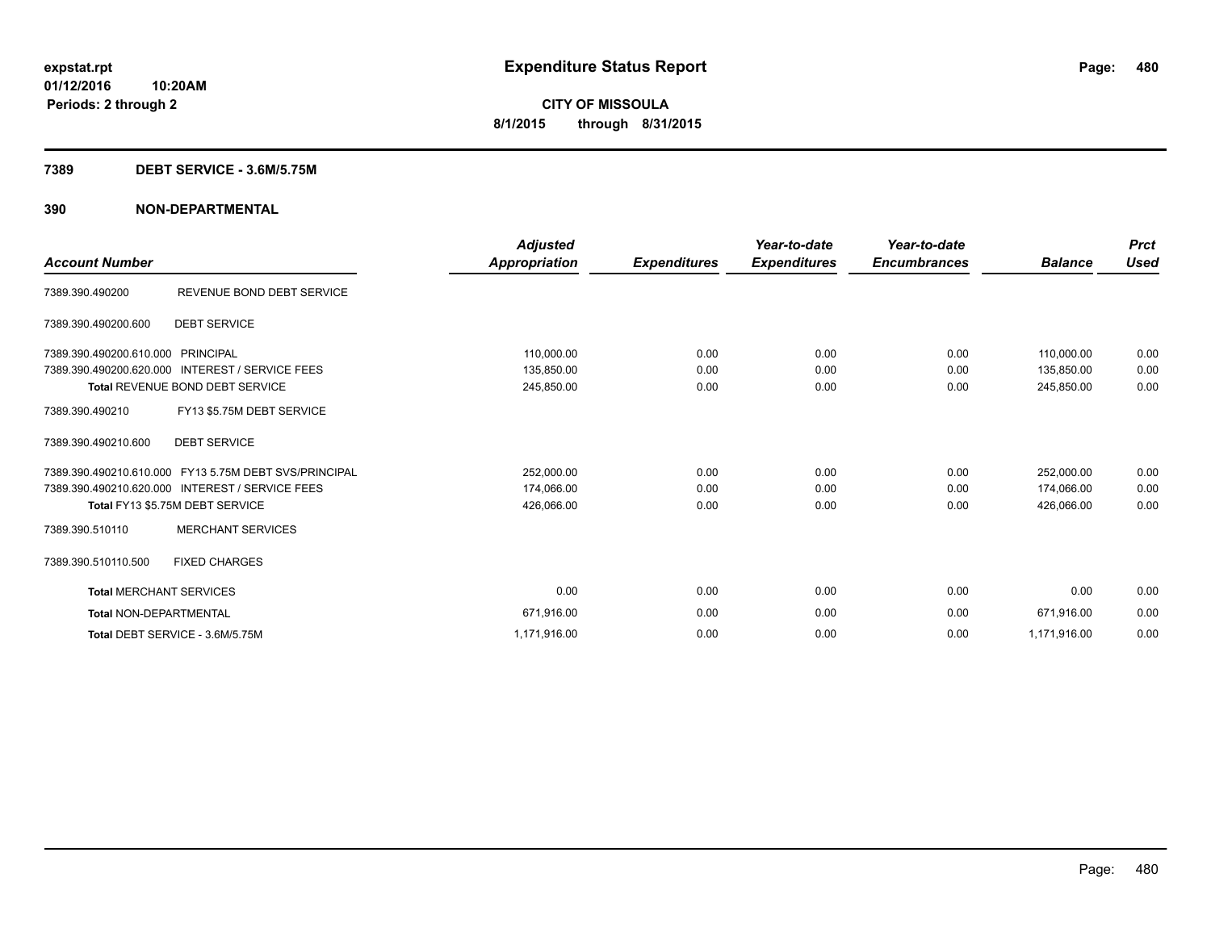**expstat.rpt**
**01/12/2016 10:20AM**
**Periods: 2 through 2**

# Expenditure Status Report

**CITY OF MISSOULA**
**8/1/2015 through 8/31/2015**

## 7389 DEBT SERVICE - 3.6M/5.75M

## 390 NON-DEPARTMENTAL

| Account Number | | Adjusted Appropriation | Expenditures | Year-to-date Expenditures | Year-to-date Encumbrances | Balance | Prct Used |
|---|---|---|---|---|---|---|---|
| 7389.390.490200 | REVENUE BOND DEBT SERVICE | | | | | | |
| 7389.390.490200.600 | DEBT SERVICE | | | | | | |
| 7389.390.490200.610.000 | PRINCIPAL | 110,000.00 | 0.00 | 0.00 | 0.00 | 110,000.00 | 0.00 |
| 7389.390.490200.620.000 | INTEREST / SERVICE FEES | 135,850.00 | 0.00 | 0.00 | 0.00 | 135,850.00 | 0.00 |
| **Total** REVENUE BOND DEBT SERVICE | | 245,850.00 | 0.00 | 0.00 | 0.00 | 245,850.00 | 0.00 |
| 7389.390.490210 | FY13 $5.75M DEBT SERVICE | | | | | | |
| 7389.390.490210.600 | DEBT SERVICE | | | | | | |
| 7389.390.490210.610.000 | FY13 5.75M DEBT SVS/PRINCIPAL | 252,000.00 | 0.00 | 0.00 | 0.00 | 252,000.00 | 0.00 |
| 7389.390.490210.620.000 | INTEREST / SERVICE FEES | 174,066.00 | 0.00 | 0.00 | 0.00 | 174,066.00 | 0.00 |
| **Total** FY13 $5.75M DEBT SERVICE | | 426,066.00 | 0.00 | 0.00 | 0.00 | 426,066.00 | 0.00 |
| 7389.390.510110 | MERCHANT SERVICES | | | | | | |
| 7389.390.510110.500 | FIXED CHARGES | | | | | | |
| **Total** MERCHANT SERVICES | | 0.00 | 0.00 | 0.00 | 0.00 | 0.00 | 0.00 |
| **Total** NON-DEPARTMENTAL | | 671,916.00 | 0.00 | 0.00 | 0.00 | 671,916.00 | 0.00 |
| **Total** DEBT SERVICE - 3.6M/5.75M | | 1,171,916.00 | 0.00 | 0.00 | 0.00 | 1,171,916.00 | 0.00 |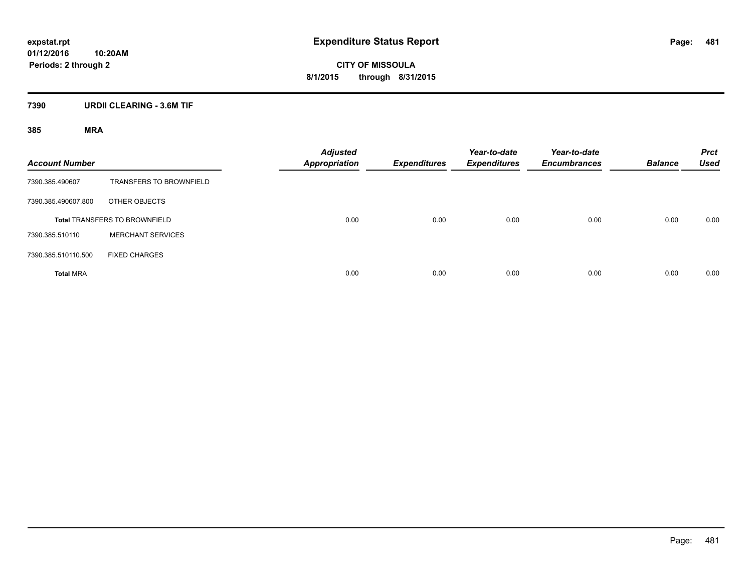**expstat.rpt**
**01/12/2016 10:20AM**
**Periods: 2 through 2**

# Expenditure Status Report

**CITY OF MISSOULA**
**8/1/2015 through 8/31/2015**

## 7390 URDII CLEARING - 3.6M TIF

### 385 MRA

| Account Number | | Adjusted Appropriation | Expenditures | Year-to-date Expenditures | Year-to-date Encumbrances | Balance | Prct Used |
|---|---|---|---|---|---|---|---|
| 7390.385.490607 | TRANSFERS TO BROWNFIELD | | | | | | |
| 7390.385.490607.800 | OTHER OBJECTS | | | | | | |
| **Total** TRANSFERS TO BROWNFIELD | | 0.00 | 0.00 | 0.00 | 0.00 | 0.00 | 0.00 |
| 7390.385.510110 | MERCHANT SERVICES | | | | | | |
| 7390.385.510110.500 | FIXED CHARGES | | | | | | |
| **Total** MRA | | 0.00 | 0.00 | 0.00 | 0.00 | 0.00 | 0.00 |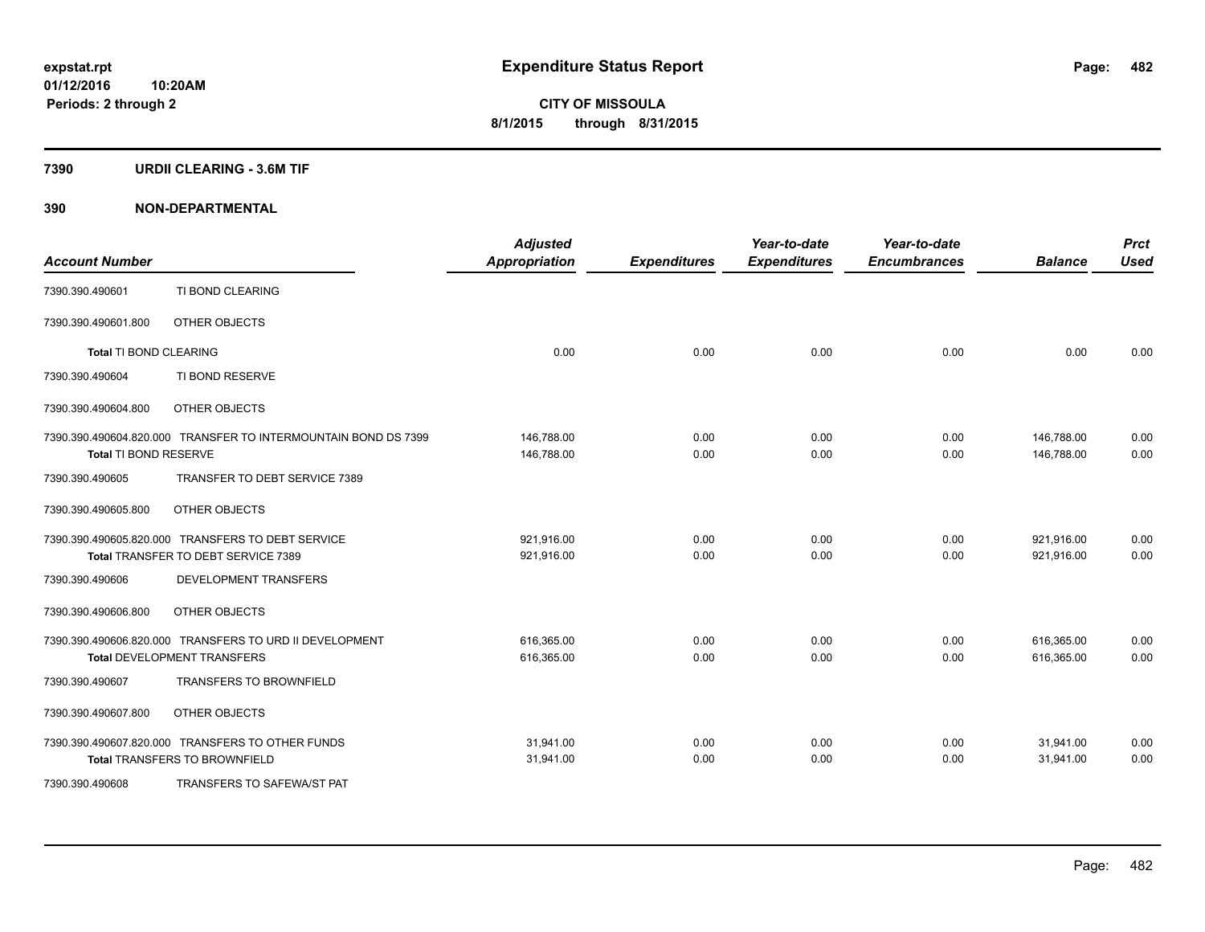expstat.rpt
01/12/2016 10:20AM
Periods: 2 through 2

# Expenditure Status Report

**CITY OF MISSOULA**
**8/1/2015 through 8/31/2015**

## 7390 URDII CLEARING - 3.6M TIF

## 390 NON-DEPARTMENTAL

| Account Number | | Adjusted Appropriation | Expenditures | Year-to-date Expenditures | Year-to-date Encumbrances | Balance | Prct Used |
|---|---|---|---|---|---|---|---|
| 7390.390.490601 | TI BOND CLEARING | | | | | | |
| 7390.390.490601.800 | OTHER OBJECTS | | | | | | |
| **Total** TI BOND CLEARING | | 0.00 | 0.00 | 0.00 | 0.00 | 0.00 | 0.00 |
| 7390.390.490604 | TI BOND RESERVE | | | | | | |
| 7390.390.490604.800 | OTHER OBJECTS | | | | | | |
| 7390.390.490604.820.000 | TRANSFER TO INTERMOUNTAIN BOND DS 7399 | 146,788.00 | 0.00 | 0.00 | 0.00 | 146,788.00 | 0.00 |
| **Total** TI BOND RESERVE | | 146,788.00 | 0.00 | 0.00 | 0.00 | 146,788.00 | 0.00 |
| 7390.390.490605 | TRANSFER TO DEBT SERVICE 7389 | | | | | | |
| 7390.390.490605.800 | OTHER OBJECTS | | | | | | |
| 7390.390.490605.820.000 | TRANSFERS TO DEBT SERVICE | 921,916.00 | 0.00 | 0.00 | 0.00 | 921,916.00 | 0.00 |
| **Total** TRANSFER TO DEBT SERVICE 7389 | | 921,916.00 | 0.00 | 0.00 | 0.00 | 921,916.00 | 0.00 |
| 7390.390.490606 | DEVELOPMENT TRANSFERS | | | | | | |
| 7390.390.490606.800 | OTHER OBJECTS | | | | | | |
| 7390.390.490606.820.000 | TRANSFERS TO URD II DEVELOPMENT | 616,365.00 | 0.00 | 0.00 | 0.00 | 616,365.00 | 0.00 |
| **Total** DEVELOPMENT TRANSFERS | | 616,365.00 | 0.00 | 0.00 | 0.00 | 616,365.00 | 0.00 |
| 7390.390.490607 | TRANSFERS TO BROWNFIELD | | | | | | |
| 7390.390.490607.800 | OTHER OBJECTS | | | | | | |
| 7390.390.490607.820.000 | TRANSFERS TO OTHER FUNDS | 31,941.00 | 0.00 | 0.00 | 0.00 | 31,941.00 | 0.00 |
| **Total** TRANSFERS TO BROWNFIELD | | 31,941.00 | 0.00 | 0.00 | 0.00 | 31,941.00 | 0.00 |
| 7390.390.490608 | TRANSFERS TO SAFEWA/ST PAT | | | | | | |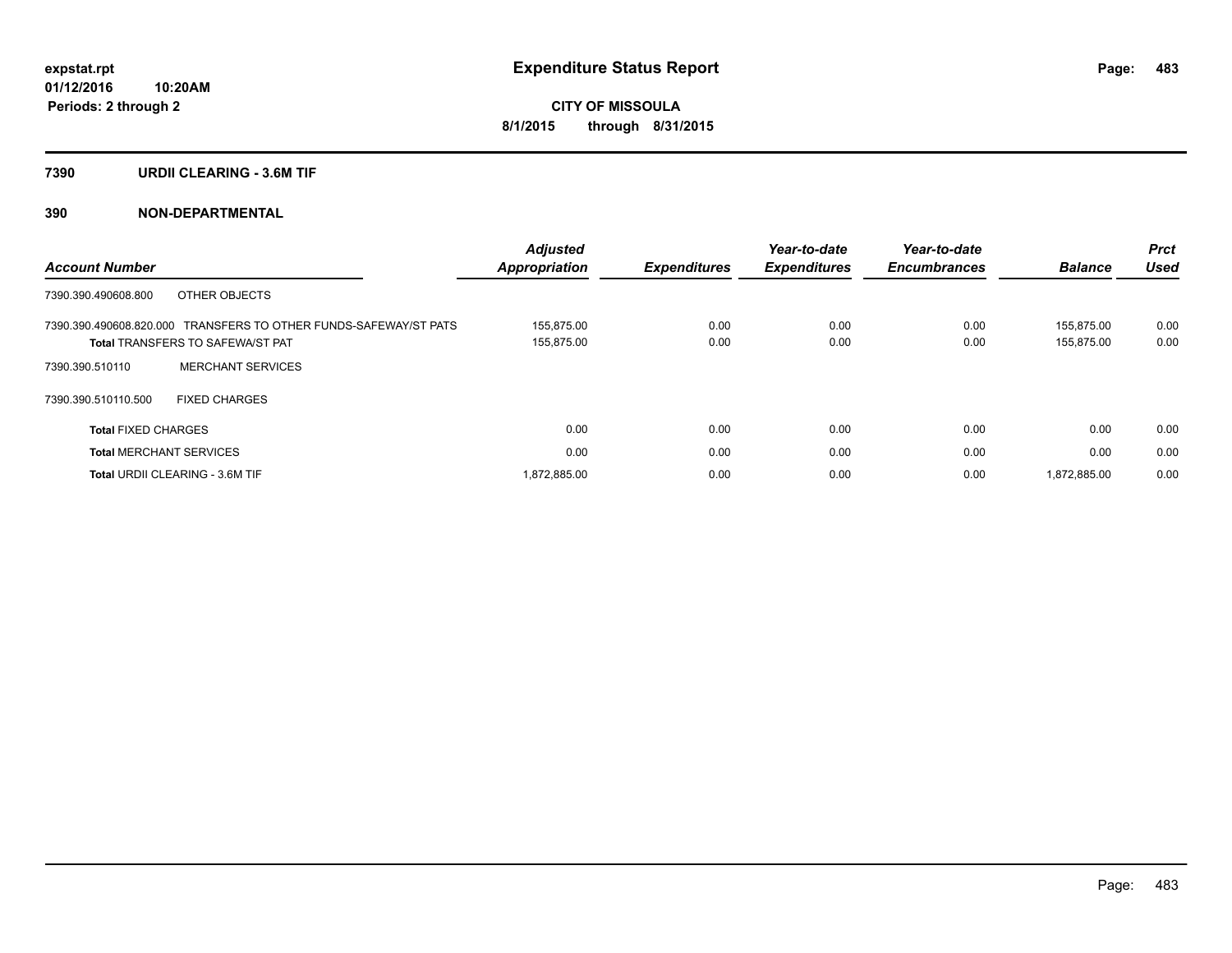# Expenditure Status Report

expstat.rpt
01/12/2016 10:20AM
Periods: 2 through 2

**CITY OF MISSOULA**
**8/1/2015 through 8/31/2015**

## 7390 URDII CLEARING - 3.6M TIF

## 390 NON-DEPARTMENTAL

| Account Number | Adjusted Appropriation | Expenditures | Year-to-date Expenditures | Year-to-date Encumbrances | Balance | Prct Used |
|---|---|---|---|---|---|---|
| 7390.390.490608.800 OTHER OBJECTS | | | | | | |
| 7390.390.490608.820.000 TRANSFERS TO OTHER FUNDS-SAFEWAY/ST PATS | 155,875.00 | 0.00 | 0.00 | 0.00 | 155,875.00 | 0.00 |
| **Total** TRANSFERS TO SAFEWA/ST PAT | 155,875.00 | 0.00 | 0.00 | 0.00 | 155,875.00 | 0.00 |
| 7390.390.510110 MERCHANT SERVICES | | | | | | |
| 7390.390.510110.500 FIXED CHARGES | | | | | | |
| **Total** FIXED CHARGES | 0.00 | 0.00 | 0.00 | 0.00 | 0.00 | 0.00 |
| **Total** MERCHANT SERVICES | 0.00 | 0.00 | 0.00 | 0.00 | 0.00 | 0.00 |
| **Total** URDII CLEARING - 3.6M TIF | 1,872,885.00 | 0.00 | 0.00 | 0.00 | 1,872,885.00 | 0.00 |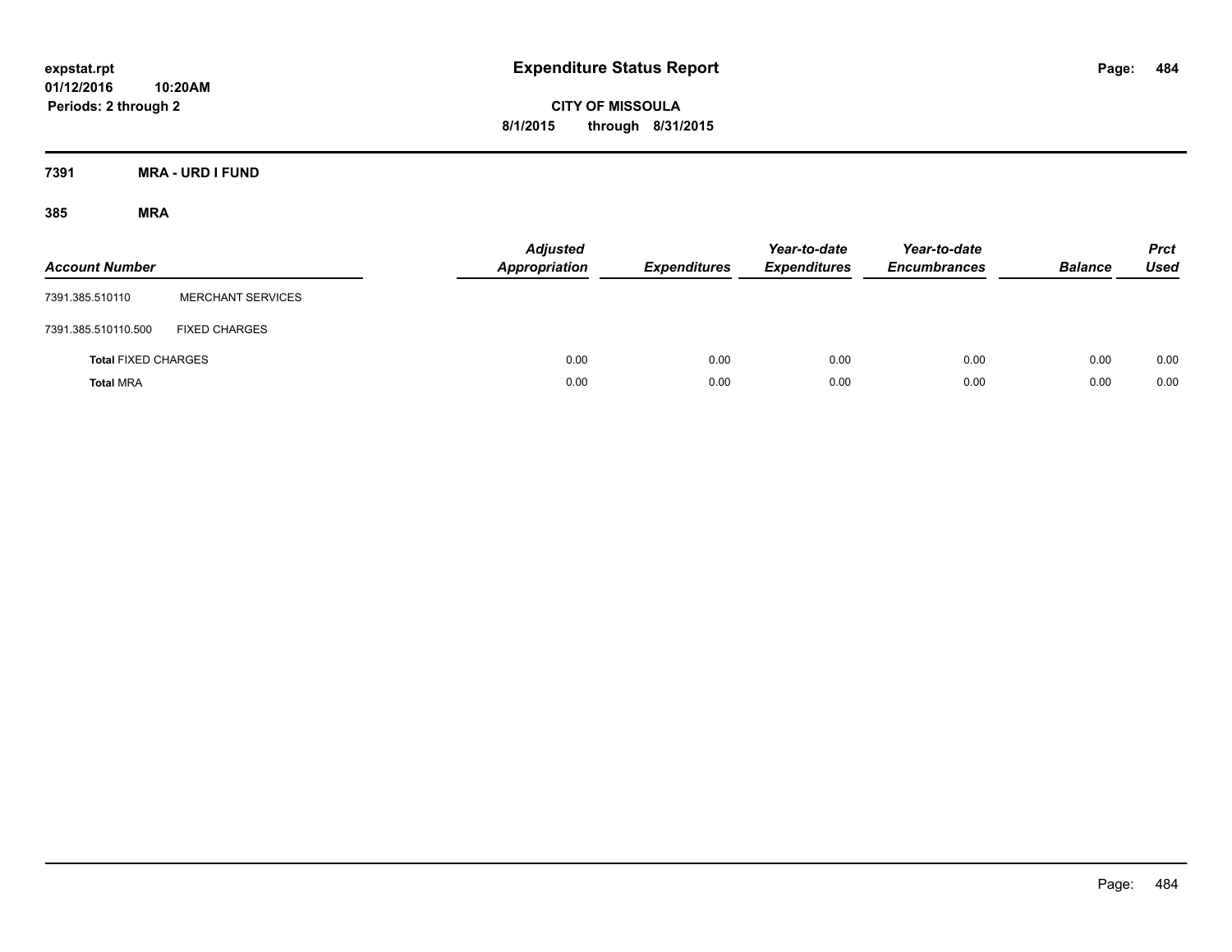expstat.rpt
01/12/2016 10:20AM
Periods: 2 through 2

# Expenditure Status Report

**CITY OF MISSOULA**
**8/1/2015 through 8/31/2015**

**7391 MRA - URD I FUND**

**385 MRA**

| Account Number | | Adjusted Appropriation | Expenditures | Year-to-date Expenditures | Year-to-date Encumbrances | Balance | Prct Used |
|---|---|---|---|---|---|---|---|
| 7391.385.510110 | MERCHANT SERVICES | | | | | | |
| 7391.385.510110.500 | FIXED CHARGES | | | | | | |
| **Total** FIXED CHARGES | | 0.00 | 0.00 | 0.00 | 0.00 | 0.00 | 0.00 |
| **Total** MRA | | 0.00 | 0.00 | 0.00 | 0.00 | 0.00 | 0.00 |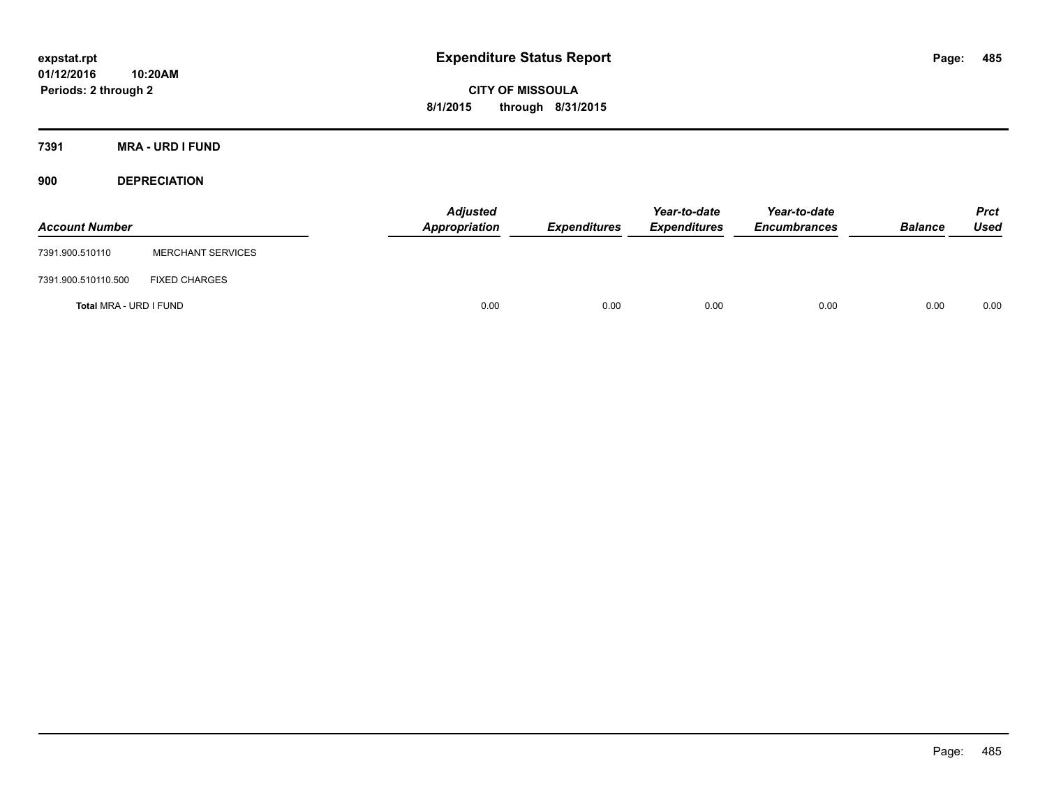expstat.rpt
01/12/2016 10:20AM
Periods: 2 through 2

# Expenditure Status Report

**CITY OF MISSOULA**
**8/1/2015 through 8/31/2015**

**7391 MRA - URD I FUND**

**900 DEPRECIATION**

| Account Number | | Adjusted Appropriation | Expenditures | Year-to-date Expenditures | Year-to-date Encumbrances | Balance | Prct Used |
|---|---|---|---|---|---|---|---|
| 7391.900.510110 | MERCHANT SERVICES | | | | | | |
| 7391.900.510110.500 | FIXED CHARGES | | | | | | |
| **Total** MRA - URD I FUND | | 0.00 | 0.00 | 0.00 | 0.00 | 0.00 | 0.00 |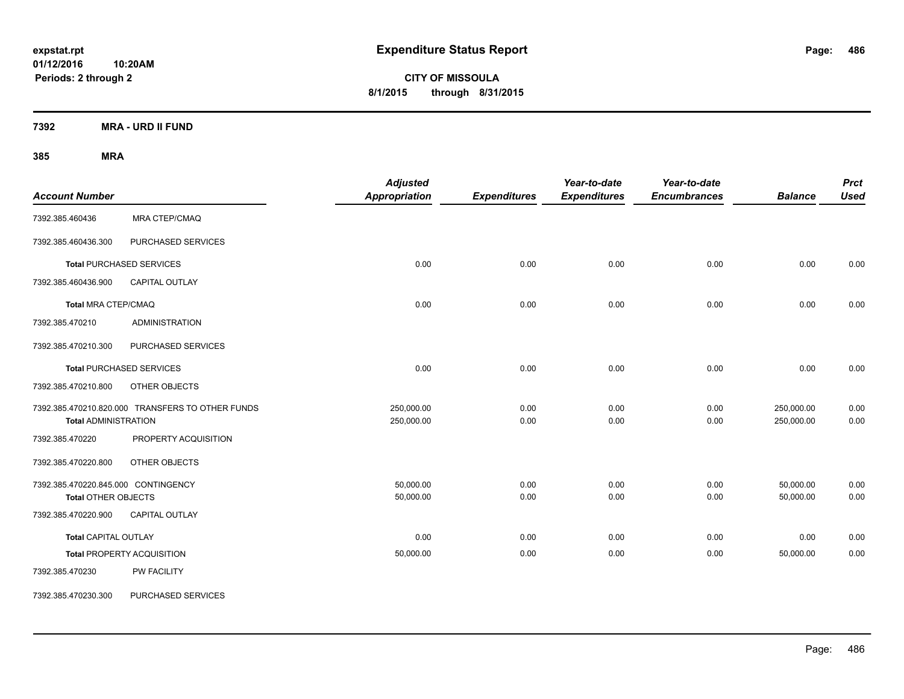# Expenditure Status Report

expstat.rpt
01/12/2016 10:20AM
Periods: 2 through 2

**CITY OF MISSOULA**
**8/1/2015 through 8/31/2015**

## 7392 MRA - URD II FUND

### 385 MRA

| Account Number | | Adjusted Appropriation | Expenditures | Year-to-date Expenditures | Year-to-date Encumbrances | Balance | Prct Used |
|---|---|---|---|---|---|---|---|
| 7392.385.460436 | MRA CTEP/CMAQ | | | | | | |
| 7392.385.460436.300 | PURCHASED SERVICES | | | | | | |
| **Total** PURCHASED SERVICES | | 0.00 | 0.00 | 0.00 | 0.00 | 0.00 | 0.00 |
| 7392.385.460436.900 | CAPITAL OUTLAY | | | | | | |
| **Total** MRA CTEP/CMAQ | | 0.00 | 0.00 | 0.00 | 0.00 | 0.00 | 0.00 |
| 7392.385.470210 | ADMINISTRATION | | | | | | |
| 7392.385.470210.300 | PURCHASED SERVICES | | | | | | |
| **Total** PURCHASED SERVICES | | 0.00 | 0.00 | 0.00 | 0.00 | 0.00 | 0.00 |
| 7392.385.470210.800 | OTHER OBJECTS | | | | | | |
| 7392.385.470210.820.000 | TRANSFERS TO OTHER FUNDS | 250,000.00 | 0.00 | 0.00 | 0.00 | 250,000.00 | 0.00 |
| **Total** ADMINISTRATION | | 250,000.00 | 0.00 | 0.00 | 0.00 | 250,000.00 | 0.00 |
| 7392.385.470220 | PROPERTY ACQUISITION | | | | | | |
| 7392.385.470220.800 | OTHER OBJECTS | | | | | | |
| 7392.385.470220.845.000 | CONTINGENCY | 50,000.00 | 0.00 | 0.00 | 0.00 | 50,000.00 | 0.00 |
| **Total** OTHER OBJECTS | | 50,000.00 | 0.00 | 0.00 | 0.00 | 50,000.00 | 0.00 |
| 7392.385.470220.900 | CAPITAL OUTLAY | | | | | | |
| **Total** CAPITAL OUTLAY | | 0.00 | 0.00 | 0.00 | 0.00 | 0.00 | 0.00 |
| **Total** PROPERTY ACQUISITION | | 50,000.00 | 0.00 | 0.00 | 0.00 | 50,000.00 | 0.00 |
| 7392.385.470230 | PW FACILITY | | | | | | |
| 7392.385.470230.300 | PURCHASED SERVICES | | | | | | |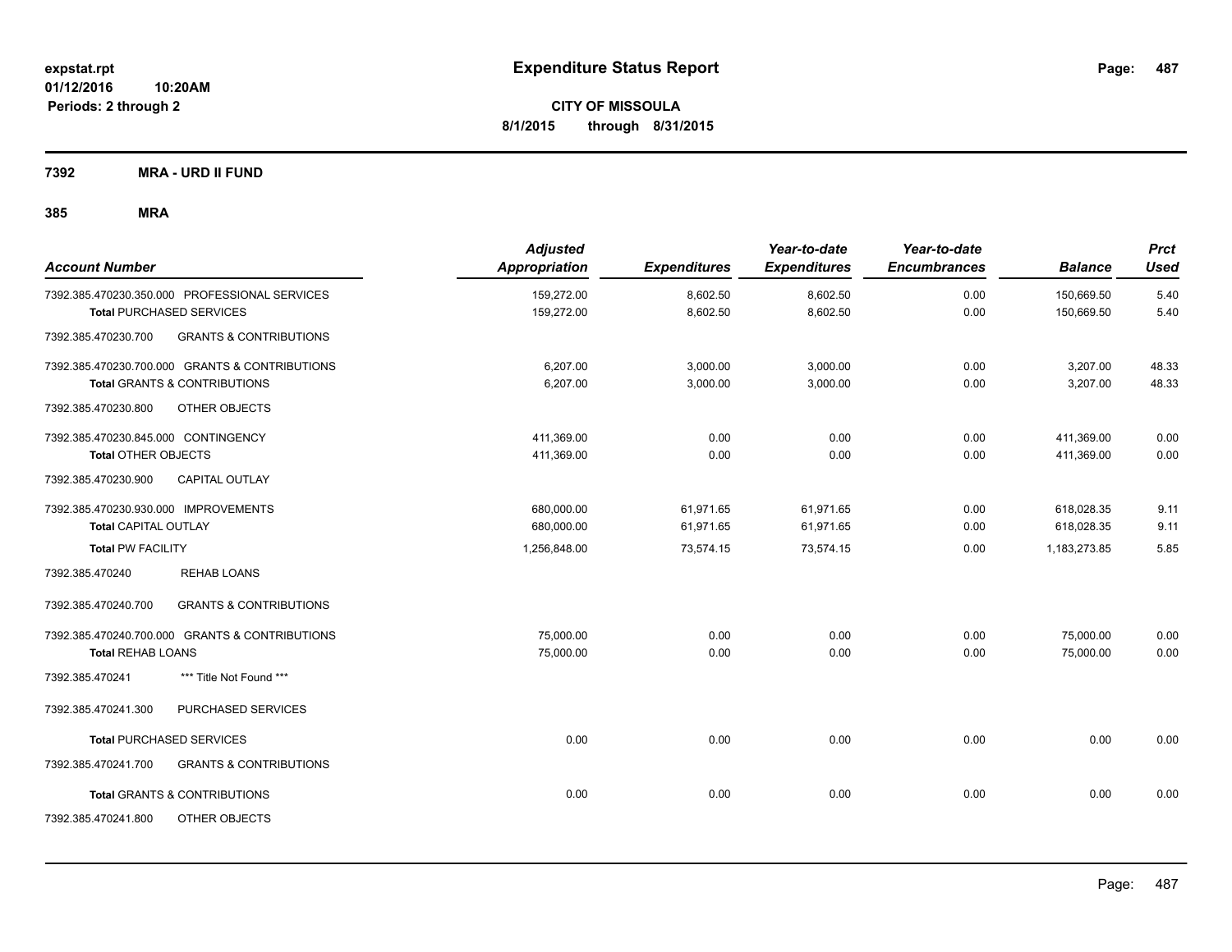# Expenditure Status Report

**CITY OF MISSOULA**
**8/1/2015 through 8/31/2015**

expstat.rpt
01/12/2016 10:20AM
Periods: 2 through 2

## 7392 MRA - URD II FUND

## 385 MRA

| Account Number | | Adjusted Appropriation | Expenditures | Year-to-date Expenditures | Year-to-date Encumbrances | Balance | Prct Used |
|---|---|---|---|---|---|---|---|
| 7392.385.470230.350.000 | PROFESSIONAL SERVICES | 159,272.00 | 8,602.50 | 8,602.50 | 0.00 | 150,669.50 | 5.40 |
| **Total** PURCHASED SERVICES | | 159,272.00 | 8,602.50 | 8,602.50 | 0.00 | 150,669.50 | 5.40 |
| 7392.385.470230.700 | GRANTS & CONTRIBUTIONS | | | | | | |
| 7392.385.470230.700.000 | GRANTS & CONTRIBUTIONS | 6,207.00 | 3,000.00 | 3,000.00 | 0.00 | 3,207.00 | 48.33 |
| **Total** GRANTS & CONTRIBUTIONS | | 6,207.00 | 3,000.00 | 3,000.00 | 0.00 | 3,207.00 | 48.33 |
| 7392.385.470230.800 | OTHER OBJECTS | | | | | | |
| 7392.385.470230.845.000 | CONTINGENCY | 411,369.00 | 0.00 | 0.00 | 0.00 | 411,369.00 | 0.00 |
| **Total** OTHER OBJECTS | | 411,369.00 | 0.00 | 0.00 | 0.00 | 411,369.00 | 0.00 |
| 7392.385.470230.900 | CAPITAL OUTLAY | | | | | | |
| 7392.385.470230.930.000 | IMPROVEMENTS | 680,000.00 | 61,971.65 | 61,971.65 | 0.00 | 618,028.35 | 9.11 |
| **Total** CAPITAL OUTLAY | | 680,000.00 | 61,971.65 | 61,971.65 | 0.00 | 618,028.35 | 9.11 |
| **Total PW FACILITY** | | 1,256,848.00 | 73,574.15 | 73,574.15 | 0.00 | 1,183,273.85 | 5.85 |
| 7392.385.470240 | REHAB LOANS | | | | | | |
| 7392.385.470240.700 | GRANTS & CONTRIBUTIONS | | | | | | |
| 7392.385.470240.700.000 | GRANTS & CONTRIBUTIONS | 75,000.00 | 0.00 | 0.00 | 0.00 | 75,000.00 | 0.00 |
| **Total** REHAB LOANS | | 75,000.00 | 0.00 | 0.00 | 0.00 | 75,000.00 | 0.00 |
| 7392.385.470241 | *** Title Not Found *** | | | | | | |
| 7392.385.470241.300 | PURCHASED SERVICES | | | | | | |
| **Total** PURCHASED SERVICES | | 0.00 | 0.00 | 0.00 | 0.00 | 0.00 | 0.00 |
| 7392.385.470241.700 | GRANTS & CONTRIBUTIONS | | | | | | |
| **Total** GRANTS & CONTRIBUTIONS | | 0.00 | 0.00 | 0.00 | 0.00 | 0.00 | 0.00 |
| 7392.385.470241.800 | OTHER OBJECTS | | | | | | |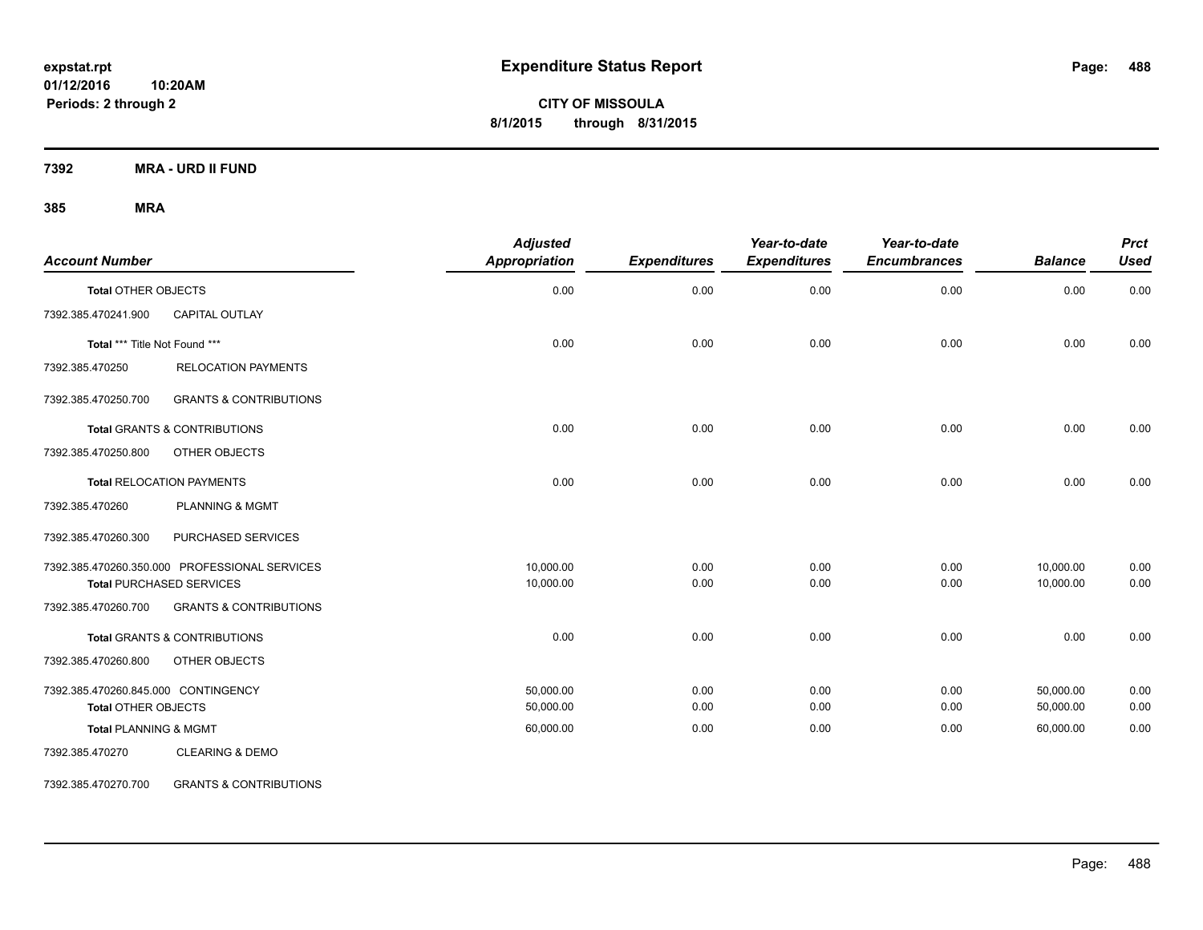**expstat.rpt**
**01/12/2016 10:20AM**
**Periods: 2 through 2**

# Expenditure Status Report

**CITY OF MISSOULA**
**8/1/2015 through 8/31/2015**

**7392 MRA - URD II FUND**

**385 MRA**

| Account Number | | Adjusted Appropriation | Expenditures | Year-to-date Expenditures | Year-to-date Encumbrances | Balance | Prct Used |
|---|---|---|---|---|---|---|---|
| **Total OTHER OBJECTS** | | 0.00 | 0.00 | 0.00 | 0.00 | 0.00 | 0.00 |
| 7392.385.470241.900 | CAPITAL OUTLAY | | | | | | |
| **Total \*\*\* Title Not Found \*\*\*** | | 0.00 | 0.00 | 0.00 | 0.00 | 0.00 | 0.00 |
| 7392.385.470250 | RELOCATION PAYMENTS | | | | | | |
| 7392.385.470250.700 | GRANTS & CONTRIBUTIONS | | | | | | |
| **Total GRANTS & CONTRIBUTIONS** | | 0.00 | 0.00 | 0.00 | 0.00 | 0.00 | 0.00 |
| 7392.385.470250.800 | OTHER OBJECTS | | | | | | |
| **Total RELOCATION PAYMENTS** | | 0.00 | 0.00 | 0.00 | 0.00 | 0.00 | 0.00 |
| 7392.385.470260 | PLANNING & MGMT | | | | | | |
| 7392.385.470260.300 | PURCHASED SERVICES | | | | | | |
| 7392.385.470260.350.000 | PROFESSIONAL SERVICES | 10,000.00 | 0.00 | 0.00 | 0.00 | 10,000.00 | 0.00 |
| **Total PURCHASED SERVICES** | | 10,000.00 | 0.00 | 0.00 | 0.00 | 10,000.00 | 0.00 |
| 7392.385.470260.700 | GRANTS & CONTRIBUTIONS | | | | | | |
| **Total GRANTS & CONTRIBUTIONS** | | 0.00 | 0.00 | 0.00 | 0.00 | 0.00 | 0.00 |
| 7392.385.470260.800 | OTHER OBJECTS | | | | | | |
| 7392.385.470260.845.000 | CONTINGENCY | 50,000.00 | 0.00 | 0.00 | 0.00 | 50,000.00 | 0.00 |
| **Total OTHER OBJECTS** | | 50,000.00 | 0.00 | 0.00 | 0.00 | 50,000.00 | 0.00 |
| **Total PLANNING & MGMT** | | 60,000.00 | 0.00 | 0.00 | 0.00 | 60,000.00 | 0.00 |
| 7392.385.470270 | CLEARING & DEMO | | | | | | |
| 7392.385.470270.700 | GRANTS & CONTRIBUTIONS | | | | | | |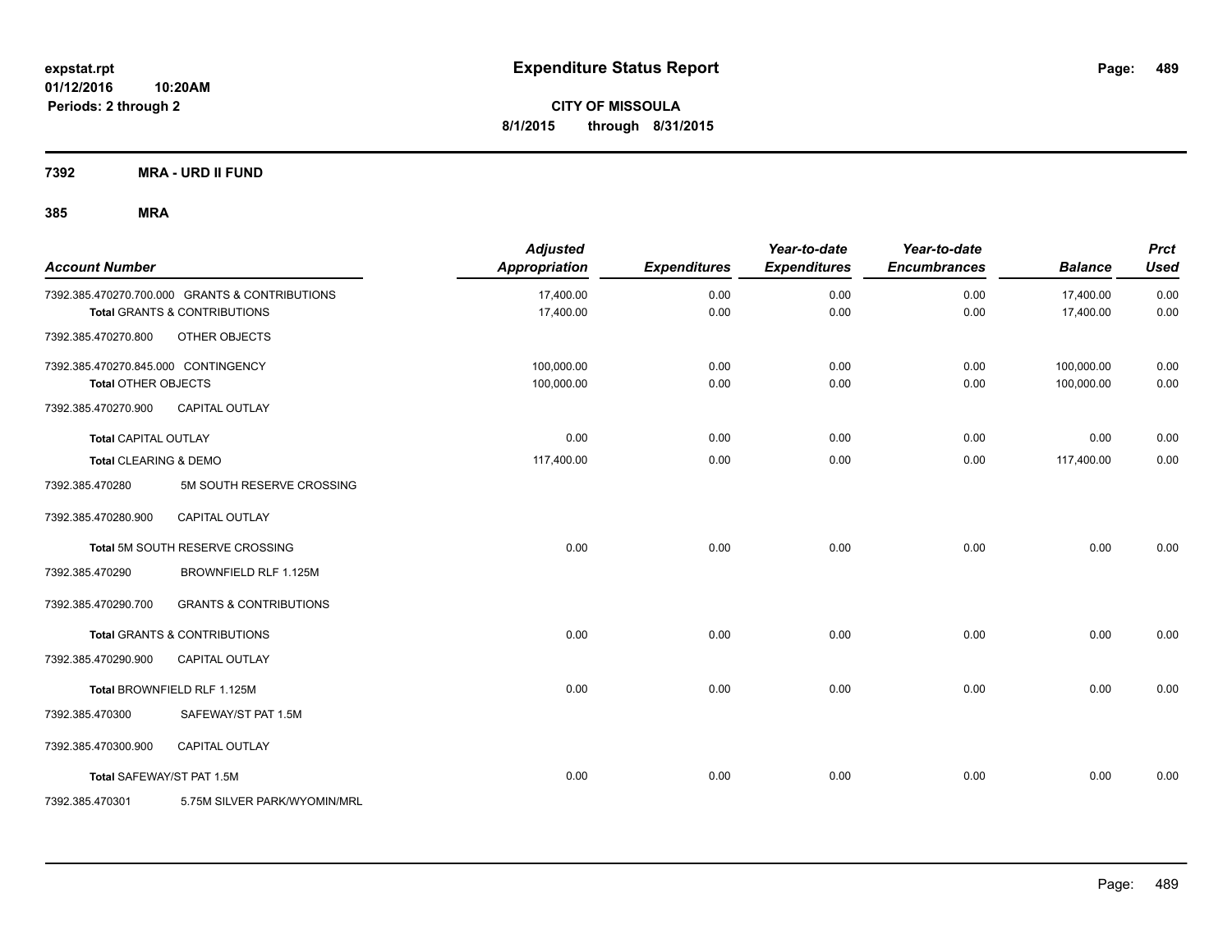**expstat.rpt**
**01/12/2016 10:20AM**
**Periods: 2 through 2**

# Expenditure Status Report

**CITY OF MISSOULA**
**8/1/2015 through 8/31/2015**

## 7392 MRA - URD II FUND

### 385 MRA

| Account Number | | Adjusted Appropriation | Expenditures | Year-to-date Expenditures | Year-to-date Encumbrances | Balance | Prct Used |
|---|---|---|---|---|---|---|---|
| 7392.385.470270.700.000 | GRANTS & CONTRIBUTIONS | 17,400.00 | 0.00 | 0.00 | 0.00 | 17,400.00 | 0.00 |
| **Total** GRANTS & CONTRIBUTIONS | | 17,400.00 | 0.00 | 0.00 | 0.00 | 17,400.00 | 0.00 |
| 7392.385.470270.800 | OTHER OBJECTS | | | | | | |
| 7392.385.470270.845.000 | CONTINGENCY | 100,000.00 | 0.00 | 0.00 | 0.00 | 100,000.00 | 0.00 |
| **Total** OTHER OBJECTS | | 100,000.00 | 0.00 | 0.00 | 0.00 | 100,000.00 | 0.00 |
| 7392.385.470270.900 | CAPITAL OUTLAY | | | | | | |
| **Total** CAPITAL OUTLAY | | 0.00 | 0.00 | 0.00 | 0.00 | 0.00 | 0.00 |
| **Total** CLEARING & DEMO | | 117,400.00 | 0.00 | 0.00 | 0.00 | 117,400.00 | 0.00 |
| 7392.385.470280 | 5M SOUTH RESERVE CROSSING | | | | | | |
| 7392.385.470280.900 | CAPITAL OUTLAY | | | | | | |
| **Total** 5M SOUTH RESERVE CROSSING | | 0.00 | 0.00 | 0.00 | 0.00 | 0.00 | 0.00 |
| 7392.385.470290 | BROWNFIELD RLF 1.125M | | | | | | |
| 7392.385.470290.700 | GRANTS & CONTRIBUTIONS | | | | | | |
| **Total** GRANTS & CONTRIBUTIONS | | 0.00 | 0.00 | 0.00 | 0.00 | 0.00 | 0.00 |
| 7392.385.470290.900 | CAPITAL OUTLAY | | | | | | |
| **Total** BROWNFIELD RLF 1.125M | | 0.00 | 0.00 | 0.00 | 0.00 | 0.00 | 0.00 |
| 7392.385.470300 | SAFEWAY/ST PAT 1.5M | | | | | | |
| 7392.385.470300.900 | CAPITAL OUTLAY | | | | | | |
| **Total** SAFEWAY/ST PAT 1.5M | | 0.00 | 0.00 | 0.00 | 0.00 | 0.00 | 0.00 |
| 7392.385.470301 | 5.75M SILVER PARK/WYOMIN/MRL | | | | | | |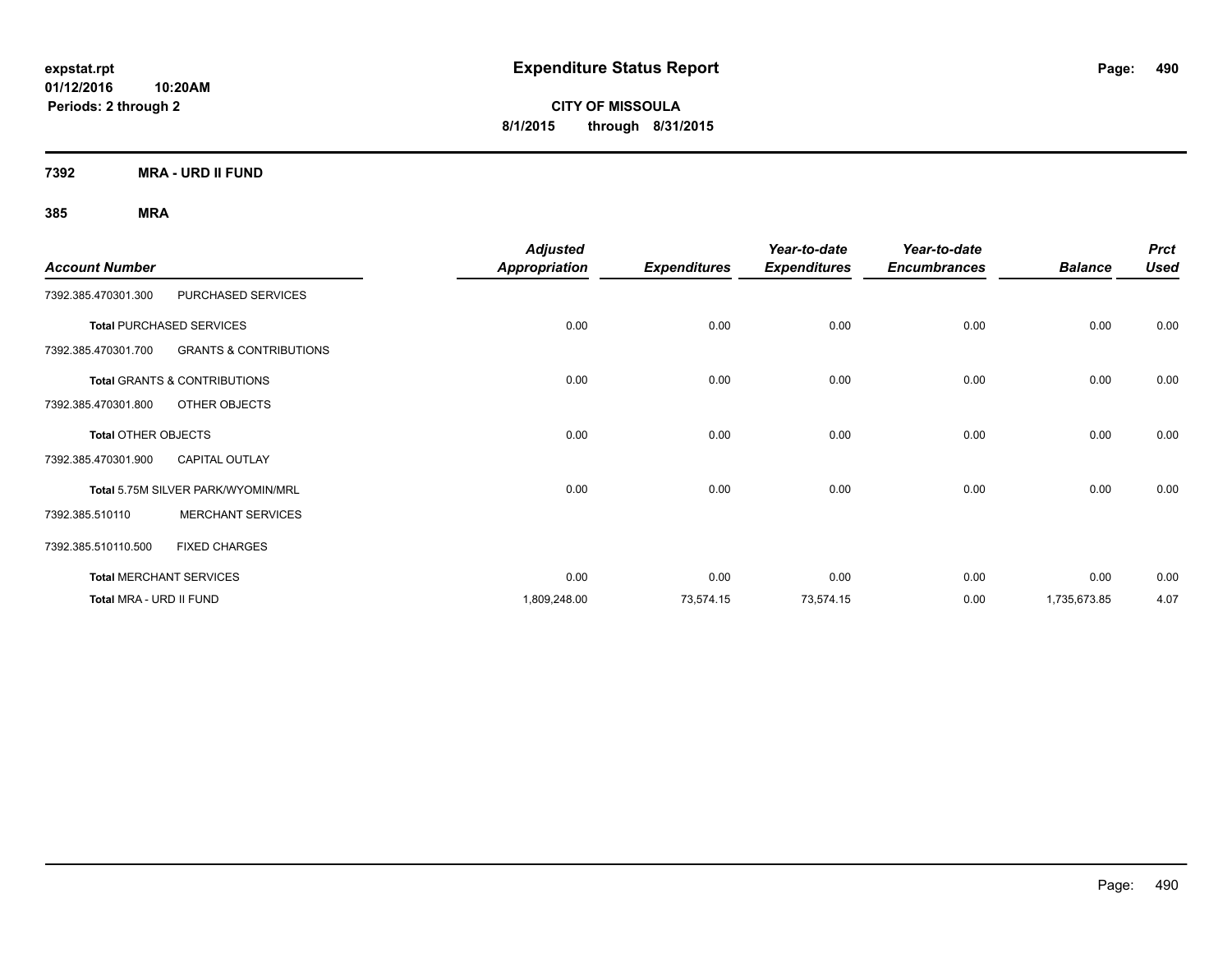# Expenditure Status Report

**CITY OF MISSOULA**
**8/1/2015 through 8/31/2015**

expstat.rpt
01/12/2016 10:20AM
Periods: 2 through 2

**7392 MRA - URD II FUND**

**385 MRA**

| Account Number | | Adjusted Appropriation | Expenditures | Year-to-date Expenditures | Year-to-date Encumbrances | Balance | Prct Used |
|---|---|---|---|---|---|---|---|
| 7392.385.470301.300 | PURCHASED SERVICES | | | | | | |
| **Total** PURCHASED SERVICES | | 0.00 | 0.00 | 0.00 | 0.00 | 0.00 | 0.00 |
| 7392.385.470301.700 | GRANTS & CONTRIBUTIONS | | | | | | |
| **Total** GRANTS & CONTRIBUTIONS | | 0.00 | 0.00 | 0.00 | 0.00 | 0.00 | 0.00 |
| 7392.385.470301.800 | OTHER OBJECTS | | | | | | |
| **Total** OTHER OBJECTS | | 0.00 | 0.00 | 0.00 | 0.00 | 0.00 | 0.00 |
| 7392.385.470301.900 | CAPITAL OUTLAY | | | | | | |
| **Total** 5.75M SILVER PARK/WYOMIN/MRL | | 0.00 | 0.00 | 0.00 | 0.00 | 0.00 | 0.00 |
| 7392.385.510110 | MERCHANT SERVICES | | | | | | |
| 7392.385.510110.500 | FIXED CHARGES | | | | | | |
| **Total** MERCHANT SERVICES | | 0.00 | 0.00 | 0.00 | 0.00 | 0.00 | 0.00 |
| **Total** MRA - URD II FUND | | 1,809,248.00 | 73,574.15 | 73,574.15 | 0.00 | 1,735,673.85 | 4.07 |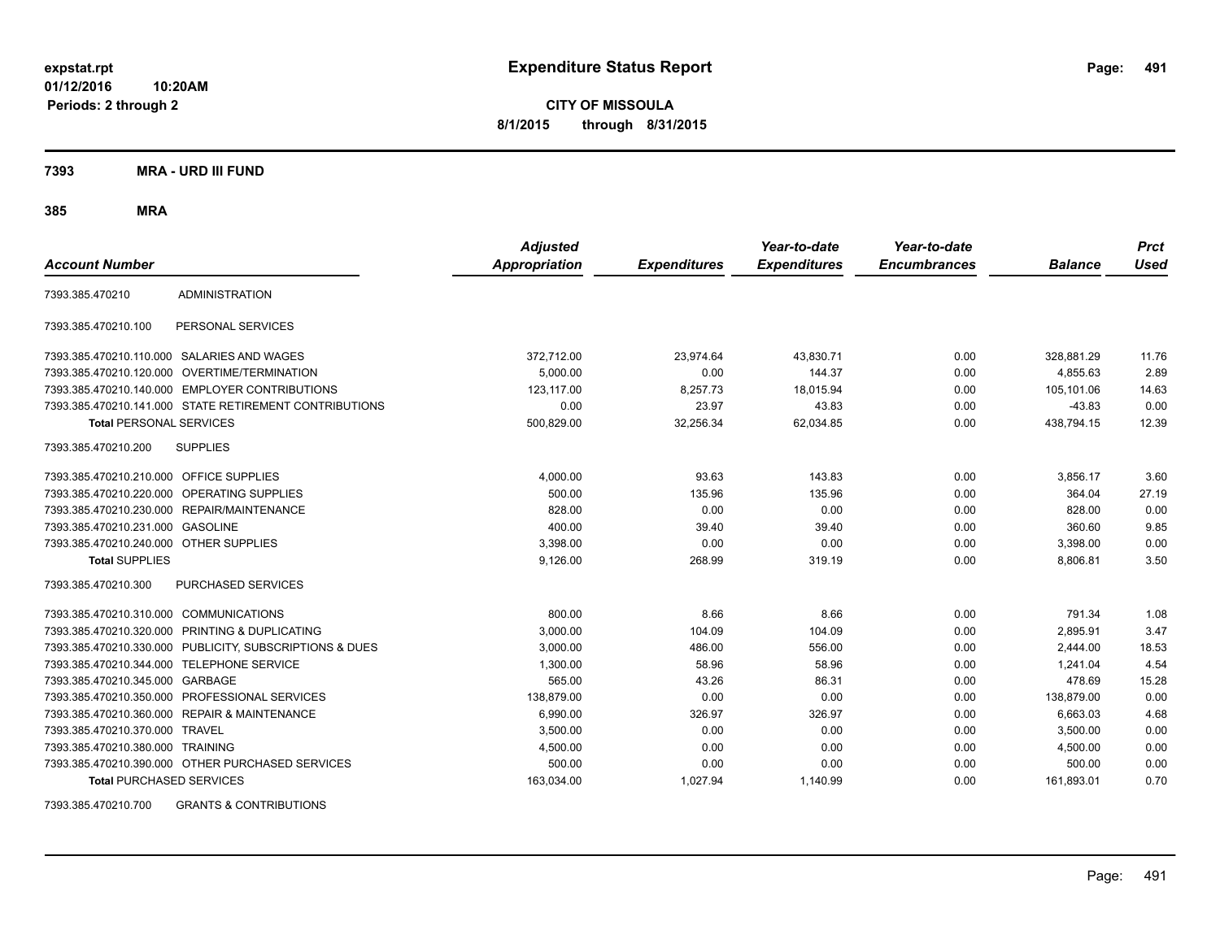**expstat.rpt**
**01/12/2016 10:20AM**
**Periods: 2 through 2**

# Expenditure Status Report

**CITY OF MISSOULA**
**8/1/2015 through 8/31/2015**

## 7393 MRA - URD III FUND

### 385 MRA

| Account Number | | Adjusted Appropriation | Expenditures | Year-to-date Expenditures | Year-to-date Encumbrances | Balance | Prct Used |
|---|---|---|---|---|---|---|---|
| 7393.385.470210 | ADMINISTRATION | | | | | | |
| 7393.385.470210.100 | PERSONAL SERVICES | | | | | | |
| 7393.385.470210.110.000 | SALARIES AND WAGES | 372,712.00 | 23,974.64 | 43,830.71 | 0.00 | 328,881.29 | 11.76 |
| 7393.385.470210.120.000 | OVERTIME/TERMINATION | 5,000.00 | 0.00 | 144.37 | 0.00 | 4,855.63 | 2.89 |
| 7393.385.470210.140.000 | EMPLOYER CONTRIBUTIONS | 123,117.00 | 8,257.73 | 18,015.94 | 0.00 | 105,101.06 | 14.63 |
| 7393.385.470210.141.000 | STATE RETIREMENT CONTRIBUTIONS | 0.00 | 23.97 | 43.83 | 0.00 | -43.83 | 0.00 |
| **Total** PERSONAL SERVICES | | 500,829.00 | 32,256.34 | 62,034.85 | 0.00 | 438,794.15 | 12.39 |
| 7393.385.470210.200 | SUPPLIES | | | | | | |
| 7393.385.470210.210.000 | OFFICE SUPPLIES | 4,000.00 | 93.63 | 143.83 | 0.00 | 3,856.17 | 3.60 |
| 7393.385.470210.220.000 | OPERATING SUPPLIES | 500.00 | 135.96 | 135.96 | 0.00 | 364.04 | 27.19 |
| 7393.385.470210.230.000 | REPAIR/MAINTENANCE | 828.00 | 0.00 | 0.00 | 0.00 | 828.00 | 0.00 |
| 7393.385.470210.231.000 | GASOLINE | 400.00 | 39.40 | 39.40 | 0.00 | 360.60 | 9.85 |
| 7393.385.470210.240.000 | OTHER SUPPLIES | 3,398.00 | 0.00 | 0.00 | 0.00 | 3,398.00 | 0.00 |
| **Total** SUPPLIES | | 9,126.00 | 268.99 | 319.19 | 0.00 | 8,806.81 | 3.50 |
| 7393.385.470210.300 | PURCHASED SERVICES | | | | | | |
| 7393.385.470210.310.000 | COMMUNICATIONS | 800.00 | 8.66 | 8.66 | 0.00 | 791.34 | 1.08 |
| 7393.385.470210.320.000 | PRINTING & DUPLICATING | 3,000.00 | 104.09 | 104.09 | 0.00 | 2,895.91 | 3.47 |
| 7393.385.470210.330.000 | PUBLICITY, SUBSCRIPTIONS & DUES | 3,000.00 | 486.00 | 556.00 | 0.00 | 2,444.00 | 18.53 |
| 7393.385.470210.344.000 | TELEPHONE SERVICE | 1,300.00 | 58.96 | 58.96 | 0.00 | 1,241.04 | 4.54 |
| 7393.385.470210.345.000 | GARBAGE | 565.00 | 43.26 | 86.31 | 0.00 | 478.69 | 15.28 |
| 7393.385.470210.350.000 | PROFESSIONAL SERVICES | 138,879.00 | 0.00 | 0.00 | 0.00 | 138,879.00 | 0.00 |
| 7393.385.470210.360.000 | REPAIR & MAINTENANCE | 6,990.00 | 326.97 | 326.97 | 0.00 | 6,663.03 | 4.68 |
| 7393.385.470210.370.000 | TRAVEL | 3,500.00 | 0.00 | 0.00 | 0.00 | 3,500.00 | 0.00 |
| 7393.385.470210.380.000 | TRAINING | 4,500.00 | 0.00 | 0.00 | 0.00 | 4,500.00 | 0.00 |
| 7393.385.470210.390.000 | OTHER PURCHASED SERVICES | 500.00 | 0.00 | 0.00 | 0.00 | 500.00 | 0.00 |
| **Total** PURCHASED SERVICES | | 163,034.00 | 1,027.94 | 1,140.99 | 0.00 | 161,893.01 | 0.70 |
| 7393.385.470210.700 | GRANTS & CONTRIBUTIONS | | | | | | |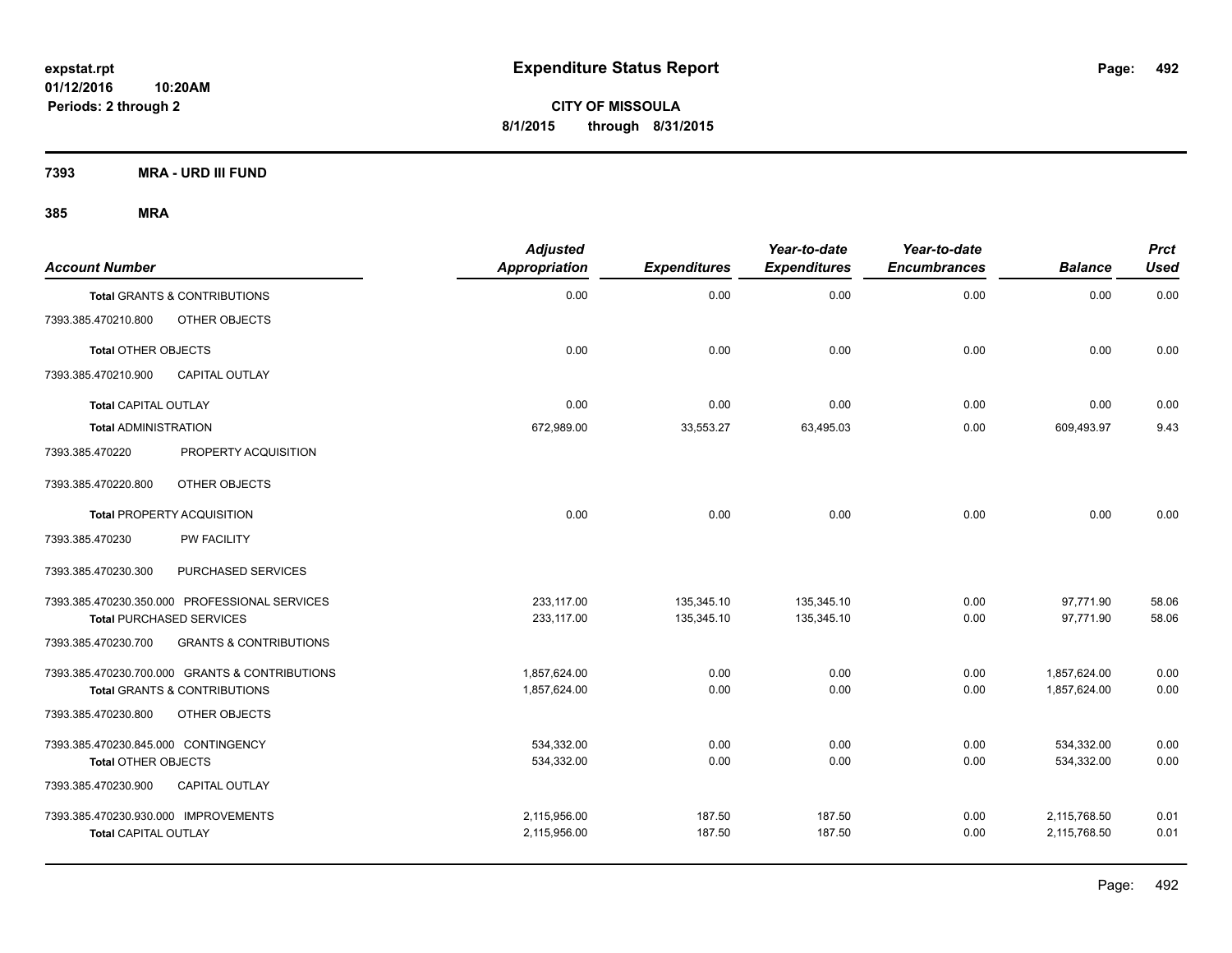# Expenditure Status Report

expstat.rpt
01/12/2016 10:20AM
Periods: 2 through 2

**CITY OF MISSOULA**
**8/1/2015 through 8/31/2015**

**7393 MRA - URD III FUND**

**385 MRA**

| Account Number | Adjusted Appropriation | Expenditures | Year-to-date Expenditures | Year-to-date Encumbrances | Balance | Prct Used |
|---|---|---|---|---|---|---|
| **Total GRANTS & CONTRIBUTIONS** | 0.00 | 0.00 | 0.00 | 0.00 | 0.00 | 0.00 |
| 7393.385.470210.800 OTHER OBJECTS | | | | | | |
| **Total OTHER OBJECTS** | 0.00 | 0.00 | 0.00 | 0.00 | 0.00 | 0.00 |
| 7393.385.470210.900 CAPITAL OUTLAY | | | | | | |
| **Total CAPITAL OUTLAY** | 0.00 | 0.00 | 0.00 | 0.00 | 0.00 | 0.00 |
| **Total ADMINISTRATION** | 672,989.00 | 33,553.27 | 63,495.03 | 0.00 | 609,493.97 | 9.43 |
| 7393.385.470220 PROPERTY ACQUISITION | | | | | | |
| 7393.385.470220.800 OTHER OBJECTS | | | | | | |
| **Total PROPERTY ACQUISITION** | 0.00 | 0.00 | 0.00 | 0.00 | 0.00 | 0.00 |
| 7393.385.470230 PW FACILITY | | | | | | |
| 7393.385.470230.300 PURCHASED SERVICES | | | | | | |
| 7393.385.470230.350.000 PROFESSIONAL SERVICES | 233,117.00 | 135,345.10 | 135,345.10 | 0.00 | 97,771.90 | 58.06 |
| **Total PURCHASED SERVICES** | 233,117.00 | 135,345.10 | 135,345.10 | 0.00 | 97,771.90 | 58.06 |
| 7393.385.470230.700 GRANTS & CONTRIBUTIONS | | | | | | |
| 7393.385.470230.700.000 GRANTS & CONTRIBUTIONS | 1,857,624.00 | 0.00 | 0.00 | 0.00 | 1,857,624.00 | 0.00 |
| **Total GRANTS & CONTRIBUTIONS** | 1,857,624.00 | 0.00 | 0.00 | 0.00 | 1,857,624.00 | 0.00 |
| 7393.385.470230.800 OTHER OBJECTS | | | | | | |
| 7393.385.470230.845.000 CONTINGENCY | 534,332.00 | 0.00 | 0.00 | 0.00 | 534,332.00 | 0.00 |
| **Total OTHER OBJECTS** | 534,332.00 | 0.00 | 0.00 | 0.00 | 534,332.00 | 0.00 |
| 7393.385.470230.900 CAPITAL OUTLAY | | | | | | |
| 7393.385.470230.930.000 IMPROVEMENTS | 2,115,956.00 | 187.50 | 187.50 | 0.00 | 2,115,768.50 | 0.01 |
| **Total CAPITAL OUTLAY** | 2,115,956.00 | 187.50 | 187.50 | 0.00 | 2,115,768.50 | 0.01 |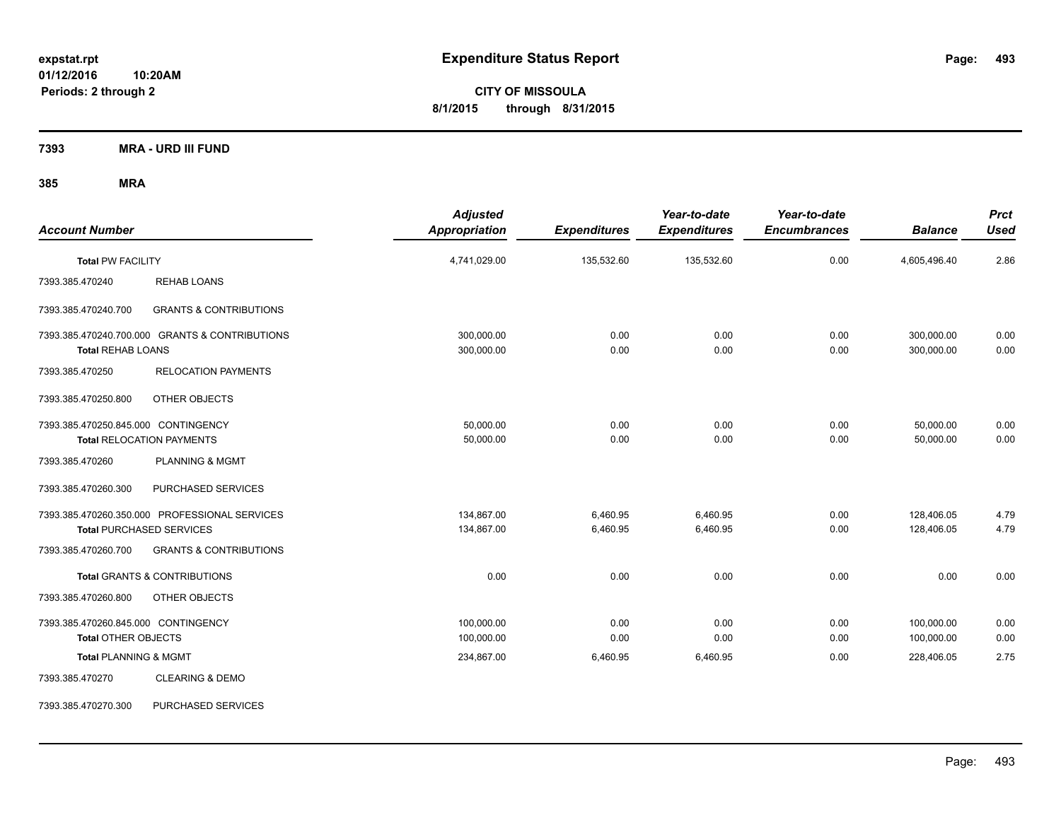# Expenditure Status Report

expstat.rpt
01/12/2016 10:20AM
Periods: 2 through 2

**CITY OF MISSOULA**
**8/1/2015 through 8/31/2015**

**7393 MRA - URD III FUND**

**385 MRA**

| Account Number | | Adjusted Appropriation | Expenditures | Year-to-date Expenditures | Year-to-date Encumbrances | Balance | Prct Used |
|---|---|---|---|---|---|---|---|
| **Total** PW FACILITY | | 4,741,029.00 | 135,532.60 | 135,532.60 | 0.00 | 4,605,496.40 | 2.86 |
| 7393.385.470240 | REHAB LOANS | | | | | | |
| 7393.385.470240.700 | GRANTS & CONTRIBUTIONS | | | | | | |
| 7393.385.470240.700.000 GRANTS & CONTRIBUTIONS | | 300,000.00 | 0.00 | 0.00 | 0.00 | 300,000.00 | 0.00 |
| **Total** REHAB LOANS | | 300,000.00 | 0.00 | 0.00 | 0.00 | 300,000.00 | 0.00 |
| 7393.385.470250 | RELOCATION PAYMENTS | | | | | | |
| 7393.385.470250.800 | OTHER OBJECTS | | | | | | |
| 7393.385.470250.845.000 CONTINGENCY | | 50,000.00 | 0.00 | 0.00 | 0.00 | 50,000.00 | 0.00 |
| **Total** RELOCATION PAYMENTS | | 50,000.00 | 0.00 | 0.00 | 0.00 | 50,000.00 | 0.00 |
| 7393.385.470260 | PLANNING & MGMT | | | | | | |
| 7393.385.470260.300 | PURCHASED SERVICES | | | | | | |
| 7393.385.470260.350.000 PROFESSIONAL SERVICES | | 134,867.00 | 6,460.95 | 6,460.95 | 0.00 | 128,406.05 | 4.79 |
| **Total** PURCHASED SERVICES | | 134,867.00 | 6,460.95 | 6,460.95 | 0.00 | 128,406.05 | 4.79 |
| 7393.385.470260.700 | GRANTS & CONTRIBUTIONS | | | | | | |
| **Total** GRANTS & CONTRIBUTIONS | | 0.00 | 0.00 | 0.00 | 0.00 | 0.00 | 0.00 |
| 7393.385.470260.800 | OTHER OBJECTS | | | | | | |
| 7393.385.470260.845.000 CONTINGENCY | | 100,000.00 | 0.00 | 0.00 | 0.00 | 100,000.00 | 0.00 |
| **Total** OTHER OBJECTS | | 100,000.00 | 0.00 | 0.00 | 0.00 | 100,000.00 | 0.00 |
| **Total** PLANNING & MGMT | | 234,867.00 | 6,460.95 | 6,460.95 | 0.00 | 228,406.05 | 2.75 |
| 7393.385.470270 | CLEARING & DEMO | | | | | | |
| 7393.385.470270.300 | PURCHASED SERVICES | | | | | | |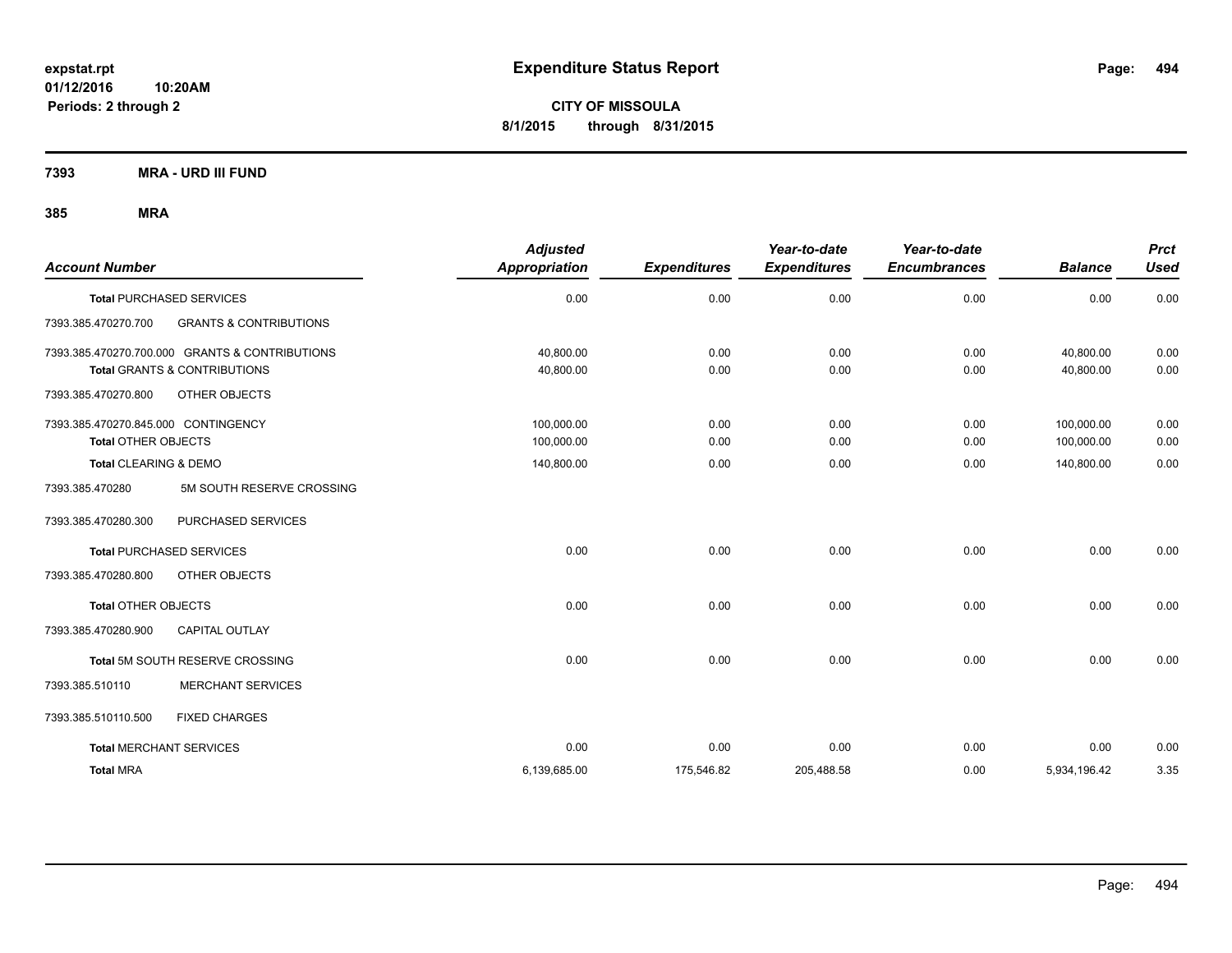**expstat.rpt**
**01/12/2016 10:20AM**
**Periods: 2 through 2**

# Expenditure Status Report

**CITY OF MISSOULA**
**8/1/2015 through 8/31/2015**

## 7393 MRA - URD III FUND

### 385 MRA

| Account Number | | Adjusted Appropriation | Expenditures | Year-to-date Expenditures | Year-to-date Encumbrances | Balance | Prct Used |
|---|---|---|---|---|---|---|---|
| **Total** PURCHASED SERVICES | | 0.00 | 0.00 | 0.00 | 0.00 | 0.00 | 0.00 |
| 7393.385.470270.700 | GRANTS & CONTRIBUTIONS | | | | | | |
| 7393.385.470270.700.000 GRANTS & CONTRIBUTIONS | | 40,800.00 | 0.00 | 0.00 | 0.00 | 40,800.00 | 0.00 |
| **Total** GRANTS & CONTRIBUTIONS | | 40,800.00 | 0.00 | 0.00 | 0.00 | 40,800.00 | 0.00 |
| 7393.385.470270.800 | OTHER OBJECTS | | | | | | |
| 7393.385.470270.845.000 CONTINGENCY | | 100,000.00 | 0.00 | 0.00 | 0.00 | 100,000.00 | 0.00 |
| **Total** OTHER OBJECTS | | 100,000.00 | 0.00 | 0.00 | 0.00 | 100,000.00 | 0.00 |
| **Total** CLEARING & DEMO | | 140,800.00 | 0.00 | 0.00 | 0.00 | 140,800.00 | 0.00 |
| 7393.385.470280 | 5M SOUTH RESERVE CROSSING | | | | | | |
| 7393.385.470280.300 | PURCHASED SERVICES | | | | | | |
| **Total** PURCHASED SERVICES | | 0.00 | 0.00 | 0.00 | 0.00 | 0.00 | 0.00 |
| 7393.385.470280.800 | OTHER OBJECTS | | | | | | |
| **Total** OTHER OBJECTS | | 0.00 | 0.00 | 0.00 | 0.00 | 0.00 | 0.00 |
| 7393.385.470280.900 | CAPITAL OUTLAY | | | | | | |
| **Total** 5M SOUTH RESERVE CROSSING | | 0.00 | 0.00 | 0.00 | 0.00 | 0.00 | 0.00 |
| 7393.385.510110 | MERCHANT SERVICES | | | | | | |
| 7393.385.510110.500 | FIXED CHARGES | | | | | | |
| **Total** MERCHANT SERVICES | | 0.00 | 0.00 | 0.00 | 0.00 | 0.00 | 0.00 |
| **Total MRA** | | 6,139,685.00 | 175,546.82 | 205,488.58 | 0.00 | 5,934,196.42 | 3.35 |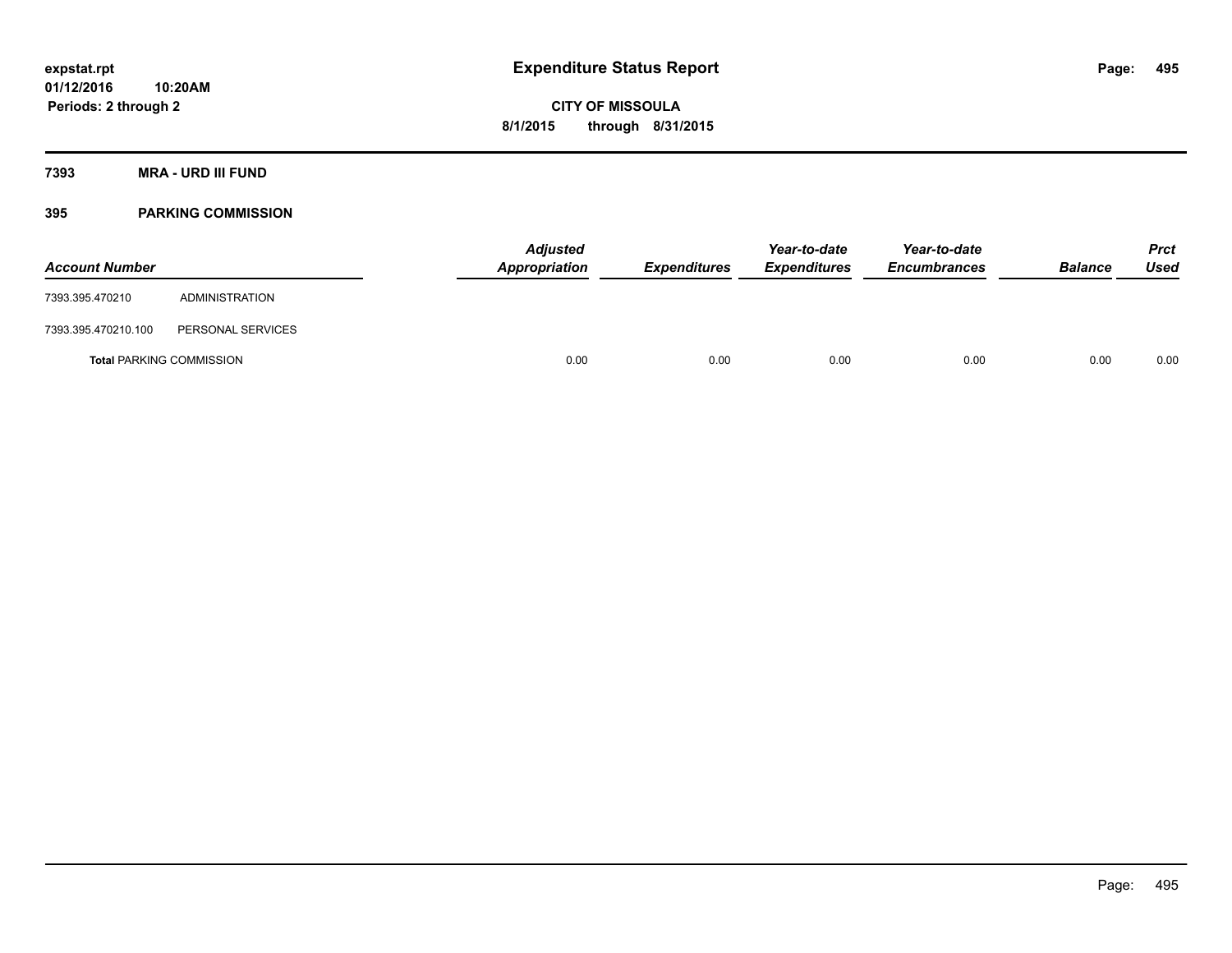**Expenditure Status Report**

**CITY OF MISSOULA**

**8/1/2015 through 8/31/2015**

expstat.rpt
01/12/2016 10:20AM
Periods: 2 through 2

## 7393 MRA - URD III FUND

### 395 PARKING COMMISSION

| Account Number | | Adjusted Appropriation | Expenditures | Year-to-date Expenditures | Year-to-date Encumbrances | Balance | Prct Used |
|---|---|---|---|---|---|---|---|
| 7393.395.470210 | ADMINISTRATION | | | | | | |
| 7393.395.470210.100 | PERSONAL SERVICES | | | | | | |
| **Total** PARKING COMMISSION | | 0.00 | 0.00 | 0.00 | 0.00 | 0.00 | 0.00 |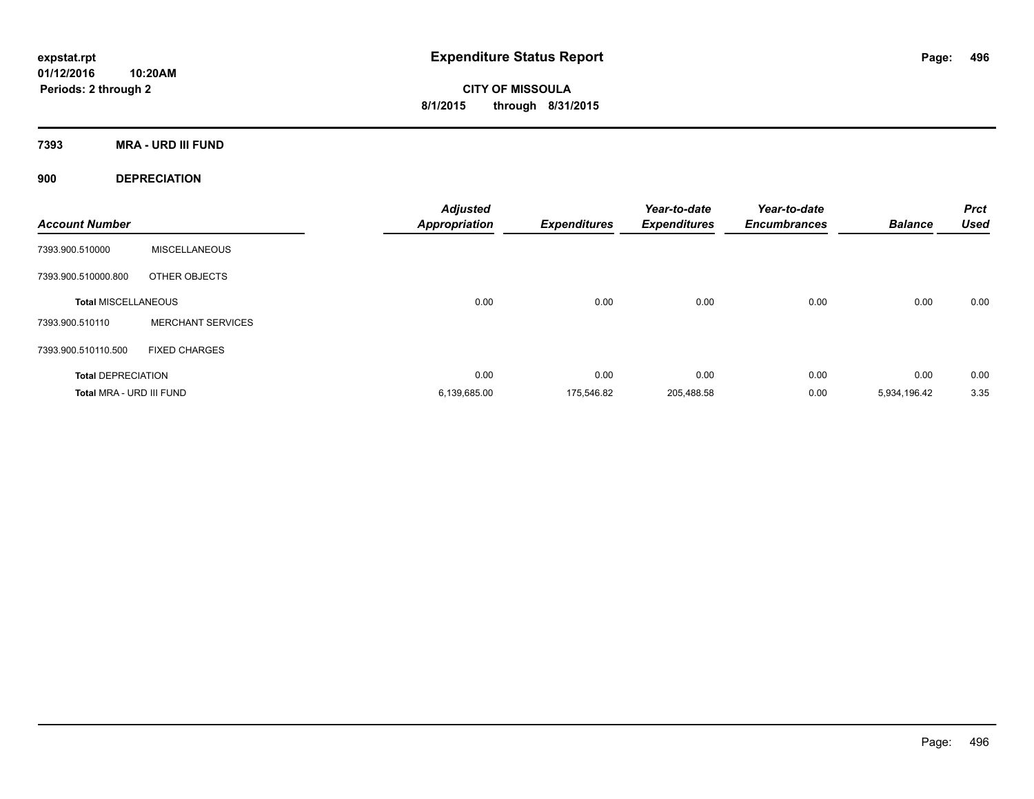expstat.rpt
01/12/2016 10:20AM
Periods: 2 through 2

# Expenditure Status Report

**CITY OF MISSOULA**
**8/1/2015 through 8/31/2015**

## 7393 MRA - URD III FUND

### 900 DEPRECIATION

| Account Number | | Adjusted Appropriation | Expenditures | Year-to-date Expenditures | Year-to-date Encumbrances | Balance | Prct Used |
|---|---|---|---|---|---|---|---|
| 7393.900.510000 | MISCELLANEOUS | | | | | | |
| 7393.900.510000.800 | OTHER OBJECTS | | | | | | |
| **Total MISCELLANEOUS** | | 0.00 | 0.00 | 0.00 | 0.00 | 0.00 | 0.00 |
| 7393.900.510110 | MERCHANT SERVICES | | | | | | |
| 7393.900.510110.500 | FIXED CHARGES | | | | | | |
| **Total DEPRECIATION** | | 0.00 | 0.00 | 0.00 | 0.00 | 0.00 | 0.00 |
| **Total MRA - URD III FUND** | | 6,139,685.00 | 175,546.82 | 205,488.58 | 0.00 | 5,934,196.42 | 3.35 |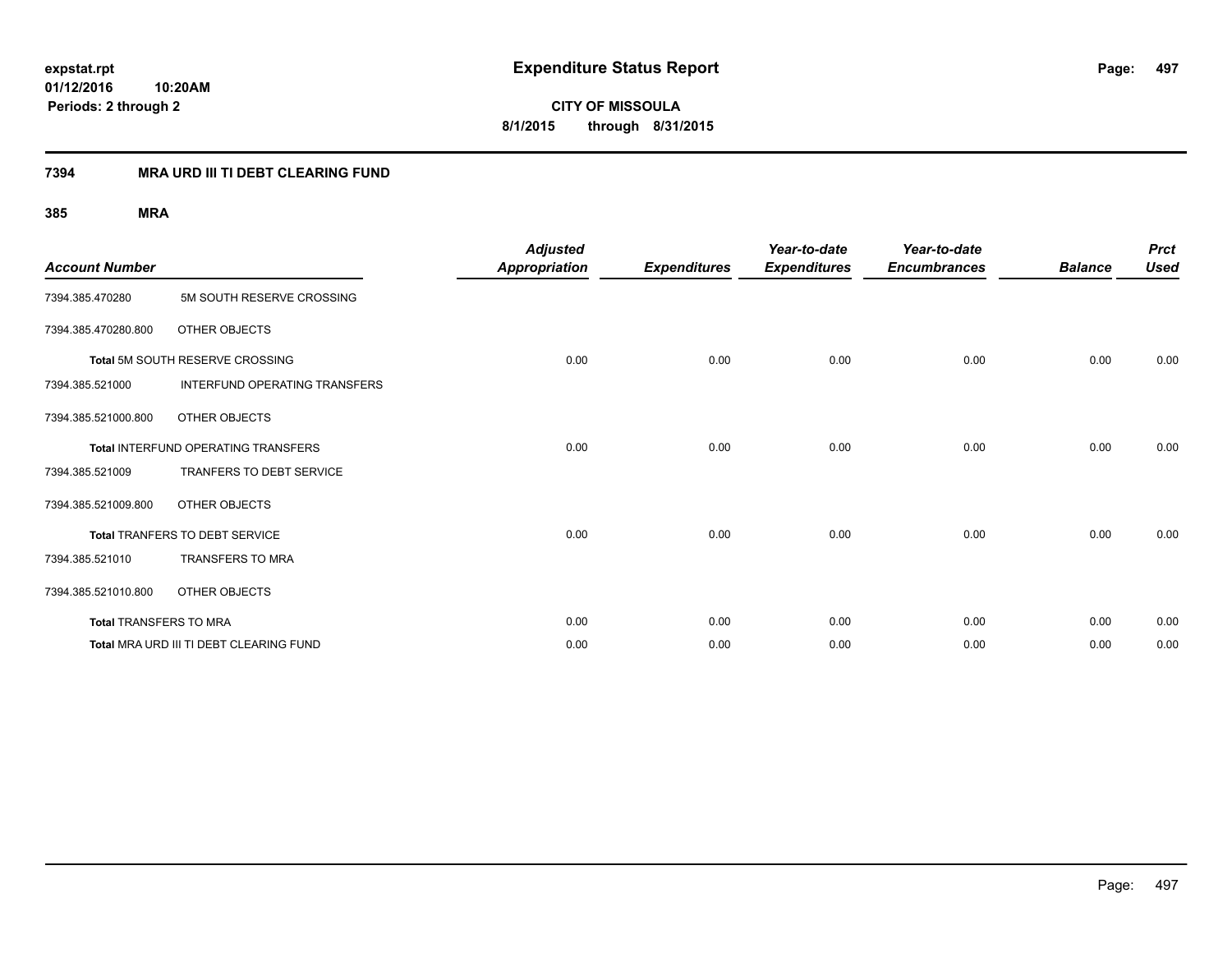**expstat.rpt**
**01/12/2016 10:20AM**
**Periods: 2 through 2**

# Expenditure Status Report

**CITY OF MISSOULA**
**8/1/2015 through 8/31/2015**

## 7394 MRA URD III TI DEBT CLEARING FUND

### 385 MRA

| Account Number | | Adjusted Appropriation | Expenditures | Year-to-date Expenditures | Year-to-date Encumbrances | Balance | Prct Used |
|---|---|---|---|---|---|---|---|
| 7394.385.470280 | 5M SOUTH RESERVE CROSSING | | | | | | |
| 7394.385.470280.800 | OTHER OBJECTS | | | | | | |
| **Total** 5M SOUTH RESERVE CROSSING | | 0.00 | 0.00 | 0.00 | 0.00 | 0.00 | 0.00 |
| 7394.385.521000 | INTERFUND OPERATING TRANSFERS | | | | | | |
| 7394.385.521000.800 | OTHER OBJECTS | | | | | | |
| **Total** INTERFUND OPERATING TRANSFERS | | 0.00 | 0.00 | 0.00 | 0.00 | 0.00 | 0.00 |
| 7394.385.521009 | TRANFERS TO DEBT SERVICE | | | | | | |
| 7394.385.521009.800 | OTHER OBJECTS | | | | | | |
| **Total** TRANFERS TO DEBT SERVICE | | 0.00 | 0.00 | 0.00 | 0.00 | 0.00 | 0.00 |
| 7394.385.521010 | TRANSFERS TO MRA | | | | | | |
| 7394.385.521010.800 | OTHER OBJECTS | | | | | | |
| **Total** TRANSFERS TO MRA | | 0.00 | 0.00 | 0.00 | 0.00 | 0.00 | 0.00 |
| **Total** MRA URD III TI DEBT CLEARING FUND | | 0.00 | 0.00 | 0.00 | 0.00 | 0.00 | 0.00 |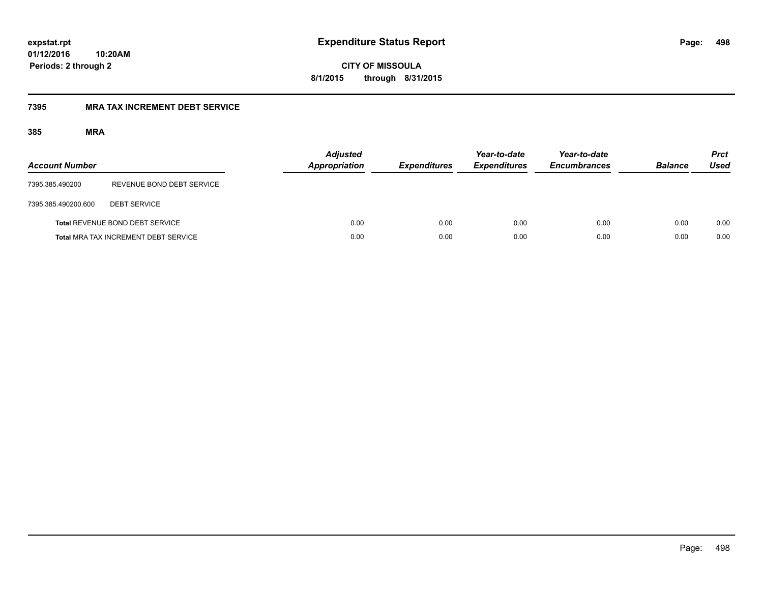# Expenditure Status Report

expstat.rpt
01/12/2016 10:20AM
Periods: 2 through 2

**CITY OF MISSOULA**
**8/1/2015 through 8/31/2015**

## 7395 MRA TAX INCREMENT DEBT SERVICE

### 385 MRA

| Account Number | | Adjusted Appropriation | Expenditures | Year-to-date Expenditures | Year-to-date Encumbrances | Balance | Prct Used |
|---|---|---|---|---|---|---|---|
| 7395.385.490200 | REVENUE BOND DEBT SERVICE | | | | | | |
| 7395.385.490200.600 | DEBT SERVICE | | | | | | |
| **Total** REVENUE BOND DEBT SERVICE | | 0.00 | 0.00 | 0.00 | 0.00 | 0.00 | 0.00 |
| **Total** MRA TAX INCREMENT DEBT SERVICE | | 0.00 | 0.00 | 0.00 | 0.00 | 0.00 | 0.00 |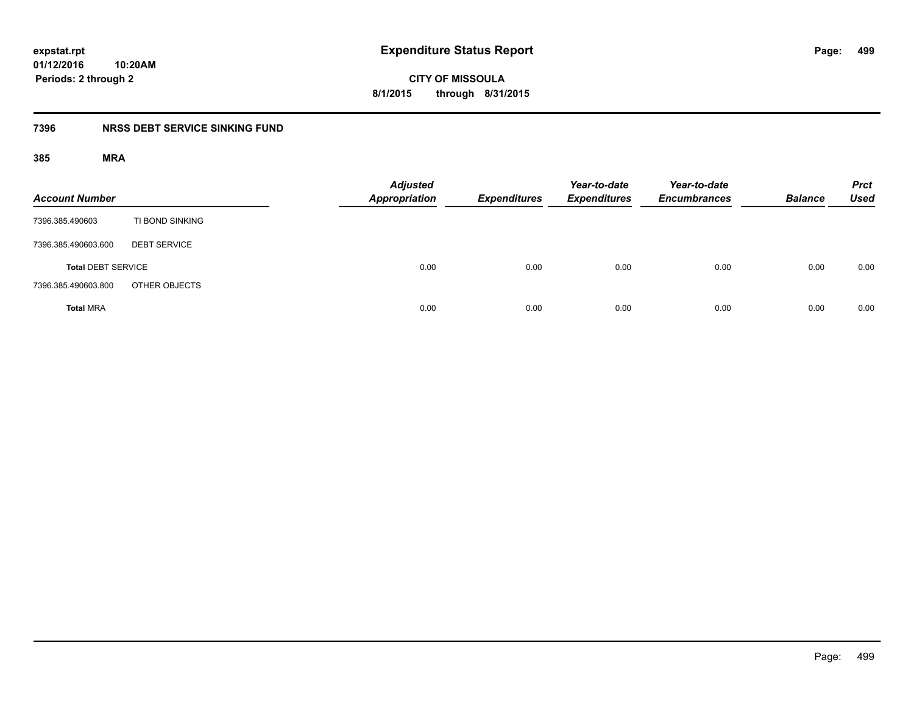# Expenditure Status Report

expstat.rpt
01/12/2016 10:20AM
Periods: 2 through 2

**CITY OF MISSOULA**
**8/1/2015 through 8/31/2015**

## 7396 NRSS DEBT SERVICE SINKING FUND

### 385 MRA

| Account Number | | Adjusted Appropriation | Expenditures | Year-to-date Expenditures | Year-to-date Encumbrances | Balance | Prct Used |
|---|---|---|---|---|---|---|---|
| 7396.385.490603 | TI BOND SINKING | | | | | | |
| 7396.385.490603.600 | DEBT SERVICE | | | | | | |
| **Total** DEBT SERVICE | | 0.00 | 0.00 | 0.00 | 0.00 | 0.00 | 0.00 |
| 7396.385.490603.800 | OTHER OBJECTS | | | | | | |
| **Total** MRA | | 0.00 | 0.00 | 0.00 | 0.00 | 0.00 | 0.00 |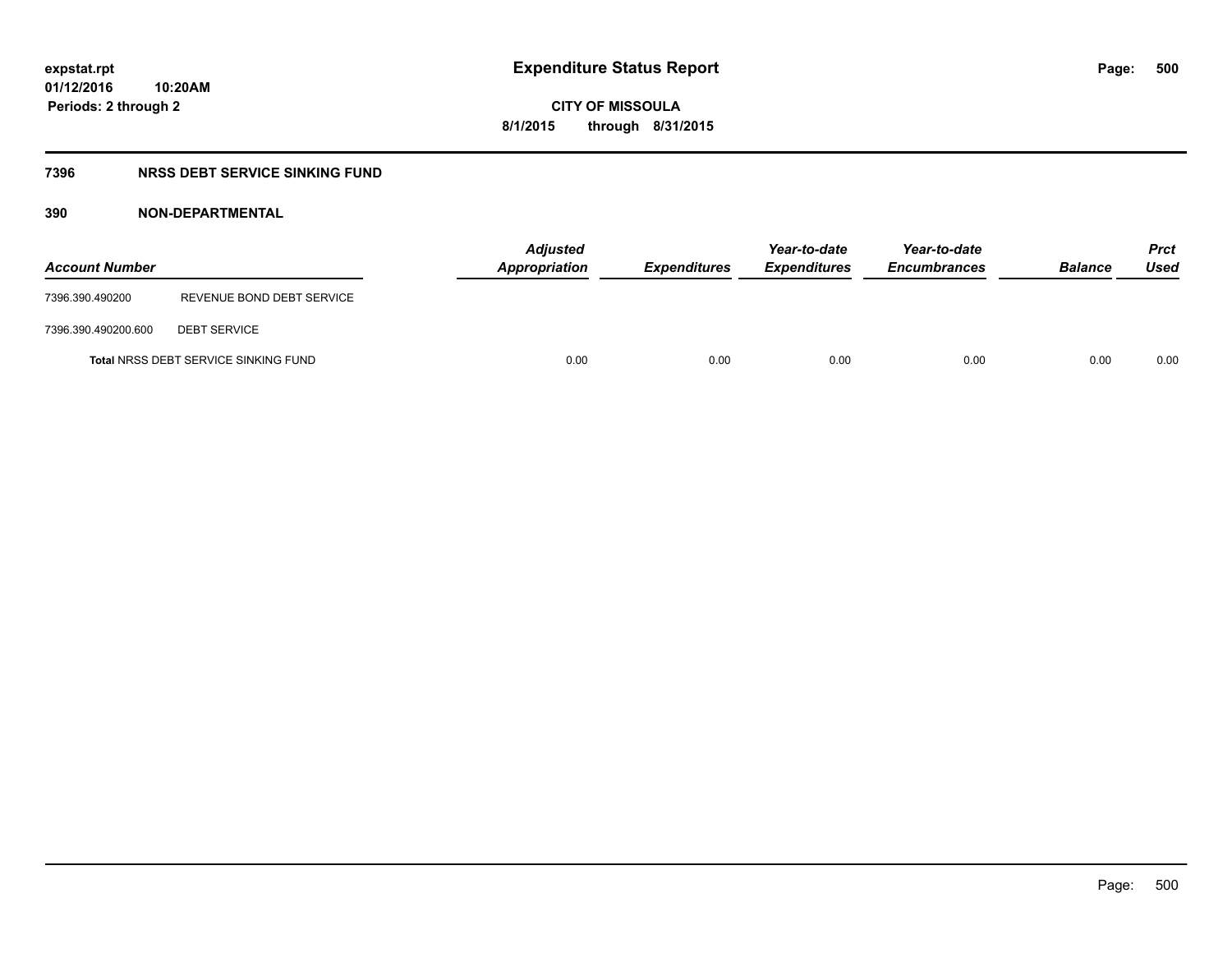# Expenditure Status Report

**CITY OF MISSOULA**

**8/1/2015 through 8/31/2015**

expstat.rpt
01/12/2016 10:20AM
Periods: 2 through 2

## 7396 NRSS DEBT SERVICE SINKING FUND

### 390 NON-DEPARTMENTAL

| Account Number | | Adjusted Appropriation | Expenditures | Year-to-date Expenditures | Year-to-date Encumbrances | Balance | Prct Used |
|---|---|---|---|---|---|---|---|
| 7396.390.490200 | REVENUE BOND DEBT SERVICE | | | | | | |
| 7396.390.490200.600 | DEBT SERVICE | | | | | | |
| **Total** NRSS DEBT SERVICE SINKING FUND | | 0.00 | 0.00 | 0.00 | 0.00 | 0.00 | 0.00 |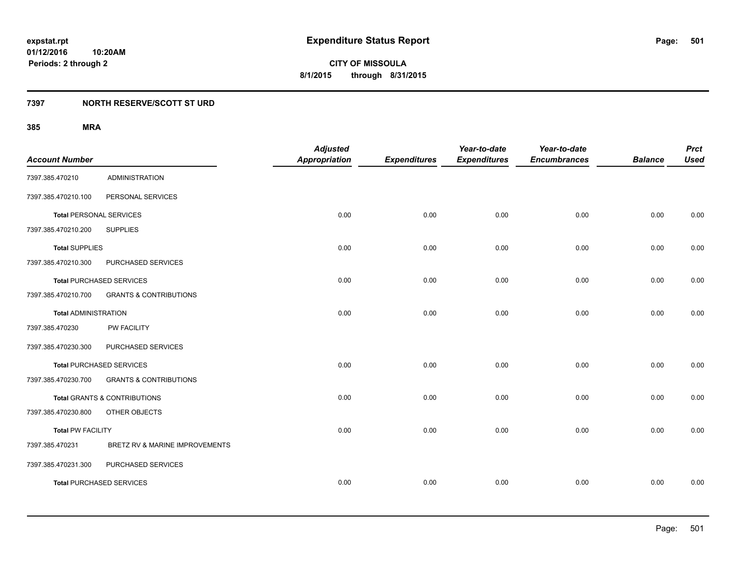**expstat.rpt**
**01/12/2016 10:20AM**
**Periods: 2 through 2**

# Expenditure Status Report

**CITY OF MISSOULA**
**8/1/2015 through 8/31/2015**

## 7397 NORTH RESERVE/SCOTT ST URD

### 385 MRA

| Account Number | | Adjusted Appropriation | Expenditures | Year-to-date Expenditures | Year-to-date Encumbrances | Balance | Prct Used |
|---|---|---|---|---|---|---|---|
| 7397.385.470210 | ADMINISTRATION | | | | | | |
| 7397.385.470210.100 | PERSONAL SERVICES | | | | | | |
| **Total** PERSONAL SERVICES | | 0.00 | 0.00 | 0.00 | 0.00 | 0.00 | 0.00 |
| 7397.385.470210.200 | SUPPLIES | | | | | | |
| **Total** SUPPLIES | | 0.00 | 0.00 | 0.00 | 0.00 | 0.00 | 0.00 |
| 7397.385.470210.300 | PURCHASED SERVICES | | | | | | |
| **Total** PURCHASED SERVICES | | 0.00 | 0.00 | 0.00 | 0.00 | 0.00 | 0.00 |
| 7397.385.470210.700 | GRANTS & CONTRIBUTIONS | | | | | | |
| **Total** ADMINISTRATION | | 0.00 | 0.00 | 0.00 | 0.00 | 0.00 | 0.00 |
| 7397.385.470230 | PW FACILITY | | | | | | |
| 7397.385.470230.300 | PURCHASED SERVICES | | | | | | |
| **Total** PURCHASED SERVICES | | 0.00 | 0.00 | 0.00 | 0.00 | 0.00 | 0.00 |
| 7397.385.470230.700 | GRANTS & CONTRIBUTIONS | | | | | | |
| **Total** GRANTS & CONTRIBUTIONS | | 0.00 | 0.00 | 0.00 | 0.00 | 0.00 | 0.00 |
| 7397.385.470230.800 | OTHER OBJECTS | | | | | | |
| **Total** PW FACILITY | | 0.00 | 0.00 | 0.00 | 0.00 | 0.00 | 0.00 |
| 7397.385.470231 | BRETZ RV & MARINE IMPROVEMENTS | | | | | | |
| 7397.385.470231.300 | PURCHASED SERVICES | | | | | | |
| **Total** PURCHASED SERVICES | | 0.00 | 0.00 | 0.00 | 0.00 | 0.00 | 0.00 |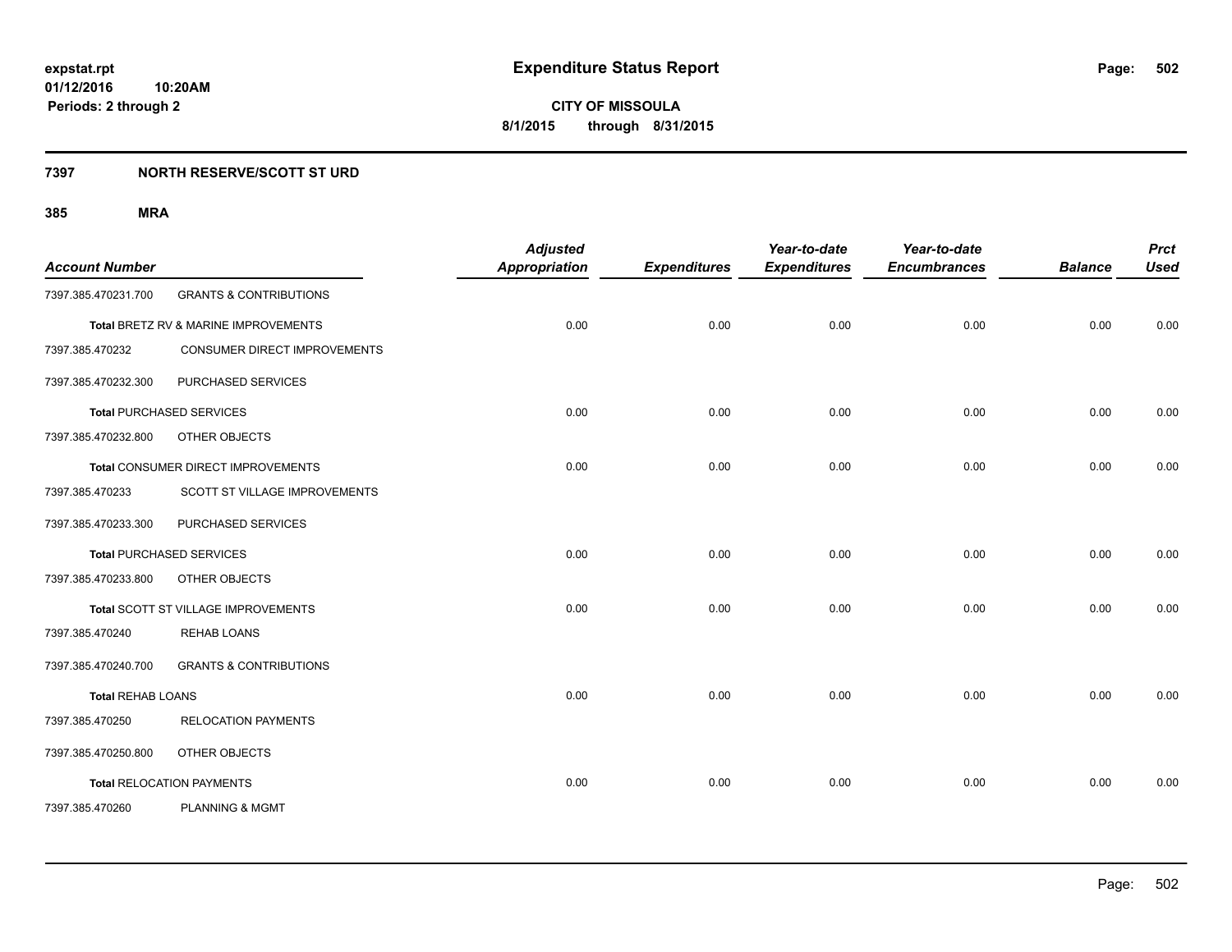**expstat.rpt**
**01/12/2016 10:20AM**
**Periods: 2 through 2**

# Expenditure Status Report

**CITY OF MISSOULA**
**8/1/2015 through 8/31/2015**

## 7397 NORTH RESERVE/SCOTT ST URD

### 385 MRA

| Account Number | | Adjusted Appropriation | Expenditures | Year-to-date Expenditures | Year-to-date Encumbrances | Balance | Prct Used |
|---|---|---|---|---|---|---|---|
| 7397.385.470231.700 | GRANTS & CONTRIBUTIONS | | | | | | |
| **Total** BRETZ RV & MARINE IMPROVEMENTS | | 0.00 | 0.00 | 0.00 | 0.00 | 0.00 | 0.00 |
| 7397.385.470232 | CONSUMER DIRECT IMPROVEMENTS | | | | | | |
| 7397.385.470232.300 | PURCHASED SERVICES | | | | | | |
| **Total** PURCHASED SERVICES | | 0.00 | 0.00 | 0.00 | 0.00 | 0.00 | 0.00 |
| 7397.385.470232.800 | OTHER OBJECTS | | | | | | |
| **Total** CONSUMER DIRECT IMPROVEMENTS | | 0.00 | 0.00 | 0.00 | 0.00 | 0.00 | 0.00 |
| 7397.385.470233 | SCOTT ST VILLAGE IMPROVEMENTS | | | | | | |
| 7397.385.470233.300 | PURCHASED SERVICES | | | | | | |
| **Total** PURCHASED SERVICES | | 0.00 | 0.00 | 0.00 | 0.00 | 0.00 | 0.00 |
| 7397.385.470233.800 | OTHER OBJECTS | | | | | | |
| **Total** SCOTT ST VILLAGE IMPROVEMENTS | | 0.00 | 0.00 | 0.00 | 0.00 | 0.00 | 0.00 |
| 7397.385.470240 | REHAB LOANS | | | | | | |
| 7397.385.470240.700 | GRANTS & CONTRIBUTIONS | | | | | | |
| **Total** REHAB LOANS | | 0.00 | 0.00 | 0.00 | 0.00 | 0.00 | 0.00 |
| 7397.385.470250 | RELOCATION PAYMENTS | | | | | | |
| 7397.385.470250.800 | OTHER OBJECTS | | | | | | |
| **Total** RELOCATION PAYMENTS | | 0.00 | 0.00 | 0.00 | 0.00 | 0.00 | 0.00 |
| 7397.385.470260 | PLANNING & MGMT | | | | | | |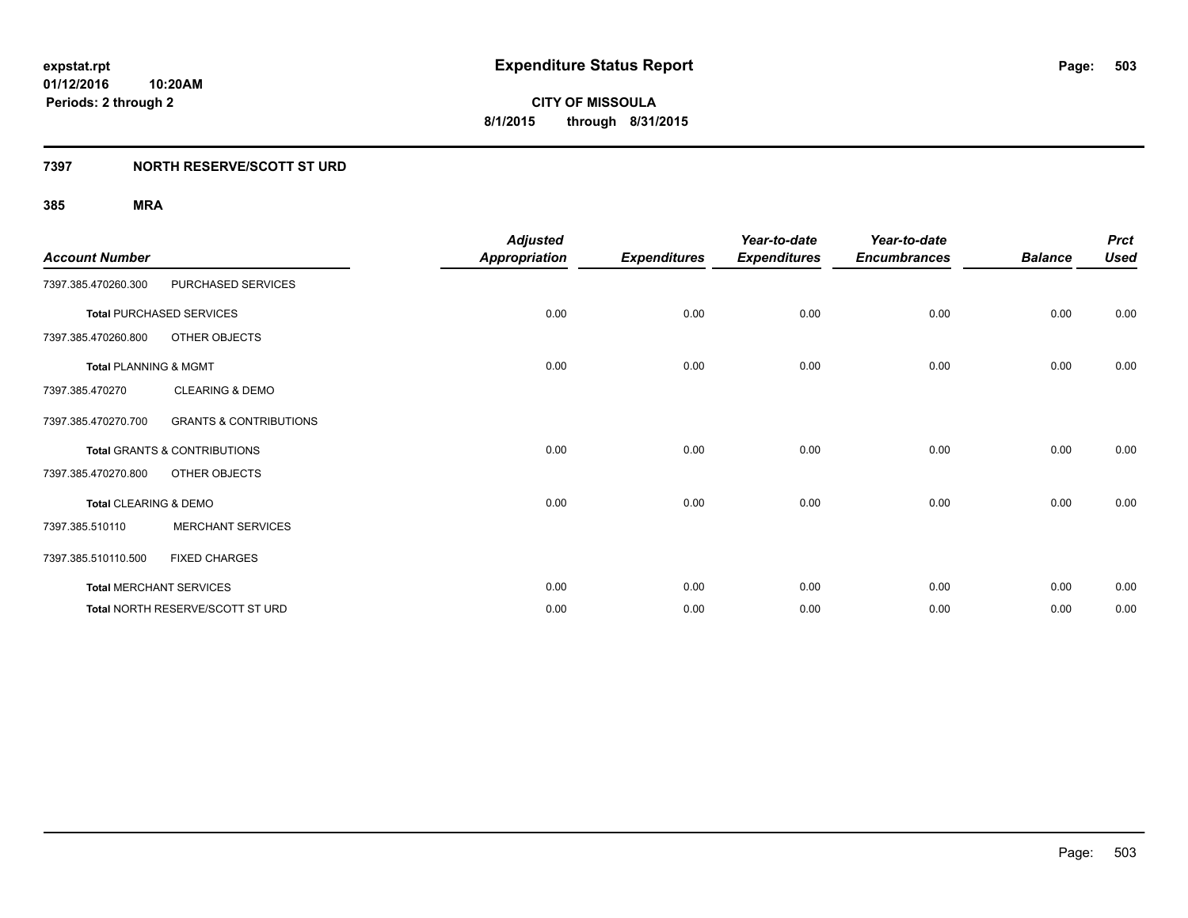expstat.rpt
01/12/2016 10:20AM
Periods: 2 through 2

# Expenditure Status Report

**CITY OF MISSOULA**
**8/1/2015 through 8/31/2015**

## 7397 NORTH RESERVE/SCOTT ST URD

### 385 MRA

| Account Number | | Adjusted Appropriation | Expenditures | Year-to-date Expenditures | Year-to-date Encumbrances | Balance | Prct Used |
|---|---|---|---|---|---|---|---|
| 7397.385.470260.300 | PURCHASED SERVICES | | | | | | |
| **Total** PURCHASED SERVICES | | 0.00 | 0.00 | 0.00 | 0.00 | 0.00 | 0.00 |
| 7397.385.470260.800 | OTHER OBJECTS | | | | | | |
| **Total** PLANNING & MGMT | | 0.00 | 0.00 | 0.00 | 0.00 | 0.00 | 0.00 |
| 7397.385.470270 | CLEARING & DEMO | | | | | | |
| 7397.385.470270.700 | GRANTS & CONTRIBUTIONS | | | | | | |
| **Total** GRANTS & CONTRIBUTIONS | | 0.00 | 0.00 | 0.00 | 0.00 | 0.00 | 0.00 |
| 7397.385.470270.800 | OTHER OBJECTS | | | | | | |
| **Total** CLEARING & DEMO | | 0.00 | 0.00 | 0.00 | 0.00 | 0.00 | 0.00 |
| 7397.385.510110 | MERCHANT SERVICES | | | | | | |
| 7397.385.510110.500 | FIXED CHARGES | | | | | | |
| **Total** MERCHANT SERVICES | | 0.00 | 0.00 | 0.00 | 0.00 | 0.00 | 0.00 |
| **Total** NORTH RESERVE/SCOTT ST URD | | 0.00 | 0.00 | 0.00 | 0.00 | 0.00 | 0.00 |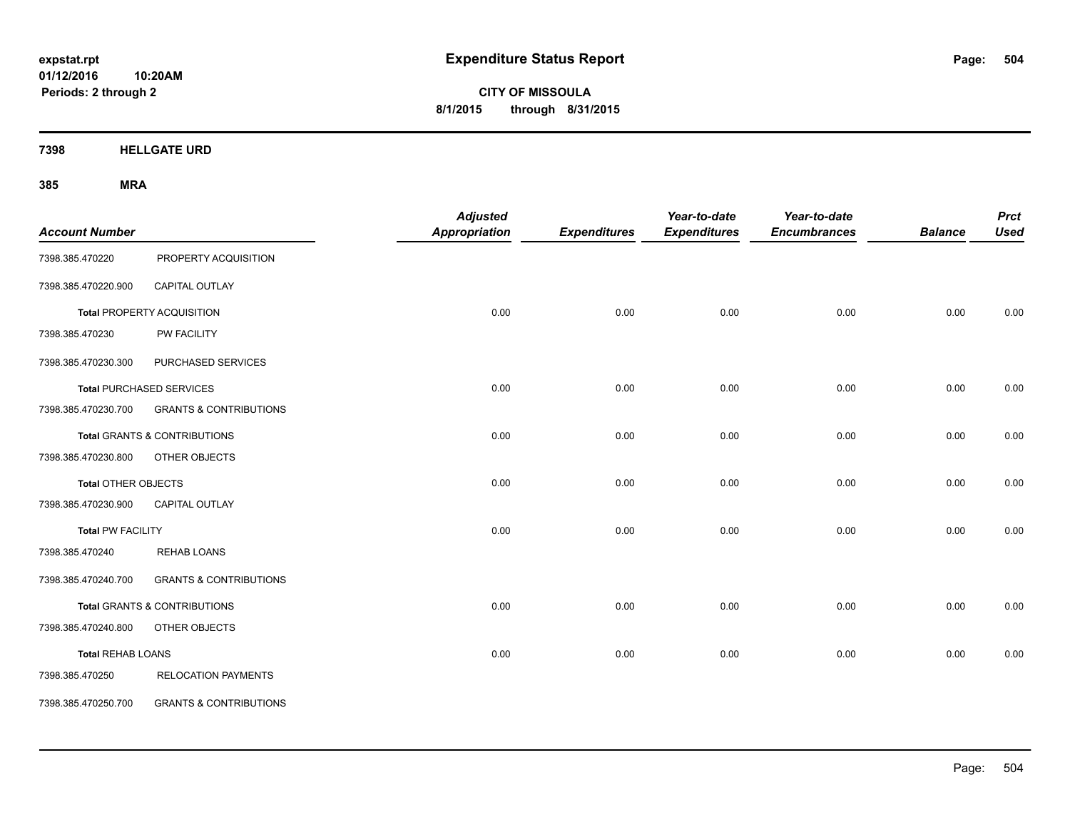**expstat.rpt**
**01/12/2016 10:20AM**
**Periods: 2 through 2**

# Expenditure Status Report

**CITY OF MISSOULA**
**8/1/2015 through 8/31/2015**

## 7398 HELLGATE URD

### 385 MRA

| Account Number | | Adjusted Appropriation | Expenditures | Year-to-date Expenditures | Year-to-date Encumbrances | Balance | Prct Used |
|---|---|---|---|---|---|---|---|
| 7398.385.470220 | PROPERTY ACQUISITION | | | | | | |
| 7398.385.470220.900 | CAPITAL OUTLAY | | | | | | |
| **Total** PROPERTY ACQUISITION | | 0.00 | 0.00 | 0.00 | 0.00 | 0.00 | 0.00 |
| 7398.385.470230 | PW FACILITY | | | | | | |
| 7398.385.470230.300 | PURCHASED SERVICES | | | | | | |
| **Total** PURCHASED SERVICES | | 0.00 | 0.00 | 0.00 | 0.00 | 0.00 | 0.00 |
| 7398.385.470230.700 | GRANTS & CONTRIBUTIONS | | | | | | |
| **Total** GRANTS & CONTRIBUTIONS | | 0.00 | 0.00 | 0.00 | 0.00 | 0.00 | 0.00 |
| 7398.385.470230.800 | OTHER OBJECTS | | | | | | |
| **Total** OTHER OBJECTS | | 0.00 | 0.00 | 0.00 | 0.00 | 0.00 | 0.00 |
| 7398.385.470230.900 | CAPITAL OUTLAY | | | | | | |
| **Total** PW FACILITY | | 0.00 | 0.00 | 0.00 | 0.00 | 0.00 | 0.00 |
| 7398.385.470240 | REHAB LOANS | | | | | | |
| 7398.385.470240.700 | GRANTS & CONTRIBUTIONS | | | | | | |
| **Total** GRANTS & CONTRIBUTIONS | | 0.00 | 0.00 | 0.00 | 0.00 | 0.00 | 0.00 |
| 7398.385.470240.800 | OTHER OBJECTS | | | | | | |
| **Total** REHAB LOANS | | 0.00 | 0.00 | 0.00 | 0.00 | 0.00 | 0.00 |
| 7398.385.470250 | RELOCATION PAYMENTS | | | | | | |
| 7398.385.470250.700 | GRANTS & CONTRIBUTIONS | | | | | | |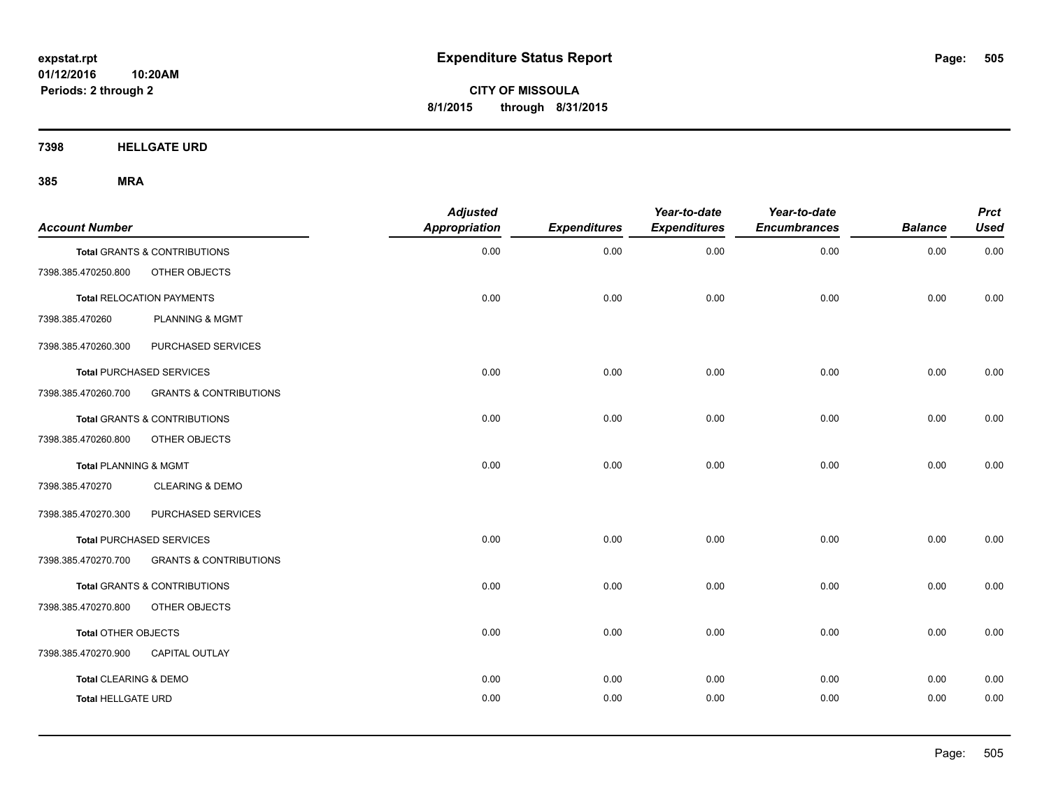# Expenditure Status Report

expstat.rpt
01/12/2016 10:20AM
Periods: 2 through 2

**CITY OF MISSOULA**
**8/1/2015 through 8/31/2015**

## 7398 HELLGATE URD

## 385 MRA

| Account Number | | Adjusted Appropriation | Expenditures | Year-to-date Expenditures | Year-to-date Encumbrances | Balance | Prct Used |
|---|---|---|---|---|---|---|---|
| **Total** GRANTS & CONTRIBUTIONS | | 0.00 | 0.00 | 0.00 | 0.00 | 0.00 | 0.00 |
| 7398.385.470250.800 | OTHER OBJECTS | | | | | | |
| **Total** RELOCATION PAYMENTS | | 0.00 | 0.00 | 0.00 | 0.00 | 0.00 | 0.00 |
| 7398.385.470260 | PLANNING & MGMT | | | | | | |
| 7398.385.470260.300 | PURCHASED SERVICES | | | | | | |
| **Total** PURCHASED SERVICES | | 0.00 | 0.00 | 0.00 | 0.00 | 0.00 | 0.00 |
| 7398.385.470260.700 | GRANTS & CONTRIBUTIONS | | | | | | |
| **Total** GRANTS & CONTRIBUTIONS | | 0.00 | 0.00 | 0.00 | 0.00 | 0.00 | 0.00 |
| 7398.385.470260.800 | OTHER OBJECTS | | | | | | |
| **Total** PLANNING & MGMT | | 0.00 | 0.00 | 0.00 | 0.00 | 0.00 | 0.00 |
| 7398.385.470270 | CLEARING & DEMO | | | | | | |
| 7398.385.470270.300 | PURCHASED SERVICES | | | | | | |
| **Total** PURCHASED SERVICES | | 0.00 | 0.00 | 0.00 | 0.00 | 0.00 | 0.00 |
| 7398.385.470270.700 | GRANTS & CONTRIBUTIONS | | | | | | |
| **Total** GRANTS & CONTRIBUTIONS | | 0.00 | 0.00 | 0.00 | 0.00 | 0.00 | 0.00 |
| 7398.385.470270.800 | OTHER OBJECTS | | | | | | |
| **Total** OTHER OBJECTS | | 0.00 | 0.00 | 0.00 | 0.00 | 0.00 | 0.00 |
| 7398.385.470270.900 | CAPITAL OUTLAY | | | | | | |
| **Total** CLEARING & DEMO | | 0.00 | 0.00 | 0.00 | 0.00 | 0.00 | 0.00 |
| **Total** HELLGATE URD | | 0.00 | 0.00 | 0.00 | 0.00 | 0.00 | 0.00 |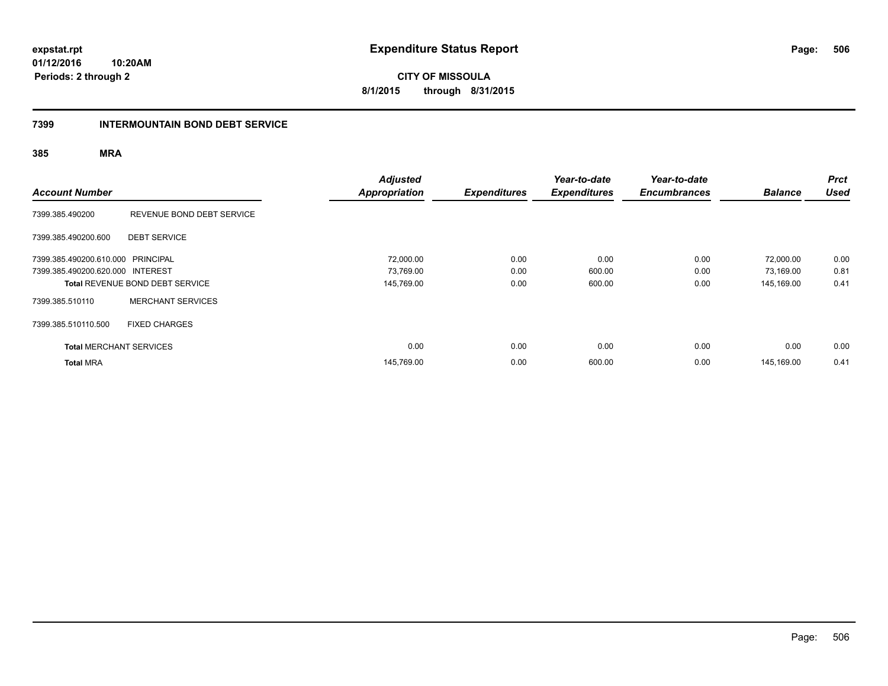**expstat.rpt**
**01/12/2016 10:20AM**
**Periods: 2 through 2**

# Expenditure Status Report

**CITY OF MISSOULA**
**8/1/2015 through 8/31/2015**

## 7399 INTERMOUNTAIN BOND DEBT SERVICE

### 385 MRA

| Account Number | | Adjusted Appropriation | Expenditures | Year-to-date Expenditures | Year-to-date Encumbrances | Balance | Prct Used |
|---|---|---|---|---|---|---|---|
| 7399.385.490200 | REVENUE BOND DEBT SERVICE | | | | | | |
| 7399.385.490200.600 | DEBT SERVICE | | | | | | |
| 7399.385.490200.610.000 | PRINCIPAL | 72,000.00 | 0.00 | 0.00 | 0.00 | 72,000.00 | 0.00 |
| 7399.385.490200.620.000 | INTEREST | 73,769.00 | 0.00 | 600.00 | 0.00 | 73,169.00 | 0.81 |
| **Total** REVENUE BOND DEBT SERVICE | | 145,769.00 | 0.00 | 600.00 | 0.00 | 145,169.00 | 0.41 |
| 7399.385.510110 | MERCHANT SERVICES | | | | | | |
| 7399.385.510110.500 | FIXED CHARGES | | | | | | |
| **Total** MERCHANT SERVICES | | 0.00 | 0.00 | 0.00 | 0.00 | 0.00 | 0.00 |
| **Total** MRA | | 145,769.00 | 0.00 | 600.00 | 0.00 | 145,169.00 | 0.41 |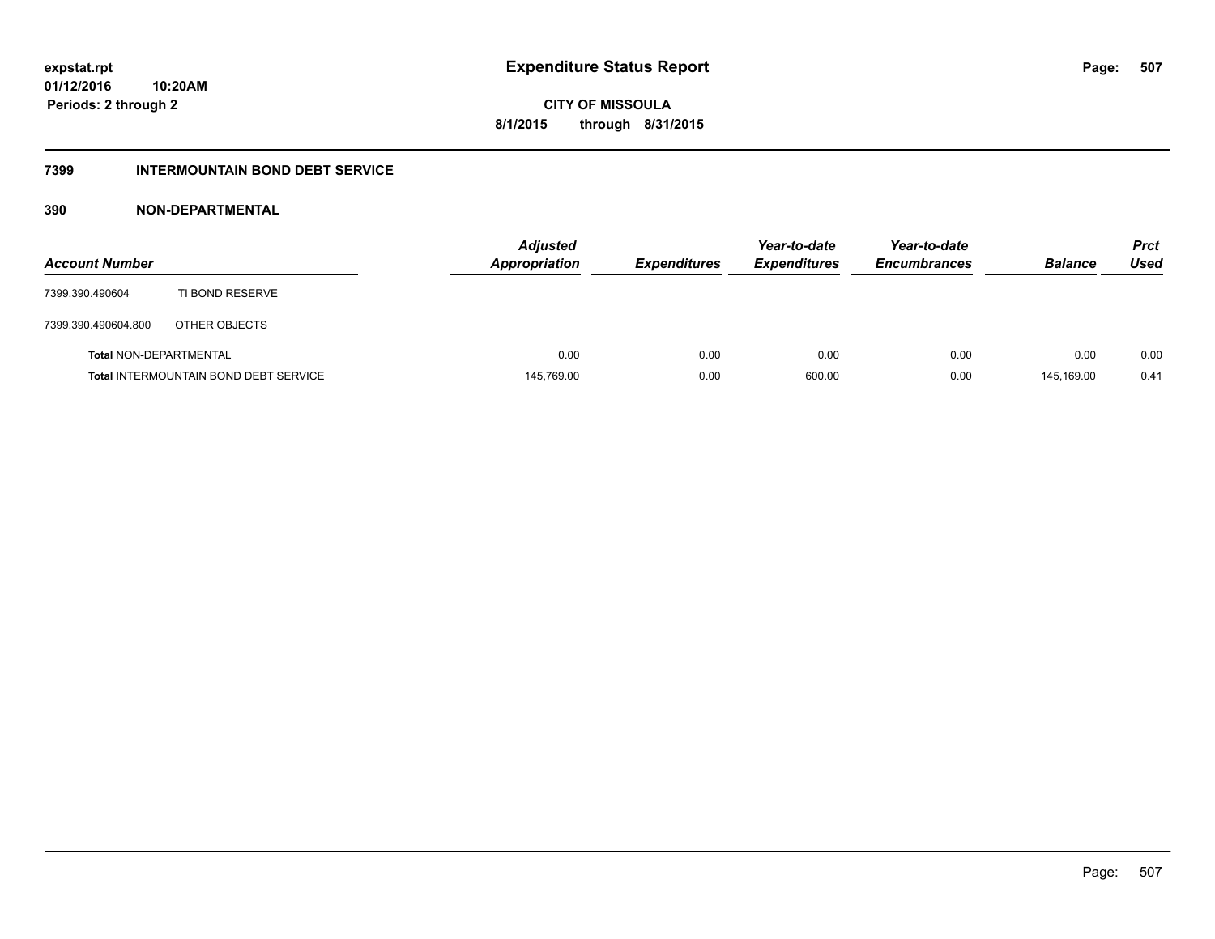expstat.rpt
01/12/2016 10:20AM
Periods: 2 through 2

# Expenditure Status Report

CITY OF MISSOULA
8/1/2015 through 8/31/2015

## 7399 INTERMOUNTAIN BOND DEBT SERVICE

### 390 NON-DEPARTMENTAL

| Account Number | | Adjusted Appropriation | Expenditures | Year-to-date Expenditures | Year-to-date Encumbrances | Balance | Prct Used |
|---|---|---|---|---|---|---|---|
| 7399.390.490604 | TI BOND RESERVE | | | | | | |
| 7399.390.490604.800 | OTHER OBJECTS | | | | | | |
| **Total** NON-DEPARTMENTAL | | 0.00 | 0.00 | 0.00 | 0.00 | 0.00 | 0.00 |
| **Total** INTERMOUNTAIN BOND DEBT SERVICE | | 145,769.00 | 0.00 | 600.00 | 0.00 | 145,169.00 | 0.41 |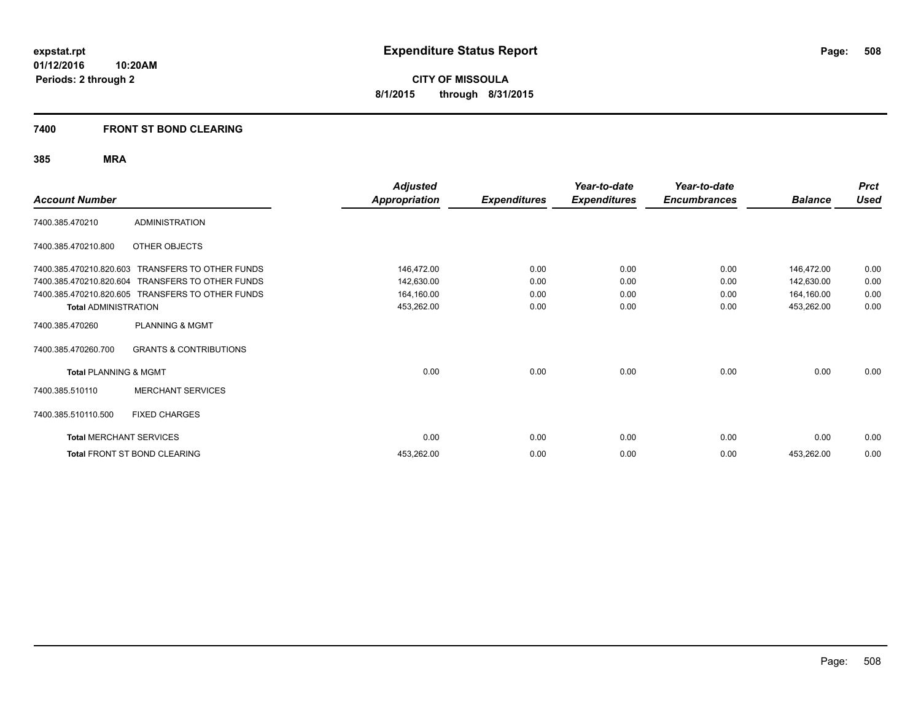**expstat.rpt**
**01/12/2016 10:20AM**
**Periods: 2 through 2**

# Expenditure Status Report

**CITY OF MISSOULA**
**8/1/2015 through 8/31/2015**

## 7400 FRONT ST BOND CLEARING

### 385 MRA

| Account Number | | Adjusted Appropriation | Expenditures | Year-to-date Expenditures | Year-to-date Encumbrances | Balance | Prct Used |
|---|---|---|---|---|---|---|---|
| 7400.385.470210 | ADMINISTRATION | | | | | | |
| 7400.385.470210.800 | OTHER OBJECTS | | | | | | |
| 7400.385.470210.820.603 | TRANSFERS TO OTHER FUNDS | 146,472.00 | 0.00 | 0.00 | 0.00 | 146,472.00 | 0.00 |
| 7400.385.470210.820.604 | TRANSFERS TO OTHER FUNDS | 142,630.00 | 0.00 | 0.00 | 0.00 | 142,630.00 | 0.00 |
| 7400.385.470210.820.605 | TRANSFERS TO OTHER FUNDS | 164,160.00 | 0.00 | 0.00 | 0.00 | 164,160.00 | 0.00 |
| **Total** ADMINISTRATION | | 453,262.00 | 0.00 | 0.00 | 0.00 | 453,262.00 | 0.00 |
| 7400.385.470260 | PLANNING & MGMT | | | | | | |
| 7400.385.470260.700 | GRANTS & CONTRIBUTIONS | | | | | | |
| **Total** PLANNING & MGMT | | 0.00 | 0.00 | 0.00 | 0.00 | 0.00 | 0.00 |
| 7400.385.510110 | MERCHANT SERVICES | | | | | | |
| 7400.385.510110.500 | FIXED CHARGES | | | | | | |
| **Total** MERCHANT SERVICES | | 0.00 | 0.00 | 0.00 | 0.00 | 0.00 | 0.00 |
| **Total** FRONT ST BOND CLEARING | | 453,262.00 | 0.00 | 0.00 | 0.00 | 453,262.00 | 0.00 |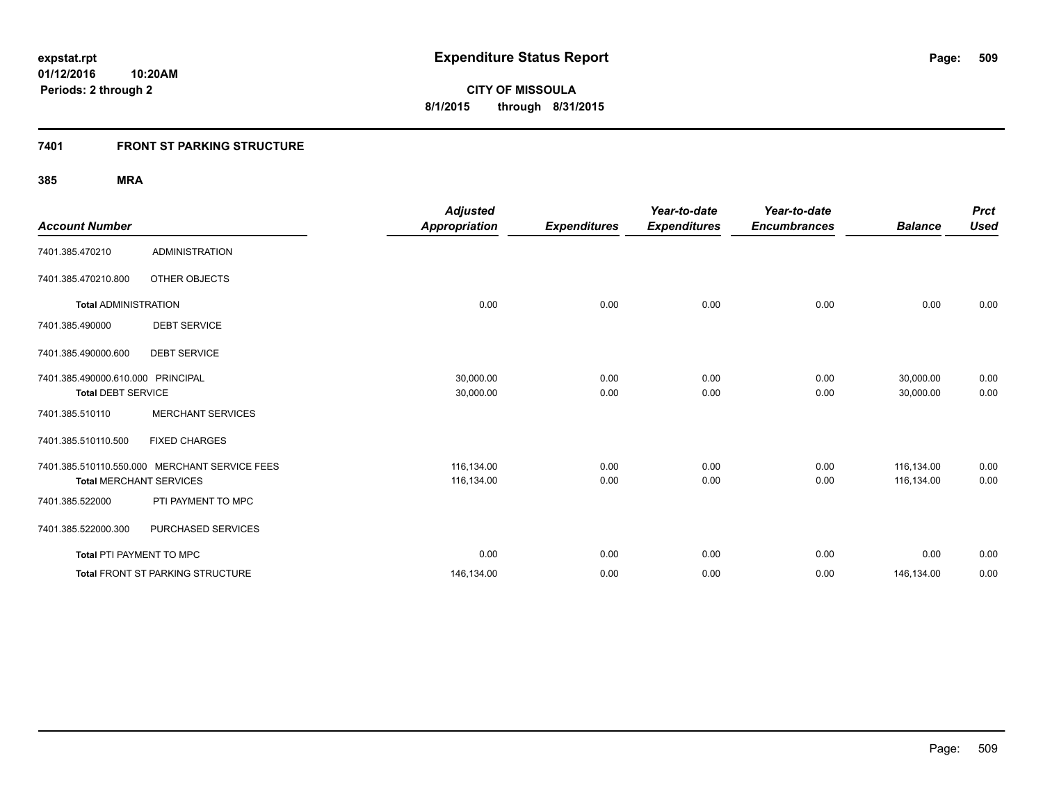expstat.rpt
01/12/2016 10:20AM
Periods: 2 through 2

# Expenditure Status Report

**CITY OF MISSOULA**
**8/1/2015 through 8/31/2015**

## 7401 FRONT ST PARKING STRUCTURE

### 385 MRA

| Account Number | | Adjusted Appropriation | Expenditures | Year-to-date Expenditures | Year-to-date Encumbrances | Balance | Prct Used |
|---|---|---|---|---|---|---|---|
| 7401.385.470210 | ADMINISTRATION | | | | | | |
| 7401.385.470210.800 | OTHER OBJECTS | | | | | | |
| **Total** ADMINISTRATION | | 0.00 | 0.00 | 0.00 | 0.00 | 0.00 | 0.00 |
| 7401.385.490000 | DEBT SERVICE | | | | | | |
| 7401.385.490000.600 | DEBT SERVICE | | | | | | |
| 7401.385.490000.610.000 | PRINCIPAL | 30,000.00 | 0.00 | 0.00 | 0.00 | 30,000.00 | 0.00 |
| **Total** DEBT SERVICE | | 30,000.00 | 0.00 | 0.00 | 0.00 | 30,000.00 | 0.00 |
| 7401.385.510110 | MERCHANT SERVICES | | | | | | |
| 7401.385.510110.500 | FIXED CHARGES | | | | | | |
| 7401.385.510110.550.000 | MERCHANT SERVICE FEES | 116,134.00 | 0.00 | 0.00 | 0.00 | 116,134.00 | 0.00 |
| **Total** MERCHANT SERVICES | | 116,134.00 | 0.00 | 0.00 | 0.00 | 116,134.00 | 0.00 |
| 7401.385.522000 | PTI PAYMENT TO MPC | | | | | | |
| 7401.385.522000.300 | PURCHASED SERVICES | | | | | | |
| **Total** PTI PAYMENT TO MPC | | 0.00 | 0.00 | 0.00 | 0.00 | 0.00 | 0.00 |
| **Total** FRONT ST PARKING STRUCTURE | | 146,134.00 | 0.00 | 0.00 | 0.00 | 146,134.00 | 0.00 |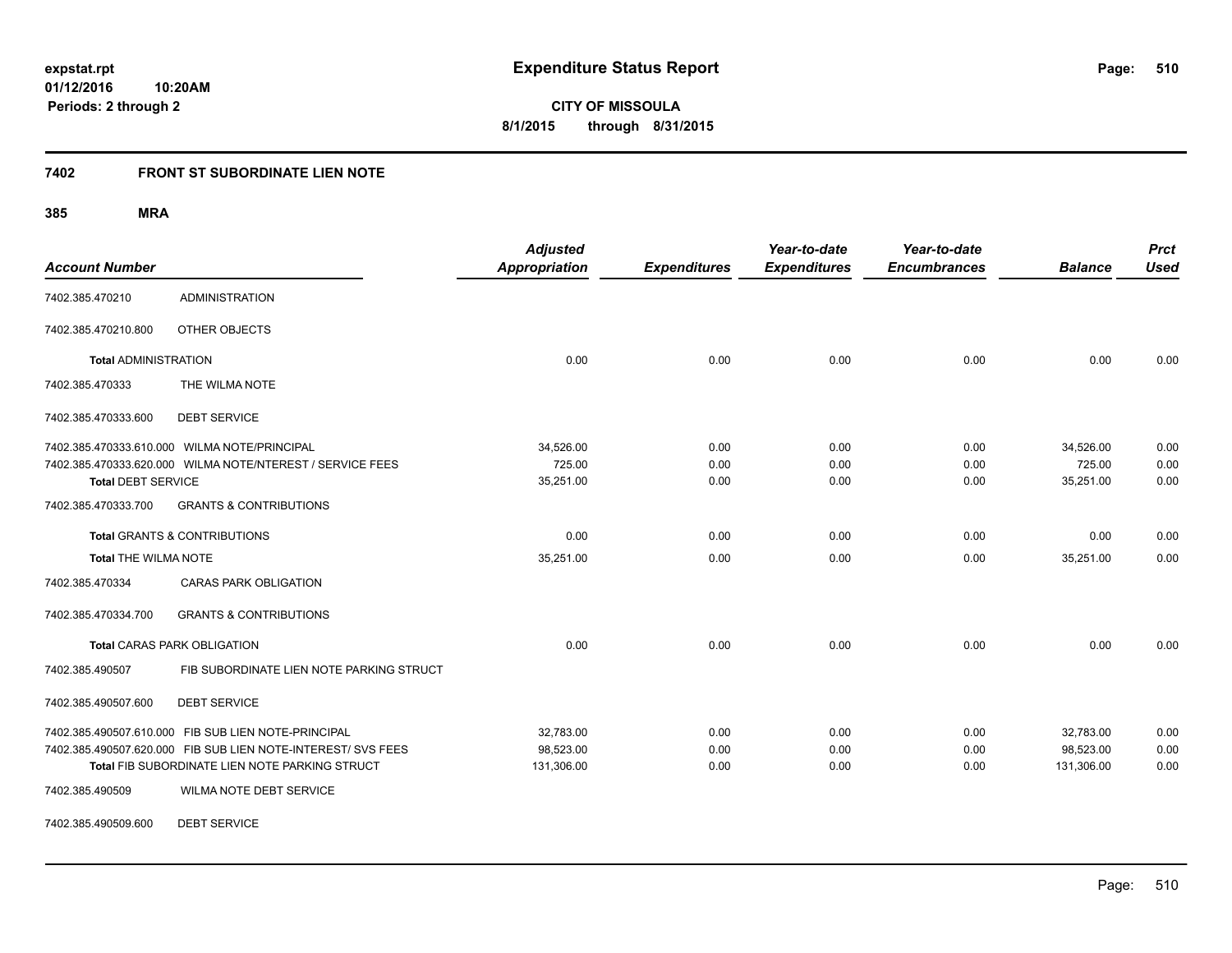# Expenditure Status Report

**CITY OF MISSOULA**

**8/1/2015 through 8/31/2015**

expstat.rpt
01/12/2016 10:20AM
Periods: 2 through 2

## 7402 FRONT ST SUBORDINATE LIEN NOTE

### 385 MRA

| Account Number | | Adjusted Appropriation | Expenditures | Year-to-date Expenditures | Year-to-date Encumbrances | Balance | Prct Used |
|---|---|---|---|---|---|---|---|
| 7402.385.470210 | ADMINISTRATION | | | | | | |
| 7402.385.470210.800 | OTHER OBJECTS | | | | | | |
| **Total** ADMINISTRATION | | 0.00 | 0.00 | 0.00 | 0.00 | 0.00 | 0.00 |
| 7402.385.470333 | THE WILMA NOTE | | | | | | |
| 7402.385.470333.600 | DEBT SERVICE | | | | | | |
| 7402.385.470333.610.000 | WILMA NOTE/PRINCIPAL | 34,526.00 | 0.00 | 0.00 | 0.00 | 34,526.00 | 0.00 |
| 7402.385.470333.620.000 | WILMA NOTE/NTEREST / SERVICE FEES | 725.00 | 0.00 | 0.00 | 0.00 | 725.00 | 0.00 |
| **Total** DEBT SERVICE | | 35,251.00 | 0.00 | 0.00 | 0.00 | 35,251.00 | 0.00 |
| 7402.385.470333.700 | GRANTS & CONTRIBUTIONS | | | | | | |
| **Total** GRANTS & CONTRIBUTIONS | | 0.00 | 0.00 | 0.00 | 0.00 | 0.00 | 0.00 |
| **Total** THE WILMA NOTE | | 35,251.00 | 0.00 | 0.00 | 0.00 | 35,251.00 | 0.00 |
| 7402.385.470334 | CARAS PARK OBLIGATION | | | | | | |
| 7402.385.470334.700 | GRANTS & CONTRIBUTIONS | | | | | | |
| **Total** CARAS PARK OBLIGATION | | 0.00 | 0.00 | 0.00 | 0.00 | 0.00 | 0.00 |
| 7402.385.490507 | FIB SUBORDINATE LIEN NOTE PARKING STRUCT | | | | | | |
| 7402.385.490507.600 | DEBT SERVICE | | | | | | |
| 7402.385.490507.610.000 | FIB SUB LIEN NOTE-PRINCIPAL | 32,783.00 | 0.00 | 0.00 | 0.00 | 32,783.00 | 0.00 |
| 7402.385.490507.620.000 | FIB SUB LIEN NOTE-INTEREST/ SVS FEES | 98,523.00 | 0.00 | 0.00 | 0.00 | 98,523.00 | 0.00 |
| **Total** FIB SUBORDINATE LIEN NOTE PARKING STRUCT | | 131,306.00 | 0.00 | 0.00 | 0.00 | 131,306.00 | 0.00 |
| 7402.385.490509 | WILMA NOTE DEBT SERVICE | | | | | | |
| 7402.385.490509.600 | DEBT SERVICE | | | | | | |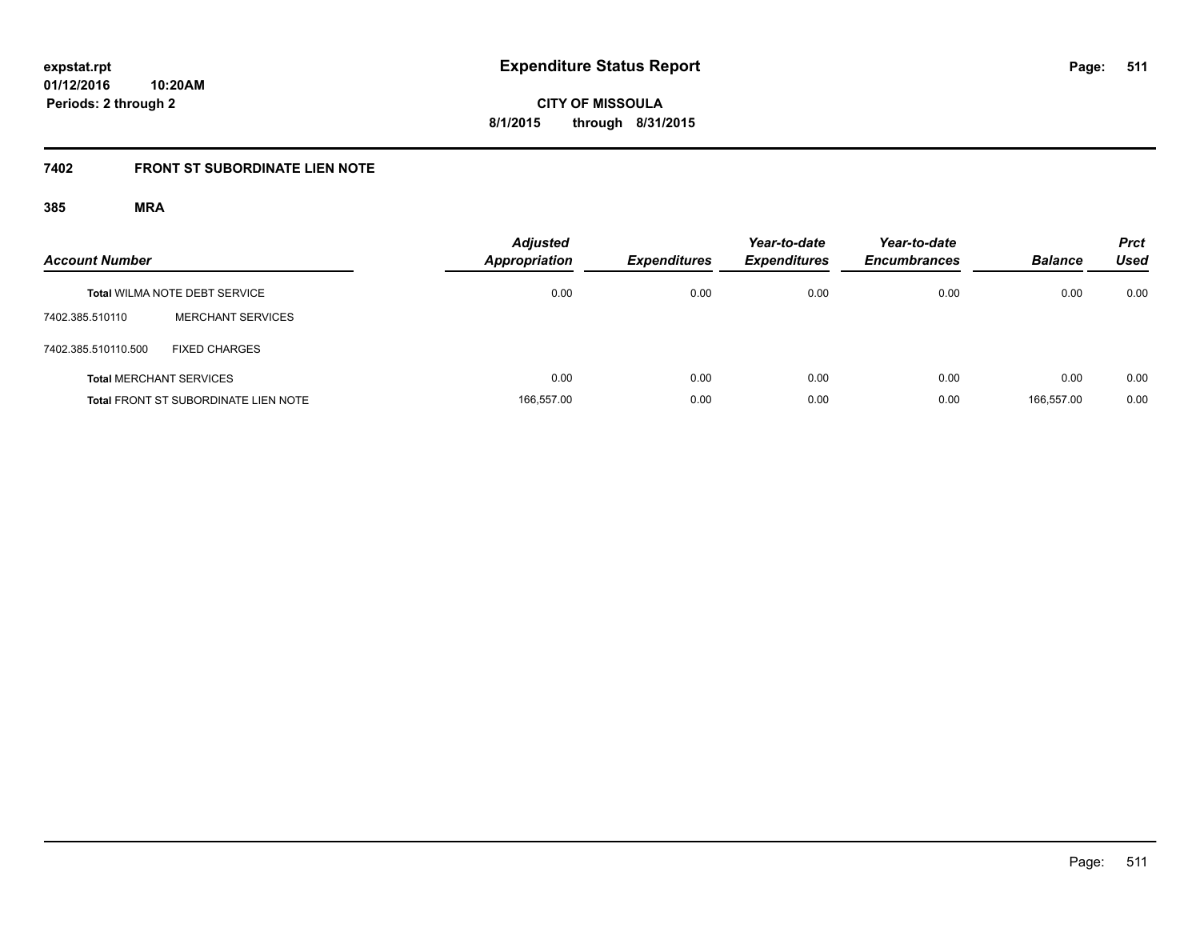**expstat.rpt**
**01/12/2016 10:20AM**
**Periods: 2 through 2**

# Expenditure Status Report

**CITY OF MISSOULA**
**8/1/2015 through 8/31/2015**

## 7402 FRONT ST SUBORDINATE LIEN NOTE

### 385 MRA

| Account Number | | Adjusted Appropriation | Expenditures | Year-to-date Expenditures | Year-to-date Encumbrances | Balance | Prct Used |
|---|---|---|---|---|---|---|---|
| **Total** WILMA NOTE DEBT SERVICE | | 0.00 | 0.00 | 0.00 | 0.00 | 0.00 | 0.00 |
| 7402.385.510110 | MERCHANT SERVICES | | | | | | |
| 7402.385.510110.500 | FIXED CHARGES | | | | | | |
| **Total** MERCHANT SERVICES | | 0.00 | 0.00 | 0.00 | 0.00 | 0.00 | 0.00 |
| **Total** FRONT ST SUBORDINATE LIEN NOTE | | 166,557.00 | 0.00 | 0.00 | 0.00 | 166,557.00 | 0.00 |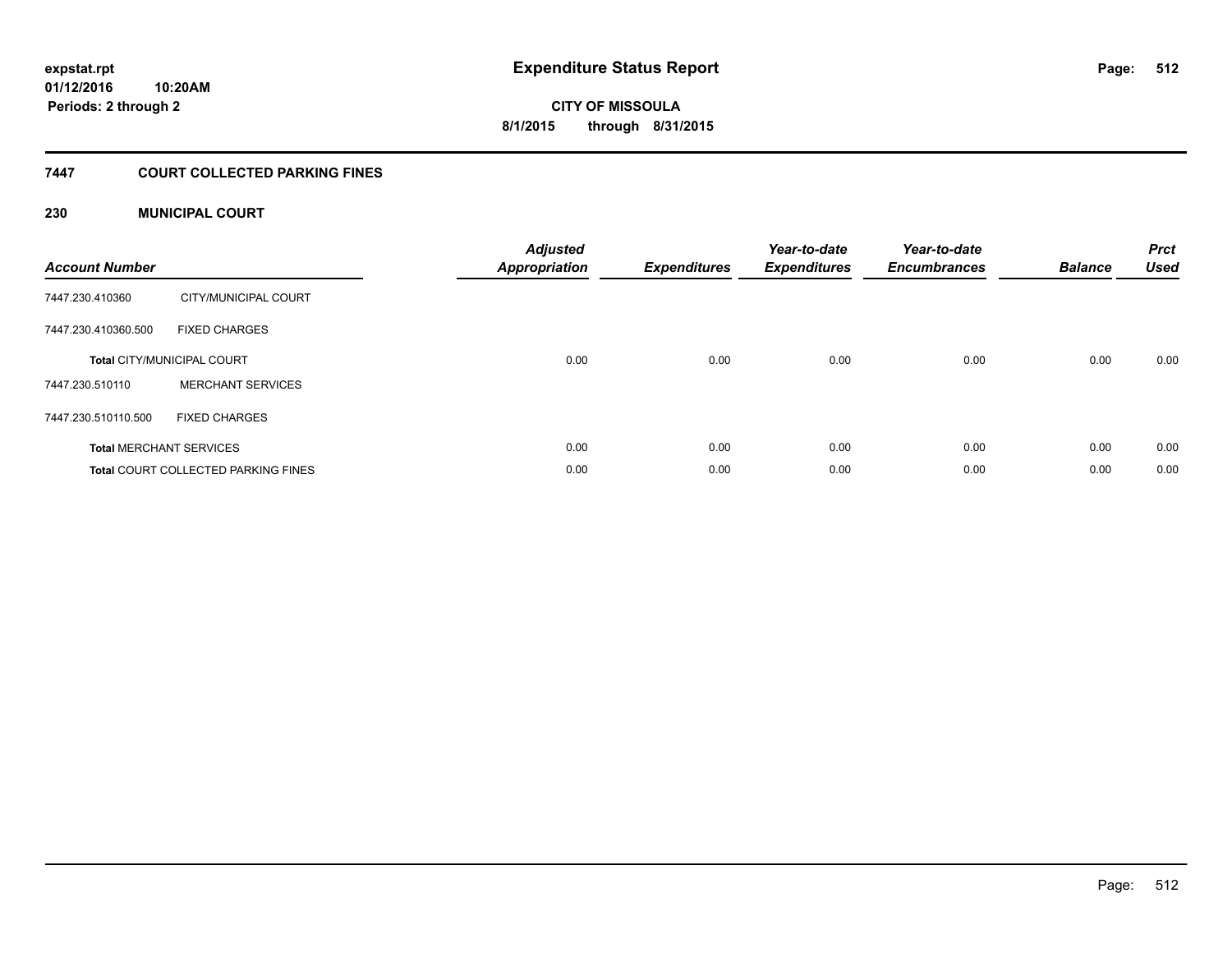# Expenditure Status Report

**CITY OF MISSOULA**
**8/1/2015 through 8/31/2015**

expstat.rpt
01/12/2016 10:20AM
Periods: 2 through 2

## 7447 COURT COLLECTED PARKING FINES

### 230 MUNICIPAL COURT

| Account Number | | Adjusted Appropriation | Expenditures | Year-to-date Expenditures | Year-to-date Encumbrances | Balance | Prct Used |
|---|---|---|---|---|---|---|---|
| 7447.230.410360 | CITY/MUNICIPAL COURT | | | | | | |
| 7447.230.410360.500 | FIXED CHARGES | | | | | | |
| **Total** CITY/MUNICIPAL COURT | | 0.00 | 0.00 | 0.00 | 0.00 | 0.00 | 0.00 |
| 7447.230.510110 | MERCHANT SERVICES | | | | | | |
| 7447.230.510110.500 | FIXED CHARGES | | | | | | |
| **Total** MERCHANT SERVICES | | 0.00 | 0.00 | 0.00 | 0.00 | 0.00 | 0.00 |
| **Total** COURT COLLECTED PARKING FINES | | 0.00 | 0.00 | 0.00 | 0.00 | 0.00 | 0.00 |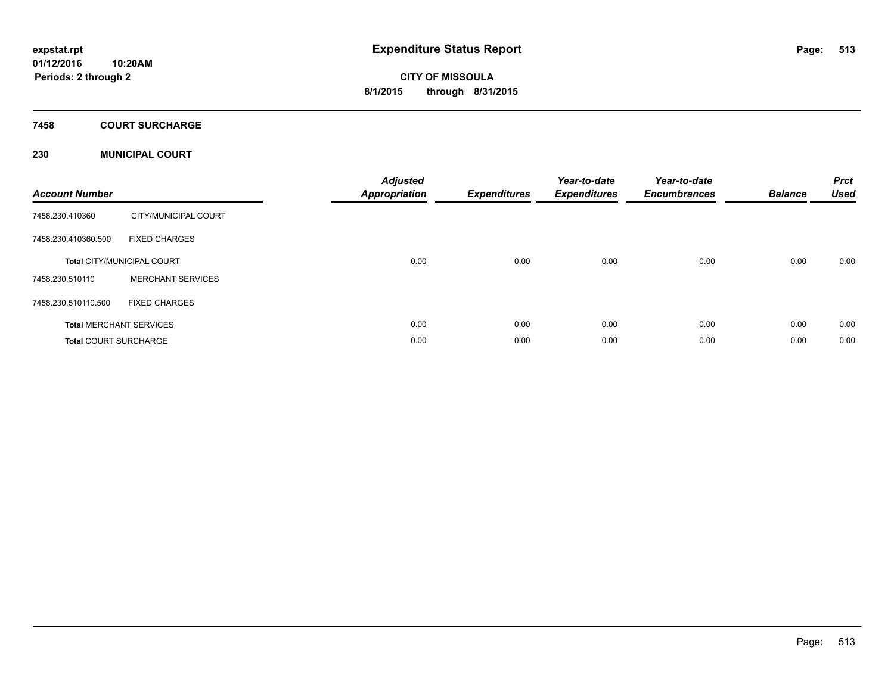**expstat.rpt**
**01/12/2016 10:20AM**
**Periods: 2 through 2**

# Expenditure Status Report

**CITY OF MISSOULA**
**8/1/2015 through 8/31/2015**

## 7458 COURT SURCHARGE

## 230 MUNICIPAL COURT

| Account Number | | Adjusted Appropriation | Expenditures | Year-to-date Expenditures | Year-to-date Encumbrances | Balance | Prct Used |
|---|---|---|---|---|---|---|---|
| 7458.230.410360 | CITY/MUNICIPAL COURT | | | | | | |
| 7458.230.410360.500 | FIXED CHARGES | | | | | | |
| **Total** CITY/MUNICIPAL COURT | | 0.00 | 0.00 | 0.00 | 0.00 | 0.00 | 0.00 |
| 7458.230.510110 | MERCHANT SERVICES | | | | | | |
| 7458.230.510110.500 | FIXED CHARGES | | | | | | |
| **Total** MERCHANT SERVICES | | 0.00 | 0.00 | 0.00 | 0.00 | 0.00 | 0.00 |
| **Total** COURT SURCHARGE | | 0.00 | 0.00 | 0.00 | 0.00 | 0.00 | 0.00 |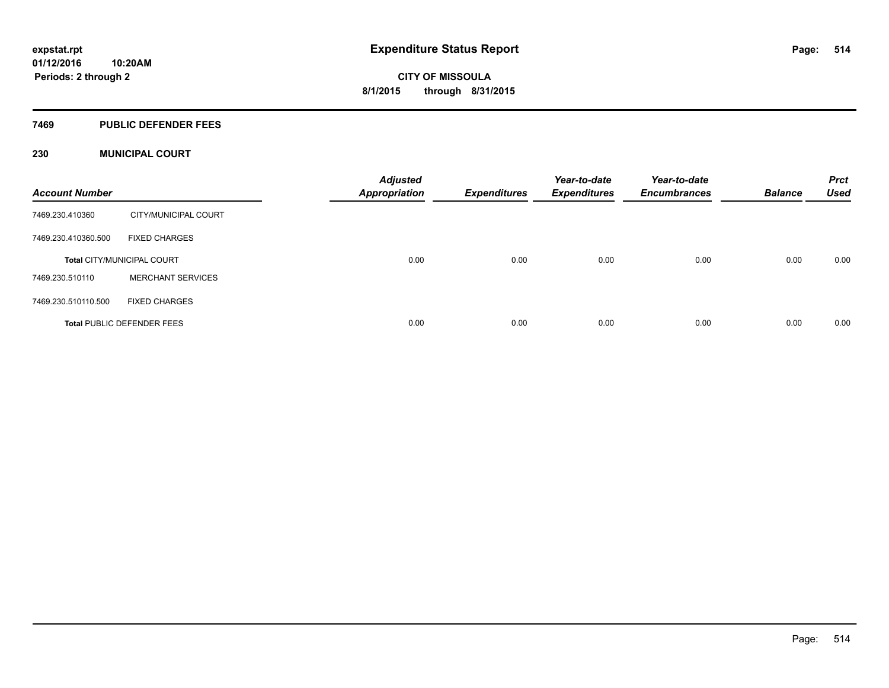**expstat.rpt**
**01/12/2016 10:20AM**
**Periods: 2 through 2**

# Expenditure Status Report

**CITY OF MISSOULA**
**8/1/2015 through 8/31/2015**

## 7469 PUBLIC DEFENDER FEES

### 230 MUNICIPAL COURT

| Account Number | | Adjusted Appropriation | Expenditures | Year-to-date Expenditures | Year-to-date Encumbrances | Balance | Prct Used |
|---|---|---|---|---|---|---|---|
| 7469.230.410360 | CITY/MUNICIPAL COURT | | | | | | |
| 7469.230.410360.500 | FIXED CHARGES | | | | | | |
| **Total** CITY/MUNICIPAL COURT | | 0.00 | 0.00 | 0.00 | 0.00 | 0.00 | 0.00 |
| 7469.230.510110 | MERCHANT SERVICES | | | | | | |
| 7469.230.510110.500 | FIXED CHARGES | | | | | | |
| **Total** PUBLIC DEFENDER FEES | | 0.00 | 0.00 | 0.00 | 0.00 | 0.00 | 0.00 |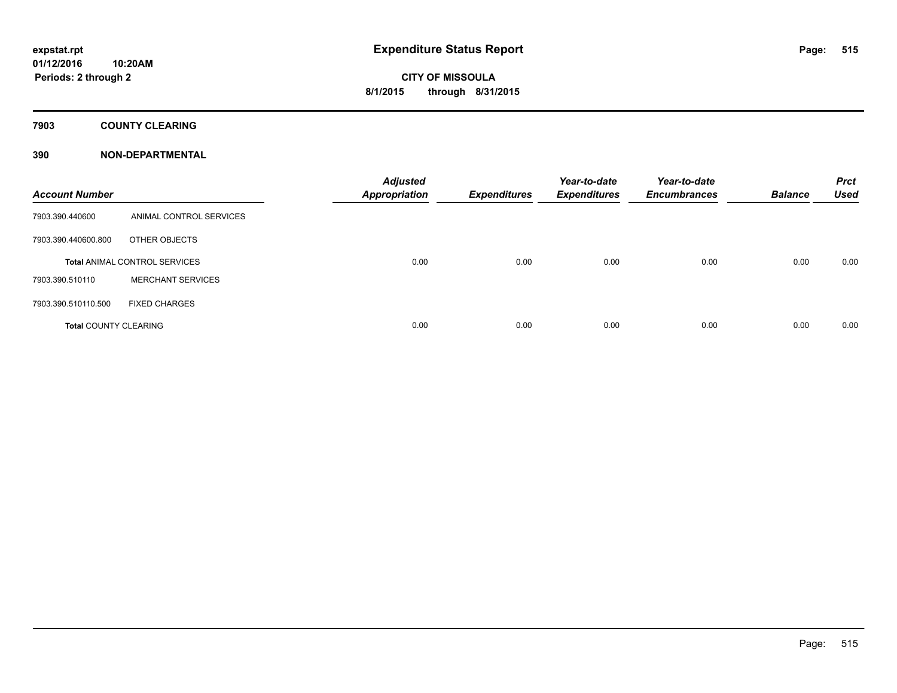expstat.rpt
01/12/2016 10:20AM
Periods: 2 through 2

# Expenditure Status Report

CITY OF MISSOULA
8/1/2015 through 8/31/2015

## 7903 COUNTY CLEARING

### 390 NON-DEPARTMENTAL

| Account Number | | Adjusted Appropriation | Expenditures | Year-to-date Expenditures | Year-to-date Encumbrances | Balance | Prct Used |
|---|---|---|---|---|---|---|---|
| 7903.390.440600 | ANIMAL CONTROL SERVICES | | | | | | |
| 7903.390.440600.800 | OTHER OBJECTS | | | | | | |
| **Total** ANIMAL CONTROL SERVICES | | 0.00 | 0.00 | 0.00 | 0.00 | 0.00 | 0.00 |
| 7903.390.510110 | MERCHANT SERVICES | | | | | | |
| 7903.390.510110.500 | FIXED CHARGES | | | | | | |
| **Total** COUNTY CLEARING | | 0.00 | 0.00 | 0.00 | 0.00 | 0.00 | 0.00 |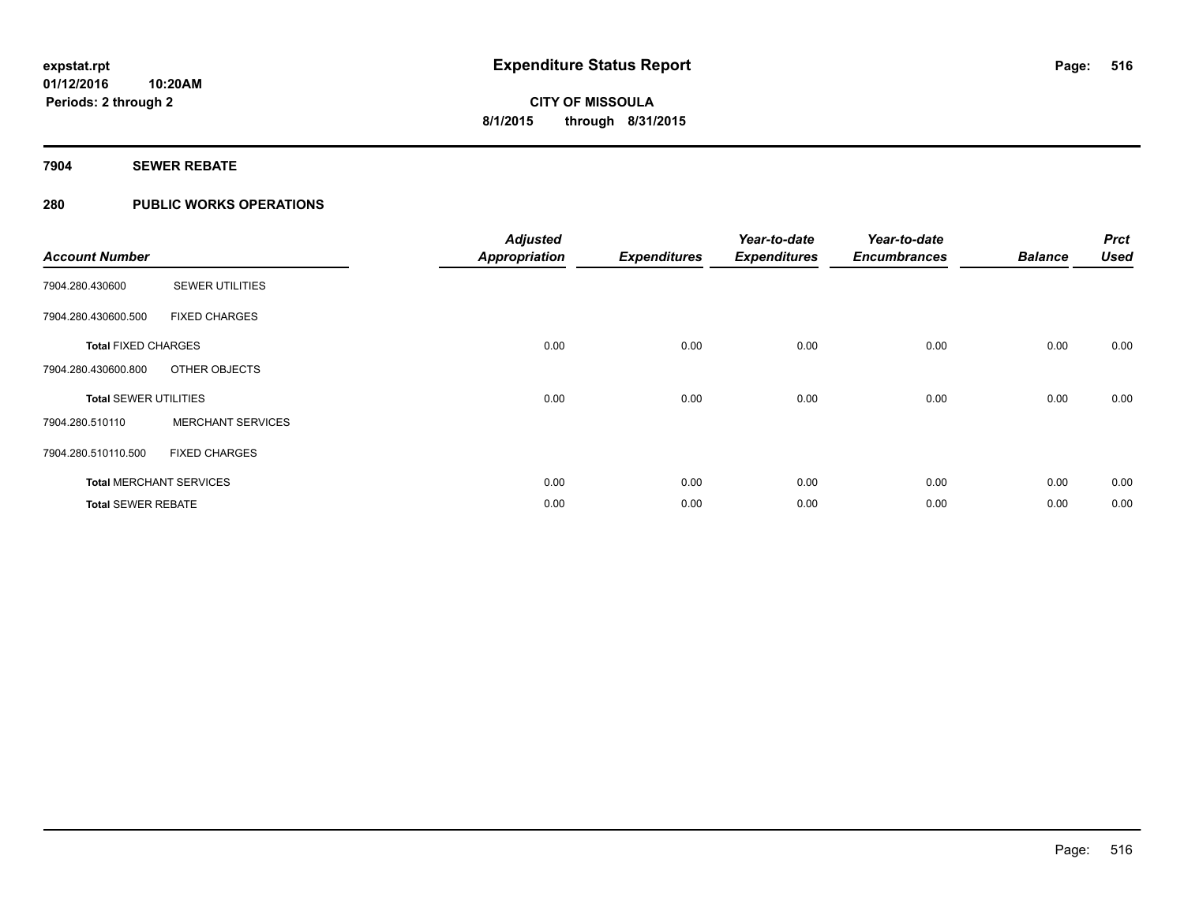**expstat.rpt**
**01/12/2016 10:20AM**
**Periods: 2 through 2**

# Expenditure Status Report

**CITY OF MISSOULA**
**8/1/2015 through 8/31/2015**

## 7904 SEWER REBATE

## 280 PUBLIC WORKS OPERATIONS

| Account Number | | Adjusted Appropriation | Expenditures | Year-to-date Expenditures | Year-to-date Encumbrances | Balance | Prct Used |
|---|---|---|---|---|---|---|---|
| 7904.280.430600 | SEWER UTILITIES | | | | | | |
| 7904.280.430600.500 | FIXED CHARGES | | | | | | |
| **Total** FIXED CHARGES | | 0.00 | 0.00 | 0.00 | 0.00 | 0.00 | 0.00 |
| 7904.280.430600.800 | OTHER OBJECTS | | | | | | |
| **Total** SEWER UTILITIES | | 0.00 | 0.00 | 0.00 | 0.00 | 0.00 | 0.00 |
| 7904.280.510110 | MERCHANT SERVICES | | | | | | |
| 7904.280.510110.500 | FIXED CHARGES | | | | | | |
| **Total** MERCHANT SERVICES | | 0.00 | 0.00 | 0.00 | 0.00 | 0.00 | 0.00 |
| **Total** SEWER REBATE | | 0.00 | 0.00 | 0.00 | 0.00 | 0.00 | 0.00 |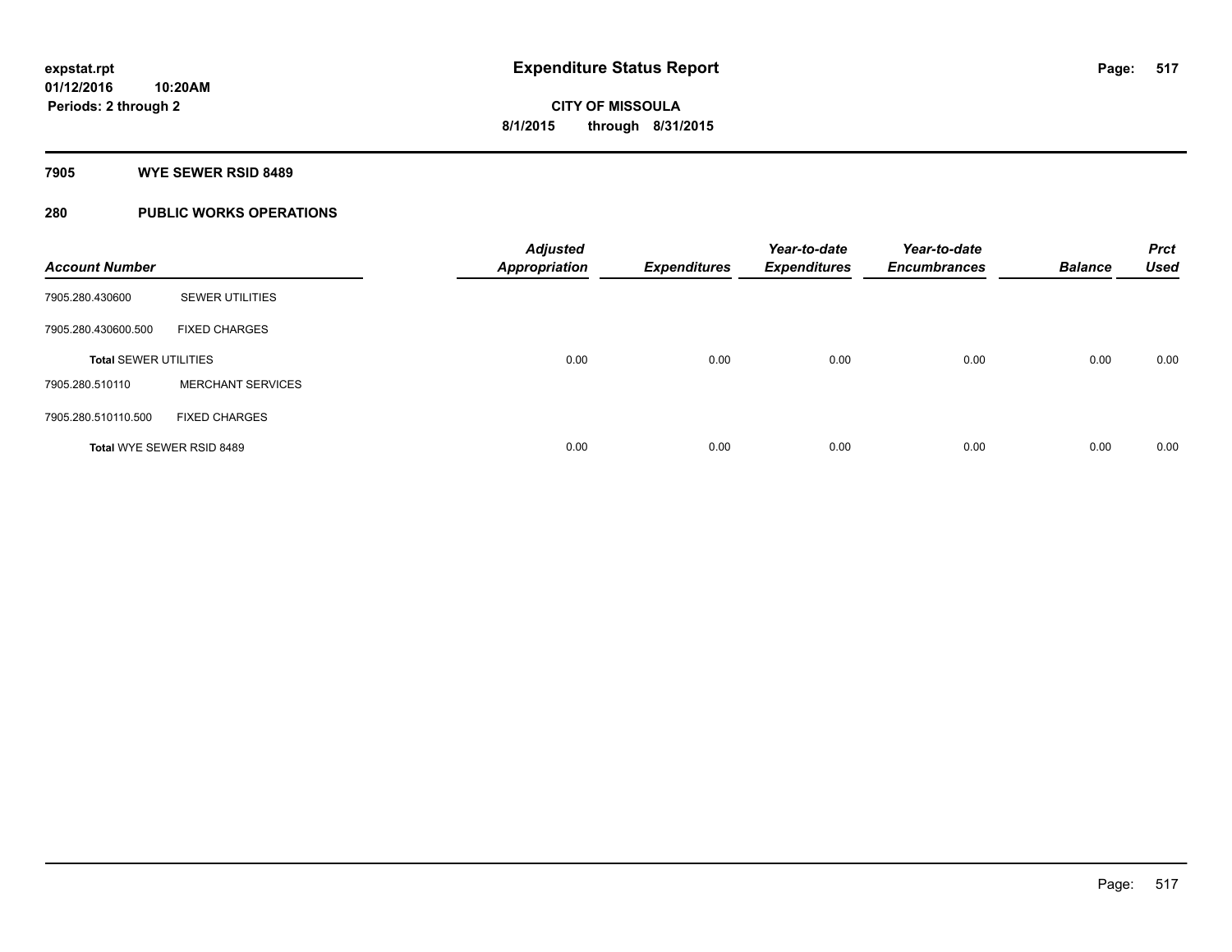# Expenditure Status Report

expstat.rpt
01/12/2016 10:20AM
Periods: 2 through 2

**CITY OF MISSOULA**
**8/1/2015 through 8/31/2015**

**7905 WYE SEWER RSID 8489**

**280 PUBLIC WORKS OPERATIONS**

| Account Number | | Adjusted Appropriation | Expenditures | Year-to-date Expenditures | Year-to-date Encumbrances | Balance | Prct Used |
|---|---|---|---|---|---|---|---|
| 7905.280.430600 | SEWER UTILITIES | | | | | | |
| 7905.280.430600.500 | FIXED CHARGES | | | | | | |
| **Total** SEWER UTILITIES | | 0.00 | 0.00 | 0.00 | 0.00 | 0.00 | 0.00 |
| 7905.280.510110 | MERCHANT SERVICES | | | | | | |
| 7905.280.510110.500 | FIXED CHARGES | | | | | | |
| **Total** WYE SEWER RSID 8489 | | 0.00 | 0.00 | 0.00 | 0.00 | 0.00 | 0.00 |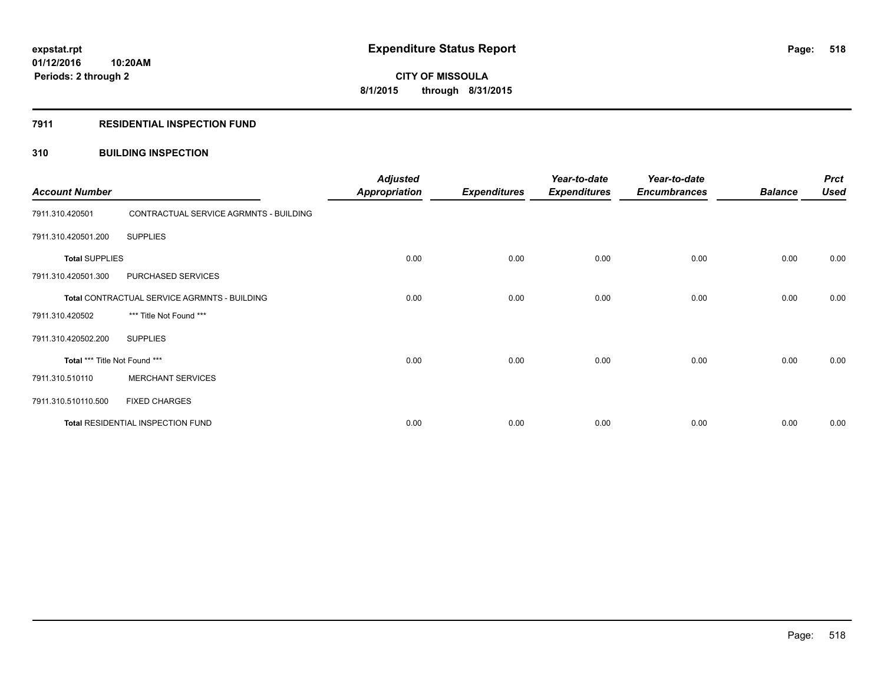**expstat.rpt**
**01/12/2016 10:20AM**
**Periods: 2 through 2**

# Expenditure Status Report

**CITY OF MISSOULA**
**8/1/2015 through 8/31/2015**

## 7911 RESIDENTIAL INSPECTION FUND

### 310 BUILDING INSPECTION

| Account Number | | Adjusted Appropriation | Expenditures | Year-to-date Expenditures | Year-to-date Encumbrances | Balance | Prct Used |
|---|---|---|---|---|---|---|---|
| 7911.310.420501 | CONTRACTUAL SERVICE AGRMNTS - BUILDING | | | | | | |
| 7911.310.420501.200 | SUPPLIES | | | | | | |
| **Total** SUPPLIES | | 0.00 | 0.00 | 0.00 | 0.00 | 0.00 | 0.00 |
| 7911.310.420501.300 | PURCHASED SERVICES | | | | | | |
| **Total** CONTRACTUAL SERVICE AGRMNTS - BUILDING | | 0.00 | 0.00 | 0.00 | 0.00 | 0.00 | 0.00 |
| 7911.310.420502 | *** Title Not Found *** | | | | | | |
| 7911.310.420502.200 | SUPPLIES | | | | | | |
| **Total** *** Title Not Found *** | | 0.00 | 0.00 | 0.00 | 0.00 | 0.00 | 0.00 |
| 7911.310.510110 | MERCHANT SERVICES | | | | | | |
| 7911.310.510110.500 | FIXED CHARGES | | | | | | |
| **Total** RESIDENTIAL INSPECTION FUND | | 0.00 | 0.00 | 0.00 | 0.00 | 0.00 | 0.00 |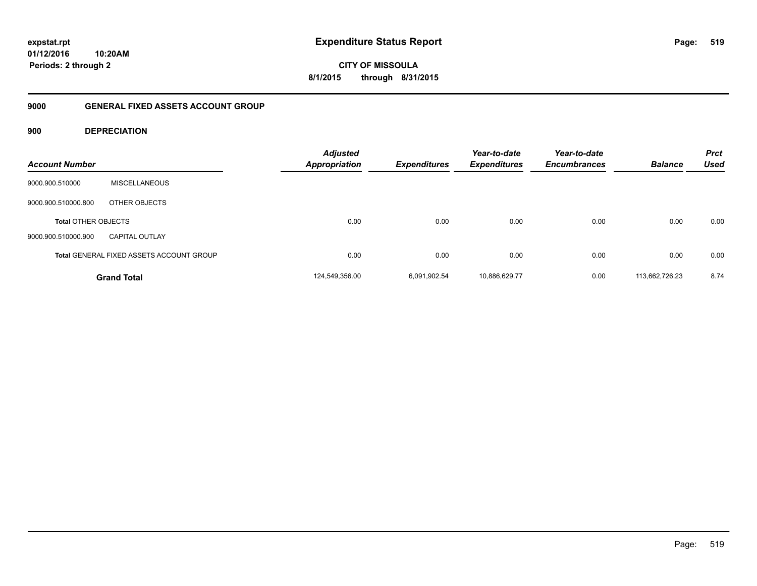expstat.rpt
01/12/2016 10:20AM
Periods: 2 through 2

# Expenditure Status Report

CITY OF MISSOULA
8/1/2015 through 8/31/2015

## 9000 GENERAL FIXED ASSETS ACCOUNT GROUP

### 900 DEPRECIATION

| Account Number | | Adjusted Appropriation | Expenditures | Year-to-date Expenditures | Year-to-date Encumbrances | Balance | Prct Used |
|---|---|---|---|---|---|---|---|
| 9000.900.510000 | MISCELLANEOUS | | | | | | |
| 9000.900.510000.800 | OTHER OBJECTS | | | | | | |
| **Total** OTHER OBJECTS | | 0.00 | 0.00 | 0.00 | 0.00 | 0.00 | 0.00 |
| 9000.900.510000.900 | CAPITAL OUTLAY | | | | | | |
| **Total** GENERAL FIXED ASSETS ACCOUNT GROUP | | 0.00 | 0.00 | 0.00 | 0.00 | 0.00 | 0.00 |
| **Grand Total** | | 124,549,356.00 | 6,091,902.54 | 10,886,629.77 | 0.00 | 113,662,726.23 | 8.74 |